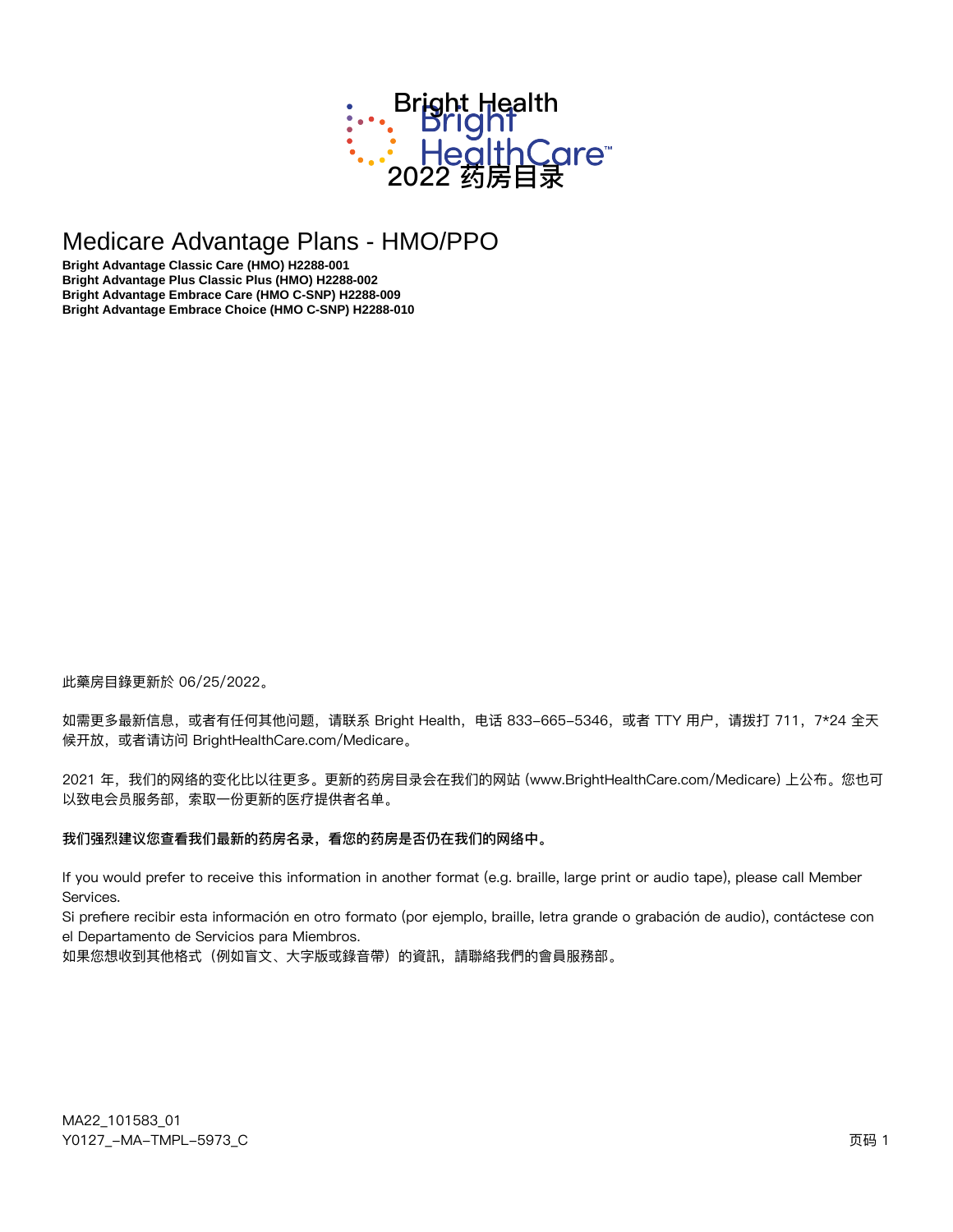# Bright Health

# Bright HealthCare™

# 2022 药房目录

## Medicare Advantage Plans - HMO/PPO

**Bright Advantage Classic Care (HMO) H2288-001**
**Bright Advantage Plus Classic Plus (HMO) H2288-002**
**Bright Advantage Embrace Care (HMO C-SNP) H2288-009**
**Bright Advantage Embrace Choice (HMO C-SNP) H2288-010**

此藥房目錄更新於 06/25/2022。

如需更多最新信息，或者有任何其他问题，请联系 Bright Health，电话 833-665-5346，或者 TTY 用户，请拨打 711，7*24 全天候开放，或者请访问 BrightHealthCare.com/Medicare。

2021 年，我们的网络的变化比以往更多。更新的药房目录会在我们的网站 (www.BrightHealthCare.com/Medicare) 上公布。您也可以致电会员服务部，索取一份更新的医疗提供者名单。

**我们强烈建议您查看我们最新的药房名录，看您的药房是否仍在我们的网络中。**

If you would prefer to receive this information in another format (e.g. braille, large print or audio tape), please call Member Services.
Si prefiere recibir esta información en otro formato (por ejemplo, braille, letra grande o grabación de audio), contáctese con el Departamento de Servicios para Miembros.
如果您想收到其他格式（例如盲文、大字版或錄音帶）的資訊，請聯絡我們的會員服務部。

MA22_101583_01
Y0127_-MA-TMPL-5973_C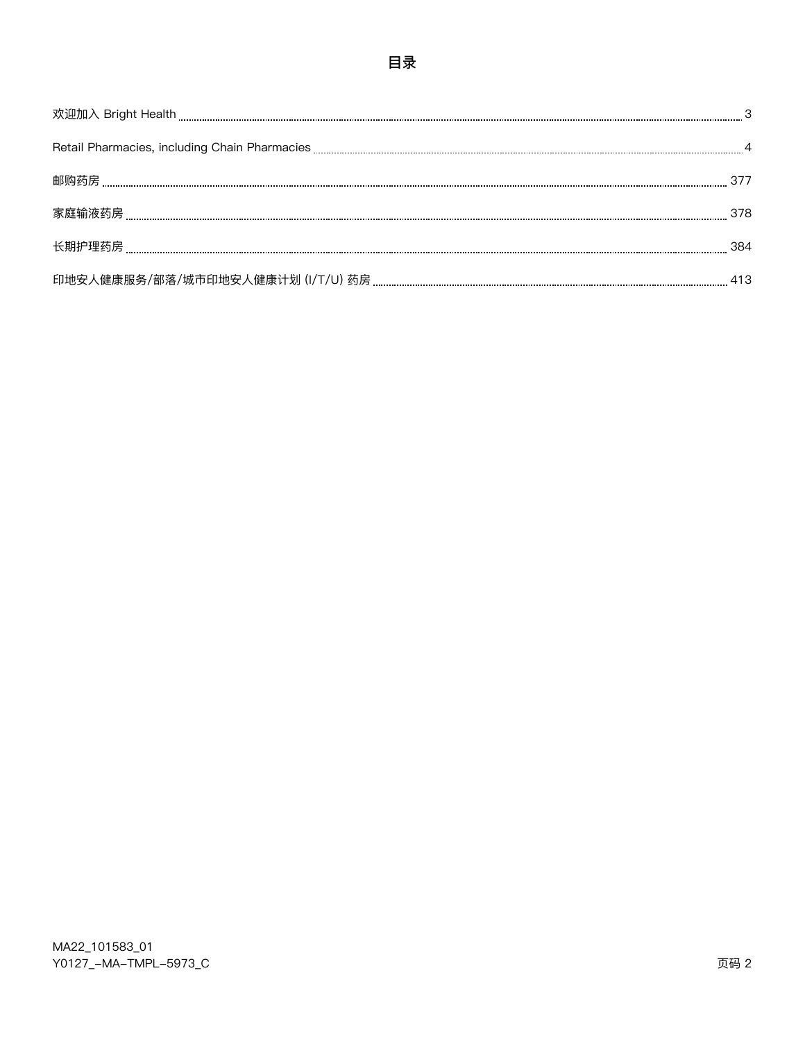# 目录

| | |
|---|---|
| 欢迎加入 Bright Health | 3 |
| Retail Pharmacies, including Chain Pharmacies | 4 |
| 邮购药房 | 377 |
| 家庭输液药房 | 378 |
| 长期护理药房 | 384 |
| 印地安人健康服务/部落/城市印地安人健康计划 (I/T/U) 药房 | 413 |

MA22_101583_01
Y0127_-MA-TMPL-5973_C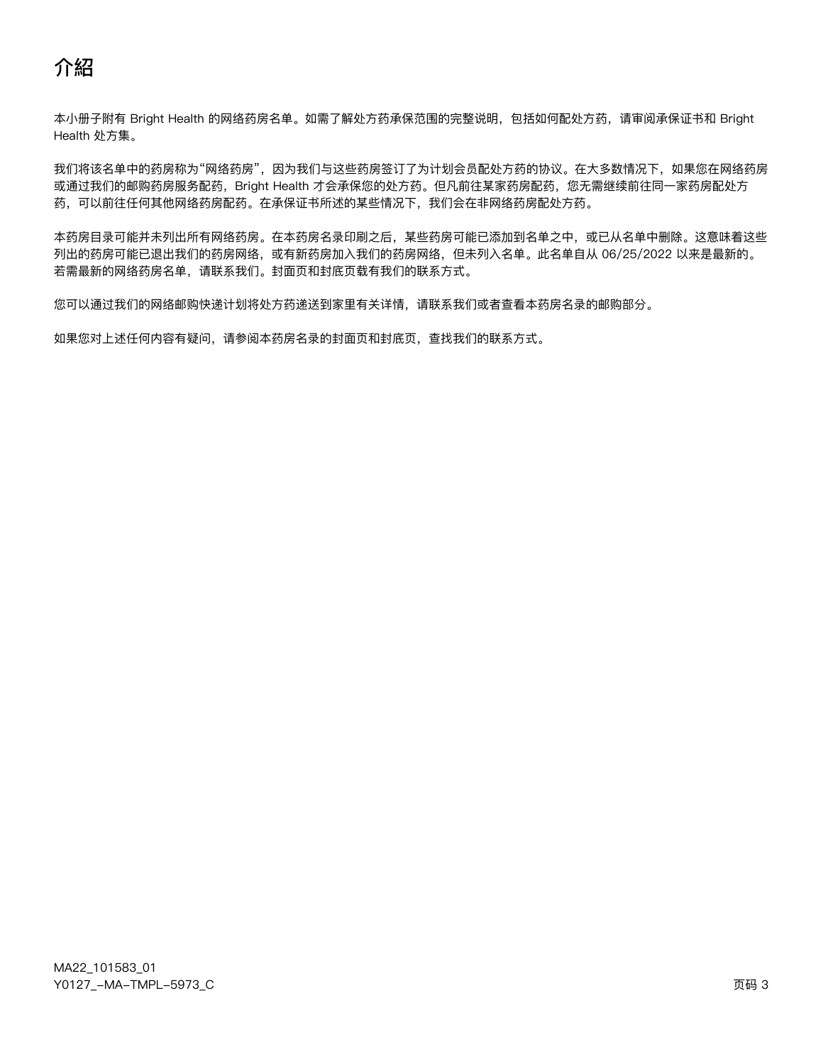# 介紹

本小册子附有 Bright Health 的网络药房名单。如需了解处方药承保范围的完整说明，包括如何配处方药，请审阅承保证书和 Bright Health 处方集。

我们将该名单中的药房称为"网络药房"，因为我们与这些药房签订了为计划会员配处方药的协议。在大多数情况下，如果您在网络药房或通过我们的邮购药房服务配药，Bright Health 才会承保您的处方药。但凡前往某家药房配药，您无需继续前往同一家药房配处方药，可以前往任何其他网络药房配药。在承保证书所述的某些情况下，我们会在非网络药房配处方药。

本药房目录可能并未列出所有网络药房。在本药房名录印刷之后，某些药房可能已添加到名单之中，或已从名单中删除。这意味着这些列出的药房可能已退出我们的药房网络，或有新药房加入我们的药房网络，但未列入名单。此名单自从 06/25/2022 以来是最新的。若需最新的网络药房名单，请联系我们。封面页和封底页载有我们的联系方式。

您可以通过我们的网络邮购快递计划将处方药递送到家里有关详情，请联系我们或者查看本药房名录的邮购部分。

如果您对上述任何内容有疑问，请参阅本药房名录的封面页和封底页，查找我们的联系方式。

MA22_101583_01
Y0127_-MA-TMPL-5973_C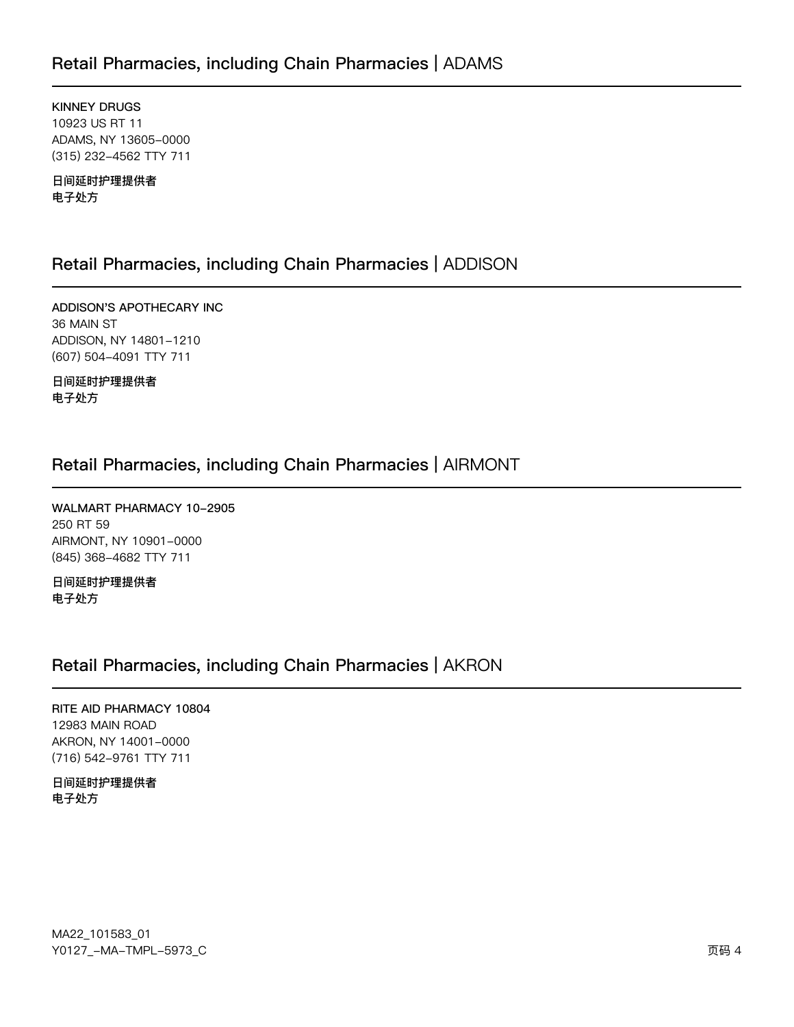## Retail Pharmacies, including Chain Pharmacies | ADAMS

**KINNEY DRUGS**
10923 US RT 11
ADAMS, NY 13605-0000
(315) 232-4562 TTY 711

**日间延时护理提供者**
**电子处方**

## Retail Pharmacies, including Chain Pharmacies | ADDISON

**ADDISON'S APOTHECARY INC**
36 MAIN ST
ADDISON, NY 14801-1210
(607) 504-4091 TTY 711

**日间延时护理提供者**
**电子处方**

## Retail Pharmacies, including Chain Pharmacies | AIRMONT

**WALMART PHARMACY 10-2905**
250 RT 59
AIRMONT, NY 10901-0000
(845) 368-4682 TTY 711

**日间延时护理提供者**
**电子处方**

## Retail Pharmacies, including Chain Pharmacies | AKRON

**RITE AID PHARMACY 10804**
12983 MAIN ROAD
AKRON, NY 14001-0000
(716) 542-9761 TTY 711

**日间延时护理提供者**
**电子处方**

MA22_101583_01
Y0127_-MA-TMPL-5973_C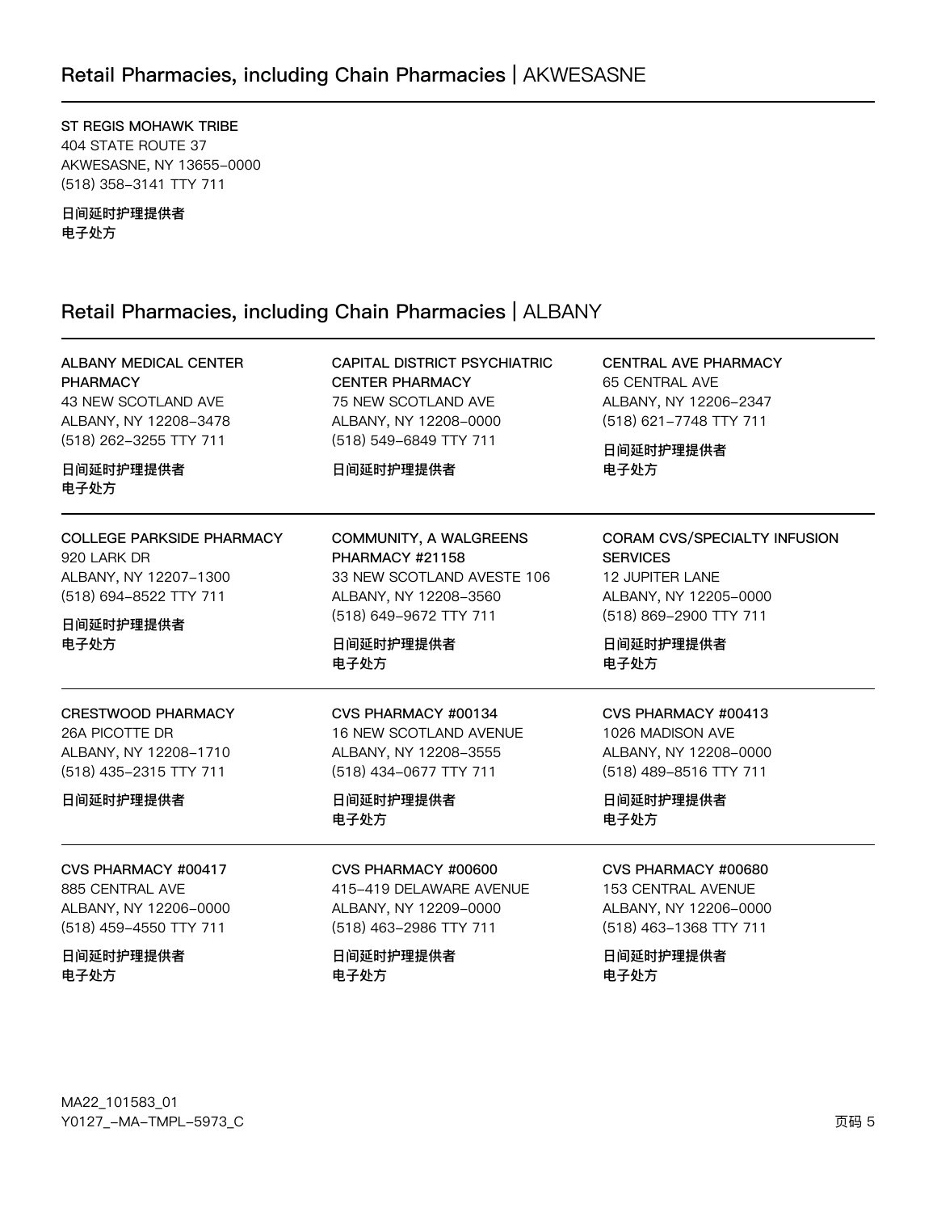## Retail Pharmacies, including Chain Pharmacies | AKWESASNE

ST REGIS MOHAWK TRIBE
404 STATE ROUTE 37
AKWESASNE, NY 13655-0000
(518) 358-3141 TTY 711

**日间延时护理提供者**
**电子处方**

## Retail Pharmacies, including Chain Pharmacies | ALBANY

ALBANY MEDICAL CENTER PHARMACY
43 NEW SCOTLAND AVE
ALBANY, NY 12208-3478
(518) 262-3255 TTY 711

**日间延时护理提供者**
**电子处方**

CAPITAL DISTRICT PSYCHIATRIC CENTER PHARMACY
75 NEW SCOTLAND AVE
ALBANY, NY 12208-0000
(518) 549-6849 TTY 711

**日间延时护理提供者**

CENTRAL AVE PHARMACY
65 CENTRAL AVE
ALBANY, NY 12206-2347
(518) 621-7748 TTY 711

**日间延时护理提供者**
**电子处方**

COLLEGE PARKSIDE PHARMACY
920 LARK DR
ALBANY, NY 12207-1300
(518) 694-8522 TTY 711

**日间延时护理提供者**
**电子处方**

COMMUNITY, A WALGREENS PHARMACY #21158
33 NEW SCOTLAND AVESTE 106
ALBANY, NY 12208-3560
(518) 649-9672 TTY 711

**日间延时护理提供者**
**电子处方**

CORAM CVS/SPECIALTY INFUSION SERVICES
12 JUPITER LANE
ALBANY, NY 12205-0000
(518) 869-2900 TTY 711

**日间延时护理提供者**
**电子处方**

CRESTWOOD PHARMACY
26A PICOTTE DR
ALBANY, NY 12208-1710
(518) 435-2315 TTY 711

**日间延时护理提供者**

CVS PHARMACY #00134
16 NEW SCOTLAND AVENUE
ALBANY, NY 12208-3555
(518) 434-0677 TTY 711

**日间延时护理提供者**
**电子处方**

CVS PHARMACY #00413
1026 MADISON AVE
ALBANY, NY 12208-0000
(518) 489-8516 TTY 711

**日间延时护理提供者**
**电子处方**

CVS PHARMACY #00417
885 CENTRAL AVE
ALBANY, NY 12206-0000
(518) 459-4550 TTY 711

**日间延时护理提供者**
**电子处方**

CVS PHARMACY #00600
415-419 DELAWARE AVENUE
ALBANY, NY 12209-0000
(518) 463-2986 TTY 711

**日间延时护理提供者**
**电子处方**

CVS PHARMACY #00680
153 CENTRAL AVENUE
ALBANY, NY 12206-0000
(518) 463-1368 TTY 711

**日间延时护理提供者**
**电子处方**

MA22_101583_01
Y0127_-MA-TMPL-5973_C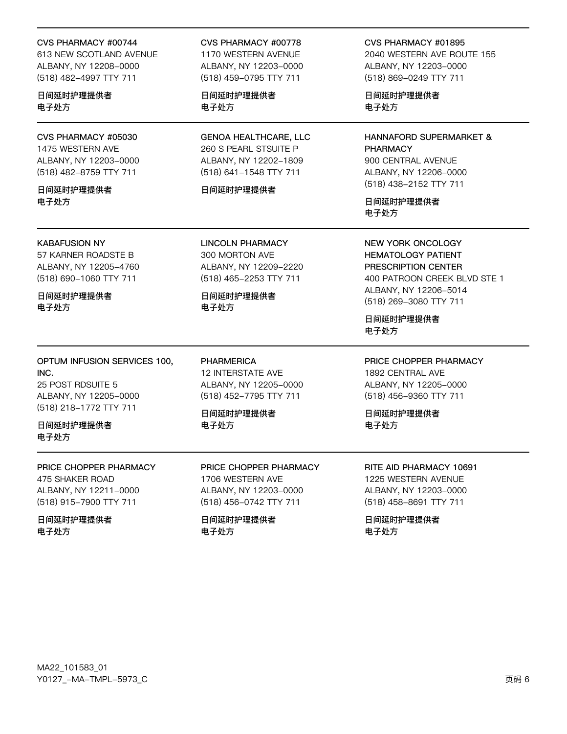CVS PHARMACY #00744
613 NEW SCOTLAND AVENUE
ALBANY, NY 12208-0000
(518) 482-4997 TTY 711

**日间延时护理提供者**
**电子处方**

CVS PHARMACY #00778
1170 WESTERN AVENUE
ALBANY, NY 12203-0000
(518) 459-0795 TTY 711

**日间延时护理提供者**
**电子处方**

CVS PHARMACY #01895
2040 WESTERN AVE ROUTE 155
ALBANY, NY 12203-0000
(518) 869-0249 TTY 711

**日间延时护理提供者**
**电子处方**

---

CVS PHARMACY #05030
1475 WESTERN AVE
ALBANY, NY 12203-0000
(518) 482-8759 TTY 711

**日间延时护理提供者**
**电子处方**

GENOA HEALTHCARE, LLC
260 S PEARL STSUITE P
ALBANY, NY 12202-1809
(518) 641-1548 TTY 711

**日间延时护理提供者**

HANNAFORD SUPERMARKET & PHARMACY
900 CENTRAL AVENUE
ALBANY, NY 12206-0000
(518) 438-2152 TTY 711

**日间延时护理提供者**
**电子处方**

---

KABAFUSION NY
57 KARNER ROADSTE B
ALBANY, NY 12205-4760
(518) 690-1060 TTY 711

**日间延时护理提供者**
**电子处方**

LINCOLN PHARMACY
300 MORTON AVE
ALBANY, NY 12209-2220
(518) 465-2253 TTY 711

**日间延时护理提供者**
**电子处方**

NEW YORK ONCOLOGY HEMATOLOGY PATIENT PRESCRIPTION CENTER
400 PATROON CREEK BLVD STE 1
ALBANY, NY 12206-5014
(518) 269-3080 TTY 711

**日间延时护理提供者**
**电子处方**

---

OPTUM INFUSION SERVICES 100, INC.
25 POST RDSUITE 5
ALBANY, NY 12205-0000
(518) 218-1772 TTY 711

**日间延时护理提供者**
**电子处方**

PHARMERICA
12 INTERSTATE AVE
ALBANY, NY 12205-0000
(518) 452-7795 TTY 711

**日间延时护理提供者**
**电子处方**

PRICE CHOPPER PHARMACY
1892 CENTRAL AVE
ALBANY, NY 12205-0000
(518) 456-9360 TTY 711

**日间延时护理提供者**
**电子处方**

---

PRICE CHOPPER PHARMACY
475 SHAKER ROAD
ALBANY, NY 12211-0000
(518) 915-7900 TTY 711

**日间延时护理提供者**
**电子处方**

PRICE CHOPPER PHARMACY
1706 WESTERN AVE
ALBANY, NY 12203-0000
(518) 456-0742 TTY 711

**日间延时护理提供者**
**电子处方**

RITE AID PHARMACY 10691
1225 WESTERN AVENUE
ALBANY, NY 12203-0000
(518) 458-8691 TTY 711

**日间延时护理提供者**
**电子处方**

MA22_101583_01
Y0127_-MA-TMPL-5973_C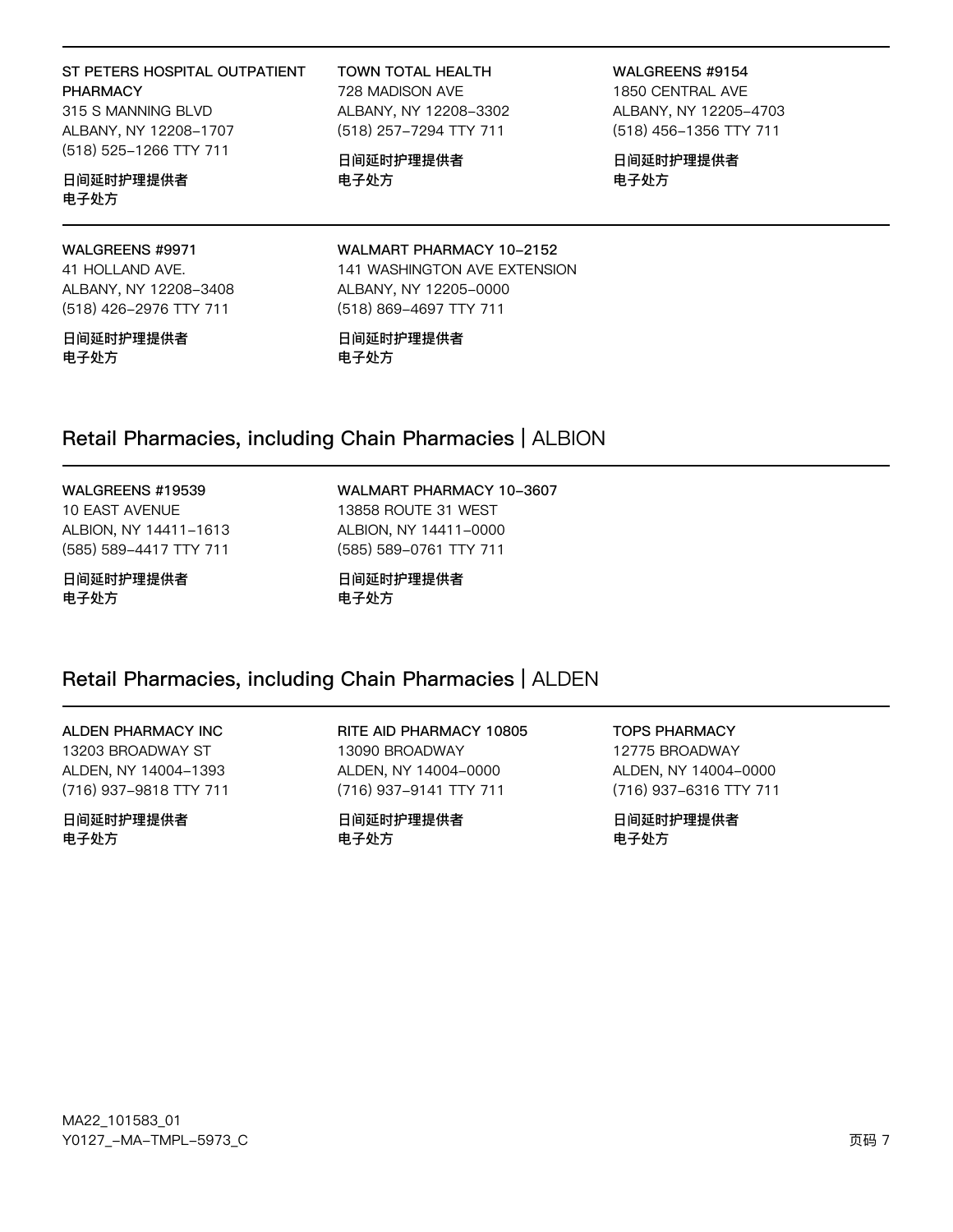**ST PETERS HOSPITAL OUTPATIENT PHARMACY**
315 S MANNING BLVD
ALBANY, NY 12208-1707
(518) 525-1266 TTY 711

**日间延时护理提供者**
**电子处方**

**TOWN TOTAL HEALTH**
728 MADISON AVE
ALBANY, NY 12208-3302
(518) 257-7294 TTY 711

**日间延时护理提供者**
**电子处方**

**WALGREENS #9154**
1850 CENTRAL AVE
ALBANY, NY 12205-4703
(518) 456-1356 TTY 711

**日间延时护理提供者**
**电子处方**

**WALGREENS #9971**
41 HOLLAND AVE.
ALBANY, NY 12208-3408
(518) 426-2976 TTY 711

**日间延时护理提供者**
**电子处方**

**WALMART PHARMACY 10-2152**
141 WASHINGTON AVE EXTENSION
ALBANY, NY 12205-0000
(518) 869-4697 TTY 711

**日间延时护理提供者**
**电子处方**

## Retail Pharmacies, including Chain Pharmacies | ALBION

**WALGREENS #19539**
10 EAST AVENUE
ALBION, NY 14411-1613
(585) 589-4417 TTY 711

**日间延时护理提供者**
**电子处方**

**WALMART PHARMACY 10-3607**
13858 ROUTE 31 WEST
ALBION, NY 14411-0000
(585) 589-0761 TTY 711

**日间延时护理提供者**
**电子处方**

## Retail Pharmacies, including Chain Pharmacies | ALDEN

**ALDEN PHARMACY INC**
13203 BROADWAY ST
ALDEN, NY 14004-1393
(716) 937-9818 TTY 711

**日间延时护理提供者**
**电子处方**

**RITE AID PHARMACY 10805**
13090 BROADWAY
ALDEN, NY 14004-0000
(716) 937-9141 TTY 711

**日间延时护理提供者**
**电子处方**

**TOPS PHARMACY**
12775 BROADWAY
ALDEN, NY 14004-0000
(716) 937-6316 TTY 711

**日间延时护理提供者**
**电子处方**

MA22_101583_01
Y0127_-MA-TMPL-5973_C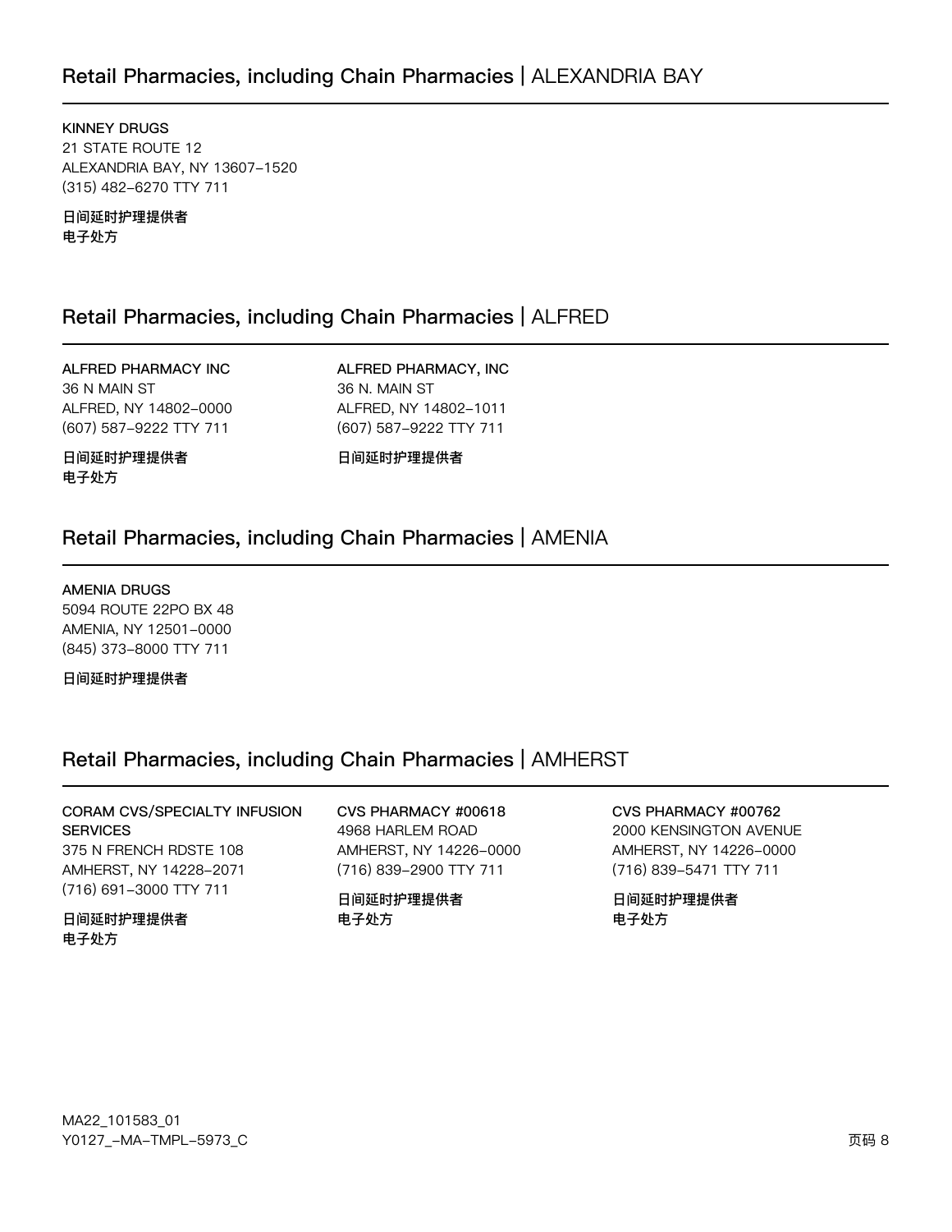## Retail Pharmacies, including Chain Pharmacies | ALEXANDRIA BAY

**KINNEY DRUGS**
21 STATE ROUTE 12
ALEXANDRIA BAY, NY 13607-1520
(315) 482-6270 TTY 711

**日间延时护理提供者**
**电子处方**

## Retail Pharmacies, including Chain Pharmacies | ALFRED

**ALFRED PHARMACY INC**
36 N MAIN ST
ALFRED, NY 14802-0000
(607) 587-9222 TTY 711

**日间延时护理提供者**
**电子处方**

**ALFRED PHARMACY, INC**
36 N. MAIN ST
ALFRED, NY 14802-1011
(607) 587-9222 TTY 711

**日间延时护理提供者**

## Retail Pharmacies, including Chain Pharmacies | AMENIA

**AMENIA DRUGS**
5094 ROUTE 22PO BX 48
AMENIA, NY 12501-0000
(845) 373-8000 TTY 711

**日间延时护理提供者**

## Retail Pharmacies, including Chain Pharmacies | AMHERST

**CORAM CVS/SPECIALTY INFUSION SERVICES**
375 N FRENCH RDSTE 108
AMHERST, NY 14228-2071
(716) 691-3000 TTY 711

**日间延时护理提供者**
**电子处方**

**CVS PHARMACY #00618**
4968 HARLEM ROAD
AMHERST, NY 14226-0000
(716) 839-2900 TTY 711

**日间延时护理提供者**
**电子处方**

**CVS PHARMACY #00762**
2000 KENSINGTON AVENUE
AMHERST, NY 14226-0000
(716) 839-5471 TTY 711

**日间延时护理提供者**
**电子处方**

MA22_101583_01
Y0127_-MA-TMPL-5973_C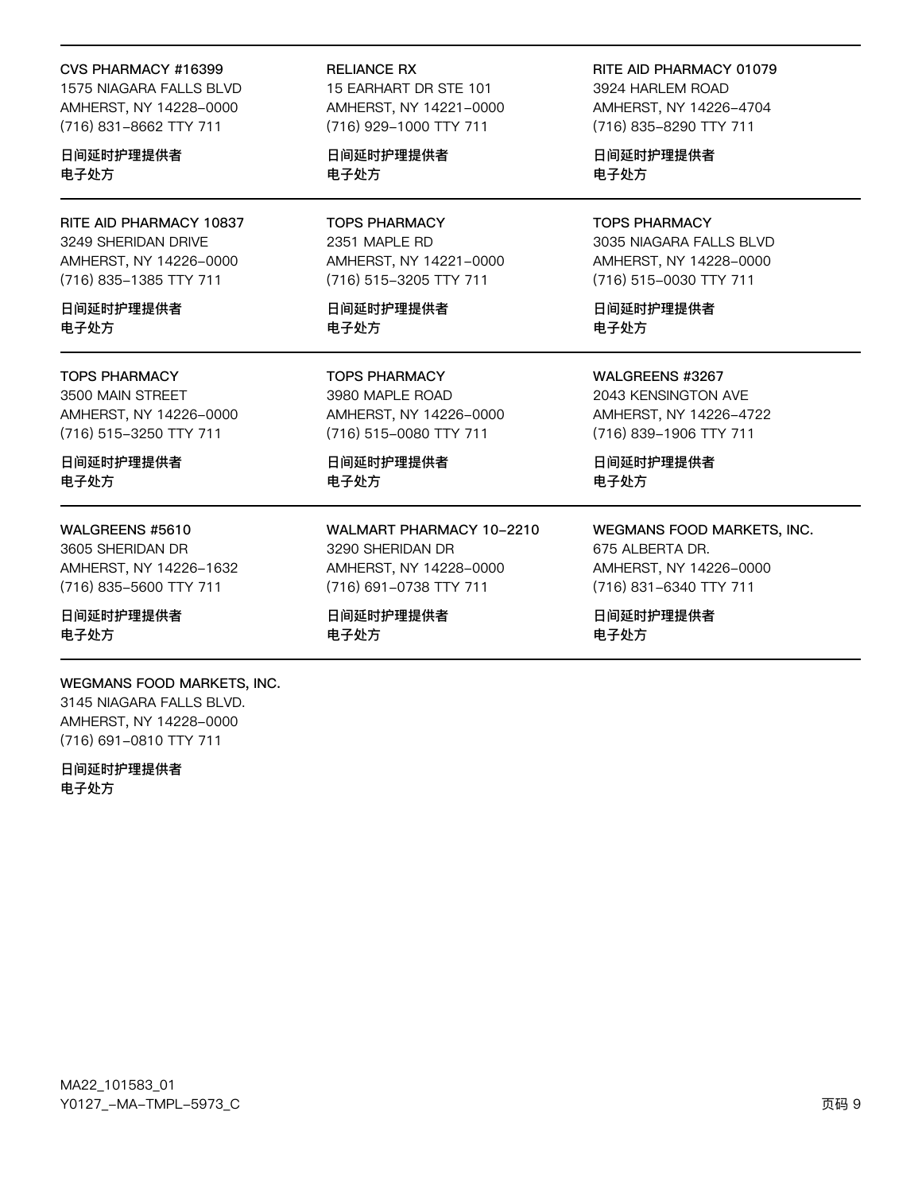**CVS PHARMACY #16399**
1575 NIAGARA FALLS BLVD
AMHERST, NY 14228-0000
(716) 831-8662 TTY 711

**日间延时护理提供者**
**电子处方**

---

**RELIANCE RX**
15 EARHART DR STE 101
AMHERST, NY 14221-0000
(716) 929-1000 TTY 711

**日间延时护理提供者**
**电子处方**

---

**RITE AID PHARMACY 01079**
3924 HARLEM ROAD
AMHERST, NY 14226-4704
(716) 835-8290 TTY 711

**日间延时护理提供者**
**电子处方**

---

**RITE AID PHARMACY 10837**
3249 SHERIDAN DRIVE
AMHERST, NY 14226-0000
(716) 835-1385 TTY 711

**日间延时护理提供者**
**电子处方**

---

**TOPS PHARMACY**
2351 MAPLE RD
AMHERST, NY 14221-0000
(716) 515-3205 TTY 711

**日间延时护理提供者**
**电子处方**

---

**TOPS PHARMACY**
3035 NIAGARA FALLS BLVD
AMHERST, NY 14228-0000
(716) 515-0030 TTY 711

**日间延时护理提供者**
**电子处方**

---

**TOPS PHARMACY**
3500 MAIN STREET
AMHERST, NY 14226-0000
(716) 515-3250 TTY 711

**日间延时护理提供者**
**电子处方**

---

**TOPS PHARMACY**
3980 MAPLE ROAD
AMHERST, NY 14226-0000
(716) 515-0080 TTY 711

**日间延时护理提供者**
**电子处方**

---

**WALGREENS #3267**
2043 KENSINGTON AVE
AMHERST, NY 14226-4722
(716) 839-1906 TTY 711

**日间延时护理提供者**
**电子处方**

---

**WALGREENS #5610**
3605 SHERIDAN DR
AMHERST, NY 14226-1632
(716) 835-5600 TTY 711

**日间延时护理提供者**
**电子处方**

---

**WALMART PHARMACY 10-2210**
3290 SHERIDAN DR
AMHERST, NY 14228-0000
(716) 691-0738 TTY 711

**日间延时护理提供者**
**电子处方**

---

**WEGMANS FOOD MARKETS, INC.**
675 ALBERTA DR.
AMHERST, NY 14226-0000
(716) 831-6340 TTY 711

**日间延时护理提供者**
**电子处方**

---

**WEGMANS FOOD MARKETS, INC.**
3145 NIAGARA FALLS BLVD.
AMHERST, NY 14228-0000
(716) 691-0810 TTY 711

**日间延时护理提供者**
**电子处方**

MA22_101583_01
Y0127_-MA-TMPL-5973_C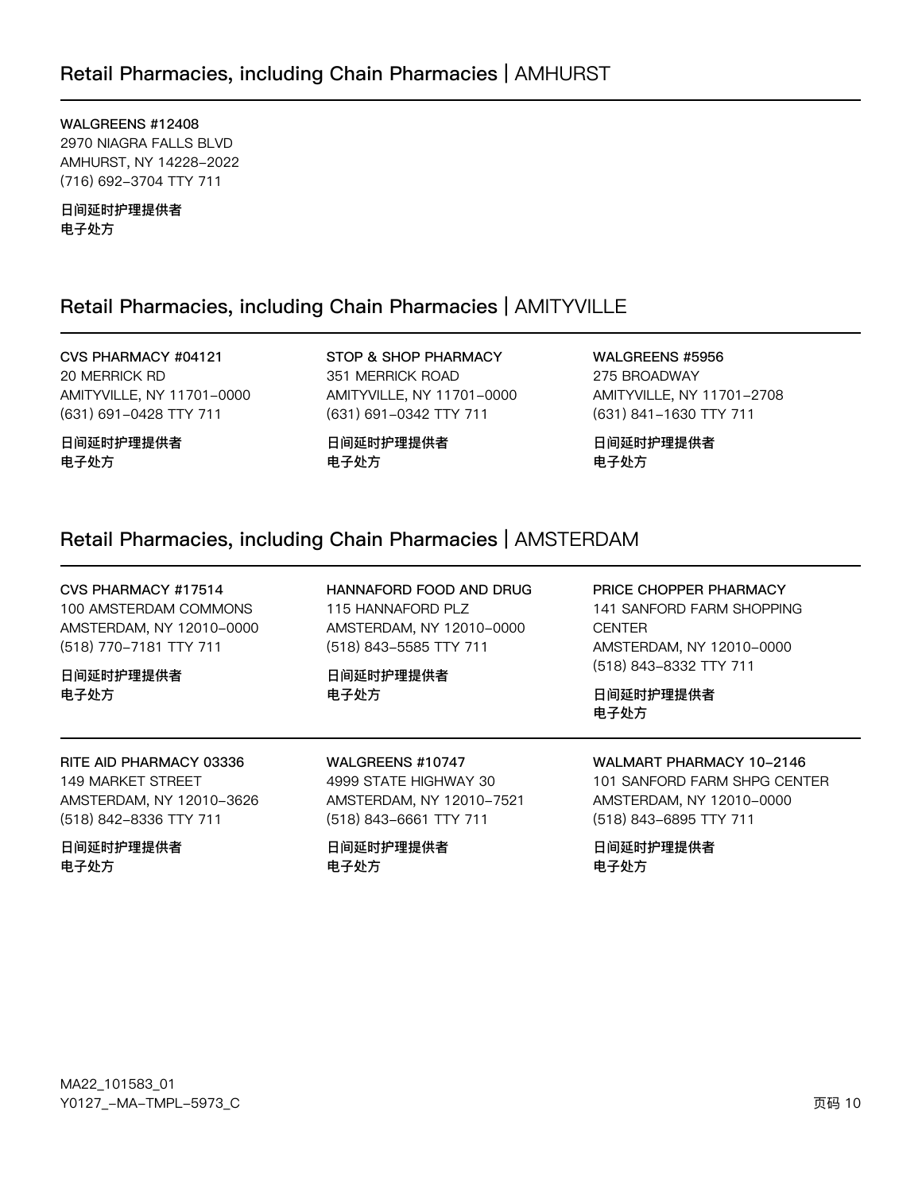## Retail Pharmacies, including Chain Pharmacies | AMHURST

**WALGREENS #12408**
2970 NIAGRA FALLS BLVD
AMHURST, NY 14228-2022
(716) 692-3704 TTY 711

**日间延时护理提供者**
**电子处方**

## Retail Pharmacies, including Chain Pharmacies | AMITYVILLE

**CVS PHARMACY #04121**
20 MERRICK RD
AMITYVILLE, NY 11701-0000
(631) 691-0428 TTY 711

**日间延时护理提供者**
**电子处方**

**STOP & SHOP PHARMACY**
351 MERRICK ROAD
AMITYVILLE, NY 11701-0000
(631) 691-0342 TTY 711

**日间延时护理提供者**
**电子处方**

**WALGREENS #5956**
275 BROADWAY
AMITYVILLE, NY 11701-2708
(631) 841-1630 TTY 711

**日间延时护理提供者**
**电子处方**

## Retail Pharmacies, including Chain Pharmacies | AMSTERDAM

**CVS PHARMACY #17514**
100 AMSTERDAM COMMONS
AMSTERDAM, NY 12010-0000
(518) 770-7181 TTY 711

**日间延时护理提供者**
**电子处方**

**HANNAFORD FOOD AND DRUG**
115 HANNAFORD PLZ
AMSTERDAM, NY 12010-0000
(518) 843-5585 TTY 711

**日间延时护理提供者**
**电子处方**

**PRICE CHOPPER PHARMACY**
141 SANFORD FARM SHOPPING CENTER
AMSTERDAM, NY 12010-0000
(518) 843-8332 TTY 711

**日间延时护理提供者**
**电子处方**

**RITE AID PHARMACY 03336**
149 MARKET STREET
AMSTERDAM, NY 12010-3626
(518) 842-8336 TTY 711

**日间延时护理提供者**
**电子处方**

**WALGREENS #10747**
4999 STATE HIGHWAY 30
AMSTERDAM, NY 12010-7521
(518) 843-6661 TTY 711

**日间延时护理提供者**
**电子处方**

**WALMART PHARMACY 10-2146**
101 SANFORD FARM SHPG CENTER
AMSTERDAM, NY 12010-0000
(518) 843-6895 TTY 711

**日间延时护理提供者**
**电子处方**

MA22_101583_01
Y0127_-MA-TMPL-5973_C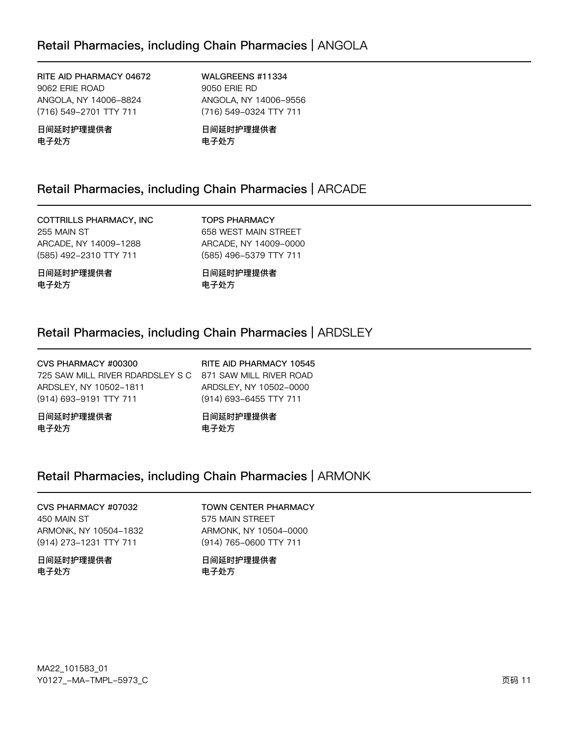## Retail Pharmacies, including Chain Pharmacies | ANGOLA

**RITE AID PHARMACY 04672**
9062 ERIE ROAD
ANGOLA, NY 14006-8824
(716) 549-2701 TTY 711

**日间延时护理提供者**
**电子处方**

**WALGREENS #11334**
9050 ERIE RD
ANGOLA, NY 14006-9556
(716) 549-0324 TTY 711

**日间延时护理提供者**
**电子处方**

## Retail Pharmacies, including Chain Pharmacies | ARCADE

**COTTRILLS PHARMACY, INC**
255 MAIN ST
ARCADE, NY 14009-1288
(585) 492-2310 TTY 711

**日间延时护理提供者**
**电子处方**

**TOPS PHARMACY**
658 WEST MAIN STREET
ARCADE, NY 14009-0000
(585) 496-5379 TTY 711

**日间延时护理提供者**
**电子处方**

## Retail Pharmacies, including Chain Pharmacies | ARDSLEY

**CVS PHARMACY #00300**
725 SAW MILL RIVER RDARDSLEY S C
ARDSLEY, NY 10502-1811
(914) 693-9191 TTY 711

**日间延时护理提供者**
**电子处方**

**RITE AID PHARMACY 10545**
871 SAW MILL RIVER ROAD
ARDSLEY, NY 10502-0000
(914) 693-6455 TTY 711

**日间延时护理提供者**
**电子处方**

## Retail Pharmacies, including Chain Pharmacies | ARMONK

**CVS PHARMACY #07032**
450 MAIN ST
ARMONK, NY 10504-1832
(914) 273-1231 TTY 711

**日间延时护理提供者**
**电子处方**

**TOWN CENTER PHARMACY**
575 MAIN STREET
ARMONK, NY 10504-0000
(914) 765-0600 TTY 711

**日间延时护理提供者**
**电子处方**

MA22_101583_01
Y0127_-MA-TMPL-5973_C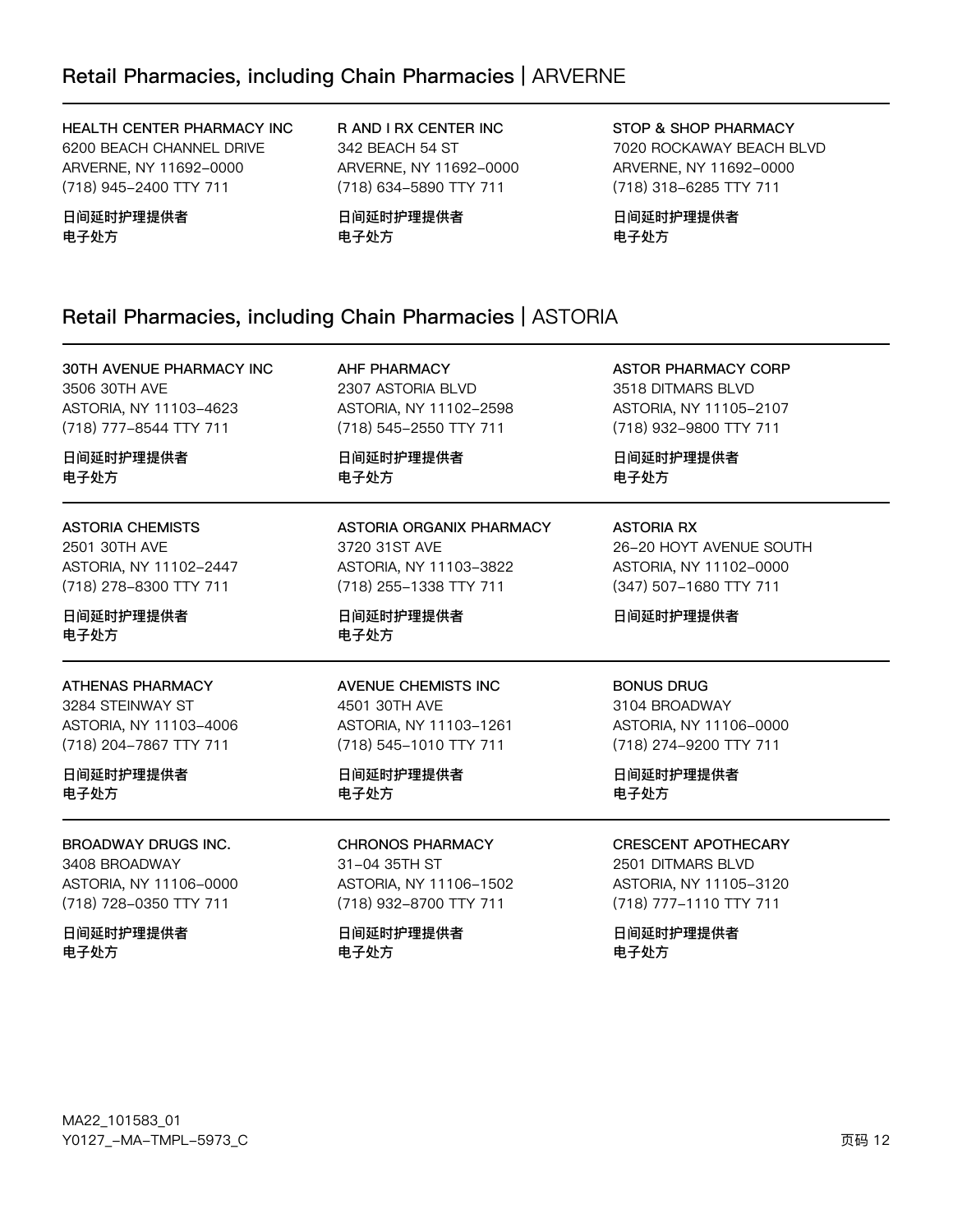## Retail Pharmacies, including Chain Pharmacies | ARVERNE

HEALTH CENTER PHARMACY INC
6200 BEACH CHANNEL DRIVE
ARVERNE, NY 11692-0000
(718) 945-2400 TTY 711

**日间延时护理提供者**
**电子处方**

R AND I RX CENTER INC
342 BEACH 54 ST
ARVERNE, NY 11692-0000
(718) 634-5890 TTY 711

**日间延时护理提供者**
**电子处方**

STOP & SHOP PHARMACY
7020 ROCKAWAY BEACH BLVD
ARVERNE, NY 11692-0000
(718) 318-6285 TTY 711

**日间延时护理提供者**
**电子处方**

## Retail Pharmacies, including Chain Pharmacies | ASTORIA

30TH AVENUE PHARMACY INC
3506 30TH AVE
ASTORIA, NY 11103-4623
(718) 777-8544 TTY 711

**日间延时护理提供者**
**电子处方**

AHF PHARMACY
2307 ASTORIA BLVD
ASTORIA, NY 11102-2598
(718) 545-2550 TTY 711

**日间延时护理提供者**
**电子处方**

ASTOR PHARMACY CORP
3518 DITMARS BLVD
ASTORIA, NY 11105-2107
(718) 932-9800 TTY 711

**日间延时护理提供者**
**电子处方**

ASTORIA CHEMISTS
2501 30TH AVE
ASTORIA, NY 11102-2447
(718) 278-8300 TTY 711

**日间延时护理提供者**
**电子处方**

ASTORIA ORGANIX PHARMACY
3720 31ST AVE
ASTORIA, NY 11103-3822
(718) 255-1338 TTY 711

**日间延时护理提供者**
**电子处方**

ASTORIA RX
26-20 HOYT AVENUE SOUTH
ASTORIA, NY 11102-0000
(347) 507-1680 TTY 711

**日间延时护理提供者**

ATHENAS PHARMACY
3284 STEINWAY ST
ASTORIA, NY 11103-4006
(718) 204-7867 TTY 711

**日间延时护理提供者**
**电子处方**

AVENUE CHEMISTS INC
4501 30TH AVE
ASTORIA, NY 11103-1261
(718) 545-1010 TTY 711

**日间延时护理提供者**
**电子处方**

BONUS DRUG
3104 BROADWAY
ASTORIA, NY 11106-0000
(718) 274-9200 TTY 711

**日间延时护理提供者**
**电子处方**

BROADWAY DRUGS INC.
3408 BROADWAY
ASTORIA, NY 11106-0000
(718) 728-0350 TTY 711

**日间延时护理提供者**
**电子处方**

CHRONOS PHARMACY
31-04 35TH ST
ASTORIA, NY 11106-1502
(718) 932-8700 TTY 711

**日间延时护理提供者**
**电子处方**

CRESCENT APOTHECARY
2501 DITMARS BLVD
ASTORIA, NY 11105-3120
(718) 777-1110 TTY 711

**日间延时护理提供者**
**电子处方**

MA22_101583_01
Y0127_-MA-TMPL-5973_C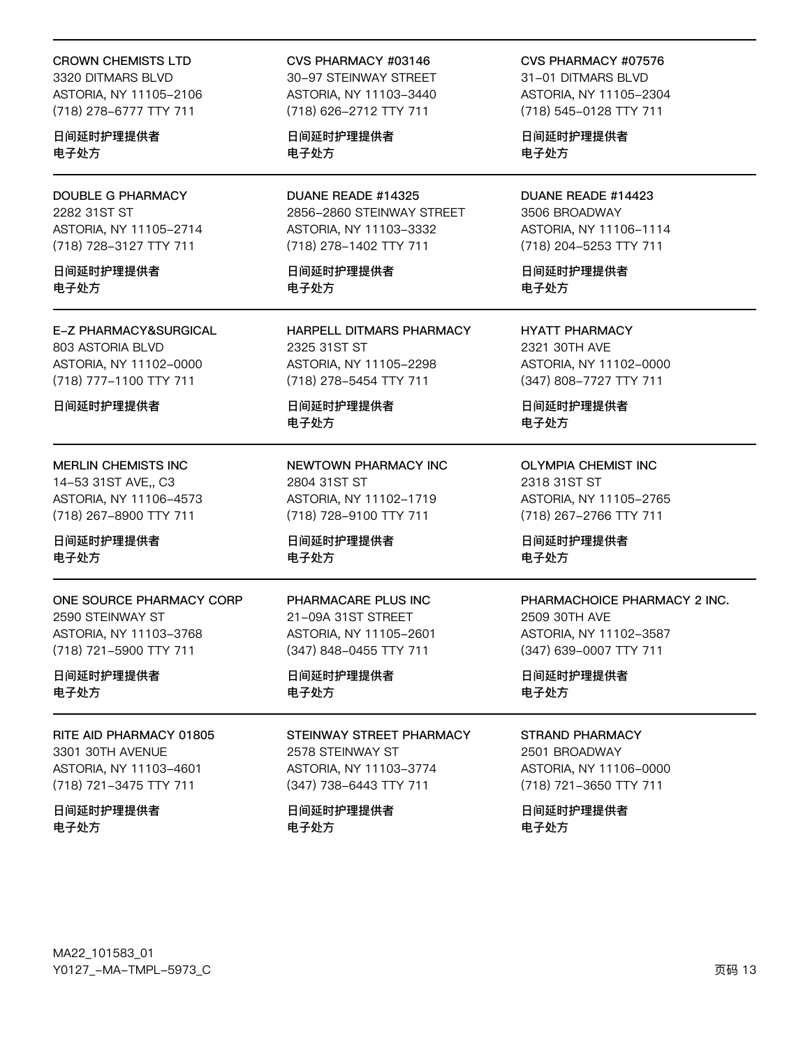CROWN CHEMISTS LTD
3320 DITMARS BLVD
ASTORIA, NY 11105-2106
(718) 278-6777 TTY 711

日间延时护理提供者
电子处方

CVS PHARMACY #03146
30-97 STEINWAY STREET
ASTORIA, NY 11103-3440
(718) 626-2712 TTY 711

日间延时护理提供者
电子处方

CVS PHARMACY #07576
31-01 DITMARS BLVD
ASTORIA, NY 11105-2304
(718) 545-0128 TTY 711

日间延时护理提供者
电子处方

DOUBLE G PHARMACY
2282 31ST ST
ASTORIA, NY 11105-2714
(718) 728-3127 TTY 711

日间延时护理提供者
电子处方

DUANE READE #14325
2856-2860 STEINWAY STREET
ASTORIA, NY 11103-3332
(718) 278-1402 TTY 711

日间延时护理提供者
电子处方

DUANE READE #14423
3506 BROADWAY
ASTORIA, NY 11106-1114
(718) 204-5253 TTY 711

日间延时护理提供者
电子处方

E-Z PHARMACY&SURGICAL
803 ASTORIA BLVD
ASTORIA, NY 11102-0000
(718) 777-1100 TTY 711

日间延时护理提供者

HARPELL DITMARS PHARMACY
2325 31ST ST
ASTORIA, NY 11105-2298
(718) 278-5454 TTY 711

日间延时护理提供者
电子处方

HYATT PHARMACY
2321 30TH AVE
ASTORIA, NY 11102-0000
(347) 808-7727 TTY 711

日间延时护理提供者
电子处方

MERLIN CHEMISTS INC
14-53 31ST AVE,, C3
ASTORIA, NY 11106-4573
(718) 267-8900 TTY 711

日间延时护理提供者
电子处方

NEWTOWN PHARMACY INC
2804 31ST ST
ASTORIA, NY 11102-1719
(718) 728-9100 TTY 711

日间延时护理提供者
电子处方

OLYMPIA CHEMIST INC
2318 31ST ST
ASTORIA, NY 11105-2765
(718) 267-2766 TTY 711

日间延时护理提供者
电子处方

ONE SOURCE PHARMACY CORP
2590 STEINWAY ST
ASTORIA, NY 11103-3768
(718) 721-5900 TTY 711

日间延时护理提供者
电子处方

PHARMACARE PLUS INC
21-09A 31ST STREET
ASTORIA, NY 11105-2601
(347) 848-0455 TTY 711

日间延时护理提供者
电子处方

PHARMACHOICE PHARMACY 2 INC.
2509 30TH AVE
ASTORIA, NY 11102-3587
(347) 639-0007 TTY 711

日间延时护理提供者
电子处方

RITE AID PHARMACY 01805
3301 30TH AVENUE
ASTORIA, NY 11103-4601
(718) 721-3475 TTY 711

日间延时护理提供者
电子处方

STEINWAY STREET PHARMACY
2578 STEINWAY ST
ASTORIA, NY 11103-3774
(347) 738-6443 TTY 711

日间延时护理提供者
电子处方

STRAND PHARMACY
2501 BROADWAY
ASTORIA, NY 11106-0000
(718) 721-3650 TTY 711

日间延时护理提供者
电子处方

MA22_101583_01
Y0127_-MA-TMPL-5973_C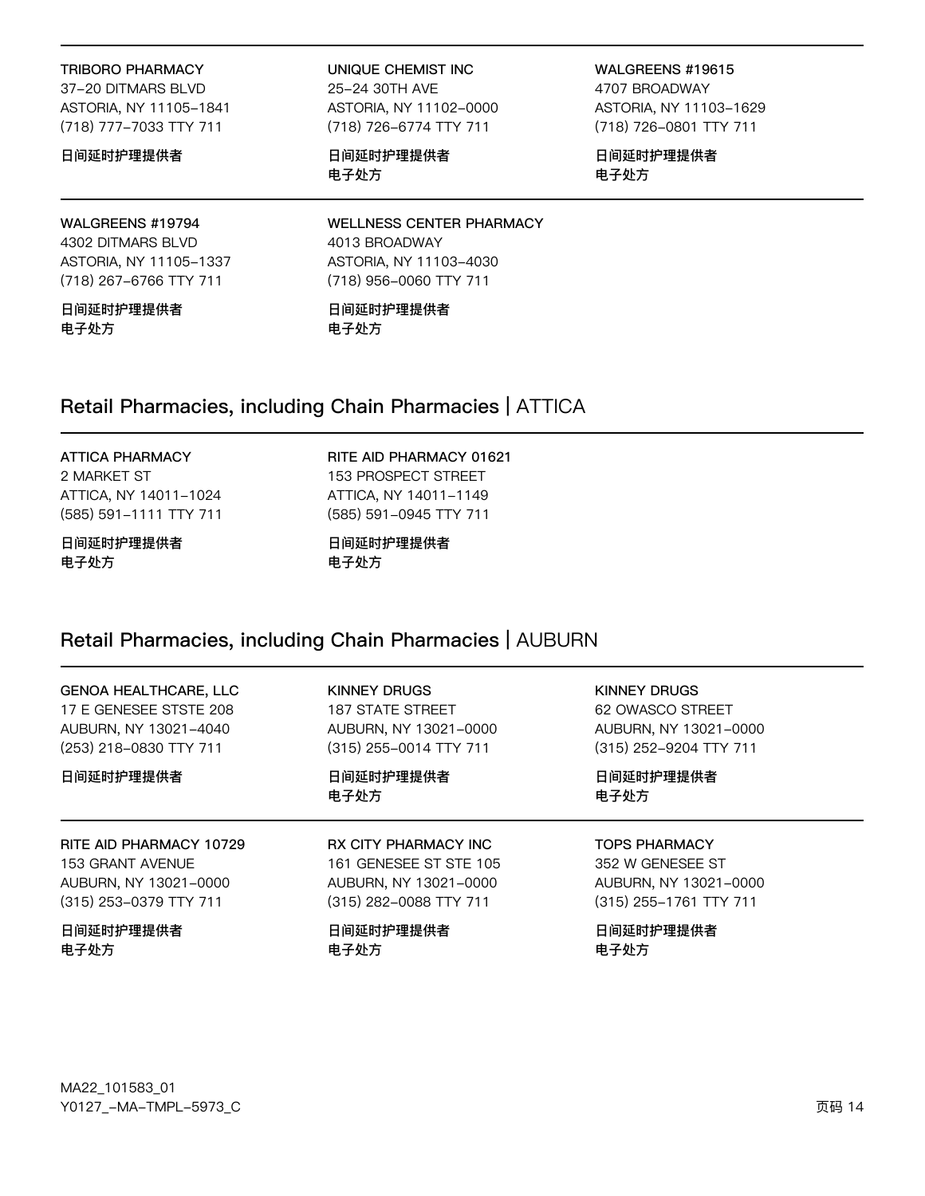TRIBORO PHARMACY
37-20 DITMARS BLVD
ASTORIA, NY 11105-1841
(718) 777-7033 TTY 711

**日间延时护理提供者**

UNIQUE CHEMIST INC
25-24 30TH AVE
ASTORIA, NY 11102-0000
(718) 726-6774 TTY 711

**日间延时护理提供者**
**电子处方**

WALGREENS #19615
4707 BROADWAY
ASTORIA, NY 11103-1629
(718) 726-0801 TTY 711

**日间延时护理提供者**
**电子处方**

WALGREENS #19794
4302 DITMARS BLVD
ASTORIA, NY 11105-1337
(718) 267-6766 TTY 711

**日间延时护理提供者**
**电子处方**

WELLNESS CENTER PHARMACY
4013 BROADWAY
ASTORIA, NY 11103-4030
(718) 956-0060 TTY 711

**日间延时护理提供者**
**电子处方**

## Retail Pharmacies, including Chain Pharmacies | ATTICA

ATTICA PHARMACY
2 MARKET ST
ATTICA, NY 14011-1024
(585) 591-1111 TTY 711

**日间延时护理提供者**
**电子处方**

RITE AID PHARMACY 01621
153 PROSPECT STREET
ATTICA, NY 14011-1149
(585) 591-0945 TTY 711

**日间延时护理提供者**
**电子处方**

## Retail Pharmacies, including Chain Pharmacies | AUBURN

GENOA HEALTHCARE, LLC
17 E GENESEE STSTE 208
AUBURN, NY 13021-4040
(253) 218-0830 TTY 711

**日间延时护理提供者**

KINNEY DRUGS
187 STATE STREET
AUBURN, NY 13021-0000
(315) 255-0014 TTY 711

**日间延时护理提供者**
**电子处方**

KINNEY DRUGS
62 OWASCO STREET
AUBURN, NY 13021-0000
(315) 252-9204 TTY 711

**日间延时护理提供者**
**电子处方**

RITE AID PHARMACY 10729
153 GRANT AVENUE
AUBURN, NY 13021-0000
(315) 253-0379 TTY 711

**日间延时护理提供者**
**电子处方**

RX CITY PHARMACY INC
161 GENESEE ST STE 105
AUBURN, NY 13021-0000
(315) 282-0088 TTY 711

**日间延时护理提供者**
**电子处方**

TOPS PHARMACY
352 W GENESEE ST
AUBURN, NY 13021-0000
(315) 255-1761 TTY 711

**日间延时护理提供者**
**电子处方**

MA22_101583_01
Y0127_-MA-TMPL-5973_C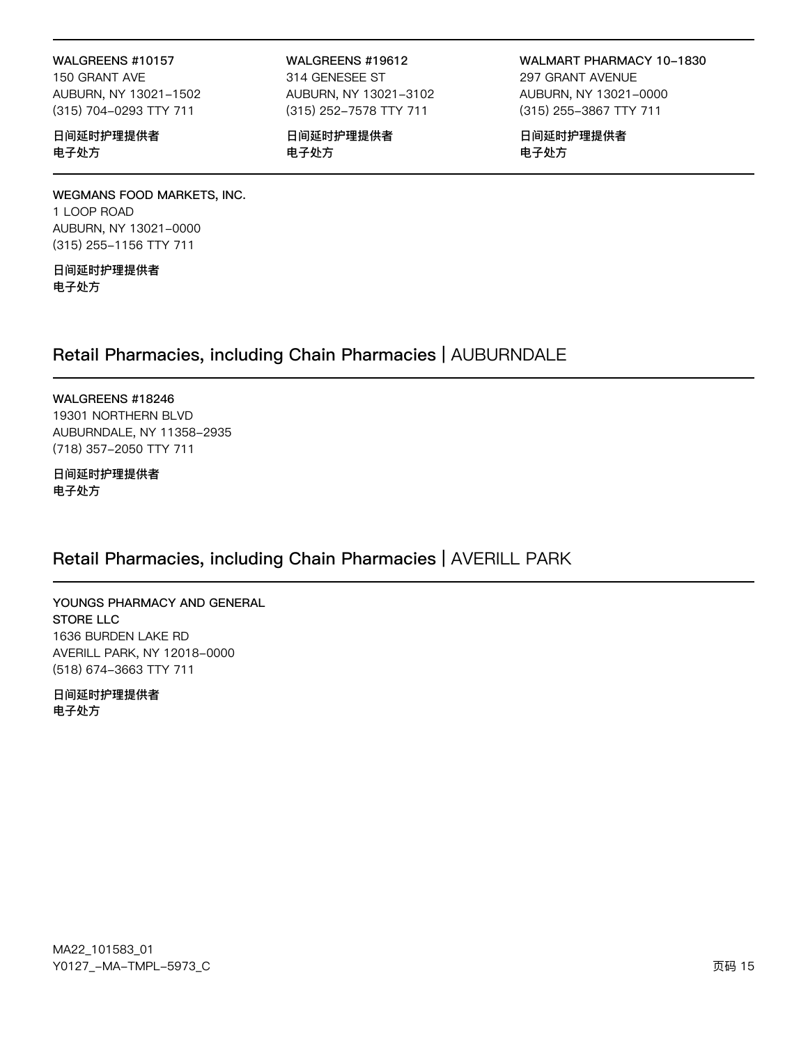**WALGREENS #10157**
150 GRANT AVE
AUBURN, NY 13021-1502
(315) 704-0293 TTY 711

**日间延时护理提供者**
**电子处方**

**WALGREENS #19612**
314 GENESEE ST
AUBURN, NY 13021-3102
(315) 252-7578 TTY 711

**日间延时护理提供者**
**电子处方**

**WALMART PHARMACY 10-1830**
297 GRANT AVENUE
AUBURN, NY 13021-0000
(315) 255-3867 TTY 711

**日间延时护理提供者**
**电子处方**

**WEGMANS FOOD MARKETS, INC.**
1 LOOP ROAD
AUBURN, NY 13021-0000
(315) 255-1156 TTY 711

**日间延时护理提供者**
**电子处方**

## Retail Pharmacies, including Chain Pharmacies | AUBURNDALE

**WALGREENS #18246**
19301 NORTHERN BLVD
AUBURNDALE, NY 11358-2935
(718) 357-2050 TTY 711

**日间延时护理提供者**
**电子处方**

## Retail Pharmacies, including Chain Pharmacies | AVERILL PARK

**YOUNGS PHARMACY AND GENERAL STORE LLC**
1636 BURDEN LAKE RD
AVERILL PARK, NY 12018-0000
(518) 674-3663 TTY 711

**日间延时护理提供者**
**电子处方**

MA22_101583_01
Y0127_-MA-TMPL-5973_C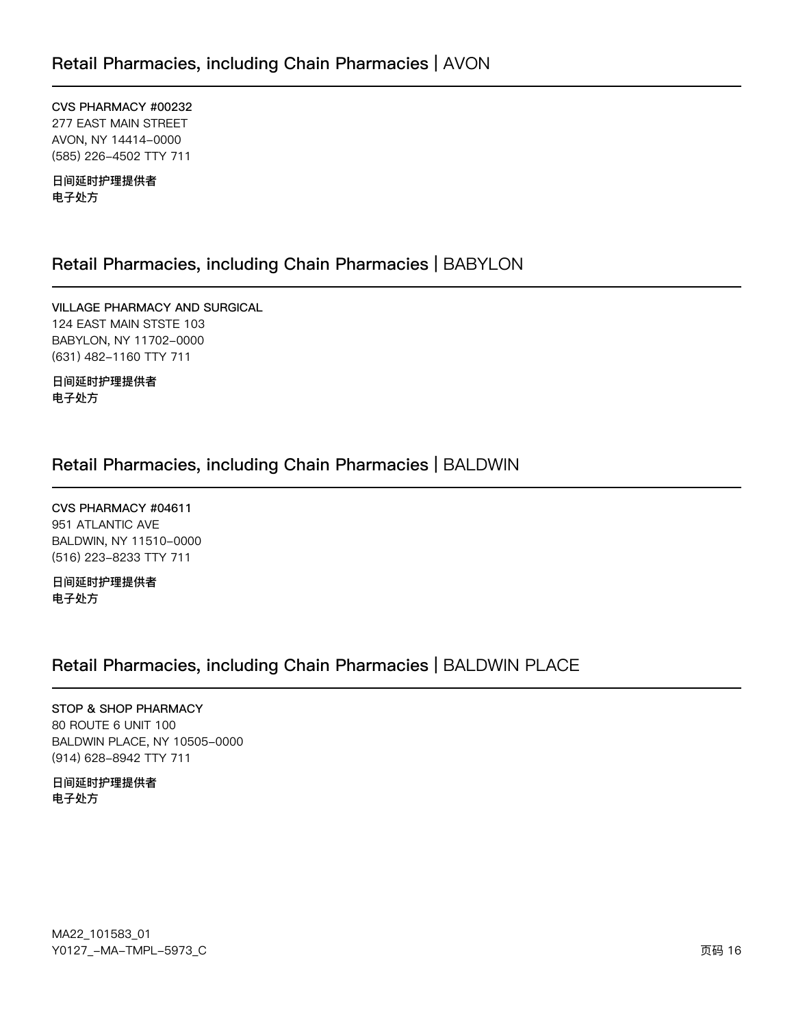## Retail Pharmacies, including Chain Pharmacies | AVON

CVS PHARMACY #00232
277 EAST MAIN STREET
AVON, NY 14414-0000
(585) 226-4502 TTY 711

**日间延时护理提供者**
**电子处方**

## Retail Pharmacies, including Chain Pharmacies | BABYLON

VILLAGE PHARMACY AND SURGICAL
124 EAST MAIN STSTE 103
BABYLON, NY 11702-0000
(631) 482-1160 TTY 711

**日间延时护理提供者**
**电子处方**

## Retail Pharmacies, including Chain Pharmacies | BALDWIN

CVS PHARMACY #04611
951 ATLANTIC AVE
BALDWIN, NY 11510-0000
(516) 223-8233 TTY 711

**日间延时护理提供者**
**电子处方**

## Retail Pharmacies, including Chain Pharmacies | BALDWIN PLACE

STOP & SHOP PHARMACY
80 ROUTE 6 UNIT 100
BALDWIN PLACE, NY 10505-0000
(914) 628-8942 TTY 711

**日间延时护理提供者**
**电子处方**

MA22_101583_01
Y0127_-MA-TMPL-5973_C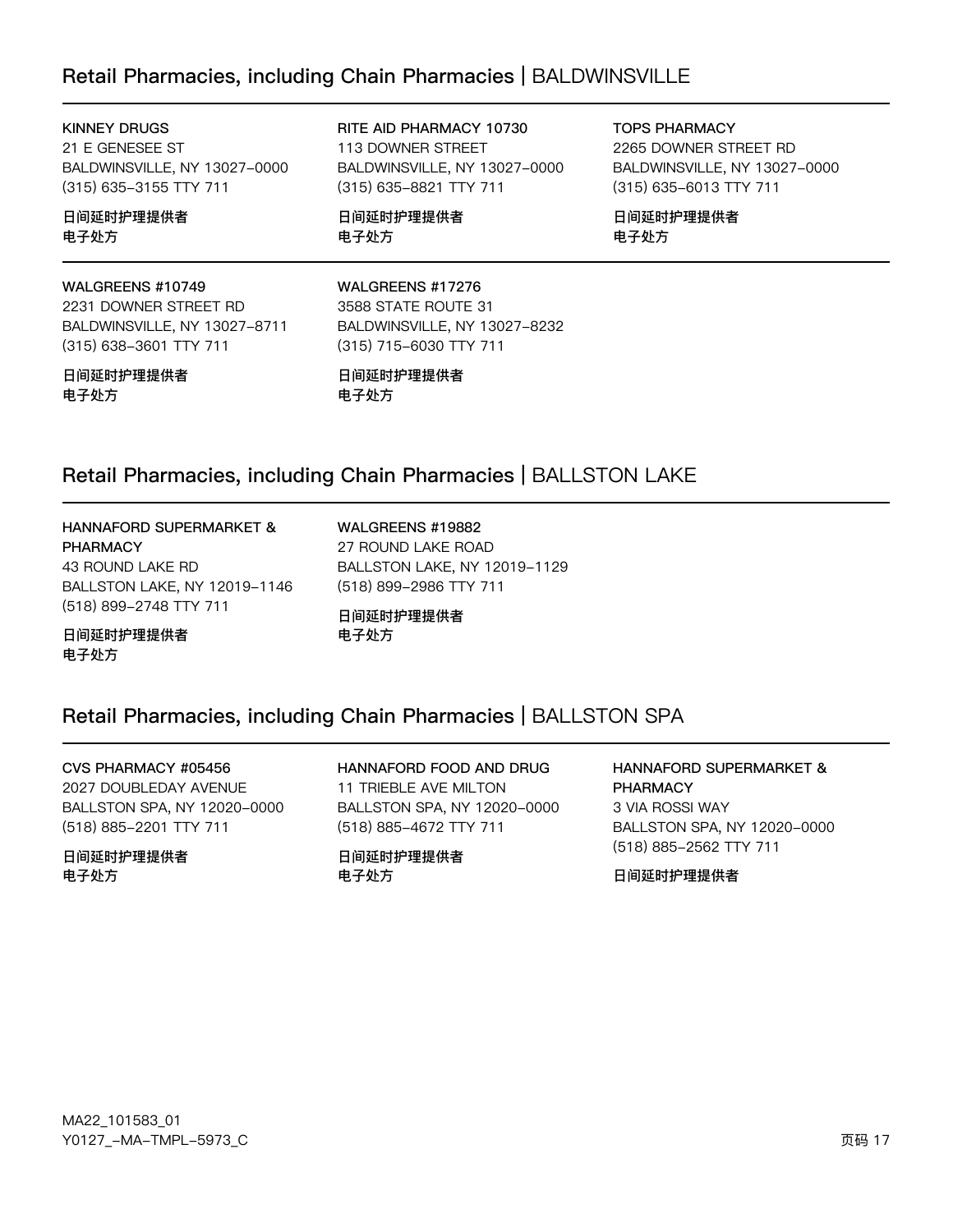## Retail Pharmacies, including Chain Pharmacies | BALDWINSVILLE

**KINNEY DRUGS**
21 E GENESEE ST
BALDWINSVILLE, NY 13027-0000
(315) 635-3155 TTY 711

**日间延时护理提供者**
**电子处方**

**RITE AID PHARMACY 10730**
113 DOWNER STREET
BALDWINSVILLE, NY 13027-0000
(315) 635-8821 TTY 711

**日间延时护理提供者**
**电子处方**

**TOPS PHARMACY**
2265 DOWNER STREET RD
BALDWINSVILLE, NY 13027-0000
(315) 635-6013 TTY 711

**日间延时护理提供者**
**电子处方**

**WALGREENS #10749**
2231 DOWNER STREET RD
BALDWINSVILLE, NY 13027-8711
(315) 638-3601 TTY 711

**日间延时护理提供者**
**电子处方**

**WALGREENS #17276**
3588 STATE ROUTE 31
BALDWINSVILLE, NY 13027-8232
(315) 715-6030 TTY 711

**日间延时护理提供者**
**电子处方**

## Retail Pharmacies, including Chain Pharmacies | BALLSTON LAKE

**HANNAFORD SUPERMARKET & PHARMACY**
43 ROUND LAKE RD
BALLSTON LAKE, NY 12019-1146
(518) 899-2748 TTY 711

**日间延时护理提供者**
**电子处方**

**WALGREENS #19882**
27 ROUND LAKE ROAD
BALLSTON LAKE, NY 12019-1129
(518) 899-2986 TTY 711

**日间延时护理提供者**
**电子处方**

## Retail Pharmacies, including Chain Pharmacies | BALLSTON SPA

**CVS PHARMACY #05456**
2027 DOUBLEDAY AVENUE
BALLSTON SPA, NY 12020-0000
(518) 885-2201 TTY 711

**日间延时护理提供者**
**电子处方**

**HANNAFORD FOOD AND DRUG**
11 TRIEBLE AVE MILTON
BALLSTON SPA, NY 12020-0000
(518) 885-4672 TTY 711

**日间延时护理提供者**
**电子处方**

**HANNAFORD SUPERMARKET & PHARMACY**
3 VIA ROSSI WAY
BALLSTON SPA, NY 12020-0000
(518) 885-2562 TTY 711

**日间延时护理提供者**

MA22_101583_01
Y0127_-MA-TMPL-5973_C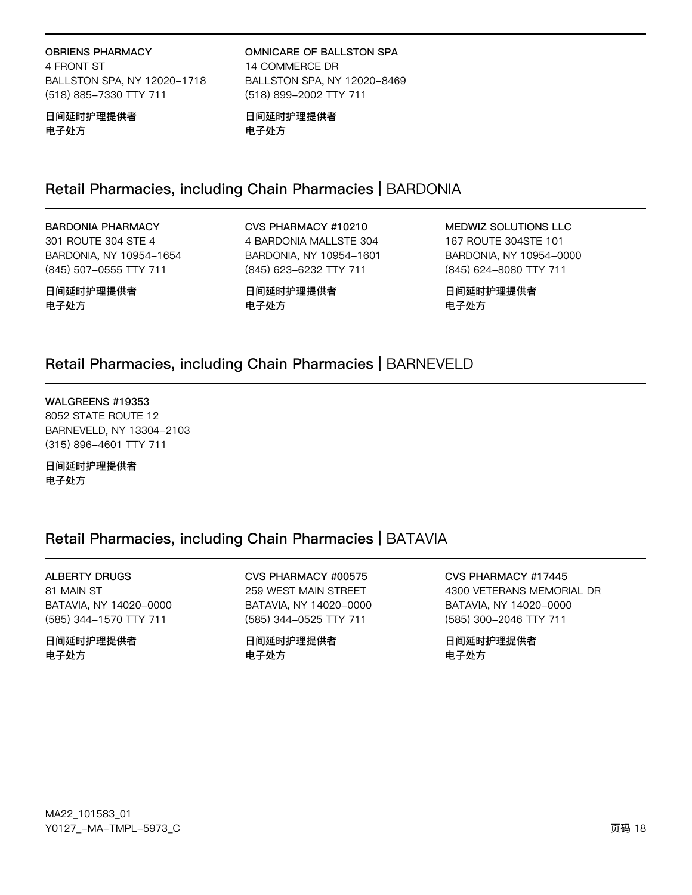**OBRIENS PHARMACY**
4 FRONT ST
BALLSTON SPA, NY 12020-1718
(518) 885-7330 TTY 711

**日间延时护理提供者**
**电子处方**

**OMNICARE OF BALLSTON SPA**
14 COMMERCE DR
BALLSTON SPA, NY 12020-8469
(518) 899-2002 TTY 711

**日间延时护理提供者**
**电子处方**

## Retail Pharmacies, including Chain Pharmacies | BARDONIA

**BARDONIA PHARMACY**
301 ROUTE 304 STE 4
BARDONIA, NY 10954-1654
(845) 507-0555 TTY 711

**日间延时护理提供者**
**电子处方**

**CVS PHARMACY #10210**
4 BARDONIA MALLSTE 304
BARDONIA, NY 10954-1601
(845) 623-6232 TTY 711

**日间延时护理提供者**
**电子处方**

**MEDWIZ SOLUTIONS LLC**
167 ROUTE 304STE 101
BARDONIA, NY 10954-0000
(845) 624-8080 TTY 711

**日间延时护理提供者**
**电子处方**

## Retail Pharmacies, including Chain Pharmacies | BARNEVELD

**WALGREENS #19353**
8052 STATE ROUTE 12
BARNEVELD, NY 13304-2103
(315) 896-4601 TTY 711

**日间延时护理提供者**
**电子处方**

## Retail Pharmacies, including Chain Pharmacies | BATAVIA

**ALBERTY DRUGS**
81 MAIN ST
BATAVIA, NY 14020-0000
(585) 344-1570 TTY 711

**日间延时护理提供者**
**电子处方**

**CVS PHARMACY #00575**
259 WEST MAIN STREET
BATAVIA, NY 14020-0000
(585) 344-0525 TTY 711

**日间延时护理提供者**
**电子处方**

**CVS PHARMACY #17445**
4300 VETERANS MEMORIAL DR
BATAVIA, NY 14020-0000
(585) 300-2046 TTY 711

**日间延时护理提供者**
**电子处方**

MA22_101583_01
Y0127_-MA-TMPL-5973_C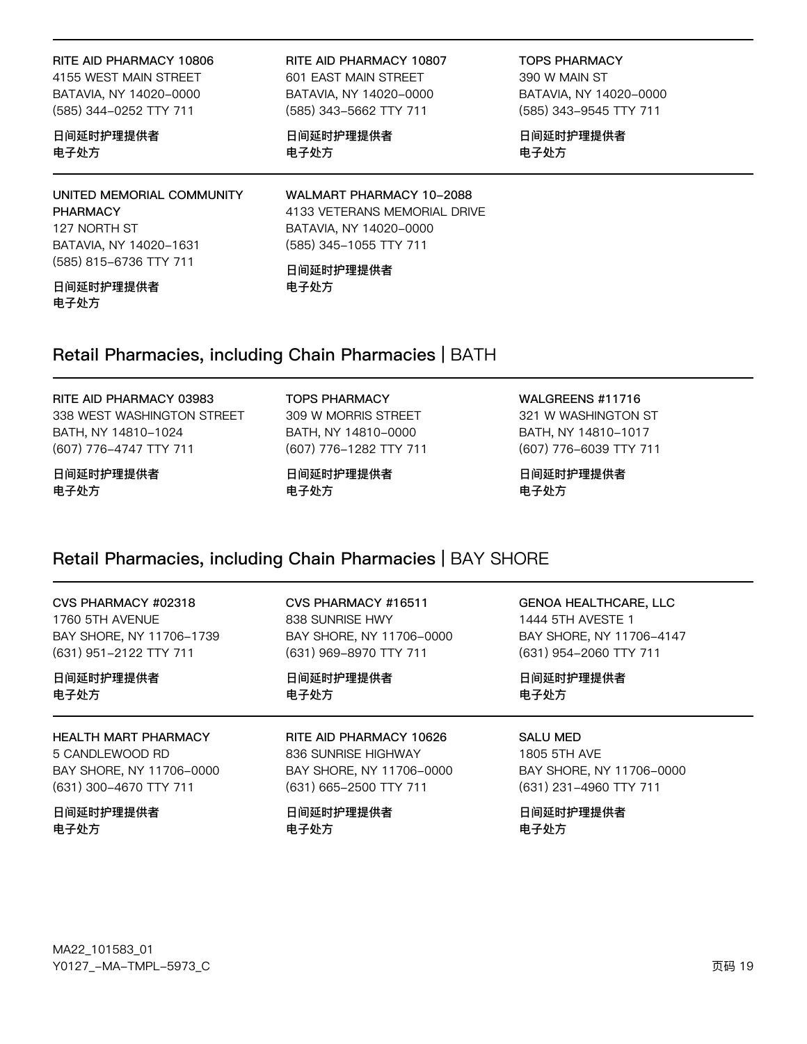**RITE AID PHARMACY 10806**
4155 WEST MAIN STREET
BATAVIA, NY 14020-0000
(585) 344-0252 TTY 711

**日间延时护理提供者**
**电子处方**

**RITE AID PHARMACY 10807**
601 EAST MAIN STREET
BATAVIA, NY 14020-0000
(585) 343-5662 TTY 711

**日间延时护理提供者**
**电子处方**

**TOPS PHARMACY**
390 W MAIN ST
BATAVIA, NY 14020-0000
(585) 343-9545 TTY 711

**日间延时护理提供者**
**电子处方**

**UNITED MEMORIAL COMMUNITY PHARMACY**
127 NORTH ST
BATAVIA, NY 14020-1631
(585) 815-6736 TTY 711

**日间延时护理提供者**
**电子处方**

**WALMART PHARMACY 10-2088**
4133 VETERANS MEMORIAL DRIVE
BATAVIA, NY 14020-0000
(585) 345-1055 TTY 711

**日间延时护理提供者**
**电子处方**

## Retail Pharmacies, including Chain Pharmacies | BATH

**RITE AID PHARMACY 03983**
338 WEST WASHINGTON STREET
BATH, NY 14810-1024
(607) 776-4747 TTY 711

**日间延时护理提供者**
**电子处方**

**TOPS PHARMACY**
309 W MORRIS STREET
BATH, NY 14810-0000
(607) 776-1282 TTY 711

**日间延时护理提供者**
**电子处方**

**WALGREENS #11716**
321 W WASHINGTON ST
BATH, NY 14810-1017
(607) 776-6039 TTY 711

**日间延时护理提供者**
**电子处方**

## Retail Pharmacies, including Chain Pharmacies | BAY SHORE

**CVS PHARMACY #02318**
1760 5TH AVENUE
BAY SHORE, NY 11706-1739
(631) 951-2122 TTY 711

**日间延时护理提供者**
**电子处方**

**CVS PHARMACY #16511**
838 SUNRISE HWY
BAY SHORE, NY 11706-0000
(631) 969-8970 TTY 711

**日间延时护理提供者**
**电子处方**

**GENOA HEALTHCARE, LLC**
1444 5TH AVESTE 1
BAY SHORE, NY 11706-4147
(631) 954-2060 TTY 711

**日间延时护理提供者**
**电子处方**

**HEALTH MART PHARMACY**
5 CANDLEWOOD RD
BAY SHORE, NY 11706-0000
(631) 300-4670 TTY 711

**日间延时护理提供者**
**电子处方**

**RITE AID PHARMACY 10626**
836 SUNRISE HIGHWAY
BAY SHORE, NY 11706-0000
(631) 665-2500 TTY 711

**日间延时护理提供者**
**电子处方**

**SALU MED**
1805 5TH AVE
BAY SHORE, NY 11706-0000
(631) 231-4960 TTY 711

**日间延时护理提供者**
**电子处方**

MA22_101583_01
Y0127_-MA-TMPL-5973_C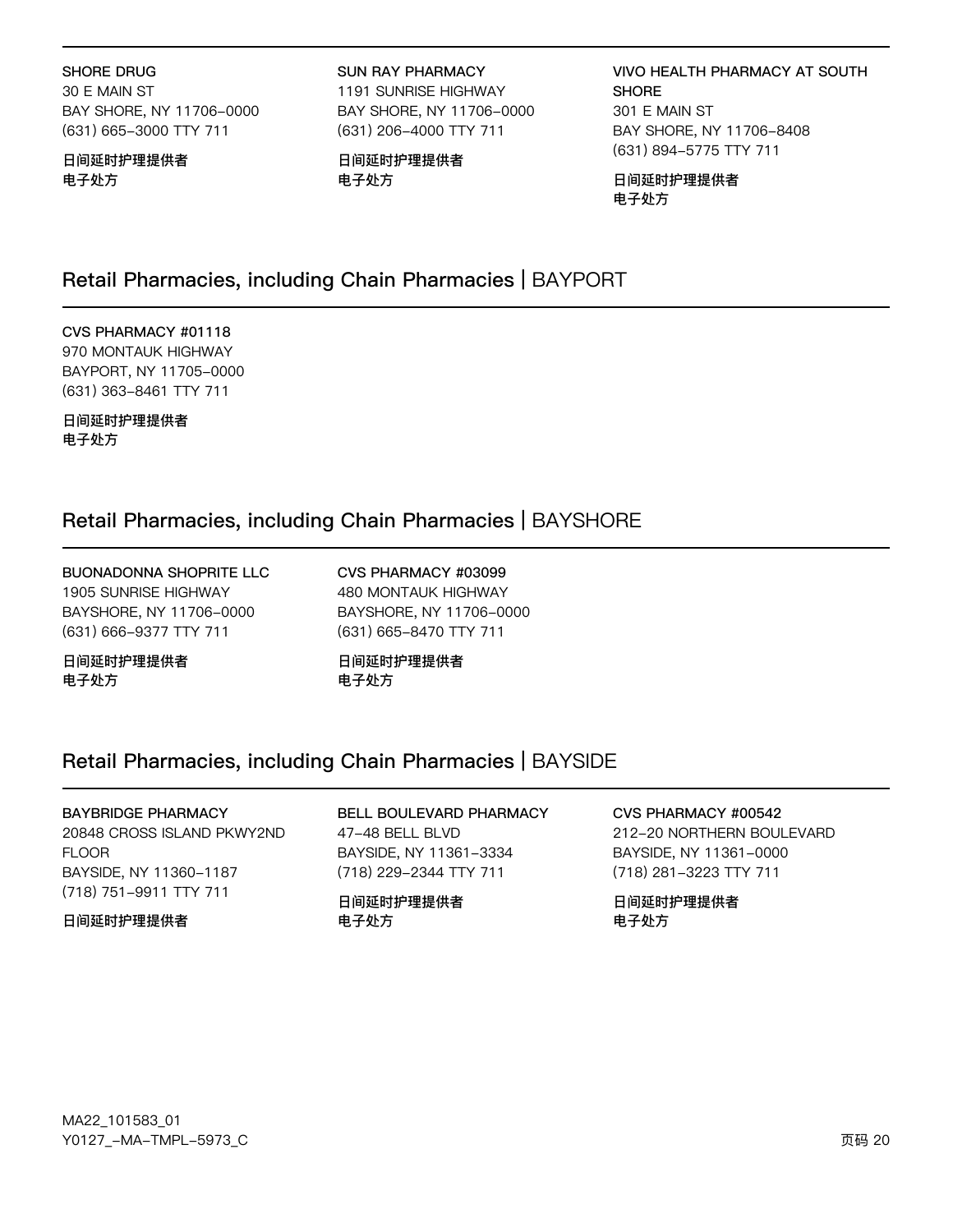**SHORE DRUG**
30 E MAIN ST
BAY SHORE, NY 11706-0000
(631) 665-3000 TTY 711

**日间延时护理提供者**
**电子处方**

**SUN RAY PHARMACY**
1191 SUNRISE HIGHWAY
BAY SHORE, NY 11706-0000
(631) 206-4000 TTY 711

**日间延时护理提供者**
**电子处方**

**VIVO HEALTH PHARMACY AT SOUTH SHORE**
301 E MAIN ST
BAY SHORE, NY 11706-8408
(631) 894-5775 TTY 711

**日间延时护理提供者**
**电子处方**

## Retail Pharmacies, including Chain Pharmacies | BAYPORT

**CVS PHARMACY #01118**
970 MONTAUK HIGHWAY
BAYPORT, NY 11705-0000
(631) 363-8461 TTY 711

**日间延时护理提供者**
**电子处方**

## Retail Pharmacies, including Chain Pharmacies | BAYSHORE

**BUONADONNA SHOPRITE LLC**
1905 SUNRISE HIGHWAY
BAYSHORE, NY 11706-0000
(631) 666-9377 TTY 711

**日间延时护理提供者**
**电子处方**

**CVS PHARMACY #03099**
480 MONTAUK HIGHWAY
BAYSHORE, NY 11706-0000
(631) 665-8470 TTY 711

**日间延时护理提供者**
**电子处方**

## Retail Pharmacies, including Chain Pharmacies | BAYSIDE

**BAYBRIDGE PHARMACY**
20848 CROSS ISLAND PKWY2ND FLOOR
BAYSIDE, NY 11360-1187
(718) 751-9911 TTY 711

**日间延时护理提供者**

**BELL BOULEVARD PHARMACY**
47-48 BELL BLVD
BAYSIDE, NY 11361-3334
(718) 229-2344 TTY 711

**日间延时护理提供者**
**电子处方**

**CVS PHARMACY #00542**
212-20 NORTHERN BOULEVARD
BAYSIDE, NY 11361-0000
(718) 281-3223 TTY 711

**日间延时护理提供者**
**电子处方**

MA22_101583_01
Y0127_-MA-TMPL-5973_C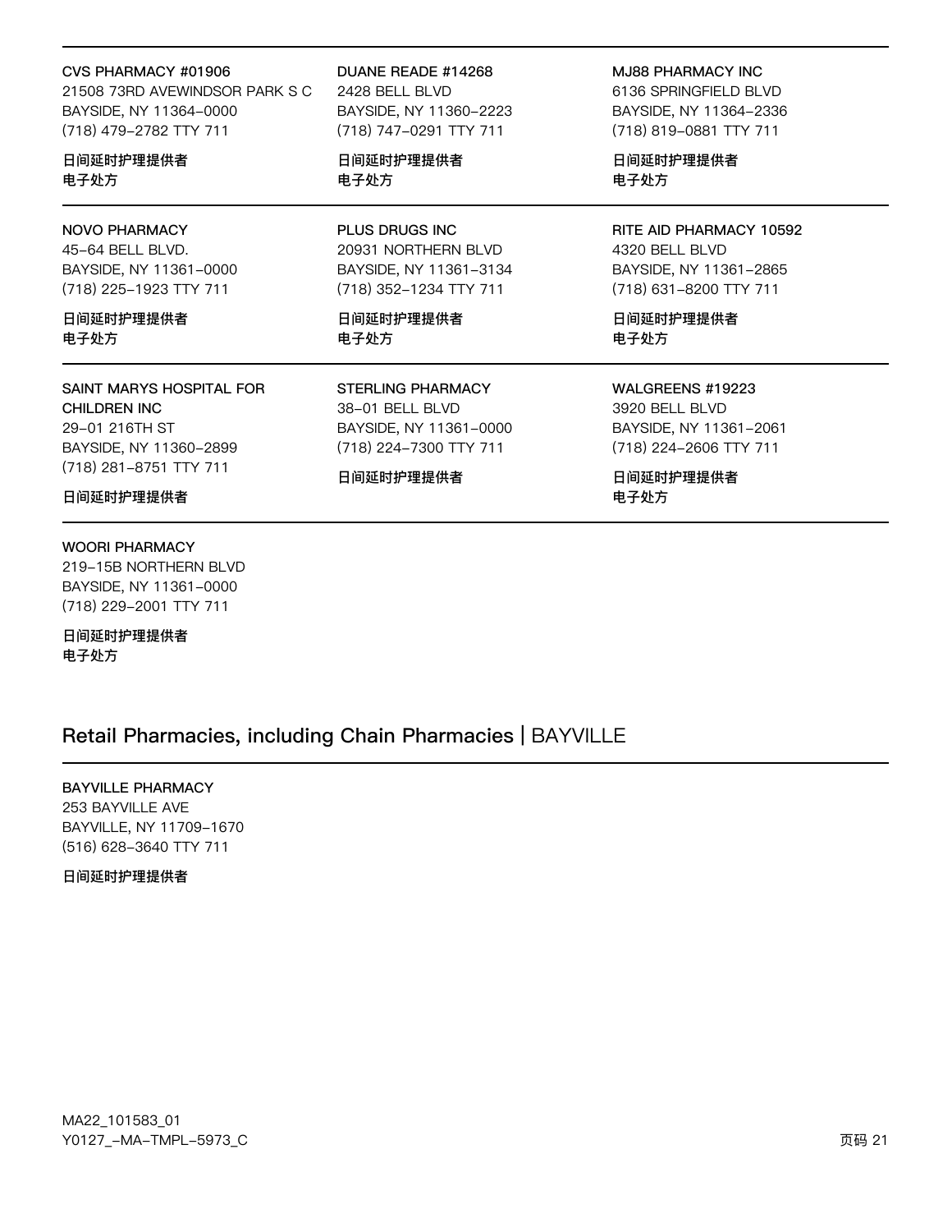CVS PHARMACY #01906
21508 73RD AVEWINDSOR PARK S C
BAYSIDE, NY 11364-0000
(718) 479-2782 TTY 711

**日间延时护理提供者**
**电子处方**

DUANE READE #14268
2428 BELL BLVD
BAYSIDE, NY 11360-2223
(718) 747-0291 TTY 711

**日间延时护理提供者**
**电子处方**

MJ88 PHARMACY INC
6136 SPRINGFIELD BLVD
BAYSIDE, NY 11364-2336
(718) 819-0881 TTY 711

**日间延时护理提供者**
**电子处方**

NOVO PHARMACY
45-64 BELL BLVD.
BAYSIDE, NY 11361-0000
(718) 225-1923 TTY 711

**日间延时护理提供者**
**电子处方**

PLUS DRUGS INC
20931 NORTHERN BLVD
BAYSIDE, NY 11361-3134
(718) 352-1234 TTY 711

**日间延时护理提供者**
**电子处方**

RITE AID PHARMACY 10592
4320 BELL BLVD
BAYSIDE, NY 11361-2865
(718) 631-8200 TTY 711

**日间延时护理提供者**
**电子处方**

SAINT MARYS HOSPITAL FOR CHILDREN INC
29-01 216TH ST
BAYSIDE, NY 11360-2899
(718) 281-8751 TTY 711

**日间延时护理提供者**

STERLING PHARMACY
38-01 BELL BLVD
BAYSIDE, NY 11361-0000
(718) 224-7300 TTY 711

**日间延时护理提供者**

WALGREENS #19223
3920 BELL BLVD
BAYSIDE, NY 11361-2061
(718) 224-2606 TTY 711

**日间延时护理提供者**
**电子处方**

WOORI PHARMACY
219-15B NORTHERN BLVD
BAYSIDE, NY 11361-0000
(718) 229-2001 TTY 711

**日间延时护理提供者**
**电子处方**

## Retail Pharmacies, including Chain Pharmacies | BAYVILLE

BAYVILLE PHARMACY
253 BAYVILLE AVE
BAYVILLE, NY 11709-1670
(516) 628-3640 TTY 711

**日间延时护理提供者**

MA22_101583_01
Y0127_-MA-TMPL-5973_C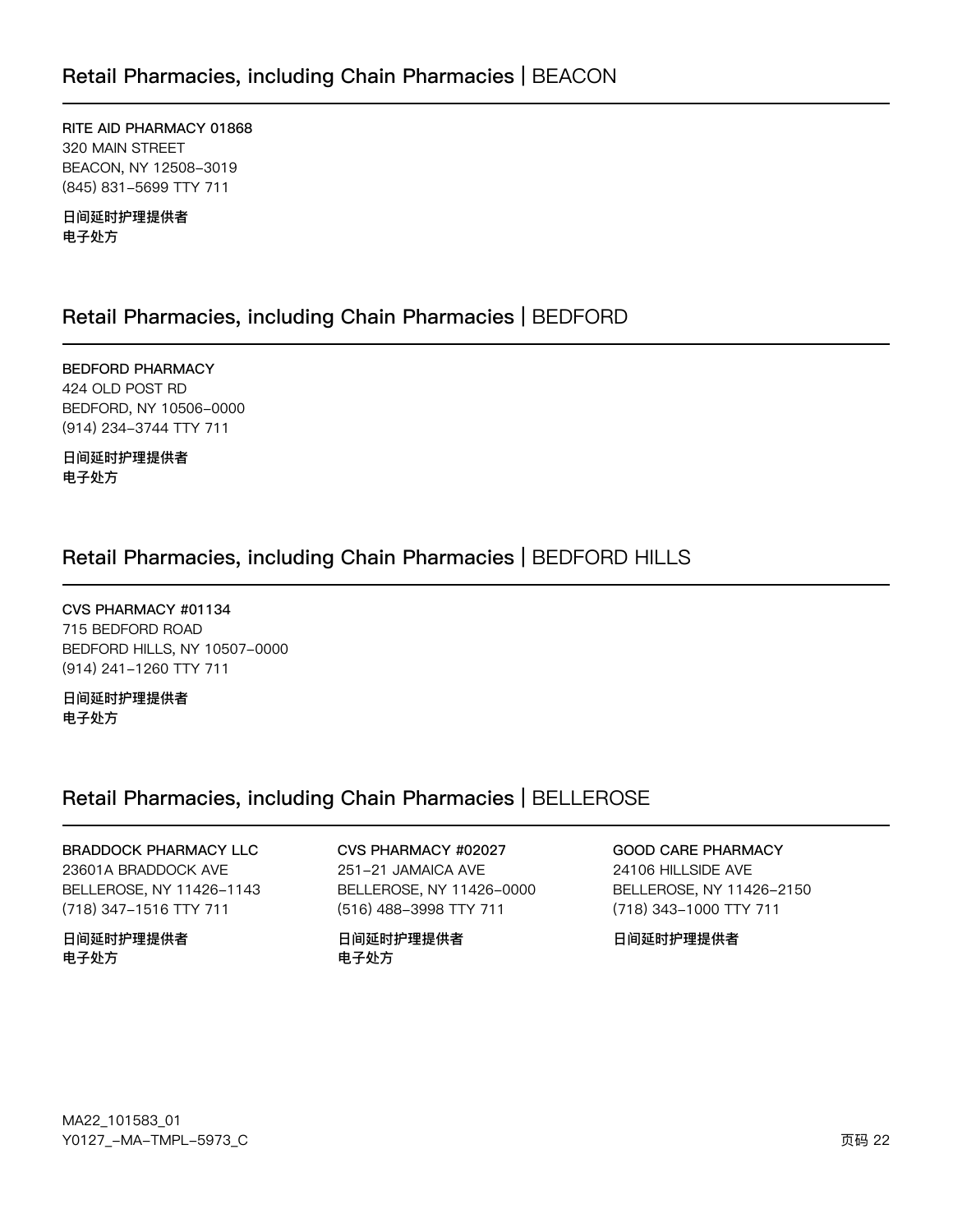## Retail Pharmacies, including Chain Pharmacies | BEACON

**RITE AID PHARMACY 01868**
320 MAIN STREET
BEACON, NY 12508-3019
(845) 831-5699 TTY 711

**日间延时护理提供者**
**电子处方**

## Retail Pharmacies, including Chain Pharmacies | BEDFORD

**BEDFORD PHARMACY**
424 OLD POST RD
BEDFORD, NY 10506-0000
(914) 234-3744 TTY 711

**日间延时护理提供者**
**电子处方**

## Retail Pharmacies, including Chain Pharmacies | BEDFORD HILLS

**CVS PHARMACY #01134**
715 BEDFORD ROAD
BEDFORD HILLS, NY 10507-0000
(914) 241-1260 TTY 711

**日间延时护理提供者**
**电子处方**

## Retail Pharmacies, including Chain Pharmacies | BELLEROSE

**BRADDOCK PHARMACY LLC**
23601A BRADDOCK AVE
BELLEROSE, NY 11426-1143
(718) 347-1516 TTY 711

**日间延时护理提供者**
**电子处方**

**CVS PHARMACY #02027**
251-21 JAMAICA AVE
BELLEROSE, NY 11426-0000
(516) 488-3998 TTY 711

**日间延时护理提供者**
**电子处方**

**GOOD CARE PHARMACY**
24106 HILLSIDE AVE
BELLEROSE, NY 11426-2150
(718) 343-1000 TTY 711

**日间延时护理提供者**

MA22_101583_01
Y0127_-MA-TMPL-5973_C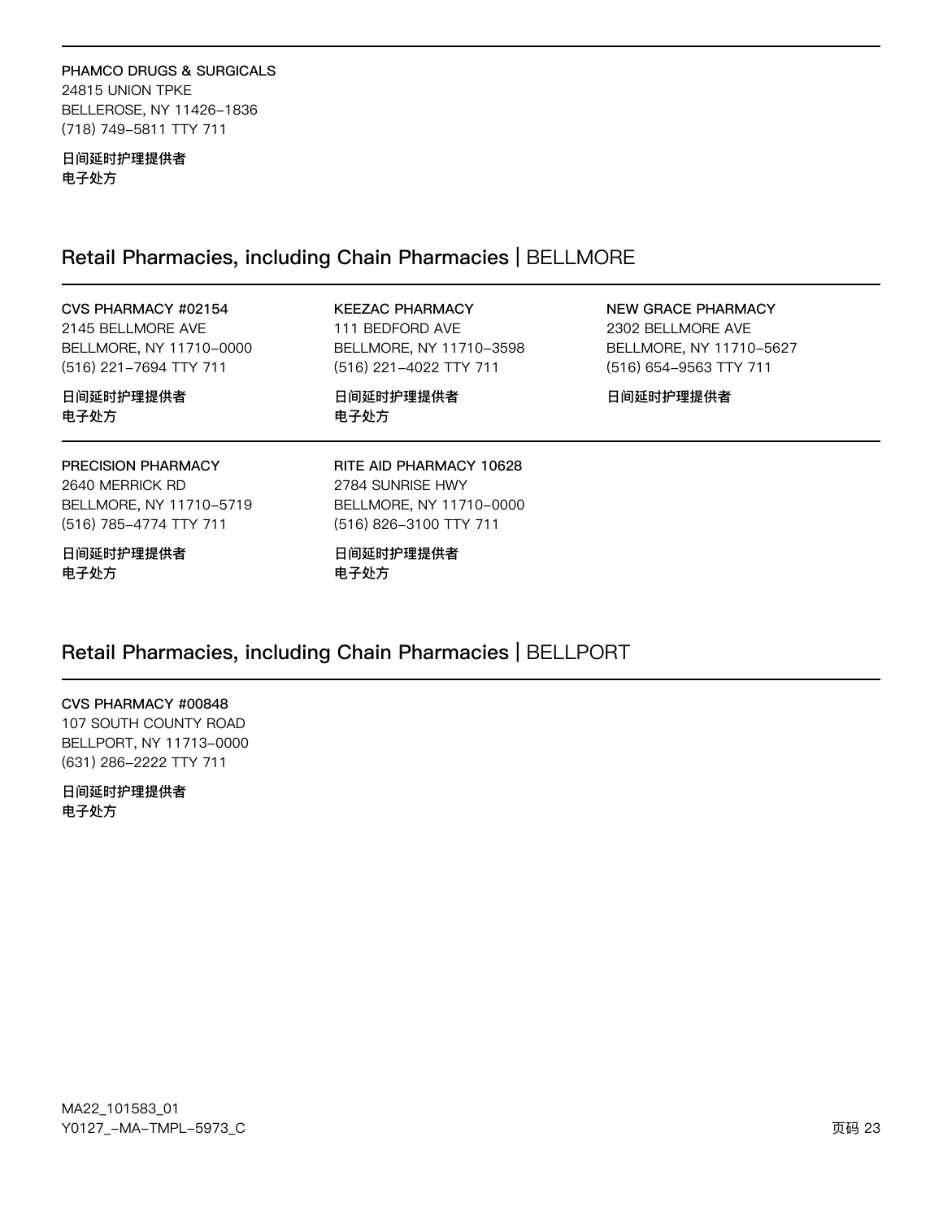PHAMCO DRUGS & SURGICALS
24815 UNION TPKE
BELLEROSE, NY 11426-1836
(718) 749-5811 TTY 711

**日间延时护理提供者**
**电子处方**

## Retail Pharmacies, including Chain Pharmacies | BELLMORE

CVS PHARMACY #02154
2145 BELLMORE AVE
BELLMORE, NY 11710-0000
(516) 221-7694 TTY 711

**日间延时护理提供者**
**电子处方**

KEEZAC PHARMACY
111 BEDFORD AVE
BELLMORE, NY 11710-3598
(516) 221-4022 TTY 711

**日间延时护理提供者**
**电子处方**

NEW GRACE PHARMACY
2302 BELLMORE AVE
BELLMORE, NY 11710-5627
(516) 654-9563 TTY 711

**日间延时护理提供者**

PRECISION PHARMACY
2640 MERRICK RD
BELLMORE, NY 11710-5719
(516) 785-4774 TTY 711

**日间延时护理提供者**
**电子处方**

RITE AID PHARMACY 10628
2784 SUNRISE HWY
BELLMORE, NY 11710-0000
(516) 826-3100 TTY 711

**日间延时护理提供者**
**电子处方**

## Retail Pharmacies, including Chain Pharmacies | BELLPORT

CVS PHARMACY #00848
107 SOUTH COUNTY ROAD
BELLPORT, NY 11713-0000
(631) 286-2222 TTY 711

**日间延时护理提供者**
**电子处方**

MA22_101583_01
Y0127_-MA-TMPL-5973_C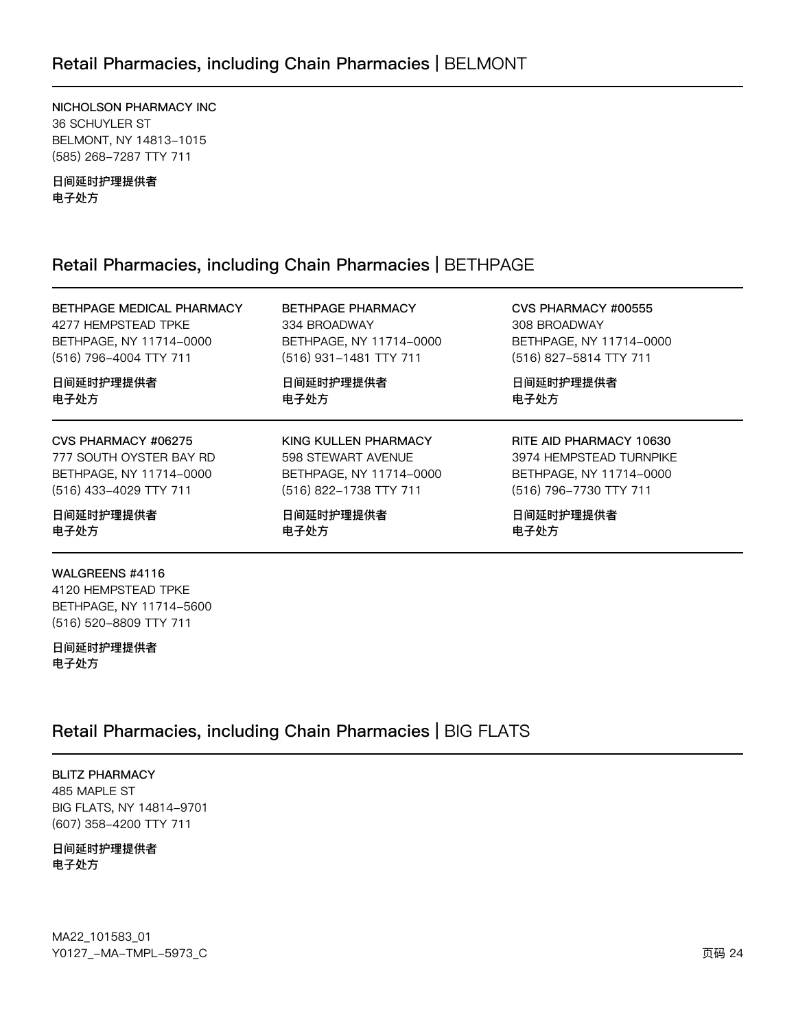## Retail Pharmacies, including Chain Pharmacies | BELMONT

NICHOLSON PHARMACY INC
36 SCHUYLER ST
BELMONT, NY 14813–1015
(585) 268–7287 TTY 711

**日间延时护理提供者**
**电子处方**

## Retail Pharmacies, including Chain Pharmacies | BETHPAGE

BETHPAGE MEDICAL PHARMACY
4277 HEMPSTEAD TPKE
BETHPAGE, NY 11714–0000
(516) 796–4004 TTY 711

**日间延时护理提供者**
**电子处方**

BETHPAGE PHARMACY
334 BROADWAY
BETHPAGE, NY 11714–0000
(516) 931–1481 TTY 711

**日间延时护理提供者**
**电子处方**

CVS PHARMACY #00555
308 BROADWAY
BETHPAGE, NY 11714–0000
(516) 827–5814 TTY 711

**日间延时护理提供者**
**电子处方**

CVS PHARMACY #06275
777 SOUTH OYSTER BAY RD
BETHPAGE, NY 11714–0000
(516) 433–4029 TTY 711

**日间延时护理提供者**
**电子处方**

KING KULLEN PHARMACY
598 STEWART AVENUE
BETHPAGE, NY 11714–0000
(516) 822–1738 TTY 711

**日间延时护理提供者**
**电子处方**

RITE AID PHARMACY 10630
3974 HEMPSTEAD TURNPIKE
BETHPAGE, NY 11714–0000
(516) 796–7730 TTY 711

**日间延时护理提供者**
**电子处方**

WALGREENS #4116
4120 HEMPSTEAD TPKE
BETHPAGE, NY 11714–5600
(516) 520–8809 TTY 711

**日间延时护理提供者**
**电子处方**

## Retail Pharmacies, including Chain Pharmacies | BIG FLATS

BLITZ PHARMACY
485 MAPLE ST
BIG FLATS, NY 14814–9701
(607) 358–4200 TTY 711

**日间延时护理提供者**
**电子处方**

MA22_101583_01
Y0127_–MA–TMPL–5973_C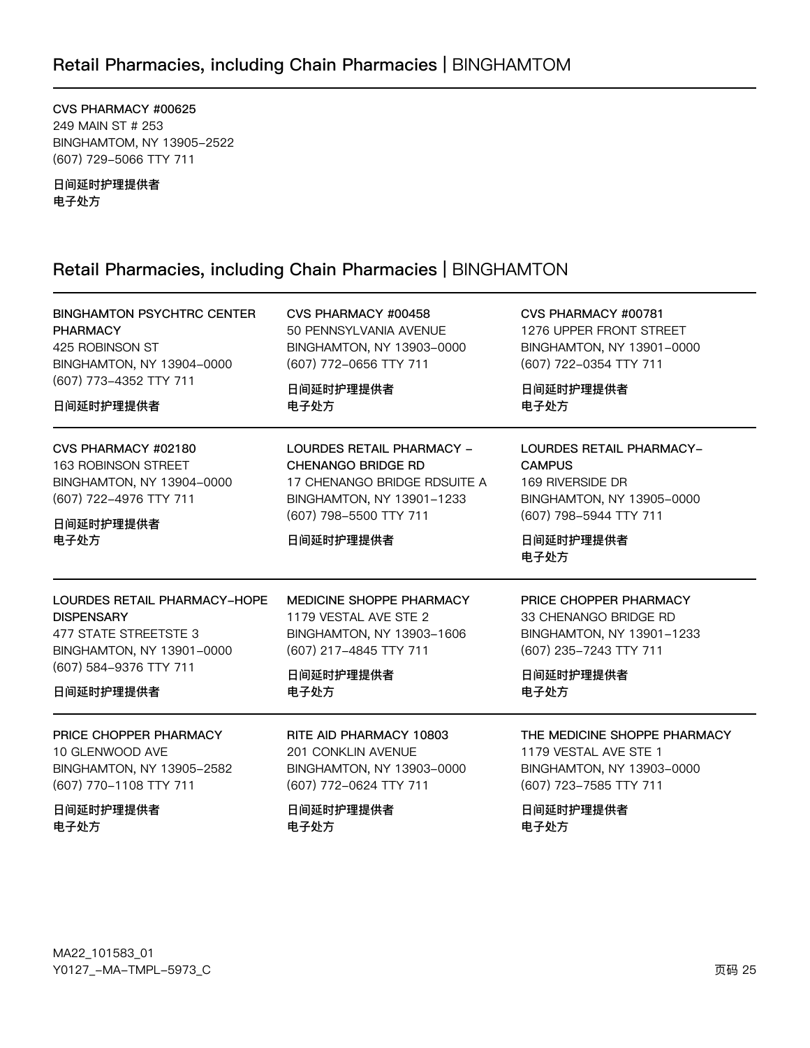## Retail Pharmacies, including Chain Pharmacies | BINGHAMTOM

**CVS PHARMACY #00625**
249 MAIN ST # 253
BINGHAMTOM, NY 13905-2522
(607) 729-5066 TTY 711

**日间延时护理提供者**
**电子处方**

## Retail Pharmacies, including Chain Pharmacies | BINGHAMTON

**BINGHAMTON PSYCHTRC CENTER PHARMACY**
425 ROBINSON ST
BINGHAMTON, NY 13904-0000
(607) 773-4352 TTY 711

**日间延时护理提供者**

**CVS PHARMACY #00458**
50 PENNSYLVANIA AVENUE
BINGHAMTON, NY 13903-0000
(607) 772-0656 TTY 711

**日间延时护理提供者**
**电子处方**

**CVS PHARMACY #00781**
1276 UPPER FRONT STREET
BINGHAMTON, NY 13901-0000
(607) 722-0354 TTY 711

**日间延时护理提供者**
**电子处方**

**CVS PHARMACY #02180**
163 ROBINSON STREET
BINGHAMTON, NY 13904-0000
(607) 722-4976 TTY 711

**日间延时护理提供者**
**电子处方**

**LOURDES RETAIL PHARMACY - CHENANGO BRIDGE RD**
17 CHENANGO BRIDGE RDSUITE A
BINGHAMTON, NY 13901-1233
(607) 798-5500 TTY 711

**日间延时护理提供者**

**LOURDES RETAIL PHARMACY-CAMPUS**
169 RIVERSIDE DR
BINGHAMTON, NY 13905-0000
(607) 798-5944 TTY 711

**日间延时护理提供者**
**电子处方**

**LOURDES RETAIL PHARMACY-HOPE DISPENSARY**
477 STATE STREETSTE 3
BINGHAMTON, NY 13901-0000
(607) 584-9376 TTY 711

**日间延时护理提供者**

**MEDICINE SHOPPE PHARMACY**
1179 VESTAL AVE STE 2
BINGHAMTON, NY 13903-1606
(607) 217-4845 TTY 711

**日间延时护理提供者**
**电子处方**

**PRICE CHOPPER PHARMACY**
33 CHENANGO BRIDGE RD
BINGHAMTON, NY 13901-1233
(607) 235-7243 TTY 711

**日间延时护理提供者**
**电子处方**

**PRICE CHOPPER PHARMACY**
10 GLENWOOD AVE
BINGHAMTON, NY 13905-2582
(607) 770-1108 TTY 711

**日间延时护理提供者**
**电子处方**

**RITE AID PHARMACY 10803**
201 CONKLIN AVENUE
BINGHAMTON, NY 13903-0000
(607) 772-0624 TTY 711

**日间延时护理提供者**
**电子处方**

**THE MEDICINE SHOPPE PHARMACY**
1179 VESTAL AVE STE 1
BINGHAMTON, NY 13903-0000
(607) 723-7585 TTY 711

**日间延时护理提供者**
**电子处方**

MA22_101583_01
Y0127_-MA-TMPL-5973_C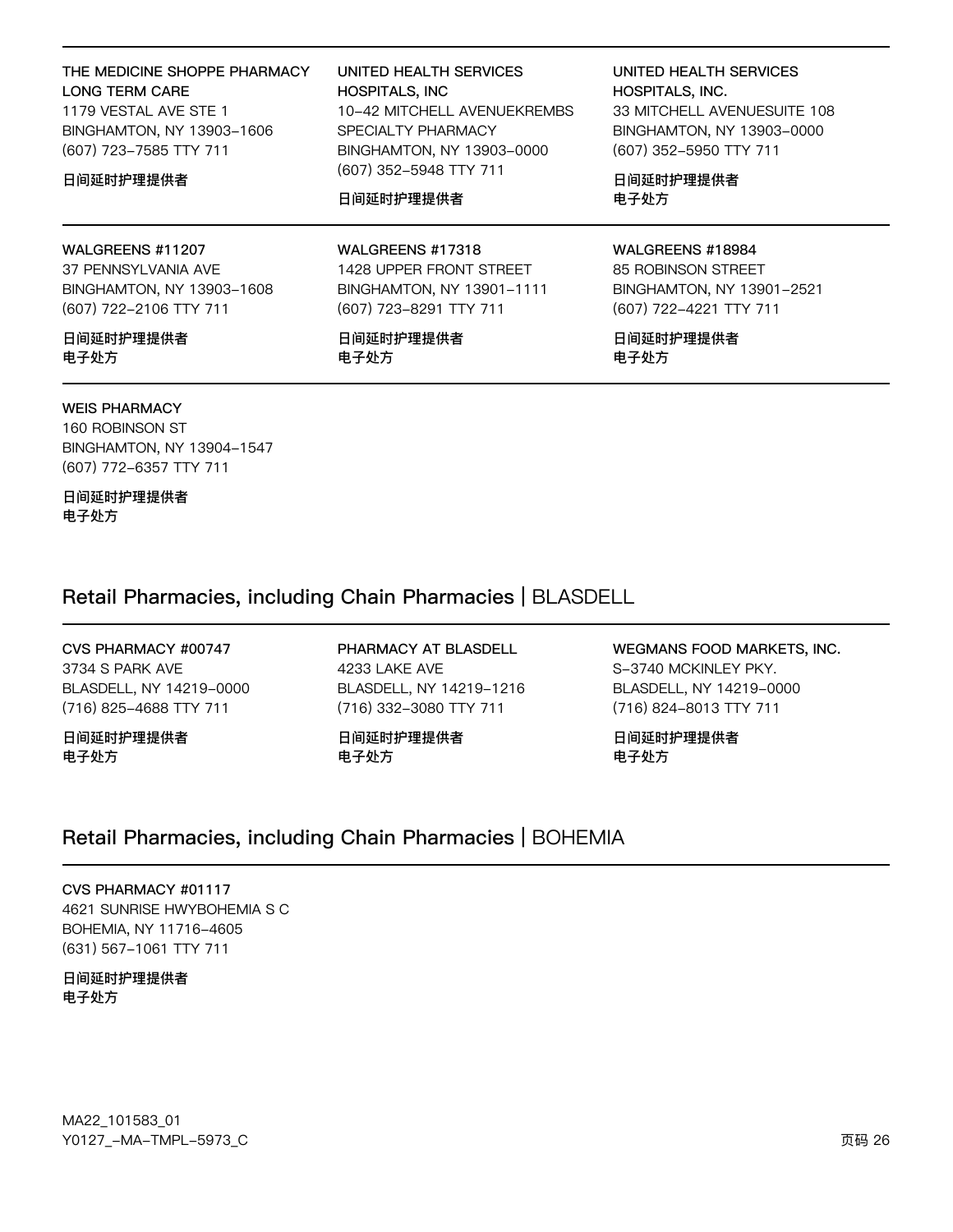THE MEDICINE SHOPPE PHARMACY LONG TERM CARE
1179 VESTAL AVE STE 1
BINGHAMTON, NY 13903-1606
(607) 723-7585 TTY 711

日间延时护理提供者

UNITED HEALTH SERVICES HOSPITALS, INC
10-42 MITCHELL AVENUEKREMBS SPECIALTY PHARMACY
BINGHAMTON, NY 13903-0000
(607) 352-5948 TTY 711

日间延时护理提供者

UNITED HEALTH SERVICES HOSPITALS, INC.
33 MITCHELL AVENUESUITE 108
BINGHAMTON, NY 13903-0000
(607) 352-5950 TTY 711

日间延时护理提供者
电子处方

WALGREENS #11207
37 PENNSYLVANIA AVE
BINGHAMTON, NY 13903-1608
(607) 722-2106 TTY 711

日间延时护理提供者
电子处方

WALGREENS #17318
1428 UPPER FRONT STREET
BINGHAMTON, NY 13901-1111
(607) 723-8291 TTY 711

日间延时护理提供者
电子处方

WALGREENS #18984
85 ROBINSON STREET
BINGHAMTON, NY 13901-2521
(607) 722-4221 TTY 711

日间延时护理提供者
电子处方

WEIS PHARMACY
160 ROBINSON ST
BINGHAMTON, NY 13904-1547
(607) 772-6357 TTY 711

日间延时护理提供者
电子处方

## Retail Pharmacies, including Chain Pharmacies | BLASDELL

CVS PHARMACY #00747
3734 S PARK AVE
BLASDELL, NY 14219-0000
(716) 825-4688 TTY 711

日间延时护理提供者
电子处方

PHARMACY AT BLASDELL
4233 LAKE AVE
BLASDELL, NY 14219-1216
(716) 332-3080 TTY 711

日间延时护理提供者
电子处方

WEGMANS FOOD MARKETS, INC.
S-3740 MCKINLEY PKY.
BLASDELL, NY 14219-0000
(716) 824-8013 TTY 711

日间延时护理提供者
电子处方

## Retail Pharmacies, including Chain Pharmacies | BOHEMIA

CVS PHARMACY #01117
4621 SUNRISE HWYBOHEMIA S C
BOHEMIA, NY 11716-4605
(631) 567-1061 TTY 711

日间延时护理提供者
电子处方

MA22_101583_01
Y0127_-MA-TMPL-5973_C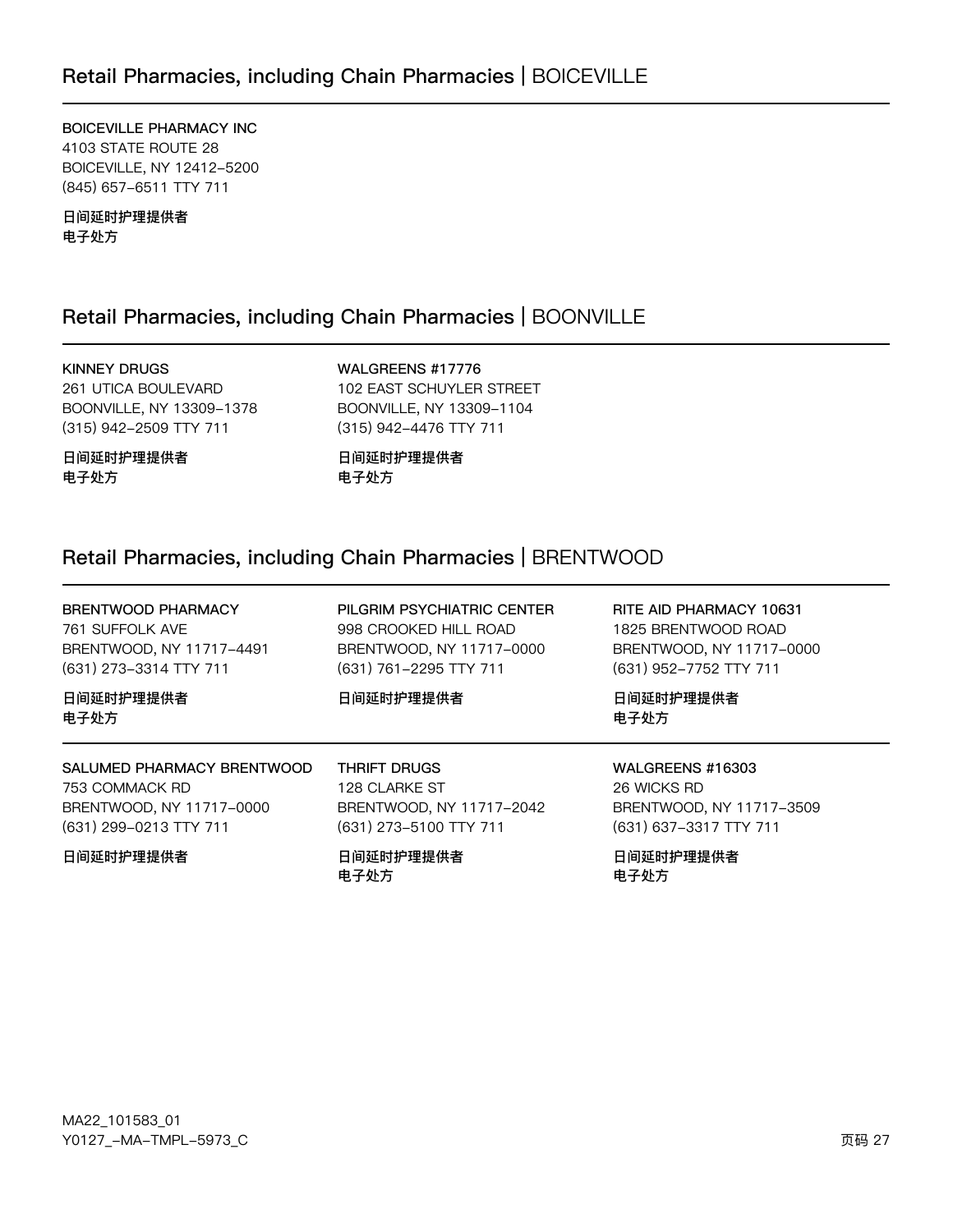## Retail Pharmacies, including Chain Pharmacies | BOICEVILLE

**BOICEVILLE PHARMACY INC**
4103 STATE ROUTE 28
BOICEVILLE, NY 12412-5200
(845) 657-6511 TTY 711

**日间延时护理提供者**
**电子处方**

## Retail Pharmacies, including Chain Pharmacies | BOONVILLE

**KINNEY DRUGS**
261 UTICA BOULEVARD
BOONVILLE, NY 13309-1378
(315) 942-2509 TTY 711

**日间延时护理提供者**
**电子处方**

**WALGREENS #17776**
102 EAST SCHUYLER STREET
BOONVILLE, NY 13309-1104
(315) 942-4476 TTY 711

**日间延时护理提供者**
**电子处方**

## Retail Pharmacies, including Chain Pharmacies | BRENTWOOD

**BRENTWOOD PHARMACY**
761 SUFFOLK AVE
BRENTWOOD, NY 11717-4491
(631) 273-3314 TTY 711

**日间延时护理提供者**
**电子处方**

**PILGRIM PSYCHIATRIC CENTER**
998 CROOKED HILL ROAD
BRENTWOOD, NY 11717-0000
(631) 761-2295 TTY 711

**日间延时护理提供者**

**RITE AID PHARMACY 10631**
1825 BRENTWOOD ROAD
BRENTWOOD, NY 11717-0000
(631) 952-7752 TTY 711

**日间延时护理提供者**
**电子处方**

**SALUMED PHARMACY BRENTWOOD**
753 COMMACK RD
BRENTWOOD, NY 11717-0000
(631) 299-0213 TTY 711

**日间延时护理提供者**

**THRIFT DRUGS**
128 CLARKE ST
BRENTWOOD, NY 11717-2042
(631) 273-5100 TTY 711

**日间延时护理提供者**
**电子处方**

**WALGREENS #16303**
26 WICKS RD
BRENTWOOD, NY 11717-3509
(631) 637-3317 TTY 711

**日间延时护理提供者**
**电子处方**

MA22_101583_01
Y0127_-MA-TMPL-5973_C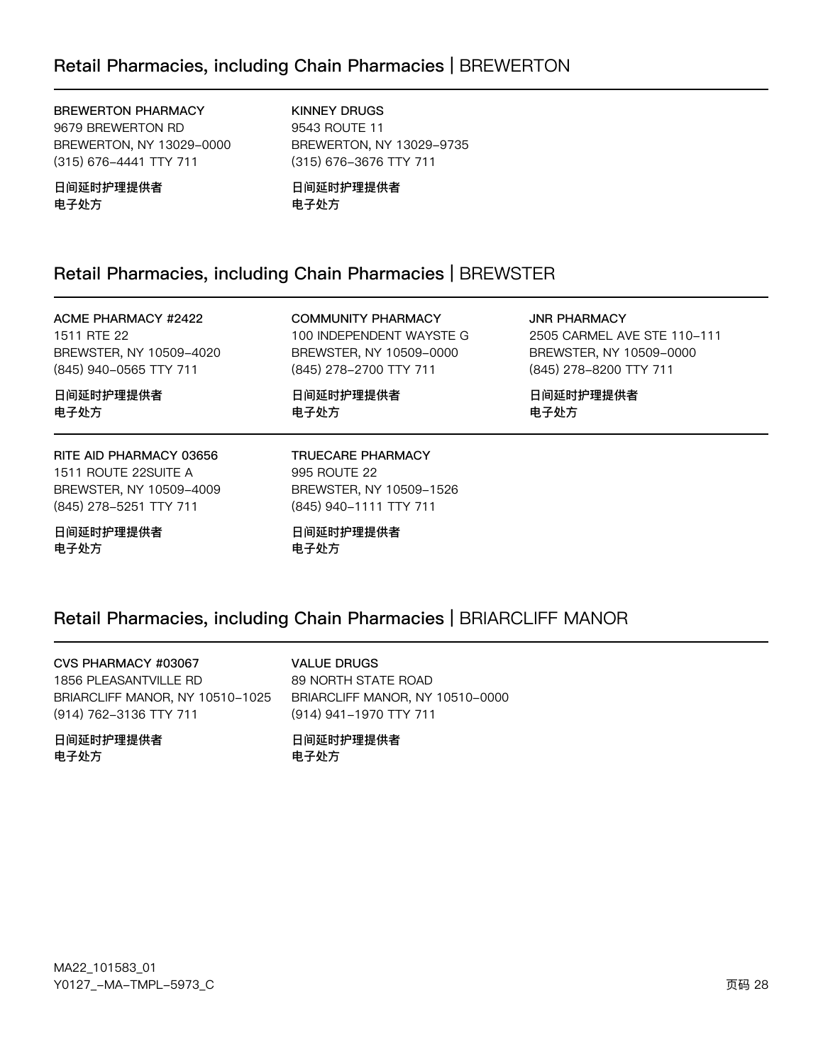## Retail Pharmacies, including Chain Pharmacies | BREWERTON

**BREWERTON PHARMACY**
9679 BREWERTON RD
BREWERTON, NY 13029-0000
(315) 676-4441 TTY 711

**日间延时护理提供者**
**电子处方**

**KINNEY DRUGS**
9543 ROUTE 11
BREWERTON, NY 13029-9735
(315) 676-3676 TTY 711

**日间延时护理提供者**
**电子处方**

## Retail Pharmacies, including Chain Pharmacies | BREWSTER

**ACME PHARMACY #2422**
1511 RTE 22
BREWSTER, NY 10509-4020
(845) 940-0565 TTY 711

**日间延时护理提供者**
**电子处方**

**COMMUNITY PHARMACY**
100 INDEPENDENT WAYSTE G
BREWSTER, NY 10509-0000
(845) 278-2700 TTY 711

**日间延时护理提供者**
**电子处方**

**JNR PHARMACY**
2505 CARMEL AVE STE 110-111
BREWSTER, NY 10509-0000
(845) 278-8200 TTY 711

**日间延时护理提供者**
**电子处方**

**RITE AID PHARMACY 03656**
1511 ROUTE 22SUITE A
BREWSTER, NY 10509-4009
(845) 278-5251 TTY 711

**日间延时护理提供者**
**电子处方**

**TRUECARE PHARMACY**
995 ROUTE 22
BREWSTER, NY 10509-1526
(845) 940-1111 TTY 711

**日间延时护理提供者**
**电子处方**

## Retail Pharmacies, including Chain Pharmacies | BRIARCLIFF MANOR

**CVS PHARMACY #03067**
1856 PLEASANTVILLE RD
BRIARCLIFF MANOR, NY 10510-1025
(914) 762-3136 TTY 711

**日间延时护理提供者**
**电子处方**

**VALUE DRUGS**
89 NORTH STATE ROAD
BRIARCLIFF MANOR, NY 10510-0000
(914) 941-1970 TTY 711

**日间延时护理提供者**
**电子处方**

MA22_101583_01
Y0127_-MA-TMPL-5973_C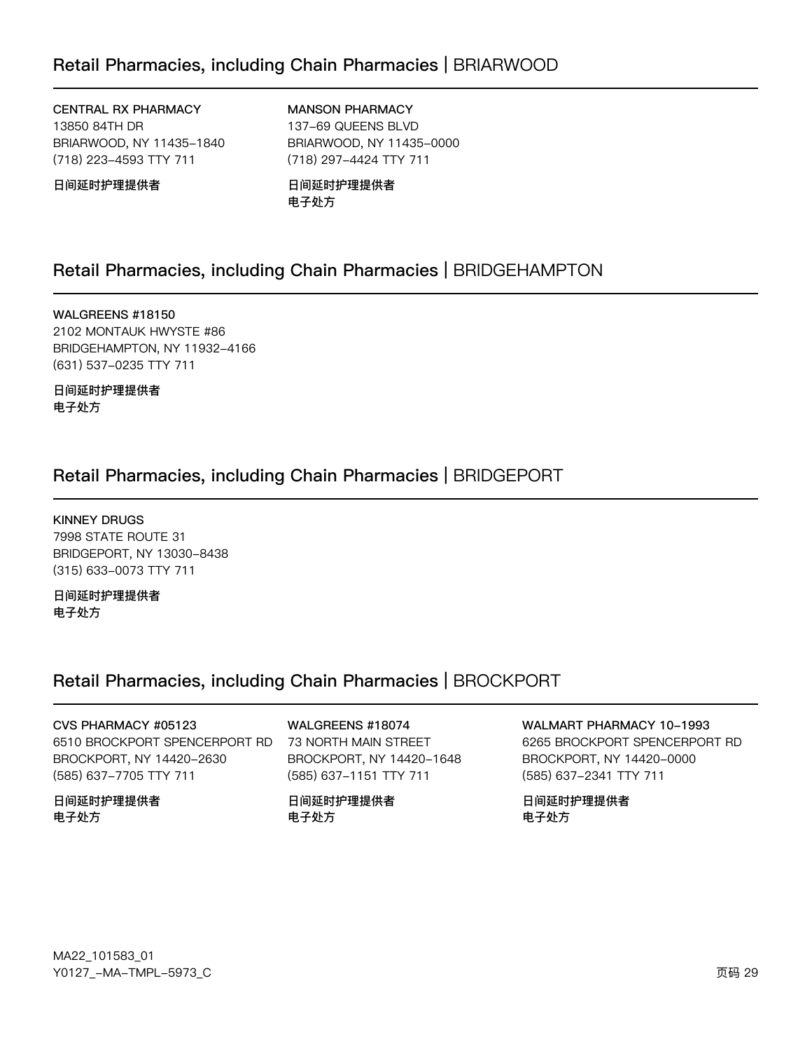## Retail Pharmacies, including Chain Pharmacies | BRIARWOOD

**CENTRAL RX PHARMACY**
13850 84TH DR
BRIARWOOD, NY 11435-1840
(718) 223-4593 TTY 711

**日间延时护理提供者**

**MANSON PHARMACY**
137-69 QUEENS BLVD
BRIARWOOD, NY 11435-0000
(718) 297-4424 TTY 711

**日间延时护理提供者**
**电子处方**

## Retail Pharmacies, including Chain Pharmacies | BRIDGEHAMPTON

**WALGREENS #18150**
2102 MONTAUK HWYSTE #86
BRIDGEHAMPTON, NY 11932-4166
(631) 537-0235 TTY 711

**日间延时护理提供者**
**电子处方**

## Retail Pharmacies, including Chain Pharmacies | BRIDGEPORT

**KINNEY DRUGS**
7998 STATE ROUTE 31
BRIDGEPORT, NY 13030-8438
(315) 633-0073 TTY 711

**日间延时护理提供者**
**电子处方**

## Retail Pharmacies, including Chain Pharmacies | BROCKPORT

**CVS PHARMACY #05123**
6510 BROCKPORT SPENCERPORT RD
BROCKPORT, NY 14420-2630
(585) 637-7705 TTY 711

**日间延时护理提供者**
**电子处方**

**WALGREENS #18074**
73 NORTH MAIN STREET
BROCKPORT, NY 14420-1648
(585) 637-1151 TTY 711

**日间延时护理提供者**
**电子处方**

**WALMART PHARMACY 10-1993**
6265 BROCKPORT SPENCERPORT RD
BROCKPORT, NY 14420-0000
(585) 637-2341 TTY 711

**日间延时护理提供者**
**电子处方**

MA22_101583_01
Y0127_-MA-TMPL-5973_C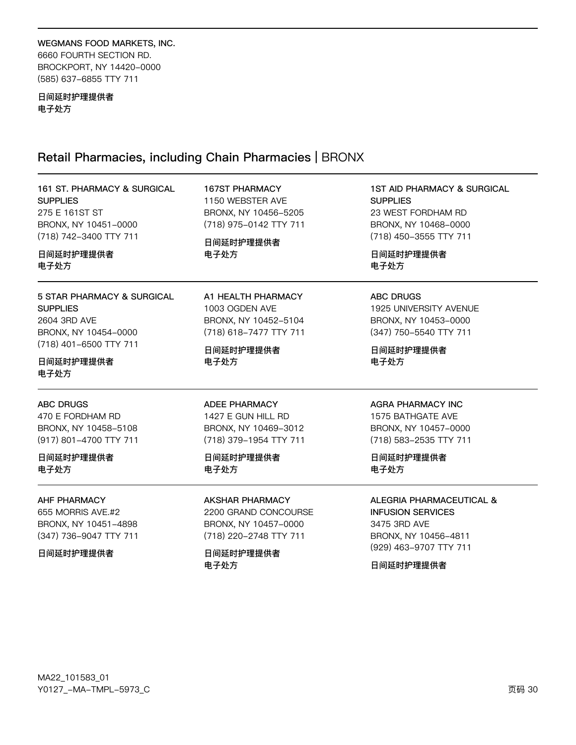WEGMANS FOOD MARKETS, INC.
6660 FOURTH SECTION RD.
BROCKPORT, NY 14420–0000
(585) 637–6855 TTY 711

**日间延时护理提供者**
**电子处方**

## Retail Pharmacies, including Chain Pharmacies | BRONX

161 ST. PHARMACY & SURGICAL SUPPLIES
275 E 161ST ST
BRONX, NY 10451–0000
(718) 742–3400 TTY 711

**日间延时护理提供者**
**电子处方**

167ST PHARMACY
1150 WEBSTER AVE
BRONX, NY 10456–5205
(718) 975–0142 TTY 711

**日间延时护理提供者**
**电子处方**

1ST AID PHARMACY & SURGICAL SUPPLIES
23 WEST FORDHAM RD
BRONX, NY 10468–0000
(718) 450–3555 TTY 711

**日间延时护理提供者**
**电子处方**

5 STAR PHARMACY & SURGICAL SUPPLIES
2604 3RD AVE
BRONX, NY 10454–0000
(718) 401–6500 TTY 711

**日间延时护理提供者**
**电子处方**

A1 HEALTH PHARMACY
1003 OGDEN AVE
BRONX, NY 10452–5104
(718) 618–7477 TTY 711

**日间延时护理提供者**
**电子处方**

ABC DRUGS
1925 UNIVERSITY AVENUE
BRONX, NY 10453–0000
(347) 750–5540 TTY 711

**日间延时护理提供者**
**电子处方**

ABC DRUGS
470 E FORDHAM RD
BRONX, NY 10458–5108
(917) 801–4700 TTY 711

**日间延时护理提供者**
**电子处方**

ADEE PHARMACY
1427 E GUN HILL RD
BRONX, NY 10469–3012
(718) 379–1954 TTY 711

**日间延时护理提供者**
**电子处方**

AGRA PHARMACY INC
1575 BATHGATE AVE
BRONX, NY 10457–0000
(718) 583–2535 TTY 711

**日间延时护理提供者**
**电子处方**

AHF PHARMACY
655 MORRIS AVE.#2
BRONX, NY 10451–4898
(347) 736–9047 TTY 711

**日间延时护理提供者**

AKSHAR PHARMACY
2200 GRAND CONCOURSE
BRONX, NY 10457–0000
(718) 220–2748 TTY 711

**日间延时护理提供者**
**电子处方**

ALEGRIA PHARMACEUTICAL & INFUSION SERVICES
3475 3RD AVE
BRONX, NY 10456–4811
(929) 463–9707 TTY 711

**日间延时护理提供者**

MA22_101583_01
Y0127_–MA–TMPL–5973_C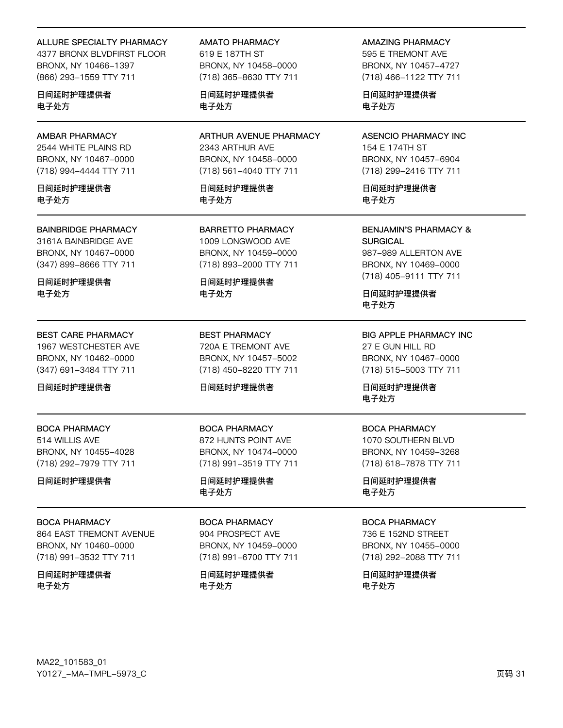**ALLURE SPECIALTY PHARMACY**
4377 BRONX BLVDFIRST FLOOR
BRONX, NY 10466-1397
(866) 293-1559 TTY 711

日间延时护理提供者
电子处方

**AMATO PHARMACY**
619 E 187TH ST
BRONX, NY 10458-0000
(718) 365-8630 TTY 711

日间延时护理提供者
电子处方

**AMAZING PHARMACY**
595 E TREMONT AVE
BRONX, NY 10457-4727
(718) 466-1122 TTY 711

日间延时护理提供者
电子处方

---

**AMBAR PHARMACY**
2544 WHITE PLAINS RD
BRONX, NY 10467-0000
(718) 994-4444 TTY 711

日间延时护理提供者
电子处方

**ARTHUR AVENUE PHARMACY**
2343 ARTHUR AVE
BRONX, NY 10458-0000
(718) 561-4040 TTY 711

日间延时护理提供者
电子处方

**ASENCIO PHARMACY INC**
154 E 174TH ST
BRONX, NY 10457-6904
(718) 299-2416 TTY 711

日间延时护理提供者
电子处方

---

**BAINBRIDGE PHARMACY**
3161A BAINBRIDGE AVE
BRONX, NY 10467-0000
(347) 899-8666 TTY 711

日间延时护理提供者
电子处方

**BARRETTO PHARMACY**
1009 LONGWOOD AVE
BRONX, NY 10459-0000
(718) 893-2000 TTY 711

日间延时护理提供者
电子处方

**BENJAMIN'S PHARMACY & SURGICAL**
987-989 ALLERTON AVE
BRONX, NY 10469-0000
(718) 405-9111 TTY 711

日间延时护理提供者
电子处方

---

**BEST CARE PHARMACY**
1967 WESTCHESTER AVE
BRONX, NY 10462-0000
(347) 691-3484 TTY 711

日间延时护理提供者

**BEST PHARMACY**
720A E TREMONT AVE
BRONX, NY 10457-5002
(718) 450-8220 TTY 711

日间延时护理提供者

**BIG APPLE PHARMACY INC**
27 E GUN HILL RD
BRONX, NY 10467-0000
(718) 515-5003 TTY 711

日间延时护理提供者
电子处方

---

**BOCA PHARMACY**
514 WILLIS AVE
BRONX, NY 10455-4028
(718) 292-7979 TTY 711

日间延时护理提供者

**BOCA PHARMACY**
872 HUNTS POINT AVE
BRONX, NY 10474-0000
(718) 991-3519 TTY 711

日间延时护理提供者
电子处方

**BOCA PHARMACY**
1070 SOUTHERN BLVD
BRONX, NY 10459-3268
(718) 618-7878 TTY 711

日间延时护理提供者
电子处方

---

**BOCA PHARMACY**
864 EAST TREMONT AVENUE
BRONX, NY 10460-0000
(718) 991-3532 TTY 711

日间延时护理提供者
电子处方

**BOCA PHARMACY**
904 PROSPECT AVE
BRONX, NY 10459-0000
(718) 991-6700 TTY 711

日间延时护理提供者
电子处方

**BOCA PHARMACY**
736 E 152ND STREET
BRONX, NY 10455-0000
(718) 292-2088 TTY 711

日间延时护理提供者
电子处方

MA22_101583_01
Y0127_-MA-TMPL-5973_C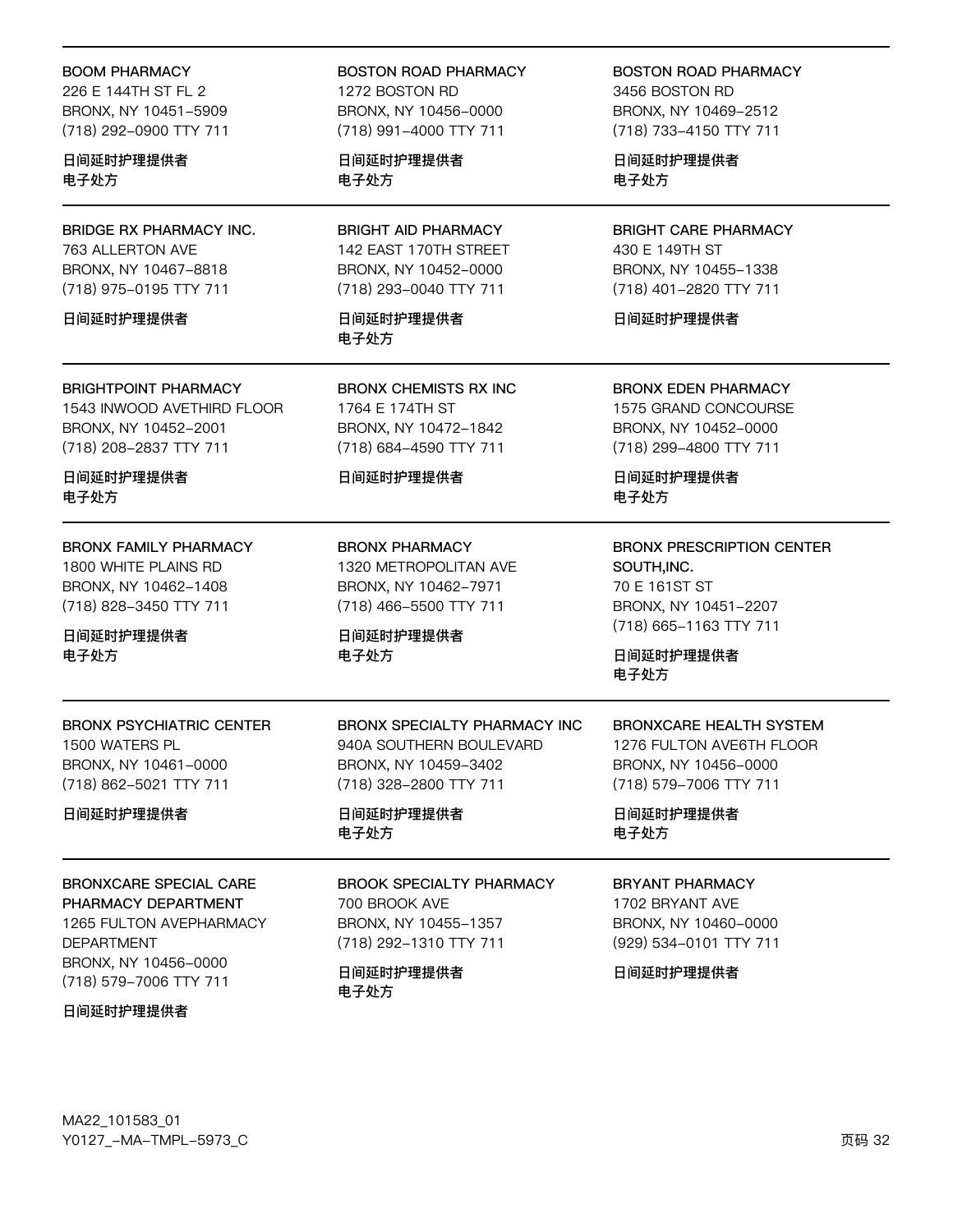BOOM PHARMACY
226 E 144TH ST FL 2
BRONX, NY 10451-5909
(718) 292-0900 TTY 711

**日间延时护理提供者**
**电子处方**

BOSTON ROAD PHARMACY
1272 BOSTON RD
BRONX, NY 10456-0000
(718) 991-4000 TTY 711

**日间延时护理提供者**
**电子处方**

BOSTON ROAD PHARMACY
3456 BOSTON RD
BRONX, NY 10469-2512
(718) 733-4150 TTY 711

**日间延时护理提供者**
**电子处方**

---

BRIDGE RX PHARMACY INC.
763 ALLERTON AVE
BRONX, NY 10467-8818
(718) 975-0195 TTY 711

**日间延时护理提供者**

BRIGHT AID PHARMACY
142 EAST 170TH STREET
BRONX, NY 10452-0000
(718) 293-0040 TTY 711

**日间延时护理提供者**
**电子处方**

BRIGHT CARE PHARMACY
430 E 149TH ST
BRONX, NY 10455-1338
(718) 401-2820 TTY 711

**日间延时护理提供者**

---

BRIGHTPOINT PHARMACY
1543 INWOOD AVETHIRD FLOOR
BRONX, NY 10452-2001
(718) 208-2837 TTY 711

**日间延时护理提供者**
**电子处方**

BRONX CHEMISTS RX INC
1764 E 174TH ST
BRONX, NY 10472-1842
(718) 684-4590 TTY 711

**日间延时护理提供者**

BRONX EDEN PHARMACY
1575 GRAND CONCOURSE
BRONX, NY 10452-0000
(718) 299-4800 TTY 711

**日间延时护理提供者**
**电子处方**

---

BRONX FAMILY PHARMACY
1800 WHITE PLAINS RD
BRONX, NY 10462-1408
(718) 828-3450 TTY 711

**日间延时护理提供者**
**电子处方**

BRONX PHARMACY
1320 METROPOLITAN AVE
BRONX, NY 10462-7971
(718) 466-5500 TTY 711

**日间延时护理提供者**
**电子处方**

BRONX PRESCRIPTION CENTER SOUTH,INC.
70 E 161ST ST
BRONX, NY 10451-2207
(718) 665-1163 TTY 711

**日间延时护理提供者**
**电子处方**

---

BRONX PSYCHIATRIC CENTER
1500 WATERS PL
BRONX, NY 10461-0000
(718) 862-5021 TTY 711

**日间延时护理提供者**

BRONX SPECIALTY PHARMACY INC
940A SOUTHERN BOULEVARD
BRONX, NY 10459-3402
(718) 328-2800 TTY 711

**日间延时护理提供者**
**电子处方**

BRONXCARE HEALTH SYSTEM
1276 FULTON AVE6TH FLOOR
BRONX, NY 10456-0000
(718) 579-7006 TTY 711

**日间延时护理提供者**
**电子处方**

---

BRONXCARE SPECIAL CARE PHARMACY DEPARTMENT
1265 FULTON AVEPHARMACY DEPARTMENT
BRONX, NY 10456-0000
(718) 579-7006 TTY 711

**日间延时护理提供者**

BROOK SPECIALTY PHARMACY
700 BROOK AVE
BRONX, NY 10455-1357
(718) 292-1310 TTY 711

**日间延时护理提供者**
**电子处方**

BRYANT PHARMACY
1702 BRYANT AVE
BRONX, NY 10460-0000
(929) 534-0101 TTY 711

**日间延时护理提供者**

MA22_101583_01
Y0127_-MA-TMPL-5973_C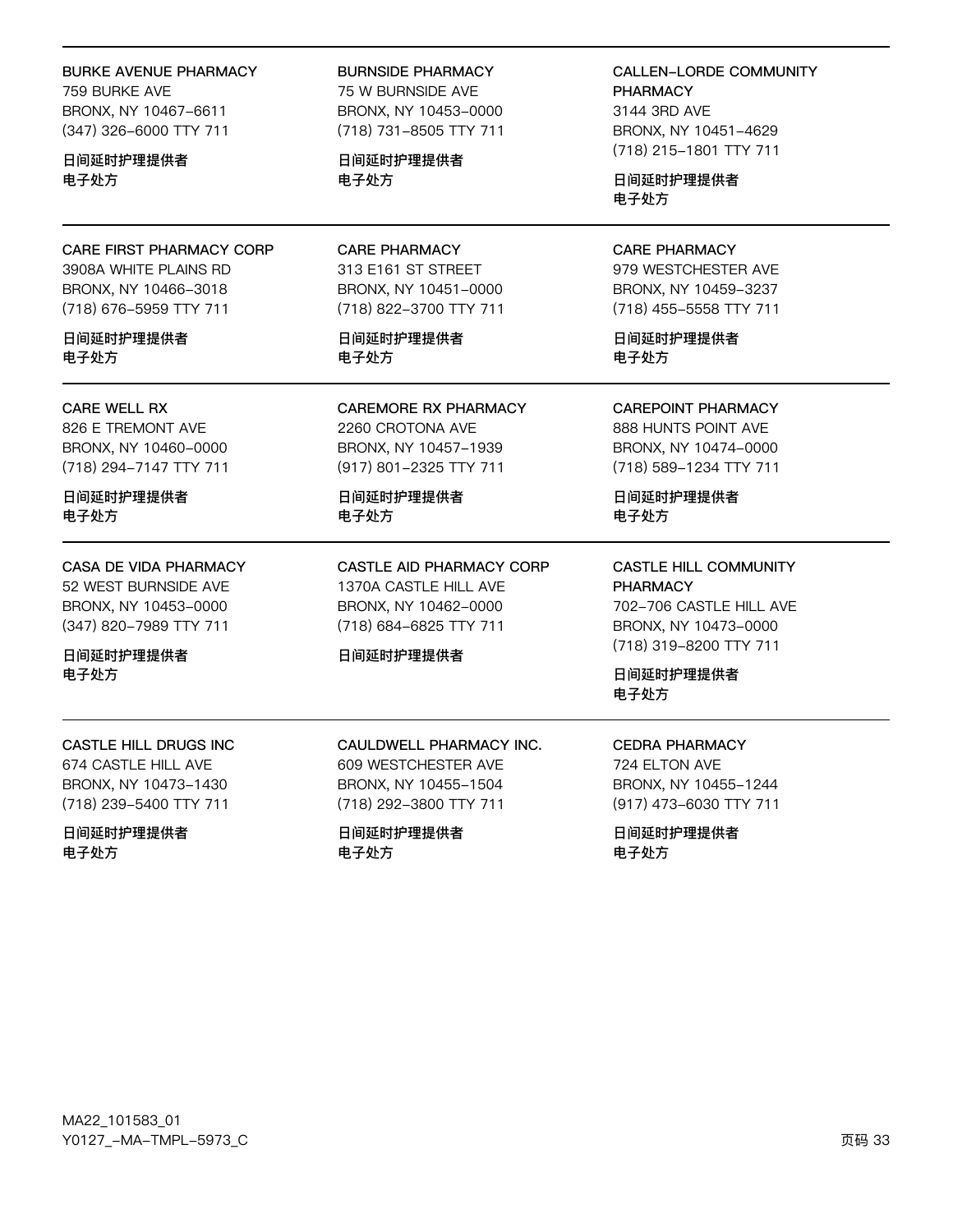BURKE AVENUE PHARMACY
759 BURKE AVE
BRONX, NY 10467-6611
(347) 326-6000 TTY 711

**日间延时护理提供者**
**电子处方**

BURNSIDE PHARMACY
75 W BURNSIDE AVE
BRONX, NY 10453-0000
(718) 731-8505 TTY 711

**日间延时护理提供者**
**电子处方**

CALLEN-LORDE COMMUNITY PHARMACY
3144 3RD AVE
BRONX, NY 10451-4629
(718) 215-1801 TTY 711

**日间延时护理提供者**
**电子处方**

---

CARE FIRST PHARMACY CORP
3908A WHITE PLAINS RD
BRONX, NY 10466-3018
(718) 676-5959 TTY 711

**日间延时护理提供者**
**电子处方**

CARE PHARMACY
313 E161 ST STREET
BRONX, NY 10451-0000
(718) 822-3700 TTY 711

**日间延时护理提供者**
**电子处方**

CARE PHARMACY
979 WESTCHESTER AVE
BRONX, NY 10459-3237
(718) 455-5558 TTY 711

**日间延时护理提供者**
**电子处方**

---

CARE WELL RX
826 E TREMONT AVE
BRONX, NY 10460-0000
(718) 294-7147 TTY 711

**日间延时护理提供者**
**电子处方**

CAREMORE RX PHARMACY
2260 CROTONA AVE
BRONX, NY 10457-1939
(917) 801-2325 TTY 711

**日间延时护理提供者**
**电子处方**

CAREPOINT PHARMACY
888 HUNTS POINT AVE
BRONX, NY 10474-0000
(718) 589-1234 TTY 711

**日间延时护理提供者**
**电子处方**

---

CASA DE VIDA PHARMACY
52 WEST BURNSIDE AVE
BRONX, NY 10453-0000
(347) 820-7989 TTY 711

**日间延时护理提供者**
**电子处方**

CASTLE AID PHARMACY CORP
1370A CASTLE HILL AVE
BRONX, NY 10462-0000
(718) 684-6825 TTY 711

**日间延时护理提供者**

CASTLE HILL COMMUNITY PHARMACY
702-706 CASTLE HILL AVE
BRONX, NY 10473-0000
(718) 319-8200 TTY 711

**日间延时护理提供者**
**电子处方**

---

CASTLE HILL DRUGS INC
674 CASTLE HILL AVE
BRONX, NY 10473-1430
(718) 239-5400 TTY 711

**日间延时护理提供者**
**电子处方**

CAULDWELL PHARMACY INC.
609 WESTCHESTER AVE
BRONX, NY 10455-1504
(718) 292-3800 TTY 711

**日间延时护理提供者**
**电子处方**

CEDRA PHARMACY
724 ELTON AVE
BRONX, NY 10455-1244
(917) 473-6030 TTY 711

**日间延时护理提供者**
**电子处方**

MA22_101583_01
Y0127_-MA-TMPL-5973_C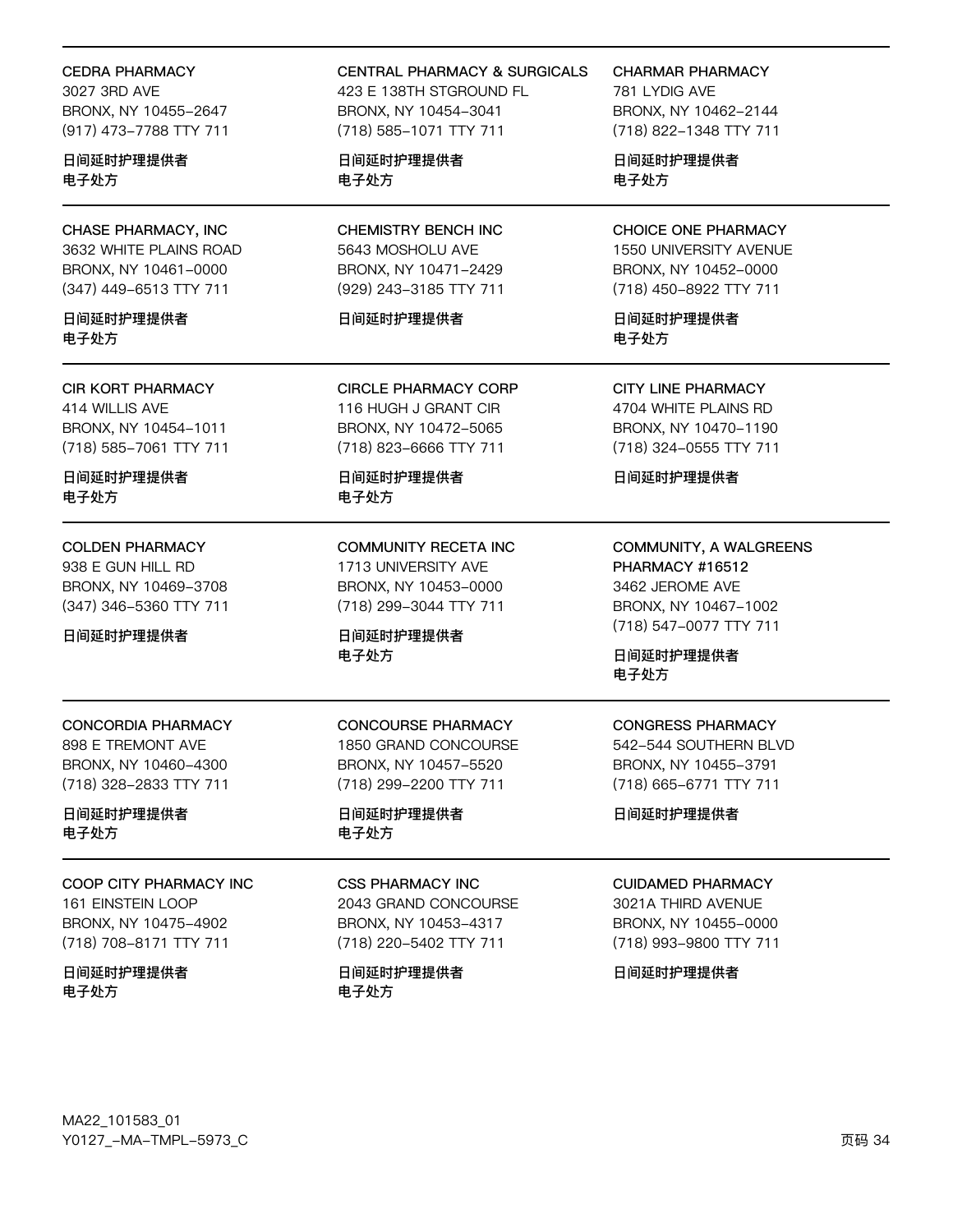**CEDRA PHARMACY**
3027 3RD AVE
BRONX, NY 10455-2647
(917) 473-7788 TTY 711

日间延时护理提供者
电子处方

**CENTRAL PHARMACY & SURGICALS**
423 E 138TH STGROUND FL
BRONX, NY 10454-3041
(718) 585-1071 TTY 711

日间延时护理提供者
电子处方

**CHARMAR PHARMACY**
781 LYDIG AVE
BRONX, NY 10462-2144
(718) 822-1348 TTY 711

日间延时护理提供者
电子处方

---

**CHASE PHARMACY, INC**
3632 WHITE PLAINS ROAD
BRONX, NY 10461-0000
(347) 449-6513 TTY 711

日间延时护理提供者
电子处方

**CHEMISTRY BENCH INC**
5643 MOSHOLU AVE
BRONX, NY 10471-2429
(929) 243-3185 TTY 711

日间延时护理提供者

**CHOICE ONE PHARMACY**
1550 UNIVERSITY AVENUE
BRONX, NY 10452-0000
(718) 450-8922 TTY 711

日间延时护理提供者
电子处方

---

**CIR KORT PHARMACY**
414 WILLIS AVE
BRONX, NY 10454-1011
(718) 585-7061 TTY 711

日间延时护理提供者
电子处方

**CIRCLE PHARMACY CORP**
116 HUGH J GRANT CIR
BRONX, NY 10472-5065
(718) 823-6666 TTY 711

日间延时护理提供者
电子处方

**CITY LINE PHARMACY**
4704 WHITE PLAINS RD
BRONX, NY 10470-1190
(718) 324-0555 TTY 711

日间延时护理提供者

---

**COLDEN PHARMACY**
938 E GUN HILL RD
BRONX, NY 10469-3708
(347) 346-5360 TTY 711

日间延时护理提供者

**COMMUNITY RECETA INC**
1713 UNIVERSITY AVE
BRONX, NY 10453-0000
(718) 299-3044 TTY 711

日间延时护理提供者
电子处方

**COMMUNITY, A WALGREENS PHARMACY #16512**
3462 JEROME AVE
BRONX, NY 10467-1002
(718) 547-0077 TTY 711

日间延时护理提供者
电子处方

---

**CONCORDIA PHARMACY**
898 E TREMONT AVE
BRONX, NY 10460-4300
(718) 328-2833 TTY 711

日间延时护理提供者
电子处方

**CONCOURSE PHARMACY**
1850 GRAND CONCOURSE
BRONX, NY 10457-5520
(718) 299-2200 TTY 711

日间延时护理提供者
电子处方

**CONGRESS PHARMACY**
542-544 SOUTHERN BLVD
BRONX, NY 10455-3791
(718) 665-6771 TTY 711

日间延时护理提供者

---

**COOP CITY PHARMACY INC**
161 EINSTEIN LOOP
BRONX, NY 10475-4902
(718) 708-8171 TTY 711

日间延时护理提供者
电子处方

**CSS PHARMACY INC**
2043 GRAND CONCOURSE
BRONX, NY 10453-4317
(718) 220-5402 TTY 711

日间延时护理提供者
电子处方

**CUIDAMED PHARMACY**
3021A THIRD AVENUE
BRONX, NY 10455-0000
(718) 993-9800 TTY 711

日间延时护理提供者

MA22_101583_01
Y0127_-MA-TMPL-5973_C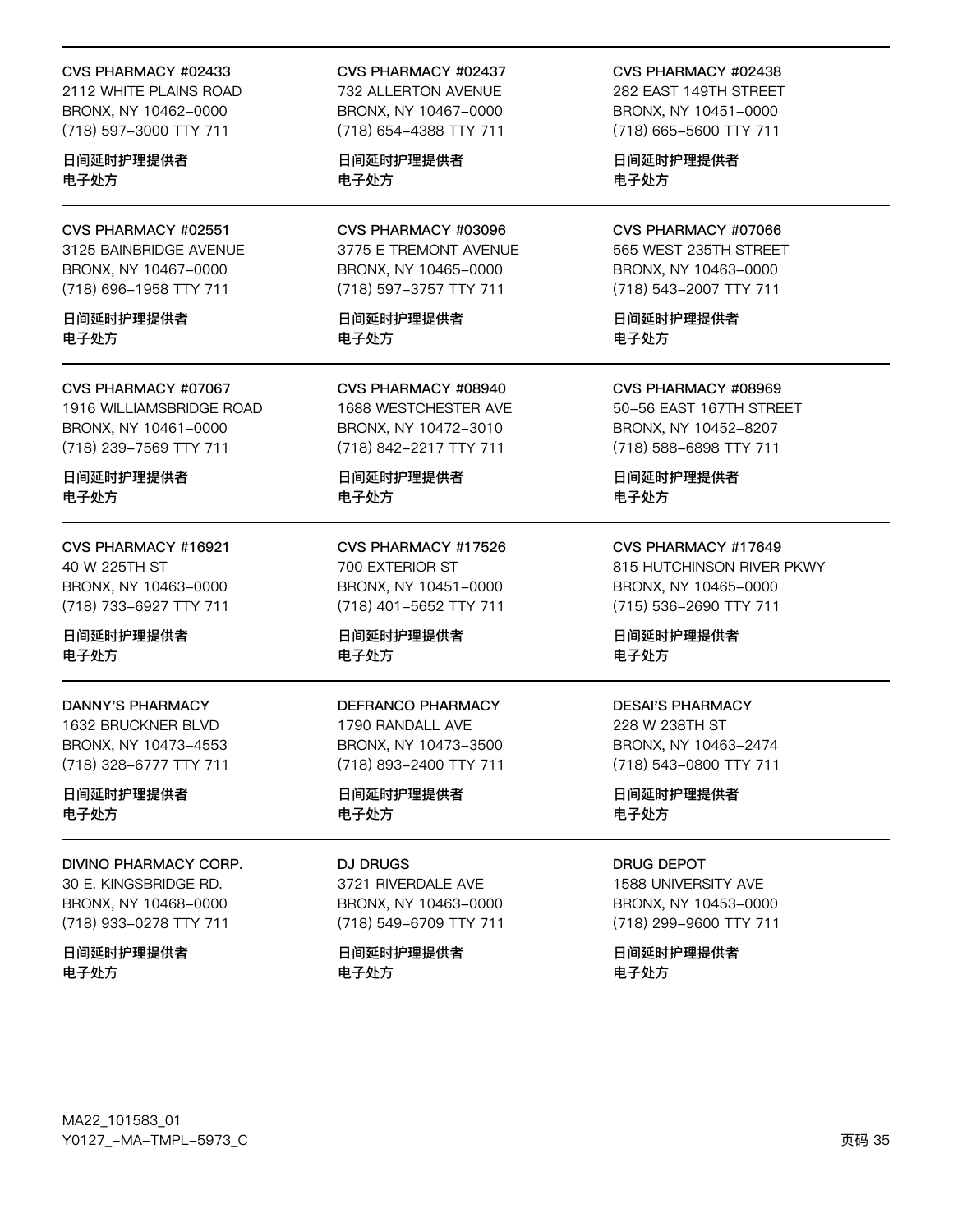CVS PHARMACY #02433
2112 WHITE PLAINS ROAD
BRONX, NY 10462-0000
(718) 597-3000 TTY 711

**日间延时护理提供者**
**电子处方**

---

CVS PHARMACY #02437
732 ALLERTON AVENUE
BRONX, NY 10467-0000
(718) 654-4388 TTY 711

**日间延时护理提供者**
**电子处方**

---

CVS PHARMACY #02438
282 EAST 149TH STREET
BRONX, NY 10451-0000
(718) 665-5600 TTY 711

**日间延时护理提供者**
**电子处方**

---

CVS PHARMACY #02551
3125 BAINBRIDGE AVENUE
BRONX, NY 10467-0000
(718) 696-1958 TTY 711

**日间延时护理提供者**
**电子处方**

---

CVS PHARMACY #03096
3775 E TREMONT AVENUE
BRONX, NY 10465-0000
(718) 597-3757 TTY 711

**日间延时护理提供者**
**电子处方**

---

CVS PHARMACY #07066
565 WEST 235TH STREET
BRONX, NY 10463-0000
(718) 543-2007 TTY 711

**日间延时护理提供者**
**电子处方**

---

CVS PHARMACY #07067
1916 WILLIAMSBRIDGE ROAD
BRONX, NY 10461-0000
(718) 239-7569 TTY 711

**日间延时护理提供者**
**电子处方**

---

CVS PHARMACY #08940
1688 WESTCHESTER AVE
BRONX, NY 10472-3010
(718) 842-2217 TTY 711

**日间延时护理提供者**
**电子处方**

---

CVS PHARMACY #08969
50-56 EAST 167TH STREET
BRONX, NY 10452-8207
(718) 588-6898 TTY 711

**日间延时护理提供者**
**电子处方**

---

CVS PHARMACY #16921
40 W 225TH ST
BRONX, NY 10463-0000
(718) 733-6927 TTY 711

**日间延时护理提供者**
**电子处方**

---

CVS PHARMACY #17526
700 EXTERIOR ST
BRONX, NY 10451-0000
(718) 401-5652 TTY 711

**日间延时护理提供者**
**电子处方**

---

CVS PHARMACY #17649
815 HUTCHINSON RIVER PKWY
BRONX, NY 10465-0000
(715) 536-2690 TTY 711

**日间延时护理提供者**
**电子处方**

---

DANNY'S PHARMACY
1632 BRUCKNER BLVD
BRONX, NY 10473-4553
(718) 328-6777 TTY 711

**日间延时护理提供者**
**电子处方**

---

DEFRANCO PHARMACY
1790 RANDALL AVE
BRONX, NY 10473-3500
(718) 893-2400 TTY 711

**日间延时护理提供者**
**电子处方**

---

DESAI'S PHARMACY
228 W 238TH ST
BRONX, NY 10463-2474
(718) 543-0800 TTY 711

**日间延时护理提供者**
**电子处方**

---

DIVINO PHARMACY CORP.
30 E. KINGSBRIDGE RD.
BRONX, NY 10468-0000
(718) 933-0278 TTY 711

**日间延时护理提供者**
**电子处方**

---

DJ DRUGS
3721 RIVERDALE AVE
BRONX, NY 10463-0000
(718) 549-6709 TTY 711

**日间延时护理提供者**
**电子处方**

---

DRUG DEPOT
1588 UNIVERSITY AVE
BRONX, NY 10453-0000
(718) 299-9600 TTY 711

**日间延时护理提供者**
**电子处方**

MA22_101583_01
Y0127_-MA-TMPL-5973_C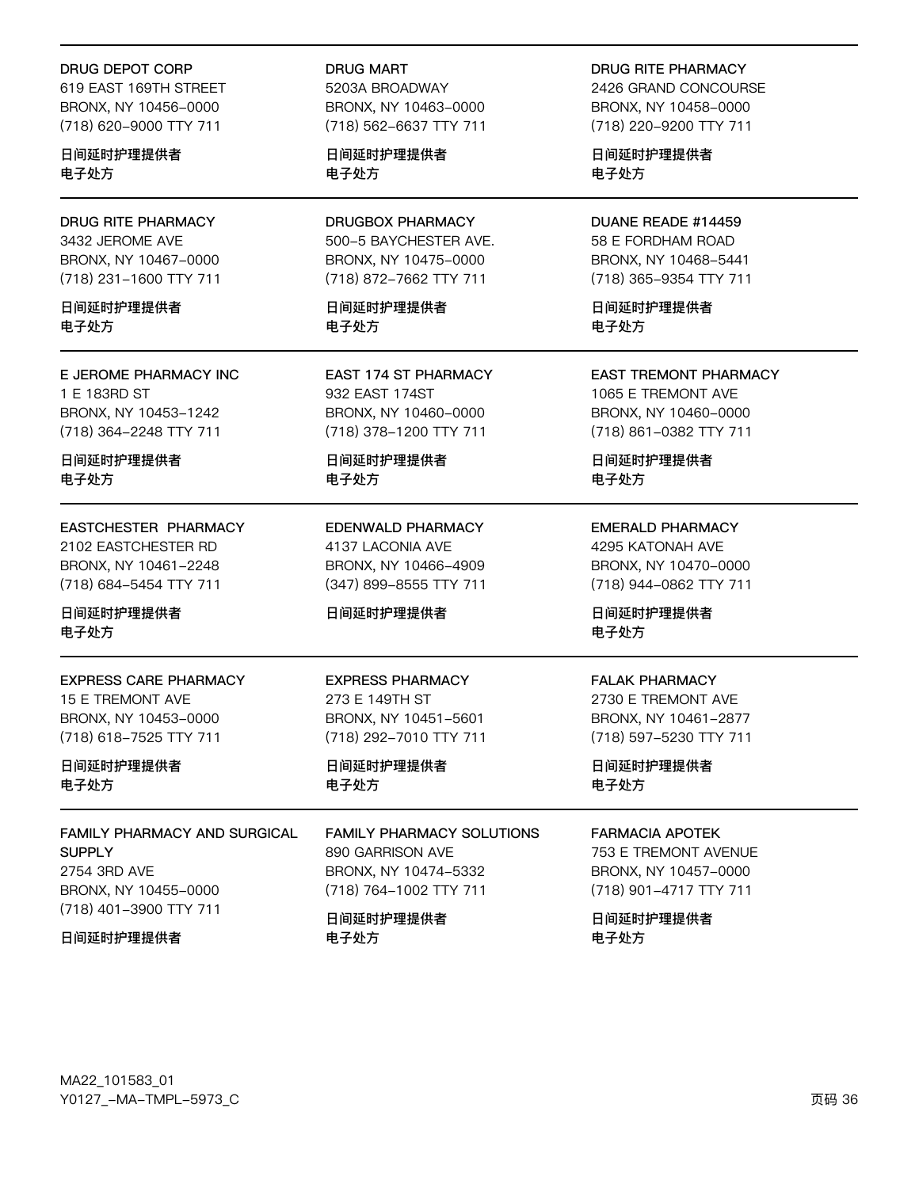DRUG DEPOT CORP
619 EAST 169TH STREET
BRONX, NY 10456-0000
(718) 620-9000 TTY 711

**日间延时护理提供者**
**电子处方**

DRUG MART
5203A BROADWAY
BRONX, NY 10463-0000
(718) 562-6637 TTY 711

**日间延时护理提供者**
**电子处方**

DRUG RITE PHARMACY
2426 GRAND CONCOURSE
BRONX, NY 10458-0000
(718) 220-9200 TTY 711

**日间延时护理提供者**
**电子处方**

---

DRUG RITE PHARMACY
3432 JEROME AVE
BRONX, NY 10467-0000
(718) 231-1600 TTY 711

**日间延时护理提供者**
**电子处方**

DRUGBOX PHARMACY
500-5 BAYCHESTER AVE.
BRONX, NY 10475-0000
(718) 872-7662 TTY 711

**日间延时护理提供者**
**电子处方**

DUANE READE #14459
58 E FORDHAM ROAD
BRONX, NY 10468-5441
(718) 365-9354 TTY 711

**日间延时护理提供者**
**电子处方**

---

E JEROME PHARMACY INC
1 E 183RD ST
BRONX, NY 10453-1242
(718) 364-2248 TTY 711

**日间延时护理提供者**
**电子处方**

EAST 174 ST PHARMACY
932 EAST 174ST
BRONX, NY 10460-0000
(718) 378-1200 TTY 711

**日间延时护理提供者**
**电子处方**

EAST TREMONT PHARMACY
1065 E TREMONT AVE
BRONX, NY 10460-0000
(718) 861-0382 TTY 711

**日间延时护理提供者**
**电子处方**

---

EASTCHESTER PHARMACY
2102 EASTCHESTER RD
BRONX, NY 10461-2248
(718) 684-5454 TTY 711

**日间延时护理提供者**
**电子处方**

EDENWALD PHARMACY
4137 LACONIA AVE
BRONX, NY 10466-4909
(347) 899-8555 TTY 711

**日间延时护理提供者**

EMERALD PHARMACY
4295 KATONAH AVE
BRONX, NY 10470-0000
(718) 944-0862 TTY 711

**日间延时护理提供者**
**电子处方**

---

EXPRESS CARE PHARMACY
15 E TREMONT AVE
BRONX, NY 10453-0000
(718) 618-7525 TTY 711

**日间延时护理提供者**
**电子处方**

EXPRESS PHARMACY
273 E 149TH ST
BRONX, NY 10451-5601
(718) 292-7010 TTY 711

**日间延时护理提供者**
**电子处方**

FALAK PHARMACY
2730 E TREMONT AVE
BRONX, NY 10461-2877
(718) 597-5230 TTY 711

**日间延时护理提供者**
**电子处方**

---

FAMILY PHARMACY AND SURGICAL SUPPLY
2754 3RD AVE
BRONX, NY 10455-0000
(718) 401-3900 TTY 711

**日间延时护理提供者**

FAMILY PHARMACY SOLUTIONS
890 GARRISON AVE
BRONX, NY 10474-5332
(718) 764-1002 TTY 711

**日间延时护理提供者**
**电子处方**

FARMACIA APOTEK
753 E TREMONT AVENUE
BRONX, NY 10457-0000
(718) 901-4717 TTY 711

**日间延时护理提供者**
**电子处方**

MA22_101583_01
Y0127_-MA-TMPL-5973_C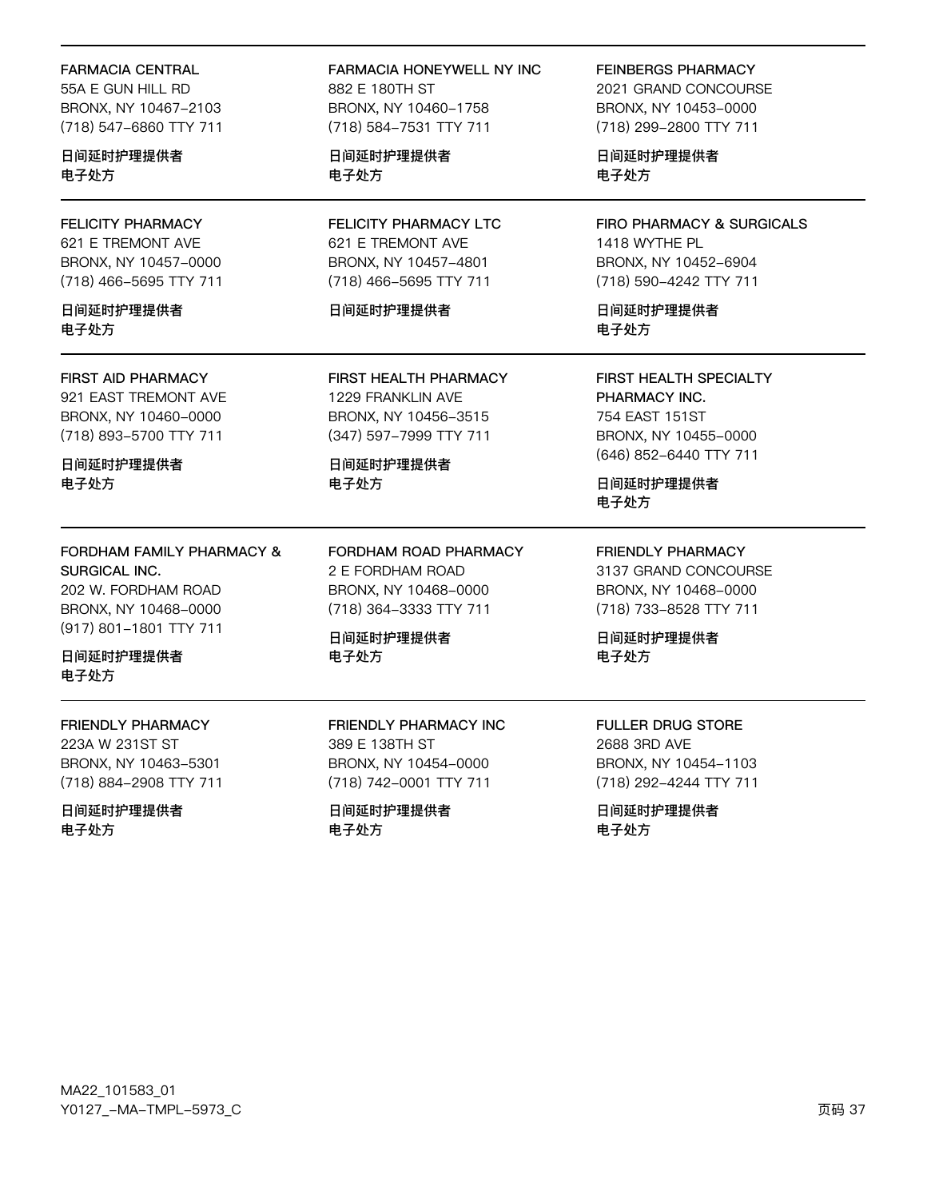FARMACIA CENTRAL
55A E GUN HILL RD
BRONX, NY 10467-2103
(718) 547-6860 TTY 711

日间延时护理提供者
电子处方

FARMACIA HONEYWELL NY INC
882 E 180TH ST
BRONX, NY 10460-1758
(718) 584-7531 TTY 711

日间延时护理提供者
电子处方

FEINBERGS PHARMACY
2021 GRAND CONCOURSE
BRONX, NY 10453-0000
(718) 299-2800 TTY 711

日间延时护理提供者
电子处方

FELICITY PHARMACY
621 E TREMONT AVE
BRONX, NY 10457-0000
(718) 466-5695 TTY 711

日间延时护理提供者
电子处方

FELICITY PHARMACY LTC
621 E TREMONT AVE
BRONX, NY 10457-4801
(718) 466-5695 TTY 711

日间延时护理提供者

FIRO PHARMACY & SURGICALS
1418 WYTHE PL
BRONX, NY 10452-6904
(718) 590-4242 TTY 711

日间延时护理提供者
电子处方

FIRST AID PHARMACY
921 EAST TREMONT AVE
BRONX, NY 10460-0000
(718) 893-5700 TTY 711

日间延时护理提供者
电子处方

FIRST HEALTH PHARMACY
1229 FRANKLIN AVE
BRONX, NY 10456-3515
(347) 597-7999 TTY 711

日间延时护理提供者
电子处方

FIRST HEALTH SPECIALTY PHARMACY INC.
754 EAST 151ST
BRONX, NY 10455-0000
(646) 852-6440 TTY 711

日间延时护理提供者
电子处方

FORDHAM FAMILY PHARMACY & SURGICAL INC.
202 W. FORDHAM ROAD
BRONX, NY 10468-0000
(917) 801-1801 TTY 711

日间延时护理提供者
电子处方

FORDHAM ROAD PHARMACY
2 E FORDHAM ROAD
BRONX, NY 10468-0000
(718) 364-3333 TTY 711

日间延时护理提供者
电子处方

FRIENDLY PHARMACY
3137 GRAND CONCOURSE
BRONX, NY 10468-0000
(718) 733-8528 TTY 711

日间延时护理提供者
电子处方

FRIENDLY PHARMACY
223A W 231ST ST
BRONX, NY 10463-5301
(718) 884-2908 TTY 711

日间延时护理提供者
电子处方

FRIENDLY PHARMACY INC
389 E 138TH ST
BRONX, NY 10454-0000
(718) 742-0001 TTY 711

日间延时护理提供者
电子处方

FULLER DRUG STORE
2688 3RD AVE
BRONX, NY 10454-1103
(718) 292-4244 TTY 711

日间延时护理提供者
电子处方

MA22_101583_01
Y0127_-MA-TMPL-5973_C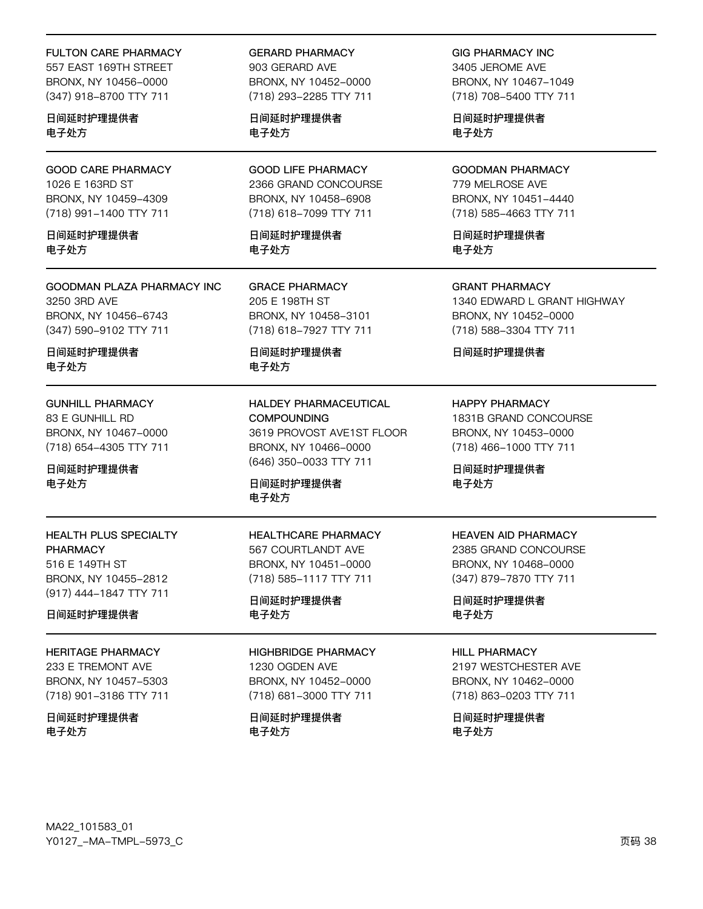FULTON CARE PHARMACY
557 EAST 169TH STREET
BRONX, NY 10456-0000
(347) 918-8700 TTY 711

日间延时护理提供者
电子处方

GERARD PHARMACY
903 GERARD AVE
BRONX, NY 10452-0000
(718) 293-2285 TTY 711

日间延时护理提供者
电子处方

GIG PHARMACY INC
3405 JEROME AVE
BRONX, NY 10467-1049
(718) 708-5400 TTY 711

日间延时护理提供者
电子处方

---

GOOD CARE PHARMACY
1026 E 163RD ST
BRONX, NY 10459-4309
(718) 991-1400 TTY 711

日间延时护理提供者
电子处方

GOOD LIFE PHARMACY
2366 GRAND CONCOURSE
BRONX, NY 10458-6908
(718) 618-7099 TTY 711

日间延时护理提供者
电子处方

GOODMAN PHARMACY
779 MELROSE AVE
BRONX, NY 10451-4440
(718) 585-4663 TTY 711

日间延时护理提供者
电子处方

---

GOODMAN PLAZA PHARMACY INC
3250 3RD AVE
BRONX, NY 10456-6743
(347) 590-9102 TTY 711

日间延时护理提供者
电子处方

GRACE PHARMACY
205 E 198TH ST
BRONX, NY 10458-3101
(718) 618-7927 TTY 711

日间延时护理提供者
电子处方

GRANT PHARMACY
1340 EDWARD L GRANT HIGHWAY
BRONX, NY 10452-0000
(718) 588-3304 TTY 711

日间延时护理提供者

---

GUNHILL PHARMACY
83 E GUNHILL RD
BRONX, NY 10467-0000
(718) 654-4305 TTY 711

日间延时护理提供者
电子处方

HALDEY PHARMACEUTICAL COMPOUNDING
3619 PROVOST AVE1ST FLOOR
BRONX, NY 10466-0000
(646) 350-0033 TTY 711

日间延时护理提供者
电子处方

HAPPY PHARMACY
1831B GRAND CONCOURSE
BRONX, NY 10453-0000
(718) 466-1000 TTY 711

日间延时护理提供者
电子处方

---

HEALTH PLUS SPECIALTY PHARMACY
516 E 149TH ST
BRONX, NY 10455-2812
(917) 444-1847 TTY 711

日间延时护理提供者

HEALTHCARE PHARMACY
567 COURTLANDT AVE
BRONX, NY 10451-0000
(718) 585-1117 TTY 711

日间延时护理提供者
电子处方

HEAVEN AID PHARMACY
2385 GRAND CONCOURSE
BRONX, NY 10468-0000
(347) 879-7870 TTY 711

日间延时护理提供者
电子处方

---

HERITAGE PHARMACY
233 E TREMONT AVE
BRONX, NY 10457-5303
(718) 901-3186 TTY 711

日间延时护理提供者
电子处方

HIGHBRIDGE PHARMACY
1230 OGDEN AVE
BRONX, NY 10452-0000
(718) 681-3000 TTY 711

日间延时护理提供者
电子处方

HILL PHARMACY
2197 WESTCHESTER AVE
BRONX, NY 10462-0000
(718) 863-0203 TTY 711

日间延时护理提供者
电子处方

MA22_101583_01
Y0127_-MA-TMPL-5973_C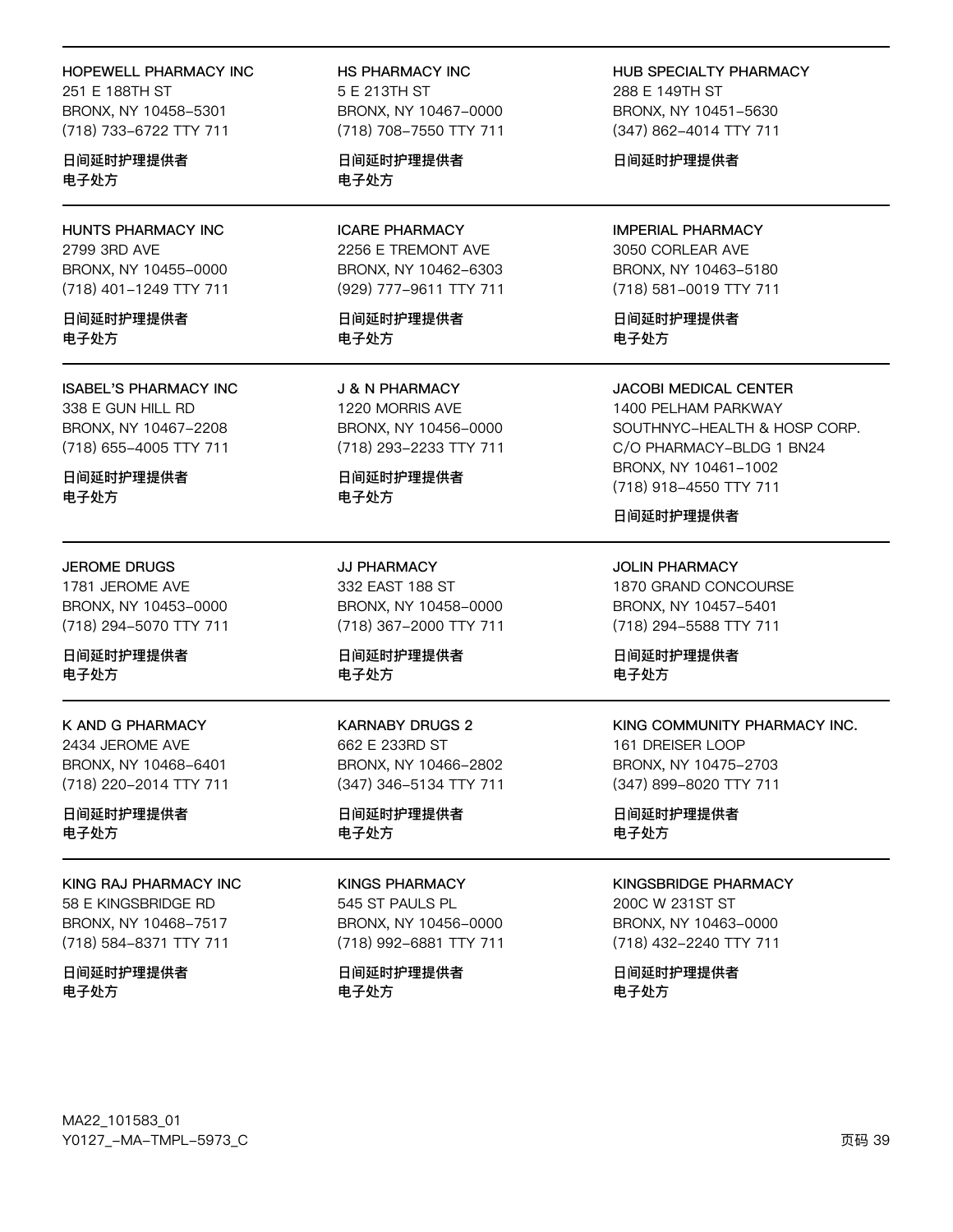**HOPEWELL PHARMACY INC**
251 E 188TH ST
BRONX, NY 10458-5301
(718) 733-6722 TTY 711

日间延时护理提供者
电子处方

**HS PHARMACY INC**
5 E 213TH ST
BRONX, NY 10467-0000
(718) 708-7550 TTY 711

日间延时护理提供者
电子处方

**HUB SPECIALTY PHARMACY**
288 E 149TH ST
BRONX, NY 10451-5630
(347) 862-4014 TTY 711

日间延时护理提供者

---

**HUNTS PHARMACY INC**
2799 3RD AVE
BRONX, NY 10455-0000
(718) 401-1249 TTY 711

日间延时护理提供者
电子处方

**ICARE PHARMACY**
2256 E TREMONT AVE
BRONX, NY 10462-6303
(929) 777-9611 TTY 711

日间延时护理提供者
电子处方

**IMPERIAL PHARMACY**
3050 CORLEAR AVE
BRONX, NY 10463-5180
(718) 581-0019 TTY 711

日间延时护理提供者
电子处方

---

**ISABEL'S PHARMACY INC**
338 E GUN HILL RD
BRONX, NY 10467-2208
(718) 655-4005 TTY 711

日间延时护理提供者
电子处方

**J & N PHARMACY**
1220 MORRIS AVE
BRONX, NY 10456-0000
(718) 293-2233 TTY 711

日间延时护理提供者
电子处方

**JACOBI MEDICAL CENTER**
1400 PELHAM PARKWAY
SOUTHNYC-HEALTH & HOSP CORP.
C/O PHARMACY-BLDG 1 BN24
BRONX, NY 10461-1002
(718) 918-4550 TTY 711

日间延时护理提供者

---

**JEROME DRUGS**
1781 JEROME AVE
BRONX, NY 10453-0000
(718) 294-5070 TTY 711

日间延时护理提供者
电子处方

**JJ PHARMACY**
332 EAST 188 ST
BRONX, NY 10458-0000
(718) 367-2000 TTY 711

日间延时护理提供者
电子处方

**JOLIN PHARMACY**
1870 GRAND CONCOURSE
BRONX, NY 10457-5401
(718) 294-5588 TTY 711

日间延时护理提供者
电子处方

---

**K AND G PHARMACY**
2434 JEROME AVE
BRONX, NY 10468-6401
(718) 220-2014 TTY 711

日间延时护理提供者
电子处方

**KARNABY DRUGS 2**
662 E 233RD ST
BRONX, NY 10466-2802
(347) 346-5134 TTY 711

日间延时护理提供者
电子处方

**KING COMMUNITY PHARMACY INC.**
161 DREISER LOOP
BRONX, NY 10475-2703
(347) 899-8020 TTY 711

日间延时护理提供者
电子处方

---

**KING RAJ PHARMACY INC**
58 E KINGSBRIDGE RD
BRONX, NY 10468-7517
(718) 584-8371 TTY 711

日间延时护理提供者
电子处方

**KINGS PHARMACY**
545 ST PAULS PL
BRONX, NY 10456-0000
(718) 992-6881 TTY 711

日间延时护理提供者
电子处方

**KINGSBRIDGE PHARMACY**
200C W 231ST ST
BRONX, NY 10463-0000
(718) 432-2240 TTY 711

日间延时护理提供者
电子处方

MA22_101583_01
Y0127_-MA-TMPL-5973_C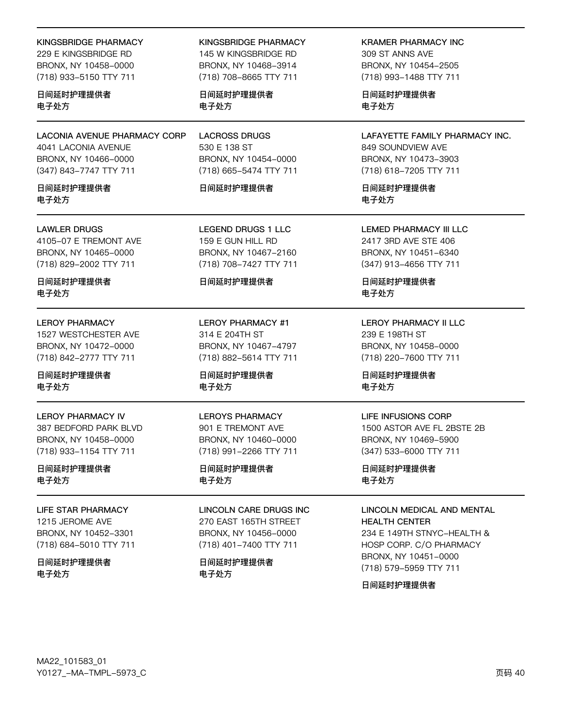KINGSBRIDGE PHARMACY
229 E KINGSBRIDGE RD
BRONX, NY 10458-0000
(718) 933-5150 TTY 711

日间延时护理提供者
电子处方

KINGSBRIDGE PHARMACY
145 W KINGSBRIDGE RD
BRONX, NY 10468-3914
(718) 708-8665 TTY 711

日间延时护理提供者
电子处方

KRAMER PHARMACY INC
309 ST ANNS AVE
BRONX, NY 10454-2505
(718) 993-1488 TTY 711

日间延时护理提供者
电子处方

---

LACONIA AVENUE PHARMACY CORP
4041 LACONIA AVENUE
BRONX, NY 10466-0000
(347) 843-7747 TTY 711

日间延时护理提供者
电子处方

LACROSS DRUGS
530 E 138 ST
BRONX, NY 10454-0000
(718) 665-5474 TTY 711

日间延时护理提供者

LAFAYETTE FAMILY PHARMACY INC.
849 SOUNDVIEW AVE
BRONX, NY 10473-3903
(718) 618-7205 TTY 711

日间延时护理提供者
电子处方

---

LAWLER DRUGS
4105-07 E TREMONT AVE
BRONX, NY 10465-0000
(718) 829-2002 TTY 711

日间延时护理提供者
电子处方

LEGEND DRUGS 1 LLC
159 E GUN HILL RD
BRONX, NY 10467-2160
(718) 708-7427 TTY 711

日间延时护理提供者

LEMED PHARMACY III LLC
2417 3RD AVE STE 406
BRONX, NY 10451-6340
(347) 913-4656 TTY 711

日间延时护理提供者
电子处方

---

LEROY PHARMACY
1527 WESTCHESTER AVE
BRONX, NY 10472-0000
(718) 842-2777 TTY 711

日间延时护理提供者
电子处方

LEROY PHARMACY #1
314 E 204TH ST
BRONX, NY 10467-4797
(718) 882-5614 TTY 711

日间延时护理提供者
电子处方

LEROY PHARMACY II LLC
239 E 198TH ST
BRONX, NY 10458-0000
(718) 220-7600 TTY 711

日间延时护理提供者
电子处方

---

LEROY PHARMACY IV
387 BEDFORD PARK BLVD
BRONX, NY 10458-0000
(718) 933-1154 TTY 711

日间延时护理提供者
电子处方

LEROYS PHARMACY
901 E TREMONT AVE
BRONX, NY 10460-0000
(718) 991-2266 TTY 711

日间延时护理提供者
电子处方

LIFE INFUSIONS CORP
1500 ASTOR AVE FL 2BSTE 2B
BRONX, NY 10469-5900
(347) 533-6000 TTY 711

日间延时护理提供者
电子处方

---

LIFE STAR PHARMACY
1215 JEROME AVE
BRONX, NY 10452-3301
(718) 684-5010 TTY 711

日间延时护理提供者
电子处方

LINCOLN CARE DRUGS INC
270 EAST 165TH STREET
BRONX, NY 10456-0000
(718) 401-7400 TTY 711

日间延时护理提供者
电子处方

LINCOLN MEDICAL AND MENTAL HEALTH CENTER
234 E 149TH STNYC-HEALTH & HOSP CORP. C/O PHARMACY
BRONX, NY 10451-0000
(718) 579-5959 TTY 711

日间延时护理提供者

MA22_101583_01
Y0127_-MA-TMPL-5973_C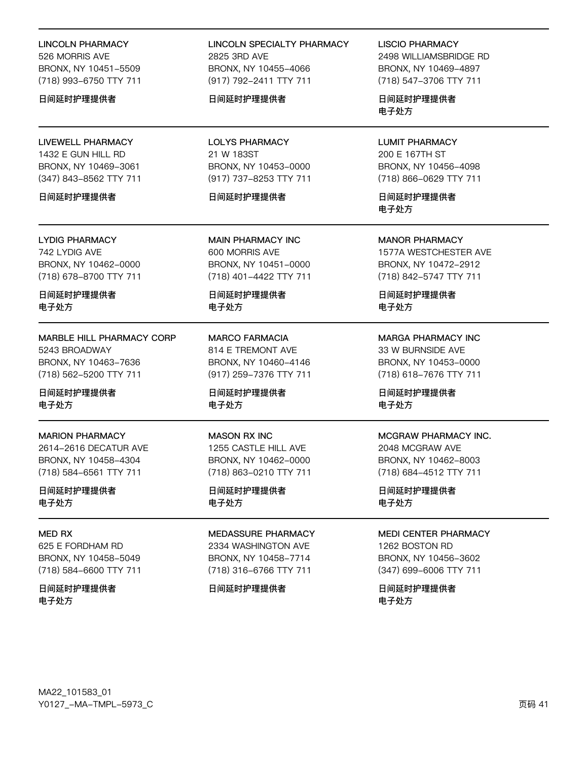LINCOLN PHARMACY
526 MORRIS AVE
BRONX, NY 10451-5509
(718) 993-6750 TTY 711

**日间延时护理提供者**

LINCOLN SPECIALTY PHARMACY
2825 3RD AVE
BRONX, NY 10455-4066
(917) 792-2411 TTY 711

**日间延时护理提供者**

LISCIO PHARMACY
2498 WILLIAMSBRIDGE RD
BRONX, NY 10469-4897
(718) 547-3706 TTY 711

**日间延时护理提供者**
**电子处方**

---

LIVEWELL PHARMACY
1432 E GUN HILL RD
BRONX, NY 10469-3061
(347) 843-8562 TTY 711

**日间延时护理提供者**

LOLYS PHARMACY
21 W 183ST
BRONX, NY 10453-0000
(917) 737-8253 TTY 711

**日间延时护理提供者**

LUMIT PHARMACY
200 E 167TH ST
BRONX, NY 10456-4098
(718) 866-0629 TTY 711

**日间延时护理提供者**
**电子处方**

---

LYDIG PHARMACY
742 LYDIG AVE
BRONX, NY 10462-0000
(718) 678-8700 TTY 711

**日间延时护理提供者**
**电子处方**

MAIN PHARMACY INC
600 MORRIS AVE
BRONX, NY 10451-0000
(718) 401-4422 TTY 711

**日间延时护理提供者**
**电子处方**

MANOR PHARMACY
1577A WESTCHESTER AVE
BRONX, NY 10472-2912
(718) 842-5747 TTY 711

**日间延时护理提供者**
**电子处方**

---

MARBLE HILL PHARMACY CORP
5243 BROADWAY
BRONX, NY 10463-7636
(718) 562-5200 TTY 711

**日间延时护理提供者**
**电子处方**

MARCO FARMACIA
814 E TREMONT AVE
BRONX, NY 10460-4146
(917) 259-7376 TTY 711

**日间延时护理提供者**
**电子处方**

MARGA PHARMACY INC
33 W BURNSIDE AVE
BRONX, NY 10453-0000
(718) 618-7676 TTY 711

**日间延时护理提供者**
**电子处方**

---

MARION PHARMACY
2614-2616 DECATUR AVE
BRONX, NY 10458-4304
(718) 584-6561 TTY 711

**日间延时护理提供者**
**电子处方**

MASON RX INC
1255 CASTLE HILL AVE
BRONX, NY 10462-0000
(718) 863-0210 TTY 711

**日间延时护理提供者**
**电子处方**

MCGRAW PHARMACY INC.
2048 MCGRAW AVE
BRONX, NY 10462-8003
(718) 684-4512 TTY 711

**日间延时护理提供者**
**电子处方**

---

MED RX
625 E FORDHAM RD
BRONX, NY 10458-5049
(718) 584-6600 TTY 711

**日间延时护理提供者**
**电子处方**

MEDASSURE PHARMACY
2334 WASHINGTON AVE
BRONX, NY 10458-7714
(718) 316-6766 TTY 711

**日间延时护理提供者**

MEDI CENTER PHARMACY
1262 BOSTON RD
BRONX, NY 10456-3602
(347) 699-6006 TTY 711

**日间延时护理提供者**
**电子处方**

MA22_101583_01
Y0127_-MA-TMPL-5973_C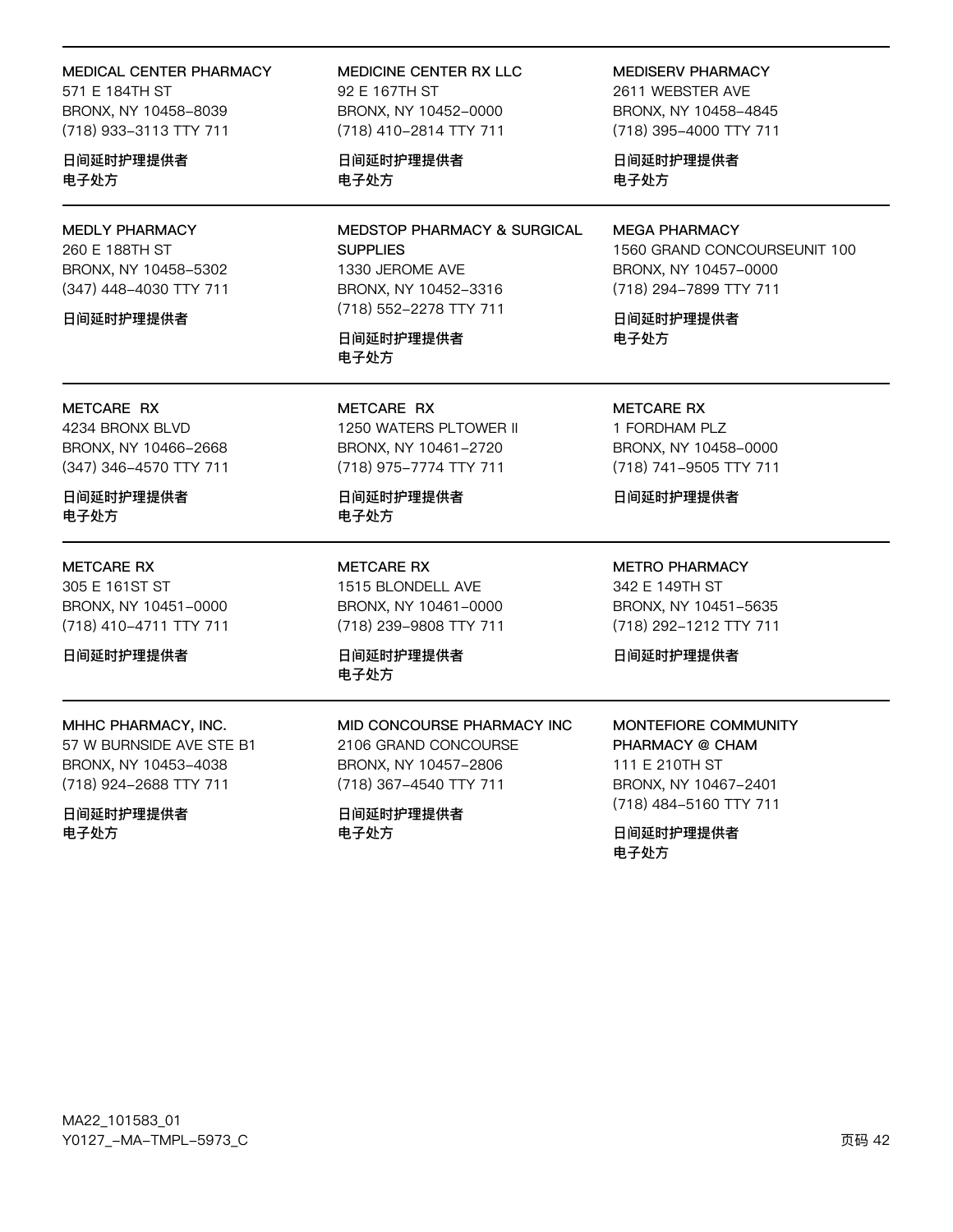MEDICAL CENTER PHARMACY
571 E 184TH ST
BRONX, NY 10458-8039
(718) 933-3113 TTY 711

日间延时护理提供者
电子处方

MEDICINE CENTER RX LLC
92 E 167TH ST
BRONX, NY 10452-0000
(718) 410-2814 TTY 711

日间延时护理提供者
电子处方

MEDISERV PHARMACY
2611 WEBSTER AVE
BRONX, NY 10458-4845
(718) 395-4000 TTY 711

日间延时护理提供者
电子处方

MEDLY PHARMACY
260 E 188TH ST
BRONX, NY 10458-5302
(347) 448-4030 TTY 711

日间延时护理提供者

MEDSTOP PHARMACY & SURGICAL SUPPLIES
1330 JEROME AVE
BRONX, NY 10452-3316
(718) 552-2278 TTY 711

日间延时护理提供者
电子处方

MEGA PHARMACY
1560 GRAND CONCOURSEUNIT 100
BRONX, NY 10457-0000
(718) 294-7899 TTY 711

日间延时护理提供者
电子处方

METCARE RX
4234 BRONX BLVD
BRONX, NY 10466-2668
(347) 346-4570 TTY 711

日间延时护理提供者
电子处方

METCARE RX
1250 WATERS PLTOWER II
BRONX, NY 10461-2720
(718) 975-7774 TTY 711

日间延时护理提供者
电子处方

METCARE RX
1 FORDHAM PLZ
BRONX, NY 10458-0000
(718) 741-9505 TTY 711

日间延时护理提供者

METCARE RX
305 E 161ST ST
BRONX, NY 10451-0000
(718) 410-4711 TTY 711

日间延时护理提供者

METCARE RX
1515 BLONDELL AVE
BRONX, NY 10461-0000
(718) 239-9808 TTY 711

日间延时护理提供者
电子处方

METRO PHARMACY
342 E 149TH ST
BRONX, NY 10451-5635
(718) 292-1212 TTY 711

日间延时护理提供者

MHHC PHARMACY, INC.
57 W BURNSIDE AVE STE B1
BRONX, NY 10453-4038
(718) 924-2688 TTY 711

日间延时护理提供者
电子处方

MID CONCOURSE PHARMACY INC
2106 GRAND CONCOURSE
BRONX, NY 10457-2806
(718) 367-4540 TTY 711

日间延时护理提供者
电子处方

MONTEFIORE COMMUNITY PHARMACY @ CHAM
111 E 210TH ST
BRONX, NY 10467-2401
(718) 484-5160 TTY 711

日间延时护理提供者
电子处方

MA22_101583_01
Y0127_-MA-TMPL-5973_C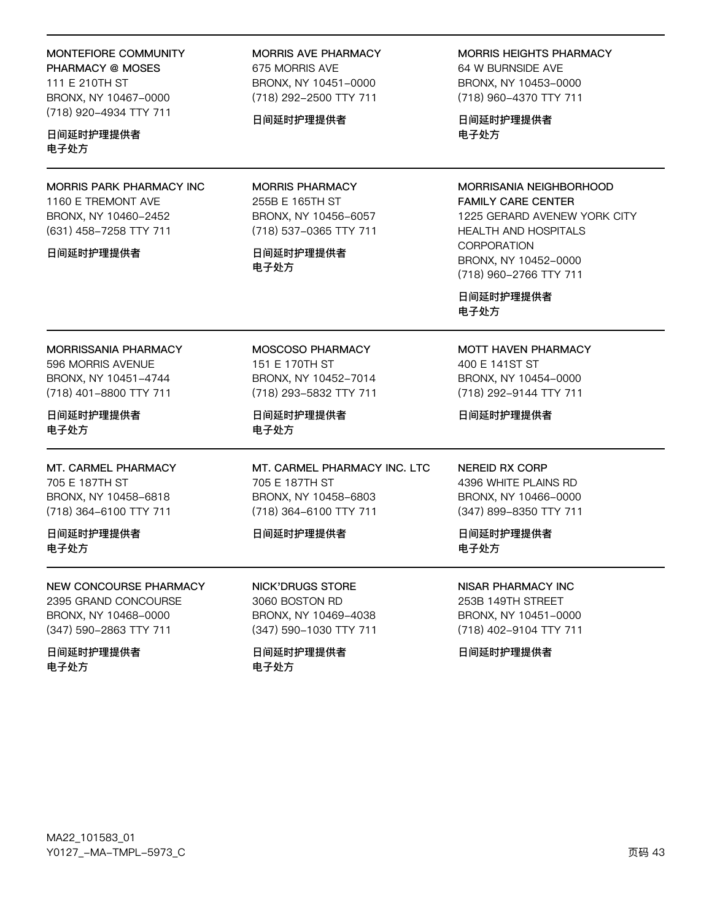**MONTEFIORE COMMUNITY PHARMACY @ MOSES**
111 E 210TH ST
BRONX, NY 10467-0000
(718) 920-4934 TTY 711

**日间延时护理提供者**
**电子处方**

**MORRIS AVE PHARMACY**
675 MORRIS AVE
BRONX, NY 10451-0000
(718) 292-2500 TTY 711

**日间延时护理提供者**

**MORRIS HEIGHTS PHARMACY**
64 W BURNSIDE AVE
BRONX, NY 10453-0000
(718) 960-4370 TTY 711

**日间延时护理提供者**
**电子处方**

---

**MORRIS PARK PHARMACY INC**
1160 E TREMONT AVE
BRONX, NY 10460-2452
(631) 458-7258 TTY 711

**日间延时护理提供者**

**MORRIS PHARMACY**
255B E 165TH ST
BRONX, NY 10456-6057
(718) 537-0365 TTY 711

**日间延时护理提供者**
**电子处方**

**MORRISANIA NEIGHBORHOOD FAMILY CARE CENTER**
1225 GERARD AVENEW YORK CITY HEALTH AND HOSPITALS CORPORATION
BRONX, NY 10452-0000
(718) 960-2766 TTY 711

**日间延时护理提供者**
**电子处方**

---

**MORRISSANIA PHARMACY**
596 MORRIS AVENUE
BRONX, NY 10451-4744
(718) 401-8800 TTY 711

**日间延时护理提供者**
**电子处方**

**MOSCOSO PHARMACY**
151 E 170TH ST
BRONX, NY 10452-7014
(718) 293-5832 TTY 711

**日间延时护理提供者**
**电子处方**

**MOTT HAVEN PHARMACY**
400 E 141ST ST
BRONX, NY 10454-0000
(718) 292-9144 TTY 711

**日间延时护理提供者**

---

**MT. CARMEL PHARMACY**
705 E 187TH ST
BRONX, NY 10458-6818
(718) 364-6100 TTY 711

**日间延时护理提供者**
**电子处方**

**MT. CARMEL PHARMACY INC. LTC**
705 E 187TH ST
BRONX, NY 10458-6803
(718) 364-6100 TTY 711

**日间延时护理提供者**

**NEREID RX CORP**
4396 WHITE PLAINS RD
BRONX, NY 10466-0000
(347) 899-8350 TTY 711

**日间延时护理提供者**
**电子处方**

---

**NEW CONCOURSE PHARMACY**
2395 GRAND CONCOURSE
BRONX, NY 10468-0000
(347) 590-2863 TTY 711

**日间延时护理提供者**
**电子处方**

**NICK'DRUGS STORE**
3060 BOSTON RD
BRONX, NY 10469-4038
(347) 590-1030 TTY 711

**日间延时护理提供者**
**电子处方**

**NISAR PHARMACY INC**
253B 149TH STREET
BRONX, NY 10451-0000
(718) 402-9104 TTY 711

**日间延时护理提供者**

MA22_101583_01
Y0127_-MA-TMPL-5973_C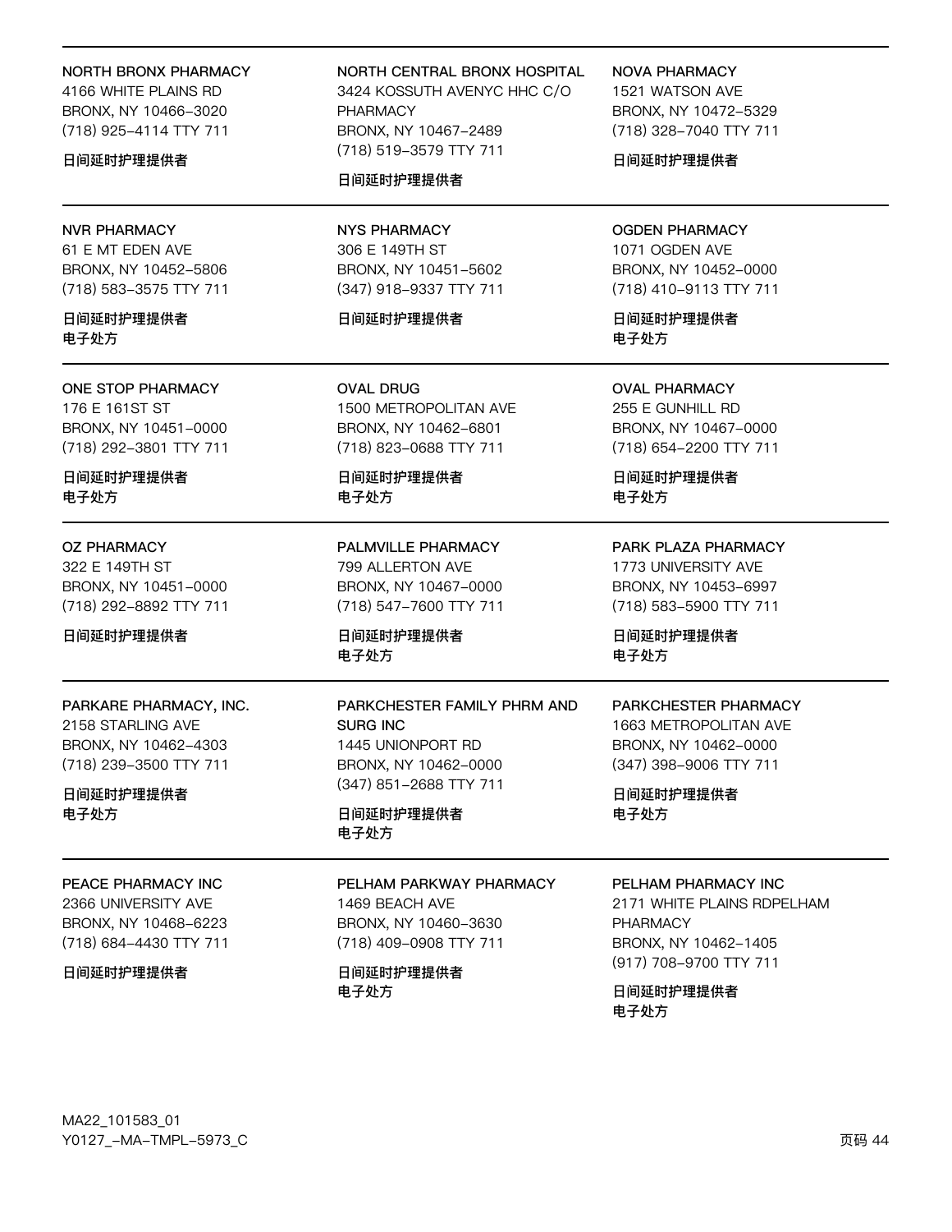NORTH BRONX PHARMACY
4166 WHITE PLAINS RD
BRONX, NY 10466-3020
(718) 925-4114 TTY 711

日间延时护理提供者

---

NORTH CENTRAL BRONX HOSPITAL
3424 KOSSUTH AVENYC HHC C/O PHARMACY
BRONX, NY 10467-2489
(718) 519-3579 TTY 711

日间延时护理提供者

---

NOVA PHARMACY
1521 WATSON AVE
BRONX, NY 10472-5329
(718) 328-7040 TTY 711

日间延时护理提供者

---

NVR PHARMACY
61 E MT EDEN AVE
BRONX, NY 10452-5806
(718) 583-3575 TTY 711

日间延时护理提供者
电子处方

---

NYS PHARMACY
306 E 149TH ST
BRONX, NY 10451-5602
(347) 918-9337 TTY 711

日间延时护理提供者

---

OGDEN PHARMACY
1071 OGDEN AVE
BRONX, NY 10452-0000
(718) 410-9113 TTY 711

日间延时护理提供者
电子处方

---

ONE STOP PHARMACY
176 E 161ST ST
BRONX, NY 10451-0000
(718) 292-3801 TTY 711

日间延时护理提供者
电子处方

---

OVAL DRUG
1500 METROPOLITAN AVE
BRONX, NY 10462-6801
(718) 823-0688 TTY 711

日间延时护理提供者
电子处方

---

OVAL PHARMACY
255 E GUNHILL RD
BRONX, NY 10467-0000
(718) 654-2200 TTY 711

日间延时护理提供者
电子处方

---

OZ PHARMACY
322 E 149TH ST
BRONX, NY 10451-0000
(718) 292-8892 TTY 711

日间延时护理提供者

---

PALMVILLE PHARMACY
799 ALLERTON AVE
BRONX, NY 10467-0000
(718) 547-7600 TTY 711

日间延时护理提供者
电子处方

---

PARK PLAZA PHARMACY
1773 UNIVERSITY AVE
BRONX, NY 10453-6997
(718) 583-5900 TTY 711

日间延时护理提供者
电子处方

---

PARKARE PHARMACY, INC.
2158 STARLING AVE
BRONX, NY 10462-4303
(718) 239-3500 TTY 711

日间延时护理提供者
电子处方

---

PARKCHESTER FAMILY PHRM AND SURG INC
1445 UNIONPORT RD
BRONX, NY 10462-0000
(347) 851-2688 TTY 711

日间延时护理提供者
电子处方

---

PARKCHESTER PHARMACY
1663 METROPOLITAN AVE
BRONX, NY 10462-0000
(347) 398-9006 TTY 711

日间延时护理提供者
电子处方

---

PEACE PHARMACY INC
2366 UNIVERSITY AVE
BRONX, NY 10468-6223
(718) 684-4430 TTY 711

日间延时护理提供者

---

PELHAM PARKWAY PHARMACY
1469 BEACH AVE
BRONX, NY 10460-3630
(718) 409-0908 TTY 711

日间延时护理提供者
电子处方

---

PELHAM PHARMACY INC
2171 WHITE PLAINS RDPELHAM PHARMACY
BRONX, NY 10462-1405
(917) 708-9700 TTY 711

日间延时护理提供者
电子处方

MA22_101583_01
Y0127_-MA-TMPL-5973_C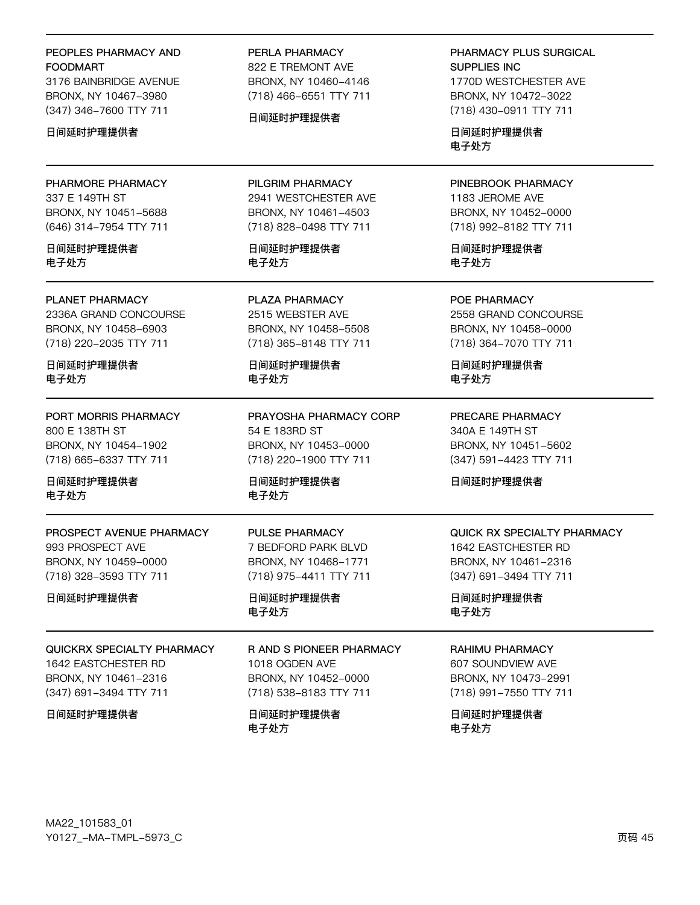**PEOPLES PHARMACY AND FOODMART**
3176 BAINBRIDGE AVENUE
BRONX, NY 10467-3980
(347) 346-7600 TTY 711

**日间延时护理提供者**

---

**PERLA PHARMACY**
822 E TREMONT AVE
BRONX, NY 10460-4146
(718) 466-6551 TTY 711

**日间延时护理提供者**

---

**PHARMACY PLUS SURGICAL SUPPLIES INC**
1770D WESTCHESTER AVE
BRONX, NY 10472-3022
(718) 430-0911 TTY 711

**日间延时护理提供者**
**电子处方**

---

**PHARMORE PHARMACY**
337 E 149TH ST
BRONX, NY 10451-5688
(646) 314-7954 TTY 711

**日间延时护理提供者**
**电子处方**

---

**PILGRIM PHARMACY**
2941 WESTCHESTER AVE
BRONX, NY 10461-4503
(718) 828-0498 TTY 711

**日间延时护理提供者**
**电子处方**

---

**PINEBROOK PHARMACY**
1183 JEROME AVE
BRONX, NY 10452-0000
(718) 992-8182 TTY 711

**日间延时护理提供者**
**电子处方**

---

**PLANET PHARMACY**
2336A GRAND CONCOURSE
BRONX, NY 10458-6903
(718) 220-2035 TTY 711

**日间延时护理提供者**
**电子处方**

---

**PLAZA PHARMACY**
2515 WEBSTER AVE
BRONX, NY 10458-5508
(718) 365-8148 TTY 711

**日间延时护理提供者**
**电子处方**

---

**POE PHARMACY**
2558 GRAND CONCOURSE
BRONX, NY 10458-0000
(718) 364-7070 TTY 711

**日间延时护理提供者**
**电子处方**

---

**PORT MORRIS PHARMACY**
800 E 138TH ST
BRONX, NY 10454-1902
(718) 665-6337 TTY 711

**日间延时护理提供者**
**电子处方**

---

**PRAYOSHA PHARMACY CORP**
54 E 183RD ST
BRONX, NY 10453-0000
(718) 220-1900 TTY 711

**日间延时护理提供者**
**电子处方**

---

**PRECARE PHARMACY**
340A E 149TH ST
BRONX, NY 10451-5602
(347) 591-4423 TTY 711

**日间延时护理提供者**

---

**PROSPECT AVENUE PHARMACY**
993 PROSPECT AVE
BRONX, NY 10459-0000
(718) 328-3593 TTY 711

**日间延时护理提供者**

---

**PULSE PHARMACY**
7 BEDFORD PARK BLVD
BRONX, NY 10468-1771
(718) 975-4411 TTY 711

**日间延时护理提供者**
**电子处方**

---

**QUICK RX SPECIALTY PHARMACY**
1642 EASTCHESTER RD
BRONX, NY 10461-2316
(347) 691-3494 TTY 711

**日间延时护理提供者**
**电子处方**

---

**QUICKRX SPECIALTY PHARMACY**
1642 EASTCHESTER RD
BRONX, NY 10461-2316
(347) 691-3494 TTY 711

**日间延时护理提供者**

---

**R AND S PIONEER PHARMACY**
1018 OGDEN AVE
BRONX, NY 10452-0000
(718) 538-8183 TTY 711

**日间延时护理提供者**
**电子处方**

---

**RAHIMU PHARMACY**
607 SOUNDVIEW AVE
BRONX, NY 10473-2991
(718) 991-7550 TTY 711

**日间延时护理提供者**
**电子处方**

MA22_101583_01
Y0127_-MA-TMPL-5973_C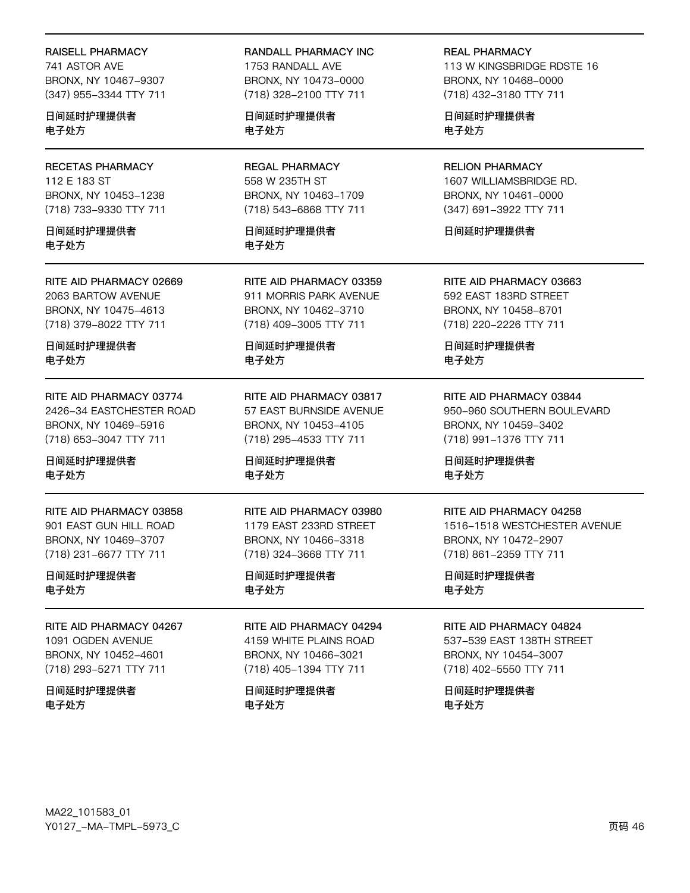RAISELL PHARMACY
741 ASTOR AVE
BRONX, NY 10467-9307
(347) 955-3344 TTY 711

日间延时护理提供者
电子处方

RANDALL PHARMACY INC
1753 RANDALL AVE
BRONX, NY 10473-0000
(718) 328-2100 TTY 711

日间延时护理提供者
电子处方

REAL PHARMACY
113 W KINGSBRIDGE RDSTE 16
BRONX, NY 10468-0000
(718) 432-3180 TTY 711

日间延时护理提供者
电子处方

---

RECETAS PHARMACY
112 E 183 ST
BRONX, NY 10453-1238
(718) 733-9330 TTY 711

日间延时护理提供者
电子处方

REGAL PHARMACY
558 W 235TH ST
BRONX, NY 10463-1709
(718) 543-6868 TTY 711

日间延时护理提供者
电子处方

RELION PHARMACY
1607 WILLIAMSBRIDGE RD.
BRONX, NY 10461-0000
(347) 691-3922 TTY 711

日间延时护理提供者

---

RITE AID PHARMACY 02669
2063 BARTOW AVENUE
BRONX, NY 10475-4613
(718) 379-8022 TTY 711

日间延时护理提供者
电子处方

RITE AID PHARMACY 03359
911 MORRIS PARK AVENUE
BRONX, NY 10462-3710
(718) 409-3005 TTY 711

日间延时护理提供者
电子处方

RITE AID PHARMACY 03663
592 EAST 183RD STREET
BRONX, NY 10458-8701
(718) 220-2226 TTY 711

日间延时护理提供者
电子处方

---

RITE AID PHARMACY 03774
2426-34 EASTCHESTER ROAD
BRONX, NY 10469-5916
(718) 653-3047 TTY 711

日间延时护理提供者
电子处方

RITE AID PHARMACY 03817
57 EAST BURNSIDE AVENUE
BRONX, NY 10453-4105
(718) 295-4533 TTY 711

日间延时护理提供者
电子处方

RITE AID PHARMACY 03844
950-960 SOUTHERN BOULEVARD
BRONX, NY 10459-3402
(718) 991-1376 TTY 711

日间延时护理提供者
电子处方

---

RITE AID PHARMACY 03858
901 EAST GUN HILL ROAD
BRONX, NY 10469-3707
(718) 231-6677 TTY 711

日间延时护理提供者
电子处方

RITE AID PHARMACY 03980
1179 EAST 233RD STREET
BRONX, NY 10466-3318
(718) 324-3668 TTY 711

日间延时护理提供者
电子处方

RITE AID PHARMACY 04258
1516-1518 WESTCHESTER AVENUE
BRONX, NY 10472-2907
(718) 861-2359 TTY 711

日间延时护理提供者
电子处方

---

RITE AID PHARMACY 04267
1091 OGDEN AVENUE
BRONX, NY 10452-4601
(718) 293-5271 TTY 711

日间延时护理提供者
电子处方

RITE AID PHARMACY 04294
4159 WHITE PLAINS ROAD
BRONX, NY 10466-3021
(718) 405-1394 TTY 711

日间延时护理提供者
电子处方

RITE AID PHARMACY 04824
537-539 EAST 138TH STREET
BRONX, NY 10454-3007
(718) 402-5550 TTY 711

日间延时护理提供者
电子处方

MA22_101583_01
Y0127_-MA-TMPL-5973_C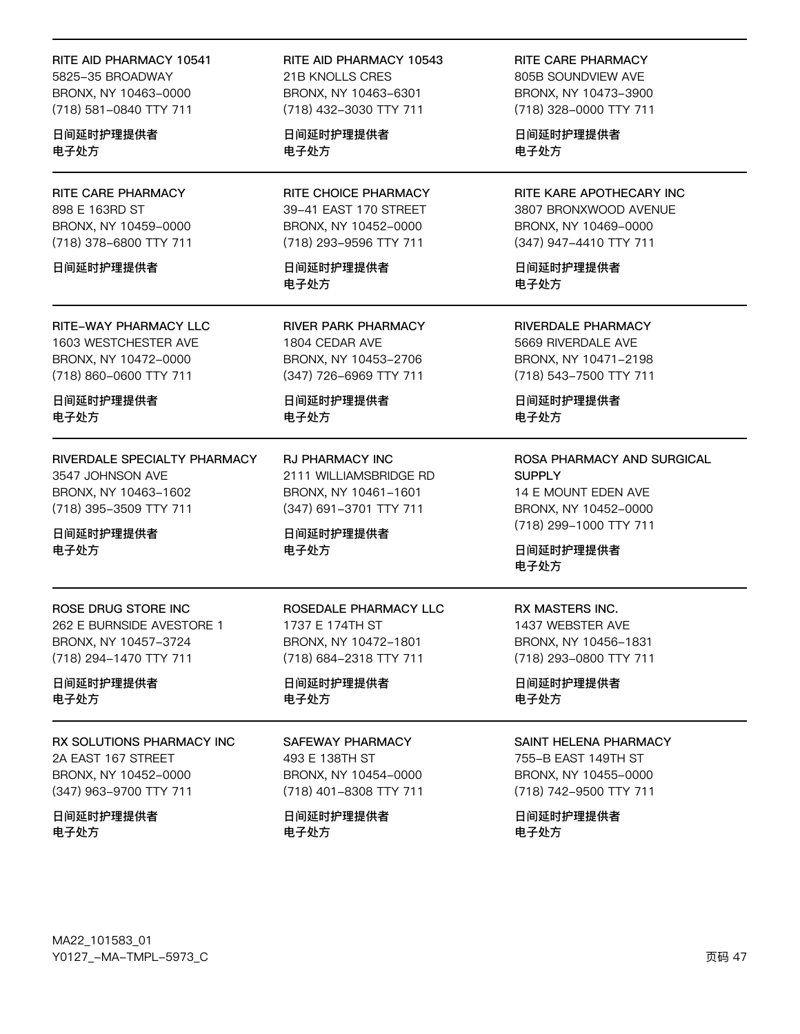RITE AID PHARMACY 10541
5825-35 BROADWAY
BRONX, NY 10463-0000
(718) 581-0840 TTY 711

日间延时护理提供者
电子处方

RITE AID PHARMACY 10543
21B KNOLLS CRES
BRONX, NY 10463-6301
(718) 432-3030 TTY 711

日间延时护理提供者
电子处方

RITE CARE PHARMACY
805B SOUNDVIEW AVE
BRONX, NY 10473-3900
(718) 328-0000 TTY 711

日间延时护理提供者
电子处方

RITE CARE PHARMACY
898 E 163RD ST
BRONX, NY 10459-0000
(718) 378-6800 TTY 711

日间延时护理提供者

RITE CHOICE PHARMACY
39-41 EAST 170 STREET
BRONX, NY 10452-0000
(718) 293-9596 TTY 711

日间延时护理提供者
电子处方

RITE KARE APOTHECARY INC
3807 BRONXWOOD AVENUE
BRONX, NY 10469-0000
(347) 947-4410 TTY 711

日间延时护理提供者
电子处方

RITE-WAY PHARMACY LLC
1603 WESTCHESTER AVE
BRONX, NY 10472-0000
(718) 860-0600 TTY 711

日间延时护理提供者
电子处方

RIVER PARK PHARMACY
1804 CEDAR AVE
BRONX, NY 10453-2706
(347) 726-6969 TTY 711

日间延时护理提供者
电子处方

RIVERDALE PHARMACY
5669 RIVERDALE AVE
BRONX, NY 10471-2198
(718) 543-7500 TTY 711

日间延时护理提供者
电子处方

RIVERDALE SPECIALTY PHARMACY
3547 JOHNSON AVE
BRONX, NY 10463-1602
(718) 395-3509 TTY 711

日间延时护理提供者
电子处方

RJ PHARMACY INC
2111 WILLIAMSBRIDGE RD
BRONX, NY 10461-1601
(347) 691-3701 TTY 711

日间延时护理提供者
电子处方

ROSA PHARMACY AND SURGICAL SUPPLY
14 E MOUNT EDEN AVE
BRONX, NY 10452-0000
(718) 299-1000 TTY 711

日间延时护理提供者
电子处方

ROSE DRUG STORE INC
262 E BURNSIDE AVESTORE 1
BRONX, NY 10457-3724
(718) 294-1470 TTY 711

日间延时护理提供者
电子处方

ROSEDALE PHARMACY LLC
1737 E 174TH ST
BRONX, NY 10472-1801
(718) 684-2318 TTY 711

日间延时护理提供者
电子处方

RX MASTERS INC.
1437 WEBSTER AVE
BRONX, NY 10456-1831
(718) 293-0800 TTY 711

日间延时护理提供者
电子处方

RX SOLUTIONS PHARMACY INC
2A EAST 167 STREET
BRONX, NY 10452-0000
(347) 963-9700 TTY 711

日间延时护理提供者
电子处方

SAFEWAY PHARMACY
493 E 138TH ST
BRONX, NY 10454-0000
(718) 401-8308 TTY 711

日间延时护理提供者
电子处方

SAINT HELENA PHARMACY
755-B EAST 149TH ST
BRONX, NY 10455-0000
(718) 742-9500 TTY 711

日间延时护理提供者
电子处方

MA22_101583_01
Y0127_-MA-TMPL-5973_C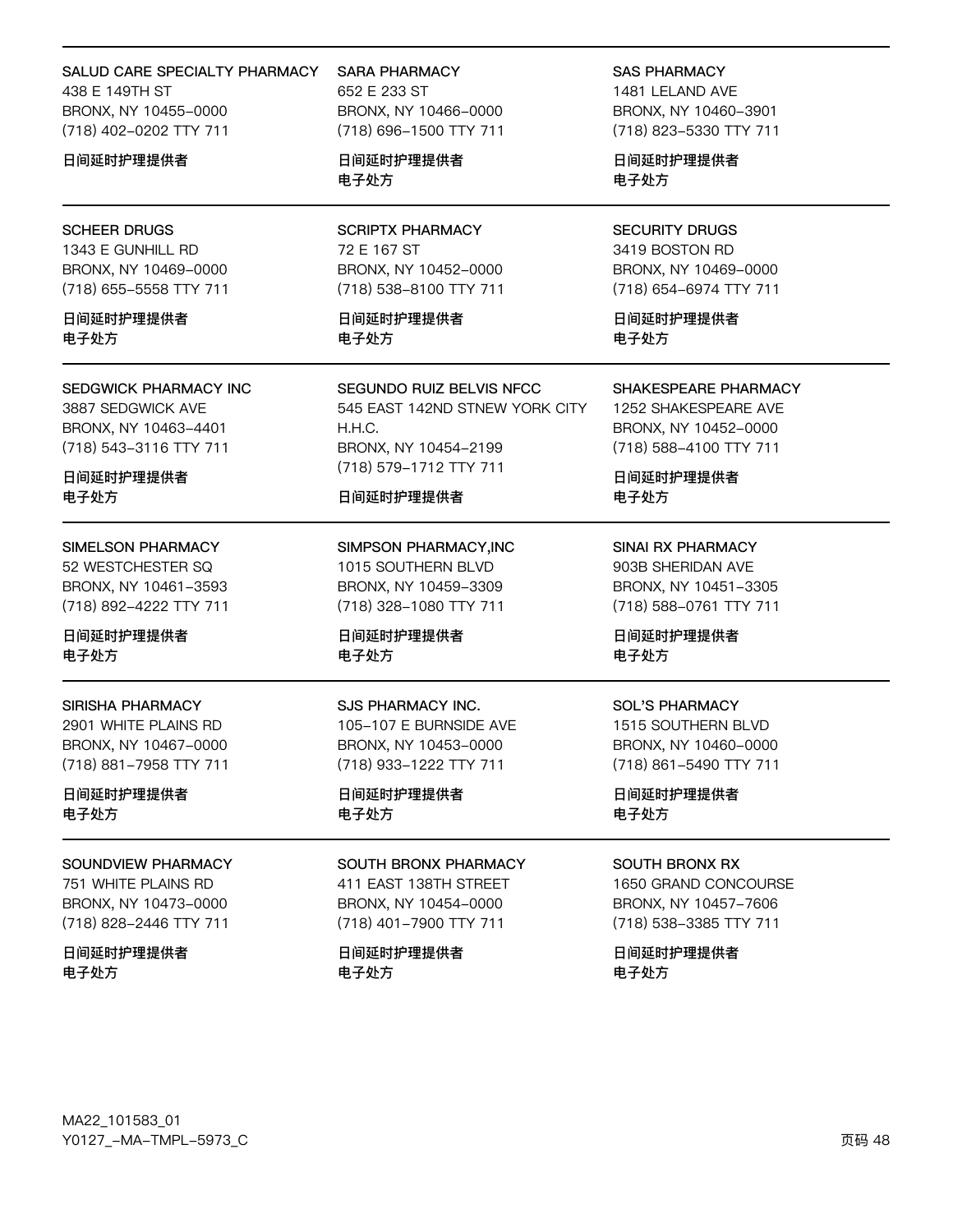SALUD CARE SPECIALTY PHARMACY
438 E 149TH ST
BRONX, NY 10455-0000
(718) 402-0202 TTY 711

**日间延时护理提供者**

SARA PHARMACY
652 E 233 ST
BRONX, NY 10466-0000
(718) 696-1500 TTY 711

**日间延时护理提供者**
**电子处方**

SAS PHARMACY
1481 LELAND AVE
BRONX, NY 10460-3901
(718) 823-5330 TTY 711

**日间延时护理提供者**
**电子处方**

---

SCHEER DRUGS
1343 E GUNHILL RD
BRONX, NY 10469-0000
(718) 655-5558 TTY 711

**日间延时护理提供者**
**电子处方**

SCRIPTX PHARMACY
72 E 167 ST
BRONX, NY 10452-0000
(718) 538-8100 TTY 711

**日间延时护理提供者**
**电子处方**

SECURITY DRUGS
3419 BOSTON RD
BRONX, NY 10469-0000
(718) 654-6974 TTY 711

**日间延时护理提供者**
**电子处方**

---

SEDGWICK PHARMACY INC
3887 SEDGWICK AVE
BRONX, NY 10463-4401
(718) 543-3116 TTY 711

**日间延时护理提供者**
**电子处方**

SEGUNDO RUIZ BELVIS NFCC
545 EAST 142ND STNEW YORK CITY H.H.C.
BRONX, NY 10454-2199
(718) 579-1712 TTY 711

**日间延时护理提供者**

SHAKESPEARE PHARMACY
1252 SHAKESPEARE AVE
BRONX, NY 10452-0000
(718) 588-4100 TTY 711

**日间延时护理提供者**
**电子处方**

---

SIMELSON PHARMACY
52 WESTCHESTER SQ
BRONX, NY 10461-3593
(718) 892-4222 TTY 711

**日间延时护理提供者**
**电子处方**

SIMPSON PHARMACY,INC
1015 SOUTHERN BLVD
BRONX, NY 10459-3309
(718) 328-1080 TTY 711

**日间延时护理提供者**
**电子处方**

SINAI RX PHARMACY
903B SHERIDAN AVE
BRONX, NY 10451-3305
(718) 588-0761 TTY 711

**日间延时护理提供者**
**电子处方**

---

SIRISHA PHARMACY
2901 WHITE PLAINS RD
BRONX, NY 10467-0000
(718) 881-7958 TTY 711

**日间延时护理提供者**
**电子处方**

SJS PHARMACY INC.
105-107 E BURNSIDE AVE
BRONX, NY 10453-0000
(718) 933-1222 TTY 711

**日间延时护理提供者**
**电子处方**

SOL'S PHARMACY
1515 SOUTHERN BLVD
BRONX, NY 10460-0000
(718) 861-5490 TTY 711

**日间延时护理提供者**
**电子处方**

---

SOUNDVIEW PHARMACY
751 WHITE PLAINS RD
BRONX, NY 10473-0000
(718) 828-2446 TTY 711

**日间延时护理提供者**
**电子处方**

SOUTH BRONX PHARMACY
411 EAST 138TH STREET
BRONX, NY 10454-0000
(718) 401-7900 TTY 711

**日间延时护理提供者**
**电子处方**

SOUTH BRONX RX
1650 GRAND CONCOURSE
BRONX, NY 10457-7606
(718) 538-3385 TTY 711

**日间延时护理提供者**
**电子处方**

MA22_101583_01
Y0127_-MA-TMPL-5973_C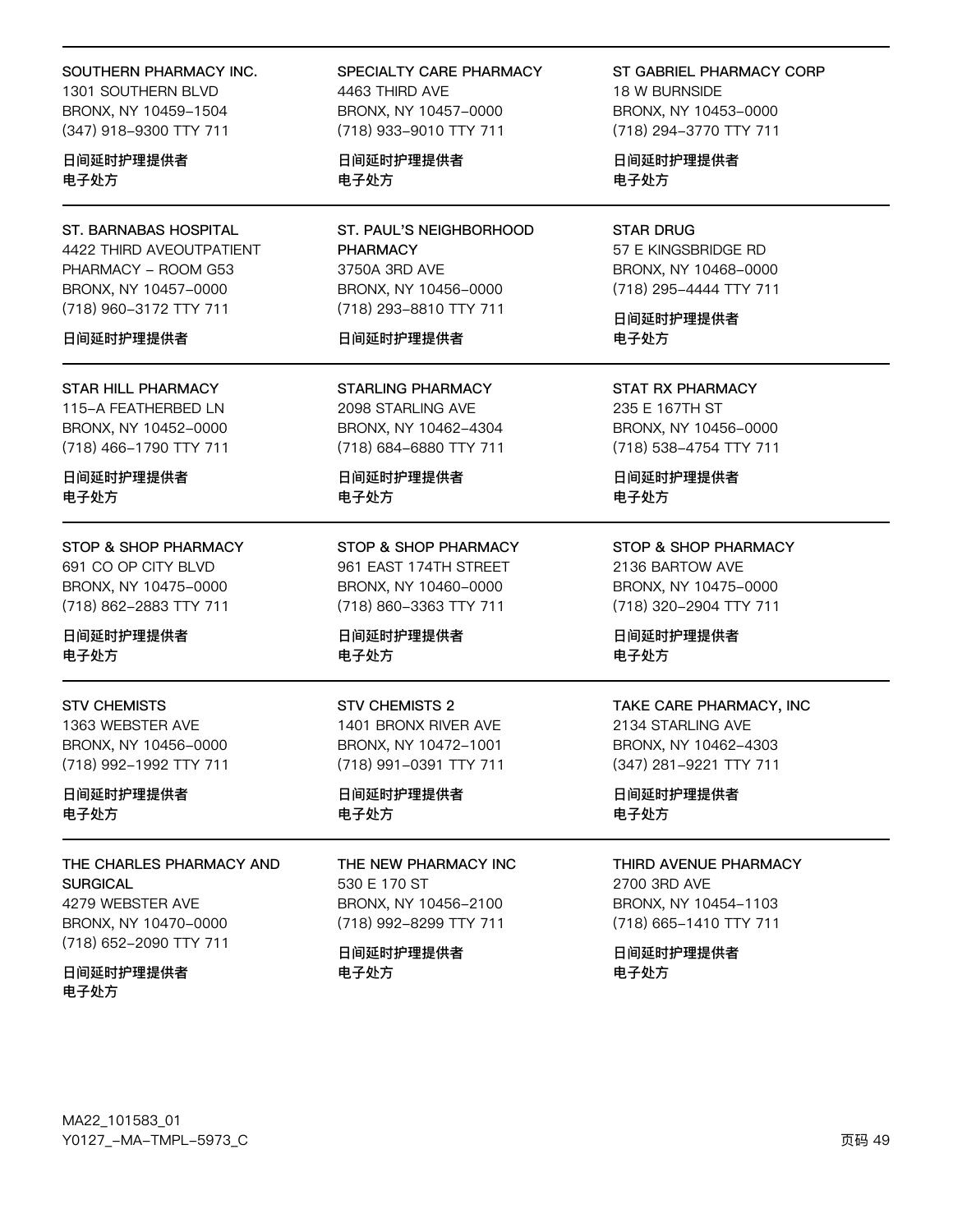SOUTHERN PHARMACY INC.
1301 SOUTHERN BLVD
BRONX, NY 10459-1504
(347) 918-9300 TTY 711

日间延时护理提供者
电子处方

SPECIALTY CARE PHARMACY
4463 THIRD AVE
BRONX, NY 10457-0000
(718) 933-9010 TTY 711

日间延时护理提供者
电子处方

ST GABRIEL PHARMACY CORP
18 W BURNSIDE
BRONX, NY 10453-0000
(718) 294-3770 TTY 711

日间延时护理提供者
电子处方

---

ST. BARNABAS HOSPITAL
4422 THIRD AVEOUTPATIENT
PHARMACY - ROOM G53
BRONX, NY 10457-0000
(718) 960-3172 TTY 711

日间延时护理提供者

ST. PAUL'S NEIGHBORHOOD PHARMACY
3750A 3RD AVE
BRONX, NY 10456-0000
(718) 293-8810 TTY 711

日间延时护理提供者

STAR DRUG
57 E KINGSBRIDGE RD
BRONX, NY 10468-0000
(718) 295-4444 TTY 711

日间延时护理提供者
电子处方

---

STAR HILL PHARMACY
115-A FEATHERBED LN
BRONX, NY 10452-0000
(718) 466-1790 TTY 711

日间延时护理提供者
电子处方

STARLING PHARMACY
2098 STARLING AVE
BRONX, NY 10462-4304
(718) 684-6880 TTY 711

日间延时护理提供者
电子处方

STAT RX PHARMACY
235 E 167TH ST
BRONX, NY 10456-0000
(718) 538-4754 TTY 711

日间延时护理提供者
电子处方

---

STOP & SHOP PHARMACY
691 CO OP CITY BLVD
BRONX, NY 10475-0000
(718) 862-2883 TTY 711

日间延时护理提供者
电子处方

STOP & SHOP PHARMACY
961 EAST 174TH STREET
BRONX, NY 10460-0000
(718) 860-3363 TTY 711

日间延时护理提供者
电子处方

STOP & SHOP PHARMACY
2136 BARTOW AVE
BRONX, NY 10475-0000
(718) 320-2904 TTY 711

日间延时护理提供者
电子处方

---

STV CHEMISTS
1363 WEBSTER AVE
BRONX, NY 10456-0000
(718) 992-1992 TTY 711

日间延时护理提供者
电子处方

STV CHEMISTS 2
1401 BRONX RIVER AVE
BRONX, NY 10472-1001
(718) 991-0391 TTY 711

日间延时护理提供者
电子处方

TAKE CARE PHARMACY, INC
2134 STARLING AVE
BRONX, NY 10462-4303
(347) 281-9221 TTY 711

日间延时护理提供者
电子处方

---

THE CHARLES PHARMACY AND SURGICAL
4279 WEBSTER AVE
BRONX, NY 10470-0000
(718) 652-2090 TTY 711

日间延时护理提供者
电子处方

THE NEW PHARMACY INC
530 E 170 ST
BRONX, NY 10456-2100
(718) 992-8299 TTY 711

日间延时护理提供者
电子处方

THIRD AVENUE PHARMACY
2700 3RD AVE
BRONX, NY 10454-1103
(718) 665-1410 TTY 711

日间延时护理提供者
电子处方

MA22_101583_01
Y0127_-MA-TMPL-5973_C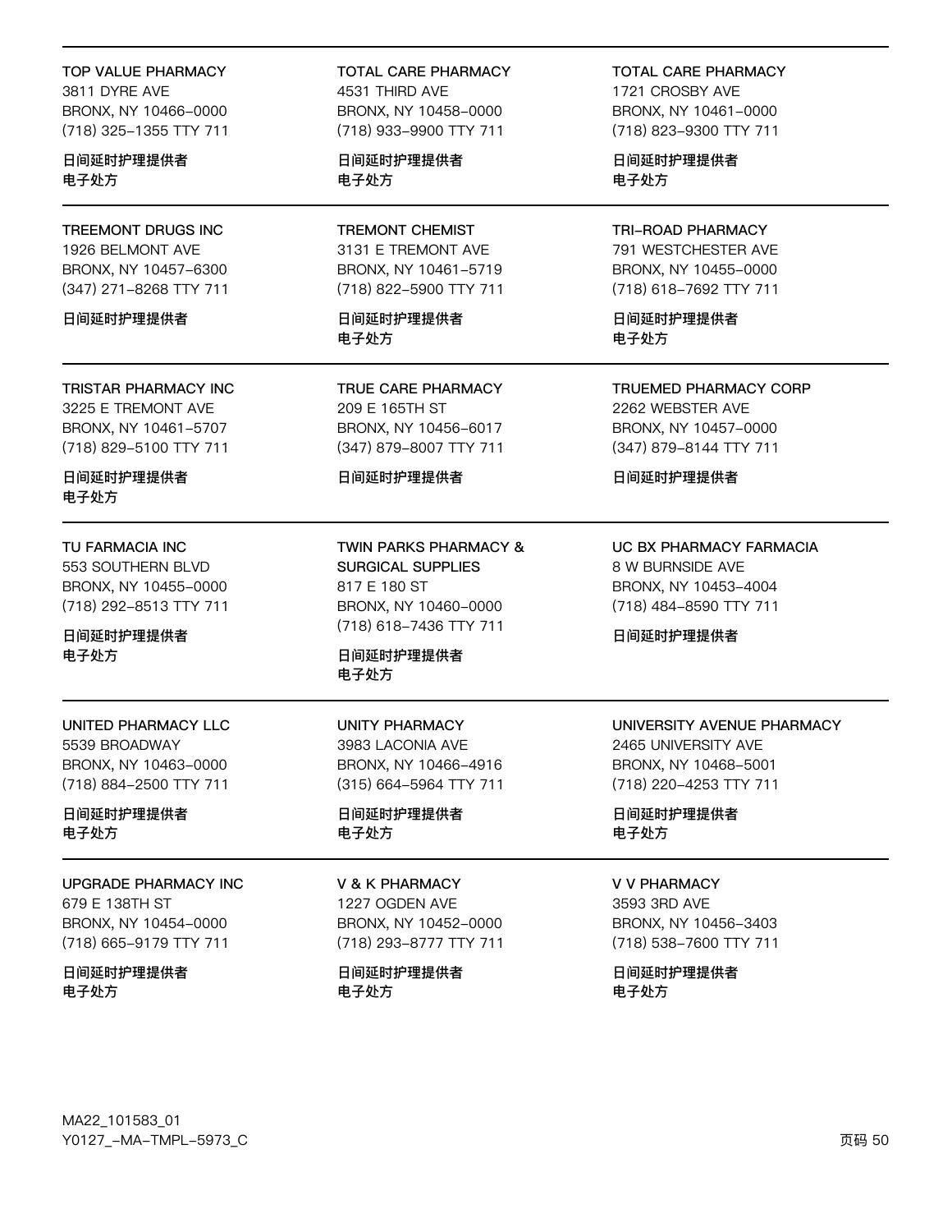TOP VALUE PHARMACY
3811 DYRE AVE
BRONX, NY 10466-0000
(718) 325-1355 TTY 711

**日间延时护理提供者**
**电子处方**

---

TOTAL CARE PHARMACY
4531 THIRD AVE
BRONX, NY 10458-0000
(718) 933-9900 TTY 711

**日间延时护理提供者**
**电子处方**

---

TOTAL CARE PHARMACY
1721 CROSBY AVE
BRONX, NY 10461-0000
(718) 823-9300 TTY 711

**日间延时护理提供者**
**电子处方**

---

TREEMONT DRUGS INC
1926 BELMONT AVE
BRONX, NY 10457-6300
(347) 271-8268 TTY 711

**日间延时护理提供者**

---

TREMONT CHEMIST
3131 E TREMONT AVE
BRONX, NY 10461-5719
(718) 822-5900 TTY 711

**日间延时护理提供者**
**电子处方**

---

TRI-ROAD PHARMACY
791 WESTCHESTER AVE
BRONX, NY 10455-0000
(718) 618-7692 TTY 711

**日间延时护理提供者**
**电子处方**

---

TRISTAR PHARMACY INC
3225 E TREMONT AVE
BRONX, NY 10461-5707
(718) 829-5100 TTY 711

**日间延时护理提供者**
**电子处方**

---

TRUE CARE PHARMACY
209 E 165TH ST
BRONX, NY 10456-6017
(347) 879-8007 TTY 711

**日间延时护理提供者**

---

TRUEMED PHARMACY CORP
2262 WEBSTER AVE
BRONX, NY 10457-0000
(347) 879-8144 TTY 711

**日间延时护理提供者**

---

TU FARMACIA INC
553 SOUTHERN BLVD
BRONX, NY 10455-0000
(718) 292-8513 TTY 711

**日间延时护理提供者**
**电子处方**

---

TWIN PARKS PHARMACY & SURGICAL SUPPLIES
817 E 180 ST
BRONX, NY 10460-0000
(718) 618-7436 TTY 711

**日间延时护理提供者**
**电子处方**

---

UC BX PHARMACY FARMACIA
8 W BURNSIDE AVE
BRONX, NY 10453-4004
(718) 484-8590 TTY 711

**日间延时护理提供者**

---

UNITED PHARMACY LLC
5539 BROADWAY
BRONX, NY 10463-0000
(718) 884-2500 TTY 711

**日间延时护理提供者**
**电子处方**

---

UNITY PHARMACY
3983 LACONIA AVE
BRONX, NY 10466-4916
(315) 664-5964 TTY 711

**日间延时护理提供者**
**电子处方**

---

UNIVERSITY AVENUE PHARMACY
2465 UNIVERSITY AVE
BRONX, NY 10468-5001
(718) 220-4253 TTY 711

**日间延时护理提供者**
**电子处方**

---

UPGRADE PHARMACY INC
679 E 138TH ST
BRONX, NY 10454-0000
(718) 665-9179 TTY 711

**日间延时护理提供者**
**电子处方**

---

V & K PHARMACY
1227 OGDEN AVE
BRONX, NY 10452-0000
(718) 293-8777 TTY 711

**日间延时护理提供者**
**电子处方**

---

V V PHARMACY
3593 3RD AVE
BRONX, NY 10456-3403
(718) 538-7600 TTY 711

**日间延时护理提供者**
**电子处方**

---

MA22_101583_01
Y0127_-MA-TMPL-5973_C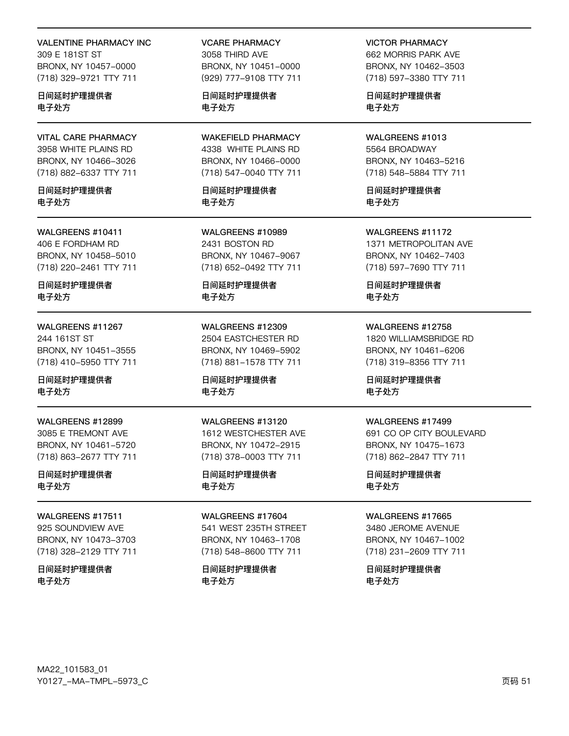**VALENTINE PHARMACY INC**
309 E 181ST ST
BRONX, NY 10457-0000
(718) 329-9721 TTY 711

日间延时护理提供者
电子处方

**VCARE PHARMACY**
3058 THIRD AVE
BRONX, NY 10451-0000
(929) 777-9108 TTY 711

日间延时护理提供者
电子处方

**VICTOR PHARMACY**
662 MORRIS PARK AVE
BRONX, NY 10462-3503
(718) 597-3380 TTY 711

日间延时护理提供者
电子处方

---

**VITAL CARE PHARMACY**
3958 WHITE PLAINS RD
BRONX, NY 10466-3026
(718) 882-6337 TTY 711

日间延时护理提供者
电子处方

**WAKEFIELD PHARMACY**
4338 WHITE PLAINS RD
BRONX, NY 10466-0000
(718) 547-0040 TTY 711

日间延时护理提供者
电子处方

**WALGREENS #1013**
5564 BROADWAY
BRONX, NY 10463-5216
(718) 548-5884 TTY 711

日间延时护理提供者
电子处方

---

**WALGREENS #10411**
406 E FORDHAM RD
BRONX, NY 10458-5010
(718) 220-2461 TTY 711

日间延时护理提供者
电子处方

**WALGREENS #10989**
2431 BOSTON RD
BRONX, NY 10467-9067
(718) 652-0492 TTY 711

日间延时护理提供者
电子处方

**WALGREENS #11172**
1371 METROPOLITAN AVE
BRONX, NY 10462-7403
(718) 597-7690 TTY 711

日间延时护理提供者
电子处方

---

**WALGREENS #11267**
244 161ST ST
BRONX, NY 10451-3555
(718) 410-5950 TTY 711

日间延时护理提供者
电子处方

**WALGREENS #12309**
2504 EASTCHESTER RD
BRONX, NY 10469-5902
(718) 881-1578 TTY 711

日间延时护理提供者
电子处方

**WALGREENS #12758**
1820 WILLIAMSBRIDGE RD
BRONX, NY 10461-6206
(718) 319-8356 TTY 711

日间延时护理提供者
电子处方

---

**WALGREENS #12899**
3085 E TREMONT AVE
BRONX, NY 10461-5720
(718) 863-2677 TTY 711

日间延时护理提供者
电子处方

**WALGREENS #13120**
1612 WESTCHESTER AVE
BRONX, NY 10472-2915
(718) 378-0003 TTY 711

日间延时护理提供者
电子处方

**WALGREENS #17499**
691 CO OP CITY BOULEVARD
BRONX, NY 10475-1673
(718) 862-2847 TTY 711

日间延时护理提供者
电子处方

---

**WALGREENS #17511**
925 SOUNDVIEW AVE
BRONX, NY 10473-3703
(718) 328-2129 TTY 711

日间延时护理提供者
电子处方

**WALGREENS #17604**
541 WEST 235TH STREET
BRONX, NY 10463-1708
(718) 548-8600 TTY 711

日间延时护理提供者
电子处方

**WALGREENS #17665**
3480 JEROME AVENUE
BRONX, NY 10467-1002
(718) 231-2609 TTY 711

日间延时护理提供者
电子处方

MA22_101583_01
Y0127_-MA-TMPL-5973_C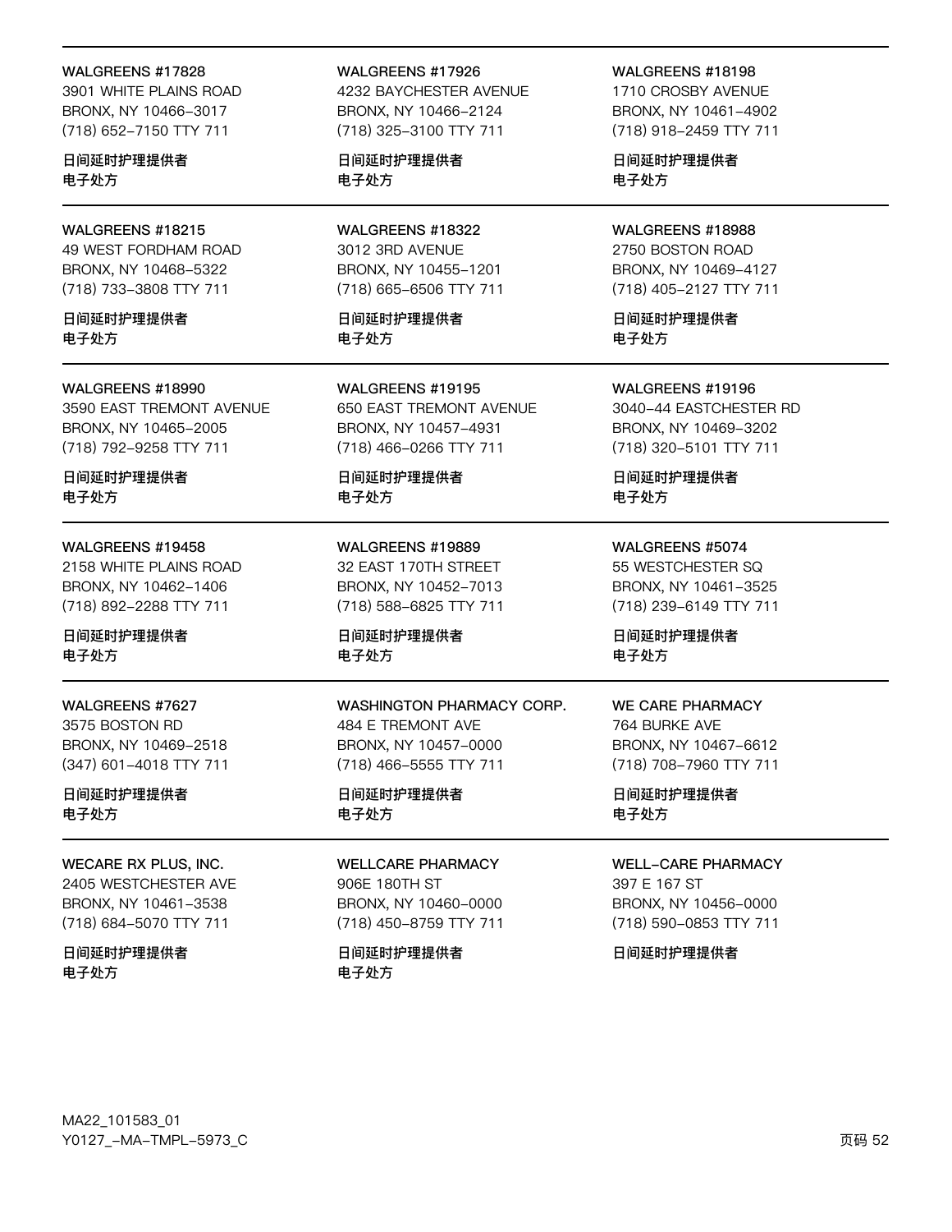WALGREENS #17828
3901 WHITE PLAINS ROAD
BRONX, NY 10466–3017
(718) 652–7150 TTY 711

日间延时护理提供者
电子处方

WALGREENS #17926
4232 BAYCHESTER AVENUE
BRONX, NY 10466–2124
(718) 325–3100 TTY 711

日间延时护理提供者
电子处方

WALGREENS #18198
1710 CROSBY AVENUE
BRONX, NY 10461–4902
(718) 918–2459 TTY 711

日间延时护理提供者
电子处方

---

WALGREENS #18215
49 WEST FORDHAM ROAD
BRONX, NY 10468–5322
(718) 733–3808 TTY 711

日间延时护理提供者
电子处方

WALGREENS #18322
3012 3RD AVENUE
BRONX, NY 10455–1201
(718) 665–6506 TTY 711

日间延时护理提供者
电子处方

WALGREENS #18988
2750 BOSTON ROAD
BRONX, NY 10469–4127
(718) 405–2127 TTY 711

日间延时护理提供者
电子处方

---

WALGREENS #18990
3590 EAST TREMONT AVENUE
BRONX, NY 10465–2005
(718) 792–9258 TTY 711

日间延时护理提供者
电子处方

WALGREENS #19195
650 EAST TREMONT AVENUE
BRONX, NY 10457–4931
(718) 466–0266 TTY 711

日间延时护理提供者
电子处方

WALGREENS #19196
3040–44 EASTCHESTER RD
BRONX, NY 10469–3202
(718) 320–5101 TTY 711

日间延时护理提供者
电子处方

---

WALGREENS #19458
2158 WHITE PLAINS ROAD
BRONX, NY 10462–1406
(718) 892–2288 TTY 711

日间延时护理提供者
电子处方

WALGREENS #19889
32 EAST 170TH STREET
BRONX, NY 10452–7013
(718) 588–6825 TTY 711

日间延时护理提供者
电子处方

WALGREENS #5074
55 WESTCHESTER SQ
BRONX, NY 10461–3525
(718) 239–6149 TTY 711

日间延时护理提供者
电子处方

---

WALGREENS #7627
3575 BOSTON RD
BRONX, NY 10469–2518
(347) 601–4018 TTY 711

日间延时护理提供者
电子处方

WASHINGTON PHARMACY CORP.
484 E TREMONT AVE
BRONX, NY 10457–0000
(718) 466–5555 TTY 711

日间延时护理提供者
电子处方

WE CARE PHARMACY
764 BURKE AVE
BRONX, NY 10467–6612
(718) 708–7960 TTY 711

日间延时护理提供者
电子处方

---

WECARE RX PLUS, INC.
2405 WESTCHESTER AVE
BRONX, NY 10461–3538
(718) 684–5070 TTY 711

日间延时护理提供者
电子处方

WELLCARE PHARMACY
906E 180TH ST
BRONX, NY 10460–0000
(718) 450–8759 TTY 711

日间延时护理提供者
电子处方

WELL–CARE PHARMACY
397 E 167 ST
BRONX, NY 10456–0000
(718) 590–0853 TTY 711

日间延时护理提供者

MA22_101583_01
Y0127_–MA–TMPL–5973_C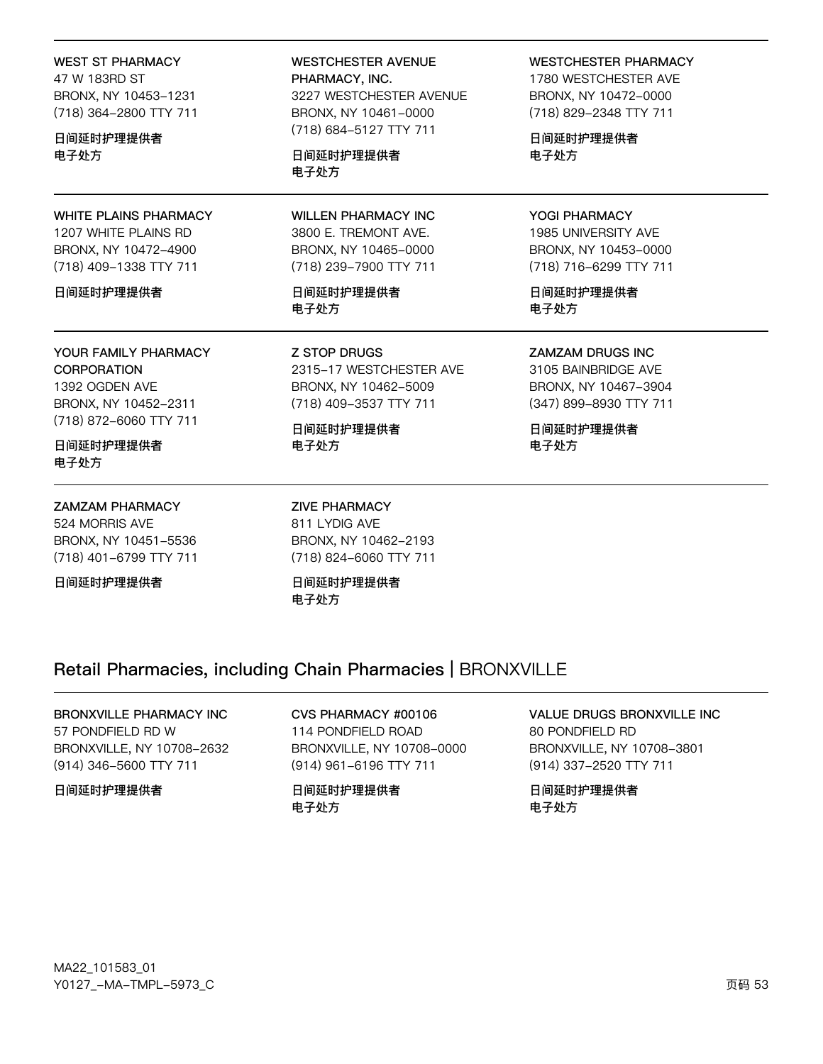WEST ST PHARMACY
47 W 183RD ST
BRONX, NY 10453-1231
(718) 364-2800 TTY 711

日间延时护理提供者
电子处方

WESTCHESTER AVENUE PHARMACY, INC.
3227 WESTCHESTER AVENUE
BRONX, NY 10461-0000
(718) 684-5127 TTY 711

日间延时护理提供者
电子处方

WESTCHESTER PHARMACY
1780 WESTCHESTER AVE
BRONX, NY 10472-0000
(718) 829-2348 TTY 711

日间延时护理提供者
电子处方

---

WHITE PLAINS PHARMACY
1207 WHITE PLAINS RD
BRONX, NY 10472-4900
(718) 409-1338 TTY 711

日间延时护理提供者

WILLEN PHARMACY INC
3800 E. TREMONT AVE.
BRONX, NY 10465-0000
(718) 239-7900 TTY 711

日间延时护理提供者
电子处方

YOGI PHARMACY
1985 UNIVERSITY AVE
BRONX, NY 10453-0000
(718) 716-6299 TTY 711

日间延时护理提供者
电子处方

---

YOUR FAMILY PHARMACY CORPORATION
1392 OGDEN AVE
BRONX, NY 10452-2311
(718) 872-6060 TTY 711

日间延时护理提供者
电子处方

Z STOP DRUGS
2315-17 WESTCHESTER AVE
BRONX, NY 10462-5009
(718) 409-3537 TTY 711

日间延时护理提供者
电子处方

ZAMZAM DRUGS INC
3105 BAINBRIDGE AVE
BRONX, NY 10467-3904
(347) 899-8930 TTY 711

日间延时护理提供者
电子处方

---

ZAMZAM PHARMACY
524 MORRIS AVE
BRONX, NY 10451-5536
(718) 401-6799 TTY 711

日间延时护理提供者

ZIVE PHARMACY
811 LYDIG AVE
BRONX, NY 10462-2193
(718) 824-6060 TTY 711

日间延时护理提供者
电子处方

## Retail Pharmacies, including Chain Pharmacies | BRONXVILLE

BRONXVILLE PHARMACY INC
57 PONDFIELD RD W
BRONXVILLE, NY 10708-2632
(914) 346-5600 TTY 711

日间延时护理提供者

CVS PHARMACY #00106
114 PONDFIELD ROAD
BRONXVILLE, NY 10708-0000
(914) 961-6196 TTY 711

日间延时护理提供者
电子处方

VALUE DRUGS BRONXVILLE INC
80 PONDFIELD RD
BRONXVILLE, NY 10708-3801
(914) 337-2520 TTY 711

日间延时护理提供者
电子处方

MA22_101583_01
Y0127_-MA-TMPL-5973_C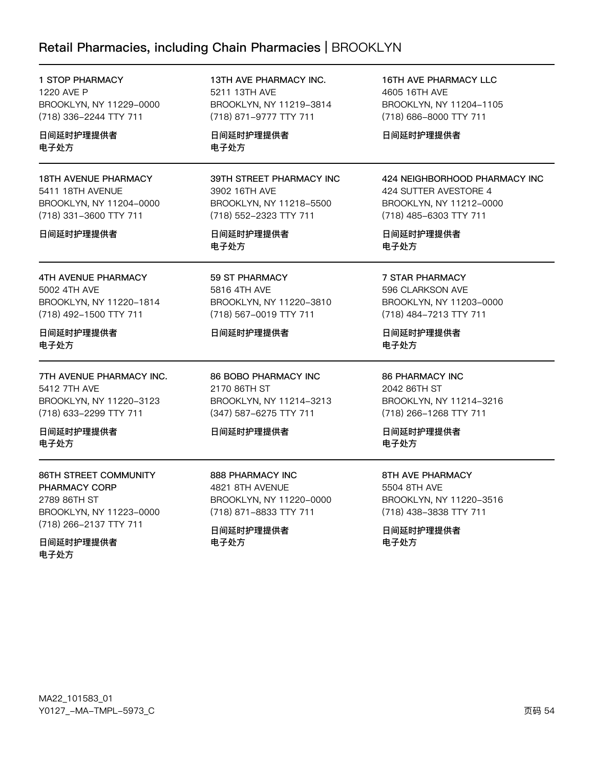## Retail Pharmacies, including Chain Pharmacies | BROOKLYN

**1 STOP PHARMACY**
1220 AVE P
BROOKLYN, NY 11229-0000
(718) 336-2244 TTY 711

日间延时护理提供者
电子处方

**13TH AVE PHARMACY INC.**
5211 13TH AVE
BROOKLYN, NY 11219-3814
(718) 871-9777 TTY 711

日间延时护理提供者
电子处方

**16TH AVE PHARMACY LLC**
4605 16TH AVE
BROOKLYN, NY 11204-1105
(718) 686-8000 TTY 711

日间延时护理提供者

---

**18TH AVENUE PHARMACY**
5411 18TH AVENUE
BROOKLYN, NY 11204-0000
(718) 331-3600 TTY 711

日间延时护理提供者

**39TH STREET PHARMACY INC**
3902 16TH AVE
BROOKLYN, NY 11218-5500
(718) 552-2323 TTY 711

日间延时护理提供者
电子处方

**424 NEIGHBORHOOD PHARMACY INC**
424 SUTTER AVESTORE 4
BROOKLYN, NY 11212-0000
(718) 485-6303 TTY 711

日间延时护理提供者
电子处方

---

**4TH AVENUE PHARMACY**
5002 4TH AVE
BROOKLYN, NY 11220-1814
(718) 492-1500 TTY 711

日间延时护理提供者
电子处方

**59 ST PHARMACY**
5816 4TH AVE
BROOKLYN, NY 11220-3810
(718) 567-0019 TTY 711

日间延时护理提供者

**7 STAR PHARMACY**
596 CLARKSON AVE
BROOKLYN, NY 11203-0000
(718) 484-7213 TTY 711

日间延时护理提供者
电子处方

---

**7TH AVENUE PHARMACY INC.**
5412 7TH AVE
BROOKLYN, NY 11220-3123
(718) 633-2299 TTY 711

日间延时护理提供者
电子处方

**86 BOBO PHARMACY INC**
2170 86TH ST
BROOKLYN, NY 11214-3213
(347) 587-6275 TTY 711

日间延时护理提供者

**86 PHARMACY INC**
2042 86TH ST
BROOKLYN, NY 11214-3216
(718) 266-1268 TTY 711

日间延时护理提供者
电子处方

---

**86TH STREET COMMUNITY PHARMACY CORP**
2789 86TH ST
BROOKLYN, NY 11223-0000
(718) 266-2137 TTY 711

日间延时护理提供者
电子处方

**888 PHARMACY INC**
4821 8TH AVENUE
BROOKLYN, NY 11220-0000
(718) 871-8833 TTY 711

日间延时护理提供者
电子处方

**8TH AVE PHARMACY**
5504 8TH AVE
BROOKLYN, NY 11220-3516
(718) 438-3838 TTY 711

日间延时护理提供者
电子处方

MA22_101583_01
Y0127_-MA-TMPL-5973_C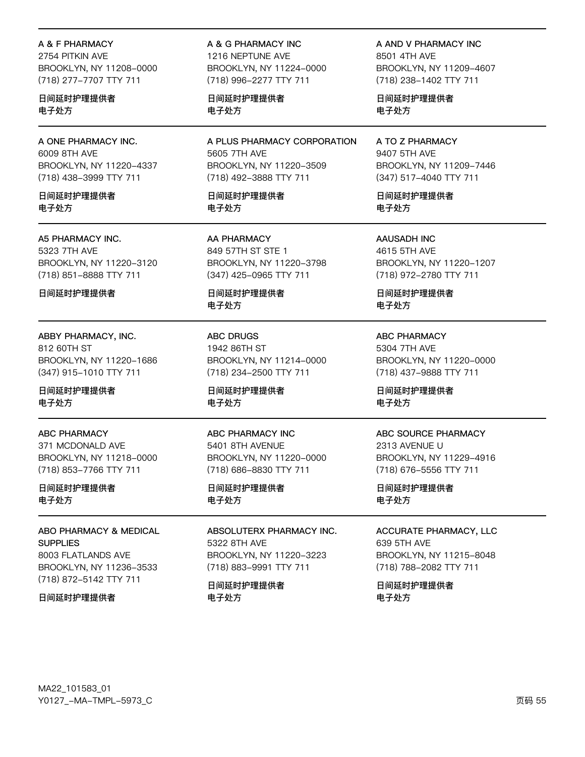A & F PHARMACY
2754 PITKIN AVE
BROOKLYN, NY 11208-0000
(718) 277-7707 TTY 711

日间延时护理提供者
电子处方

A & G PHARMACY INC
1216 NEPTUNE AVE
BROOKLYN, NY 11224-0000
(718) 996-2277 TTY 711

日间延时护理提供者
电子处方

A AND V PHARMACY INC
8501 4TH AVE
BROOKLYN, NY 11209-4607
(718) 238-1402 TTY 711

日间延时护理提供者
电子处方

A ONE PHARMACY INC.
6009 8TH AVE
BROOKLYN, NY 11220-4337
(718) 438-3999 TTY 711

日间延时护理提供者
电子处方

A PLUS PHARMACY CORPORATION
5605 7TH AVE
BROOKLYN, NY 11220-3509
(718) 492-3888 TTY 711

日间延时护理提供者
电子处方

A TO Z PHARMACY
9407 5TH AVE
BROOKLYN, NY 11209-7446
(347) 517-4040 TTY 711

日间延时护理提供者
电子处方

A5 PHARMACY INC.
5323 7TH AVE
BROOKLYN, NY 11220-3120
(718) 851-8888 TTY 711

日间延时护理提供者

AA PHARMACY
849 57TH ST STE 1
BROOKLYN, NY 11220-3798
(347) 425-0965 TTY 711

日间延时护理提供者
电子处方

AAUSADH INC
4615 5TH AVE
BROOKLYN, NY 11220-1207
(718) 972-2780 TTY 711

日间延时护理提供者
电子处方

ABBY PHARMACY, INC.
812 60TH ST
BROOKLYN, NY 11220-1686
(347) 915-1010 TTY 711

日间延时护理提供者
电子处方

ABC DRUGS
1942 86TH ST
BROOKLYN, NY 11214-0000
(718) 234-2500 TTY 711

日间延时护理提供者
电子处方

ABC PHARMACY
5304 7TH AVE
BROOKLYN, NY 11220-0000
(718) 437-9888 TTY 711

日间延时护理提供者
电子处方

ABC PHARMACY
371 MCDONALD AVE
BROOKLYN, NY 11218-0000
(718) 853-7766 TTY 711

日间延时护理提供者
电子处方

ABC PHARMACY INC
5401 8TH AVENUE
BROOKLYN, NY 11220-0000
(718) 686-8830 TTY 711

日间延时护理提供者
电子处方

ABC SOURCE PHARMACY
2313 AVENUE U
BROOKLYN, NY 11229-4916
(718) 676-5556 TTY 711

日间延时护理提供者
电子处方

ABO PHARMACY & MEDICAL SUPPLIES
8003 FLATLANDS AVE
BROOKLYN, NY 11236-3533
(718) 872-5142 TTY 711

日间延时护理提供者

ABSOLUTERX PHARMACY INC.
5322 8TH AVE
BROOKLYN, NY 11220-3223
(718) 883-9991 TTY 711

日间延时护理提供者
电子处方

ACCURATE PHARMACY, LLC
639 5TH AVE
BROOKLYN, NY 11215-8048
(718) 788-2082 TTY 711

日间延时护理提供者
电子处方

MA22_101583_01
Y0127_-MA-TMPL-5973_C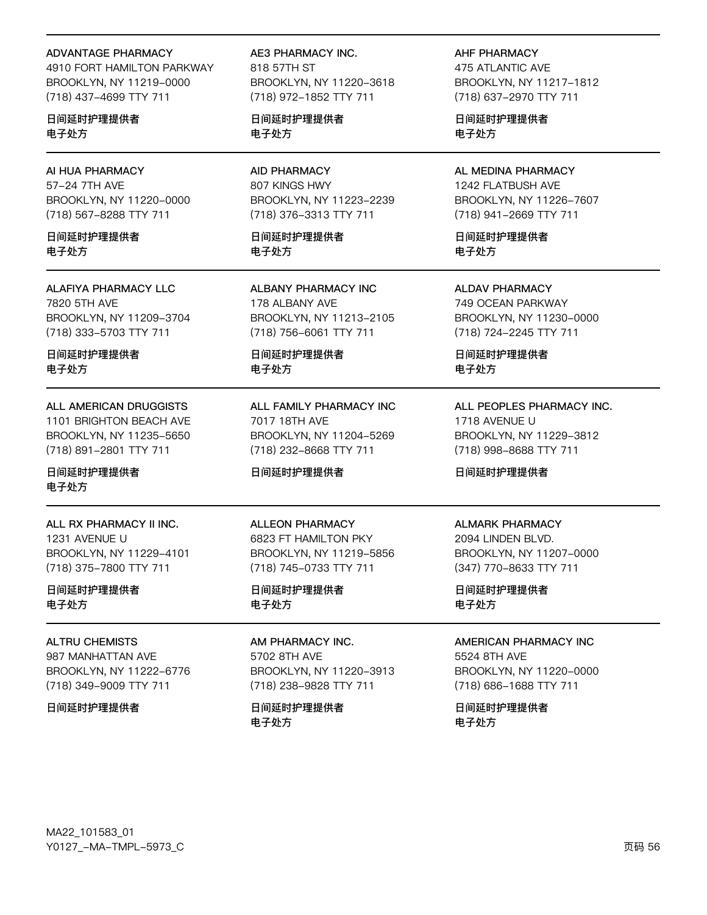ADVANTAGE PHARMACY
4910 FORT HAMILTON PARKWAY
BROOKLYN, NY 11219-0000
(718) 437-4699 TTY 711

日间延时护理提供者
电子处方

---

AE3 PHARMACY INC.
818 57TH ST
BROOKLYN, NY 11220-3618
(718) 972-1852 TTY 711

日间延时护理提供者
电子处方

---

AHF PHARMACY
475 ATLANTIC AVE
BROOKLYN, NY 11217-1812
(718) 637-2970 TTY 711

日间延时护理提供者
电子处方

---

AI HUA PHARMACY
57-24 7TH AVE
BROOKLYN, NY 11220-0000
(718) 567-8288 TTY 711

日间延时护理提供者
电子处方

---

AID PHARMACY
807 KINGS HWY
BROOKLYN, NY 11223-2239
(718) 376-3313 TTY 711

日间延时护理提供者
电子处方

---

AL MEDINA PHARMACY
1242 FLATBUSH AVE
BROOKLYN, NY 11226-7607
(718) 941-2669 TTY 711

日间延时护理提供者
电子处方

---

ALAFIYA PHARMACY LLC
7820 5TH AVE
BROOKLYN, NY 11209-3704
(718) 333-5703 TTY 711

日间延时护理提供者
电子处方

---

ALBANY PHARMACY INC
178 ALBANY AVE
BROOKLYN, NY 11213-2105
(718) 756-6061 TTY 711

日间延时护理提供者
电子处方

---

ALDAV PHARMACY
749 OCEAN PARKWAY
BROOKLYN, NY 11230-0000
(718) 724-2245 TTY 711

日间延时护理提供者
电子处方

---

ALL AMERICAN DRUGGISTS
1101 BRIGHTON BEACH AVE
BROOKLYN, NY 11235-5650
(718) 891-2801 TTY 711

日间延时护理提供者
电子处方

---

ALL FAMILY PHARMACY INC
7017 18TH AVE
BROOKLYN, NY 11204-5269
(718) 232-8668 TTY 711

日间延时护理提供者

---

ALL PEOPLES PHARMACY INC.
1718 AVENUE U
BROOKLYN, NY 11229-3812
(718) 998-8688 TTY 711

日间延时护理提供者

---

ALL RX PHARMACY II INC.
1231 AVENUE U
BROOKLYN, NY 11229-4101
(718) 375-7800 TTY 711

日间延时护理提供者
电子处方

---

ALLEON PHARMACY
6823 FT HAMILTON PKY
BROOKLYN, NY 11219-5856
(718) 745-0733 TTY 711

日间延时护理提供者
电子处方

---

ALMARK PHARMACY
2094 LINDEN BLVD.
BROOKLYN, NY 11207-0000
(347) 770-8633 TTY 711

日间延时护理提供者
电子处方

---

ALTRU CHEMISTS
987 MANHATTAN AVE
BROOKLYN, NY 11222-6776
(718) 349-9009 TTY 711

日间延时护理提供者

---

AM PHARMACY INC.
5702 8TH AVE
BROOKLYN, NY 11220-3913
(718) 238-9828 TTY 711

日间延时护理提供者
电子处方

---

AMERICAN PHARMACY INC
5524 8TH AVE
BROOKLYN, NY 11220-0000
(718) 686-1688 TTY 711

日间延时护理提供者
电子处方

MA22_101583_01
Y0127_-MA-TMPL-5973_C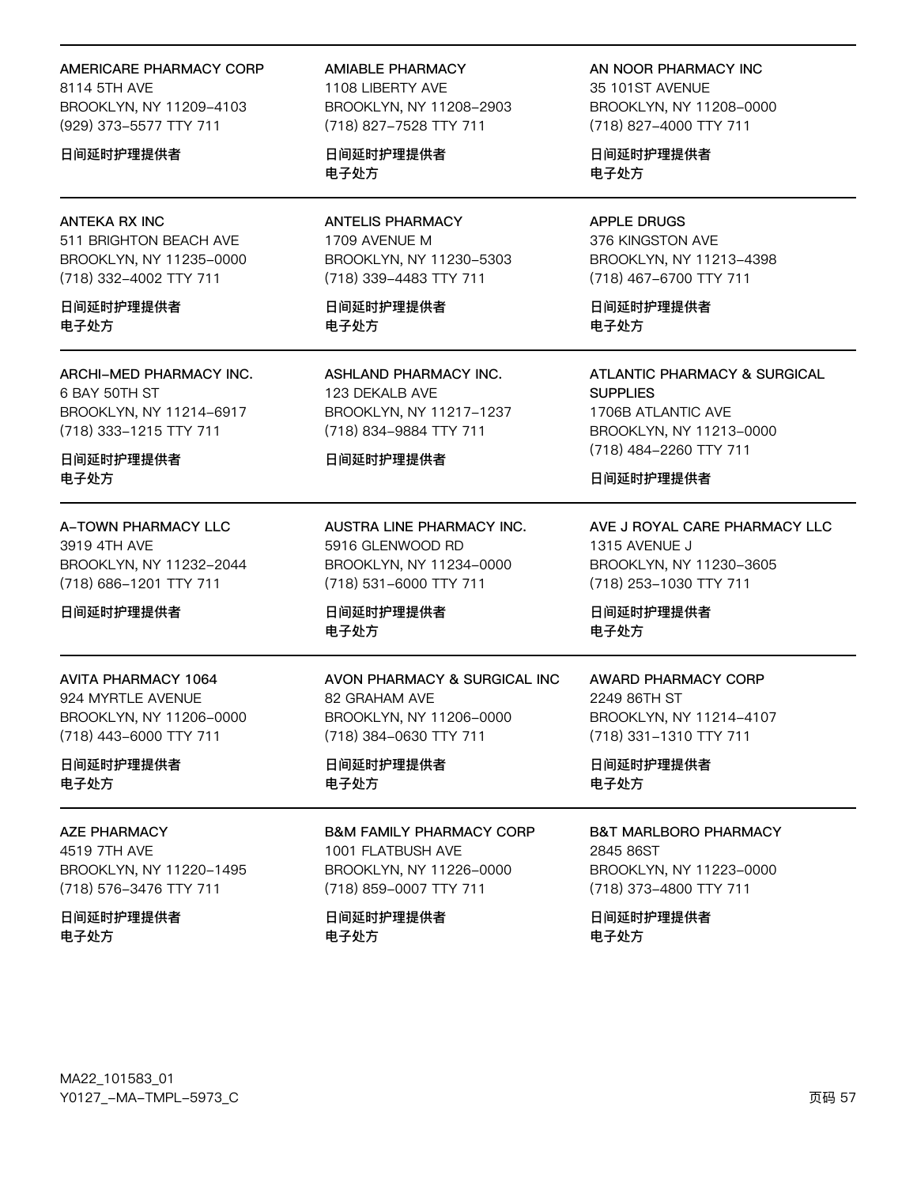AMERICARE PHARMACY CORP
8114 5TH AVE
BROOKLYN, NY 11209–4103
(929) 373–5577 TTY 711

日间延时护理提供者

AMIABLE PHARMACY
1108 LIBERTY AVE
BROOKLYN, NY 11208–2903
(718) 827–7528 TTY 711

日间延时护理提供者
电子处方

AN NOOR PHARMACY INC
35 101ST AVENUE
BROOKLYN, NY 11208–0000
(718) 827–4000 TTY 711

日间延时护理提供者
电子处方

---

ANTEKA RX INC
511 BRIGHTON BEACH AVE
BROOKLYN, NY 11235–0000
(718) 332–4002 TTY 711

日间延时护理提供者
电子处方

ANTELIS PHARMACY
1709 AVENUE M
BROOKLYN, NY 11230–5303
(718) 339–4483 TTY 711

日间延时护理提供者
电子处方

APPLE DRUGS
376 KINGSTON AVE
BROOKLYN, NY 11213–4398
(718) 467–6700 TTY 711

日间延时护理提供者
电子处方

---

ARCHI–MED PHARMACY INC.
6 BAY 50TH ST
BROOKLYN, NY 11214–6917
(718) 333–1215 TTY 711

日间延时护理提供者
电子处方

ASHLAND PHARMACY INC.
123 DEKALB AVE
BROOKLYN, NY 11217–1237
(718) 834–9884 TTY 711

日间延时护理提供者

ATLANTIC PHARMACY & SURGICAL SUPPLIES
1706B ATLANTIC AVE
BROOKLYN, NY 11213–0000
(718) 484–2260 TTY 711

日间延时护理提供者

---

A–TOWN PHARMACY LLC
3919 4TH AVE
BROOKLYN, NY 11232–2044
(718) 686–1201 TTY 711

日间延时护理提供者

AUSTRA LINE PHARMACY INC.
5916 GLENWOOD RD
BROOKLYN, NY 11234–0000
(718) 531–6000 TTY 711

日间延时护理提供者
电子处方

AVE J ROYAL CARE PHARMACY LLC
1315 AVENUE J
BROOKLYN, NY 11230–3605
(718) 253–1030 TTY 711

日间延时护理提供者
电子处方

---

AVITA PHARMACY 1064
924 MYRTLE AVENUE
BROOKLYN, NY 11206–0000
(718) 443–6000 TTY 711

日间延时护理提供者
电子处方

AVON PHARMACY & SURGICAL INC
82 GRAHAM AVE
BROOKLYN, NY 11206–0000
(718) 384–0630 TTY 711

日间延时护理提供者
电子处方

AWARD PHARMACY CORP
2249 86TH ST
BROOKLYN, NY 11214–4107
(718) 331–1310 TTY 711

日间延时护理提供者
电子处方

---

AZE PHARMACY
4519 7TH AVE
BROOKLYN, NY 11220–1495
(718) 576–3476 TTY 711

日间延时护理提供者
电子处方

B&M FAMILY PHARMACY CORP
1001 FLATBUSH AVE
BROOKLYN, NY 11226–0000
(718) 859–0007 TTY 711

日间延时护理提供者
电子处方

B&T MARLBORO PHARMACY
2845 86ST
BROOKLYN, NY 11223–0000
(718) 373–4800 TTY 711

日间延时护理提供者
电子处方

MA22_101583_01
Y0127_–MA–TMPL–5973_C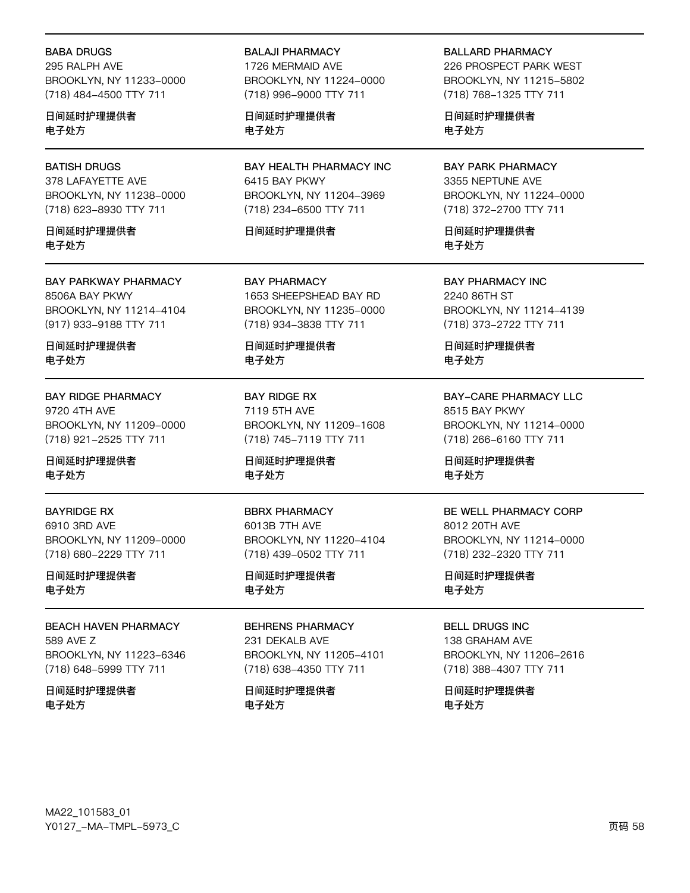BABA DRUGS
295 RALPH AVE
BROOKLYN, NY 11233-0000
(718) 484-4500 TTY 711

日间延时护理提供者
电子处方

BALAJI PHARMACY
1726 MERMAID AVE
BROOKLYN, NY 11224-0000
(718) 996-9000 TTY 711

日间延时护理提供者
电子处方

BALLARD PHARMACY
226 PROSPECT PARK WEST
BROOKLYN, NY 11215-5802
(718) 768-1325 TTY 711

日间延时护理提供者
电子处方

BATISH DRUGS
378 LAFAYETTE AVE
BROOKLYN, NY 11238-0000
(718) 623-8930 TTY 711

日间延时护理提供者
电子处方

BAY HEALTH PHARMACY INC
6415 BAY PKWY
BROOKLYN, NY 11204-3969
(718) 234-6500 TTY 711

日间延时护理提供者

BAY PARK PHARMACY
3355 NEPTUNE AVE
BROOKLYN, NY 11224-0000
(718) 372-2700 TTY 711

日间延时护理提供者
电子处方

BAY PARKWAY PHARMACY
8506A BAY PKWY
BROOKLYN, NY 11214-4104
(917) 933-9188 TTY 711

日间延时护理提供者
电子处方

BAY PHARMACY
1653 SHEEPSHEAD BAY RD
BROOKLYN, NY 11235-0000
(718) 934-3838 TTY 711

日间延时护理提供者
电子处方

BAY PHARMACY INC
2240 86TH ST
BROOKLYN, NY 11214-4139
(718) 373-2722 TTY 711

日间延时护理提供者
电子处方

BAY RIDGE PHARMACY
9720 4TH AVE
BROOKLYN, NY 11209-0000
(718) 921-2525 TTY 711

日间延时护理提供者
电子处方

BAY RIDGE RX
7119 5TH AVE
BROOKLYN, NY 11209-1608
(718) 745-7119 TTY 711

日间延时护理提供者
电子处方

BAY-CARE PHARMACY LLC
8515 BAY PKWY
BROOKLYN, NY 11214-0000
(718) 266-6160 TTY 711

日间延时护理提供者
电子处方

BAYRIDGE RX
6910 3RD AVE
BROOKLYN, NY 11209-0000
(718) 680-2229 TTY 711

日间延时护理提供者
电子处方

BBRX PHARMACY
6013B 7TH AVE
BROOKLYN, NY 11220-4104
(718) 439-0502 TTY 711

日间延时护理提供者
电子处方

BE WELL PHARMACY CORP
8012 20TH AVE
BROOKLYN, NY 11214-0000
(718) 232-2320 TTY 711

日间延时护理提供者
电子处方

BEACH HAVEN PHARMACY
589 AVE Z
BROOKLYN, NY 11223-6346
(718) 648-5999 TTY 711

日间延时护理提供者
电子处方

BEHRENS PHARMACY
231 DEKALB AVE
BROOKLYN, NY 11205-4101
(718) 638-4350 TTY 711

日间延时护理提供者
电子处方

BELL DRUGS INC
138 GRAHAM AVE
BROOKLYN, NY 11206-2616
(718) 388-4307 TTY 711

日间延时护理提供者
电子处方

MA22_101583_01
Y0127_-MA-TMPL-5973_C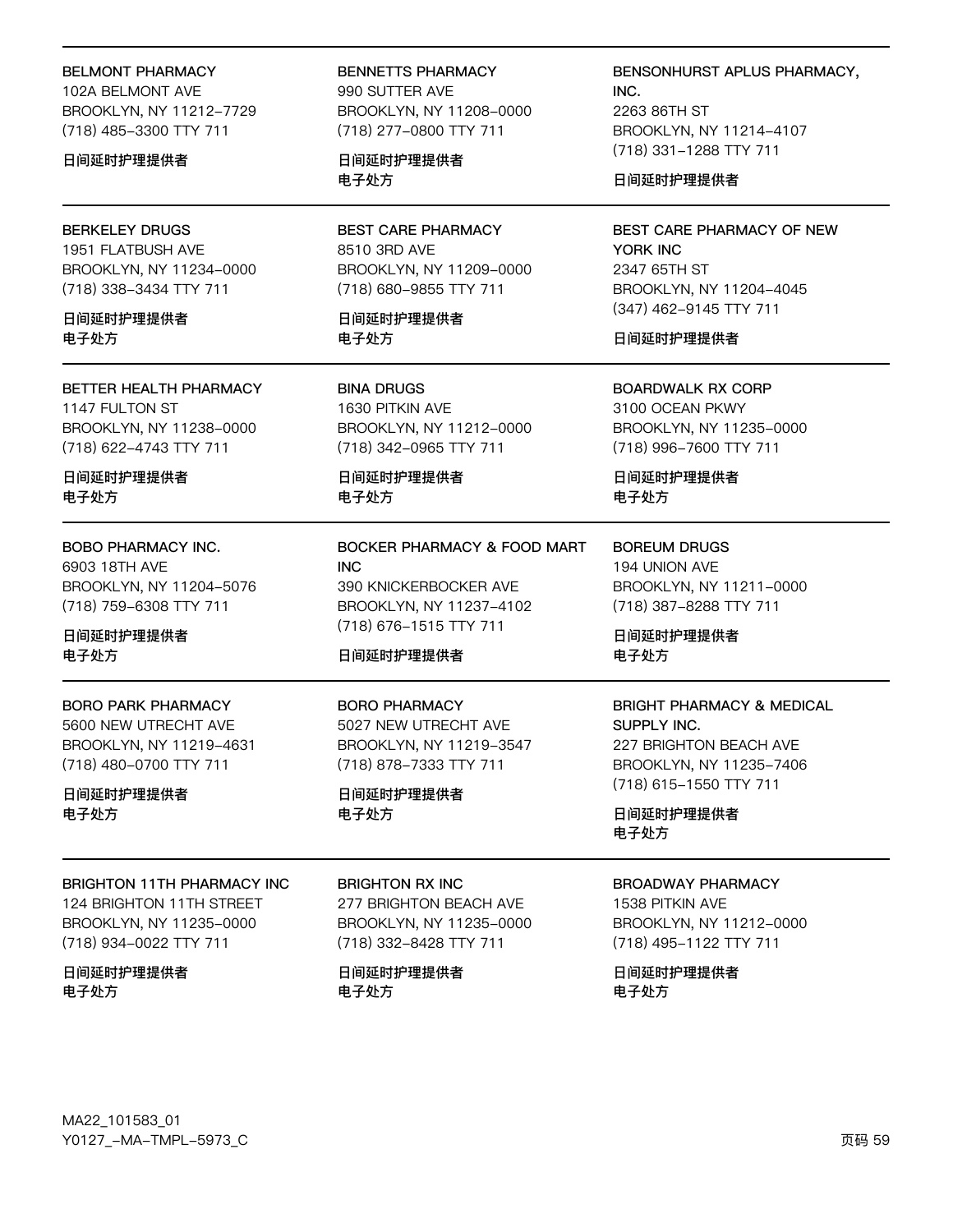BELMONT PHARMACY
102A BELMONT AVE
BROOKLYN, NY 11212-7729
(718) 485-3300 TTY 711

日间延时护理提供者

BENNETTS PHARMACY
990 SUTTER AVE
BROOKLYN, NY 11208-0000
(718) 277-0800 TTY 711

日间延时护理提供者
电子处方

BENSONHURST APLUS PHARMACY, INC.
2263 86TH ST
BROOKLYN, NY 11214-4107
(718) 331-1288 TTY 711

日间延时护理提供者

---

BERKELEY DRUGS
1951 FLATBUSH AVE
BROOKLYN, NY 11234-0000
(718) 338-3434 TTY 711

日间延时护理提供者
电子处方

BEST CARE PHARMACY
8510 3RD AVE
BROOKLYN, NY 11209-0000
(718) 680-9855 TTY 711

日间延时护理提供者
电子处方

BEST CARE PHARMACY OF NEW YORK INC
2347 65TH ST
BROOKLYN, NY 11204-4045
(347) 462-9145 TTY 711

日间延时护理提供者

---

BETTER HEALTH PHARMACY
1147 FULTON ST
BROOKLYN, NY 11238-0000
(718) 622-4743 TTY 711

日间延时护理提供者
电子处方

BINA DRUGS
1630 PITKIN AVE
BROOKLYN, NY 11212-0000
(718) 342-0965 TTY 711

日间延时护理提供者
电子处方

BOARDWALK RX CORP
3100 OCEAN PKWY
BROOKLYN, NY 11235-0000
(718) 996-7600 TTY 711

日间延时护理提供者
电子处方

---

BOBO PHARMACY INC.
6903 18TH AVE
BROOKLYN, NY 11204-5076
(718) 759-6308 TTY 711

日间延时护理提供者
电子处方

BOCKER PHARMACY & FOOD MART INC
390 KNICKERBOCKER AVE
BROOKLYN, NY 11237-4102
(718) 676-1515 TTY 711

日间延时护理提供者

BOREUM DRUGS
194 UNION AVE
BROOKLYN, NY 11211-0000
(718) 387-8288 TTY 711

日间延时护理提供者
电子处方

---

BORO PARK PHARMACY
5600 NEW UTRECHT AVE
BROOKLYN, NY 11219-4631
(718) 480-0700 TTY 711

日间延时护理提供者
电子处方

BORO PHARMACY
5027 NEW UTRECHT AVE
BROOKLYN, NY 11219-3547
(718) 878-7333 TTY 711

日间延时护理提供者
电子处方

BRIGHT PHARMACY & MEDICAL SUPPLY INC.
227 BRIGHTON BEACH AVE
BROOKLYN, NY 11235-7406
(718) 615-1550 TTY 711

日间延时护理提供者
电子处方

---

BRIGHTON 11TH PHARMACY INC
124 BRIGHTON 11TH STREET
BROOKLYN, NY 11235-0000
(718) 934-0022 TTY 711

日间延时护理提供者
电子处方

BRIGHTON RX INC
277 BRIGHTON BEACH AVE
BROOKLYN, NY 11235-0000
(718) 332-8428 TTY 711

日间延时护理提供者
电子处方

BROADWAY PHARMACY
1538 PITKIN AVE
BROOKLYN, NY 11212-0000
(718) 495-1122 TTY 711

日间延时护理提供者
电子处方

MA22_101583_01
Y0127_-MA-TMPL-5973_C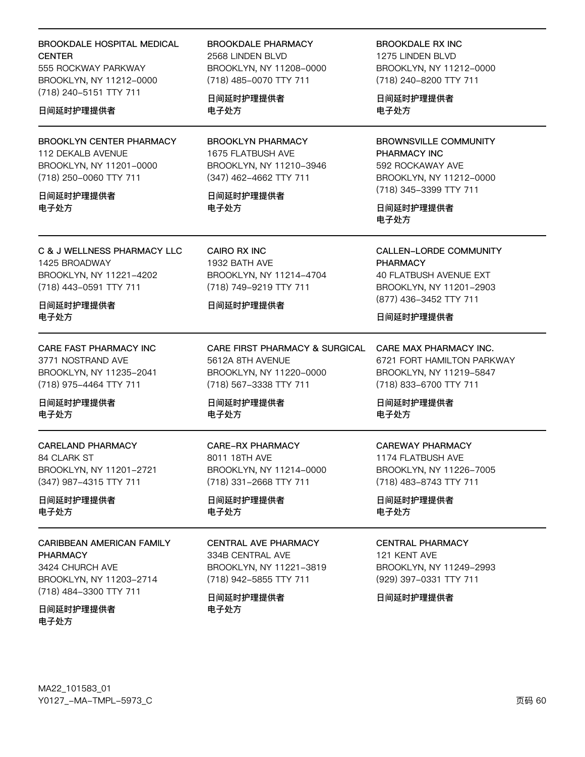**BROOKDALE HOSPITAL MEDICAL CENTER**
555 ROCKWAY PARKWAY
BROOKLYN, NY 11212-0000
(718) 240-5151 TTY 711

日间延时护理提供者

**BROOKDALE PHARMACY**
2568 LINDEN BLVD
BROOKLYN, NY 11208-0000
(718) 485-0070 TTY 711

日间延时护理提供者
电子处方

**BROOKDALE RX INC**
1275 LINDEN BLVD
BROOKLYN, NY 11212-0000
(718) 240-8200 TTY 711

日间延时护理提供者
电子处方

---

**BROOKLYN CENTER PHARMACY**
112 DEKALB AVENUE
BROOKLYN, NY 11201-0000
(718) 250-0060 TTY 711

日间延时护理提供者
电子处方

**BROOKLYN PHARMACY**
1675 FLATBUSH AVE
BROOKLYN, NY 11210-3946
(347) 462-4662 TTY 711

日间延时护理提供者
电子处方

**BROWNSVILLE COMMUNITY PHARMACY INC**
592 ROCKAWAY AVE
BROOKLYN, NY 11212-0000
(718) 345-3399 TTY 711

日间延时护理提供者
电子处方

---

**C & J WELLNESS PHARMACY LLC**
1425 BROADWAY
BROOKLYN, NY 11221-4202
(718) 443-0591 TTY 711

日间延时护理提供者
电子处方

**CAIRO RX INC**
1932 BATH AVE
BROOKLYN, NY 11214-4704
(718) 749-9219 TTY 711

日间延时护理提供者

**CALLEN-LORDE COMMUNITY PHARMACY**
40 FLATBUSH AVENUE EXT
BROOKLYN, NY 11201-2903
(877) 436-3452 TTY 711

日间延时护理提供者

---

**CARE FAST PHARMACY INC**
3771 NOSTRAND AVE
BROOKLYN, NY 11235-2041
(718) 975-4464 TTY 711

日间延时护理提供者
电子处方

**CARE FIRST PHARMACY & SURGICAL**
5612A 8TH AVENUE
BROOKLYN, NY 11220-0000
(718) 567-3338 TTY 711

日间延时护理提供者
电子处方

**CARE MAX PHARMACY INC.**
6721 FORT HAMILTON PARKWAY
BROOKLYN, NY 11219-5847
(718) 833-6700 TTY 711

日间延时护理提供者
电子处方

---

**CARELAND PHARMACY**
84 CLARK ST
BROOKLYN, NY 11201-2721
(347) 987-4315 TTY 711

日间延时护理提供者
电子处方

**CARE-RX PHARMACY**
8011 18TH AVE
BROOKLYN, NY 11214-0000
(718) 331-2668 TTY 711

日间延时护理提供者
电子处方

**CAREWAY PHARMACY**
1174 FLATBUSH AVE
BROOKLYN, NY 11226-7005
(718) 483-8743 TTY 711

日间延时护理提供者
电子处方

---

**CARIBBEAN AMERICAN FAMILY PHARMACY**
3424 CHURCH AVE
BROOKLYN, NY 11203-2714
(718) 484-3300 TTY 711

日间延时护理提供者
电子处方

**CENTRAL AVE PHARMACY**
334B CENTRAL AVE
BROOKLYN, NY 11221-3819
(718) 942-5855 TTY 711

日间延时护理提供者
电子处方

**CENTRAL PHARMACY**
121 KENT AVE
BROOKLYN, NY 11249-2993
(929) 397-0331 TTY 711

日间延时护理提供者

MA22_101583_01
Y0127_-MA-TMPL-5973_C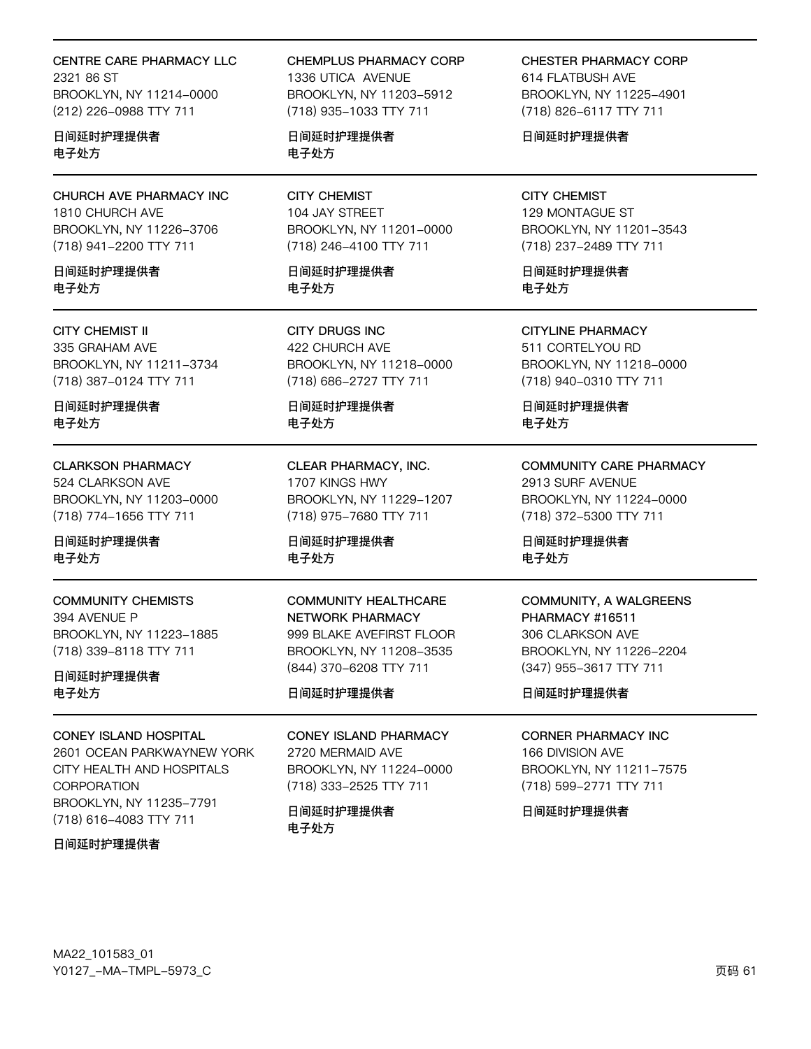CENTRE CARE PHARMACY LLC
2321 86 ST
BROOKLYN, NY 11214-0000
(212) 226-0988 TTY 711

日间延时护理提供者
电子处方

CHEMPLUS PHARMACY CORP
1336 UTICA AVENUE
BROOKLYN, NY 11203-5912
(718) 935-1033 TTY 711

日间延时护理提供者
电子处方

CHESTER PHARMACY CORP
614 FLATBUSH AVE
BROOKLYN, NY 11225-4901
(718) 826-6117 TTY 711

日间延时护理提供者

CHURCH AVE PHARMACY INC
1810 CHURCH AVE
BROOKLYN, NY 11226-3706
(718) 941-2200 TTY 711

日间延时护理提供者
电子处方

CITY CHEMIST
104 JAY STREET
BROOKLYN, NY 11201-0000
(718) 246-4100 TTY 711

日间延时护理提供者
电子处方

CITY CHEMIST
129 MONTAGUE ST
BROOKLYN, NY 11201-3543
(718) 237-2489 TTY 711

日间延时护理提供者
电子处方

CITY CHEMIST II
335 GRAHAM AVE
BROOKLYN, NY 11211-3734
(718) 387-0124 TTY 711

日间延时护理提供者
电子处方

CITY DRUGS INC
422 CHURCH AVE
BROOKLYN, NY 11218-0000
(718) 686-2727 TTY 711

日间延时护理提供者
电子处方

CITYLINE PHARMACY
511 CORTELYOU RD
BROOKLYN, NY 11218-0000
(718) 940-0310 TTY 711

日间延时护理提供者
电子处方

CLARKSON PHARMACY
524 CLARKSON AVE
BROOKLYN, NY 11203-0000
(718) 774-1656 TTY 711

日间延时护理提供者
电子处方

CLEAR PHARMACY, INC.
1707 KINGS HWY
BROOKLYN, NY 11229-1207
(718) 975-7680 TTY 711

日间延时护理提供者
电子处方

COMMUNITY CARE PHARMACY
2913 SURF AVENUE
BROOKLYN, NY 11224-0000
(718) 372-5300 TTY 711

日间延时护理提供者
电子处方

COMMUNITY CHEMISTS
394 AVENUE P
BROOKLYN, NY 11223-1885
(718) 339-8118 TTY 711

日间延时护理提供者
电子处方

COMMUNITY HEALTHCARE NETWORK PHARMACY
999 BLAKE AVEFIRST FLOOR
BROOKLYN, NY 11208-3535
(844) 370-6208 TTY 711

日间延时护理提供者

COMMUNITY, A WALGREENS PHARMACY #16511
306 CLARKSON AVE
BROOKLYN, NY 11226-2204
(347) 955-3617 TTY 711

日间延时护理提供者

CONEY ISLAND HOSPITAL
2601 OCEAN PARKWAYNEW YORK CITY HEALTH AND HOSPITALS CORPORATION
BROOKLYN, NY 11235-7791
(718) 616-4083 TTY 711

日间延时护理提供者

CONEY ISLAND PHARMACY
2720 MERMAID AVE
BROOKLYN, NY 11224-0000
(718) 333-2525 TTY 711

日间延时护理提供者
电子处方

CORNER PHARMACY INC
166 DIVISION AVE
BROOKLYN, NY 11211-7575
(718) 599-2771 TTY 711

日间延时护理提供者

MA22_101583_01
Y0127_-MA-TMPL-5973_C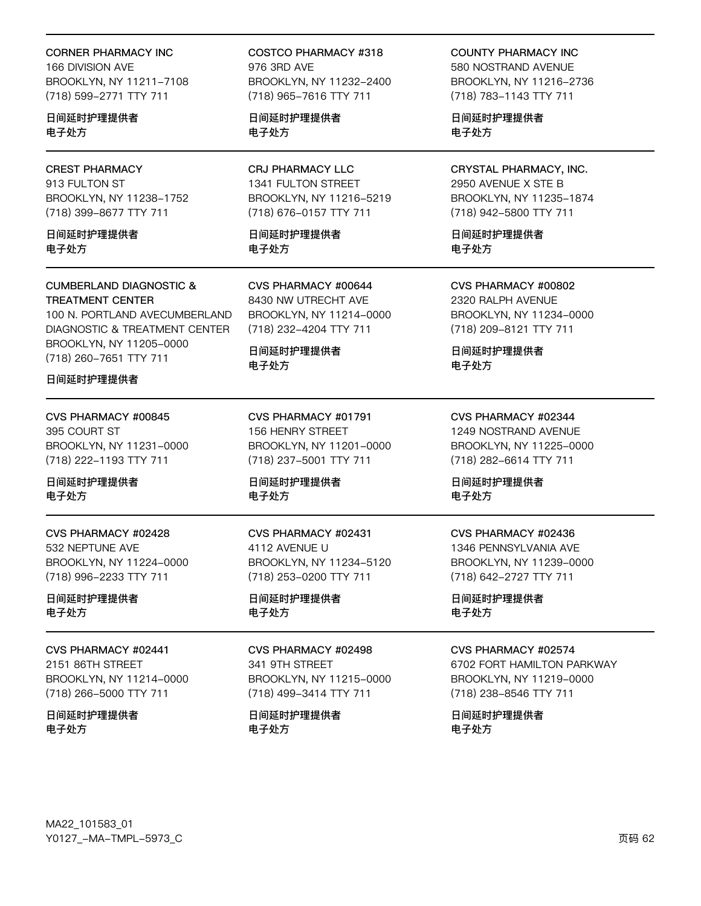CORNER PHARMACY INC
166 DIVISION AVE
BROOKLYN, NY 11211-7108
(718) 599-2771 TTY 711

日间延时护理提供者
电子处方

COSTCO PHARMACY #318
976 3RD AVE
BROOKLYN, NY 11232-2400
(718) 965-7616 TTY 711

日间延时护理提供者
电子处方

COUNTY PHARMACY INC
580 NOSTRAND AVENUE
BROOKLYN, NY 11216-2736
(718) 783-1143 TTY 711

日间延时护理提供者
电子处方

---

CREST PHARMACY
913 FULTON ST
BROOKLYN, NY 11238-1752
(718) 399-8677 TTY 711

日间延时护理提供者
电子处方

CRJ PHARMACY LLC
1341 FULTON STREET
BROOKLYN, NY 11216-5219
(718) 676-0157 TTY 711

日间延时护理提供者
电子处方

CRYSTAL PHARMACY, INC.
2950 AVENUE X STE B
BROOKLYN, NY 11235-1874
(718) 942-5800 TTY 711

日间延时护理提供者
电子处方

---

CUMBERLAND DIAGNOSTIC & TREATMENT CENTER
100 N. PORTLAND AVECUMBERLAND DIAGNOSTIC & TREATMENT CENTER
BROOKLYN, NY 11205-0000
(718) 260-7651 TTY 711

日间延时护理提供者

CVS PHARMACY #00644
8430 NW UTRECHT AVE
BROOKLYN, NY 11214-0000
(718) 232-4204 TTY 711

日间延时护理提供者
电子处方

CVS PHARMACY #00802
2320 RALPH AVENUE
BROOKLYN, NY 11234-0000
(718) 209-8121 TTY 711

日间延时护理提供者
电子处方

---

CVS PHARMACY #00845
395 COURT ST
BROOKLYN, NY 11231-0000
(718) 222-1193 TTY 711

日间延时护理提供者
电子处方

CVS PHARMACY #01791
156 HENRY STREET
BROOKLYN, NY 11201-0000
(718) 237-5001 TTY 711

日间延时护理提供者
电子处方

CVS PHARMACY #02344
1249 NOSTRAND AVENUE
BROOKLYN, NY 11225-0000
(718) 282-6614 TTY 711

日间延时护理提供者
电子处方

---

CVS PHARMACY #02428
532 NEPTUNE AVE
BROOKLYN, NY 11224-0000
(718) 996-2233 TTY 711

日间延时护理提供者
电子处方

CVS PHARMACY #02431
4112 AVENUE U
BROOKLYN, NY 11234-5120
(718) 253-0200 TTY 711

日间延时护理提供者
电子处方

CVS PHARMACY #02436
1346 PENNSYLVANIA AVE
BROOKLYN, NY 11239-0000
(718) 642-2727 TTY 711

日间延时护理提供者
电子处方

---

CVS PHARMACY #02441
2151 86TH STREET
BROOKLYN, NY 11214-0000
(718) 266-5000 TTY 711

日间延时护理提供者
电子处方

CVS PHARMACY #02498
341 9TH STREET
BROOKLYN, NY 11215-0000
(718) 499-3414 TTY 711

日间延时护理提供者
电子处方

CVS PHARMACY #02574
6702 FORT HAMILTON PARKWAY
BROOKLYN, NY 11219-0000
(718) 238-8546 TTY 711

日间延时护理提供者
电子处方

MA22_101583_01
Y0127_-MA-TMPL-5973_C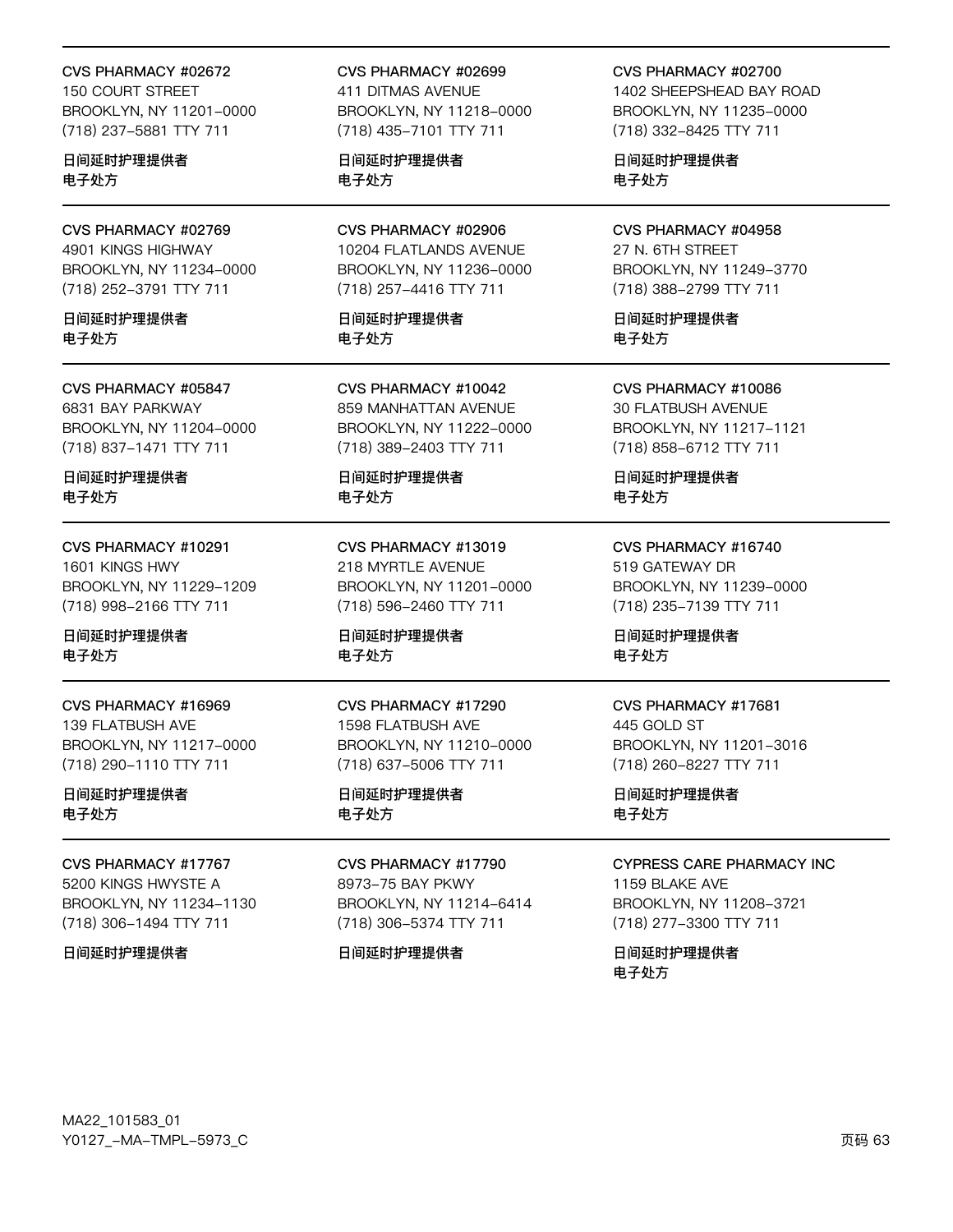CVS PHARMACY #02672
150 COURT STREET
BROOKLYN, NY 11201-0000
(718) 237-5881 TTY 711

**日间延时护理提供者**
**电子处方**

---

CVS PHARMACY #02699
411 DITMAS AVENUE
BROOKLYN, NY 11218-0000
(718) 435-7101 TTY 711

**日间延时护理提供者**
**电子处方**

---

CVS PHARMACY #02700
1402 SHEEPSHEAD BAY ROAD
BROOKLYN, NY 11235-0000
(718) 332-8425 TTY 711

**日间延时护理提供者**
**电子处方**

---

CVS PHARMACY #02769
4901 KINGS HIGHWAY
BROOKLYN, NY 11234-0000
(718) 252-3791 TTY 711

**日间延时护理提供者**
**电子处方**

---

CVS PHARMACY #02906
10204 FLATLANDS AVENUE
BROOKLYN, NY 11236-0000
(718) 257-4416 TTY 711

**日间延时护理提供者**
**电子处方**

---

CVS PHARMACY #04958
27 N. 6TH STREET
BROOKLYN, NY 11249-3770
(718) 388-2799 TTY 711

**日间延时护理提供者**
**电子处方**

---

CVS PHARMACY #05847
6831 BAY PARKWAY
BROOKLYN, NY 11204-0000
(718) 837-1471 TTY 711

**日间延时护理提供者**
**电子处方**

---

CVS PHARMACY #10042
859 MANHATTAN AVENUE
BROOKLYN, NY 11222-0000
(718) 389-2403 TTY 711

**日间延时护理提供者**
**电子处方**

---

CVS PHARMACY #10086
30 FLATBUSH AVENUE
BROOKLYN, NY 11217-1121
(718) 858-6712 TTY 711

**日间延时护理提供者**
**电子处方**

---

CVS PHARMACY #10291
1601 KINGS HWY
BROOKLYN, NY 11229-1209
(718) 998-2166 TTY 711

**日间延时护理提供者**
**电子处方**

---

CVS PHARMACY #13019
218 MYRTLE AVENUE
BROOKLYN, NY 11201-0000
(718) 596-2460 TTY 711

**日间延时护理提供者**
**电子处方**

---

CVS PHARMACY #16740
519 GATEWAY DR
BROOKLYN, NY 11239-0000
(718) 235-7139 TTY 711

**日间延时护理提供者**
**电子处方**

---

CVS PHARMACY #16969
139 FLATBUSH AVE
BROOKLYN, NY 11217-0000
(718) 290-1110 TTY 711

**日间延时护理提供者**
**电子处方**

---

CVS PHARMACY #17290
1598 FLATBUSH AVE
BROOKLYN, NY 11210-0000
(718) 637-5006 TTY 711

**日间延时护理提供者**
**电子处方**

---

CVS PHARMACY #17681
445 GOLD ST
BROOKLYN, NY 11201-3016
(718) 260-8227 TTY 711

**日间延时护理提供者**
**电子处方**

---

CVS PHARMACY #17767
5200 KINGS HWYSTE A
BROOKLYN, NY 11234-1130
(718) 306-1494 TTY 711

**日间延时护理提供者**

---

CVS PHARMACY #17790
8973-75 BAY PKWY
BROOKLYN, NY 11214-6414
(718) 306-5374 TTY 711

**日间延时护理提供者**

---

CYPRESS CARE PHARMACY INC
1159 BLAKE AVE
BROOKLYN, NY 11208-3721
(718) 277-3300 TTY 711

**日间延时护理提供者**
**电子处方**

MA22_101583_01
Y0127_-MA-TMPL-5973_C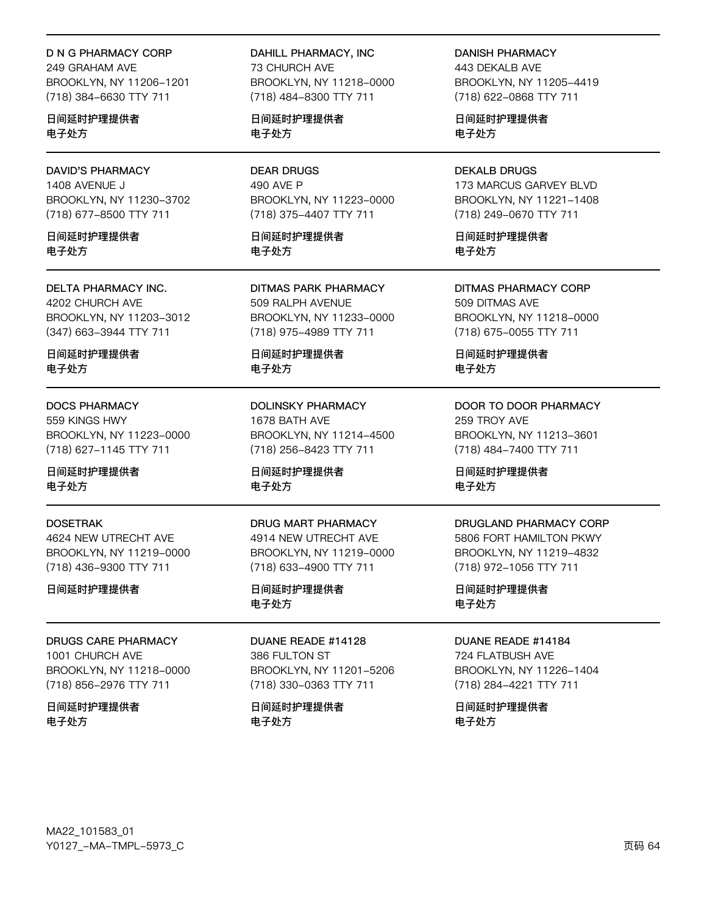**D N G PHARMACY CORP**
249 GRAHAM AVE
BROOKLYN, NY 11206-1201
(718) 384-6630 TTY 711

日间延时护理提供者
电子处方

**DAHILL PHARMACY, INC**
73 CHURCH AVE
BROOKLYN, NY 11218-0000
(718) 484-8300 TTY 711

日间延时护理提供者
电子处方

**DANISH PHARMACY**
443 DEKALB AVE
BROOKLYN, NY 11205-4419
(718) 622-0868 TTY 711

日间延时护理提供者
电子处方

---

**DAVID'S PHARMACY**
1408 AVENUE J
BROOKLYN, NY 11230-3702
(718) 677-8500 TTY 711

日间延时护理提供者
电子处方

**DEAR DRUGS**
490 AVE P
BROOKLYN, NY 11223-0000
(718) 375-4407 TTY 711

日间延时护理提供者
电子处方

**DEKALB DRUGS**
173 MARCUS GARVEY BLVD
BROOKLYN, NY 11221-1408
(718) 249-0670 TTY 711

日间延时护理提供者
电子处方

---

**DELTA PHARMACY INC.**
4202 CHURCH AVE
BROOKLYN, NY 11203-3012
(347) 663-3944 TTY 711

日间延时护理提供者
电子处方

**DITMAS PARK PHARMACY**
509 RALPH AVENUE
BROOKLYN, NY 11233-0000
(718) 975-4989 TTY 711

日间延时护理提供者
电子处方

**DITMAS PHARMACY CORP**
509 DITMAS AVE
BROOKLYN, NY 11218-0000
(718) 675-0055 TTY 711

日间延时护理提供者
电子处方

---

**DOCS PHARMACY**
559 KINGS HWY
BROOKLYN, NY 11223-0000
(718) 627-1145 TTY 711

日间延时护理提供者
电子处方

**DOLINSKY PHARMACY**
1678 BATH AVE
BROOKLYN, NY 11214-4500
(718) 256-8423 TTY 711

日间延时护理提供者
电子处方

**DOOR TO DOOR PHARMACY**
259 TROY AVE
BROOKLYN, NY 11213-3601
(718) 484-7400 TTY 711

日间延时护理提供者
电子处方

---

**DOSETRAK**
4624 NEW UTRECHT AVE
BROOKLYN, NY 11219-0000
(718) 436-9300 TTY 711

日间延时护理提供者

**DRUG MART PHARMACY**
4914 NEW UTRECHT AVE
BROOKLYN, NY 11219-0000
(718) 633-4900 TTY 711

日间延时护理提供者
电子处方

**DRUGLAND PHARMACY CORP**
5806 FORT HAMILTON PKWY
BROOKLYN, NY 11219-4832
(718) 972-1056 TTY 711

日间延时护理提供者
电子处方

---

**DRUGS CARE PHARMACY**
1001 CHURCH AVE
BROOKLYN, NY 11218-0000
(718) 856-2976 TTY 711

日间延时护理提供者
电子处方

**DUANE READE #14128**
386 FULTON ST
BROOKLYN, NY 11201-5206
(718) 330-0363 TTY 711

日间延时护理提供者
电子处方

**DUANE READE #14184**
724 FLATBUSH AVE
BROOKLYN, NY 11226-1404
(718) 284-4221 TTY 711

日间延时护理提供者
电子处方

MA22_101583_01
Y0127_-MA-TMPL-5973_C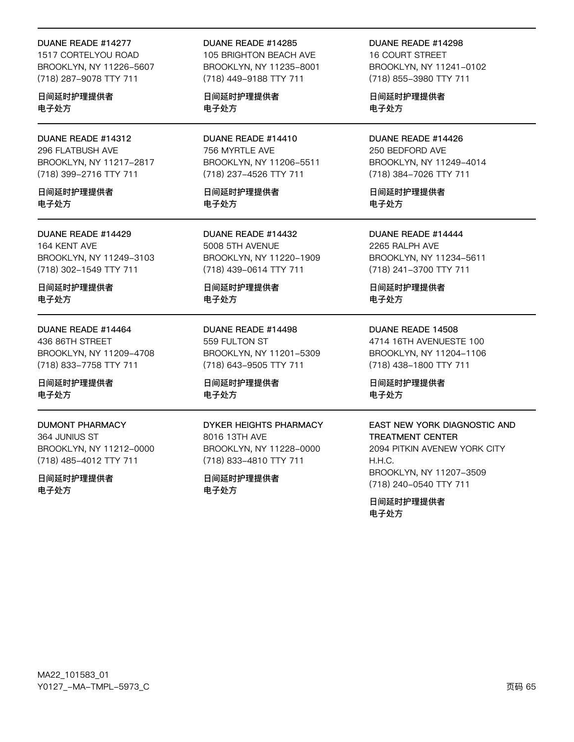DUANE READE #14277
1517 CORTELYOU ROAD
BROOKLYN, NY 11226-5607
(718) 287-9078 TTY 711

日间延时护理提供者
电子处方

DUANE READE #14285
105 BRIGHTON BEACH AVE
BROOKLYN, NY 11235-8001
(718) 449-9188 TTY 711

日间延时护理提供者
电子处方

DUANE READE #14298
16 COURT STREET
BROOKLYN, NY 11241-0102
(718) 855-3980 TTY 711

日间延时护理提供者
电子处方

DUANE READE #14312
296 FLATBUSH AVE
BROOKLYN, NY 11217-2817
(718) 399-2716 TTY 711

日间延时护理提供者
电子处方

DUANE READE #14410
756 MYRTLE AVE
BROOKLYN, NY 11206-5511
(718) 237-4526 TTY 711

日间延时护理提供者
电子处方

DUANE READE #14426
250 BEDFORD AVE
BROOKLYN, NY 11249-4014
(718) 384-7026 TTY 711

日间延时护理提供者
电子处方

DUANE READE #14429
164 KENT AVE
BROOKLYN, NY 11249-3103
(718) 302-1549 TTY 711

日间延时护理提供者
电子处方

DUANE READE #14432
5008 5TH AVENUE
BROOKLYN, NY 11220-1909
(718) 439-0614 TTY 711

日间延时护理提供者
电子处方

DUANE READE #14444
2265 RALPH AVE
BROOKLYN, NY 11234-5611
(718) 241-3700 TTY 711

日间延时护理提供者
电子处方

DUANE READE #14464
436 86TH STREET
BROOKLYN, NY 11209-4708
(718) 833-7758 TTY 711

日间延时护理提供者
电子处方

DUANE READE #14498
559 FULTON ST
BROOKLYN, NY 11201-5309
(718) 643-9505 TTY 711

日间延时护理提供者
电子处方

DUANE READE 14508
4714 16TH AVENUESTE 100
BROOKLYN, NY 11204-1106
(718) 438-1800 TTY 711

日间延时护理提供者
电子处方

DUMONT PHARMACY
364 JUNIUS ST
BROOKLYN, NY 11212-0000
(718) 485-4012 TTY 711

日间延时护理提供者
电子处方

DYKER HEIGHTS PHARMACY
8016 13TH AVE
BROOKLYN, NY 11228-0000
(718) 833-4810 TTY 711

日间延时护理提供者
电子处方

EAST NEW YORK DIAGNOSTIC AND TREATMENT CENTER
2094 PITKIN AVENEW YORK CITY H.H.C.
BROOKLYN, NY 11207-3509
(718) 240-0540 TTY 711

日间延时护理提供者
电子处方

MA22_101583_01
Y0127_-MA-TMPL-5973_C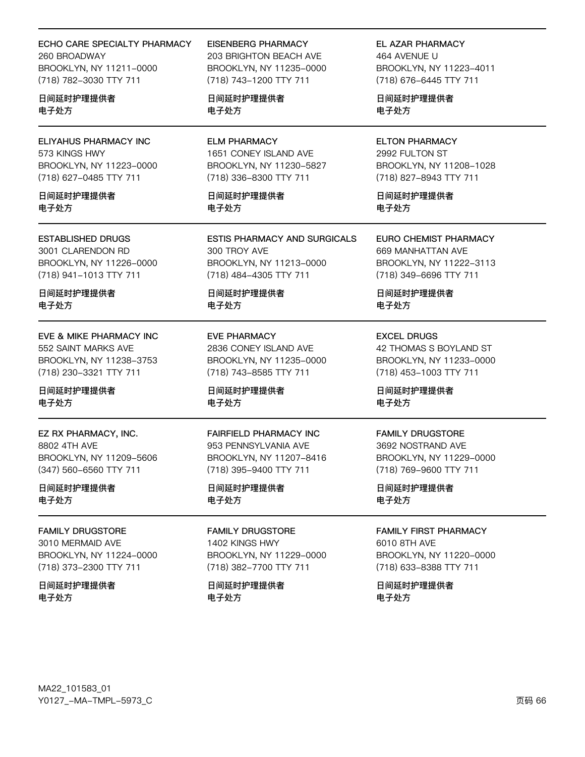ECHO CARE SPECIALTY PHARMACY
260 BROADWAY
BROOKLYN, NY 11211-0000
(718) 782-3030 TTY 711

日间延时护理提供者
电子处方

EISENBERG PHARMACY
203 BRIGHTON BEACH AVE
BROOKLYN, NY 11235-0000
(718) 743-1200 TTY 711

日间延时护理提供者
电子处方

EL AZAR PHARMACY
464 AVENUE U
BROOKLYN, NY 11223-4011
(718) 676-6445 TTY 711

日间延时护理提供者
电子处方

---

ELIYAHUS PHARMACY INC
573 KINGS HWY
BROOKLYN, NY 11223-0000
(718) 627-0485 TTY 711

日间延时护理提供者
电子处方

ELM PHARMACY
1651 CONEY ISLAND AVE
BROOKLYN, NY 11230-5827
(718) 336-8300 TTY 711

日间延时护理提供者
电子处方

ELTON PHARMACY
2992 FULTON ST
BROOKLYN, NY 11208-1028
(718) 827-8943 TTY 711

日间延时护理提供者
电子处方

---

ESTABLISHED DRUGS
3001 CLARENDON RD
BROOKLYN, NY 11226-0000
(718) 941-1013 TTY 711

日间延时护理提供者
电子处方

ESTIS PHARMACY AND SURGICALS
300 TROY AVE
BROOKLYN, NY 11213-0000
(718) 484-4305 TTY 711

日间延时护理提供者
电子处方

EURO CHEMIST PHARMACY
669 MANHATTAN AVE
BROOKLYN, NY 11222-3113
(718) 349-6696 TTY 711

日间延时护理提供者
电子处方

---

EVE & MIKE PHARMACY INC
552 SAINT MARKS AVE
BROOKLYN, NY 11238-3753
(718) 230-3321 TTY 711

日间延时护理提供者
电子处方

EVE PHARMACY
2836 CONEY ISLAND AVE
BROOKLYN, NY 11235-0000
(718) 743-8585 TTY 711

日间延时护理提供者
电子处方

EXCEL DRUGS
42 THOMAS S BOYLAND ST
BROOKLYN, NY 11233-0000
(718) 453-1003 TTY 711

日间延时护理提供者
电子处方

---

EZ RX PHARMACY, INC.
8802 4TH AVE
BROOKLYN, NY 11209-5606
(347) 560-6560 TTY 711

日间延时护理提供者
电子处方

FAIRFIELD PHARMACY INC
953 PENNSYLVANIA AVE
BROOKLYN, NY 11207-8416
(718) 395-9400 TTY 711

日间延时护理提供者
电子处方

FAMILY DRUGSTORE
3692 NOSTRAND AVE
BROOKLYN, NY 11229-0000
(718) 769-9600 TTY 711

日间延时护理提供者
电子处方

---

FAMILY DRUGSTORE
3010 MERMAID AVE
BROOKLYN, NY 11224-0000
(718) 373-2300 TTY 711

日间延时护理提供者
电子处方

FAMILY DRUGSTORE
1402 KINGS HWY
BROOKLYN, NY 11229-0000
(718) 382-7700 TTY 711

日间延时护理提供者
电子处方

FAMILY FIRST PHARMACY
6010 8TH AVE
BROOKLYN, NY 11220-0000
(718) 633-8388 TTY 711

日间延时护理提供者
电子处方

MA22_101583_01
Y0127_-MA-TMPL-5973_C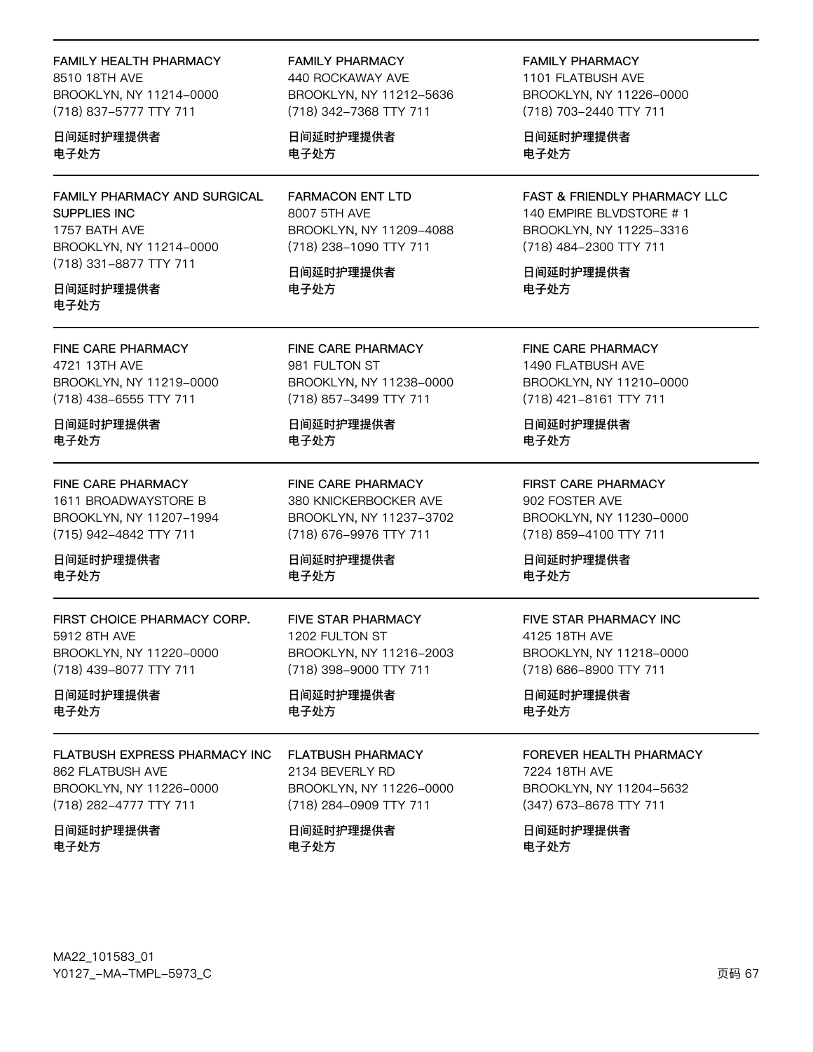FAMILY HEALTH PHARMACY
8510 18TH AVE
BROOKLYN, NY 11214-0000
(718) 837-5777 TTY 711

**日间延时护理提供者**
**电子处方**

FAMILY PHARMACY
440 ROCKAWAY AVE
BROOKLYN, NY 11212-5636
(718) 342-7368 TTY 711

**日间延时护理提供者**
**电子处方**

FAMILY PHARMACY
1101 FLATBUSH AVE
BROOKLYN, NY 11226-0000
(718) 703-2440 TTY 711

**日间延时护理提供者**
**电子处方**

FAMILY PHARMACY AND SURGICAL SUPPLIES INC
1757 BATH AVE
BROOKLYN, NY 11214-0000
(718) 331-8877 TTY 711

**日间延时护理提供者**
**电子处方**

FARMACON ENT LTD
8007 5TH AVE
BROOKLYN, NY 11209-4088
(718) 238-1090 TTY 711

**日间延时护理提供者**
**电子处方**

FAST & FRIENDLY PHARMACY LLC
140 EMPIRE BLVDSTORE # 1
BROOKLYN, NY 11225-3316
(718) 484-2300 TTY 711

**日间延时护理提供者**
**电子处方**

FINE CARE PHARMACY
4721 13TH AVE
BROOKLYN, NY 11219-0000
(718) 438-6555 TTY 711

**日间延时护理提供者**
**电子处方**

FINE CARE PHARMACY
981 FULTON ST
BROOKLYN, NY 11238-0000
(718) 857-3499 TTY 711

**日间延时护理提供者**
**电子处方**

FINE CARE PHARMACY
1490 FLATBUSH AVE
BROOKLYN, NY 11210-0000
(718) 421-8161 TTY 711

**日间延时护理提供者**
**电子处方**

FINE CARE PHARMACY
1611 BROADWAYSTORE B
BROOKLYN, NY 11207-1994
(715) 942-4842 TTY 711

**日间延时护理提供者**
**电子处方**

FINE CARE PHARMACY
380 KNICKERBOCKER AVE
BROOKLYN, NY 11237-3702
(718) 676-9976 TTY 711

**日间延时护理提供者**
**电子处方**

FIRST CARE PHARMACY
902 FOSTER AVE
BROOKLYN, NY 11230-0000
(718) 859-4100 TTY 711

**日间延时护理提供者**
**电子处方**

FIRST CHOICE PHARMACY CORP.
5912 8TH AVE
BROOKLYN, NY 11220-0000
(718) 439-8077 TTY 711

**日间延时护理提供者**
**电子处方**

FIVE STAR PHARMACY
1202 FULTON ST
BROOKLYN, NY 11216-2003
(718) 398-9000 TTY 711

**日间延时护理提供者**
**电子处方**

FIVE STAR PHARMACY INC
4125 18TH AVE
BROOKLYN, NY 11218-0000
(718) 686-8900 TTY 711

**日间延时护理提供者**
**电子处方**

FLATBUSH EXPRESS PHARMACY INC
862 FLATBUSH AVE
BROOKLYN, NY 11226-0000
(718) 282-4777 TTY 711

**日间延时护理提供者**
**电子处方**

FLATBUSH PHARMACY
2134 BEVERLY RD
BROOKLYN, NY 11226-0000
(718) 284-0909 TTY 711

**日间延时护理提供者**
**电子处方**

FOREVER HEALTH PHARMACY
7224 18TH AVE
BROOKLYN, NY 11204-5632
(347) 673-8678 TTY 711

**日间延时护理提供者**
**电子处方**

MA22_101583_01
Y0127_-MA-TMPL-5973_C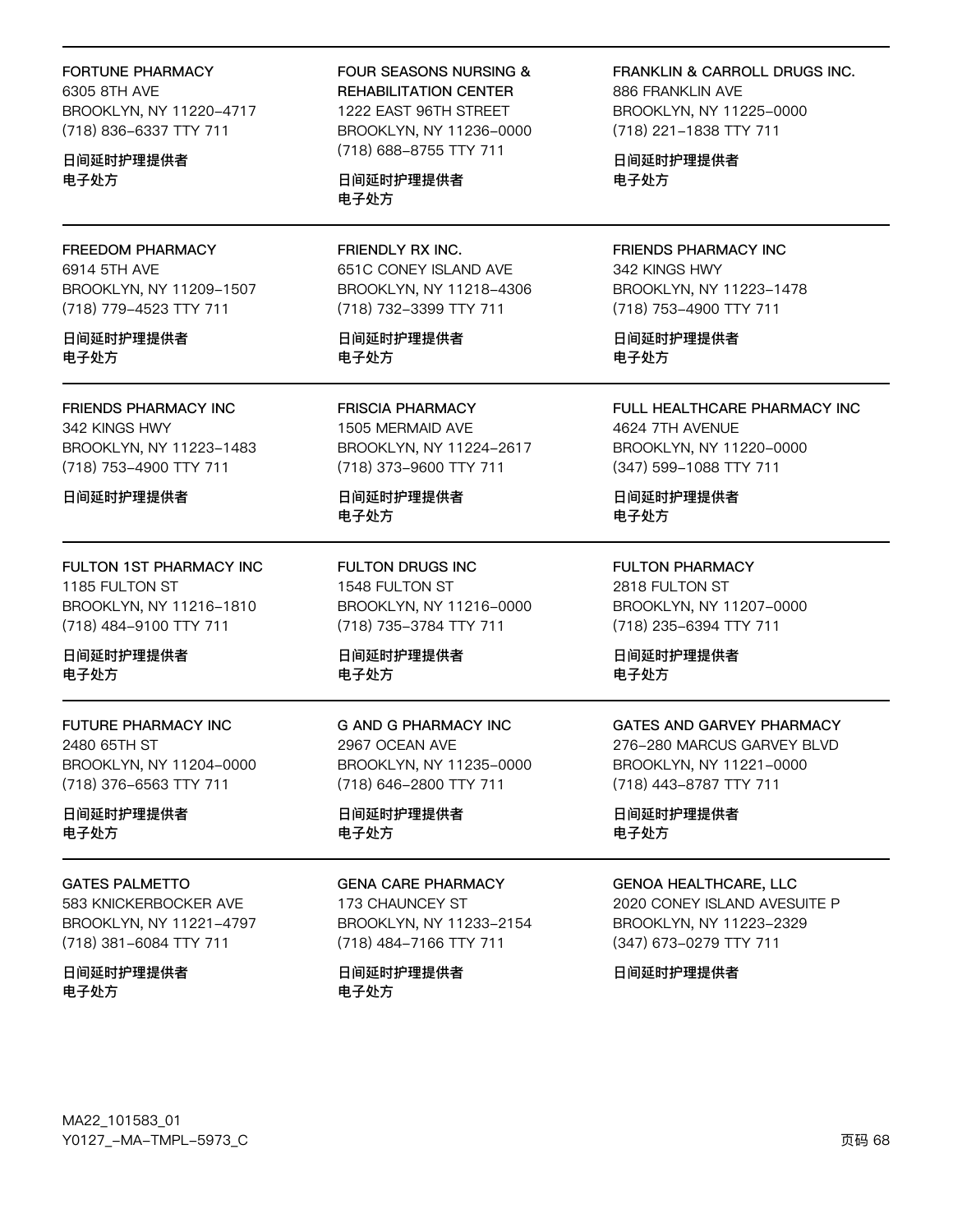FORTUNE PHARMACY
6305 8TH AVE
BROOKLYN, NY 11220–4717
(718) 836–6337 TTY 711

**日间延时护理提供者**
**电子处方**

FOUR SEASONS NURSING & REHABILITATION CENTER
1222 EAST 96TH STREET
BROOKLYN, NY 11236–0000
(718) 688–8755 TTY 711

**日间延时护理提供者**
**电子处方**

FRANKLIN & CARROLL DRUGS INC.
886 FRANKLIN AVE
BROOKLYN, NY 11225–0000
(718) 221–1838 TTY 711

**日间延时护理提供者**
**电子处方**

FREEDOM PHARMACY
6914 5TH AVE
BROOKLYN, NY 11209–1507
(718) 779–4523 TTY 711

**日间延时护理提供者**
**电子处方**

FRIENDLY RX INC.
651C CONEY ISLAND AVE
BROOKLYN, NY 11218–4306
(718) 732–3399 TTY 711

**日间延时护理提供者**
**电子处方**

FRIENDS PHARMACY INC
342 KINGS HWY
BROOKLYN, NY 11223–1478
(718) 753–4900 TTY 711

**日间延时护理提供者**
**电子处方**

FRIENDS PHARMACY INC
342 KINGS HWY
BROOKLYN, NY 11223–1483
(718) 753–4900 TTY 711

**日间延时护理提供者**

FRISCIA PHARMACY
1505 MERMAID AVE
BROOKLYN, NY 11224–2617
(718) 373–9600 TTY 711

**日间延时护理提供者**
**电子处方**

FULL HEALTHCARE PHARMACY INC
4624 7TH AVENUE
BROOKLYN, NY 11220–0000
(347) 599–1088 TTY 711

**日间延时护理提供者**
**电子处方**

FULTON 1ST PHARMACY INC
1185 FULTON ST
BROOKLYN, NY 11216–1810
(718) 484–9100 TTY 711

**日间延时护理提供者**
**电子处方**

FULTON DRUGS INC
1548 FULTON ST
BROOKLYN, NY 11216–0000
(718) 735–3784 TTY 711

**日间延时护理提供者**
**电子处方**

FULTON PHARMACY
2818 FULTON ST
BROOKLYN, NY 11207–0000
(718) 235–6394 TTY 711

**日间延时护理提供者**
**电子处方**

FUTURE PHARMACY INC
2480 65TH ST
BROOKLYN, NY 11204–0000
(718) 376–6563 TTY 711

**日间延时护理提供者**
**电子处方**

G AND G PHARMACY INC
2967 OCEAN AVE
BROOKLYN, NY 11235–0000
(718) 646–2800 TTY 711

**日间延时护理提供者**
**电子处方**

GATES AND GARVEY PHARMACY
276–280 MARCUS GARVEY BLVD
BROOKLYN, NY 11221–0000
(718) 443–8787 TTY 711

**日间延时护理提供者**
**电子处方**

GATES PALMETTO
583 KNICKERBOCKER AVE
BROOKLYN, NY 11221–4797
(718) 381–6084 TTY 711

**日间延时护理提供者**
**电子处方**

GENA CARE PHARMACY
173 CHAUNCEY ST
BROOKLYN, NY 11233–2154
(718) 484–7166 TTY 711

**日间延时护理提供者**
**电子处方**

GENOA HEALTHCARE, LLC
2020 CONEY ISLAND AVESUITE P
BROOKLYN, NY 11223–2329
(347) 673–0279 TTY 711

**日间延时护理提供者**

MA22_101583_01
Y0127_–MA–TMPL–5973_C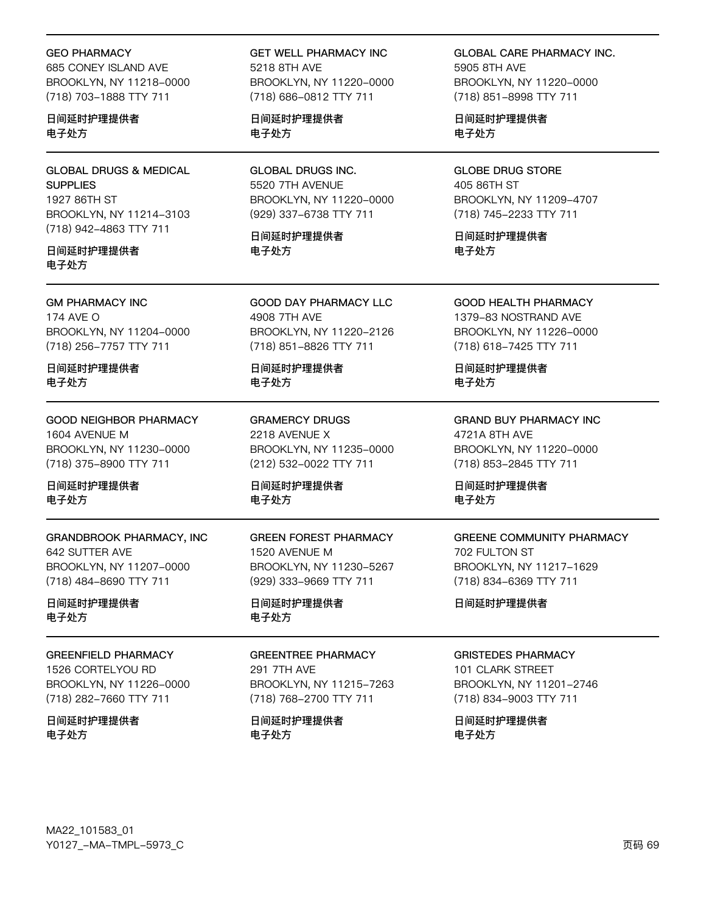GEO PHARMACY
685 CONEY ISLAND AVE
BROOKLYN, NY 11218-0000
(718) 703-1888 TTY 711

日间延时护理提供者
电子处方

GET WELL PHARMACY INC
5218 8TH AVE
BROOKLYN, NY 11220-0000
(718) 686-0812 TTY 711

日间延时护理提供者
电子处方

GLOBAL CARE PHARMACY INC.
5905 8TH AVE
BROOKLYN, NY 11220-0000
(718) 851-8998 TTY 711

日间延时护理提供者
电子处方

---

GLOBAL DRUGS & MEDICAL SUPPLIES
1927 86TH ST
BROOKLYN, NY 11214-3103
(718) 942-4863 TTY 711

日间延时护理提供者
电子处方

GLOBAL DRUGS INC.
5520 7TH AVENUE
BROOKLYN, NY 11220-0000
(929) 337-6738 TTY 711

日间延时护理提供者
电子处方

GLOBE DRUG STORE
405 86TH ST
BROOKLYN, NY 11209-4707
(718) 745-2233 TTY 711

日间延时护理提供者
电子处方

---

GM PHARMACY INC
174 AVE O
BROOKLYN, NY 11204-0000
(718) 256-7757 TTY 711

日间延时护理提供者
电子处方

GOOD DAY PHARMACY LLC
4908 7TH AVE
BROOKLYN, NY 11220-2126
(718) 851-8826 TTY 711

日间延时护理提供者
电子处方

GOOD HEALTH PHARMACY
1379-83 NOSTRAND AVE
BROOKLYN, NY 11226-0000
(718) 618-7425 TTY 711

日间延时护理提供者
电子处方

---

GOOD NEIGHBOR PHARMACY
1604 AVENUE M
BROOKLYN, NY 11230-0000
(718) 375-8900 TTY 711

日间延时护理提供者
电子处方

GRAMERCY DRUGS
2218 AVENUE X
BROOKLYN, NY 11235-0000
(212) 532-0022 TTY 711

日间延时护理提供者
电子处方

GRAND BUY PHARMACY INC
4721A 8TH AVE
BROOKLYN, NY 11220-0000
(718) 853-2845 TTY 711

日间延时护理提供者
电子处方

---

GRANDBROOK PHARMACY, INC
642 SUTTER AVE
BROOKLYN, NY 11207-0000
(718) 484-8690 TTY 711

日间延时护理提供者
电子处方

GREEN FOREST PHARMACY
1520 AVENUE M
BROOKLYN, NY 11230-5267
(929) 333-9669 TTY 711

日间延时护理提供者
电子处方

GREENE COMMUNITY PHARMACY
702 FULTON ST
BROOKLYN, NY 11217-1629
(718) 834-6369 TTY 711

日间延时护理提供者

---

GREENFIELD PHARMACY
1526 CORTELYOU RD
BROOKLYN, NY 11226-0000
(718) 282-7660 TTY 711

日间延时护理提供者
电子处方

GREENTREE PHARMACY
291 7TH AVE
BROOKLYN, NY 11215-7263
(718) 768-2700 TTY 711

日间延时护理提供者
电子处方

GRISTEDES PHARMACY
101 CLARK STREET
BROOKLYN, NY 11201-2746
(718) 834-9003 TTY 711

日间延时护理提供者
电子处方

MA22_101583_01
Y0127_-MA-TMPL-5973_C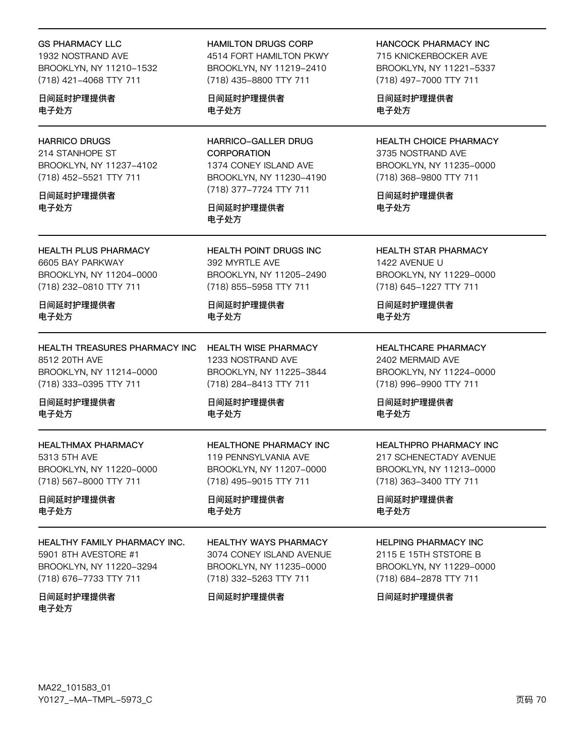GS PHARMACY LLC
1932 NOSTRAND AVE
BROOKLYN, NY 11210-1532
(718) 421-4068 TTY 711

**日间延时护理提供者**
**电子处方**

HAMILTON DRUGS CORP
4514 FORT HAMILTON PKWY
BROOKLYN, NY 11219-2410
(718) 435-8800 TTY 711

**日间延时护理提供者**
**电子处方**

HANCOCK PHARMACY INC
715 KNICKERBOCKER AVE
BROOKLYN, NY 11221-5337
(718) 497-7000 TTY 711

**日间延时护理提供者**
**电子处方**

---

HARRICO DRUGS
214 STANHOPE ST
BROOKLYN, NY 11237-4102
(718) 452-5521 TTY 711

**日间延时护理提供者**
**电子处方**

HARRICO-GALLER DRUG CORPORATION
1374 CONEY ISLAND AVE
BROOKLYN, NY 11230-4190
(718) 377-7724 TTY 711

**日间延时护理提供者**
**电子处方**

HEALTH CHOICE PHARMACY
3735 NOSTRAND AVE
BROOKLYN, NY 11235-0000
(718) 368-9800 TTY 711

**日间延时护理提供者**
**电子处方**

---

HEALTH PLUS PHARMACY
6605 BAY PARKWAY
BROOKLYN, NY 11204-0000
(718) 232-0810 TTY 711

**日间延时护理提供者**
**电子处方**

HEALTH POINT DRUGS INC
392 MYRTLE AVE
BROOKLYN, NY 11205-2490
(718) 855-5958 TTY 711

**日间延时护理提供者**
**电子处方**

HEALTH STAR PHARMACY
1422 AVENUE U
BROOKLYN, NY 11229-0000
(718) 645-1227 TTY 711

**日间延时护理提供者**
**电子处方**

---

HEALTH TREASURES PHARMACY INC
8512 20TH AVE
BROOKLYN, NY 11214-0000
(718) 333-0395 TTY 711

**日间延时护理提供者**
**电子处方**

HEALTH WISE PHARMACY
1233 NOSTRAND AVE
BROOKLYN, NY 11225-3844
(718) 284-8413 TTY 711

**日间延时护理提供者**
**电子处方**

HEALTHCARE PHARMACY
2402 MERMAID AVE
BROOKLYN, NY 11224-0000
(718) 996-9900 TTY 711

**日间延时护理提供者**
**电子处方**

---

HEALTHMAX PHARMACY
5313 5TH AVE
BROOKLYN, NY 11220-0000
(718) 567-8000 TTY 711

**日间延时护理提供者**
**电子处方**

HEALTHONE PHARMACY INC
119 PENNSYLVANIA AVE
BROOKLYN, NY 11207-0000
(718) 495-9015 TTY 711

**日间延时护理提供者**
**电子处方**

HEALTHPRO PHARMACY INC
217 SCHENECTADY AVENUE
BROOKLYN, NY 11213-0000
(718) 363-3400 TTY 711

**日间延时护理提供者**
**电子处方**

---

HEALTHY FAMILY PHARMACY INC.
5901 8TH AVESTORE #1
BROOKLYN, NY 11220-3294
(718) 676-7733 TTY 711

**日间延时护理提供者**
**电子处方**

HEALTHY WAYS PHARMACY
3074 CONEY ISLAND AVENUE
BROOKLYN, NY 11235-0000
(718) 332-5263 TTY 711

**日间延时护理提供者**

HELPING PHARMACY INC
2115 E 15TH STSTORE B
BROOKLYN, NY 11229-0000
(718) 684-2878 TTY 711

**日间延时护理提供者**

MA22_101583_01
Y0127_-MA-TMPL-5973_C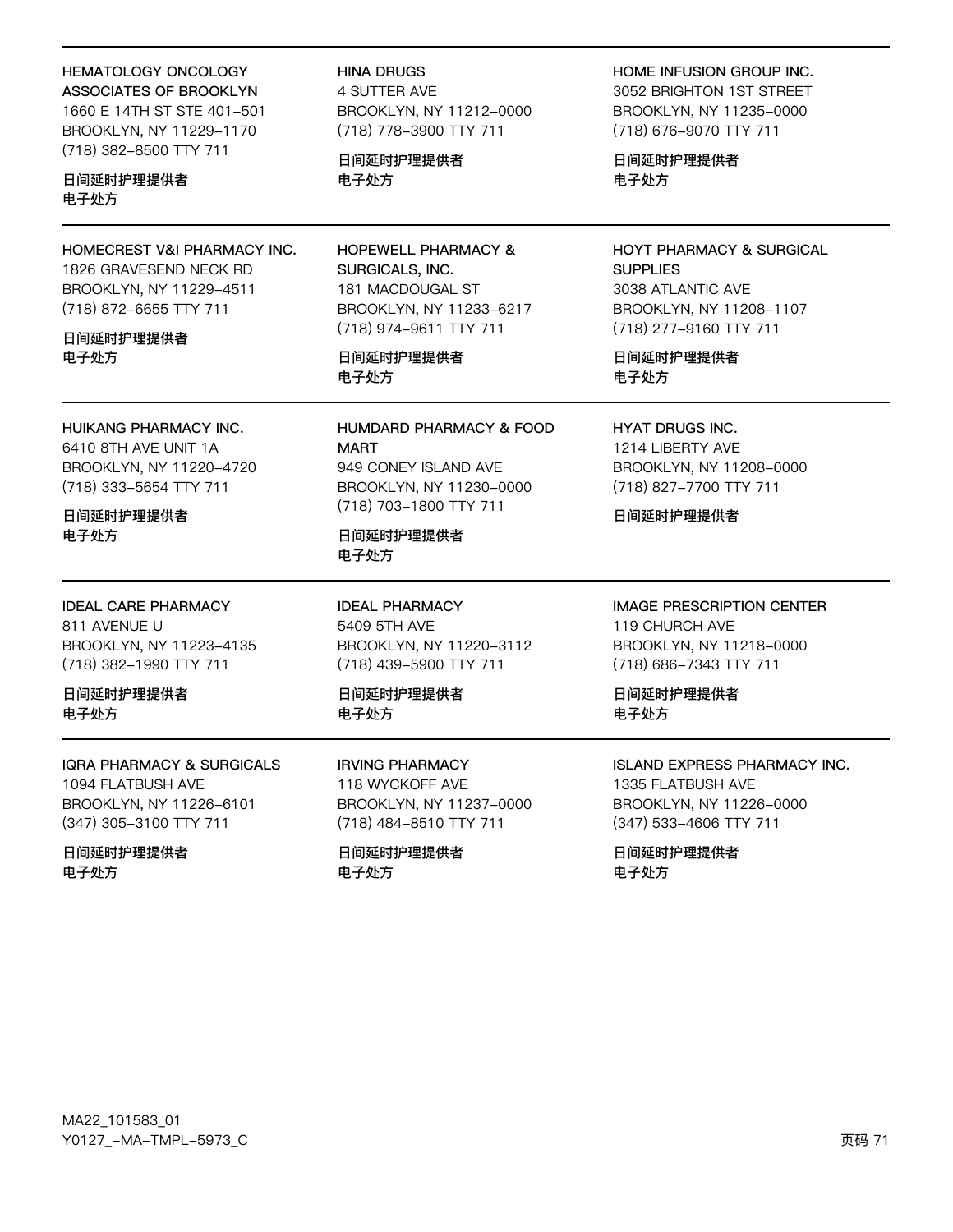**HEMATOLOGY ONCOLOGY ASSOCIATES OF BROOKLYN**
1660 E 14TH ST STE 401-501
BROOKLYN, NY 11229-1170
(718) 382-8500 TTY 711

日间延时护理提供者
电子处方

**HINA DRUGS**
4 SUTTER AVE
BROOKLYN, NY 11212-0000
(718) 778-3900 TTY 711

日间延时护理提供者
电子处方

**HOME INFUSION GROUP INC.**
3052 BRIGHTON 1ST STREET
BROOKLYN, NY 11235-0000
(718) 676-9070 TTY 711

日间延时护理提供者
电子处方

---

**HOMECREST V&I PHARMACY INC.**
1826 GRAVESEND NECK RD
BROOKLYN, NY 11229-4511
(718) 872-6655 TTY 711

日间延时护理提供者
电子处方

**HOPEWELL PHARMACY & SURGICALS, INC.**
181 MACDOUGAL ST
BROOKLYN, NY 11233-6217
(718) 974-9611 TTY 711

日间延时护理提供者
电子处方

**HOYT PHARMACY & SURGICAL SUPPLIES**
3038 ATLANTIC AVE
BROOKLYN, NY 11208-1107
(718) 277-9160 TTY 711

日间延时护理提供者
电子处方

---

**HUIKANG PHARMACY INC.**
6410 8TH AVE UNIT 1A
BROOKLYN, NY 11220-4720
(718) 333-5654 TTY 711

日间延时护理提供者
电子处方

**HUMDARD PHARMACY & FOOD MART**
949 CONEY ISLAND AVE
BROOKLYN, NY 11230-0000
(718) 703-1800 TTY 711

日间延时护理提供者
电子处方

**HYAT DRUGS INC.**
1214 LIBERTY AVE
BROOKLYN, NY 11208-0000
(718) 827-7700 TTY 711

日间延时护理提供者

---

**IDEAL CARE PHARMACY**
811 AVENUE U
BROOKLYN, NY 11223-4135
(718) 382-1990 TTY 711

日间延时护理提供者
电子处方

**IDEAL PHARMACY**
5409 5TH AVE
BROOKLYN, NY 11220-3112
(718) 439-5900 TTY 711

日间延时护理提供者
电子处方

**IMAGE PRESCRIPTION CENTER**
119 CHURCH AVE
BROOKLYN, NY 11218-0000
(718) 686-7343 TTY 711

日间延时护理提供者
电子处方

---

**IQRA PHARMACY & SURGICALS**
1094 FLATBUSH AVE
BROOKLYN, NY 11226-6101
(347) 305-3100 TTY 711

日间延时护理提供者
电子处方

**IRVING PHARMACY**
118 WYCKOFF AVE
BROOKLYN, NY 11237-0000
(718) 484-8510 TTY 711

日间延时护理提供者
电子处方

**ISLAND EXPRESS PHARMACY INC.**
1335 FLATBUSH AVE
BROOKLYN, NY 11226-0000
(347) 533-4606 TTY 711

日间延时护理提供者
电子处方

MA22_101583_01
Y0127_-MA-TMPL-5973_C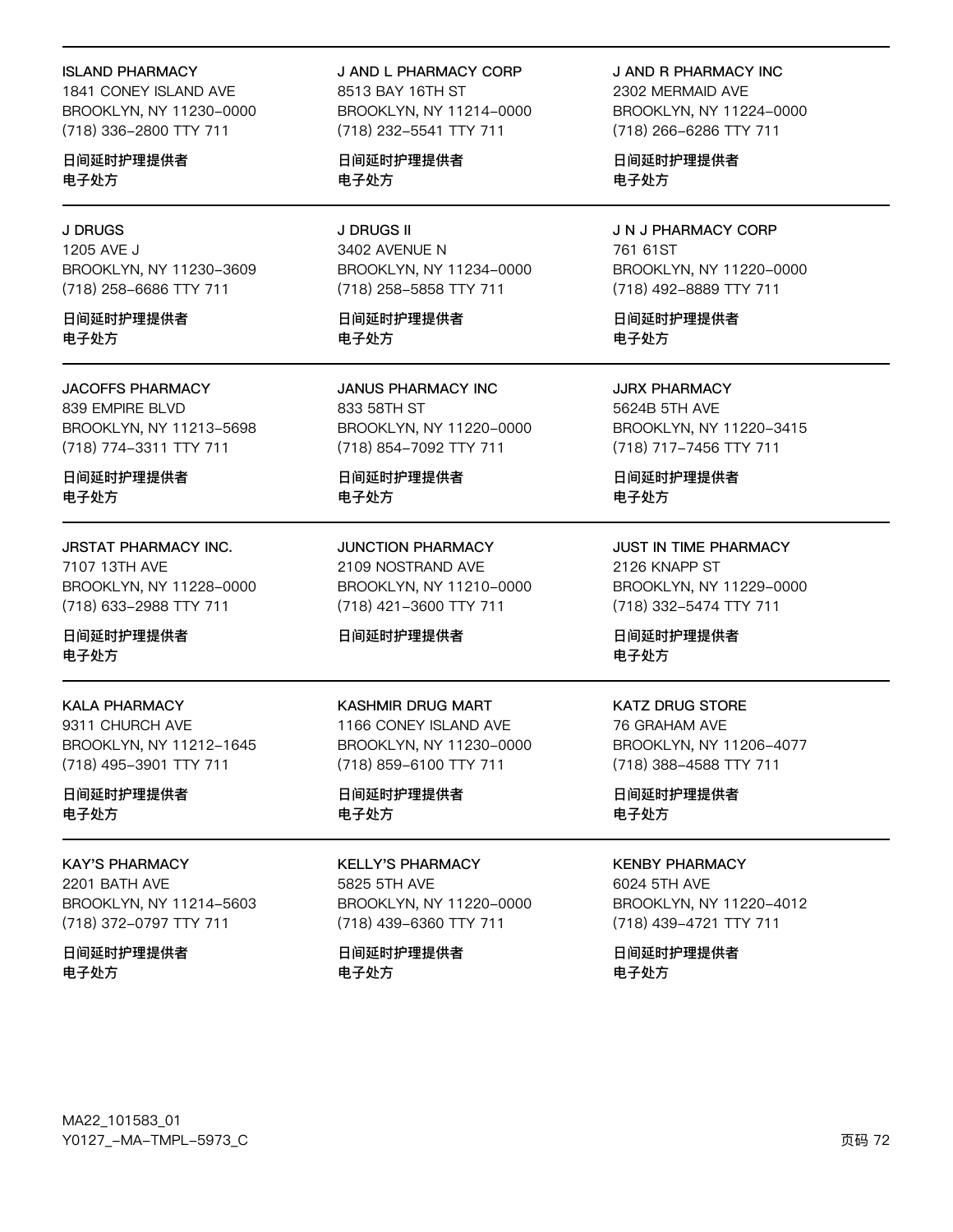**ISLAND PHARMACY**
1841 CONEY ISLAND AVE
BROOKLYN, NY 11230-0000
(718) 336-2800 TTY 711

日间延时护理提供者
电子处方

**J AND L PHARMACY CORP**
8513 BAY 16TH ST
BROOKLYN, NY 11214-0000
(718) 232-5541 TTY 711

日间延时护理提供者
电子处方

**J AND R PHARMACY INC**
2302 MERMAID AVE
BROOKLYN, NY 11224-0000
(718) 266-6286 TTY 711

日间延时护理提供者
电子处方

---

**J DRUGS**
1205 AVE J
BROOKLYN, NY 11230-3609
(718) 258-6686 TTY 711

日间延时护理提供者
电子处方

**J DRUGS II**
3402 AVENUE N
BROOKLYN, NY 11234-0000
(718) 258-5858 TTY 711

日间延时护理提供者
电子处方

**J N J PHARMACY CORP**
761 61ST
BROOKLYN, NY 11220-0000
(718) 492-8889 TTY 711

日间延时护理提供者
电子处方

---

**JACOFFS PHARMACY**
839 EMPIRE BLVD
BROOKLYN, NY 11213-5698
(718) 774-3311 TTY 711

日间延时护理提供者
电子处方

**JANUS PHARMACY INC**
833 58TH ST
BROOKLYN, NY 11220-0000
(718) 854-7092 TTY 711

日间延时护理提供者
电子处方

**JJRX PHARMACY**
5624B 5TH AVE
BROOKLYN, NY 11220-3415
(718) 717-7456 TTY 711

日间延时护理提供者
电子处方

---

**JRSTAT PHARMACY INC.**
7107 13TH AVE
BROOKLYN, NY 11228-0000
(718) 633-2988 TTY 711

日间延时护理提供者
电子处方

**JUNCTION PHARMACY**
2109 NOSTRAND AVE
BROOKLYN, NY 11210-0000
(718) 421-3600 TTY 711

日间延时护理提供者

**JUST IN TIME PHARMACY**
2126 KNAPP ST
BROOKLYN, NY 11229-0000
(718) 332-5474 TTY 711

日间延时护理提供者
电子处方

---

**KALA PHARMACY**
9311 CHURCH AVE
BROOKLYN, NY 11212-1645
(718) 495-3901 TTY 711

日间延时护理提供者
电子处方

**KASHMIR DRUG MART**
1166 CONEY ISLAND AVE
BROOKLYN, NY 11230-0000
(718) 859-6100 TTY 711

日间延时护理提供者
电子处方

**KATZ DRUG STORE**
76 GRAHAM AVE
BROOKLYN, NY 11206-4077
(718) 388-4588 TTY 711

日间延时护理提供者
电子处方

---

**KAY'S PHARMACY**
2201 BATH AVE
BROOKLYN, NY 11214-5603
(718) 372-0797 TTY 711

日间延时护理提供者
电子处方

**KELLY'S PHARMACY**
5825 5TH AVE
BROOKLYN, NY 11220-0000
(718) 439-6360 TTY 711

日间延时护理提供者
电子处方

**KENBY PHARMACY**
6024 5TH AVE
BROOKLYN, NY 11220-4012
(718) 439-4721 TTY 711

日间延时护理提供者
电子处方

MA22_101583_01
Y0127_-MA-TMPL-5973_C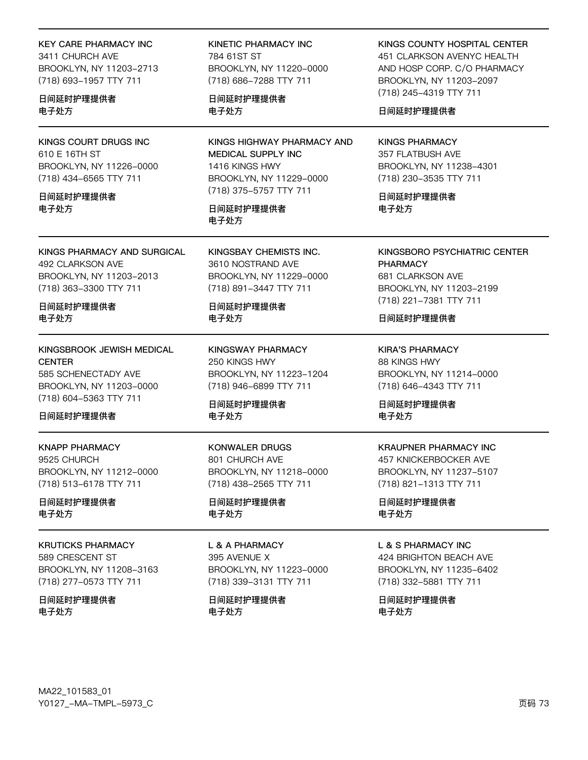**KEY CARE PHARMACY INC**
3411 CHURCH AVE
BROOKLYN, NY 11203-2713
(718) 693-1957 TTY 711

日间延时护理提供者
电子处方

**KINETIC PHARMACY INC**
784 61ST ST
BROOKLYN, NY 11220-0000
(718) 686-7288 TTY 711

日间延时护理提供者
电子处方

**KINGS COUNTY HOSPITAL CENTER**
451 CLARKSON AVENYC HEALTH AND HOSP CORP. C/O PHARMACY
BROOKLYN, NY 11203-2097
(718) 245-4319 TTY 711

日间延时护理提供者

---

**KINGS COURT DRUGS INC**
610 E 16TH ST
BROOKLYN, NY 11226-0000
(718) 434-6565 TTY 711

日间延时护理提供者
电子处方

**KINGS HIGHWAY PHARMACY AND MEDICAL SUPPLY INC**
1416 KINGS HWY
BROOKLYN, NY 11229-0000
(718) 375-5757 TTY 711

日间延时护理提供者
电子处方

**KINGS PHARMACY**
357 FLATBUSH AVE
BROOKLYN, NY 11238-4301
(718) 230-3535 TTY 711

日间延时护理提供者
电子处方

---

**KINGS PHARMACY AND SURGICAL**
492 CLARKSON AVE
BROOKLYN, NY 11203-2013
(718) 363-3300 TTY 711

日间延时护理提供者
电子处方

**KINGSBAY CHEMISTS INC.**
3610 NOSTRAND AVE
BROOKLYN, NY 11229-0000
(718) 891-3447 TTY 711

日间延时护理提供者
电子处方

**KINGSBORO PSYCHIATRIC CENTER PHARMACY**
681 CLARKSON AVE
BROOKLYN, NY 11203-2199
(718) 221-7381 TTY 711

日间延时护理提供者

---

**KINGSBROOK JEWISH MEDICAL CENTER**
585 SCHENECTADY AVE
BROOKLYN, NY 11203-0000
(718) 604-5363 TTY 711

日间延时护理提供者

**KINGSWAY PHARMACY**
250 KINGS HWY
BROOKLYN, NY 11223-1204
(718) 946-6899 TTY 711

日间延时护理提供者
电子处方

**KIRA'S PHARMACY**
88 KINGS HWY
BROOKLYN, NY 11214-0000
(718) 646-4343 TTY 711

日间延时护理提供者
电子处方

---

**KNAPP PHARMACY**
9525 CHURCH
BROOKLYN, NY 11212-0000
(718) 513-6178 TTY 711

日间延时护理提供者
电子处方

**KONWALER DRUGS**
801 CHURCH AVE
BROOKLYN, NY 11218-0000
(718) 438-2565 TTY 711

日间延时护理提供者
电子处方

**KRAUPNER PHARMACY INC**
457 KNICKERBOCKER AVE
BROOKLYN, NY 11237-5107
(718) 821-1313 TTY 711

日间延时护理提供者
电子处方

---

**KRUTICKS PHARMACY**
589 CRESCENT ST
BROOKLYN, NY 11208-3163
(718) 277-0573 TTY 711

日间延时护理提供者
电子处方

**L & A PHARMACY**
395 AVENUE X
BROOKLYN, NY 11223-0000
(718) 339-3131 TTY 711

日间延时护理提供者
电子处方

**L & S PHARMACY INC**
424 BRIGHTON BEACH AVE
BROOKLYN, NY 11235-6402
(718) 332-5881 TTY 711

日间延时护理提供者
电子处方

MA22_101583_01
Y0127_-MA-TMPL-5973_C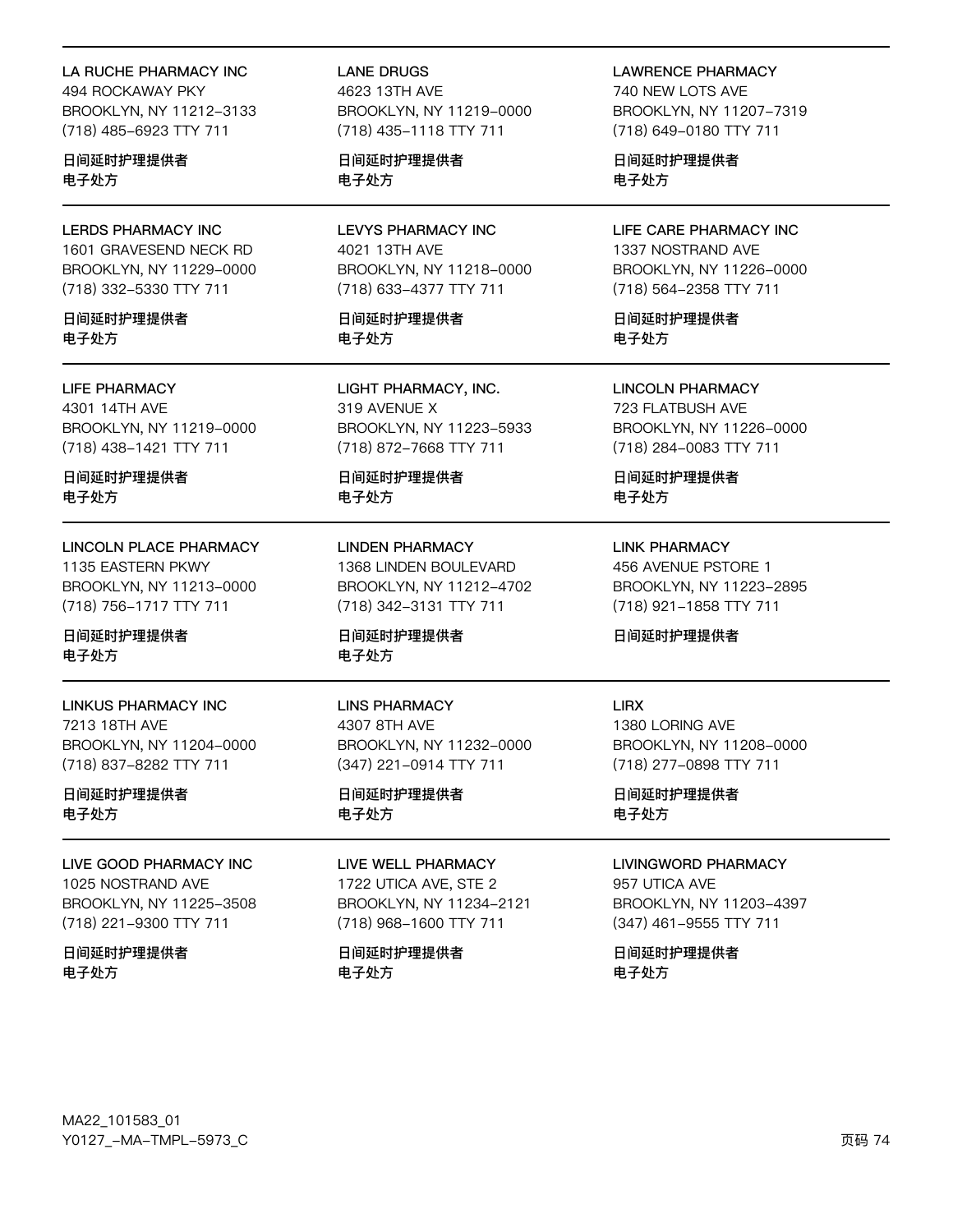LA RUCHE PHARMACY INC
494 ROCKAWAY PKY
BROOKLYN, NY 11212-3133
(718) 485-6923 TTY 711

日间延时护理提供者
电子处方

LANE DRUGS
4623 13TH AVE
BROOKLYN, NY 11219-0000
(718) 435-1118 TTY 711

日间延时护理提供者
电子处方

LAWRENCE PHARMACY
740 NEW LOTS AVE
BROOKLYN, NY 11207-7319
(718) 649-0180 TTY 711

日间延时护理提供者
电子处方

LERDS PHARMACY INC
1601 GRAVESEND NECK RD
BROOKLYN, NY 11229-0000
(718) 332-5330 TTY 711

日间延时护理提供者
电子处方

LEVYS PHARMACY INC
4021 13TH AVE
BROOKLYN, NY 11218-0000
(718) 633-4377 TTY 711

日间延时护理提供者
电子处方

LIFE CARE PHARMACY INC
1337 NOSTRAND AVE
BROOKLYN, NY 11226-0000
(718) 564-2358 TTY 711

日间延时护理提供者
电子处方

LIFE PHARMACY
4301 14TH AVE
BROOKLYN, NY 11219-0000
(718) 438-1421 TTY 711

日间延时护理提供者
电子处方

LIGHT PHARMACY, INC.
319 AVENUE X
BROOKLYN, NY 11223-5933
(718) 872-7668 TTY 711

日间延时护理提供者
电子处方

LINCOLN PHARMACY
723 FLATBUSH AVE
BROOKLYN, NY 11226-0000
(718) 284-0083 TTY 711

日间延时护理提供者
电子处方

LINCOLN PLACE PHARMACY
1135 EASTERN PKWY
BROOKLYN, NY 11213-0000
(718) 756-1717 TTY 711

日间延时护理提供者
电子处方

LINDEN PHARMACY
1368 LINDEN BOULEVARD
BROOKLYN, NY 11212-4702
(718) 342-3131 TTY 711

日间延时护理提供者
电子处方

LINK PHARMACY
456 AVENUE PSTORE 1
BROOKLYN, NY 11223-2895
(718) 921-1858 TTY 711

日间延时护理提供者

LINKUS PHARMACY INC
7213 18TH AVE
BROOKLYN, NY 11204-0000
(718) 837-8282 TTY 711

日间延时护理提供者
电子处方

LINS PHARMACY
4307 8TH AVE
BROOKLYN, NY 11232-0000
(347) 221-0914 TTY 711

日间延时护理提供者
电子处方

LIRX
1380 LORING AVE
BROOKLYN, NY 11208-0000
(718) 277-0898 TTY 711

日间延时护理提供者
电子处方

LIVE GOOD PHARMACY INC
1025 NOSTRAND AVE
BROOKLYN, NY 11225-3508
(718) 221-9300 TTY 711

日间延时护理提供者
电子处方

LIVE WELL PHARMACY
1722 UTICA AVE, STE 2
BROOKLYN, NY 11234-2121
(718) 968-1600 TTY 711

日间延时护理提供者
电子处方

LIVINGWORD PHARMACY
957 UTICA AVE
BROOKLYN, NY 11203-4397
(347) 461-9555 TTY 711

日间延时护理提供者
电子处方

MA22_101583_01
Y0127_-MA-TMPL-5973_C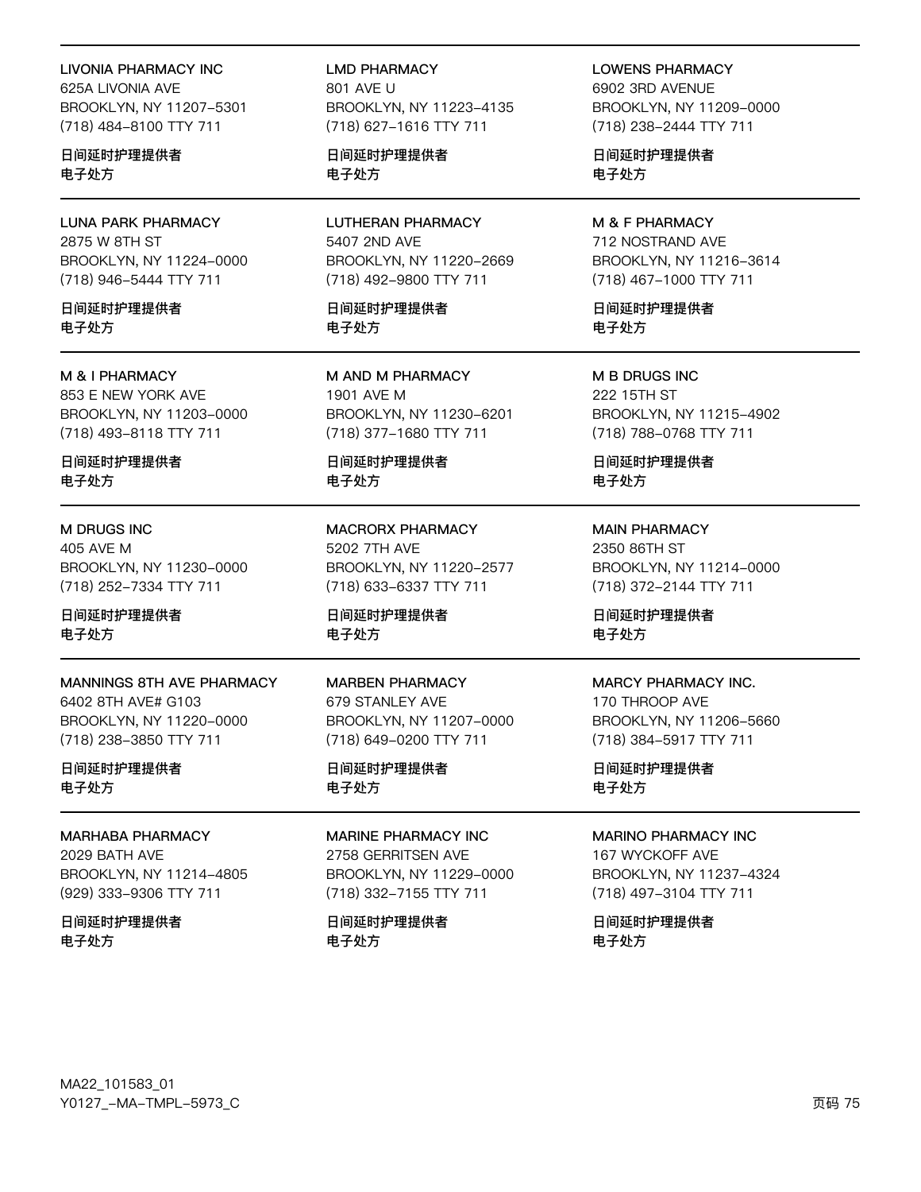LIVONIA PHARMACY INC
625A LIVONIA AVE
BROOKLYN, NY 11207-5301
(718) 484-8100 TTY 711

**日间延时护理提供者**
**电子处方**

LMD PHARMACY
801 AVE U
BROOKLYN, NY 11223-4135
(718) 627-1616 TTY 711

**日间延时护理提供者**
**电子处方**

LOWENS PHARMACY
6902 3RD AVENUE
BROOKLYN, NY 11209-0000
(718) 238-2444 TTY 711

**日间延时护理提供者**
**电子处方**

---

LUNA PARK PHARMACY
2875 W 8TH ST
BROOKLYN, NY 11224-0000
(718) 946-5444 TTY 711

**日间延时护理提供者**
**电子处方**

LUTHERAN PHARMACY
5407 2ND AVE
BROOKLYN, NY 11220-2669
(718) 492-9800 TTY 711

**日间延时护理提供者**
**电子处方**

M & F PHARMACY
712 NOSTRAND AVE
BROOKLYN, NY 11216-3614
(718) 467-1000 TTY 711

**日间延时护理提供者**
**电子处方**

---

M & I PHARMACY
853 E NEW YORK AVE
BROOKLYN, NY 11203-0000
(718) 493-8118 TTY 711

**日间延时护理提供者**
**电子处方**

M AND M PHARMACY
1901 AVE M
BROOKLYN, NY 11230-6201
(718) 377-1680 TTY 711

**日间延时护理提供者**
**电子处方**

M B DRUGS INC
222 15TH ST
BROOKLYN, NY 11215-4902
(718) 788-0768 TTY 711

**日间延时护理提供者**
**电子处方**

---

M DRUGS INC
405 AVE M
BROOKLYN, NY 11230-0000
(718) 252-7334 TTY 711

**日间延时护理提供者**
**电子处方**

MACRORX PHARMACY
5202 7TH AVE
BROOKLYN, NY 11220-2577
(718) 633-6337 TTY 711

**日间延时护理提供者**
**电子处方**

MAIN PHARMACY
2350 86TH ST
BROOKLYN, NY 11214-0000
(718) 372-2144 TTY 711

**日间延时护理提供者**
**电子处方**

---

MANNINGS 8TH AVE PHARMACY
6402 8TH AVE# G103
BROOKLYN, NY 11220-0000
(718) 238-3850 TTY 711

**日间延时护理提供者**
**电子处方**

MARBEN PHARMACY
679 STANLEY AVE
BROOKLYN, NY 11207-0000
(718) 649-0200 TTY 711

**日间延时护理提供者**
**电子处方**

MARCY PHARMACY INC.
170 THROOP AVE
BROOKLYN, NY 11206-5660
(718) 384-5917 TTY 711

**日间延时护理提供者**
**电子处方**

---

MARHABA PHARMACY
2029 BATH AVE
BROOKLYN, NY 11214-4805
(929) 333-9306 TTY 711

**日间延时护理提供者**
**电子处方**

MARINE PHARMACY INC
2758 GERRITSEN AVE
BROOKLYN, NY 11229-0000
(718) 332-7155 TTY 711

**日间延时护理提供者**
**电子处方**

MARINO PHARMACY INC
167 WYCKOFF AVE
BROOKLYN, NY 11237-4324
(718) 497-3104 TTY 711

**日间延时护理提供者**
**电子处方**

MA22_101583_01
Y0127_-MA-TMPL-5973_C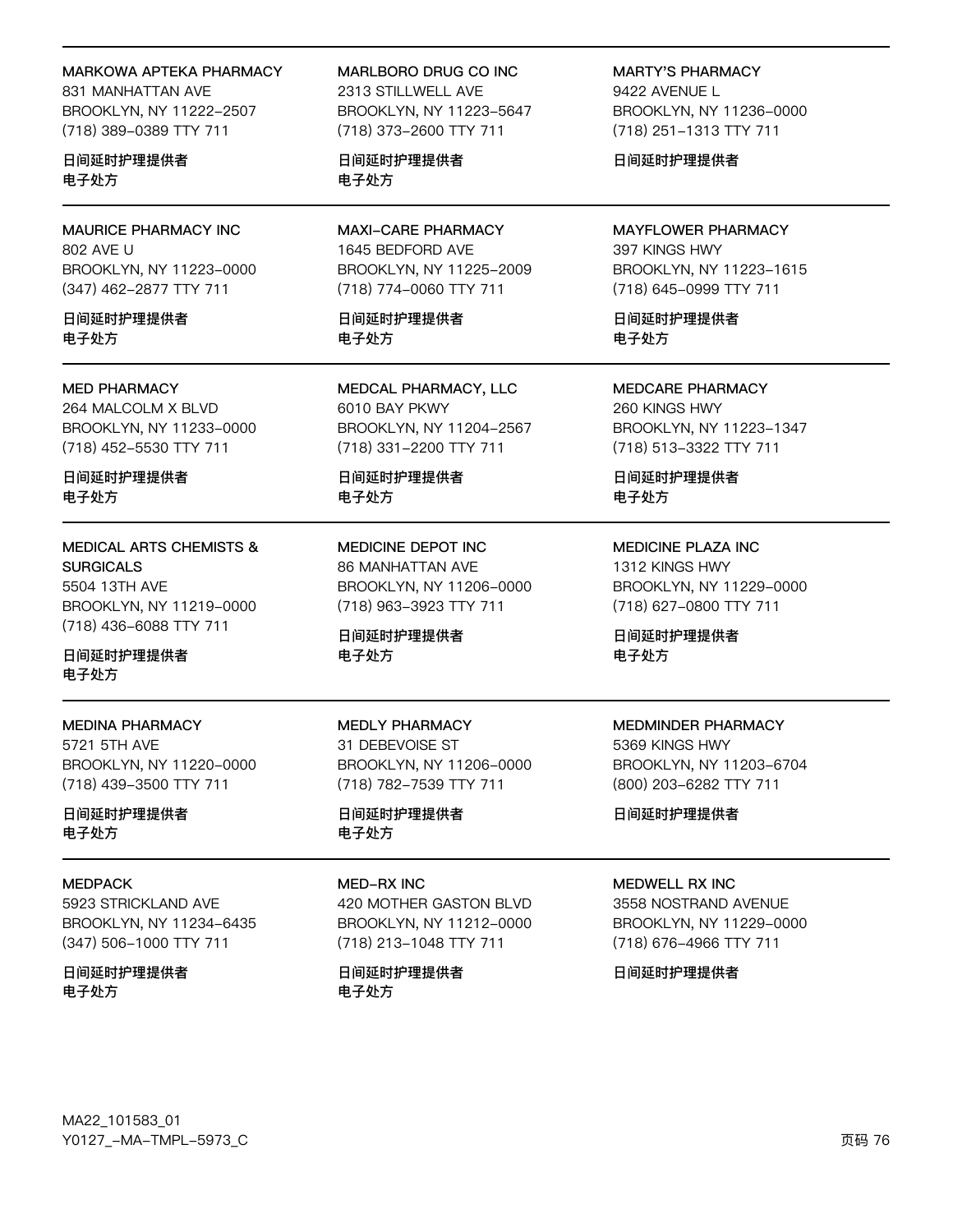MARKOWA APTEKA PHARMACY
831 MANHATTAN AVE
BROOKLYN, NY 11222-2507
(718) 389-0389 TTY 711

日间延时护理提供者
电子处方

MARLBORO DRUG CO INC
2313 STILLWELL AVE
BROOKLYN, NY 11223-5647
(718) 373-2600 TTY 711

日间延时护理提供者
电子处方

MARTY'S PHARMACY
9422 AVENUE L
BROOKLYN, NY 11236-0000
(718) 251-1313 TTY 711

日间延时护理提供者

---

MAURICE PHARMACY INC
802 AVE U
BROOKLYN, NY 11223-0000
(347) 462-2877 TTY 711

日间延时护理提供者
电子处方

MAXI-CARE PHARMACY
1645 BEDFORD AVE
BROOKLYN, NY 11225-2009
(718) 774-0060 TTY 711

日间延时护理提供者
电子处方

MAYFLOWER PHARMACY
397 KINGS HWY
BROOKLYN, NY 11223-1615
(718) 645-0999 TTY 711

日间延时护理提供者
电子处方

---

MED PHARMACY
264 MALCOLM X BLVD
BROOKLYN, NY 11233-0000
(718) 452-5530 TTY 711

日间延时护理提供者
电子处方

MEDCAL PHARMACY, LLC
6010 BAY PKWY
BROOKLYN, NY 11204-2567
(718) 331-2200 TTY 711

日间延时护理提供者
电子处方

MEDCARE PHARMACY
260 KINGS HWY
BROOKLYN, NY 11223-1347
(718) 513-3322 TTY 711

日间延时护理提供者
电子处方

---

MEDICAL ARTS CHEMISTS & SURGICALS
5504 13TH AVE
BROOKLYN, NY 11219-0000
(718) 436-6088 TTY 711

日间延时护理提供者
电子处方

MEDICINE DEPOT INC
86 MANHATTAN AVE
BROOKLYN, NY 11206-0000
(718) 963-3923 TTY 711

日间延时护理提供者
电子处方

MEDICINE PLAZA INC
1312 KINGS HWY
BROOKLYN, NY 11229-0000
(718) 627-0800 TTY 711

日间延时护理提供者
电子处方

---

MEDINA PHARMACY
5721 5TH AVE
BROOKLYN, NY 11220-0000
(718) 439-3500 TTY 711

日间延时护理提供者
电子处方

MEDLY PHARMACY
31 DEBEVOISE ST
BROOKLYN, NY 11206-0000
(718) 782-7539 TTY 711

日间延时护理提供者
电子处方

MEDMINDER PHARMACY
5369 KINGS HWY
BROOKLYN, NY 11203-6704
(800) 203-6282 TTY 711

日间延时护理提供者

---

MEDPACK
5923 STRICKLAND AVE
BROOKLYN, NY 11234-6435
(347) 506-1000 TTY 711

日间延时护理提供者
电子处方

MED-RX INC
420 MOTHER GASTON BLVD
BROOKLYN, NY 11212-0000
(718) 213-1048 TTY 711

日间延时护理提供者
电子处方

MEDWELL RX INC
3558 NOSTRAND AVENUE
BROOKLYN, NY 11229-0000
(718) 676-4966 TTY 711

日间延时护理提供者

MA22_101583_01
Y0127_-MA-TMPL-5973_C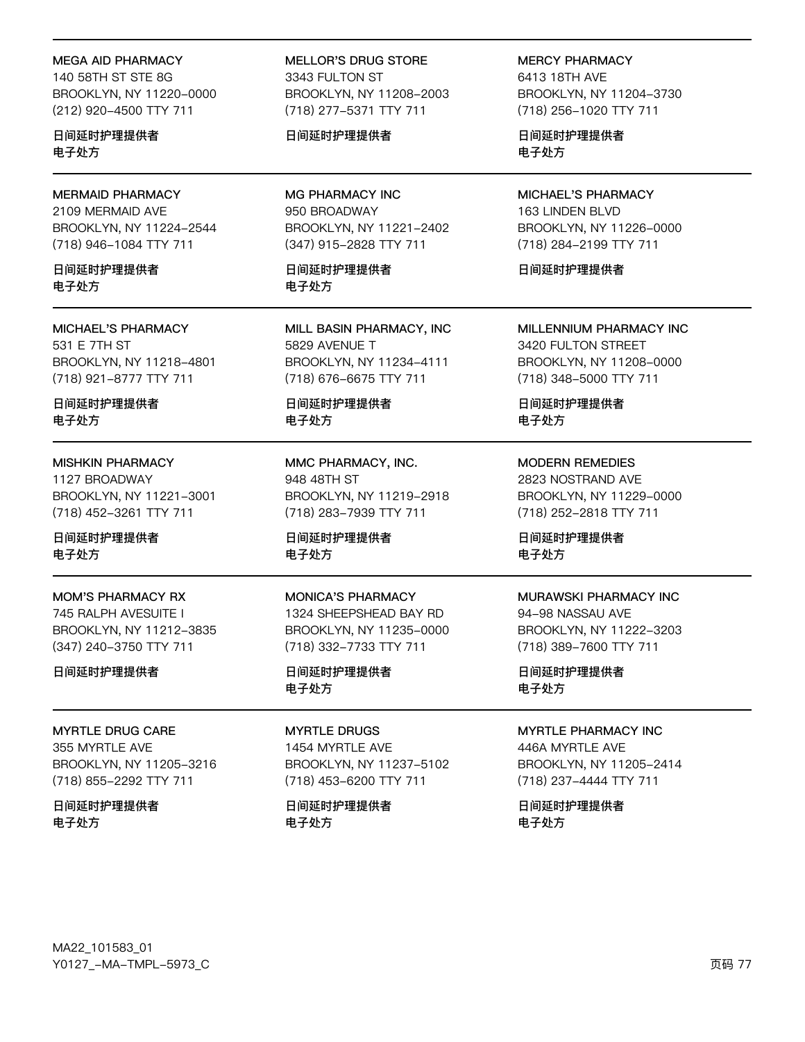MEGA AID PHARMACY
140 58TH ST STE 8G
BROOKLYN, NY 11220-0000
(212) 920-4500 TTY 711

日间延时护理提供者
电子处方

MELLOR'S DRUG STORE
3343 FULTON ST
BROOKLYN, NY 11208-2003
(718) 277-5371 TTY 711

日间延时护理提供者

MERCY PHARMACY
6413 18TH AVE
BROOKLYN, NY 11204-3730
(718) 256-1020 TTY 711

日间延时护理提供者
电子处方

---

MERMAID PHARMACY
2109 MERMAID AVE
BROOKLYN, NY 11224-2544
(718) 946-1084 TTY 711

日间延时护理提供者
电子处方

MG PHARMACY INC
950 BROADWAY
BROOKLYN, NY 11221-2402
(347) 915-2828 TTY 711

日间延时护理提供者
电子处方

MICHAEL'S PHARMACY
163 LINDEN BLVD
BROOKLYN, NY 11226-0000
(718) 284-2199 TTY 711

日间延时护理提供者

---

MICHAEL'S PHARMACY
531 E 7TH ST
BROOKLYN, NY 11218-4801
(718) 921-8777 TTY 711

日间延时护理提供者
电子处方

MILL BASIN PHARMACY, INC
5829 AVENUE T
BROOKLYN, NY 11234-4111
(718) 676-6675 TTY 711

日间延时护理提供者
电子处方

MILLENNIUM PHARMACY INC
3420 FULTON STREET
BROOKLYN, NY 11208-0000
(718) 348-5000 TTY 711

日间延时护理提供者
电子处方

---

MISHKIN PHARMACY
1127 BROADWAY
BROOKLYN, NY 11221-3001
(718) 452-3261 TTY 711

日间延时护理提供者
电子处方

MMC PHARMACY, INC.
948 48TH ST
BROOKLYN, NY 11219-2918
(718) 283-7939 TTY 711

日间延时护理提供者
电子处方

MODERN REMEDIES
2823 NOSTRAND AVE
BROOKLYN, NY 11229-0000
(718) 252-2818 TTY 711

日间延时护理提供者
电子处方

---

MOM'S PHARMACY RX
745 RALPH AVESUITE I
BROOKLYN, NY 11212-3835
(347) 240-3750 TTY 711

日间延时护理提供者

MONICA'S PHARMACY
1324 SHEEPSHEAD BAY RD
BROOKLYN, NY 11235-0000
(718) 332-7733 TTY 711

日间延时护理提供者
电子处方

MURAWSKI PHARMACY INC
94-98 NASSAU AVE
BROOKLYN, NY 11222-3203
(718) 389-7600 TTY 711

日间延时护理提供者
电子处方

---

MYRTLE DRUG CARE
355 MYRTLE AVE
BROOKLYN, NY 11205-3216
(718) 855-2292 TTY 711

日间延时护理提供者
电子处方

MYRTLE DRUGS
1454 MYRTLE AVE
BROOKLYN, NY 11237-5102
(718) 453-6200 TTY 711

日间延时护理提供者
电子处方

MYRTLE PHARMACY INC
446A MYRTLE AVE
BROOKLYN, NY 11205-2414
(718) 237-4444 TTY 711

日间延时护理提供者
电子处方

MA22_101583_01
Y0127_-MA-TMPL-5973_C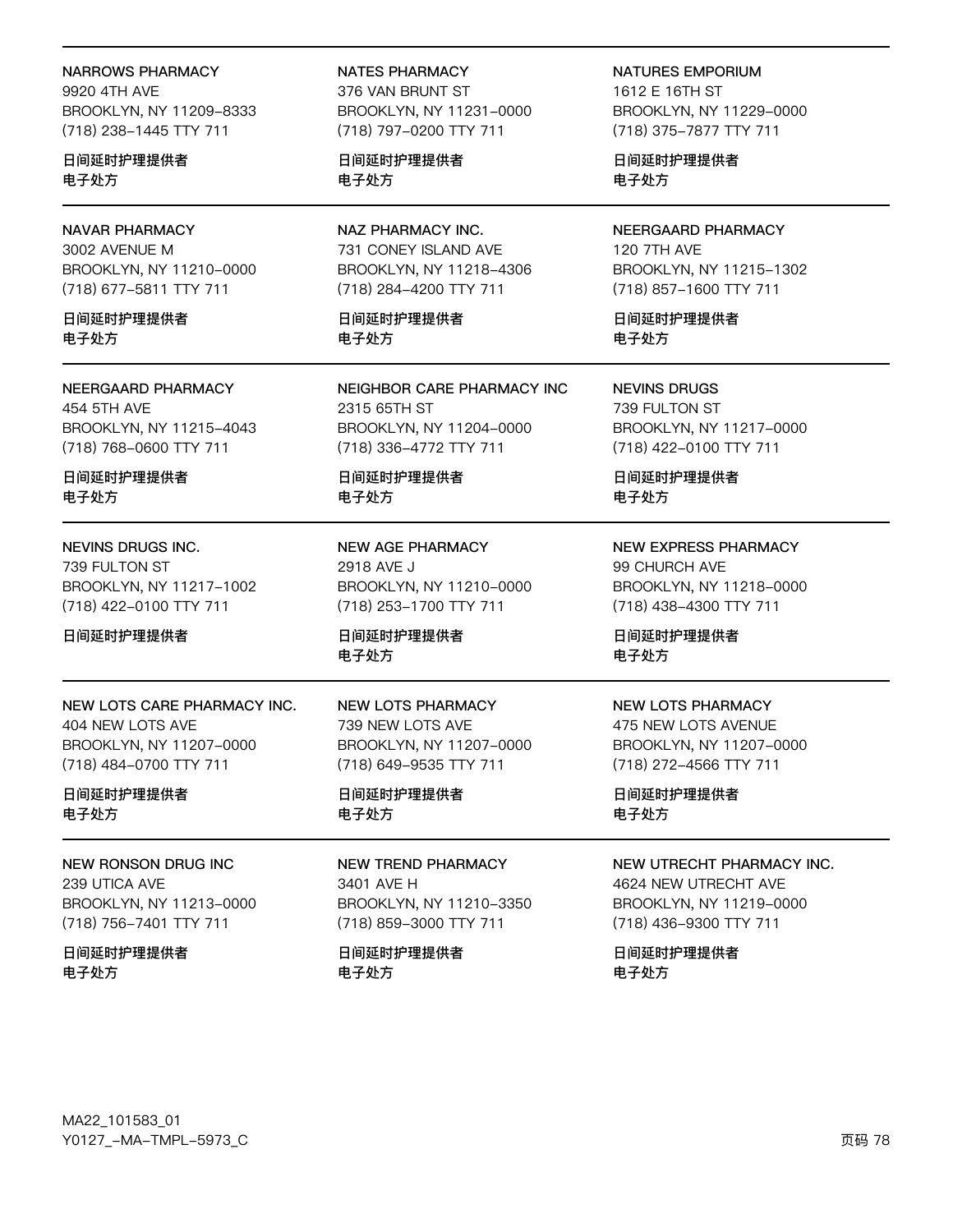NARROWS PHARMACY
9920 4TH AVE
BROOKLYN, NY 11209-8333
(718) 238-1445 TTY 711

**日间延时护理提供者**
**电子处方**

NATES PHARMACY
376 VAN BRUNT ST
BROOKLYN, NY 11231-0000
(718) 797-0200 TTY 711

**日间延时护理提供者**
**电子处方**

NATURES EMPORIUM
1612 E 16TH ST
BROOKLYN, NY 11229-0000
(718) 375-7877 TTY 711

**日间延时护理提供者**
**电子处方**

NAVAR PHARMACY
3002 AVENUE M
BROOKLYN, NY 11210-0000
(718) 677-5811 TTY 711

**日间延时护理提供者**
**电子处方**

NAZ PHARMACY INC.
731 CONEY ISLAND AVE
BROOKLYN, NY 11218-4306
(718) 284-4200 TTY 711

**日间延时护理提供者**
**电子处方**

NEERGAARD PHARMACY
120 7TH AVE
BROOKLYN, NY 11215-1302
(718) 857-1600 TTY 711

**日间延时护理提供者**
**电子处方**

NEERGAARD PHARMACY
454 5TH AVE
BROOKLYN, NY 11215-4043
(718) 768-0600 TTY 711

**日间延时护理提供者**
**电子处方**

NEIGHBOR CARE PHARMACY INC
2315 65TH ST
BROOKLYN, NY 11204-0000
(718) 336-4772 TTY 711

**日间延时护理提供者**
**电子处方**

NEVINS DRUGS
739 FULTON ST
BROOKLYN, NY 11217-0000
(718) 422-0100 TTY 711

**日间延时护理提供者**
**电子处方**

NEVINS DRUGS INC.
739 FULTON ST
BROOKLYN, NY 11217-1002
(718) 422-0100 TTY 711

**日间延时护理提供者**

NEW AGE PHARMACY
2918 AVE J
BROOKLYN, NY 11210-0000
(718) 253-1700 TTY 711

**日间延时护理提供者**
**电子处方**

NEW EXPRESS PHARMACY
99 CHURCH AVE
BROOKLYN, NY 11218-0000
(718) 438-4300 TTY 711

**日间延时护理提供者**
**电子处方**

NEW LOTS CARE PHARMACY INC.
404 NEW LOTS AVE
BROOKLYN, NY 11207-0000
(718) 484-0700 TTY 711

**日间延时护理提供者**
**电子处方**

NEW LOTS PHARMACY
739 NEW LOTS AVE
BROOKLYN, NY 11207-0000
(718) 649-9535 TTY 711

**日间延时护理提供者**
**电子处方**

NEW LOTS PHARMACY
475 NEW LOTS AVENUE
BROOKLYN, NY 11207-0000
(718) 272-4566 TTY 711

**日间延时护理提供者**
**电子处方**

NEW RONSON DRUG INC
239 UTICA AVE
BROOKLYN, NY 11213-0000
(718) 756-7401 TTY 711

**日间延时护理提供者**
**电子处方**

NEW TREND PHARMACY
3401 AVE H
BROOKLYN, NY 11210-3350
(718) 859-3000 TTY 711

**日间延时护理提供者**
**电子处方**

NEW UTRECHT PHARMACY INC.
4624 NEW UTRECHT AVE
BROOKLYN, NY 11219-0000
(718) 436-9300 TTY 711

**日间延时护理提供者**
**电子处方**

MA22_101583_01
Y0127_-MA-TMPL-5973_C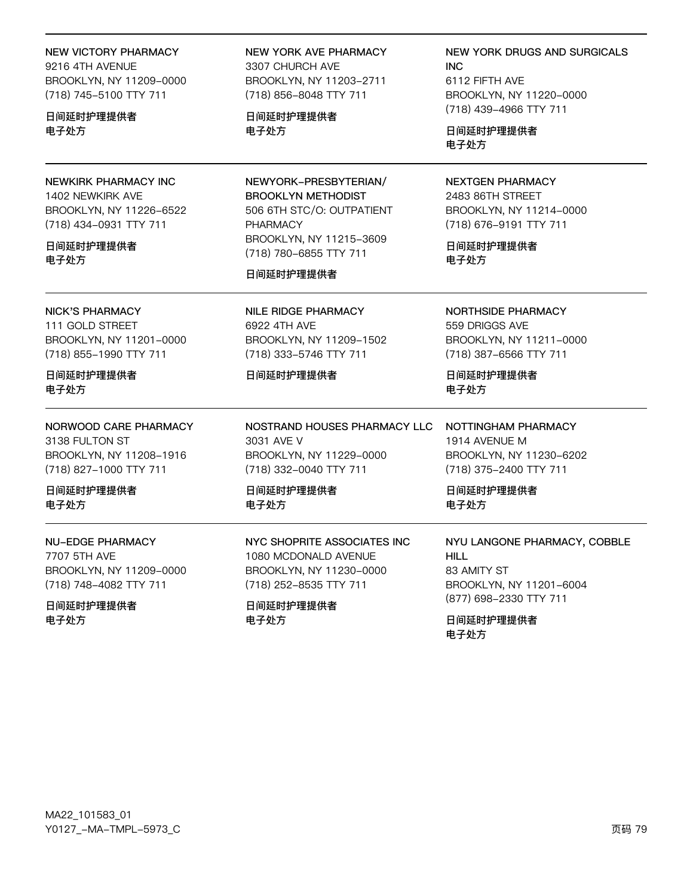NEW VICTORY PHARMACY
9216 4TH AVENUE
BROOKLYN, NY 11209-0000
(718) 745-5100 TTY 711

**日间延时护理提供者**
**电子处方**

NEW YORK AVE PHARMACY
3307 CHURCH AVE
BROOKLYN, NY 11203-2711
(718) 856-8048 TTY 711

**日间延时护理提供者**
**电子处方**

NEW YORK DRUGS AND SURGICALS INC
6112 FIFTH AVE
BROOKLYN, NY 11220-0000
(718) 439-4966 TTY 711

**日间延时护理提供者**
**电子处方**

---

NEWKIRK PHARMACY INC
1402 NEWKIRK AVE
BROOKLYN, NY 11226-6522
(718) 434-0931 TTY 711

**日间延时护理提供者**
**电子处方**

NEWYORK-PRESBYTERIAN/ BROOKLYN METHODIST
506 6TH STC/O: OUTPATIENT PHARMACY
BROOKLYN, NY 11215-3609
(718) 780-6855 TTY 711

**日间延时护理提供者**

NEXTGEN PHARMACY
2483 86TH STREET
BROOKLYN, NY 11214-0000
(718) 676-9191 TTY 711

**日间延时护理提供者**
**电子处方**

---

NICK'S PHARMACY
111 GOLD STREET
BROOKLYN, NY 11201-0000
(718) 855-1990 TTY 711

**日间延时护理提供者**
**电子处方**

NILE RIDGE PHARMACY
6922 4TH AVE
BROOKLYN, NY 11209-1502
(718) 333-5746 TTY 711

**日间延时护理提供者**

NORTHSIDE PHARMACY
559 DRIGGS AVE
BROOKLYN, NY 11211-0000
(718) 387-6566 TTY 711

**日间延时护理提供者**
**电子处方**

---

NORWOOD CARE PHARMACY
3138 FULTON ST
BROOKLYN, NY 11208-1916
(718) 827-1000 TTY 711

**日间延时护理提供者**
**电子处方**

NOSTRAND HOUSES PHARMACY LLC
3031 AVE V
BROOKLYN, NY 11229-0000
(718) 332-0040 TTY 711

**日间延时护理提供者**
**电子处方**

NOTTINGHAM PHARMACY
1914 AVENUE M
BROOKLYN, NY 11230-6202
(718) 375-2400 TTY 711

**日间延时护理提供者**
**电子处方**

---

NU-EDGE PHARMACY
7707 5TH AVE
BROOKLYN, NY 11209-0000
(718) 748-4082 TTY 711

**日间延时护理提供者**
**电子处方**

NYC SHOPRITE ASSOCIATES INC
1080 MCDONALD AVENUE
BROOKLYN, NY 11230-0000
(718) 252-8535 TTY 711

**日间延时护理提供者**
**电子处方**

NYU LANGONE PHARMACY, COBBLE HILL
83 AMITY ST
BROOKLYN, NY 11201-6004
(877) 698-2330 TTY 711

**日间延时护理提供者**
**电子处方**

MA22_101583_01
Y0127_-MA-TMPL-5973_C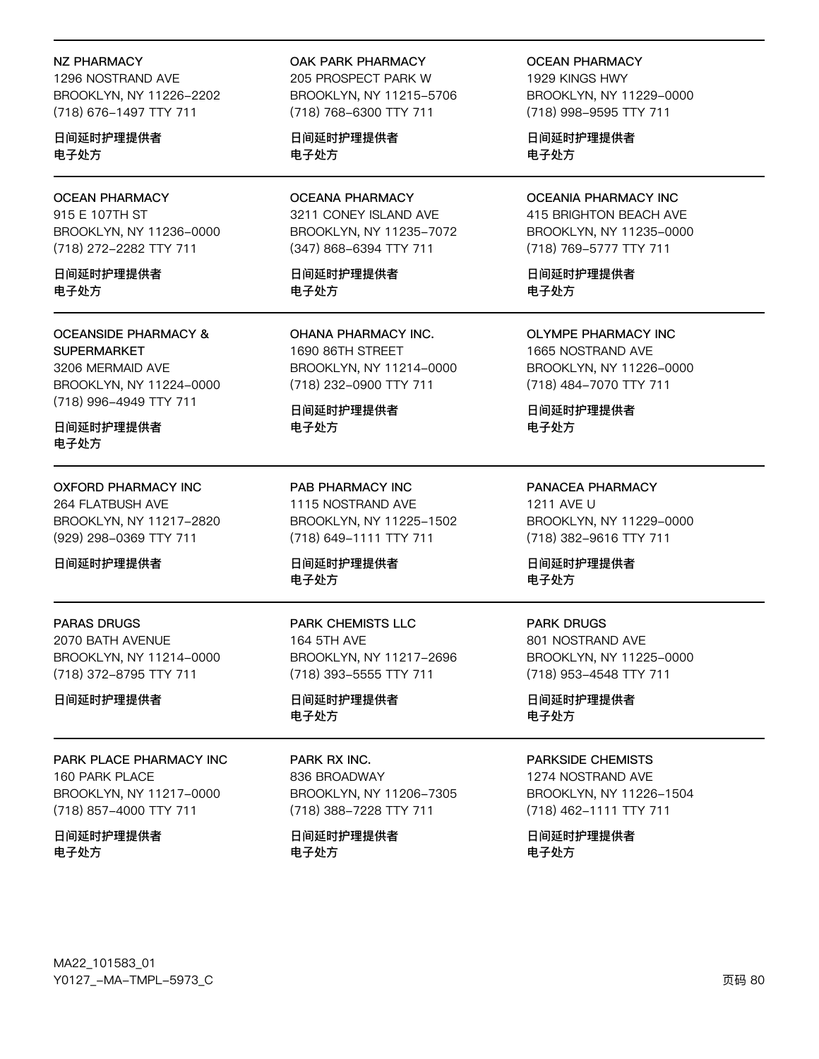NZ PHARMACY
1296 NOSTRAND AVE
BROOKLYN, NY 11226-2202
(718) 676-1497 TTY 711

日间延时护理提供者
电子处方

OAK PARK PHARMACY
205 PROSPECT PARK W
BROOKLYN, NY 11215-5706
(718) 768-6300 TTY 711

日间延时护理提供者
电子处方

OCEAN PHARMACY
1929 KINGS HWY
BROOKLYN, NY 11229-0000
(718) 998-9595 TTY 711

日间延时护理提供者
电子处方

---

OCEAN PHARMACY
915 E 107TH ST
BROOKLYN, NY 11236-0000
(718) 272-2282 TTY 711

日间延时护理提供者
电子处方

OCEANA PHARMACY
3211 CONEY ISLAND AVE
BROOKLYN, NY 11235-7072
(347) 868-6394 TTY 711

日间延时护理提供者
电子处方

OCEANIA PHARMACY INC
415 BRIGHTON BEACH AVE
BROOKLYN, NY 11235-0000
(718) 769-5777 TTY 711

日间延时护理提供者
电子处方

---

OCEANSIDE PHARMACY & SUPERMARKET
3206 MERMAID AVE
BROOKLYN, NY 11224-0000
(718) 996-4949 TTY 711

日间延时护理提供者
电子处方

OHANA PHARMACY INC.
1690 86TH STREET
BROOKLYN, NY 11214-0000
(718) 232-0900 TTY 711

日间延时护理提供者
电子处方

OLYMPE PHARMACY INC
1665 NOSTRAND AVE
BROOKLYN, NY 11226-0000
(718) 484-7070 TTY 711

日间延时护理提供者
电子处方

---

OXFORD PHARMACY INC
264 FLATBUSH AVE
BROOKLYN, NY 11217-2820
(929) 298-0369 TTY 711

日间延时护理提供者

PAB PHARMACY INC
1115 NOSTRAND AVE
BROOKLYN, NY 11225-1502
(718) 649-1111 TTY 711

日间延时护理提供者
电子处方

PANACEA PHARMACY
1211 AVE U
BROOKLYN, NY 11229-0000
(718) 382-9616 TTY 711

日间延时护理提供者
电子处方

---

PARAS DRUGS
2070 BATH AVENUE
BROOKLYN, NY 11214-0000
(718) 372-8795 TTY 711

日间延时护理提供者

PARK CHEMISTS LLC
164 5TH AVE
BROOKLYN, NY 11217-2696
(718) 393-5555 TTY 711

日间延时护理提供者
电子处方

PARK DRUGS
801 NOSTRAND AVE
BROOKLYN, NY 11225-0000
(718) 953-4548 TTY 711

日间延时护理提供者
电子处方

---

PARK PLACE PHARMACY INC
160 PARK PLACE
BROOKLYN, NY 11217-0000
(718) 857-4000 TTY 711

日间延时护理提供者
电子处方

PARK RX INC.
836 BROADWAY
BROOKLYN, NY 11206-7305
(718) 388-7228 TTY 711

日间延时护理提供者
电子处方

PARKSIDE CHEMISTS
1274 NOSTRAND AVE
BROOKLYN, NY 11226-1504
(718) 462-1111 TTY 711

日间延时护理提供者
电子处方

MA22_101583_01
Y0127_-MA-TMPL-5973_C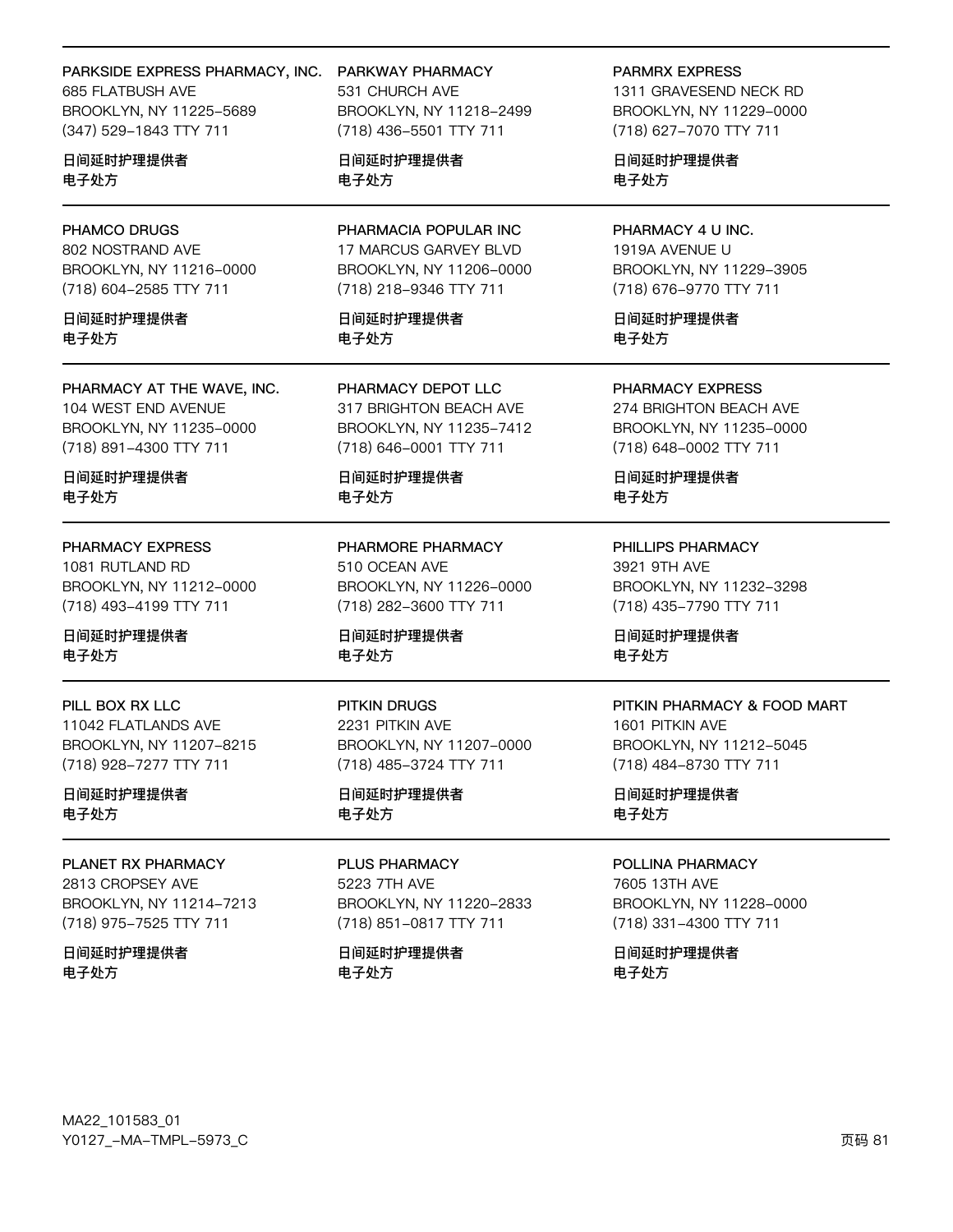PARKSIDE EXPRESS PHARMACY, INC.
685 FLATBUSH AVE
BROOKLYN, NY 11225-5689
(347) 529-1843 TTY 711

日间延时护理提供者
电子处方

PARKWAY PHARMACY
531 CHURCH AVE
BROOKLYN, NY 11218-2499
(718) 436-5501 TTY 711

日间延时护理提供者
电子处方

PARMRX EXPRESS
1311 GRAVESEND NECK RD
BROOKLYN, NY 11229-0000
(718) 627-7070 TTY 711

日间延时护理提供者
电子处方

---

PHAMCO DRUGS
802 NOSTRAND AVE
BROOKLYN, NY 11216-0000
(718) 604-2585 TTY 711

日间延时护理提供者
电子处方

PHARMACIA POPULAR INC
17 MARCUS GARVEY BLVD
BROOKLYN, NY 11206-0000
(718) 218-9346 TTY 711

日间延时护理提供者
电子处方

PHARMACY 4 U INC.
1919A AVENUE U
BROOKLYN, NY 11229-3905
(718) 676-9770 TTY 711

日间延时护理提供者
电子处方

---

PHARMACY AT THE WAVE, INC.
104 WEST END AVENUE
BROOKLYN, NY 11235-0000
(718) 891-4300 TTY 711

日间延时护理提供者
电子处方

PHARMACY DEPOT LLC
317 BRIGHTON BEACH AVE
BROOKLYN, NY 11235-7412
(718) 646-0001 TTY 711

日间延时护理提供者
电子处方

PHARMACY EXPRESS
274 BRIGHTON BEACH AVE
BROOKLYN, NY 11235-0000
(718) 648-0002 TTY 711

日间延时护理提供者
电子处方

---

PHARMACY EXPRESS
1081 RUTLAND RD
BROOKLYN, NY 11212-0000
(718) 493-4199 TTY 711

日间延时护理提供者
电子处方

PHARMORE PHARMACY
510 OCEAN AVE
BROOKLYN, NY 11226-0000
(718) 282-3600 TTY 711

日间延时护理提供者
电子处方

PHILLIPS PHARMACY
3921 9TH AVE
BROOKLYN, NY 11232-3298
(718) 435-7790 TTY 711

日间延时护理提供者
电子处方

---

PILL BOX RX LLC
11042 FLATLANDS AVE
BROOKLYN, NY 11207-8215
(718) 928-7277 TTY 711

日间延时护理提供者
电子处方

PITKIN DRUGS
2231 PITKIN AVE
BROOKLYN, NY 11207-0000
(718) 485-3724 TTY 711

日间延时护理提供者
电子处方

PITKIN PHARMACY & FOOD MART
1601 PITKIN AVE
BROOKLYN, NY 11212-5045
(718) 484-8730 TTY 711

日间延时护理提供者
电子处方

---

PLANET RX PHARMACY
2813 CROPSEY AVE
BROOKLYN, NY 11214-7213
(718) 975-7525 TTY 711

日间延时护理提供者
电子处方

PLUS PHARMACY
5223 7TH AVE
BROOKLYN, NY 11220-2833
(718) 851-0817 TTY 711

日间延时护理提供者
电子处方

POLLINA PHARMACY
7605 13TH AVE
BROOKLYN, NY 11228-0000
(718) 331-4300 TTY 711

日间延时护理提供者
电子处方

MA22_101583_01
Y0127_-MA-TMPL-5973_C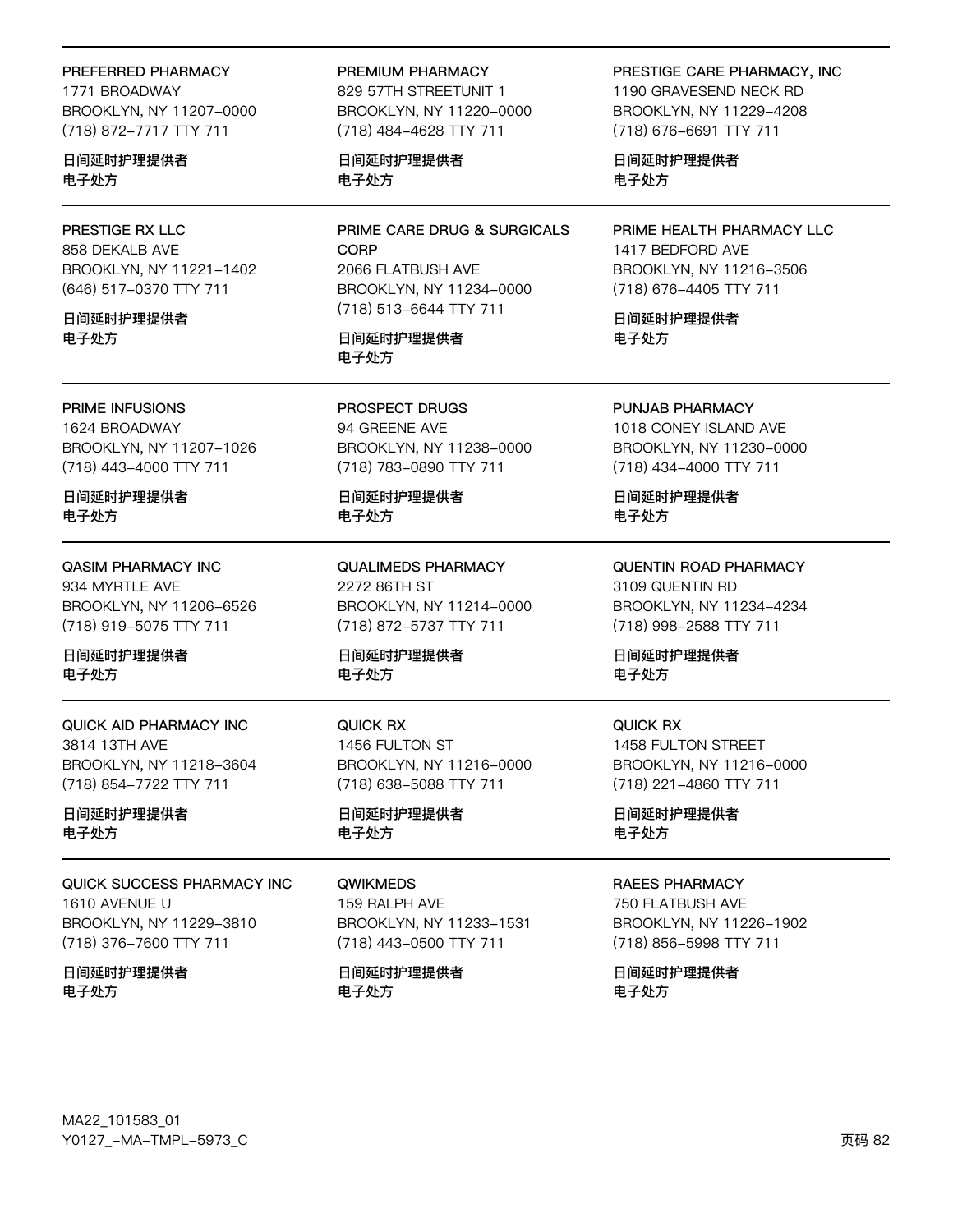PREFERRED PHARMACY
1771 BROADWAY
BROOKLYN, NY 11207-0000
(718) 872-7717 TTY 711

日间延时护理提供者
电子处方

PREMIUM PHARMACY
829 57TH STREETUNIT 1
BROOKLYN, NY 11220-0000
(718) 484-4628 TTY 711

日间延时护理提供者
电子处方

PRESTIGE CARE PHARMACY, INC
1190 GRAVESEND NECK RD
BROOKLYN, NY 11229-4208
(718) 676-6691 TTY 711

日间延时护理提供者
电子处方

PRESTIGE RX LLC
858 DEKALB AVE
BROOKLYN, NY 11221-1402
(646) 517-0370 TTY 711

日间延时护理提供者
电子处方

PRIME CARE DRUG & SURGICALS CORP
2066 FLATBUSH AVE
BROOKLYN, NY 11234-0000
(718) 513-6644 TTY 711

日间延时护理提供者
电子处方

PRIME HEALTH PHARMACY LLC
1417 BEDFORD AVE
BROOKLYN, NY 11216-3506
(718) 676-4405 TTY 711

日间延时护理提供者
电子处方

PRIME INFUSIONS
1624 BROADWAY
BROOKLYN, NY 11207-1026
(718) 443-4000 TTY 711

日间延时护理提供者
电子处方

PROSPECT DRUGS
94 GREENE AVE
BROOKLYN, NY 11238-0000
(718) 783-0890 TTY 711

日间延时护理提供者
电子处方

PUNJAB PHARMACY
1018 CONEY ISLAND AVE
BROOKLYN, NY 11230-0000
(718) 434-4000 TTY 711

日间延时护理提供者
电子处方

QASIM PHARMACY INC
934 MYRTLE AVE
BROOKLYN, NY 11206-6526
(718) 919-5075 TTY 711

日间延时护理提供者
电子处方

QUALIMEDS PHARMACY
2272 86TH ST
BROOKLYN, NY 11214-0000
(718) 872-5737 TTY 711

日间延时护理提供者
电子处方

QUENTIN ROAD PHARMACY
3109 QUENTIN RD
BROOKLYN, NY 11234-4234
(718) 998-2588 TTY 711

日间延时护理提供者
电子处方

QUICK AID PHARMACY INC
3814 13TH AVE
BROOKLYN, NY 11218-3604
(718) 854-7722 TTY 711

日间延时护理提供者
电子处方

QUICK RX
1456 FULTON ST
BROOKLYN, NY 11216-0000
(718) 638-5088 TTY 711

日间延时护理提供者
电子处方

QUICK RX
1458 FULTON STREET
BROOKLYN, NY 11216-0000
(718) 221-4860 TTY 711

日间延时护理提供者
电子处方

QUICK SUCCESS PHARMACY INC
1610 AVENUE U
BROOKLYN, NY 11229-3810
(718) 376-7600 TTY 711

日间延时护理提供者
电子处方

QWIKMEDS
159 RALPH AVE
BROOKLYN, NY 11233-1531
(718) 443-0500 TTY 711

日间延时护理提供者
电子处方

RAEES PHARMACY
750 FLATBUSH AVE
BROOKLYN, NY 11226-1902
(718) 856-5998 TTY 711

日间延时护理提供者
电子处方

MA22_101583_01
Y0127_-MA-TMPL-5973_C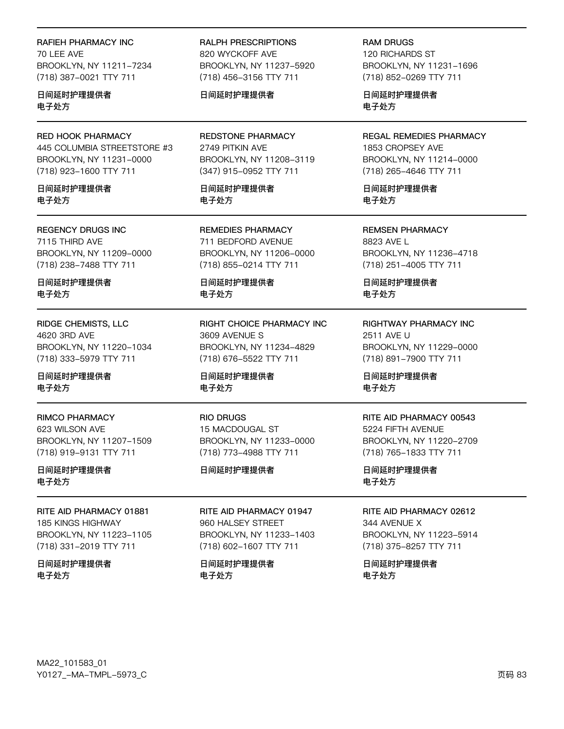RAFIEH PHARMACY INC
70 LEE AVE
BROOKLYN, NY 11211-7234
(718) 387-0021 TTY 711

日间延时护理提供者
电子处方

RALPH PRESCRIPTIONS
820 WYCKOFF AVE
BROOKLYN, NY 11237-5920
(718) 456-3156 TTY 711

日间延时护理提供者

RAM DRUGS
120 RICHARDS ST
BROOKLYN, NY 11231-1696
(718) 852-0269 TTY 711

日间延时护理提供者
电子处方

---

RED HOOK PHARMACY
445 COLUMBIA STREETSTORE #3
BROOKLYN, NY 11231-0000
(718) 923-1600 TTY 711

日间延时护理提供者
电子处方

REDSTONE PHARMACY
2749 PITKIN AVE
BROOKLYN, NY 11208-3119
(347) 915-0952 TTY 711

日间延时护理提供者
电子处方

REGAL REMEDIES PHARMACY
1853 CROPSEY AVE
BROOKLYN, NY 11214-0000
(718) 265-4646 TTY 711

日间延时护理提供者
电子处方

---

REGENCY DRUGS INC
7115 THIRD AVE
BROOKLYN, NY 11209-0000
(718) 238-7488 TTY 711

日间延时护理提供者
电子处方

REMEDIES PHARMACY
711 BEDFORD AVENUE
BROOKLYN, NY 11206-0000
(718) 855-0214 TTY 711

日间延时护理提供者
电子处方

REMSEN PHARMACY
8823 AVE L
BROOKLYN, NY 11236-4718
(718) 251-4005 TTY 711

日间延时护理提供者
电子处方

---

RIDGE CHEMISTS, LLC
4620 3RD AVE
BROOKLYN, NY 11220-1034
(718) 333-5979 TTY 711

日间延时护理提供者
电子处方

RIGHT CHOICE PHARMACY INC
3609 AVENUE S
BROOKLYN, NY 11234-4829
(718) 676-5522 TTY 711

日间延时护理提供者
电子处方

RIGHTWAY PHARMACY INC
2511 AVE U
BROOKLYN, NY 11229-0000
(718) 891-7900 TTY 711

日间延时护理提供者
电子处方

---

RIMCO PHARMACY
623 WILSON AVE
BROOKLYN, NY 11207-1509
(718) 919-9131 TTY 711

日间延时护理提供者
电子处方

RIO DRUGS
15 MACDOUGAL ST
BROOKLYN, NY 11233-0000
(718) 773-4988 TTY 711

日间延时护理提供者

RITE AID PHARMACY 00543
5224 FIFTH AVENUE
BROOKLYN, NY 11220-2709
(718) 765-1833 TTY 711

日间延时护理提供者
电子处方

---

RITE AID PHARMACY 01881
185 KINGS HIGHWAY
BROOKLYN, NY 11223-1105
(718) 331-2019 TTY 711

日间延时护理提供者
电子处方

RITE AID PHARMACY 01947
960 HALSEY STREET
BROOKLYN, NY 11233-1403
(718) 602-1607 TTY 711

日间延时护理提供者
电子处方

RITE AID PHARMACY 02612
344 AVENUE X
BROOKLYN, NY 11223-5914
(718) 375-8257 TTY 711

日间延时护理提供者
电子处方

MA22_101583_01
Y0127_-MA-TMPL-5973_C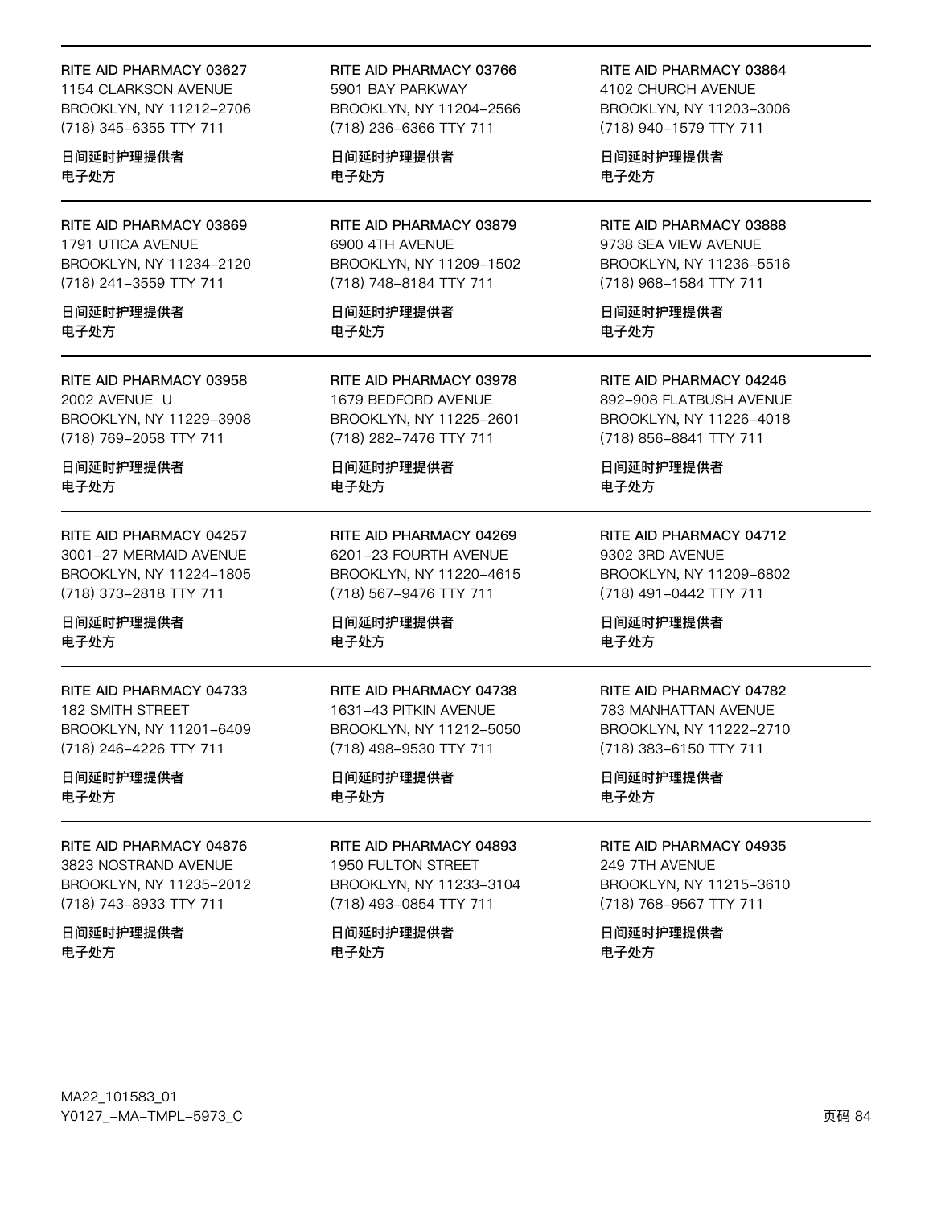RITE AID PHARMACY 03627
1154 CLARKSON AVENUE
BROOKLYN, NY 11212–2706
(718) 345–6355 TTY 711

日间延时护理提供者
电子处方

---

RITE AID PHARMACY 03766
5901 BAY PARKWAY
BROOKLYN, NY 11204–2566
(718) 236–6366 TTY 711

日间延时护理提供者
电子处方

---

RITE AID PHARMACY 03864
4102 CHURCH AVENUE
BROOKLYN, NY 11203–3006
(718) 940–1579 TTY 711

日间延时护理提供者
电子处方

---

RITE AID PHARMACY 03869
1791 UTICA AVENUE
BROOKLYN, NY 11234–2120
(718) 241–3559 TTY 711

日间延时护理提供者
电子处方

---

RITE AID PHARMACY 03879
6900 4TH AVENUE
BROOKLYN, NY 11209–1502
(718) 748–8184 TTY 711

日间延时护理提供者
电子处方

---

RITE AID PHARMACY 03888
9738 SEA VIEW AVENUE
BROOKLYN, NY 11236–5516
(718) 968–1584 TTY 711

日间延时护理提供者
电子处方

---

RITE AID PHARMACY 03958
2002 AVENUE U
BROOKLYN, NY 11229–3908
(718) 769–2058 TTY 711

日间延时护理提供者
电子处方

---

RITE AID PHARMACY 03978
1679 BEDFORD AVENUE
BROOKLYN, NY 11225–2601
(718) 282–7476 TTY 711

日间延时护理提供者
电子处方

---

RITE AID PHARMACY 04246
892–908 FLATBUSH AVENUE
BROOKLYN, NY 11226–4018
(718) 856–8841 TTY 711

日间延时护理提供者
电子处方

---

RITE AID PHARMACY 04257
3001–27 MERMAID AVENUE
BROOKLYN, NY 11224–1805
(718) 373–2818 TTY 711

日间延时护理提供者
电子处方

---

RITE AID PHARMACY 04269
6201–23 FOURTH AVENUE
BROOKLYN, NY 11220–4615
(718) 567–9476 TTY 711

日间延时护理提供者
电子处方

---

RITE AID PHARMACY 04712
9302 3RD AVENUE
BROOKLYN, NY 11209–6802
(718) 491–0442 TTY 711

日间延时护理提供者
电子处方

---

RITE AID PHARMACY 04733
182 SMITH STREET
BROOKLYN, NY 11201–6409
(718) 246–4226 TTY 711

日间延时护理提供者
电子处方

---

RITE AID PHARMACY 04738
1631–43 PITKIN AVENUE
BROOKLYN, NY 11212–5050
(718) 498–9530 TTY 711

日间延时护理提供者
电子处方

---

RITE AID PHARMACY 04782
783 MANHATTAN AVENUE
BROOKLYN, NY 11222–2710
(718) 383–6150 TTY 711

日间延时护理提供者
电子处方

---

RITE AID PHARMACY 04876
3823 NOSTRAND AVENUE
BROOKLYN, NY 11235–2012
(718) 743–8933 TTY 711

日间延时护理提供者
电子处方

---

RITE AID PHARMACY 04893
1950 FULTON STREET
BROOKLYN, NY 11233–3104
(718) 493–0854 TTY 711

日间延时护理提供者
电子处方

---

RITE AID PHARMACY 04935
249 7TH AVENUE
BROOKLYN, NY 11215–3610
(718) 768–9567 TTY 711

日间延时护理提供者
电子处方

MA22_101583_01
Y0127_–MA–TMPL–5973_C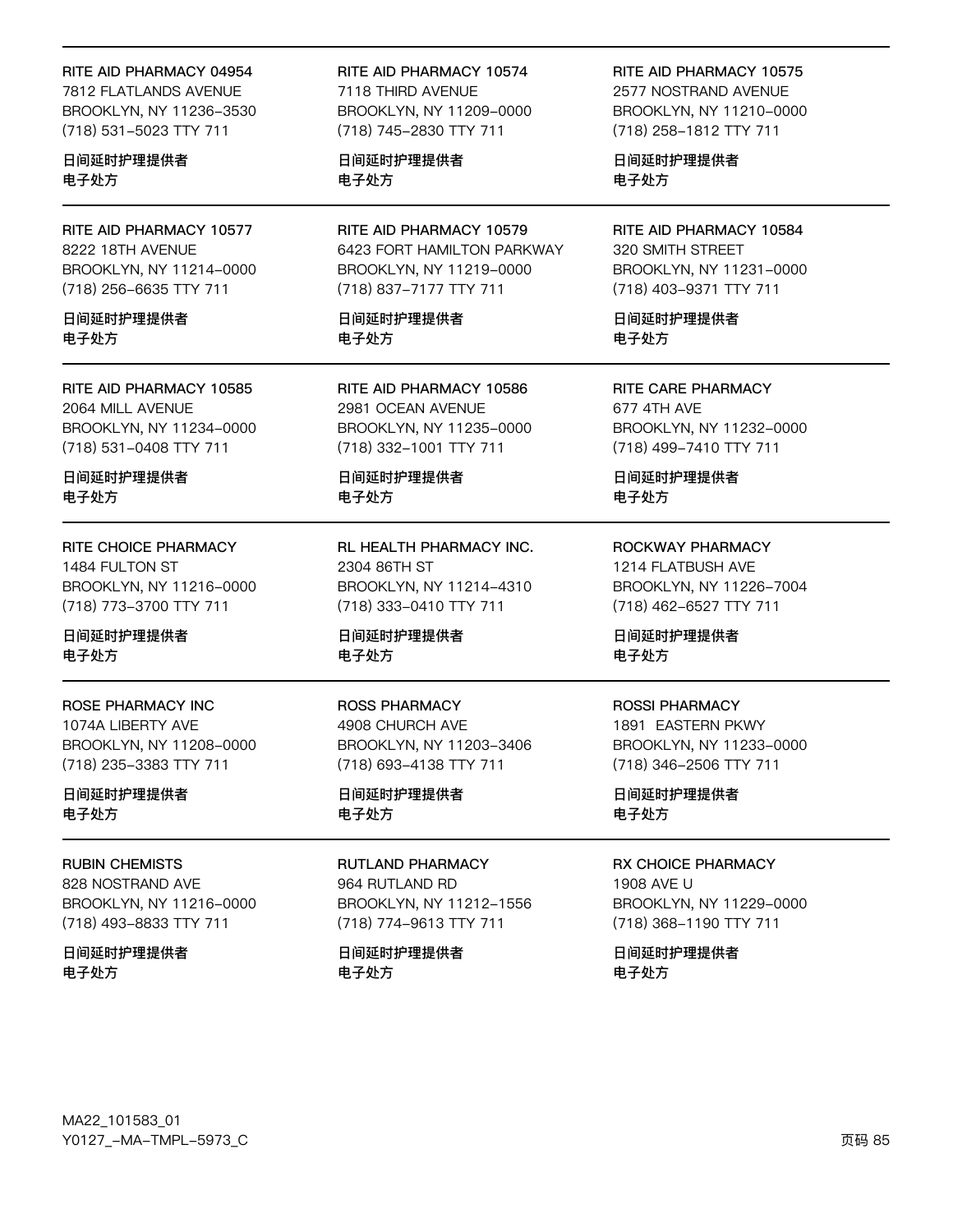RITE AID PHARMACY 04954
7812 FLATLANDS AVENUE
BROOKLYN, NY 11236-3530
(718) 531-5023 TTY 711

日间延时护理提供者
电子处方

RITE AID PHARMACY 10574
7118 THIRD AVENUE
BROOKLYN, NY 11209-0000
(718) 745-2830 TTY 711

日间延时护理提供者
电子处方

RITE AID PHARMACY 10575
2577 NOSTRAND AVENUE
BROOKLYN, NY 11210-0000
(718) 258-1812 TTY 711

日间延时护理提供者
电子处方

RITE AID PHARMACY 10577
8222 18TH AVENUE
BROOKLYN, NY 11214-0000
(718) 256-6635 TTY 711

日间延时护理提供者
电子处方

RITE AID PHARMACY 10579
6423 FORT HAMILTON PARKWAY
BROOKLYN, NY 11219-0000
(718) 837-7177 TTY 711

日间延时护理提供者
电子处方

RITE AID PHARMACY 10584
320 SMITH STREET
BROOKLYN, NY 11231-0000
(718) 403-9371 TTY 711

日间延时护理提供者
电子处方

RITE AID PHARMACY 10585
2064 MILL AVENUE
BROOKLYN, NY 11234-0000
(718) 531-0408 TTY 711

日间延时护理提供者
电子处方

RITE AID PHARMACY 10586
2981 OCEAN AVENUE
BROOKLYN, NY 11235-0000
(718) 332-1001 TTY 711

日间延时护理提供者
电子处方

RITE CARE PHARMACY
677 4TH AVE
BROOKLYN, NY 11232-0000
(718) 499-7410 TTY 711

日间延时护理提供者
电子处方

RITE CHOICE PHARMACY
1484 FULTON ST
BROOKLYN, NY 11216-0000
(718) 773-3700 TTY 711

日间延时护理提供者
电子处方

RL HEALTH PHARMACY INC.
2304 86TH ST
BROOKLYN, NY 11214-4310
(718) 333-0410 TTY 711

日间延时护理提供者
电子处方

ROCKWAY PHARMACY
1214 FLATBUSH AVE
BROOKLYN, NY 11226-7004
(718) 462-6527 TTY 711

日间延时护理提供者
电子处方

ROSE PHARMACY INC
1074A LIBERTY AVE
BROOKLYN, NY 11208-0000
(718) 235-3383 TTY 711

日间延时护理提供者
电子处方

ROSS PHARMACY
4908 CHURCH AVE
BROOKLYN, NY 11203-3406
(718) 693-4138 TTY 711

日间延时护理提供者
电子处方

ROSSI PHARMACY
1891 EASTERN PKWY
BROOKLYN, NY 11233-0000
(718) 346-2506 TTY 711

日间延时护理提供者
电子处方

RUBIN CHEMISTS
828 NOSTRAND AVE
BROOKLYN, NY 11216-0000
(718) 493-8833 TTY 711

日间延时护理提供者
电子处方

RUTLAND PHARMACY
964 RUTLAND RD
BROOKLYN, NY 11212-1556
(718) 774-9613 TTY 711

日间延时护理提供者
电子处方

RX CHOICE PHARMACY
1908 AVE U
BROOKLYN, NY 11229-0000
(718) 368-1190 TTY 711

日间延时护理提供者
电子处方

MA22_101583_01
Y0127_-MA-TMPL-5973_C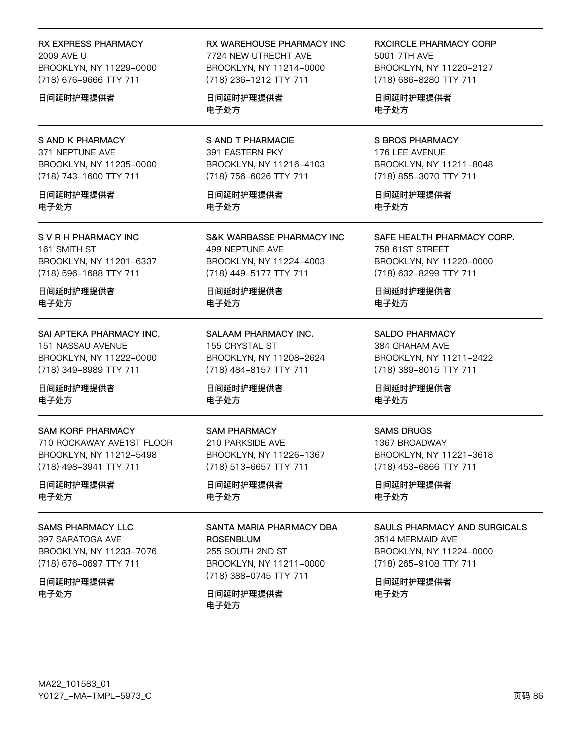RX EXPRESS PHARMACY
2009 AVE U
BROOKLYN, NY 11229-0000
(718) 676-9666 TTY 711

日间延时护理提供者

RX WAREHOUSE PHARMACY INC
7724 NEW UTRECHT AVE
BROOKLYN, NY 11214-0000
(718) 236-1212 TTY 711

日间延时护理提供者
电子处方

RXCIRCLE PHARMACY CORP
5001 7TH AVE
BROOKLYN, NY 11220-2127
(718) 686-8280 TTY 711

日间延时护理提供者
电子处方

---

S AND K PHARMACY
371 NEPTUNE AVE
BROOKLYN, NY 11235-0000
(718) 743-1600 TTY 711

日间延时护理提供者
电子处方

S AND T PHARMACIE
391 EASTERN PKY
BROOKLYN, NY 11216-4103
(718) 756-6026 TTY 711

日间延时护理提供者
电子处方

S BROS PHARMACY
176 LEE AVENUE
BROOKLYN, NY 11211-8048
(718) 855-3070 TTY 711

日间延时护理提供者
电子处方

---

S V R H PHARMACY INC
161 SMITH ST
BROOKLYN, NY 11201-6337
(718) 596-1688 TTY 711

日间延时护理提供者
电子处方

S&K WARBASSE PHARMACY INC
499 NEPTUNE AVE
BROOKLYN, NY 11224-4003
(718) 449-5177 TTY 711

日间延时护理提供者
电子处方

SAFE HEALTH PHARMACY CORP.
758 61ST STREET
BROOKLYN, NY 11220-0000
(718) 632-8299 TTY 711

日间延时护理提供者
电子处方

---

SAI APTEKA PHARMACY INC.
151 NASSAU AVENUE
BROOKLYN, NY 11222-0000
(718) 349-8989 TTY 711

日间延时护理提供者
电子处方

SALAAM PHARMACY INC.
155 CRYSTAL ST
BROOKLYN, NY 11208-2624
(718) 484-8157 TTY 711

日间延时护理提供者
电子处方

SALDO PHARMACY
384 GRAHAM AVE
BROOKLYN, NY 11211-2422
(718) 389-8015 TTY 711

日间延时护理提供者
电子处方

---

SAM KORF PHARMACY
710 ROCKAWAY AVE1ST FLOOR
BROOKLYN, NY 11212-5498
(718) 498-3941 TTY 711

日间延时护理提供者
电子处方

SAM PHARMACY
210 PARKSIDE AVE
BROOKLYN, NY 11226-1367
(718) 513-6657 TTY 711

日间延时护理提供者
电子处方

SAMS DRUGS
1367 BROADWAY
BROOKLYN, NY 11221-3618
(718) 453-6866 TTY 711

日间延时护理提供者
电子处方

---

SAMS PHARMACY LLC
397 SARATOGA AVE
BROOKLYN, NY 11233-7076
(718) 676-0697 TTY 711

日间延时护理提供者
电子处方

SANTA MARIA PHARMACY DBA ROSENBLUM
255 SOUTH 2ND ST
BROOKLYN, NY 11211-0000
(718) 388-0745 TTY 711

日间延时护理提供者
电子处方

SAULS PHARMACY AND SURGICALS
3514 MERMAID AVE
BROOKLYN, NY 11224-0000
(718) 265-9108 TTY 711

日间延时护理提供者
电子处方

MA22_101583_01
Y0127_-MA-TMPL-5973_C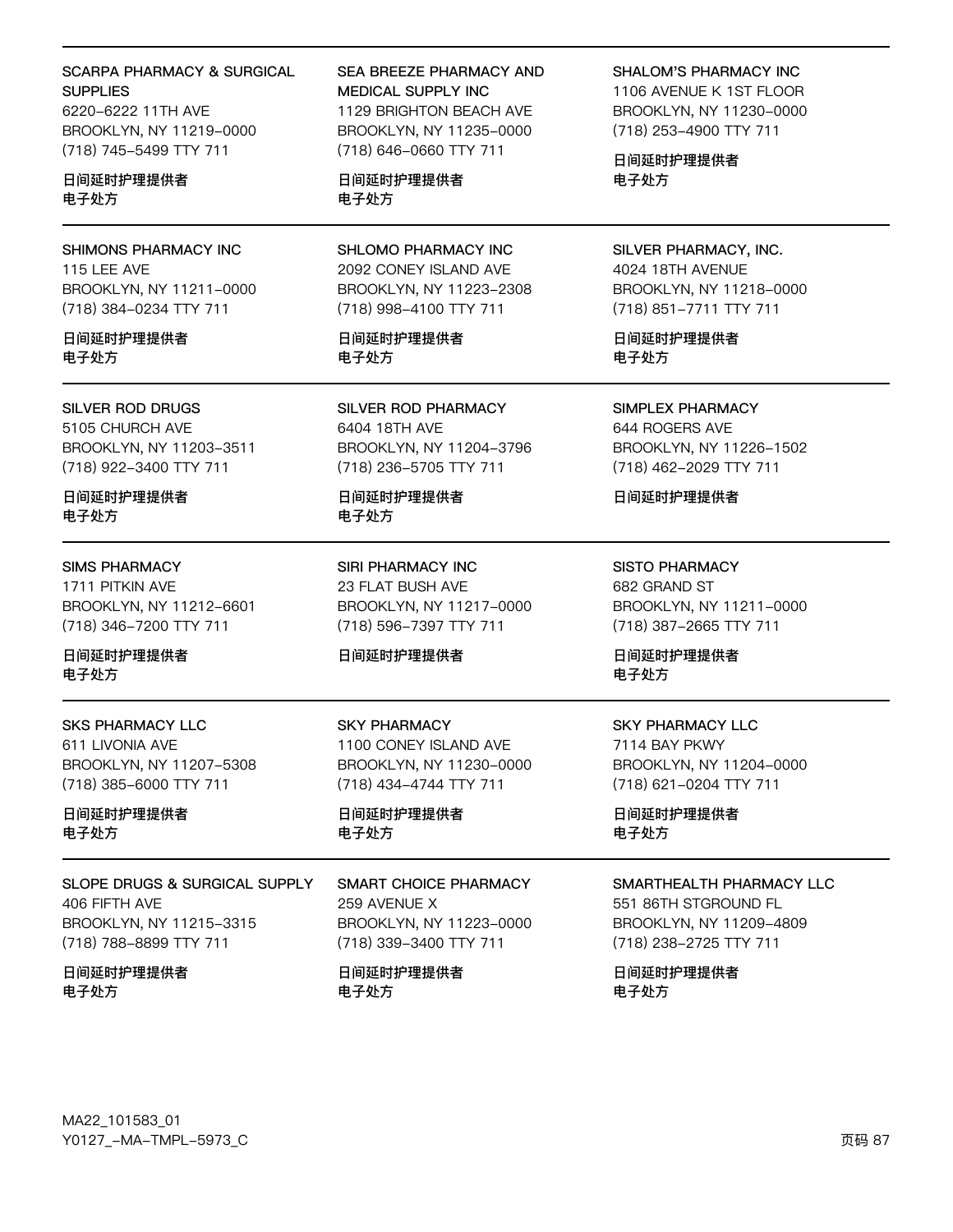SCARPA PHARMACY & SURGICAL SUPPLIES
6220-6222 11TH AVE
BROOKLYN, NY 11219-0000
(718) 745-5499 TTY 711

**日间延时护理提供者**
**电子处方**

SEA BREEZE PHARMACY AND MEDICAL SUPPLY INC
1129 BRIGHTON BEACH AVE
BROOKLYN, NY 11235-0000
(718) 646-0660 TTY 711

**日间延时护理提供者**
**电子处方**

SHALOM'S PHARMACY INC
1106 AVENUE K 1ST FLOOR
BROOKLYN, NY 11230-0000
(718) 253-4900 TTY 711

**日间延时护理提供者**
**电子处方**

---

SHIMONS PHARMACY INC
115 LEE AVE
BROOKLYN, NY 11211-0000
(718) 384-0234 TTY 711

**日间延时护理提供者**
**电子处方**

SHLOMO PHARMACY INC
2092 CONEY ISLAND AVE
BROOKLYN, NY 11223-2308
(718) 998-4100 TTY 711

**日间延时护理提供者**
**电子处方**

SILVER PHARMACY, INC.
4024 18TH AVENUE
BROOKLYN, NY 11218-0000
(718) 851-7711 TTY 711

**日间延时护理提供者**
**电子处方**

---

SILVER ROD DRUGS
5105 CHURCH AVE
BROOKLYN, NY 11203-3511
(718) 922-3400 TTY 711

**日间延时护理提供者**
**电子处方**

SILVER ROD PHARMACY
6404 18TH AVE
BROOKLYN, NY 11204-3796
(718) 236-5705 TTY 711

**日间延时护理提供者**
**电子处方**

SIMPLEX PHARMACY
644 ROGERS AVE
BROOKLYN, NY 11226-1502
(718) 462-2029 TTY 711

**日间延时护理提供者**

---

SIMS PHARMACY
1711 PITKIN AVE
BROOKLYN, NY 11212-6601
(718) 346-7200 TTY 711

**日间延时护理提供者**
**电子处方**

SIRI PHARMACY INC
23 FLAT BUSH AVE
BROOKLYN, NY 11217-0000
(718) 596-7397 TTY 711

**日间延时护理提供者**

SISTO PHARMACY
682 GRAND ST
BROOKLYN, NY 11211-0000
(718) 387-2665 TTY 711

**日间延时护理提供者**
**电子处方**

---

SKS PHARMACY LLC
611 LIVONIA AVE
BROOKLYN, NY 11207-5308
(718) 385-6000 TTY 711

**日间延时护理提供者**
**电子处方**

SKY PHARMACY
1100 CONEY ISLAND AVE
BROOKLYN, NY 11230-0000
(718) 434-4744 TTY 711

**日间延时护理提供者**
**电子处方**

SKY PHARMACY LLC
7114 BAY PKWY
BROOKLYN, NY 11204-0000
(718) 621-0204 TTY 711

**日间延时护理提供者**
**电子处方**

---

SLOPE DRUGS & SURGICAL SUPPLY
406 FIFTH AVE
BROOKLYN, NY 11215-3315
(718) 788-8899 TTY 711

**日间延时护理提供者**
**电子处方**

SMART CHOICE PHARMACY
259 AVENUE X
BROOKLYN, NY 11223-0000
(718) 339-3400 TTY 711

**日间延时护理提供者**
**电子处方**

SMARTHEALTH PHARMACY LLC
551 86TH STGROUND FL
BROOKLYN, NY 11209-4809
(718) 238-2725 TTY 711

**日间延时护理提供者**
**电子处方**

MA22_101583_01
Y0127_-MA-TMPL-5973_C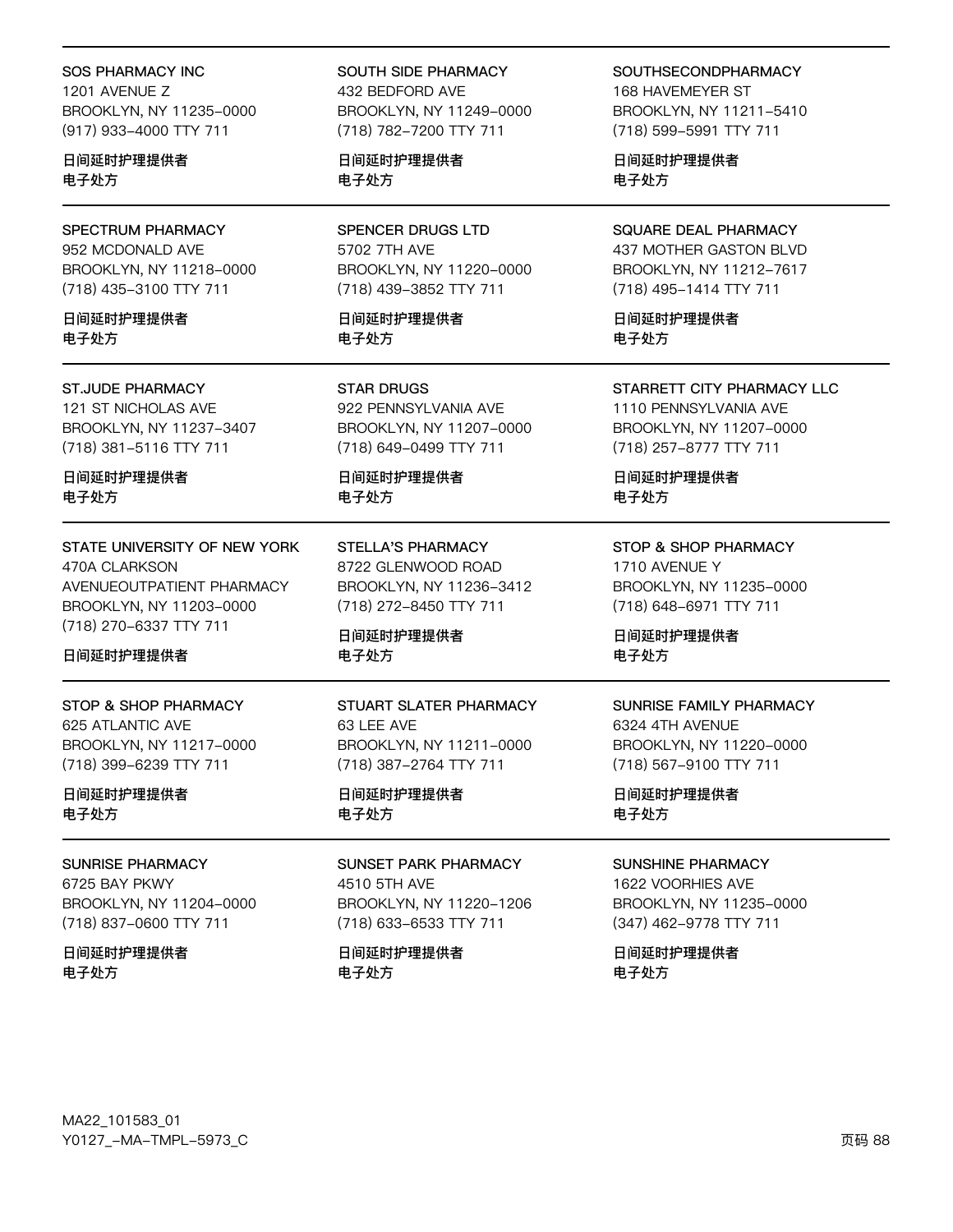SOS PHARMACY INC
1201 AVENUE Z
BROOKLYN, NY 11235-0000
(917) 933-4000 TTY 711

日间延时护理提供者
电子处方

SOUTH SIDE PHARMACY
432 BEDFORD AVE
BROOKLYN, NY 11249-0000
(718) 782-7200 TTY 711

日间延时护理提供者
电子处方

SOUTHSECONDPHARMACY
168 HAVEMEYER ST
BROOKLYN, NY 11211-5410
(718) 599-5991 TTY 711

日间延时护理提供者
电子处方

---

SPECTRUM PHARMACY
952 MCDONALD AVE
BROOKLYN, NY 11218-0000
(718) 435-3100 TTY 711

日间延时护理提供者
电子处方

SPENCER DRUGS LTD
5702 7TH AVE
BROOKLYN, NY 11220-0000
(718) 439-3852 TTY 711

日间延时护理提供者
电子处方

SQUARE DEAL PHARMACY
437 MOTHER GASTON BLVD
BROOKLYN, NY 11212-7617
(718) 495-1414 TTY 711

日间延时护理提供者
电子处方

---

ST.JUDE PHARMACY
121 ST NICHOLAS AVE
BROOKLYN, NY 11237-3407
(718) 381-5116 TTY 711

日间延时护理提供者
电子处方

STAR DRUGS
922 PENNSYLVANIA AVE
BROOKLYN, NY 11207-0000
(718) 649-0499 TTY 711

日间延时护理提供者
电子处方

STARRETT CITY PHARMACY LLC
1110 PENNSYLVANIA AVE
BROOKLYN, NY 11207-0000
(718) 257-8777 TTY 711

日间延时护理提供者
电子处方

---

STATE UNIVERSITY OF NEW YORK
470A CLARKSON
AVENUEOUTPATIENT PHARMACY
BROOKLYN, NY 11203-0000
(718) 270-6337 TTY 711

日间延时护理提供者

STELLA'S PHARMACY
8722 GLENWOOD ROAD
BROOKLYN, NY 11236-3412
(718) 272-8450 TTY 711

日间延时护理提供者
电子处方

STOP & SHOP PHARMACY
1710 AVENUE Y
BROOKLYN, NY 11235-0000
(718) 648-6971 TTY 711

日间延时护理提供者
电子处方

---

STOP & SHOP PHARMACY
625 ATLANTIC AVE
BROOKLYN, NY 11217-0000
(718) 399-6239 TTY 711

日间延时护理提供者
电子处方

STUART SLATER PHARMACY
63 LEE AVE
BROOKLYN, NY 11211-0000
(718) 387-2764 TTY 711

日间延时护理提供者
电子处方

SUNRISE FAMILY PHARMACY
6324 4TH AVENUE
BROOKLYN, NY 11220-0000
(718) 567-9100 TTY 711

日间延时护理提供者
电子处方

---

SUNRISE PHARMACY
6725 BAY PKWY
BROOKLYN, NY 11204-0000
(718) 837-0600 TTY 711

日间延时护理提供者
电子处方

SUNSET PARK PHARMACY
4510 5TH AVE
BROOKLYN, NY 11220-1206
(718) 633-6533 TTY 711

日间延时护理提供者
电子处方

SUNSHINE PHARMACY
1622 VOORHIES AVE
BROOKLYN, NY 11235-0000
(347) 462-9778 TTY 711

日间延时护理提供者
电子处方

MA22_101583_01
Y0127_-MA-TMPL-5973_C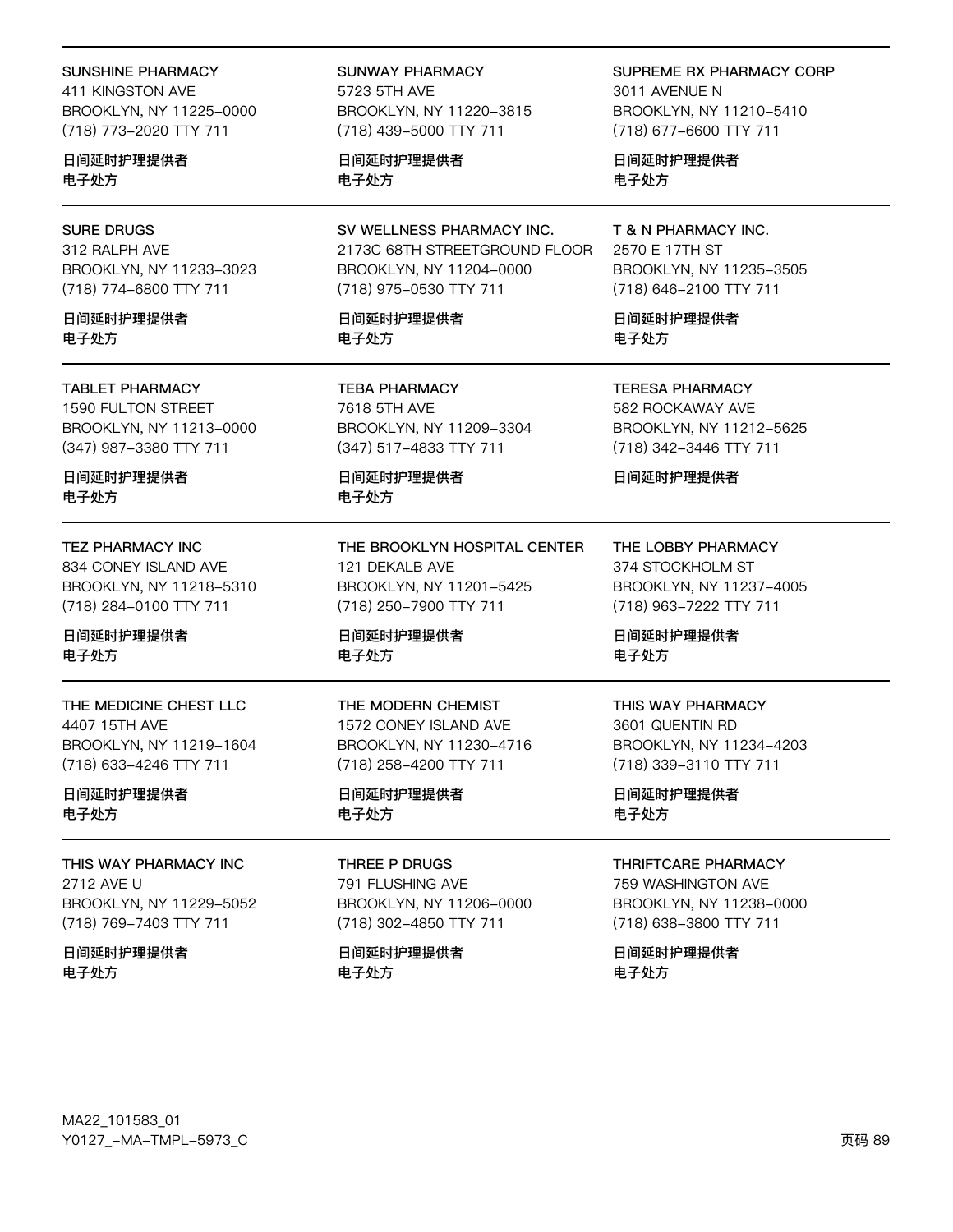SUNSHINE PHARMACY
411 KINGSTON AVE
BROOKLYN, NY 11225-0000
(718) 773-2020 TTY 711

日间延时护理提供者
电子处方

SUNWAY PHARMACY
5723 5TH AVE
BROOKLYN, NY 11220-3815
(718) 439-5000 TTY 711

日间延时护理提供者
电子处方

SUPREME RX PHARMACY CORP
3011 AVENUE N
BROOKLYN, NY 11210-5410
(718) 677-6600 TTY 711

日间延时护理提供者
电子处方

---

SURE DRUGS
312 RALPH AVE
BROOKLYN, NY 11233-3023
(718) 774-6800 TTY 711

日间延时护理提供者
电子处方

SV WELLNESS PHARMACY INC.
2173C 68TH STREETGROUND FLOOR
BROOKLYN, NY 11204-0000
(718) 975-0530 TTY 711

日间延时护理提供者
电子处方

T & N PHARMACY INC.
2570 E 17TH ST
BROOKLYN, NY 11235-3505
(718) 646-2100 TTY 711

日间延时护理提供者
电子处方

---

TABLET PHARMACY
1590 FULTON STREET
BROOKLYN, NY 11213-0000
(347) 987-3380 TTY 711

日间延时护理提供者
电子处方

TEBA PHARMACY
7618 5TH AVE
BROOKLYN, NY 11209-3304
(347) 517-4833 TTY 711

日间延时护理提供者
电子处方

TERESA PHARMACY
582 ROCKAWAY AVE
BROOKLYN, NY 11212-5625
(718) 342-3446 TTY 711

日间延时护理提供者

---

TEZ PHARMACY INC
834 CONEY ISLAND AVE
BROOKLYN, NY 11218-5310
(718) 284-0100 TTY 711

日间延时护理提供者
电子处方

THE BROOKLYN HOSPITAL CENTER
121 DEKALB AVE
BROOKLYN, NY 11201-5425
(718) 250-7900 TTY 711

日间延时护理提供者
电子处方

THE LOBBY PHARMACY
374 STOCKHOLM ST
BROOKLYN, NY 11237-4005
(718) 963-7222 TTY 711

日间延时护理提供者
电子处方

---

THE MEDICINE CHEST LLC
4407 15TH AVE
BROOKLYN, NY 11219-1604
(718) 633-4246 TTY 711

日间延时护理提供者
电子处方

THE MODERN CHEMIST
1572 CONEY ISLAND AVE
BROOKLYN, NY 11230-4716
(718) 258-4200 TTY 711

日间延时护理提供者
电子处方

THIS WAY PHARMACY
3601 QUENTIN RD
BROOKLYN, NY 11234-4203
(718) 339-3110 TTY 711

日间延时护理提供者
电子处方

---

THIS WAY PHARMACY INC
2712 AVE U
BROOKLYN, NY 11229-5052
(718) 769-7403 TTY 711

日间延时护理提供者
电子处方

THREE P DRUGS
791 FLUSHING AVE
BROOKLYN, NY 11206-0000
(718) 302-4850 TTY 711

日间延时护理提供者
电子处方

THRIFTCARE PHARMACY
759 WASHINGTON AVE
BROOKLYN, NY 11238-0000
(718) 638-3800 TTY 711

日间延时护理提供者
电子处方

MA22_101583_01
Y0127_-MA-TMPL-5973_C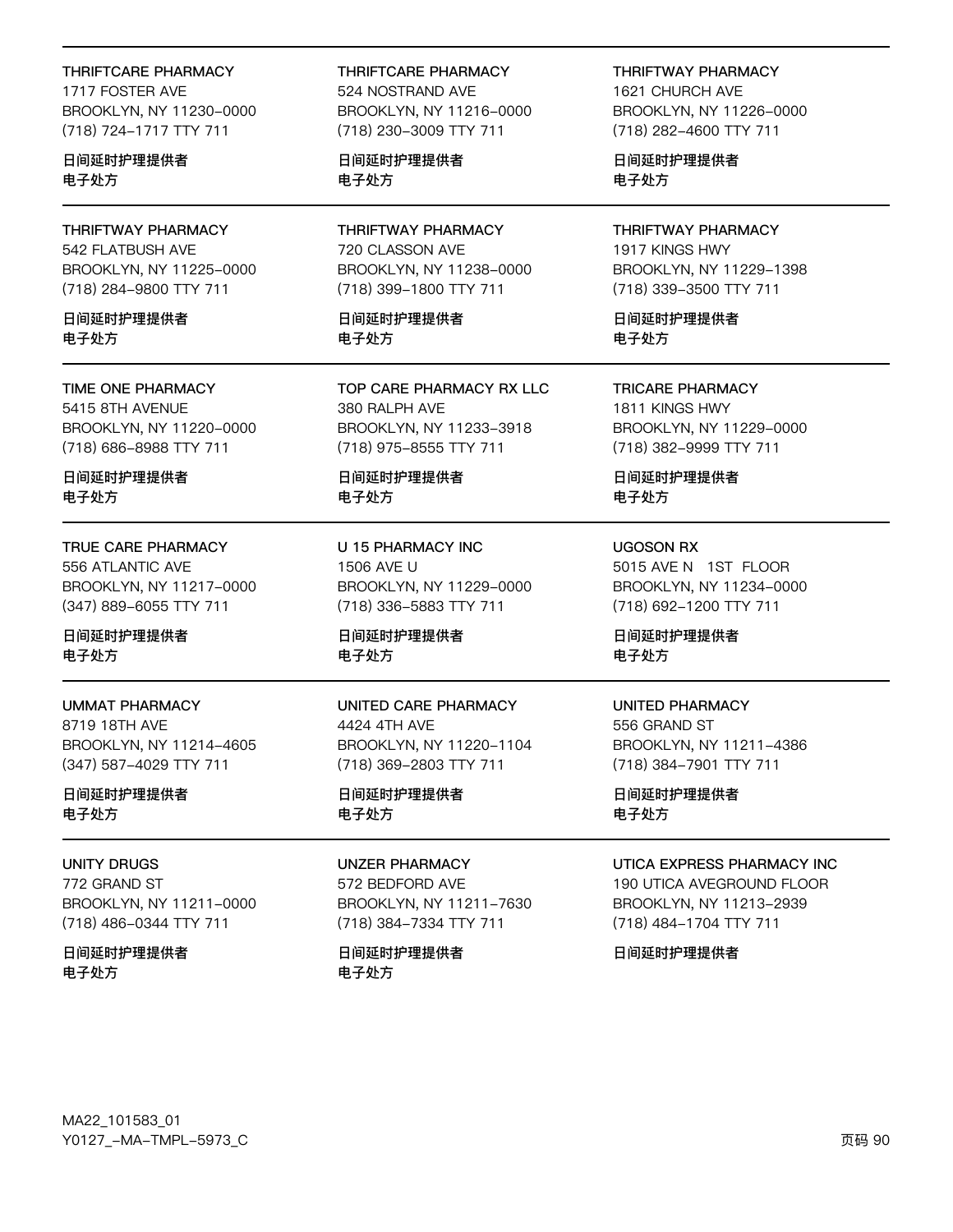THRIFTCARE PHARMACY
1717 FOSTER AVE
BROOKLYN, NY 11230-0000
(718) 724-1717 TTY 711

**日间延时护理提供者**
**电子处方**

THRIFTCARE PHARMACY
524 NOSTRAND AVE
BROOKLYN, NY 11216-0000
(718) 230-3009 TTY 711

**日间延时护理提供者**
**电子处方**

THRIFTWAY PHARMACY
1621 CHURCH AVE
BROOKLYN, NY 11226-0000
(718) 282-4600 TTY 711

**日间延时护理提供者**
**电子处方**

---

THRIFTWAY PHARMACY
542 FLATBUSH AVE
BROOKLYN, NY 11225-0000
(718) 284-9800 TTY 711

**日间延时护理提供者**
**电子处方**

THRIFTWAY PHARMACY
720 CLASSON AVE
BROOKLYN, NY 11238-0000
(718) 399-1800 TTY 711

**日间延时护理提供者**
**电子处方**

THRIFTWAY PHARMACY
1917 KINGS HWY
BROOKLYN, NY 11229-1398
(718) 339-3500 TTY 711

**日间延时护理提供者**
**电子处方**

---

TIME ONE PHARMACY
5415 8TH AVENUE
BROOKLYN, NY 11220-0000
(718) 686-8988 TTY 711

**日间延时护理提供者**
**电子处方**

TOP CARE PHARMACY RX LLC
380 RALPH AVE
BROOKLYN, NY 11233-3918
(718) 975-8555 TTY 711

**日间延时护理提供者**
**电子处方**

TRICARE PHARMACY
1811 KINGS HWY
BROOKLYN, NY 11229-0000
(718) 382-9999 TTY 711

**日间延时护理提供者**
**电子处方**

---

TRUE CARE PHARMACY
556 ATLANTIC AVE
BROOKLYN, NY 11217-0000
(347) 889-6055 TTY 711

**日间延时护理提供者**
**电子处方**

U 15 PHARMACY INC
1506 AVE U
BROOKLYN, NY 11229-0000
(718) 336-5883 TTY 711

**日间延时护理提供者**
**电子处方**

UGOSON RX
5015 AVE N 1ST FLOOR
BROOKLYN, NY 11234-0000
(718) 692-1200 TTY 711

**日间延时护理提供者**
**电子处方**

---

UMMAT PHARMACY
8719 18TH AVE
BROOKLYN, NY 11214-4605
(347) 587-4029 TTY 711

**日间延时护理提供者**
**电子处方**

UNITED CARE PHARMACY
4424 4TH AVE
BROOKLYN, NY 11220-1104
(718) 369-2803 TTY 711

**日间延时护理提供者**
**电子处方**

UNITED PHARMACY
556 GRAND ST
BROOKLYN, NY 11211-4386
(718) 384-7901 TTY 711

**日间延时护理提供者**
**电子处方**

---

UNITY DRUGS
772 GRAND ST
BROOKLYN, NY 11211-0000
(718) 486-0344 TTY 711

**日间延时护理提供者**
**电子处方**

UNZER PHARMACY
572 BEDFORD AVE
BROOKLYN, NY 11211-7630
(718) 384-7334 TTY 711

**日间延时护理提供者**
**电子处方**

UTICA EXPRESS PHARMACY INC
190 UTICA AVEGROUND FLOOR
BROOKLYN, NY 11213-2939
(718) 484-1704 TTY 711

**日间延时护理提供者**

MA22_101583_01
Y0127_-MA-TMPL-5973_C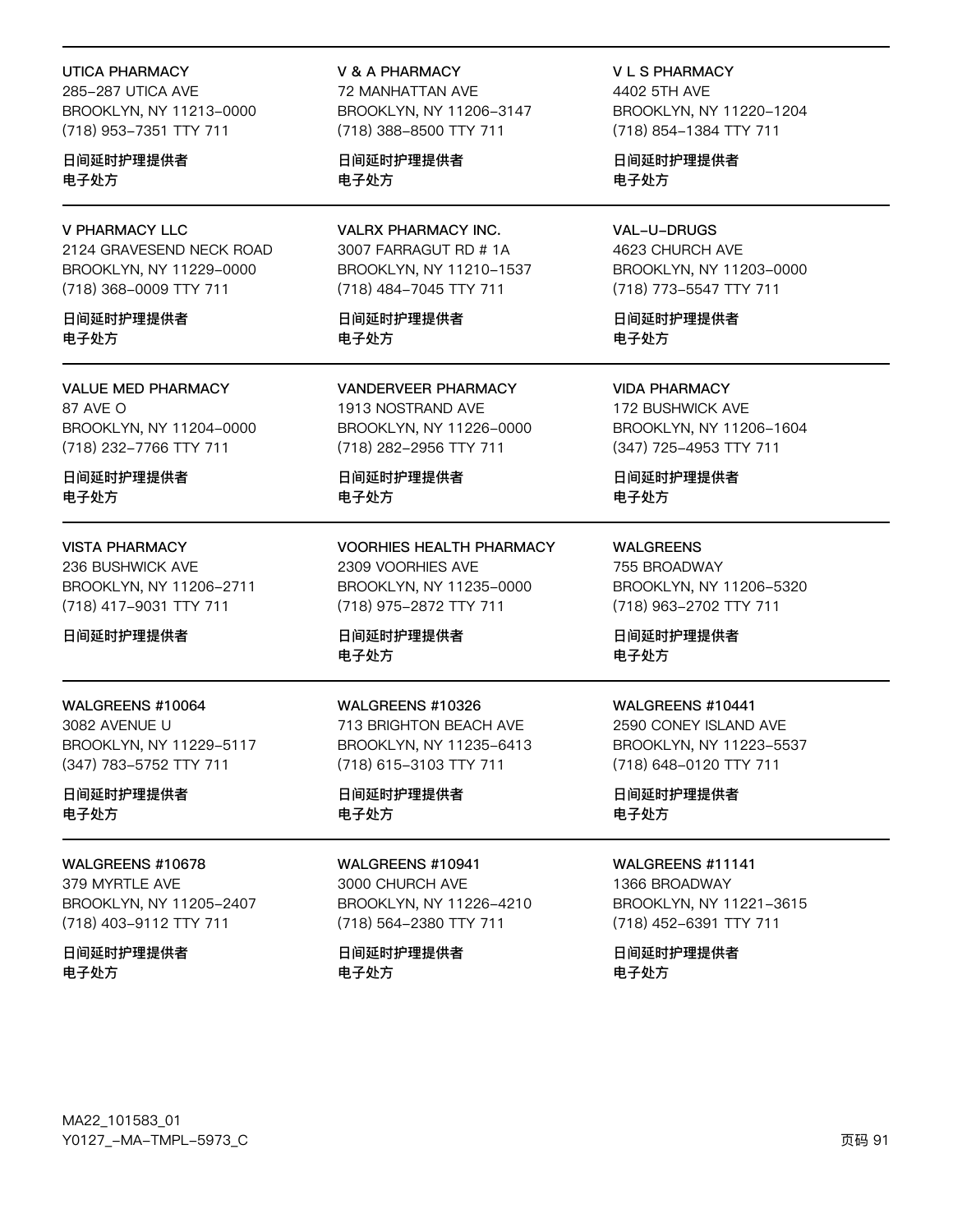**UTICA PHARMACY**
285-287 UTICA AVE
BROOKLYN, NY 11213-0000
(718) 953-7351 TTY 711

日间延时护理提供者
电子处方

---

**V & A PHARMACY**
72 MANHATTAN AVE
BROOKLYN, NY 11206-3147
(718) 388-8500 TTY 711

日间延时护理提供者
电子处方

---

**V L S PHARMACY**
4402 5TH AVE
BROOKLYN, NY 11220-1204
(718) 854-1384 TTY 711

日间延时护理提供者
电子处方

---

**V PHARMACY LLC**
2124 GRAVESEND NECK ROAD
BROOKLYN, NY 11229-0000
(718) 368-0009 TTY 711

日间延时护理提供者
电子处方

---

**VALRX PHARMACY INC.**
3007 FARRAGUT RD # 1A
BROOKLYN, NY 11210-1537
(718) 484-7045 TTY 711

日间延时护理提供者
电子处方

---

**VAL-U-DRUGS**
4623 CHURCH AVE
BROOKLYN, NY 11203-0000
(718) 773-5547 TTY 711

日间延时护理提供者
电子处方

---

**VALUE MED PHARMACY**
87 AVE O
BROOKLYN, NY 11204-0000
(718) 232-7766 TTY 711

日间延时护理提供者
电子处方

---

**VANDERVEER PHARMACY**
1913 NOSTRAND AVE
BROOKLYN, NY 11226-0000
(718) 282-2956 TTY 711

日间延时护理提供者
电子处方

---

**VIDA PHARMACY**
172 BUSHWICK AVE
BROOKLYN, NY 11206-1604
(347) 725-4953 TTY 711

日间延时护理提供者
电子处方

---

**VISTA PHARMACY**
236 BUSHWICK AVE
BROOKLYN, NY 11206-2711
(718) 417-9031 TTY 711

日间延时护理提供者

---

**VOORHIES HEALTH PHARMACY**
2309 VOORHIES AVE
BROOKLYN, NY 11235-0000
(718) 975-2872 TTY 711

日间延时护理提供者
电子处方

---

**WALGREENS**
755 BROADWAY
BROOKLYN, NY 11206-5320
(718) 963-2702 TTY 711

日间延时护理提供者
电子处方

---

**WALGREENS #10064**
3082 AVENUE U
BROOKLYN, NY 11229-5117
(347) 783-5752 TTY 711

日间延时护理提供者
电子处方

---

**WALGREENS #10326**
713 BRIGHTON BEACH AVE
BROOKLYN, NY 11235-6413
(718) 615-3103 TTY 711

日间延时护理提供者
电子处方

---

**WALGREENS #10441**
2590 CONEY ISLAND AVE
BROOKLYN, NY 11223-5537
(718) 648-0120 TTY 711

日间延时护理提供者
电子处方

---

**WALGREENS #10678**
379 MYRTLE AVE
BROOKLYN, NY 11205-2407
(718) 403-9112 TTY 711

日间延时护理提供者
电子处方

---

**WALGREENS #10941**
3000 CHURCH AVE
BROOKLYN, NY 11226-4210
(718) 564-2380 TTY 711

日间延时护理提供者
电子处方

---

**WALGREENS #11141**
1366 BROADWAY
BROOKLYN, NY 11221-3615
(718) 452-6391 TTY 711

日间延时护理提供者
电子处方

MA22_101583_01
Y0127_-MA-TMPL-5973_C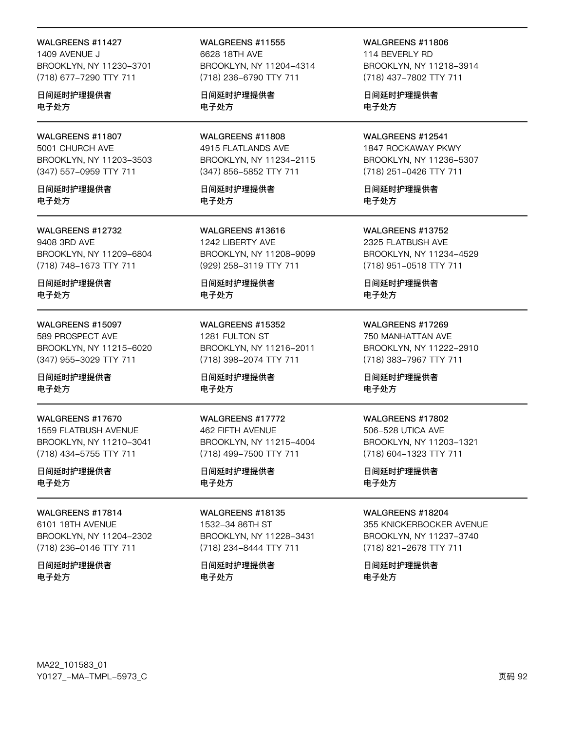WALGREENS #11427
1409 AVENUE J
BROOKLYN, NY 11230-3701
(718) 677-7290 TTY 711

日间延时护理提供者
电子处方

WALGREENS #11555
6628 18TH AVE
BROOKLYN, NY 11204-4314
(718) 236-6790 TTY 711

日间延时护理提供者
电子处方

WALGREENS #11806
114 BEVERLY RD
BROOKLYN, NY 11218-3914
(718) 437-7802 TTY 711

日间延时护理提供者
电子处方

---

WALGREENS #11807
5001 CHURCH AVE
BROOKLYN, NY 11203-3503
(347) 557-0959 TTY 711

日间延时护理提供者
电子处方

WALGREENS #11808
4915 FLATLANDS AVE
BROOKLYN, NY 11234-2115
(347) 856-5852 TTY 711

日间延时护理提供者
电子处方

WALGREENS #12541
1847 ROCKAWAY PKWY
BROOKLYN, NY 11236-5307
(718) 251-0426 TTY 711

日间延时护理提供者
电子处方

---

WALGREENS #12732
9408 3RD AVE
BROOKLYN, NY 11209-6804
(718) 748-1673 TTY 711

日间延时护理提供者
电子处方

WALGREENS #13616
1242 LIBERTY AVE
BROOKLYN, NY 11208-9099
(929) 258-3119 TTY 711

日间延时护理提供者
电子处方

WALGREENS #13752
2325 FLATBUSH AVE
BROOKLYN, NY 11234-4529
(718) 951-0518 TTY 711

日间延时护理提供者
电子处方

---

WALGREENS #15097
589 PROSPECT AVE
BROOKLYN, NY 11215-6020
(347) 955-3029 TTY 711

日间延时护理提供者
电子处方

WALGREENS #15352
1281 FULTON ST
BROOKLYN, NY 11216-2011
(718) 398-2074 TTY 711

日间延时护理提供者
电子处方

WALGREENS #17269
750 MANHATTAN AVE
BROOKLYN, NY 11222-2910
(718) 383-7967 TTY 711

日间延时护理提供者
电子处方

---

WALGREENS #17670
1559 FLATBUSH AVENUE
BROOKLYN, NY 11210-3041
(718) 434-5755 TTY 711

日间延时护理提供者
电子处方

WALGREENS #17772
462 FIFTH AVENUE
BROOKLYN, NY 11215-4004
(718) 499-7500 TTY 711

日间延时护理提供者
电子处方

WALGREENS #17802
506-528 UTICA AVE
BROOKLYN, NY 11203-1321
(718) 604-1323 TTY 711

日间延时护理提供者
电子处方

---

WALGREENS #17814
6101 18TH AVENUE
BROOKLYN, NY 11204-2302
(718) 236-0146 TTY 711

日间延时护理提供者
电子处方

WALGREENS #18135
1532-34 86TH ST
BROOKLYN, NY 11228-3431
(718) 234-8444 TTY 711

日间延时护理提供者
电子处方

WALGREENS #18204
355 KNICKERBOCKER AVENUE
BROOKLYN, NY 11237-3740
(718) 821-2678 TTY 711

日间延时护理提供者
电子处方

MA22_101583_01
Y0127_-MA-TMPL-5973_C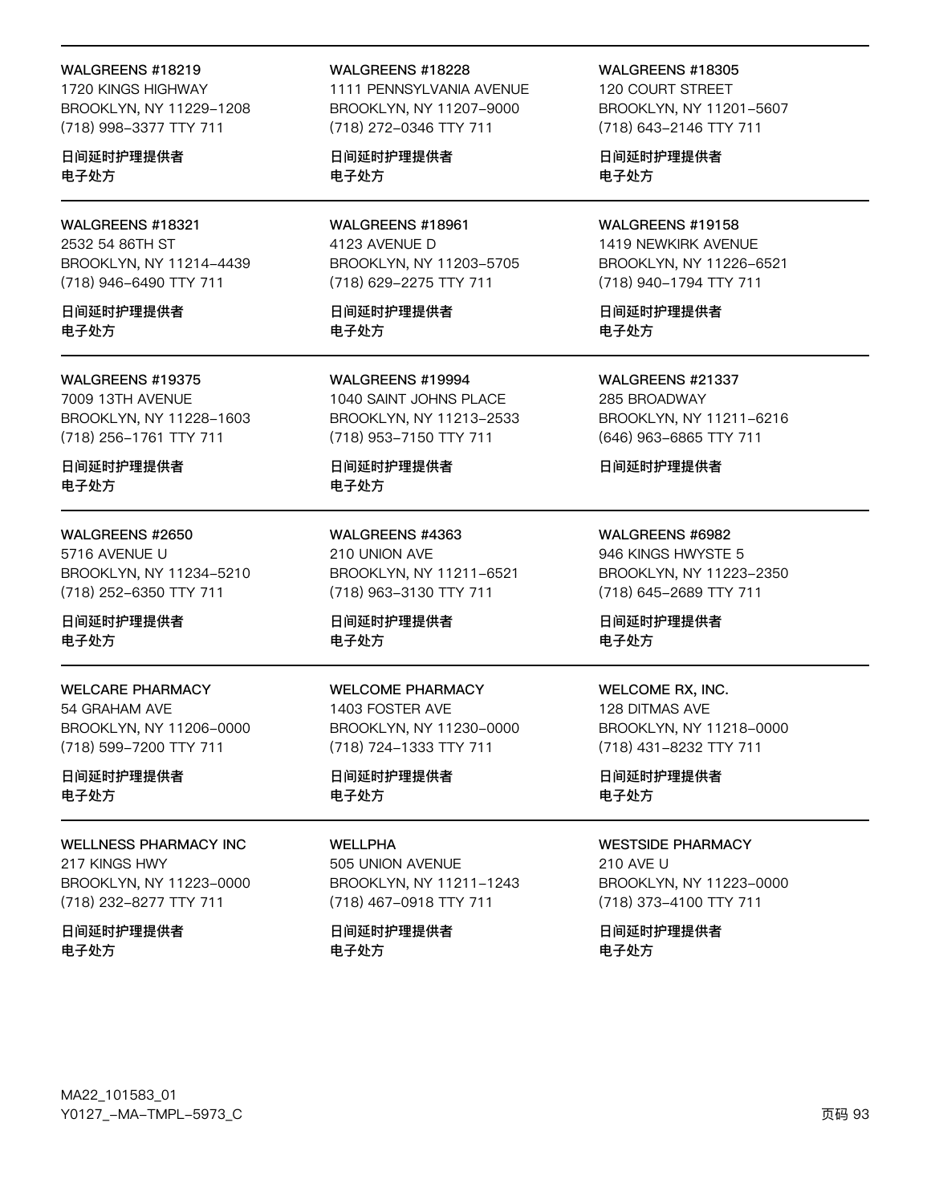WALGREENS #18219
1720 KINGS HIGHWAY
BROOKLYN, NY 11229-1208
(718) 998-3377 TTY 711

日间延时护理提供者
电子处方

WALGREENS #18228
1111 PENNSYLVANIA AVENUE
BROOKLYN, NY 11207-9000
(718) 272-0346 TTY 711

日间延时护理提供者
电子处方

WALGREENS #18305
120 COURT STREET
BROOKLYN, NY 11201-5607
(718) 643-2146 TTY 711

日间延时护理提供者
电子处方

---

WALGREENS #18321
2532 54 86TH ST
BROOKLYN, NY 11214-4439
(718) 946-6490 TTY 711

日间延时护理提供者
电子处方

WALGREENS #18961
4123 AVENUE D
BROOKLYN, NY 11203-5705
(718) 629-2275 TTY 711

日间延时护理提供者
电子处方

WALGREENS #19158
1419 NEWKIRK AVENUE
BROOKLYN, NY 11226-6521
(718) 940-1794 TTY 711

日间延时护理提供者
电子处方

---

WALGREENS #19375
7009 13TH AVENUE
BROOKLYN, NY 11228-1603
(718) 256-1761 TTY 711

日间延时护理提供者
电子处方

WALGREENS #19994
1040 SAINT JOHNS PLACE
BROOKLYN, NY 11213-2533
(718) 953-7150 TTY 711

日间延时护理提供者
电子处方

WALGREENS #21337
285 BROADWAY
BROOKLYN, NY 11211-6216
(646) 963-6865 TTY 711

日间延时护理提供者

---

WALGREENS #2650
5716 AVENUE U
BROOKLYN, NY 11234-5210
(718) 252-6350 TTY 711

日间延时护理提供者
电子处方

WALGREENS #4363
210 UNION AVE
BROOKLYN, NY 11211-6521
(718) 963-3130 TTY 711

日间延时护理提供者
电子处方

WALGREENS #6982
946 KINGS HWYSTE 5
BROOKLYN, NY 11223-2350
(718) 645-2689 TTY 711

日间延时护理提供者
电子处方

---

WELCARE PHARMACY
54 GRAHAM AVE
BROOKLYN, NY 11206-0000
(718) 599-7200 TTY 711

日间延时护理提供者
电子处方

WELCOME PHARMACY
1403 FOSTER AVE
BROOKLYN, NY 11230-0000
(718) 724-1333 TTY 711

日间延时护理提供者
电子处方

WELCOME RX, INC.
128 DITMAS AVE
BROOKLYN, NY 11218-0000
(718) 431-8232 TTY 711

日间延时护理提供者
电子处方

---

WELLNESS PHARMACY INC
217 KINGS HWY
BROOKLYN, NY 11223-0000
(718) 232-8277 TTY 711

日间延时护理提供者
电子处方

WELLPHA
505 UNION AVENUE
BROOKLYN, NY 11211-1243
(718) 467-0918 TTY 711

日间延时护理提供者
电子处方

WESTSIDE PHARMACY
210 AVE U
BROOKLYN, NY 11223-0000
(718) 373-4100 TTY 711

日间延时护理提供者
电子处方

MA22_101583_01
Y0127_-MA-TMPL-5973_C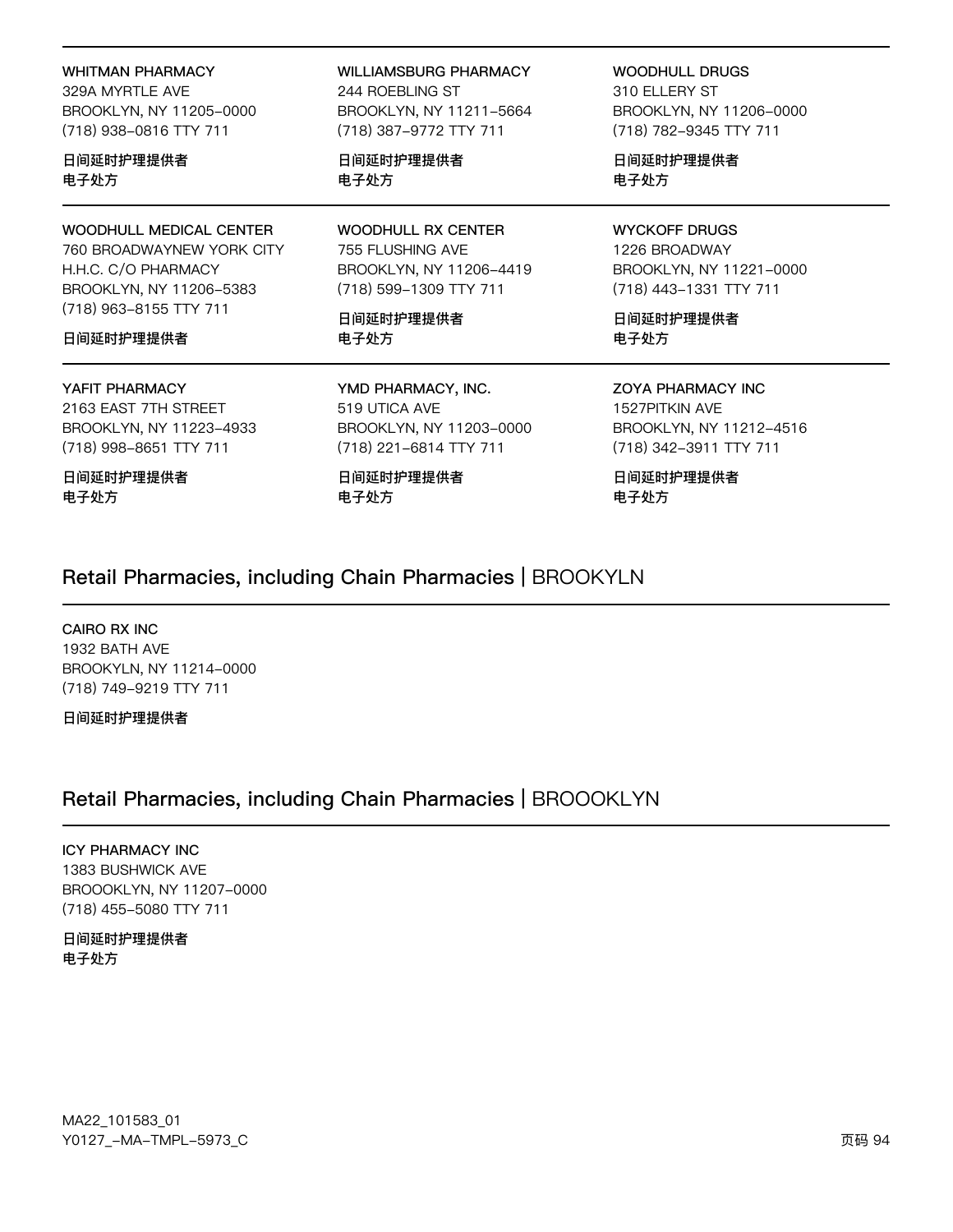**WHITMAN PHARMACY**
329A MYRTLE AVE
BROOKLYN, NY 11205-0000
(718) 938-0816 TTY 711

日间延时护理提供者
电子处方

**WILLIAMSBURG PHARMACY**
244 ROEBLING ST
BROOKLYN, NY 11211-5664
(718) 387-9772 TTY 711

日间延时护理提供者
电子处方

**WOODHULL DRUGS**
310 ELLERY ST
BROOKLYN, NY 11206-0000
(718) 782-9345 TTY 711

日间延时护理提供者
电子处方

**WOODHULL MEDICAL CENTER**
760 BROADWAYNEW YORK CITY
H.H.C. C/O PHARMACY
BROOKLYN, NY 11206-5383
(718) 963-8155 TTY 711

日间延时护理提供者

**WOODHULL RX CENTER**
755 FLUSHING AVE
BROOKLYN, NY 11206-4419
(718) 599-1309 TTY 711

日间延时护理提供者
电子处方

**WYCKOFF DRUGS**
1226 BROADWAY
BROOKLYN, NY 11221-0000
(718) 443-1331 TTY 711

日间延时护理提供者
电子处方

**YAFIT PHARMACY**
2163 EAST 7TH STREET
BROOKLYN, NY 11223-4933
(718) 998-8651 TTY 711

日间延时护理提供者
电子处方

**YMD PHARMACY, INC.**
519 UTICA AVE
BROOKLYN, NY 11203-0000
(718) 221-6814 TTY 711

日间延时护理提供者
电子处方

**ZOYA PHARMACY INC**
1527PITKIN AVE
BROOKLYN, NY 11212-4516
(718) 342-3911 TTY 711

日间延时护理提供者
电子处方

## Retail Pharmacies, including Chain Pharmacies | BROOKYLN

**CAIRO RX INC**
1932 BATH AVE
BROOKYLN, NY 11214-0000
(718) 749-9219 TTY 711

日间延时护理提供者

## Retail Pharmacies, including Chain Pharmacies | BROOOKLYN

**ICY PHARMACY INC**
1383 BUSHWICK AVE
BROOOKLYN, NY 11207-0000
(718) 455-5080 TTY 711

日间延时护理提供者
电子处方

MA22_101583_01
Y0127_-MA-TMPL-5973_C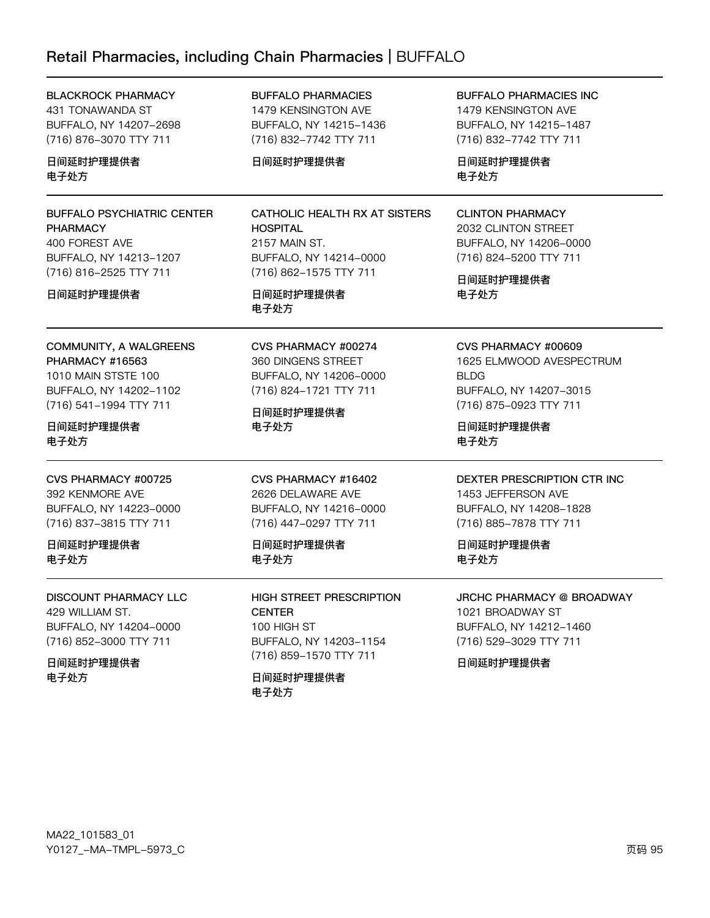## Retail Pharmacies, including Chain Pharmacies | BUFFALO

**BLACKROCK PHARMACY**
431 TONAWANDA ST
BUFFALO, NY 14207-2698
(716) 876-3070 TTY 711

日间延时护理提供者
电子处方

**BUFFALO PHARMACIES**
1479 KENSINGTON AVE
BUFFALO, NY 14215-1436
(716) 832-7742 TTY 711

日间延时护理提供者

**BUFFALO PHARMACIES INC**
1479 KENSINGTON AVE
BUFFALO, NY 14215-1487
(716) 832-7742 TTY 711

日间延时护理提供者
电子处方

**BUFFALO PSYCHIATRIC CENTER PHARMACY**
400 FOREST AVE
BUFFALO, NY 14213-1207
(716) 816-2525 TTY 711

日间延时护理提供者

**CATHOLIC HEALTH RX AT SISTERS HOSPITAL**
2157 MAIN ST.
BUFFALO, NY 14214-0000
(716) 862-1575 TTY 711

日间延时护理提供者
电子处方

**CLINTON PHARMACY**
2032 CLINTON STREET
BUFFALO, NY 14206-0000
(716) 824-5200 TTY 711

日间延时护理提供者
电子处方

**COMMUNITY, A WALGREENS PHARMACY #16563**
1010 MAIN STSTE 100
BUFFALO, NY 14202-1102
(716) 541-1994 TTY 711

日间延时护理提供者
电子处方

**CVS PHARMACY #00274**
360 DINGENS STREET
BUFFALO, NY 14206-0000
(716) 824-1721 TTY 711

日间延时护理提供者
电子处方

**CVS PHARMACY #00609**
1625 ELMWOOD AVESPECTRUM BLDG
BUFFALO, NY 14207-3015
(716) 875-0923 TTY 711

日间延时护理提供者
电子处方

**CVS PHARMACY #00725**
392 KENMORE AVE
BUFFALO, NY 14223-0000
(716) 837-3815 TTY 711

日间延时护理提供者
电子处方

**CVS PHARMACY #16402**
2626 DELAWARE AVE
BUFFALO, NY 14216-0000
(716) 447-0297 TTY 711

日间延时护理提供者
电子处方

**DEXTER PRESCRIPTION CTR INC**
1453 JEFFERSON AVE
BUFFALO, NY 14208-1828
(716) 885-7878 TTY 711

日间延时护理提供者
电子处方

**DISCOUNT PHARMACY LLC**
429 WILLIAM ST.
BUFFALO, NY 14204-0000
(716) 852-3000 TTY 711

日间延时护理提供者
电子处方

**HIGH STREET PRESCRIPTION CENTER**
100 HIGH ST
BUFFALO, NY 14203-1154
(716) 859-1570 TTY 711

日间延时护理提供者
电子处方

**JRCHC PHARMACY @ BROADWAY**
1021 BROADWAY ST
BUFFALO, NY 14212-1460
(716) 529-3029 TTY 711

日间延时护理提供者

MA22_101583_01
Y0127_-MA-TMPL-5973_C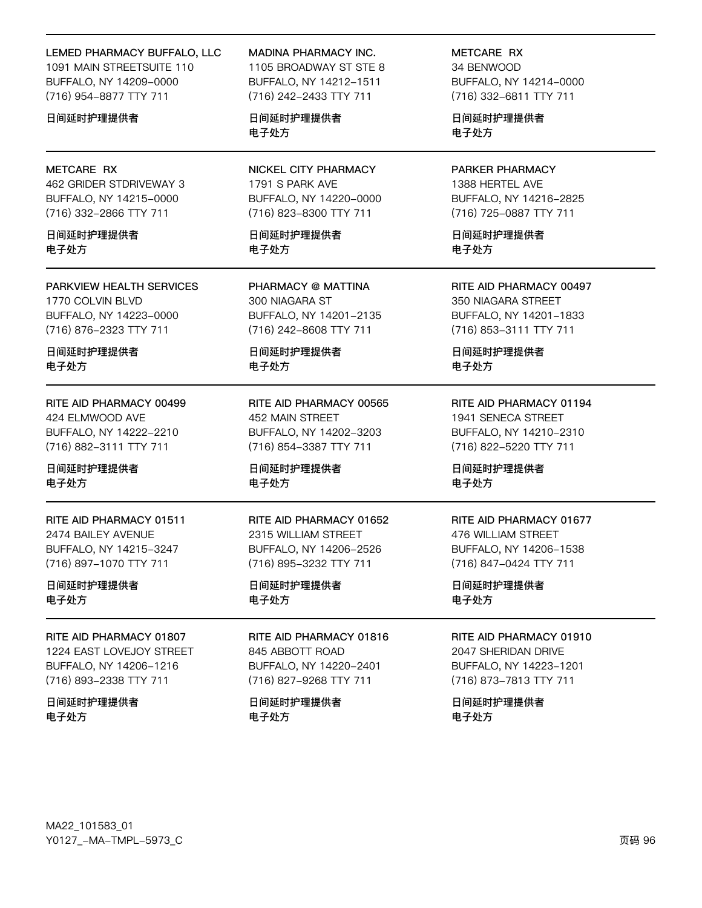LEMED PHARMACY BUFFALO, LLC
1091 MAIN STREETSUITE 110
BUFFALO, NY 14209-0000
(716) 954-8877 TTY 711

日间延时护理提供者

MADINA PHARMACY INC.
1105 BROADWAY ST STE 8
BUFFALO, NY 14212-1511
(716) 242-2433 TTY 711

日间延时护理提供者
电子处方

METCARE RX
34 BENWOOD
BUFFALO, NY 14214-0000
(716) 332-6811 TTY 711

日间延时护理提供者
电子处方

---

METCARE RX
462 GRIDER STDRIVEWAY 3
BUFFALO, NY 14215-0000
(716) 332-2866 TTY 711

日间延时护理提供者
电子处方

NICKEL CITY PHARMACY
1791 S PARK AVE
BUFFALO, NY 14220-0000
(716) 823-8300 TTY 711

日间延时护理提供者
电子处方

PARKER PHARMACY
1388 HERTEL AVE
BUFFALO, NY 14216-2825
(716) 725-0887 TTY 711

日间延时护理提供者
电子处方

---

PARKVIEW HEALTH SERVICES
1770 COLVIN BLVD
BUFFALO, NY 14223-0000
(716) 876-2323 TTY 711

日间延时护理提供者
电子处方

PHARMACY @ MATTINA
300 NIAGARA ST
BUFFALO, NY 14201-2135
(716) 242-8608 TTY 711

日间延时护理提供者
电子处方

RITE AID PHARMACY 00497
350 NIAGARA STREET
BUFFALO, NY 14201-1833
(716) 853-3111 TTY 711

日间延时护理提供者
电子处方

---

RITE AID PHARMACY 00499
424 ELMWOOD AVE
BUFFALO, NY 14222-2210
(716) 882-3111 TTY 711

日间延时护理提供者
电子处方

RITE AID PHARMACY 00565
452 MAIN STREET
BUFFALO, NY 14202-3203
(716) 854-3387 TTY 711

日间延时护理提供者
电子处方

RITE AID PHARMACY 01194
1941 SENECA STREET
BUFFALO, NY 14210-2310
(716) 822-5220 TTY 711

日间延时护理提供者
电子处方

---

RITE AID PHARMACY 01511
2474 BAILEY AVENUE
BUFFALO, NY 14215-3247
(716) 897-1070 TTY 711

日间延时护理提供者
电子处方

RITE AID PHARMACY 01652
2315 WILLIAM STREET
BUFFALO, NY 14206-2526
(716) 895-3232 TTY 711

日间延时护理提供者
电子处方

RITE AID PHARMACY 01677
476 WILLIAM STREET
BUFFALO, NY 14206-1538
(716) 847-0424 TTY 711

日间延时护理提供者
电子处方

---

RITE AID PHARMACY 01807
1224 EAST LOVEJOY STREET
BUFFALO, NY 14206-1216
(716) 893-2338 TTY 711

日间延时护理提供者
电子处方

RITE AID PHARMACY 01816
845 ABBOTT ROAD
BUFFALO, NY 14220-2401
(716) 827-9268 TTY 711

日间延时护理提供者
电子处方

RITE AID PHARMACY 01910
2047 SHERIDAN DRIVE
BUFFALO, NY 14223-1201
(716) 873-7813 TTY 711

日间延时护理提供者
电子处方

MA22_101583_01
Y0127_-MA-TMPL-5973_C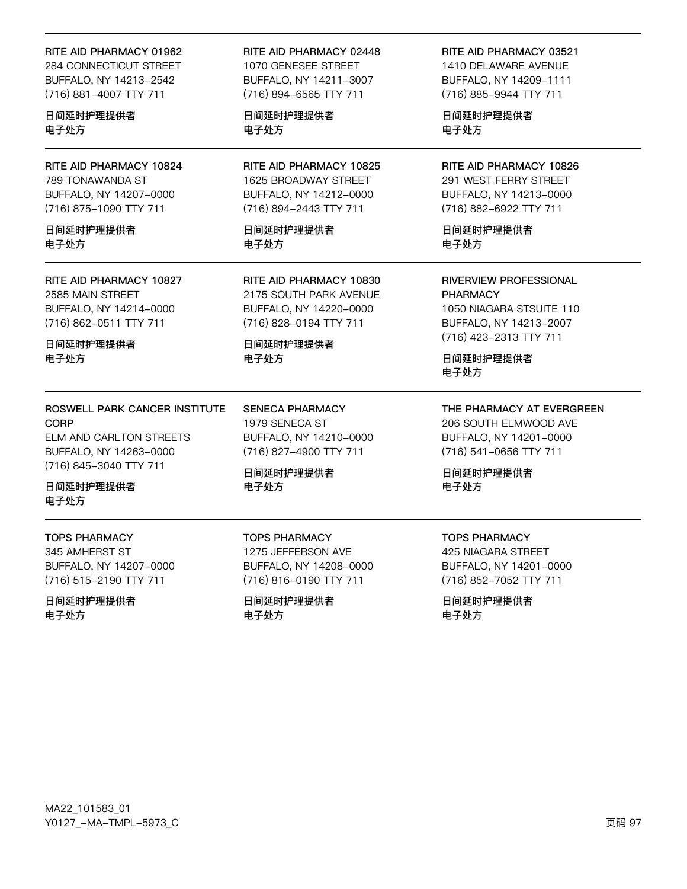RITE AID PHARMACY 01962
284 CONNECTICUT STREET
BUFFALO, NY 14213-2542
(716) 881-4007 TTY 711

**日间延时护理提供者**
**电子处方**

RITE AID PHARMACY 02448
1070 GENESEE STREET
BUFFALO, NY 14211-3007
(716) 894-6565 TTY 711

**日间延时护理提供者**
**电子处方**

RITE AID PHARMACY 03521
1410 DELAWARE AVENUE
BUFFALO, NY 14209-1111
(716) 885-9944 TTY 711

**日间延时护理提供者**
**电子处方**

---

RITE AID PHARMACY 10824
789 TONAWANDA ST
BUFFALO, NY 14207-0000
(716) 875-1090 TTY 711

**日间延时护理提供者**
**电子处方**

RITE AID PHARMACY 10825
1625 BROADWAY STREET
BUFFALO, NY 14212-0000
(716) 894-2443 TTY 711

**日间延时护理提供者**
**电子处方**

RITE AID PHARMACY 10826
291 WEST FERRY STREET
BUFFALO, NY 14213-0000
(716) 882-6922 TTY 711

**日间延时护理提供者**
**电子处方**

---

RITE AID PHARMACY 10827
2585 MAIN STREET
BUFFALO, NY 14214-0000
(716) 862-0511 TTY 711

**日间延时护理提供者**
**电子处方**

RITE AID PHARMACY 10830
2175 SOUTH PARK AVENUE
BUFFALO, NY 14220-0000
(716) 828-0194 TTY 711

**日间延时护理提供者**
**电子处方**

RIVERVIEW PROFESSIONAL PHARMACY
1050 NIAGARA STSUITE 110
BUFFALO, NY 14213-2007
(716) 423-2313 TTY 711

**日间延时护理提供者**
**电子处方**

---

ROSWELL PARK CANCER INSTITUTE CORP
ELM AND CARLTON STREETS
BUFFALO, NY 14263-0000
(716) 845-3040 TTY 711

**日间延时护理提供者**
**电子处方**

SENECA PHARMACY
1979 SENECA ST
BUFFALO, NY 14210-0000
(716) 827-4900 TTY 711

**日间延时护理提供者**
**电子处方**

THE PHARMACY AT EVERGREEN
206 SOUTH ELMWOOD AVE
BUFFALO, NY 14201-0000
(716) 541-0656 TTY 711

**日间延时护理提供者**
**电子处方**

---

TOPS PHARMACY
345 AMHERST ST
BUFFALO, NY 14207-0000
(716) 515-2190 TTY 711

**日间延时护理提供者**
**电子处方**

TOPS PHARMACY
1275 JEFFERSON AVE
BUFFALO, NY 14208-0000
(716) 816-0190 TTY 711

**日间延时护理提供者**
**电子处方**

TOPS PHARMACY
425 NIAGARA STREET
BUFFALO, NY 14201-0000
(716) 852-7052 TTY 711

**日间延时护理提供者**
**电子处方**

MA22_101583_01
Y0127_-MA-TMPL-5973_C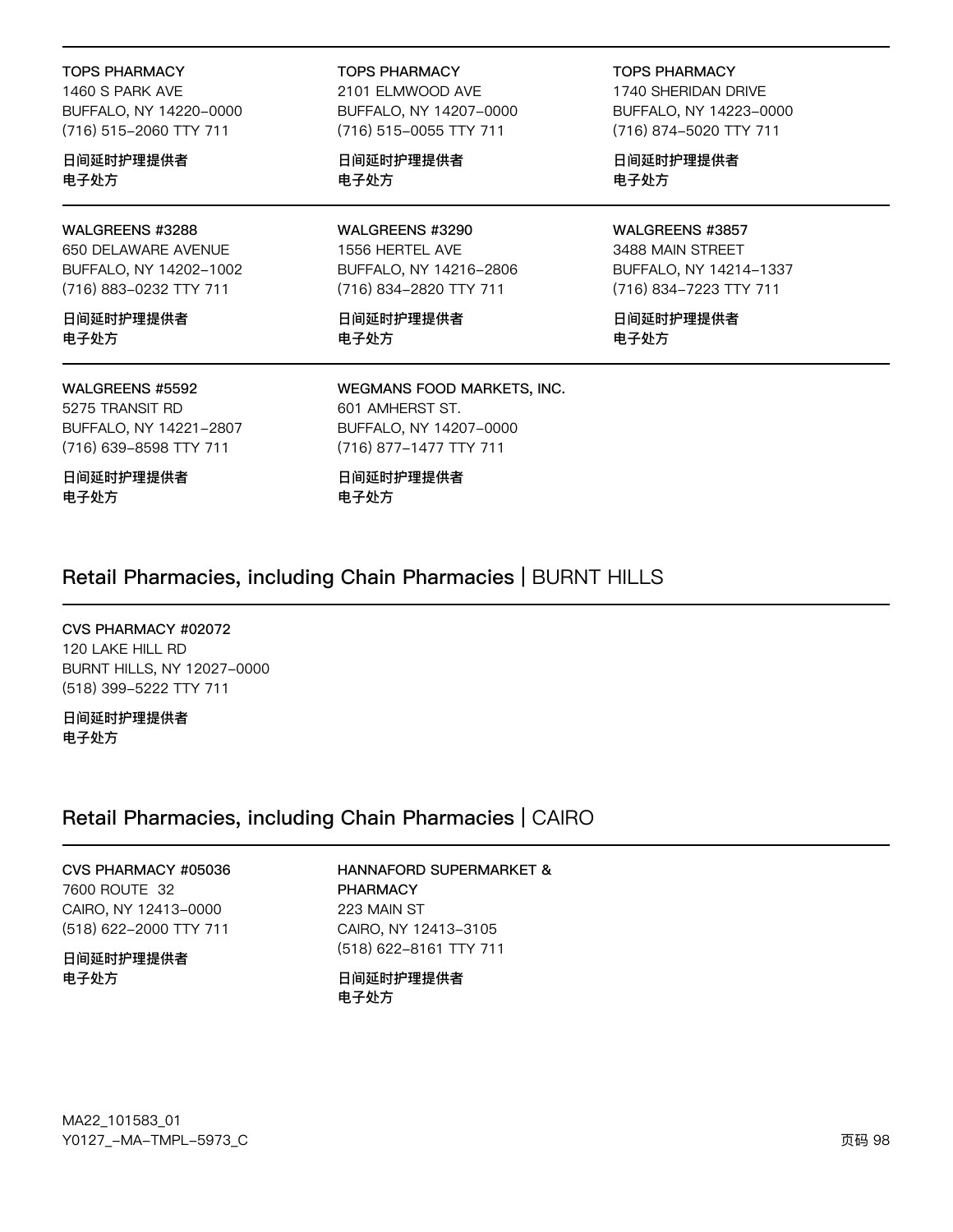**TOPS PHARMACY**
1460 S PARK AVE
BUFFALO, NY 14220-0000
(716) 515-2060 TTY 711

**日间延时护理提供者**
**电子处方**

**TOPS PHARMACY**
2101 ELMWOOD AVE
BUFFALO, NY 14207-0000
(716) 515-0055 TTY 711

**日间延时护理提供者**
**电子处方**

**TOPS PHARMACY**
1740 SHERIDAN DRIVE
BUFFALO, NY 14223-0000
(716) 874-5020 TTY 711

**日间延时护理提供者**
**电子处方**

**WALGREENS #3288**
650 DELAWARE AVENUE
BUFFALO, NY 14202-1002
(716) 883-0232 TTY 711

**日间延时护理提供者**
**电子处方**

**WALGREENS #3290**
1556 HERTEL AVE
BUFFALO, NY 14216-2806
(716) 834-2820 TTY 711

**日间延时护理提供者**
**电子处方**

**WALGREENS #3857**
3488 MAIN STREET
BUFFALO, NY 14214-1337
(716) 834-7223 TTY 711

**日间延时护理提供者**
**电子处方**

**WALGREENS #5592**
5275 TRANSIT RD
BUFFALO, NY 14221-2807
(716) 639-8598 TTY 711

**日间延时护理提供者**
**电子处方**

**WEGMANS FOOD MARKETS, INC.**
601 AMHERST ST.
BUFFALO, NY 14207-0000
(716) 877-1477 TTY 711

**日间延时护理提供者**
**电子处方**

## Retail Pharmacies, including Chain Pharmacies | BURNT HILLS

**CVS PHARMACY #02072**
120 LAKE HILL RD
BURNT HILLS, NY 12027-0000
(518) 399-5222 TTY 711

**日间延时护理提供者**
**电子处方**

## Retail Pharmacies, including Chain Pharmacies | CAIRO

**CVS PHARMACY #05036**
7600 ROUTE 32
CAIRO, NY 12413-0000
(518) 622-2000 TTY 711

**日间延时护理提供者**
**电子处方**

**HANNAFORD SUPERMARKET & PHARMACY**
223 MAIN ST
CAIRO, NY 12413-3105
(518) 622-8161 TTY 711

**日间延时护理提供者**
**电子处方**

MA22_101583_01
Y0127_-MA-TMPL-5973_C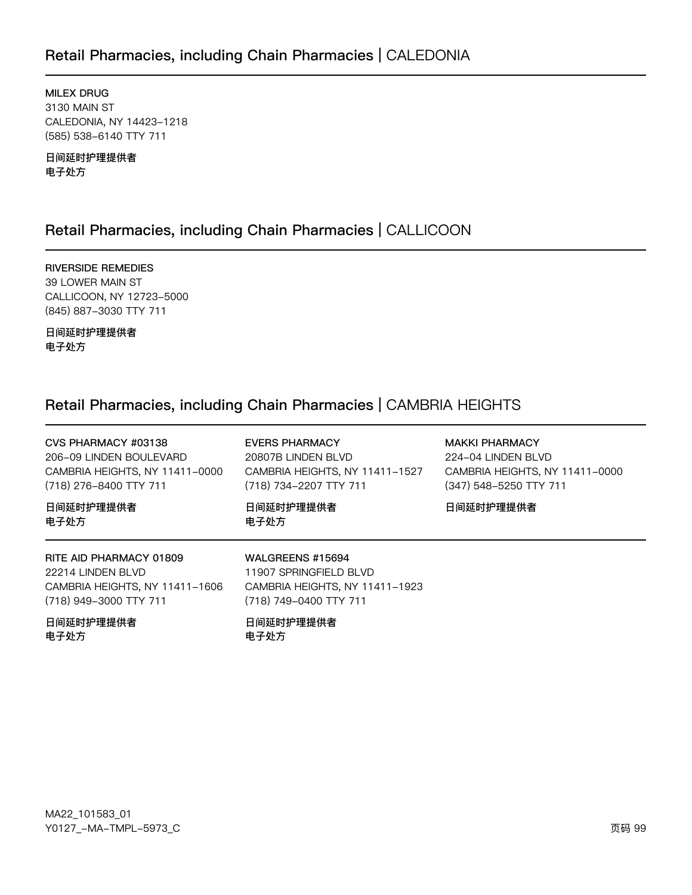## Retail Pharmacies, including Chain Pharmacies | CALEDONIA

**MILEX DRUG**
3130 MAIN ST
CALEDONIA, NY 14423-1218
(585) 538-6140 TTY 711

**日间延时护理提供者**
**电子处方**

## Retail Pharmacies, including Chain Pharmacies | CALLICOON

**RIVERSIDE REMEDIES**
39 LOWER MAIN ST
CALLICOON, NY 12723-5000
(845) 887-3030 TTY 711

**日间延时护理提供者**
**电子处方**

## Retail Pharmacies, including Chain Pharmacies | CAMBRIA HEIGHTS

**CVS PHARMACY #03138**
206-09 LINDEN BOULEVARD
CAMBRIA HEIGHTS, NY 11411-0000
(718) 276-8400 TTY 711

**日间延时护理提供者**
**电子处方**

**EVERS PHARMACY**
20807B LINDEN BLVD
CAMBRIA HEIGHTS, NY 11411-1527
(718) 734-2207 TTY 711

**日间延时护理提供者**
**电子处方**

**MAKKI PHARMACY**
224-04 LINDEN BLVD
CAMBRIA HEIGHTS, NY 11411-0000
(347) 548-5250 TTY 711

**日间延时护理提供者**

**RITE AID PHARMACY 01809**
22214 LINDEN BLVD
CAMBRIA HEIGHTS, NY 11411-1606
(718) 949-3000 TTY 711

**日间延时护理提供者**
**电子处方**

**WALGREENS #15694**
11907 SPRINGFIELD BLVD
CAMBRIA HEIGHTS, NY 11411-1923
(718) 749-0400 TTY 711

**日间延时护理提供者**
**电子处方**

MA22_101583_01
Y0127_-MA-TMPL-5973_C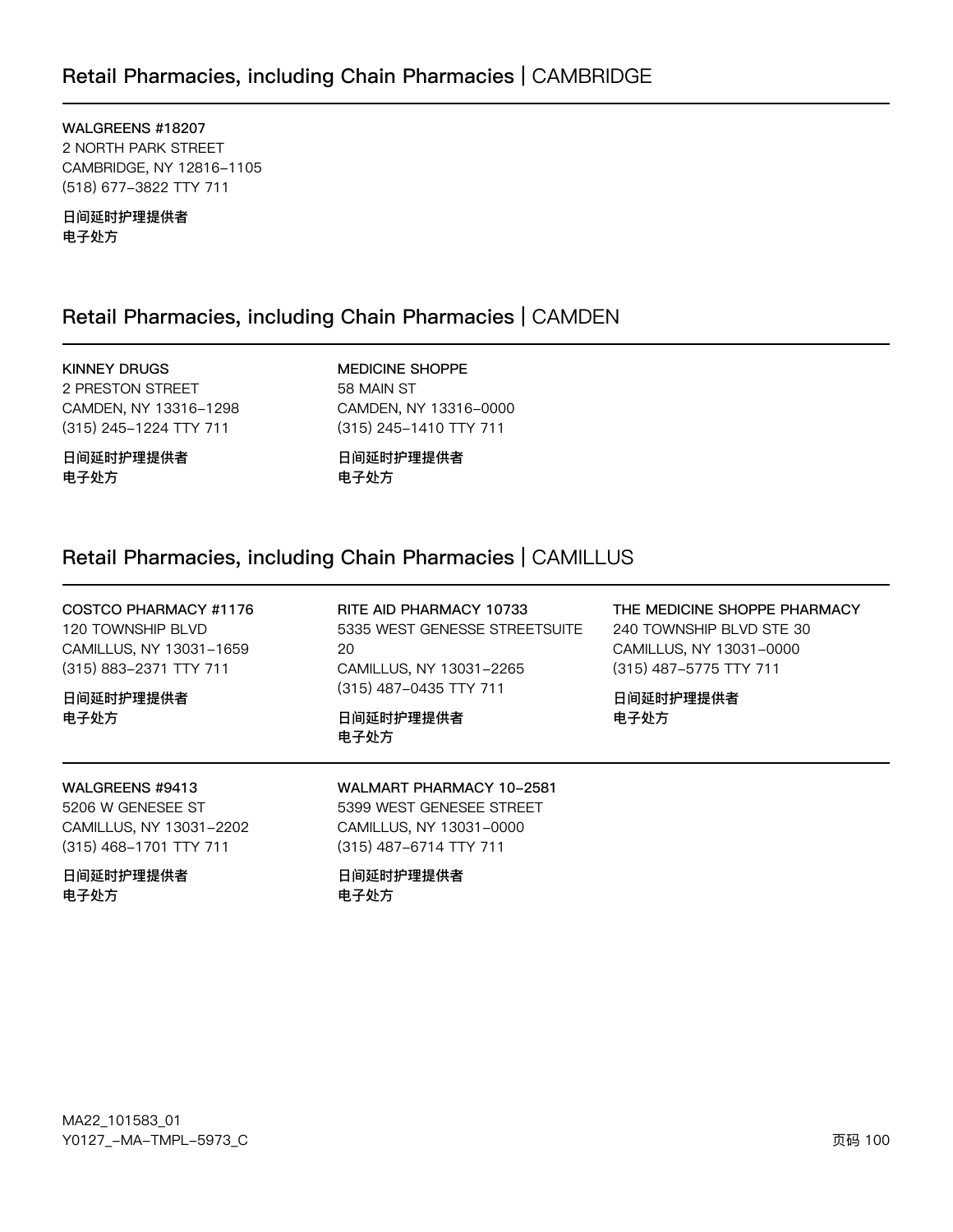## Retail Pharmacies, including Chain Pharmacies | CAMBRIDGE

**WALGREENS #18207**
2 NORTH PARK STREET
CAMBRIDGE, NY 12816–1105
(518) 677–3822 TTY 711

**日间延时护理提供者**
**电子处方**

## Retail Pharmacies, including Chain Pharmacies | CAMDEN

**KINNEY DRUGS**
2 PRESTON STREET
CAMDEN, NY 13316–1298
(315) 245–1224 TTY 711

**日间延时护理提供者**
**电子处方**

**MEDICINE SHOPPE**
58 MAIN ST
CAMDEN, NY 13316–0000
(315) 245–1410 TTY 711

**日间延时护理提供者**
**电子处方**

## Retail Pharmacies, including Chain Pharmacies | CAMILLUS

**COSTCO PHARMACY #1176**
120 TOWNSHIP BLVD
CAMILLUS, NY 13031–1659
(315) 883–2371 TTY 711

**日间延时护理提供者**
**电子处方**

**RITE AID PHARMACY 10733**
5335 WEST GENESSE STREETSUITE 20
CAMILLUS, NY 13031–2265
(315) 487–0435 TTY 711

**日间延时护理提供者**
**电子处方**

**THE MEDICINE SHOPPE PHARMACY**
240 TOWNSHIP BLVD STE 30
CAMILLUS, NY 13031–0000
(315) 487–5775 TTY 711

**日间延时护理提供者**
**电子处方**

**WALGREENS #9413**
5206 W GENESEE ST
CAMILLUS, NY 13031–2202
(315) 468–1701 TTY 711

**日间延时护理提供者**
**电子处方**

**WALMART PHARMACY 10–2581**
5399 WEST GENESEE STREET
CAMILLUS, NY 13031–0000
(315) 487–6714 TTY 711

**日间延时护理提供者**
**电子处方**

MA22_101583_01
Y0127_–MA–TMPL–5973_C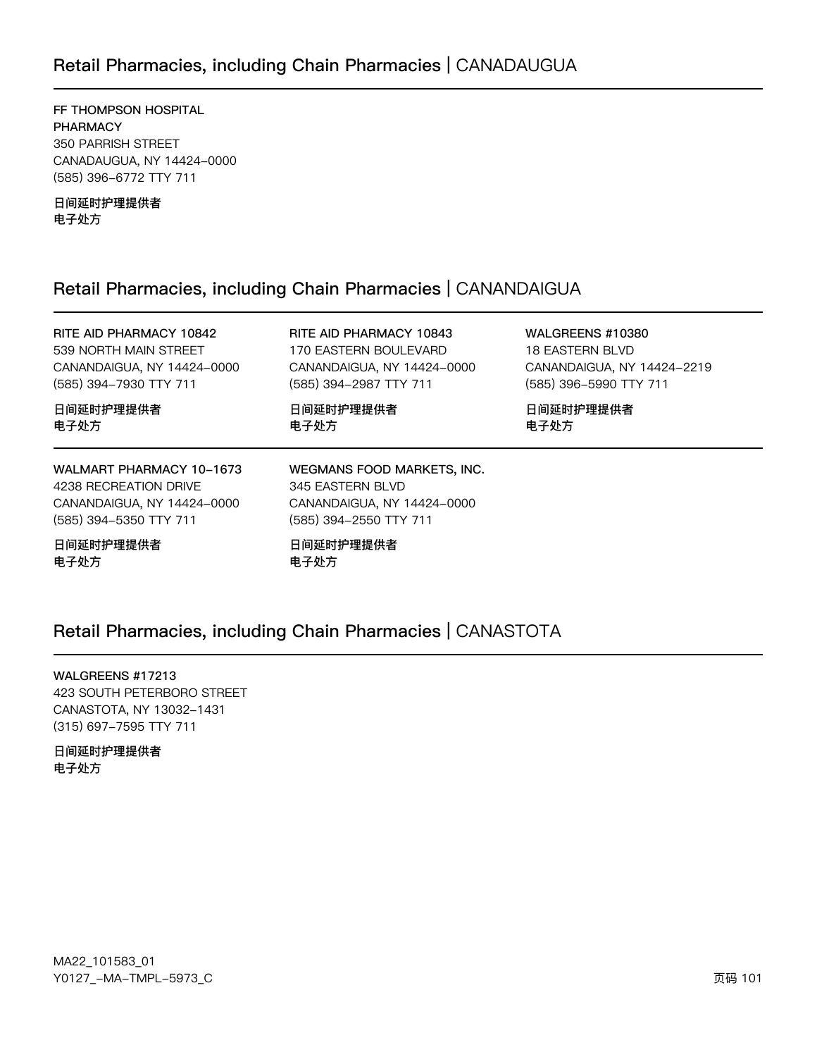## Retail Pharmacies, including Chain Pharmacies | CANADAUGUA

FF THOMPSON HOSPITAL PHARMACY
350 PARRISH STREET
CANADAUGUA, NY 14424-0000
(585) 396-6772 TTY 711

**日间延时护理提供者**
**电子处方**

## Retail Pharmacies, including Chain Pharmacies | CANANDAIGUA

RITE AID PHARMACY 10842
539 NORTH MAIN STREET
CANANDAIGUA, NY 14424-0000
(585) 394-7930 TTY 711

**日间延时护理提供者**
**电子处方**

RITE AID PHARMACY 10843
170 EASTERN BOULEVARD
CANANDAIGUA, NY 14424-0000
(585) 394-2987 TTY 711

**日间延时护理提供者**
**电子处方**

WALGREENS #10380
18 EASTERN BLVD
CANANDAIGUA, NY 14424-2219
(585) 396-5990 TTY 711

**日间延时护理提供者**
**电子处方**

WALMART PHARMACY 10-1673
4238 RECREATION DRIVE
CANANDAIGUA, NY 14424-0000
(585) 394-5350 TTY 711

**日间延时护理提供者**
**电子处方**

WEGMANS FOOD MARKETS, INC.
345 EASTERN BLVD
CANANDAIGUA, NY 14424-0000
(585) 394-2550 TTY 711

**日间延时护理提供者**
**电子处方**

## Retail Pharmacies, including Chain Pharmacies | CANASTOTA

WALGREENS #17213
423 SOUTH PETERBORO STREET
CANASTOTA, NY 13032-1431
(315) 697-7595 TTY 711

**日间延时护理提供者**
**电子处方**

MA22_101583_01
Y0127_-MA-TMPL-5973_C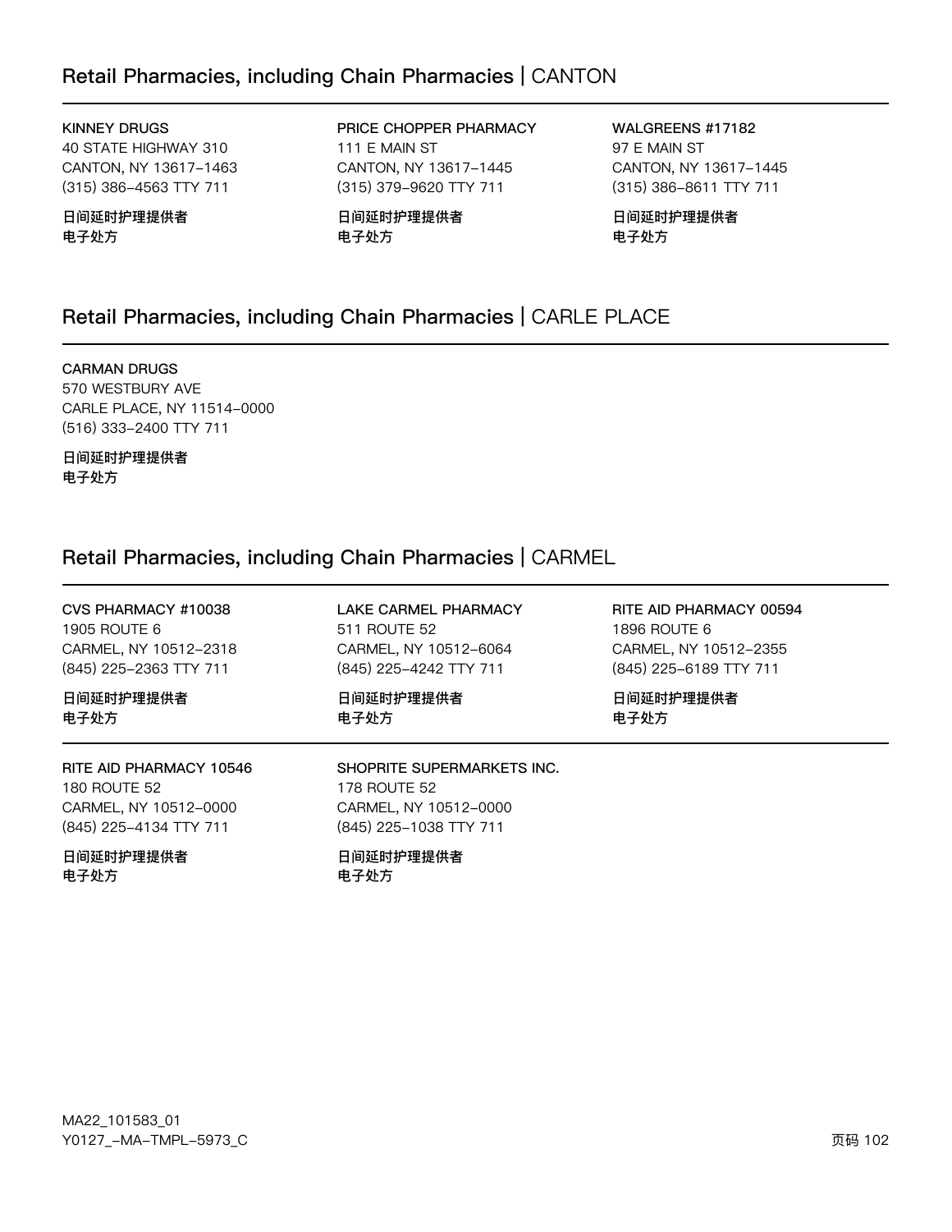## Retail Pharmacies, including Chain Pharmacies | CANTON

**KINNEY DRUGS**
40 STATE HIGHWAY 310
CANTON, NY 13617-1463
(315) 386-4563 TTY 711

**日间延时护理提供者**
**电子处方**

**PRICE CHOPPER PHARMACY**
111 E MAIN ST
CANTON, NY 13617-1445
(315) 379-9620 TTY 711

**日间延时护理提供者**
**电子处方**

**WALGREENS #17182**
97 E MAIN ST
CANTON, NY 13617-1445
(315) 386-8611 TTY 711

**日间延时护理提供者**
**电子处方**

## Retail Pharmacies, including Chain Pharmacies | CARLE PLACE

**CARMAN DRUGS**
570 WESTBURY AVE
CARLE PLACE, NY 11514-0000
(516) 333-2400 TTY 711

**日间延时护理提供者**
**电子处方**

## Retail Pharmacies, including Chain Pharmacies | CARMEL

**CVS PHARMACY #10038**
1905 ROUTE 6
CARMEL, NY 10512-2318
(845) 225-2363 TTY 711

**日间延时护理提供者**
**电子处方**

**LAKE CARMEL PHARMACY**
511 ROUTE 52
CARMEL, NY 10512-6064
(845) 225-4242 TTY 711

**日间延时护理提供者**
**电子处方**

**RITE AID PHARMACY 00594**
1896 ROUTE 6
CARMEL, NY 10512-2355
(845) 225-6189 TTY 711

**日间延时护理提供者**
**电子处方**

**RITE AID PHARMACY 10546**
180 ROUTE 52
CARMEL, NY 10512-0000
(845) 225-4134 TTY 711

**日间延时护理提供者**
**电子处方**

**SHOPRITE SUPERMARKETS INC.**
178 ROUTE 52
CARMEL, NY 10512-0000
(845) 225-1038 TTY 711

**日间延时护理提供者**
**电子处方**

MA22_101583_01
Y0127_-MA-TMPL-5973_C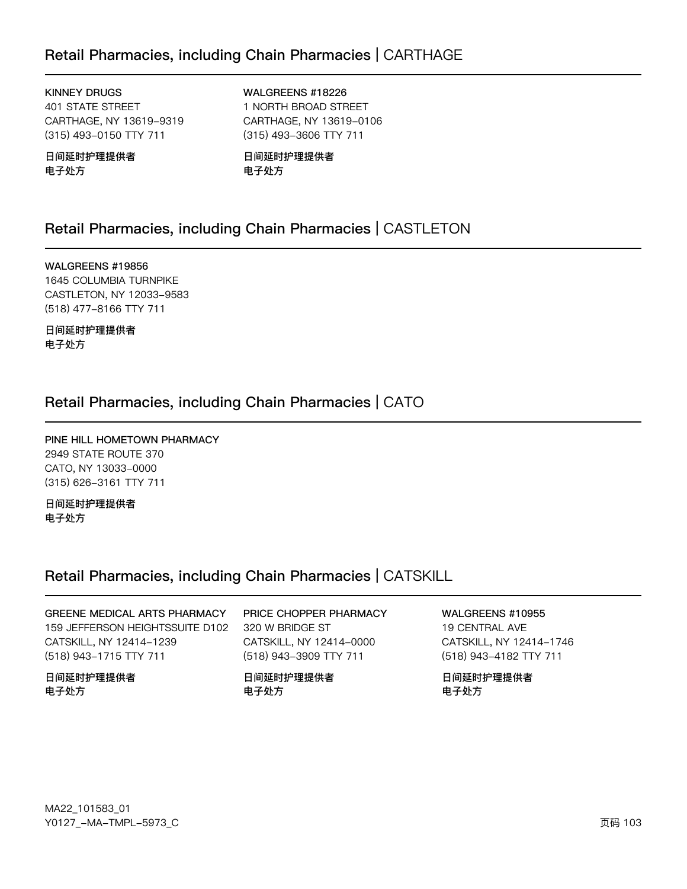## Retail Pharmacies, including Chain Pharmacies | CARTHAGE

**KINNEY DRUGS**
401 STATE STREET
CARTHAGE, NY 13619-9319
(315) 493-0150 TTY 711

**日间延时护理提供者**
**电子处方**

**WALGREENS #18226**
1 NORTH BROAD STREET
CARTHAGE, NY 13619-0106
(315) 493-3606 TTY 711

**日间延时护理提供者**
**电子处方**

## Retail Pharmacies, including Chain Pharmacies | CASTLETON

**WALGREENS #19856**
1645 COLUMBIA TURNPIKE
CASTLETON, NY 12033-9583
(518) 477-8166 TTY 711

**日间延时护理提供者**
**电子处方**

## Retail Pharmacies, including Chain Pharmacies | CATO

**PINE HILL HOMETOWN PHARMACY**
2949 STATE ROUTE 370
CATO, NY 13033-0000
(315) 626-3161 TTY 711

**日间延时护理提供者**
**电子处方**

## Retail Pharmacies, including Chain Pharmacies | CATSKILL

**GREENE MEDICAL ARTS PHARMACY**
159 JEFFERSON HEIGHTSSUITE D102
CATSKILL, NY 12414-1239
(518) 943-1715 TTY 711

**日间延时护理提供者**
**电子处方**

**PRICE CHOPPER PHARMACY**
320 W BRIDGE ST
CATSKILL, NY 12414-0000
(518) 943-3909 TTY 711

**日间延时护理提供者**
**电子处方**

**WALGREENS #10955**
19 CENTRAL AVE
CATSKILL, NY 12414-1746
(518) 943-4182 TTY 711

**日间延时护理提供者**
**电子处方**

MA22_101583_01
Y0127_-MA-TMPL-5973_C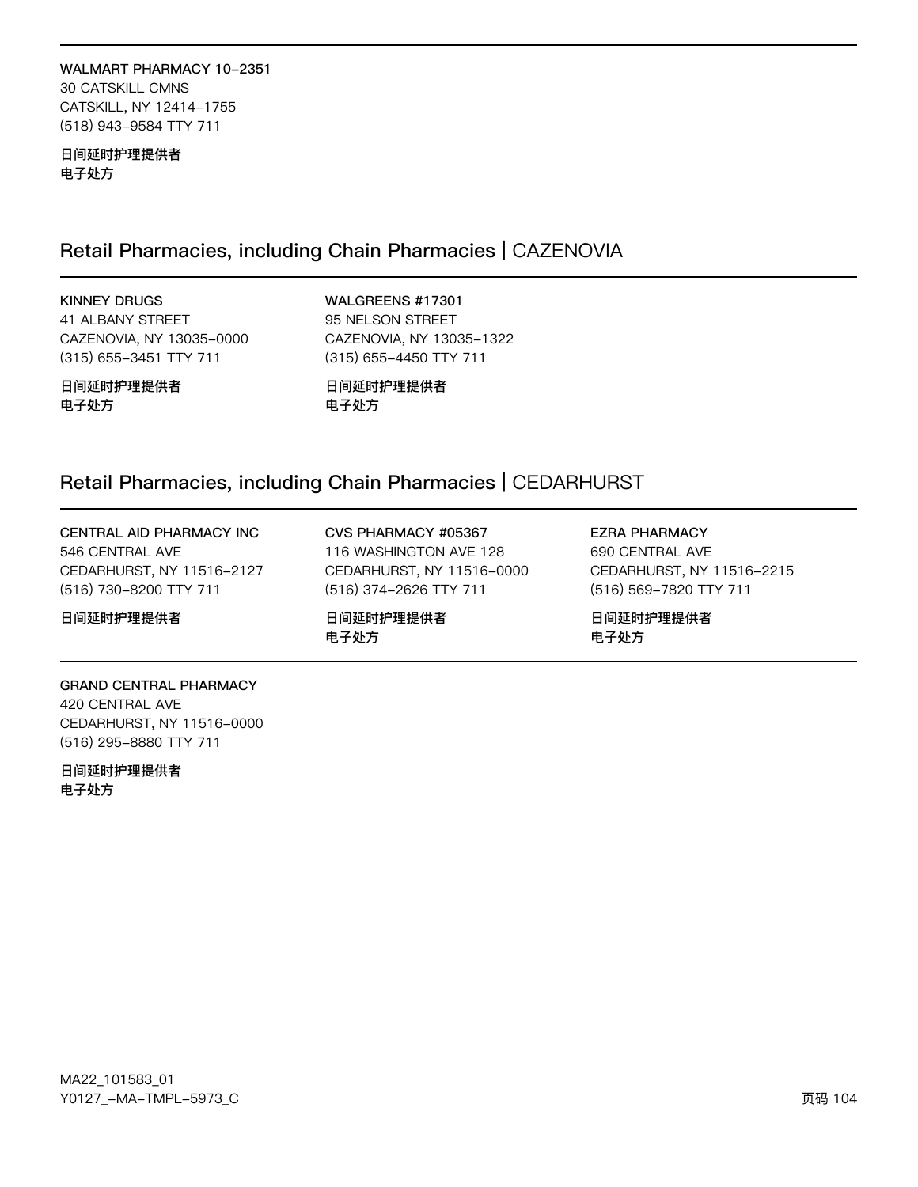**WALMART PHARMACY 10-2351**
30 CATSKILL CMNS
CATSKILL, NY 12414-1755
(518) 943-9584 TTY 711

**日间延时护理提供者**
**电子处方**

## Retail Pharmacies, including Chain Pharmacies | CAZENOVIA

**KINNEY DRUGS**
41 ALBANY STREET
CAZENOVIA, NY 13035-0000
(315) 655-3451 TTY 711

**日间延时护理提供者**
**电子处方**

**WALGREENS #17301**
95 NELSON STREET
CAZENOVIA, NY 13035-1322
(315) 655-4450 TTY 711

**日间延时护理提供者**
**电子处方**

## Retail Pharmacies, including Chain Pharmacies | CEDARHURST

**CENTRAL AID PHARMACY INC**
546 CENTRAL AVE
CEDARHURST, NY 11516-2127
(516) 730-8200 TTY 711

**日间延时护理提供者**

**CVS PHARMACY #05367**
116 WASHINGTON AVE 128
CEDARHURST, NY 11516-0000
(516) 374-2626 TTY 711

**日间延时护理提供者**
**电子处方**

**EZRA PHARMACY**
690 CENTRAL AVE
CEDARHURST, NY 11516-2215
(516) 569-7820 TTY 711

**日间延时护理提供者**
**电子处方**

**GRAND CENTRAL PHARMACY**
420 CENTRAL AVE
CEDARHURST, NY 11516-0000
(516) 295-8880 TTY 711

**日间延时护理提供者**
**电子处方**

MA22_101583_01
Y0127_-MA-TMPL-5973_C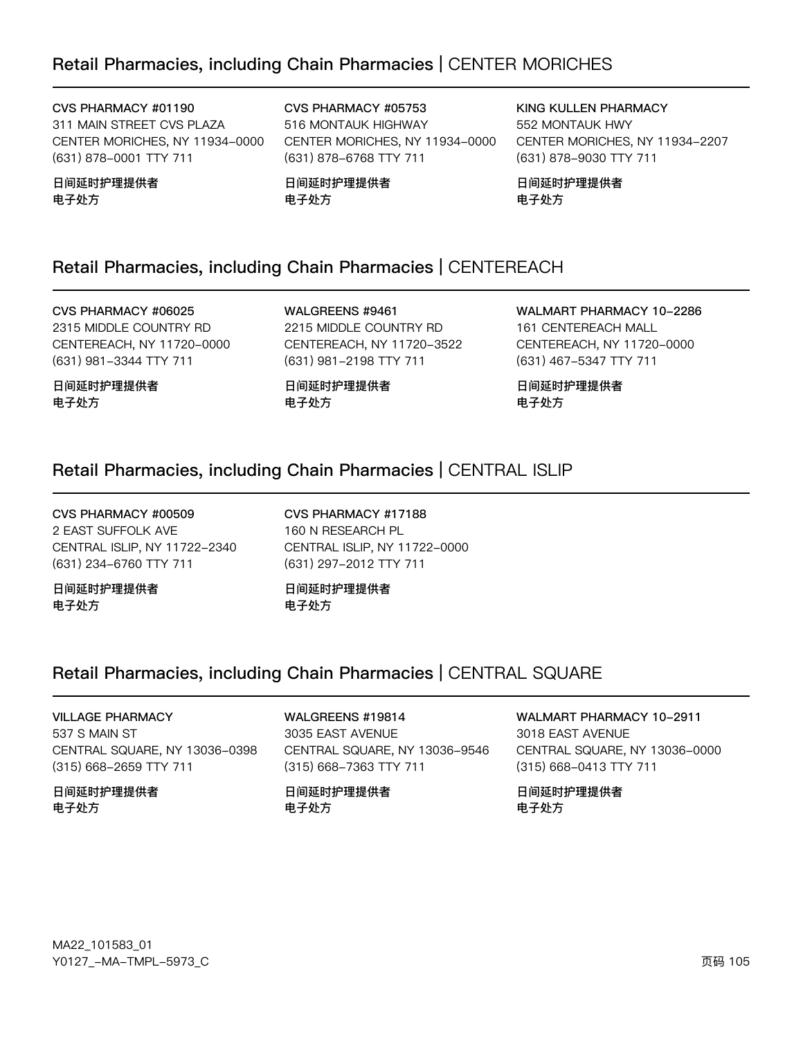## Retail Pharmacies, including Chain Pharmacies | CENTER MORICHES

**CVS PHARMACY #01190**
311 MAIN STREET CVS PLAZA
CENTER MORICHES, NY 11934-0000
(631) 878-0001 TTY 711

**日间延时护理提供者**
**电子处方**

**CVS PHARMACY #05753**
516 MONTAUK HIGHWAY
CENTER MORICHES, NY 11934-0000
(631) 878-6768 TTY 711

**日间延时护理提供者**
**电子处方**

**KING KULLEN PHARMACY**
552 MONTAUK HWY
CENTER MORICHES, NY 11934-2207
(631) 878-9030 TTY 711

**日间延时护理提供者**
**电子处方**

## Retail Pharmacies, including Chain Pharmacies | CENTEREACH

**CVS PHARMACY #06025**
2315 MIDDLE COUNTRY RD
CENTEREACH, NY 11720-0000
(631) 981-3344 TTY 711

**日间延时护理提供者**
**电子处方**

**WALGREENS #9461**
2215 MIDDLE COUNTRY RD
CENTEREACH, NY 11720-3522
(631) 981-2198 TTY 711

**日间延时护理提供者**
**电子处方**

**WALMART PHARMACY 10-2286**
161 CENTEREACH MALL
CENTEREACH, NY 11720-0000
(631) 467-5347 TTY 711

**日间延时护理提供者**
**电子处方**

## Retail Pharmacies, including Chain Pharmacies | CENTRAL ISLIP

**CVS PHARMACY #00509**
2 EAST SUFFOLK AVE
CENTRAL ISLIP, NY 11722-2340
(631) 234-6760 TTY 711

**日间延时护理提供者**
**电子处方**

**CVS PHARMACY #17188**
160 N RESEARCH PL
CENTRAL ISLIP, NY 11722-0000
(631) 297-2012 TTY 711

**日间延时护理提供者**
**电子处方**

## Retail Pharmacies, including Chain Pharmacies | CENTRAL SQUARE

**VILLAGE PHARMACY**
537 S MAIN ST
CENTRAL SQUARE, NY 13036-0398
(315) 668-2659 TTY 711

**日间延时护理提供者**
**电子处方**

**WALGREENS #19814**
3035 EAST AVENUE
CENTRAL SQUARE, NY 13036-9546
(315) 668-7363 TTY 711

**日间延时护理提供者**
**电子处方**

**WALMART PHARMACY 10-2911**
3018 EAST AVENUE
CENTRAL SQUARE, NY 13036-0000
(315) 668-0413 TTY 711

**日间延时护理提供者**
**电子处方**

MA22_101583_01
Y0127_-MA-TMPL-5973_C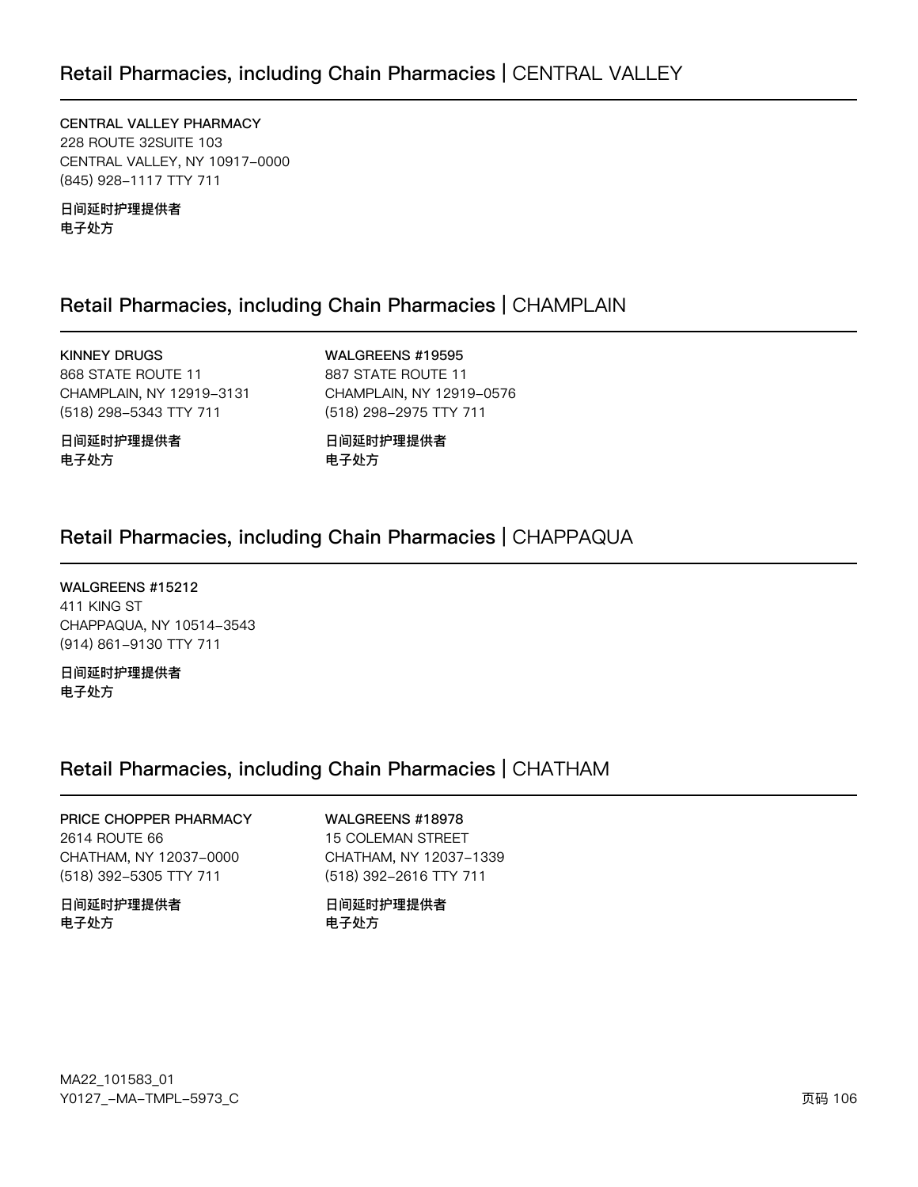## Retail Pharmacies, including Chain Pharmacies | CENTRAL VALLEY

**CENTRAL VALLEY PHARMACY**
228 ROUTE 32SUITE 103
CENTRAL VALLEY, NY 10917-0000
(845) 928-1117 TTY 711

**日间延时护理提供者**
**电子处方**

## Retail Pharmacies, including Chain Pharmacies | CHAMPLAIN

**KINNEY DRUGS**
868 STATE ROUTE 11
CHAMPLAIN, NY 12919-3131
(518) 298-5343 TTY 711

**日间延时护理提供者**
**电子处方**

**WALGREENS #19595**
887 STATE ROUTE 11
CHAMPLAIN, NY 12919-0576
(518) 298-2975 TTY 711

**日间延时护理提供者**
**电子处方**

## Retail Pharmacies, including Chain Pharmacies | CHAPPAQUA

**WALGREENS #15212**
411 KING ST
CHAPPAQUA, NY 10514-3543
(914) 861-9130 TTY 711

**日间延时护理提供者**
**电子处方**

## Retail Pharmacies, including Chain Pharmacies | CHATHAM

**PRICE CHOPPER PHARMACY**
2614 ROUTE 66
CHATHAM, NY 12037-0000
(518) 392-5305 TTY 711

**日间延时护理提供者**
**电子处方**

**WALGREENS #18978**
15 COLEMAN STREET
CHATHAM, NY 12037-1339
(518) 392-2616 TTY 711

**日间延时护理提供者**
**电子处方**

MA22_101583_01
Y0127_-MA-TMPL-5973_C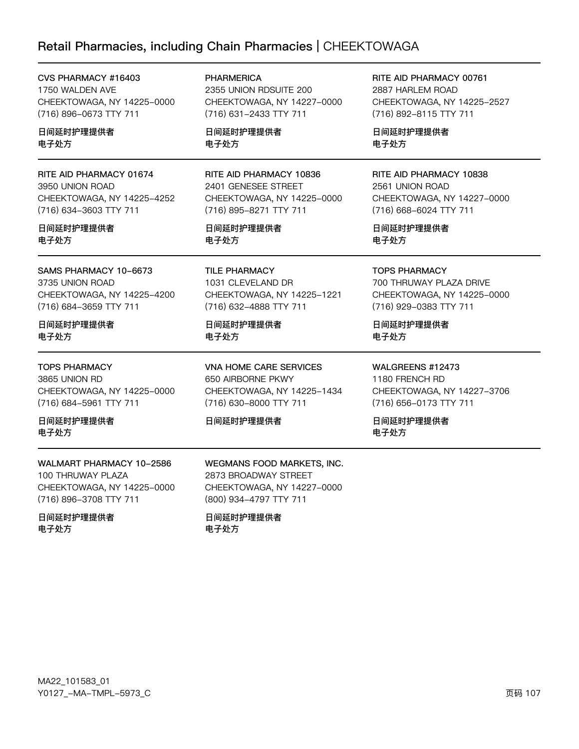## Retail Pharmacies, including Chain Pharmacies | CHEEKTOWAGA

**CVS PHARMACY #16403**
1750 WALDEN AVE
CHEEKTOWAGA, NY 14225-0000
(716) 896-0673 TTY 711

**日间延时护理提供者**
**电子处方**

**PHARMERICA**
2355 UNION RDSUITE 200
CHEEKTOWAGA, NY 14227-0000
(716) 631-2433 TTY 711

**日间延时护理提供者**
**电子处方**

**RITE AID PHARMACY 00761**
2887 HARLEM ROAD
CHEEKTOWAGA, NY 14225-2527
(716) 892-8115 TTY 711

**日间延时护理提供者**
**电子处方**

**RITE AID PHARMACY 01674**
3950 UNION ROAD
CHEEKTOWAGA, NY 14225-4252
(716) 634-3603 TTY 711

**日间延时护理提供者**
**电子处方**

**RITE AID PHARMACY 10836**
2401 GENESEE STREET
CHEEKTOWAGA, NY 14225-0000
(716) 895-8271 TTY 711

**日间延时护理提供者**
**电子处方**

**RITE AID PHARMACY 10838**
2561 UNION ROAD
CHEEKTOWAGA, NY 14227-0000
(716) 668-6024 TTY 711

**日间延时护理提供者**
**电子处方**

**SAMS PHARMACY 10-6673**
3735 UNION ROAD
CHEEKTOWAGA, NY 14225-4200
(716) 684-3659 TTY 711

**日间延时护理提供者**
**电子处方**

**TILE PHARMACY**
1031 CLEVELAND DR
CHEEKTOWAGA, NY 14225-1221
(716) 632-4888 TTY 711

**日间延时护理提供者**
**电子处方**

**TOPS PHARMACY**
700 THRUWAY PLAZA DRIVE
CHEEKTOWAGA, NY 14225-0000
(716) 929-0383 TTY 711

**日间延时护理提供者**
**电子处方**

**TOPS PHARMACY**
3865 UNION RD
CHEEKTOWAGA, NY 14225-0000
(716) 684-5961 TTY 711

**日间延时护理提供者**
**电子处方**

**VNA HOME CARE SERVICES**
650 AIRBORNE PKWY
CHEEKTOWAGA, NY 14225-1434
(716) 630-8000 TTY 711

**日间延时护理提供者**

**WALGREENS #12473**
1180 FRENCH RD
CHEEKTOWAGA, NY 14227-3706
(716) 656-0173 TTY 711

**日间延时护理提供者**
**电子处方**

**WALMART PHARMACY 10-2586**
100 THRUWAY PLAZA
CHEEKTOWAGA, NY 14225-0000
(716) 896-3708 TTY 711

**日间延时护理提供者**
**电子处方**

**WEGMANS FOOD MARKETS, INC.**
2873 BROADWAY STREET
CHEEKTOWAGA, NY 14227-0000
(800) 934-4797 TTY 711

**日间延时护理提供者**
**电子处方**

MA22_101583_01
Y0127_-MA-TMPL-5973_C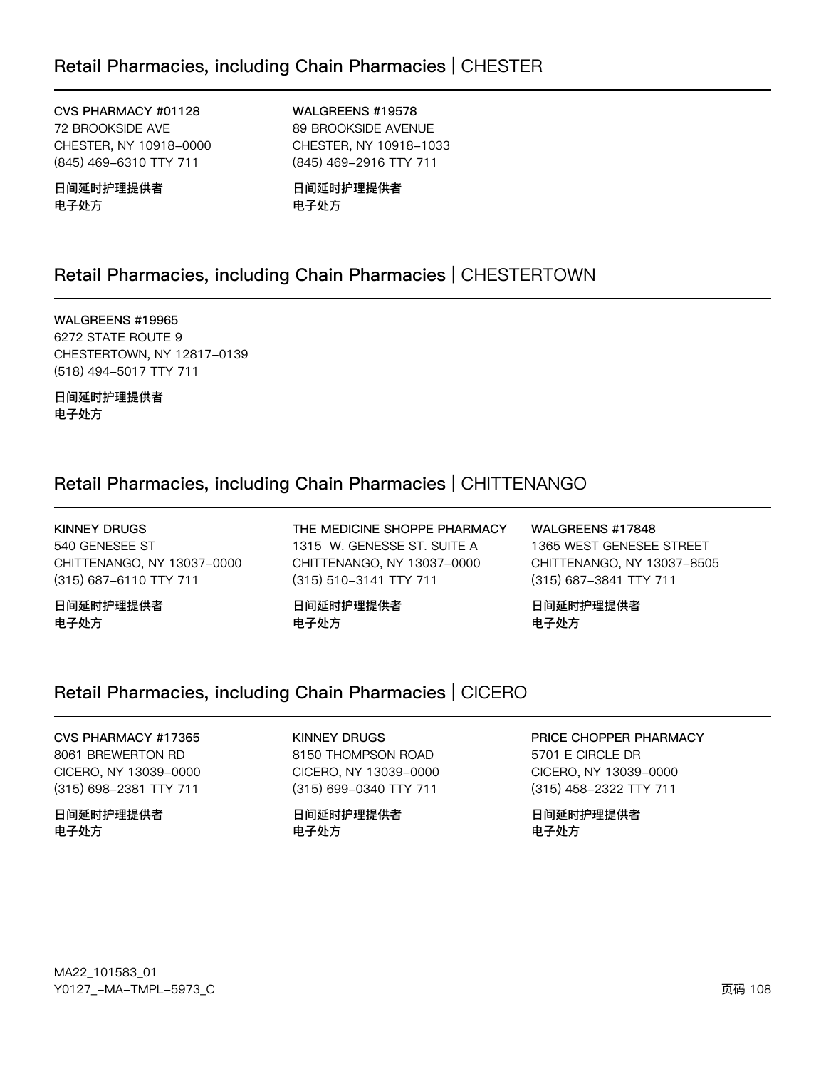## Retail Pharmacies, including Chain Pharmacies | CHESTER

**CVS PHARMACY #01128**
72 BROOKSIDE AVE
CHESTER, NY 10918-0000
(845) 469-6310 TTY 711

**日间延时护理提供者**
**电子处方**

**WALGREENS #19578**
89 BROOKSIDE AVENUE
CHESTER, NY 10918-1033
(845) 469-2916 TTY 711

**日间延时护理提供者**
**电子处方**

## Retail Pharmacies, including Chain Pharmacies | CHESTERTOWN

**WALGREENS #19965**
6272 STATE ROUTE 9
CHESTERTOWN, NY 12817-0139
(518) 494-5017 TTY 711

**日间延时护理提供者**
**电子处方**

## Retail Pharmacies, including Chain Pharmacies | CHITTENANGO

**KINNEY DRUGS**
540 GENESEE ST
CHITTENANGO, NY 13037-0000
(315) 687-6110 TTY 711

**日间延时护理提供者**
**电子处方**

**THE MEDICINE SHOPPE PHARMACY**
1315 W. GENESSE ST. SUITE A
CHITTENANGO, NY 13037-0000
(315) 510-3141 TTY 711

**日间延时护理提供者**
**电子处方**

**WALGREENS #17848**
1365 WEST GENESEE STREET
CHITTENANGO, NY 13037-8505
(315) 687-3841 TTY 711

**日间延时护理提供者**
**电子处方**

## Retail Pharmacies, including Chain Pharmacies | CICERO

**CVS PHARMACY #17365**
8061 BREWERTON RD
CICERO, NY 13039-0000
(315) 698-2381 TTY 711

**日间延时护理提供者**
**电子处方**

**KINNEY DRUGS**
8150 THOMPSON ROAD
CICERO, NY 13039-0000
(315) 699-0340 TTY 711

**日间延时护理提供者**
**电子处方**

**PRICE CHOPPER PHARMACY**
5701 E CIRCLE DR
CICERO, NY 13039-0000
(315) 458-2322 TTY 711

**日间延时护理提供者**
**电子处方**

MA22_101583_01
Y0127_-MA-TMPL-5973_C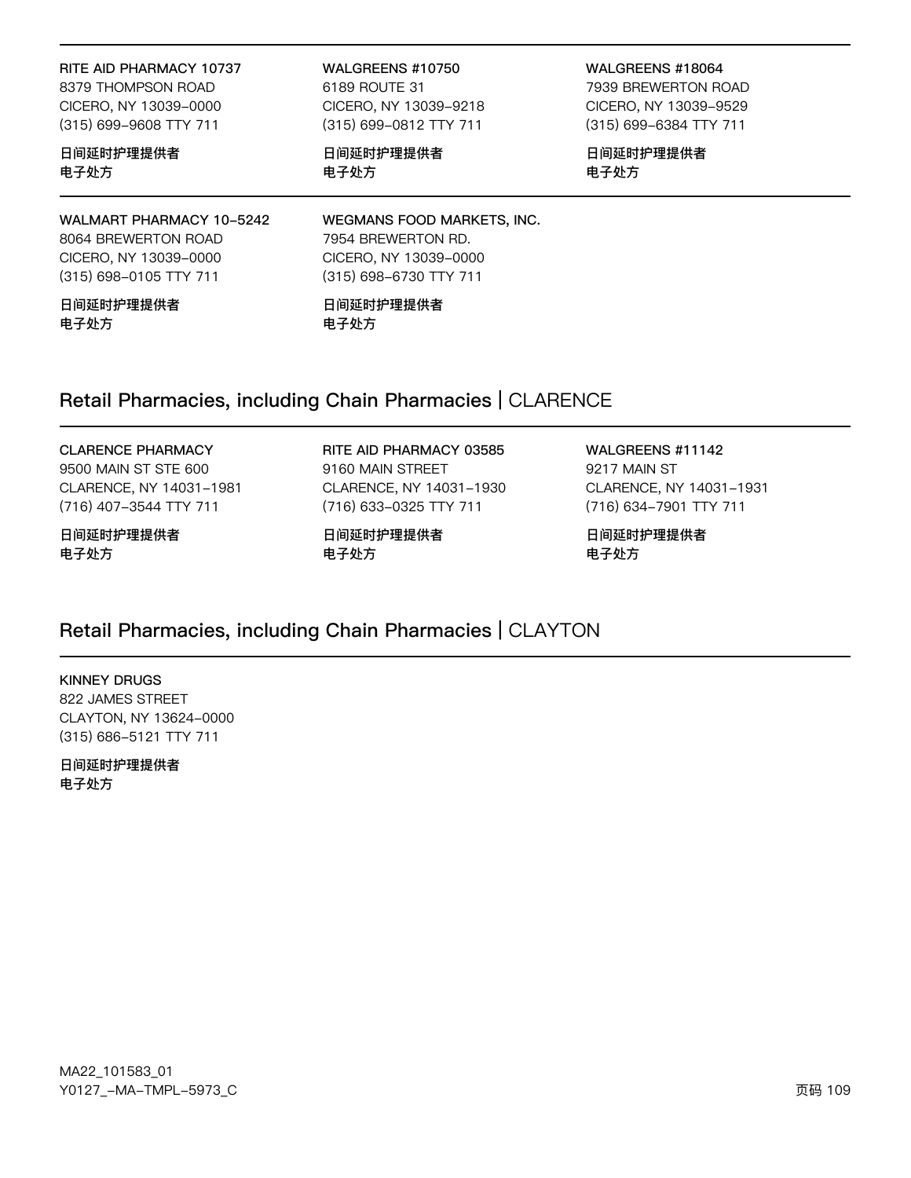RITE AID PHARMACY 10737
8379 THOMPSON ROAD
CICERO, NY 13039-0000
(315) 699-9608 TTY 711

**日间延时护理提供者**
**电子处方**

WALGREENS #10750
6189 ROUTE 31
CICERO, NY 13039-9218
(315) 699-0812 TTY 711

**日间延时护理提供者**
**电子处方**

WALGREENS #18064
7939 BREWERTON ROAD
CICERO, NY 13039-9529
(315) 699-6384 TTY 711

**日间延时护理提供者**
**电子处方**

WALMART PHARMACY 10-5242
8064 BREWERTON ROAD
CICERO, NY 13039-0000
(315) 698-0105 TTY 711

**日间延时护理提供者**
**电子处方**

WEGMANS FOOD MARKETS, INC.
7954 BREWERTON RD.
CICERO, NY 13039-0000
(315) 698-6730 TTY 711

**日间延时护理提供者**
**电子处方**

## Retail Pharmacies, including Chain Pharmacies | CLARENCE

CLARENCE PHARMACY
9500 MAIN ST STE 600
CLARENCE, NY 14031-1981
(716) 407-3544 TTY 711

**日间延时护理提供者**
**电子处方**

RITE AID PHARMACY 03585
9160 MAIN STREET
CLARENCE, NY 14031-1930
(716) 633-0325 TTY 711

**日间延时护理提供者**
**电子处方**

WALGREENS #11142
9217 MAIN ST
CLARENCE, NY 14031-1931
(716) 634-7901 TTY 711

**日间延时护理提供者**
**电子处方**

## Retail Pharmacies, including Chain Pharmacies | CLAYTON

KINNEY DRUGS
822 JAMES STREET
CLAYTON, NY 13624-0000
(315) 686-5121 TTY 711

**日间延时护理提供者**
**电子处方**

MA22_101583_01
Y0127_-MA-TMPL-5973_C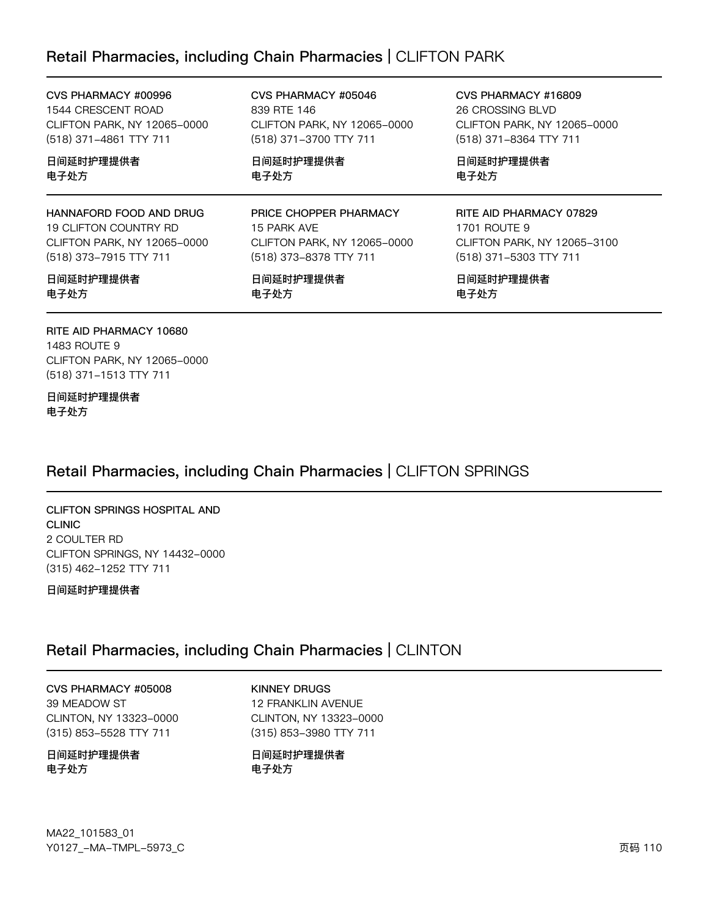## Retail Pharmacies, including Chain Pharmacies | CLIFTON PARK

**CVS PHARMACY #00996**
1544 CRESCENT ROAD
CLIFTON PARK, NY 12065-0000
(518) 371-4861 TTY 711

**日间延时护理提供者**
**电子处方**

**CVS PHARMACY #05046**
839 RTE 146
CLIFTON PARK, NY 12065-0000
(518) 371-3700 TTY 711

**日间延时护理提供者**
**电子处方**

**CVS PHARMACY #16809**
26 CROSSING BLVD
CLIFTON PARK, NY 12065-0000
(518) 371-8364 TTY 711

**日间延时护理提供者**
**电子处方**

**HANNAFORD FOOD AND DRUG**
19 CLIFTON COUNTRY RD
CLIFTON PARK, NY 12065-0000
(518) 373-7915 TTY 711

**日间延时护理提供者**
**电子处方**

**PRICE CHOPPER PHARMACY**
15 PARK AVE
CLIFTON PARK, NY 12065-0000
(518) 373-8378 TTY 711

**日间延时护理提供者**
**电子处方**

**RITE AID PHARMACY 07829**
1701 ROUTE 9
CLIFTON PARK, NY 12065-3100
(518) 371-5303 TTY 711

**日间延时护理提供者**
**电子处方**

**RITE AID PHARMACY 10680**
1483 ROUTE 9
CLIFTON PARK, NY 12065-0000
(518) 371-1513 TTY 711

**日间延时护理提供者**
**电子处方**

## Retail Pharmacies, including Chain Pharmacies | CLIFTON SPRINGS

**CLIFTON SPRINGS HOSPITAL AND CLINIC**
2 COULTER RD
CLIFTON SPRINGS, NY 14432-0000
(315) 462-1252 TTY 711

**日间延时护理提供者**

## Retail Pharmacies, including Chain Pharmacies | CLINTON

**CVS PHARMACY #05008**
39 MEADOW ST
CLINTON, NY 13323-0000
(315) 853-5528 TTY 711

**日间延时护理提供者**
**电子处方**

**KINNEY DRUGS**
12 FRANKLIN AVENUE
CLINTON, NY 13323-0000
(315) 853-3980 TTY 711

**日间延时护理提供者**
**电子处方**

MA22_101583_01
Y0127_-MA-TMPL-5973_C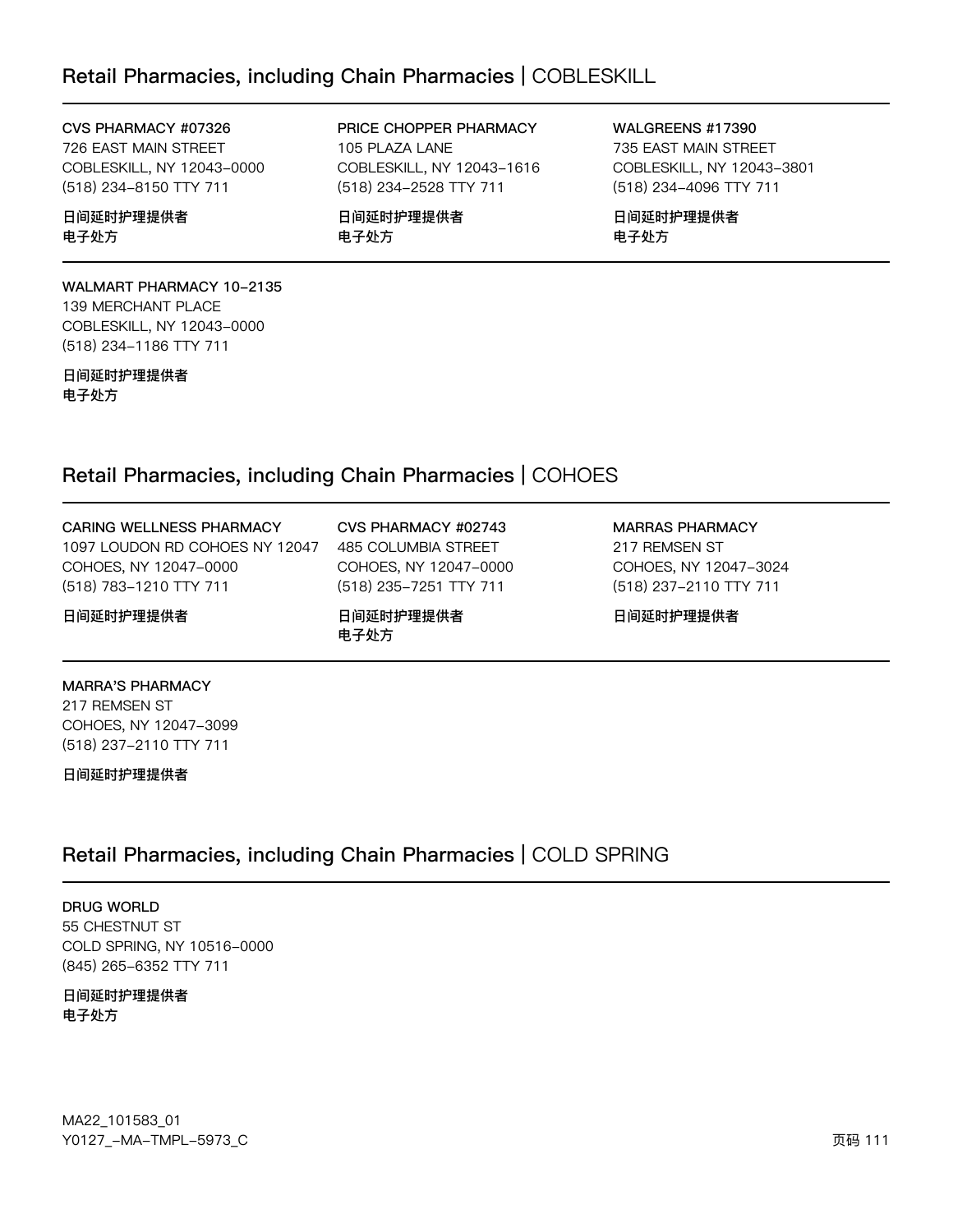## Retail Pharmacies, including Chain Pharmacies | COBLESKILL

**CVS PHARMACY #07326**
726 EAST MAIN STREET
COBLESKILL, NY 12043-0000
(518) 234-8150 TTY 711

**日间延时护理提供者**
**电子处方**

**PRICE CHOPPER PHARMACY**
105 PLAZA LANE
COBLESKILL, NY 12043-1616
(518) 234-2528 TTY 711

**日间延时护理提供者**
**电子处方**

**WALGREENS #17390**
735 EAST MAIN STREET
COBLESKILL, NY 12043-3801
(518) 234-4096 TTY 711

**日间延时护理提供者**
**电子处方**

**WALMART PHARMACY 10-2135**
139 MERCHANT PLACE
COBLESKILL, NY 12043-0000
(518) 234-1186 TTY 711

**日间延时护理提供者**
**电子处方**

## Retail Pharmacies, including Chain Pharmacies | COHOES

**CARING WELLNESS PHARMACY**
1097 LOUDON RD COHOES NY 12047
COHOES, NY 12047-0000
(518) 783-1210 TTY 711

**日间延时护理提供者**

**CVS PHARMACY #02743**
485 COLUMBIA STREET
COHOES, NY 12047-0000
(518) 235-7251 TTY 711

**日间延时护理提供者**
**电子处方**

**MARRAS PHARMACY**
217 REMSEN ST
COHOES, NY 12047-3024
(518) 237-2110 TTY 711

**日间延时护理提供者**

**MARRA'S PHARMACY**
217 REMSEN ST
COHOES, NY 12047-3099
(518) 237-2110 TTY 711

**日间延时护理提供者**

## Retail Pharmacies, including Chain Pharmacies | COLD SPRING

**DRUG WORLD**
55 CHESTNUT ST
COLD SPRING, NY 10516-0000
(845) 265-6352 TTY 711

**日间延时护理提供者**
**电子处方**

MA22_101583_01
Y0127_-MA-TMPL-5973_C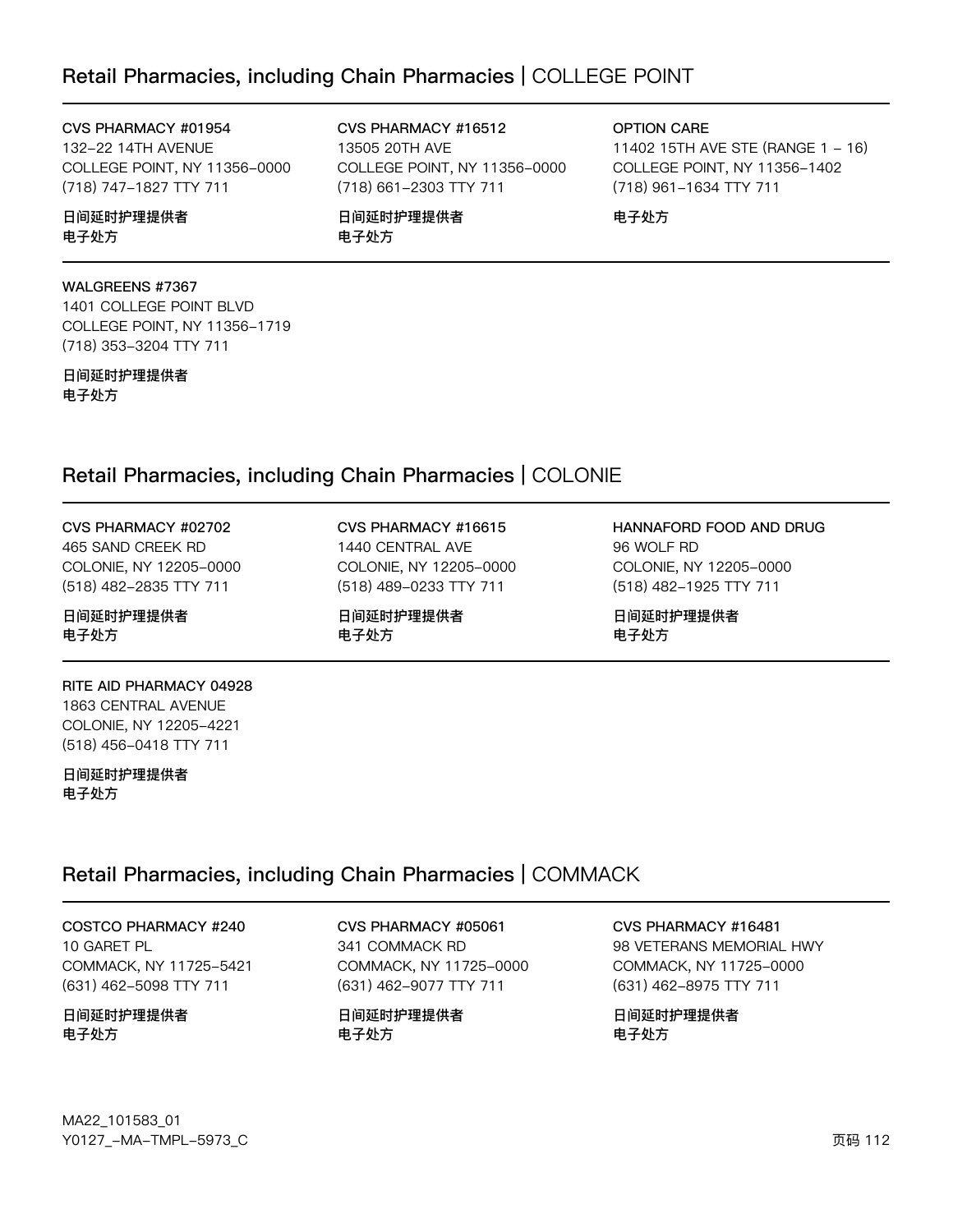## Retail Pharmacies, including Chain Pharmacies | COLLEGE POINT

**CVS PHARMACY #01954**
132-22 14TH AVENUE
COLLEGE POINT, NY 11356-0000
(718) 747-1827 TTY 711

**日间延时护理提供者**
**电子处方**

**CVS PHARMACY #16512**
13505 20TH AVE
COLLEGE POINT, NY 11356-0000
(718) 661-2303 TTY 711

**日间延时护理提供者**
**电子处方**

**OPTION CARE**
11402 15TH AVE STE (RANGE 1 - 16)
COLLEGE POINT, NY 11356-1402
(718) 961-1634 TTY 711

**电子处方**

**WALGREENS #7367**
1401 COLLEGE POINT BLVD
COLLEGE POINT, NY 11356-1719
(718) 353-3204 TTY 711

**日间延时护理提供者**
**电子处方**

## Retail Pharmacies, including Chain Pharmacies | COLONIE

**CVS PHARMACY #02702**
465 SAND CREEK RD
COLONIE, NY 12205-0000
(518) 482-2835 TTY 711

**日间延时护理提供者**
**电子处方**

**CVS PHARMACY #16615**
1440 CENTRAL AVE
COLONIE, NY 12205-0000
(518) 489-0233 TTY 711

**日间延时护理提供者**
**电子处方**

**HANNAFORD FOOD AND DRUG**
96 WOLF RD
COLONIE, NY 12205-0000
(518) 482-1925 TTY 711

**日间延时护理提供者**
**电子处方**

**RITE AID PHARMACY 04928**
1863 CENTRAL AVENUE
COLONIE, NY 12205-4221
(518) 456-0418 TTY 711

**日间延时护理提供者**
**电子处方**

## Retail Pharmacies, including Chain Pharmacies | COMMACK

**COSTCO PHARMACY #240**
10 GARET PL
COMMACK, NY 11725-5421
(631) 462-5098 TTY 711

**日间延时护理提供者**
**电子处方**

**CVS PHARMACY #05061**
341 COMMACK RD
COMMACK, NY 11725-0000
(631) 462-9077 TTY 711

**日间延时护理提供者**
**电子处方**

**CVS PHARMACY #16481**
98 VETERANS MEMORIAL HWY
COMMACK, NY 11725-0000
(631) 462-8975 TTY 711

**日间延时护理提供者**
**电子处方**

MA22_101583_01
Y0127_-MA-TMPL-5973_C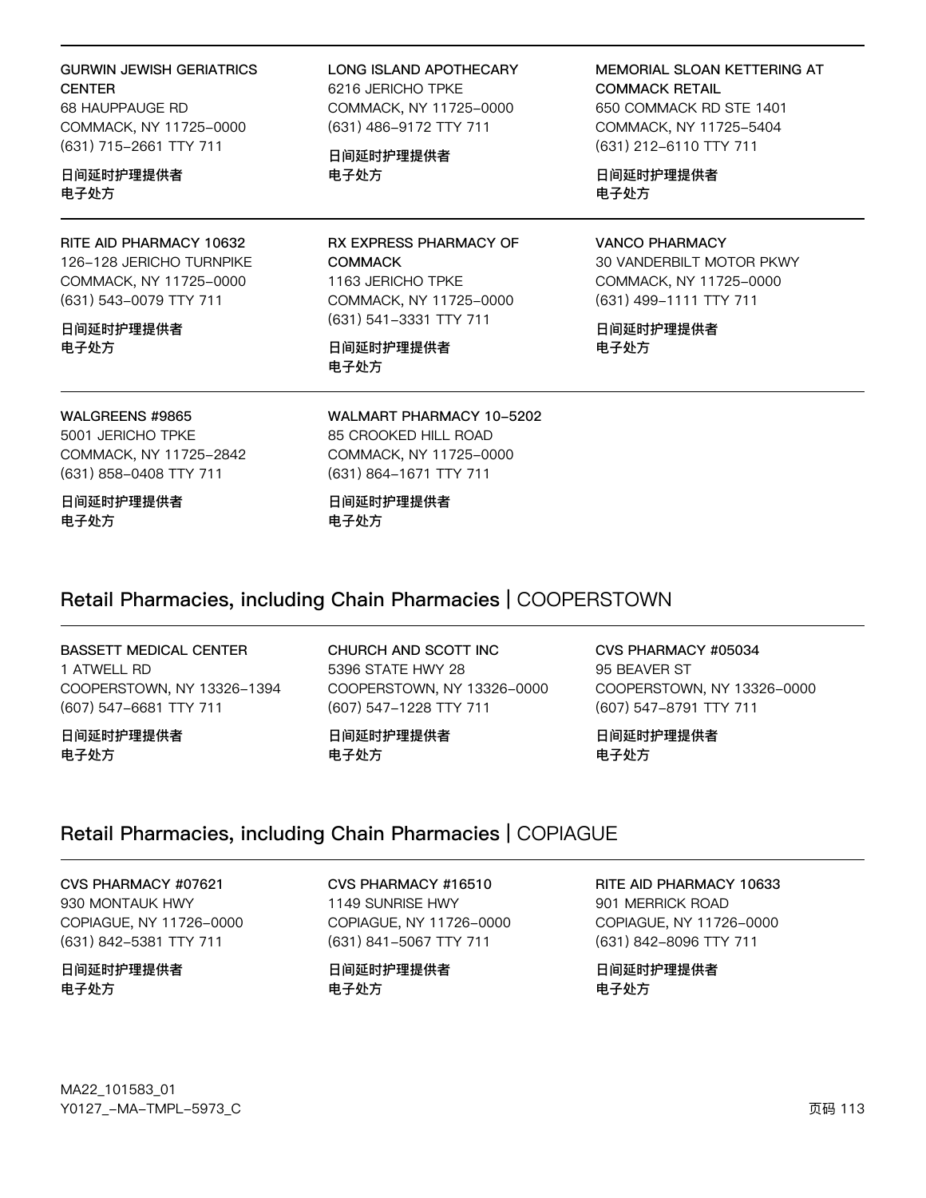GURWIN JEWISH GERIATRICS CENTER
68 HAUPPAUGE RD
COMMACK, NY 11725-0000
(631) 715-2661 TTY 711

**日间延时护理提供者**
**电子处方**

LONG ISLAND APOTHECARY
6216 JERICHO TPKE
COMMACK, NY 11725-0000
(631) 486-9172 TTY 711

**日间延时护理提供者**
**电子处方**

MEMORIAL SLOAN KETTERING AT COMMACK RETAIL
650 COMMACK RD STE 1401
COMMACK, NY 11725-5404
(631) 212-6110 TTY 711

**日间延时护理提供者**
**电子处方**

RITE AID PHARMACY 10632
126-128 JERICHO TURNPIKE
COMMACK, NY 11725-0000
(631) 543-0079 TTY 711

**日间延时护理提供者**
**电子处方**

RX EXPRESS PHARMACY OF COMMACK
1163 JERICHO TPKE
COMMACK, NY 11725-0000
(631) 541-3331 TTY 711

**日间延时护理提供者**
**电子处方**

VANCO PHARMACY
30 VANDERBILT MOTOR PKWY
COMMACK, NY 11725-0000
(631) 499-1111 TTY 711

**日间延时护理提供者**
**电子处方**

WALGREENS #9865
5001 JERICHO TPKE
COMMACK, NY 11725-2842
(631) 858-0408 TTY 711

**日间延时护理提供者**
**电子处方**

WALMART PHARMACY 10-5202
85 CROOKED HILL ROAD
COMMACK, NY 11725-0000
(631) 864-1671 TTY 711

**日间延时护理提供者**
**电子处方**

## Retail Pharmacies, including Chain Pharmacies | COOPERSTOWN

BASSETT MEDICAL CENTER
1 ATWELL RD
COOPERSTOWN, NY 13326-1394
(607) 547-6681 TTY 711

**日间延时护理提供者**
**电子处方**

CHURCH AND SCOTT INC
5396 STATE HWY 28
COOPERSTOWN, NY 13326-0000
(607) 547-1228 TTY 711

**日间延时护理提供者**
**电子处方**

CVS PHARMACY #05034
95 BEAVER ST
COOPERSTOWN, NY 13326-0000
(607) 547-8791 TTY 711

**日间延时护理提供者**
**电子处方**

## Retail Pharmacies, including Chain Pharmacies | COPIAGUE

CVS PHARMACY #07621
930 MONTAUK HWY
COPIAGUE, NY 11726-0000
(631) 842-5381 TTY 711

**日间延时护理提供者**
**电子处方**

CVS PHARMACY #16510
1149 SUNRISE HWY
COPIAGUE, NY 11726-0000
(631) 841-5067 TTY 711

**日间延时护理提供者**
**电子处方**

RITE AID PHARMACY 10633
901 MERRICK ROAD
COPIAGUE, NY 11726-0000
(631) 842-8096 TTY 711

**日间延时护理提供者**
**电子处方**

MA22_101583_01
Y0127_-MA-TMPL-5973_C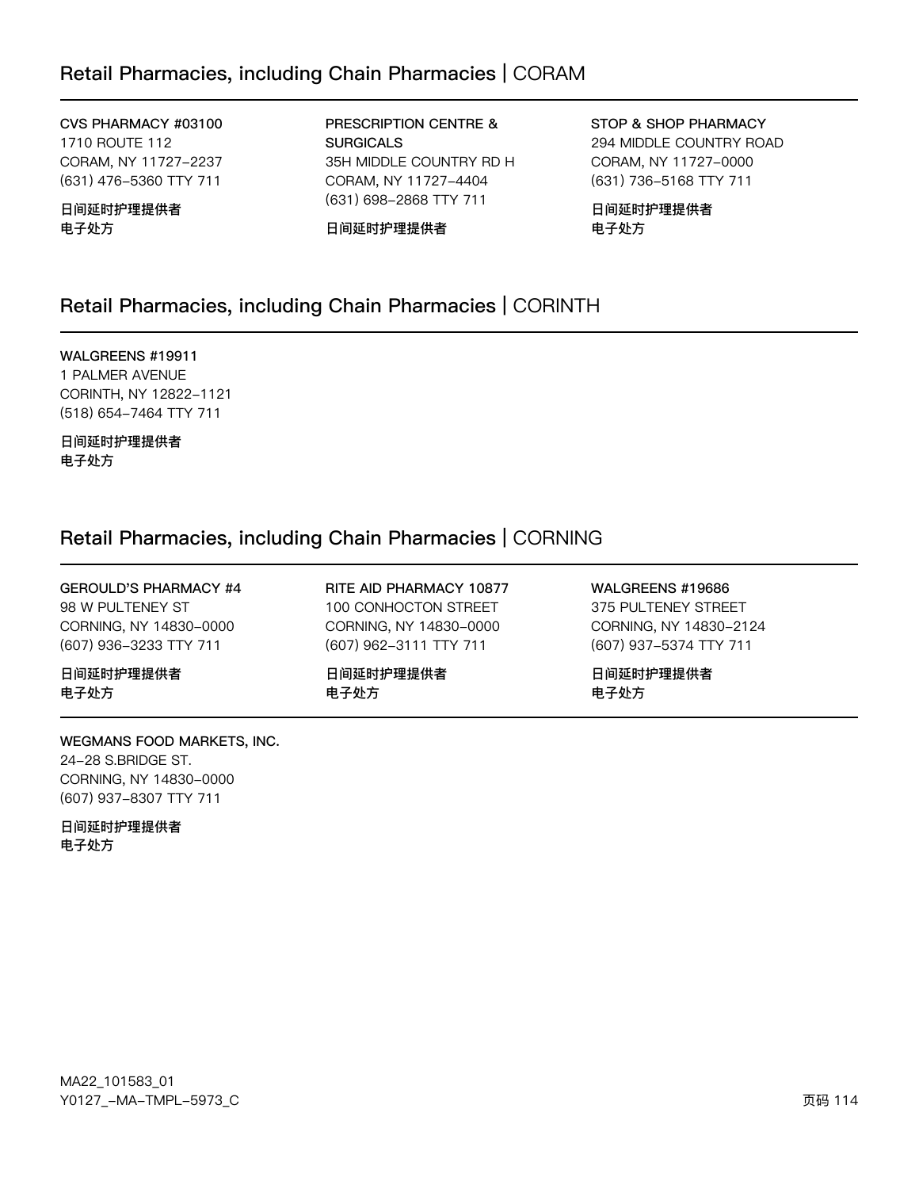## Retail Pharmacies, including Chain Pharmacies | CORAM

**CVS PHARMACY #03100**
1710 ROUTE 112
CORAM, NY 11727–2237
(631) 476–5360 TTY 711

**日间延时护理提供者**
**电子处方**

**PRESCRIPTION CENTRE & SURGICALS**
35H MIDDLE COUNTRY RD H
CORAM, NY 11727–4404
(631) 698–2868 TTY 711

**日间延时护理提供者**

**STOP & SHOP PHARMACY**
294 MIDDLE COUNTRY ROAD
CORAM, NY 11727–0000
(631) 736–5168 TTY 711

**日间延时护理提供者**
**电子处方**

## Retail Pharmacies, including Chain Pharmacies | CORINTH

**WALGREENS #19911**
1 PALMER AVENUE
CORINTH, NY 12822–1121
(518) 654–7464 TTY 711

**日间延时护理提供者**
**电子处方**

## Retail Pharmacies, including Chain Pharmacies | CORNING

**GEROULD'S PHARMACY #4**
98 W PULTENEY ST
CORNING, NY 14830–0000
(607) 936–3233 TTY 711

**日间延时护理提供者**
**电子处方**

**RITE AID PHARMACY 10877**
100 CONHOCTON STREET
CORNING, NY 14830–0000
(607) 962–3111 TTY 711

**日间延时护理提供者**
**电子处方**

**WALGREENS #19686**
375 PULTENEY STREET
CORNING, NY 14830–2124
(607) 937–5374 TTY 711

**日间延时护理提供者**
**电子处方**

**WEGMANS FOOD MARKETS, INC.**
24–28 S.BRIDGE ST.
CORNING, NY 14830–0000
(607) 937–8307 TTY 711

**日间延时护理提供者**
**电子处方**

MA22_101583_01
Y0127_–MA–TMPL–5973_C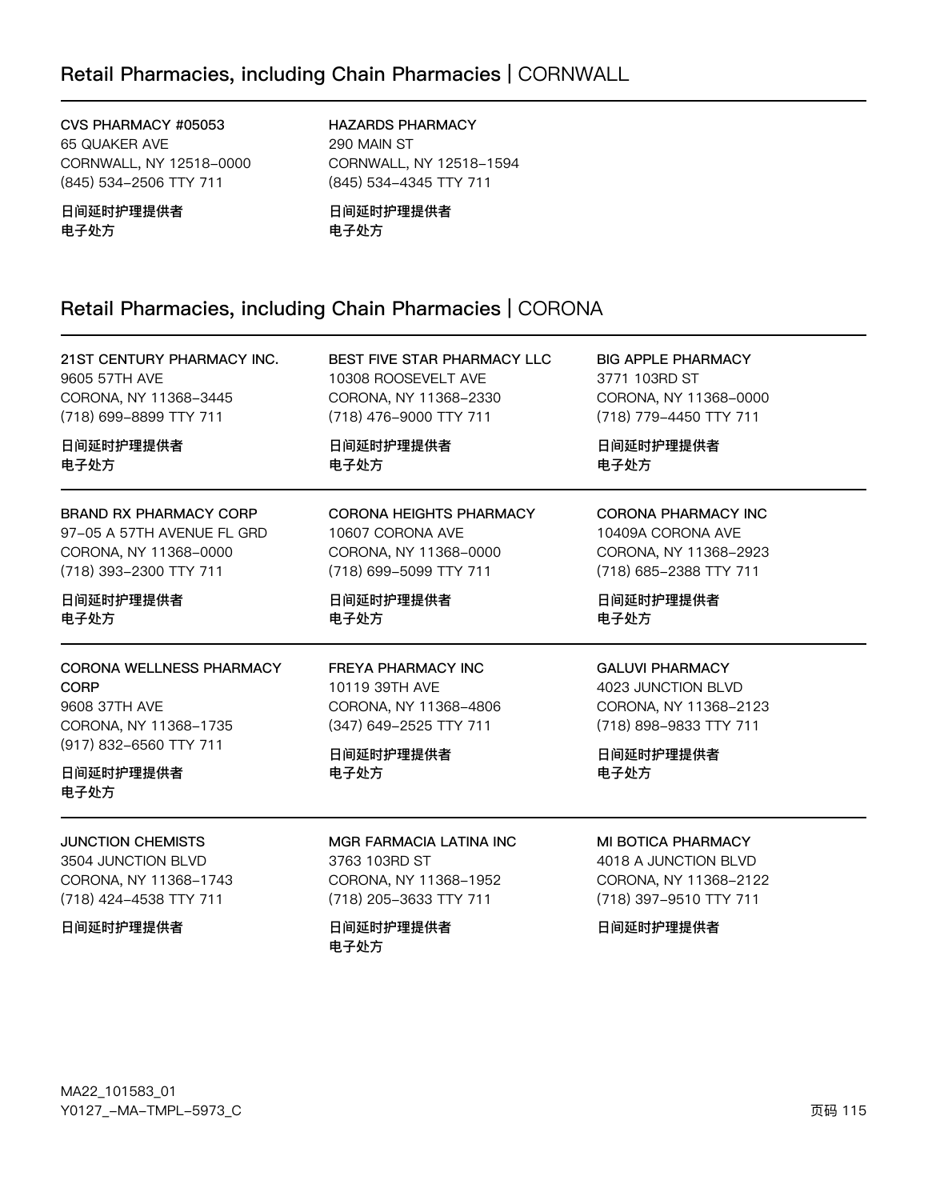## Retail Pharmacies, including Chain Pharmacies | CORNWALL

**CVS PHARMACY #05053**
65 QUAKER AVE
CORNWALL, NY 12518-0000
(845) 534-2506 TTY 711

**日间延时护理提供者**
**电子处方**

**HAZARDS PHARMACY**
290 MAIN ST
CORNWALL, NY 12518-1594
(845) 534-4345 TTY 711

**日间延时护理提供者**
**电子处方**

## Retail Pharmacies, including Chain Pharmacies | CORONA

**21ST CENTURY PHARMACY INC.**
9605 57TH AVE
CORONA, NY 11368-3445
(718) 699-8899 TTY 711

**日间延时护理提供者**
**电子处方**

**BEST FIVE STAR PHARMACY LLC**
10308 ROOSEVELT AVE
CORONA, NY 11368-2330
(718) 476-9000 TTY 711

**日间延时护理提供者**
**电子处方**

**BIG APPLE PHARMACY**
3771 103RD ST
CORONA, NY 11368-0000
(718) 779-4450 TTY 711

**日间延时护理提供者**
**电子处方**

**BRAND RX PHARMACY CORP**
97-05 A 57TH AVENUE FL GRD
CORONA, NY 11368-0000
(718) 393-2300 TTY 711

**日间延时护理提供者**
**电子处方**

**CORONA HEIGHTS PHARMACY**
10607 CORONA AVE
CORONA, NY 11368-0000
(718) 699-5099 TTY 711

**日间延时护理提供者**
**电子处方**

**CORONA PHARMACY INC**
10409A CORONA AVE
CORONA, NY 11368-2923
(718) 685-2388 TTY 711

**日间延时护理提供者**
**电子处方**

**CORONA WELLNESS PHARMACY CORP**
9608 37TH AVE
CORONA, NY 11368-1735
(917) 832-6560 TTY 711

**日间延时护理提供者**
**电子处方**

**FREYA PHARMACY INC**
10119 39TH AVE
CORONA, NY 11368-4806
(347) 649-2525 TTY 711

**日间延时护理提供者**
**电子处方**

**GALUVI PHARMACY**
4023 JUNCTION BLVD
CORONA, NY 11368-2123
(718) 898-9833 TTY 711

**日间延时护理提供者**
**电子处方**

**JUNCTION CHEMISTS**
3504 JUNCTION BLVD
CORONA, NY 11368-1743
(718) 424-4538 TTY 711

**日间延时护理提供者**

**MGR FARMACIA LATINA INC**
3763 103RD ST
CORONA, NY 11368-1952
(718) 205-3633 TTY 711

**日间延时护理提供者**
**电子处方**

**MI BOTICA PHARMACY**
4018 A JUNCTION BLVD
CORONA, NY 11368-2122
(718) 397-9510 TTY 711

**日间延时护理提供者**

MA22_101583_01
Y0127_-MA-TMPL-5973_C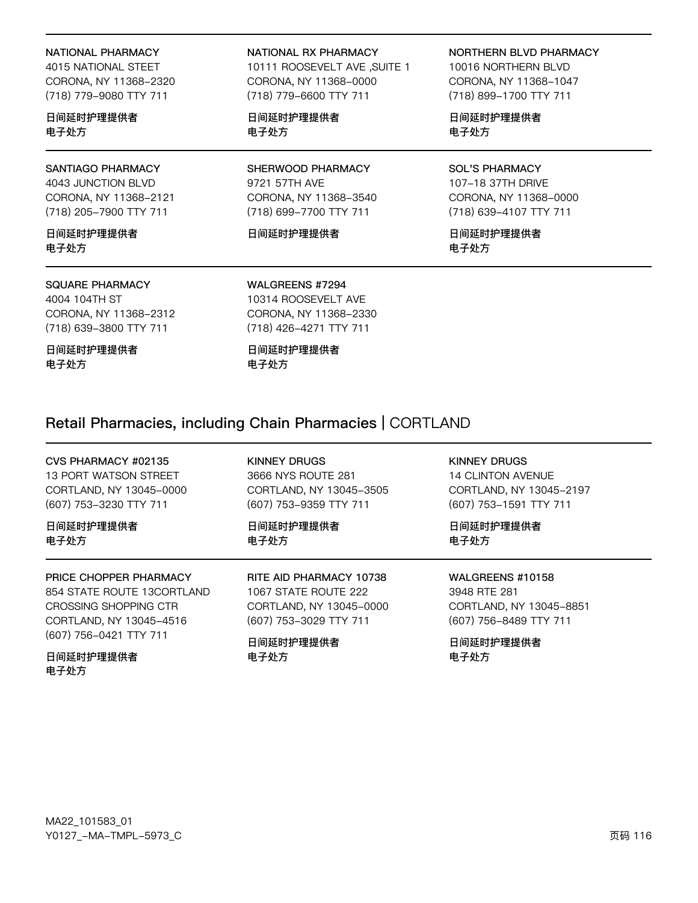NATIONAL PHARMACY
4015 NATIONAL STEET
CORONA, NY 11368–2320
(718) 779–9080 TTY 711

**日间延时护理提供者**
**电子处方**

NATIONAL RX PHARMACY
10111 ROOSEVELT AVE ,SUITE 1
CORONA, NY 11368–0000
(718) 779–6600 TTY 711

**日间延时护理提供者**
**电子处方**

NORTHERN BLVD PHARMACY
10016 NORTHERN BLVD
CORONA, NY 11368–1047
(718) 899–1700 TTY 711

**日间延时护理提供者**
**电子处方**

SANTIAGO PHARMACY
4043 JUNCTION BLVD
CORONA, NY 11368–2121
(718) 205–7900 TTY 711

**日间延时护理提供者**
**电子处方**

SHERWOOD PHARMACY
9721 57TH AVE
CORONA, NY 11368–3540
(718) 699–7700 TTY 711

**日间延时护理提供者**

SOL'S PHARMACY
107–18 37TH DRIVE
CORONA, NY 11368–0000
(718) 639–4107 TTY 711

**日间延时护理提供者**
**电子处方**

SQUARE PHARMACY
4004 104TH ST
CORONA, NY 11368–2312
(718) 639–3800 TTY 711

**日间延时护理提供者**
**电子处方**

WALGREENS #7294
10314 ROOSEVELT AVE
CORONA, NY 11368–2330
(718) 426–4271 TTY 711

**日间延时护理提供者**
**电子处方**

## Retail Pharmacies, including Chain Pharmacies | CORTLAND

CVS PHARMACY #02135
13 PORT WATSON STREET
CORTLAND, NY 13045–0000
(607) 753–3230 TTY 711

**日间延时护理提供者**
**电子处方**

KINNEY DRUGS
3666 NYS ROUTE 281
CORTLAND, NY 13045–3505
(607) 753–9359 TTY 711

**日间延时护理提供者**
**电子处方**

KINNEY DRUGS
14 CLINTON AVENUE
CORTLAND, NY 13045–2197
(607) 753–1591 TTY 711

**日间延时护理提供者**
**电子处方**

PRICE CHOPPER PHARMACY
854 STATE ROUTE 13CORTLAND
CROSSING SHOPPING CTR
CORTLAND, NY 13045–4516
(607) 756–0421 TTY 711

**日间延时护理提供者**
**电子处方**

RITE AID PHARMACY 10738
1067 STATE ROUTE 222
CORTLAND, NY 13045–0000
(607) 753–3029 TTY 711

**日间延时护理提供者**
**电子处方**

WALGREENS #10158
3948 RTE 281
CORTLAND, NY 13045–8851
(607) 756–8489 TTY 711

**日间延时护理提供者**
**电子处方**

MA22_101583_01
Y0127_–MA–TMPL–5973_C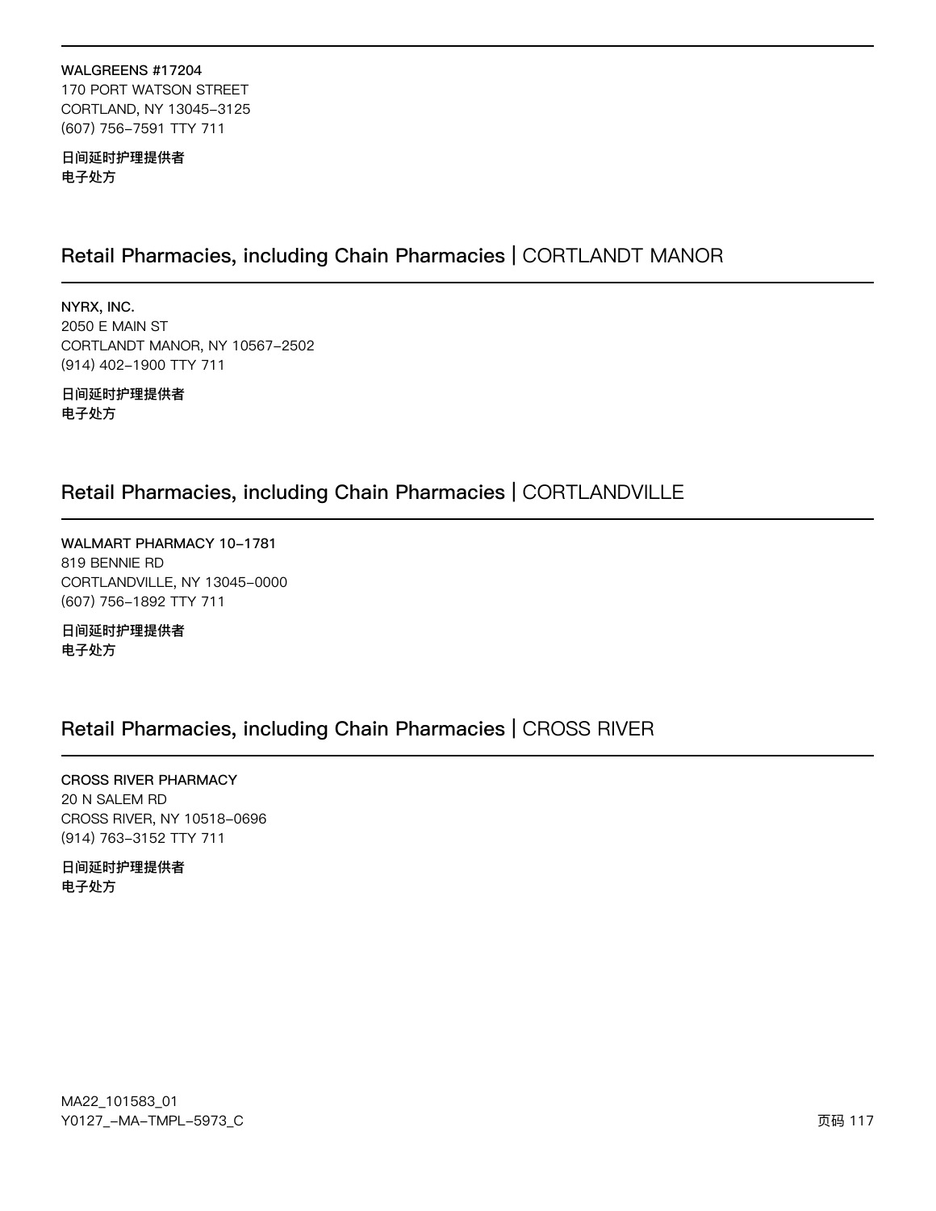**WALGREENS #17204**
170 PORT WATSON STREET
CORTLAND, NY 13045-3125
(607) 756-7591 TTY 711

**日间延时护理提供者**
**电子处方**

## Retail Pharmacies, including Chain Pharmacies | CORTLANDT MANOR

**NYRX, INC.**
2050 E MAIN ST
CORTLANDT MANOR, NY 10567-2502
(914) 402-1900 TTY 711

**日间延时护理提供者**
**电子处方**

## Retail Pharmacies, including Chain Pharmacies | CORTLANDVILLE

**WALMART PHARMACY 10-1781**
819 BENNIE RD
CORTLANDVILLE, NY 13045-0000
(607) 756-1892 TTY 711

**日间延时护理提供者**
**电子处方**

## Retail Pharmacies, including Chain Pharmacies | CROSS RIVER

**CROSS RIVER PHARMACY**
20 N SALEM RD
CROSS RIVER, NY 10518-0696
(914) 763-3152 TTY 711

**日间延时护理提供者**
**电子处方**

MA22_101583_01
Y0127_-MA-TMPL-5973_C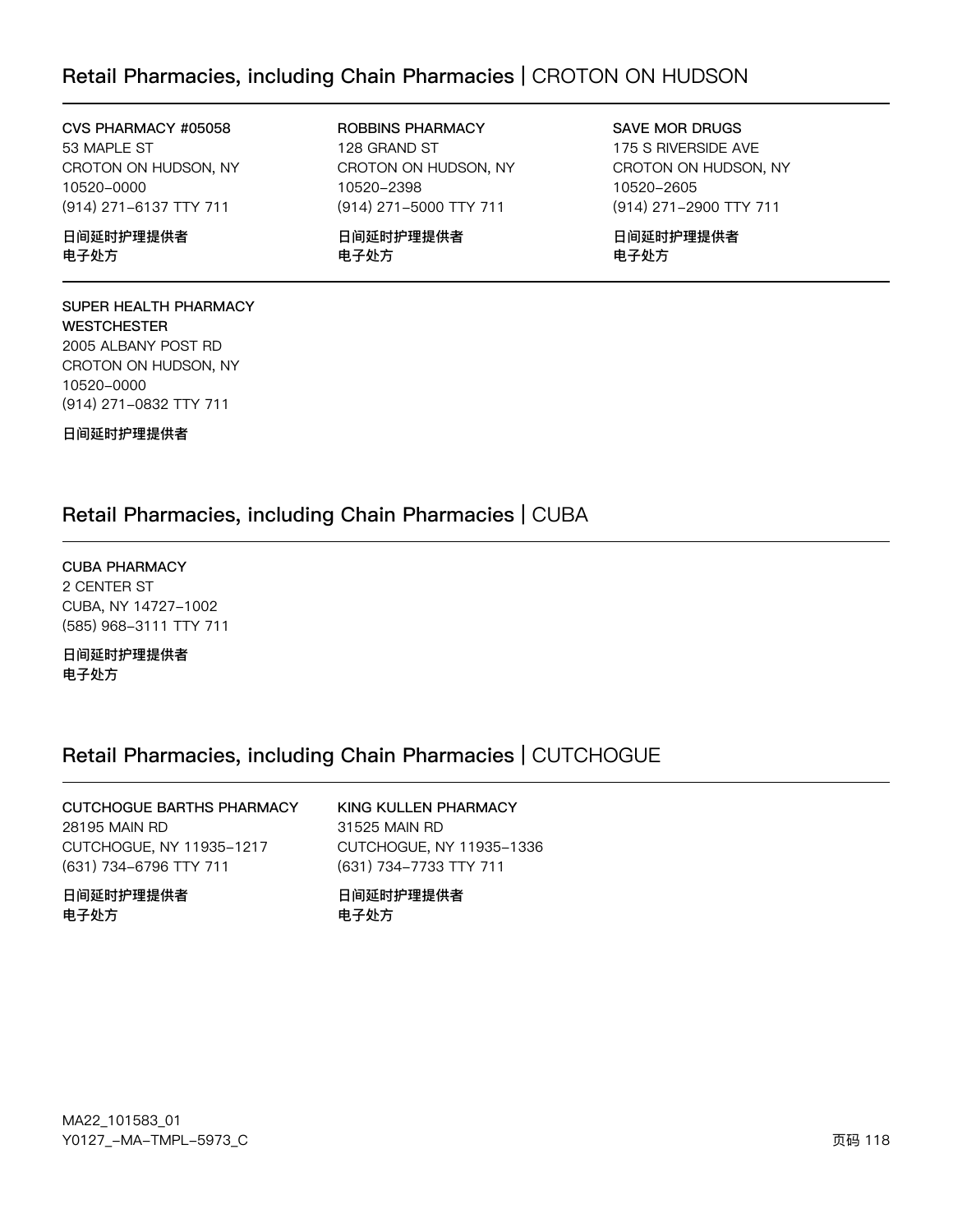## Retail Pharmacies, including Chain Pharmacies | CROTON ON HUDSON

CVS PHARMACY #05058
53 MAPLE ST
CROTON ON HUDSON, NY
10520-0000
(914) 271-6137 TTY 711

**日间延时护理提供者**
**电子处方**

ROBBINS PHARMACY
128 GRAND ST
CROTON ON HUDSON, NY
10520-2398
(914) 271-5000 TTY 711

**日间延时护理提供者**
**电子处方**

SAVE MOR DRUGS
175 S RIVERSIDE AVE
CROTON ON HUDSON, NY
10520-2605
(914) 271-2900 TTY 711

**日间延时护理提供者**
**电子处方**

SUPER HEALTH PHARMACY WESTCHESTER
2005 ALBANY POST RD
CROTON ON HUDSON, NY
10520-0000
(914) 271-0832 TTY 711

**日间延时护理提供者**

## Retail Pharmacies, including Chain Pharmacies | CUBA

CUBA PHARMACY
2 CENTER ST
CUBA, NY 14727-1002
(585) 968-3111 TTY 711

**日间延时护理提供者**
**电子处方**

## Retail Pharmacies, including Chain Pharmacies | CUTCHOGUE

CUTCHOGUE BARTHS PHARMACY
28195 MAIN RD
CUTCHOGUE, NY 11935-1217
(631) 734-6796 TTY 711

**日间延时护理提供者**
**电子处方**

KING KULLEN PHARMACY
31525 MAIN RD
CUTCHOGUE, NY 11935-1336
(631) 734-7733 TTY 711

**日间延时护理提供者**
**电子处方**

MA22_101583_01
Y0127_-MA-TMPL-5973_C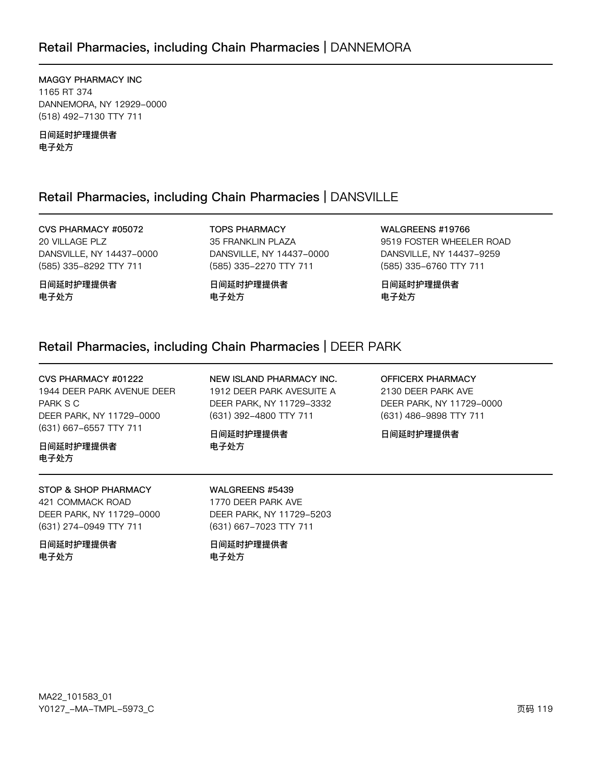## Retail Pharmacies, including Chain Pharmacies | DANNEMORA

**MAGGY PHARMACY INC**
1165 RT 374
DANNEMORA, NY 12929-0000
(518) 492-7130 TTY 711

**日间延时护理提供者**
**电子处方**

## Retail Pharmacies, including Chain Pharmacies | DANSVILLE

**CVS PHARMACY #05072**
20 VILLAGE PLZ
DANSVILLE, NY 14437-0000
(585) 335-8292 TTY 711

**日间延时护理提供者**
**电子处方**

**TOPS PHARMACY**
35 FRANKLIN PLAZA
DANSVILLE, NY 14437-0000
(585) 335-2270 TTY 711

**日间延时护理提供者**
**电子处方**

**WALGREENS #19766**
9519 FOSTER WHEELER ROAD
DANSVILLE, NY 14437-9259
(585) 335-6760 TTY 711

**日间延时护理提供者**
**电子处方**

## Retail Pharmacies, including Chain Pharmacies | DEER PARK

**CVS PHARMACY #01222**
1944 DEER PARK AVENUE DEER PARK S C
DEER PARK, NY 11729-0000
(631) 667-6557 TTY 711

**日间延时护理提供者**
**电子处方**

**NEW ISLAND PHARMACY INC.**
1912 DEER PARK AVESUITE A
DEER PARK, NY 11729-3332
(631) 392-4800 TTY 711

**日间延时护理提供者**
**电子处方**

**OFFICERX PHARMACY**
2130 DEER PARK AVE
DEER PARK, NY 11729-0000
(631) 486-9898 TTY 711

**日间延时护理提供者**

**STOP & SHOP PHARMACY**
421 COMMACK ROAD
DEER PARK, NY 11729-0000
(631) 274-0949 TTY 711

**日间延时护理提供者**
**电子处方**

**WALGREENS #5439**
1770 DEER PARK AVE
DEER PARK, NY 11729-5203
(631) 667-7023 TTY 711

**日间延时护理提供者**
**电子处方**

MA22_101583_01
Y0127_-MA-TMPL-5973_C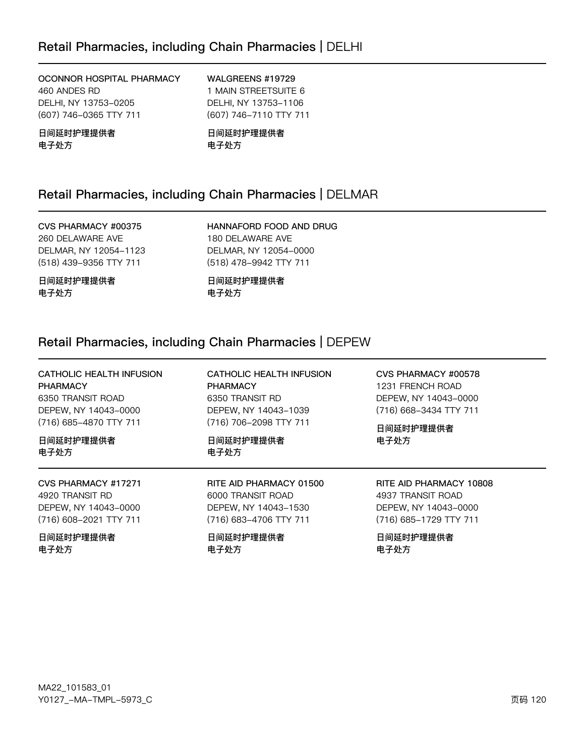## Retail Pharmacies, including Chain Pharmacies | DELHI

**OCONNOR HOSPITAL PHARMACY**
460 ANDES RD
DELHI, NY 13753-0205
(607) 746-0365 TTY 711

**日间延时护理提供者**
**电子处方**

**WALGREENS #19729**
1 MAIN STREETSUITE 6
DELHI, NY 13753-1106
(607) 746-7110 TTY 711

**日间延时护理提供者**
**电子处方**

## Retail Pharmacies, including Chain Pharmacies | DELMAR

**CVS PHARMACY #00375**
260 DELAWARE AVE
DELMAR, NY 12054-1123
(518) 439-9356 TTY 711

**日间延时护理提供者**
**电子处方**

**HANNAFORD FOOD AND DRUG**
180 DELAWARE AVE
DELMAR, NY 12054-0000
(518) 478-9942 TTY 711

**日间延时护理提供者**
**电子处方**

## Retail Pharmacies, including Chain Pharmacies | DEPEW

**CATHOLIC HEALTH INFUSION PHARMACY**
6350 TRANSIT ROAD
DEPEW, NY 14043-0000
(716) 685-4870 TTY 711

**日间延时护理提供者**
**电子处方**

**CATHOLIC HEALTH INFUSION PHARMACY**
6350 TRANSIT RD
DEPEW, NY 14043-1039
(716) 706-2098 TTY 711

**日间延时护理提供者**
**电子处方**

**CVS PHARMACY #00578**
1231 FRENCH ROAD
DEPEW, NY 14043-0000
(716) 668-3434 TTY 711

**日间延时护理提供者**
**电子处方**

**CVS PHARMACY #17271**
4920 TRANSIT RD
DEPEW, NY 14043-0000
(716) 608-2021 TTY 711

**日间延时护理提供者**
**电子处方**

**RITE AID PHARMACY 01500**
6000 TRANSIT ROAD
DEPEW, NY 14043-1530
(716) 683-4706 TTY 711

**日间延时护理提供者**
**电子处方**

**RITE AID PHARMACY 10808**
4937 TRANSIT ROAD
DEPEW, NY 14043-0000
(716) 685-1729 TTY 711

**日间延时护理提供者**
**电子处方**

MA22_101583_01
Y0127_-MA-TMPL-5973_C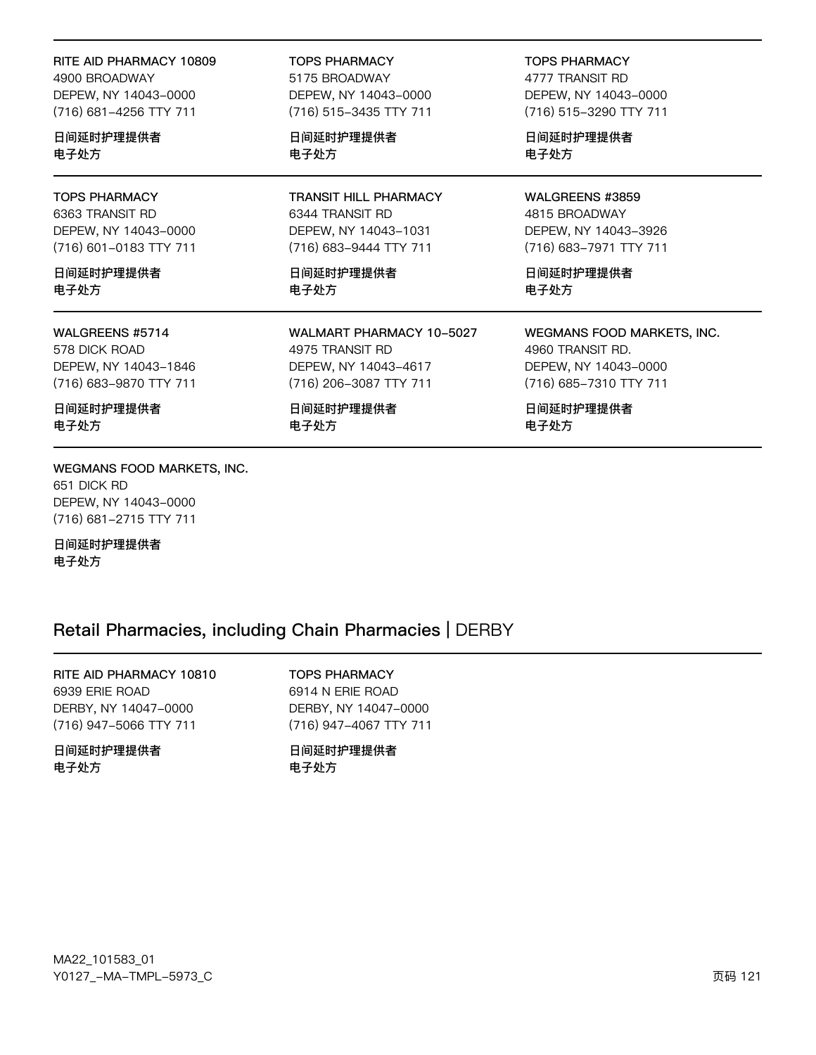RITE AID PHARMACY 10809
4900 BROADWAY
DEPEW, NY 14043-0000
(716) 681-4256 TTY 711

日间延时护理提供者
电子处方

TOPS PHARMACY
5175 BROADWAY
DEPEW, NY 14043-0000
(716) 515-3435 TTY 711

日间延时护理提供者
电子处方

TOPS PHARMACY
4777 TRANSIT RD
DEPEW, NY 14043-0000
(716) 515-3290 TTY 711

日间延时护理提供者
电子处方

TOPS PHARMACY
6363 TRANSIT RD
DEPEW, NY 14043-0000
(716) 601-0183 TTY 711

日间延时护理提供者
电子处方

TRANSIT HILL PHARMACY
6344 TRANSIT RD
DEPEW, NY 14043-1031
(716) 683-9444 TTY 711

日间延时护理提供者
电子处方

WALGREENS #3859
4815 BROADWAY
DEPEW, NY 14043-3926
(716) 683-7971 TTY 711

日间延时护理提供者
电子处方

WALGREENS #5714
578 DICK ROAD
DEPEW, NY 14043-1846
(716) 683-9870 TTY 711

日间延时护理提供者
电子处方

WALMART PHARMACY 10-5027
4975 TRANSIT RD
DEPEW, NY 14043-4617
(716) 206-3087 TTY 711

日间延时护理提供者
电子处方

WEGMANS FOOD MARKETS, INC.
4960 TRANSIT RD.
DEPEW, NY 14043-0000
(716) 685-7310 TTY 711

日间延时护理提供者
电子处方

WEGMANS FOOD MARKETS, INC.
651 DICK RD
DEPEW, NY 14043-0000
(716) 681-2715 TTY 711

日间延时护理提供者
电子处方

## Retail Pharmacies, including Chain Pharmacies | DERBY

RITE AID PHARMACY 10810
6939 ERIE ROAD
DERBY, NY 14047-0000
(716) 947-5066 TTY 711

日间延时护理提供者
电子处方

TOPS PHARMACY
6914 N ERIE ROAD
DERBY, NY 14047-0000
(716) 947-4067 TTY 711

日间延时护理提供者
电子处方

MA22_101583_01
Y0127_-MA-TMPL-5973_C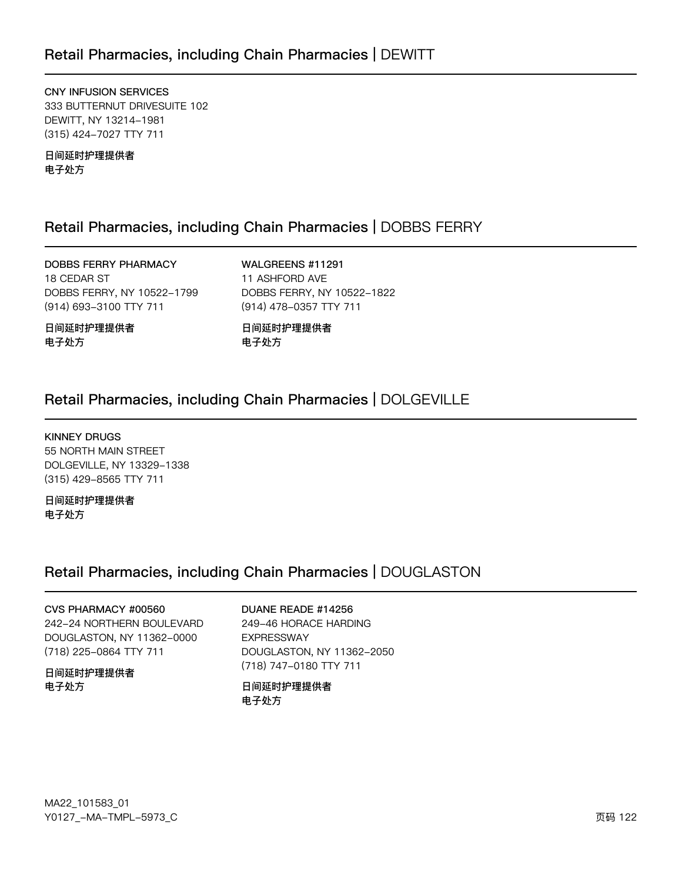## Retail Pharmacies, including Chain Pharmacies | DEWITT

**CNY INFUSION SERVICES**
333 BUTTERNUT DRIVESUITE 102
DEWITT, NY 13214-1981
(315) 424-7027 TTY 711

**日间延时护理提供者**
**电子处方**

## Retail Pharmacies, including Chain Pharmacies | DOBBS FERRY

**DOBBS FERRY PHARMACY**
18 CEDAR ST
DOBBS FERRY, NY 10522-1799
(914) 693-3100 TTY 711

**日间延时护理提供者**
**电子处方**

**WALGREENS #11291**
11 ASHFORD AVE
DOBBS FERRY, NY 10522-1822
(914) 478-0357 TTY 711

**日间延时护理提供者**
**电子处方**

## Retail Pharmacies, including Chain Pharmacies | DOLGEVILLE

**KINNEY DRUGS**
55 NORTH MAIN STREET
DOLGEVILLE, NY 13329-1338
(315) 429-8565 TTY 711

**日间延时护理提供者**
**电子处方**

## Retail Pharmacies, including Chain Pharmacies | DOUGLASTON

**CVS PHARMACY #00560**
242-24 NORTHERN BOULEVARD
DOUGLASTON, NY 11362-0000
(718) 225-0864 TTY 711

**日间延时护理提供者**
**电子处方**

**DUANE READE #14256**
249-46 HORACE HARDING EXPRESSWAY
DOUGLASTON, NY 11362-2050
(718) 747-0180 TTY 711

**日间延时护理提供者**
**电子处方**

MA22_101583_01
Y0127_-MA-TMPL-5973_C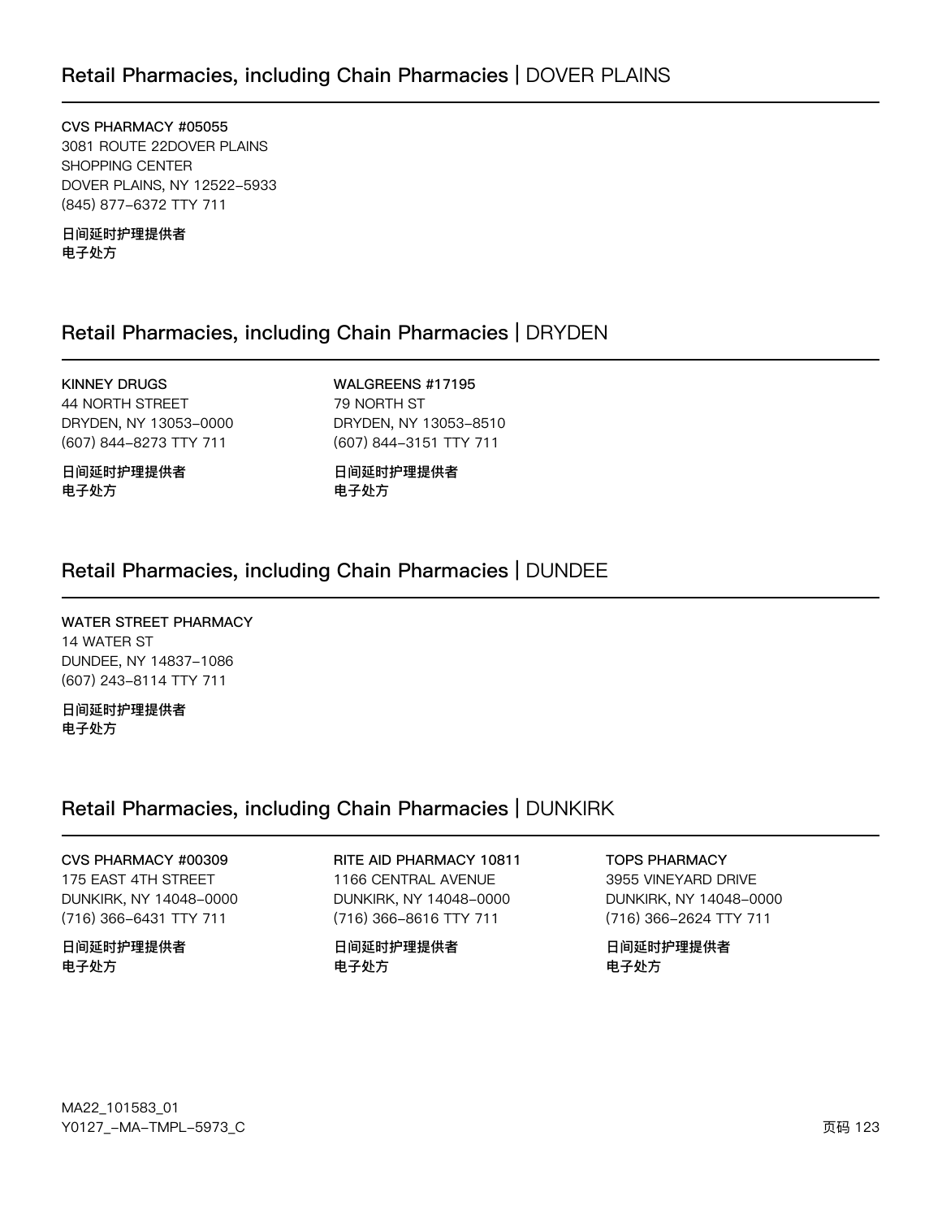## Retail Pharmacies, including Chain Pharmacies | DOVER PLAINS

**CVS PHARMACY #05055**
3081 ROUTE 22DOVER PLAINS
SHOPPING CENTER
DOVER PLAINS, NY 12522-5933
(845) 877-6372 TTY 711

**日间延时护理提供者**
**电子处方**

## Retail Pharmacies, including Chain Pharmacies | DRYDEN

**KINNEY DRUGS**
44 NORTH STREET
DRYDEN, NY 13053-0000
(607) 844-8273 TTY 711

**日间延时护理提供者**
**电子处方**

**WALGREENS #17195**
79 NORTH ST
DRYDEN, NY 13053-8510
(607) 844-3151 TTY 711

**日间延时护理提供者**
**电子处方**

## Retail Pharmacies, including Chain Pharmacies | DUNDEE

**WATER STREET PHARMACY**
14 WATER ST
DUNDEE, NY 14837-1086
(607) 243-8114 TTY 711

**日间延时护理提供者**
**电子处方**

## Retail Pharmacies, including Chain Pharmacies | DUNKIRK

**CVS PHARMACY #00309**
175 EAST 4TH STREET
DUNKIRK, NY 14048-0000
(716) 366-6431 TTY 711

**日间延时护理提供者**
**电子处方**

**RITE AID PHARMACY 10811**
1166 CENTRAL AVENUE
DUNKIRK, NY 14048-0000
(716) 366-8616 TTY 711

**日间延时护理提供者**
**电子处方**

**TOPS PHARMACY**
3955 VINEYARD DRIVE
DUNKIRK, NY 14048-0000
(716) 366-2624 TTY 711

**日间延时护理提供者**
**电子处方**

MA22_101583_01
Y0127_-MA-TMPL-5973_C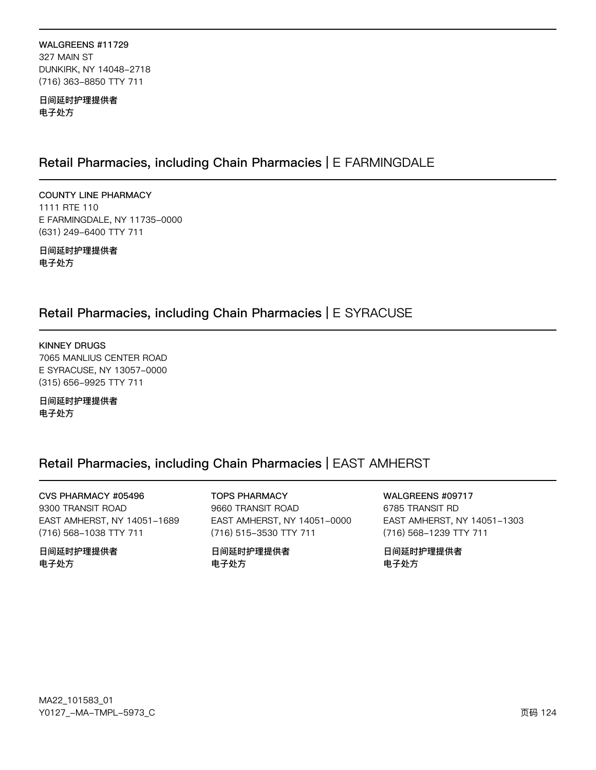**WALGREENS #11729**
327 MAIN ST
DUNKIRK, NY 14048-2718
(716) 363-8850 TTY 711

**日间延时护理提供者**
**电子处方**

## Retail Pharmacies, including Chain Pharmacies | E FARMINGDALE

**COUNTY LINE PHARMACY**
1111 RTE 110
E FARMINGDALE, NY 11735-0000
(631) 249-6400 TTY 711

**日间延时护理提供者**
**电子处方**

## Retail Pharmacies, including Chain Pharmacies | E SYRACUSE

**KINNEY DRUGS**
7065 MANLIUS CENTER ROAD
E SYRACUSE, NY 13057-0000
(315) 656-9925 TTY 711

**日间延时护理提供者**
**电子处方**

## Retail Pharmacies, including Chain Pharmacies | EAST AMHERST

**CVS PHARMACY #05496**
9300 TRANSIT ROAD
EAST AMHERST, NY 14051-1689
(716) 568-1038 TTY 711

**日间延时护理提供者**
**电子处方**

**TOPS PHARMACY**
9660 TRANSIT ROAD
EAST AMHERST, NY 14051-0000
(716) 515-3530 TTY 711

**日间延时护理提供者**
**电子处方**

**WALGREENS #09717**
6785 TRANSIT RD
EAST AMHERST, NY 14051-1303
(716) 568-1239 TTY 711

**日间延时护理提供者**
**电子处方**

MA22_101583_01
Y0127_-MA-TMPL-5973_C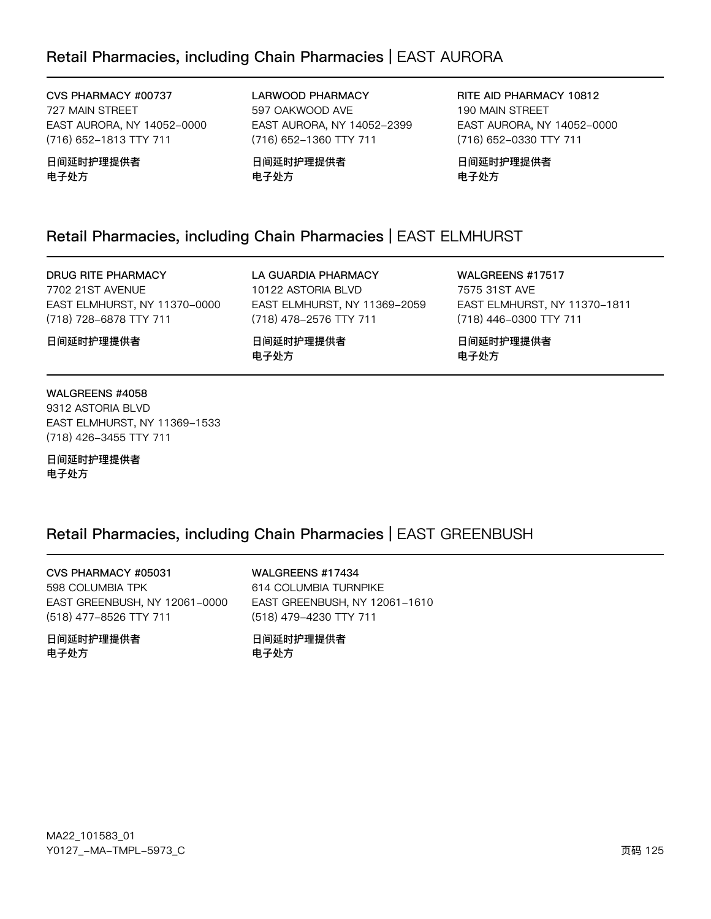## Retail Pharmacies, including Chain Pharmacies | EAST AURORA

**CVS PHARMACY #00737**
727 MAIN STREET
EAST AURORA, NY 14052-0000
(716) 652-1813 TTY 711

**日间延时护理提供者**
**电子处方**

**LARWOOD PHARMACY**
597 OAKWOOD AVE
EAST AURORA, NY 14052-2399
(716) 652-1360 TTY 711

**日间延时护理提供者**
**电子处方**

**RITE AID PHARMACY 10812**
190 MAIN STREET
EAST AURORA, NY 14052-0000
(716) 652-0330 TTY 711

**日间延时护理提供者**
**电子处方**

## Retail Pharmacies, including Chain Pharmacies | EAST ELMHURST

**DRUG RITE PHARMACY**
7702 21ST AVENUE
EAST ELMHURST, NY 11370-0000
(718) 728-6878 TTY 711

**日间延时护理提供者**

**LA GUARDIA PHARMACY**
10122 ASTORIA BLVD
EAST ELMHURST, NY 11369-2059
(718) 478-2576 TTY 711

**日间延时护理提供者**
**电子处方**

**WALGREENS #17517**
7575 31ST AVE
EAST ELMHURST, NY 11370-1811
(718) 446-0300 TTY 711

**日间延时护理提供者**
**电子处方**

**WALGREENS #4058**
9312 ASTORIA BLVD
EAST ELMHURST, NY 11369-1533
(718) 426-3455 TTY 711

**日间延时护理提供者**
**电子处方**

## Retail Pharmacies, including Chain Pharmacies | EAST GREENBUSH

**CVS PHARMACY #05031**
598 COLUMBIA TPK
EAST GREENBUSH, NY 12061-0000
(518) 477-8526 TTY 711

**日间延时护理提供者**
**电子处方**

**WALGREENS #17434**
614 COLUMBIA TURNPIKE
EAST GREENBUSH, NY 12061-1610
(518) 479-4230 TTY 711

**日间延时护理提供者**
**电子处方**

MA22_101583_01
Y0127_-MA-TMPL-5973_C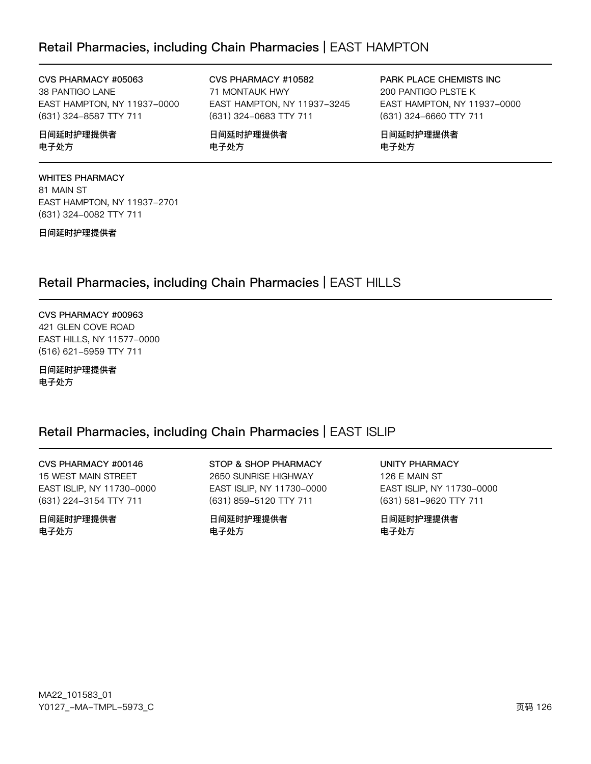## Retail Pharmacies, including Chain Pharmacies | EAST HAMPTON

**CVS PHARMACY #05063**
38 PANTIGO LANE
EAST HAMPTON, NY 11937-0000
(631) 324-8587 TTY 711

**日间延时护理提供者**
**电子处方**

**CVS PHARMACY #10582**
71 MONTAUK HWY
EAST HAMPTON, NY 11937-3245
(631) 324-0683 TTY 711

**日间延时护理提供者**
**电子处方**

**PARK PLACE CHEMISTS INC**
200 PANTIGO PLSTE K
EAST HAMPTON, NY 11937-0000
(631) 324-6660 TTY 711

**日间延时护理提供者**
**电子处方**

---

**WHITES PHARMACY**
81 MAIN ST
EAST HAMPTON, NY 11937-2701
(631) 324-0082 TTY 711

**日间延时护理提供者**

## Retail Pharmacies, including Chain Pharmacies | EAST HILLS

**CVS PHARMACY #00963**
421 GLEN COVE ROAD
EAST HILLS, NY 11577-0000
(516) 621-5959 TTY 711

**日间延时护理提供者**
**电子处方**

## Retail Pharmacies, including Chain Pharmacies | EAST ISLIP

**CVS PHARMACY #00146**
15 WEST MAIN STREET
EAST ISLIP, NY 11730-0000
(631) 224-3154 TTY 711

**日间延时护理提供者**
**电子处方**

**STOP & SHOP PHARMACY**
2650 SUNRISE HIGHWAY
EAST ISLIP, NY 11730-0000
(631) 859-5120 TTY 711

**日间延时护理提供者**
**电子处方**

**UNITY PHARMACY**
126 E MAIN ST
EAST ISLIP, NY 11730-0000
(631) 581-9620 TTY 711

**日间延时护理提供者**
**电子处方**

MA22_101583_01
Y0127_-MA-TMPL-5973_C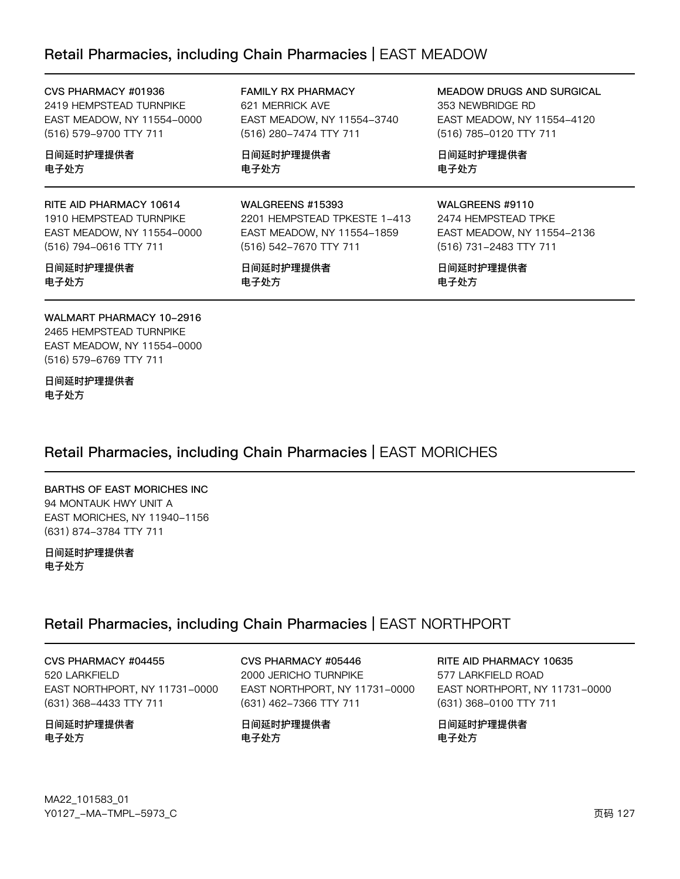## Retail Pharmacies, including Chain Pharmacies | EAST MEADOW

CVS PHARMACY #01936
2419 HEMPSTEAD TURNPIKE
EAST MEADOW, NY 11554-0000
(516) 579-9700 TTY 711

日间延时护理提供者
电子处方

FAMILY RX PHARMACY
621 MERRICK AVE
EAST MEADOW, NY 11554-3740
(516) 280-7474 TTY 711

日间延时护理提供者
电子处方

MEADOW DRUGS AND SURGICAL
353 NEWBRIDGE RD
EAST MEADOW, NY 11554-4120
(516) 785-0120 TTY 711

日间延时护理提供者
电子处方

RITE AID PHARMACY 10614
1910 HEMPSTEAD TURNPIKE
EAST MEADOW, NY 11554-0000
(516) 794-0616 TTY 711

日间延时护理提供者
电子处方

WALGREENS #15393
2201 HEMPSTEAD TPKESTE 1-413
EAST MEADOW, NY 11554-1859
(516) 542-7670 TTY 711

日间延时护理提供者
电子处方

WALGREENS #9110
2474 HEMPSTEAD TPKE
EAST MEADOW, NY 11554-2136
(516) 731-2483 TTY 711

日间延时护理提供者
电子处方

WALMART PHARMACY 10-2916
2465 HEMPSTEAD TURNPIKE
EAST MEADOW, NY 11554-0000
(516) 579-6769 TTY 711

日间延时护理提供者
电子处方

## Retail Pharmacies, including Chain Pharmacies | EAST MORICHES

BARTHS OF EAST MORICHES INC
94 MONTAUK HWY UNIT A
EAST MORICHES, NY 11940-1156
(631) 874-3784 TTY 711

日间延时护理提供者
电子处方

## Retail Pharmacies, including Chain Pharmacies | EAST NORTHPORT

CVS PHARMACY #04455
520 LARKFIELD
EAST NORTHPORT, NY 11731-0000
(631) 368-4433 TTY 711

日间延时护理提供者
电子处方

CVS PHARMACY #05446
2000 JERICHO TURNPIKE
EAST NORTHPORT, NY 11731-0000
(631) 462-7366 TTY 711

日间延时护理提供者
电子处方

RITE AID PHARMACY 10635
577 LARKFIELD ROAD
EAST NORTHPORT, NY 11731-0000
(631) 368-0100 TTY 711

日间延时护理提供者
电子处方

MA22_101583_01
Y0127_-MA-TMPL-5973_C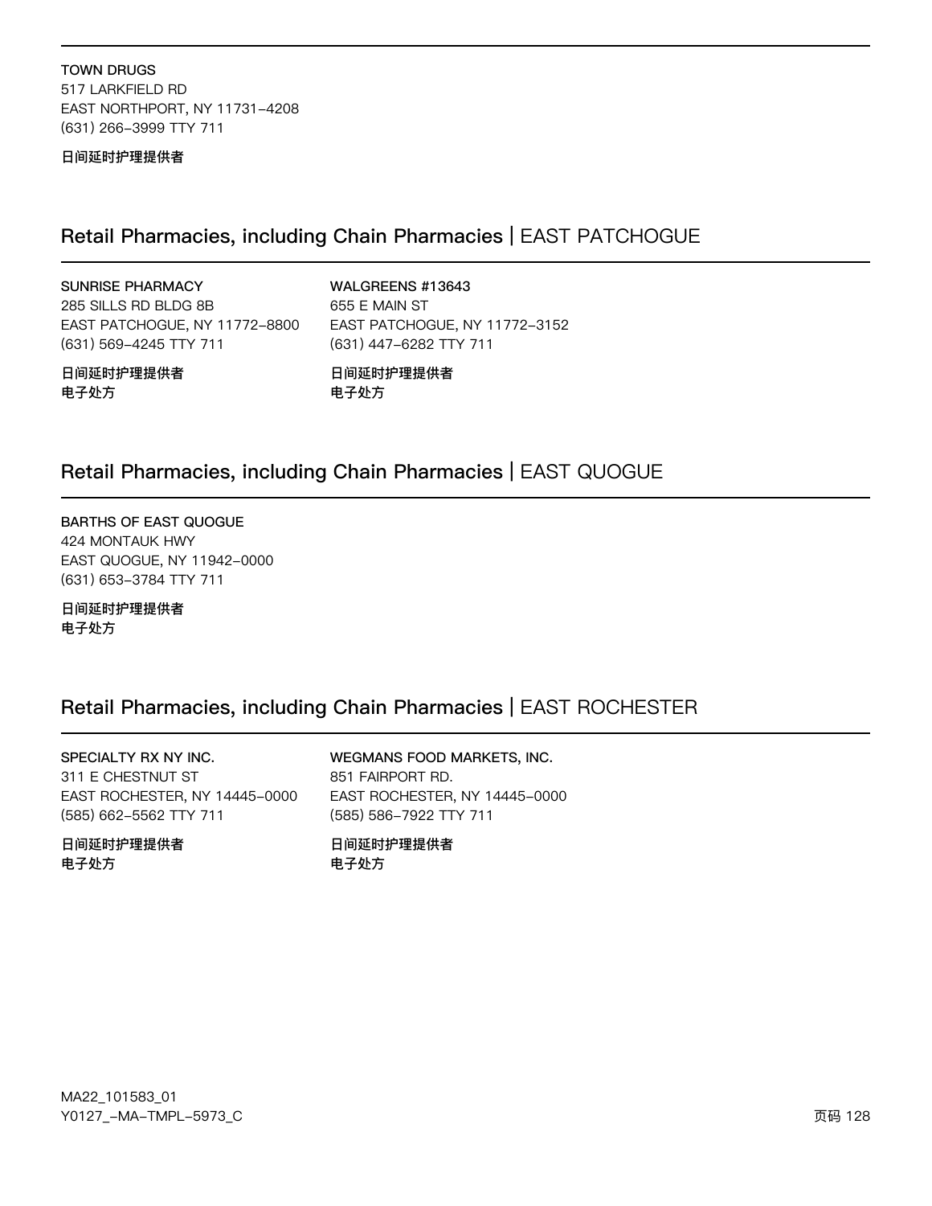**TOWN DRUGS**
517 LARKFIELD RD
EAST NORTHPORT, NY 11731-4208
(631) 266-3999 TTY 711

**日间延时护理提供者**

## Retail Pharmacies, including Chain Pharmacies | EAST PATCHOGUE

**SUNRISE PHARMACY**
285 SILLS RD BLDG 8B
EAST PATCHOGUE, NY 11772-8800
(631) 569-4245 TTY 711

**日间延时护理提供者**
**电子处方**

**WALGREENS #13643**
655 E MAIN ST
EAST PATCHOGUE, NY 11772-3152
(631) 447-6282 TTY 711

**日间延时护理提供者**
**电子处方**

## Retail Pharmacies, including Chain Pharmacies | EAST QUOGUE

**BARTHS OF EAST QUOGUE**
424 MONTAUK HWY
EAST QUOGUE, NY 11942-0000
(631) 653-3784 TTY 711

**日间延时护理提供者**
**电子处方**

## Retail Pharmacies, including Chain Pharmacies | EAST ROCHESTER

**SPECIALTY RX NY INC.**
311 E CHESTNUT ST
EAST ROCHESTER, NY 14445-0000
(585) 662-5562 TTY 711

**日间延时护理提供者**
**电子处方**

**WEGMANS FOOD MARKETS, INC.**
851 FAIRPORT RD.
EAST ROCHESTER, NY 14445-0000
(585) 586-7922 TTY 711

**日间延时护理提供者**
**电子处方**

MA22_101583_01
Y0127_-MA-TMPL-5973_C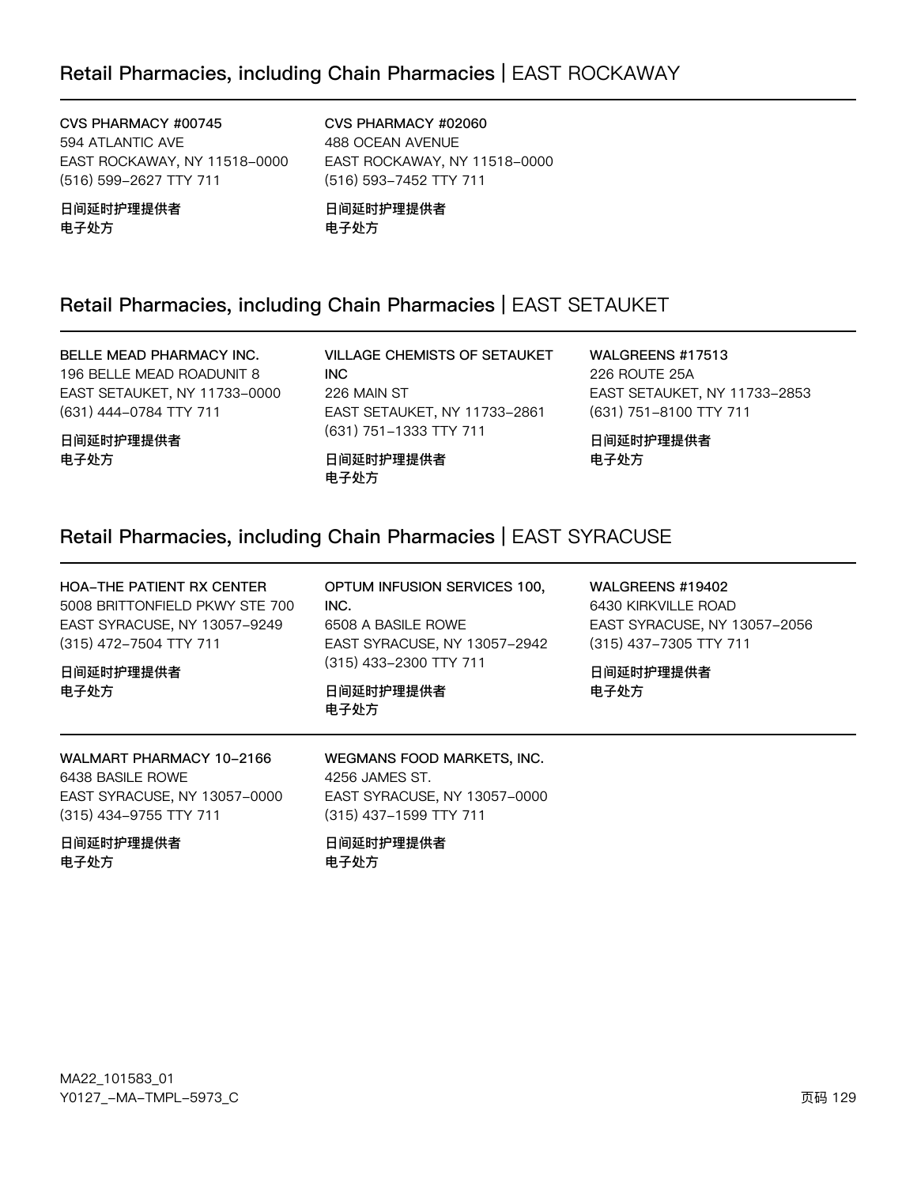## Retail Pharmacies, including Chain Pharmacies | EAST ROCKAWAY

**CVS PHARMACY #00745**
594 ATLANTIC AVE
EAST ROCKAWAY, NY 11518-0000
(516) 599-2627 TTY 711

**日间延时护理提供者**
**电子处方**

**CVS PHARMACY #02060**
488 OCEAN AVENUE
EAST ROCKAWAY, NY 11518-0000
(516) 593-7452 TTY 711

**日间延时护理提供者**
**电子处方**

## Retail Pharmacies, including Chain Pharmacies | EAST SETAUKET

**BELLE MEAD PHARMACY INC.**
196 BELLE MEAD ROADUNIT 8
EAST SETAUKET, NY 11733-0000
(631) 444-0784 TTY 711

**日间延时护理提供者**
**电子处方**

**VILLAGE CHEMISTS OF SETAUKET INC**
226 MAIN ST
EAST SETAUKET, NY 11733-2861
(631) 751-1333 TTY 711

**日间延时护理提供者**
**电子处方**

**WALGREENS #17513**
226 ROUTE 25A
EAST SETAUKET, NY 11733-2853
(631) 751-8100 TTY 711

**日间延时护理提供者**
**电子处方**

## Retail Pharmacies, including Chain Pharmacies | EAST SYRACUSE

**HOA-THE PATIENT RX CENTER**
5008 BRITTONFIELD PKWY STE 700
EAST SYRACUSE, NY 13057-9249
(315) 472-7504 TTY 711

**日间延时护理提供者**
**电子处方**

**OPTUM INFUSION SERVICES 100, INC.**
6508 A BASILE ROWE
EAST SYRACUSE, NY 13057-2942
(315) 433-2300 TTY 711

**日间延时护理提供者**
**电子处方**

**WALGREENS #19402**
6430 KIRKVILLE ROAD
EAST SYRACUSE, NY 13057-2056
(315) 437-7305 TTY 711

**日间延时护理提供者**
**电子处方**

**WALMART PHARMACY 10-2166**
6438 BASILE ROWE
EAST SYRACUSE, NY 13057-0000
(315) 434-9755 TTY 711

**日间延时护理提供者**
**电子处方**

**WEGMANS FOOD MARKETS, INC.**
4256 JAMES ST.
EAST SYRACUSE, NY 13057-0000
(315) 437-1599 TTY 711

**日间延时护理提供者**
**电子处方**

MA22_101583_01
Y0127_-MA-TMPL-5973_C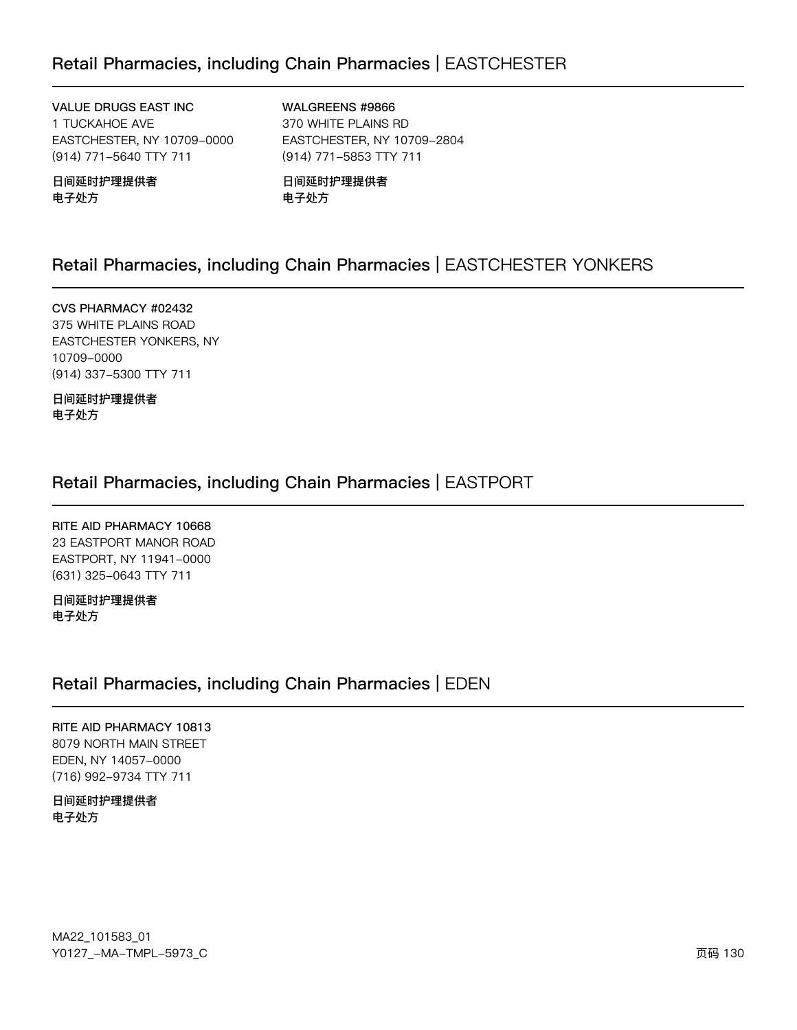## Retail Pharmacies, including Chain Pharmacies | EASTCHESTER

**VALUE DRUGS EAST INC**
1 TUCKAHOE AVE
EASTCHESTER, NY 10709-0000
(914) 771-5640 TTY 711

**日间延时护理提供者**
**电子处方**

**WALGREENS #9866**
370 WHITE PLAINS RD
EASTCHESTER, NY 10709-2804
(914) 771-5853 TTY 711

**日间延时护理提供者**
**电子处方**

## Retail Pharmacies, including Chain Pharmacies | EASTCHESTER YONKERS

**CVS PHARMACY #02432**
375 WHITE PLAINS ROAD
EASTCHESTER YONKERS, NY
10709-0000
(914) 337-5300 TTY 711

**日间延时护理提供者**
**电子处方**

## Retail Pharmacies, including Chain Pharmacies | EASTPORT

**RITE AID PHARMACY 10668**
23 EASTPORT MANOR ROAD
EASTPORT, NY 11941-0000
(631) 325-0643 TTY 711

**日间延时护理提供者**
**电子处方**

## Retail Pharmacies, including Chain Pharmacies | EDEN

**RITE AID PHARMACY 10813**
8079 NORTH MAIN STREET
EDEN, NY 14057-0000
(716) 992-9734 TTY 711

**日间延时护理提供者**
**电子处方**

MA22_101583_01
Y0127_-MA-TMPL-5973_C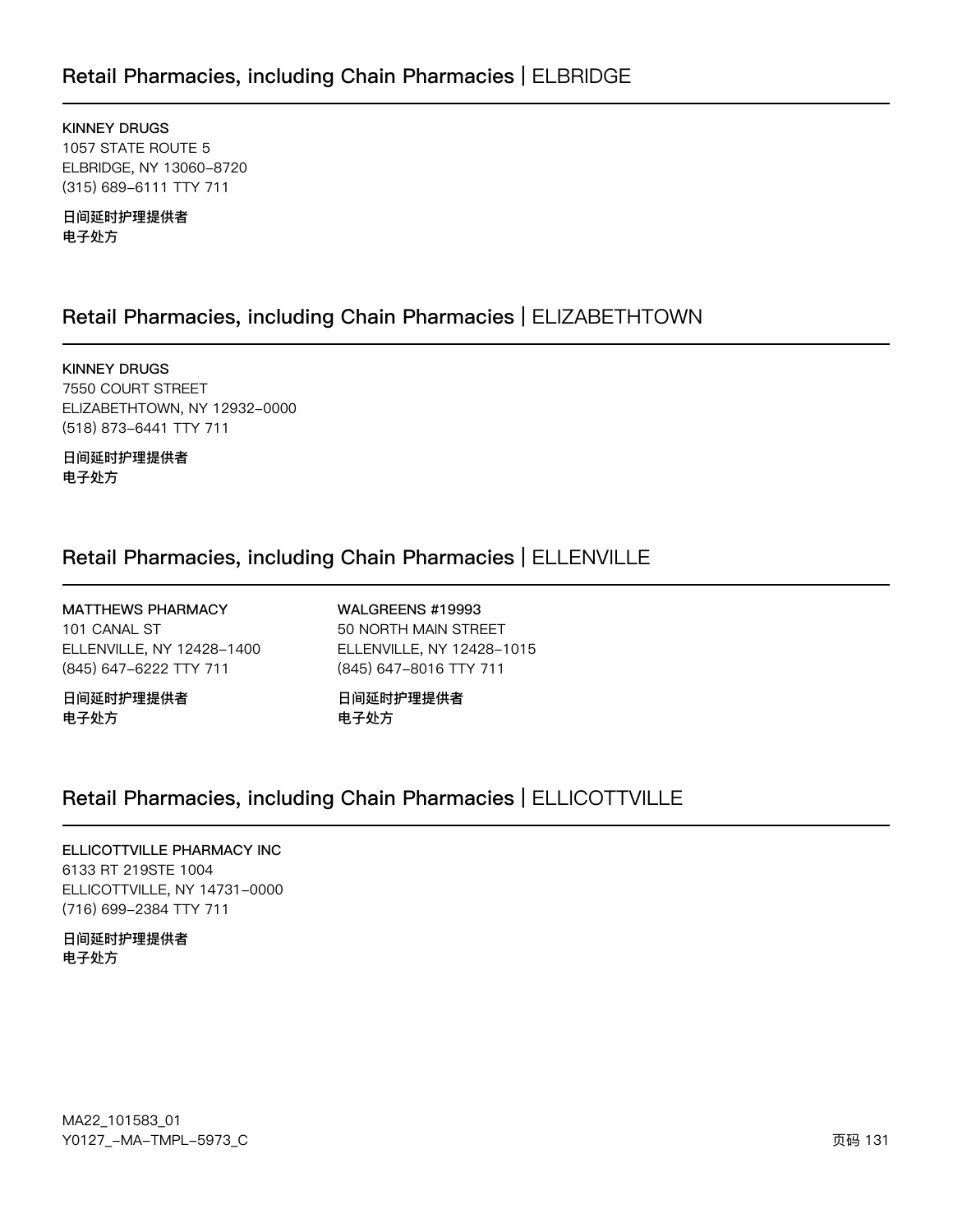## Retail Pharmacies, including Chain Pharmacies | ELBRIDGE

**KINNEY DRUGS**
1057 STATE ROUTE 5
ELBRIDGE, NY 13060-8720
(315) 689-6111 TTY 711

**日间延时护理提供者**
**电子处方**

## Retail Pharmacies, including Chain Pharmacies | ELIZABETHTOWN

**KINNEY DRUGS**
7550 COURT STREET
ELIZABETHTOWN, NY 12932-0000
(518) 873-6441 TTY 711

**日间延时护理提供者**
**电子处方**

## Retail Pharmacies, including Chain Pharmacies | ELLENVILLE

**MATTHEWS PHARMACY**
101 CANAL ST
ELLENVILLE, NY 12428-1400
(845) 647-6222 TTY 711

**日间延时护理提供者**
**电子处方**

**WALGREENS #19993**
50 NORTH MAIN STREET
ELLENVILLE, NY 12428-1015
(845) 647-8016 TTY 711

**日间延时护理提供者**
**电子处方**

## Retail Pharmacies, including Chain Pharmacies | ELLICOTTVILLE

**ELLICOTTVILLE PHARMACY INC**
6133 RT 219STE 1004
ELLICOTTVILLE, NY 14731-0000
(716) 699-2384 TTY 711

**日间延时护理提供者**
**电子处方**

MA22_101583_01
Y0127_-MA-TMPL-5973_C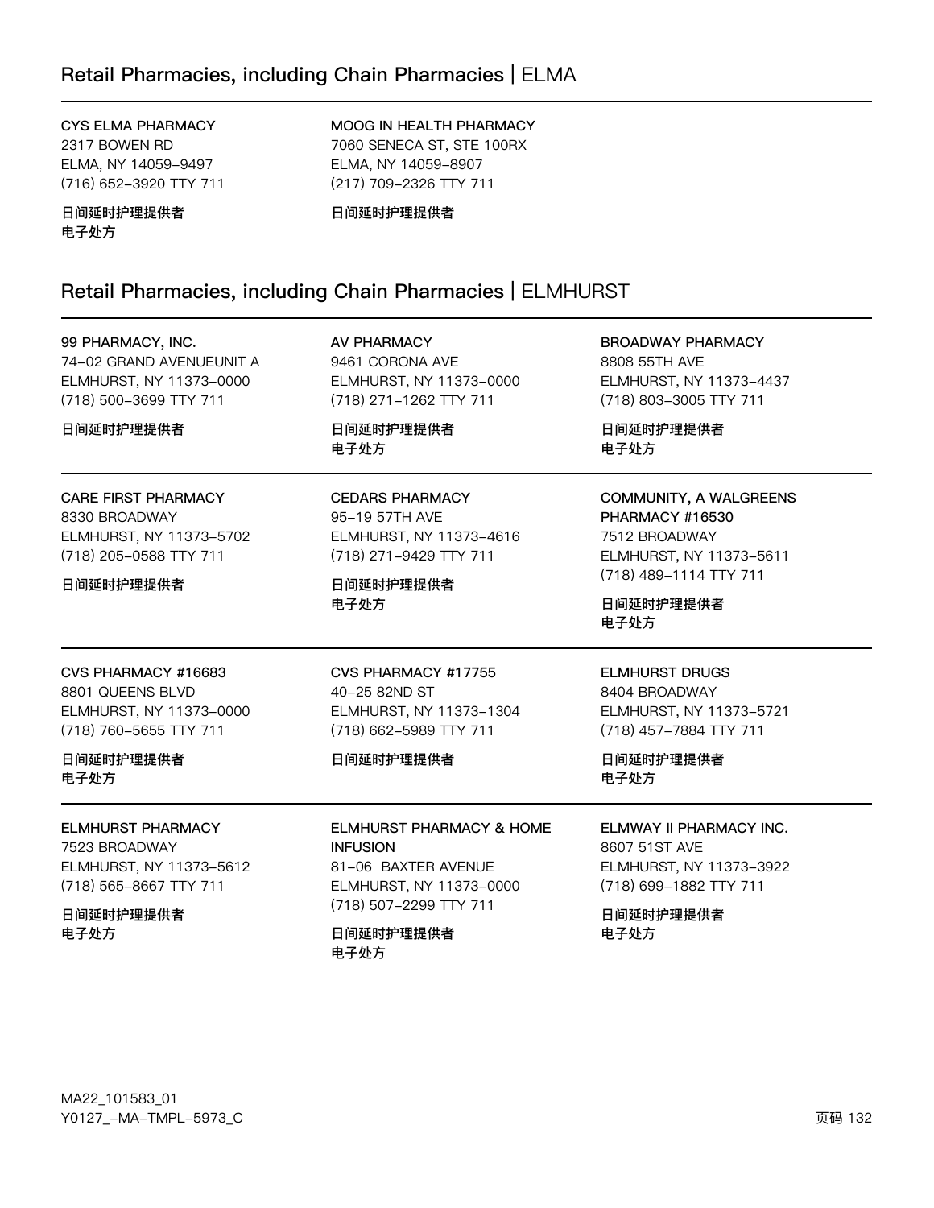## Retail Pharmacies, including Chain Pharmacies | ELMA

**CYS ELMA PHARMACY**
2317 BOWEN RD
ELMA, NY 14059-9497
(716) 652-3920 TTY 711

日间延时护理提供者
电子处方

**MOOG IN HEALTH PHARMACY**
7060 SENECA ST, STE 100RX
ELMA, NY 14059-8907
(217) 709-2326 TTY 711

日间延时护理提供者

## Retail Pharmacies, including Chain Pharmacies | ELMHURST

**99 PHARMACY, INC.**
74-02 GRAND AVENUEUNIT A
ELMHURST, NY 11373-0000
(718) 500-3699 TTY 711

日间延时护理提供者

**AV PHARMACY**
9461 CORONA AVE
ELMHURST, NY 11373-0000
(718) 271-1262 TTY 711

日间延时护理提供者
电子处方

**BROADWAY PHARMACY**
8808 55TH AVE
ELMHURST, NY 11373-4437
(718) 803-3005 TTY 711

日间延时护理提供者
电子处方

**CARE FIRST PHARMACY**
8330 BROADWAY
ELMHURST, NY 11373-5702
(718) 205-0588 TTY 711

日间延时护理提供者

**CEDARS PHARMACY**
95-19 57TH AVE
ELMHURST, NY 11373-4616
(718) 271-9429 TTY 711

日间延时护理提供者
电子处方

**COMMUNITY, A WALGREENS PHARMACY #16530**
7512 BROADWAY
ELMHURST, NY 11373-5611
(718) 489-1114 TTY 711

日间延时护理提供者
电子处方

**CVS PHARMACY #16683**
8801 QUEENS BLVD
ELMHURST, NY 11373-0000
(718) 760-5655 TTY 711

日间延时护理提供者
电子处方

**CVS PHARMACY #17755**
40-25 82ND ST
ELMHURST, NY 11373-1304
(718) 662-5989 TTY 711

日间延时护理提供者

**ELMHURST DRUGS**
8404 BROADWAY
ELMHURST, NY 11373-5721
(718) 457-7884 TTY 711

日间延时护理提供者
电子处方

**ELMHURST PHARMACY**
7523 BROADWAY
ELMHURST, NY 11373-5612
(718) 565-8667 TTY 711

日间延时护理提供者
电子处方

**ELMHURST PHARMACY & HOME INFUSION**
81-06 BAXTER AVENUE
ELMHURST, NY 11373-0000
(718) 507-2299 TTY 711

日间延时护理提供者
电子处方

**ELMWAY II PHARMACY INC.**
8607 51ST AVE
ELMHURST, NY 11373-3922
(718) 699-1882 TTY 711

日间延时护理提供者
电子处方

MA22_101583_01
Y0127_-MA-TMPL-5973_C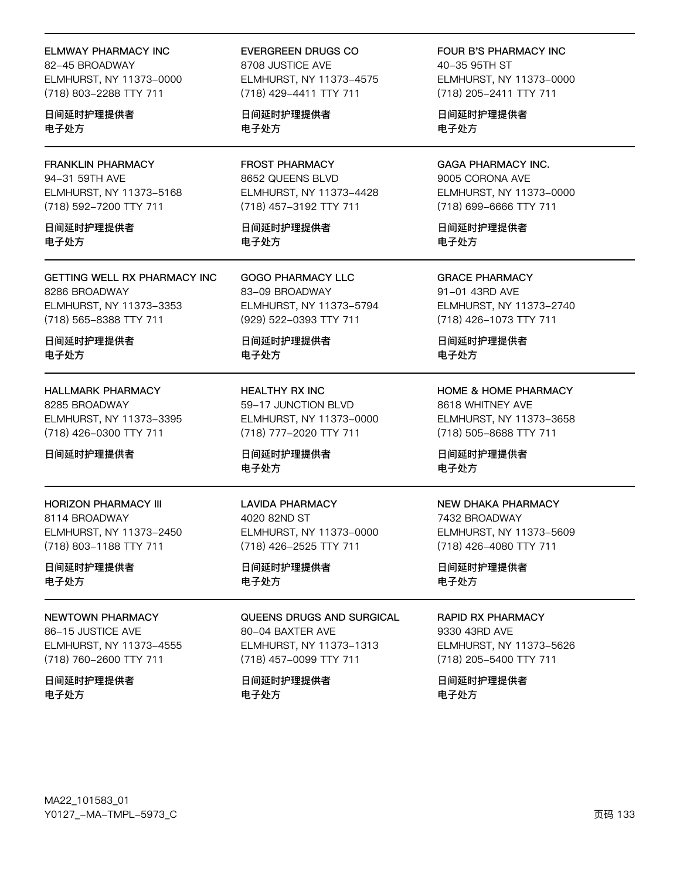ELMWAY PHARMACY INC
82–45 BROADWAY
ELMHURST, NY 11373–0000
(718) 803–2288 TTY 711

日间延时护理提供者
电子处方

EVERGREEN DRUGS CO
8708 JUSTICE AVE
ELMHURST, NY 11373–4575
(718) 429–4411 TTY 711

日间延时护理提供者
电子处方

FOUR B'S PHARMACY INC
40–35 95TH ST
ELMHURST, NY 11373–0000
(718) 205–2411 TTY 711

日间延时护理提供者
电子处方

FRANKLIN PHARMACY
94–31 59TH AVE
ELMHURST, NY 11373–5168
(718) 592–7200 TTY 711

日间延时护理提供者
电子处方

FROST PHARMACY
8652 QUEENS BLVD
ELMHURST, NY 11373–4428
(718) 457–3192 TTY 711

日间延时护理提供者
电子处方

GAGA PHARMACY INC.
9005 CORONA AVE
ELMHURST, NY 11373–0000
(718) 699–6666 TTY 711

日间延时护理提供者
电子处方

GETTING WELL RX PHARMACY INC
8286 BROADWAY
ELMHURST, NY 11373–3353
(718) 565–8388 TTY 711

日间延时护理提供者
电子处方

GOGO PHARMACY LLC
83–09 BROADWAY
ELMHURST, NY 11373–5794
(929) 522–0393 TTY 711

日间延时护理提供者
电子处方

GRACE PHARMACY
91–01 43RD AVE
ELMHURST, NY 11373–2740
(718) 426–1073 TTY 711

日间延时护理提供者
电子处方

HALLMARK PHARMACY
8285 BROADWAY
ELMHURST, NY 11373–3395
(718) 426–0300 TTY 711

日间延时护理提供者

HEALTHY RX INC
59–17 JUNCTION BLVD
ELMHURST, NY 11373–0000
(718) 777–2020 TTY 711

日间延时护理提供者
电子处方

HOME & HOME PHARMACY
8618 WHITNEY AVE
ELMHURST, NY 11373–3658
(718) 505–8688 TTY 711

日间延时护理提供者
电子处方

HORIZON PHARMACY III
8114 BROADWAY
ELMHURST, NY 11373–2450
(718) 803–1188 TTY 711

日间延时护理提供者
电子处方

LAVIDA PHARMACY
4020 82ND ST
ELMHURST, NY 11373–0000
(718) 426–2525 TTY 711

日间延时护理提供者
电子处方

NEW DHAKA PHARMACY
7432 BROADWAY
ELMHURST, NY 11373–5609
(718) 426–4080 TTY 711

日间延时护理提供者
电子处方

NEWTOWN PHARMACY
86–15 JUSTICE AVE
ELMHURST, NY 11373–4555
(718) 760–2600 TTY 711

日间延时护理提供者
电子处方

QUEENS DRUGS AND SURGICAL
80–04 BAXTER AVE
ELMHURST, NY 11373–1313
(718) 457–0099 TTY 711

日间延时护理提供者
电子处方

RAPID RX PHARMACY
9330 43RD AVE
ELMHURST, NY 11373–5626
(718) 205–5400 TTY 711

日间延时护理提供者
电子处方

MA22_101583_01
Y0127_–MA–TMPL–5973_C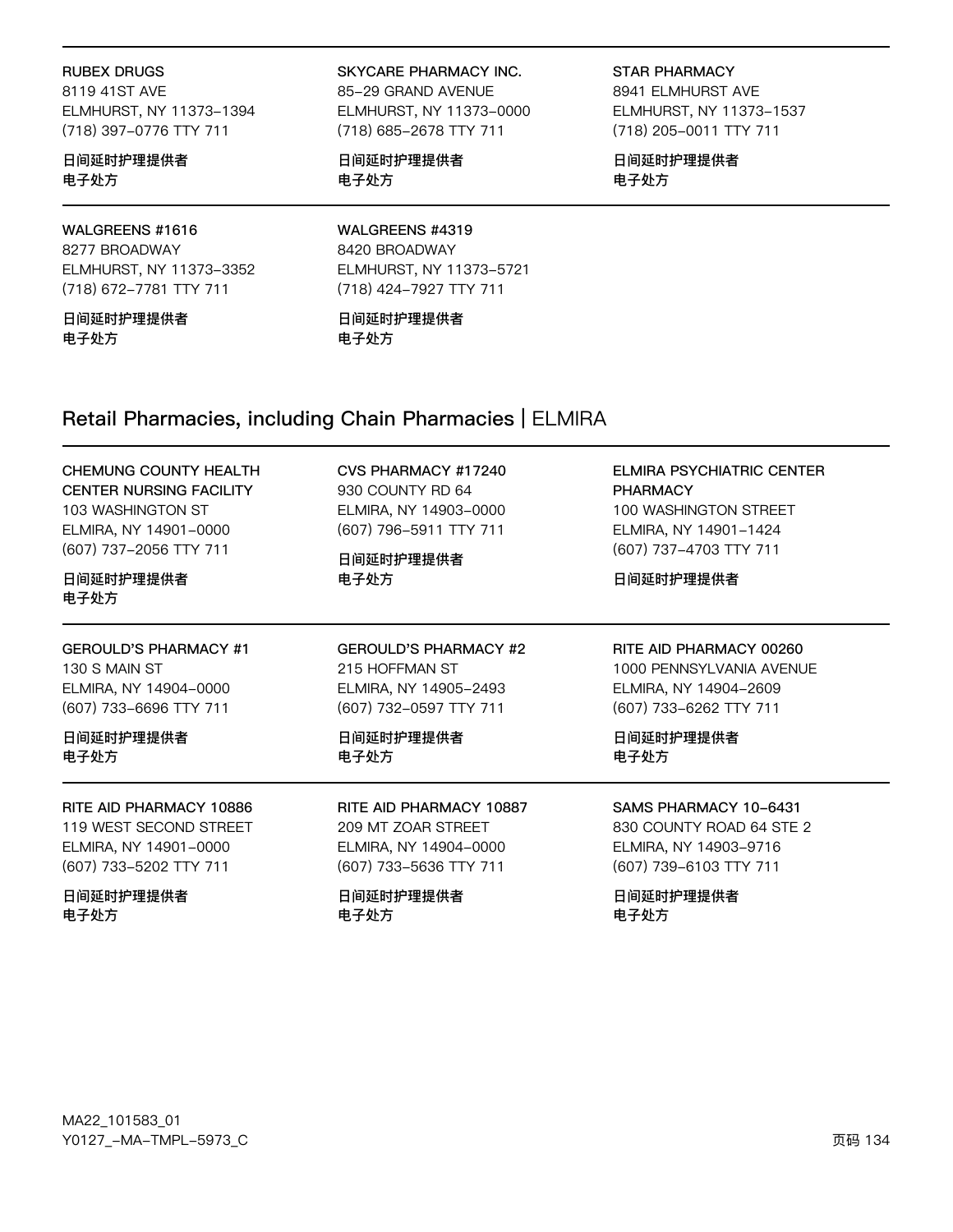RUBEX DRUGS
8119 41ST AVE
ELMHURST, NY 11373-1394
(718) 397-0776 TTY 711

日间延时护理提供者
电子处方

SKYCARE PHARMACY INC.
85-29 GRAND AVENUE
ELMHURST, NY 11373-0000
(718) 685-2678 TTY 711

日间延时护理提供者
电子处方

STAR PHARMACY
8941 ELMHURST AVE
ELMHURST, NY 11373-1537
(718) 205-0011 TTY 711

日间延时护理提供者
电子处方

WALGREENS #1616
8277 BROADWAY
ELMHURST, NY 11373-3352
(718) 672-7781 TTY 711

日间延时护理提供者
电子处方

WALGREENS #4319
8420 BROADWAY
ELMHURST, NY 11373-5721
(718) 424-7927 TTY 711

日间延时护理提供者
电子处方

## Retail Pharmacies, including Chain Pharmacies | ELMIRA

CHEMUNG COUNTY HEALTH CENTER NURSING FACILITY
103 WASHINGTON ST
ELMIRA, NY 14901-0000
(607) 737-2056 TTY 711

日间延时护理提供者
电子处方

CVS PHARMACY #17240
930 COUNTY RD 64
ELMIRA, NY 14903-0000
(607) 796-5911 TTY 711

日间延时护理提供者
电子处方

ELMIRA PSYCHIATRIC CENTER PHARMACY
100 WASHINGTON STREET
ELMIRA, NY 14901-1424
(607) 737-4703 TTY 711

日间延时护理提供者

GEROULD'S PHARMACY #1
130 S MAIN ST
ELMIRA, NY 14904-0000
(607) 733-6696 TTY 711

日间延时护理提供者
电子处方

GEROULD'S PHARMACY #2
215 HOFFMAN ST
ELMIRA, NY 14905-2493
(607) 732-0597 TTY 711

日间延时护理提供者
电子处方

RITE AID PHARMACY 00260
1000 PENNSYLVANIA AVENUE
ELMIRA, NY 14904-2609
(607) 733-6262 TTY 711

日间延时护理提供者
电子处方

RITE AID PHARMACY 10886
119 WEST SECOND STREET
ELMIRA, NY 14901-0000
(607) 733-5202 TTY 711

日间延时护理提供者
电子处方

RITE AID PHARMACY 10887
209 MT ZOAR STREET
ELMIRA, NY 14904-0000
(607) 733-5636 TTY 711

日间延时护理提供者
电子处方

SAMS PHARMACY 10-6431
830 COUNTY ROAD 64 STE 2
ELMIRA, NY 14903-9716
(607) 739-6103 TTY 711

日间延时护理提供者
电子处方

MA22_101583_01
Y0127_-MA-TMPL-5973_C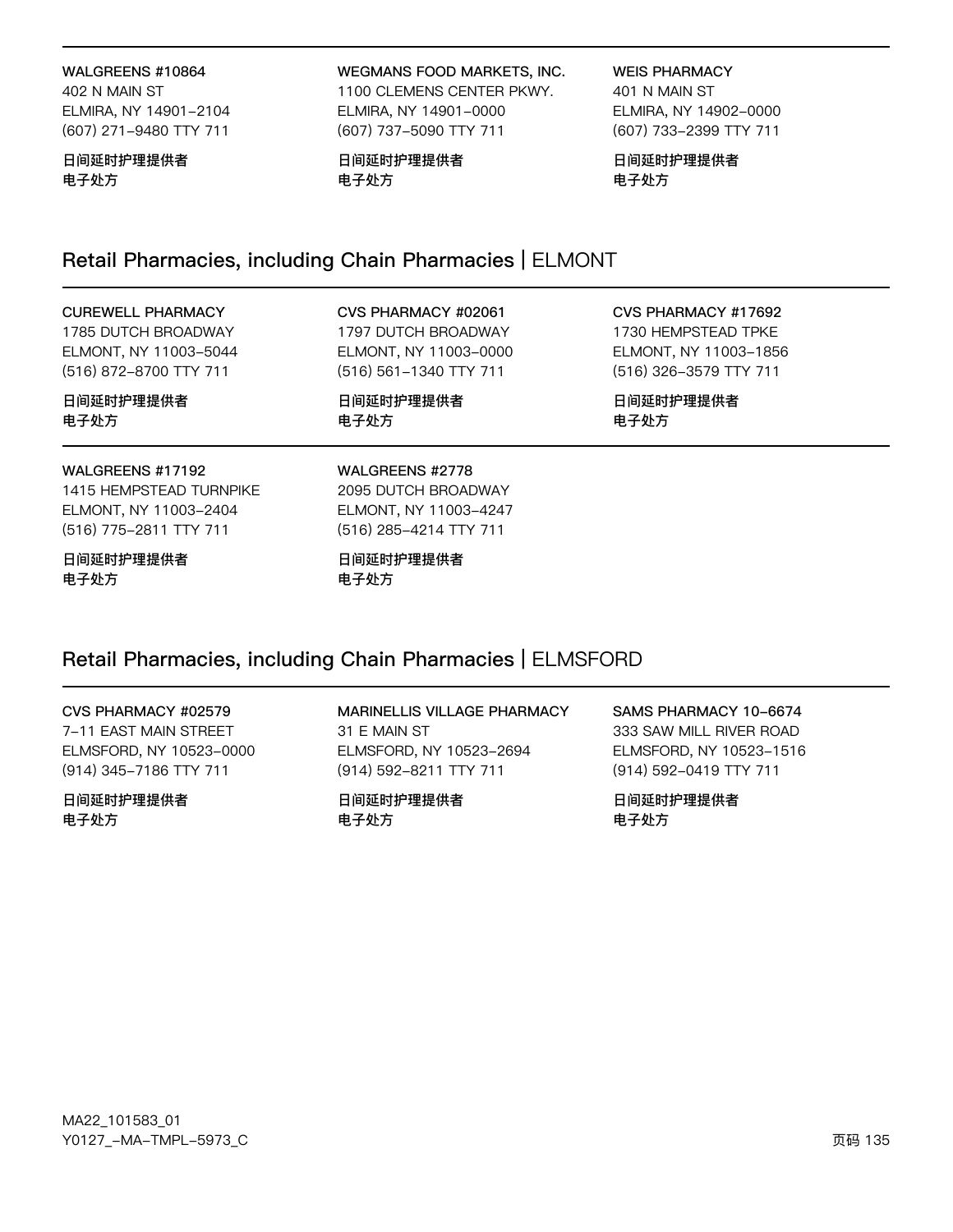**WALGREENS #10864**
402 N MAIN ST
ELMIRA, NY 14901-2104
(607) 271-9480 TTY 711

**日间延时护理提供者**
**电子处方**

**WEGMANS FOOD MARKETS, INC.**
1100 CLEMENS CENTER PKWY.
ELMIRA, NY 14901-0000
(607) 737-5090 TTY 711

**日间延时护理提供者**
**电子处方**

**WEIS PHARMACY**
401 N MAIN ST
ELMIRA, NY 14902-0000
(607) 733-2399 TTY 711

**日间延时护理提供者**
**电子处方**

## Retail Pharmacies, including Chain Pharmacies | ELMONT

**CUREWELL PHARMACY**
1785 DUTCH BROADWAY
ELMONT, NY 11003-5044
(516) 872-8700 TTY 711

**日间延时护理提供者**
**电子处方**

**CVS PHARMACY #02061**
1797 DUTCH BROADWAY
ELMONT, NY 11003-0000
(516) 561-1340 TTY 711

**日间延时护理提供者**
**电子处方**

**CVS PHARMACY #17692**
1730 HEMPSTEAD TPKE
ELMONT, NY 11003-1856
(516) 326-3579 TTY 711

**日间延时护理提供者**
**电子处方**

**WALGREENS #17192**
1415 HEMPSTEAD TURNPIKE
ELMONT, NY 11003-2404
(516) 775-2811 TTY 711

**日间延时护理提供者**
**电子处方**

**WALGREENS #2778**
2095 DUTCH BROADWAY
ELMONT, NY 11003-4247
(516) 285-4214 TTY 711

**日间延时护理提供者**
**电子处方**

## Retail Pharmacies, including Chain Pharmacies | ELMSFORD

**CVS PHARMACY #02579**
7-11 EAST MAIN STREET
ELMSFORD, NY 10523-0000
(914) 345-7186 TTY 711

**日间延时护理提供者**
**电子处方**

**MARINELLIS VILLAGE PHARMACY**
31 E MAIN ST
ELMSFORD, NY 10523-2694
(914) 592-8211 TTY 711

**日间延时护理提供者**
**电子处方**

**SAMS PHARMACY 10-6674**
333 SAW MILL RIVER ROAD
ELMSFORD, NY 10523-1516
(914) 592-0419 TTY 711

**日间延时护理提供者**
**电子处方**

MA22_101583_01
Y0127_-MA-TMPL-5973_C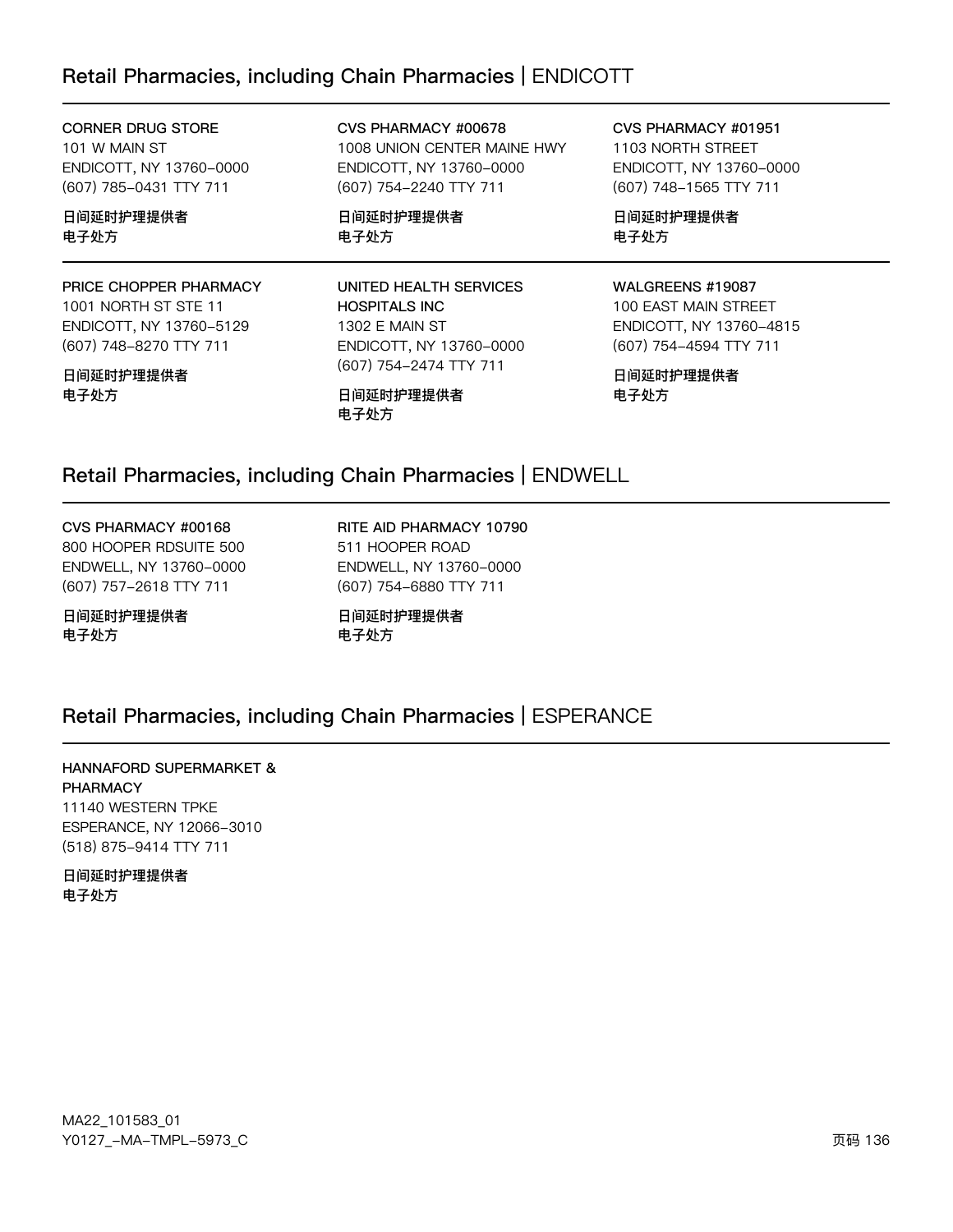## Retail Pharmacies, including Chain Pharmacies | ENDICOTT

CORNER DRUG STORE
101 W MAIN ST
ENDICOTT, NY 13760-0000
(607) 785-0431 TTY 711

日间延时护理提供者
电子处方

CVS PHARMACY #00678
1008 UNION CENTER MAINE HWY
ENDICOTT, NY 13760-0000
(607) 754-2240 TTY 711

日间延时护理提供者
电子处方

CVS PHARMACY #01951
1103 NORTH STREET
ENDICOTT, NY 13760-0000
(607) 748-1565 TTY 711

日间延时护理提供者
电子处方

PRICE CHOPPER PHARMACY
1001 NORTH ST STE 11
ENDICOTT, NY 13760-5129
(607) 748-8270 TTY 711

日间延时护理提供者
电子处方

UNITED HEALTH SERVICES HOSPITALS INC
1302 E MAIN ST
ENDICOTT, NY 13760-0000
(607) 754-2474 TTY 711

日间延时护理提供者
电子处方

WALGREENS #19087
100 EAST MAIN STREET
ENDICOTT, NY 13760-4815
(607) 754-4594 TTY 711

日间延时护理提供者
电子处方

## Retail Pharmacies, including Chain Pharmacies | ENDWELL

CVS PHARMACY #00168
800 HOOPER RDSUITE 500
ENDWELL, NY 13760-0000
(607) 757-2618 TTY 711

日间延时护理提供者
电子处方

RITE AID PHARMACY 10790
511 HOOPER ROAD
ENDWELL, NY 13760-0000
(607) 754-6880 TTY 711

日间延时护理提供者
电子处方

## Retail Pharmacies, including Chain Pharmacies | ESPERANCE

HANNAFORD SUPERMARKET & PHARMACY
11140 WESTERN TPKE
ESPERANCE, NY 12066-3010
(518) 875-9414 TTY 711

日间延时护理提供者
电子处方

MA22_101583_01
Y0127_-MA-TMPL-5973_C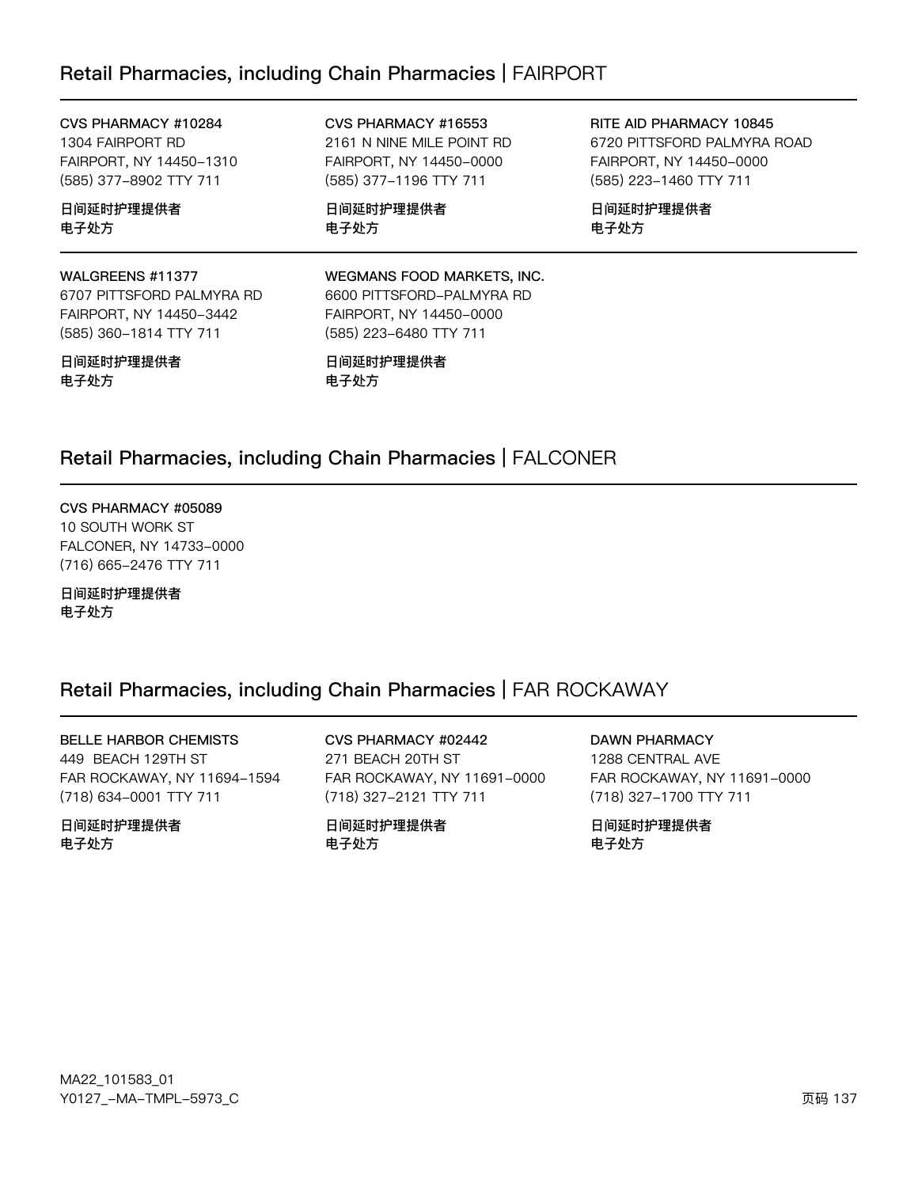## Retail Pharmacies, including Chain Pharmacies | FAIRPORT

**CVS PHARMACY #10284**
1304 FAIRPORT RD
FAIRPORT, NY 14450-1310
(585) 377-8902 TTY 711

**日间延时护理提供者**
**电子处方**

**CVS PHARMACY #16553**
2161 N NINE MILE POINT RD
FAIRPORT, NY 14450-0000
(585) 377-1196 TTY 711

**日间延时护理提供者**
**电子处方**

**RITE AID PHARMACY 10845**
6720 PITTSFORD PALMYRA ROAD
FAIRPORT, NY 14450-0000
(585) 223-1460 TTY 711

**日间延时护理提供者**
**电子处方**

**WALGREENS #11377**
6707 PITTSFORD PALMYRA RD
FAIRPORT, NY 14450-3442
(585) 360-1814 TTY 711

**日间延时护理提供者**
**电子处方**

**WEGMANS FOOD MARKETS, INC.**
6600 PITTSFORD-PALMYRA RD
FAIRPORT, NY 14450-0000
(585) 223-6480 TTY 711

**日间延时护理提供者**
**电子处方**

## Retail Pharmacies, including Chain Pharmacies | FALCONER

**CVS PHARMACY #05089**
10 SOUTH WORK ST
FALCONER, NY 14733-0000
(716) 665-2476 TTY 711

**日间延时护理提供者**
**电子处方**

## Retail Pharmacies, including Chain Pharmacies | FAR ROCKAWAY

**BELLE HARBOR CHEMISTS**
449 BEACH 129TH ST
FAR ROCKAWAY, NY 11694-1594
(718) 634-0001 TTY 711

**日间延时护理提供者**
**电子处方**

**CVS PHARMACY #02442**
271 BEACH 20TH ST
FAR ROCKAWAY, NY 11691-0000
(718) 327-2121 TTY 711

**日间延时护理提供者**
**电子处方**

**DAWN PHARMACY**
1288 CENTRAL AVE
FAR ROCKAWAY, NY 11691-0000
(718) 327-1700 TTY 711

**日间延时护理提供者**
**电子处方**

MA22_101583_01
Y0127_-MA-TMPL-5973_C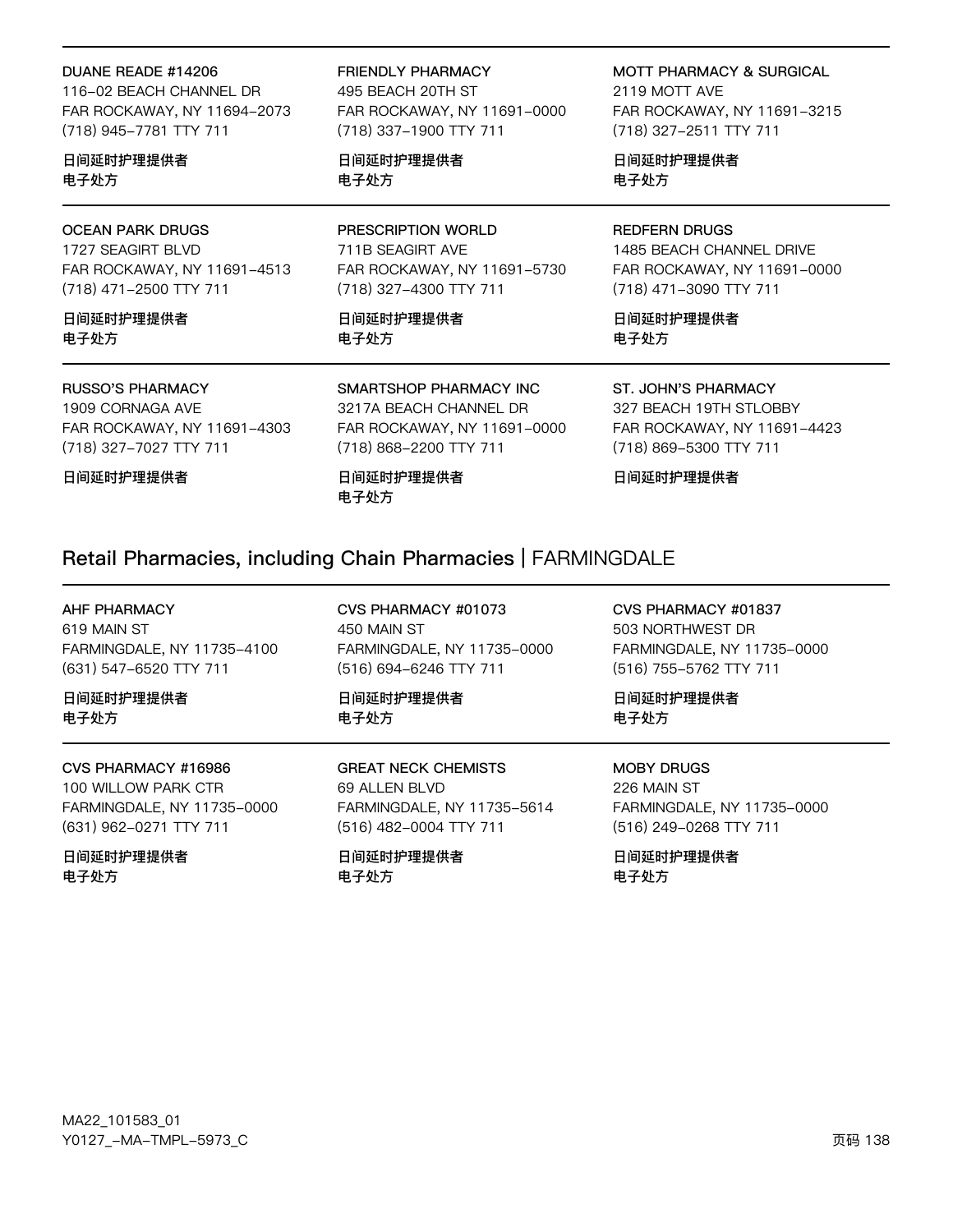DUANE READE #14206
116-02 BEACH CHANNEL DR
FAR ROCKAWAY, NY 11694-2073
(718) 945-7781 TTY 711

日间延时护理提供者
电子处方

FRIENDLY PHARMACY
495 BEACH 20TH ST
FAR ROCKAWAY, NY 11691-0000
(718) 337-1900 TTY 711

日间延时护理提供者
电子处方

MOTT PHARMACY & SURGICAL
2119 MOTT AVE
FAR ROCKAWAY, NY 11691-3215
(718) 327-2511 TTY 711

日间延时护理提供者
电子处方

OCEAN PARK DRUGS
1727 SEAGIRT BLVD
FAR ROCKAWAY, NY 11691-4513
(718) 471-2500 TTY 711

日间延时护理提供者
电子处方

PRESCRIPTION WORLD
711B SEAGIRT AVE
FAR ROCKAWAY, NY 11691-5730
(718) 327-4300 TTY 711

日间延时护理提供者
电子处方

REDFERN DRUGS
1485 BEACH CHANNEL DRIVE
FAR ROCKAWAY, NY 11691-0000
(718) 471-3090 TTY 711

日间延时护理提供者
电子处方

RUSSO'S PHARMACY
1909 CORNAGA AVE
FAR ROCKAWAY, NY 11691-4303
(718) 327-7027 TTY 711

日间延时护理提供者

SMARTSHOP PHARMACY INC
3217A BEACH CHANNEL DR
FAR ROCKAWAY, NY 11691-0000
(718) 868-2200 TTY 711

日间延时护理提供者
电子处方

ST. JOHN'S PHARMACY
327 BEACH 19TH STLOBBY
FAR ROCKAWAY, NY 11691-4423
(718) 869-5300 TTY 711

日间延时护理提供者

## Retail Pharmacies, including Chain Pharmacies | FARMINGDALE

AHF PHARMACY
619 MAIN ST
FARMINGDALE, NY 11735-4100
(631) 547-6520 TTY 711

日间延时护理提供者
电子处方

CVS PHARMACY #01073
450 MAIN ST
FARMINGDALE, NY 11735-0000
(516) 694-6246 TTY 711

日间延时护理提供者
电子处方

CVS PHARMACY #01837
503 NORTHWEST DR
FARMINGDALE, NY 11735-0000
(516) 755-5762 TTY 711

日间延时护理提供者
电子处方

CVS PHARMACY #16986
100 WILLOW PARK CTR
FARMINGDALE, NY 11735-0000
(631) 962-0271 TTY 711

日间延时护理提供者
电子处方

GREAT NECK CHEMISTS
69 ALLEN BLVD
FARMINGDALE, NY 11735-5614
(516) 482-0004 TTY 711

日间延时护理提供者
电子处方

MOBY DRUGS
226 MAIN ST
FARMINGDALE, NY 11735-0000
(516) 249-0268 TTY 711

日间延时护理提供者
电子处方

MA22_101583_01
Y0127_-MA-TMPL-5973_C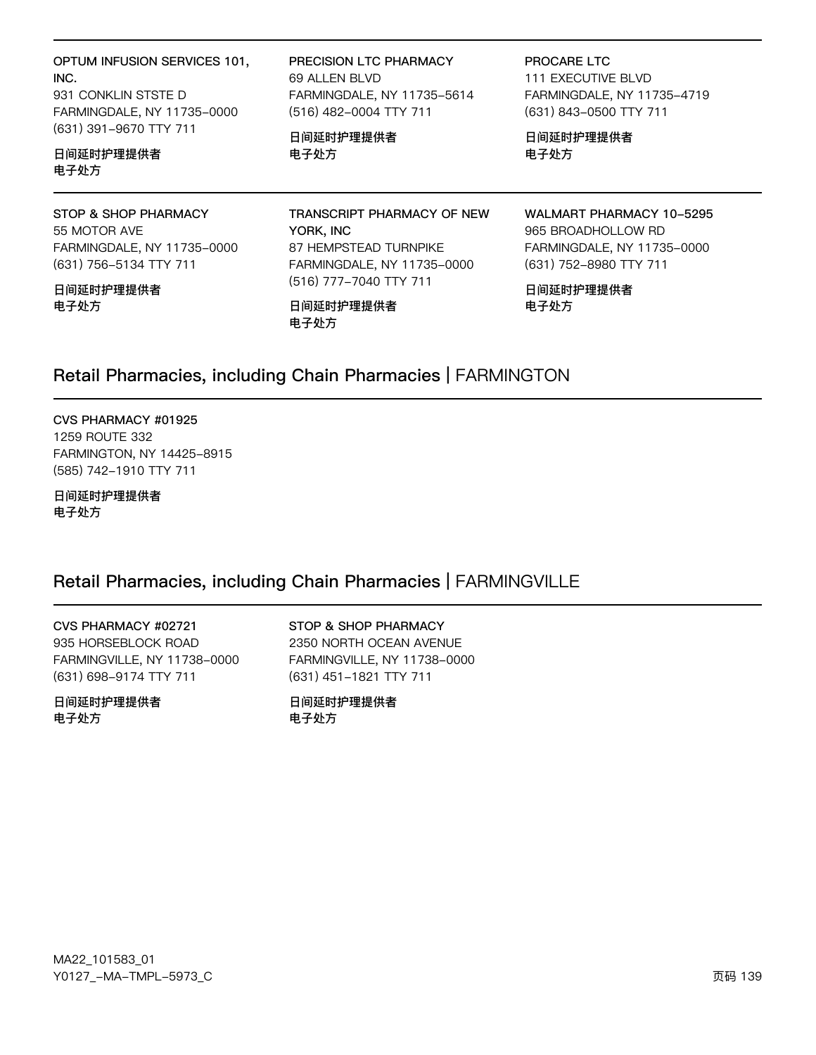**OPTUM INFUSION SERVICES 101, INC.**
931 CONKLIN STSTE D
FARMINGDALE, NY 11735-0000
(631) 391-9670 TTY 711

**日间延时护理提供者**
**电子处方**

**PRECISION LTC PHARMACY**
69 ALLEN BLVD
FARMINGDALE, NY 11735-5614
(516) 482-0004 TTY 711

**日间延时护理提供者**
**电子处方**

**PROCARE LTC**
111 EXECUTIVE BLVD
FARMINGDALE, NY 11735-4719
(631) 843-0500 TTY 711

**日间延时护理提供者**
**电子处方**

**STOP & SHOP PHARMACY**
55 MOTOR AVE
FARMINGDALE, NY 11735-0000
(631) 756-5134 TTY 711

**日间延时护理提供者**
**电子处方**

**TRANSCRIPT PHARMACY OF NEW YORK, INC**
87 HEMPSTEAD TURNPIKE
FARMINGDALE, NY 11735-0000
(516) 777-7040 TTY 711

**日间延时护理提供者**
**电子处方**

**WALMART PHARMACY 10-5295**
965 BROADHOLLOW RD
FARMINGDALE, NY 11735-0000
(631) 752-8980 TTY 711

**日间延时护理提供者**
**电子处方**

## Retail Pharmacies, including Chain Pharmacies | FARMINGTON

**CVS PHARMACY #01925**
1259 ROUTE 332
FARMINGTON, NY 14425-8915
(585) 742-1910 TTY 711

**日间延时护理提供者**
**电子处方**

## Retail Pharmacies, including Chain Pharmacies | FARMINGVILLE

**CVS PHARMACY #02721**
935 HORSEBLOCK ROAD
FARMINGVILLE, NY 11738-0000
(631) 698-9174 TTY 711

**日间延时护理提供者**
**电子处方**

**STOP & SHOP PHARMACY**
2350 NORTH OCEAN AVENUE
FARMINGVILLE, NY 11738-0000
(631) 451-1821 TTY 711

**日间延时护理提供者**
**电子处方**

MA22_101583_01
Y0127_-MA-TMPL-5973_C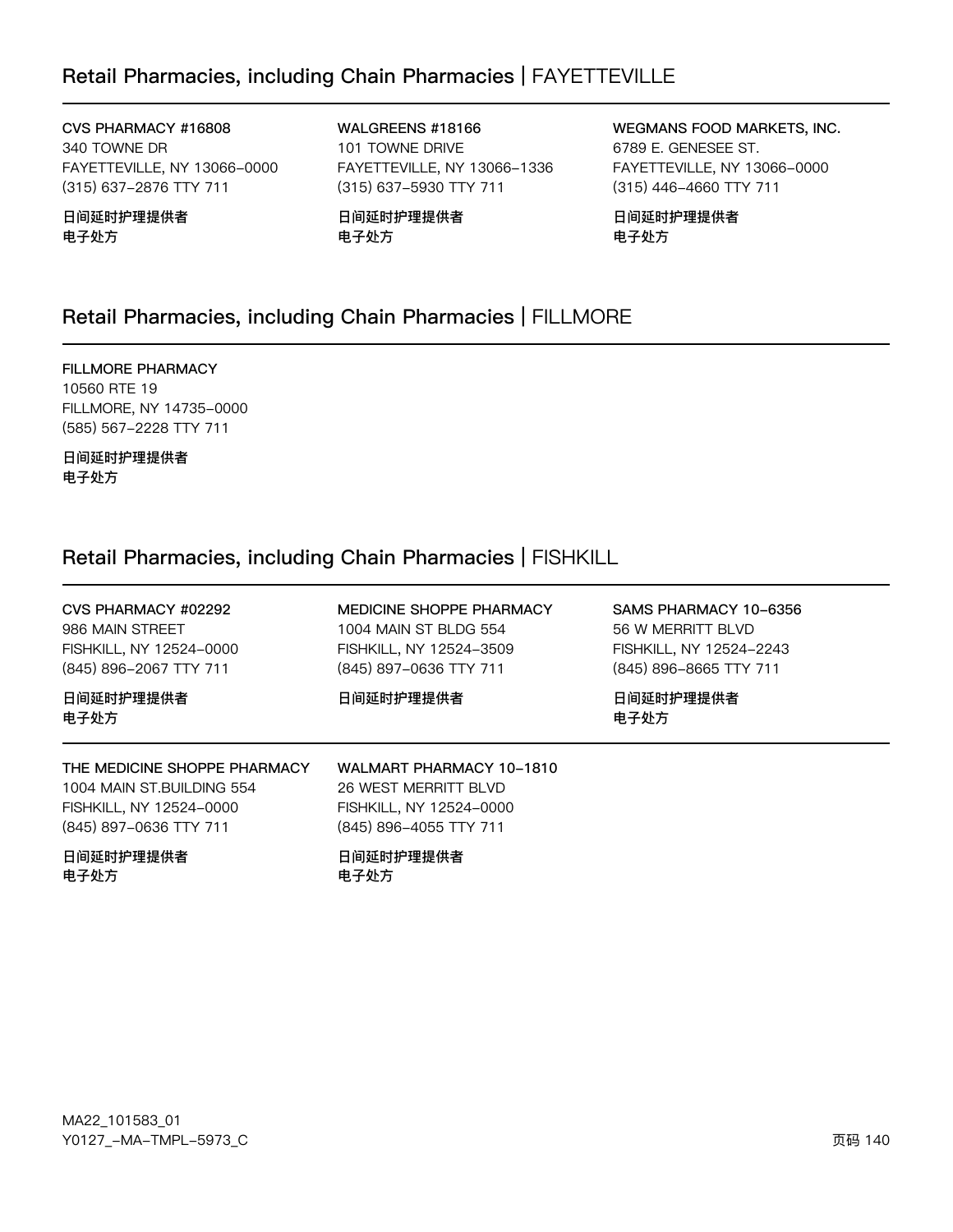## Retail Pharmacies, including Chain Pharmacies | FAYETTEVILLE

**CVS PHARMACY #16808**
340 TOWNE DR
FAYETTEVILLE, NY 13066-0000
(315) 637-2876 TTY 711

**日间延时护理提供者**
**电子处方**

**WALGREENS #18166**
101 TOWNE DRIVE
FAYETTEVILLE, NY 13066-1336
(315) 637-5930 TTY 711

**日间延时护理提供者**
**电子处方**

**WEGMANS FOOD MARKETS, INC.**
6789 E. GENESEE ST.
FAYETTEVILLE, NY 13066-0000
(315) 446-4660 TTY 711

**日间延时护理提供者**
**电子处方**

## Retail Pharmacies, including Chain Pharmacies | FILLMORE

**FILLMORE PHARMACY**
10560 RTE 19
FILLMORE, NY 14735-0000
(585) 567-2228 TTY 711

**日间延时护理提供者**
**电子处方**

## Retail Pharmacies, including Chain Pharmacies | FISHKILL

**CVS PHARMACY #02292**
986 MAIN STREET
FISHKILL, NY 12524-0000
(845) 896-2067 TTY 711

**日间延时护理提供者**
**电子处方**

**MEDICINE SHOPPE PHARMACY**
1004 MAIN ST BLDG 554
FISHKILL, NY 12524-3509
(845) 897-0636 TTY 711

**日间延时护理提供者**

**SAMS PHARMACY 10-6356**
56 W MERRITT BLVD
FISHKILL, NY 12524-2243
(845) 896-8665 TTY 711

**日间延时护理提供者**
**电子处方**

**THE MEDICINE SHOPPE PHARMACY**
1004 MAIN ST.BUILDING 554
FISHKILL, NY 12524-0000
(845) 897-0636 TTY 711

**日间延时护理提供者**
**电子处方**

**WALMART PHARMACY 10-1810**
26 WEST MERRITT BLVD
FISHKILL, NY 12524-0000
(845) 896-4055 TTY 711

**日间延时护理提供者**
**电子处方**

MA22_101583_01
Y0127_-MA-TMPL-5973_C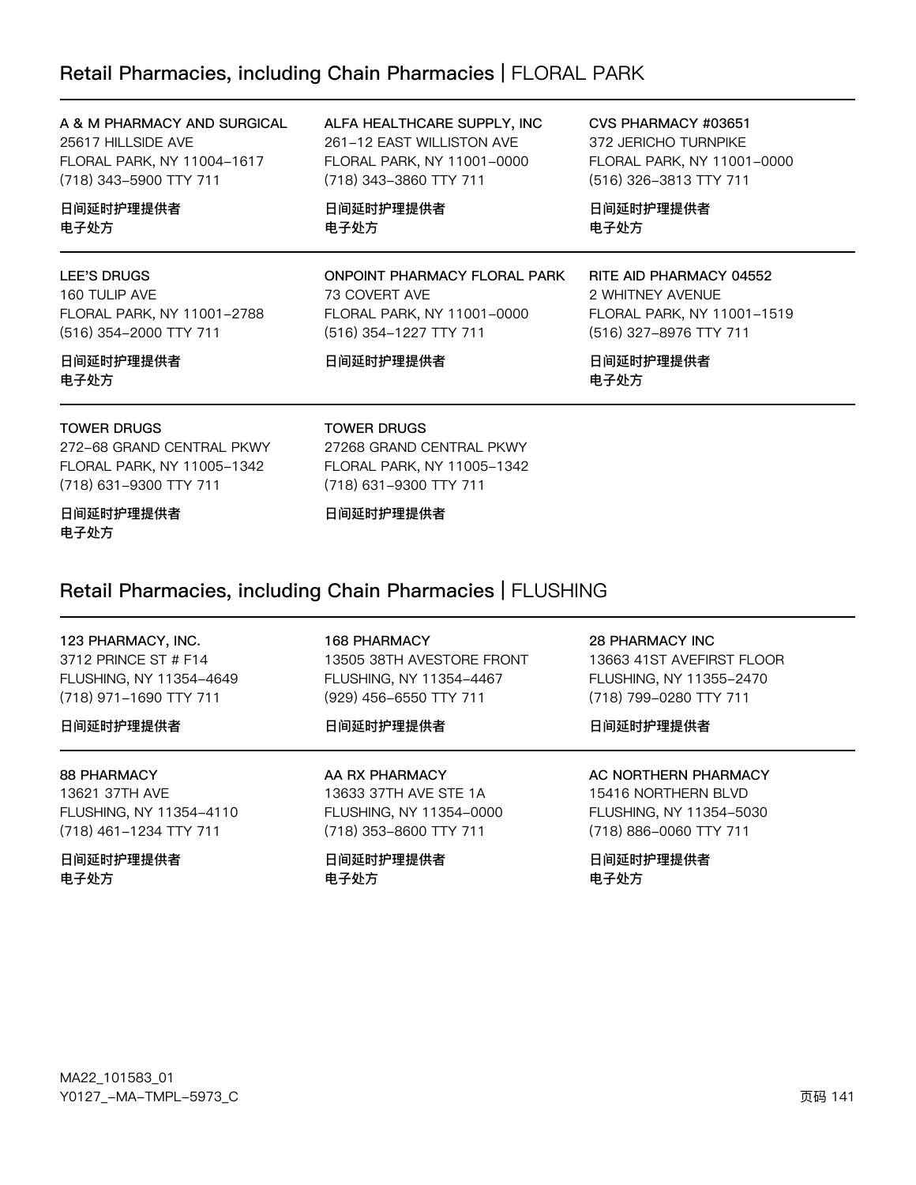## Retail Pharmacies, including Chain Pharmacies | FLORAL PARK

A & M PHARMACY AND SURGICAL
25617 HILLSIDE AVE
FLORAL PARK, NY 11004-1617
(718) 343-5900 TTY 711

日间延时护理提供者
电子处方

ALFA HEALTHCARE SUPPLY, INC
261-12 EAST WILLISTON AVE
FLORAL PARK, NY 11001-0000
(718) 343-3860 TTY 711

日间延时护理提供者
电子处方

CVS PHARMACY #03651
372 JERICHO TURNPIKE
FLORAL PARK, NY 11001-0000
(516) 326-3813 TTY 711

日间延时护理提供者
电子处方

LEE'S DRUGS
160 TULIP AVE
FLORAL PARK, NY 11001-2788
(516) 354-2000 TTY 711

日间延时护理提供者
电子处方

ONPOINT PHARMACY FLORAL PARK
73 COVERT AVE
FLORAL PARK, NY 11001-0000
(516) 354-1227 TTY 711

日间延时护理提供者

RITE AID PHARMACY 04552
2 WHITNEY AVENUE
FLORAL PARK, NY 11001-1519
(516) 327-8976 TTY 711

日间延时护理提供者
电子处方

TOWER DRUGS
272-68 GRAND CENTRAL PKWY
FLORAL PARK, NY 11005-1342
(718) 631-9300 TTY 711

日间延时护理提供者
电子处方

TOWER DRUGS
27268 GRAND CENTRAL PKWY
FLORAL PARK, NY 11005-1342
(718) 631-9300 TTY 711

日间延时护理提供者

## Retail Pharmacies, including Chain Pharmacies | FLUSHING

123 PHARMACY, INC.
3712 PRINCE ST # F14
FLUSHING, NY 11354-4649
(718) 971-1690 TTY 711

日间延时护理提供者

168 PHARMACY
13505 38TH AVESTORE FRONT
FLUSHING, NY 11354-4467
(929) 456-6550 TTY 711

日间延时护理提供者

28 PHARMACY INC
13663 41ST AVEFIRST FLOOR
FLUSHING, NY 11355-2470
(718) 799-0280 TTY 711

日间延时护理提供者

88 PHARMACY
13621 37TH AVE
FLUSHING, NY 11354-4110
(718) 461-1234 TTY 711

日间延时护理提供者
电子处方

AA RX PHARMACY
13633 37TH AVE STE 1A
FLUSHING, NY 11354-0000
(718) 353-8600 TTY 711

日间延时护理提供者
电子处方

AC NORTHERN PHARMACY
15416 NORTHERN BLVD
FLUSHING, NY 11354-5030
(718) 886-0060 TTY 711

日间延时护理提供者
电子处方

MA22_101583_01
Y0127_-MA-TMPL-5973_C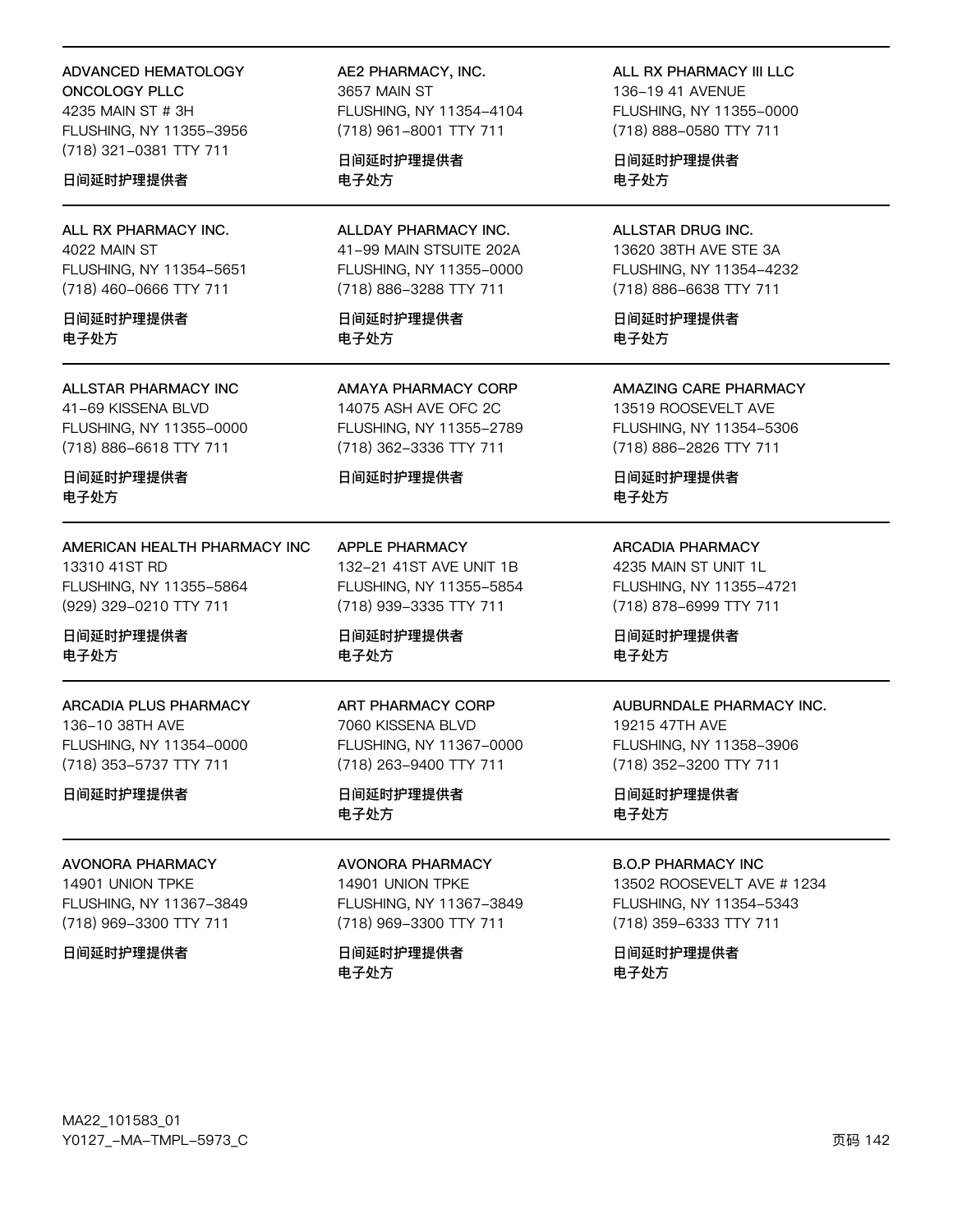**ADVANCED HEMATOLOGY ONCOLOGY PLLC**
4235 MAIN ST # 3H
FLUSHING, NY 11355-3956
(718) 321-0381 TTY 711

日间延时护理提供者

**AE2 PHARMACY, INC.**
3657 MAIN ST
FLUSHING, NY 11354-4104
(718) 961-8001 TTY 711

日间延时护理提供者
电子处方

**ALL RX PHARMACY III LLC**
136-19 41 AVENUE
FLUSHING, NY 11355-0000
(718) 888-0580 TTY 711

日间延时护理提供者
电子处方

---

**ALL RX PHARMACY INC.**
4022 MAIN ST
FLUSHING, NY 11354-5651
(718) 460-0666 TTY 711

日间延时护理提供者
电子处方

**ALLDAY PHARMACY INC.**
41-99 MAIN STSUITE 202A
FLUSHING, NY 11355-0000
(718) 886-3288 TTY 711

日间延时护理提供者
电子处方

**ALLSTAR DRUG INC.**
13620 38TH AVE STE 3A
FLUSHING, NY 11354-4232
(718) 886-6638 TTY 711

日间延时护理提供者
电子处方

---

**ALLSTAR PHARMACY INC**
41-69 KISSENA BLVD
FLUSHING, NY 11355-0000
(718) 886-6618 TTY 711

日间延时护理提供者
电子处方

**AMAYA PHARMACY CORP**
14075 ASH AVE OFC 2C
FLUSHING, NY 11355-2789
(718) 362-3336 TTY 711

日间延时护理提供者

**AMAZING CARE PHARMACY**
13519 ROOSEVELT AVE
FLUSHING, NY 11354-5306
(718) 886-2826 TTY 711

日间延时护理提供者
电子处方

---

**AMERICAN HEALTH PHARMACY INC**
13310 41ST RD
FLUSHING, NY 11355-5864
(929) 329-0210 TTY 711

日间延时护理提供者
电子处方

**APPLE PHARMACY**
132-21 41ST AVE UNIT 1B
FLUSHING, NY 11355-5854
(718) 939-3335 TTY 711

日间延时护理提供者
电子处方

**ARCADIA PHARMACY**
4235 MAIN ST UNIT 1L
FLUSHING, NY 11355-4721
(718) 878-6999 TTY 711

日间延时护理提供者
电子处方

---

**ARCADIA PLUS PHARMACY**
136-10 38TH AVE
FLUSHING, NY 11354-0000
(718) 353-5737 TTY 711

日间延时护理提供者

**ART PHARMACY CORP**
7060 KISSENA BLVD
FLUSHING, NY 11367-0000
(718) 263-9400 TTY 711

日间延时护理提供者
电子处方

**AUBURNDALE PHARMACY INC.**
19215 47TH AVE
FLUSHING, NY 11358-3906
(718) 352-3200 TTY 711

日间延时护理提供者
电子处方

---

**AVONORA PHARMACY**
14901 UNION TPKE
FLUSHING, NY 11367-3849
(718) 969-3300 TTY 711

日间延时护理提供者

**AVONORA PHARMACY**
14901 UNION TPKE
FLUSHING, NY 11367-3849
(718) 969-3300 TTY 711

日间延时护理提供者
电子处方

**B.O.P PHARMACY INC**
13502 ROOSEVELT AVE # 1234
FLUSHING, NY 11354-5343
(718) 359-6333 TTY 711

日间延时护理提供者
电子处方

MA22_101583_01
Y0127_-MA-TMPL-5973_C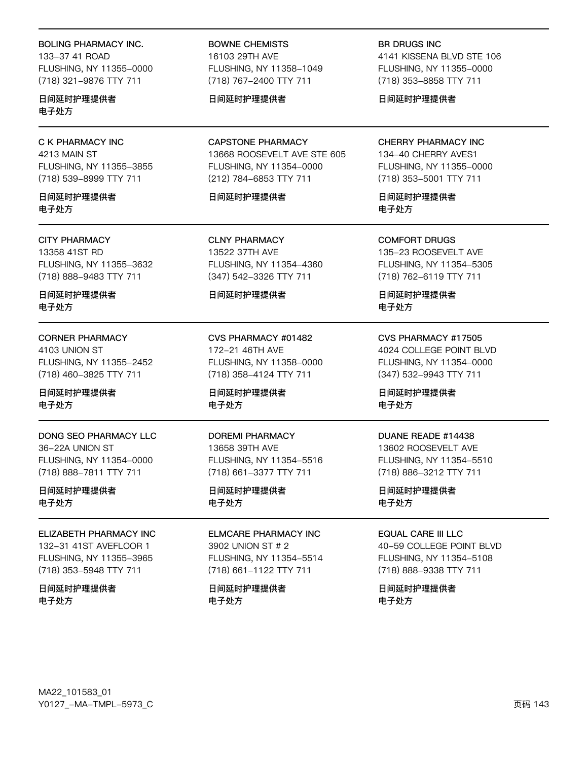BOLING PHARMACY INC.
133–37 41 ROAD
FLUSHING, NY 11355–0000
(718) 321–9876 TTY 711

日间延时护理提供者
电子处方

BOWNE CHEMISTS
16103 29TH AVE
FLUSHING, NY 11358–1049
(718) 767–2400 TTY 711

日间延时护理提供者

BR DRUGS INC
4141 KISSENA BLVD STE 106
FLUSHING, NY 11355–0000
(718) 353–8858 TTY 711

日间延时护理提供者

C K PHARMACY INC
4213 MAIN ST
FLUSHING, NY 11355–3855
(718) 539–8999 TTY 711

日间延时护理提供者
电子处方

CAPSTONE PHARMACY
13668 ROOSEVELT AVE STE 605
FLUSHING, NY 11354–0000
(212) 784–6853 TTY 711

日间延时护理提供者

CHERRY PHARMACY INC
134–40 CHERRY AVES1
FLUSHING, NY 11355–0000
(718) 353–5001 TTY 711

日间延时护理提供者
电子处方

CITY PHARMACY
13358 41ST RD
FLUSHING, NY 11355–3632
(718) 888–9483 TTY 711

日间延时护理提供者
电子处方

CLNY PHARMACY
13522 37TH AVE
FLUSHING, NY 11354–4360
(347) 542–3326 TTY 711

日间延时护理提供者

COMFORT DRUGS
135–23 ROOSEVELT AVE
FLUSHING, NY 11354–5305
(718) 762–6119 TTY 711

日间延时护理提供者
电子处方

CORNER PHARMACY
4103 UNION ST
FLUSHING, NY 11355–2452
(718) 460–3825 TTY 711

日间延时护理提供者
电子处方

CVS PHARMACY #01482
172–21 46TH AVE
FLUSHING, NY 11358–0000
(718) 358–4124 TTY 711

日间延时护理提供者
电子处方

CVS PHARMACY #17505
4024 COLLEGE POINT BLVD
FLUSHING, NY 11354–0000
(347) 532–9943 TTY 711

日间延时护理提供者
电子处方

DONG SEO PHARMACY LLC
36–22A UNION ST
FLUSHING, NY 11354–0000
(718) 888–7811 TTY 711

日间延时护理提供者
电子处方

DOREMI PHARMACY
13658 39TH AVE
FLUSHING, NY 11354–5516
(718) 661–3377 TTY 711

日间延时护理提供者
电子处方

DUANE READE #14438
13602 ROOSEVELT AVE
FLUSHING, NY 11354–5510
(718) 886–3212 TTY 711

日间延时护理提供者
电子处方

ELIZABETH PHARMACY INC
132–31 41ST AVEFLOOR 1
FLUSHING, NY 11355–3965
(718) 353–5948 TTY 711

日间延时护理提供者
电子处方

ELMCARE PHARMACY INC
3902 UNION ST # 2
FLUSHING, NY 11354–5514
(718) 661–1122 TTY 711

日间延时护理提供者
电子处方

EQUAL CARE III LLC
40–59 COLLEGE POINT BLVD
FLUSHING, NY 11354–5108
(718) 888–9338 TTY 711

日间延时护理提供者
电子处方

MA22_101583_01
Y0127_–MA–TMPL–5973_C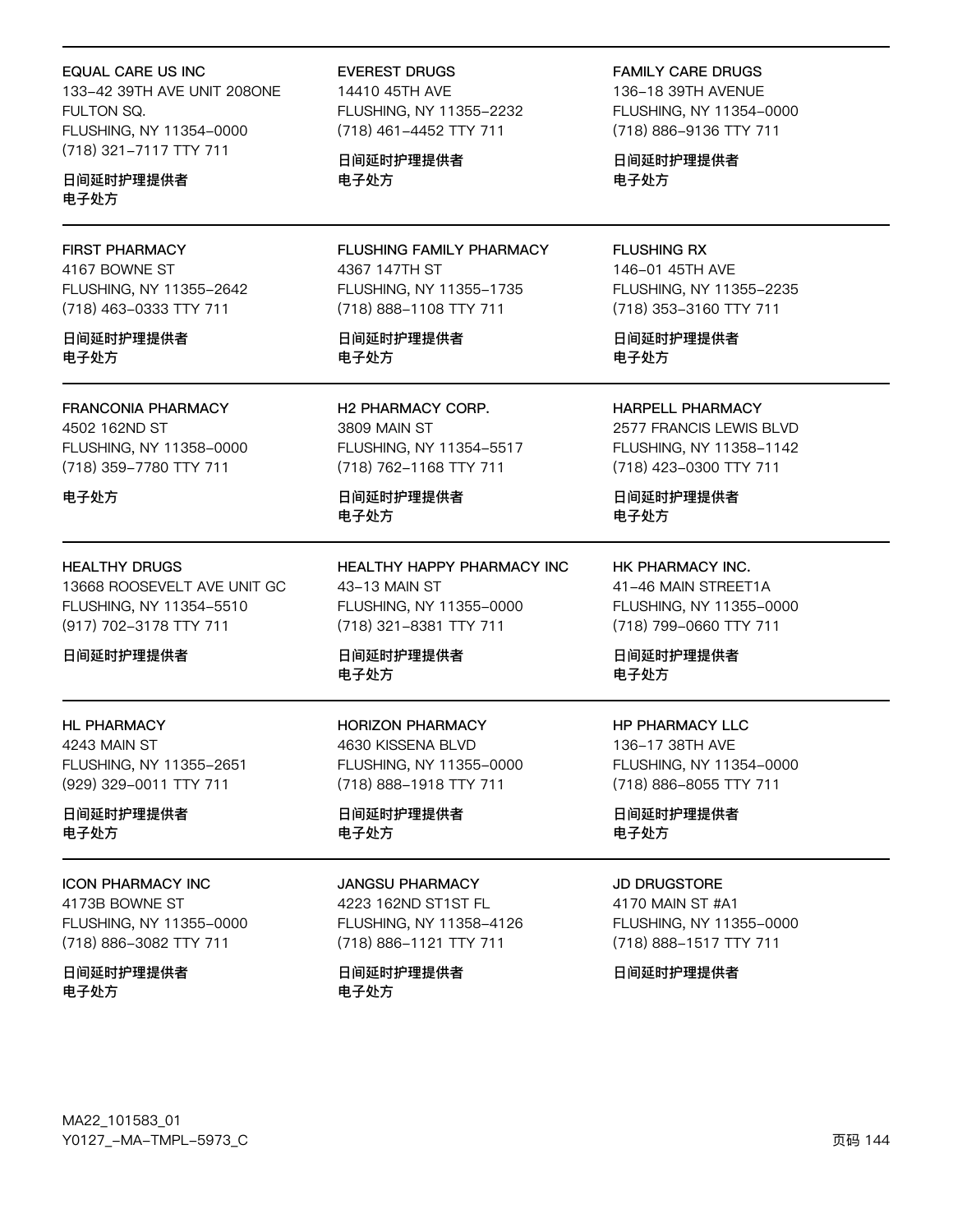**EQUAL CARE US INC**
133–42 39TH AVE UNIT 208ONE FULTON SQ.
FLUSHING, NY 11354–0000
(718) 321–7117 TTY 711

日间延时护理提供者
电子处方

**EVEREST DRUGS**
14410 45TH AVE
FLUSHING, NY 11355–2232
(718) 461–4452 TTY 711

日间延时护理提供者
电子处方

**FAMILY CARE DRUGS**
136–18 39TH AVENUE
FLUSHING, NY 11354–0000
(718) 886–9136 TTY 711

日间延时护理提供者
电子处方

---

**FIRST PHARMACY**
4167 BOWNE ST
FLUSHING, NY 11355–2642
(718) 463–0333 TTY 711

日间延时护理提供者
电子处方

**FLUSHING FAMILY PHARMACY**
4367 147TH ST
FLUSHING, NY 11355–1735
(718) 888–1108 TTY 711

日间延时护理提供者
电子处方

**FLUSHING RX**
146–01 45TH AVE
FLUSHING, NY 11355–2235
(718) 353–3160 TTY 711

日间延时护理提供者
电子处方

---

**FRANCONIA PHARMACY**
4502 162ND ST
FLUSHING, NY 11358–0000
(718) 359–7780 TTY 711

电子处方

**H2 PHARMACY CORP.**
3809 MAIN ST
FLUSHING, NY 11354–5517
(718) 762–1168 TTY 711

日间延时护理提供者
电子处方

**HARPELL PHARMACY**
2577 FRANCIS LEWIS BLVD
FLUSHING, NY 11358–1142
(718) 423–0300 TTY 711

日间延时护理提供者
电子处方

---

**HEALTHY DRUGS**
13668 ROOSEVELT AVE UNIT GC
FLUSHING, NY 11354–5510
(917) 702–3178 TTY 711

日间延时护理提供者

**HEALTHY HAPPY PHARMACY INC**
43–13 MAIN ST
FLUSHING, NY 11355–0000
(718) 321–8381 TTY 711

日间延时护理提供者
电子处方

**HK PHARMACY INC.**
41–46 MAIN STREET1A
FLUSHING, NY 11355–0000
(718) 799–0660 TTY 711

日间延时护理提供者
电子处方

---

**HL PHARMACY**
4243 MAIN ST
FLUSHING, NY 11355–2651
(929) 329–0011 TTY 711

日间延时护理提供者
电子处方

**HORIZON PHARMACY**
4630 KISSENA BLVD
FLUSHING, NY 11355–0000
(718) 888–1918 TTY 711

日间延时护理提供者
电子处方

**HP PHARMACY LLC**
136–17 38TH AVE
FLUSHING, NY 11354–0000
(718) 886–8055 TTY 711

日间延时护理提供者
电子处方

---

**ICON PHARMACY INC**
4173B BOWNE ST
FLUSHING, NY 11355–0000
(718) 886–3082 TTY 711

日间延时护理提供者
电子处方

**JANGSU PHARMACY**
4223 162ND ST1ST FL
FLUSHING, NY 11358–4126
(718) 886–1121 TTY 711

日间延时护理提供者
电子处方

**JD DRUGSTORE**
4170 MAIN ST #A1
FLUSHING, NY 11355–0000
(718) 888–1517 TTY 711

日间延时护理提供者

MA22_101583_01
Y0127_–MA–TMPL–5973_C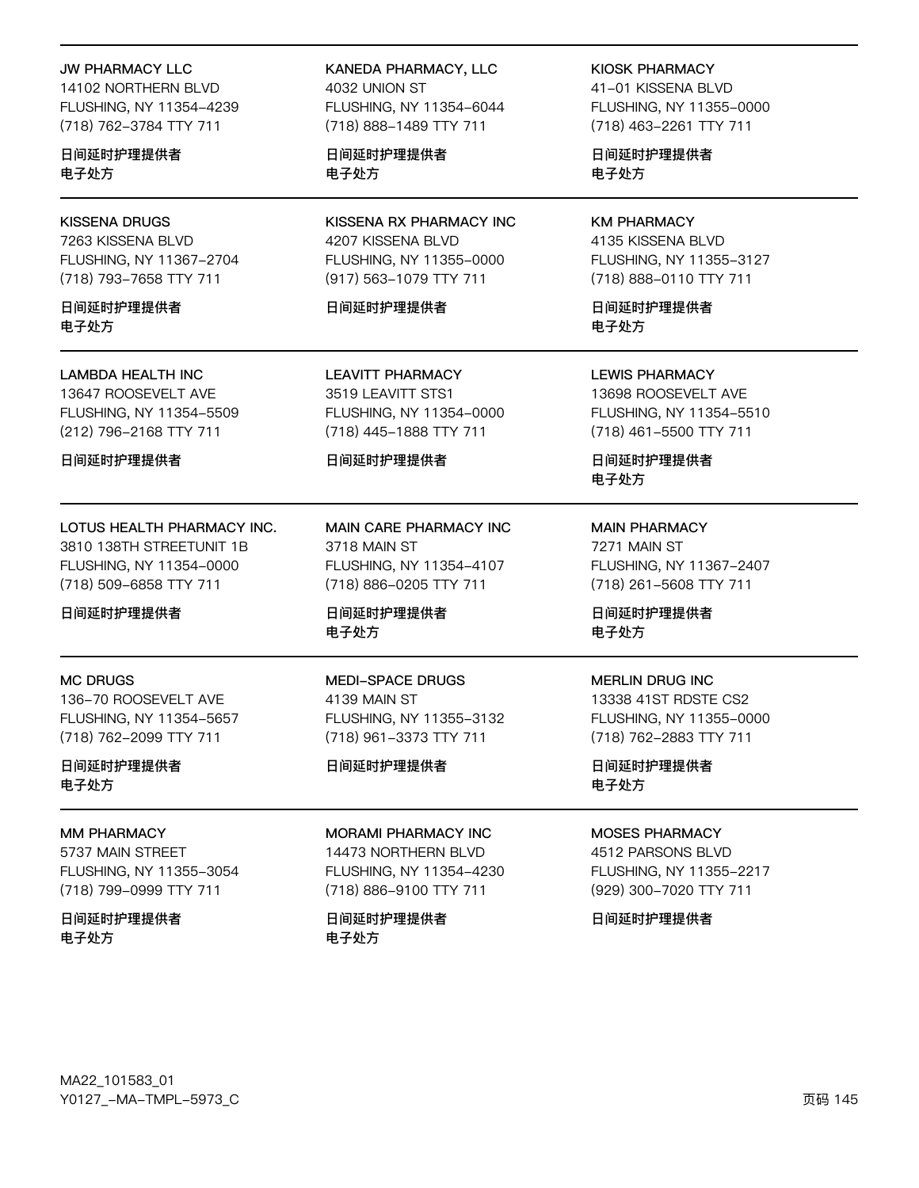JW PHARMACY LLC
14102 NORTHERN BLVD
FLUSHING, NY 11354-4239
(718) 762-3784 TTY 711

日间延时护理提供者
电子处方

KANEDA PHARMACY, LLC
4032 UNION ST
FLUSHING, NY 11354-6044
(718) 888-1489 TTY 711

日间延时护理提供者
电子处方

KIOSK PHARMACY
41-01 KISSENA BLVD
FLUSHING, NY 11355-0000
(718) 463-2261 TTY 711

日间延时护理提供者
电子处方

---

KISSENA DRUGS
7263 KISSENA BLVD
FLUSHING, NY 11367-2704
(718) 793-7658 TTY 711

日间延时护理提供者
电子处方

KISSENA RX PHARMACY INC
4207 KISSENA BLVD
FLUSHING, NY 11355-0000
(917) 563-1079 TTY 711

日间延时护理提供者

KM PHARMACY
4135 KISSENA BLVD
FLUSHING, NY 11355-3127
(718) 888-0110 TTY 711

日间延时护理提供者
电子处方

---

LAMBDA HEALTH INC
13647 ROOSEVELT AVE
FLUSHING, NY 11354-5509
(212) 796-2168 TTY 711

日间延时护理提供者

LEAVITT PHARMACY
3519 LEAVITT STS1
FLUSHING, NY 11354-0000
(718) 445-1888 TTY 711

日间延时护理提供者

LEWIS PHARMACY
13698 ROOSEVELT AVE
FLUSHING, NY 11354-5510
(718) 461-5500 TTY 711

日间延时护理提供者
电子处方

---

LOTUS HEALTH PHARMACY INC.
3810 138TH STREETUNIT 1B
FLUSHING, NY 11354-0000
(718) 509-6858 TTY 711

日间延时护理提供者

MAIN CARE PHARMACY INC
3718 MAIN ST
FLUSHING, NY 11354-4107
(718) 886-0205 TTY 711

日间延时护理提供者
电子处方

MAIN PHARMACY
7271 MAIN ST
FLUSHING, NY 11367-2407
(718) 261-5608 TTY 711

日间延时护理提供者
电子处方

---

MC DRUGS
136-70 ROOSEVELT AVE
FLUSHING, NY 11354-5657
(718) 762-2099 TTY 711

日间延时护理提供者
电子处方

MEDI-SPACE DRUGS
4139 MAIN ST
FLUSHING, NY 11355-3132
(718) 961-3373 TTY 711

日间延时护理提供者

MERLIN DRUG INC
13338 41ST RDSTE CS2
FLUSHING, NY 11355-0000
(718) 762-2883 TTY 711

日间延时护理提供者
电子处方

---

MM PHARMACY
5737 MAIN STREET
FLUSHING, NY 11355-3054
(718) 799-0999 TTY 711

日间延时护理提供者
电子处方

MORAMI PHARMACY INC
14473 NORTHERN BLVD
FLUSHING, NY 11354-4230
(718) 886-9100 TTY 711

日间延时护理提供者
电子处方

MOSES PHARMACY
4512 PARSONS BLVD
FLUSHING, NY 11355-2217
(929) 300-7020 TTY 711

日间延时护理提供者

MA22_101583_01
Y0127_-MA-TMPL-5973_C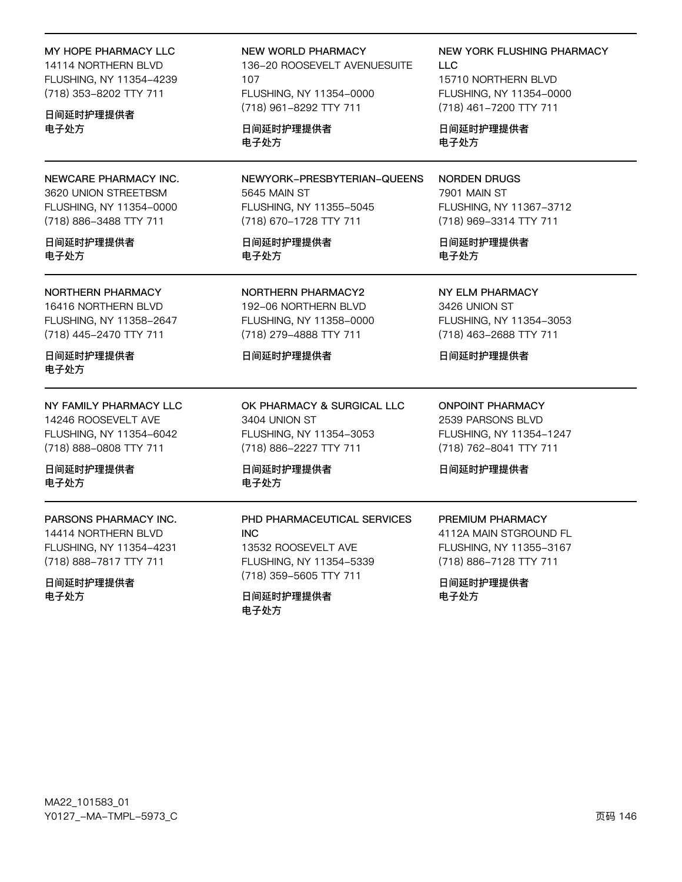MY HOPE PHARMACY LLC
14114 NORTHERN BLVD
FLUSHING, NY 11354-4239
(718) 353-8202 TTY 711

**日间延时护理提供者**
**电子处方**

NEW WORLD PHARMACY
136-20 ROOSEVELT AVENUESUITE 107
FLUSHING, NY 11354-0000
(718) 961-8292 TTY 711

**日间延时护理提供者**
**电子处方**

NEW YORK FLUSHING PHARMACY LLC
15710 NORTHERN BLVD
FLUSHING, NY 11354-0000
(718) 461-7200 TTY 711

**日间延时护理提供者**
**电子处方**

NEWCARE PHARMACY INC.
3620 UNION STREETBSM
FLUSHING, NY 11354-0000
(718) 886-3488 TTY 711

**日间延时护理提供者**
**电子处方**

NEWYORK-PRESBYTERIAN-QUEENS
5645 MAIN ST
FLUSHING, NY 11355-5045
(718) 670-1728 TTY 711

**日间延时护理提供者**
**电子处方**

NORDEN DRUGS
7901 MAIN ST
FLUSHING, NY 11367-3712
(718) 969-3314 TTY 711

**日间延时护理提供者**
**电子处方**

NORTHERN PHARMACY
16416 NORTHERN BLVD
FLUSHING, NY 11358-2647
(718) 445-2470 TTY 711

**日间延时护理提供者**
**电子处方**

NORTHERN PHARMACY2
192-06 NORTHERN BLVD
FLUSHING, NY 11358-0000
(718) 279-4888 TTY 711

**日间延时护理提供者**

NY ELM PHARMACY
3426 UNION ST
FLUSHING, NY 11354-3053
(718) 463-2688 TTY 711

**日间延时护理提供者**

NY FAMILY PHARMACY LLC
14246 ROOSEVELT AVE
FLUSHING, NY 11354-6042
(718) 888-0808 TTY 711

**日间延时护理提供者**
**电子处方**

OK PHARMACY & SURGICAL LLC
3404 UNION ST
FLUSHING, NY 11354-3053
(718) 886-2227 TTY 711

**日间延时护理提供者**
**电子处方**

ONPOINT PHARMACY
2539 PARSONS BLVD
FLUSHING, NY 11354-1247
(718) 762-8041 TTY 711

**日间延时护理提供者**

PARSONS PHARMACY INC.
14414 NORTHERN BLVD
FLUSHING, NY 11354-4231
(718) 888-7817 TTY 711

**日间延时护理提供者**
**电子处方**

PHD PHARMACEUTICAL SERVICES INC
13532 ROOSEVELT AVE
FLUSHING, NY 11354-5339
(718) 359-5605 TTY 711

**日间延时护理提供者**
**电子处方**

PREMIUM PHARMACY
4112A MAIN STGROUND FL
FLUSHING, NY 11355-3167
(718) 886-7128 TTY 711

**日间延时护理提供者**
**电子处方**

MA22_101583_01
Y0127_-MA-TMPL-5973_C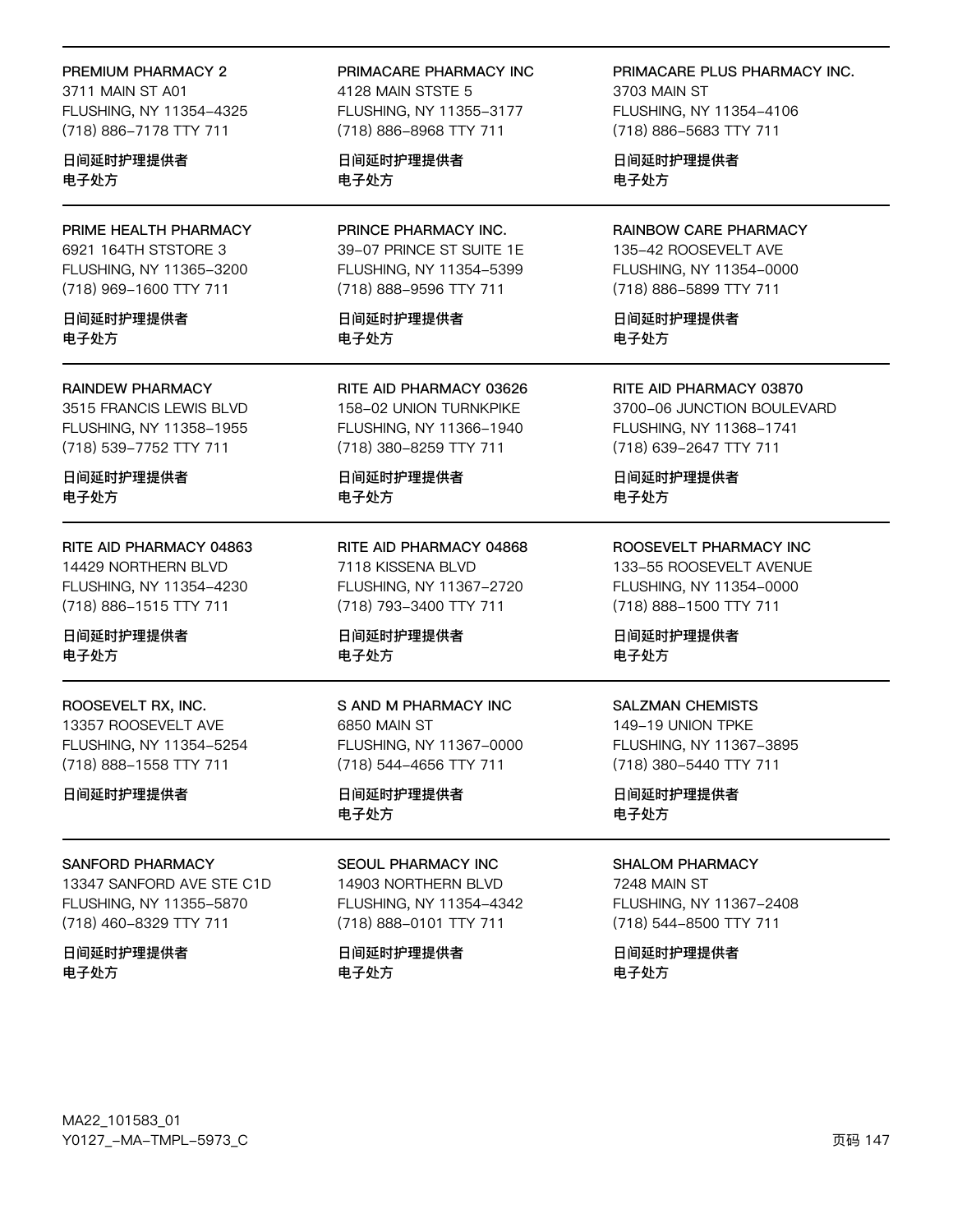PREMIUM PHARMACY 2
3711 MAIN ST A01
FLUSHING, NY 11354-4325
(718) 886-7178 TTY 711

日间延时护理提供者
电子处方

PRIMACARE PHARMACY INC
4128 MAIN STSTE 5
FLUSHING, NY 11355-3177
(718) 886-8968 TTY 711

日间延时护理提供者
电子处方

PRIMACARE PLUS PHARMACY INC.
3703 MAIN ST
FLUSHING, NY 11354-4106
(718) 886-5683 TTY 711

日间延时护理提供者
电子处方

PRIME HEALTH PHARMACY
6921 164TH STSTORE 3
FLUSHING, NY 11365-3200
(718) 969-1600 TTY 711

日间延时护理提供者
电子处方

PRINCE PHARMACY INC.
39-07 PRINCE ST SUITE 1E
FLUSHING, NY 11354-5399
(718) 888-9596 TTY 711

日间延时护理提供者
电子处方

RAINBOW CARE PHARMACY
135-42 ROOSEVELT AVE
FLUSHING, NY 11354-0000
(718) 886-5899 TTY 711

日间延时护理提供者
电子处方

RAINDEW PHARMACY
3515 FRANCIS LEWIS BLVD
FLUSHING, NY 11358-1955
(718) 539-7752 TTY 711

日间延时护理提供者
电子处方

RITE AID PHARMACY 03626
158-02 UNION TURNKPIKE
FLUSHING, NY 11366-1940
(718) 380-8259 TTY 711

日间延时护理提供者
电子处方

RITE AID PHARMACY 03870
3700-06 JUNCTION BOULEVARD
FLUSHING, NY 11368-1741
(718) 639-2647 TTY 711

日间延时护理提供者
电子处方

RITE AID PHARMACY 04863
14429 NORTHERN BLVD
FLUSHING, NY 11354-4230
(718) 886-1515 TTY 711

日间延时护理提供者
电子处方

RITE AID PHARMACY 04868
7118 KISSENA BLVD
FLUSHING, NY 11367-2720
(718) 793-3400 TTY 711

日间延时护理提供者
电子处方

ROOSEVELT PHARMACY INC
133-55 ROOSEVELT AVENUE
FLUSHING, NY 11354-0000
(718) 888-1500 TTY 711

日间延时护理提供者
电子处方

ROOSEVELT RX, INC.
13357 ROOSEVELT AVE
FLUSHING, NY 11354-5254
(718) 888-1558 TTY 711

日间延时护理提供者

S AND M PHARMACY INC
6850 MAIN ST
FLUSHING, NY 11367-0000
(718) 544-4656 TTY 711

日间延时护理提供者
电子处方

SALZMAN CHEMISTS
149-19 UNION TPKE
FLUSHING, NY 11367-3895
(718) 380-5440 TTY 711

日间延时护理提供者
电子处方

SANFORD PHARMACY
13347 SANFORD AVE STE C1D
FLUSHING, NY 11355-5870
(718) 460-8329 TTY 711

日间延时护理提供者
电子处方

SEOUL PHARMACY INC
14903 NORTHERN BLVD
FLUSHING, NY 11354-4342
(718) 888-0101 TTY 711

日间延时护理提供者
电子处方

SHALOM PHARMACY
7248 MAIN ST
FLUSHING, NY 11367-2408
(718) 544-8500 TTY 711

日间延时护理提供者
电子处方

MA22_101583_01
Y0127_-MA-TMPL-5973_C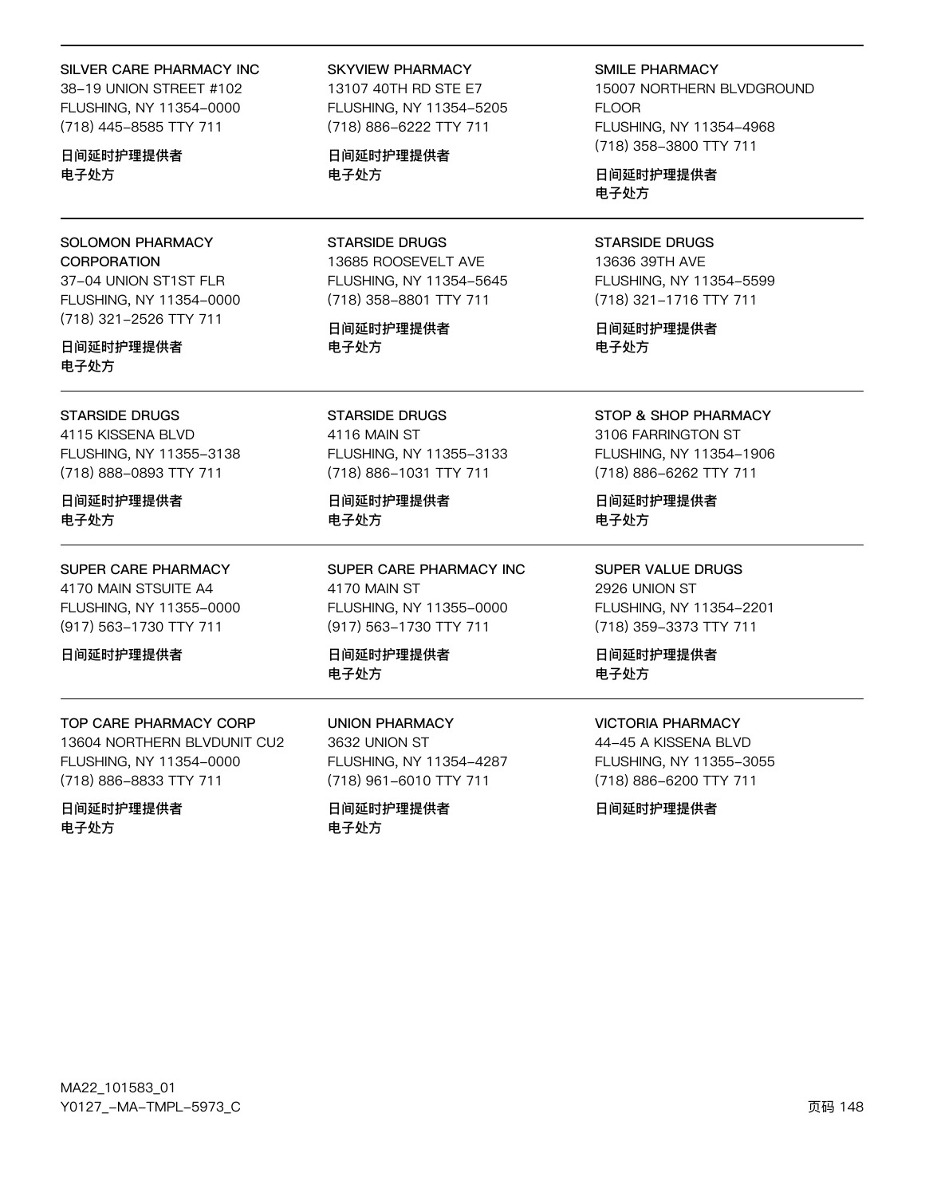SILVER CARE PHARMACY INC
38-19 UNION STREET #102
FLUSHING, NY 11354-0000
(718) 445-8585 TTY 711

**日间延时护理提供者**
**电子处方**

SKYVIEW PHARMACY
13107 40TH RD STE E7
FLUSHING, NY 11354-5205
(718) 886-6222 TTY 711

**日间延时护理提供者**
**电子处方**

SMILE PHARMACY
15007 NORTHERN BLVDGROUND FLOOR
FLUSHING, NY 11354-4968
(718) 358-3800 TTY 711

**日间延时护理提供者**
**电子处方**

---

SOLOMON PHARMACY CORPORATION
37-04 UNION ST1ST FLR
FLUSHING, NY 11354-0000
(718) 321-2526 TTY 711

**日间延时护理提供者**
**电子处方**

STARSIDE DRUGS
13685 ROOSEVELT AVE
FLUSHING, NY 11354-5645
(718) 358-8801 TTY 711

**日间延时护理提供者**
**电子处方**

STARSIDE DRUGS
13636 39TH AVE
FLUSHING, NY 11354-5599
(718) 321-1716 TTY 711

**日间延时护理提供者**
**电子处方**

---

STARSIDE DRUGS
4115 KISSENA BLVD
FLUSHING, NY 11355-3138
(718) 888-0893 TTY 711

**日间延时护理提供者**
**电子处方**

STARSIDE DRUGS
4116 MAIN ST
FLUSHING, NY 11355-3133
(718) 886-1031 TTY 711

**日间延时护理提供者**
**电子处方**

STOP & SHOP PHARMACY
3106 FARRINGTON ST
FLUSHING, NY 11354-1906
(718) 886-6262 TTY 711

**日间延时护理提供者**
**电子处方**

---

SUPER CARE PHARMACY
4170 MAIN STSUITE A4
FLUSHING, NY 11355-0000
(917) 563-1730 TTY 711

**日间延时护理提供者**

SUPER CARE PHARMACY INC
4170 MAIN ST
FLUSHING, NY 11355-0000
(917) 563-1730 TTY 711

**日间延时护理提供者**
**电子处方**

SUPER VALUE DRUGS
2926 UNION ST
FLUSHING, NY 11354-2201
(718) 359-3373 TTY 711

**日间延时护理提供者**
**电子处方**

---

TOP CARE PHARMACY CORP
13604 NORTHERN BLVDUNIT CU2
FLUSHING, NY 11354-0000
(718) 886-8833 TTY 711

**日间延时护理提供者**
**电子处方**

UNION PHARMACY
3632 UNION ST
FLUSHING, NY 11354-4287
(718) 961-6010 TTY 711

**日间延时护理提供者**
**电子处方**

VICTORIA PHARMACY
44-45 A KISSENA BLVD
FLUSHING, NY 11355-3055
(718) 886-6200 TTY 711

**日间延时护理提供者**

MA22_101583_01
Y0127_-MA-TMPL-5973_C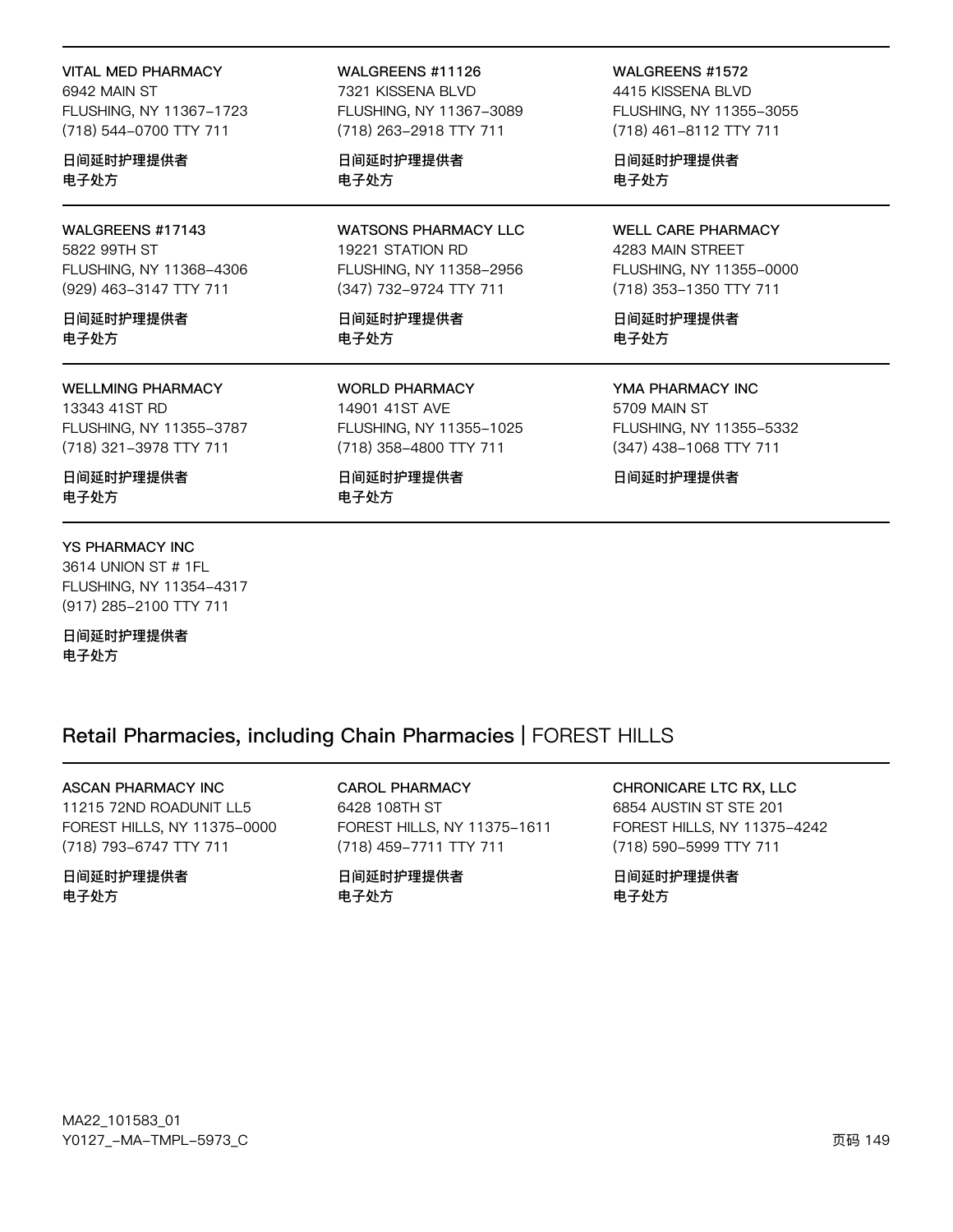**VITAL MED PHARMACY**
6942 MAIN ST
FLUSHING, NY 11367-1723
(718) 544-0700 TTY 711

日间延时护理提供者
电子处方

**WALGREENS #11126**
7321 KISSENA BLVD
FLUSHING, NY 11367-3089
(718) 263-2918 TTY 711

日间延时护理提供者
电子处方

**WALGREENS #1572**
4415 KISSENA BLVD
FLUSHING, NY 11355-3055
(718) 461-8112 TTY 711

日间延时护理提供者
电子处方

**WALGREENS #17143**
5822 99TH ST
FLUSHING, NY 11368-4306
(929) 463-3147 TTY 711

日间延时护理提供者
电子处方

**WATSONS PHARMACY LLC**
19221 STATION RD
FLUSHING, NY 11358-2956
(347) 732-9724 TTY 711

日间延时护理提供者
电子处方

**WELL CARE PHARMACY**
4283 MAIN STREET
FLUSHING, NY 11355-0000
(718) 353-1350 TTY 711

日间延时护理提供者
电子处方

**WELLMING PHARMACY**
13343 41ST RD
FLUSHING, NY 11355-3787
(718) 321-3978 TTY 711

日间延时护理提供者
电子处方

**WORLD PHARMACY**
14901 41ST AVE
FLUSHING, NY 11355-1025
(718) 358-4800 TTY 711

日间延时护理提供者
电子处方

**YMA PHARMACY INC**
5709 MAIN ST
FLUSHING, NY 11355-5332
(347) 438-1068 TTY 711

日间延时护理提供者

**YS PHARMACY INC**
3614 UNION ST # 1FL
FLUSHING, NY 11354-4317
(917) 285-2100 TTY 711

日间延时护理提供者
电子处方

## Retail Pharmacies, including Chain Pharmacies | FOREST HILLS

**ASCAN PHARMACY INC**
11215 72ND ROADUNIT LL5
FOREST HILLS, NY 11375-0000
(718) 793-6747 TTY 711

日间延时护理提供者
电子处方

**CAROL PHARMACY**
6428 108TH ST
FOREST HILLS, NY 11375-1611
(718) 459-7711 TTY 711

日间延时护理提供者
电子处方

**CHRONICARE LTC RX, LLC**
6854 AUSTIN ST STE 201
FOREST HILLS, NY 11375-4242
(718) 590-5999 TTY 711

日间延时护理提供者
电子处方

MA22_101583_01
Y0127_-MA-TMPL-5973_C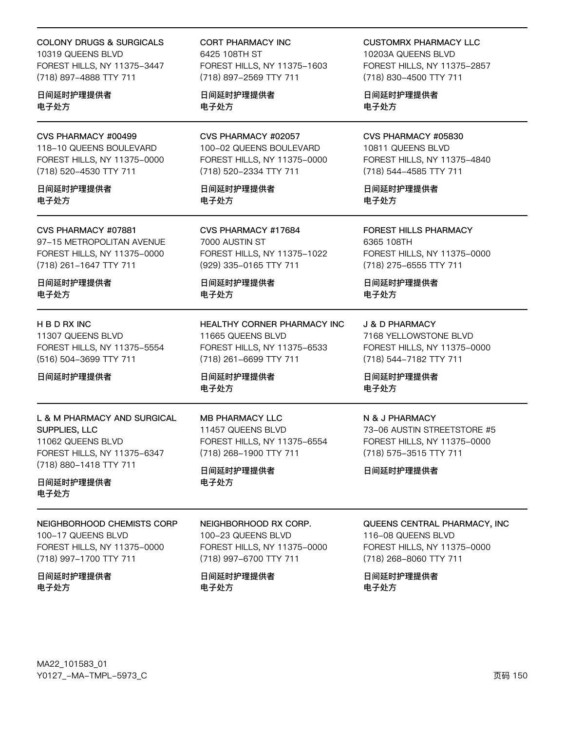COLONY DRUGS & SURGICALS
10319 QUEENS BLVD
FOREST HILLS, NY 11375-3447
(718) 897-4888 TTY 711

日间延时护理提供者
电子处方

CORT PHARMACY INC
6425 108TH ST
FOREST HILLS, NY 11375-1603
(718) 897-2569 TTY 711

日间延时护理提供者
电子处方

CUSTOMRX PHARMACY LLC
10203A QUEENS BLVD
FOREST HILLS, NY 11375-2857
(718) 830-4500 TTY 711

日间延时护理提供者
电子处方

---

CVS PHARMACY #00499
118-10 QUEENS BOULEVARD
FOREST HILLS, NY 11375-0000
(718) 520-4530 TTY 711

日间延时护理提供者
电子处方

CVS PHARMACY #02057
100-02 QUEENS BOULEVARD
FOREST HILLS, NY 11375-0000
(718) 520-2334 TTY 711

日间延时护理提供者
电子处方

CVS PHARMACY #05830
10811 QUEENS BLVD
FOREST HILLS, NY 11375-4840
(718) 544-4585 TTY 711

日间延时护理提供者
电子处方

---

CVS PHARMACY #07881
97-15 METROPOLITAN AVENUE
FOREST HILLS, NY 11375-0000
(718) 261-1647 TTY 711

日间延时护理提供者
电子处方

CVS PHARMACY #17684
7000 AUSTIN ST
FOREST HILLS, NY 11375-1022
(929) 335-0165 TTY 711

日间延时护理提供者
电子处方

FOREST HILLS PHARMACY
6365 108TH
FOREST HILLS, NY 11375-0000
(718) 275-6555 TTY 711

日间延时护理提供者
电子处方

---

H B D RX INC
11307 QUEENS BLVD
FOREST HILLS, NY 11375-5554
(516) 504-3699 TTY 711

日间延时护理提供者

HEALTHY CORNER PHARMACY INC
11665 QUEENS BLVD
FOREST HILLS, NY 11375-6533
(718) 261-6699 TTY 711

日间延时护理提供者
电子处方

J & D PHARMACY
7168 YELLOWSTONE BLVD
FOREST HILLS, NY 11375-0000
(718) 544-7182 TTY 711

日间延时护理提供者
电子处方

---

L & M PHARMACY AND SURGICAL SUPPLIES, LLC
11062 QUEENS BLVD
FOREST HILLS, NY 11375-6347
(718) 880-1418 TTY 711

日间延时护理提供者
电子处方

MB PHARMACY LLC
11457 QUEENS BLVD
FOREST HILLS, NY 11375-6554
(718) 268-1900 TTY 711

日间延时护理提供者
电子处方

N & J PHARMACY
73-06 AUSTIN STREETSTORE #5
FOREST HILLS, NY 11375-0000
(718) 575-3515 TTY 711

日间延时护理提供者

---

NEIGHBORHOOD CHEMISTS CORP
100-17 QUEENS BLVD
FOREST HILLS, NY 11375-0000
(718) 997-1700 TTY 711

日间延时护理提供者
电子处方

NEIGHBORHOOD RX CORP.
100-23 QUEENS BLVD
FOREST HILLS, NY 11375-0000
(718) 997-6700 TTY 711

日间延时护理提供者
电子处方

QUEENS CENTRAL PHARMACY, INC
116-08 QUEENS BLVD
FOREST HILLS, NY 11375-0000
(718) 268-8060 TTY 711

日间延时护理提供者
电子处方

MA22_101583_01
Y0127_-MA-TMPL-5973_C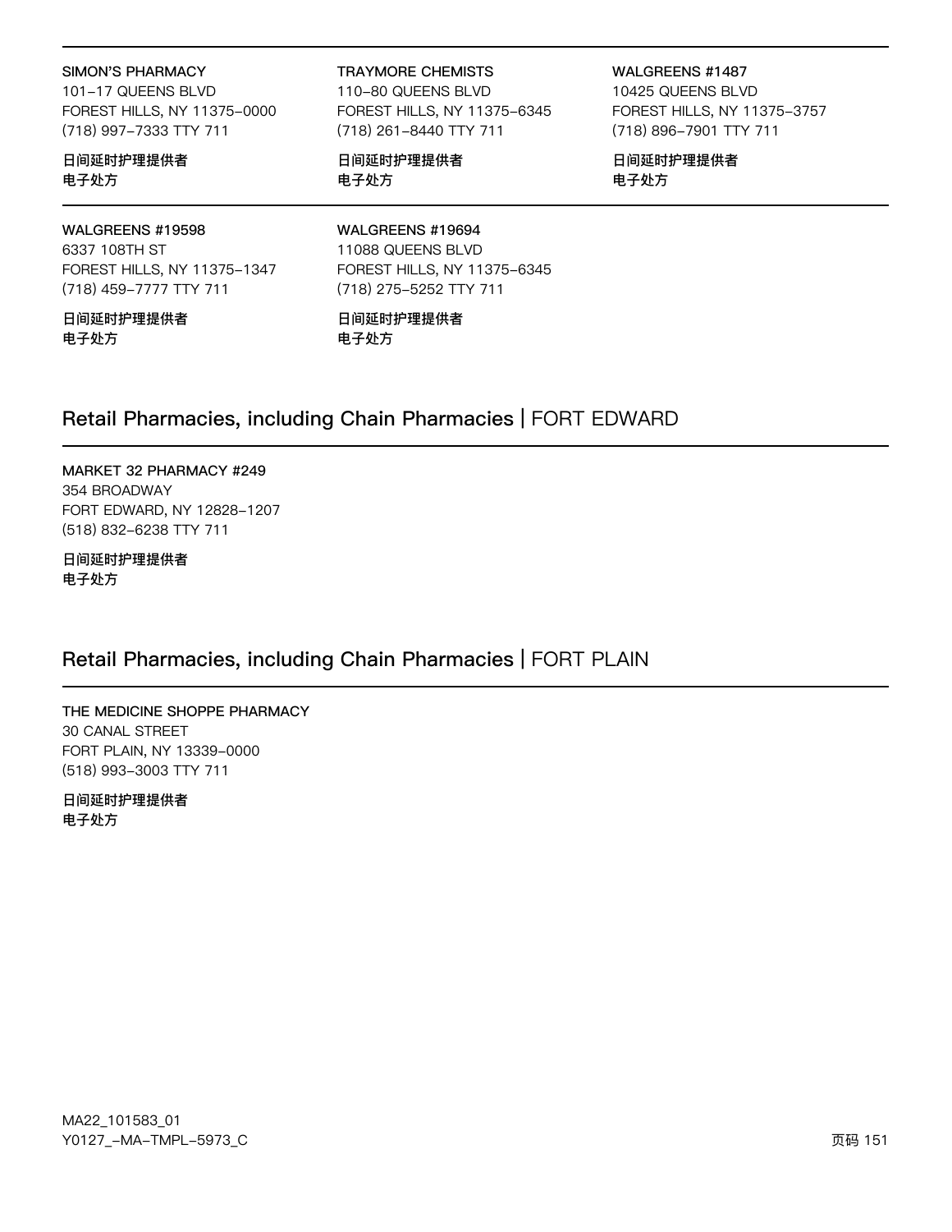**SIMON'S PHARMACY**
101-17 QUEENS BLVD
FOREST HILLS, NY 11375-0000
(718) 997-7333 TTY 711

**日间延时护理提供者**
**电子处方**

**TRAYMORE CHEMISTS**
110-80 QUEENS BLVD
FOREST HILLS, NY 11375-6345
(718) 261-8440 TTY 711

**日间延时护理提供者**
**电子处方**

**WALGREENS #1487**
10425 QUEENS BLVD
FOREST HILLS, NY 11375-3757
(718) 896-7901 TTY 711

**日间延时护理提供者**
**电子处方**

**WALGREENS #19598**
6337 108TH ST
FOREST HILLS, NY 11375-1347
(718) 459-7777 TTY 711

**日间延时护理提供者**
**电子处方**

**WALGREENS #19694**
11088 QUEENS BLVD
FOREST HILLS, NY 11375-6345
(718) 275-5252 TTY 711

**日间延时护理提供者**
**电子处方**

## Retail Pharmacies, including Chain Pharmacies | FORT EDWARD

**MARKET 32 PHARMACY #249**
354 BROADWAY
FORT EDWARD, NY 12828-1207
(518) 832-6238 TTY 711

**日间延时护理提供者**
**电子处方**

## Retail Pharmacies, including Chain Pharmacies | FORT PLAIN

**THE MEDICINE SHOPPE PHARMACY**
30 CANAL STREET
FORT PLAIN, NY 13339-0000
(518) 993-3003 TTY 711

**日间延时护理提供者**
**电子处方**

MA22_101583_01
Y0127_-MA-TMPL-5973_C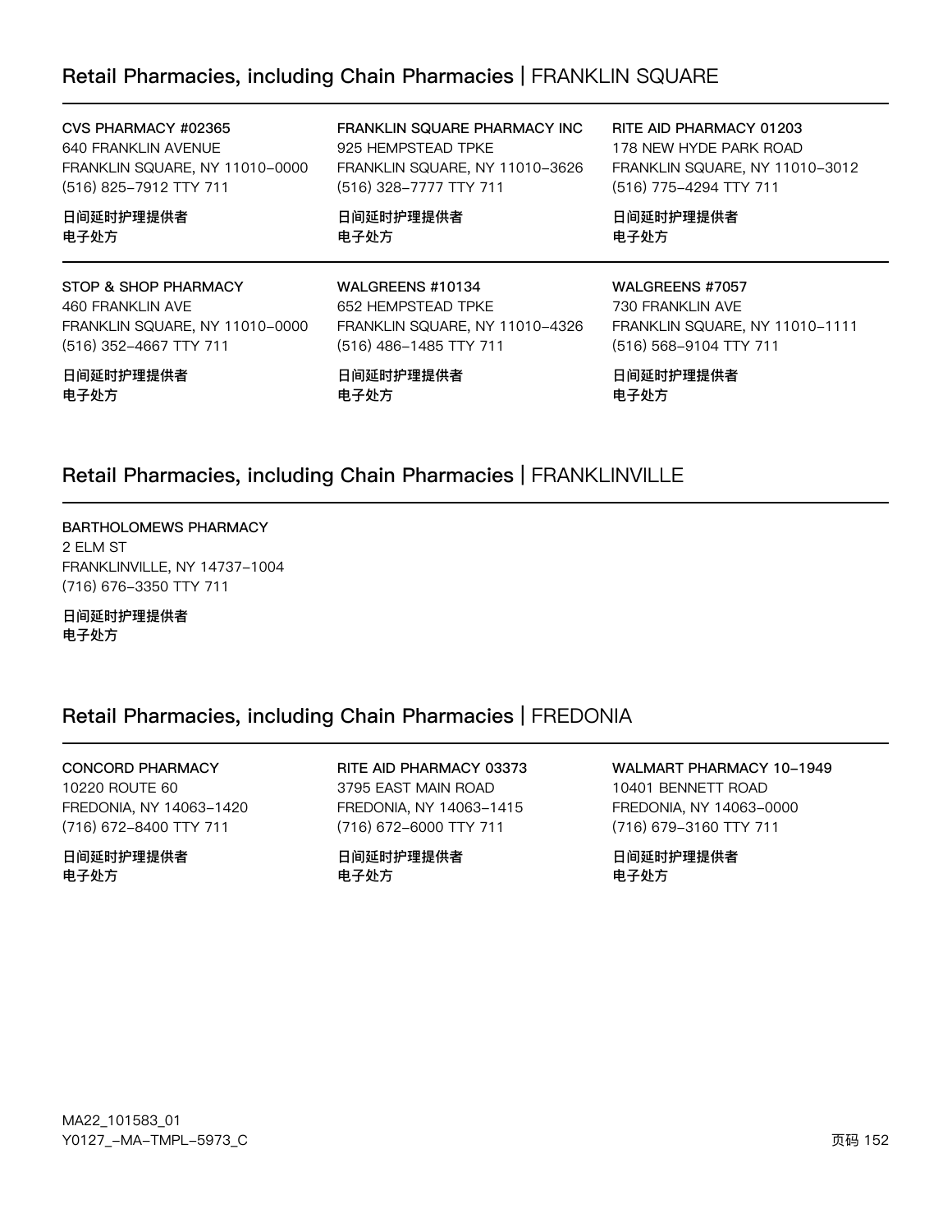## Retail Pharmacies, including Chain Pharmacies | FRANKLIN SQUARE

**CVS PHARMACY #02365**
640 FRANKLIN AVENUE
FRANKLIN SQUARE, NY 11010-0000
(516) 825-7912 TTY 711

**日间延时护理提供者**
**电子处方**

**FRANKLIN SQUARE PHARMACY INC**
925 HEMPSTEAD TPKE
FRANKLIN SQUARE, NY 11010-3626
(516) 328-7777 TTY 711

**日间延时护理提供者**
**电子处方**

**RITE AID PHARMACY 01203**
178 NEW HYDE PARK ROAD
FRANKLIN SQUARE, NY 11010-3012
(516) 775-4294 TTY 711

**日间延时护理提供者**
**电子处方**

**STOP & SHOP PHARMACY**
460 FRANKLIN AVE
FRANKLIN SQUARE, NY 11010-0000
(516) 352-4667 TTY 711

**日间延时护理提供者**
**电子处方**

**WALGREENS #10134**
652 HEMPSTEAD TPKE
FRANKLIN SQUARE, NY 11010-4326
(516) 486-1485 TTY 711

**日间延时护理提供者**
**电子处方**

**WALGREENS #7057**
730 FRANKLIN AVE
FRANKLIN SQUARE, NY 11010-1111
(516) 568-9104 TTY 711

**日间延时护理提供者**
**电子处方**

## Retail Pharmacies, including Chain Pharmacies | FRANKLINVILLE

**BARTHOLOMEWS PHARMACY**
2 ELM ST
FRANKLINVILLE, NY 14737-1004
(716) 676-3350 TTY 711

**日间延时护理提供者**
**电子处方**

## Retail Pharmacies, including Chain Pharmacies | FREDONIA

**CONCORD PHARMACY**
10220 ROUTE 60
FREDONIA, NY 14063-1420
(716) 672-8400 TTY 711

**日间延时护理提供者**
**电子处方**

**RITE AID PHARMACY 03373**
3795 EAST MAIN ROAD
FREDONIA, NY 14063-1415
(716) 672-6000 TTY 711

**日间延时护理提供者**
**电子处方**

**WALMART PHARMACY 10-1949**
10401 BENNETT ROAD
FREDONIA, NY 14063-0000
(716) 679-3160 TTY 711

**日间延时护理提供者**
**电子处方**

MA22_101583_01
Y0127_-MA-TMPL-5973_C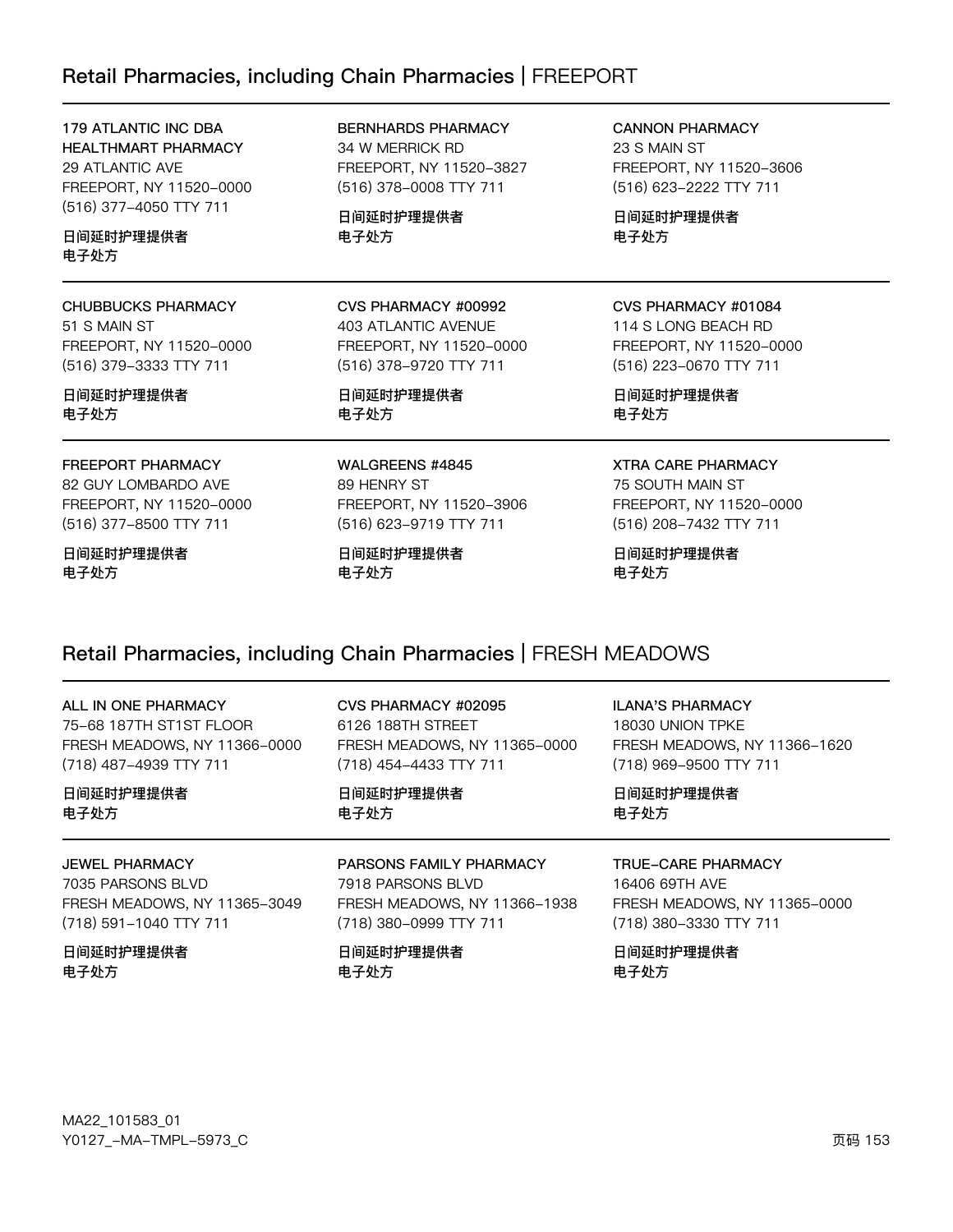## Retail Pharmacies, including Chain Pharmacies | FREEPORT

**179 ATLANTIC INC DBA HEALTHMART PHARMACY**
29 ATLANTIC AVE
FREEPORT, NY 11520-0000
(516) 377-4050 TTY 711

日间延时护理提供者
电子处方

**BERNHARDS PHARMACY**
34 W MERRICK RD
FREEPORT, NY 11520-3827
(516) 378-0008 TTY 711

日间延时护理提供者
电子处方

**CANNON PHARMACY**
23 S MAIN ST
FREEPORT, NY 11520-3606
(516) 623-2222 TTY 711

日间延时护理提供者
电子处方

**CHUBBUCKS PHARMACY**
51 S MAIN ST
FREEPORT, NY 11520-0000
(516) 379-3333 TTY 711

日间延时护理提供者
电子处方

**CVS PHARMACY #00992**
403 ATLANTIC AVENUE
FREEPORT, NY 11520-0000
(516) 378-9720 TTY 711

日间延时护理提供者
电子处方

**CVS PHARMACY #01084**
114 S LONG BEACH RD
FREEPORT, NY 11520-0000
(516) 223-0670 TTY 711

日间延时护理提供者
电子处方

**FREEPORT PHARMACY**
82 GUY LOMBARDO AVE
FREEPORT, NY 11520-0000
(516) 377-8500 TTY 711

日间延时护理提供者
电子处方

**WALGREENS #4845**
89 HENRY ST
FREEPORT, NY 11520-3906
(516) 623-9719 TTY 711

日间延时护理提供者
电子处方

**XTRA CARE PHARMACY**
75 SOUTH MAIN ST
FREEPORT, NY 11520-0000
(516) 208-7432 TTY 711

日间延时护理提供者
电子处方

## Retail Pharmacies, including Chain Pharmacies | FRESH MEADOWS

**ALL IN ONE PHARMACY**
75-68 187TH ST1ST FLOOR
FRESH MEADOWS, NY 11366-0000
(718) 487-4939 TTY 711

日间延时护理提供者
电子处方

**CVS PHARMACY #02095**
6126 188TH STREET
FRESH MEADOWS, NY 11365-0000
(718) 454-4433 TTY 711

日间延时护理提供者
电子处方

**ILANA'S PHARMACY**
18030 UNION TPKE
FRESH MEADOWS, NY 11366-1620
(718) 969-9500 TTY 711

日间延时护理提供者
电子处方

**JEWEL PHARMACY**
7035 PARSONS BLVD
FRESH MEADOWS, NY 11365-3049
(718) 591-1040 TTY 711

日间延时护理提供者
电子处方

**PARSONS FAMILY PHARMACY**
7918 PARSONS BLVD
FRESH MEADOWS, NY 11366-1938
(718) 380-0999 TTY 711

日间延时护理提供者
电子处方

**TRUE-CARE PHARMACY**
16406 69TH AVE
FRESH MEADOWS, NY 11365-0000
(718) 380-3330 TTY 711

日间延时护理提供者
电子处方

MA22_101583_01
Y0127_-MA-TMPL-5973_C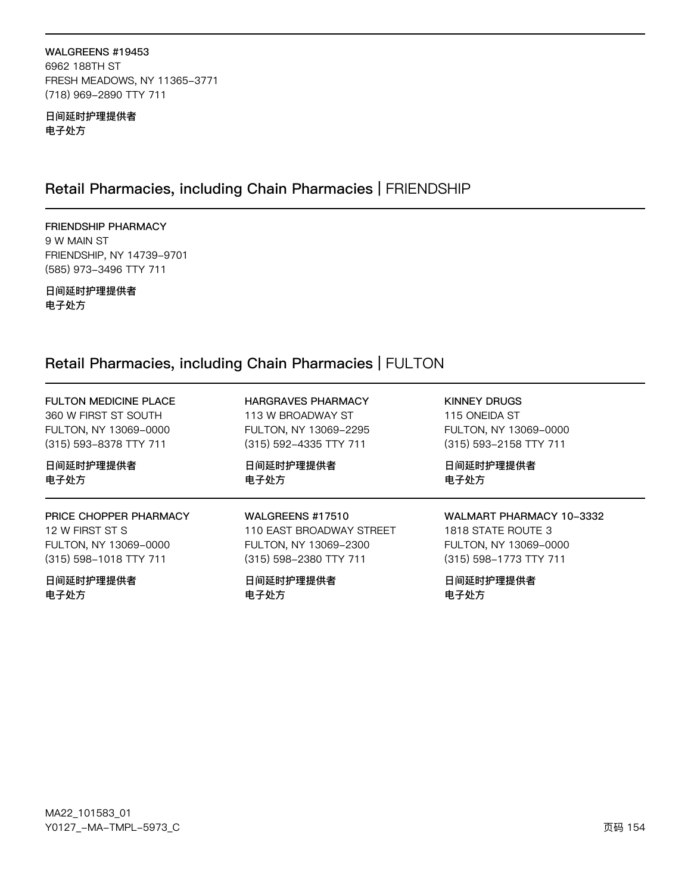**WALGREENS #19453**
6962 188TH ST
FRESH MEADOWS, NY 11365-3771
(718) 969-2890 TTY 711

**日间延时护理提供者**
**电子处方**

## Retail Pharmacies, including Chain Pharmacies | FRIENDSHIP

**FRIENDSHIP PHARMACY**
9 W MAIN ST
FRIENDSHIP, NY 14739-9701
(585) 973-3496 TTY 711

**日间延时护理提供者**
**电子处方**

## Retail Pharmacies, including Chain Pharmacies | FULTON

**FULTON MEDICINE PLACE**
360 W FIRST ST SOUTH
FULTON, NY 13069-0000
(315) 593-8378 TTY 711

**日间延时护理提供者**
**电子处方**

**HARGRAVES PHARMACY**
113 W BROADWAY ST
FULTON, NY 13069-2295
(315) 592-4335 TTY 711

**日间延时护理提供者**
**电子处方**

**KINNEY DRUGS**
115 ONEIDA ST
FULTON, NY 13069-0000
(315) 593-2158 TTY 711

**日间延时护理提供者**
**电子处方**

**PRICE CHOPPER PHARMACY**
12 W FIRST ST S
FULTON, NY 13069-0000
(315) 598-1018 TTY 711

**日间延时护理提供者**
**电子处方**

**WALGREENS #17510**
110 EAST BROADWAY STREET
FULTON, NY 13069-2300
(315) 598-2380 TTY 711

**日间延时护理提供者**
**电子处方**

**WALMART PHARMACY 10-3332**
1818 STATE ROUTE 3
FULTON, NY 13069-0000
(315) 598-1773 TTY 711

**日间延时护理提供者**
**电子处方**

MA22_101583_01
Y0127_-MA-TMPL-5973_C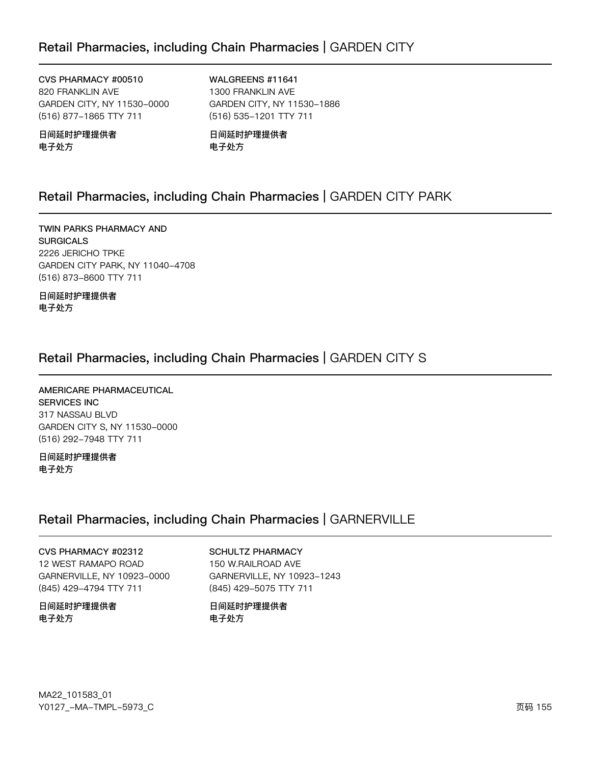## Retail Pharmacies, including Chain Pharmacies | GARDEN CITY

**CVS PHARMACY #00510**
820 FRANKLIN AVE
GARDEN CITY, NY 11530-0000
(516) 877-1865 TTY 711

**日间延时护理提供者**
**电子处方**

**WALGREENS #11641**
1300 FRANKLIN AVE
GARDEN CITY, NY 11530-1886
(516) 535-1201 TTY 711

**日间延时护理提供者**
**电子处方**

## Retail Pharmacies, including Chain Pharmacies | GARDEN CITY PARK

**TWIN PARKS PHARMACY AND SURGICALS**
2226 JERICHO TPKE
GARDEN CITY PARK, NY 11040-4708
(516) 873-8600 TTY 711

**日间延时护理提供者**
**电子处方**

## Retail Pharmacies, including Chain Pharmacies | GARDEN CITY S

**AMERICARE PHARMACEUTICAL SERVICES INC**
317 NASSAU BLVD
GARDEN CITY S, NY 11530-0000
(516) 292-7948 TTY 711

**日间延时护理提供者**
**电子处方**

## Retail Pharmacies, including Chain Pharmacies | GARNERVILLE

**CVS PHARMACY #02312**
12 WEST RAMAPO ROAD
GARNERVILLE, NY 10923-0000
(845) 429-4794 TTY 711

**日间延时护理提供者**
**电子处方**

**SCHULTZ PHARMACY**
150 W.RAILROAD AVE
GARNERVILLE, NY 10923-1243
(845) 429-5075 TTY 711

**日间延时护理提供者**
**电子处方**

MA22_101583_01
Y0127_-MA-TMPL-5973_C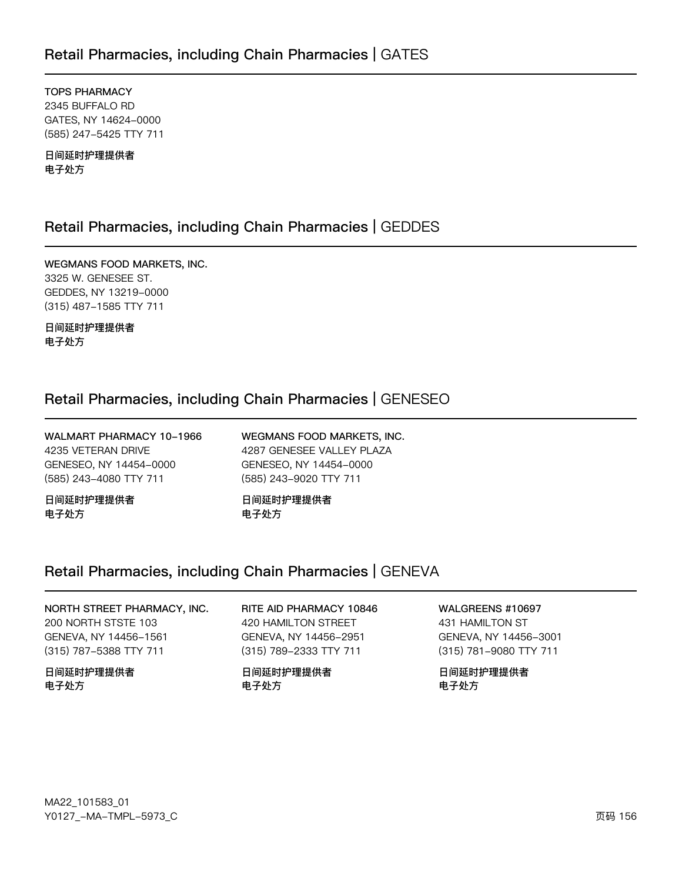## Retail Pharmacies, including Chain Pharmacies | GATES

**TOPS PHARMACY**
2345 BUFFALO RD
GATES, NY 14624-0000
(585) 247-5425 TTY 711

**日间延时护理提供者**
**电子处方**

## Retail Pharmacies, including Chain Pharmacies | GEDDES

**WEGMANS FOOD MARKETS, INC.**
3325 W. GENESEE ST.
GEDDES, NY 13219-0000
(315) 487-1585 TTY 711

**日间延时护理提供者**
**电子处方**

## Retail Pharmacies, including Chain Pharmacies | GENESEO

**WALMART PHARMACY 10-1966**
4235 VETERAN DRIVE
GENESEO, NY 14454-0000
(585) 243-4080 TTY 711

**日间延时护理提供者**
**电子处方**

**WEGMANS FOOD MARKETS, INC.**
4287 GENESEE VALLEY PLAZA
GENESEO, NY 14454-0000
(585) 243-9020 TTY 711

**日间延时护理提供者**
**电子处方**

## Retail Pharmacies, including Chain Pharmacies | GENEVA

**NORTH STREET PHARMACY, INC.**
200 NORTH STSTE 103
GENEVA, NY 14456-1561
(315) 787-5388 TTY 711

**日间延时护理提供者**
**电子处方**

**RITE AID PHARMACY 10846**
420 HAMILTON STREET
GENEVA, NY 14456-2951
(315) 789-2333 TTY 711

**日间延时护理提供者**
**电子处方**

**WALGREENS #10697**
431 HAMILTON ST
GENEVA, NY 14456-3001
(315) 781-9080 TTY 711

**日间延时护理提供者**
**电子处方**

MA22_101583_01
Y0127_-MA-TMPL-5973_C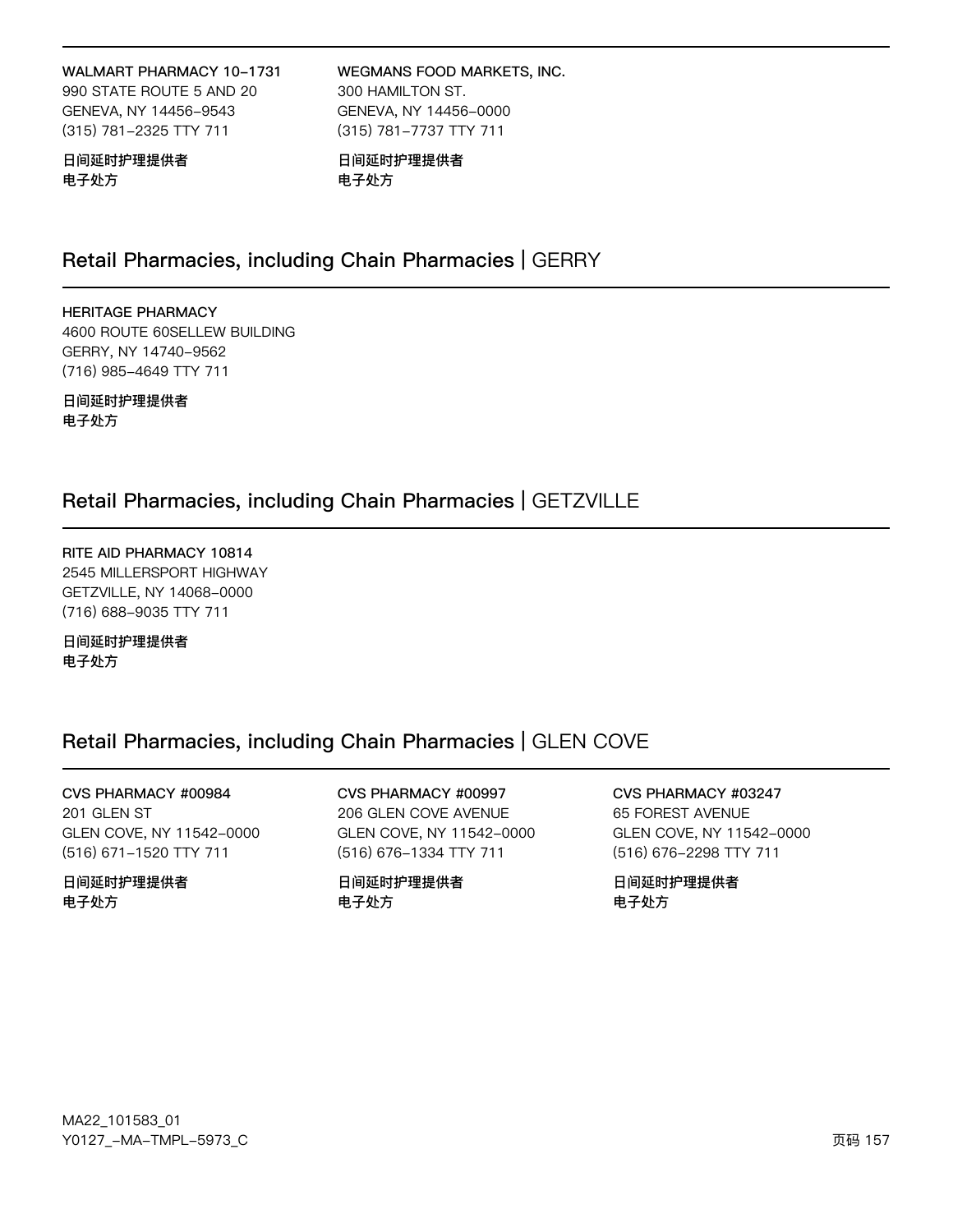**WALMART PHARMACY 10-1731**
990 STATE ROUTE 5 AND 20
GENEVA, NY 14456-9543
(315) 781-2325 TTY 711

**日间延时护理提供者**
**电子处方**

**WEGMANS FOOD MARKETS, INC.**
300 HAMILTON ST.
GENEVA, NY 14456-0000
(315) 781-7737 TTY 711

**日间延时护理提供者**
**电子处方**

## Retail Pharmacies, including Chain Pharmacies | GERRY

**HERITAGE PHARMACY**
4600 ROUTE 60SELLEW BUILDING
GERRY, NY 14740-9562
(716) 985-4649 TTY 711

**日间延时护理提供者**
**电子处方**

## Retail Pharmacies, including Chain Pharmacies | GETZVILLE

**RITE AID PHARMACY 10814**
2545 MILLERSPORT HIGHWAY
GETZVILLE, NY 14068-0000
(716) 688-9035 TTY 711

**日间延时护理提供者**
**电子处方**

## Retail Pharmacies, including Chain Pharmacies | GLEN COVE

**CVS PHARMACY #00984**
201 GLEN ST
GLEN COVE, NY 11542-0000
(516) 671-1520 TTY 711

**日间延时护理提供者**
**电子处方**

**CVS PHARMACY #00997**
206 GLEN COVE AVENUE
GLEN COVE, NY 11542-0000
(516) 676-1334 TTY 711

**日间延时护理提供者**
**电子处方**

**CVS PHARMACY #03247**
65 FOREST AVENUE
GLEN COVE, NY 11542-0000
(516) 676-2298 TTY 711

**日间延时护理提供者**
**电子处方**

MA22_101583_01
Y0127_-MA-TMPL-5973_C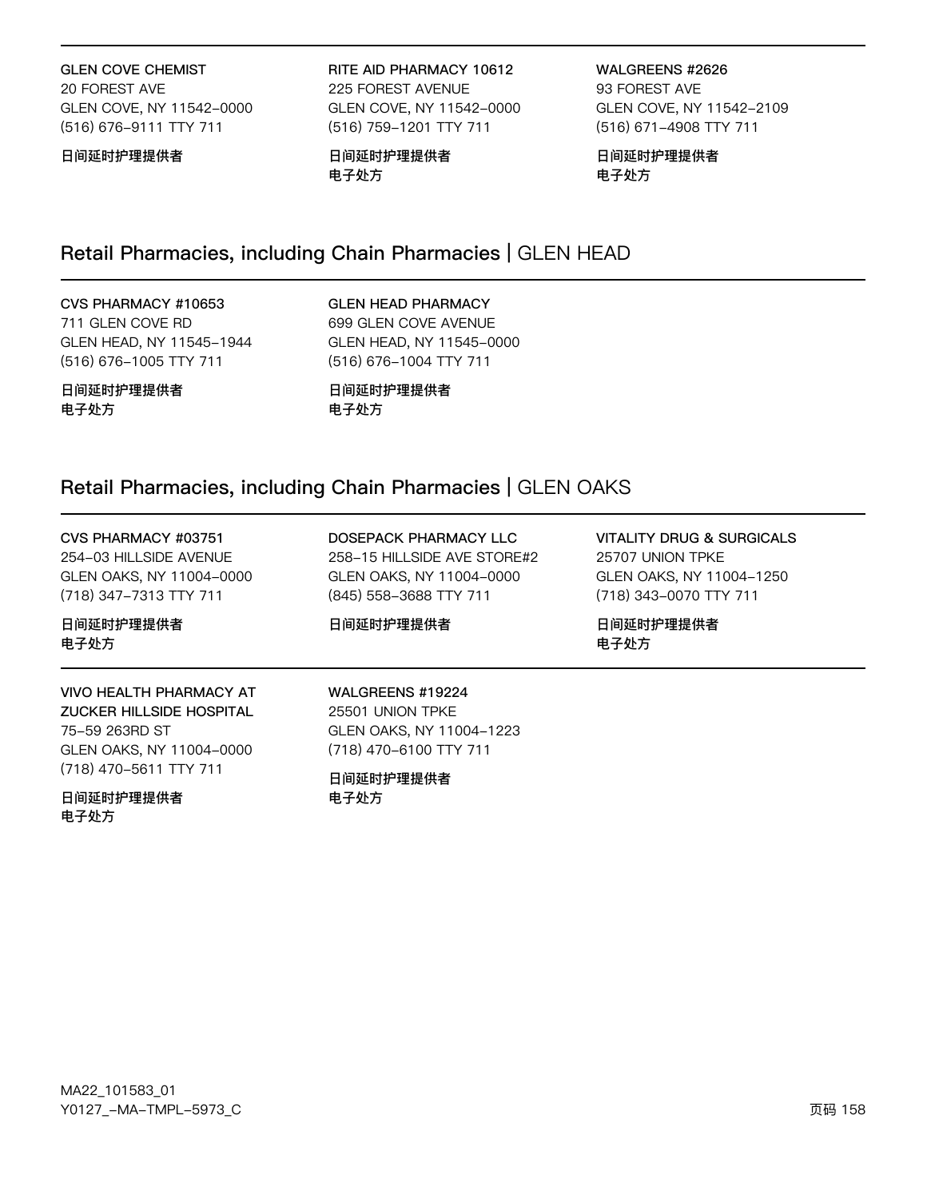**GLEN COVE CHEMIST**
20 FOREST AVE
GLEN COVE, NY 11542-0000
(516) 676-9111 TTY 711

**日间延时护理提供者**

**RITE AID PHARMACY 10612**
225 FOREST AVENUE
GLEN COVE, NY 11542-0000
(516) 759-1201 TTY 711

**日间延时护理提供者**
**电子处方**

**WALGREENS #2626**
93 FOREST AVE
GLEN COVE, NY 11542-2109
(516) 671-4908 TTY 711

**日间延时护理提供者**
**电子处方**

## Retail Pharmacies, including Chain Pharmacies | GLEN HEAD

**CVS PHARMACY #10653**
711 GLEN COVE RD
GLEN HEAD, NY 11545-1944
(516) 676-1005 TTY 711

**日间延时护理提供者**
**电子处方**

**GLEN HEAD PHARMACY**
699 GLEN COVE AVENUE
GLEN HEAD, NY 11545-0000
(516) 676-1004 TTY 711

**日间延时护理提供者**
**电子处方**

## Retail Pharmacies, including Chain Pharmacies | GLEN OAKS

**CVS PHARMACY #03751**
254-03 HILLSIDE AVENUE
GLEN OAKS, NY 11004-0000
(718) 347-7313 TTY 711

**日间延时护理提供者**
**电子处方**

**DOSEPACK PHARMACY LLC**
258-15 HILLSIDE AVE STORE#2
GLEN OAKS, NY 11004-0000
(845) 558-3688 TTY 711

**日间延时护理提供者**

**VITALITY DRUG & SURGICALS**
25707 UNION TPKE
GLEN OAKS, NY 11004-1250
(718) 343-0070 TTY 711

**日间延时护理提供者**
**电子处方**

**VIVO HEALTH PHARMACY AT ZUCKER HILLSIDE HOSPITAL**
75-59 263RD ST
GLEN OAKS, NY 11004-0000
(718) 470-5611 TTY 711

**日间延时护理提供者**
**电子处方**

**WALGREENS #19224**
25501 UNION TPKE
GLEN OAKS, NY 11004-1223
(718) 470-6100 TTY 711

**日间延时护理提供者**
**电子处方**

MA22_101583_01
Y0127_-MA-TMPL-5973_C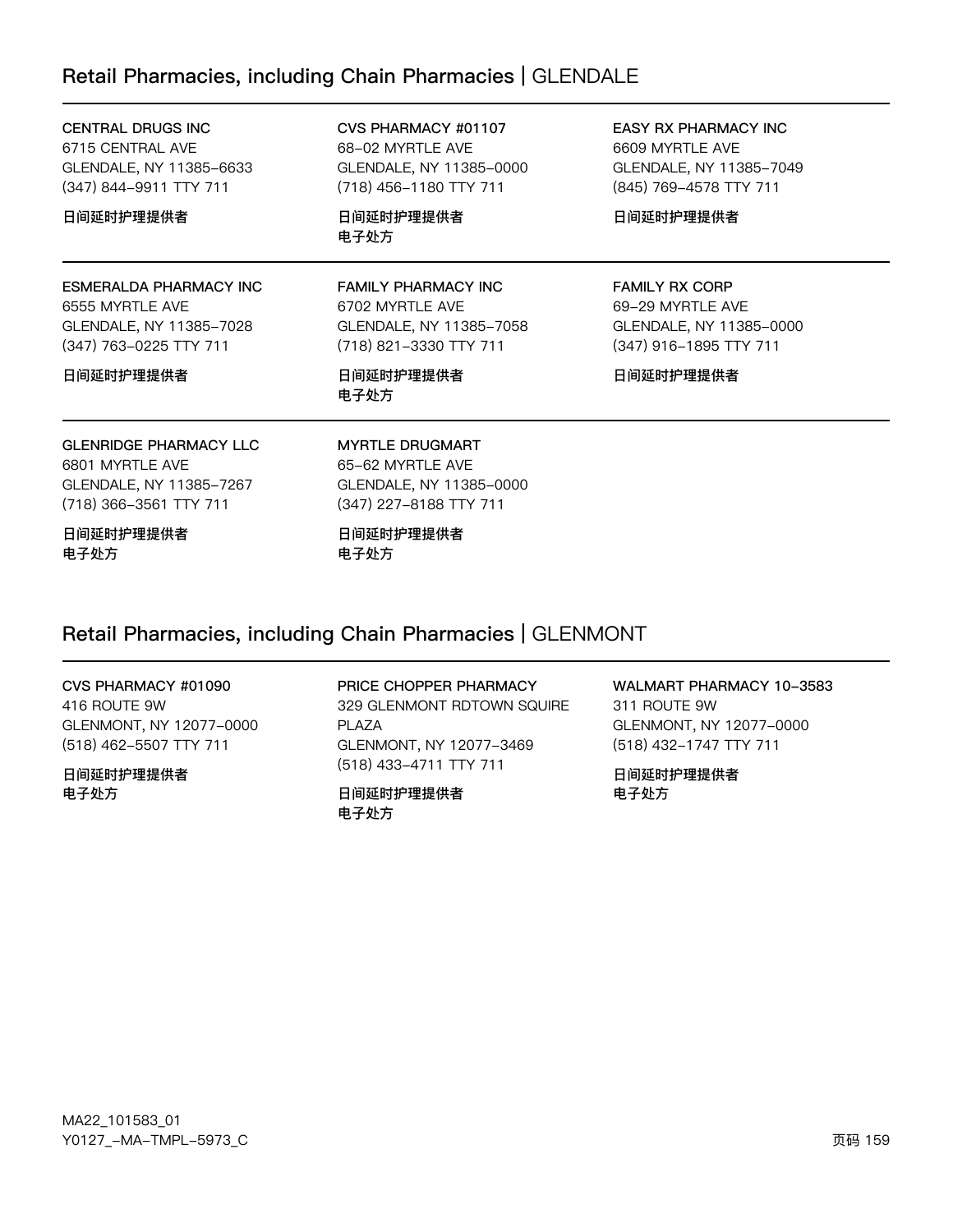## Retail Pharmacies, including Chain Pharmacies | GLENDALE

**CENTRAL DRUGS INC**
6715 CENTRAL AVE
GLENDALE, NY 11385-6633
(347) 844-9911 TTY 711

日间延时护理提供者

**CVS PHARMACY #01107**
68-02 MYRTLE AVE
GLENDALE, NY 11385-0000
(718) 456-1180 TTY 711

日间延时护理提供者
电子处方

**EASY RX PHARMACY INC**
6609 MYRTLE AVE
GLENDALE, NY 11385-7049
(845) 769-4578 TTY 711

日间延时护理提供者

**ESMERALDA PHARMACY INC**
6555 MYRTLE AVE
GLENDALE, NY 11385-7028
(347) 763-0225 TTY 711

日间延时护理提供者

**FAMILY PHARMACY INC**
6702 MYRTLE AVE
GLENDALE, NY 11385-7058
(718) 821-3330 TTY 711

日间延时护理提供者
电子处方

**FAMILY RX CORP**
69-29 MYRTLE AVE
GLENDALE, NY 11385-0000
(347) 916-1895 TTY 711

日间延时护理提供者

**GLENRIDGE PHARMACY LLC**
6801 MYRTLE AVE
GLENDALE, NY 11385-7267
(718) 366-3561 TTY 711

日间延时护理提供者
电子处方

**MYRTLE DRUGMART**
65-62 MYRTLE AVE
GLENDALE, NY 11385-0000
(347) 227-8188 TTY 711

日间延时护理提供者
电子处方

## Retail Pharmacies, including Chain Pharmacies | GLENMONT

**CVS PHARMACY #01090**
416 ROUTE 9W
GLENMONT, NY 12077-0000
(518) 462-5507 TTY 711

日间延时护理提供者
电子处方

**PRICE CHOPPER PHARMACY**
329 GLENMONT RDTOWN SQUIRE PLAZA
GLENMONT, NY 12077-3469
(518) 433-4711 TTY 711

日间延时护理提供者
电子处方

**WALMART PHARMACY 10-3583**
311 ROUTE 9W
GLENMONT, NY 12077-0000
(518) 432-1747 TTY 711

日间延时护理提供者
电子处方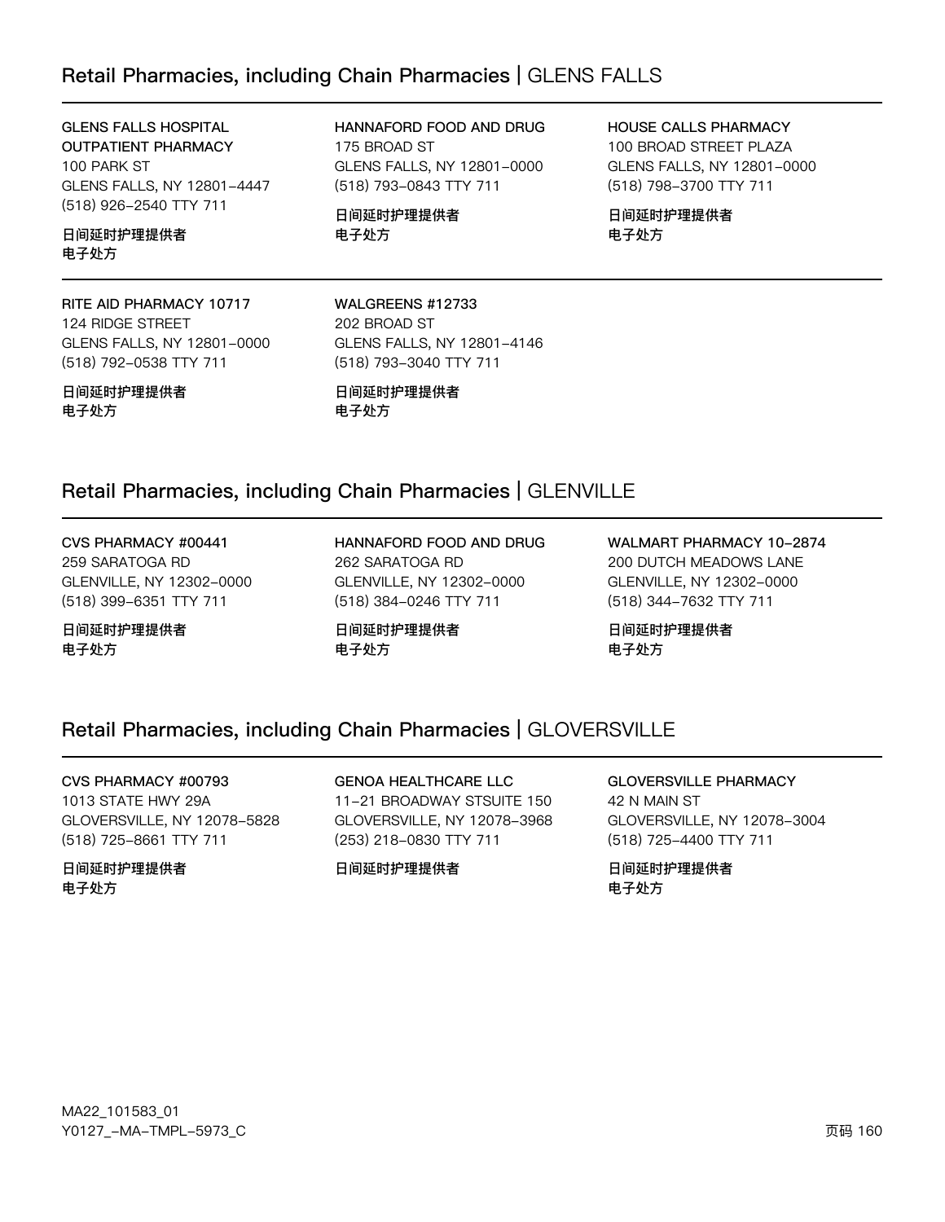## Retail Pharmacies, including Chain Pharmacies | GLENS FALLS

**GLENS FALLS HOSPITAL OUTPATIENT PHARMACY**
100 PARK ST
GLENS FALLS, NY 12801-4447
(518) 926-2540 TTY 711

**日间延时护理提供者**
**电子处方**

**HANNAFORD FOOD AND DRUG**
175 BROAD ST
GLENS FALLS, NY 12801-0000
(518) 793-0843 TTY 711

**日间延时护理提供者**
**电子处方**

**HOUSE CALLS PHARMACY**
100 BROAD STREET PLAZA
GLENS FALLS, NY 12801-0000
(518) 798-3700 TTY 711

**日间延时护理提供者**
**电子处方**

**RITE AID PHARMACY 10717**
124 RIDGE STREET
GLENS FALLS, NY 12801-0000
(518) 792-0538 TTY 711

**日间延时护理提供者**
**电子处方**

**WALGREENS #12733**
202 BROAD ST
GLENS FALLS, NY 12801-4146
(518) 793-3040 TTY 711

**日间延时护理提供者**
**电子处方**

## Retail Pharmacies, including Chain Pharmacies | GLENVILLE

**CVS PHARMACY #00441**
259 SARATOGA RD
GLENVILLE, NY 12302-0000
(518) 399-6351 TTY 711

**日间延时护理提供者**
**电子处方**

**HANNAFORD FOOD AND DRUG**
262 SARATOGA RD
GLENVILLE, NY 12302-0000
(518) 384-0246 TTY 711

**日间延时护理提供者**
**电子处方**

**WALMART PHARMACY 10-2874**
200 DUTCH MEADOWS LANE
GLENVILLE, NY 12302-0000
(518) 344-7632 TTY 711

**日间延时护理提供者**
**电子处方**

## Retail Pharmacies, including Chain Pharmacies | GLOVERSVILLE

**CVS PHARMACY #00793**
1013 STATE HWY 29A
GLOVERSVILLE, NY 12078-5828
(518) 725-8661 TTY 711

**日间延时护理提供者**
**电子处方**

**GENOA HEALTHCARE LLC**
11-21 BROADWAY STSUITE 150
GLOVERSVILLE, NY 12078-3968
(253) 218-0830 TTY 711

**日间延时护理提供者**

**GLOVERSVILLE PHARMACY**
42 N MAIN ST
GLOVERSVILLE, NY 12078-3004
(518) 725-4400 TTY 711

**日间延时护理提供者**
**电子处方**

MA22_101583_01
Y0127_-MA-TMPL-5973_C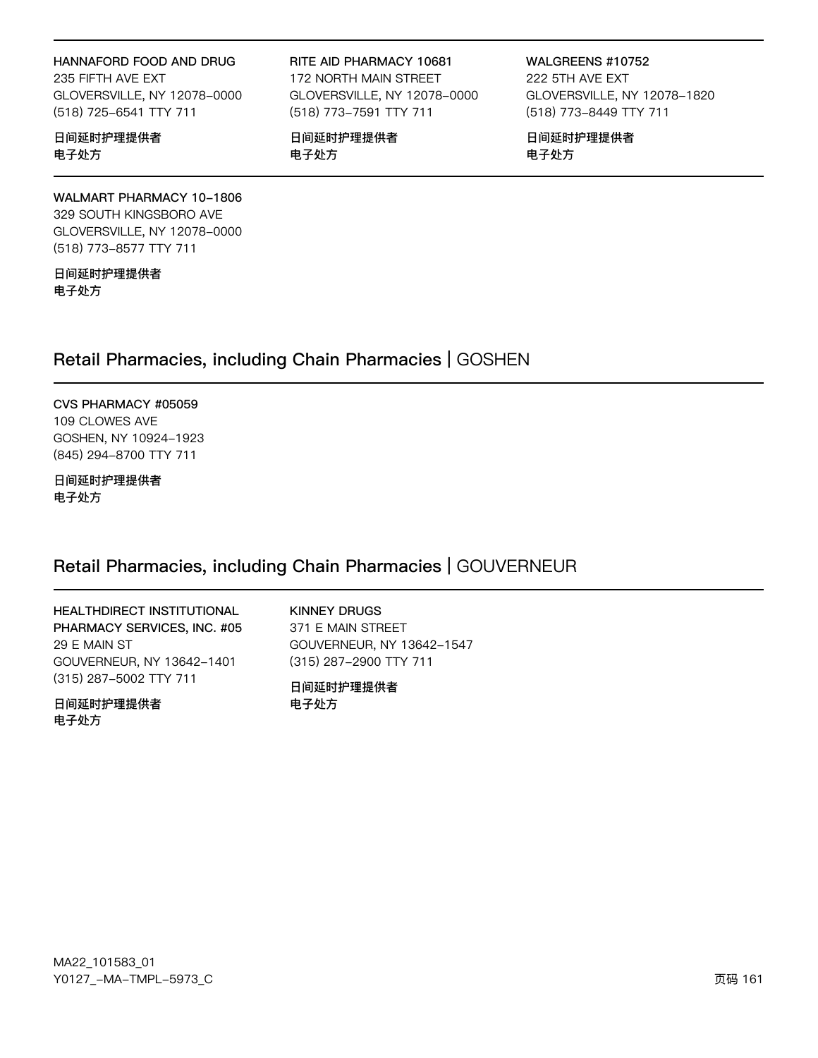**HANNAFORD FOOD AND DRUG**
235 FIFTH AVE EXT
GLOVERSVILLE, NY 12078-0000
(518) 725-6541 TTY 711

**日间延时护理提供者**
**电子处方**

**RITE AID PHARMACY 10681**
172 NORTH MAIN STREET
GLOVERSVILLE, NY 12078-0000
(518) 773-7591 TTY 711

**日间延时护理提供者**
**电子处方**

**WALGREENS #10752**
222 5TH AVE EXT
GLOVERSVILLE, NY 12078-1820
(518) 773-8449 TTY 711

**日间延时护理提供者**
**电子处方**

**WALMART PHARMACY 10-1806**
329 SOUTH KINGSBORO AVE
GLOVERSVILLE, NY 12078-0000
(518) 773-8577 TTY 711

**日间延时护理提供者**
**电子处方**

## Retail Pharmacies, including Chain Pharmacies | GOSHEN

**CVS PHARMACY #05059**
109 CLOWES AVE
GOSHEN, NY 10924-1923
(845) 294-8700 TTY 711

**日间延时护理提供者**
**电子处方**

## Retail Pharmacies, including Chain Pharmacies | GOUVERNEUR

**HEALTHDIRECT INSTITUTIONAL PHARMACY SERVICES, INC. #05**
29 E MAIN ST
GOUVERNEUR, NY 13642-1401
(315) 287-5002 TTY 711

**日间延时护理提供者**
**电子处方**

**KINNEY DRUGS**
371 E MAIN STREET
GOUVERNEUR, NY 13642-1547
(315) 287-2900 TTY 711

**日间延时护理提供者**
**电子处方**

MA22_101583_01
Y0127_-MA-TMPL-5973_C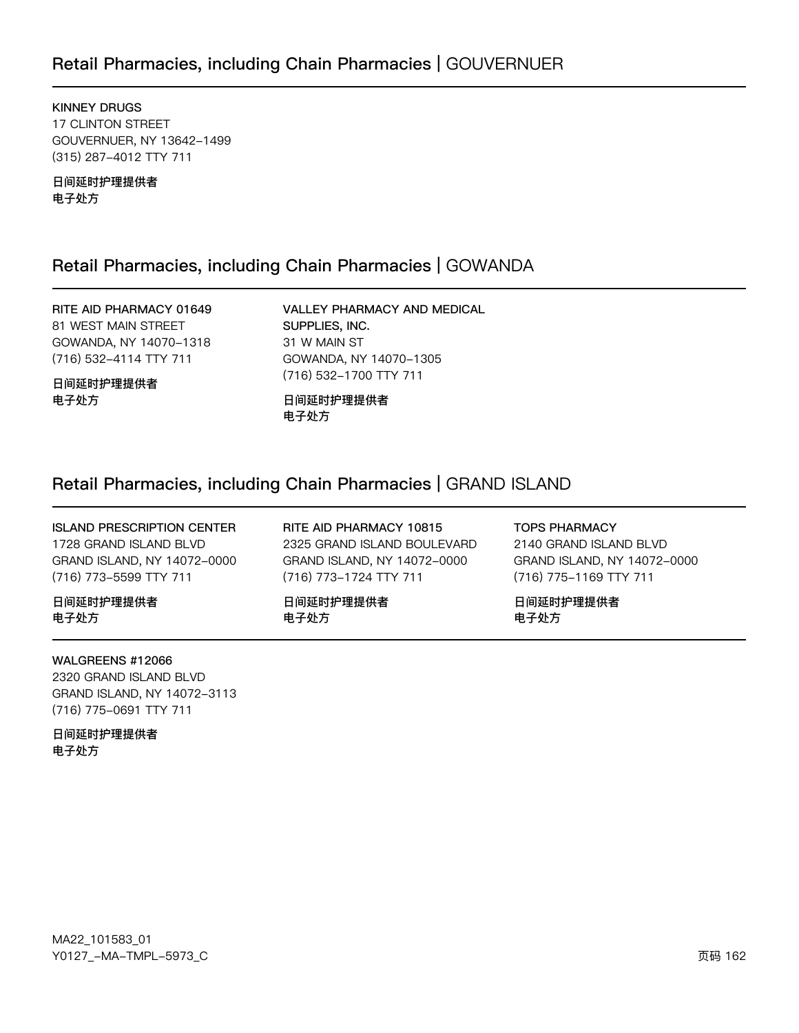## Retail Pharmacies, including Chain Pharmacies | GOUVERNUER

**KINNEY DRUGS**
17 CLINTON STREET
GOUVERNUER, NY 13642-1499
(315) 287-4012 TTY 711

**日间延时护理提供者**
**电子处方**

## Retail Pharmacies, including Chain Pharmacies | GOWANDA

**RITE AID PHARMACY 01649**
81 WEST MAIN STREET
GOWANDA, NY 14070-1318
(716) 532-4114 TTY 711

**日间延时护理提供者**
**电子处方**

**VALLEY PHARMACY AND MEDICAL SUPPLIES, INC.**
31 W MAIN ST
GOWANDA, NY 14070-1305
(716) 532-1700 TTY 711

**日间延时护理提供者**
**电子处方**

## Retail Pharmacies, including Chain Pharmacies | GRAND ISLAND

**ISLAND PRESCRIPTION CENTER**
1728 GRAND ISLAND BLVD
GRAND ISLAND, NY 14072-0000
(716) 773-5599 TTY 711

**日间延时护理提供者**
**电子处方**

**RITE AID PHARMACY 10815**
2325 GRAND ISLAND BOULEVARD
GRAND ISLAND, NY 14072-0000
(716) 773-1724 TTY 711

**日间延时护理提供者**
**电子处方**

**TOPS PHARMACY**
2140 GRAND ISLAND BLVD
GRAND ISLAND, NY 14072-0000
(716) 775-1169 TTY 711

**日间延时护理提供者**
**电子处方**

**WALGREENS #12066**
2320 GRAND ISLAND BLVD
GRAND ISLAND, NY 14072-3113
(716) 775-0691 TTY 711

**日间延时护理提供者**
**电子处方**

MA22_101583_01
Y0127_-MA-TMPL-5973_C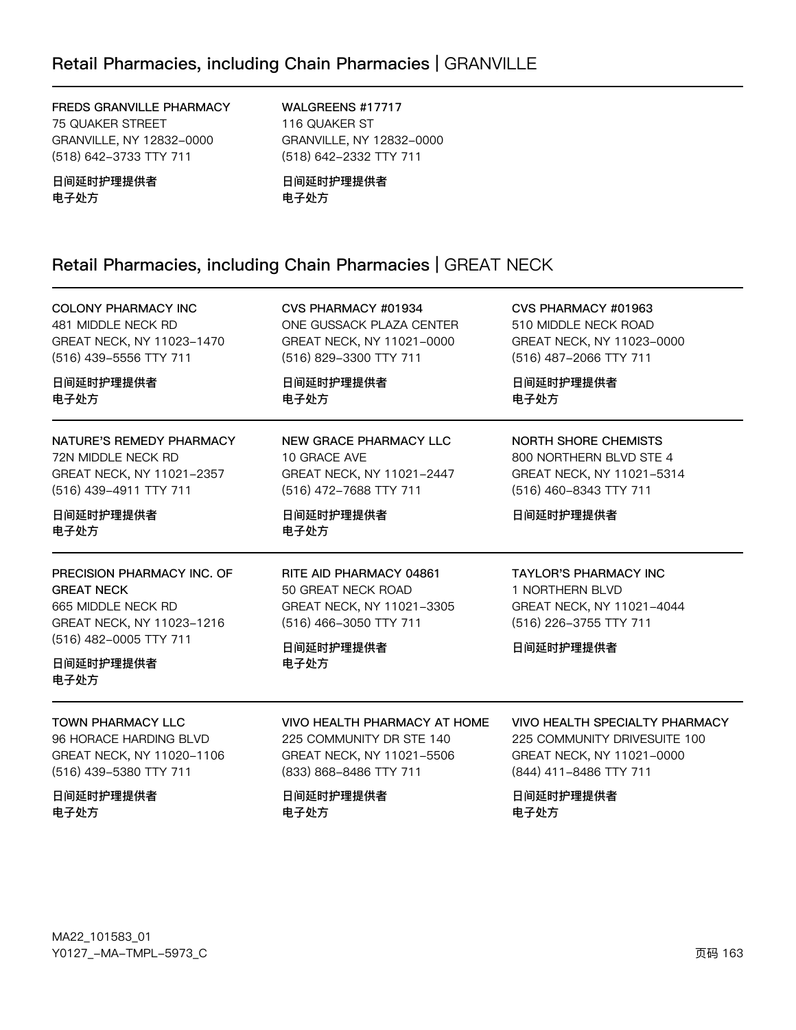## Retail Pharmacies, including Chain Pharmacies | GRANVILLE

**FREDS GRANVILLE PHARMACY**
75 QUAKER STREET
GRANVILLE, NY 12832-0000
(518) 642-3733 TTY 711

**日间延时护理提供者**
**电子处方**

**WALGREENS #17717**
116 QUAKER ST
GRANVILLE, NY 12832-0000
(518) 642-2332 TTY 711

**日间延时护理提供者**
**电子处方**

## Retail Pharmacies, including Chain Pharmacies | GREAT NECK

**COLONY PHARMACY INC**
481 MIDDLE NECK RD
GREAT NECK, NY 11023-1470
(516) 439-5556 TTY 711

**日间延时护理提供者**
**电子处方**

**CVS PHARMACY #01934**
ONE GUSSACK PLAZA CENTER
GREAT NECK, NY 11021-0000
(516) 829-3300 TTY 711

**日间延时护理提供者**
**电子处方**

**CVS PHARMACY #01963**
510 MIDDLE NECK ROAD
GREAT NECK, NY 11023-0000
(516) 487-2066 TTY 711

**日间延时护理提供者**
**电子处方**

**NATURE'S REMEDY PHARMACY**
72N MIDDLE NECK RD
GREAT NECK, NY 11021-2357
(516) 439-4911 TTY 711

**日间延时护理提供者**
**电子处方**

**NEW GRACE PHARMACY LLC**
10 GRACE AVE
GREAT NECK, NY 11021-2447
(516) 472-7688 TTY 711

**日间延时护理提供者**
**电子处方**

**NORTH SHORE CHEMISTS**
800 NORTHERN BLVD STE 4
GREAT NECK, NY 11021-5314
(516) 460-8343 TTY 711

**日间延时护理提供者**

**PRECISION PHARMACY INC. OF GREAT NECK**
665 MIDDLE NECK RD
GREAT NECK, NY 11023-1216
(516) 482-0005 TTY 711

**日间延时护理提供者**
**电子处方**

**RITE AID PHARMACY 04861**
50 GREAT NECK ROAD
GREAT NECK, NY 11021-3305
(516) 466-3050 TTY 711

**日间延时护理提供者**
**电子处方**

**TAYLOR'S PHARMACY INC**
1 NORTHERN BLVD
GREAT NECK, NY 11021-4044
(516) 226-3755 TTY 711

**日间延时护理提供者**

**TOWN PHARMACY LLC**
96 HORACE HARDING BLVD
GREAT NECK, NY 11020-1106
(516) 439-5380 TTY 711

**日间延时护理提供者**
**电子处方**

**VIVO HEALTH PHARMACY AT HOME**
225 COMMUNITY DR STE 140
GREAT NECK, NY 11021-5506
(833) 868-8486 TTY 711

**日间延时护理提供者**
**电子处方**

**VIVO HEALTH SPECIALTY PHARMACY**
225 COMMUNITY DRIVESUITE 100
GREAT NECK, NY 11021-0000
(844) 411-8486 TTY 711

**日间延时护理提供者**
**电子处方**

MA22_101583_01
Y0127_-MA-TMPL-5973_C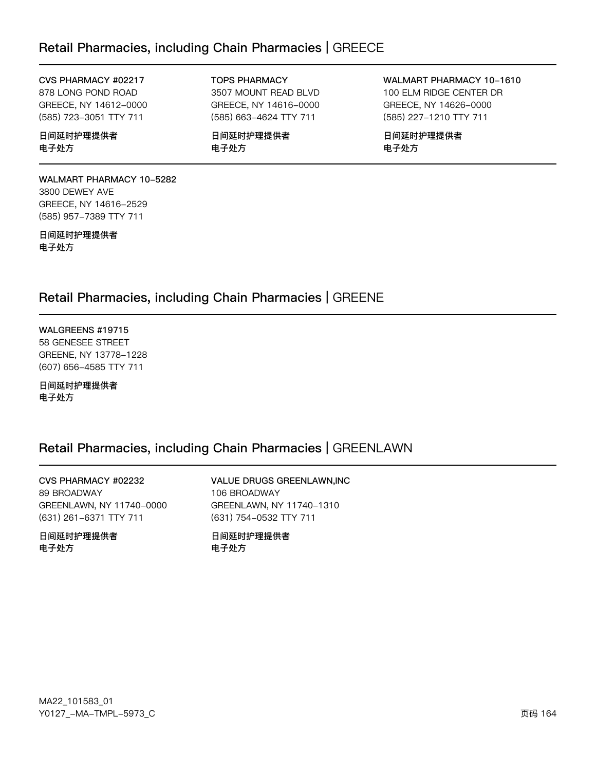## Retail Pharmacies, including Chain Pharmacies | GREECE

**CVS PHARMACY #02217**
878 LONG POND ROAD
GREECE, NY 14612-0000
(585) 723-3051 TTY 711

**日间延时护理提供者**
**电子处方**

**TOPS PHARMACY**
3507 MOUNT READ BLVD
GREECE, NY 14616-0000
(585) 663-4624 TTY 711

**日间延时护理提供者**
**电子处方**

**WALMART PHARMACY 10-1610**
100 ELM RIDGE CENTER DR
GREECE, NY 14626-0000
(585) 227-1210 TTY 711

**日间延时护理提供者**
**电子处方**

**WALMART PHARMACY 10-5282**
3800 DEWEY AVE
GREECE, NY 14616-2529
(585) 957-7389 TTY 711

**日间延时护理提供者**
**电子处方**

## Retail Pharmacies, including Chain Pharmacies | GREENE

**WALGREENS #19715**
58 GENESEE STREET
GREENE, NY 13778-1228
(607) 656-4585 TTY 711

**日间延时护理提供者**
**电子处方**

## Retail Pharmacies, including Chain Pharmacies | GREENLAWN

**CVS PHARMACY #02232**
89 BROADWAY
GREENLAWN, NY 11740-0000
(631) 261-6371 TTY 711

**日间延时护理提供者**
**电子处方**

**VALUE DRUGS GREENLAWN,INC**
106 BROADWAY
GREENLAWN, NY 11740-1310
(631) 754-0532 TTY 711

**日间延时护理提供者**
**电子处方**

MA22_101583_01
Y0127_-MA-TMPL-5973_C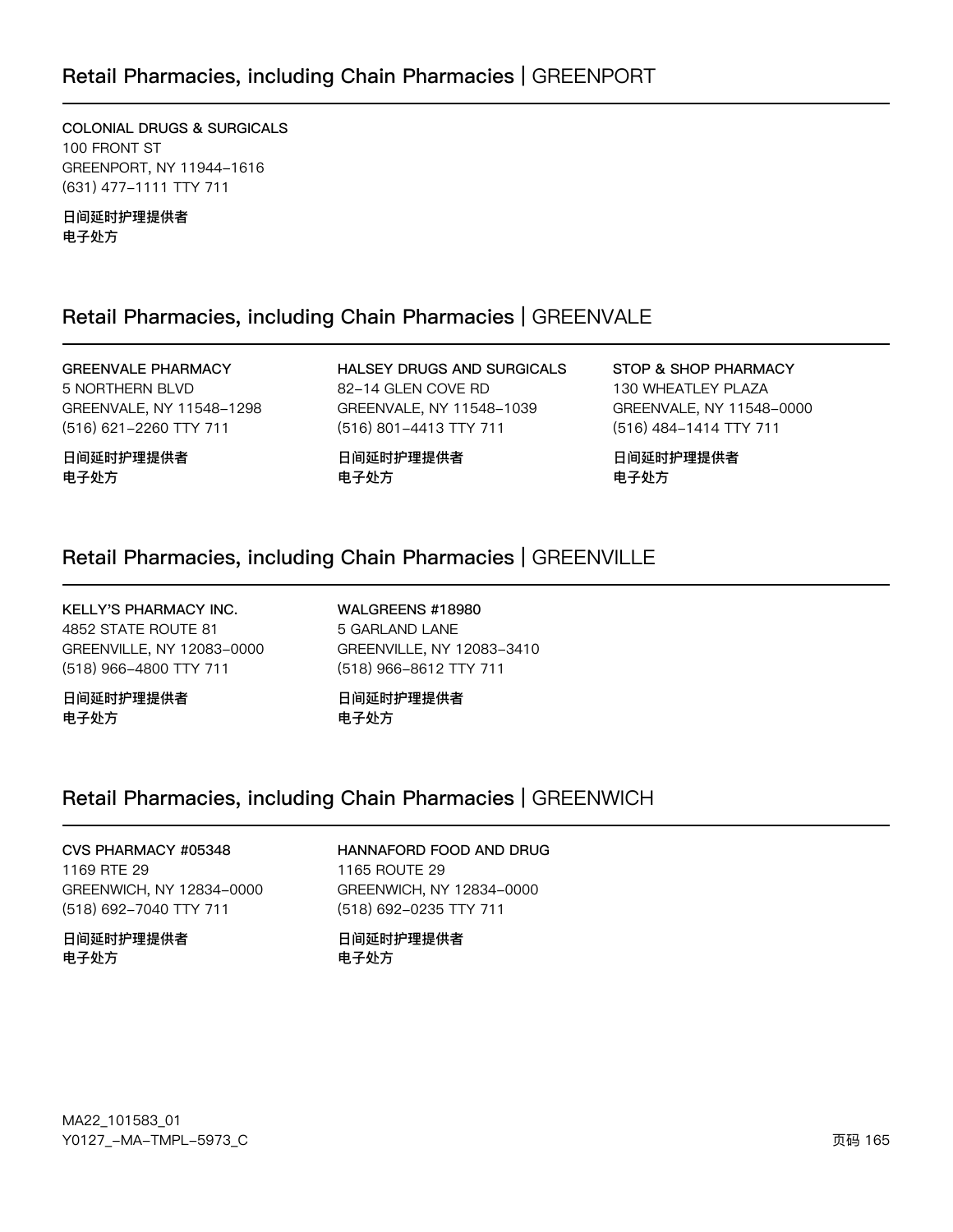## Retail Pharmacies, including Chain Pharmacies | GREENPORT

**COLONIAL DRUGS & SURGICALS**
100 FRONT ST
GREENPORT, NY 11944-1616
(631) 477-1111 TTY 711

**日间延时护理提供者**
**电子处方**

## Retail Pharmacies, including Chain Pharmacies | GREENVALE

**GREENVALE PHARMACY**
5 NORTHERN BLVD
GREENVALE, NY 11548-1298
(516) 621-2260 TTY 711

**日间延时护理提供者**
**电子处方**

**HALSEY DRUGS AND SURGICALS**
82-14 GLEN COVE RD
GREENVALE, NY 11548-1039
(516) 801-4413 TTY 711

**日间延时护理提供者**
**电子处方**

**STOP & SHOP PHARMACY**
130 WHEATLEY PLAZA
GREENVALE, NY 11548-0000
(516) 484-1414 TTY 711

**日间延时护理提供者**
**电子处方**

## Retail Pharmacies, including Chain Pharmacies | GREENVILLE

**KELLY'S PHARMACY INC.**
4852 STATE ROUTE 81
GREENVILLE, NY 12083-0000
(518) 966-4800 TTY 711

**日间延时护理提供者**
**电子处方**

**WALGREENS #18980**
5 GARLAND LANE
GREENVILLE, NY 12083-3410
(518) 966-8612 TTY 711

**日间延时护理提供者**
**电子处方**

## Retail Pharmacies, including Chain Pharmacies | GREENWICH

**CVS PHARMACY #05348**
1169 RTE 29
GREENWICH, NY 12834-0000
(518) 692-7040 TTY 711

**日间延时护理提供者**
**电子处方**

**HANNAFORD FOOD AND DRUG**
1165 ROUTE 29
GREENWICH, NY 12834-0000
(518) 692-0235 TTY 711

**日间延时护理提供者**
**电子处方**

MA22_101583_01
Y0127_-MA-TMPL-5973_C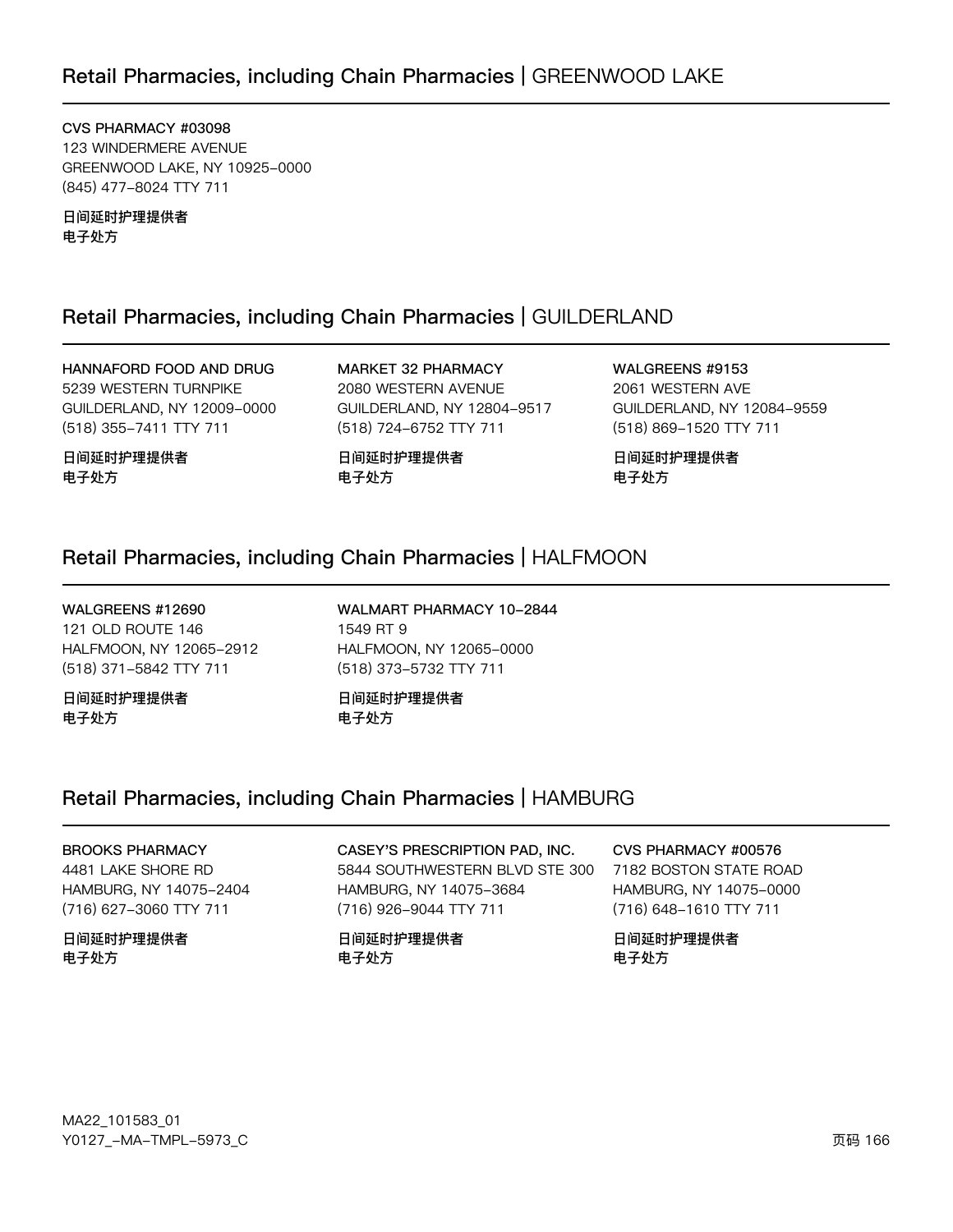## Retail Pharmacies, including Chain Pharmacies | GREENWOOD LAKE

**CVS PHARMACY #03098**
123 WINDERMERE AVENUE
GREENWOOD LAKE, NY 10925-0000
(845) 477-8024 TTY 711

**日间延时护理提供者**
**电子处方**

## Retail Pharmacies, including Chain Pharmacies | GUILDERLAND

**HANNAFORD FOOD AND DRUG**
5239 WESTERN TURNPIKE
GUILDERLAND, NY 12009-0000
(518) 355-7411 TTY 711

**日间延时护理提供者**
**电子处方**

**MARKET 32 PHARMACY**
2080 WESTERN AVENUE
GUILDERLAND, NY 12804-9517
(518) 724-6752 TTY 711

**日间延时护理提供者**
**电子处方**

**WALGREENS #9153**
2061 WESTERN AVE
GUILDERLAND, NY 12084-9559
(518) 869-1520 TTY 711

**日间延时护理提供者**
**电子处方**

## Retail Pharmacies, including Chain Pharmacies | HALFMOON

**WALGREENS #12690**
121 OLD ROUTE 146
HALFMOON, NY 12065-2912
(518) 371-5842 TTY 711

**日间延时护理提供者**
**电子处方**

**WALMART PHARMACY 10-2844**
1549 RT 9
HALFMOON, NY 12065-0000
(518) 373-5732 TTY 711

**日间延时护理提供者**
**电子处方**

## Retail Pharmacies, including Chain Pharmacies | HAMBURG

**BROOKS PHARMACY**
4481 LAKE SHORE RD
HAMBURG, NY 14075-2404
(716) 627-3060 TTY 711

**日间延时护理提供者**
**电子处方**

**CASEY'S PRESCRIPTION PAD, INC.**
5844 SOUTHWESTERN BLVD STE 300
HAMBURG, NY 14075-3684
(716) 926-9044 TTY 711

**日间延时护理提供者**
**电子处方**

**CVS PHARMACY #00576**
7182 BOSTON STATE ROAD
HAMBURG, NY 14075-0000
(716) 648-1610 TTY 711

**日间延时护理提供者**
**电子处方**

MA22_101583_01
Y0127_-MA-TMPL-5973_C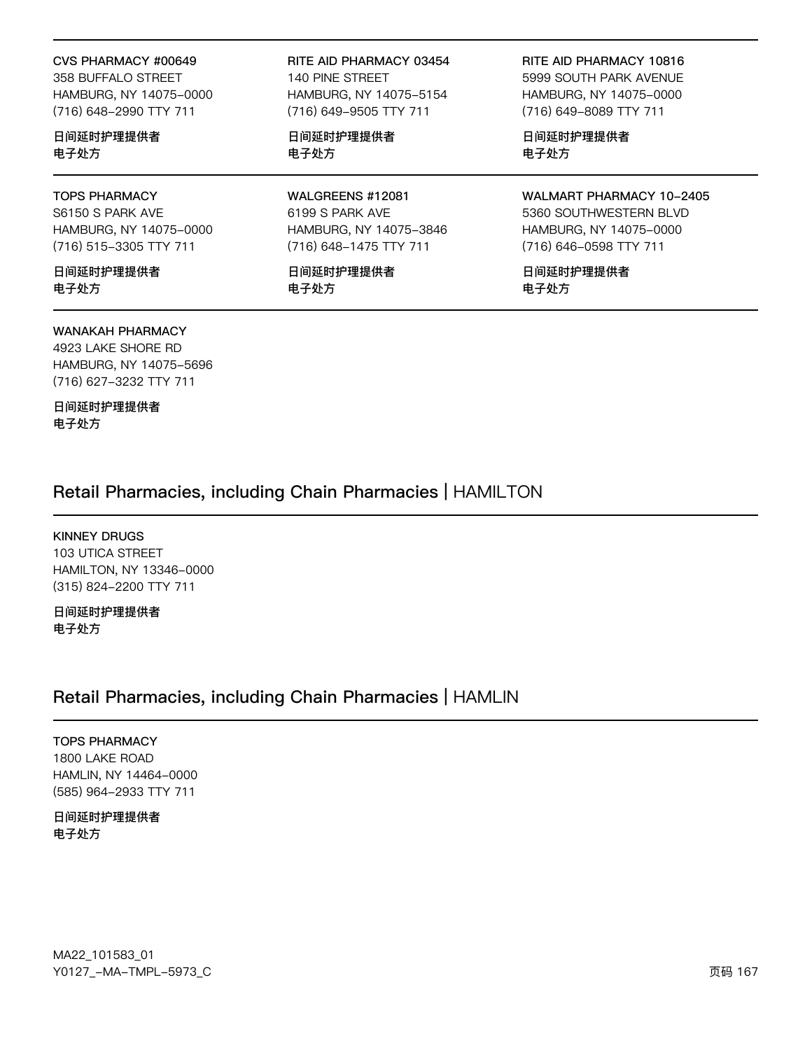**CVS PHARMACY #00649**
358 BUFFALO STREET
HAMBURG, NY 14075-0000
(716) 648-2990 TTY 711

**日间延时护理提供者**
**电子处方**

**RITE AID PHARMACY 03454**
140 PINE STREET
HAMBURG, NY 14075-5154
(716) 649-9505 TTY 711

**日间延时护理提供者**
**电子处方**

**RITE AID PHARMACY 10816**
5999 SOUTH PARK AVENUE
HAMBURG, NY 14075-0000
(716) 649-8089 TTY 711

**日间延时护理提供者**
**电子处方**

**TOPS PHARMACY**
S6150 S PARK AVE
HAMBURG, NY 14075-0000
(716) 515-3305 TTY 711

**日间延时护理提供者**
**电子处方**

**WALGREENS #12081**
6199 S PARK AVE
HAMBURG, NY 14075-3846
(716) 648-1475 TTY 711

**日间延时护理提供者**
**电子处方**

**WALMART PHARMACY 10-2405**
5360 SOUTHWESTERN BLVD
HAMBURG, NY 14075-0000
(716) 646-0598 TTY 711

**日间延时护理提供者**
**电子处方**

**WANAKAH PHARMACY**
4923 LAKE SHORE RD
HAMBURG, NY 14075-5696
(716) 627-3232 TTY 711

**日间延时护理提供者**
**电子处方**

## Retail Pharmacies, including Chain Pharmacies | HAMILTON

**KINNEY DRUGS**
103 UTICA STREET
HAMILTON, NY 13346-0000
(315) 824-2200 TTY 711

**日间延时护理提供者**
**电子处方**

## Retail Pharmacies, including Chain Pharmacies | HAMLIN

**TOPS PHARMACY**
1800 LAKE ROAD
HAMLIN, NY 14464-0000
(585) 964-2933 TTY 711

**日间延时护理提供者**
**电子处方**

MA22_101583_01
Y0127_-MA-TMPL-5973_C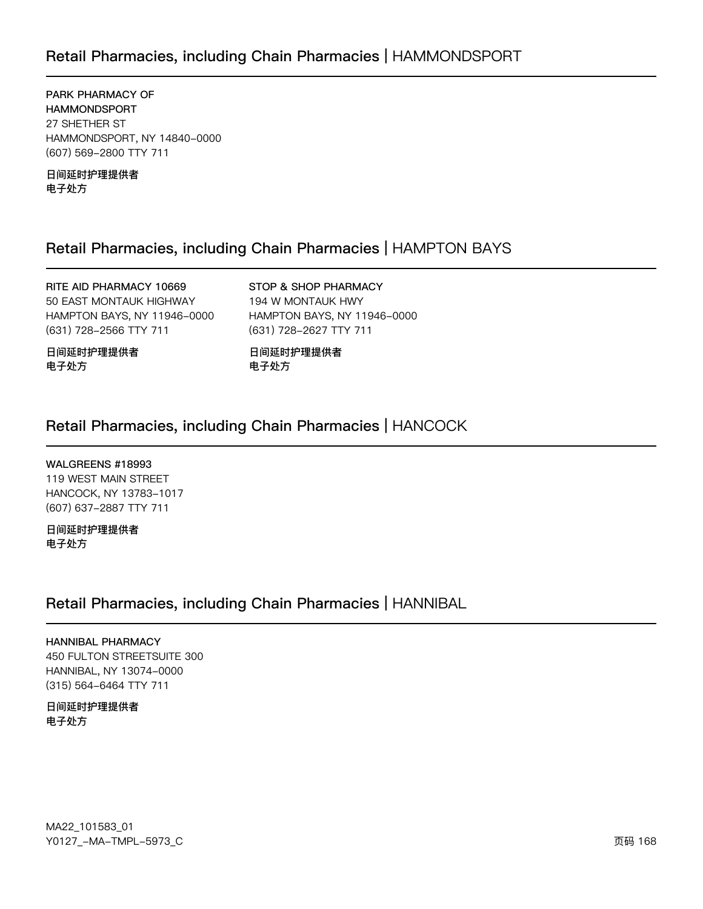## Retail Pharmacies, including Chain Pharmacies | HAMMONDSPORT

**PARK PHARMACY OF HAMMONDSPORT**
27 SHETHER ST
HAMMONDSPORT, NY 14840-0000
(607) 569-2800 TTY 711

**日间延时护理提供者**
**电子处方**

## Retail Pharmacies, including Chain Pharmacies | HAMPTON BAYS

**RITE AID PHARMACY 10669**
50 EAST MONTAUK HIGHWAY
HAMPTON BAYS, NY 11946-0000
(631) 728-2566 TTY 711

**日间延时护理提供者**
**电子处方**

**STOP & SHOP PHARMACY**
194 W MONTAUK HWY
HAMPTON BAYS, NY 11946-0000
(631) 728-2627 TTY 711

**日间延时护理提供者**
**电子处方**

## Retail Pharmacies, including Chain Pharmacies | HANCOCK

**WALGREENS #18993**
119 WEST MAIN STREET
HANCOCK, NY 13783-1017
(607) 637-2887 TTY 711

**日间延时护理提供者**
**电子处方**

## Retail Pharmacies, including Chain Pharmacies | HANNIBAL

**HANNIBAL PHARMACY**
450 FULTON STREETSUITE 300
HANNIBAL, NY 13074-0000
(315) 564-6464 TTY 711

**日间延时护理提供者**
**电子处方**

MA22_101583_01
Y0127_-MA-TMPL-5973_C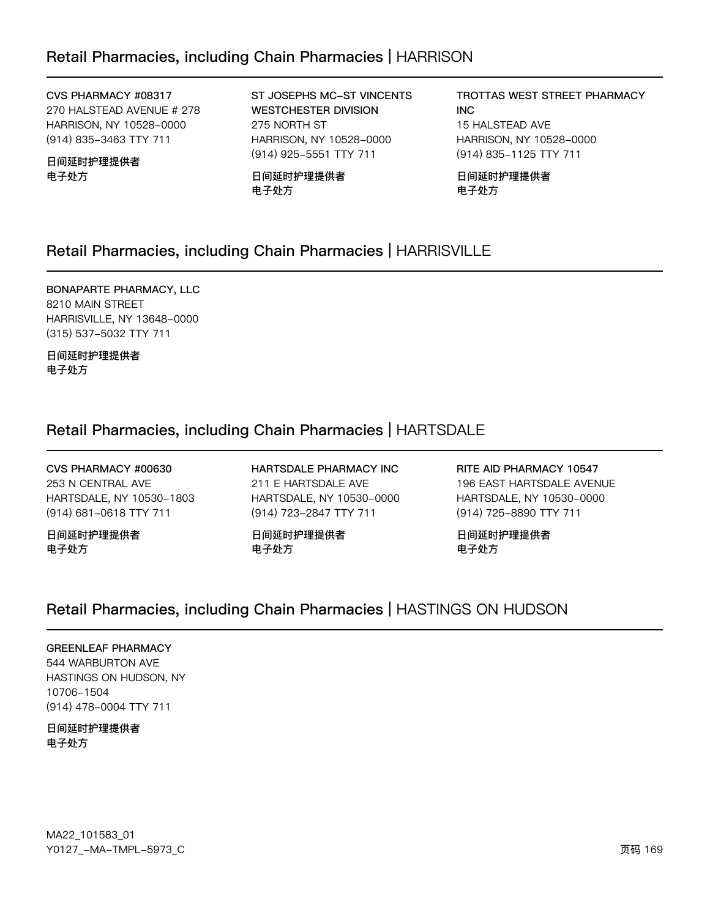## Retail Pharmacies, including Chain Pharmacies | HARRISON

**CVS PHARMACY #08317**
270 HALSTEAD AVENUE # 278
HARRISON, NY 10528-0000
(914) 835-3463 TTY 711

**日间延时护理提供者**
**电子处方**

**ST JOSEPHS MC-ST VINCENTS WESTCHESTER DIVISION**
275 NORTH ST
HARRISON, NY 10528-0000
(914) 925-5551 TTY 711

**日间延时护理提供者**
**电子处方**

**TROTTAS WEST STREET PHARMACY INC**
15 HALSTEAD AVE
HARRISON, NY 10528-0000
(914) 835-1125 TTY 711

**日间延时护理提供者**
**电子处方**

## Retail Pharmacies, including Chain Pharmacies | HARRISVILLE

**BONAPARTE PHARMACY, LLC**
8210 MAIN STREET
HARRISVILLE, NY 13648-0000
(315) 537-5032 TTY 711

**日间延时护理提供者**
**电子处方**

## Retail Pharmacies, including Chain Pharmacies | HARTSDALE

**CVS PHARMACY #00630**
253 N CENTRAL AVE
HARTSDALE, NY 10530-1803
(914) 681-0618 TTY 711

**日间延时护理提供者**
**电子处方**

**HARTSDALE PHARMACY INC**
211 E HARTSDALE AVE
HARTSDALE, NY 10530-0000
(914) 723-2847 TTY 711

**日间延时护理提供者**
**电子处方**

**RITE AID PHARMACY 10547**
196 EAST HARTSDALE AVENUE
HARTSDALE, NY 10530-0000
(914) 725-8890 TTY 711

**日间延时护理提供者**
**电子处方**

## Retail Pharmacies, including Chain Pharmacies | HASTINGS ON HUDSON

**GREENLEAF PHARMACY**
544 WARBURTON AVE
HASTINGS ON HUDSON, NY
10706-1504
(914) 478-0004 TTY 711

**日间延时护理提供者**
**电子处方**

MA22_101583_01
Y0127_-MA-TMPL-5973_C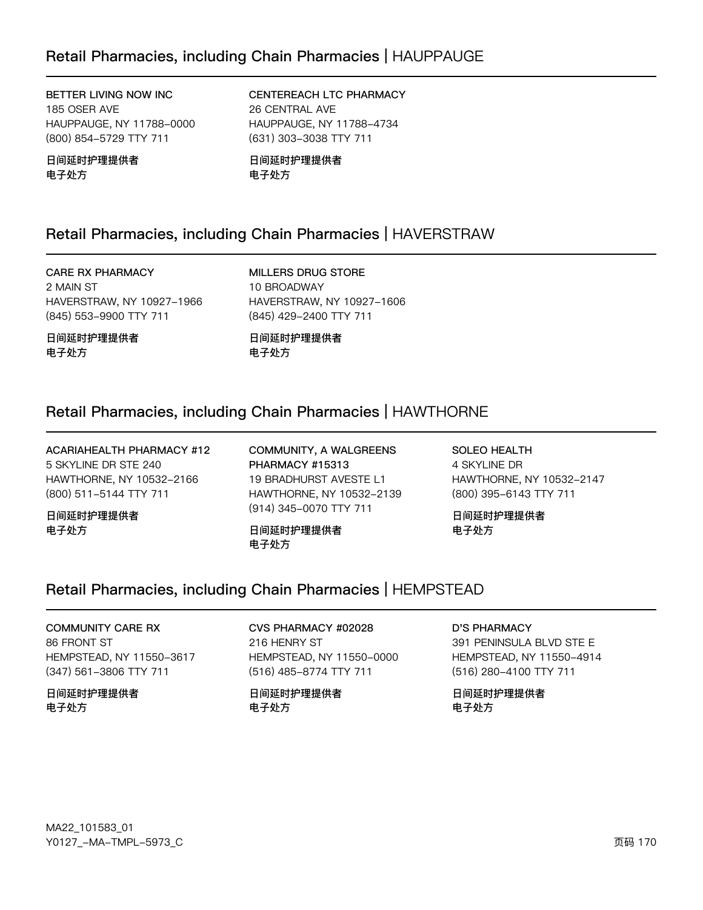## Retail Pharmacies, including Chain Pharmacies | HAUPPAUGE

**BETTER LIVING NOW INC**
185 OSER AVE
HAUPPAUGE, NY 11788-0000
(800) 854-5729 TTY 711

**日间延时护理提供者**
**电子处方**

**CENTEREACH LTC PHARMACY**
26 CENTRAL AVE
HAUPPAUGE, NY 11788-4734
(631) 303-3038 TTY 711

**日间延时护理提供者**
**电子处方**

## Retail Pharmacies, including Chain Pharmacies | HAVERSTRAW

**CARE RX PHARMACY**
2 MAIN ST
HAVERSTRAW, NY 10927-1966
(845) 553-9900 TTY 711

**日间延时护理提供者**
**电子处方**

**MILLERS DRUG STORE**
10 BROADWAY
HAVERSTRAW, NY 10927-1606
(845) 429-2400 TTY 711

**日间延时护理提供者**
**电子处方**

## Retail Pharmacies, including Chain Pharmacies | HAWTHORNE

**ACARIAHEALTH PHARMACY #12**
5 SKYLINE DR STE 240
HAWTHORNE, NY 10532-2166
(800) 511-5144 TTY 711

**日间延时护理提供者**
**电子处方**

**COMMUNITY, A WALGREENS PHARMACY #15313**
19 BRADHURST AVESTE L1
HAWTHORNE, NY 10532-2139
(914) 345-0070 TTY 711

**日间延时护理提供者**
**电子处方**

**SOLEO HEALTH**
4 SKYLINE DR
HAWTHORNE, NY 10532-2147
(800) 395-6143 TTY 711

**日间延时护理提供者**
**电子处方**

## Retail Pharmacies, including Chain Pharmacies | HEMPSTEAD

**COMMUNITY CARE RX**
86 FRONT ST
HEMPSTEAD, NY 11550-3617
(347) 561-3806 TTY 711

**日间延时护理提供者**
**电子处方**

**CVS PHARMACY #02028**
216 HENRY ST
HEMPSTEAD, NY 11550-0000
(516) 485-8774 TTY 711

**日间延时护理提供者**
**电子处方**

**D'S PHARMACY**
391 PENINSULA BLVD STE E
HEMPSTEAD, NY 11550-4914
(516) 280-4100 TTY 711

**日间延时护理提供者**
**电子处方**

MA22_101583_01
Y0127_-MA-TMPL-5973_C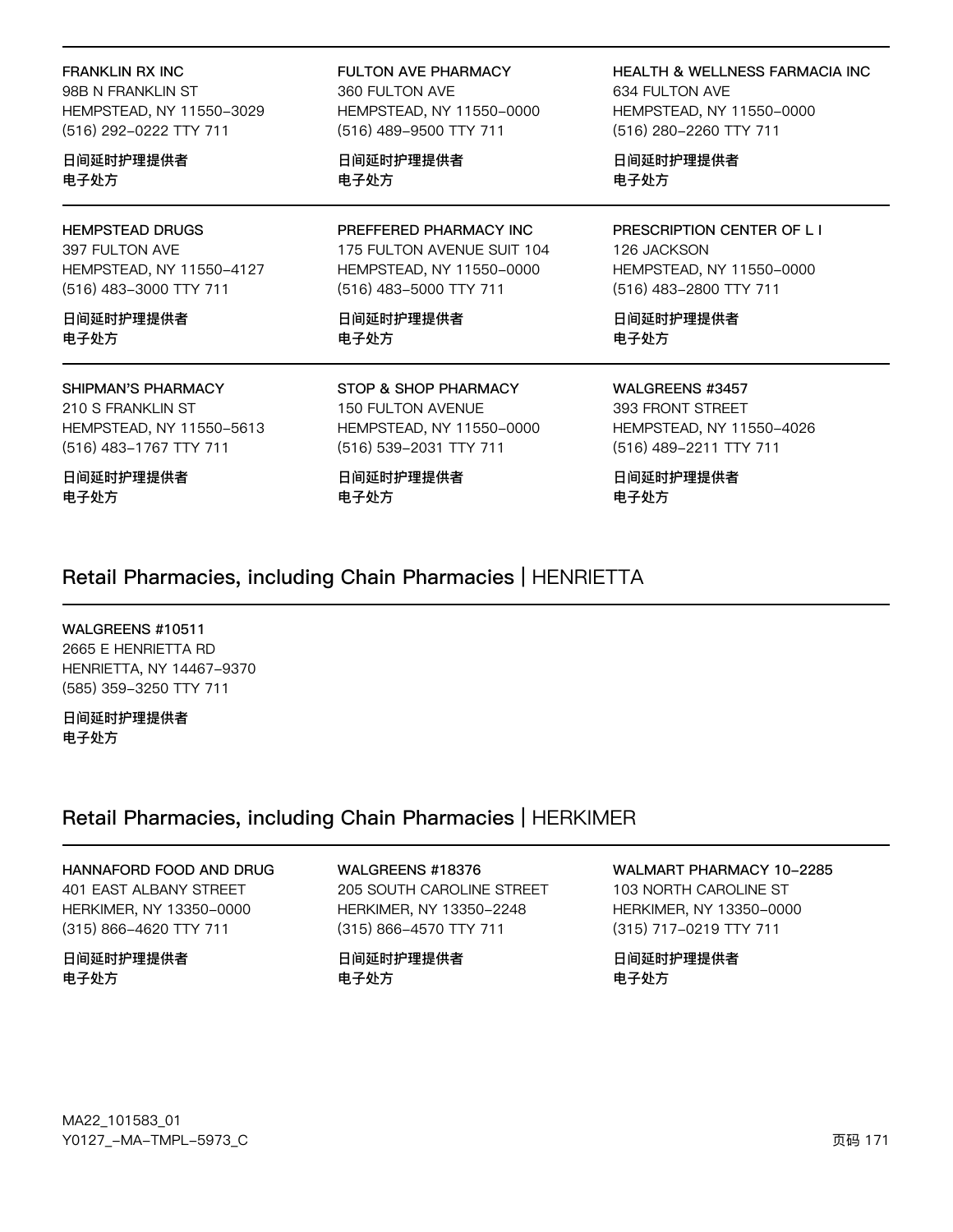**FRANKLIN RX INC**
98B N FRANKLIN ST
HEMPSTEAD, NY 11550-3029
(516) 292-0222 TTY 711

**日间延时护理提供者**
**电子处方**

**FULTON AVE PHARMACY**
360 FULTON AVE
HEMPSTEAD, NY 11550-0000
(516) 489-9500 TTY 711

**日间延时护理提供者**
**电子处方**

**HEALTH & WELLNESS FARMACIA INC**
634 FULTON AVE
HEMPSTEAD, NY 11550-0000
(516) 280-2260 TTY 711

**日间延时护理提供者**
**电子处方**

**HEMPSTEAD DRUGS**
397 FULTON AVE
HEMPSTEAD, NY 11550-4127
(516) 483-3000 TTY 711

**日间延时护理提供者**
**电子处方**

**PREFFERED PHARMACY INC**
175 FULTON AVENUE SUIT 104
HEMPSTEAD, NY 11550-0000
(516) 483-5000 TTY 711

**日间延时护理提供者**
**电子处方**

**PRESCRIPTION CENTER OF L I**
126 JACKSON
HEMPSTEAD, NY 11550-0000
(516) 483-2800 TTY 711

**日间延时护理提供者**
**电子处方**

**SHIPMAN'S PHARMACY**
210 S FRANKLIN ST
HEMPSTEAD, NY 11550-5613
(516) 483-1767 TTY 711

**日间延时护理提供者**
**电子处方**

**STOP & SHOP PHARMACY**
150 FULTON AVENUE
HEMPSTEAD, NY 11550-0000
(516) 539-2031 TTY 711

**日间延时护理提供者**
**电子处方**

**WALGREENS #3457**
393 FRONT STREET
HEMPSTEAD, NY 11550-4026
(516) 489-2211 TTY 711

**日间延时护理提供者**
**电子处方**

## Retail Pharmacies, including Chain Pharmacies | HENRIETTA

**WALGREENS #10511**
2665 E HENRIETTA RD
HENRIETTA, NY 14467-9370
(585) 359-3250 TTY 711

**日间延时护理提供者**
**电子处方**

## Retail Pharmacies, including Chain Pharmacies | HERKIMER

**HANNAFORD FOOD AND DRUG**
401 EAST ALBANY STREET
HERKIMER, NY 13350-0000
(315) 866-4620 TTY 711

**日间延时护理提供者**
**电子处方**

**WALGREENS #18376**
205 SOUTH CAROLINE STREET
HERKIMER, NY 13350-2248
(315) 866-4570 TTY 711

**日间延时护理提供者**
**电子处方**

**WALMART PHARMACY 10-2285**
103 NORTH CAROLINE ST
HERKIMER, NY 13350-0000
(315) 717-0219 TTY 711

**日间延时护理提供者**
**电子处方**

MA22_101583_01
Y0127_-MA-TMPL-5973_C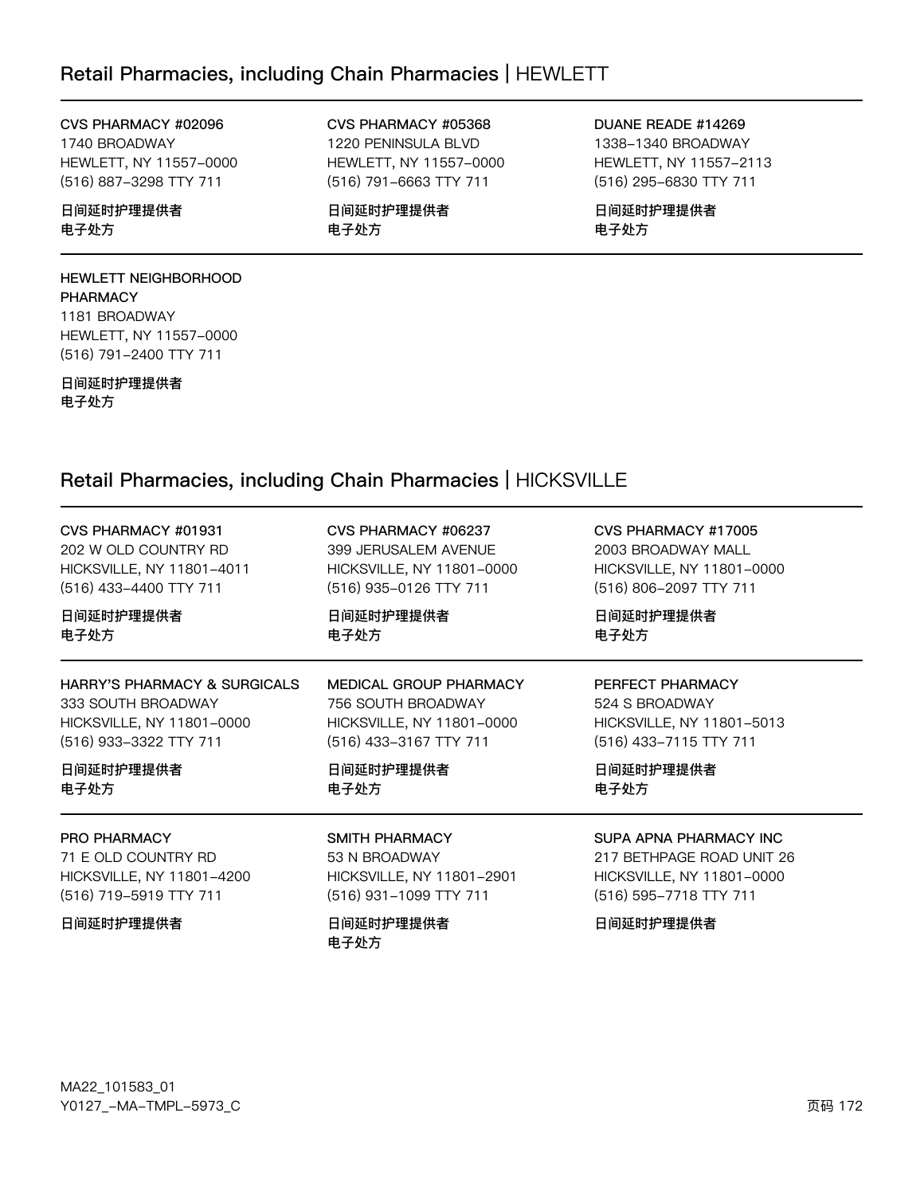## Retail Pharmacies, including Chain Pharmacies | HEWLETT

CVS PHARMACY #02096
1740 BROADWAY
HEWLETT, NY 11557–0000
(516) 887–3298 TTY 711

**日间延时护理提供者**
**电子处方**

CVS PHARMACY #05368
1220 PENINSULA BLVD
HEWLETT, NY 11557–0000
(516) 791–6663 TTY 711

**日间延时护理提供者**
**电子处方**

DUANE READE #14269
1338–1340 BROADWAY
HEWLETT, NY 11557–2113
(516) 295–6830 TTY 711

**日间延时护理提供者**
**电子处方**

HEWLETT NEIGHBORHOOD PHARMACY
1181 BROADWAY
HEWLETT, NY 11557–0000
(516) 791–2400 TTY 711

**日间延时护理提供者**
**电子处方**

## Retail Pharmacies, including Chain Pharmacies | HICKSVILLE

CVS PHARMACY #01931
202 W OLD COUNTRY RD
HICKSVILLE, NY 11801–4011
(516) 433–4400 TTY 711

**日间延时护理提供者**
**电子处方**

CVS PHARMACY #06237
399 JERUSALEM AVENUE
HICKSVILLE, NY 11801–0000
(516) 935–0126 TTY 711

**日间延时护理提供者**
**电子处方**

CVS PHARMACY #17005
2003 BROADWAY MALL
HICKSVILLE, NY 11801–0000
(516) 806–2097 TTY 711

**日间延时护理提供者**
**电子处方**

HARRY'S PHARMACY & SURGICALS
333 SOUTH BROADWAY
HICKSVILLE, NY 11801–0000
(516) 933–3322 TTY 711

**日间延时护理提供者**
**电子处方**

MEDICAL GROUP PHARMACY
756 SOUTH BROADWAY
HICKSVILLE, NY 11801–0000
(516) 433–3167 TTY 711

**日间延时护理提供者**
**电子处方**

PERFECT PHARMACY
524 S BROADWAY
HICKSVILLE, NY 11801–5013
(516) 433–7115 TTY 711

**日间延时护理提供者**
**电子处方**

PRO PHARMACY
71 E OLD COUNTRY RD
HICKSVILLE, NY 11801–4200
(516) 719–5919 TTY 711

**日间延时护理提供者**

SMITH PHARMACY
53 N BROADWAY
HICKSVILLE, NY 11801–2901
(516) 931–1099 TTY 711

**日间延时护理提供者**
**电子处方**

SUPA APNA PHARMACY INC
217 BETHPAGE ROAD UNIT 26
HICKSVILLE, NY 11801–0000
(516) 595–7718 TTY 711

**日间延时护理提供者**

MA22_101583_01
Y0127_–MA–TMPL–5973_C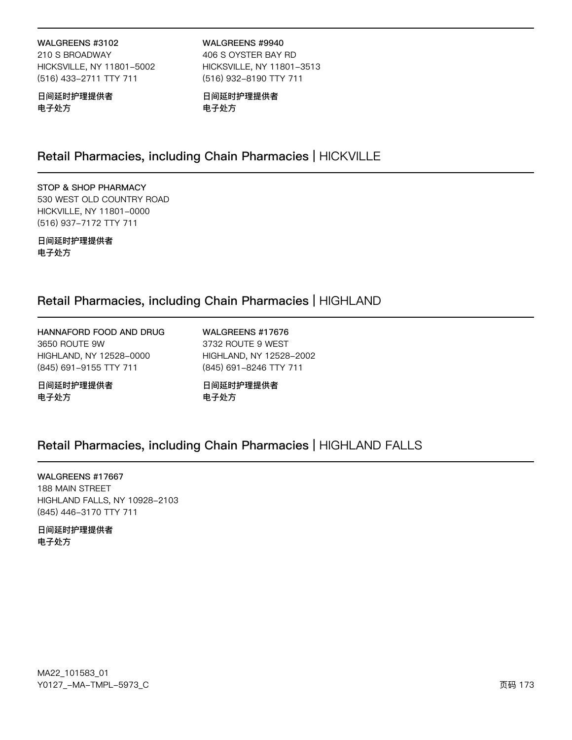**WALGREENS #3102**
210 S BROADWAY
HICKSVILLE, NY 11801–5002
(516) 433–2711 TTY 711

**日间延时护理提供者**
**电子处方**

**WALGREENS #9940**
406 S OYSTER BAY RD
HICKSVILLE, NY 11801–3513
(516) 932–8190 TTY 711

**日间延时护理提供者**
**电子处方**

## Retail Pharmacies, including Chain Pharmacies | HICKVILLE

**STOP & SHOP PHARMACY**
530 WEST OLD COUNTRY ROAD
HICKVILLE, NY 11801–0000
(516) 937–7172 TTY 711

**日间延时护理提供者**
**电子处方**

## Retail Pharmacies, including Chain Pharmacies | HIGHLAND

**HANNAFORD FOOD AND DRUG**
3650 ROUTE 9W
HIGHLAND, NY 12528–0000
(845) 691–9155 TTY 711

**日间延时护理提供者**
**电子处方**

**WALGREENS #17676**
3732 ROUTE 9 WEST
HIGHLAND, NY 12528–2002
(845) 691–8246 TTY 711

**日间延时护理提供者**
**电子处方**

## Retail Pharmacies, including Chain Pharmacies | HIGHLAND FALLS

**WALGREENS #17667**
188 MAIN STREET
HIGHLAND FALLS, NY 10928–2103
(845) 446–3170 TTY 711

**日间延时护理提供者**
**电子处方**

MA22_101583_01
Y0127_–MA–TMPL–5973_C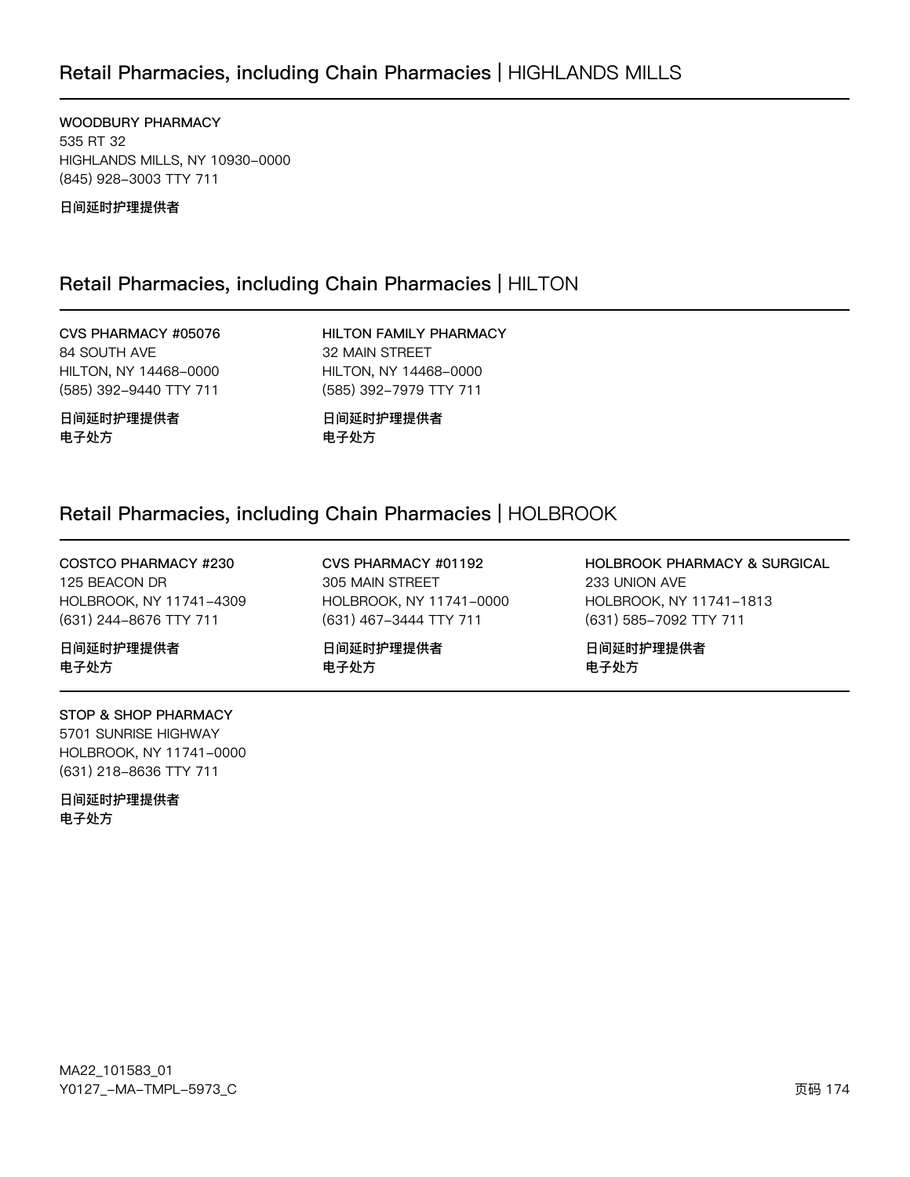## Retail Pharmacies, including Chain Pharmacies | HIGHLANDS MILLS

WOODBURY PHARMACY
535 RT 32
HIGHLANDS MILLS, NY 10930-0000
(845) 928-3003 TTY 711

**日间延时护理提供者**

## Retail Pharmacies, including Chain Pharmacies | HILTON

CVS PHARMACY #05076
84 SOUTH AVE
HILTON, NY 14468-0000
(585) 392-9440 TTY 711

**日间延时护理提供者**
**电子处方**

HILTON FAMILY PHARMACY
32 MAIN STREET
HILTON, NY 14468-0000
(585) 392-7979 TTY 711

**日间延时护理提供者**
**电子处方**

## Retail Pharmacies, including Chain Pharmacies | HOLBROOK

COSTCO PHARMACY #230
125 BEACON DR
HOLBROOK, NY 11741-4309
(631) 244-8676 TTY 711

**日间延时护理提供者**
**电子处方**

CVS PHARMACY #01192
305 MAIN STREET
HOLBROOK, NY 11741-0000
(631) 467-3444 TTY 711

**日间延时护理提供者**
**电子处方**

HOLBROOK PHARMACY & SURGICAL
233 UNION AVE
HOLBROOK, NY 11741-1813
(631) 585-7092 TTY 711

**日间延时护理提供者**
**电子处方**

STOP & SHOP PHARMACY
5701 SUNRISE HIGHWAY
HOLBROOK, NY 11741-0000
(631) 218-8636 TTY 711

**日间延时护理提供者**
**电子处方**

MA22_101583_01
Y0127_-MA-TMPL-5973_C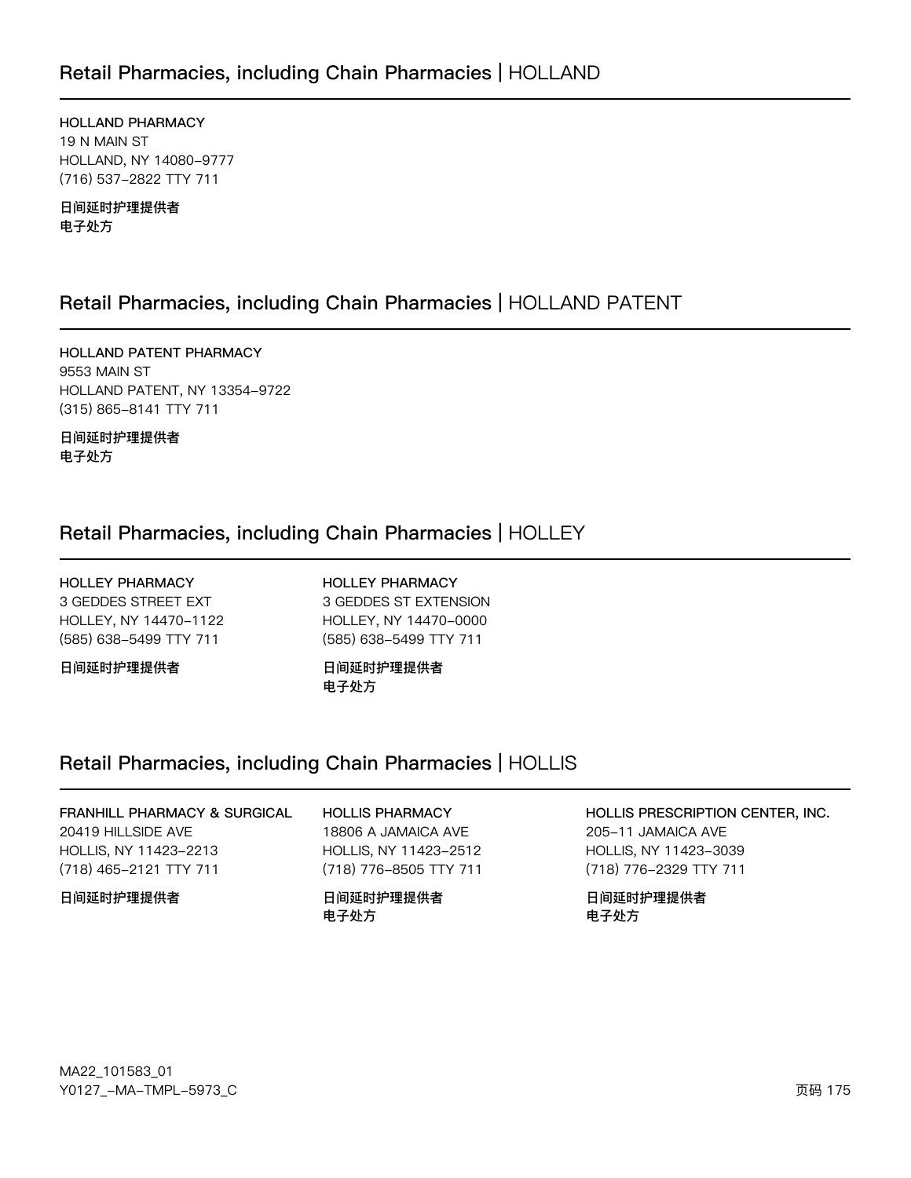## Retail Pharmacies, including Chain Pharmacies | HOLLAND

HOLLAND PHARMACY
19 N MAIN ST
HOLLAND, NY 14080-9777
(716) 537-2822 TTY 711

**日间延时护理提供者**
**电子处方**

## Retail Pharmacies, including Chain Pharmacies | HOLLAND PATENT

HOLLAND PATENT PHARMACY
9553 MAIN ST
HOLLAND PATENT, NY 13354-9722
(315) 865-8141 TTY 711

**日间延时护理提供者**
**电子处方**

## Retail Pharmacies, including Chain Pharmacies | HOLLEY

HOLLEY PHARMACY
3 GEDDES STREET EXT
HOLLEY, NY 14470-1122
(585) 638-5499 TTY 711

**日间延时护理提供者**

HOLLEY PHARMACY
3 GEDDES ST EXTENSION
HOLLEY, NY 14470-0000
(585) 638-5499 TTY 711

**日间延时护理提供者**
**电子处方**

## Retail Pharmacies, including Chain Pharmacies | HOLLIS

FRANHILL PHARMACY & SURGICAL
20419 HILLSIDE AVE
HOLLIS, NY 11423-2213
(718) 465-2121 TTY 711

**日间延时护理提供者**

HOLLIS PHARMACY
18806 A JAMAICA AVE
HOLLIS, NY 11423-2512
(718) 776-8505 TTY 711

**日间延时护理提供者**
**电子处方**

HOLLIS PRESCRIPTION CENTER, INC.
205-11 JAMAICA AVE
HOLLIS, NY 11423-3039
(718) 776-2329 TTY 711

**日间延时护理提供者**
**电子处方**

MA22_101583_01
Y0127_-MA-TMPL-5973_C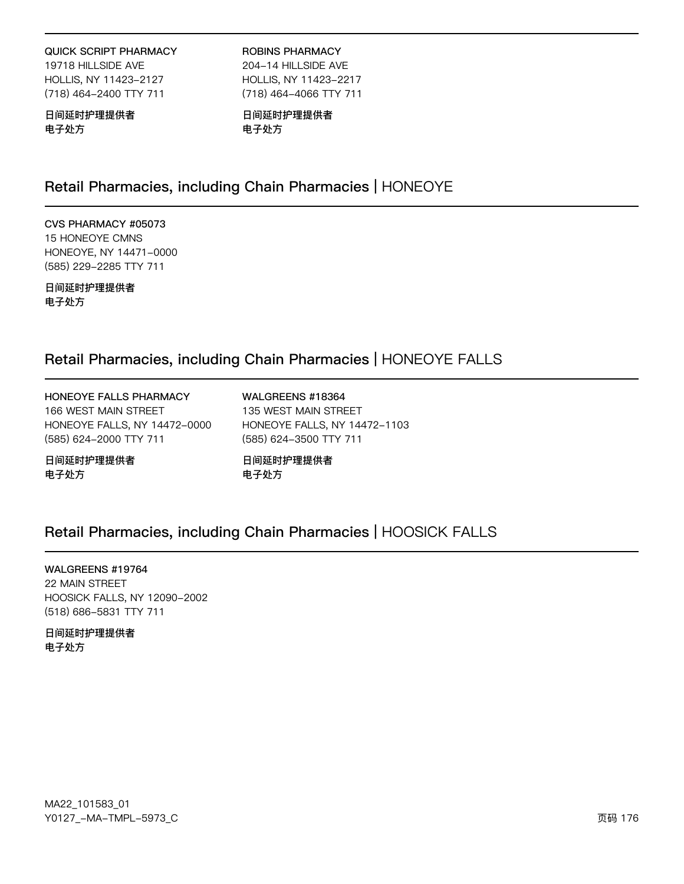**QUICK SCRIPT PHARMACY**
19718 HILLSIDE AVE
HOLLIS, NY 11423–2127
(718) 464–2400 TTY 711

**日间延时护理提供者**
**电子处方**

**ROBINS PHARMACY**
204–14 HILLSIDE AVE
HOLLIS, NY 11423–2217
(718) 464–4066 TTY 711

**日间延时护理提供者**
**电子处方**

## Retail Pharmacies, including Chain Pharmacies | HONEOYE

**CVS PHARMACY #05073**
15 HONEOYE CMNS
HONEOYE, NY 14471–0000
(585) 229–2285 TTY 711

**日间延时护理提供者**
**电子处方**

## Retail Pharmacies, including Chain Pharmacies | HONEOYE FALLS

**HONEOYE FALLS PHARMACY**
166 WEST MAIN STREET
HONEOYE FALLS, NY 14472–0000
(585) 624–2000 TTY 711

**日间延时护理提供者**
**电子处方**

**WALGREENS #18364**
135 WEST MAIN STREET
HONEOYE FALLS, NY 14472–1103
(585) 624–3500 TTY 711

**日间延时护理提供者**
**电子处方**

## Retail Pharmacies, including Chain Pharmacies | HOOSICK FALLS

**WALGREENS #19764**
22 MAIN STREET
HOOSICK FALLS, NY 12090–2002
(518) 686–5831 TTY 711

**日间延时护理提供者**
**电子处方**

MA22_101583_01
Y0127_–MA–TMPL–5973_C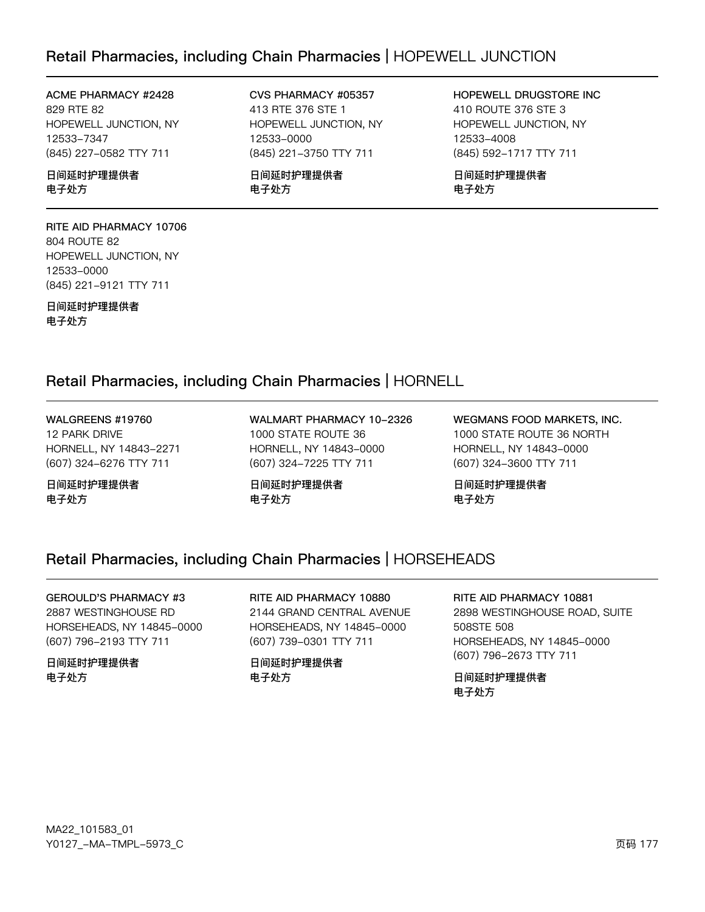## Retail Pharmacies, including Chain Pharmacies | HOPEWELL JUNCTION

**ACME PHARMACY #2428**
829 RTE 82
HOPEWELL JUNCTION, NY
12533-7347
(845) 227-0582 TTY 711

**日间延时护理提供者**
**电子处方**

**CVS PHARMACY #05357**
413 RTE 376 STE 1
HOPEWELL JUNCTION, NY
12533-0000
(845) 221-3750 TTY 711

**日间延时护理提供者**
**电子处方**

**HOPEWELL DRUGSTORE INC**
410 ROUTE 376 STE 3
HOPEWELL JUNCTION, NY
12533-4008
(845) 592-1717 TTY 711

**日间延时护理提供者**
**电子处方**

**RITE AID PHARMACY 10706**
804 ROUTE 82
HOPEWELL JUNCTION, NY
12533-0000
(845) 221-9121 TTY 711

**日间延时护理提供者**
**电子处方**

## Retail Pharmacies, including Chain Pharmacies | HORNELL

**WALGREENS #19760**
12 PARK DRIVE
HORNELL, NY 14843-2271
(607) 324-6276 TTY 711

**日间延时护理提供者**
**电子处方**

**WALMART PHARMACY 10-2326**
1000 STATE ROUTE 36
HORNELL, NY 14843-0000
(607) 324-7225 TTY 711

**日间延时护理提供者**
**电子处方**

**WEGMANS FOOD MARKETS, INC.**
1000 STATE ROUTE 36 NORTH
HORNELL, NY 14843-0000
(607) 324-3600 TTY 711

**日间延时护理提供者**
**电子处方**

## Retail Pharmacies, including Chain Pharmacies | HORSEHEADS

**GEROULD'S PHARMACY #3**
2887 WESTINGHOUSE RD
HORSEHEADS, NY 14845-0000
(607) 796-2193 TTY 711

**日间延时护理提供者**
**电子处方**

**RITE AID PHARMACY 10880**
2144 GRAND CENTRAL AVENUE
HORSEHEADS, NY 14845-0000
(607) 739-0301 TTY 711

**日间延时护理提供者**
**电子处方**

**RITE AID PHARMACY 10881**
2898 WESTINGHOUSE ROAD, SUITE 508STE 508
HORSEHEADS, NY 14845-0000
(607) 796-2673 TTY 711

**日间延时护理提供者**
**电子处方**

MA22_101583_01
Y0127_-MA-TMPL-5973_C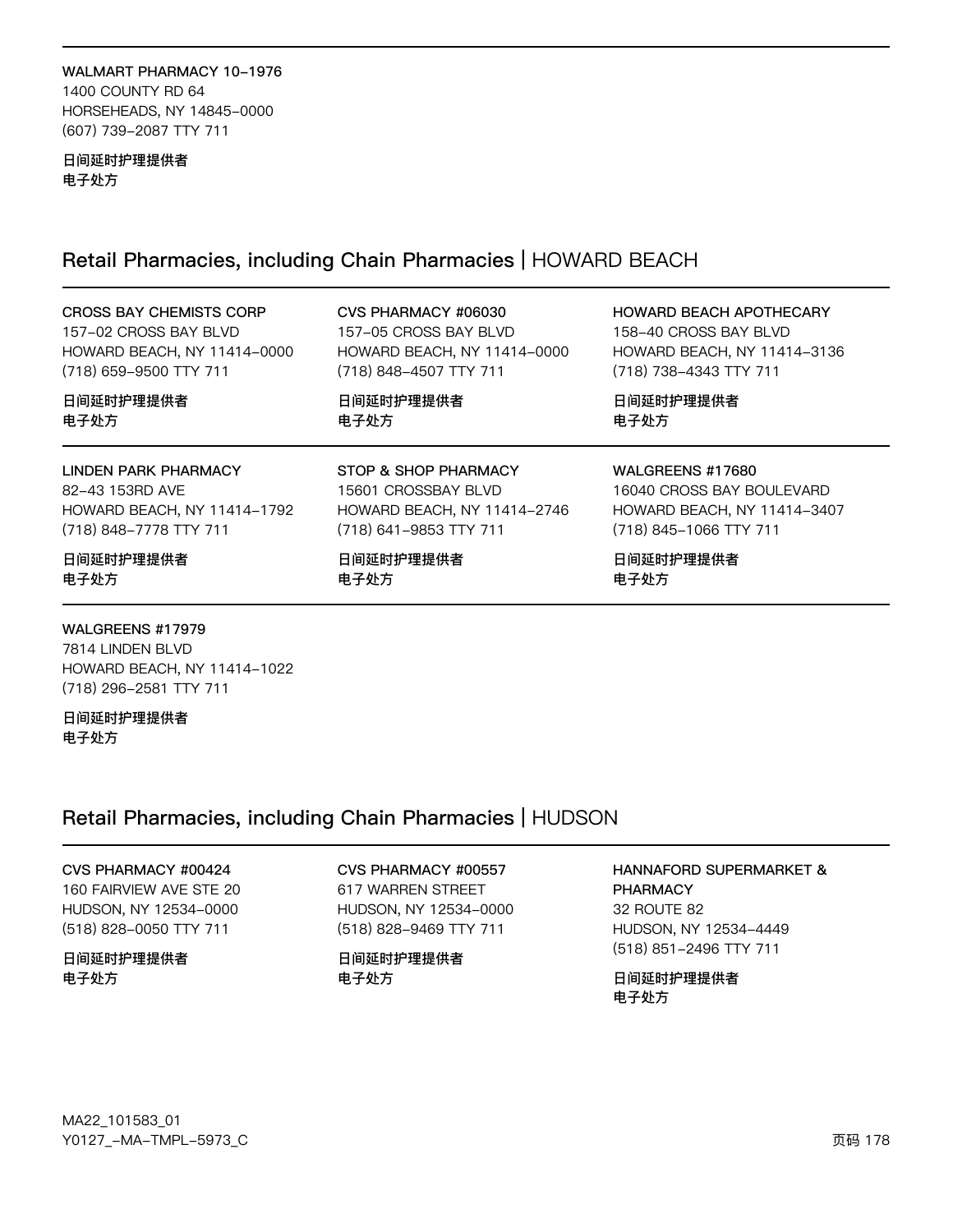**WALMART PHARMACY 10-1976**
1400 COUNTY RD 64
HORSEHEADS, NY 14845-0000
(607) 739-2087 TTY 711

**日间延时护理提供者**
**电子处方**

## Retail Pharmacies, including Chain Pharmacies | HOWARD BEACH

**CROSS BAY CHEMISTS CORP**
157-02 CROSS BAY BLVD
HOWARD BEACH, NY 11414-0000
(718) 659-9500 TTY 711

**日间延时护理提供者**
**电子处方**

**CVS PHARMACY #06030**
157-05 CROSS BAY BLVD
HOWARD BEACH, NY 11414-0000
(718) 848-4507 TTY 711

**日间延时护理提供者**
**电子处方**

**HOWARD BEACH APOTHECARY**
158-40 CROSS BAY BLVD
HOWARD BEACH, NY 11414-3136
(718) 738-4343 TTY 711

**日间延时护理提供者**
**电子处方**

**LINDEN PARK PHARMACY**
82-43 153RD AVE
HOWARD BEACH, NY 11414-1792
(718) 848-7778 TTY 711

**日间延时护理提供者**
**电子处方**

**STOP & SHOP PHARMACY**
15601 CROSSBAY BLVD
HOWARD BEACH, NY 11414-2746
(718) 641-9853 TTY 711

**日间延时护理提供者**
**电子处方**

**WALGREENS #17680**
16040 CROSS BAY BOULEVARD
HOWARD BEACH, NY 11414-3407
(718) 845-1066 TTY 711

**日间延时护理提供者**
**电子处方**

**WALGREENS #17979**
7814 LINDEN BLVD
HOWARD BEACH, NY 11414-1022
(718) 296-2581 TTY 711

**日间延时护理提供者**
**电子处方**

## Retail Pharmacies, including Chain Pharmacies | HUDSON

**CVS PHARMACY #00424**
160 FAIRVIEW AVE STE 20
HUDSON, NY 12534-0000
(518) 828-0050 TTY 711

**日间延时护理提供者**
**电子处方**

**CVS PHARMACY #00557**
617 WARREN STREET
HUDSON, NY 12534-0000
(518) 828-9469 TTY 711

**日间延时护理提供者**
**电子处方**

**HANNAFORD SUPERMARKET & PHARMACY**
32 ROUTE 82
HUDSON, NY 12534-4449
(518) 851-2496 TTY 711

**日间延时护理提供者**
**电子处方**

MA22_101583_01
Y0127_-MA-TMPL-5973_C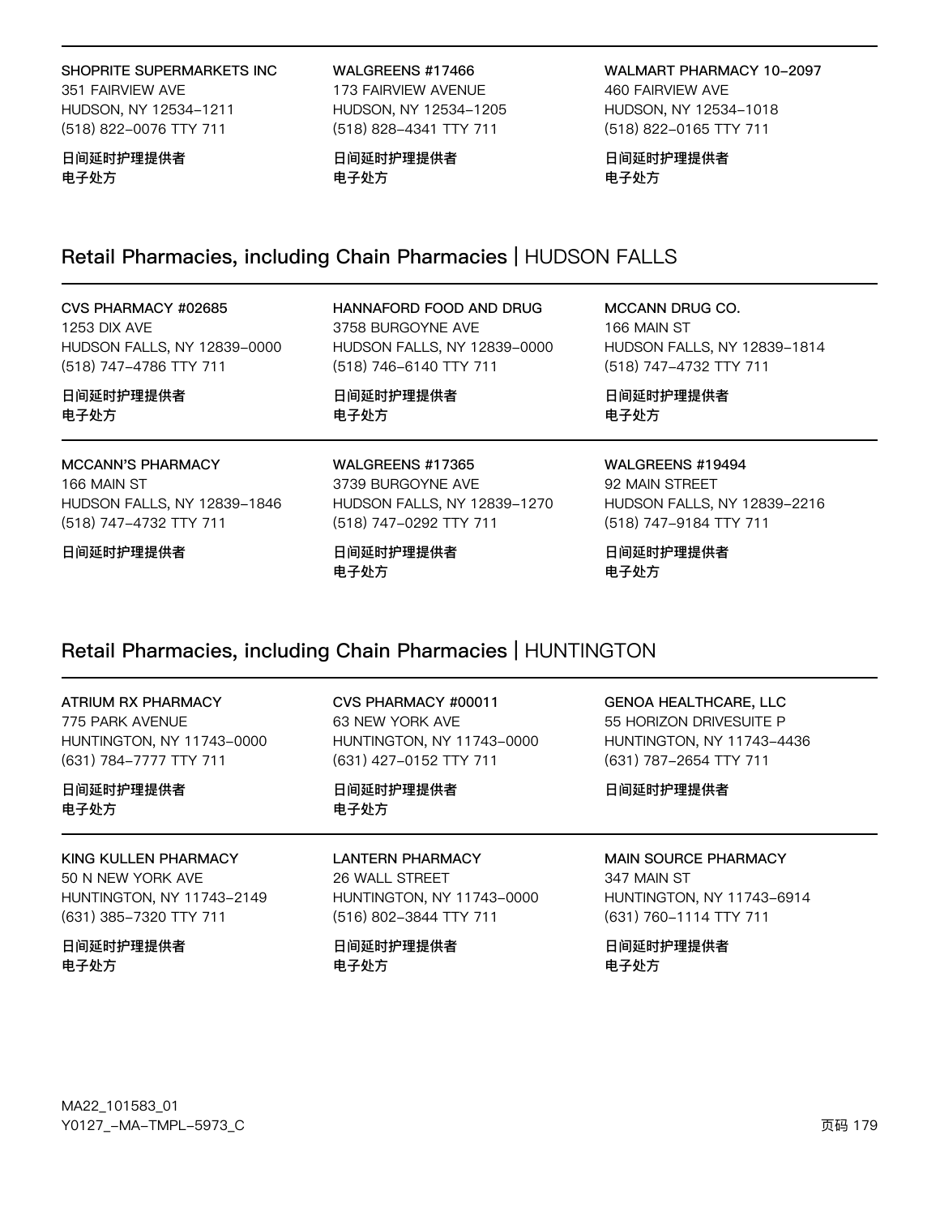**SHOPRITE SUPERMARKETS INC**
351 FAIRVIEW AVE
HUDSON, NY 12534-1211
(518) 822-0076 TTY 711

**日间延时护理提供者**
**电子处方**

**WALGREENS #17466**
173 FAIRVIEW AVENUE
HUDSON, NY 12534-1205
(518) 828-4341 TTY 711

**日间延时护理提供者**
**电子处方**

**WALMART PHARMACY 10-2097**
460 FAIRVIEW AVE
HUDSON, NY 12534-1018
(518) 822-0165 TTY 711

**日间延时护理提供者**
**电子处方**

## Retail Pharmacies, including Chain Pharmacies | HUDSON FALLS

**CVS PHARMACY #02685**
1253 DIX AVE
HUDSON FALLS, NY 12839-0000
(518) 747-4786 TTY 711

**日间延时护理提供者**
**电子处方**

**HANNAFORD FOOD AND DRUG**
3758 BURGOYNE AVE
HUDSON FALLS, NY 12839-0000
(518) 746-6140 TTY 711

**日间延时护理提供者**
**电子处方**

**MCCANN DRUG CO.**
166 MAIN ST
HUDSON FALLS, NY 12839-1814
(518) 747-4732 TTY 711

**日间延时护理提供者**
**电子处方**

**MCCANN'S PHARMACY**
166 MAIN ST
HUDSON FALLS, NY 12839-1846
(518) 747-4732 TTY 711

**日间延时护理提供者**

**WALGREENS #17365**
3739 BURGOYNE AVE
HUDSON FALLS, NY 12839-1270
(518) 747-0292 TTY 711

**日间延时护理提供者**
**电子处方**

**WALGREENS #19494**
92 MAIN STREET
HUDSON FALLS, NY 12839-2216
(518) 747-9184 TTY 711

**日间延时护理提供者**
**电子处方**

## Retail Pharmacies, including Chain Pharmacies | HUNTINGTON

**ATRIUM RX PHARMACY**
775 PARK AVENUE
HUNTINGTON, NY 11743-0000
(631) 784-7777 TTY 711

**日间延时护理提供者**
**电子处方**

**CVS PHARMACY #00011**
63 NEW YORK AVE
HUNTINGTON, NY 11743-0000
(631) 427-0152 TTY 711

**日间延时护理提供者**
**电子处方**

**GENOA HEALTHCARE, LLC**
55 HORIZON DRIVESUITE P
HUNTINGTON, NY 11743-4436
(631) 787-2654 TTY 711

**日间延时护理提供者**

**KING KULLEN PHARMACY**
50 N NEW YORK AVE
HUNTINGTON, NY 11743-2149
(631) 385-7320 TTY 711

**日间延时护理提供者**
**电子处方**

**LANTERN PHARMACY**
26 WALL STREET
HUNTINGTON, NY 11743-0000
(516) 802-3844 TTY 711

**日间延时护理提供者**
**电子处方**

**MAIN SOURCE PHARMACY**
347 MAIN ST
HUNTINGTON, NY 11743-6914
(631) 760-1114 TTY 711

**日间延时护理提供者**
**电子处方**

MA22_101583_01
Y0127_-MA-TMPL-5973_C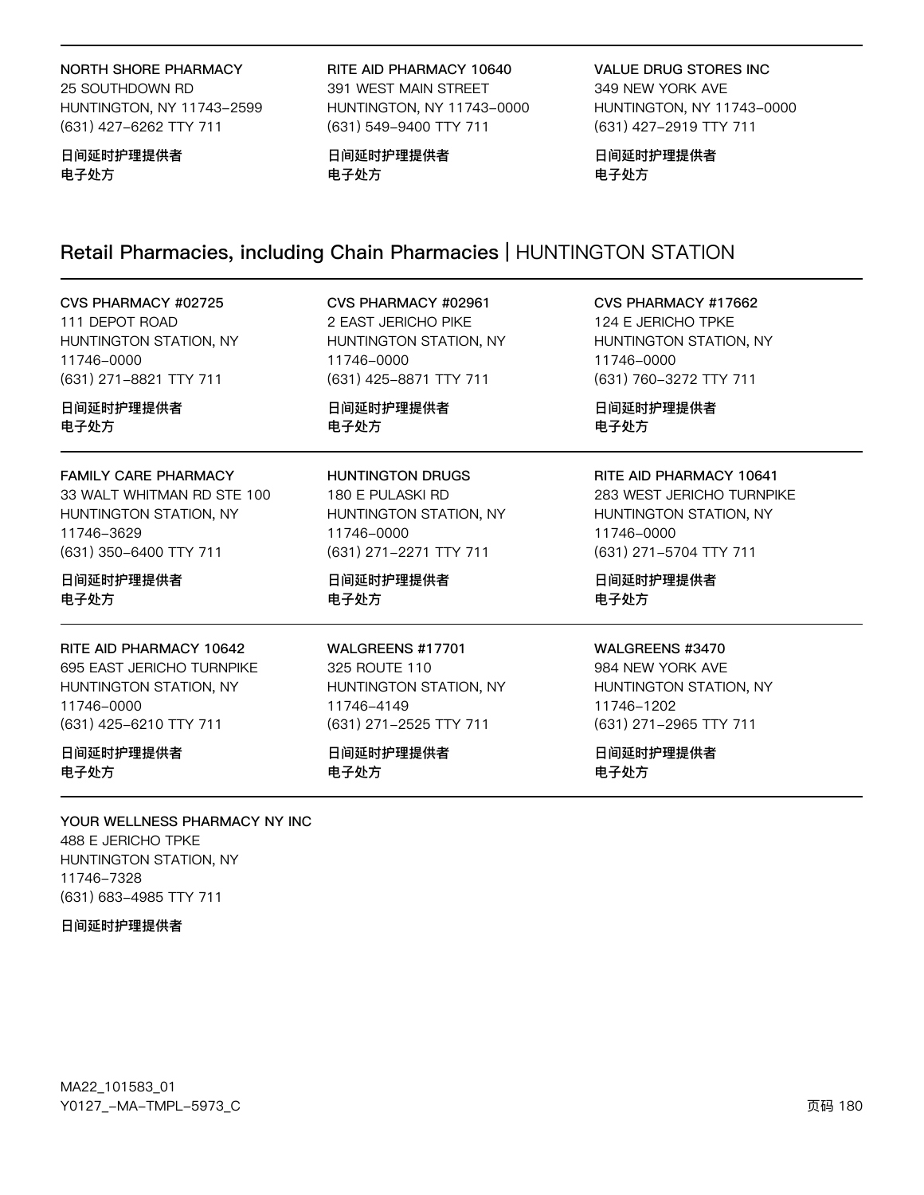**NORTH SHORE PHARMACY**
25 SOUTHDOWN RD
HUNTINGTON, NY 11743-2599
(631) 427-6262 TTY 711

日间延时护理提供者
电子处方

**RITE AID PHARMACY 10640**
391 WEST MAIN STREET
HUNTINGTON, NY 11743-0000
(631) 549-9400 TTY 711

日间延时护理提供者
电子处方

**VALUE DRUG STORES INC**
349 NEW YORK AVE
HUNTINGTON, NY 11743-0000
(631) 427-2919 TTY 711

日间延时护理提供者
电子处方

## Retail Pharmacies, including Chain Pharmacies | HUNTINGTON STATION

**CVS PHARMACY #02725**
111 DEPOT ROAD
HUNTINGTON STATION, NY
11746-0000
(631) 271-8821 TTY 711

日间延时护理提供者
电子处方

**CVS PHARMACY #02961**
2 EAST JERICHO PIKE
HUNTINGTON STATION, NY
11746-0000
(631) 425-8871 TTY 711

日间延时护理提供者
电子处方

**CVS PHARMACY #17662**
124 E JERICHO TPKE
HUNTINGTON STATION, NY
11746-0000
(631) 760-3272 TTY 711

日间延时护理提供者
电子处方

**FAMILY CARE PHARMACY**
33 WALT WHITMAN RD STE 100
HUNTINGTON STATION, NY
11746-3629
(631) 350-6400 TTY 711

日间延时护理提供者
电子处方

**HUNTINGTON DRUGS**
180 E PULASKI RD
HUNTINGTON STATION, NY
11746-0000
(631) 271-2271 TTY 711

日间延时护理提供者
电子处方

**RITE AID PHARMACY 10641**
283 WEST JERICHO TURNPIKE
HUNTINGTON STATION, NY
11746-0000
(631) 271-5704 TTY 711

日间延时护理提供者
电子处方

**RITE AID PHARMACY 10642**
695 EAST JERICHO TURNPIKE
HUNTINGTON STATION, NY
11746-0000
(631) 425-6210 TTY 711

日间延时护理提供者
电子处方

**WALGREENS #17701**
325 ROUTE 110
HUNTINGTON STATION, NY
11746-4149
(631) 271-2525 TTY 711

日间延时护理提供者
电子处方

**WALGREENS #3470**
984 NEW YORK AVE
HUNTINGTON STATION, NY
11746-1202
(631) 271-2965 TTY 711

日间延时护理提供者
电子处方

**YOUR WELLNESS PHARMACY NY INC**
488 E JERICHO TPKE
HUNTINGTON STATION, NY
11746-7328
(631) 683-4985 TTY 711

日间延时护理提供者

MA22_101583_01
Y0127_-MA-TMPL-5973_C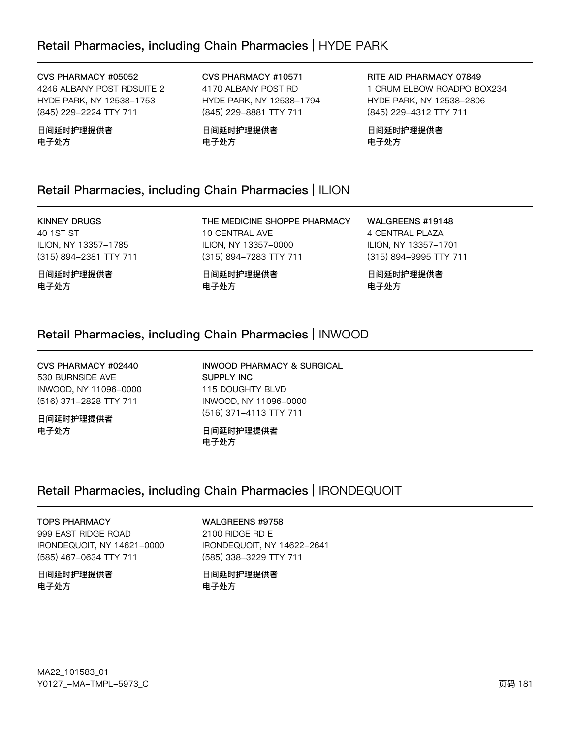## Retail Pharmacies, including Chain Pharmacies | HYDE PARK

**CVS PHARMACY #05052**
4246 ALBANY POST RDSUITE 2
HYDE PARK, NY 12538–1753
(845) 229–2224 TTY 711

**日间延时护理提供者**
**电子处方**

**CVS PHARMACY #10571**
4170 ALBANY POST RD
HYDE PARK, NY 12538–1794
(845) 229–8881 TTY 711

**日间延时护理提供者**
**电子处方**

**RITE AID PHARMACY 07849**
1 CRUM ELBOW ROADPO BOX234
HYDE PARK, NY 12538–2806
(845) 229–4312 TTY 711

**日间延时护理提供者**
**电子处方**

## Retail Pharmacies, including Chain Pharmacies | ILION

**KINNEY DRUGS**
40 1ST ST
ILION, NY 13357–1785
(315) 894–2381 TTY 711

**日间延时护理提供者**
**电子处方**

**THE MEDICINE SHOPPE PHARMACY**
10 CENTRAL AVE
ILION, NY 13357–0000
(315) 894–7283 TTY 711

**日间延时护理提供者**
**电子处方**

**WALGREENS #19148**
4 CENTRAL PLAZA
ILION, NY 13357–1701
(315) 894–9995 TTY 711

**日间延时护理提供者**
**电子处方**

## Retail Pharmacies, including Chain Pharmacies | INWOOD

**CVS PHARMACY #02440**
530 BURNSIDE AVE
INWOOD, NY 11096–0000
(516) 371–2828 TTY 711

**日间延时护理提供者**
**电子处方**

**INWOOD PHARMACY & SURGICAL SUPPLY INC**
115 DOUGHTY BLVD
INWOOD, NY 11096–0000
(516) 371–4113 TTY 711

**日间延时护理提供者**
**电子处方**

## Retail Pharmacies, including Chain Pharmacies | IRONDEQUOIT

**TOPS PHARMACY**
999 EAST RIDGE ROAD
IRONDEQUOIT, NY 14621–0000
(585) 467–0634 TTY 711

**日间延时护理提供者**
**电子处方**

**WALGREENS #9758**
2100 RIDGE RD E
IRONDEQUOIT, NY 14622–2641
(585) 338–3229 TTY 711

**日间延时护理提供者**
**电子处方**

MA22_101583_01
Y0127_–MA–TMPL–5973_C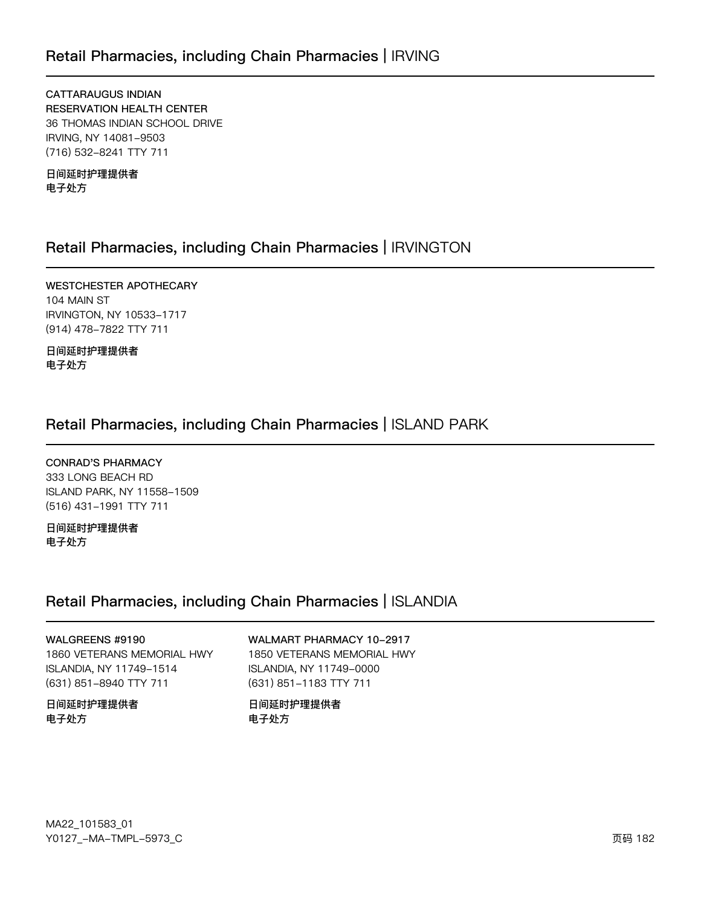## Retail Pharmacies, including Chain Pharmacies | IRVING

**CATTARAUGUS INDIAN RESERVATION HEALTH CENTER**
36 THOMAS INDIAN SCHOOL DRIVE
IRVING, NY 14081-9503
(716) 532-8241 TTY 711

**日间延时护理提供者**
**电子处方**

## Retail Pharmacies, including Chain Pharmacies | IRVINGTON

**WESTCHESTER APOTHECARY**
104 MAIN ST
IRVINGTON, NY 10533-1717
(914) 478-7822 TTY 711

**日间延时护理提供者**
**电子处方**

## Retail Pharmacies, including Chain Pharmacies | ISLAND PARK

**CONRAD'S PHARMACY**
333 LONG BEACH RD
ISLAND PARK, NY 11558-1509
(516) 431-1991 TTY 711

**日间延时护理提供者**
**电子处方**

## Retail Pharmacies, including Chain Pharmacies | ISLANDIA

**WALGREENS #9190**
1860 VETERANS MEMORIAL HWY
ISLANDIA, NY 11749-1514
(631) 851-8940 TTY 711

**日间延时护理提供者**
**电子处方**

**WALMART PHARMACY 10-2917**
1850 VETERANS MEMORIAL HWY
ISLANDIA, NY 11749-0000
(631) 851-1183 TTY 711

**日间延时护理提供者**
**电子处方**

MA22_101583_01
Y0127_-MA-TMPL-5973_C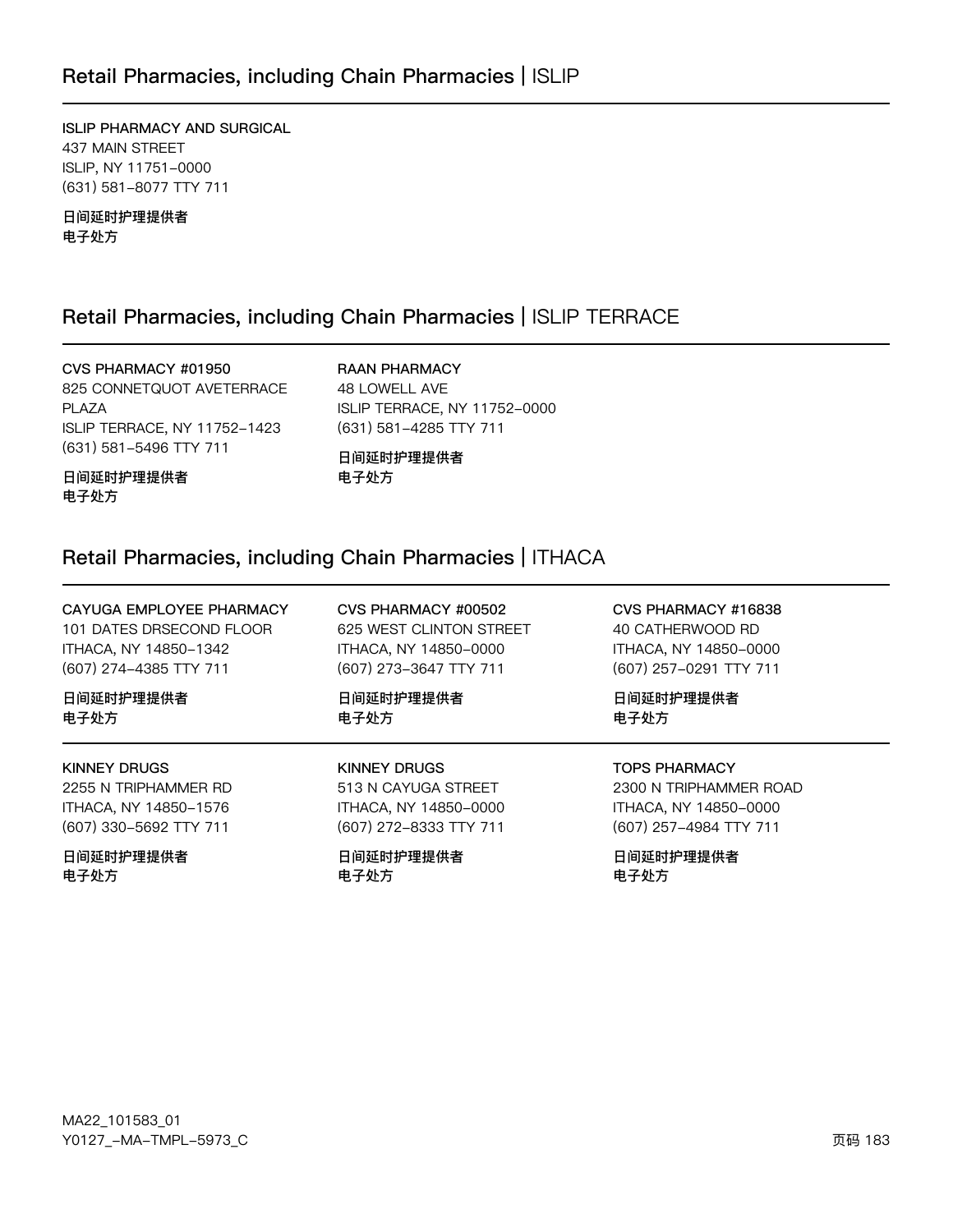## Retail Pharmacies, including Chain Pharmacies | ISLIP

**ISLIP PHARMACY AND SURGICAL**
437 MAIN STREET
ISLIP, NY 11751-0000
(631) 581-8077 TTY 711

**日间延时护理提供者**
**电子处方**

## Retail Pharmacies, including Chain Pharmacies | ISLIP TERRACE

**CVS PHARMACY #01950**
825 CONNETQUOT AVETERRACE PLAZA
ISLIP TERRACE, NY 11752-1423
(631) 581-5496 TTY 711

**日间延时护理提供者**
**电子处方**

**RAAN PHARMACY**
48 LOWELL AVE
ISLIP TERRACE, NY 11752-0000
(631) 581-4285 TTY 711

**日间延时护理提供者**
**电子处方**

## Retail Pharmacies, including Chain Pharmacies | ITHACA

**CAYUGA EMPLOYEE PHARMACY**
101 DATES DRSECOND FLOOR
ITHACA, NY 14850-1342
(607) 274-4385 TTY 711

**日间延时护理提供者**
**电子处方**

**CVS PHARMACY #00502**
625 WEST CLINTON STREET
ITHACA, NY 14850-0000
(607) 273-3647 TTY 711

**日间延时护理提供者**
**电子处方**

**CVS PHARMACY #16838**
40 CATHERWOOD RD
ITHACA, NY 14850-0000
(607) 257-0291 TTY 711

**日间延时护理提供者**
**电子处方**

**KINNEY DRUGS**
2255 N TRIPHAMMER RD
ITHACA, NY 14850-1576
(607) 330-5692 TTY 711

**日间延时护理提供者**
**电子处方**

**KINNEY DRUGS**
513 N CAYUGA STREET
ITHACA, NY 14850-0000
(607) 272-8333 TTY 711

**日间延时护理提供者**
**电子处方**

**TOPS PHARMACY**
2300 N TRIPHAMMER ROAD
ITHACA, NY 14850-0000
(607) 257-4984 TTY 711

**日间延时护理提供者**
**电子处方**

MA22_101583_01
Y0127_-MA-TMPL-5973_C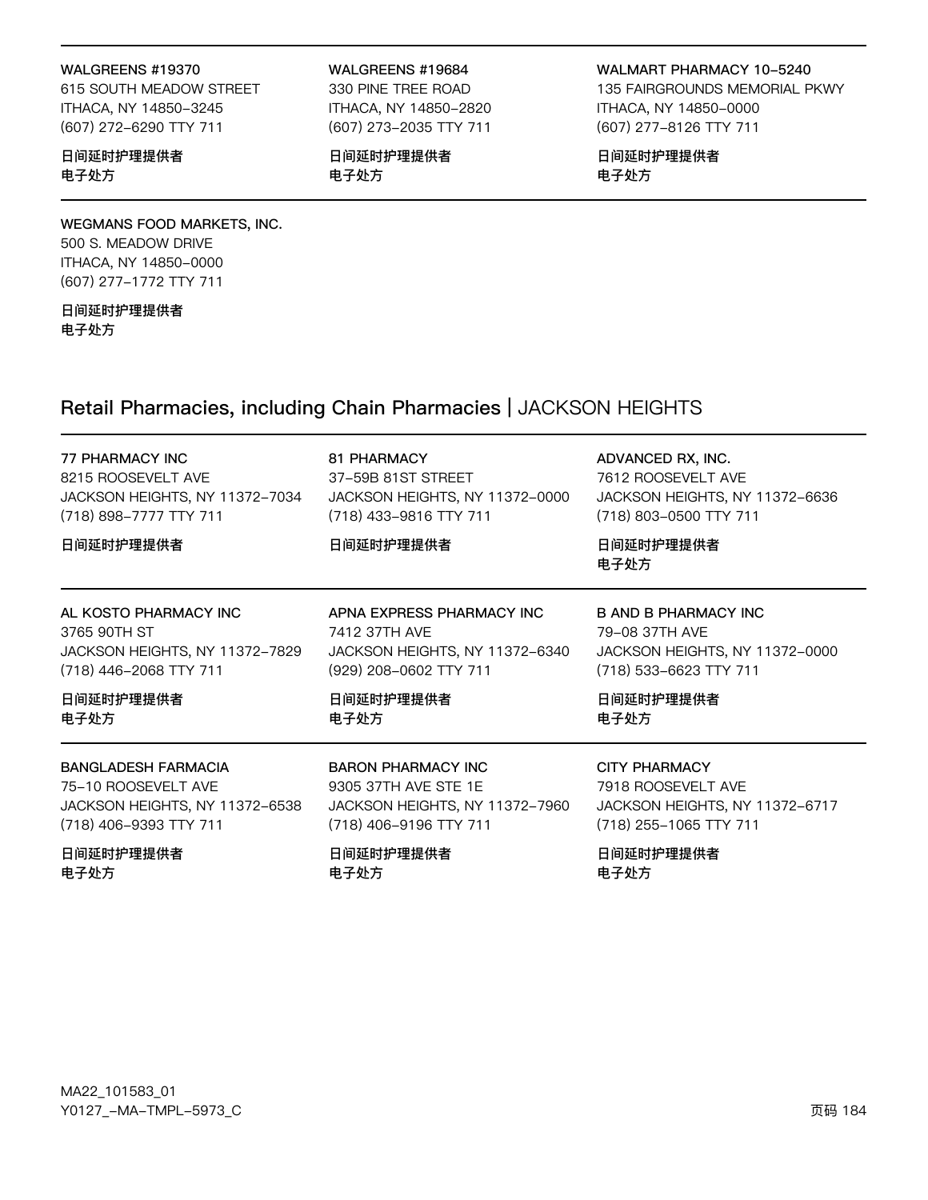**WALGREENS #19370**
615 SOUTH MEADOW STREET
ITHACA, NY 14850-3245
(607) 272-6290 TTY 711

**日间延时护理提供者**
**电子处方**

**WALGREENS #19684**
330 PINE TREE ROAD
ITHACA, NY 14850-2820
(607) 273-2035 TTY 711

**日间延时护理提供者**
**电子处方**

**WALMART PHARMACY 10-5240**
135 FAIRGROUNDS MEMORIAL PKWY
ITHACA, NY 14850-0000
(607) 277-8126 TTY 711

**日间延时护理提供者**
**电子处方**

**WEGMANS FOOD MARKETS, INC.**
500 S. MEADOW DRIVE
ITHACA, NY 14850-0000
(607) 277-1772 TTY 711

**日间延时护理提供者**
**电子处方**

## Retail Pharmacies, including Chain Pharmacies | JACKSON HEIGHTS

**77 PHARMACY INC**
8215 ROOSEVELT AVE
JACKSON HEIGHTS, NY 11372-7034
(718) 898-7777 TTY 711

**日间延时护理提供者**

**81 PHARMACY**
37-59B 81ST STREET
JACKSON HEIGHTS, NY 11372-0000
(718) 433-9816 TTY 711

**日间延时护理提供者**

**ADVANCED RX, INC.**
7612 ROOSEVELT AVE
JACKSON HEIGHTS, NY 11372-6636
(718) 803-0500 TTY 711

**日间延时护理提供者**
**电子处方**

**AL KOSTO PHARMACY INC**
3765 90TH ST
JACKSON HEIGHTS, NY 11372-7829
(718) 446-2068 TTY 711

**日间延时护理提供者**
**电子处方**

**APNA EXPRESS PHARMACY INC**
7412 37TH AVE
JACKSON HEIGHTS, NY 11372-6340
(929) 208-0602 TTY 711

**日间延时护理提供者**
**电子处方**

**B AND B PHARMACY INC**
79-08 37TH AVE
JACKSON HEIGHTS, NY 11372-0000
(718) 533-6623 TTY 711

**日间延时护理提供者**
**电子处方**

**BANGLADESH FARMACIA**
75-10 ROOSEVELT AVE
JACKSON HEIGHTS, NY 11372-6538
(718) 406-9393 TTY 711

**日间延时护理提供者**
**电子处方**

**BARON PHARMACY INC**
9305 37TH AVE STE 1E
JACKSON HEIGHTS, NY 11372-7960
(718) 406-9196 TTY 711

**日间延时护理提供者**
**电子处方**

**CITY PHARMACY**
7918 ROOSEVELT AVE
JACKSON HEIGHTS, NY 11372-6717
(718) 255-1065 TTY 711

**日间延时护理提供者**
**电子处方**

MA22_101583_01
Y0127_-MA-TMPL-5973_C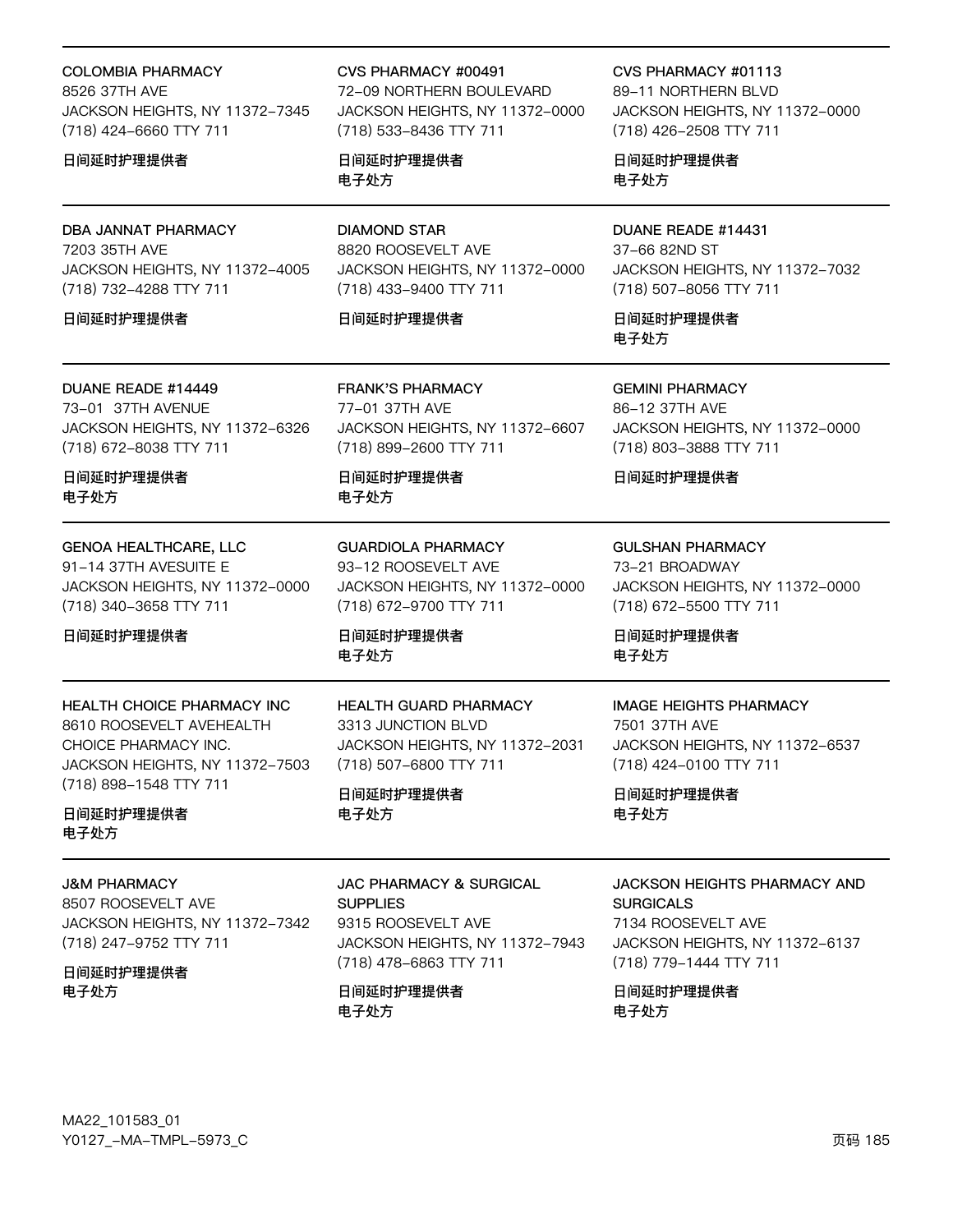COLOMBIA PHARMACY
8526 37TH AVE
JACKSON HEIGHTS, NY 11372-7345
(718) 424-6660 TTY 711

日间延时护理提供者

CVS PHARMACY #00491
72-09 NORTHERN BOULEVARD
JACKSON HEIGHTS, NY 11372-0000
(718) 533-8436 TTY 711

日间延时护理提供者
电子处方

CVS PHARMACY #01113
89-11 NORTHERN BLVD
JACKSON HEIGHTS, NY 11372-0000
(718) 426-2508 TTY 711

日间延时护理提供者
电子处方

---

DBA JANNAT PHARMACY
7203 35TH AVE
JACKSON HEIGHTS, NY 11372-4005
(718) 732-4288 TTY 711

日间延时护理提供者

DIAMOND STAR
8820 ROOSEVELT AVE
JACKSON HEIGHTS, NY 11372-0000
(718) 433-9400 TTY 711

日间延时护理提供者

DUANE READE #14431
37-66 82ND ST
JACKSON HEIGHTS, NY 11372-7032
(718) 507-8056 TTY 711

日间延时护理提供者
电子处方

---

DUANE READE #14449
73-01 37TH AVENUE
JACKSON HEIGHTS, NY 11372-6326
(718) 672-8038 TTY 711

日间延时护理提供者
电子处方

FRANK'S PHARMACY
77-01 37TH AVE
JACKSON HEIGHTS, NY 11372-6607
(718) 899-2600 TTY 711

日间延时护理提供者
电子处方

GEMINI PHARMACY
86-12 37TH AVE
JACKSON HEIGHTS, NY 11372-0000
(718) 803-3888 TTY 711

日间延时护理提供者

---

GENOA HEALTHCARE, LLC
91-14 37TH AVESUITE E
JACKSON HEIGHTS, NY 11372-0000
(718) 340-3658 TTY 711

日间延时护理提供者

GUARDIOLA PHARMACY
93-12 ROOSEVELT AVE
JACKSON HEIGHTS, NY 11372-0000
(718) 672-9700 TTY 711

日间延时护理提供者
电子处方

GULSHAN PHARMACY
73-21 BROADWAY
JACKSON HEIGHTS, NY 11372-0000
(718) 672-5500 TTY 711

日间延时护理提供者
电子处方

---

HEALTH CHOICE PHARMACY INC
8610 ROOSEVELT AVEHEALTH CHOICE PHARMACY INC.
JACKSON HEIGHTS, NY 11372-7503
(718) 898-1548 TTY 711

日间延时护理提供者
电子处方

HEALTH GUARD PHARMACY
3313 JUNCTION BLVD
JACKSON HEIGHTS, NY 11372-2031
(718) 507-6800 TTY 711

日间延时护理提供者
电子处方

IMAGE HEIGHTS PHARMACY
7501 37TH AVE
JACKSON HEIGHTS, NY 11372-6537
(718) 424-0100 TTY 711

日间延时护理提供者
电子处方

---

J&M PHARMACY
8507 ROOSEVELT AVE
JACKSON HEIGHTS, NY 11372-7342
(718) 247-9752 TTY 711

日间延时护理提供者
电子处方

JAC PHARMACY & SURGICAL SUPPLIES
9315 ROOSEVELT AVE
JACKSON HEIGHTS, NY 11372-7943
(718) 478-6863 TTY 711

日间延时护理提供者
电子处方

JACKSON HEIGHTS PHARMACY AND SURGICALS
7134 ROOSEVELT AVE
JACKSON HEIGHTS, NY 11372-6137
(718) 779-1444 TTY 711

日间延时护理提供者
电子处方

MA22_101583_01
Y0127_-MA-TMPL-5973_C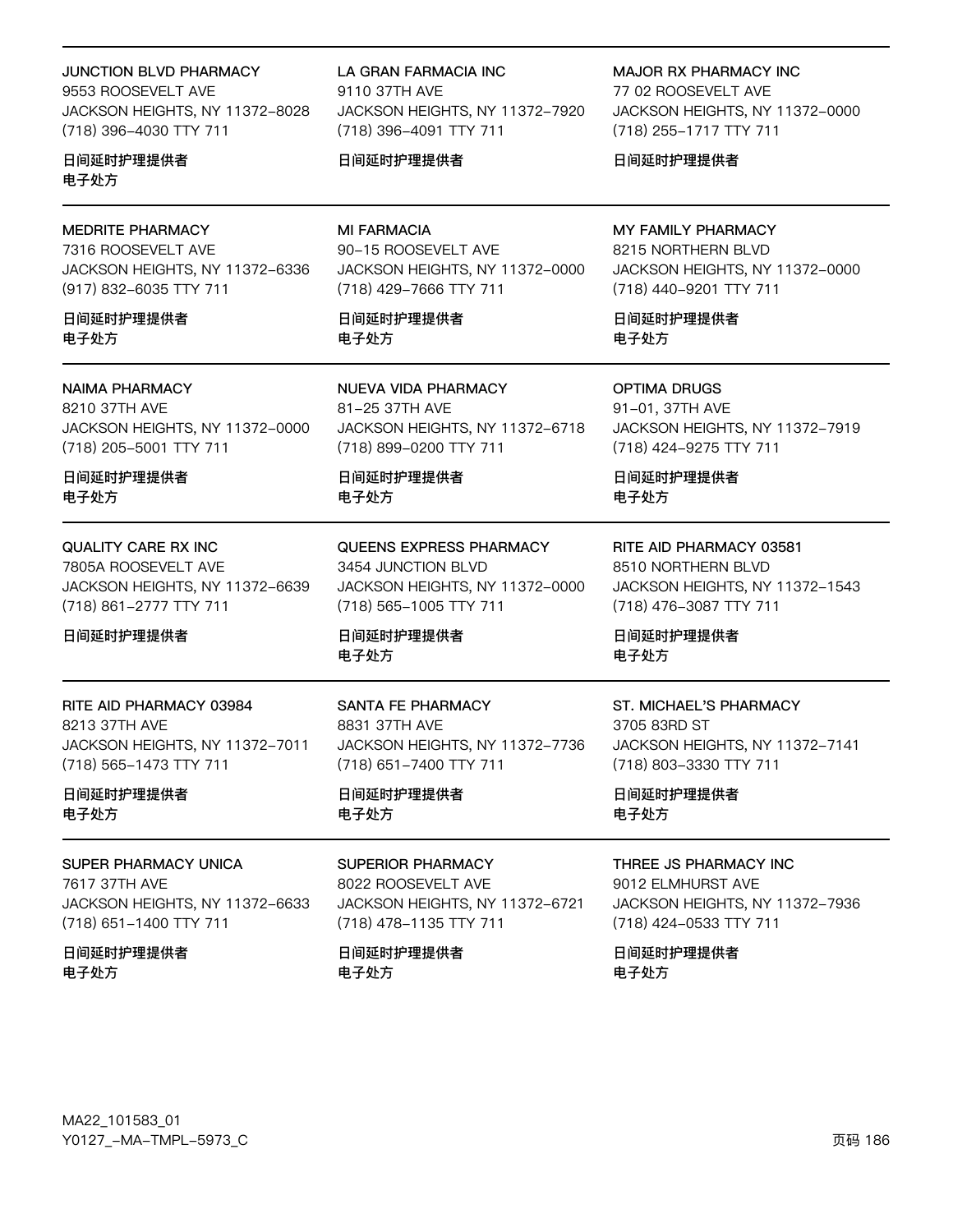JUNCTION BLVD PHARMACY
9553 ROOSEVELT AVE
JACKSON HEIGHTS, NY 11372-8028
(718) 396-4030 TTY 711

**日间延时护理提供者**
**电子处方**

LA GRAN FARMACIA INC
9110 37TH AVE
JACKSON HEIGHTS, NY 11372-7920
(718) 396-4091 TTY 711

**日间延时护理提供者**

MAJOR RX PHARMACY INC
77 02 ROOSEVELT AVE
JACKSON HEIGHTS, NY 11372-0000
(718) 255-1717 TTY 711

**日间延时护理提供者**

---

MEDRITE PHARMACY
7316 ROOSEVELT AVE
JACKSON HEIGHTS, NY 11372-6336
(917) 832-6035 TTY 711

**日间延时护理提供者**
**电子处方**

MI FARMACIA
90-15 ROOSEVELT AVE
JACKSON HEIGHTS, NY 11372-0000
(718) 429-7666 TTY 711

**日间延时护理提供者**
**电子处方**

MY FAMILY PHARMACY
8215 NORTHERN BLVD
JACKSON HEIGHTS, NY 11372-0000
(718) 440-9201 TTY 711

**日间延时护理提供者**
**电子处方**

---

NAIMA PHARMACY
8210 37TH AVE
JACKSON HEIGHTS, NY 11372-0000
(718) 205-5001 TTY 711

**日间延时护理提供者**
**电子处方**

NUEVA VIDA PHARMACY
81-25 37TH AVE
JACKSON HEIGHTS, NY 11372-6718
(718) 899-0200 TTY 711

**日间延时护理提供者**
**电子处方**

OPTIMA DRUGS
91-01, 37TH AVE
JACKSON HEIGHTS, NY 11372-7919
(718) 424-9275 TTY 711

**日间延时护理提供者**
**电子处方**

---

QUALITY CARE RX INC
7805A ROOSEVELT AVE
JACKSON HEIGHTS, NY 11372-6639
(718) 861-2777 TTY 711

**日间延时护理提供者**

QUEENS EXPRESS PHARMACY
3454 JUNCTION BLVD
JACKSON HEIGHTS, NY 11372-0000
(718) 565-1005 TTY 711

**日间延时护理提供者**
**电子处方**

RITE AID PHARMACY 03581
8510 NORTHERN BLVD
JACKSON HEIGHTS, NY 11372-1543
(718) 476-3087 TTY 711

**日间延时护理提供者**
**电子处方**

---

RITE AID PHARMACY 03984
8213 37TH AVE
JACKSON HEIGHTS, NY 11372-7011
(718) 565-1473 TTY 711

**日间延时护理提供者**
**电子处方**

SANTA FE PHARMACY
8831 37TH AVE
JACKSON HEIGHTS, NY 11372-7736
(718) 651-7400 TTY 711

**日间延时护理提供者**
**电子处方**

ST. MICHAEL'S PHARMACY
3705 83RD ST
JACKSON HEIGHTS, NY 11372-7141
(718) 803-3330 TTY 711

**日间延时护理提供者**
**电子处方**

---

SUPER PHARMACY UNICA
7617 37TH AVE
JACKSON HEIGHTS, NY 11372-6633
(718) 651-1400 TTY 711

**日间延时护理提供者**
**电子处方**

SUPERIOR PHARMACY
8022 ROOSEVELT AVE
JACKSON HEIGHTS, NY 11372-6721
(718) 478-1135 TTY 711

**日间延时护理提供者**
**电子处方**

THREE JS PHARMACY INC
9012 ELMHURST AVE
JACKSON HEIGHTS, NY 11372-7936
(718) 424-0533 TTY 711

**日间延时护理提供者**
**电子处方**

MA22_101583_01
Y0127_-MA-TMPL-5973_C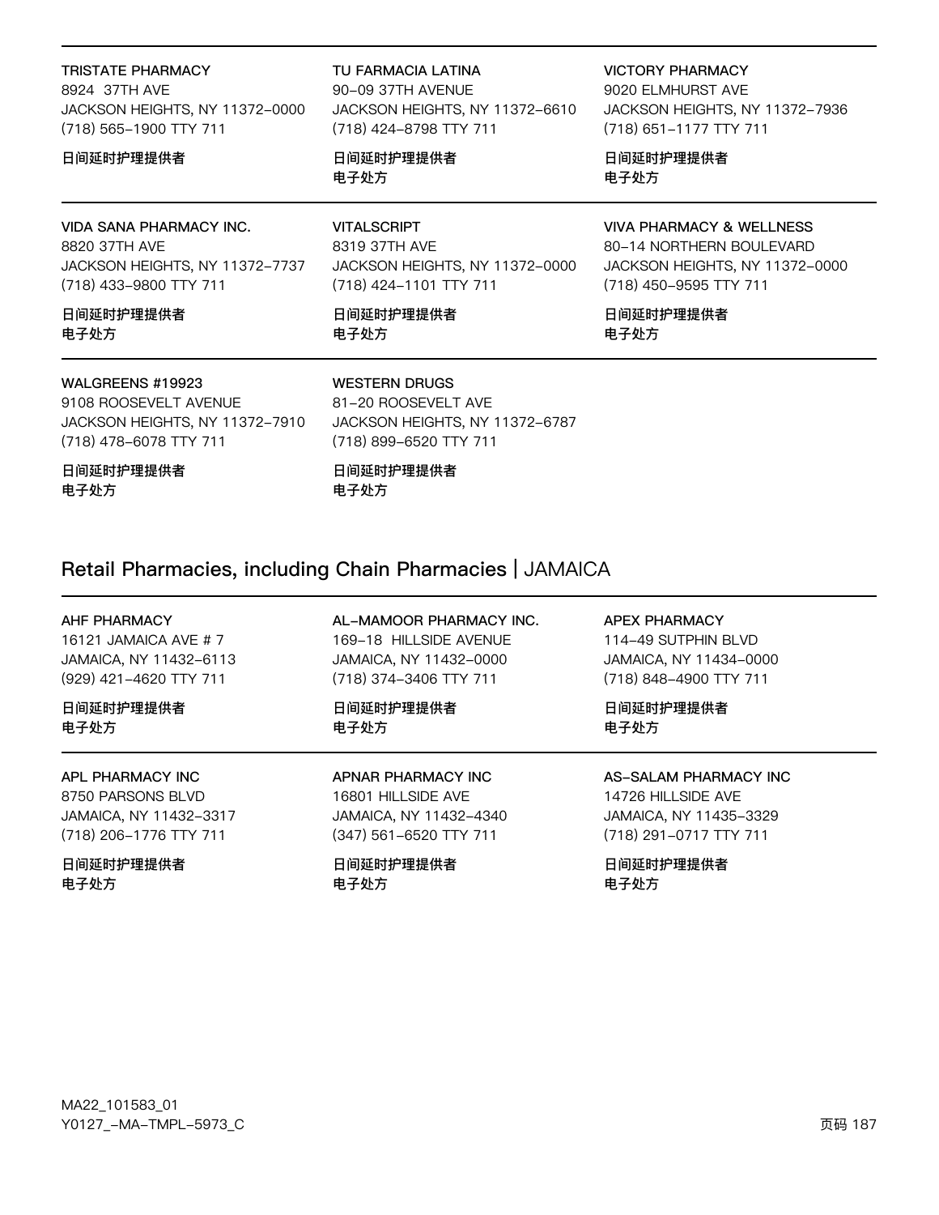**TRISTATE PHARMACY**
8924 37TH AVE
JACKSON HEIGHTS, NY 11372-0000
(718) 565-1900 TTY 711

日间延时护理提供者

---

**TU FARMACIA LATINA**
90-09 37TH AVENUE
JACKSON HEIGHTS, NY 11372-6610
(718) 424-8798 TTY 711

日间延时护理提供者
电子处方

---

**VICTORY PHARMACY**
9020 ELMHURST AVE
JACKSON HEIGHTS, NY 11372-7936
(718) 651-1177 TTY 711

日间延时护理提供者
电子处方

---

**VIDA SANA PHARMACY INC.**
8820 37TH AVE
JACKSON HEIGHTS, NY 11372-7737
(718) 433-9800 TTY 711

日间延时护理提供者
电子处方

---

**VITALSCRIPT**
8319 37TH AVE
JACKSON HEIGHTS, NY 11372-0000
(718) 424-1101 TTY 711

日间延时护理提供者
电子处方

---

**VIVA PHARMACY & WELLNESS**
80-14 NORTHERN BOULEVARD
JACKSON HEIGHTS, NY 11372-0000
(718) 450-9595 TTY 711

日间延时护理提供者
电子处方

---

**WALGREENS #19923**
9108 ROOSEVELT AVENUE
JACKSON HEIGHTS, NY 11372-7910
(718) 478-6078 TTY 711

日间延时护理提供者
电子处方

---

**WESTERN DRUGS**
81-20 ROOSEVELT AVE
JACKSON HEIGHTS, NY 11372-6787
(718) 899-6520 TTY 711

日间延时护理提供者
电子处方

## Retail Pharmacies, including Chain Pharmacies | JAMAICA

**AHF PHARMACY**
16121 JAMAICA AVE # 7
JAMAICA, NY 11432-6113
(929) 421-4620 TTY 711

日间延时护理提供者
电子处方

---

**AL-MAMOOR PHARMACY INC.**
169-18 HILLSIDE AVENUE
JAMAICA, NY 11432-0000
(718) 374-3406 TTY 711

日间延时护理提供者
电子处方

---

**APEX PHARMACY**
114-49 SUTPHIN BLVD
JAMAICA, NY 11434-0000
(718) 848-4900 TTY 711

日间延时护理提供者
电子处方

---

**APL PHARMACY INC**
8750 PARSONS BLVD
JAMAICA, NY 11432-3317
(718) 206-1776 TTY 711

日间延时护理提供者
电子处方

---

**APNAR PHARMACY INC**
16801 HILLSIDE AVE
JAMAICA, NY 11432-4340
(347) 561-6520 TTY 711

日间延时护理提供者
电子处方

---

**AS-SALAM PHARMACY INC**
14726 HILLSIDE AVE
JAMAICA, NY 11435-3329
(718) 291-0717 TTY 711

日间延时护理提供者
电子处方

MA22_101583_01
Y0127_-MA-TMPL-5973_C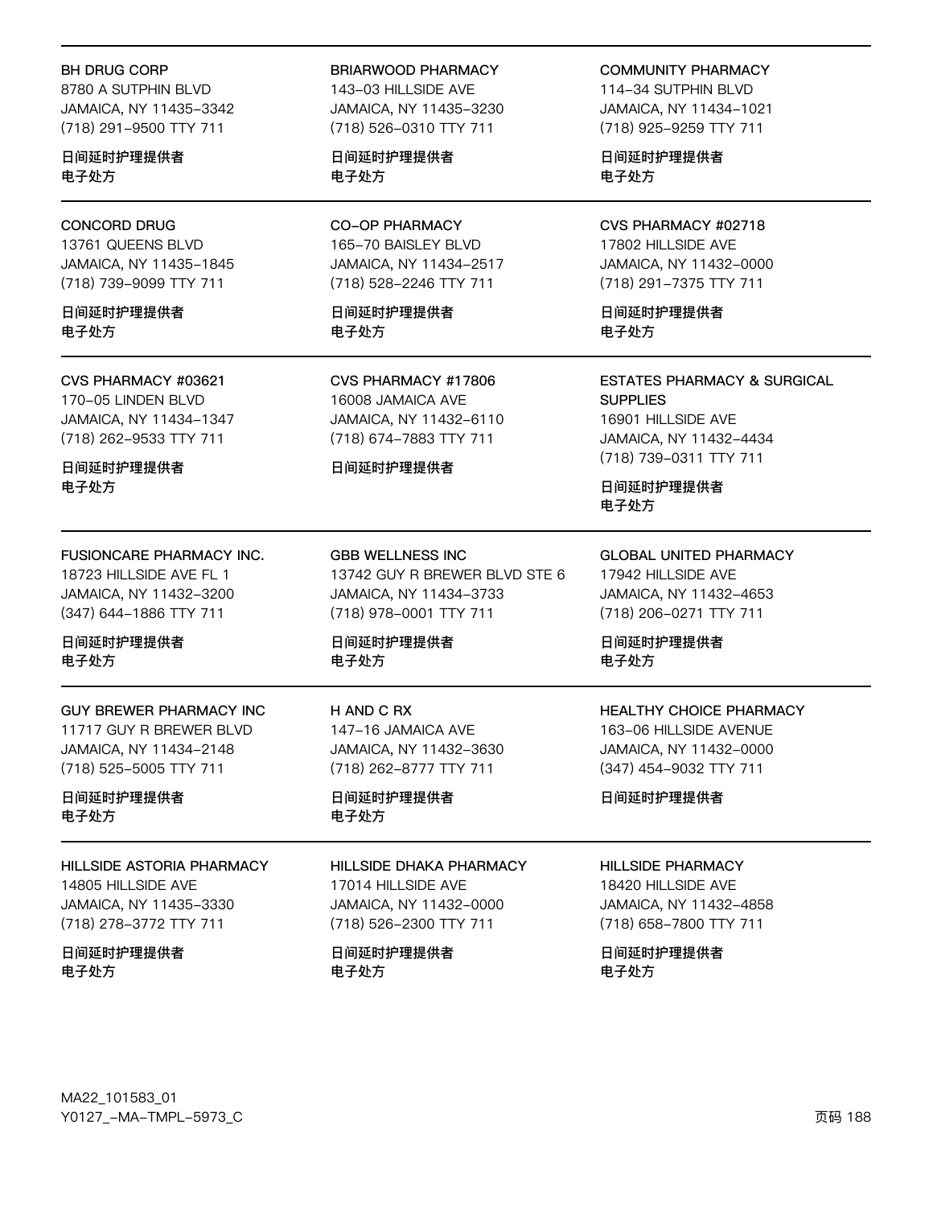BH DRUG CORP
8780 A SUTPHIN BLVD
JAMAICA, NY 11435–3342
(718) 291–9500 TTY 711

日间延时护理提供者
电子处方

BRIARWOOD PHARMACY
143–03 HILLSIDE AVE
JAMAICA, NY 11435–3230
(718) 526–0310 TTY 711

日间延时护理提供者
电子处方

COMMUNITY PHARMACY
114–34 SUTPHIN BLVD
JAMAICA, NY 11434–1021
(718) 925–9259 TTY 711

日间延时护理提供者
电子处方

---

CONCORD DRUG
13761 QUEENS BLVD
JAMAICA, NY 11435–1845
(718) 739–9099 TTY 711

日间延时护理提供者
电子处方

CO–OP PHARMACY
165–70 BAISLEY BLVD
JAMAICA, NY 11434–2517
(718) 528–2246 TTY 711

日间延时护理提供者
电子处方

CVS PHARMACY #02718
17802 HILLSIDE AVE
JAMAICA, NY 11432–0000
(718) 291–7375 TTY 711

日间延时护理提供者
电子处方

---

CVS PHARMACY #03621
170–05 LINDEN BLVD
JAMAICA, NY 11434–1347
(718) 262–9533 TTY 711

日间延时护理提供者
电子处方

CVS PHARMACY #17806
16008 JAMAICA AVE
JAMAICA, NY 11432–6110
(718) 674–7883 TTY 711

日间延时护理提供者

ESTATES PHARMACY & SURGICAL SUPPLIES
16901 HILLSIDE AVE
JAMAICA, NY 11432–4434
(718) 739–0311 TTY 711

日间延时护理提供者
电子处方

---

FUSIONCARE PHARMACY INC.
18723 HILLSIDE AVE FL 1
JAMAICA, NY 11432–3200
(347) 644–1886 TTY 711

日间延时护理提供者
电子处方

GBB WELLNESS INC
13742 GUY R BREWER BLVD STE 6
JAMAICA, NY 11434–3733
(718) 978–0001 TTY 711

日间延时护理提供者
电子处方

GLOBAL UNITED PHARMACY
17942 HILLSIDE AVE
JAMAICA, NY 11432–4653
(718) 206–0271 TTY 711

日间延时护理提供者
电子处方

---

GUY BREWER PHARMACY INC
11717 GUY R BREWER BLVD
JAMAICA, NY 11434–2148
(718) 525–5005 TTY 711

日间延时护理提供者
电子处方

H AND C RX
147–16 JAMAICA AVE
JAMAICA, NY 11432–3630
(718) 262–8777 TTY 711

日间延时护理提供者
电子处方

HEALTHY CHOICE PHARMACY
163–06 HILLSIDE AVENUE
JAMAICA, NY 11432–0000
(347) 454–9032 TTY 711

日间延时护理提供者

---

HILLSIDE ASTORIA PHARMACY
14805 HILLSIDE AVE
JAMAICA, NY 11435–3330
(718) 278–3772 TTY 711

日间延时护理提供者
电子处方

HILLSIDE DHAKA PHARMACY
17014 HILLSIDE AVE
JAMAICA, NY 11432–0000
(718) 526–2300 TTY 711

日间延时护理提供者
电子处方

HILLSIDE PHARMACY
18420 HILLSIDE AVE
JAMAICA, NY 11432–4858
(718) 658–7800 TTY 711

日间延时护理提供者
电子处方

MA22_101583_01
Y0127_–MA–TMPL–5973_C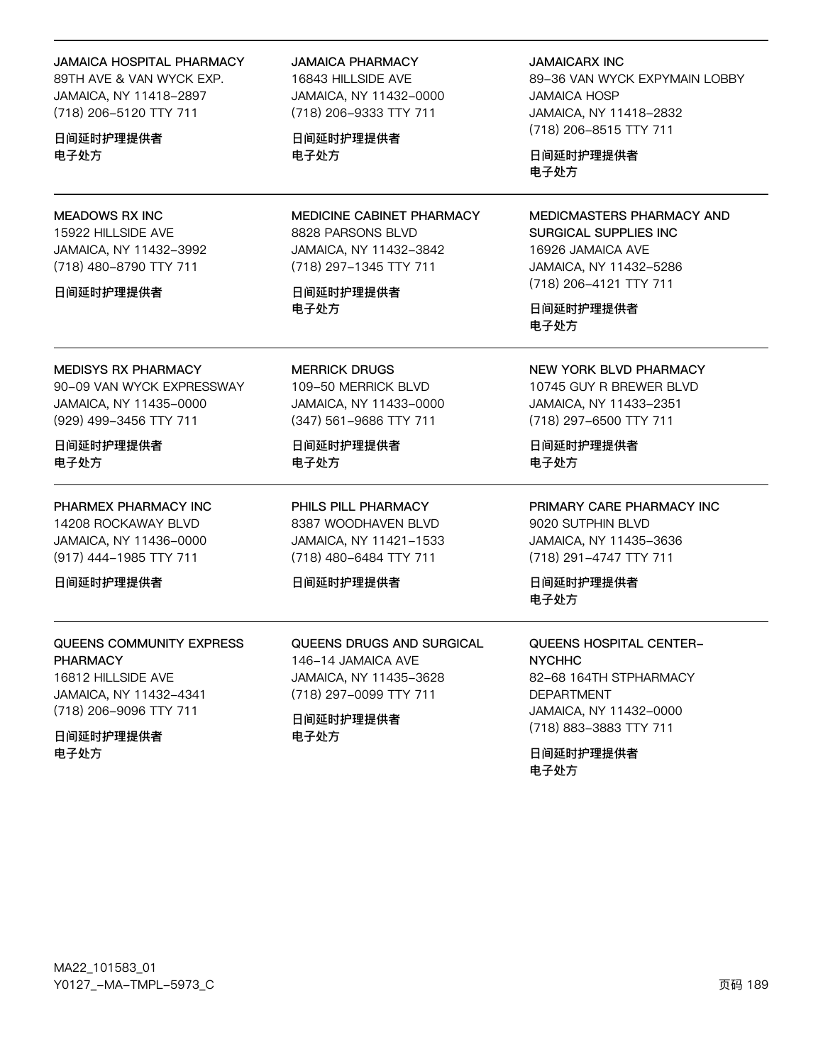JAMAICA HOSPITAL PHARMACY
89TH AVE & VAN WYCK EXP.
JAMAICA, NY 11418-2897
(718) 206-5120 TTY 711

**日间延时护理提供者**
**电子处方**

JAMAICA PHARMACY
16843 HILLSIDE AVE
JAMAICA, NY 11432-0000
(718) 206-9333 TTY 711

**日间延时护理提供者**
**电子处方**

JAMAICARX INC
89-36 VAN WYCK EXPYMAIN LOBBY
JAMAICA HOSP
JAMAICA, NY 11418-2832
(718) 206-8515 TTY 711

**日间延时护理提供者**
**电子处方**

---

MEADOWS RX INC
15922 HILLSIDE AVE
JAMAICA, NY 11432-3992
(718) 480-8790 TTY 711

**日间延时护理提供者**

MEDICINE CABINET PHARMACY
8828 PARSONS BLVD
JAMAICA, NY 11432-3842
(718) 297-1345 TTY 711

**日间延时护理提供者**
**电子处方**

MEDICMASTERS PHARMACY AND SURGICAL SUPPLIES INC
16926 JAMAICA AVE
JAMAICA, NY 11432-5286
(718) 206-4121 TTY 711

**日间延时护理提供者**
**电子处方**

---

MEDISYS RX PHARMACY
90-09 VAN WYCK EXPRESSWAY
JAMAICA, NY 11435-0000
(929) 499-3456 TTY 711

**日间延时护理提供者**
**电子处方**

MERRICK DRUGS
109-50 MERRICK BLVD
JAMAICA, NY 11433-0000
(347) 561-9686 TTY 711

**日间延时护理提供者**
**电子处方**

NEW YORK BLVD PHARMACY
10745 GUY R BREWER BLVD
JAMAICA, NY 11433-2351
(718) 297-6500 TTY 711

**日间延时护理提供者**
**电子处方**

---

PHARMEX PHARMACY INC
14208 ROCKAWAY BLVD
JAMAICA, NY 11436-0000
(917) 444-1985 TTY 711

**日间延时护理提供者**

PHILS PILL PHARMACY
8387 WOODHAVEN BLVD
JAMAICA, NY 11421-1533
(718) 480-6484 TTY 711

**日间延时护理提供者**

PRIMARY CARE PHARMACY INC
9020 SUTPHIN BLVD
JAMAICA, NY 11435-3636
(718) 291-4747 TTY 711

**日间延时护理提供者**
**电子处方**

---

QUEENS COMMUNITY EXPRESS PHARMACY
16812 HILLSIDE AVE
JAMAICA, NY 11432-4341
(718) 206-9096 TTY 711

**日间延时护理提供者**
**电子处方**

QUEENS DRUGS AND SURGICAL
146-14 JAMAICA AVE
JAMAICA, NY 11435-3628
(718) 297-0099 TTY 711

**日间延时护理提供者**
**电子处方**

QUEENS HOSPITAL CENTER-NYCHHC
82-68 164TH STPHARMACY DEPARTMENT
JAMAICA, NY 11432-0000
(718) 883-3883 TTY 711

**日间延时护理提供者**
**电子处方**

MA22_101583_01
Y0127_-MA-TMPL-5973_C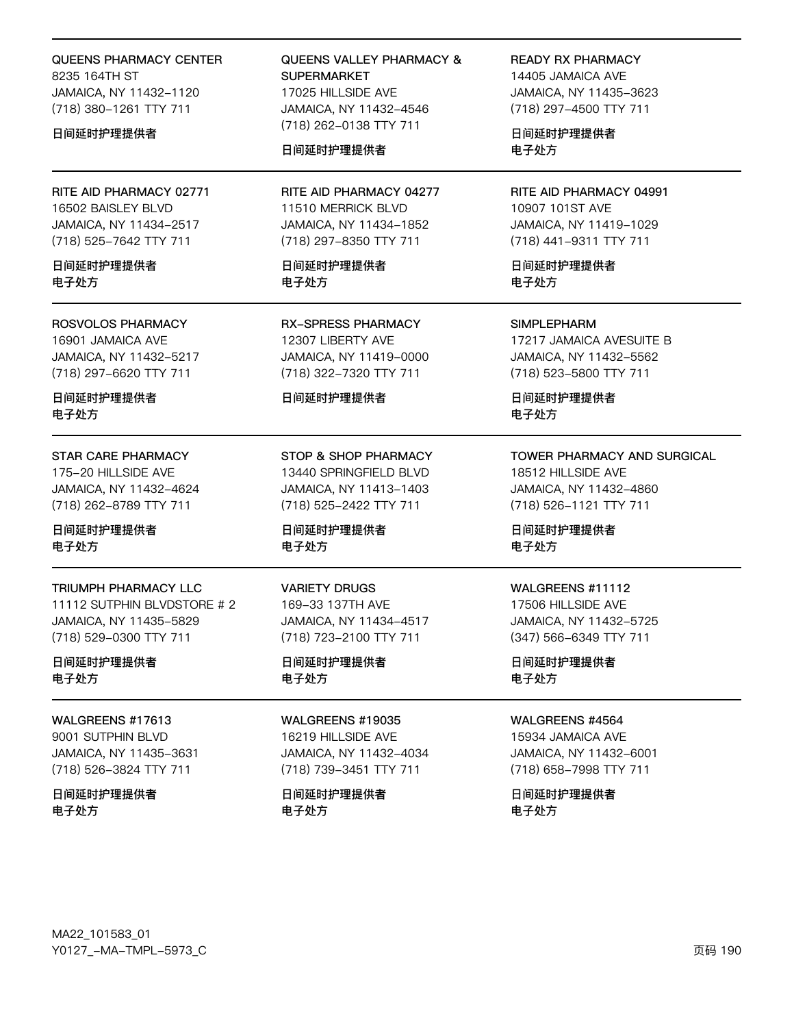QUEENS PHARMACY CENTER
8235 164TH ST
JAMAICA, NY 11432–1120
(718) 380–1261 TTY 711

**日间延时护理提供者**

---

QUEENS VALLEY PHARMACY & SUPERMARKET
17025 HILLSIDE AVE
JAMAICA, NY 11432–4546
(718) 262–0138 TTY 711

**日间延时护理提供者**

---

READY RX PHARMACY
14405 JAMAICA AVE
JAMAICA, NY 11435–3623
(718) 297–4500 TTY 711

**日间延时护理提供者**
**电子处方**

---

RITE AID PHARMACY 02771
16502 BAISLEY BLVD
JAMAICA, NY 11434–2517
(718) 525–7642 TTY 711

**日间延时护理提供者**
**电子处方**

---

RITE AID PHARMACY 04277
11510 MERRICK BLVD
JAMAICA, NY 11434–1852
(718) 297–8350 TTY 711

**日间延时护理提供者**
**电子处方**

---

RITE AID PHARMACY 04991
10907 101ST AVE
JAMAICA, NY 11419–1029
(718) 441–9311 TTY 711

**日间延时护理提供者**
**电子处方**

---

ROSVOLOS PHARMACY
16901 JAMAICA AVE
JAMAICA, NY 11432–5217
(718) 297–6620 TTY 711

**日间延时护理提供者**
**电子处方**

---

RX–SPRESS PHARMACY
12307 LIBERTY AVE
JAMAICA, NY 11419–0000
(718) 322–7320 TTY 711

**日间延时护理提供者**

---

SIMPLEPHARM
17217 JAMAICA AVESUITE B
JAMAICA, NY 11432–5562
(718) 523–5800 TTY 711

**日间延时护理提供者**
**电子处方**

---

STAR CARE PHARMACY
175–20 HILLSIDE AVE
JAMAICA, NY 11432–4624
(718) 262–8789 TTY 711

**日间延时护理提供者**
**电子处方**

---

STOP & SHOP PHARMACY
13440 SPRINGFIELD BLVD
JAMAICA, NY 11413–1403
(718) 525–2422 TTY 711

**日间延时护理提供者**
**电子处方**

---

TOWER PHARMACY AND SURGICAL
18512 HILLSIDE AVE
JAMAICA, NY 11432–4860
(718) 526–1121 TTY 711

**日间延时护理提供者**
**电子处方**

---

TRIUMPH PHARMACY LLC
11112 SUTPHIN BLVDSTORE # 2
JAMAICA, NY 11435–5829
(718) 529–0300 TTY 711

**日间延时护理提供者**
**电子处方**

---

VARIETY DRUGS
169–33 137TH AVE
JAMAICA, NY 11434–4517
(718) 723–2100 TTY 711

**日间延时护理提供者**
**电子处方**

---

WALGREENS #11112
17506 HILLSIDE AVE
JAMAICA, NY 11432–5725
(347) 566–6349 TTY 711

**日间延时护理提供者**
**电子处方**

---

WALGREENS #17613
9001 SUTPHIN BLVD
JAMAICA, NY 11435–3631
(718) 526–3824 TTY 711

**日间延时护理提供者**
**电子处方**

---

WALGREENS #19035
16219 HILLSIDE AVE
JAMAICA, NY 11432–4034
(718) 739–3451 TTY 711

**日间延时护理提供者**
**电子处方**

---

WALGREENS #4564
15934 JAMAICA AVE
JAMAICA, NY 11432–6001
(718) 658–7998 TTY 711

**日间延时护理提供者**
**电子处方**

MA22_101583_01
Y0127_–MA–TMPL–5973_C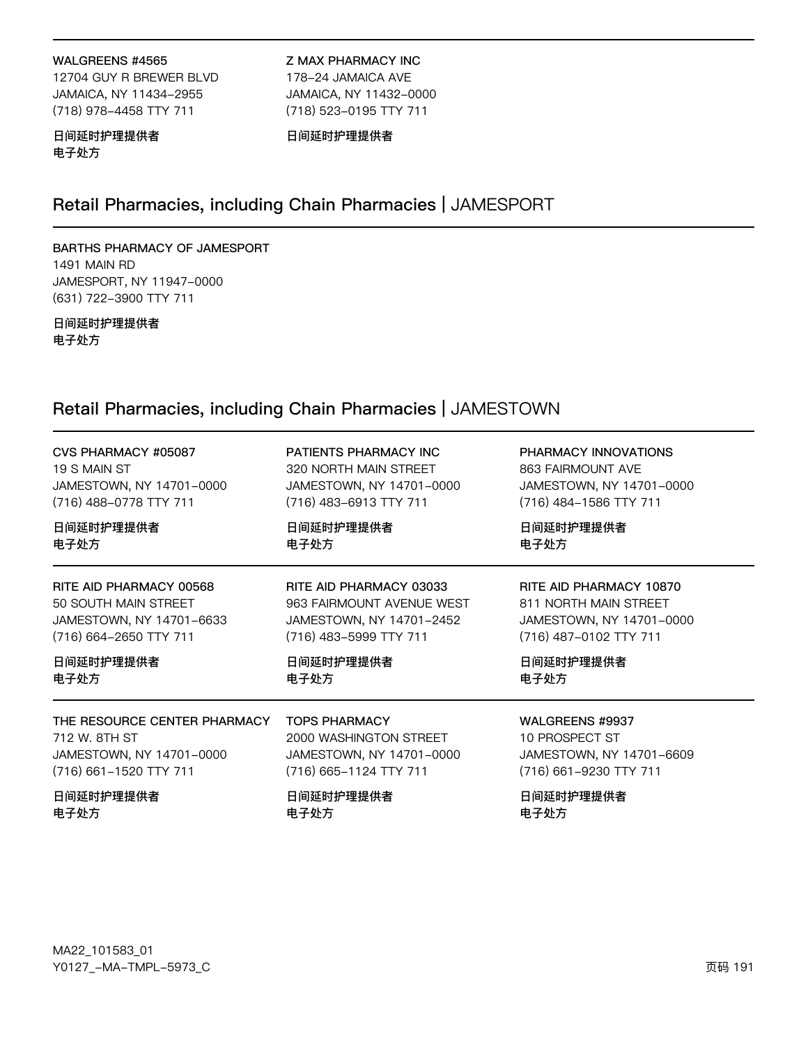WALGREENS #4565
12704 GUY R BREWER BLVD
JAMAICA, NY 11434–2955
(718) 978–4458 TTY 711

日间延时护理提供者
电子处方

Z MAX PHARMACY INC
178–24 JAMAICA AVE
JAMAICA, NY 11432–0000
(718) 523–0195 TTY 711

日间延时护理提供者

## Retail Pharmacies, including Chain Pharmacies | JAMESPORT

BARTHS PHARMACY OF JAMESPORT
1491 MAIN RD
JAMESPORT, NY 11947–0000
(631) 722–3900 TTY 711

日间延时护理提供者
电子处方

## Retail Pharmacies, including Chain Pharmacies | JAMESTOWN

CVS PHARMACY #05087
19 S MAIN ST
JAMESTOWN, NY 14701–0000
(716) 488–0778 TTY 711

日间延时护理提供者
电子处方

PATIENTS PHARMACY INC
320 NORTH MAIN STREET
JAMESTOWN, NY 14701–0000
(716) 483–6913 TTY 711

日间延时护理提供者
电子处方

PHARMACY INNOVATIONS
863 FAIRMOUNT AVE
JAMESTOWN, NY 14701–0000
(716) 484–1586 TTY 711

日间延时护理提供者
电子处方

RITE AID PHARMACY 00568
50 SOUTH MAIN STREET
JAMESTOWN, NY 14701–6633
(716) 664–2650 TTY 711

日间延时护理提供者
电子处方

RITE AID PHARMACY 03033
963 FAIRMOUNT AVENUE WEST
JAMESTOWN, NY 14701–2452
(716) 483–5999 TTY 711

日间延时护理提供者
电子处方

RITE AID PHARMACY 10870
811 NORTH MAIN STREET
JAMESTOWN, NY 14701–0000
(716) 487–0102 TTY 711

日间延时护理提供者
电子处方

THE RESOURCE CENTER PHARMACY
712 W. 8TH ST
JAMESTOWN, NY 14701–0000
(716) 661–1520 TTY 711

日间延时护理提供者
电子处方

TOPS PHARMACY
2000 WASHINGTON STREET
JAMESTOWN, NY 14701–0000
(716) 665–1124 TTY 711

日间延时护理提供者
电子处方

WALGREENS #9937
10 PROSPECT ST
JAMESTOWN, NY 14701–6609
(716) 661–9230 TTY 711

日间延时护理提供者
电子处方

MA22_101583_01
Y0127_–MA–TMPL–5973_C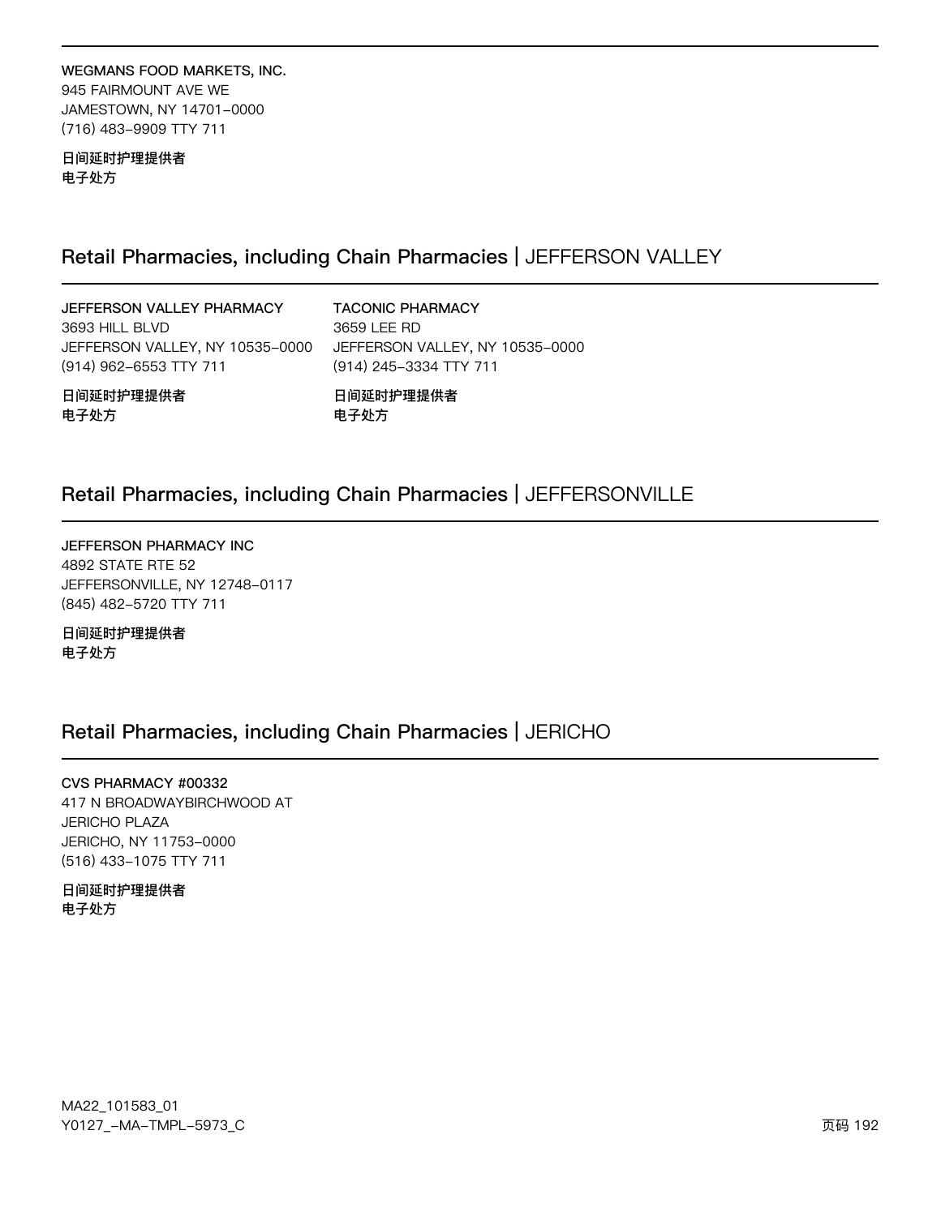**WEGMANS FOOD MARKETS, INC.**
945 FAIRMOUNT AVE WE
JAMESTOWN, NY 14701-0000
(716) 483-9909 TTY 711

**日间延时护理提供者**
**电子处方**

## Retail Pharmacies, including Chain Pharmacies | JEFFERSON VALLEY

**JEFFERSON VALLEY PHARMACY**
3693 HILL BLVD
JEFFERSON VALLEY, NY 10535-0000
(914) 962-6553 TTY 711

**日间延时护理提供者**
**电子处方**

**TACONIC PHARMACY**
3659 LEE RD
JEFFERSON VALLEY, NY 10535-0000
(914) 245-3334 TTY 711

**日间延时护理提供者**
**电子处方**

## Retail Pharmacies, including Chain Pharmacies | JEFFERSONVILLE

**JEFFERSON PHARMACY INC**
4892 STATE RTE 52
JEFFERSONVILLE, NY 12748-0117
(845) 482-5720 TTY 711

**日间延时护理提供者**
**电子处方**

## Retail Pharmacies, including Chain Pharmacies | JERICHO

**CVS PHARMACY #00332**
417 N BROADWAYBIRCHWOOD AT
JERICHO PLAZA
JERICHO, NY 11753-0000
(516) 433-1075 TTY 711

**日间延时护理提供者**
**电子处方**

MA22_101583_01
Y0127_-MA-TMPL-5973_C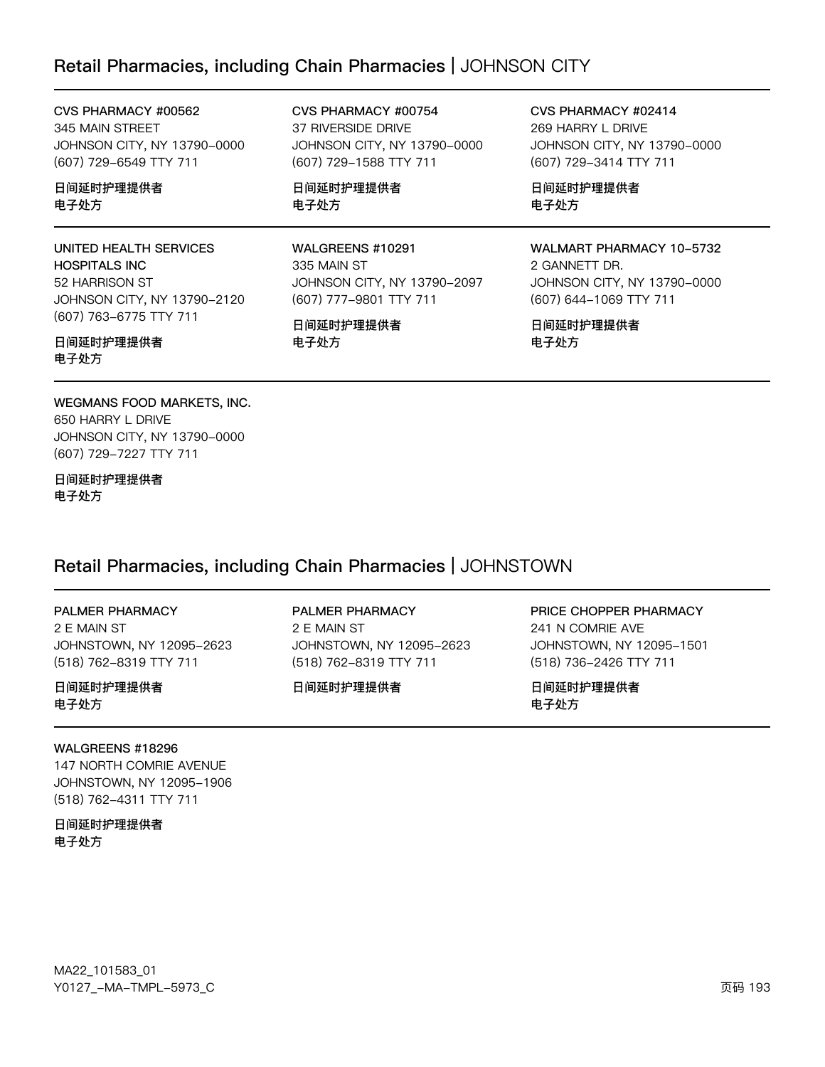## Retail Pharmacies, including Chain Pharmacies | JOHNSON CITY

**CVS PHARMACY #00562**
345 MAIN STREET
JOHNSON CITY, NY 13790-0000
(607) 729-6549 TTY 711

日间延时护理提供者
电子处方

**CVS PHARMACY #00754**
37 RIVERSIDE DRIVE
JOHNSON CITY, NY 13790-0000
(607) 729-1588 TTY 711

日间延时护理提供者
电子处方

**CVS PHARMACY #02414**
269 HARRY L DRIVE
JOHNSON CITY, NY 13790-0000
(607) 729-3414 TTY 711

日间延时护理提供者
电子处方

**UNITED HEALTH SERVICES HOSPITALS INC**
52 HARRISON ST
JOHNSON CITY, NY 13790-2120
(607) 763-6775 TTY 711

日间延时护理提供者
电子处方

**WALGREENS #10291**
335 MAIN ST
JOHNSON CITY, NY 13790-2097
(607) 777-9801 TTY 711

日间延时护理提供者
电子处方

**WALMART PHARMACY 10-5732**
2 GANNETT DR.
JOHNSON CITY, NY 13790-0000
(607) 644-1069 TTY 711

日间延时护理提供者
电子处方

**WEGMANS FOOD MARKETS, INC.**
650 HARRY L DRIVE
JOHNSON CITY, NY 13790-0000
(607) 729-7227 TTY 711

日间延时护理提供者
电子处方

## Retail Pharmacies, including Chain Pharmacies | JOHNSTOWN

**PALMER PHARMACY**
2 E MAIN ST
JOHNSTOWN, NY 12095-2623
(518) 762-8319 TTY 711

日间延时护理提供者
电子处方

**PALMER PHARMACY**
2 E MAIN ST
JOHNSTOWN, NY 12095-2623
(518) 762-8319 TTY 711

日间延时护理提供者

**PRICE CHOPPER PHARMACY**
241 N COMRIE AVE
JOHNSTOWN, NY 12095-1501
(518) 736-2426 TTY 711

日间延时护理提供者
电子处方

**WALGREENS #18296**
147 NORTH COMRIE AVENUE
JOHNSTOWN, NY 12095-1906
(518) 762-4311 TTY 711

日间延时护理提供者
电子处方

MA22_101583_01
Y0127_-MA-TMPL-5973_C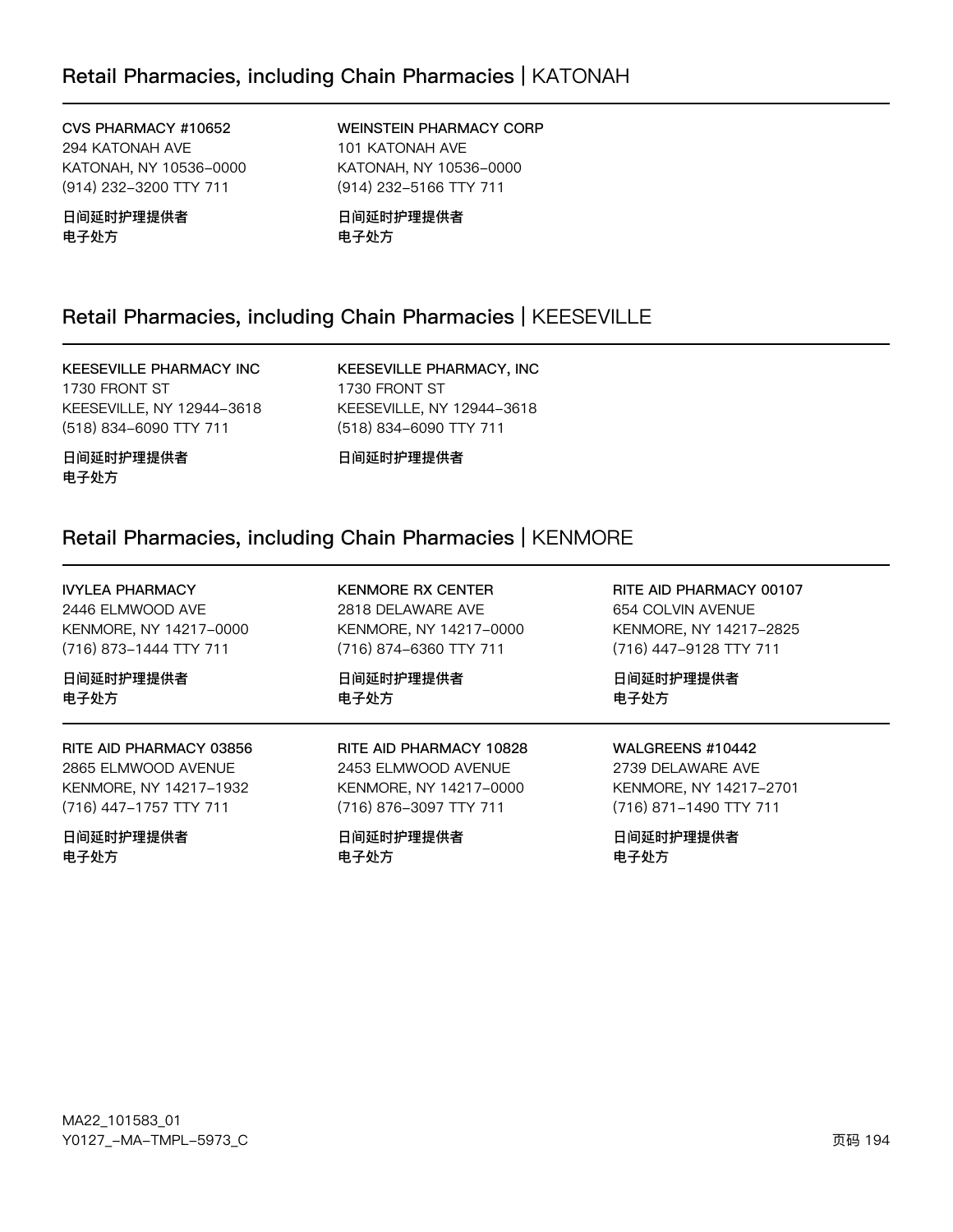## Retail Pharmacies, including Chain Pharmacies | KATONAH

**CVS PHARMACY #10652**
294 KATONAH AVE
KATONAH, NY 10536-0000
(914) 232-3200 TTY 711

**日间延时护理提供者**
**电子处方**

**WEINSTEIN PHARMACY CORP**
101 KATONAH AVE
KATONAH, NY 10536-0000
(914) 232-5166 TTY 711

**日间延时护理提供者**
**电子处方**

## Retail Pharmacies, including Chain Pharmacies | KEESEVILLE

**KEESEVILLE PHARMACY INC**
1730 FRONT ST
KEESEVILLE, NY 12944-3618
(518) 834-6090 TTY 711

**日间延时护理提供者**
**电子处方**

**KEESEVILLE PHARMACY, INC**
1730 FRONT ST
KEESEVILLE, NY 12944-3618
(518) 834-6090 TTY 711

**日间延时护理提供者**

## Retail Pharmacies, including Chain Pharmacies | KENMORE

**IVYLEA PHARMACY**
2446 ELMWOOD AVE
KENMORE, NY 14217-0000
(716) 873-1444 TTY 711

**日间延时护理提供者**
**电子处方**

**KENMORE RX CENTER**
2818 DELAWARE AVE
KENMORE, NY 14217-0000
(716) 874-6360 TTY 711

**日间延时护理提供者**
**电子处方**

**RITE AID PHARMACY 00107**
654 COLVIN AVENUE
KENMORE, NY 14217-2825
(716) 447-9128 TTY 711

**日间延时护理提供者**
**电子处方**

**RITE AID PHARMACY 03856**
2865 ELMWOOD AVENUE
KENMORE, NY 14217-1932
(716) 447-1757 TTY 711

**日间延时护理提供者**
**电子处方**

**RITE AID PHARMACY 10828**
2453 ELMWOOD AVENUE
KENMORE, NY 14217-0000
(716) 876-3097 TTY 711

**日间延时护理提供者**
**电子处方**

**WALGREENS #10442**
2739 DELAWARE AVE
KENMORE, NY 14217-2701
(716) 871-1490 TTY 711

**日间延时护理提供者**
**电子处方**

MA22_101583_01
Y0127_-MA-TMPL-5973_C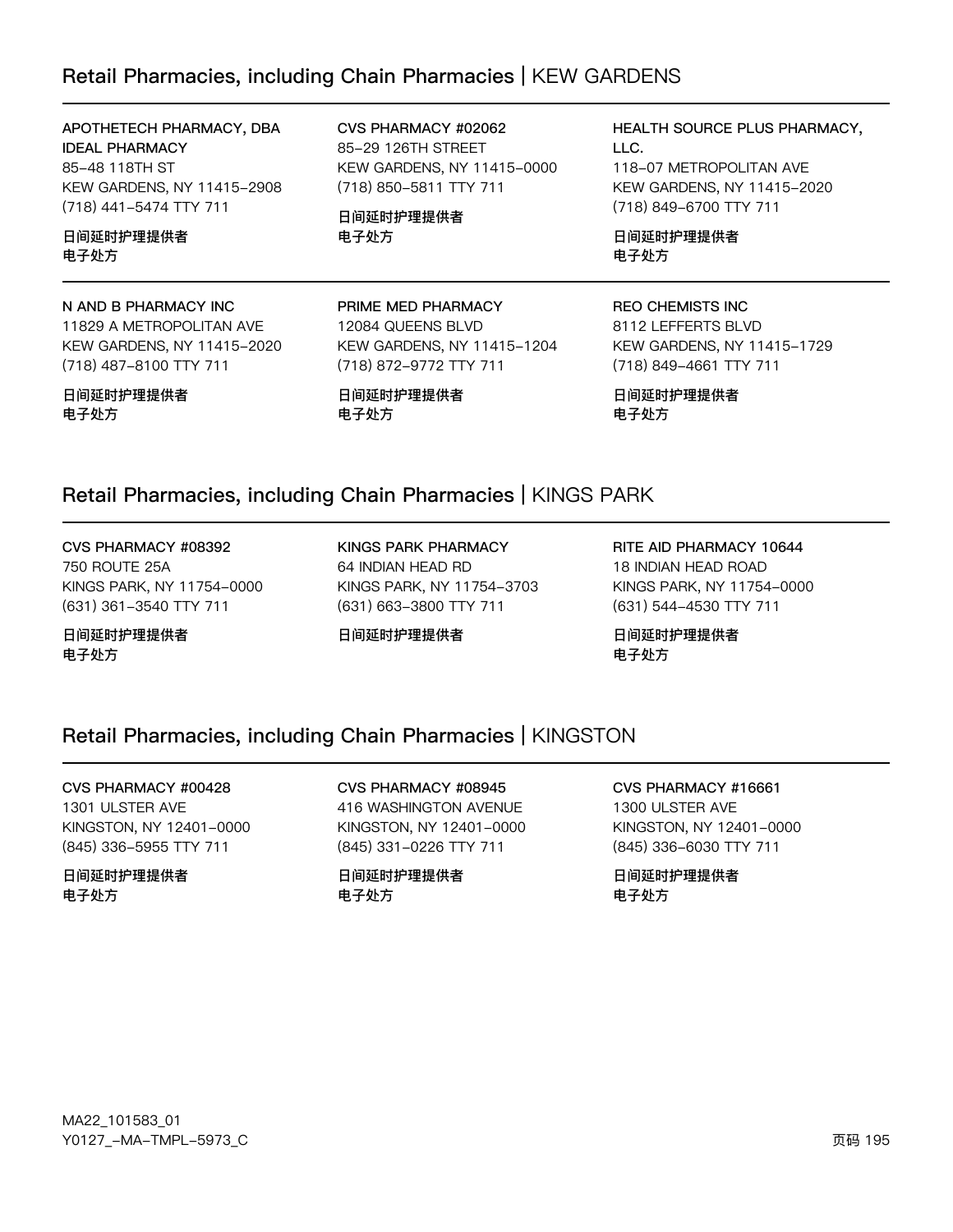## Retail Pharmacies, including Chain Pharmacies | KEW GARDENS

**APOTHETECH PHARMACY, DBA IDEAL PHARMACY**
85-48 118TH ST
KEW GARDENS, NY 11415-2908
(718) 441-5474 TTY 711

**日间延时护理提供者**
**电子处方**

**CVS PHARMACY #02062**
85-29 126TH STREET
KEW GARDENS, NY 11415-0000
(718) 850-5811 TTY 711

**日间延时护理提供者**
**电子处方**

**HEALTH SOURCE PLUS PHARMACY, LLC.**
118-07 METROPOLITAN AVE
KEW GARDENS, NY 11415-2020
(718) 849-6700 TTY 711

**日间延时护理提供者**
**电子处方**

**N AND B PHARMACY INC**
11829 A METROPOLITAN AVE
KEW GARDENS, NY 11415-2020
(718) 487-8100 TTY 711

**日间延时护理提供者**
**电子处方**

**PRIME MED PHARMACY**
12084 QUEENS BLVD
KEW GARDENS, NY 11415-1204
(718) 872-9772 TTY 711

**日间延时护理提供者**
**电子处方**

**REO CHEMISTS INC**
8112 LEFFERTS BLVD
KEW GARDENS, NY 11415-1729
(718) 849-4661 TTY 711

**日间延时护理提供者**
**电子处方**

## Retail Pharmacies, including Chain Pharmacies | KINGS PARK

**CVS PHARMACY #08392**
750 ROUTE 25A
KINGS PARK, NY 11754-0000
(631) 361-3540 TTY 711

**日间延时护理提供者**
**电子处方**

**KINGS PARK PHARMACY**
64 INDIAN HEAD RD
KINGS PARK, NY 11754-3703
(631) 663-3800 TTY 711

**日间延时护理提供者**

**RITE AID PHARMACY 10644**
18 INDIAN HEAD ROAD
KINGS PARK, NY 11754-0000
(631) 544-4530 TTY 711

**日间延时护理提供者**
**电子处方**

## Retail Pharmacies, including Chain Pharmacies | KINGSTON

**CVS PHARMACY #00428**
1301 ULSTER AVE
KINGSTON, NY 12401-0000
(845) 336-5955 TTY 711

**日间延时护理提供者**
**电子处方**

**CVS PHARMACY #08945**
416 WASHINGTON AVENUE
KINGSTON, NY 12401-0000
(845) 331-0226 TTY 711

**日间延时护理提供者**
**电子处方**

**CVS PHARMACY #16661**
1300 ULSTER AVE
KINGSTON, NY 12401-0000
(845) 336-6030 TTY 711

**日间延时护理提供者**
**电子处方**

MA22_101583_01
Y0127_-MA-TMPL-5973_C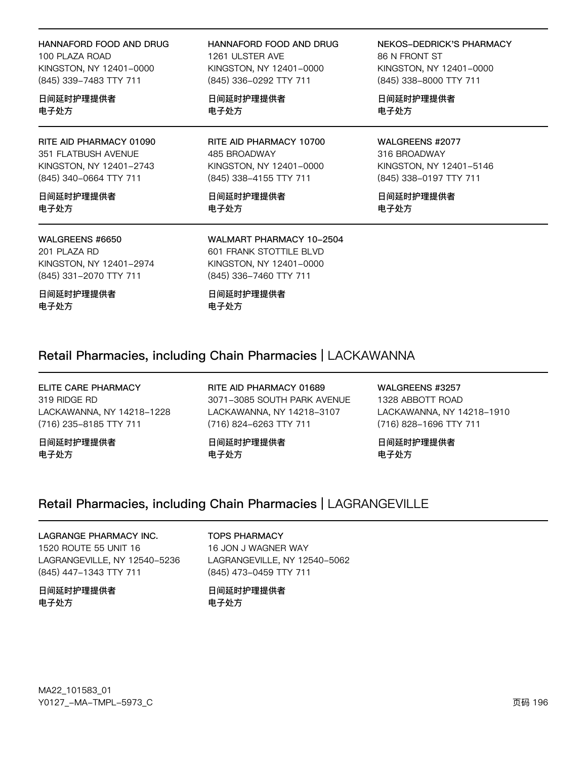HANNAFORD FOOD AND DRUG
100 PLAZA ROAD
KINGSTON, NY 12401-0000
(845) 339-7483 TTY 711

日间延时护理提供者
电子处方

HANNAFORD FOOD AND DRUG
1261 ULSTER AVE
KINGSTON, NY 12401-0000
(845) 336-0292 TTY 711

日间延时护理提供者
电子处方

NEKOS-DEDRICK'S PHARMACY
86 N FRONT ST
KINGSTON, NY 12401-0000
(845) 338-8000 TTY 711

日间延时护理提供者
电子处方

RITE AID PHARMACY 01090
351 FLATBUSH AVENUE
KINGSTON, NY 12401-2743
(845) 340-0664 TTY 711

日间延时护理提供者
电子处方

RITE AID PHARMACY 10700
485 BROADWAY
KINGSTON, NY 12401-0000
(845) 338-4155 TTY 711

日间延时护理提供者
电子处方

WALGREENS #2077
316 BROADWAY
KINGSTON, NY 12401-5146
(845) 338-0197 TTY 711

日间延时护理提供者
电子处方

WALGREENS #6650
201 PLAZA RD
KINGSTON, NY 12401-2974
(845) 331-2070 TTY 711

日间延时护理提供者
电子处方

WALMART PHARMACY 10-2504
601 FRANK STOTTILE BLVD
KINGSTON, NY 12401-0000
(845) 336-7460 TTY 711

日间延时护理提供者
电子处方

## Retail Pharmacies, including Chain Pharmacies | LACKAWANNA

ELITE CARE PHARMACY
319 RIDGE RD
LACKAWANNA, NY 14218-1228
(716) 235-8185 TTY 711

日间延时护理提供者
电子处方

RITE AID PHARMACY 01689
3071-3085 SOUTH PARK AVENUE
LACKAWANNA, NY 14218-3107
(716) 824-6263 TTY 711

日间延时护理提供者
电子处方

WALGREENS #3257
1328 ABBOTT ROAD
LACKAWANNA, NY 14218-1910
(716) 828-1696 TTY 711

日间延时护理提供者
电子处方

## Retail Pharmacies, including Chain Pharmacies | LAGRANGEVILLE

LAGRANGE PHARMACY INC.
1520 ROUTE 55 UNIT 16
LAGRANGEVILLE, NY 12540-5236
(845) 447-1343 TTY 711

日间延时护理提供者
电子处方

TOPS PHARMACY
16 JON J WAGNER WAY
LAGRANGEVILLE, NY 12540-5062
(845) 473-0459 TTY 711

日间延时护理提供者
电子处方

MA22_101583_01
Y0127_-MA-TMPL-5973_C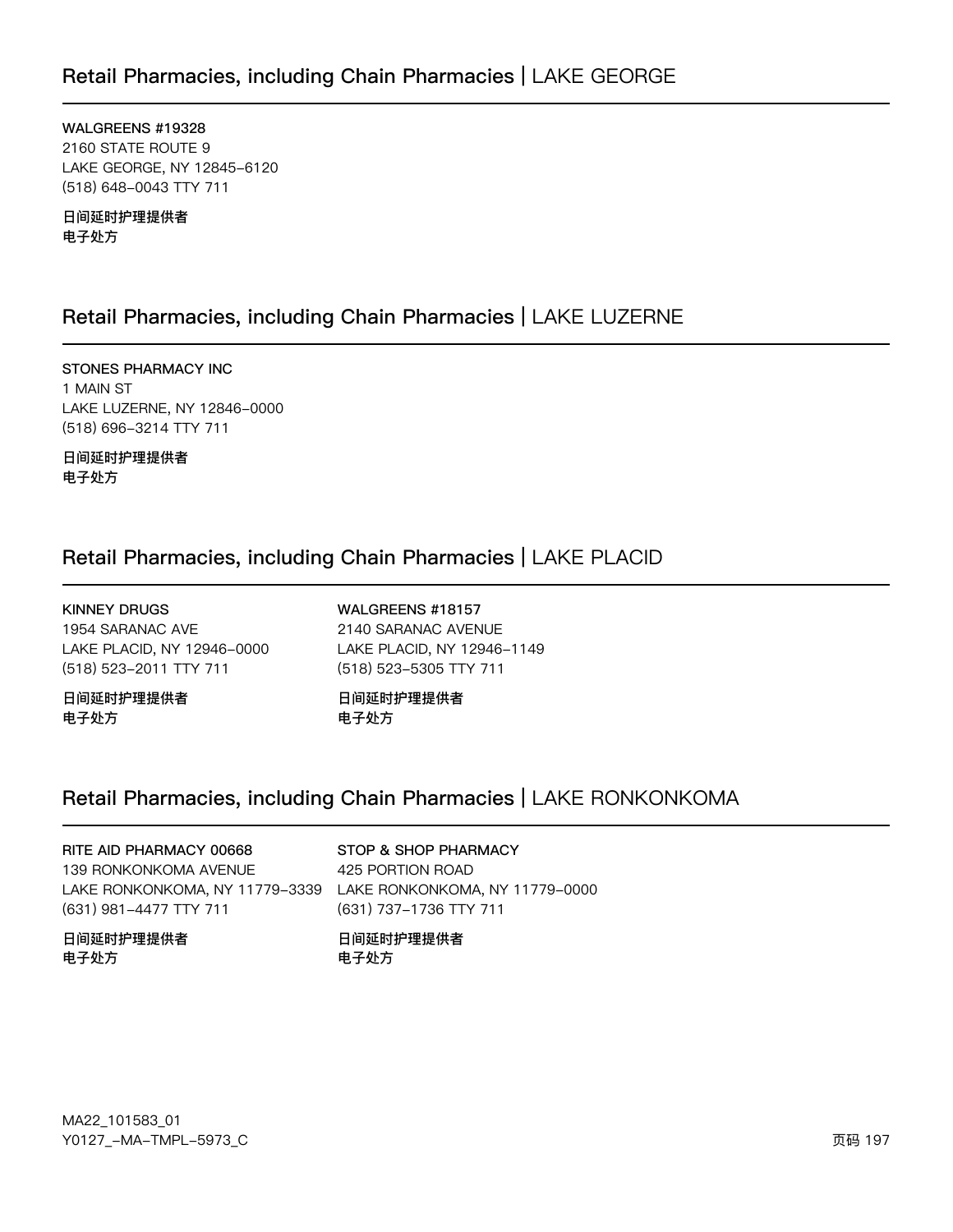## Retail Pharmacies, including Chain Pharmacies | LAKE GEORGE

**WALGREENS #19328**
2160 STATE ROUTE 9
LAKE GEORGE, NY 12845-6120
(518) 648-0043 TTY 711

**日间延时护理提供者**
**电子处方**

## Retail Pharmacies, including Chain Pharmacies | LAKE LUZERNE

**STONES PHARMACY INC**
1 MAIN ST
LAKE LUZERNE, NY 12846-0000
(518) 696-3214 TTY 711

**日间延时护理提供者**
**电子处方**

## Retail Pharmacies, including Chain Pharmacies | LAKE PLACID

**KINNEY DRUGS**
1954 SARANAC AVE
LAKE PLACID, NY 12946-0000
(518) 523-2011 TTY 711

**日间延时护理提供者**
**电子处方**

**WALGREENS #18157**
2140 SARANAC AVENUE
LAKE PLACID, NY 12946-1149
(518) 523-5305 TTY 711

**日间延时护理提供者**
**电子处方**

## Retail Pharmacies, including Chain Pharmacies | LAKE RONKONKOMA

**RITE AID PHARMACY 00668**
139 RONKONKOMA AVENUE
LAKE RONKONKOMA, NY 11779-3339
(631) 981-4477 TTY 711

**日间延时护理提供者**
**电子处方**

**STOP & SHOP PHARMACY**
425 PORTION ROAD
LAKE RONKONKOMA, NY 11779-0000
(631) 737-1736 TTY 711

**日间延时护理提供者**
**电子处方**

MA22_101583_01
Y0127_-MA-TMPL-5973_C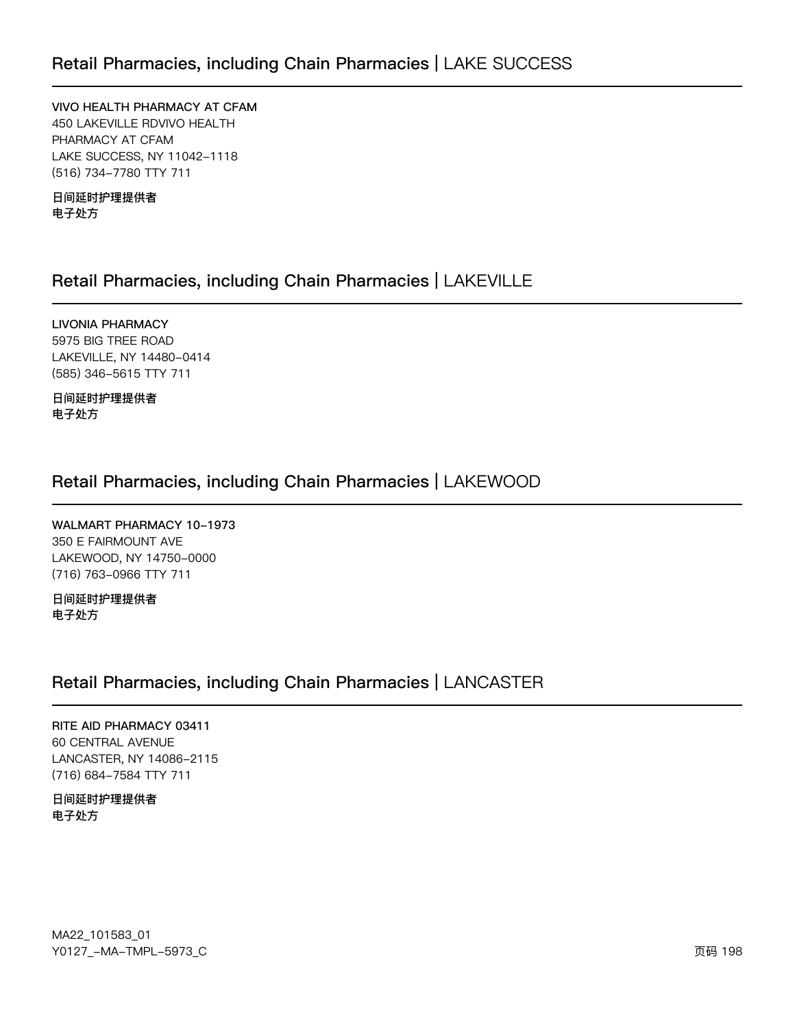## Retail Pharmacies, including Chain Pharmacies | LAKE SUCCESS

**VIVO HEALTH PHARMACY AT CFAM**
450 LAKEVILLE RDVIVO HEALTH
PHARMACY AT CFAM
LAKE SUCCESS, NY 11042-1118
(516) 734-7780 TTY 711

**日间延时护理提供者**
**电子处方**

## Retail Pharmacies, including Chain Pharmacies | LAKEVILLE

**LIVONIA PHARMACY**
5975 BIG TREE ROAD
LAKEVILLE, NY 14480-0414
(585) 346-5615 TTY 711

**日间延时护理提供者**
**电子处方**

## Retail Pharmacies, including Chain Pharmacies | LAKEWOOD

**WALMART PHARMACY 10-1973**
350 E FAIRMOUNT AVE
LAKEWOOD, NY 14750-0000
(716) 763-0966 TTY 711

**日间延时护理提供者**
**电子处方**

## Retail Pharmacies, including Chain Pharmacies | LANCASTER

**RITE AID PHARMACY 03411**
60 CENTRAL AVENUE
LANCASTER, NY 14086-2115
(716) 684-7584 TTY 711

**日间延时护理提供者**
**电子处方**

MA22_101583_01
Y0127_-MA-TMPL-5973_C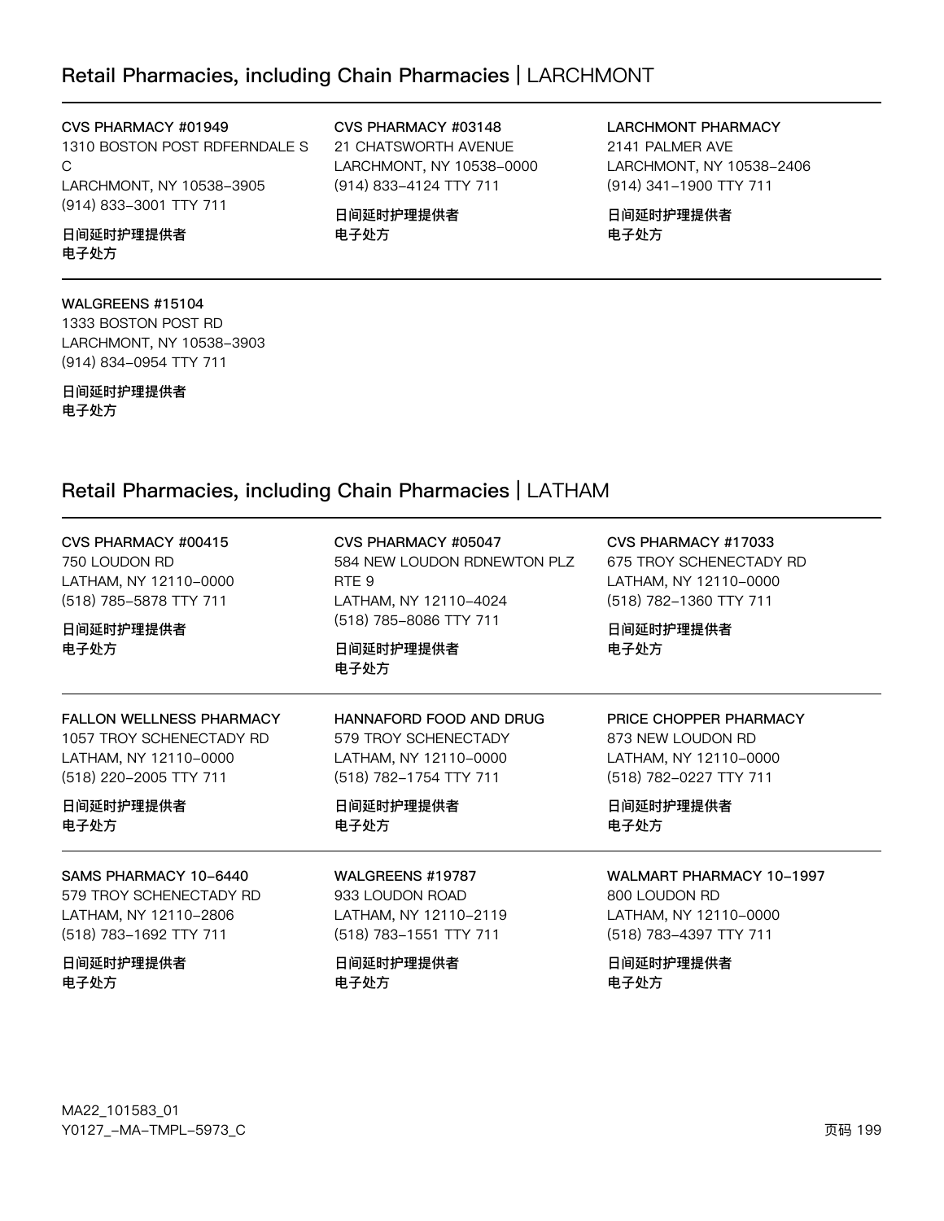## Retail Pharmacies, including Chain Pharmacies | LARCHMONT

**CVS PHARMACY #01949**
1310 BOSTON POST RDFERNDALE S C
LARCHMONT, NY 10538-3905
(914) 833-3001 TTY 711

日间延时护理提供者
电子处方

**CVS PHARMACY #03148**
21 CHATSWORTH AVENUE
LARCHMONT, NY 10538-0000
(914) 833-4124 TTY 711

日间延时护理提供者
电子处方

**LARCHMONT PHARMACY**
2141 PALMER AVE
LARCHMONT, NY 10538-2406
(914) 341-1900 TTY 711

日间延时护理提供者
电子处方

**WALGREENS #15104**
1333 BOSTON POST RD
LARCHMONT, NY 10538-3903
(914) 834-0954 TTY 711

日间延时护理提供者
电子处方

## Retail Pharmacies, including Chain Pharmacies | LATHAM

**CVS PHARMACY #00415**
750 LOUDON RD
LATHAM, NY 12110-0000
(518) 785-5878 TTY 711

日间延时护理提供者
电子处方

**CVS PHARMACY #05047**
584 NEW LOUDON RDNEWTON PLZ RTE 9
LATHAM, NY 12110-4024
(518) 785-8086 TTY 711

日间延时护理提供者
电子处方

**CVS PHARMACY #17033**
675 TROY SCHENECTADY RD
LATHAM, NY 12110-0000
(518) 782-1360 TTY 711

日间延时护理提供者
电子处方

**FALLON WELLNESS PHARMACY**
1057 TROY SCHENECTADY RD
LATHAM, NY 12110-0000
(518) 220-2005 TTY 711

日间延时护理提供者
电子处方

**HANNAFORD FOOD AND DRUG**
579 TROY SCHENECTADY
LATHAM, NY 12110-0000
(518) 782-1754 TTY 711

日间延时护理提供者
电子处方

**PRICE CHOPPER PHARMACY**
873 NEW LOUDON RD
LATHAM, NY 12110-0000
(518) 782-0227 TTY 711

日间延时护理提供者
电子处方

**SAMS PHARMACY 10-6440**
579 TROY SCHENECTADY RD
LATHAM, NY 12110-2806
(518) 783-1692 TTY 711

日间延时护理提供者
电子处方

**WALGREENS #19787**
933 LOUDON ROAD
LATHAM, NY 12110-2119
(518) 783-1551 TTY 711

日间延时护理提供者
电子处方

**WALMART PHARMACY 10-1997**
800 LOUDON RD
LATHAM, NY 12110-0000
(518) 783-4397 TTY 711

日间延时护理提供者
电子处方

MA22_101583_01
Y0127_-MA-TMPL-5973_C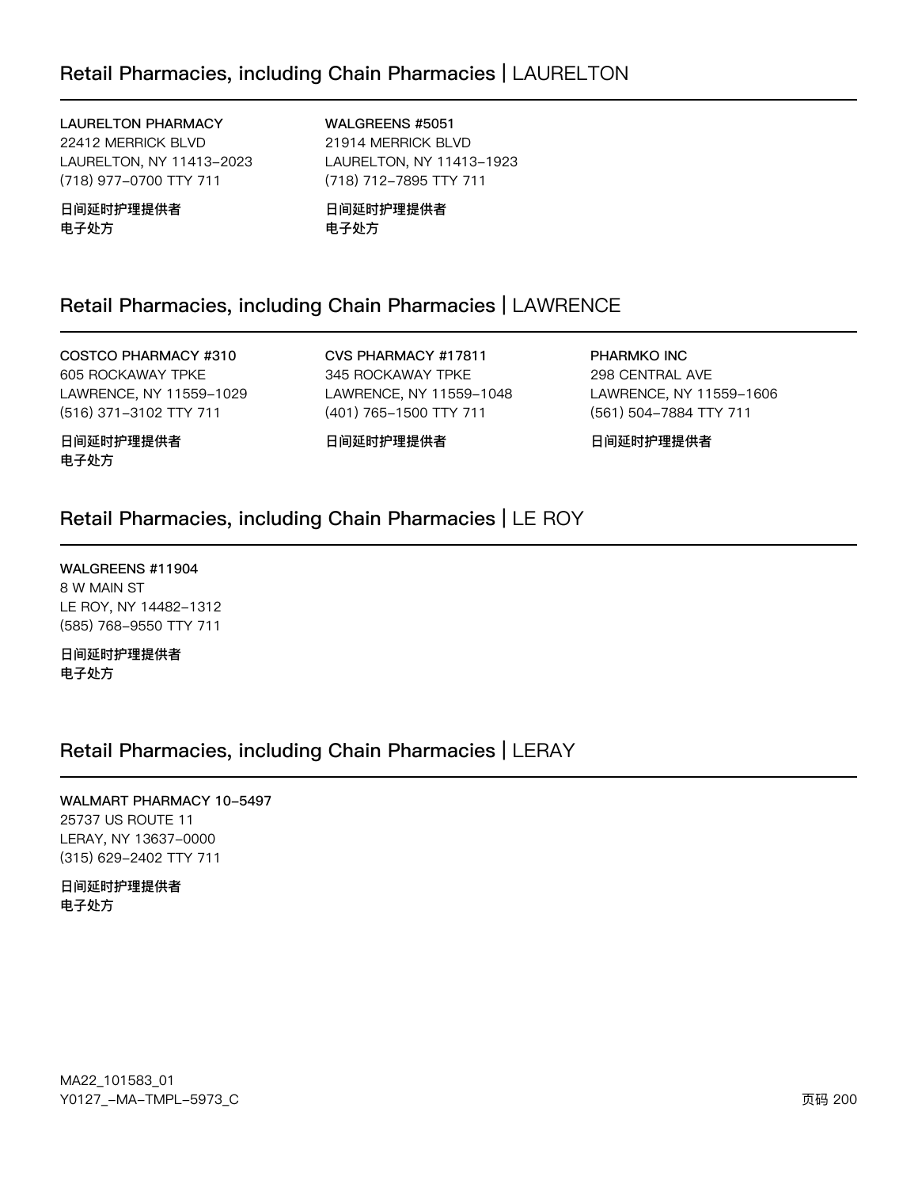## Retail Pharmacies, including Chain Pharmacies | LAURELTON

**LAURELTON PHARMACY**
22412 MERRICK BLVD
LAURELTON, NY 11413-2023
(718) 977-0700 TTY 711

**日间延时护理提供者**
**电子处方**

**WALGREENS #5051**
21914 MERRICK BLVD
LAURELTON, NY 11413-1923
(718) 712-7895 TTY 711

**日间延时护理提供者**
**电子处方**

## Retail Pharmacies, including Chain Pharmacies | LAWRENCE

**COSTCO PHARMACY #310**
605 ROCKAWAY TPKE
LAWRENCE, NY 11559-1029
(516) 371-3102 TTY 711

**日间延时护理提供者**
**电子处方**

**CVS PHARMACY #17811**
345 ROCKAWAY TPKE
LAWRENCE, NY 11559-1048
(401) 765-1500 TTY 711

**日间延时护理提供者**

**PHARMKO INC**
298 CENTRAL AVE
LAWRENCE, NY 11559-1606
(561) 504-7884 TTY 711

**日间延时护理提供者**

## Retail Pharmacies, including Chain Pharmacies | LE ROY

**WALGREENS #11904**
8 W MAIN ST
LE ROY, NY 14482-1312
(585) 768-9550 TTY 711

**日间延时护理提供者**
**电子处方**

## Retail Pharmacies, including Chain Pharmacies | LERAY

**WALMART PHARMACY 10-5497**
25737 US ROUTE 11
LERAY, NY 13637-0000
(315) 629-2402 TTY 711

**日间延时护理提供者**
**电子处方**

MA22_101583_01
Y0127_-MA-TMPL-5973_C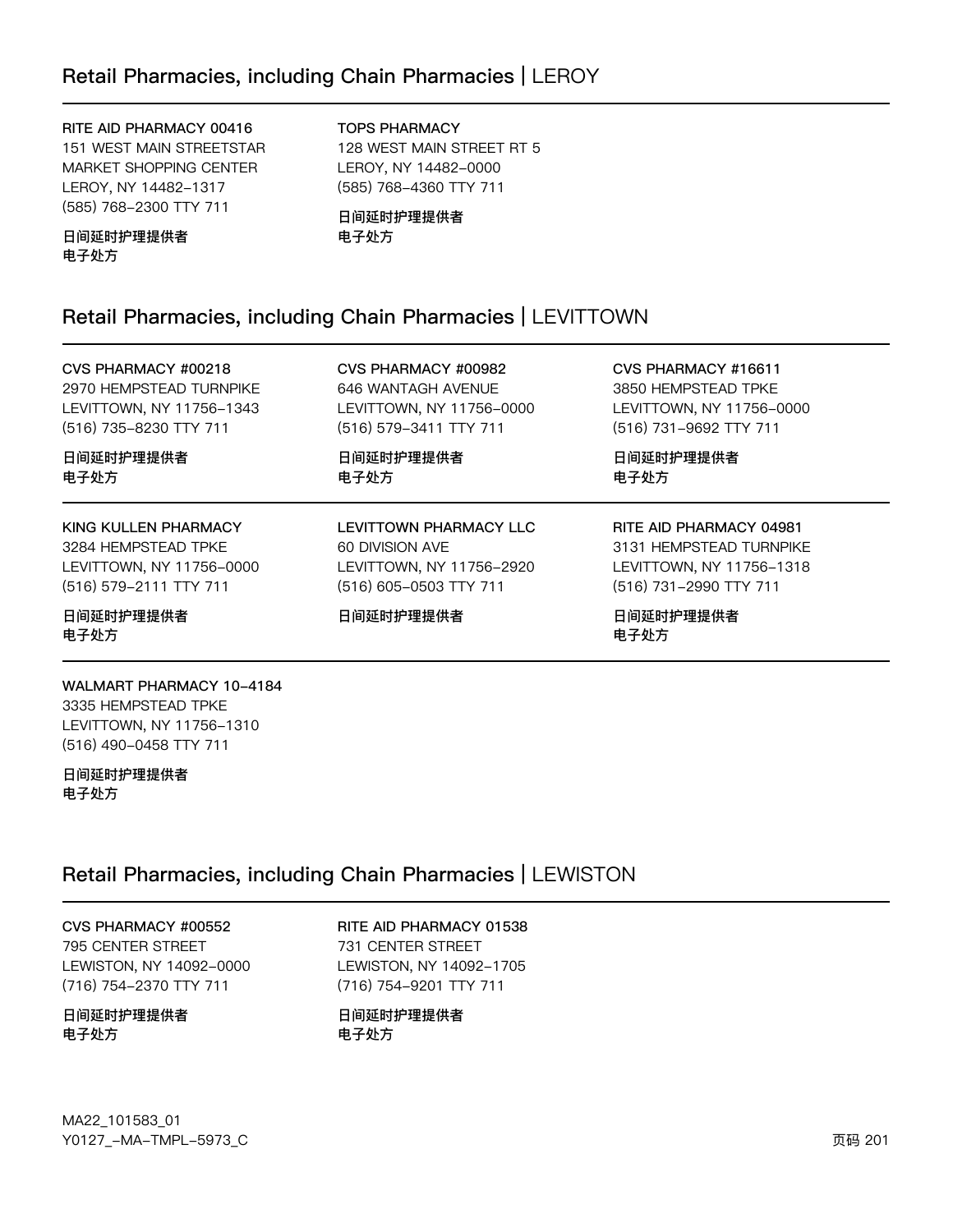## Retail Pharmacies, including Chain Pharmacies | LEROY

**RITE AID PHARMACY 00416**
151 WEST MAIN STREETSTAR MARKET SHOPPING CENTER
LEROY, NY 14482-1317
(585) 768-2300 TTY 711

**日间延时护理提供者**
**电子处方**

**TOPS PHARMACY**
128 WEST MAIN STREET RT 5
LEROY, NY 14482-0000
(585) 768-4360 TTY 711

**日间延时护理提供者**
**电子处方**

## Retail Pharmacies, including Chain Pharmacies | LEVITTOWN

**CVS PHARMACY #00218**
2970 HEMPSTEAD TURNPIKE
LEVITTOWN, NY 11756-1343
(516) 735-8230 TTY 711

**日间延时护理提供者**
**电子处方**

**CVS PHARMACY #00982**
646 WANTAGH AVENUE
LEVITTOWN, NY 11756-0000
(516) 579-3411 TTY 711

**日间延时护理提供者**
**电子处方**

**CVS PHARMACY #16611**
3850 HEMPSTEAD TPKE
LEVITTOWN, NY 11756-0000
(516) 731-9692 TTY 711

**日间延时护理提供者**
**电子处方**

**KING KULLEN PHARMACY**
3284 HEMPSTEAD TPKE
LEVITTOWN, NY 11756-0000
(516) 579-2111 TTY 711

**日间延时护理提供者**
**电子处方**

**LEVITTOWN PHARMACY LLC**
60 DIVISION AVE
LEVITTOWN, NY 11756-2920
(516) 605-0503 TTY 711

**日间延时护理提供者**

**RITE AID PHARMACY 04981**
3131 HEMPSTEAD TURNPIKE
LEVITTOWN, NY 11756-1318
(516) 731-2990 TTY 711

**日间延时护理提供者**
**电子处方**

**WALMART PHARMACY 10-4184**
3335 HEMPSTEAD TPKE
LEVITTOWN, NY 11756-1310
(516) 490-0458 TTY 711

**日间延时护理提供者**
**电子处方**

## Retail Pharmacies, including Chain Pharmacies | LEWISTON

**CVS PHARMACY #00552**
795 CENTER STREET
LEWISTON, NY 14092-0000
(716) 754-2370 TTY 711

**日间延时护理提供者**
**电子处方**

**RITE AID PHARMACY 01538**
731 CENTER STREET
LEWISTON, NY 14092-1705
(716) 754-9201 TTY 711

**日间延时护理提供者**
**电子处方**

MA22_101583_01
Y0127_-MA-TMPL-5973_C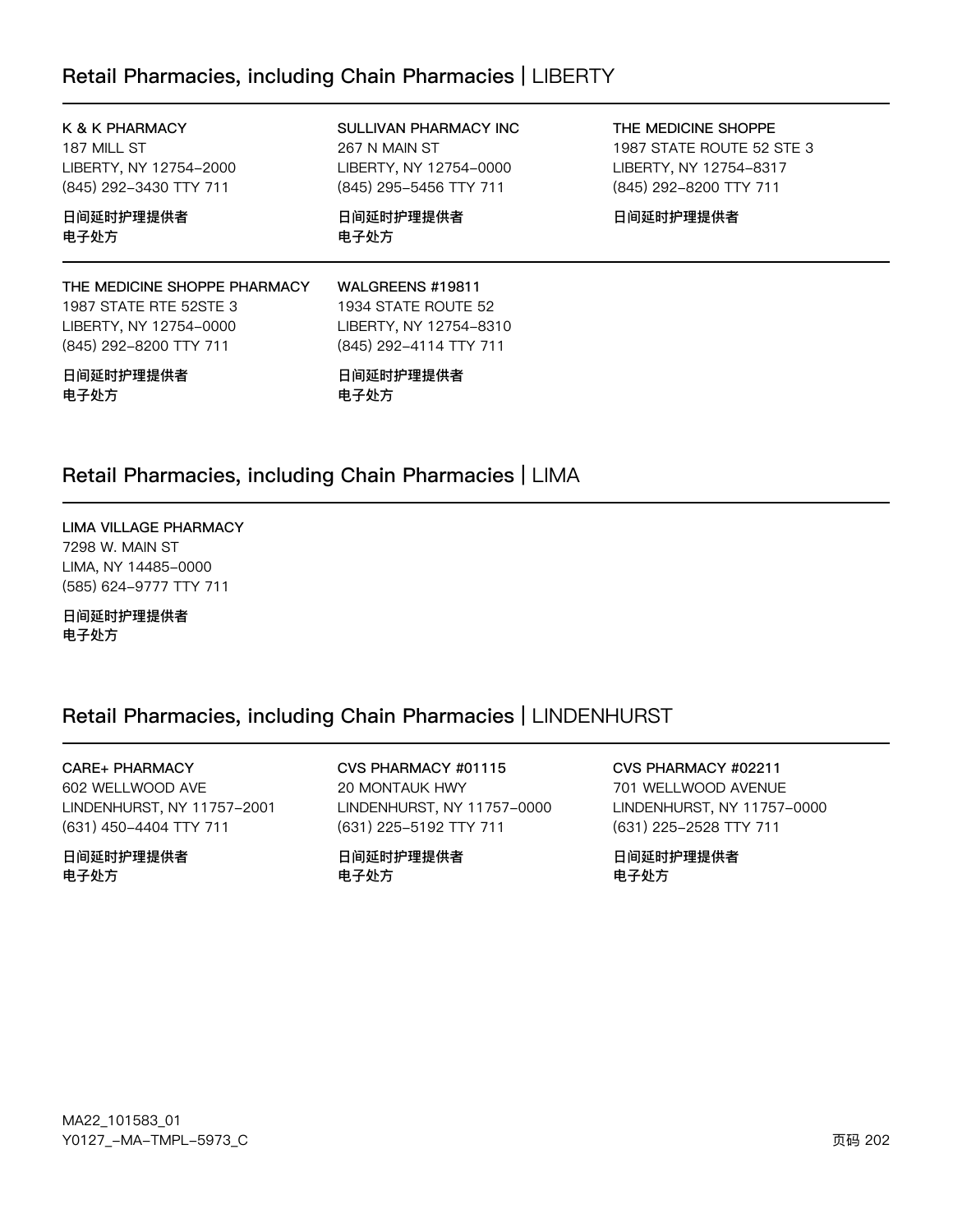## Retail Pharmacies, including Chain Pharmacies | LIBERTY

**K & K PHARMACY**
187 MILL ST
LIBERTY, NY 12754-2000
(845) 292-3430 TTY 711

**日间延时护理提供者**
**电子处方**

**SULLIVAN PHARMACY INC**
267 N MAIN ST
LIBERTY, NY 12754-0000
(845) 295-5456 TTY 711

**日间延时护理提供者**
**电子处方**

**THE MEDICINE SHOPPE**
1987 STATE ROUTE 52 STE 3
LIBERTY, NY 12754-8317
(845) 292-8200 TTY 711

**日间延时护理提供者**

**THE MEDICINE SHOPPE PHARMACY**
1987 STATE RTE 52STE 3
LIBERTY, NY 12754-0000
(845) 292-8200 TTY 711

**日间延时护理提供者**
**电子处方**

**WALGREENS #19811**
1934 STATE ROUTE 52
LIBERTY, NY 12754-8310
(845) 292-4114 TTY 711

**日间延时护理提供者**
**电子处方**

## Retail Pharmacies, including Chain Pharmacies | LIMA

**LIMA VILLAGE PHARMACY**
7298 W. MAIN ST
LIMA, NY 14485-0000
(585) 624-9777 TTY 711

**日间延时护理提供者**
**电子处方**

## Retail Pharmacies, including Chain Pharmacies | LINDENHURST

**CARE+ PHARMACY**
602 WELLWOOD AVE
LINDENHURST, NY 11757-2001
(631) 450-4404 TTY 711

**日间延时护理提供者**
**电子处方**

**CVS PHARMACY #01115**
20 MONTAUK HWY
LINDENHURST, NY 11757-0000
(631) 225-5192 TTY 711

**日间延时护理提供者**
**电子处方**

**CVS PHARMACY #02211**
701 WELLWOOD AVENUE
LINDENHURST, NY 11757-0000
(631) 225-2528 TTY 711

**日间延时护理提供者**
**电子处方**

MA22_101583_01
Y0127_-MA-TMPL-5973_C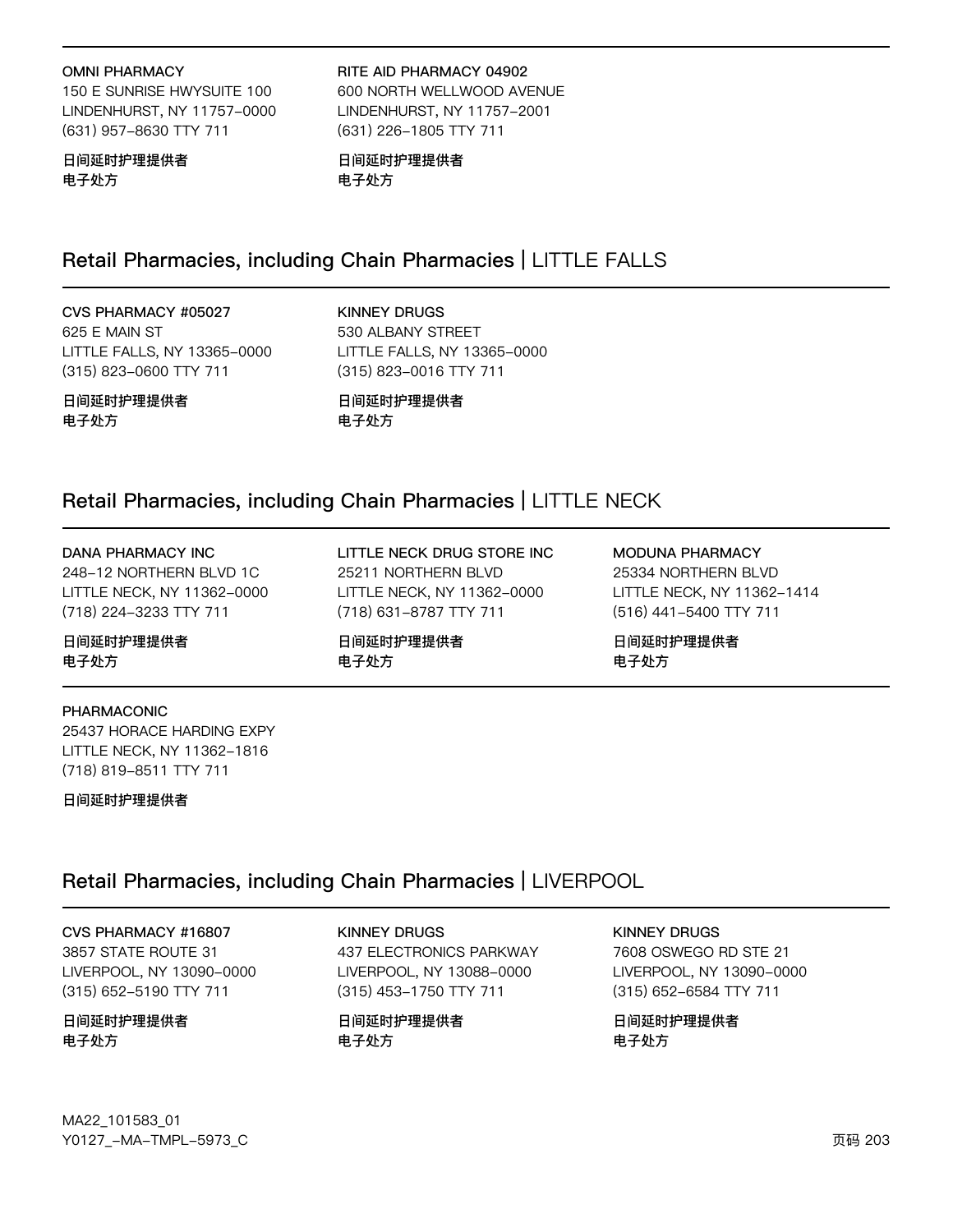**OMNI PHARMACY**
150 E SUNRISE HWYSUITE 100
LINDENHURST, NY 11757-0000
(631) 957-8630 TTY 711

**日间延时护理提供者**
**电子处方**

**RITE AID PHARMACY 04902**
600 NORTH WELLWOOD AVENUE
LINDENHURST, NY 11757-2001
(631) 226-1805 TTY 711

**日间延时护理提供者**
**电子处方**

## Retail Pharmacies, including Chain Pharmacies | LITTLE FALLS

**CVS PHARMACY #05027**
625 E MAIN ST
LITTLE FALLS, NY 13365-0000
(315) 823-0600 TTY 711

**日间延时护理提供者**
**电子处方**

**KINNEY DRUGS**
530 ALBANY STREET
LITTLE FALLS, NY 13365-0000
(315) 823-0016 TTY 711

**日间延时护理提供者**
**电子处方**

## Retail Pharmacies, including Chain Pharmacies | LITTLE NECK

**DANA PHARMACY INC**
248-12 NORTHERN BLVD 1C
LITTLE NECK, NY 11362-0000
(718) 224-3233 TTY 711

**日间延时护理提供者**
**电子处方**

**LITTLE NECK DRUG STORE INC**
25211 NORTHERN BLVD
LITTLE NECK, NY 11362-0000
(718) 631-8787 TTY 711

**日间延时护理提供者**
**电子处方**

**MODUNA PHARMACY**
25334 NORTHERN BLVD
LITTLE NECK, NY 11362-1414
(516) 441-5400 TTY 711

**日间延时护理提供者**
**电子处方**

**PHARMACONIC**
25437 HORACE HARDING EXPY
LITTLE NECK, NY 11362-1816
(718) 819-8511 TTY 711

**日间延时护理提供者**

## Retail Pharmacies, including Chain Pharmacies | LIVERPOOL

**CVS PHARMACY #16807**
3857 STATE ROUTE 31
LIVERPOOL, NY 13090-0000
(315) 652-5190 TTY 711

**日间延时护理提供者**
**电子处方**

**KINNEY DRUGS**
437 ELECTRONICS PARKWAY
LIVERPOOL, NY 13088-0000
(315) 453-1750 TTY 711

**日间延时护理提供者**
**电子处方**

**KINNEY DRUGS**
7608 OSWEGO RD STE 21
LIVERPOOL, NY 13090-0000
(315) 652-6584 TTY 711

**日间延时护理提供者**
**电子处方**

MA22_101583_01
Y0127_-MA-TMPL-5973_C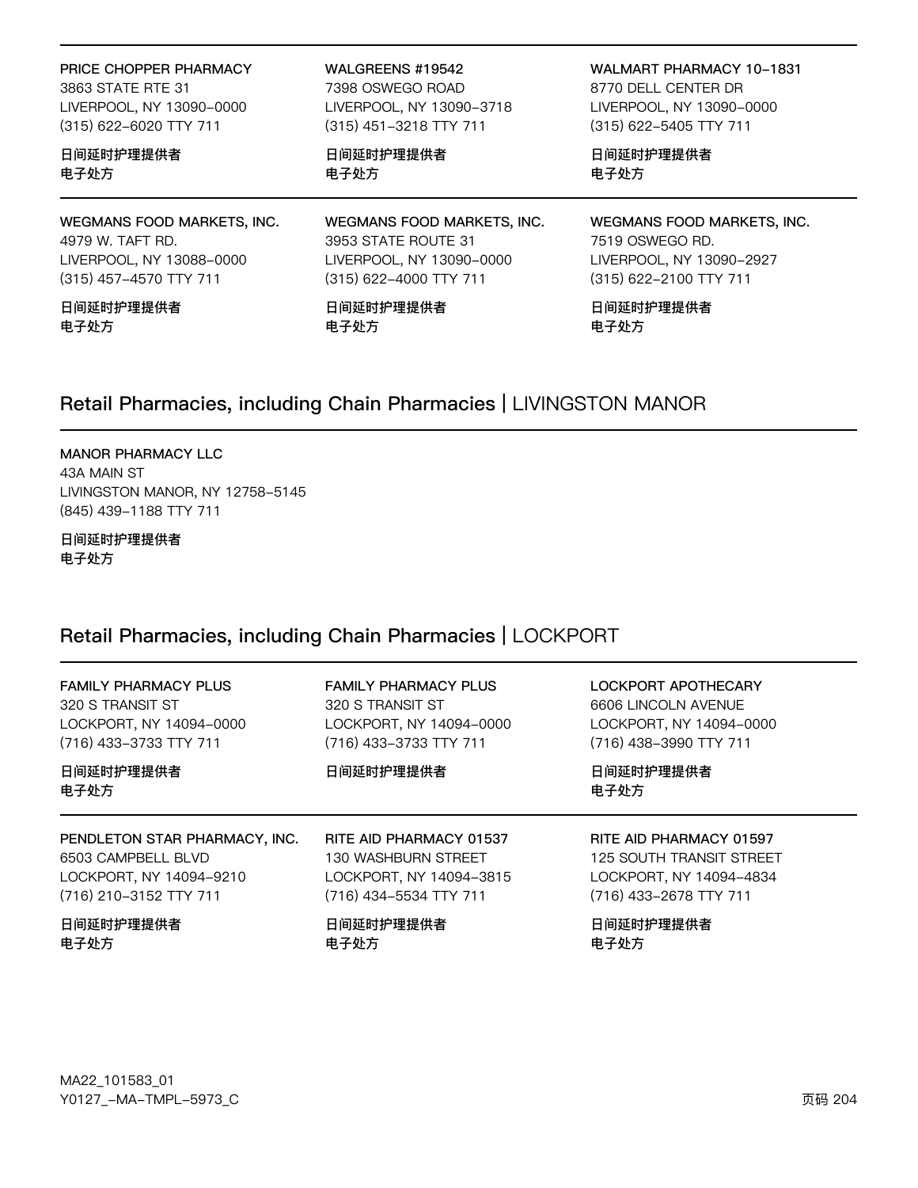PRICE CHOPPER PHARMACY
3863 STATE RTE 31
LIVERPOOL, NY 13090-0000
(315) 622-6020 TTY 711

日间延时护理提供者
电子处方

WALGREENS #19542
7398 OSWEGO ROAD
LIVERPOOL, NY 13090-3718
(315) 451-3218 TTY 711

日间延时护理提供者
电子处方

WALMART PHARMACY 10-1831
8770 DELL CENTER DR
LIVERPOOL, NY 13090-0000
(315) 622-5405 TTY 711

日间延时护理提供者
电子处方

WEGMANS FOOD MARKETS, INC.
4979 W. TAFT RD.
LIVERPOOL, NY 13088-0000
(315) 457-4570 TTY 711

日间延时护理提供者
电子处方

WEGMANS FOOD MARKETS, INC.
3953 STATE ROUTE 31
LIVERPOOL, NY 13090-0000
(315) 622-4000 TTY 711

日间延时护理提供者
电子处方

WEGMANS FOOD MARKETS, INC.
7519 OSWEGO RD.
LIVERPOOL, NY 13090-2927
(315) 622-2100 TTY 711

日间延时护理提供者
电子处方

## Retail Pharmacies, including Chain Pharmacies | LIVINGSTON MANOR

MANOR PHARMACY LLC
43A MAIN ST
LIVINGSTON MANOR, NY 12758-5145
(845) 439-1188 TTY 711

日间延时护理提供者
电子处方

## Retail Pharmacies, including Chain Pharmacies | LOCKPORT

FAMILY PHARMACY PLUS
320 S TRANSIT ST
LOCKPORT, NY 14094-0000
(716) 433-3733 TTY 711

日间延时护理提供者
电子处方

FAMILY PHARMACY PLUS
320 S TRANSIT ST
LOCKPORT, NY 14094-0000
(716) 433-3733 TTY 711

日间延时护理提供者

LOCKPORT APOTHECARY
6606 LINCOLN AVENUE
LOCKPORT, NY 14094-0000
(716) 438-3990 TTY 711

日间延时护理提供者
电子处方

PENDLETON STAR PHARMACY, INC.
6503 CAMPBELL BLVD
LOCKPORT, NY 14094-9210
(716) 210-3152 TTY 711

日间延时护理提供者
电子处方

RITE AID PHARMACY 01537
130 WASHBURN STREET
LOCKPORT, NY 14094-3815
(716) 434-5534 TTY 711

日间延时护理提供者
电子处方

RITE AID PHARMACY 01597
125 SOUTH TRANSIT STREET
LOCKPORT, NY 14094-4834
(716) 433-2678 TTY 711

日间延时护理提供者
电子处方

MA22_101583_01
Y0127_-MA-TMPL-5973_C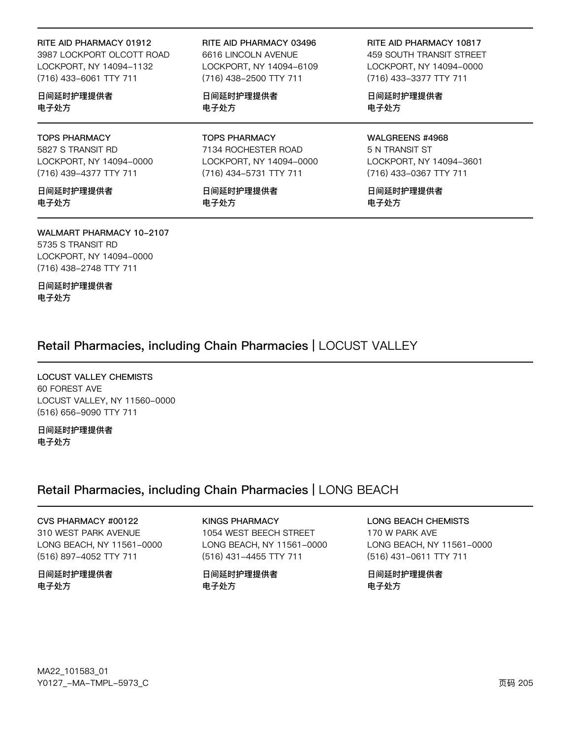RITE AID PHARMACY 01912
3987 LOCKPORT OLCOTT ROAD
LOCKPORT, NY 14094-1132
(716) 433-6061 TTY 711

日间延时护理提供者
电子处方

RITE AID PHARMACY 03496
6616 LINCOLN AVENUE
LOCKPORT, NY 14094-6109
(716) 438-2500 TTY 711

日间延时护理提供者
电子处方

RITE AID PHARMACY 10817
459 SOUTH TRANSIT STREET
LOCKPORT, NY 14094-0000
(716) 433-3377 TTY 711

日间延时护理提供者
电子处方

TOPS PHARMACY
5827 S TRANSIT RD
LOCKPORT, NY 14094-0000
(716) 439-4377 TTY 711

日间延时护理提供者
电子处方

TOPS PHARMACY
7134 ROCHESTER ROAD
LOCKPORT, NY 14094-0000
(716) 434-5731 TTY 711

日间延时护理提供者
电子处方

WALGREENS #4968
5 N TRANSIT ST
LOCKPORT, NY 14094-3601
(716) 433-0367 TTY 711

日间延时护理提供者
电子处方

WALMART PHARMACY 10-2107
5735 S TRANSIT RD
LOCKPORT, NY 14094-0000
(716) 438-2748 TTY 711

日间延时护理提供者
电子处方

## Retail Pharmacies, including Chain Pharmacies | LOCUST VALLEY

LOCUST VALLEY CHEMISTS
60 FOREST AVE
LOCUST VALLEY, NY 11560-0000
(516) 656-9090 TTY 711

日间延时护理提供者
电子处方

## Retail Pharmacies, including Chain Pharmacies | LONG BEACH

CVS PHARMACY #00122
310 WEST PARK AVENUE
LONG BEACH, NY 11561-0000
(516) 897-4052 TTY 711

日间延时护理提供者
电子处方

KINGS PHARMACY
1054 WEST BEECH STREET
LONG BEACH, NY 11561-0000
(516) 431-4455 TTY 711

日间延时护理提供者
电子处方

LONG BEACH CHEMISTS
170 W PARK AVE
LONG BEACH, NY 11561-0000
(516) 431-0611 TTY 711

日间延时护理提供者
电子处方

MA22_101583_01
Y0127_-MA-TMPL-5973_C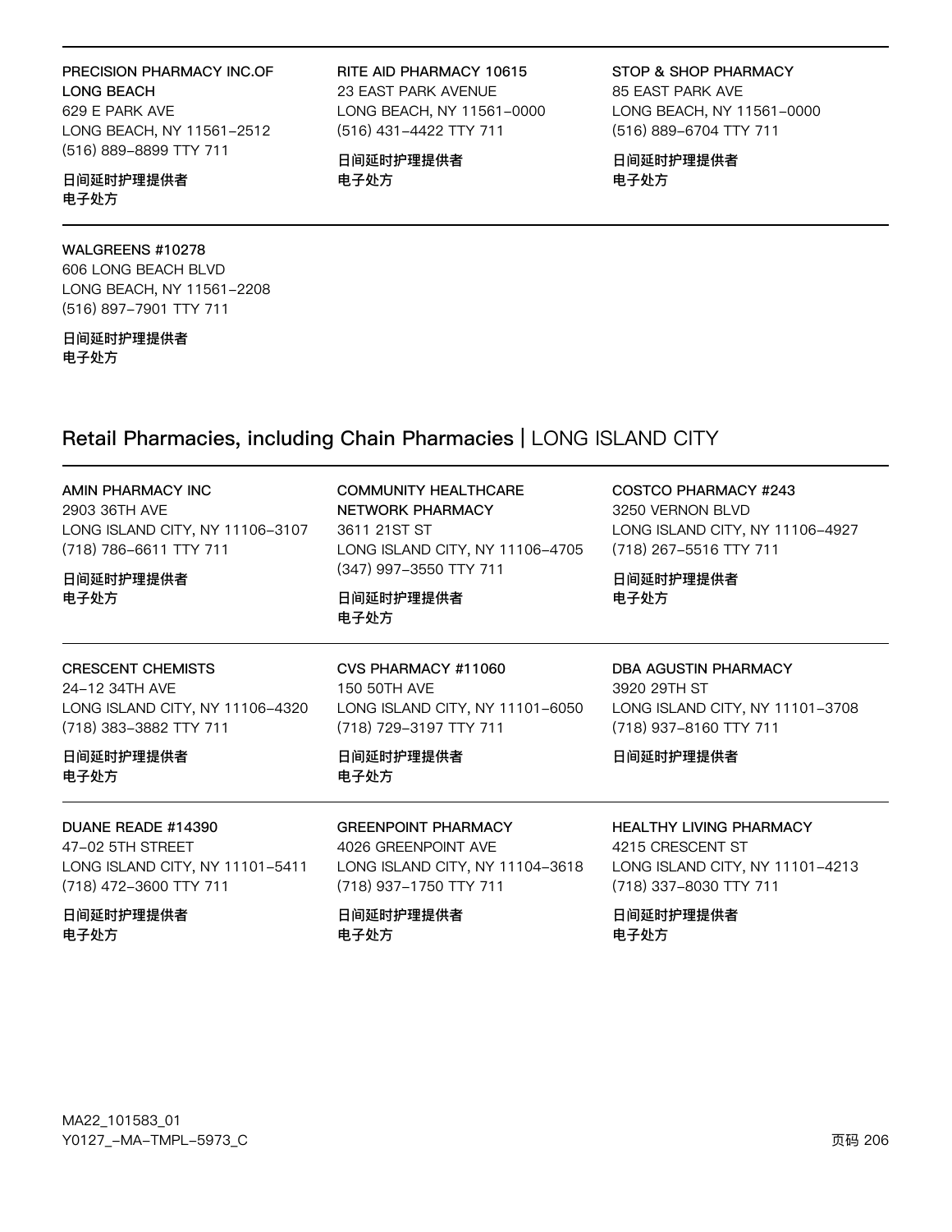**PRECISION PHARMACY INC.OF LONG BEACH**
629 E PARK AVE
LONG BEACH, NY 11561-2512
(516) 889-8899 TTY 711

日间延时护理提供者
电子处方

**RITE AID PHARMACY 10615**
23 EAST PARK AVENUE
LONG BEACH, NY 11561-0000
(516) 431-4422 TTY 711

日间延时护理提供者
电子处方

**STOP & SHOP PHARMACY**
85 EAST PARK AVE
LONG BEACH, NY 11561-0000
(516) 889-6704 TTY 711

日间延时护理提供者
电子处方

**WALGREENS #10278**
606 LONG BEACH BLVD
LONG BEACH, NY 11561-2208
(516) 897-7901 TTY 711

日间延时护理提供者
电子处方

## Retail Pharmacies, including Chain Pharmacies | LONG ISLAND CITY

**AMIN PHARMACY INC**
2903 36TH AVE
LONG ISLAND CITY, NY 11106-3107
(718) 786-6611 TTY 711

日间延时护理提供者
电子处方

**COMMUNITY HEALTHCARE NETWORK PHARMACY**
3611 21ST ST
LONG ISLAND CITY, NY 11106-4705
(347) 997-3550 TTY 711

日间延时护理提供者
电子处方

**COSTCO PHARMACY #243**
3250 VERNON BLVD
LONG ISLAND CITY, NY 11106-4927
(718) 267-5516 TTY 711

日间延时护理提供者
电子处方

**CRESCENT CHEMISTS**
24-12 34TH AVE
LONG ISLAND CITY, NY 11106-4320
(718) 383-3882 TTY 711

日间延时护理提供者
电子处方

**CVS PHARMACY #11060**
150 50TH AVE
LONG ISLAND CITY, NY 11101-6050
(718) 729-3197 TTY 711

日间延时护理提供者
电子处方

**DBA AGUSTIN PHARMACY**
3920 29TH ST
LONG ISLAND CITY, NY 11101-3708
(718) 937-8160 TTY 711

日间延时护理提供者

**DUANE READE #14390**
47-02 5TH STREET
LONG ISLAND CITY, NY 11101-5411
(718) 472-3600 TTY 711

日间延时护理提供者
电子处方

**GREENPOINT PHARMACY**
4026 GREENPOINT AVE
LONG ISLAND CITY, NY 11104-3618
(718) 937-1750 TTY 711

日间延时护理提供者
电子处方

**HEALTHY LIVING PHARMACY**
4215 CRESCENT ST
LONG ISLAND CITY, NY 11101-4213
(718) 337-8030 TTY 711

日间延时护理提供者
电子处方

MA22_101583_01
Y0127_-MA-TMPL-5973_C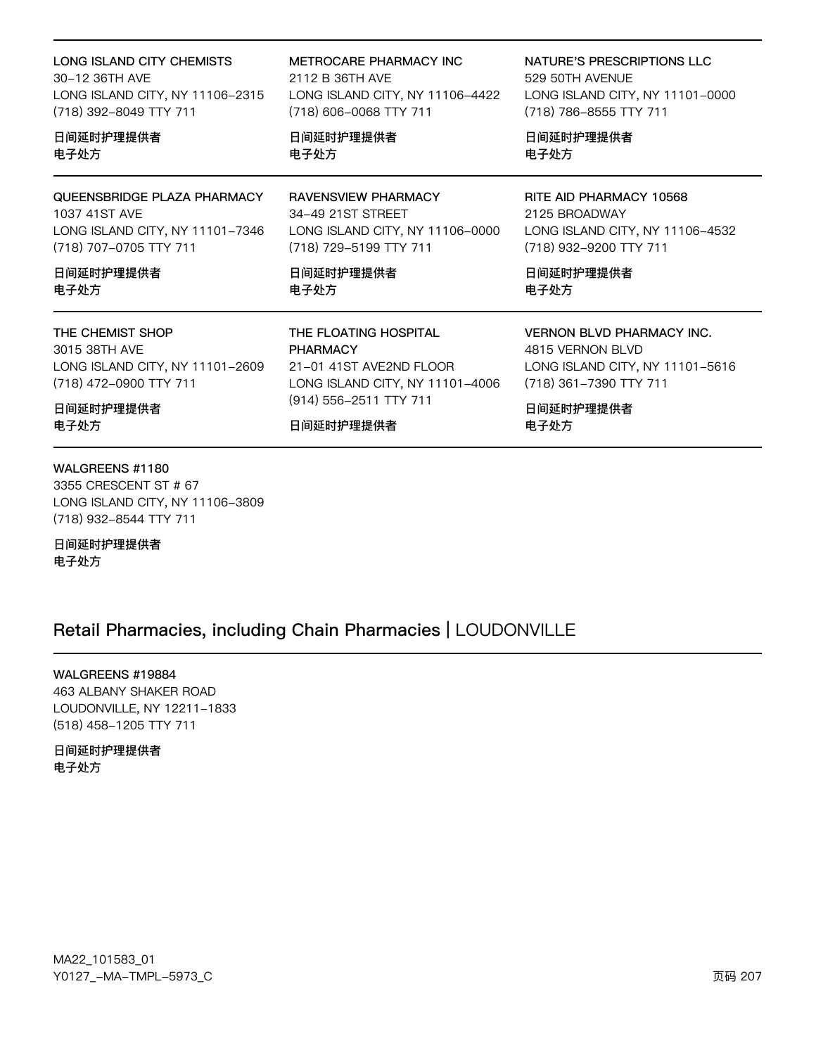LONG ISLAND CITY CHEMISTS
30-12 36TH AVE
LONG ISLAND CITY, NY 11106-2315
(718) 392-8049 TTY 711

日间延时护理提供者
电子处方

METROCARE PHARMACY INC
2112 B 36TH AVE
LONG ISLAND CITY, NY 11106-4422
(718) 606-0068 TTY 711

日间延时护理提供者
电子处方

NATURE'S PRESCRIPTIONS LLC
529 50TH AVENUE
LONG ISLAND CITY, NY 11101-0000
(718) 786-8555 TTY 711

日间延时护理提供者
电子处方

QUEENSBRIDGE PLAZA PHARMACY
1037 41ST AVE
LONG ISLAND CITY, NY 11101-7346
(718) 707-0705 TTY 711

日间延时护理提供者
电子处方

RAVENSVIEW PHARMACY
34-49 21ST STREET
LONG ISLAND CITY, NY 11106-0000
(718) 729-5199 TTY 711

日间延时护理提供者
电子处方

RITE AID PHARMACY 10568
2125 BROADWAY
LONG ISLAND CITY, NY 11106-4532
(718) 932-9200 TTY 711

日间延时护理提供者
电子处方

THE CHEMIST SHOP
3015 38TH AVE
LONG ISLAND CITY, NY 11101-2609
(718) 472-0900 TTY 711

日间延时护理提供者
电子处方

THE FLOATING HOSPITAL PHARMACY
21-01 41ST AVE2ND FLOOR
LONG ISLAND CITY, NY 11101-4006
(914) 556-2511 TTY 711

日间延时护理提供者

VERNON BLVD PHARMACY INC.
4815 VERNON BLVD
LONG ISLAND CITY, NY 11101-5616
(718) 361-7390 TTY 711

日间延时护理提供者
电子处方

WALGREENS #1180
3355 CRESCENT ST # 67
LONG ISLAND CITY, NY 11106-3809
(718) 932-8544 TTY 711

日间延时护理提供者
电子处方

## Retail Pharmacies, including Chain Pharmacies | LOUDONVILLE

WALGREENS #19884
463 ALBANY SHAKER ROAD
LOUDONVILLE, NY 12211-1833
(518) 458-1205 TTY 711

日间延时护理提供者
电子处方

MA22_101583_01
Y0127_-MA-TMPL-5973_C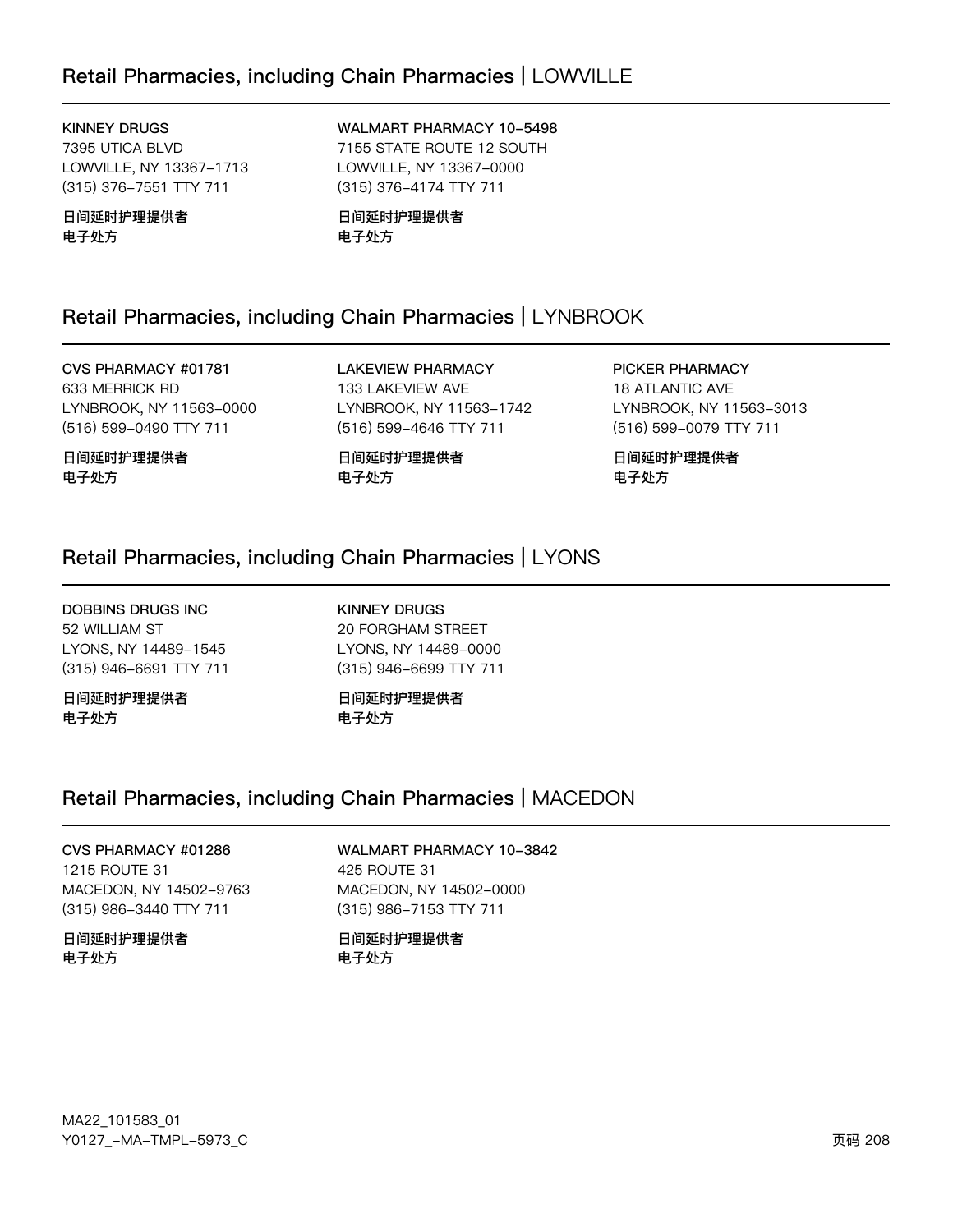## Retail Pharmacies, including Chain Pharmacies | LOWVILLE

**KINNEY DRUGS**
7395 UTICA BLVD
LOWVILLE, NY 13367-1713
(315) 376-7551 TTY 711

**日间延时护理提供者**
**电子处方**

**WALMART PHARMACY 10-5498**
7155 STATE ROUTE 12 SOUTH
LOWVILLE, NY 13367-0000
(315) 376-4174 TTY 711

**日间延时护理提供者**
**电子处方**

## Retail Pharmacies, including Chain Pharmacies | LYNBROOK

**CVS PHARMACY #01781**
633 MERRICK RD
LYNBROOK, NY 11563-0000
(516) 599-0490 TTY 711

**日间延时护理提供者**
**电子处方**

**LAKEVIEW PHARMACY**
133 LAKEVIEW AVE
LYNBROOK, NY 11563-1742
(516) 599-4646 TTY 711

**日间延时护理提供者**
**电子处方**

**PICKER PHARMACY**
18 ATLANTIC AVE
LYNBROOK, NY 11563-3013
(516) 599-0079 TTY 711

**日间延时护理提供者**
**电子处方**

## Retail Pharmacies, including Chain Pharmacies | LYONS

**DOBBINS DRUGS INC**
52 WILLIAM ST
LYONS, NY 14489-1545
(315) 946-6691 TTY 711

**日间延时护理提供者**
**电子处方**

**KINNEY DRUGS**
20 FORGHAM STREET
LYONS, NY 14489-0000
(315) 946-6699 TTY 711

**日间延时护理提供者**
**电子处方**

## Retail Pharmacies, including Chain Pharmacies | MACEDON

**CVS PHARMACY #01286**
1215 ROUTE 31
MACEDON, NY 14502-9763
(315) 986-3440 TTY 711

**日间延时护理提供者**
**电子处方**

**WALMART PHARMACY 10-3842**
425 ROUTE 31
MACEDON, NY 14502-0000
(315) 986-7153 TTY 711

**日间延时护理提供者**
**电子处方**

MA22_101583_01
Y0127_-MA-TMPL-5973_C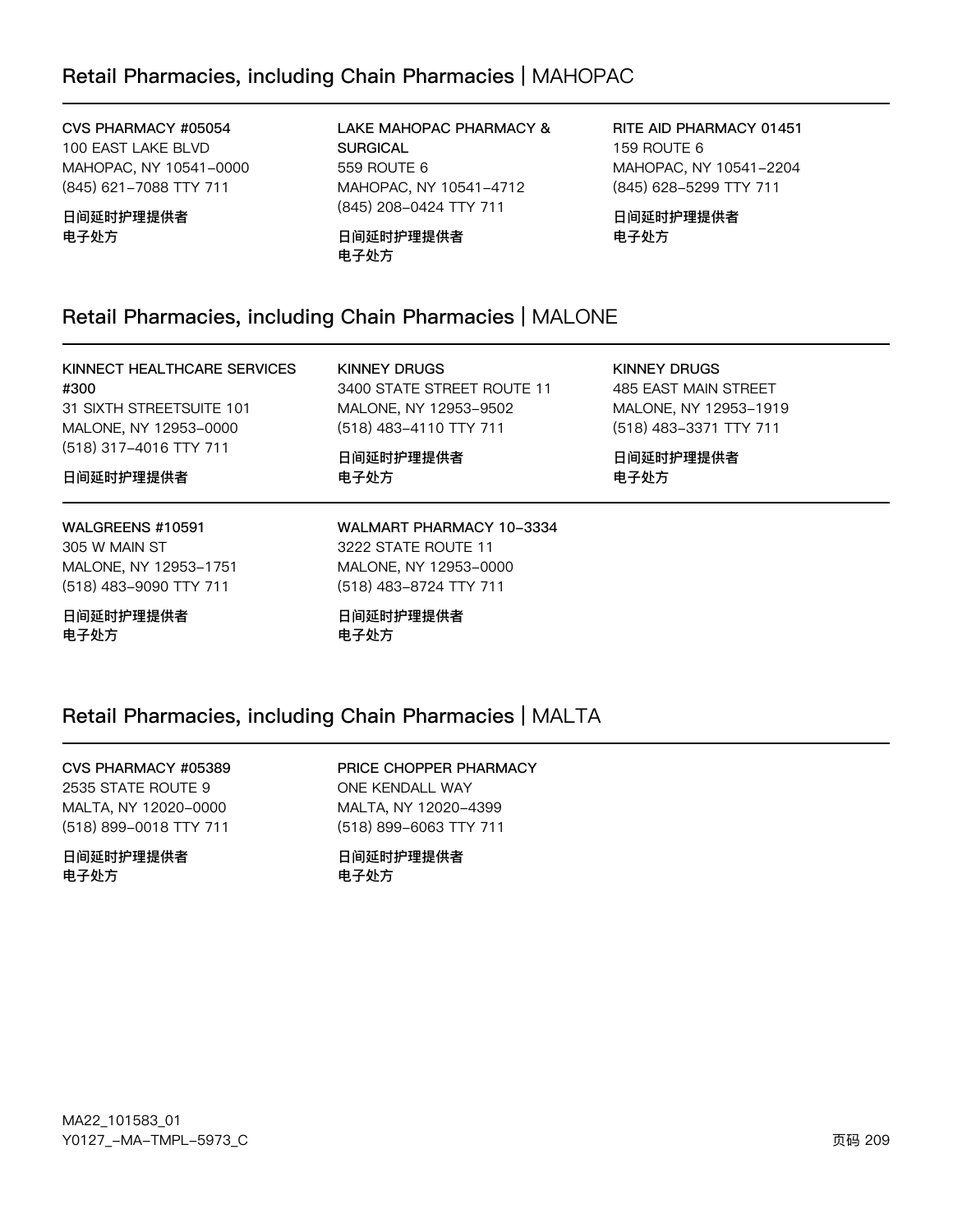## Retail Pharmacies, including Chain Pharmacies | MAHOPAC

**CVS PHARMACY #05054**
100 EAST LAKE BLVD
MAHOPAC, NY 10541-0000
(845) 621-7088 TTY 711

**日间延时护理提供者**
**电子处方**

**LAKE MAHOPAC PHARMACY & SURGICAL**
559 ROUTE 6
MAHOPAC, NY 10541-4712
(845) 208-0424 TTY 711

**日间延时护理提供者**
**电子处方**

**RITE AID PHARMACY 01451**
159 ROUTE 6
MAHOPAC, NY 10541-2204
(845) 628-5299 TTY 711

**日间延时护理提供者**
**电子处方**

## Retail Pharmacies, including Chain Pharmacies | MALONE

**KINNECT HEALTHCARE SERVICES #300**
31 SIXTH STREETSUITE 101
MALONE, NY 12953-0000
(518) 317-4016 TTY 711

**日间延时护理提供者**

**KINNEY DRUGS**
3400 STATE STREET ROUTE 11
MALONE, NY 12953-9502
(518) 483-4110 TTY 711

**日间延时护理提供者**
**电子处方**

**KINNEY DRUGS**
485 EAST MAIN STREET
MALONE, NY 12953-1919
(518) 483-3371 TTY 711

**日间延时护理提供者**
**电子处方**

**WALGREENS #10591**
305 W MAIN ST
MALONE, NY 12953-1751
(518) 483-9090 TTY 711

**日间延时护理提供者**
**电子处方**

**WALMART PHARMACY 10-3334**
3222 STATE ROUTE 11
MALONE, NY 12953-0000
(518) 483-8724 TTY 711

**日间延时护理提供者**
**电子处方**

## Retail Pharmacies, including Chain Pharmacies | MALTA

**CVS PHARMACY #05389**
2535 STATE ROUTE 9
MALTA, NY 12020-0000
(518) 899-0018 TTY 711

**日间延时护理提供者**
**电子处方**

**PRICE CHOPPER PHARMACY**
ONE KENDALL WAY
MALTA, NY 12020-4399
(518) 899-6063 TTY 711

**日间延时护理提供者**
**电子处方**

MA22_101583_01
Y0127_-MA-TMPL-5973_C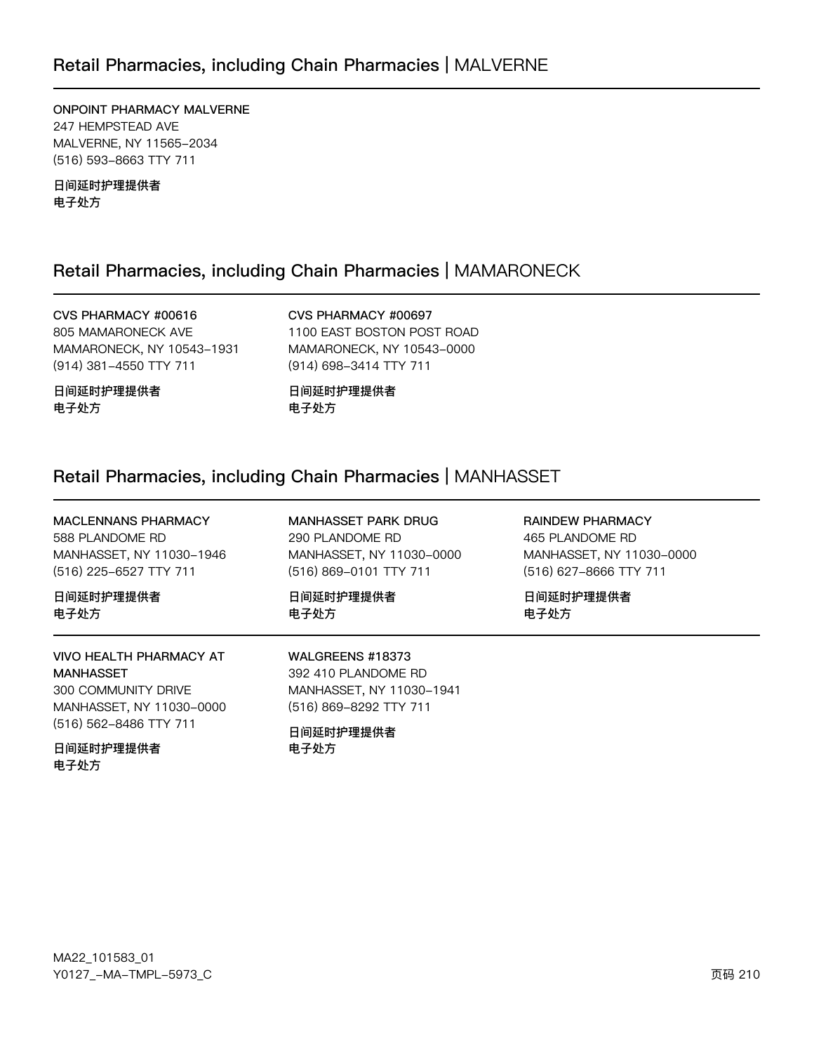## Retail Pharmacies, including Chain Pharmacies | MALVERNE

**ONPOINT PHARMACY MALVERNE**
247 HEMPSTEAD AVE
MALVERNE, NY 11565-2034
(516) 593-8663 TTY 711

**日间延时护理提供者**
**电子处方**

## Retail Pharmacies, including Chain Pharmacies | MAMARONECK

**CVS PHARMACY #00616**
805 MAMARONECK AVE
MAMARONECK, NY 10543-1931
(914) 381-4550 TTY 711

**日间延时护理提供者**
**电子处方**

**CVS PHARMACY #00697**
1100 EAST BOSTON POST ROAD
MAMARONECK, NY 10543-0000
(914) 698-3414 TTY 711

**日间延时护理提供者**
**电子处方**

## Retail Pharmacies, including Chain Pharmacies | MANHASSET

**MACLENNANS PHARMACY**
588 PLANDOME RD
MANHASSET, NY 11030-1946
(516) 225-6527 TTY 711

**日间延时护理提供者**
**电子处方**

**MANHASSET PARK DRUG**
290 PLANDOME RD
MANHASSET, NY 11030-0000
(516) 869-0101 TTY 711

**日间延时护理提供者**
**电子处方**

**RAINDEW PHARMACY**
465 PLANDOME RD
MANHASSET, NY 11030-0000
(516) 627-8666 TTY 711

**日间延时护理提供者**
**电子处方**

**VIVO HEALTH PHARMACY AT MANHASSET**
300 COMMUNITY DRIVE
MANHASSET, NY 11030-0000
(516) 562-8486 TTY 711

**日间延时护理提供者**
**电子处方**

**WALGREENS #18373**
392 410 PLANDOME RD
MANHASSET, NY 11030-1941
(516) 869-8292 TTY 711

**日间延时护理提供者**
**电子处方**

MA22_101583_01
Y0127_-MA-TMPL-5973_C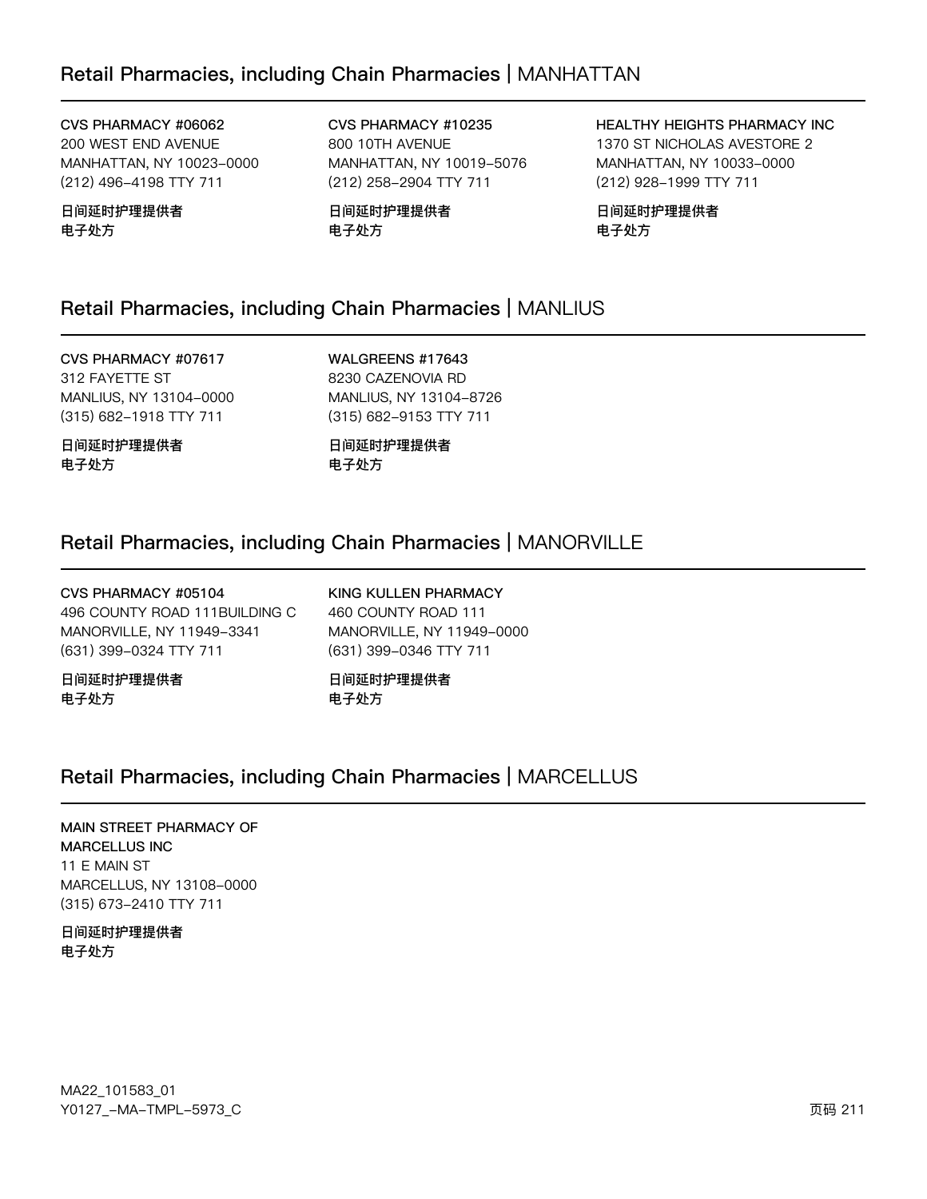## Retail Pharmacies, including Chain Pharmacies | MANHATTAN

**CVS PHARMACY #06062**
200 WEST END AVENUE
MANHATTAN, NY 10023-0000
(212) 496-4198 TTY 711

**日间延时护理提供者**
**电子处方**

**CVS PHARMACY #10235**
800 10TH AVENUE
MANHATTAN, NY 10019-5076
(212) 258-2904 TTY 711

**日间延时护理提供者**
**电子处方**

**HEALTHY HEIGHTS PHARMACY INC**
1370 ST NICHOLAS AVESTORE 2
MANHATTAN, NY 10033-0000
(212) 928-1999 TTY 711

**日间延时护理提供者**
**电子处方**

## Retail Pharmacies, including Chain Pharmacies | MANLIUS

**CVS PHARMACY #07617**
312 FAYETTE ST
MANLIUS, NY 13104-0000
(315) 682-1918 TTY 711

**日间延时护理提供者**
**电子处方**

**WALGREENS #17643**
8230 CAZENOVIA RD
MANLIUS, NY 13104-8726
(315) 682-9153 TTY 711

**日间延时护理提供者**
**电子处方**

## Retail Pharmacies, including Chain Pharmacies | MANORVILLE

**CVS PHARMACY #05104**
496 COUNTY ROAD 111BUILDING C
MANORVILLE, NY 11949-3341
(631) 399-0324 TTY 711

**日间延时护理提供者**
**电子处方**

**KING KULLEN PHARMACY**
460 COUNTY ROAD 111
MANORVILLE, NY 11949-0000
(631) 399-0346 TTY 711

**日间延时护理提供者**
**电子处方**

## Retail Pharmacies, including Chain Pharmacies | MARCELLUS

**MAIN STREET PHARMACY OF MARCELLUS INC**
11 E MAIN ST
MARCELLUS, NY 13108-0000
(315) 673-2410 TTY 711

**日间延时护理提供者**
**电子处方**

MA22_101583_01
Y0127_-MA-TMPL-5973_C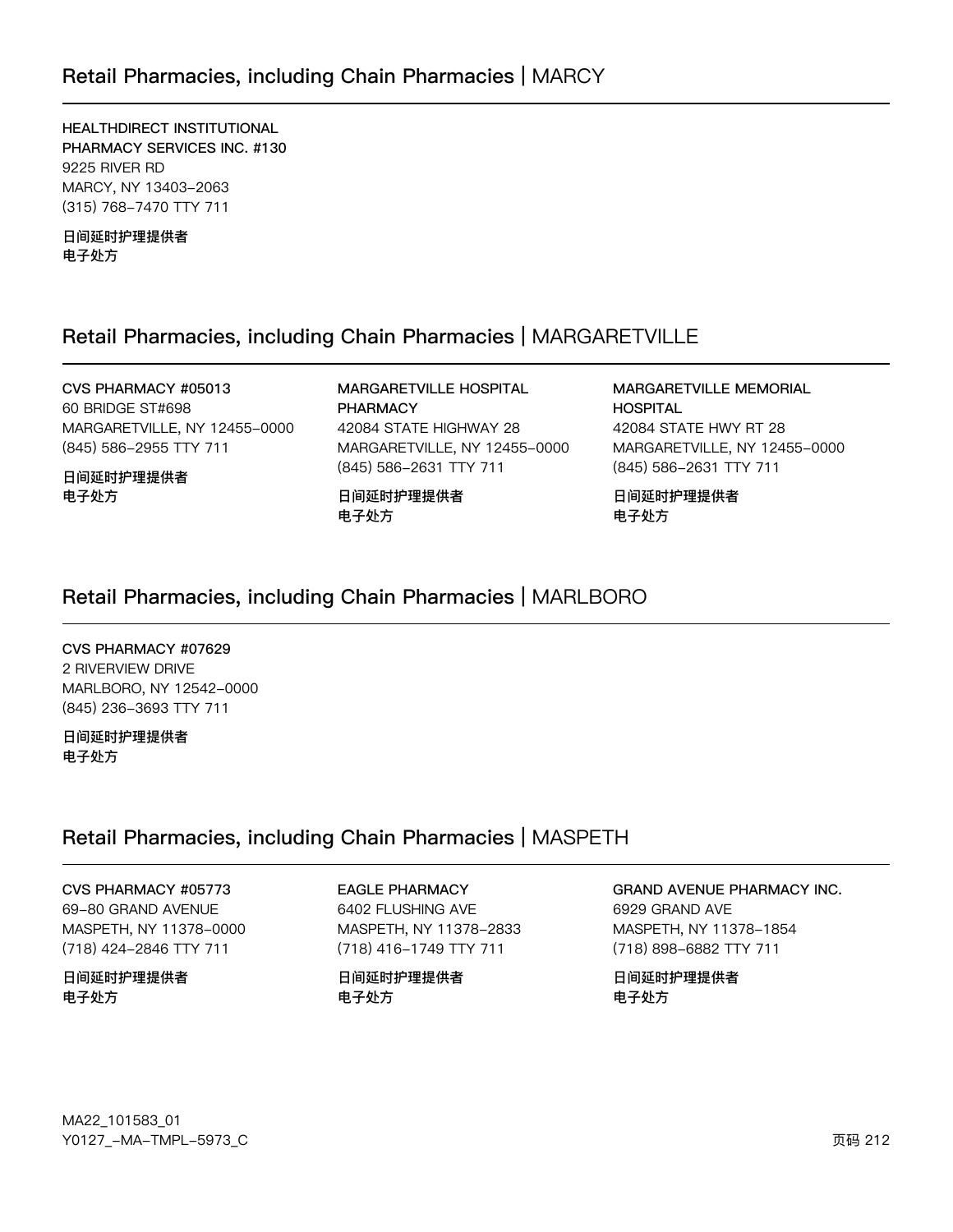## Retail Pharmacies, including Chain Pharmacies | MARCY

**HEALTHDIRECT INSTITUTIONAL PHARMACY SERVICES INC. #130**
9225 RIVER RD
MARCY, NY 13403-2063
(315) 768-7470 TTY 711

**日间延时护理提供者**
**电子处方**

## Retail Pharmacies, including Chain Pharmacies | MARGARETVILLE

**CVS PHARMACY #05013**
60 BRIDGE ST#698
MARGARETVILLE, NY 12455-0000
(845) 586-2955 TTY 711

**日间延时护理提供者**
**电子处方**

**MARGARETVILLE HOSPITAL PHARMACY**
42084 STATE HIGHWAY 28
MARGARETVILLE, NY 12455-0000
(845) 586-2631 TTY 711

**日间延时护理提供者**
**电子处方**

**MARGARETVILLE MEMORIAL HOSPITAL**
42084 STATE HWY RT 28
MARGARETVILLE, NY 12455-0000
(845) 586-2631 TTY 711

**日间延时护理提供者**
**电子处方**

## Retail Pharmacies, including Chain Pharmacies | MARLBORO

**CVS PHARMACY #07629**
2 RIVERVIEW DRIVE
MARLBORO, NY 12542-0000
(845) 236-3693 TTY 711

**日间延时护理提供者**
**电子处方**

## Retail Pharmacies, including Chain Pharmacies | MASPETH

**CVS PHARMACY #05773**
69-80 GRAND AVENUE
MASPETH, NY 11378-0000
(718) 424-2846 TTY 711

**日间延时护理提供者**
**电子处方**

**EAGLE PHARMACY**
6402 FLUSHING AVE
MASPETH, NY 11378-2833
(718) 416-1749 TTY 711

**日间延时护理提供者**
**电子处方**

**GRAND AVENUE PHARMACY INC.**
6929 GRAND AVE
MASPETH, NY 11378-1854
(718) 898-6882 TTY 711

**日间延时护理提供者**
**电子处方**

MA22_101583_01
Y0127_-MA-TMPL-5973_C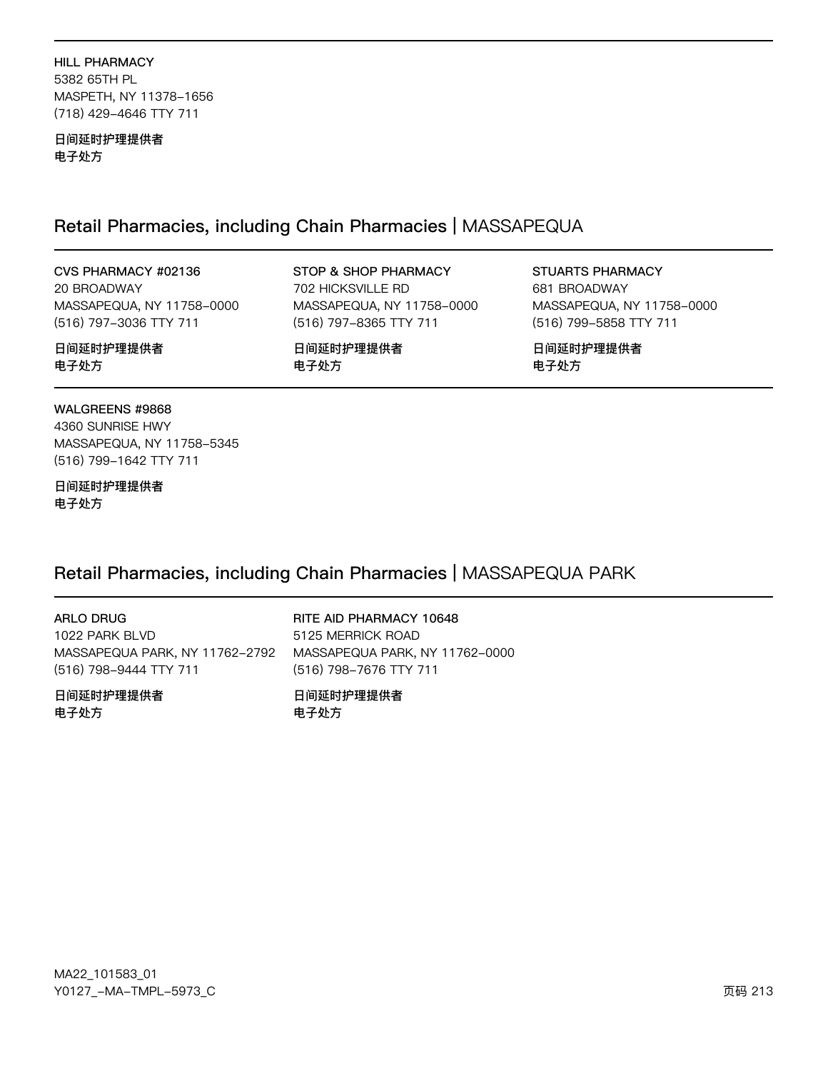**HILL PHARMACY**
5382 65TH PL
MASPETH, NY 11378-1656
(718) 429-4646 TTY 711

**日间延时护理提供者**
**电子处方**

## Retail Pharmacies, including Chain Pharmacies | MASSAPEQUA

**CVS PHARMACY #02136**
20 BROADWAY
MASSAPEQUA, NY 11758-0000
(516) 797-3036 TTY 711

**日间延时护理提供者**
**电子处方**

**STOP & SHOP PHARMACY**
702 HICKSVILLE RD
MASSAPEQUA, NY 11758-0000
(516) 797-8365 TTY 711

**日间延时护理提供者**
**电子处方**

**STUARTS PHARMACY**
681 BROADWAY
MASSAPEQUA, NY 11758-0000
(516) 799-5858 TTY 711

**日间延时护理提供者**
**电子处方**

**WALGREENS #9868**
4360 SUNRISE HWY
MASSAPEQUA, NY 11758-5345
(516) 799-1642 TTY 711

**日间延时护理提供者**
**电子处方**

## Retail Pharmacies, including Chain Pharmacies | MASSAPEQUA PARK

**ARLO DRUG**
1022 PARK BLVD
MASSAPEQUA PARK, NY 11762-2792
(516) 798-9444 TTY 711

**日间延时护理提供者**
**电子处方**

**RITE AID PHARMACY 10648**
5125 MERRICK ROAD
MASSAPEQUA PARK, NY 11762-0000
(516) 798-7676 TTY 711

**日间延时护理提供者**
**电子处方**

MA22_101583_01
Y0127_-MA-TMPL-5973_C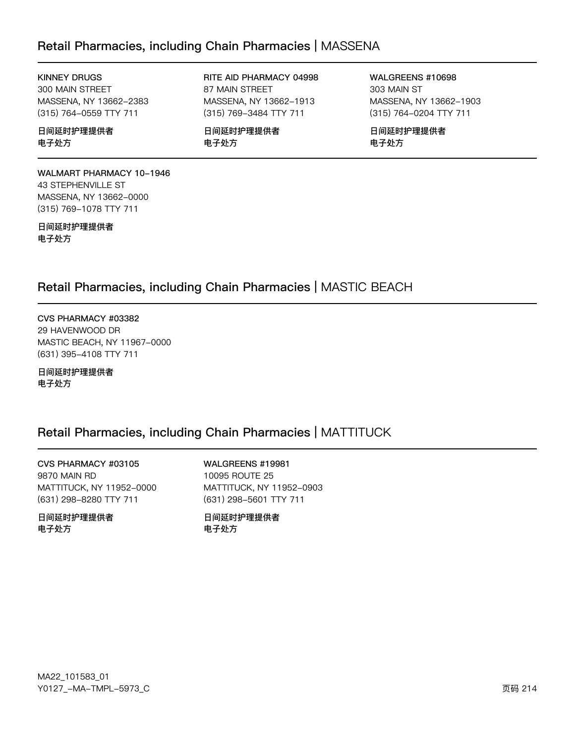## Retail Pharmacies, including Chain Pharmacies | MASSENA

**KINNEY DRUGS**
300 MAIN STREET
MASSENA, NY 13662-2383
(315) 764-0559 TTY 711

**日间延时护理提供者**
**电子处方**

**RITE AID PHARMACY 04998**
87 MAIN STREET
MASSENA, NY 13662-1913
(315) 769-3484 TTY 711

**日间延时护理提供者**
**电子处方**

**WALGREENS #10698**
303 MAIN ST
MASSENA, NY 13662-1903
(315) 764-0204 TTY 711

**日间延时护理提供者**
**电子处方**

**WALMART PHARMACY 10-1946**
43 STEPHENVILLE ST
MASSENA, NY 13662-0000
(315) 769-1078 TTY 711

**日间延时护理提供者**
**电子处方**

## Retail Pharmacies, including Chain Pharmacies | MASTIC BEACH

**CVS PHARMACY #03382**
29 HAVENWOOD DR
MASTIC BEACH, NY 11967-0000
(631) 395-4108 TTY 711

**日间延时护理提供者**
**电子处方**

## Retail Pharmacies, including Chain Pharmacies | MATTITUCK

**CVS PHARMACY #03105**
9870 MAIN RD
MATTITUCK, NY 11952-0000
(631) 298-8280 TTY 711

**日间延时护理提供者**
**电子处方**

**WALGREENS #19981**
10095 ROUTE 25
MATTITUCK, NY 11952-0903
(631) 298-5601 TTY 711

**日间延时护理提供者**
**电子处方**

MA22_101583_01
Y0127_-MA-TMPL-5973_C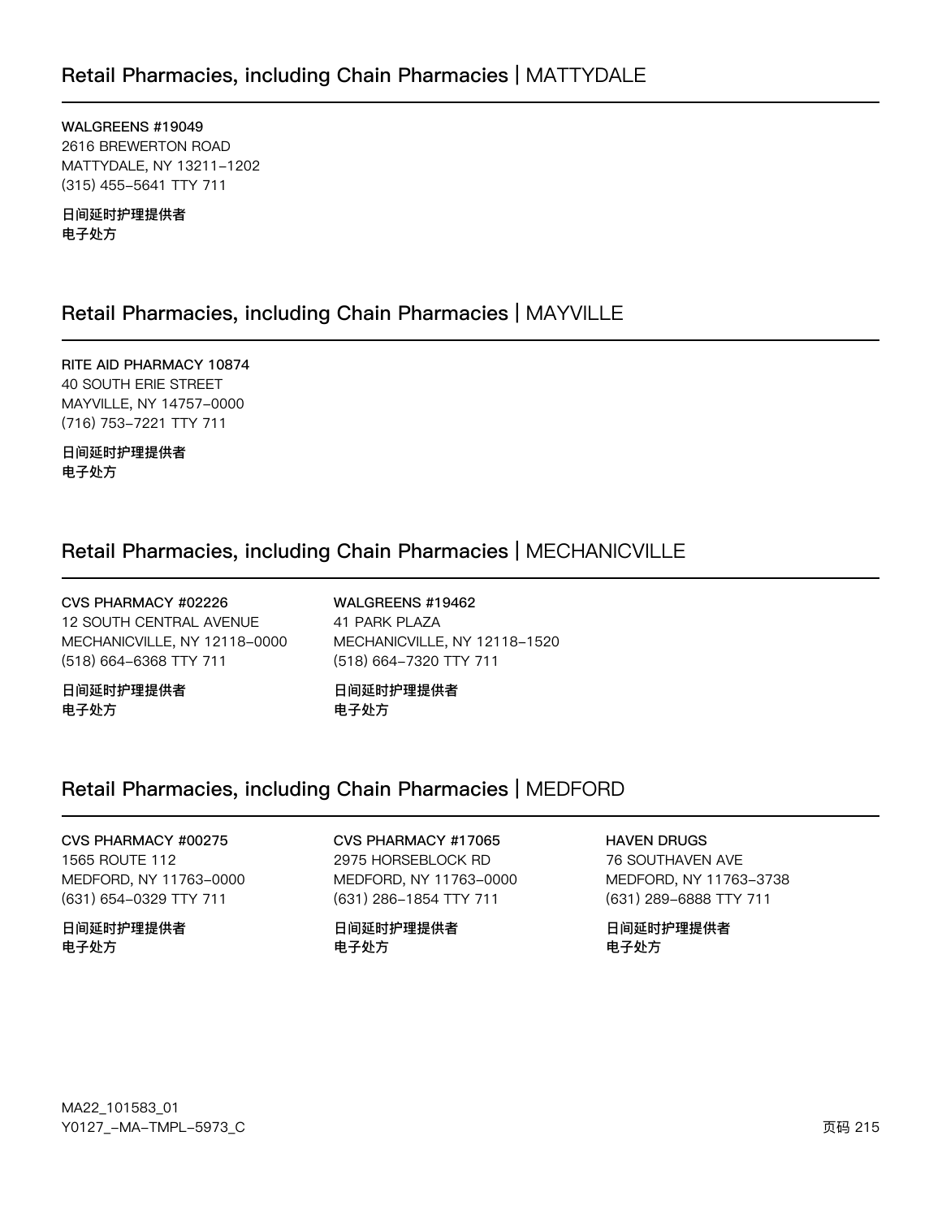## Retail Pharmacies, including Chain Pharmacies | MATTYDALE

**WALGREENS #19049**
2616 BREWERTON ROAD
MATTYDALE, NY 13211-1202
(315) 455-5641 TTY 711

**日间延时护理提供者**
**电子处方**

## Retail Pharmacies, including Chain Pharmacies | MAYVILLE

**RITE AID PHARMACY 10874**
40 SOUTH ERIE STREET
MAYVILLE, NY 14757-0000
(716) 753-7221 TTY 711

**日间延时护理提供者**
**电子处方**

## Retail Pharmacies, including Chain Pharmacies | MECHANICVILLE

**CVS PHARMACY #02226**
12 SOUTH CENTRAL AVENUE
MECHANICVILLE, NY 12118-0000
(518) 664-6368 TTY 711

**日间延时护理提供者**
**电子处方**

**WALGREENS #19462**
41 PARK PLAZA
MECHANICVILLE, NY 12118-1520
(518) 664-7320 TTY 711

**日间延时护理提供者**
**电子处方**

## Retail Pharmacies, including Chain Pharmacies | MEDFORD

**CVS PHARMACY #00275**
1565 ROUTE 112
MEDFORD, NY 11763-0000
(631) 654-0329 TTY 711

**日间延时护理提供者**
**电子处方**

**CVS PHARMACY #17065**
2975 HORSEBLOCK RD
MEDFORD, NY 11763-0000
(631) 286-1854 TTY 711

**日间延时护理提供者**
**电子处方**

**HAVEN DRUGS**
76 SOUTHAVEN AVE
MEDFORD, NY 11763-3738
(631) 289-6888 TTY 711

**日间延时护理提供者**
**电子处方**

MA22_101583_01
Y0127_-MA-TMPL-5973_C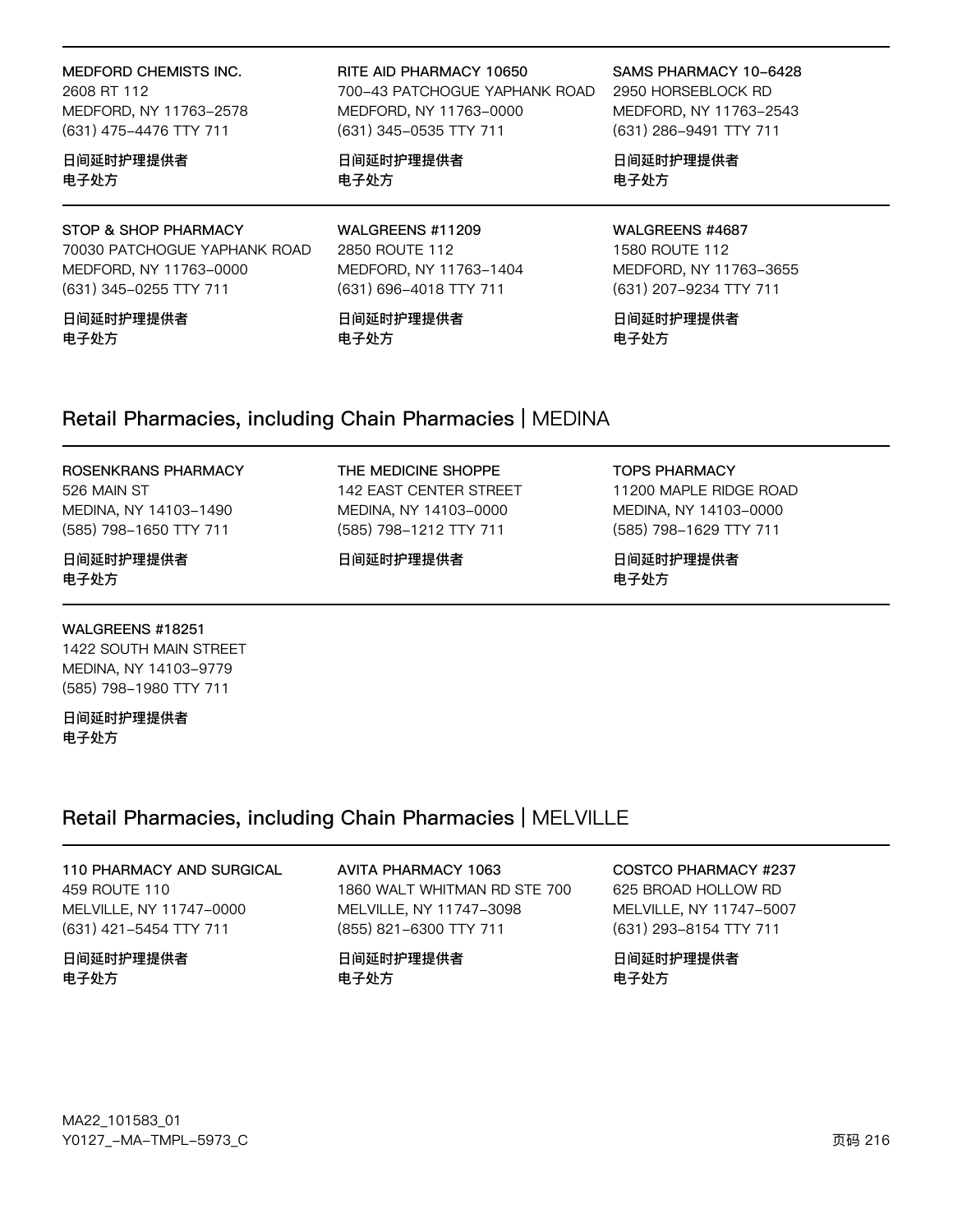**MEDFORD CHEMISTS INC.**
2608 RT 112
MEDFORD, NY 11763-2578
(631) 475-4476 TTY 711

**日间延时护理提供者**
**电子处方**

**RITE AID PHARMACY 10650**
700-43 PATCHOGUE YAPHANK ROAD
MEDFORD, NY 11763-0000
(631) 345-0535 TTY 711

**日间延时护理提供者**
**电子处方**

**SAMS PHARMACY 10-6428**
2950 HORSEBLOCK RD
MEDFORD, NY 11763-2543
(631) 286-9491 TTY 711

**日间延时护理提供者**
**电子处方**

**STOP & SHOP PHARMACY**
70030 PATCHOGUE YAPHANK ROAD
MEDFORD, NY 11763-0000
(631) 345-0255 TTY 711

**日间延时护理提供者**
**电子处方**

**WALGREENS #11209**
2850 ROUTE 112
MEDFORD, NY 11763-1404
(631) 696-4018 TTY 711

**日间延时护理提供者**
**电子处方**

**WALGREENS #4687**
1580 ROUTE 112
MEDFORD, NY 11763-3655
(631) 207-9234 TTY 711

**日间延时护理提供者**
**电子处方**

## Retail Pharmacies, including Chain Pharmacies | MEDINA

**ROSENKRANS PHARMACY**
526 MAIN ST
MEDINA, NY 14103-1490
(585) 798-1650 TTY 711

**日间延时护理提供者**
**电子处方**

**THE MEDICINE SHOPPE**
142 EAST CENTER STREET
MEDINA, NY 14103-0000
(585) 798-1212 TTY 711

**日间延时护理提供者**

**TOPS PHARMACY**
11200 MAPLE RIDGE ROAD
MEDINA, NY 14103-0000
(585) 798-1629 TTY 711

**日间延时护理提供者**
**电子处方**

**WALGREENS #18251**
1422 SOUTH MAIN STREET
MEDINA, NY 14103-9779
(585) 798-1980 TTY 711

**日间延时护理提供者**
**电子处方**

## Retail Pharmacies, including Chain Pharmacies | MELVILLE

**110 PHARMACY AND SURGICAL**
459 ROUTE 110
MELVILLE, NY 11747-0000
(631) 421-5454 TTY 711

**日间延时护理提供者**
**电子处方**

**AVITA PHARMACY 1063**
1860 WALT WHITMAN RD STE 700
MELVILLE, NY 11747-3098
(855) 821-6300 TTY 711

**日间延时护理提供者**
**电子处方**

**COSTCO PHARMACY #237**
625 BROAD HOLLOW RD
MELVILLE, NY 11747-5007
(631) 293-8154 TTY 711

**日间延时护理提供者**
**电子处方**

MA22_101583_01
Y0127_-MA-TMPL-5973_C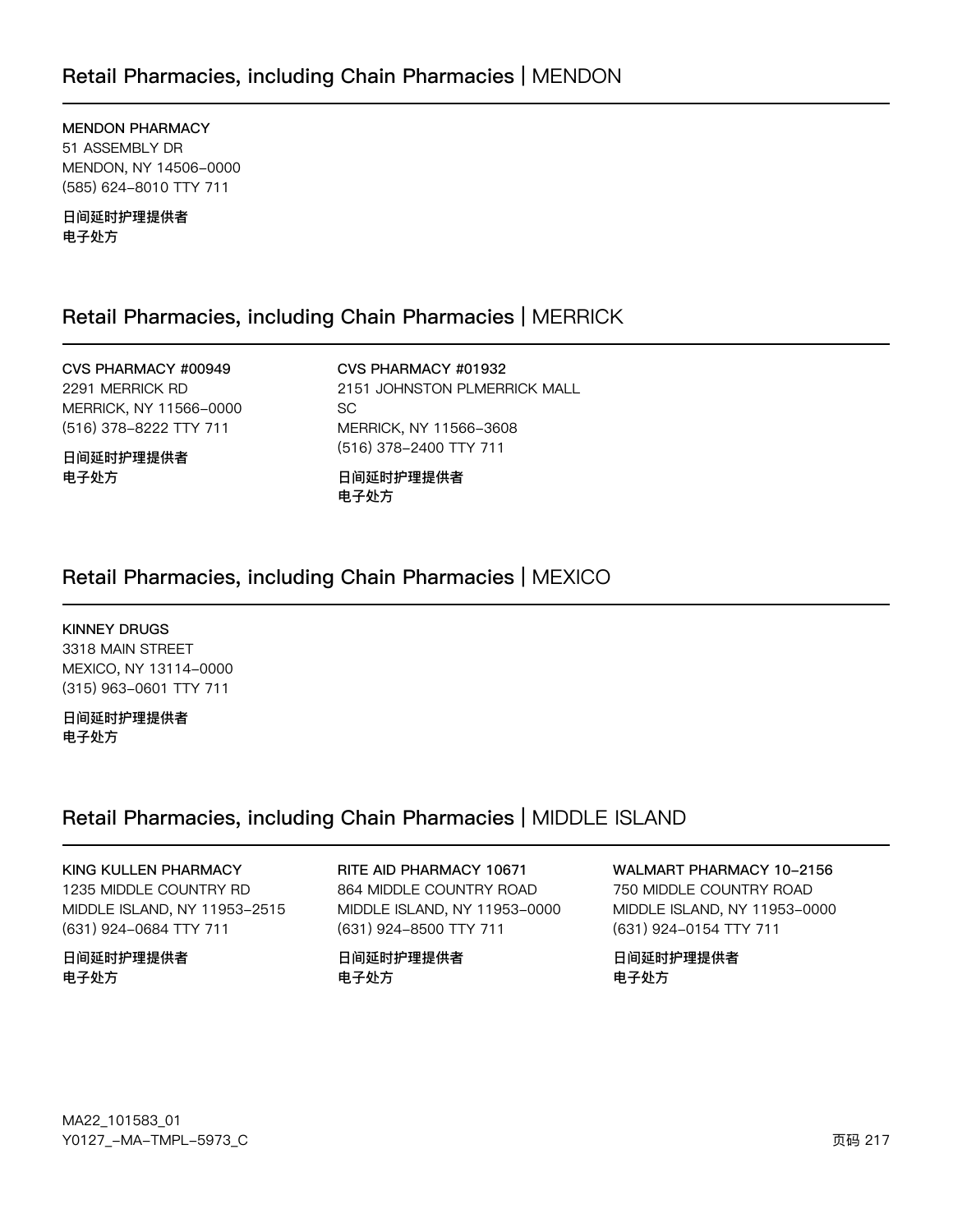## Retail Pharmacies, including Chain Pharmacies | MENDON

**MENDON PHARMACY**
51 ASSEMBLY DR
MENDON, NY 14506-0000
(585) 624-8010 TTY 711

**日间延时护理提供者**
**电子处方**

## Retail Pharmacies, including Chain Pharmacies | MERRICK

**CVS PHARMACY #00949**
2291 MERRICK RD
MERRICK, NY 11566-0000
(516) 378-8222 TTY 711

**日间延时护理提供者**
**电子处方**

**CVS PHARMACY #01932**
2151 JOHNSTON PLMERRICK MALL SC
MERRICK, NY 11566-3608
(516) 378-2400 TTY 711

**日间延时护理提供者**
**电子处方**

## Retail Pharmacies, including Chain Pharmacies | MEXICO

**KINNEY DRUGS**
3318 MAIN STREET
MEXICO, NY 13114-0000
(315) 963-0601 TTY 711

**日间延时护理提供者**
**电子处方**

## Retail Pharmacies, including Chain Pharmacies | MIDDLE ISLAND

**KING KULLEN PHARMACY**
1235 MIDDLE COUNTRY RD
MIDDLE ISLAND, NY 11953-2515
(631) 924-0684 TTY 711

**日间延时护理提供者**
**电子处方**

**RITE AID PHARMACY 10671**
864 MIDDLE COUNTRY ROAD
MIDDLE ISLAND, NY 11953-0000
(631) 924-8500 TTY 711

**日间延时护理提供者**
**电子处方**

**WALMART PHARMACY 10-2156**
750 MIDDLE COUNTRY ROAD
MIDDLE ISLAND, NY 11953-0000
(631) 924-0154 TTY 711

**日间延时护理提供者**
**电子处方**

MA22_101583_01
Y0127_-MA-TMPL-5973_C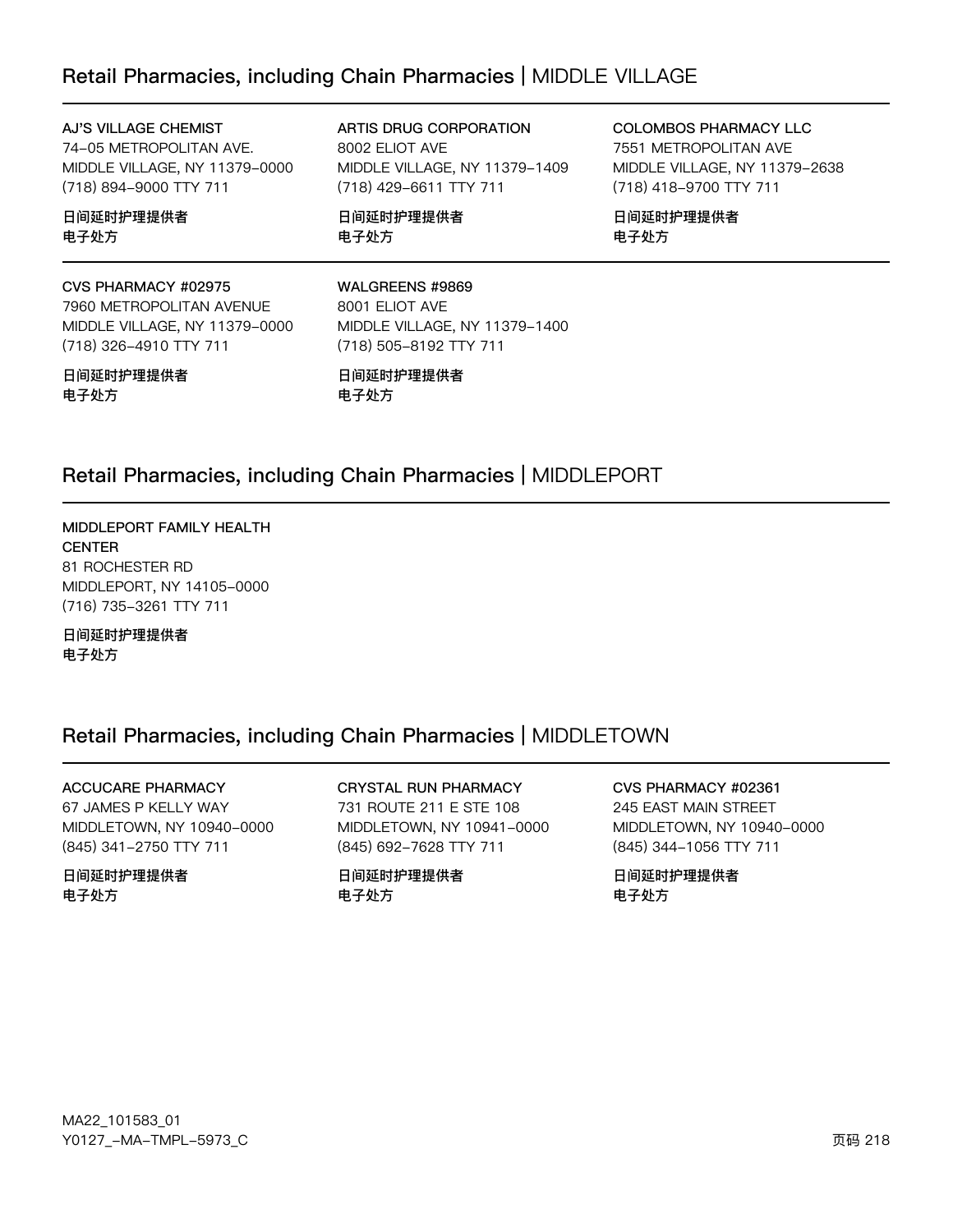## Retail Pharmacies, including Chain Pharmacies | MIDDLE VILLAGE

**AJ'S VILLAGE CHEMIST**
74-05 METROPOLITAN AVE.
MIDDLE VILLAGE, NY 11379-0000
(718) 894-9000 TTY 711

**日间延时护理提供者**
**电子处方**

**ARTIS DRUG CORPORATION**
8002 ELIOT AVE
MIDDLE VILLAGE, NY 11379-1409
(718) 429-6611 TTY 711

**日间延时护理提供者**
**电子处方**

**COLOMBOS PHARMACY LLC**
7551 METROPOLITAN AVE
MIDDLE VILLAGE, NY 11379-2638
(718) 418-9700 TTY 711

**日间延时护理提供者**
**电子处方**

**CVS PHARMACY #02975**
7960 METROPOLITAN AVENUE
MIDDLE VILLAGE, NY 11379-0000
(718) 326-4910 TTY 711

**日间延时护理提供者**
**电子处方**

**WALGREENS #9869**
8001 ELIOT AVE
MIDDLE VILLAGE, NY 11379-1400
(718) 505-8192 TTY 711

**日间延时护理提供者**
**电子处方**

## Retail Pharmacies, including Chain Pharmacies | MIDDLEPORT

**MIDDLEPORT FAMILY HEALTH CENTER**
81 ROCHESTER RD
MIDDLEPORT, NY 14105-0000
(716) 735-3261 TTY 711

**日间延时护理提供者**
**电子处方**

## Retail Pharmacies, including Chain Pharmacies | MIDDLETOWN

**ACCUCARE PHARMACY**
67 JAMES P KELLY WAY
MIDDLETOWN, NY 10940-0000
(845) 341-2750 TTY 711

**日间延时护理提供者**
**电子处方**

**CRYSTAL RUN PHARMACY**
731 ROUTE 211 E STE 108
MIDDLETOWN, NY 10941-0000
(845) 692-7628 TTY 711

**日间延时护理提供者**
**电子处方**

**CVS PHARMACY #02361**
245 EAST MAIN STREET
MIDDLETOWN, NY 10940-0000
(845) 344-1056 TTY 711

**日间延时护理提供者**
**电子处方**

MA22_101583_01
Y0127_-MA-TMPL-5973_C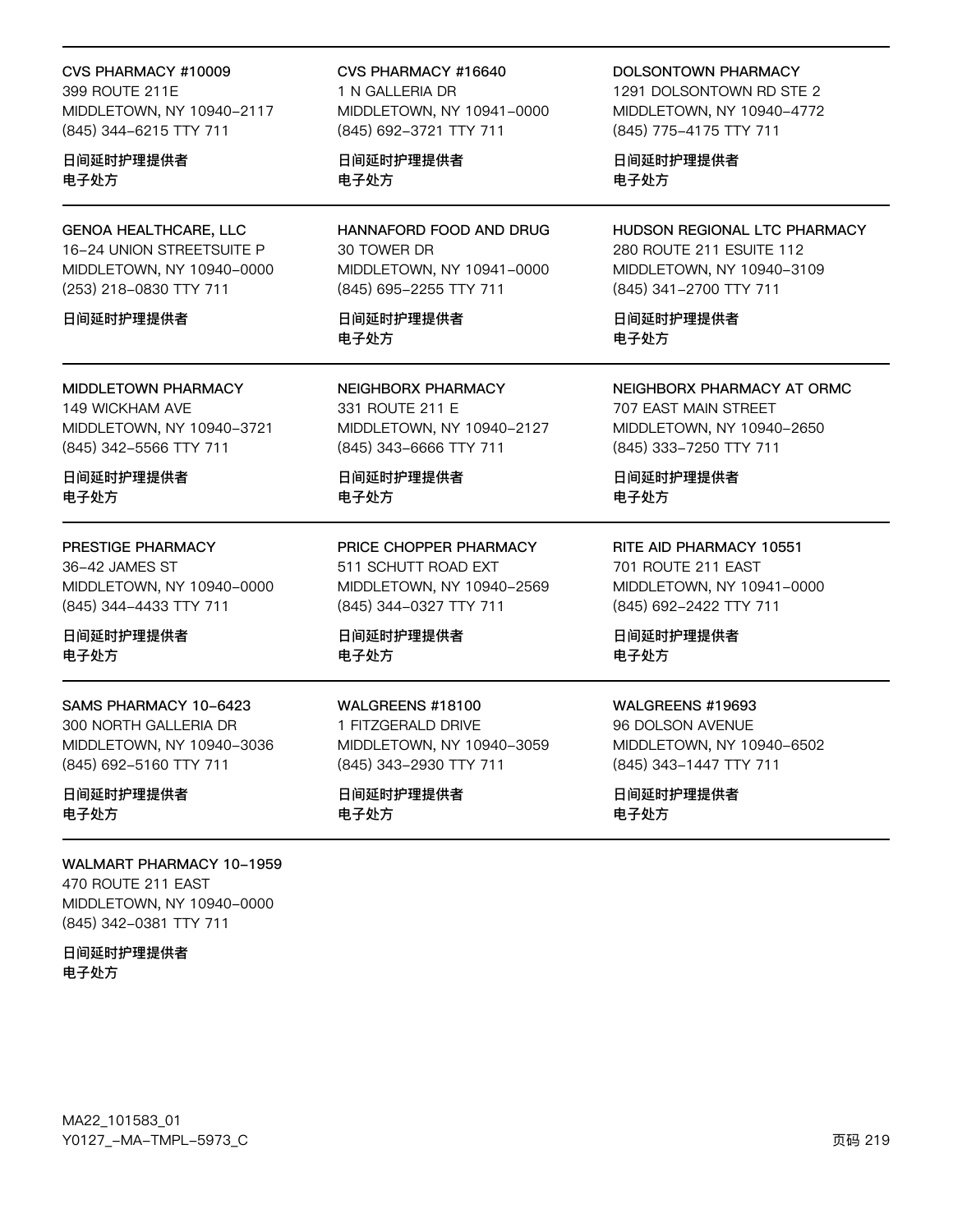CVS PHARMACY #10009
399 ROUTE 211E
MIDDLETOWN, NY 10940-2117
(845) 344-6215 TTY 711

日间延时护理提供者
电子处方

CVS PHARMACY #16640
1 N GALLERIA DR
MIDDLETOWN, NY 10941-0000
(845) 692-3721 TTY 711

日间延时护理提供者
电子处方

DOLSONTOWN PHARMACY
1291 DOLSONTOWN RD STE 2
MIDDLETOWN, NY 10940-4772
(845) 775-4175 TTY 711

日间延时护理提供者
电子处方

GENOA HEALTHCARE, LLC
16-24 UNION STREETSUITE P
MIDDLETOWN, NY 10940-0000
(253) 218-0830 TTY 711

日间延时护理提供者

HANNAFORD FOOD AND DRUG
30 TOWER DR
MIDDLETOWN, NY 10941-0000
(845) 695-2255 TTY 711

日间延时护理提供者
电子处方

HUDSON REGIONAL LTC PHARMACY
280 ROUTE 211 ESUITE 112
MIDDLETOWN, NY 10940-3109
(845) 341-2700 TTY 711

日间延时护理提供者
电子处方

MIDDLETOWN PHARMACY
149 WICKHAM AVE
MIDDLETOWN, NY 10940-3721
(845) 342-5566 TTY 711

日间延时护理提供者
电子处方

NEIGHBORX PHARMACY
331 ROUTE 211 E
MIDDLETOWN, NY 10940-2127
(845) 343-6666 TTY 711

日间延时护理提供者
电子处方

NEIGHBORX PHARMACY AT ORMC
707 EAST MAIN STREET
MIDDLETOWN, NY 10940-2650
(845) 333-7250 TTY 711

日间延时护理提供者
电子处方

PRESTIGE PHARMACY
36-42 JAMES ST
MIDDLETOWN, NY 10940-0000
(845) 344-4433 TTY 711

日间延时护理提供者
电子处方

PRICE CHOPPER PHARMACY
511 SCHUTT ROAD EXT
MIDDLETOWN, NY 10940-2569
(845) 344-0327 TTY 711

日间延时护理提供者
电子处方

RITE AID PHARMACY 10551
701 ROUTE 211 EAST
MIDDLETOWN, NY 10941-0000
(845) 692-2422 TTY 711

日间延时护理提供者
电子处方

SAMS PHARMACY 10-6423
300 NORTH GALLERIA DR
MIDDLETOWN, NY 10940-3036
(845) 692-5160 TTY 711

日间延时护理提供者
电子处方

WALGREENS #18100
1 FITZGERALD DRIVE
MIDDLETOWN, NY 10940-3059
(845) 343-2930 TTY 711

日间延时护理提供者
电子处方

WALGREENS #19693
96 DOLSON AVENUE
MIDDLETOWN, NY 10940-6502
(845) 343-1447 TTY 711

日间延时护理提供者
电子处方

WALMART PHARMACY 10-1959
470 ROUTE 211 EAST
MIDDLETOWN, NY 10940-0000
(845) 342-0381 TTY 711

日间延时护理提供者
电子处方

MA22_101583_01
Y0127_-MA-TMPL-5973_C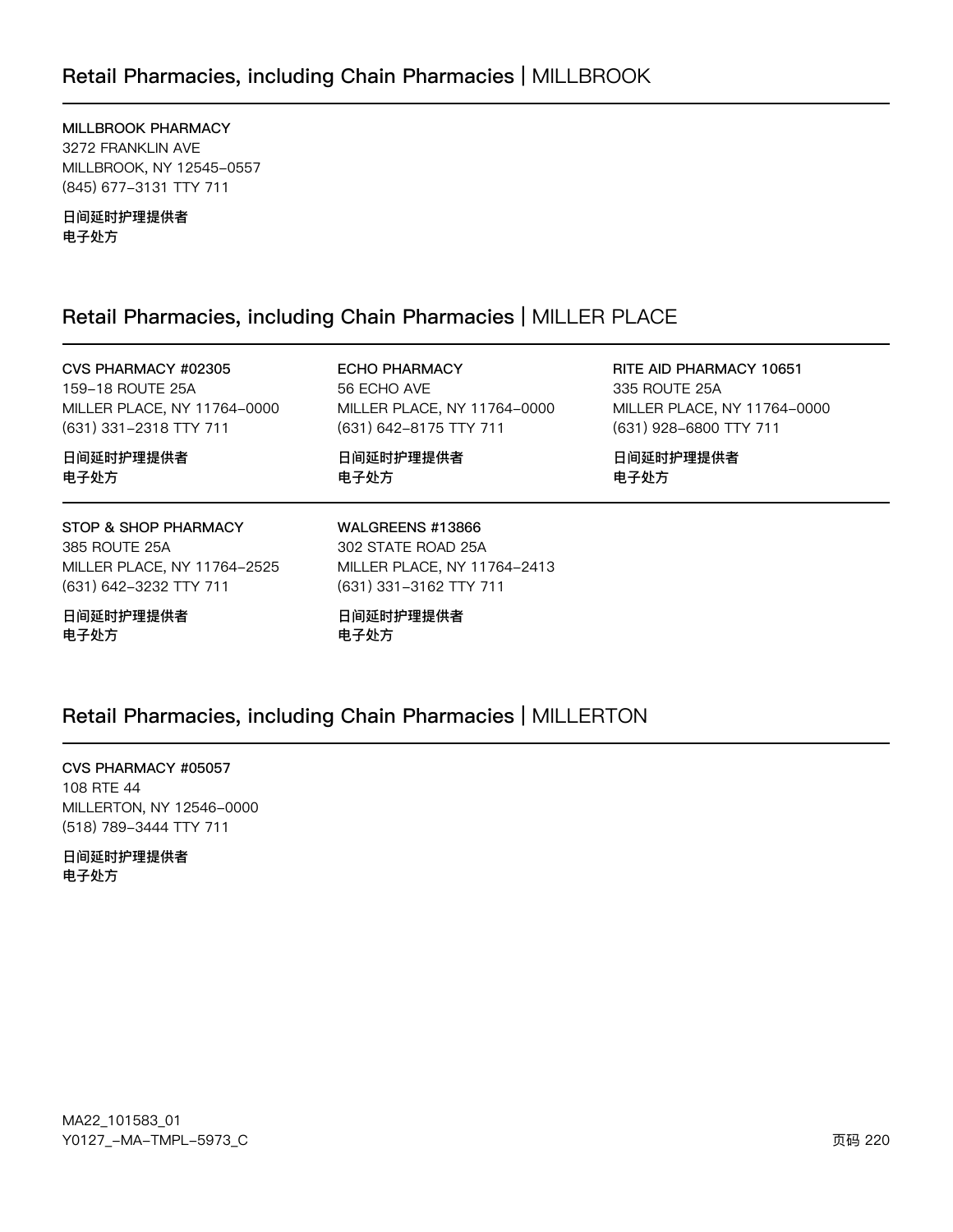## Retail Pharmacies, including Chain Pharmacies | MILLBROOK

**MILLBROOK PHARMACY**
3272 FRANKLIN AVE
MILLBROOK, NY 12545-0557
(845) 677-3131 TTY 711

**日间延时护理提供者**
**电子处方**

## Retail Pharmacies, including Chain Pharmacies | MILLER PLACE

**CVS PHARMACY #02305**
159-18 ROUTE 25A
MILLER PLACE, NY 11764-0000
(631) 331-2318 TTY 711

**日间延时护理提供者**
**电子处方**

**ECHO PHARMACY**
56 ECHO AVE
MILLER PLACE, NY 11764-0000
(631) 642-8175 TTY 711

**日间延时护理提供者**
**电子处方**

**RITE AID PHARMACY 10651**
335 ROUTE 25A
MILLER PLACE, NY 11764-0000
(631) 928-6800 TTY 711

**日间延时护理提供者**
**电子处方**

**STOP & SHOP PHARMACY**
385 ROUTE 25A
MILLER PLACE, NY 11764-2525
(631) 642-3232 TTY 711

**日间延时护理提供者**
**电子处方**

**WALGREENS #13866**
302 STATE ROAD 25A
MILLER PLACE, NY 11764-2413
(631) 331-3162 TTY 711

**日间延时护理提供者**
**电子处方**

## Retail Pharmacies, including Chain Pharmacies | MILLERTON

**CVS PHARMACY #05057**
108 RTE 44
MILLERTON, NY 12546-0000
(518) 789-3444 TTY 711

**日间延时护理提供者**
**电子处方**

MA22_101583_01
Y0127_-MA-TMPL-5973_C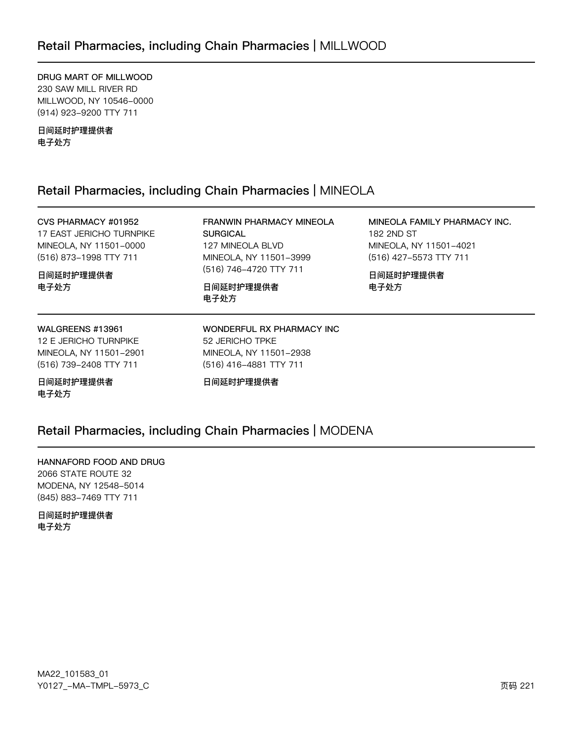## Retail Pharmacies, including Chain Pharmacies | MILLWOOD

**DRUG MART OF MILLWOOD**
230 SAW MILL RIVER RD
MILLWOOD, NY 10546-0000
(914) 923-9200 TTY 711

**日间延时护理提供者**
**电子处方**

## Retail Pharmacies, including Chain Pharmacies | MINEOLA

**CVS PHARMACY #01952**
17 EAST JERICHO TURNPIKE
MINEOLA, NY 11501-0000
(516) 873-1998 TTY 711

**日间延时护理提供者**
**电子处方**

**FRANWIN PHARMACY MINEOLA SURGICAL**
127 MINEOLA BLVD
MINEOLA, NY 11501-3999
(516) 746-4720 TTY 711

**日间延时护理提供者**
**电子处方**

**MINEOLA FAMILY PHARMACY INC.**
182 2ND ST
MINEOLA, NY 11501-4021
(516) 427-5573 TTY 711

**日间延时护理提供者**
**电子处方**

**WALGREENS #13961**
12 E JERICHO TURNPIKE
MINEOLA, NY 11501-2901
(516) 739-2408 TTY 711

**日间延时护理提供者**
**电子处方**

**WONDERFUL RX PHARMACY INC**
52 JERICHO TPKE
MINEOLA, NY 11501-2938
(516) 416-4881 TTY 711

**日间延时护理提供者**

## Retail Pharmacies, including Chain Pharmacies | MODENA

**HANNAFORD FOOD AND DRUG**
2066 STATE ROUTE 32
MODENA, NY 12548-5014
(845) 883-7469 TTY 711

**日间延时护理提供者**
**电子处方**

MA22_101583_01
Y0127_-MA-TMPL-5973_C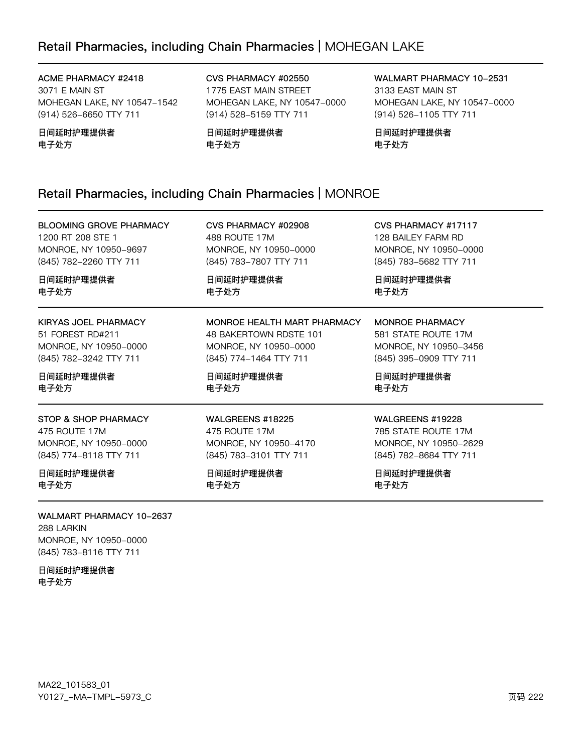## Retail Pharmacies, including Chain Pharmacies | MOHEGAN LAKE

**ACME PHARMACY #2418**
3071 E MAIN ST
MOHEGAN LAKE, NY 10547-1542
(914) 526-6650 TTY 711

**日间延时护理提供者**
**电子处方**

**CVS PHARMACY #02550**
1775 EAST MAIN STREET
MOHEGAN LAKE, NY 10547-0000
(914) 528-5159 TTY 711

**日间延时护理提供者**
**电子处方**

**WALMART PHARMACY 10-2531**
3133 EAST MAIN ST
MOHEGAN LAKE, NY 10547-0000
(914) 526-1105 TTY 711

**日间延时护理提供者**
**电子处方**

## Retail Pharmacies, including Chain Pharmacies | MONROE

**BLOOMING GROVE PHARMACY**
1200 RT 208 STE 1
MONROE, NY 10950-9697
(845) 782-2260 TTY 711

**日间延时护理提供者**
**电子处方**

**CVS PHARMACY #02908**
488 ROUTE 17M
MONROE, NY 10950-0000
(845) 783-7807 TTY 711

**日间延时护理提供者**
**电子处方**

**CVS PHARMACY #17117**
128 BAILEY FARM RD
MONROE, NY 10950-0000
(845) 783-5682 TTY 711

**日间延时护理提供者**
**电子处方**

**KIRYAS JOEL PHARMACY**
51 FOREST RD#211
MONROE, NY 10950-0000
(845) 782-3242 TTY 711

**日间延时护理提供者**
**电子处方**

**MONROE HEALTH MART PHARMACY**
48 BAKERTOWN RDSTE 101
MONROE, NY 10950-0000
(845) 774-1464 TTY 711

**日间延时护理提供者**
**电子处方**

**MONROE PHARMACY**
581 STATE ROUTE 17M
MONROE, NY 10950-3456
(845) 395-0909 TTY 711

**日间延时护理提供者**
**电子处方**

**STOP & SHOP PHARMACY**
475 ROUTE 17M
MONROE, NY 10950-0000
(845) 774-8118 TTY 711

**日间延时护理提供者**
**电子处方**

**WALGREENS #18225**
475 ROUTE 17M
MONROE, NY 10950-4170
(845) 783-3101 TTY 711

**日间延时护理提供者**
**电子处方**

**WALGREENS #19228**
785 STATE ROUTE 17M
MONROE, NY 10950-2629
(845) 782-8684 TTY 711

**日间延时护理提供者**
**电子处方**

**WALMART PHARMACY 10-2637**
288 LARKIN
MONROE, NY 10950-0000
(845) 783-8116 TTY 711

**日间延时护理提供者**
**电子处方**

MA22_101583_01
Y0127_-MA-TMPL-5973_C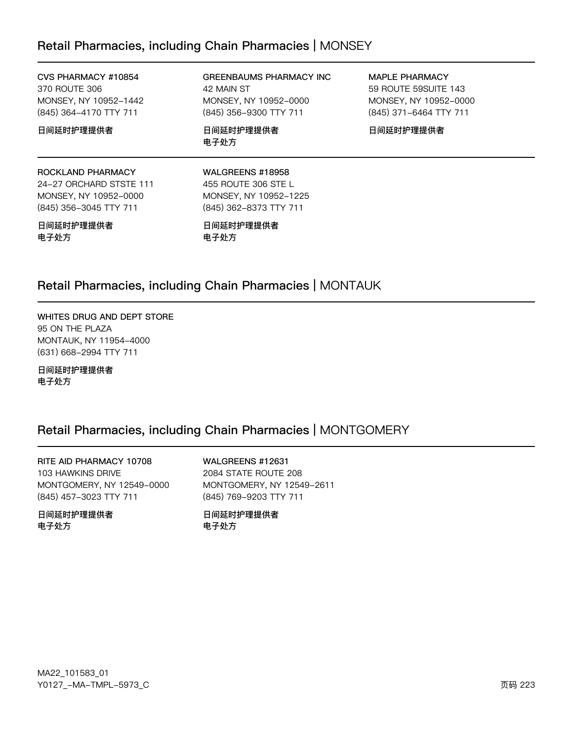## Retail Pharmacies, including Chain Pharmacies | MONSEY

**CVS PHARMACY #10854**
370 ROUTE 306
MONSEY, NY 10952-1442
(845) 364-4170 TTY 711

**日间延时护理提供者**

**GREENBAUMS PHARMACY INC**
42 MAIN ST
MONSEY, NY 10952-0000
(845) 356-9300 TTY 711

**日间延时护理提供者**
**电子处方**

**MAPLE PHARMACY**
59 ROUTE 59SUITE 143
MONSEY, NY 10952-0000
(845) 371-6464 TTY 711

**日间延时护理提供者**

**ROCKLAND PHARMACY**
24-27 ORCHARD STSTE 111
MONSEY, NY 10952-0000
(845) 356-3045 TTY 711

**日间延时护理提供者**
**电子处方**

**WALGREENS #18958**
455 ROUTE 306 STE L
MONSEY, NY 10952-1225
(845) 362-8373 TTY 711

**日间延时护理提供者**
**电子处方**

## Retail Pharmacies, including Chain Pharmacies | MONTAUK

**WHITES DRUG AND DEPT STORE**
95 ON THE PLAZA
MONTAUK, NY 11954-4000
(631) 668-2994 TTY 711

**日间延时护理提供者**
**电子处方**

## Retail Pharmacies, including Chain Pharmacies | MONTGOMERY

**RITE AID PHARMACY 10708**
103 HAWKINS DRIVE
MONTGOMERY, NY 12549-0000
(845) 457-3023 TTY 711

**日间延时护理提供者**
**电子处方**

**WALGREENS #12631**
2084 STATE ROUTE 208
MONTGOMERY, NY 12549-2611
(845) 769-9203 TTY 711

**日间延时护理提供者**
**电子处方**

MA22_101583_01
Y0127_-MA-TMPL-5973_C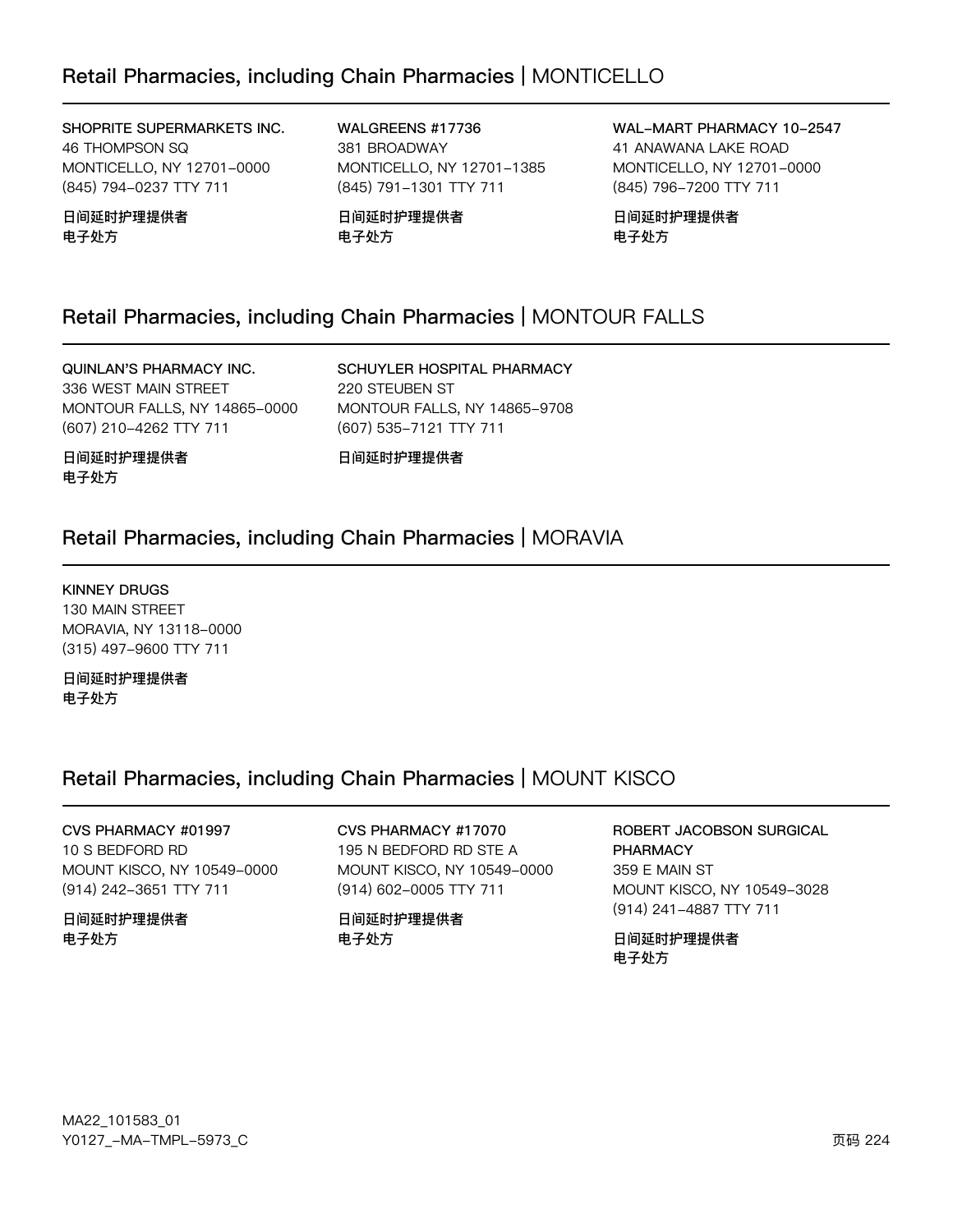## Retail Pharmacies, including Chain Pharmacies | MONTICELLO

**SHOPRITE SUPERMARKETS INC.**
46 THOMPSON SQ
MONTICELLO, NY 12701-0000
(845) 794-0237 TTY 711

**日间延时护理提供者**
**电子处方**

**WALGREENS #17736**
381 BROADWAY
MONTICELLO, NY 12701-1385
(845) 791-1301 TTY 711

**日间延时护理提供者**
**电子处方**

**WAL-MART PHARMACY 10-2547**
41 ANAWANA LAKE ROAD
MONTICELLO, NY 12701-0000
(845) 796-7200 TTY 711

**日间延时护理提供者**
**电子处方**

## Retail Pharmacies, including Chain Pharmacies | MONTOUR FALLS

**QUINLAN'S PHARMACY INC.**
336 WEST MAIN STREET
MONTOUR FALLS, NY 14865-0000
(607) 210-4262 TTY 711

**日间延时护理提供者**
**电子处方**

**SCHUYLER HOSPITAL PHARMACY**
220 STEUBEN ST
MONTOUR FALLS, NY 14865-9708
(607) 535-7121 TTY 711

**日间延时护理提供者**

## Retail Pharmacies, including Chain Pharmacies | MORAVIA

**KINNEY DRUGS**
130 MAIN STREET
MORAVIA, NY 13118-0000
(315) 497-9600 TTY 711

**日间延时护理提供者**
**电子处方**

## Retail Pharmacies, including Chain Pharmacies | MOUNT KISCO

**CVS PHARMACY #01997**
10 S BEDFORD RD
MOUNT KISCO, NY 10549-0000
(914) 242-3651 TTY 711

**日间延时护理提供者**
**电子处方**

**CVS PHARMACY #17070**
195 N BEDFORD RD STE A
MOUNT KISCO, NY 10549-0000
(914) 602-0005 TTY 711

**日间延时护理提供者**
**电子处方**

**ROBERT JACOBSON SURGICAL PHARMACY**
359 E MAIN ST
MOUNT KISCO, NY 10549-3028
(914) 241-4887 TTY 711

**日间延时护理提供者**
**电子处方**

MA22_101583_01
Y0127_-MA-TMPL-5973_C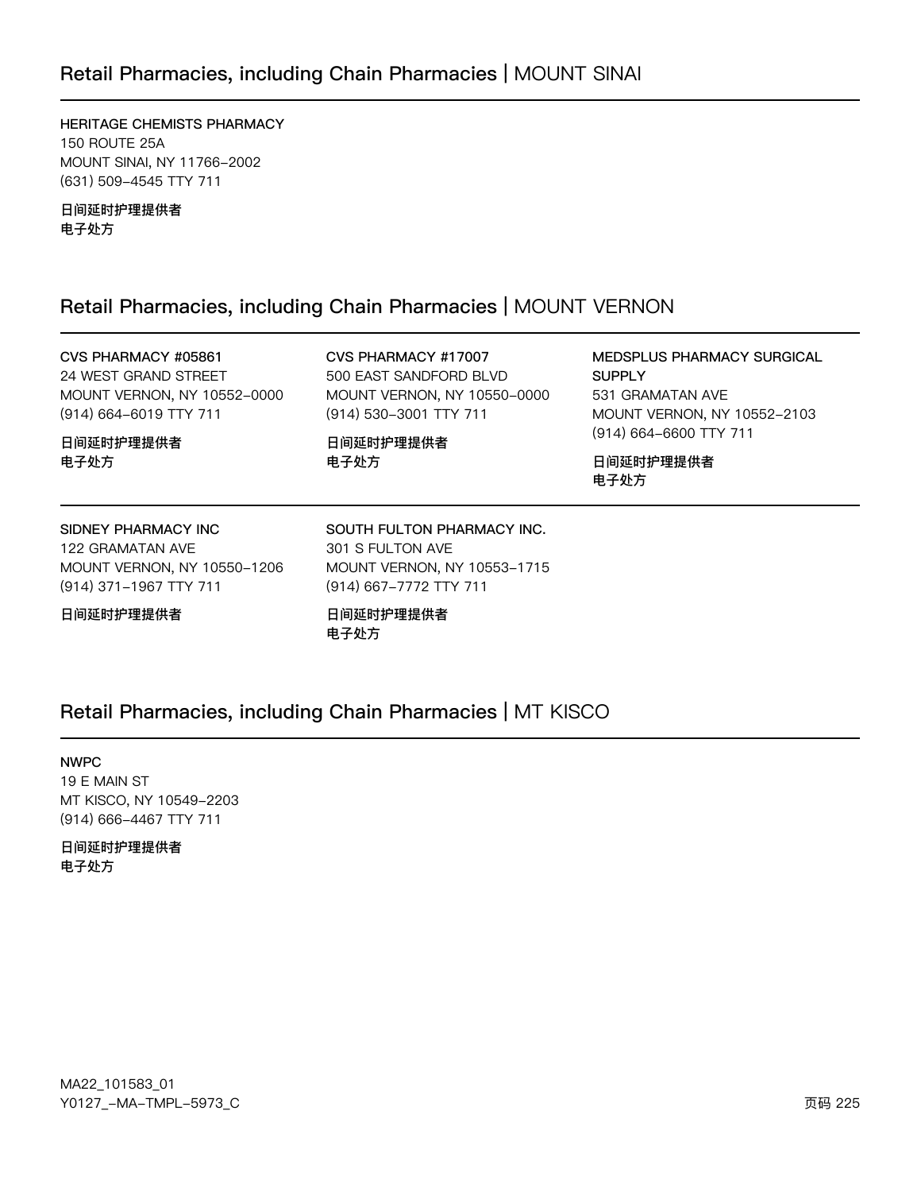## Retail Pharmacies, including Chain Pharmacies | MOUNT SINAI

**HERITAGE CHEMISTS PHARMACY**
150 ROUTE 25A
MOUNT SINAI, NY 11766-2002
(631) 509-4545 TTY 711

**日间延时护理提供者**
**电子处方**

## Retail Pharmacies, including Chain Pharmacies | MOUNT VERNON

**CVS PHARMACY #05861**
24 WEST GRAND STREET
MOUNT VERNON, NY 10552-0000
(914) 664-6019 TTY 711

**日间延时护理提供者**
**电子处方**

**CVS PHARMACY #17007**
500 EAST SANDFORD BLVD
MOUNT VERNON, NY 10550-0000
(914) 530-3001 TTY 711

**日间延时护理提供者**
**电子处方**

**MEDSPLUS PHARMACY SURGICAL SUPPLY**
531 GRAMATAN AVE
MOUNT VERNON, NY 10552-2103
(914) 664-6600 TTY 711

**日间延时护理提供者**
**电子处方**

**SIDNEY PHARMACY INC**
122 GRAMATAN AVE
MOUNT VERNON, NY 10550-1206
(914) 371-1967 TTY 711

**日间延时护理提供者**

**SOUTH FULTON PHARMACY INC.**
301 S FULTON AVE
MOUNT VERNON, NY 10553-1715
(914) 667-7772 TTY 711

**日间延时护理提供者**
**电子处方**

## Retail Pharmacies, including Chain Pharmacies | MT KISCO

**NWPC**
19 E MAIN ST
MT KISCO, NY 10549-2203
(914) 666-4467 TTY 711

**日间延时护理提供者**
**电子处方**

MA22_101583_01
Y0127_-MA-TMPL-5973_C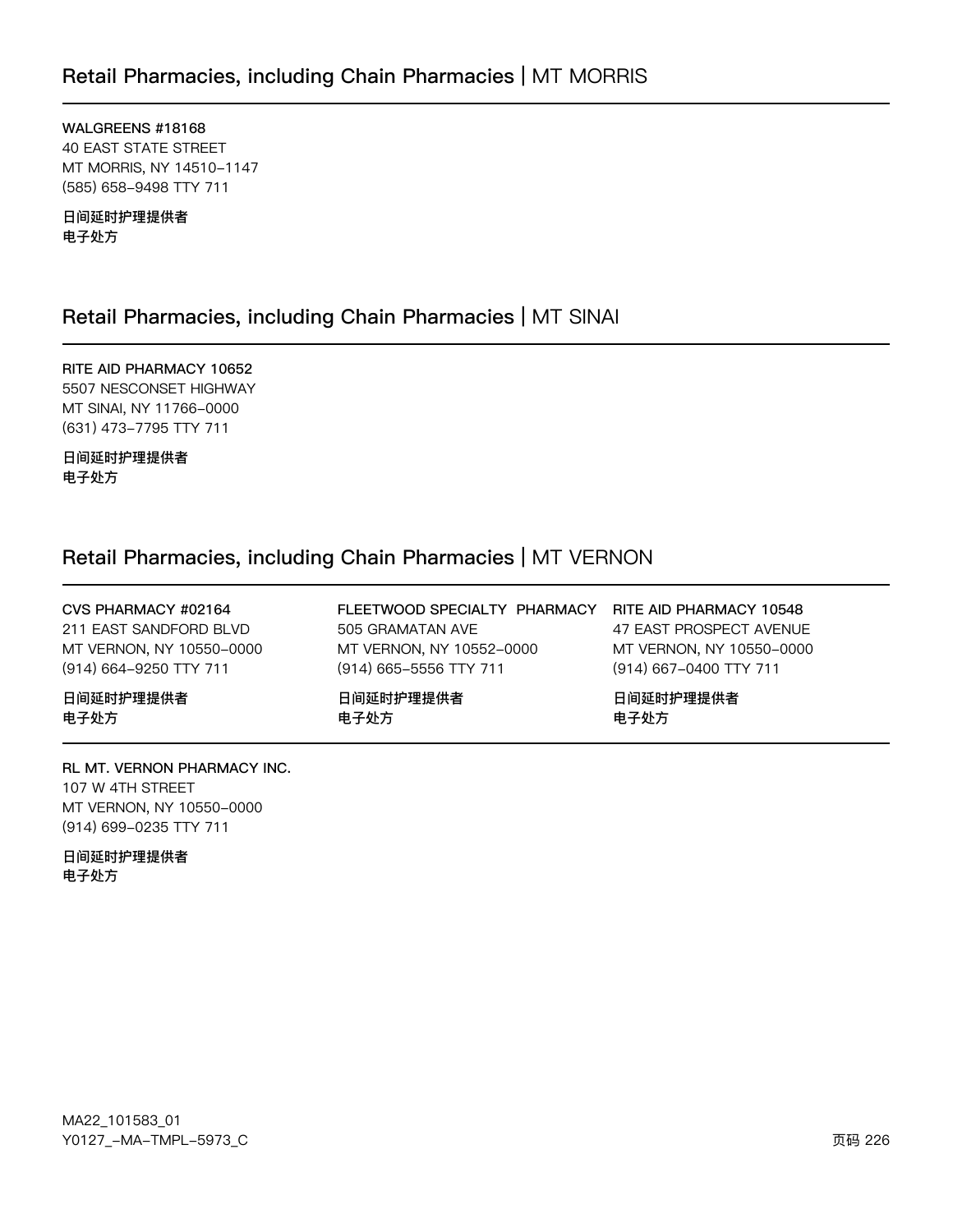## Retail Pharmacies, including Chain Pharmacies | MT MORRIS

**WALGREENS #18168**
40 EAST STATE STREET
MT MORRIS, NY 14510-1147
(585) 658-9498 TTY 711

**日间延时护理提供者**
**电子处方**

## Retail Pharmacies, including Chain Pharmacies | MT SINAI

**RITE AID PHARMACY 10652**
5507 NESCONSET HIGHWAY
MT SINAI, NY 11766-0000
(631) 473-7795 TTY 711

**日间延时护理提供者**
**电子处方**

## Retail Pharmacies, including Chain Pharmacies | MT VERNON

**CVS PHARMACY #02164**
211 EAST SANDFORD BLVD
MT VERNON, NY 10550-0000
(914) 664-9250 TTY 711

**日间延时护理提供者**
**电子处方**

**FLEETWOOD SPECIALTY PHARMACY**
505 GRAMATAN AVE
MT VERNON, NY 10552-0000
(914) 665-5556 TTY 711

**日间延时护理提供者**
**电子处方**

**RITE AID PHARMACY 10548**
47 EAST PROSPECT AVENUE
MT VERNON, NY 10550-0000
(914) 667-0400 TTY 711

**日间延时护理提供者**
**电子处方**

**RL MT. VERNON PHARMACY INC.**
107 W 4TH STREET
MT VERNON, NY 10550-0000
(914) 699-0235 TTY 711

**日间延时护理提供者**
**电子处方**

MA22_101583_01
Y0127_-MA-TMPL-5973_C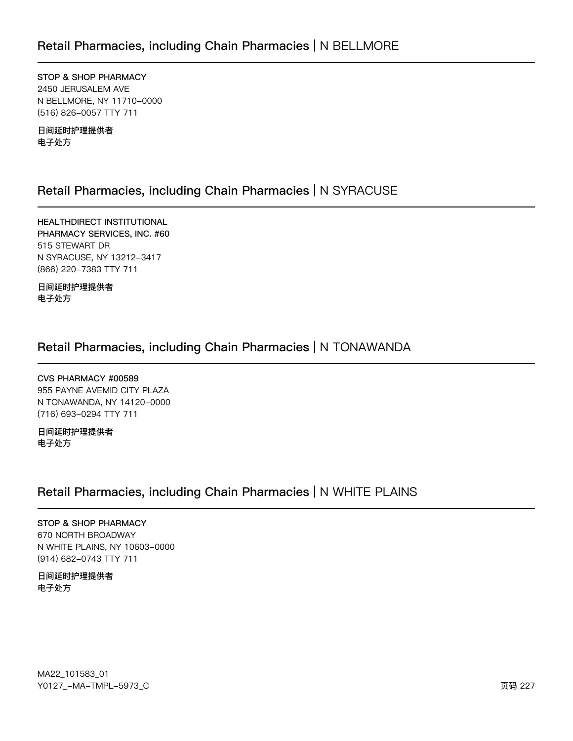## Retail Pharmacies, including Chain Pharmacies | N BELLMORE

STOP & SHOP PHARMACY
2450 JERUSALEM AVE
N BELLMORE, NY 11710-0000
(516) 826-0057 TTY 711

**日间延时护理提供者**
**电子处方**

## Retail Pharmacies, including Chain Pharmacies | N SYRACUSE

HEALTHDIRECT INSTITUTIONAL PHARMACY SERVICES, INC. #60
515 STEWART DR
N SYRACUSE, NY 13212-3417
(866) 220-7383 TTY 711

**日间延时护理提供者**
**电子处方**

## Retail Pharmacies, including Chain Pharmacies | N TONAWANDA

CVS PHARMACY #00589
955 PAYNE AVEMID CITY PLAZA
N TONAWANDA, NY 14120-0000
(716) 693-0294 TTY 711

**日间延时护理提供者**
**电子处方**

## Retail Pharmacies, including Chain Pharmacies | N WHITE PLAINS

STOP & SHOP PHARMACY
670 NORTH BROADWAY
N WHITE PLAINS, NY 10603-0000
(914) 682-0743 TTY 711

**日间延时护理提供者**
**电子处方**

MA22_101583_01
Y0127_-MA-TMPL-5973_C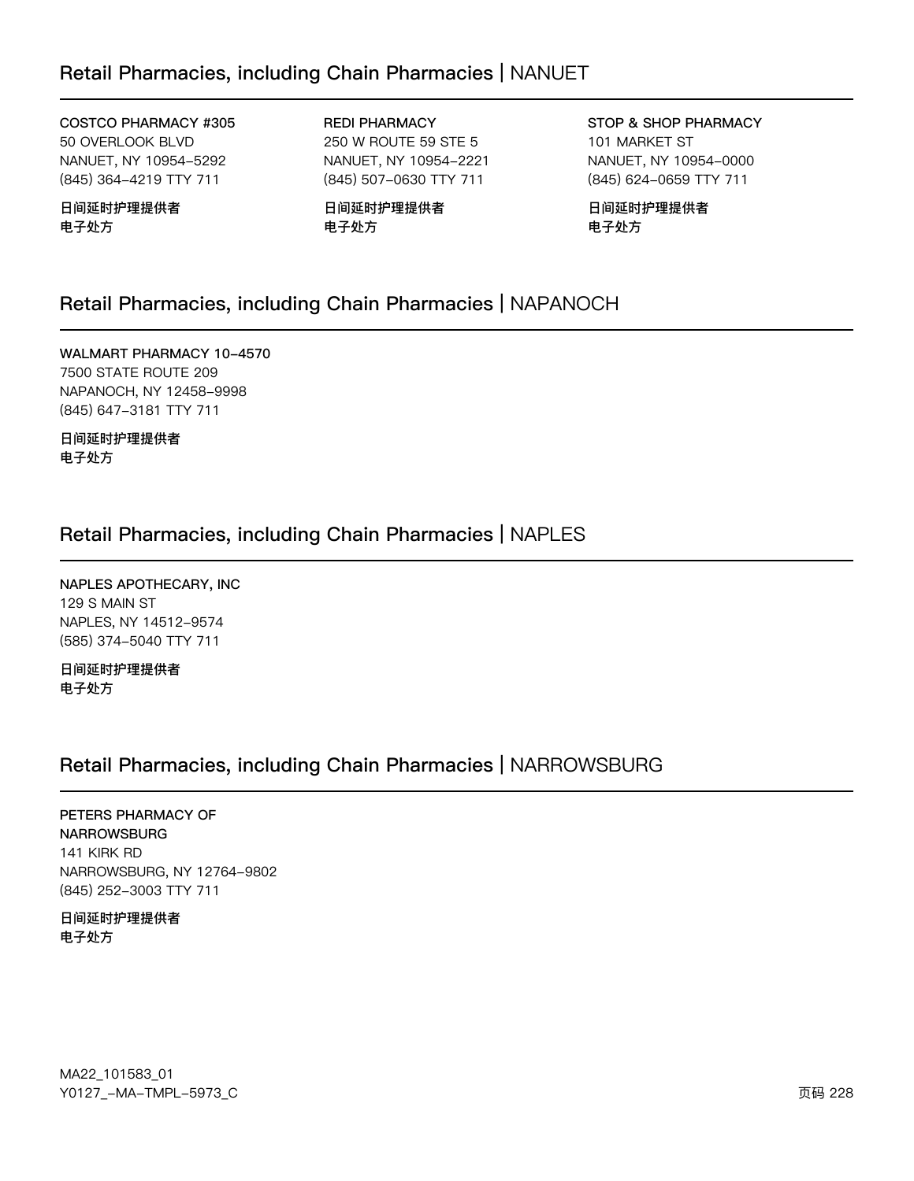## Retail Pharmacies, including Chain Pharmacies | NANUET

**COSTCO PHARMACY #305**
50 OVERLOOK BLVD
NANUET, NY 10954-5292
(845) 364-4219 TTY 711

**日间延时护理提供者**
**电子处方**

**REDI PHARMACY**
250 W ROUTE 59 STE 5
NANUET, NY 10954-2221
(845) 507-0630 TTY 711

**日间延时护理提供者**
**电子处方**

**STOP & SHOP PHARMACY**
101 MARKET ST
NANUET, NY 10954-0000
(845) 624-0659 TTY 711

**日间延时护理提供者**
**电子处方**

## Retail Pharmacies, including Chain Pharmacies | NAPANOCH

**WALMART PHARMACY 10-4570**
7500 STATE ROUTE 209
NAPANOCH, NY 12458-9998
(845) 647-3181 TTY 711

**日间延时护理提供者**
**电子处方**

## Retail Pharmacies, including Chain Pharmacies | NAPLES

**NAPLES APOTHECARY, INC**
129 S MAIN ST
NAPLES, NY 14512-9574
(585) 374-5040 TTY 711

**日间延时护理提供者**
**电子处方**

## Retail Pharmacies, including Chain Pharmacies | NARROWSBURG

**PETERS PHARMACY OF NARROWSBURG**
141 KIRK RD
NARROWSBURG, NY 12764-9802
(845) 252-3003 TTY 711

**日间延时护理提供者**
**电子处方**

MA22_101583_01
Y0127_-MA-TMPL-5973_C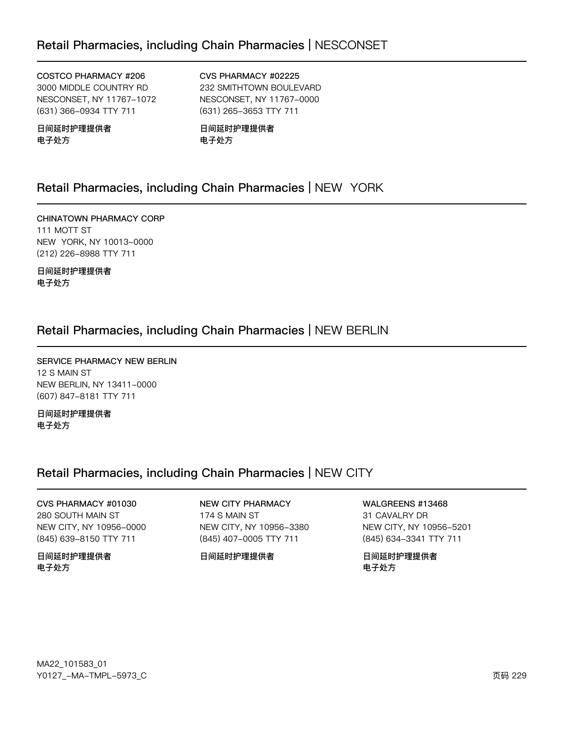## Retail Pharmacies, including Chain Pharmacies | NESCONSET

**COSTCO PHARMACY #206**
3000 MIDDLE COUNTRY RD
NESCONSET, NY 11767-1072
(631) 366-0934 TTY 711

**日间延时护理提供者**
**电子处方**

**CVS PHARMACY #02225**
232 SMITHTOWN BOULEVARD
NESCONSET, NY 11767-0000
(631) 265-3653 TTY 711

**日间延时护理提供者**
**电子处方**

## Retail Pharmacies, including Chain Pharmacies | NEW YORK

**CHINATOWN PHARMACY CORP**
111 MOTT ST
NEW YORK, NY 10013-0000
(212) 226-8988 TTY 711

**日间延时护理提供者**
**电子处方**

## Retail Pharmacies, including Chain Pharmacies | NEW BERLIN

**SERVICE PHARMACY NEW BERLIN**
12 S MAIN ST
NEW BERLIN, NY 13411-0000
(607) 847-8181 TTY 711

**日间延时护理提供者**
**电子处方**

## Retail Pharmacies, including Chain Pharmacies | NEW CITY

**CVS PHARMACY #01030**
280 SOUTH MAIN ST
NEW CITY, NY 10956-0000
(845) 639-8150 TTY 711

**日间延时护理提供者**
**电子处方**

**NEW CITY PHARMACY**
174 S MAIN ST
NEW CITY, NY 10956-3380
(845) 407-0005 TTY 711

**日间延时护理提供者**

**WALGREENS #13468**
31 CAVALRY DR
NEW CITY, NY 10956-5201
(845) 634-3341 TTY 711

**日间延时护理提供者**
**电子处方**

MA22_101583_01
Y0127_-MA-TMPL-5973_C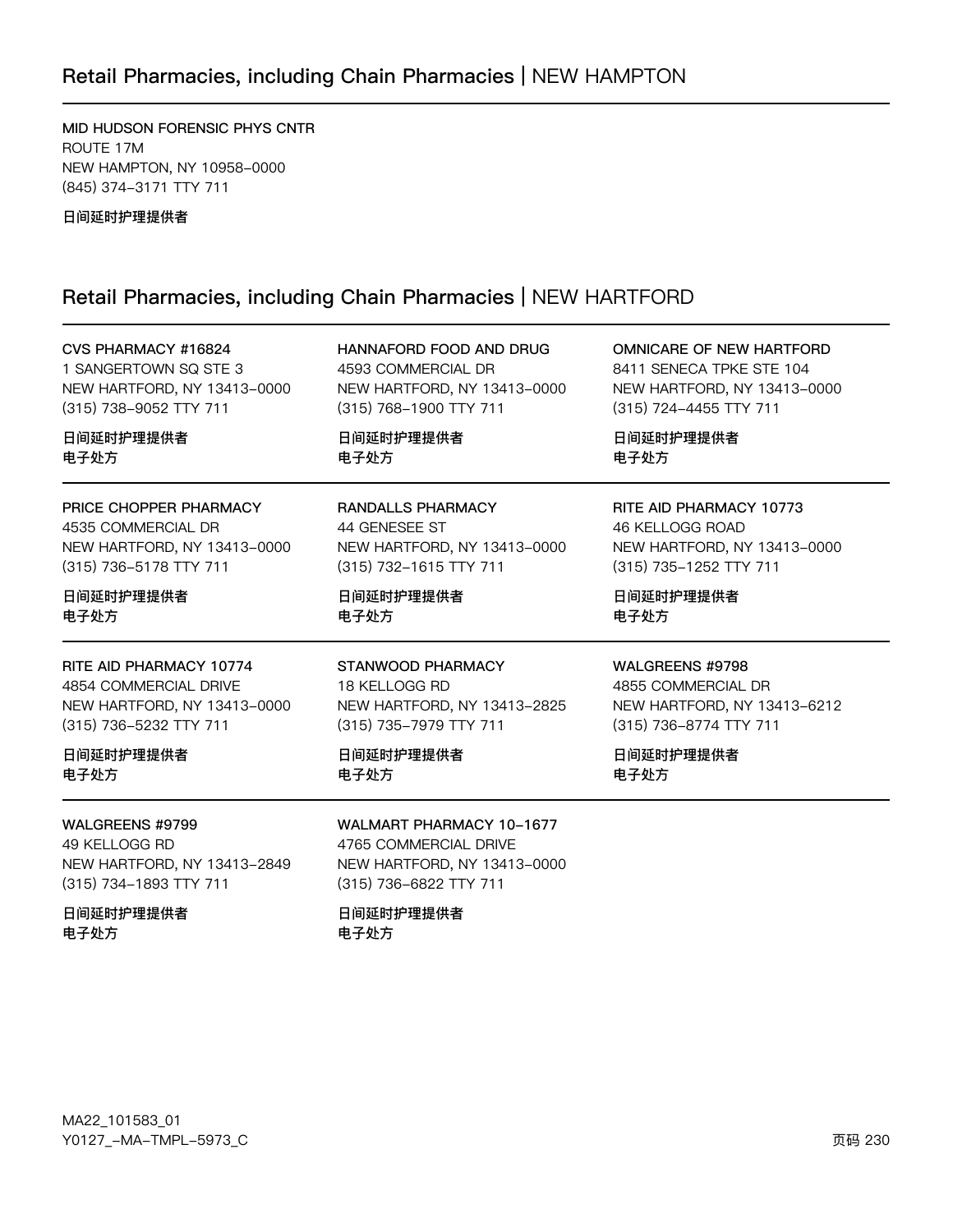## Retail Pharmacies, including Chain Pharmacies | NEW HAMPTON

MID HUDSON FORENSIC PHYS CNTR
ROUTE 17M
NEW HAMPTON, NY 10958-0000
(845) 374-3171 TTY 711

日间延时护理提供者

## Retail Pharmacies, including Chain Pharmacies | NEW HARTFORD

CVS PHARMACY #16824
1 SANGERTOWN SQ STE 3
NEW HARTFORD, NY 13413-0000
(315) 738-9052 TTY 711

日间延时护理提供者
电子处方

HANNAFORD FOOD AND DRUG
4593 COMMERCIAL DR
NEW HARTFORD, NY 13413-0000
(315) 768-1900 TTY 711

日间延时护理提供者
电子处方

OMNICARE OF NEW HARTFORD
8411 SENECA TPKE STE 104
NEW HARTFORD, NY 13413-0000
(315) 724-4455 TTY 711

日间延时护理提供者
电子处方

PRICE CHOPPER PHARMACY
4535 COMMERCIAL DR
NEW HARTFORD, NY 13413-0000
(315) 736-5178 TTY 711

日间延时护理提供者
电子处方

RANDALLS PHARMACY
44 GENESEE ST
NEW HARTFORD, NY 13413-0000
(315) 732-1615 TTY 711

日间延时护理提供者
电子处方

RITE AID PHARMACY 10773
46 KELLOGG ROAD
NEW HARTFORD, NY 13413-0000
(315) 735-1252 TTY 711

日间延时护理提供者
电子处方

RITE AID PHARMACY 10774
4854 COMMERCIAL DRIVE
NEW HARTFORD, NY 13413-0000
(315) 736-5232 TTY 711

日间延时护理提供者
电子处方

STANWOOD PHARMACY
18 KELLOGG RD
NEW HARTFORD, NY 13413-2825
(315) 735-7979 TTY 711

日间延时护理提供者
电子处方

WALGREENS #9798
4855 COMMERCIAL DR
NEW HARTFORD, NY 13413-6212
(315) 736-8774 TTY 711

日间延时护理提供者
电子处方

WALGREENS #9799
49 KELLOGG RD
NEW HARTFORD, NY 13413-2849
(315) 734-1893 TTY 711

日间延时护理提供者
电子处方

WALMART PHARMACY 10-1677
4765 COMMERCIAL DRIVE
NEW HARTFORD, NY 13413-0000
(315) 736-6822 TTY 711

日间延时护理提供者
电子处方

MA22_101583_01
Y0127_-MA-TMPL-5973_C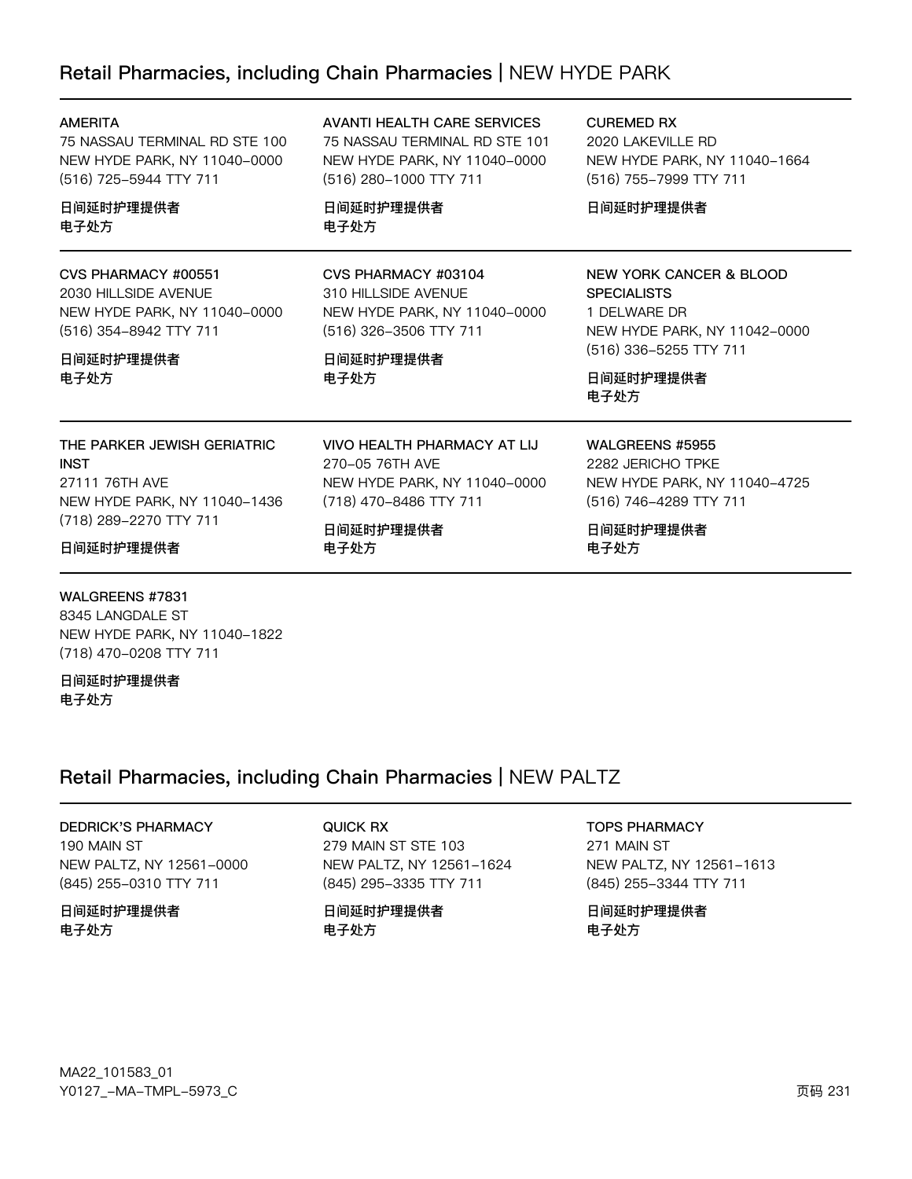## Retail Pharmacies, including Chain Pharmacies | NEW HYDE PARK

**AMERITA**
75 NASSAU TERMINAL RD STE 100
NEW HYDE PARK, NY 11040-0000
(516) 725-5944 TTY 711

日间延时护理提供者
电子处方

**AVANTI HEALTH CARE SERVICES**
75 NASSAU TERMINAL RD STE 101
NEW HYDE PARK, NY 11040-0000
(516) 280-1000 TTY 711

日间延时护理提供者
电子处方

**CUREMED RX**
2020 LAKEVILLE RD
NEW HYDE PARK, NY 11040-1664
(516) 755-7999 TTY 711

日间延时护理提供者

**CVS PHARMACY #00551**
2030 HILLSIDE AVENUE
NEW HYDE PARK, NY 11040-0000
(516) 354-8942 TTY 711

日间延时护理提供者
电子处方

**CVS PHARMACY #03104**
310 HILLSIDE AVENUE
NEW HYDE PARK, NY 11040-0000
(516) 326-3506 TTY 711

日间延时护理提供者
电子处方

**NEW YORK CANCER & BLOOD SPECIALISTS**
1 DELWARE DR
NEW HYDE PARK, NY 11042-0000
(516) 336-5255 TTY 711

日间延时护理提供者
电子处方

**THE PARKER JEWISH GERIATRIC INST**
27111 76TH AVE
NEW HYDE PARK, NY 11040-1436
(718) 289-2270 TTY 711

日间延时护理提供者

**VIVO HEALTH PHARMACY AT LIJ**
270-05 76TH AVE
NEW HYDE PARK, NY 11040-0000
(718) 470-8486 TTY 711

日间延时护理提供者
电子处方

**WALGREENS #5955**
2282 JERICHO TPKE
NEW HYDE PARK, NY 11040-4725
(516) 746-4289 TTY 711

日间延时护理提供者
电子处方

**WALGREENS #7831**
8345 LANGDALE ST
NEW HYDE PARK, NY 11040-1822
(718) 470-0208 TTY 711

日间延时护理提供者
电子处方

## Retail Pharmacies, including Chain Pharmacies | NEW PALTZ

**DEDRICK'S PHARMACY**
190 MAIN ST
NEW PALTZ, NY 12561-0000
(845) 255-0310 TTY 711

日间延时护理提供者
电子处方

**QUICK RX**
279 MAIN ST STE 103
NEW PALTZ, NY 12561-1624
(845) 295-3335 TTY 711

日间延时护理提供者
电子处方

**TOPS PHARMACY**
271 MAIN ST
NEW PALTZ, NY 12561-1613
(845) 255-3344 TTY 711

日间延时护理提供者
电子处方

MA22_101583_01
Y0127_-MA-TMPL-5973_C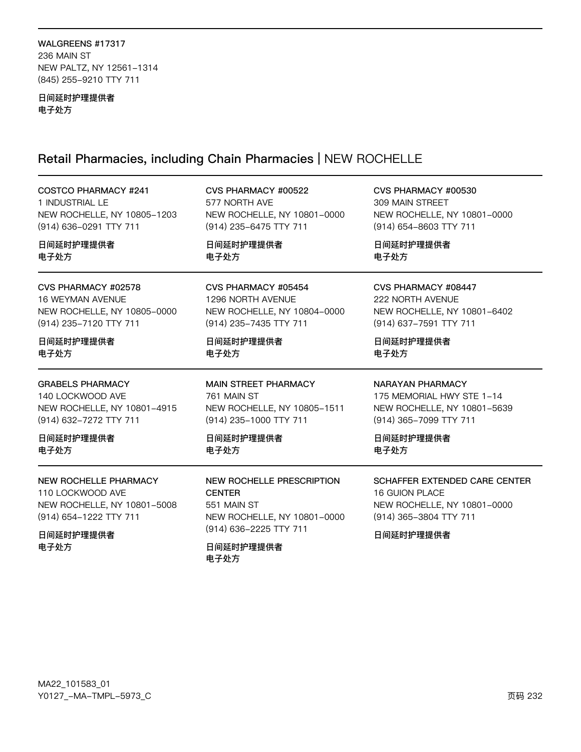**WALGREENS #17317**
236 MAIN ST
NEW PALTZ, NY 12561-1314
(845) 255-9210 TTY 711

**日间延时护理提供者**
**电子处方**

## Retail Pharmacies, including Chain Pharmacies | NEW ROCHELLE

**COSTCO PHARMACY #241**
1 INDUSTRIAL LE
NEW ROCHELLE, NY 10805-1203
(914) 636-0291 TTY 711

**日间延时护理提供者**
**电子处方**

**CVS PHARMACY #00522**
577 NORTH AVE
NEW ROCHELLE, NY 10801-0000
(914) 235-6475 TTY 711

**日间延时护理提供者**
**电子处方**

**CVS PHARMACY #00530**
309 MAIN STREET
NEW ROCHELLE, NY 10801-0000
(914) 654-8603 TTY 711

**日间延时护理提供者**
**电子处方**

**CVS PHARMACY #02578**
16 WEYMAN AVENUE
NEW ROCHELLE, NY 10805-0000
(914) 235-7120 TTY 711

**日间延时护理提供者**
**电子处方**

**CVS PHARMACY #05454**
1296 NORTH AVENUE
NEW ROCHELLE, NY 10804-0000
(914) 235-7435 TTY 711

**日间延时护理提供者**
**电子处方**

**CVS PHARMACY #08447**
222 NORTH AVENUE
NEW ROCHELLE, NY 10801-6402
(914) 637-7591 TTY 711

**日间延时护理提供者**
**电子处方**

**GRABELS PHARMACY**
140 LOCKWOOD AVE
NEW ROCHELLE, NY 10801-4915
(914) 632-7272 TTY 711

**日间延时护理提供者**
**电子处方**

**MAIN STREET PHARMACY**
761 MAIN ST
NEW ROCHELLE, NY 10805-1511
(914) 235-1000 TTY 711

**日间延时护理提供者**
**电子处方**

**NARAYAN PHARMACY**
175 MEMORIAL HWY STE 1-14
NEW ROCHELLE, NY 10801-5639
(914) 365-7099 TTY 711

**日间延时护理提供者**
**电子处方**

**NEW ROCHELLE PHARMACY**
110 LOCKWOOD AVE
NEW ROCHELLE, NY 10801-5008
(914) 654-1222 TTY 711

**日间延时护理提供者**
**电子处方**

**NEW ROCHELLE PRESCRIPTION CENTER**
551 MAIN ST
NEW ROCHELLE, NY 10801-0000
(914) 636-2225 TTY 711

**日间延时护理提供者**
**电子处方**

**SCHAFFER EXTENDED CARE CENTER**
16 GUION PLACE
NEW ROCHELLE, NY 10801-0000
(914) 365-3804 TTY 711

**日间延时护理提供者**

MA22_101583_01
Y0127_-MA-TMPL-5973_C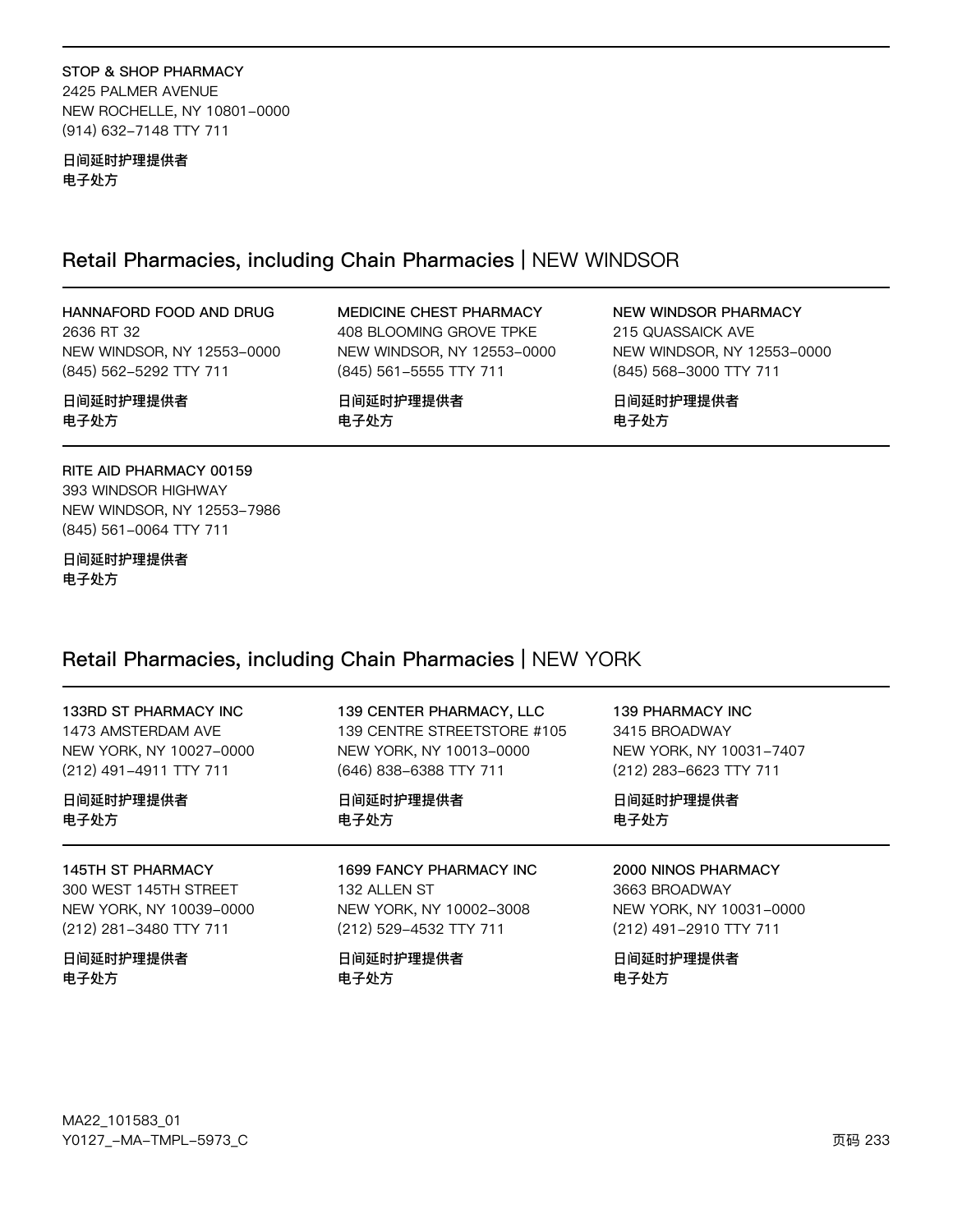**STOP & SHOP PHARMACY**
2425 PALMER AVENUE
NEW ROCHELLE, NY 10801-0000
(914) 632-7148 TTY 711

**日间延时护理提供者**
**电子处方**

## Retail Pharmacies, including Chain Pharmacies | NEW WINDSOR

**HANNAFORD FOOD AND DRUG**
2636 RT 32
NEW WINDSOR, NY 12553-0000
(845) 562-5292 TTY 711

**日间延时护理提供者**
**电子处方**

**MEDICINE CHEST PHARMACY**
408 BLOOMING GROVE TPKE
NEW WINDSOR, NY 12553-0000
(845) 561-5555 TTY 711

**日间延时护理提供者**
**电子处方**

**NEW WINDSOR PHARMACY**
215 QUASSAICK AVE
NEW WINDSOR, NY 12553-0000
(845) 568-3000 TTY 711

**日间延时护理提供者**
**电子处方**

**RITE AID PHARMACY 00159**
393 WINDSOR HIGHWAY
NEW WINDSOR, NY 12553-7986
(845) 561-0064 TTY 711

**日间延时护理提供者**
**电子处方**

## Retail Pharmacies, including Chain Pharmacies | NEW YORK

**133RD ST PHARMACY INC**
1473 AMSTERDAM AVE
NEW YORK, NY 10027-0000
(212) 491-4911 TTY 711

**日间延时护理提供者**
**电子处方**

**139 CENTER PHARMACY, LLC**
139 CENTRE STREETSTORE #105
NEW YORK, NY 10013-0000
(646) 838-6388 TTY 711

**日间延时护理提供者**
**电子处方**

**139 PHARMACY INC**
3415 BROADWAY
NEW YORK, NY 10031-7407
(212) 283-6623 TTY 711

**日间延时护理提供者**
**电子处方**

**145TH ST PHARMACY**
300 WEST 145TH STREET
NEW YORK, NY 10039-0000
(212) 281-3480 TTY 711

**日间延时护理提供者**
**电子处方**

**1699 FANCY PHARMACY INC**
132 ALLEN ST
NEW YORK, NY 10002-3008
(212) 529-4532 TTY 711

**日间延时护理提供者**
**电子处方**

**2000 NINOS PHARMACY**
3663 BROADWAY
NEW YORK, NY 10031-0000
(212) 491-2910 TTY 711

**日间延时护理提供者**
**电子处方**

MA22_101583_01
Y0127_-MA-TMPL-5973_C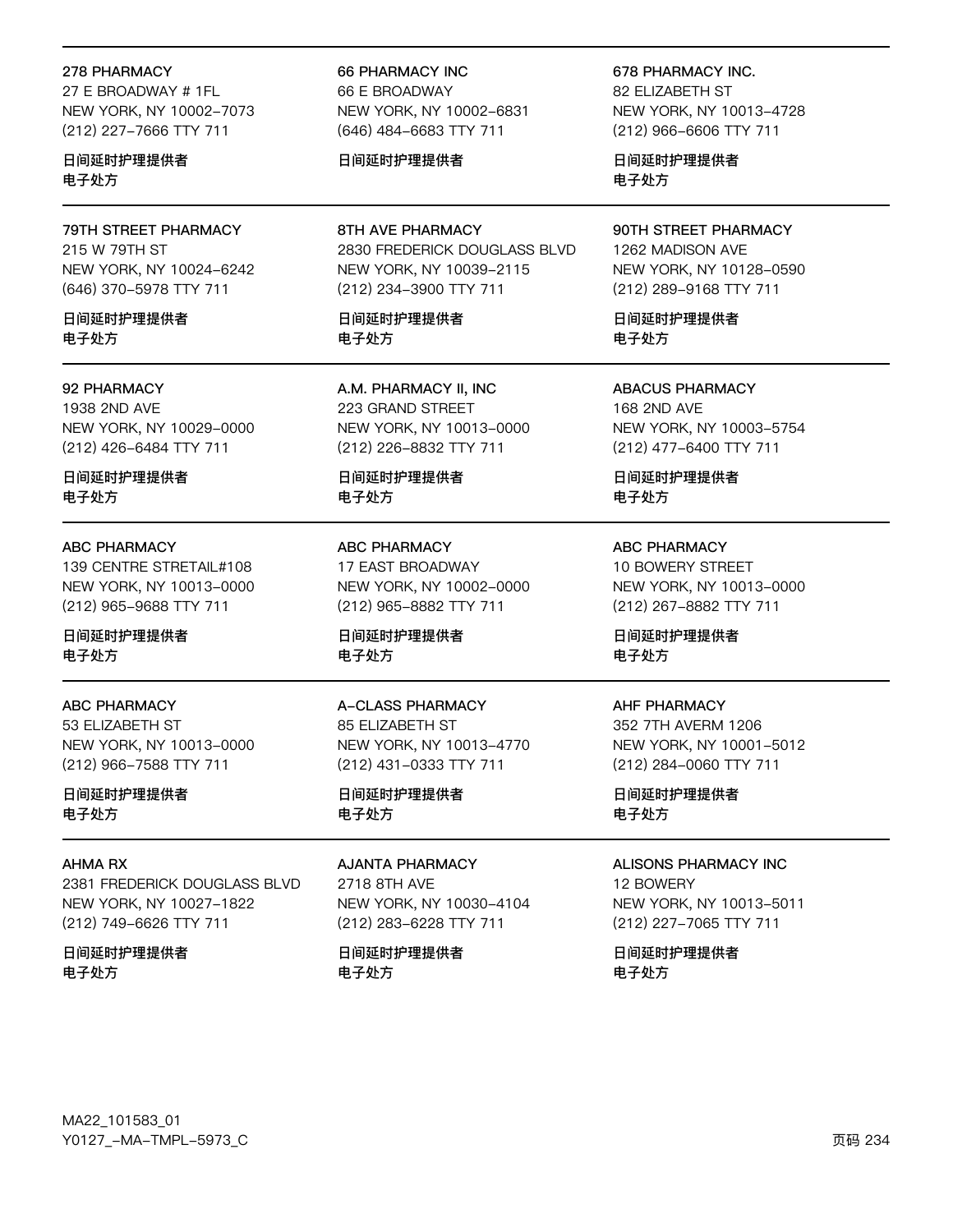278 PHARMACY
27 E BROADWAY # 1FL
NEW YORK, NY 10002–7073
(212) 227–7666 TTY 711

日间延时护理提供者
电子处方

66 PHARMACY INC
66 E BROADWAY
NEW YORK, NY 10002–6831
(646) 484–6683 TTY 711

日间延时护理提供者

678 PHARMACY INC.
82 ELIZABETH ST
NEW YORK, NY 10013–4728
(212) 966–6606 TTY 711

日间延时护理提供者
电子处方

79TH STREET PHARMACY
215 W 79TH ST
NEW YORK, NY 10024–6242
(646) 370–5978 TTY 711

日间延时护理提供者
电子处方

8TH AVE PHARMACY
2830 FREDERICK DOUGLASS BLVD
NEW YORK, NY 10039–2115
(212) 234–3900 TTY 711

日间延时护理提供者
电子处方

90TH STREET PHARMACY
1262 MADISON AVE
NEW YORK, NY 10128–0590
(212) 289–9168 TTY 711

日间延时护理提供者
电子处方

92 PHARMACY
1938 2ND AVE
NEW YORK, NY 10029–0000
(212) 426–6484 TTY 711

日间延时护理提供者
电子处方

A.M. PHARMACY II, INC
223 GRAND STREET
NEW YORK, NY 10013–0000
(212) 226–8832 TTY 711

日间延时护理提供者
电子处方

ABACUS PHARMACY
168 2ND AVE
NEW YORK, NY 10003–5754
(212) 477–6400 TTY 711

日间延时护理提供者
电子处方

ABC PHARMACY
139 CENTRE STRETAIL#108
NEW YORK, NY 10013–0000
(212) 965–9688 TTY 711

日间延时护理提供者
电子处方

ABC PHARMACY
17 EAST BROADWAY
NEW YORK, NY 10002–0000
(212) 965–8882 TTY 711

日间延时护理提供者
电子处方

ABC PHARMACY
10 BOWERY STREET
NEW YORK, NY 10013–0000
(212) 267–8882 TTY 711

日间延时护理提供者
电子处方

ABC PHARMACY
53 ELIZABETH ST
NEW YORK, NY 10013–0000
(212) 966–7588 TTY 711

日间延时护理提供者
电子处方

A–CLASS PHARMACY
85 ELIZABETH ST
NEW YORK, NY 10013–4770
(212) 431–0333 TTY 711

日间延时护理提供者
电子处方

AHF PHARMACY
352 7TH AVERM 1206
NEW YORK, NY 10001–5012
(212) 284–0060 TTY 711

日间延时护理提供者
电子处方

AHMA RX
2381 FREDERICK DOUGLASS BLVD
NEW YORK, NY 10027–1822
(212) 749–6626 TTY 711

日间延时护理提供者
电子处方

AJANTA PHARMACY
2718 8TH AVE
NEW YORK, NY 10030–4104
(212) 283–6228 TTY 711

日间延时护理提供者
电子处方

ALISONS PHARMACY INC
12 BOWERY
NEW YORK, NY 10013–5011
(212) 227–7065 TTY 711

日间延时护理提供者
电子处方

MA22_101583_01
Y0127_–MA–TMPL–5973_C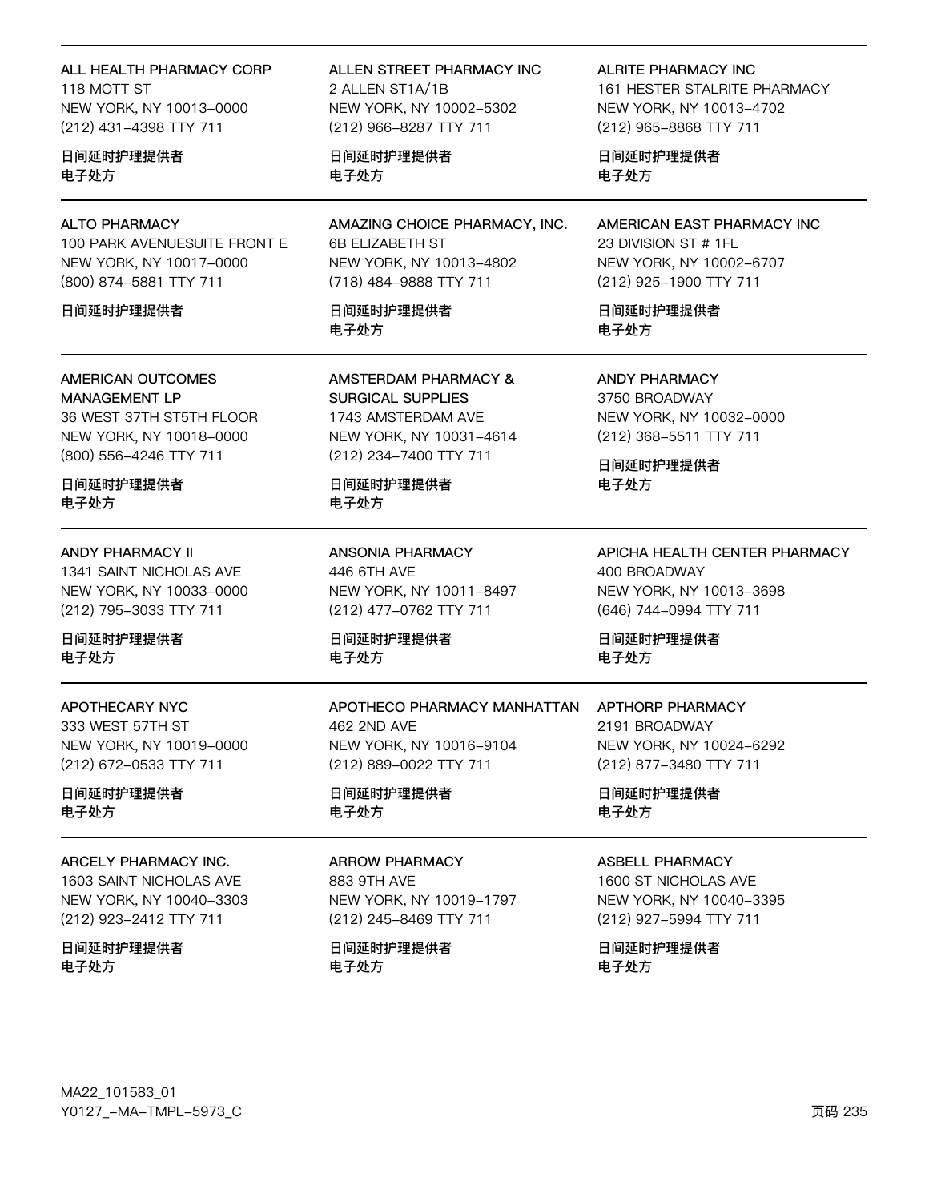ALL HEALTH PHARMACY CORP
118 MOTT ST
NEW YORK, NY 10013-0000
(212) 431-4398 TTY 711

日间延时护理提供者
电子处方

ALLEN STREET PHARMACY INC
2 ALLEN ST1A/1B
NEW YORK, NY 10002-5302
(212) 966-8287 TTY 711

日间延时护理提供者
电子处方

ALRITE PHARMACY INC
161 HESTER STALRITE PHARMACY
NEW YORK, NY 10013-4702
(212) 965-8868 TTY 711

日间延时护理提供者
电子处方

---

ALTO PHARMACY
100 PARK AVENUESUITE FRONT E
NEW YORK, NY 10017-0000
(800) 874-5881 TTY 711

日间延时护理提供者

AMAZING CHOICE PHARMACY, INC.
6B ELIZABETH ST
NEW YORK, NY 10013-4802
(718) 484-9888 TTY 711

日间延时护理提供者
电子处方

AMERICAN EAST PHARMACY INC
23 DIVISION ST # 1FL
NEW YORK, NY 10002-6707
(212) 925-1900 TTY 711

日间延时护理提供者
电子处方

---

AMERICAN OUTCOMES MANAGEMENT LP
36 WEST 37TH ST5TH FLOOR
NEW YORK, NY 10018-0000
(800) 556-4246 TTY 711

日间延时护理提供者
电子处方

AMSTERDAM PHARMACY & SURGICAL SUPPLIES
1743 AMSTERDAM AVE
NEW YORK, NY 10031-4614
(212) 234-7400 TTY 711

日间延时护理提供者
电子处方

ANDY PHARMACY
3750 BROADWAY
NEW YORK, NY 10032-0000
(212) 368-5511 TTY 711

日间延时护理提供者
电子处方

---

ANDY PHARMACY II
1341 SAINT NICHOLAS AVE
NEW YORK, NY 10033-0000
(212) 795-3033 TTY 711

日间延时护理提供者
电子处方

ANSONIA PHARMACY
446 6TH AVE
NEW YORK, NY 10011-8497
(212) 477-0762 TTY 711

日间延时护理提供者
电子处方

APICHA HEALTH CENTER PHARMACY
400 BROADWAY
NEW YORK, NY 10013-3698
(646) 744-0994 TTY 711

日间延时护理提供者
电子处方

---

APOTHECARY NYC
333 WEST 57TH ST
NEW YORK, NY 10019-0000
(212) 672-0533 TTY 711

日间延时护理提供者
电子处方

APOTHECO PHARMACY MANHATTAN
462 2ND AVE
NEW YORK, NY 10016-9104
(212) 889-0022 TTY 711

日间延时护理提供者
电子处方

APTHORP PHARMACY
2191 BROADWAY
NEW YORK, NY 10024-6292
(212) 877-3480 TTY 711

日间延时护理提供者
电子处方

---

ARCELY PHARMACY INC.
1603 SAINT NICHOLAS AVE
NEW YORK, NY 10040-3303
(212) 923-2412 TTY 711

日间延时护理提供者
电子处方

ARROW PHARMACY
883 9TH AVE
NEW YORK, NY 10019-1797
(212) 245-8469 TTY 711

日间延时护理提供者
电子处方

ASBELL PHARMACY
1600 ST NICHOLAS AVE
NEW YORK, NY 10040-3395
(212) 927-5994 TTY 711

日间延时护理提供者
电子处方

MA22_101583_01
Y0127_-MA-TMPL-5973_C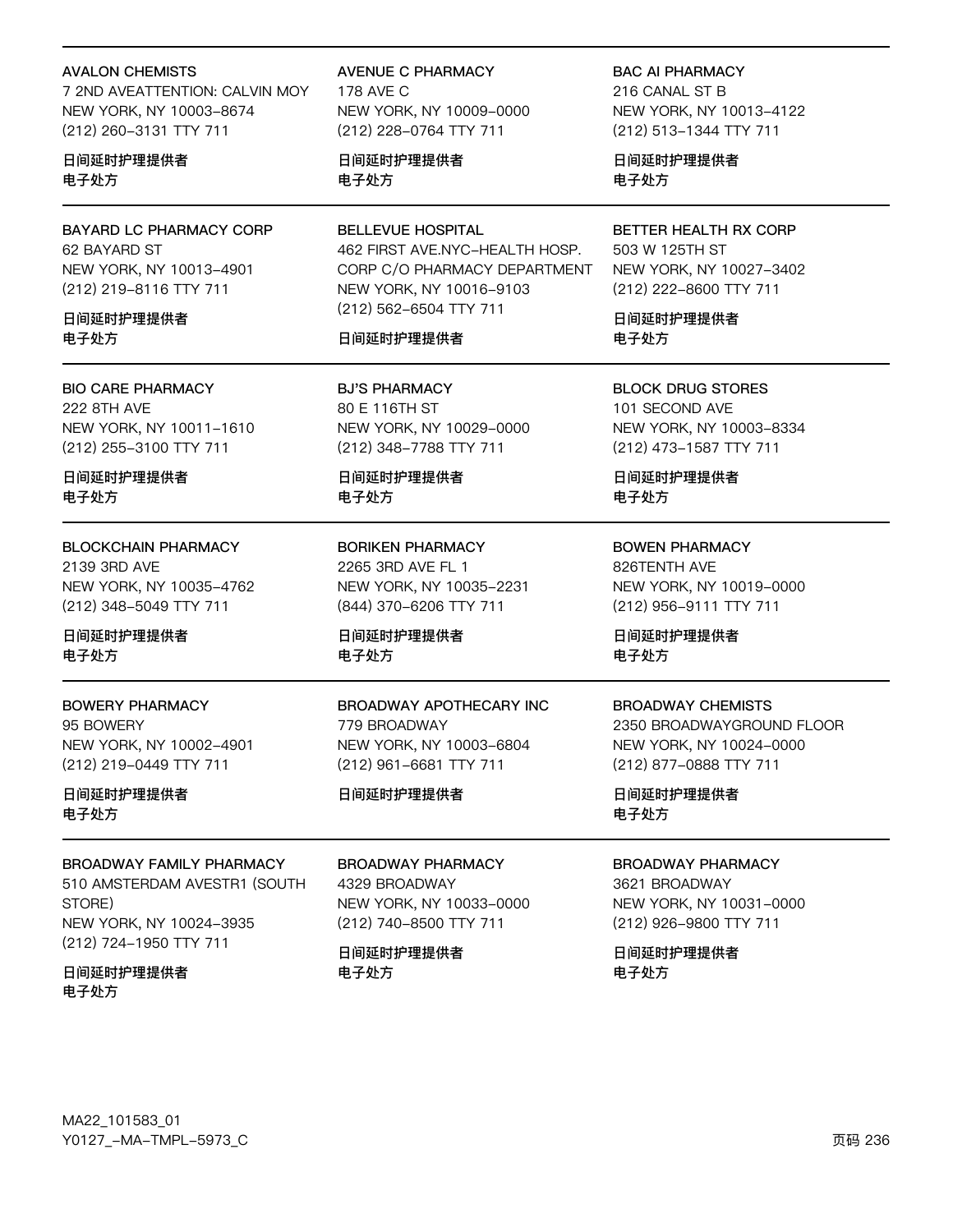**AVALON CHEMISTS**
7 2ND AVEATTENTION: CALVIN MOY
NEW YORK, NY 10003-8674
(212) 260-3131 TTY 711

日间延时护理提供者
电子处方

**AVENUE C PHARMACY**
178 AVE C
NEW YORK, NY 10009-0000
(212) 228-0764 TTY 711

日间延时护理提供者
电子处方

**BAC AI PHARMACY**
216 CANAL ST B
NEW YORK, NY 10013-4122
(212) 513-1344 TTY 711

日间延时护理提供者
电子处方

---

**BAYARD LC PHARMACY CORP**
62 BAYARD ST
NEW YORK, NY 10013-4901
(212) 219-8116 TTY 711

日间延时护理提供者
电子处方

**BELLEVUE HOSPITAL**
462 FIRST AVE.NYC-HEALTH HOSP. CORP C/O PHARMACY DEPARTMENT
NEW YORK, NY 10016-9103
(212) 562-6504 TTY 711

日间延时护理提供者

**BETTER HEALTH RX CORP**
503 W 125TH ST
NEW YORK, NY 10027-3402
(212) 222-8600 TTY 711

日间延时护理提供者
电子处方

---

**BIO CARE PHARMACY**
222 8TH AVE
NEW YORK, NY 10011-1610
(212) 255-3100 TTY 711

日间延时护理提供者
电子处方

**BJ'S PHARMACY**
80 E 116TH ST
NEW YORK, NY 10029-0000
(212) 348-7788 TTY 711

日间延时护理提供者
电子处方

**BLOCK DRUG STORES**
101 SECOND AVE
NEW YORK, NY 10003-8334
(212) 473-1587 TTY 711

日间延时护理提供者
电子处方

---

**BLOCKCHAIN PHARMACY**
2139 3RD AVE
NEW YORK, NY 10035-4762
(212) 348-5049 TTY 711

日间延时护理提供者
电子处方

**BORIKEN PHARMACY**
2265 3RD AVE FL 1
NEW YORK, NY 10035-2231
(844) 370-6206 TTY 711

日间延时护理提供者
电子处方

**BOWEN PHARMACY**
826TENTH AVE
NEW YORK, NY 10019-0000
(212) 956-9111 TTY 711

日间延时护理提供者
电子处方

---

**BOWERY PHARMACY**
95 BOWERY
NEW YORK, NY 10002-4901
(212) 219-0449 TTY 711

日间延时护理提供者
电子处方

**BROADWAY APOTHECARY INC**
779 BROADWAY
NEW YORK, NY 10003-6804
(212) 961-6681 TTY 711

日间延时护理提供者

**BROADWAY CHEMISTS**
2350 BROADWAYGROUND FLOOR
NEW YORK, NY 10024-0000
(212) 877-0888 TTY 711

日间延时护理提供者
电子处方

---

**BROADWAY FAMILY PHARMACY**
510 AMSTERDAM AVESTR1 (SOUTH STORE)
NEW YORK, NY 10024-3935
(212) 724-1950 TTY 711

日间延时护理提供者
电子处方

**BROADWAY PHARMACY**
4329 BROADWAY
NEW YORK, NY 10033-0000
(212) 740-8500 TTY 711

日间延时护理提供者
电子处方

**BROADWAY PHARMACY**
3621 BROADWAY
NEW YORK, NY 10031-0000
(212) 926-9800 TTY 711

日间延时护理提供者
电子处方

MA22_101583_01
Y0127_-MA-TMPL-5973_C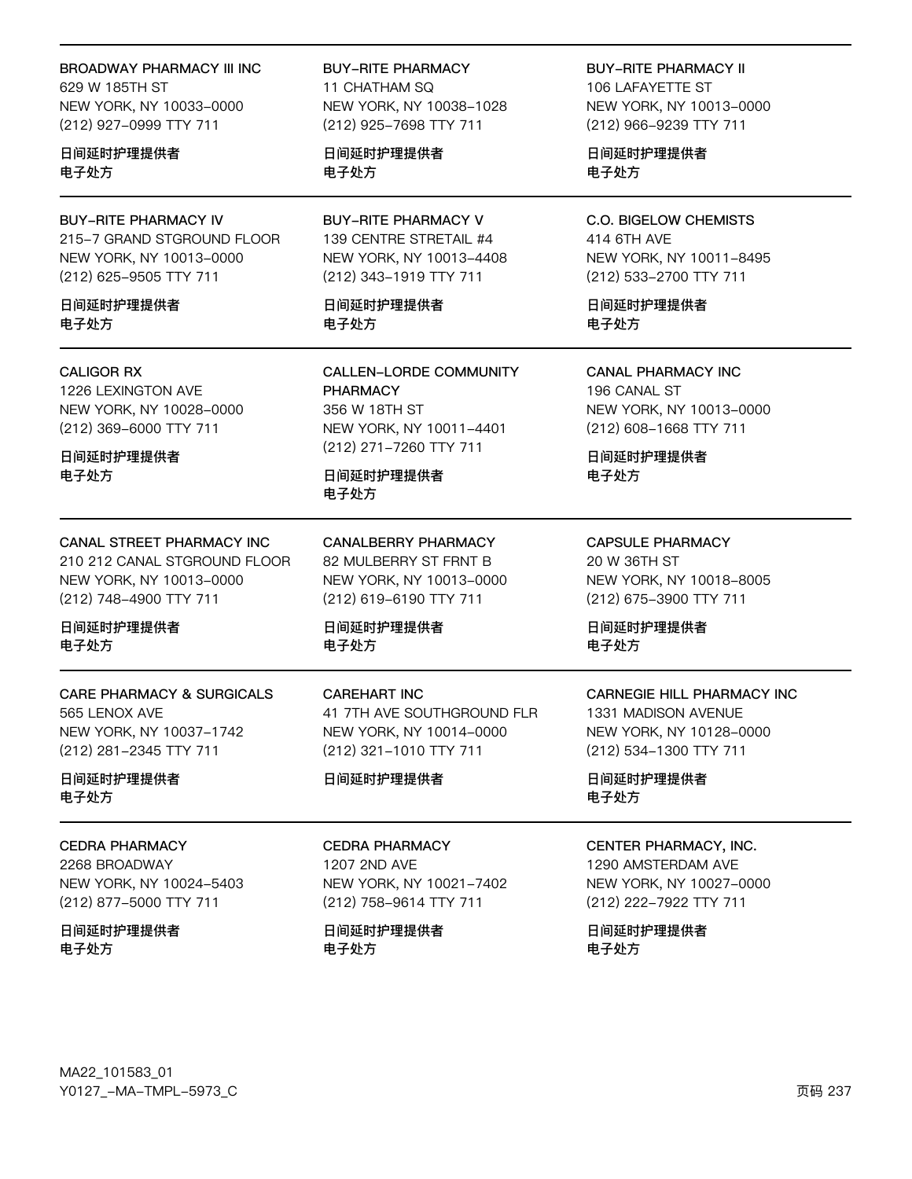**BROADWAY PHARMACY III INC**
629 W 185TH ST
NEW YORK, NY 10033-0000
(212) 927-0999 TTY 711

日间延时护理提供者
电子处方

**BUY-RITE PHARMACY**
11 CHATHAM SQ
NEW YORK, NY 10038-1028
(212) 925-7698 TTY 711

日间延时护理提供者
电子处方

**BUY-RITE PHARMACY II**
106 LAFAYETTE ST
NEW YORK, NY 10013-0000
(212) 966-9239 TTY 711

日间延时护理提供者
电子处方

---

**BUY-RITE PHARMACY IV**
215-7 GRAND STGROUND FLOOR
NEW YORK, NY 10013-0000
(212) 625-9505 TTY 711

日间延时护理提供者
电子处方

**BUY-RITE PHARMACY V**
139 CENTRE STRETAIL #4
NEW YORK, NY 10013-4408
(212) 343-1919 TTY 711

日间延时护理提供者
电子处方

**C.O. BIGELOW CHEMISTS**
414 6TH AVE
NEW YORK, NY 10011-8495
(212) 533-2700 TTY 711

日间延时护理提供者
电子处方

---

**CALIGOR RX**
1226 LEXINGTON AVE
NEW YORK, NY 10028-0000
(212) 369-6000 TTY 711

日间延时护理提供者
电子处方

**CALLEN-LORDE COMMUNITY PHARMACY**
356 W 18TH ST
NEW YORK, NY 10011-4401
(212) 271-7260 TTY 711

日间延时护理提供者
电子处方

**CANAL PHARMACY INC**
196 CANAL ST
NEW YORK, NY 10013-0000
(212) 608-1668 TTY 711

日间延时护理提供者
电子处方

---

**CANAL STREET PHARMACY INC**
210 212 CANAL STGROUND FLOOR
NEW YORK, NY 10013-0000
(212) 748-4900 TTY 711

日间延时护理提供者
电子处方

**CANALBERRY PHARMACY**
82 MULBERRY ST FRNT B
NEW YORK, NY 10013-0000
(212) 619-6190 TTY 711

日间延时护理提供者
电子处方

**CAPSULE PHARMACY**
20 W 36TH ST
NEW YORK, NY 10018-8005
(212) 675-3900 TTY 711

日间延时护理提供者
电子处方

---

**CARE PHARMACY & SURGICALS**
565 LENOX AVE
NEW YORK, NY 10037-1742
(212) 281-2345 TTY 711

日间延时护理提供者
电子处方

**CAREHART INC**
41 7TH AVE SOUTHGROUND FLR
NEW YORK, NY 10014-0000
(212) 321-1010 TTY 711

日间延时护理提供者

**CARNEGIE HILL PHARMACY INC**
1331 MADISON AVENUE
NEW YORK, NY 10128-0000
(212) 534-1300 TTY 711

日间延时护理提供者
电子处方

---

**CEDRA PHARMACY**
2268 BROADWAY
NEW YORK, NY 10024-5403
(212) 877-5000 TTY 711

日间延时护理提供者
电子处方

**CEDRA PHARMACY**
1207 2ND AVE
NEW YORK, NY 10021-7402
(212) 758-9614 TTY 711

日间延时护理提供者
电子处方

**CENTER PHARMACY, INC.**
1290 AMSTERDAM AVE
NEW YORK, NY 10027-0000
(212) 222-7922 TTY 711

日间延时护理提供者
电子处方

MA22_101583_01
Y0127_-MA-TMPL-5973_C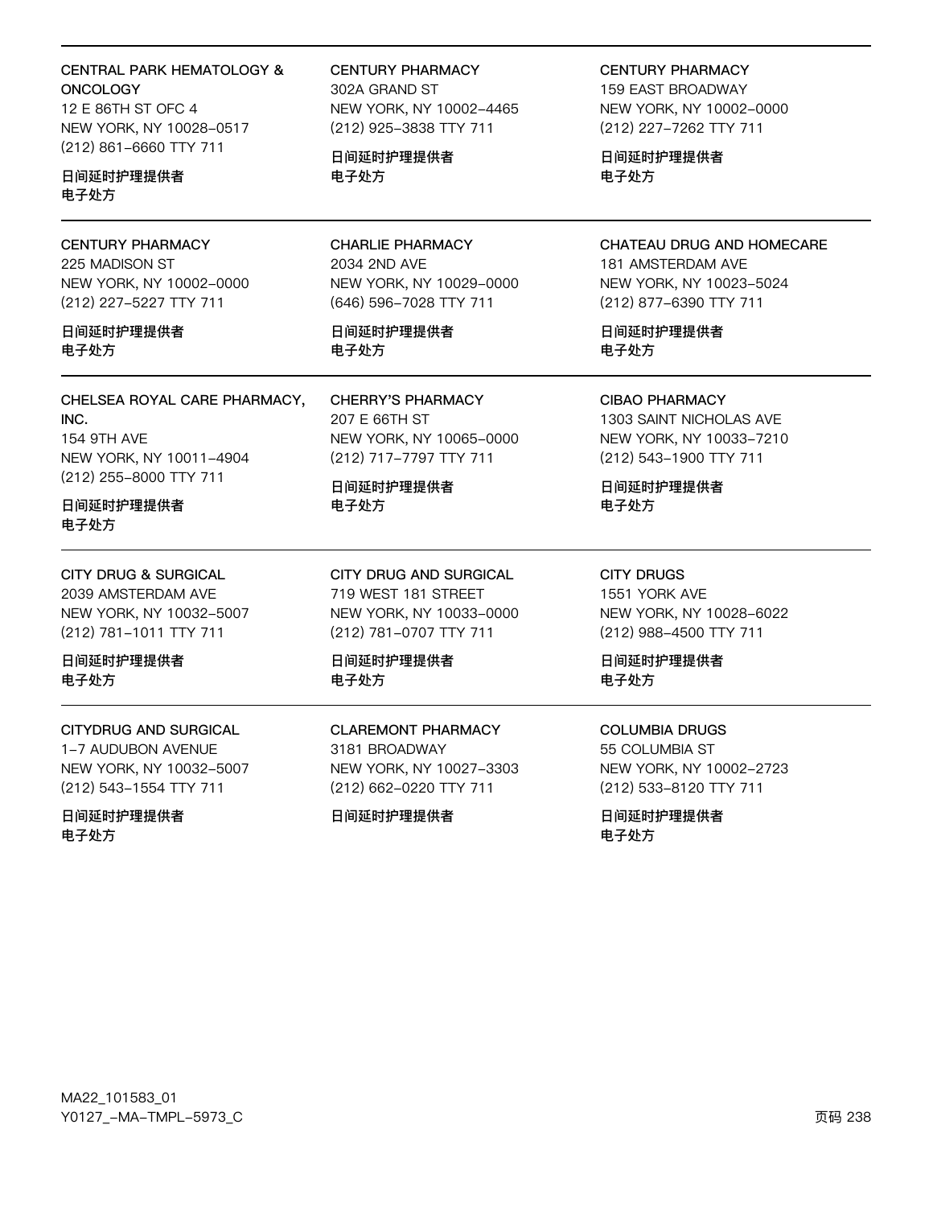CENTRAL PARK HEMATOLOGY & ONCOLOGY
12 E 86TH ST OFC 4
NEW YORK, NY 10028–0517
(212) 861–6660 TTY 711

**日间延时护理提供者**
**电子处方**

CENTURY PHARMACY
302A GRAND ST
NEW YORK, NY 10002–4465
(212) 925–3838 TTY 711

**日间延时护理提供者**
**电子处方**

CENTURY PHARMACY
159 EAST BROADWAY
NEW YORK, NY 10002–0000
(212) 227–7262 TTY 711

**日间延时护理提供者**
**电子处方**

---

CENTURY PHARMACY
225 MADISON ST
NEW YORK, NY 10002–0000
(212) 227–5227 TTY 711

**日间延时护理提供者**
**电子处方**

CHARLIE PHARMACY
2034 2ND AVE
NEW YORK, NY 10029–0000
(646) 596–7028 TTY 711

**日间延时护理提供者**
**电子处方**

CHATEAU DRUG AND HOMECARE
181 AMSTERDAM AVE
NEW YORK, NY 10023–5024
(212) 877–6390 TTY 711

**日间延时护理提供者**
**电子处方**

---

CHELSEA ROYAL CARE PHARMACY, INC.
154 9TH AVE
NEW YORK, NY 10011–4904
(212) 255–8000 TTY 711

**日间延时护理提供者**
**电子处方**

CHERRY'S PHARMACY
207 E 66TH ST
NEW YORK, NY 10065–0000
(212) 717–7797 TTY 711

**日间延时护理提供者**
**电子处方**

CIBAO PHARMACY
1303 SAINT NICHOLAS AVE
NEW YORK, NY 10033–7210
(212) 543–1900 TTY 711

**日间延时护理提供者**
**电子处方**

---

CITY DRUG & SURGICAL
2039 AMSTERDAM AVE
NEW YORK, NY 10032–5007
(212) 781–1011 TTY 711

**日间延时护理提供者**
**电子处方**

CITY DRUG AND SURGICAL
719 WEST 181 STREET
NEW YORK, NY 10033–0000
(212) 781–0707 TTY 711

**日间延时护理提供者**
**电子处方**

CITY DRUGS
1551 YORK AVE
NEW YORK, NY 10028–6022
(212) 988–4500 TTY 711

**日间延时护理提供者**
**电子处方**

---

CITYDRUG AND SURGICAL
1–7 AUDUBON AVENUE
NEW YORK, NY 10032–5007
(212) 543–1554 TTY 711

**日间延时护理提供者**
**电子处方**

CLAREMONT PHARMACY
3181 BROADWAY
NEW YORK, NY 10027–3303
(212) 662–0220 TTY 711

**日间延时护理提供者**

COLUMBIA DRUGS
55 COLUMBIA ST
NEW YORK, NY 10002–2723
(212) 533–8120 TTY 711

**日间延时护理提供者**
**电子处方**

MA22_101583_01
Y0127_–MA–TMPL–5973_C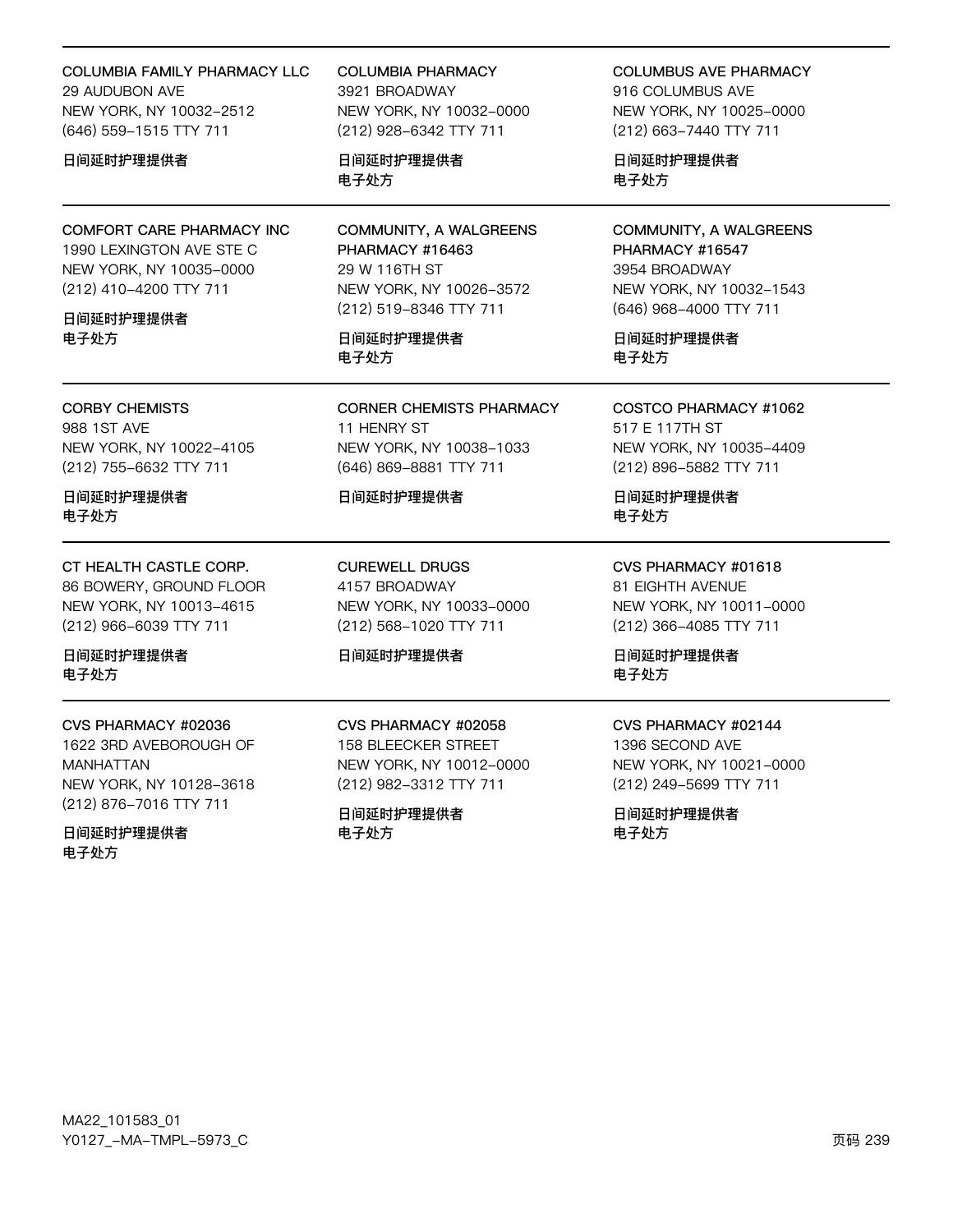**COLUMBIA FAMILY PHARMACY LLC**
29 AUDUBON AVE
NEW YORK, NY 10032–2512
(646) 559–1515 TTY 711

日间延时护理提供者

---

**COLUMBIA PHARMACY**
3921 BROADWAY
NEW YORK, NY 10032–0000
(212) 928–6342 TTY 711

日间延时护理提供者
电子处方

---

**COLUMBUS AVE PHARMACY**
916 COLUMBUS AVE
NEW YORK, NY 10025–0000
(212) 663–7440 TTY 711

日间延时护理提供者
电子处方

---

**COMFORT CARE PHARMACY INC**
1990 LEXINGTON AVE STE C
NEW YORK, NY 10035–0000
(212) 410–4200 TTY 711

日间延时护理提供者
电子处方

---

**COMMUNITY, A WALGREENS PHARMACY #16463**
29 W 116TH ST
NEW YORK, NY 10026–3572
(212) 519–8346 TTY 711

日间延时护理提供者
电子处方

---

**COMMUNITY, A WALGREENS PHARMACY #16547**
3954 BROADWAY
NEW YORK, NY 10032–1543
(646) 968–4000 TTY 711

日间延时护理提供者
电子处方

---

**CORBY CHEMISTS**
988 1ST AVE
NEW YORK, NY 10022–4105
(212) 755–6632 TTY 711

日间延时护理提供者
电子处方

---

**CORNER CHEMISTS PHARMACY**
11 HENRY ST
NEW YORK, NY 10038–1033
(646) 869–8881 TTY 711

日间延时护理提供者

---

**COSTCO PHARMACY #1062**
517 E 117TH ST
NEW YORK, NY 10035–4409
(212) 896–5882 TTY 711

日间延时护理提供者
电子处方

---

**CT HEALTH CASTLE CORP.**
86 BOWERY, GROUND FLOOR
NEW YORK, NY 10013–4615
(212) 966–6039 TTY 711

日间延时护理提供者
电子处方

---

**CUREWELL DRUGS**
4157 BROADWAY
NEW YORK, NY 10033–0000
(212) 568–1020 TTY 711

日间延时护理提供者

---

**CVS PHARMACY #01618**
81 EIGHTH AVENUE
NEW YORK, NY 10011–0000
(212) 366–4085 TTY 711

日间延时护理提供者
电子处方

---

**CVS PHARMACY #02036**
1622 3RD AVEBOROUGH OF MANHATTAN
NEW YORK, NY 10128–3618
(212) 876–7016 TTY 711

日间延时护理提供者
电子处方

---

**CVS PHARMACY #02058**
158 BLEECKER STREET
NEW YORK, NY 10012–0000
(212) 982–3312 TTY 711

日间延时护理提供者
电子处方

---

**CVS PHARMACY #02144**
1396 SECOND AVE
NEW YORK, NY 10021–0000
(212) 249–5699 TTY 711

日间延时护理提供者
电子处方

MA22_101583_01
Y0127_–MA–TMPL–5973_C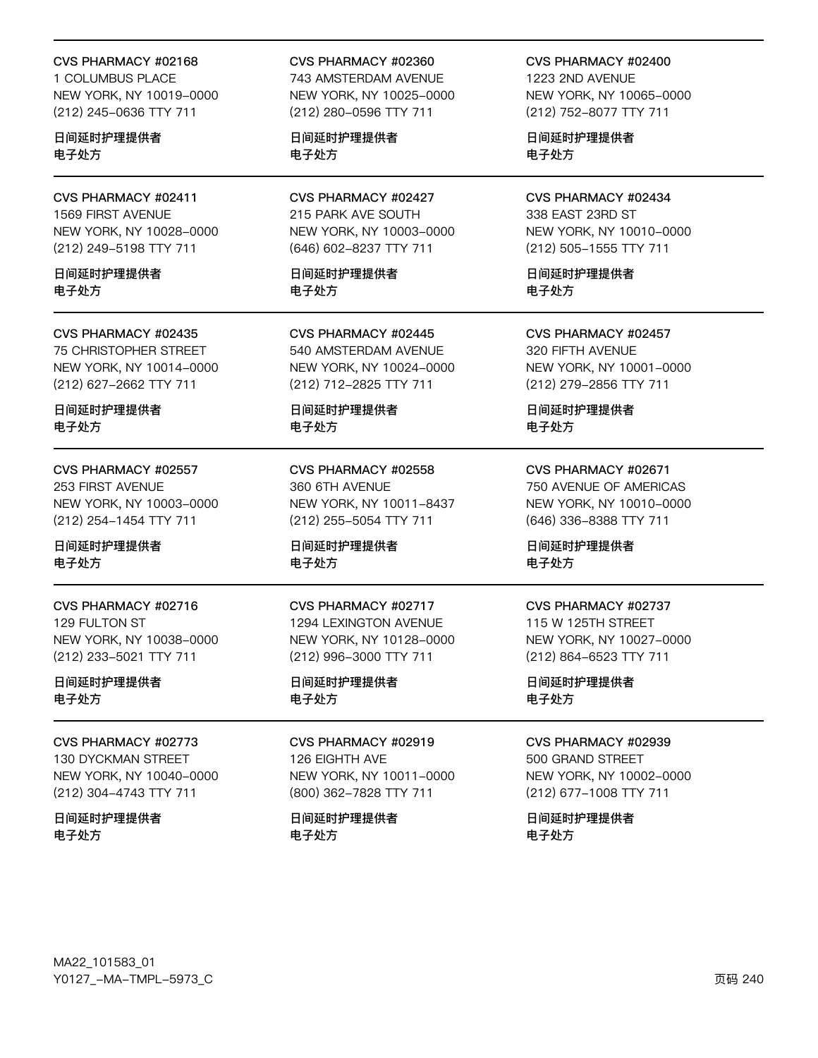CVS PHARMACY #02168
1 COLUMBUS PLACE
NEW YORK, NY 10019-0000
(212) 245-0636 TTY 711

日间延时护理提供者
电子处方

CVS PHARMACY #02360
743 AMSTERDAM AVENUE
NEW YORK, NY 10025-0000
(212) 280-0596 TTY 711

日间延时护理提供者
电子处方

CVS PHARMACY #02400
1223 2ND AVENUE
NEW YORK, NY 10065-0000
(212) 752-8077 TTY 711

日间延时护理提供者
电子处方

---

CVS PHARMACY #02411
1569 FIRST AVENUE
NEW YORK, NY 10028-0000
(212) 249-5198 TTY 711

日间延时护理提供者
电子处方

CVS PHARMACY #02427
215 PARK AVE SOUTH
NEW YORK, NY 10003-0000
(646) 602-8237 TTY 711

日间延时护理提供者
电子处方

CVS PHARMACY #02434
338 EAST 23RD ST
NEW YORK, NY 10010-0000
(212) 505-1555 TTY 711

日间延时护理提供者
电子处方

---

CVS PHARMACY #02435
75 CHRISTOPHER STREET
NEW YORK, NY 10014-0000
(212) 627-2662 TTY 711

日间延时护理提供者
电子处方

CVS PHARMACY #02445
540 AMSTERDAM AVENUE
NEW YORK, NY 10024-0000
(212) 712-2825 TTY 711

日间延时护理提供者
电子处方

CVS PHARMACY #02457
320 FIFTH AVENUE
NEW YORK, NY 10001-0000
(212) 279-2856 TTY 711

日间延时护理提供者
电子处方

---

CVS PHARMACY #02557
253 FIRST AVENUE
NEW YORK, NY 10003-0000
(212) 254-1454 TTY 711

日间延时护理提供者
电子处方

CVS PHARMACY #02558
360 6TH AVENUE
NEW YORK, NY 10011-8437
(212) 255-5054 TTY 711

日间延时护理提供者
电子处方

CVS PHARMACY #02671
750 AVENUE OF AMERICAS
NEW YORK, NY 10010-0000
(646) 336-8388 TTY 711

日间延时护理提供者
电子处方

---

CVS PHARMACY #02716
129 FULTON ST
NEW YORK, NY 10038-0000
(212) 233-5021 TTY 711

日间延时护理提供者
电子处方

CVS PHARMACY #02717
1294 LEXINGTON AVENUE
NEW YORK, NY 10128-0000
(212) 996-3000 TTY 711

日间延时护理提供者
电子处方

CVS PHARMACY #02737
115 W 125TH STREET
NEW YORK, NY 10027-0000
(212) 864-6523 TTY 711

日间延时护理提供者
电子处方

---

CVS PHARMACY #02773
130 DYCKMAN STREET
NEW YORK, NY 10040-0000
(212) 304-4743 TTY 711

日间延时护理提供者
电子处方

CVS PHARMACY #02919
126 EIGHTH AVE
NEW YORK, NY 10011-0000
(800) 362-7828 TTY 711

日间延时护理提供者
电子处方

CVS PHARMACY #02939
500 GRAND STREET
NEW YORK, NY 10002-0000
(212) 677-1008 TTY 711

日间延时护理提供者
电子处方

MA22_101583_01
Y0127_-MA-TMPL-5973_C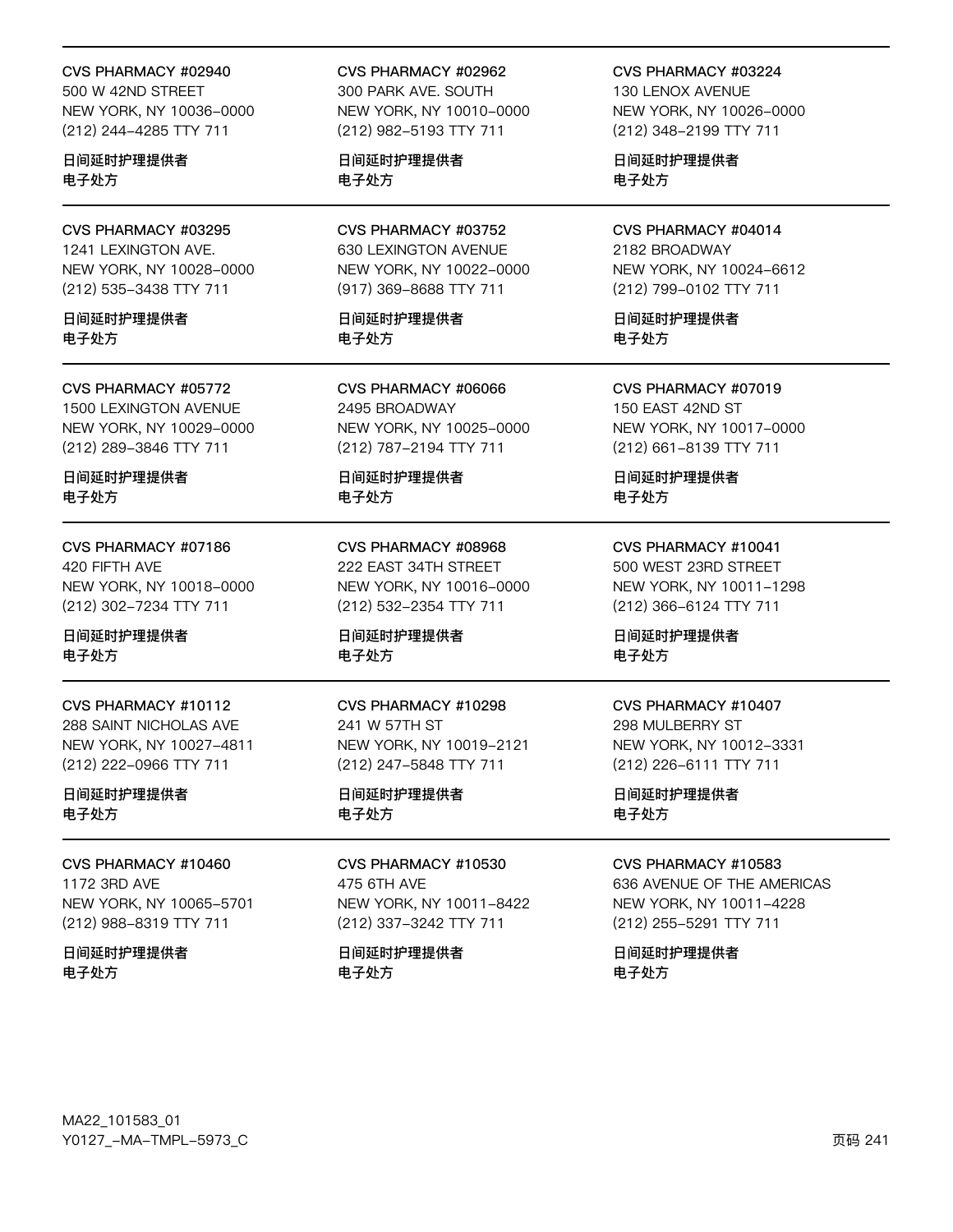CVS PHARMACY #02940
500 W 42ND STREET
NEW YORK, NY 10036-0000
(212) 244-4285 TTY 711

**日间延时护理提供者**
**电子处方**

CVS PHARMACY #02962
300 PARK AVE. SOUTH
NEW YORK, NY 10010-0000
(212) 982-5193 TTY 711

**日间延时护理提供者**
**电子处方**

CVS PHARMACY #03224
130 LENOX AVENUE
NEW YORK, NY 10026-0000
(212) 348-2199 TTY 711

**日间延时护理提供者**
**电子处方**

CVS PHARMACY #03295
1241 LEXINGTON AVE.
NEW YORK, NY 10028-0000
(212) 535-3438 TTY 711

**日间延时护理提供者**
**电子处方**

CVS PHARMACY #03752
630 LEXINGTON AVENUE
NEW YORK, NY 10022-0000
(917) 369-8688 TTY 711

**日间延时护理提供者**
**电子处方**

CVS PHARMACY #04014
2182 BROADWAY
NEW YORK, NY 10024-6612
(212) 799-0102 TTY 711

**日间延时护理提供者**
**电子处方**

CVS PHARMACY #05772
1500 LEXINGTON AVENUE
NEW YORK, NY 10029-0000
(212) 289-3846 TTY 711

**日间延时护理提供者**
**电子处方**

CVS PHARMACY #06066
2495 BROADWAY
NEW YORK, NY 10025-0000
(212) 787-2194 TTY 711

**日间延时护理提供者**
**电子处方**

CVS PHARMACY #07019
150 EAST 42ND ST
NEW YORK, NY 10017-0000
(212) 661-8139 TTY 711

**日间延时护理提供者**
**电子处方**

CVS PHARMACY #07186
420 FIFTH AVE
NEW YORK, NY 10018-0000
(212) 302-7234 TTY 711

**日间延时护理提供者**
**电子处方**

CVS PHARMACY #08968
222 EAST 34TH STREET
NEW YORK, NY 10016-0000
(212) 532-2354 TTY 711

**日间延时护理提供者**
**电子处方**

CVS PHARMACY #10041
500 WEST 23RD STREET
NEW YORK, NY 10011-1298
(212) 366-6124 TTY 711

**日间延时护理提供者**
**电子处方**

CVS PHARMACY #10112
288 SAINT NICHOLAS AVE
NEW YORK, NY 10027-4811
(212) 222-0966 TTY 711

**日间延时护理提供者**
**电子处方**

CVS PHARMACY #10298
241 W 57TH ST
NEW YORK, NY 10019-2121
(212) 247-5848 TTY 711

**日间延时护理提供者**
**电子处方**

CVS PHARMACY #10407
298 MULBERRY ST
NEW YORK, NY 10012-3331
(212) 226-6111 TTY 711

**日间延时护理提供者**
**电子处方**

CVS PHARMACY #10460
1172 3RD AVE
NEW YORK, NY 10065-5701
(212) 988-8319 TTY 711

**日间延时护理提供者**
**电子处方**

CVS PHARMACY #10530
475 6TH AVE
NEW YORK, NY 10011-8422
(212) 337-3242 TTY 711

**日间延时护理提供者**
**电子处方**

CVS PHARMACY #10583
636 AVENUE OF THE AMERICAS
NEW YORK, NY 10011-4228
(212) 255-5291 TTY 711

**日间延时护理提供者**
**电子处方**

MA22_101583_01
Y0127_-MA-TMPL-5973_C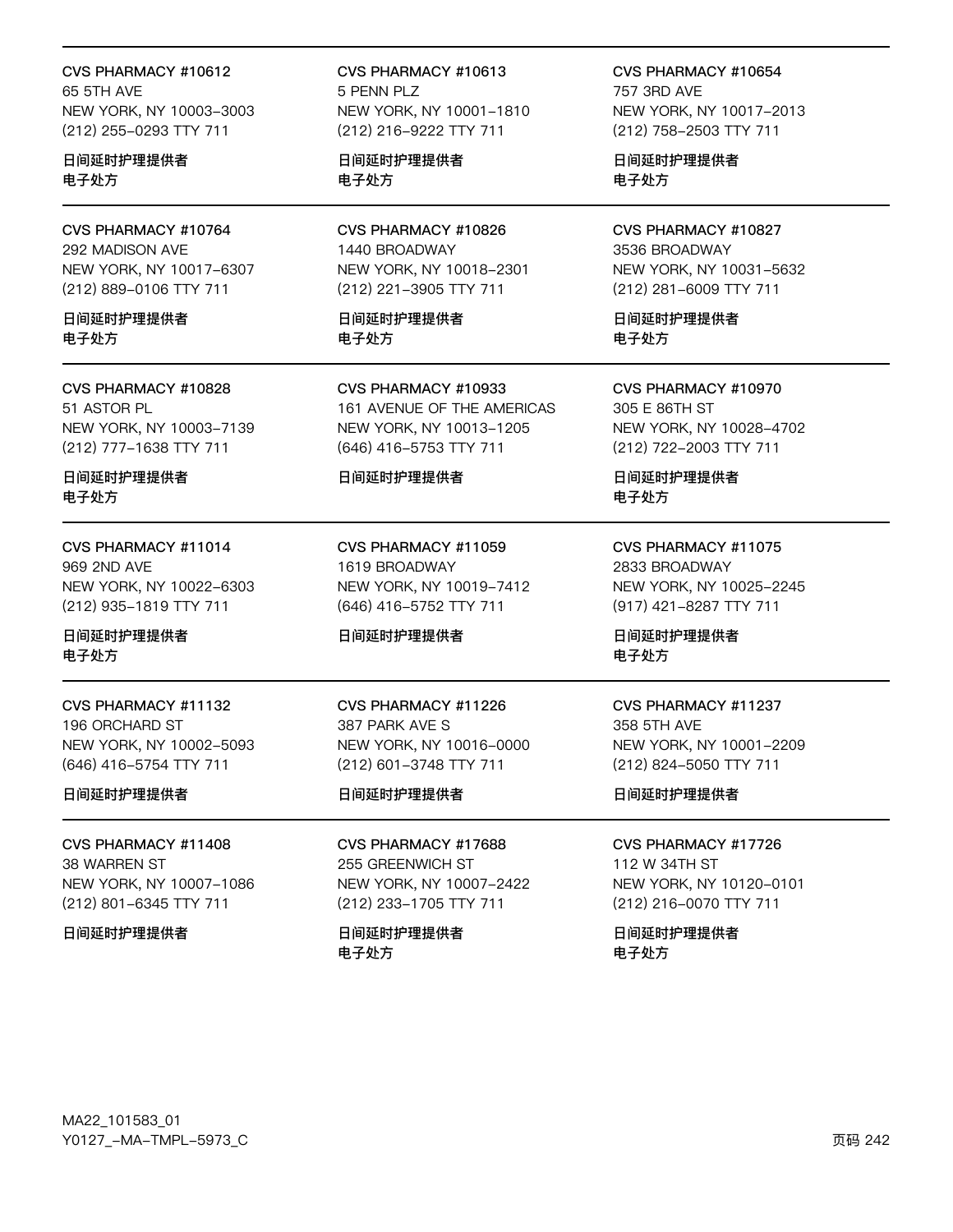CVS PHARMACY #10612
65 5TH AVE
NEW YORK, NY 10003-3003
(212) 255-0293 TTY 711

日间延时护理提供者
电子处方

CVS PHARMACY #10613
5 PENN PLZ
NEW YORK, NY 10001-1810
(212) 216-9222 TTY 711

日间延时护理提供者
电子处方

CVS PHARMACY #10654
757 3RD AVE
NEW YORK, NY 10017-2013
(212) 758-2503 TTY 711

日间延时护理提供者
电子处方

CVS PHARMACY #10764
292 MADISON AVE
NEW YORK, NY 10017-6307
(212) 889-0106 TTY 711

日间延时护理提供者
电子处方

CVS PHARMACY #10826
1440 BROADWAY
NEW YORK, NY 10018-2301
(212) 221-3905 TTY 711

日间延时护理提供者
电子处方

CVS PHARMACY #10827
3536 BROADWAY
NEW YORK, NY 10031-5632
(212) 281-6009 TTY 711

日间延时护理提供者
电子处方

CVS PHARMACY #10828
51 ASTOR PL
NEW YORK, NY 10003-7139
(212) 777-1638 TTY 711

日间延时护理提供者
电子处方

CVS PHARMACY #10933
161 AVENUE OF THE AMERICAS
NEW YORK, NY 10013-1205
(646) 416-5753 TTY 711

日间延时护理提供者

CVS PHARMACY #10970
305 E 86TH ST
NEW YORK, NY 10028-4702
(212) 722-2003 TTY 711

日间延时护理提供者
电子处方

CVS PHARMACY #11014
969 2ND AVE
NEW YORK, NY 10022-6303
(212) 935-1819 TTY 711

日间延时护理提供者
电子处方

CVS PHARMACY #11059
1619 BROADWAY
NEW YORK, NY 10019-7412
(646) 416-5752 TTY 711

日间延时护理提供者

CVS PHARMACY #11075
2833 BROADWAY
NEW YORK, NY 10025-2245
(917) 421-8287 TTY 711

日间延时护理提供者
电子处方

CVS PHARMACY #11132
196 ORCHARD ST
NEW YORK, NY 10002-5093
(646) 416-5754 TTY 711

日间延时护理提供者

CVS PHARMACY #11226
387 PARK AVE S
NEW YORK, NY 10016-0000
(212) 601-3748 TTY 711

日间延时护理提供者

CVS PHARMACY #11237
358 5TH AVE
NEW YORK, NY 10001-2209
(212) 824-5050 TTY 711

日间延时护理提供者

CVS PHARMACY #11408
38 WARREN ST
NEW YORK, NY 10007-1086
(212) 801-6345 TTY 711

日间延时护理提供者

CVS PHARMACY #17688
255 GREENWICH ST
NEW YORK, NY 10007-2422
(212) 233-1705 TTY 711

日间延时护理提供者
电子处方

CVS PHARMACY #17726
112 W 34TH ST
NEW YORK, NY 10120-0101
(212) 216-0070 TTY 711

日间延时护理提供者
电子处方

MA22_101583_01
Y0127_-MA-TMPL-5973_C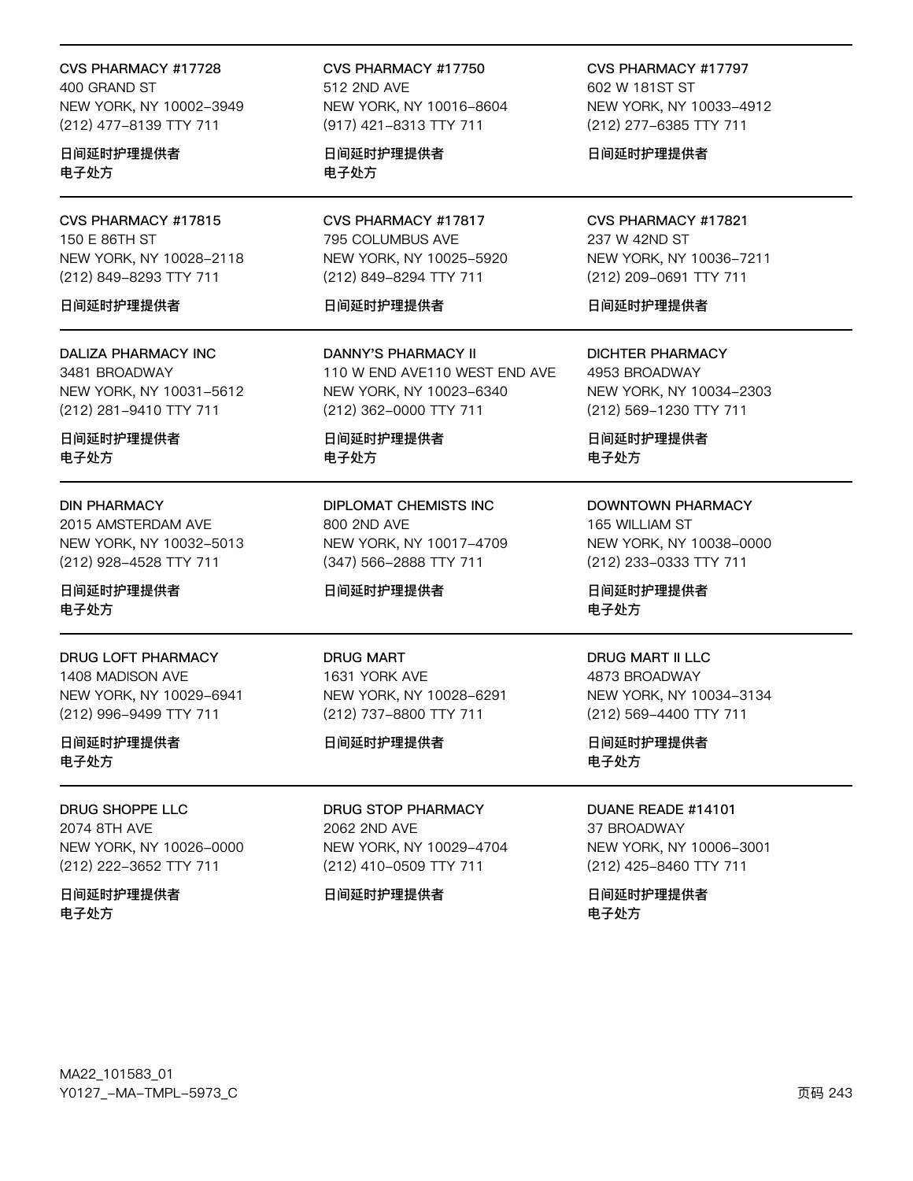CVS PHARMACY #17728
400 GRAND ST
NEW YORK, NY 10002-3949
(212) 477-8139 TTY 711

**日间延时护理提供者**
**电子处方**

---

CVS PHARMACY #17750
512 2ND AVE
NEW YORK, NY 10016-8604
(917) 421-8313 TTY 711

**日间延时护理提供者**
**电子处方**

---

CVS PHARMACY #17797
602 W 181ST ST
NEW YORK, NY 10033-4912
(212) 277-6385 TTY 711

**日间延时护理提供者**

---

CVS PHARMACY #17815
150 E 86TH ST
NEW YORK, NY 10028-2118
(212) 849-8293 TTY 711

**日间延时护理提供者**

---

CVS PHARMACY #17817
795 COLUMBUS AVE
NEW YORK, NY 10025-5920
(212) 849-8294 TTY 711

**日间延时护理提供者**

---

CVS PHARMACY #17821
237 W 42ND ST
NEW YORK, NY 10036-7211
(212) 209-0691 TTY 711

**日间延时护理提供者**

---

DALIZA PHARMACY INC
3481 BROADWAY
NEW YORK, NY 10031-5612
(212) 281-9410 TTY 711

**日间延时护理提供者**
**电子处方**

---

DANNY'S PHARMACY II
110 W END AVE110 WEST END AVE
NEW YORK, NY 10023-6340
(212) 362-0000 TTY 711

**日间延时护理提供者**
**电子处方**

---

DICHTER PHARMACY
4953 BROADWAY
NEW YORK, NY 10034-2303
(212) 569-1230 TTY 711

**日间延时护理提供者**
**电子处方**

---

DIN PHARMACY
2015 AMSTERDAM AVE
NEW YORK, NY 10032-5013
(212) 928-4528 TTY 711

**日间延时护理提供者**
**电子处方**

---

DIPLOMAT CHEMISTS INC
800 2ND AVE
NEW YORK, NY 10017-4709
(347) 566-2888 TTY 711

**日间延时护理提供者**

---

DOWNTOWN PHARMACY
165 WILLIAM ST
NEW YORK, NY 10038-0000
(212) 233-0333 TTY 711

**日间延时护理提供者**
**电子处方**

---

DRUG LOFT PHARMACY
1408 MADISON AVE
NEW YORK, NY 10029-6941
(212) 996-9499 TTY 711

**日间延时护理提供者**
**电子处方**

---

DRUG MART
1631 YORK AVE
NEW YORK, NY 10028-6291
(212) 737-8800 TTY 711

**日间延时护理提供者**

---

DRUG MART II LLC
4873 BROADWAY
NEW YORK, NY 10034-3134
(212) 569-4400 TTY 711

**日间延时护理提供者**
**电子处方**

---

DRUG SHOPPE LLC
2074 8TH AVE
NEW YORK, NY 10026-0000
(212) 222-3652 TTY 711

**日间延时护理提供者**
**电子处方**

---

DRUG STOP PHARMACY
2062 2ND AVE
NEW YORK, NY 10029-4704
(212) 410-0509 TTY 711

**日间延时护理提供者**

---

DUANE READE #14101
37 BROADWAY
NEW YORK, NY 10006-3001
(212) 425-8460 TTY 711

**日间延时护理提供者**
**电子处方**

---

MA22_101583_01
Y0127_-MA-TMPL-5973_C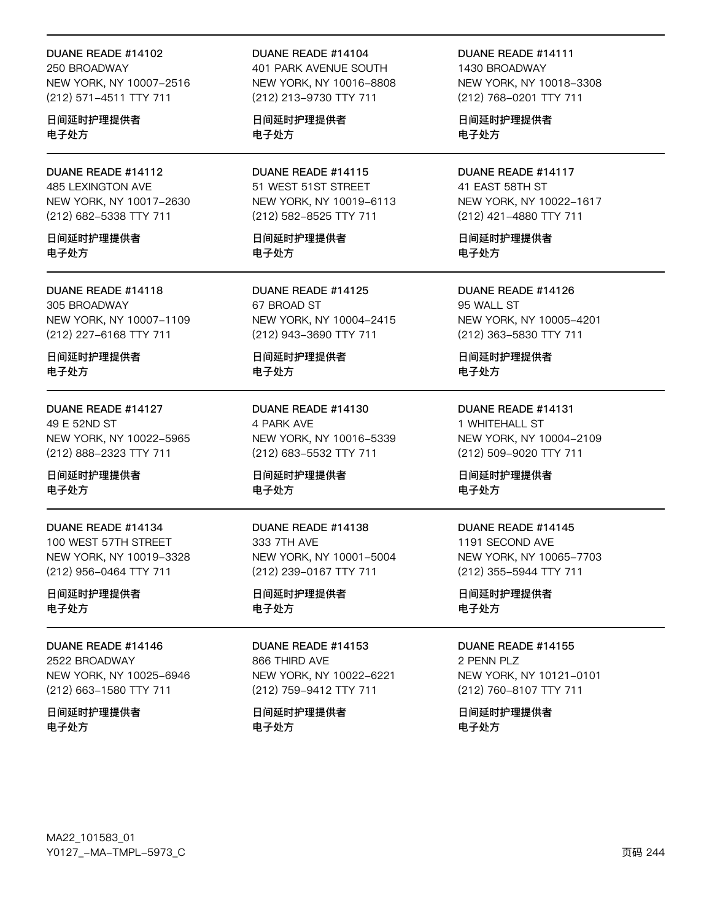**DUANE READE #14102**
250 BROADWAY
NEW YORK, NY 10007–2516
(212) 571–4511 TTY 711

**日间延时护理提供者**
**电子处方**

---

**DUANE READE #14104**
401 PARK AVENUE SOUTH
NEW YORK, NY 10016–8808
(212) 213–9730 TTY 711

**日间延时护理提供者**
**电子处方**

---

**DUANE READE #14111**
1430 BROADWAY
NEW YORK, NY 10018–3308
(212) 768–0201 TTY 711

**日间延时护理提供者**
**电子处方**

---

**DUANE READE #14112**
485 LEXINGTON AVE
NEW YORK, NY 10017–2630
(212) 682–5338 TTY 711

**日间延时护理提供者**
**电子处方**

---

**DUANE READE #14115**
51 WEST 51ST STREET
NEW YORK, NY 10019–6113
(212) 582–8525 TTY 711

**日间延时护理提供者**
**电子处方**

---

**DUANE READE #14117**
41 EAST 58TH ST
NEW YORK, NY 10022–1617
(212) 421–4880 TTY 711

**日间延时护理提供者**
**电子处方**

---

**DUANE READE #14118**
305 BROADWAY
NEW YORK, NY 10007–1109
(212) 227–6168 TTY 711

**日间延时护理提供者**
**电子处方**

---

**DUANE READE #14125**
67 BROAD ST
NEW YORK, NY 10004–2415
(212) 943–3690 TTY 711

**日间延时护理提供者**
**电子处方**

---

**DUANE READE #14126**
95 WALL ST
NEW YORK, NY 10005–4201
(212) 363–5830 TTY 711

**日间延时护理提供者**
**电子处方**

---

**DUANE READE #14127**
49 E 52ND ST
NEW YORK, NY 10022–5965
(212) 888–2323 TTY 711

**日间延时护理提供者**
**电子处方**

---

**DUANE READE #14130**
4 PARK AVE
NEW YORK, NY 10016–5339
(212) 683–5532 TTY 711

**日间延时护理提供者**
**电子处方**

---

**DUANE READE #14131**
1 WHITEHALL ST
NEW YORK, NY 10004–2109
(212) 509–9020 TTY 711

**日间延时护理提供者**
**电子处方**

---

**DUANE READE #14134**
100 WEST 57TH STREET
NEW YORK, NY 10019–3328
(212) 956–0464 TTY 711

**日间延时护理提供者**
**电子处方**

---

**DUANE READE #14138**
333 7TH AVE
NEW YORK, NY 10001–5004
(212) 239–0167 TTY 711

**日间延时护理提供者**
**电子处方**

---

**DUANE READE #14145**
1191 SECOND AVE
NEW YORK, NY 10065–7703
(212) 355–5944 TTY 711

**日间延时护理提供者**
**电子处方**

---

**DUANE READE #14146**
2522 BROADWAY
NEW YORK, NY 10025–6946
(212) 663–1580 TTY 711

**日间延时护理提供者**
**电子处方**

---

**DUANE READE #14153**
866 THIRD AVE
NEW YORK, NY 10022–6221
(212) 759–9412 TTY 711

**日间延时护理提供者**
**电子处方**

---

**DUANE READE #14155**
2 PENN PLZ
NEW YORK, NY 10121–0101
(212) 760–8107 TTY 711

**日间延时护理提供者**
**电子处方**

MA22_101583_01
Y0127_–MA–TMPL–5973_C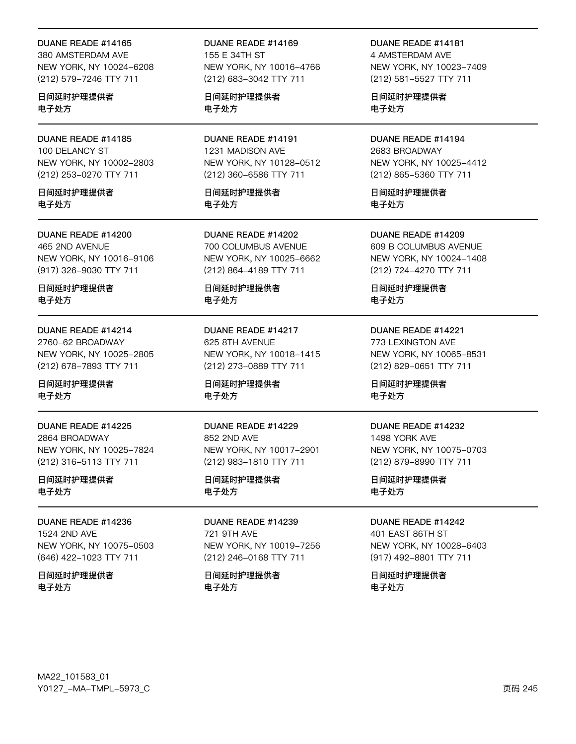DUANE READE #14165
380 AMSTERDAM AVE
NEW YORK, NY 10024-6208
(212) 579-7246 TTY 711

**日间延时护理提供者**
**电子处方**

---

DUANE READE #14169
155 E 34TH ST
NEW YORK, NY 10016-4766
(212) 683-3042 TTY 711

**日间延时护理提供者**
**电子处方**

---

DUANE READE #14181
4 AMSTERDAM AVE
NEW YORK, NY 10023-7409
(212) 581-5527 TTY 711

**日间延时护理提供者**
**电子处方**

---

DUANE READE #14185
100 DELANCY ST
NEW YORK, NY 10002-2803
(212) 253-0270 TTY 711

**日间延时护理提供者**
**电子处方**

---

DUANE READE #14191
1231 MADISON AVE
NEW YORK, NY 10128-0512
(212) 360-6586 TTY 711

**日间延时护理提供者**
**电子处方**

---

DUANE READE #14194
2683 BROADWAY
NEW YORK, NY 10025-4412
(212) 865-5360 TTY 711

**日间延时护理提供者**
**电子处方**

---

DUANE READE #14200
465 2ND AVENUE
NEW YORK, NY 10016-9106
(917) 326-9030 TTY 711

**日间延时护理提供者**
**电子处方**

---

DUANE READE #14202
700 COLUMBUS AVENUE
NEW YORK, NY 10025-6662
(212) 864-4189 TTY 711

**日间延时护理提供者**
**电子处方**

---

DUANE READE #14209
609 B COLUMBUS AVENUE
NEW YORK, NY 10024-1408
(212) 724-4270 TTY 711

**日间延时护理提供者**
**电子处方**

---

DUANE READE #14214
2760-62 BROADWAY
NEW YORK, NY 10025-2805
(212) 678-7893 TTY 711

**日间延时护理提供者**
**电子处方**

---

DUANE READE #14217
625 8TH AVENUE
NEW YORK, NY 10018-1415
(212) 273-0889 TTY 711

**日间延时护理提供者**
**电子处方**

---

DUANE READE #14221
773 LEXINGTON AVE
NEW YORK, NY 10065-8531
(212) 829-0651 TTY 711

**日间延时护理提供者**
**电子处方**

---

DUANE READE #14225
2864 BROADWAY
NEW YORK, NY 10025-7824
(212) 316-5113 TTY 711

**日间延时护理提供者**
**电子处方**

---

DUANE READE #14229
852 2ND AVE
NEW YORK, NY 10017-2901
(212) 983-1810 TTY 711

**日间延时护理提供者**
**电子处方**

---

DUANE READE #14232
1498 YORK AVE
NEW YORK, NY 10075-0703
(212) 879-8990 TTY 711

**日间延时护理提供者**
**电子处方**

---

DUANE READE #14236
1524 2ND AVE
NEW YORK, NY 10075-0503
(646) 422-1023 TTY 711

**日间延时护理提供者**
**电子处方**

---

DUANE READE #14239
721 9TH AVE
NEW YORK, NY 10019-7256
(212) 246-0168 TTY 711

**日间延时护理提供者**
**电子处方**

---

DUANE READE #14242
401 EAST 86TH ST
NEW YORK, NY 10028-6403
(917) 492-8801 TTY 711

**日间延时护理提供者**
**电子处方**

MA22_101583_01
Y0127_-MA-TMPL-5973_C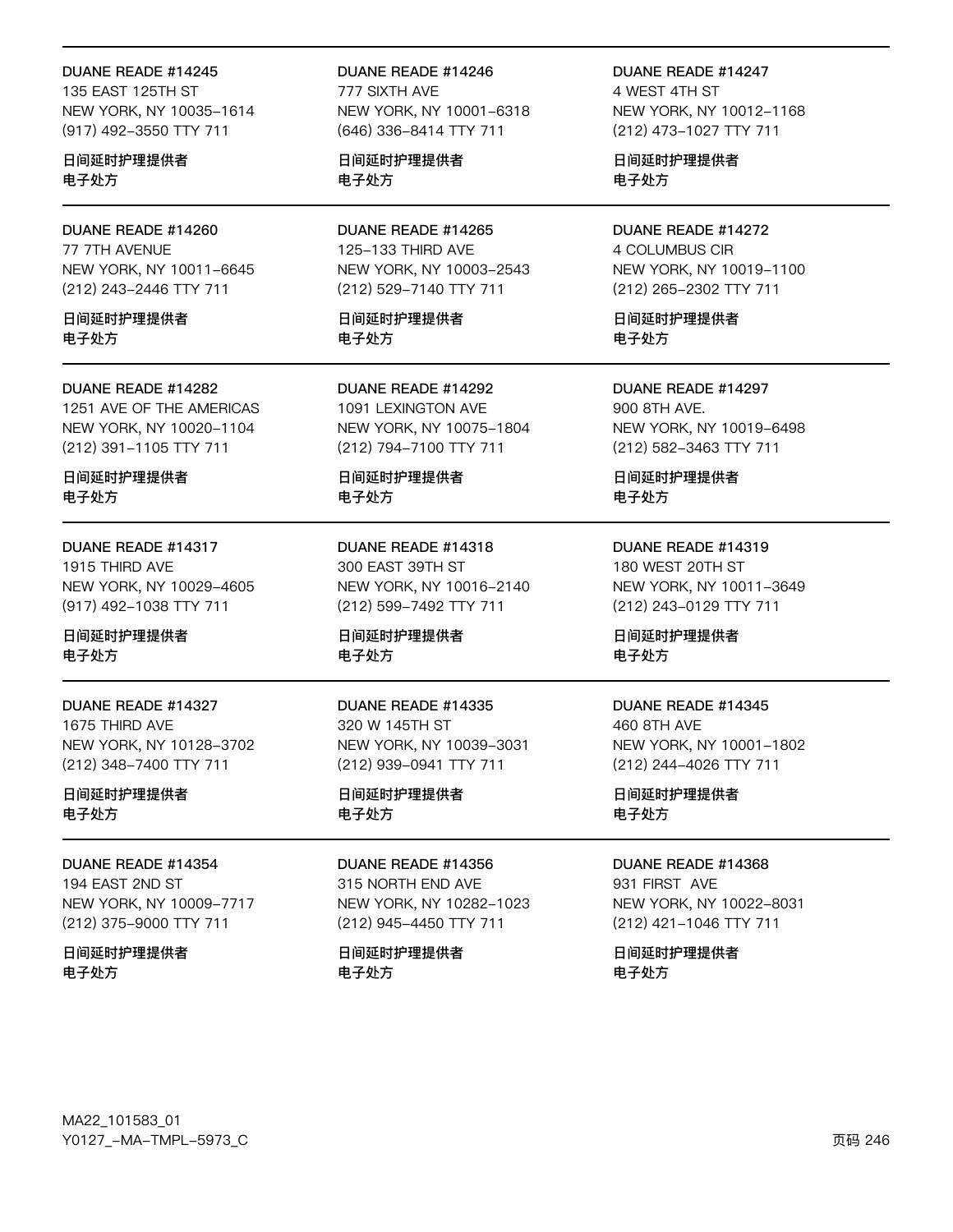DUANE READE #14245
135 EAST 125TH ST
NEW YORK, NY 10035-1614
(917) 492-3550 TTY 711

日间延时护理提供者
电子处方

DUANE READE #14246
777 SIXTH AVE
NEW YORK, NY 10001-6318
(646) 336-8414 TTY 711

日间延时护理提供者
电子处方

DUANE READE #14247
4 WEST 4TH ST
NEW YORK, NY 10012-1168
(212) 473-1027 TTY 711

日间延时护理提供者
电子处方

---

DUANE READE #14260
77 7TH AVENUE
NEW YORK, NY 10011-6645
(212) 243-2446 TTY 711

日间延时护理提供者
电子处方

DUANE READE #14265
125-133 THIRD AVE
NEW YORK, NY 10003-2543
(212) 529-7140 TTY 711

日间延时护理提供者
电子处方

DUANE READE #14272
4 COLUMBUS CIR
NEW YORK, NY 10019-1100
(212) 265-2302 TTY 711

日间延时护理提供者
电子处方

---

DUANE READE #14282
1251 AVE OF THE AMERICAS
NEW YORK, NY 10020-1104
(212) 391-1105 TTY 711

日间延时护理提供者
电子处方

DUANE READE #14292
1091 LEXINGTON AVE
NEW YORK, NY 10075-1804
(212) 794-7100 TTY 711

日间延时护理提供者
电子处方

DUANE READE #14297
900 8TH AVE.
NEW YORK, NY 10019-6498
(212) 582-3463 TTY 711

日间延时护理提供者
电子处方

---

DUANE READE #14317
1915 THIRD AVE
NEW YORK, NY 10029-4605
(917) 492-1038 TTY 711

日间延时护理提供者
电子处方

DUANE READE #14318
300 EAST 39TH ST
NEW YORK, NY 10016-2140
(212) 599-7492 TTY 711

日间延时护理提供者
电子处方

DUANE READE #14319
180 WEST 20TH ST
NEW YORK, NY 10011-3649
(212) 243-0129 TTY 711

日间延时护理提供者
电子处方

---

DUANE READE #14327
1675 THIRD AVE
NEW YORK, NY 10128-3702
(212) 348-7400 TTY 711

日间延时护理提供者
电子处方

DUANE READE #14335
320 W 145TH ST
NEW YORK, NY 10039-3031
(212) 939-0941 TTY 711

日间延时护理提供者
电子处方

DUANE READE #14345
460 8TH AVE
NEW YORK, NY 10001-1802
(212) 244-4026 TTY 711

日间延时护理提供者
电子处方

---

DUANE READE #14354
194 EAST 2ND ST
NEW YORK, NY 10009-7717
(212) 375-9000 TTY 711

日间延时护理提供者
电子处方

DUANE READE #14356
315 NORTH END AVE
NEW YORK, NY 10282-1023
(212) 945-4450 TTY 711

日间延时护理提供者
电子处方

DUANE READE #14368
931 FIRST AVE
NEW YORK, NY 10022-8031
(212) 421-1046 TTY 711

日间延时护理提供者
电子处方

MA22_101583_01
Y0127_-MA-TMPL-5973_C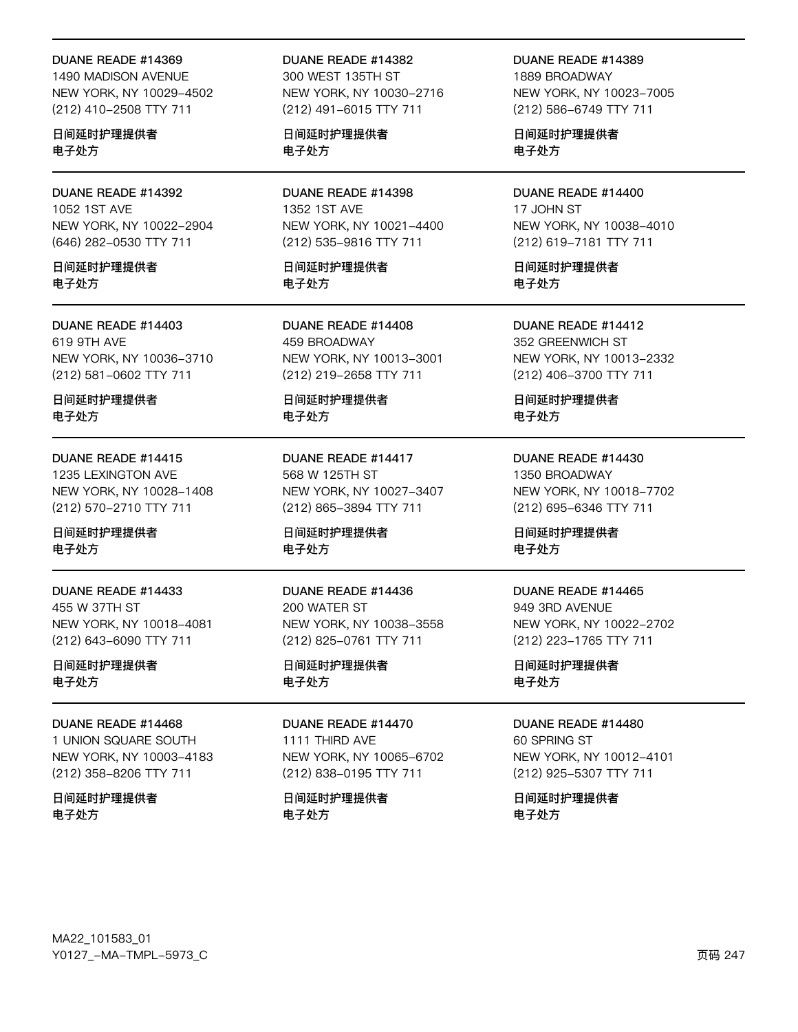DUANE READE #14369
1490 MADISON AVENUE
NEW YORK, NY 10029-4502
(212) 410-2508 TTY 711

日间延时护理提供者
电子处方

---

DUANE READE #14382
300 WEST 135TH ST
NEW YORK, NY 10030-2716
(212) 491-6015 TTY 711

日间延时护理提供者
电子处方

---

DUANE READE #14389
1889 BROADWAY
NEW YORK, NY 10023-7005
(212) 586-6749 TTY 711

日间延时护理提供者
电子处方

---

DUANE READE #14392
1052 1ST AVE
NEW YORK, NY 10022-2904
(646) 282-0530 TTY 711

日间延时护理提供者
电子处方

---

DUANE READE #14398
1352 1ST AVE
NEW YORK, NY 10021-4400
(212) 535-9816 TTY 711

日间延时护理提供者
电子处方

---

DUANE READE #14400
17 JOHN ST
NEW YORK, NY 10038-4010
(212) 619-7181 TTY 711

日间延时护理提供者
电子处方

---

DUANE READE #14403
619 9TH AVE
NEW YORK, NY 10036-3710
(212) 581-0602 TTY 711

日间延时护理提供者
电子处方

---

DUANE READE #14408
459 BROADWAY
NEW YORK, NY 10013-3001
(212) 219-2658 TTY 711

日间延时护理提供者
电子处方

---

DUANE READE #14412
352 GREENWICH ST
NEW YORK, NY 10013-2332
(212) 406-3700 TTY 711

日间延时护理提供者
电子处方

---

DUANE READE #14415
1235 LEXINGTON AVE
NEW YORK, NY 10028-1408
(212) 570-2710 TTY 711

日间延时护理提供者
电子处方

---

DUANE READE #14417
568 W 125TH ST
NEW YORK, NY 10027-3407
(212) 865-3894 TTY 711

日间延时护理提供者
电子处方

---

DUANE READE #14430
1350 BROADWAY
NEW YORK, NY 10018-7702
(212) 695-6346 TTY 711

日间延时护理提供者
电子处方

---

DUANE READE #14433
455 W 37TH ST
NEW YORK, NY 10018-4081
(212) 643-6090 TTY 711

日间延时护理提供者
电子处方

---

DUANE READE #14436
200 WATER ST
NEW YORK, NY 10038-3558
(212) 825-0761 TTY 711

日间延时护理提供者
电子处方

---

DUANE READE #14465
949 3RD AVENUE
NEW YORK, NY 10022-2702
(212) 223-1765 TTY 711

日间延时护理提供者
电子处方

---

DUANE READE #14468
1 UNION SQUARE SOUTH
NEW YORK, NY 10003-4183
(212) 358-8206 TTY 711

日间延时护理提供者
电子处方

---

DUANE READE #14470
1111 THIRD AVE
NEW YORK, NY 10065-6702
(212) 838-0195 TTY 711

日间延时护理提供者
电子处方

---

DUANE READE #14480
60 SPRING ST
NEW YORK, NY 10012-4101
(212) 925-5307 TTY 711

日间延时护理提供者
电子处方

MA22_101583_01
Y0127_-MA-TMPL-5973_C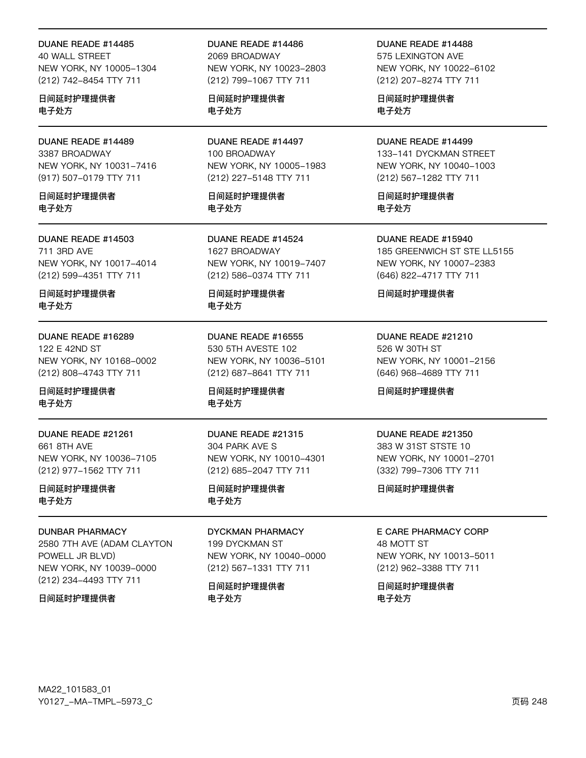DUANE READE #14485
40 WALL STREET
NEW YORK, NY 10005-1304
(212) 742-8454 TTY 711

日间延时护理提供者
电子处方

DUANE READE #14486
2069 BROADWAY
NEW YORK, NY 10023-2803
(212) 799-1067 TTY 711

日间延时护理提供者
电子处方

DUANE READE #14488
575 LEXINGTON AVE
NEW YORK, NY 10022-6102
(212) 207-8274 TTY 711

日间延时护理提供者
电子处方

DUANE READE #14489
3387 BROADWAY
NEW YORK, NY 10031-7416
(917) 507-0179 TTY 711

日间延时护理提供者
电子处方

DUANE READE #14497
100 BROADWAY
NEW YORK, NY 10005-1983
(212) 227-5148 TTY 711

日间延时护理提供者
电子处方

DUANE READE #14499
133-141 DYCKMAN STREET
NEW YORK, NY 10040-1003
(212) 567-1282 TTY 711

日间延时护理提供者
电子处方

DUANE READE #14503
711 3RD AVE
NEW YORK, NY 10017-4014
(212) 599-4351 TTY 711

日间延时护理提供者
电子处方

DUANE READE #14524
1627 BROADWAY
NEW YORK, NY 10019-7407
(212) 586-0374 TTY 711

日间延时护理提供者
电子处方

DUANE READE #15940
185 GREENWICH ST STE LL5155
NEW YORK, NY 10007-2383
(646) 822-4717 TTY 711

日间延时护理提供者

DUANE READE #16289
122 E 42ND ST
NEW YORK, NY 10168-0002
(212) 808-4743 TTY 711

日间延时护理提供者
电子处方

DUANE READE #16555
530 5TH AVESTE 102
NEW YORK, NY 10036-5101
(212) 687-8641 TTY 711

日间延时护理提供者
电子处方

DUANE READE #21210
526 W 30TH ST
NEW YORK, NY 10001-2156
(646) 968-4689 TTY 711

日间延时护理提供者

DUANE READE #21261
661 8TH AVE
NEW YORK, NY 10036-7105
(212) 977-1562 TTY 711

日间延时护理提供者
电子处方

DUANE READE #21315
304 PARK AVE S
NEW YORK, NY 10010-4301
(212) 685-2047 TTY 711

日间延时护理提供者
电子处方

DUANE READE #21350
383 W 31ST STSTE 10
NEW YORK, NY 10001-2701
(332) 799-7306 TTY 711

日间延时护理提供者

DUNBAR PHARMACY
2580 7TH AVE (ADAM CLAYTON POWELL JR BLVD)
NEW YORK, NY 10039-0000
(212) 234-4493 TTY 711

日间延时护理提供者

DYCKMAN PHARMACY
199 DYCKMAN ST
NEW YORK, NY 10040-0000
(212) 567-1331 TTY 711

日间延时护理提供者
电子处方

E CARE PHARMACY CORP
48 MOTT ST
NEW YORK, NY 10013-5011
(212) 962-3388 TTY 711

日间延时护理提供者
电子处方

MA22_101583_01
Y0127_-MA-TMPL-5973_C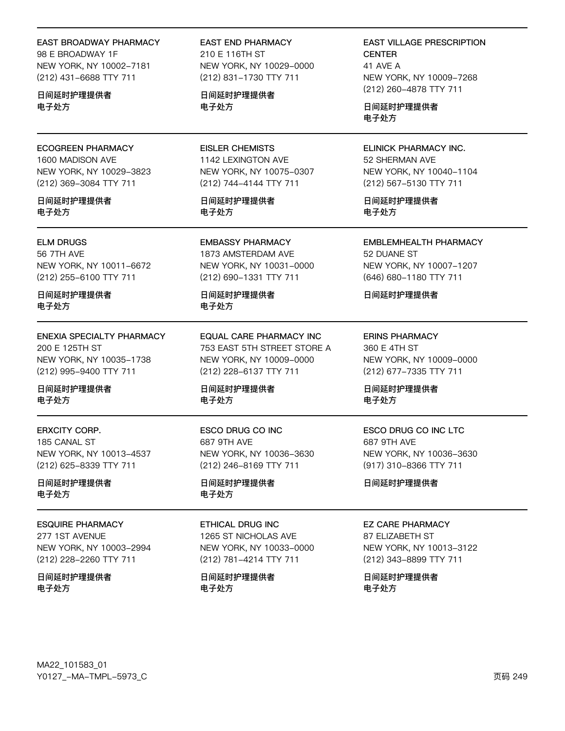EAST BROADWAY PHARMACY
98 E BROADWAY 1F
NEW YORK, NY 10002–7181
(212) 431–6688 TTY 711

**日间延时护理提供者**
**电子处方**

EAST END PHARMACY
210 E 116TH ST
NEW YORK, NY 10029–0000
(212) 831–1730 TTY 711

**日间延时护理提供者**
**电子处方**

EAST VILLAGE PRESCRIPTION CENTER
41 AVE A
NEW YORK, NY 10009–7268
(212) 260–4878 TTY 711

**日间延时护理提供者**
**电子处方**

---

ECOGREEN PHARMACY
1600 MADISON AVE
NEW YORK, NY 10029–3823
(212) 369–3084 TTY 711

**日间延时护理提供者**
**电子处方**

EISLER CHEMISTS
1142 LEXINGTON AVE
NEW YORK, NY 10075–0307
(212) 744–4144 TTY 711

**日间延时护理提供者**
**电子处方**

ELINICK PHARMACY INC.
52 SHERMAN AVE
NEW YORK, NY 10040–1104
(212) 567–5130 TTY 711

**日间延时护理提供者**
**电子处方**

---

ELM DRUGS
56 7TH AVE
NEW YORK, NY 10011–6672
(212) 255–6100 TTY 711

**日间延时护理提供者**
**电子处方**

EMBASSY PHARMACY
1873 AMSTERDAM AVE
NEW YORK, NY 10031–0000
(212) 690–1331 TTY 711

**日间延时护理提供者**
**电子处方**

EMBLEMHEALTH PHARMACY
52 DUANE ST
NEW YORK, NY 10007–1207
(646) 680–1180 TTY 711

**日间延时护理提供者**

---

ENEXIA SPECIALTY PHARMACY
200 E 125TH ST
NEW YORK, NY 10035–1738
(212) 995–9400 TTY 711

**日间延时护理提供者**
**电子处方**

EQUAL CARE PHARMACY INC
753 EAST 5TH STREET STORE A
NEW YORK, NY 10009–0000
(212) 228–6137 TTY 711

**日间延时护理提供者**
**电子处方**

ERINS PHARMACY
360 E 4TH ST
NEW YORK, NY 10009–0000
(212) 677–7335 TTY 711

**日间延时护理提供者**
**电子处方**

---

ERXCITY CORP.
185 CANAL ST
NEW YORK, NY 10013–4537
(212) 625–8339 TTY 711

**日间延时护理提供者**
**电子处方**

ESCO DRUG CO INC
687 9TH AVE
NEW YORK, NY 10036–3630
(212) 246–8169 TTY 711

**日间延时护理提供者**
**电子处方**

ESCO DRUG CO INC LTC
687 9TH AVE
NEW YORK, NY 10036–3630
(917) 310–8366 TTY 711

**日间延时护理提供者**

---

ESQUIRE PHARMACY
277 1ST AVENUE
NEW YORK, NY 10003–2994
(212) 228–2260 TTY 711

**日间延时护理提供者**
**电子处方**

ETHICAL DRUG INC
1265 ST NICHOLAS AVE
NEW YORK, NY 10033–0000
(212) 781–4214 TTY 711

**日间延时护理提供者**
**电子处方**

EZ CARE PHARMACY
87 ELIZABETH ST
NEW YORK, NY 10013–3122
(212) 343–8899 TTY 711

**日间延时护理提供者**
**电子处方**

MA22_101583_01
Y0127_–MA–TMPL–5973_C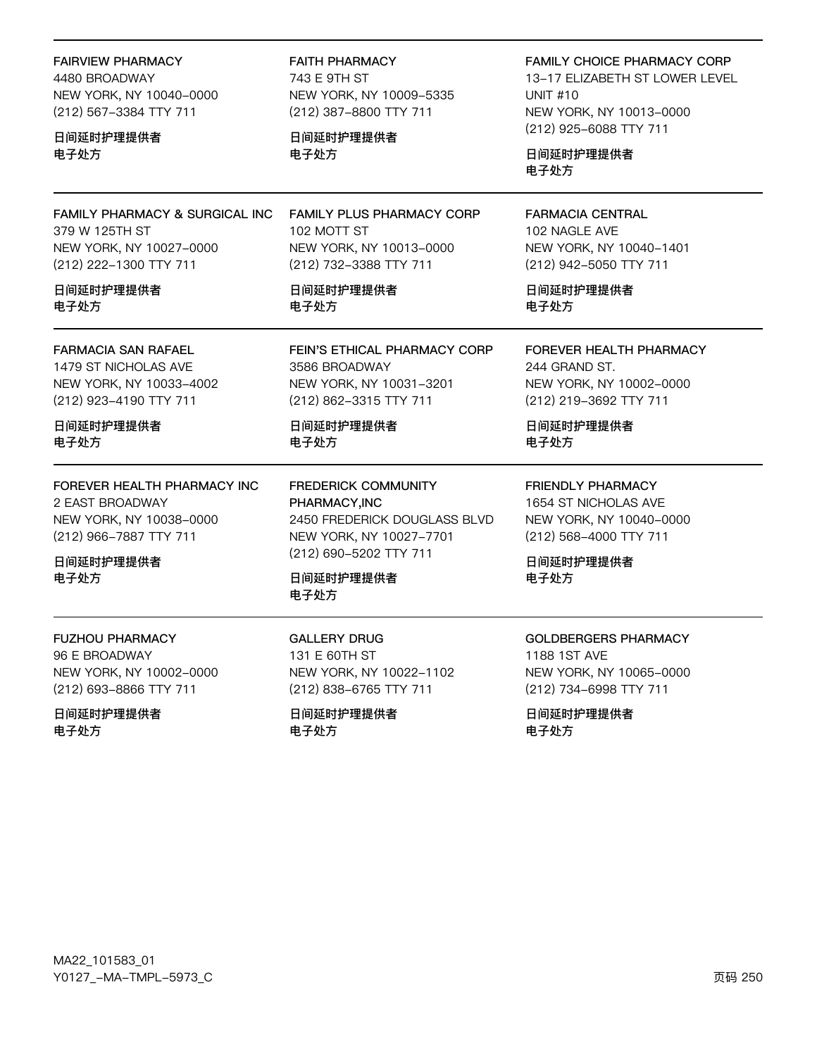**FAIRVIEW PHARMACY**
4480 BROADWAY
NEW YORK, NY 10040-0000
(212) 567-3384 TTY 711

日间延时护理提供者
电子处方

**FAITH PHARMACY**
743 E 9TH ST
NEW YORK, NY 10009-5335
(212) 387-8800 TTY 711

日间延时护理提供者
电子处方

**FAMILY CHOICE PHARMACY CORP**
13-17 ELIZABETH ST LOWER LEVEL UNIT #10
NEW YORK, NY 10013-0000
(212) 925-6088 TTY 711

日间延时护理提供者
电子处方

---

**FAMILY PHARMACY & SURGICAL INC**
379 W 125TH ST
NEW YORK, NY 10027-0000
(212) 222-1300 TTY 711

日间延时护理提供者
电子处方

**FAMILY PLUS PHARMACY CORP**
102 MOTT ST
NEW YORK, NY 10013-0000
(212) 732-3388 TTY 711

日间延时护理提供者
电子处方

**FARMACIA CENTRAL**
102 NAGLE AVE
NEW YORK, NY 10040-1401
(212) 942-5050 TTY 711

日间延时护理提供者
电子处方

---

**FARMACIA SAN RAFAEL**
1479 ST NICHOLAS AVE
NEW YORK, NY 10033-4002
(212) 923-4190 TTY 711

日间延时护理提供者
电子处方

**FEIN'S ETHICAL PHARMACY CORP**
3586 BROADWAY
NEW YORK, NY 10031-3201
(212) 862-3315 TTY 711

日间延时护理提供者
电子处方

**FOREVER HEALTH PHARMACY**
244 GRAND ST.
NEW YORK, NY 10002-0000
(212) 219-3692 TTY 711

日间延时护理提供者
电子处方

---

**FOREVER HEALTH PHARMACY INC**
2 EAST BROADWAY
NEW YORK, NY 10038-0000
(212) 966-7887 TTY 711

日间延时护理提供者
电子处方

**FREDERICK COMMUNITY PHARMACY,INC**
2450 FREDERICK DOUGLASS BLVD
NEW YORK, NY 10027-7701
(212) 690-5202 TTY 711

日间延时护理提供者
电子处方

**FRIENDLY PHARMACY**
1654 ST NICHOLAS AVE
NEW YORK, NY 10040-0000
(212) 568-4000 TTY 711

日间延时护理提供者
电子处方

---

**FUZHOU PHARMACY**
96 E BROADWAY
NEW YORK, NY 10002-0000
(212) 693-8866 TTY 711

日间延时护理提供者
电子处方

**GALLERY DRUG**
131 E 60TH ST
NEW YORK, NY 10022-1102
(212) 838-6765 TTY 711

日间延时护理提供者
电子处方

**GOLDBERGERS PHARMACY**
1188 1ST AVE
NEW YORK, NY 10065-0000
(212) 734-6998 TTY 711

日间延时护理提供者
电子处方

MA22_101583_01
Y0127_-MA-TMPL-5973_C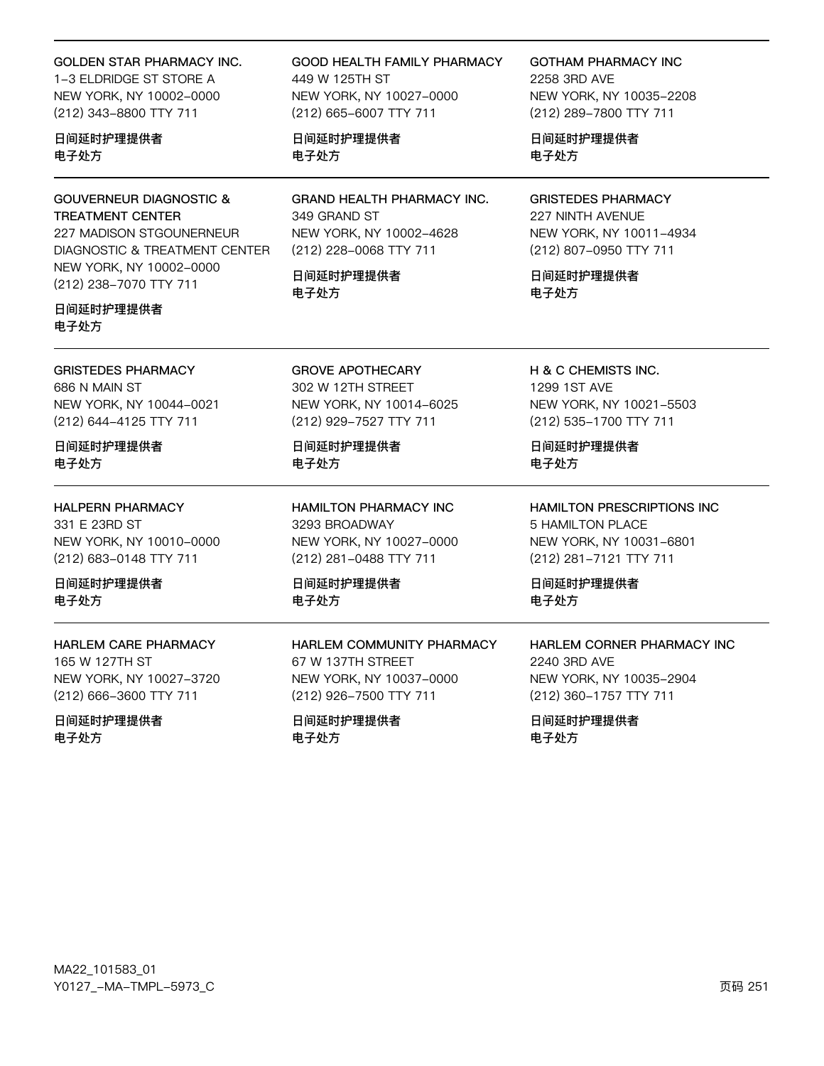GOLDEN STAR PHARMACY INC.
1-3 ELDRIDGE ST STORE A
NEW YORK, NY 10002-0000
(212) 343-8800 TTY 711

日间延时护理提供者
电子处方

GOOD HEALTH FAMILY PHARMACY
449 W 125TH ST
NEW YORK, NY 10027-0000
(212) 665-6007 TTY 711

日间延时护理提供者
电子处方

GOTHAM PHARMACY INC
2258 3RD AVE
NEW YORK, NY 10035-2208
(212) 289-7800 TTY 711

日间延时护理提供者
电子处方

---

GOUVERNEUR DIAGNOSTIC & TREATMENT CENTER
227 MADISON STGOUNERNEUR DIAGNOSTIC & TREATMENT CENTER
NEW YORK, NY 10002-0000
(212) 238-7070 TTY 711

日间延时护理提供者
电子处方

GRAND HEALTH PHARMACY INC.
349 GRAND ST
NEW YORK, NY 10002-4628
(212) 228-0068 TTY 711

日间延时护理提供者
电子处方

GRISTEDES PHARMACY
227 NINTH AVENUE
NEW YORK, NY 10011-4934
(212) 807-0950 TTY 711

日间延时护理提供者
电子处方

---

GRISTEDES PHARMACY
686 N MAIN ST
NEW YORK, NY 10044-0021
(212) 644-4125 TTY 711

日间延时护理提供者
电子处方

GROVE APOTHECARY
302 W 12TH STREET
NEW YORK, NY 10014-6025
(212) 929-7527 TTY 711

日间延时护理提供者
电子处方

H & C CHEMISTS INC.
1299 1ST AVE
NEW YORK, NY 10021-5503
(212) 535-1700 TTY 711

日间延时护理提供者
电子处方

---

HALPERN PHARMACY
331 E 23RD ST
NEW YORK, NY 10010-0000
(212) 683-0148 TTY 711

日间延时护理提供者
电子处方

HAMILTON PHARMACY INC
3293 BROADWAY
NEW YORK, NY 10027-0000
(212) 281-0488 TTY 711

日间延时护理提供者
电子处方

HAMILTON PRESCRIPTIONS INC
5 HAMILTON PLACE
NEW YORK, NY 10031-6801
(212) 281-7121 TTY 711

日间延时护理提供者
电子处方

---

HARLEM CARE PHARMACY
165 W 127TH ST
NEW YORK, NY 10027-3720
(212) 666-3600 TTY 711

日间延时护理提供者
电子处方

HARLEM COMMUNITY PHARMACY
67 W 137TH STREET
NEW YORK, NY 10037-0000
(212) 926-7500 TTY 711

日间延时护理提供者
电子处方

HARLEM CORNER PHARMACY INC
2240 3RD AVE
NEW YORK, NY 10035-2904
(212) 360-1757 TTY 711

日间延时护理提供者
电子处方

MA22_101583_01
Y0127_-MA-TMPL-5973_C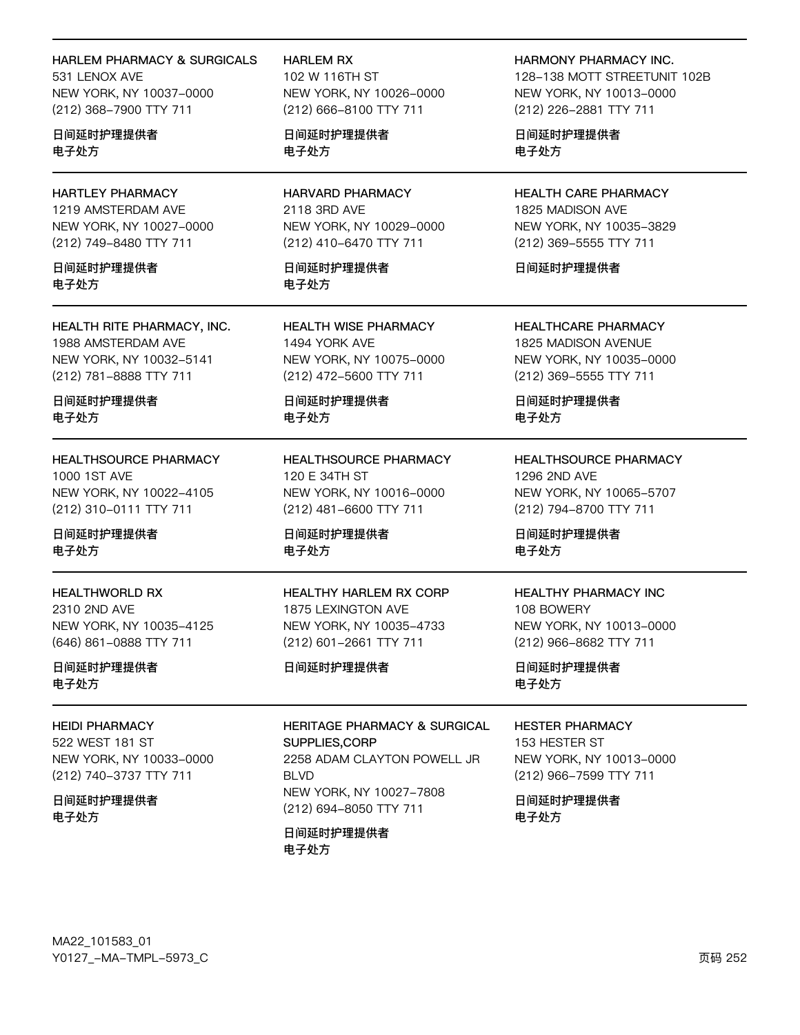HARLEM PHARMACY & SURGICALS
531 LENOX AVE
NEW YORK, NY 10037-0000
(212) 368-7900 TTY 711

日间延时护理提供者
电子处方

HARLEM RX
102 W 116TH ST
NEW YORK, NY 10026-0000
(212) 666-8100 TTY 711

日间延时护理提供者
电子处方

HARMONY PHARMACY INC.
128-138 MOTT STREETUNIT 102B
NEW YORK, NY 10013-0000
(212) 226-2881 TTY 711

日间延时护理提供者
电子处方

---

HARTLEY PHARMACY
1219 AMSTERDAM AVE
NEW YORK, NY 10027-0000
(212) 749-8480 TTY 711

日间延时护理提供者
电子处方

HARVARD PHARMACY
2118 3RD AVE
NEW YORK, NY 10029-0000
(212) 410-6470 TTY 711

日间延时护理提供者
电子处方

HEALTH CARE PHARMACY
1825 MADISON AVE
NEW YORK, NY 10035-3829
(212) 369-5555 TTY 711

日间延时护理提供者

---

HEALTH RITE PHARMACY, INC.
1988 AMSTERDAM AVE
NEW YORK, NY 10032-5141
(212) 781-8888 TTY 711

日间延时护理提供者
电子处方

HEALTH WISE PHARMACY
1494 YORK AVE
NEW YORK, NY 10075-0000
(212) 472-5600 TTY 711

日间延时护理提供者
电子处方

HEALTHCARE PHARMACY
1825 MADISON AVENUE
NEW YORK, NY 10035-0000
(212) 369-5555 TTY 711

日间延时护理提供者
电子处方

---

HEALTHSOURCE PHARMACY
1000 1ST AVE
NEW YORK, NY 10022-4105
(212) 310-0111 TTY 711

日间延时护理提供者
电子处方

HEALTHSOURCE PHARMACY
120 E 34TH ST
NEW YORK, NY 10016-0000
(212) 481-6600 TTY 711

日间延时护理提供者
电子处方

HEALTHSOURCE PHARMACY
1296 2ND AVE
NEW YORK, NY 10065-5707
(212) 794-8700 TTY 711

日间延时护理提供者
电子处方

---

HEALTHWORLD RX
2310 2ND AVE
NEW YORK, NY 10035-4125
(646) 861-0888 TTY 711

日间延时护理提供者
电子处方

HEALTHY HARLEM RX CORP
1875 LEXINGTON AVE
NEW YORK, NY 10035-4733
(212) 601-2661 TTY 711

日间延时护理提供者

HEALTHY PHARMACY INC
108 BOWERY
NEW YORK, NY 10013-0000
(212) 966-8682 TTY 711

日间延时护理提供者
电子处方

---

HEIDI PHARMACY
522 WEST 181 ST
NEW YORK, NY 10033-0000
(212) 740-3737 TTY 711

日间延时护理提供者
电子处方

HERITAGE PHARMACY & SURGICAL SUPPLIES,CORP
2258 ADAM CLAYTON POWELL JR BLVD
NEW YORK, NY 10027-7808
(212) 694-8050 TTY 711

日间延时护理提供者
电子处方

HESTER PHARMACY
153 HESTER ST
NEW YORK, NY 10013-0000
(212) 966-7599 TTY 711

日间延时护理提供者
电子处方

MA22_101583_01
Y0127_-MA-TMPL-5973_C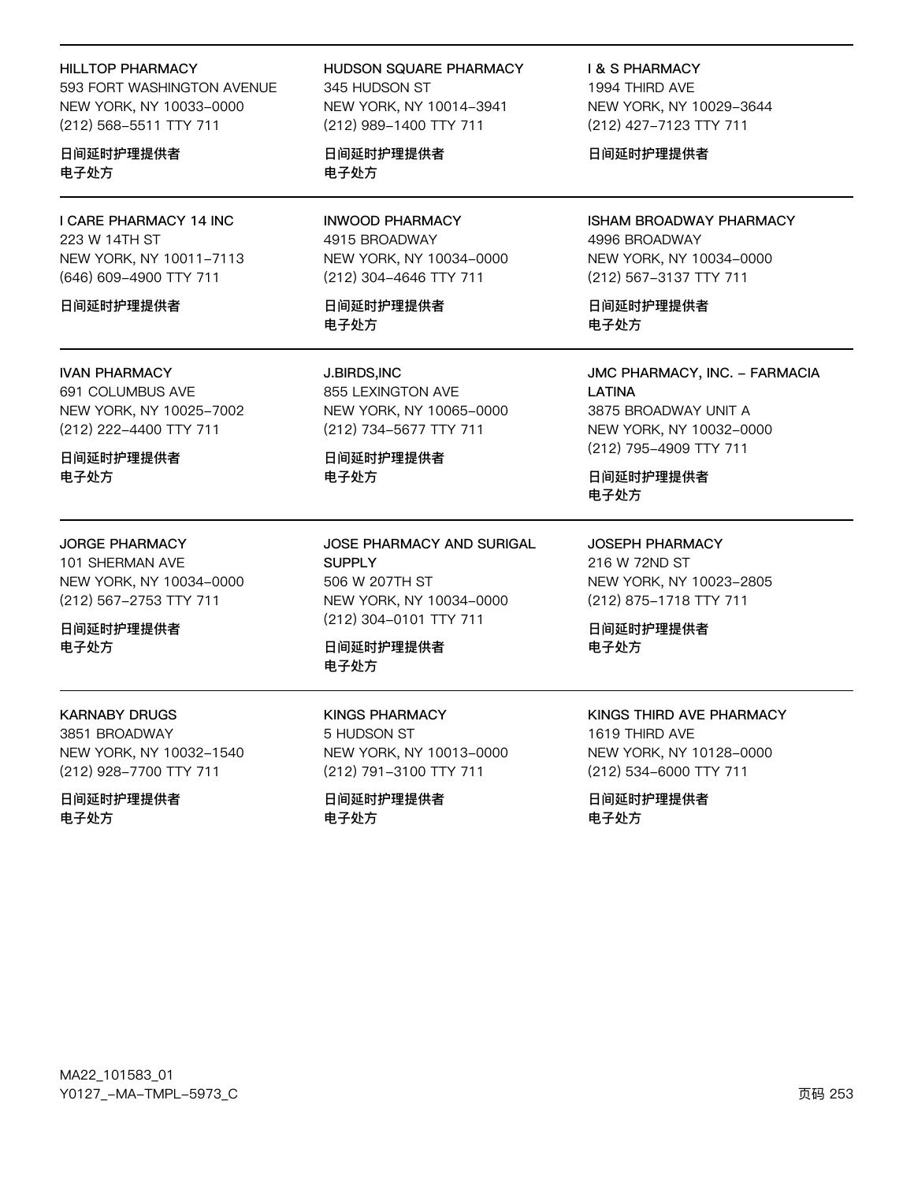HILLTOP PHARMACY
593 FORT WASHINGTON AVENUE
NEW YORK, NY 10033–0000
(212) 568–5511 TTY 711

日间延时护理提供者
电子处方

HUDSON SQUARE PHARMACY
345 HUDSON ST
NEW YORK, NY 10014–3941
(212) 989–1400 TTY 711

日间延时护理提供者
电子处方

I & S PHARMACY
1994 THIRD AVE
NEW YORK, NY 10029–3644
(212) 427–7123 TTY 711

日间延时护理提供者

I CARE PHARMACY 14 INC
223 W 14TH ST
NEW YORK, NY 10011–7113
(646) 609–4900 TTY 711

日间延时护理提供者

INWOOD PHARMACY
4915 BROADWAY
NEW YORK, NY 10034–0000
(212) 304–4646 TTY 711

日间延时护理提供者
电子处方

ISHAM BROADWAY PHARMACY
4996 BROADWAY
NEW YORK, NY 10034–0000
(212) 567–3137 TTY 711

日间延时护理提供者
电子处方

IVAN PHARMACY
691 COLUMBUS AVE
NEW YORK, NY 10025–7002
(212) 222–4400 TTY 711

日间延时护理提供者
电子处方

J.BIRDS,INC
855 LEXINGTON AVE
NEW YORK, NY 10065–0000
(212) 734–5677 TTY 711

日间延时护理提供者
电子处方

JMC PHARMACY, INC. – FARMACIA LATINA
3875 BROADWAY UNIT A
NEW YORK, NY 10032–0000
(212) 795–4909 TTY 711

日间延时护理提供者
电子处方

JORGE PHARMACY
101 SHERMAN AVE
NEW YORK, NY 10034–0000
(212) 567–2753 TTY 711

日间延时护理提供者
电子处方

JOSE PHARMACY AND SURIGAL SUPPLY
506 W 207TH ST
NEW YORK, NY 10034–0000
(212) 304–0101 TTY 711

日间延时护理提供者
电子处方

JOSEPH PHARMACY
216 W 72ND ST
NEW YORK, NY 10023–2805
(212) 875–1718 TTY 711

日间延时护理提供者
电子处方

KARNABY DRUGS
3851 BROADWAY
NEW YORK, NY 10032–1540
(212) 928–7700 TTY 711

日间延时护理提供者
电子处方

KINGS PHARMACY
5 HUDSON ST
NEW YORK, NY 10013–0000
(212) 791–3100 TTY 711

日间延时护理提供者
电子处方

KINGS THIRD AVE PHARMACY
1619 THIRD AVE
NEW YORK, NY 10128–0000
(212) 534–6000 TTY 711

日间延时护理提供者
电子处方

MA22_101583_01
Y0127_–MA–TMPL–5973_C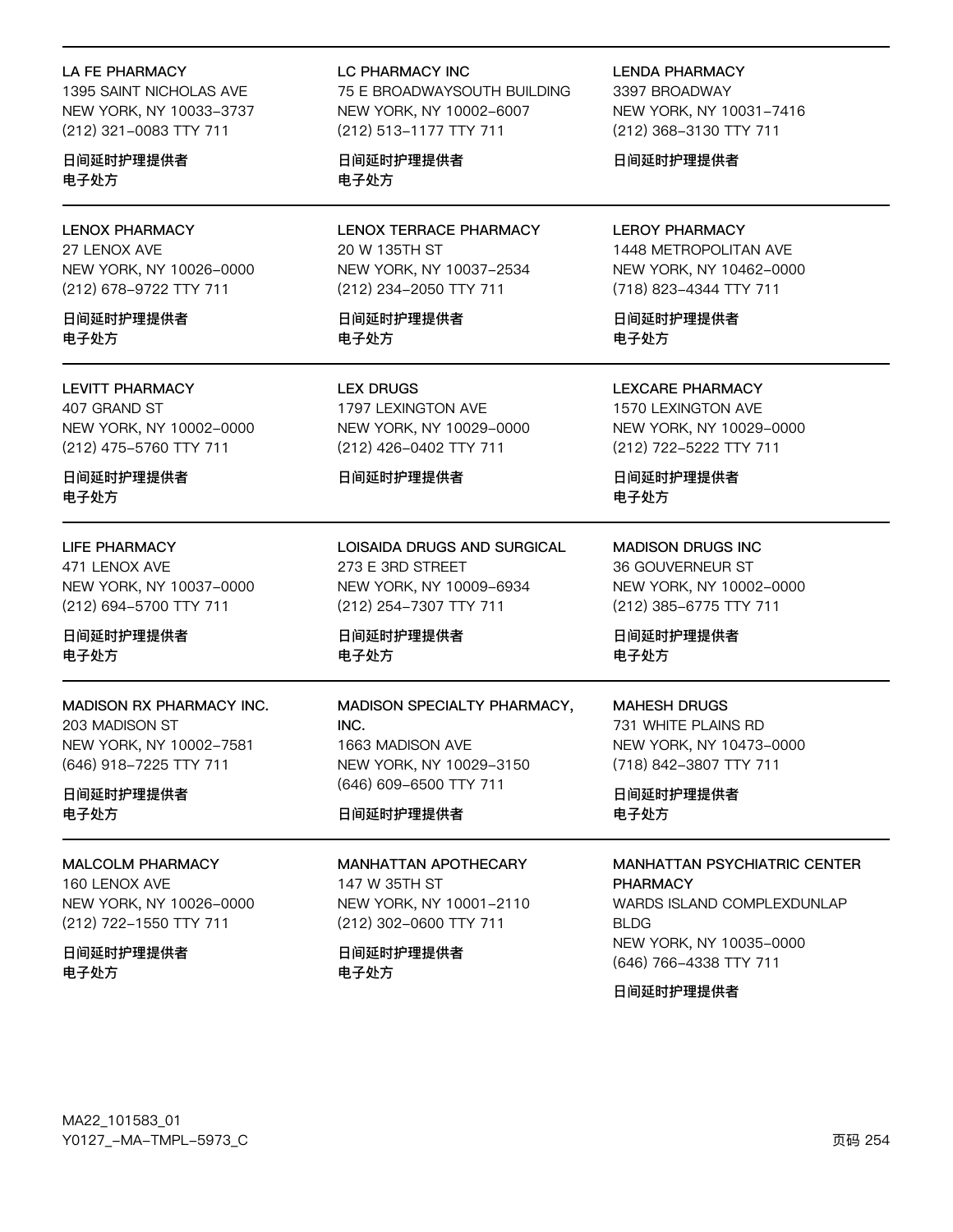LA FE PHARMACY
1395 SAINT NICHOLAS AVE
NEW YORK, NY 10033-3737
(212) 321-0083 TTY 711

日间延时护理提供者
电子处方

LC PHARMACY INC
75 E BROADWAYSOUTH BUILDING
NEW YORK, NY 10002-6007
(212) 513-1177 TTY 711

日间延时护理提供者
电子处方

LENDA PHARMACY
3397 BROADWAY
NEW YORK, NY 10031-7416
(212) 368-3130 TTY 711

日间延时护理提供者

LENOX PHARMACY
27 LENOX AVE
NEW YORK, NY 10026-0000
(212) 678-9722 TTY 711

日间延时护理提供者
电子处方

LENOX TERRACE PHARMACY
20 W 135TH ST
NEW YORK, NY 10037-2534
(212) 234-2050 TTY 711

日间延时护理提供者
电子处方

LEROY PHARMACY
1448 METROPOLITAN AVE
NEW YORK, NY 10462-0000
(718) 823-4344 TTY 711

日间延时护理提供者
电子处方

LEVITT PHARMACY
407 GRAND ST
NEW YORK, NY 10002-0000
(212) 475-5760 TTY 711

日间延时护理提供者
电子处方

LEX DRUGS
1797 LEXINGTON AVE
NEW YORK, NY 10029-0000
(212) 426-0402 TTY 711

日间延时护理提供者

LEXCARE PHARMACY
1570 LEXINGTON AVE
NEW YORK, NY 10029-0000
(212) 722-5222 TTY 711

日间延时护理提供者
电子处方

LIFE PHARMACY
471 LENOX AVE
NEW YORK, NY 10037-0000
(212) 694-5700 TTY 711

日间延时护理提供者
电子处方

LOISAIDA DRUGS AND SURGICAL
273 E 3RD STREET
NEW YORK, NY 10009-6934
(212) 254-7307 TTY 711

日间延时护理提供者
电子处方

MADISON DRUGS INC
36 GOUVERNEUR ST
NEW YORK, NY 10002-0000
(212) 385-6775 TTY 711

日间延时护理提供者
电子处方

MADISON RX PHARMACY INC.
203 MADISON ST
NEW YORK, NY 10002-7581
(646) 918-7225 TTY 711

日间延时护理提供者
电子处方

MADISON SPECIALTY PHARMACY, INC.
1663 MADISON AVE
NEW YORK, NY 10029-3150
(646) 609-6500 TTY 711

日间延时护理提供者

MAHESH DRUGS
731 WHITE PLAINS RD
NEW YORK, NY 10473-0000
(718) 842-3807 TTY 711

日间延时护理提供者
电子处方

MALCOLM PHARMACY
160 LENOX AVE
NEW YORK, NY 10026-0000
(212) 722-1550 TTY 711

日间延时护理提供者
电子处方

MANHATTAN APOTHECARY
147 W 35TH ST
NEW YORK, NY 10001-2110
(212) 302-0600 TTY 711

日间延时护理提供者
电子处方

MANHATTAN PSYCHIATRIC CENTER PHARMACY
WARDS ISLAND COMPLEXDUNLAP BLDG
NEW YORK, NY 10035-0000
(646) 766-4338 TTY 711

日间延时护理提供者

MA22_101583_01
Y0127_-MA-TMPL-5973_C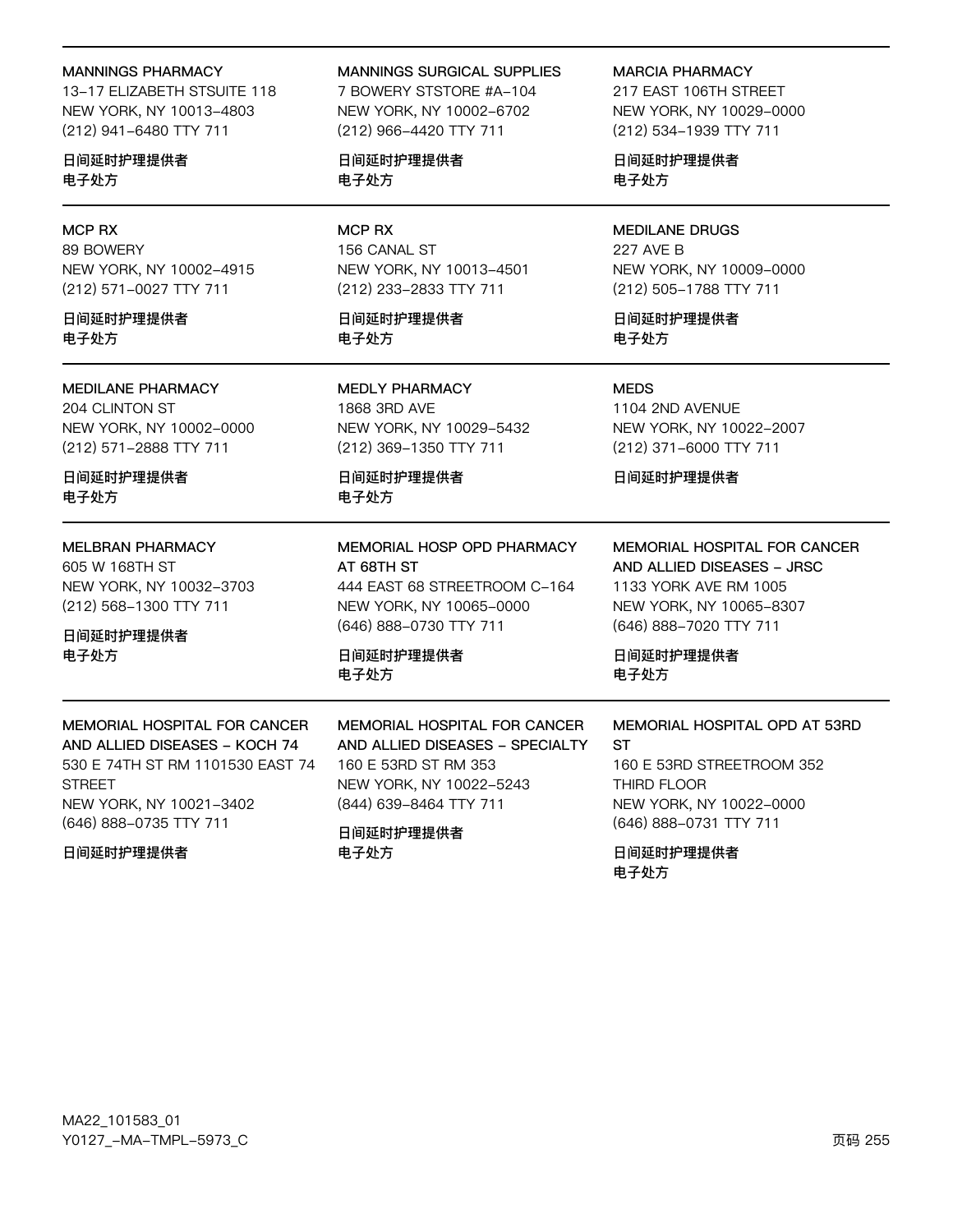MANNINGS PHARMACY
13-17 ELIZABETH STSUITE 118
NEW YORK, NY 10013-4803
(212) 941-6480 TTY 711

日间延时护理提供者
电子处方

MANNINGS SURGICAL SUPPLIES
7 BOWERY STSTORE #A-104
NEW YORK, NY 10002-6702
(212) 966-4420 TTY 711

日间延时护理提供者
电子处方

MARCIA PHARMACY
217 EAST 106TH STREET
NEW YORK, NY 10029-0000
(212) 534-1939 TTY 711

日间延时护理提供者
电子处方

MCP RX
89 BOWERY
NEW YORK, NY 10002-4915
(212) 571-0027 TTY 711

日间延时护理提供者
电子处方

MCP RX
156 CANAL ST
NEW YORK, NY 10013-4501
(212) 233-2833 TTY 711

日间延时护理提供者
电子处方

MEDILANE DRUGS
227 AVE B
NEW YORK, NY 10009-0000
(212) 505-1788 TTY 711

日间延时护理提供者
电子处方

MEDILANE PHARMACY
204 CLINTON ST
NEW YORK, NY 10002-0000
(212) 571-2888 TTY 711

日间延时护理提供者
电子处方

MEDLY PHARMACY
1868 3RD AVE
NEW YORK, NY 10029-5432
(212) 369-1350 TTY 711

日间延时护理提供者
电子处方

MEDS
1104 2ND AVENUE
NEW YORK, NY 10022-2007
(212) 371-6000 TTY 711

日间延时护理提供者

MELBRAN PHARMACY
605 W 168TH ST
NEW YORK, NY 10032-3703
(212) 568-1300 TTY 711

日间延时护理提供者
电子处方

MEMORIAL HOSP OPD PHARMACY AT 68TH ST
444 EAST 68 STREETROOM C-164
NEW YORK, NY 10065-0000
(646) 888-0730 TTY 711

日间延时护理提供者
电子处方

MEMORIAL HOSPITAL FOR CANCER AND ALLIED DISEASES - JRSC
1133 YORK AVE RM 1005
NEW YORK, NY 10065-8307
(646) 888-7020 TTY 711

日间延时护理提供者
电子处方

MEMORIAL HOSPITAL FOR CANCER AND ALLIED DISEASES - KOCH 74
530 E 74TH ST RM 1101530 EAST 74 STREET
NEW YORK, NY 10021-3402
(646) 888-0735 TTY 711

日间延时护理提供者

MEMORIAL HOSPITAL FOR CANCER AND ALLIED DISEASES - SPECIALTY
160 E 53RD ST RM 353
NEW YORK, NY 10022-5243
(844) 639-8464 TTY 711

日间延时护理提供者
电子处方

MEMORIAL HOSPITAL OPD AT 53RD ST
160 E 53RD STREETROOM 352 THIRD FLOOR
NEW YORK, NY 10022-0000
(646) 888-0731 TTY 711

日间延时护理提供者
电子处方

MA22_101583_01
Y0127_-MA-TMPL-5973_C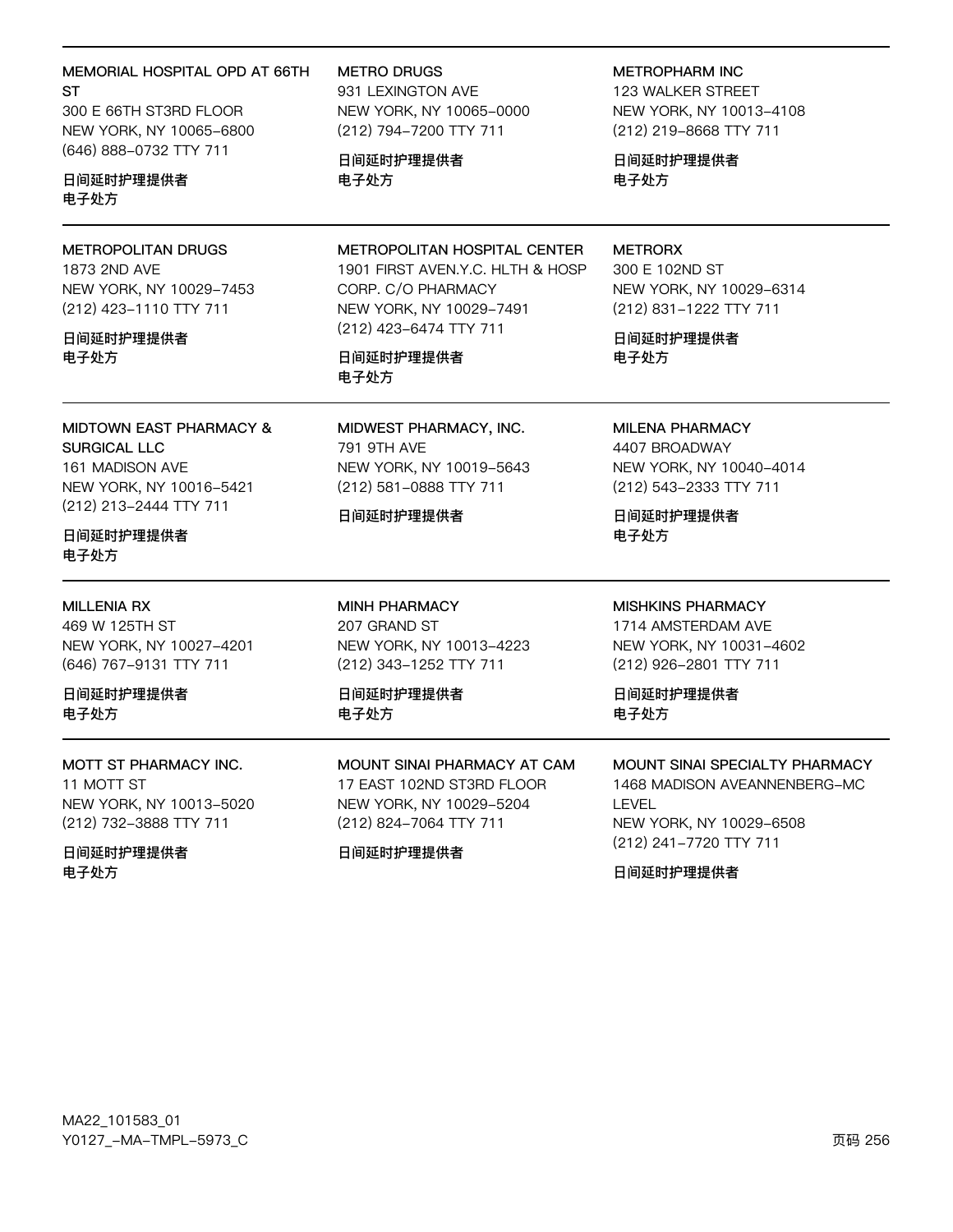**MEMORIAL HOSPITAL OPD AT 66TH ST**
300 E 66TH ST3RD FLOOR
NEW YORK, NY 10065–6800
(646) 888–0732 TTY 711

**日间延时护理提供者**
**电子处方**

**METRO DRUGS**
931 LEXINGTON AVE
NEW YORK, NY 10065–0000
(212) 794–7200 TTY 711

**日间延时护理提供者**
**电子处方**

**METROPHARM INC**
123 WALKER STREET
NEW YORK, NY 10013–4108
(212) 219–8668 TTY 711

**日间延时护理提供者**
**电子处方**

---

**METROPOLITAN DRUGS**
1873 2ND AVE
NEW YORK, NY 10029–7453
(212) 423–1110 TTY 711

**日间延时护理提供者**
**电子处方**

**METROPOLITAN HOSPITAL CENTER**
1901 FIRST AVEN.Y.C. HLTH & HOSP CORP. C/O PHARMACY
NEW YORK, NY 10029–7491
(212) 423–6474 TTY 711

**日间延时护理提供者**
**电子处方**

**METRORX**
300 E 102ND ST
NEW YORK, NY 10029–6314
(212) 831–1222 TTY 711

**日间延时护理提供者**
**电子处方**

---

**MIDTOWN EAST PHARMACY & SURGICAL LLC**
161 MADISON AVE
NEW YORK, NY 10016–5421
(212) 213–2444 TTY 711

**日间延时护理提供者**
**电子处方**

**MIDWEST PHARMACY, INC.**
791 9TH AVE
NEW YORK, NY 10019–5643
(212) 581–0888 TTY 711

**日间延时护理提供者**

**MILENA PHARMACY**
4407 BROADWAY
NEW YORK, NY 10040–4014
(212) 543–2333 TTY 711

**日间延时护理提供者**
**电子处方**

---

**MILLENIA RX**
469 W 125TH ST
NEW YORK, NY 10027–4201
(646) 767–9131 TTY 711

**日间延时护理提供者**
**电子处方**

**MINH PHARMACY**
207 GRAND ST
NEW YORK, NY 10013–4223
(212) 343–1252 TTY 711

**日间延时护理提供者**
**电子处方**

**MISHKINS PHARMACY**
1714 AMSTERDAM AVE
NEW YORK, NY 10031–4602
(212) 926–2801 TTY 711

**日间延时护理提供者**
**电子处方**

---

**MOTT ST PHARMACY INC.**
11 MOTT ST
NEW YORK, NY 10013–5020
(212) 732–3888 TTY 711

**日间延时护理提供者**
**电子处方**

**MOUNT SINAI PHARMACY AT CAM**
17 EAST 102ND ST3RD FLOOR
NEW YORK, NY 10029–5204
(212) 824–7064 TTY 711

**日间延时护理提供者**

**MOUNT SINAI SPECIALTY PHARMACY**
1468 MADISON AVEANNENBERG–MC LEVEL
NEW YORK, NY 10029–6508
(212) 241–7720 TTY 711

**日间延时护理提供者**

MA22_101583_01
Y0127_–MA–TMPL–5973_C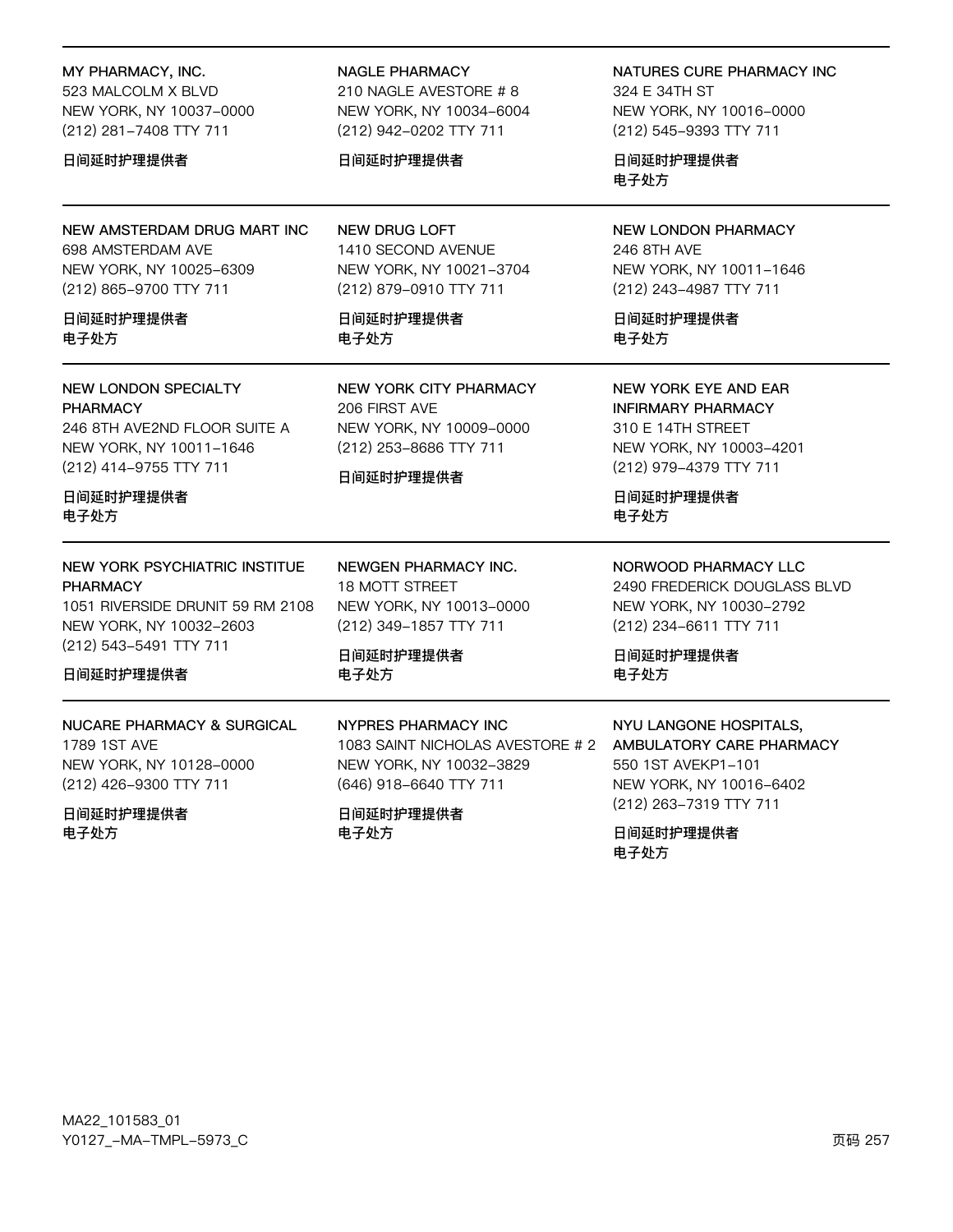**MY PHARMACY, INC.**
523 MALCOLM X BLVD
NEW YORK, NY 10037-0000
(212) 281-7408 TTY 711

日间延时护理提供者

**NAGLE PHARMACY**
210 NAGLE AVESTORE # 8
NEW YORK, NY 10034-6004
(212) 942-0202 TTY 711

日间延时护理提供者

**NATURES CURE PHARMACY INC**
324 E 34TH ST
NEW YORK, NY 10016-0000
(212) 545-9393 TTY 711

日间延时护理提供者
电子处方

---

**NEW AMSTERDAM DRUG MART INC**
698 AMSTERDAM AVE
NEW YORK, NY 10025-6309
(212) 865-9700 TTY 711

日间延时护理提供者
电子处方

**NEW DRUG LOFT**
1410 SECOND AVENUE
NEW YORK, NY 10021-3704
(212) 879-0910 TTY 711

日间延时护理提供者
电子处方

**NEW LONDON PHARMACY**
246 8TH AVE
NEW YORK, NY 10011-1646
(212) 243-4987 TTY 711

日间延时护理提供者
电子处方

---

**NEW LONDON SPECIALTY PHARMACY**
246 8TH AVE2ND FLOOR SUITE A
NEW YORK, NY 10011-1646
(212) 414-9755 TTY 711

日间延时护理提供者
电子处方

**NEW YORK CITY PHARMACY**
206 FIRST AVE
NEW YORK, NY 10009-0000
(212) 253-8686 TTY 711

日间延时护理提供者

**NEW YORK EYE AND EAR INFIRMARY PHARMACY**
310 E 14TH STREET
NEW YORK, NY 10003-4201
(212) 979-4379 TTY 711

日间延时护理提供者
电子处方

---

**NEW YORK PSYCHIATRIC INSTITUE PHARMACY**
1051 RIVERSIDE DRUNIT 59 RM 2108
NEW YORK, NY 10032-2603
(212) 543-5491 TTY 711

日间延时护理提供者

**NEWGEN PHARMACY INC.**
18 MOTT STREET
NEW YORK, NY 10013-0000
(212) 349-1857 TTY 711

日间延时护理提供者
电子处方

**NORWOOD PHARMACY LLC**
2490 FREDERICK DOUGLASS BLVD
NEW YORK, NY 10030-2792
(212) 234-6611 TTY 711

日间延时护理提供者
电子处方

---

**NUCARE PHARMACY & SURGICAL**
1789 1ST AVE
NEW YORK, NY 10128-0000
(212) 426-9300 TTY 711

日间延时护理提供者
电子处方

**NYPRES PHARMACY INC**
1083 SAINT NICHOLAS AVESTORE # 2
NEW YORK, NY 10032-3829
(646) 918-6640 TTY 711

日间延时护理提供者
电子处方

**NYU LANGONE HOSPITALS, AMBULATORY CARE PHARMACY**
550 1ST AVEKP1-101
NEW YORK, NY 10016-6402
(212) 263-7319 TTY 711

日间延时护理提供者
电子处方

MA22_101583_01
Y0127_-MA-TMPL-5973_C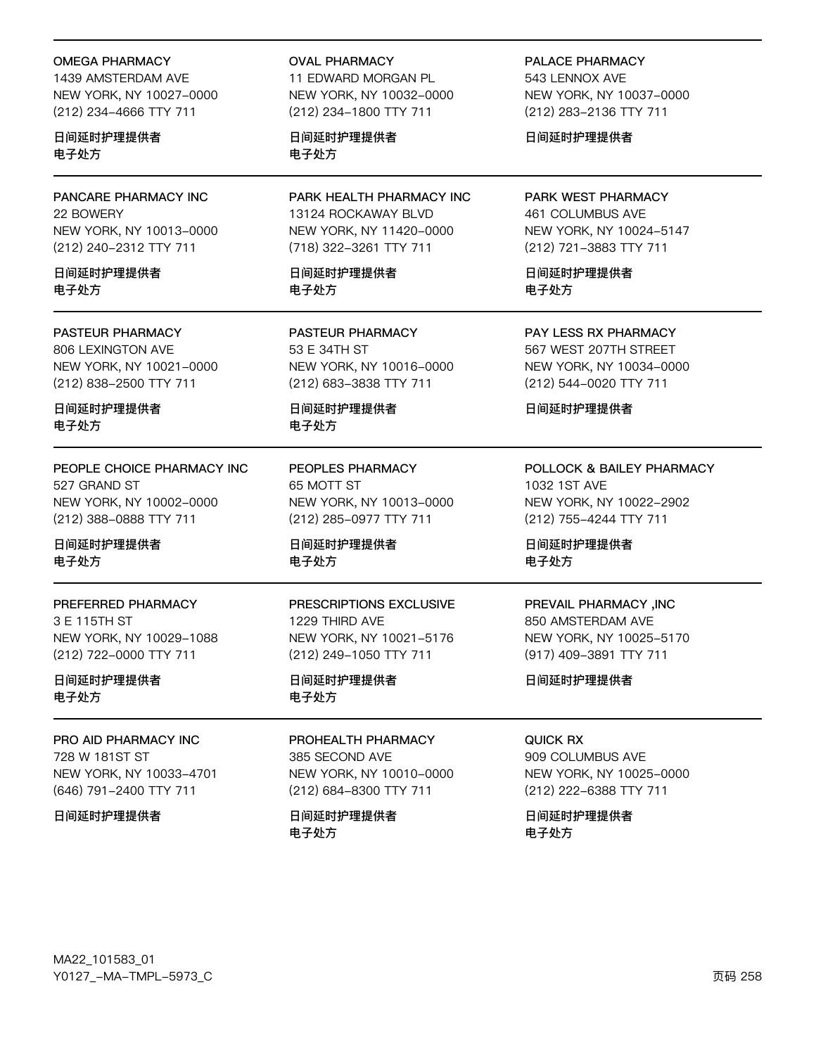OMEGA PHARMACY
1439 AMSTERDAM AVE
NEW YORK, NY 10027–0000
(212) 234–4666 TTY 711

日间延时护理提供者
电子处方

OVAL PHARMACY
11 EDWARD MORGAN PL
NEW YORK, NY 10032–0000
(212) 234–1800 TTY 711

日间延时护理提供者
电子处方

PALACE PHARMACY
543 LENNOX AVE
NEW YORK, NY 10037–0000
(212) 283–2136 TTY 711

日间延时护理提供者

---

PANCARE PHARMACY INC
22 BOWERY
NEW YORK, NY 10013–0000
(212) 240–2312 TTY 711

日间延时护理提供者
电子处方

PARK HEALTH PHARMACY INC
13124 ROCKAWAY BLVD
NEW YORK, NY 11420–0000
(718) 322–3261 TTY 711

日间延时护理提供者
电子处方

PARK WEST PHARMACY
461 COLUMBUS AVE
NEW YORK, NY 10024–5147
(212) 721–3883 TTY 711

日间延时护理提供者
电子处方

---

PASTEUR PHARMACY
806 LEXINGTON AVE
NEW YORK, NY 10021–0000
(212) 838–2500 TTY 711

日间延时护理提供者
电子处方

PASTEUR PHARMACY
53 E 34TH ST
NEW YORK, NY 10016–0000
(212) 683–3838 TTY 711

日间延时护理提供者
电子处方

PAY LESS RX PHARMACY
567 WEST 207TH STREET
NEW YORK, NY 10034–0000
(212) 544–0020 TTY 711

日间延时护理提供者

---

PEOPLE CHOICE PHARMACY INC
527 GRAND ST
NEW YORK, NY 10002–0000
(212) 388–0888 TTY 711

日间延时护理提供者
电子处方

PEOPLES PHARMACY
65 MOTT ST
NEW YORK, NY 10013–0000
(212) 285–0977 TTY 711

日间延时护理提供者
电子处方

POLLOCK & BAILEY PHARMACY
1032 1ST AVE
NEW YORK, NY 10022–2902
(212) 755–4244 TTY 711

日间延时护理提供者
电子处方

---

PREFERRED PHARMACY
3 E 115TH ST
NEW YORK, NY 10029–1088
(212) 722–0000 TTY 711

日间延时护理提供者
电子处方

PRESCRIPTIONS EXCLUSIVE
1229 THIRD AVE
NEW YORK, NY 10021–5176
(212) 249–1050 TTY 711

日间延时护理提供者
电子处方

PREVAIL PHARMACY ,INC
850 AMSTERDAM AVE
NEW YORK, NY 10025–5170
(917) 409–3891 TTY 711

日间延时护理提供者

---

PRO AID PHARMACY INC
728 W 181ST ST
NEW YORK, NY 10033–4701
(646) 791–2400 TTY 711

日间延时护理提供者

PROHEALTH PHARMACY
385 SECOND AVE
NEW YORK, NY 10010–0000
(212) 684–8300 TTY 711

日间延时护理提供者
电子处方

QUICK RX
909 COLUMBUS AVE
NEW YORK, NY 10025–0000
(212) 222–6388 TTY 711

日间延时护理提供者
电子处方

MA22_101583_01
Y0127_–MA–TMPL–5973_C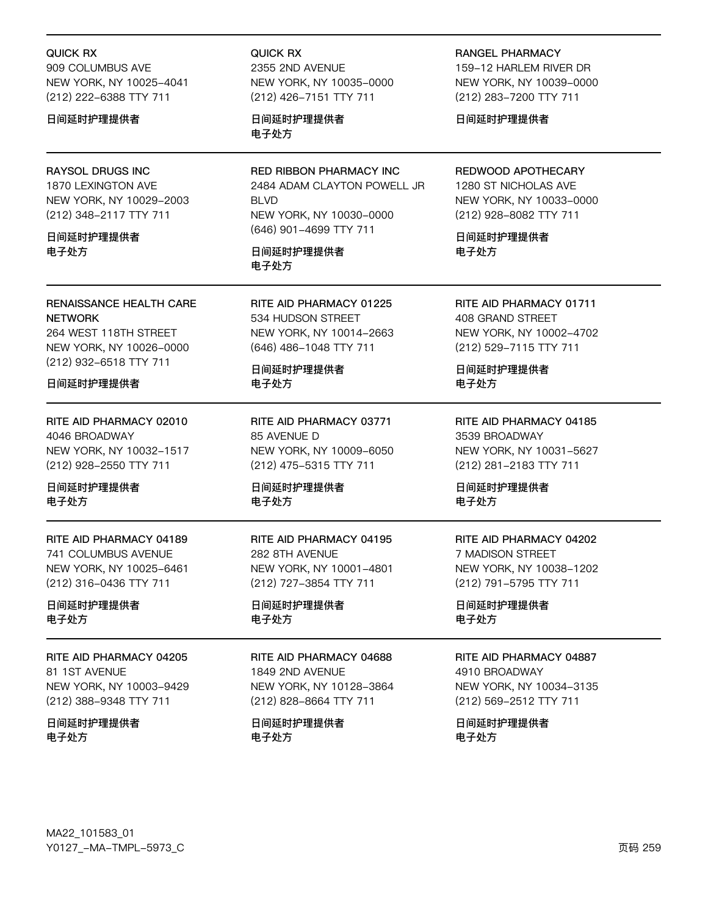QUICK RX
909 COLUMBUS AVE
NEW YORK, NY 10025-4041
(212) 222-6388 TTY 711

日间延时护理提供者

QUICK RX
2355 2ND AVENUE
NEW YORK, NY 10035-0000
(212) 426-7151 TTY 711

日间延时护理提供者
电子处方

RANGEL PHARMACY
159-12 HARLEM RIVER DR
NEW YORK, NY 10039-0000
(212) 283-7200 TTY 711

日间延时护理提供者

---

RAYSOL DRUGS INC
1870 LEXINGTON AVE
NEW YORK, NY 10029-2003
(212) 348-2117 TTY 711

日间延时护理提供者
电子处方

RED RIBBON PHARMACY INC
2484 ADAM CLAYTON POWELL JR BLVD
NEW YORK, NY 10030-0000
(646) 901-4699 TTY 711

日间延时护理提供者
电子处方

REDWOOD APOTHECARY
1280 ST NICHOLAS AVE
NEW YORK, NY 10033-0000
(212) 928-8082 TTY 711

日间延时护理提供者
电子处方

---

RENAISSANCE HEALTH CARE NETWORK
264 WEST 118TH STREET
NEW YORK, NY 10026-0000
(212) 932-6518 TTY 711

日间延时护理提供者

RITE AID PHARMACY 01225
534 HUDSON STREET
NEW YORK, NY 10014-2663
(646) 486-1048 TTY 711

日间延时护理提供者
电子处方

RITE AID PHARMACY 01711
408 GRAND STREET
NEW YORK, NY 10002-4702
(212) 529-7115 TTY 711

日间延时护理提供者
电子处方

---

RITE AID PHARMACY 02010
4046 BROADWAY
NEW YORK, NY 10032-1517
(212) 928-2550 TTY 711

日间延时护理提供者
电子处方

RITE AID PHARMACY 03771
85 AVENUE D
NEW YORK, NY 10009-6050
(212) 475-5315 TTY 711

日间延时护理提供者
电子处方

RITE AID PHARMACY 04185
3539 BROADWAY
NEW YORK, NY 10031-5627
(212) 281-2183 TTY 711

日间延时护理提供者
电子处方

---

RITE AID PHARMACY 04189
741 COLUMBUS AVENUE
NEW YORK, NY 10025-6461
(212) 316-0436 TTY 711

日间延时护理提供者
电子处方

RITE AID PHARMACY 04195
282 8TH AVENUE
NEW YORK, NY 10001-4801
(212) 727-3854 TTY 711

日间延时护理提供者
电子处方

RITE AID PHARMACY 04202
7 MADISON STREET
NEW YORK, NY 10038-1202
(212) 791-5795 TTY 711

日间延时护理提供者
电子处方

---

RITE AID PHARMACY 04205
81 1ST AVENUE
NEW YORK, NY 10003-9429
(212) 388-9348 TTY 711

日间延时护理提供者
电子处方

RITE AID PHARMACY 04688
1849 2ND AVENUE
NEW YORK, NY 10128-3864
(212) 828-8664 TTY 711

日间延时护理提供者
电子处方

RITE AID PHARMACY 04887
4910 BROADWAY
NEW YORK, NY 10034-3135
(212) 569-2512 TTY 711

日间延时护理提供者
电子处方

MA22_101583_01
Y0127_-MA-TMPL-5973_C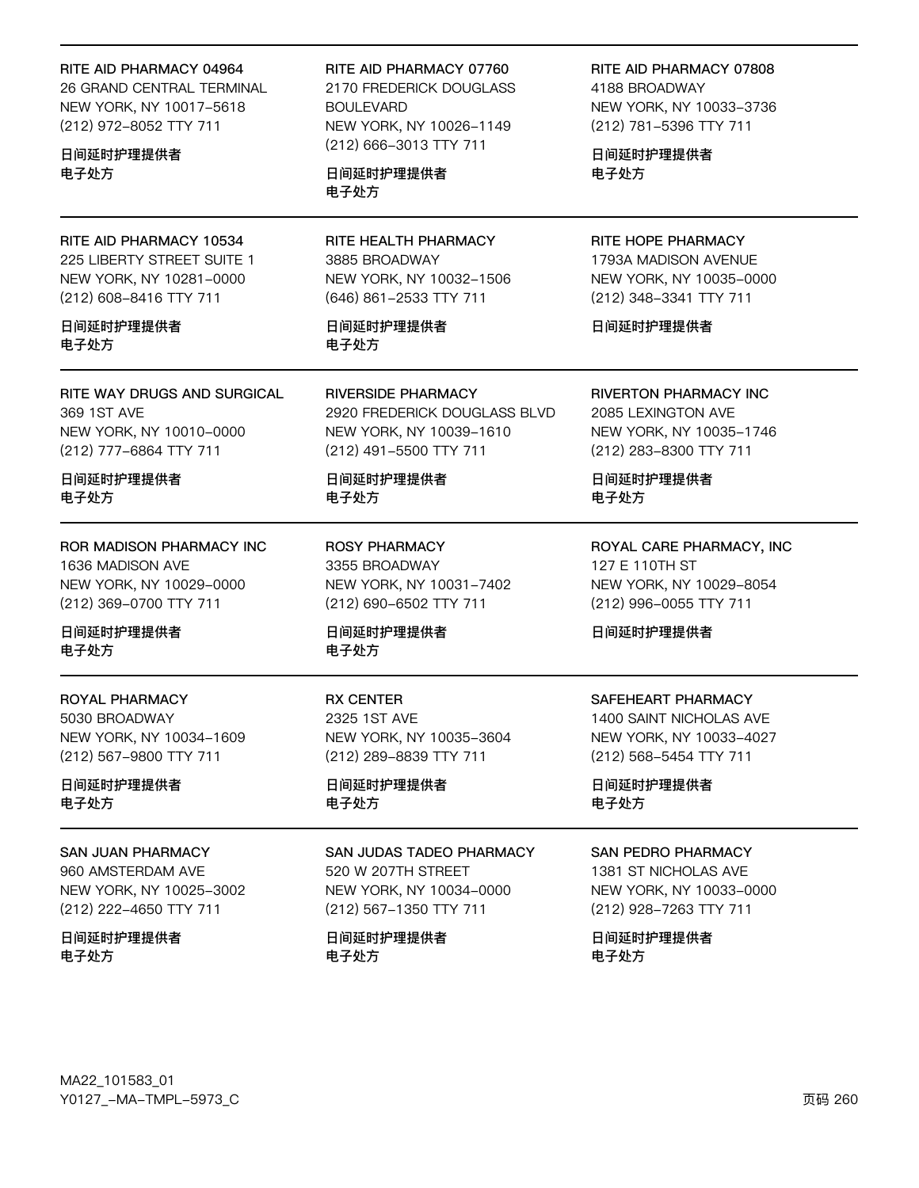RITE AID PHARMACY 04964
26 GRAND CENTRAL TERMINAL
NEW YORK, NY 10017-5618
(212) 972-8052 TTY 711

日间延时护理提供者
电子处方

RITE AID PHARMACY 07760
2170 FREDERICK DOUGLASS BOULEVARD
NEW YORK, NY 10026-1149
(212) 666-3013 TTY 711

日间延时护理提供者
电子处方

RITE AID PHARMACY 07808
4188 BROADWAY
NEW YORK, NY 10033-3736
(212) 781-5396 TTY 711

日间延时护理提供者
电子处方

---

RITE AID PHARMACY 10534
225 LIBERTY STREET SUITE 1
NEW YORK, NY 10281-0000
(212) 608-8416 TTY 711

日间延时护理提供者
电子处方

RITE HEALTH PHARMACY
3885 BROADWAY
NEW YORK, NY 10032-1506
(646) 861-2533 TTY 711

日间延时护理提供者
电子处方

RITE HOPE PHARMACY
1793A MADISON AVENUE
NEW YORK, NY 10035-0000
(212) 348-3341 TTY 711

日间延时护理提供者

---

RITE WAY DRUGS AND SURGICAL
369 1ST AVE
NEW YORK, NY 10010-0000
(212) 777-6864 TTY 711

日间延时护理提供者
电子处方

RIVERSIDE PHARMACY
2920 FREDERICK DOUGLASS BLVD
NEW YORK, NY 10039-1610
(212) 491-5500 TTY 711

日间延时护理提供者
电子处方

RIVERTON PHARMACY INC
2085 LEXINGTON AVE
NEW YORK, NY 10035-1746
(212) 283-8300 TTY 711

日间延时护理提供者
电子处方

---

ROR MADISON PHARMACY INC
1636 MADISON AVE
NEW YORK, NY 10029-0000
(212) 369-0700 TTY 711

日间延时护理提供者
电子处方

ROSY PHARMACY
3355 BROADWAY
NEW YORK, NY 10031-7402
(212) 690-6502 TTY 711

日间延时护理提供者
电子处方

ROYAL CARE PHARMACY, INC
127 E 110TH ST
NEW YORK, NY 10029-8054
(212) 996-0055 TTY 711

日间延时护理提供者

---

ROYAL PHARMACY
5030 BROADWAY
NEW YORK, NY 10034-1609
(212) 567-9800 TTY 711

日间延时护理提供者
电子处方

RX CENTER
2325 1ST AVE
NEW YORK, NY 10035-3604
(212) 289-8839 TTY 711

日间延时护理提供者
电子处方

SAFEHEART PHARMACY
1400 SAINT NICHOLAS AVE
NEW YORK, NY 10033-4027
(212) 568-5454 TTY 711

日间延时护理提供者
电子处方

---

SAN JUAN PHARMACY
960 AMSTERDAM AVE
NEW YORK, NY 10025-3002
(212) 222-4650 TTY 711

日间延时护理提供者
电子处方

SAN JUDAS TADEO PHARMACY
520 W 207TH STREET
NEW YORK, NY 10034-0000
(212) 567-1350 TTY 711

日间延时护理提供者
电子处方

SAN PEDRO PHARMACY
1381 ST NICHOLAS AVE
NEW YORK, NY 10033-0000
(212) 928-7263 TTY 711

日间延时护理提供者
电子处方

MA22_101583_01
Y0127_-MA-TMPL-5973_C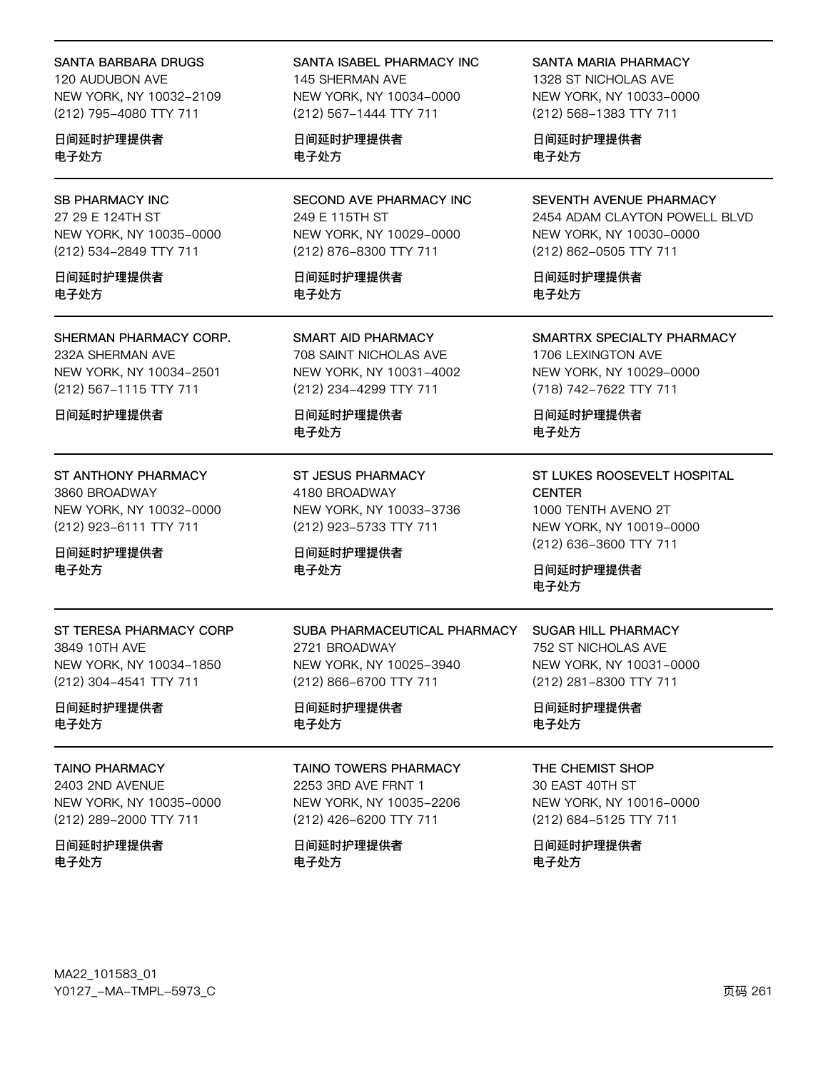SANTA BARBARA DRUGS
120 AUDUBON AVE
NEW YORK, NY 10032-2109
(212) 795-4080 TTY 711

日间延时护理提供者
电子处方

SANTA ISABEL PHARMACY INC
145 SHERMAN AVE
NEW YORK, NY 10034-0000
(212) 567-1444 TTY 711

日间延时护理提供者
电子处方

SANTA MARIA PHARMACY
1328 ST NICHOLAS AVE
NEW YORK, NY 10033-0000
(212) 568-1383 TTY 711

日间延时护理提供者
电子处方

---

SB PHARMACY INC
27 29 E 124TH ST
NEW YORK, NY 10035-0000
(212) 534-2849 TTY 711

日间延时护理提供者
电子处方

SECOND AVE PHARMACY INC
249 E 115TH ST
NEW YORK, NY 10029-0000
(212) 876-8300 TTY 711

日间延时护理提供者
电子处方

SEVENTH AVENUE PHARMACY
2454 ADAM CLAYTON POWELL BLVD
NEW YORK, NY 10030-0000
(212) 862-0505 TTY 711

日间延时护理提供者
电子处方

---

SHERMAN PHARMACY CORP.
232A SHERMAN AVE
NEW YORK, NY 10034-2501
(212) 567-1115 TTY 711

日间延时护理提供者

SMART AID PHARMACY
708 SAINT NICHOLAS AVE
NEW YORK, NY 10031-4002
(212) 234-4299 TTY 711

日间延时护理提供者
电子处方

SMARTRX SPECIALTY PHARMACY
1706 LEXINGTON AVE
NEW YORK, NY 10029-0000
(718) 742-7622 TTY 711

日间延时护理提供者
电子处方

---

ST ANTHONY PHARMACY
3860 BROADWAY
NEW YORK, NY 10032-0000
(212) 923-6111 TTY 711

日间延时护理提供者
电子处方

ST JESUS PHARMACY
4180 BROADWAY
NEW YORK, NY 10033-3736
(212) 923-5733 TTY 711

日间延时护理提供者
电子处方

ST LUKES ROOSEVELT HOSPITAL CENTER
1000 TENTH AVENO 2T
NEW YORK, NY 10019-0000
(212) 636-3600 TTY 711

日间延时护理提供者
电子处方

---

ST TERESA PHARMACY CORP
3849 10TH AVE
NEW YORK, NY 10034-1850
(212) 304-4541 TTY 711

日间延时护理提供者
电子处方

SUBA PHARMACEUTICAL PHARMACY
2721 BROADWAY
NEW YORK, NY 10025-3940
(212) 866-6700 TTY 711

日间延时护理提供者
电子处方

SUGAR HILL PHARMACY
752 ST NICHOLAS AVE
NEW YORK, NY 10031-0000
(212) 281-8300 TTY 711

日间延时护理提供者
电子处方

---

TAINO PHARMACY
2403 2ND AVENUE
NEW YORK, NY 10035-0000
(212) 289-2000 TTY 711

日间延时护理提供者
电子处方

TAINO TOWERS PHARMACY
2253 3RD AVE FRNT 1
NEW YORK, NY 10035-2206
(212) 426-6200 TTY 711

日间延时护理提供者
电子处方

THE CHEMIST SHOP
30 EAST 40TH ST
NEW YORK, NY 10016-0000
(212) 684-5125 TTY 711

日间延时护理提供者
电子处方

MA22_101583_01
Y0127_-MA-TMPL-5973_C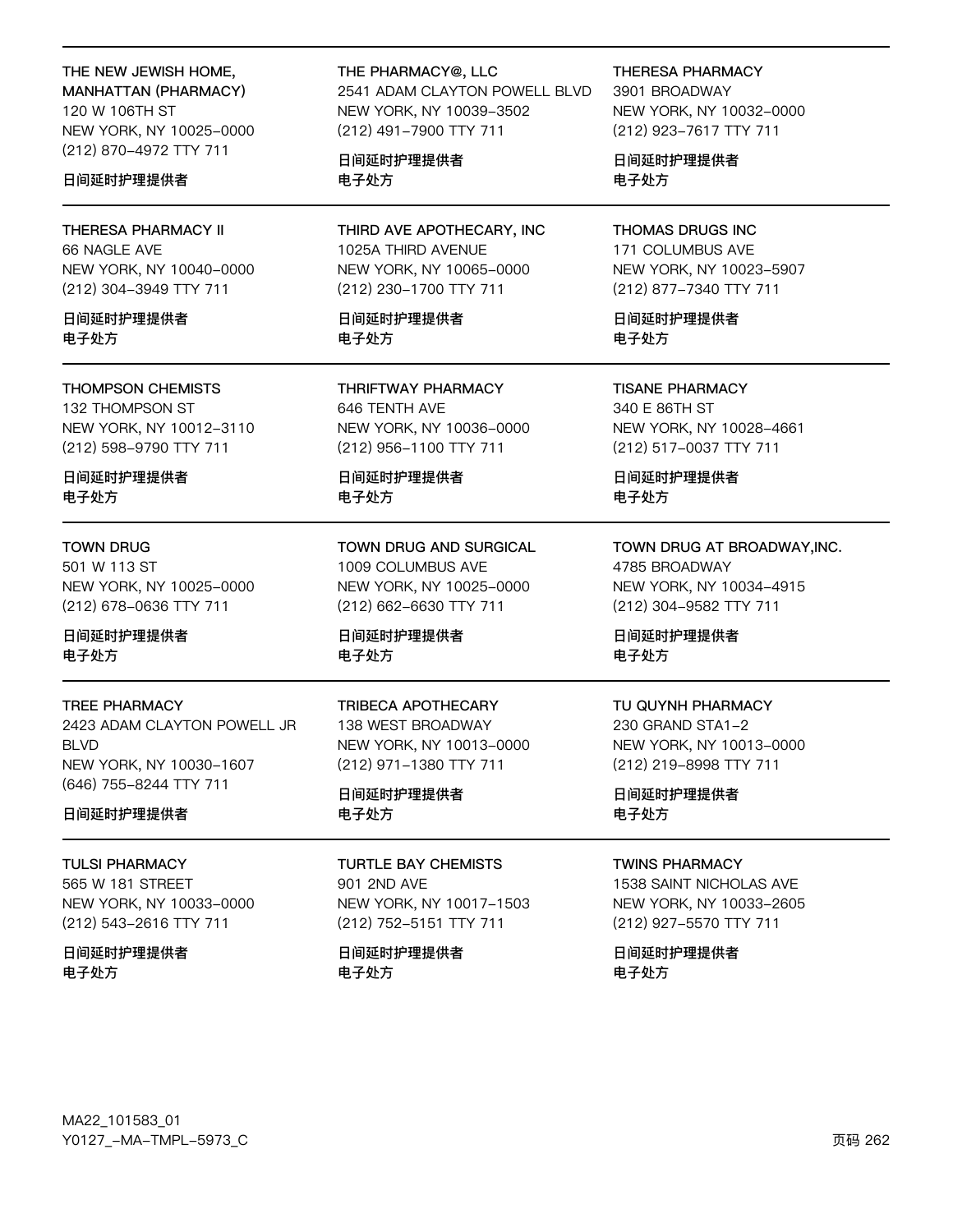**THE NEW JEWISH HOME, MANHATTAN (PHARMACY)**
120 W 106TH ST
NEW YORK, NY 10025–0000
(212) 870–4972 TTY 711

日间延时护理提供者

**THE PHARMACY@, LLC**
2541 ADAM CLAYTON POWELL BLVD
NEW YORK, NY 10039–3502
(212) 491–7900 TTY 711

日间延时护理提供者
电子处方

**THERESA PHARMACY**
3901 BROADWAY
NEW YORK, NY 10032–0000
(212) 923–7617 TTY 711

日间延时护理提供者
电子处方

---

**THERESA PHARMACY II**
66 NAGLE AVE
NEW YORK, NY 10040–0000
(212) 304–3949 TTY 711

日间延时护理提供者
电子处方

**THIRD AVE APOTHECARY, INC**
1025A THIRD AVENUE
NEW YORK, NY 10065–0000
(212) 230–1700 TTY 711

日间延时护理提供者
电子处方

**THOMAS DRUGS INC**
171 COLUMBUS AVE
NEW YORK, NY 10023–5907
(212) 877–7340 TTY 711

日间延时护理提供者
电子处方

---

**THOMPSON CHEMISTS**
132 THOMPSON ST
NEW YORK, NY 10012–3110
(212) 598–9790 TTY 711

日间延时护理提供者
电子处方

**THRIFTWAY PHARMACY**
646 TENTH AVE
NEW YORK, NY 10036–0000
(212) 956–1100 TTY 711

日间延时护理提供者
电子处方

**TISANE PHARMACY**
340 E 86TH ST
NEW YORK, NY 10028–4661
(212) 517–0037 TTY 711

日间延时护理提供者
电子处方

---

**TOWN DRUG**
501 W 113 ST
NEW YORK, NY 10025–0000
(212) 678–0636 TTY 711

日间延时护理提供者
电子处方

**TOWN DRUG AND SURGICAL**
1009 COLUMBUS AVE
NEW YORK, NY 10025–0000
(212) 662–6630 TTY 711

日间延时护理提供者
电子处方

**TOWN DRUG AT BROADWAY,INC.**
4785 BROADWAY
NEW YORK, NY 10034–4915
(212) 304–9582 TTY 711

日间延时护理提供者
电子处方

---

**TREE PHARMACY**
2423 ADAM CLAYTON POWELL JR BLVD
NEW YORK, NY 10030–1607
(646) 755–8244 TTY 711

日间延时护理提供者

**TRIBECA APOTHECARY**
138 WEST BROADWAY
NEW YORK, NY 10013–0000
(212) 971–1380 TTY 711

日间延时护理提供者
电子处方

**TU QUYNH PHARMACY**
230 GRAND STA1–2
NEW YORK, NY 10013–0000
(212) 219–8998 TTY 711

日间延时护理提供者
电子处方

---

**TULSI PHARMACY**
565 W 181 STREET
NEW YORK, NY 10033–0000
(212) 543–2616 TTY 711

日间延时护理提供者
电子处方

**TURTLE BAY CHEMISTS**
901 2ND AVE
NEW YORK, NY 10017–1503
(212) 752–5151 TTY 711

日间延时护理提供者
电子处方

**TWINS PHARMACY**
1538 SAINT NICHOLAS AVE
NEW YORK, NY 10033–2605
(212) 927–5570 TTY 711

日间延时护理提供者
电子处方

MA22_101583_01
Y0127_–MA–TMPL–5973_C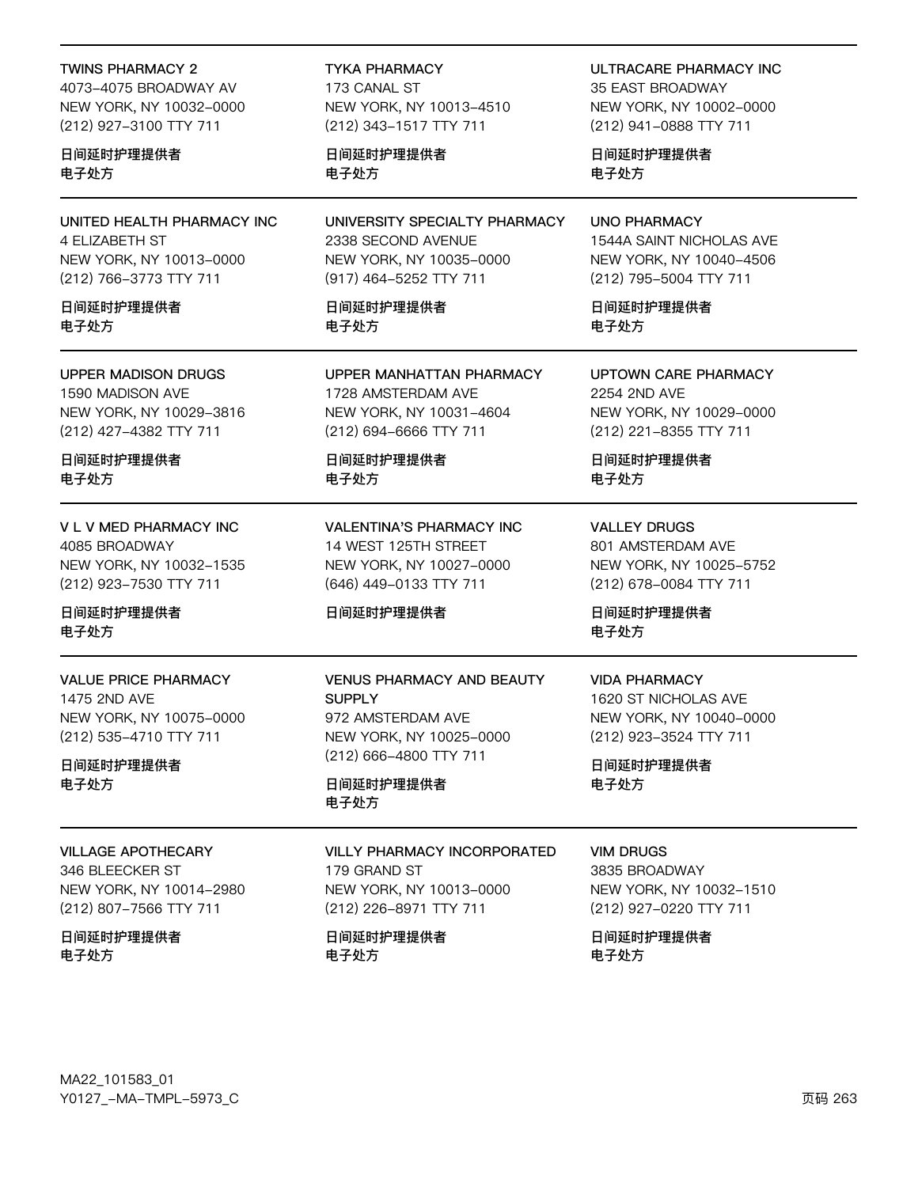TWINS PHARMACY 2
4073–4075 BROADWAY AV
NEW YORK, NY 10032–0000
(212) 927–3100 TTY 711

日间延时护理提供者
电子处方

TYKA PHARMACY
173 CANAL ST
NEW YORK, NY 10013–4510
(212) 343–1517 TTY 711

日间延时护理提供者
电子处方

ULTRACARE PHARMACY INC
35 EAST BROADWAY
NEW YORK, NY 10002–0000
(212) 941–0888 TTY 711

日间延时护理提供者
电子处方

UNITED HEALTH PHARMACY INC
4 ELIZABETH ST
NEW YORK, NY 10013–0000
(212) 766–3773 TTY 711

日间延时护理提供者
电子处方

UNIVERSITY SPECIALTY PHARMACY
2338 SECOND AVENUE
NEW YORK, NY 10035–0000
(917) 464–5252 TTY 711

日间延时护理提供者
电子处方

UNO PHARMACY
1544A SAINT NICHOLAS AVE
NEW YORK, NY 10040–4506
(212) 795–5004 TTY 711

日间延时护理提供者
电子处方

UPPER MADISON DRUGS
1590 MADISON AVE
NEW YORK, NY 10029–3816
(212) 427–4382 TTY 711

日间延时护理提供者
电子处方

UPPER MANHATTAN PHARMACY
1728 AMSTERDAM AVE
NEW YORK, NY 10031–4604
(212) 694–6666 TTY 711

日间延时护理提供者
电子处方

UPTOWN CARE PHARMACY
2254 2ND AVE
NEW YORK, NY 10029–0000
(212) 221–8355 TTY 711

日间延时护理提供者
电子处方

V L V MED PHARMACY INC
4085 BROADWAY
NEW YORK, NY 10032–1535
(212) 923–7530 TTY 711

日间延时护理提供者
电子处方

VALENTINA'S PHARMACY INC
14 WEST 125TH STREET
NEW YORK, NY 10027–0000
(646) 449–0133 TTY 711

日间延时护理提供者

VALLEY DRUGS
801 AMSTERDAM AVE
NEW YORK, NY 10025–5752
(212) 678–0084 TTY 711

日间延时护理提供者
电子处方

VALUE PRICE PHARMACY
1475 2ND AVE
NEW YORK, NY 10075–0000
(212) 535–4710 TTY 711

日间延时护理提供者
电子处方

VENUS PHARMACY AND BEAUTY SUPPLY
972 AMSTERDAM AVE
NEW YORK, NY 10025–0000
(212) 666–4800 TTY 711

日间延时护理提供者
电子处方

VIDA PHARMACY
1620 ST NICHOLAS AVE
NEW YORK, NY 10040–0000
(212) 923–3524 TTY 711

日间延时护理提供者
电子处方

VILLAGE APOTHECARY
346 BLEECKER ST
NEW YORK, NY 10014–2980
(212) 807–7566 TTY 711

日间延时护理提供者
电子处方

VILLY PHARMACY INCORPORATED
179 GRAND ST
NEW YORK, NY 10013–0000
(212) 226–8971 TTY 711

日间延时护理提供者
电子处方

VIM DRUGS
3835 BROADWAY
NEW YORK, NY 10032–1510
(212) 927–0220 TTY 711

日间延时护理提供者
电子处方

MA22_101583_01
Y0127_–MA–TMPL–5973_C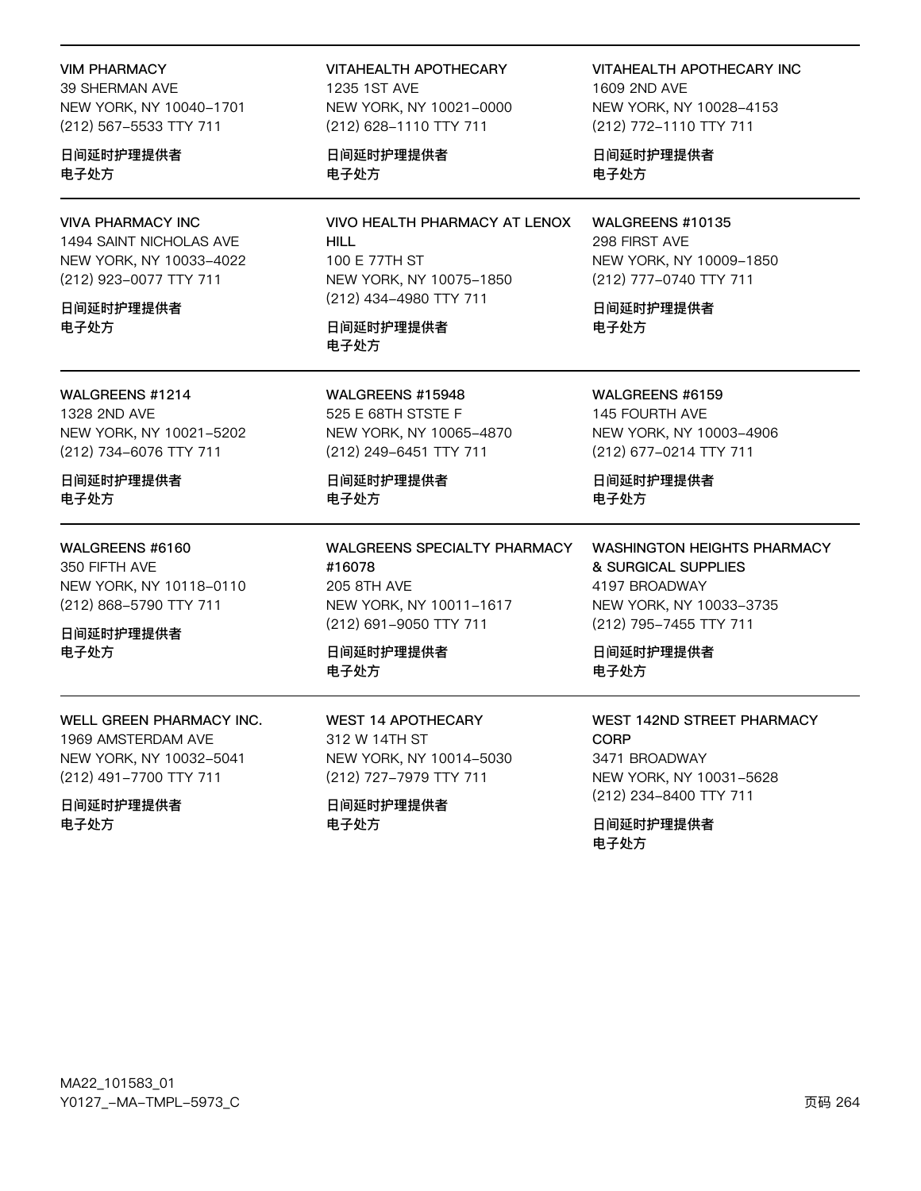VIM PHARMACY
39 SHERMAN AVE
NEW YORK, NY 10040–1701
(212) 567–5533 TTY 711

**日间延时护理提供者**
**电子处方**

VITAHEALTH APOTHECARY
1235 1ST AVE
NEW YORK, NY 10021–0000
(212) 628–1110 TTY 711

**日间延时护理提供者**
**电子处方**

VITAHEALTH APOTHECARY INC
1609 2ND AVE
NEW YORK, NY 10028–4153
(212) 772–1110 TTY 711

**日间延时护理提供者**
**电子处方**

---

VIVA PHARMACY INC
1494 SAINT NICHOLAS AVE
NEW YORK, NY 10033–4022
(212) 923–0077 TTY 711

**日间延时护理提供者**
**电子处方**

VIVO HEALTH PHARMACY AT LENOX HILL
100 E 77TH ST
NEW YORK, NY 10075–1850
(212) 434–4980 TTY 711

**日间延时护理提供者**
**电子处方**

WALGREENS #10135
298 FIRST AVE
NEW YORK, NY 10009–1850
(212) 777–0740 TTY 711

**日间延时护理提供者**
**电子处方**

---

WALGREENS #1214
1328 2ND AVE
NEW YORK, NY 10021–5202
(212) 734–6076 TTY 711

**日间延时护理提供者**
**电子处方**

WALGREENS #15948
525 E 68TH STSTE F
NEW YORK, NY 10065–4870
(212) 249–6451 TTY 711

**日间延时护理提供者**
**电子处方**

WALGREENS #6159
145 FOURTH AVE
NEW YORK, NY 10003–4906
(212) 677–0214 TTY 711

**日间延时护理提供者**
**电子处方**

---

WALGREENS #6160
350 FIFTH AVE
NEW YORK, NY 10118–0110
(212) 868–5790 TTY 711

**日间延时护理提供者**
**电子处方**

WALGREENS SPECIALTY PHARMACY #16078
205 8TH AVE
NEW YORK, NY 10011–1617
(212) 691–9050 TTY 711

**日间延时护理提供者**
**电子处方**

WASHINGTON HEIGHTS PHARMACY & SURGICAL SUPPLIES
4197 BROADWAY
NEW YORK, NY 10033–3735
(212) 795–7455 TTY 711

**日间延时护理提供者**
**电子处方**

---

WELL GREEN PHARMACY INC.
1969 AMSTERDAM AVE
NEW YORK, NY 10032–5041
(212) 491–7700 TTY 711

**日间延时护理提供者**
**电子处方**

WEST 14 APOTHECARY
312 W 14TH ST
NEW YORK, NY 10014–5030
(212) 727–7979 TTY 711

**日间延时护理提供者**
**电子处方**

WEST 142ND STREET PHARMACY CORP
3471 BROADWAY
NEW YORK, NY 10031–5628
(212) 234–8400 TTY 711

**日间延时护理提供者**
**电子处方**

MA22_101583_01
Y0127_–MA–TMPL–5973_C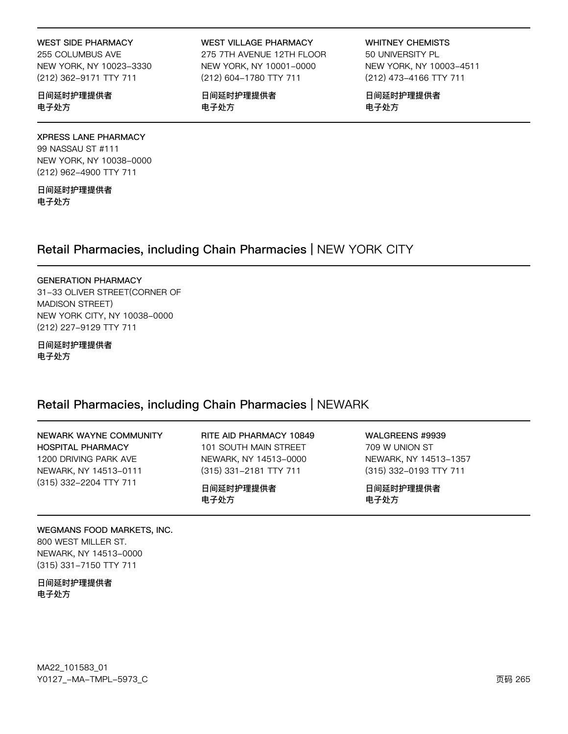**WEST SIDE PHARMACY**
255 COLUMBUS AVE
NEW YORK, NY 10023-3330
(212) 362-9171 TTY 711

**日间延时护理提供者**
**电子处方**

**WEST VILLAGE PHARMACY**
275 7TH AVENUE 12TH FLOOR
NEW YORK, NY 10001-0000
(212) 604-1780 TTY 711

**日间延时护理提供者**
**电子处方**

**WHITNEY CHEMISTS**
50 UNIVERSITY PL
NEW YORK, NY 10003-4511
(212) 473-4166 TTY 711

**日间延时护理提供者**
**电子处方**

**XPRESS LANE PHARMACY**
99 NASSAU ST #111
NEW YORK, NY 10038-0000
(212) 962-4900 TTY 711

**日间延时护理提供者**
**电子处方**

## Retail Pharmacies, including Chain Pharmacies | NEW YORK CITY

**GENERATION PHARMACY**
31-33 OLIVER STREET(CORNER OF MADISON STREET)
NEW YORK CITY, NY 10038-0000
(212) 227-9129 TTY 711

**日间延时护理提供者**
**电子处方**

## Retail Pharmacies, including Chain Pharmacies | NEWARK

**NEWARK WAYNE COMMUNITY HOSPITAL PHARMACY**
1200 DRIVING PARK AVE
NEWARK, NY 14513-0111
(315) 332-2204 TTY 711

**RITE AID PHARMACY 10849**
101 SOUTH MAIN STREET
NEWARK, NY 14513-0000
(315) 331-2181 TTY 711

**日间延时护理提供者**
**电子处方**

**WALGREENS #9939**
709 W UNION ST
NEWARK, NY 14513-1357
(315) 332-0193 TTY 711

**日间延时护理提供者**
**电子处方**

**WEGMANS FOOD MARKETS, INC.**
800 WEST MILLER ST.
NEWARK, NY 14513-0000
(315) 331-7150 TTY 711

**日间延时护理提供者**
**电子处方**

MA22_101583_01
Y0127_-MA-TMPL-5973_C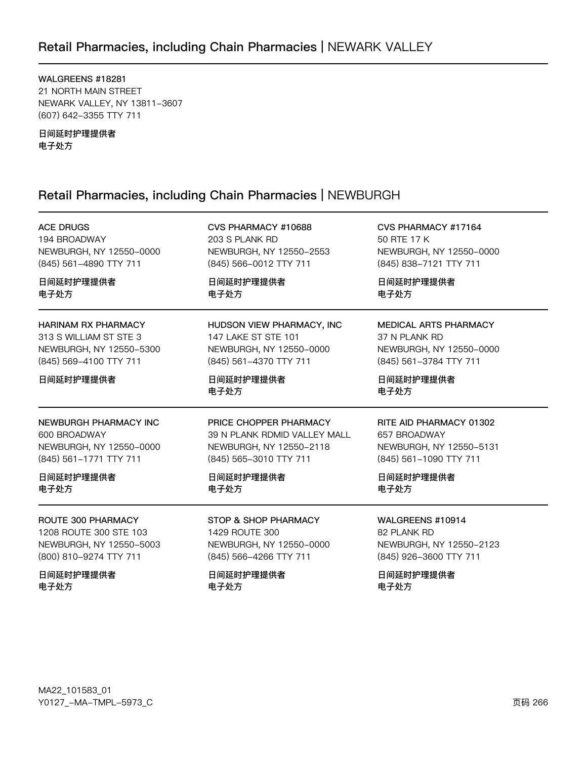## Retail Pharmacies, including Chain Pharmacies | NEWARK VALLEY

WALGREENS #18281
21 NORTH MAIN STREET
NEWARK VALLEY, NY 13811-3607
(607) 642-3355 TTY 711

**日间延时护理提供者**
**电子处方**

## Retail Pharmacies, including Chain Pharmacies | NEWBURGH

ACE DRUGS
194 BROADWAY
NEWBURGH, NY 12550-0000
(845) 561-4890 TTY 711

**日间延时护理提供者**
**电子处方**

CVS PHARMACY #10688
203 S PLANK RD
NEWBURGH, NY 12550-2553
(845) 566-0012 TTY 711

**日间延时护理提供者**
**电子处方**

CVS PHARMACY #17164
50 RTE 17 K
NEWBURGH, NY 12550-0000
(845) 838-7121 TTY 711

**日间延时护理提供者**
**电子处方**

HARINAM RX PHARMACY
313 S WILLIAM ST STE 3
NEWBURGH, NY 12550-5300
(845) 569-4100 TTY 711

**日间延时护理提供者**

HUDSON VIEW PHARMACY, INC
147 LAKE ST STE 101
NEWBURGH, NY 12550-0000
(845) 561-4370 TTY 711

**日间延时护理提供者**
**电子处方**

MEDICAL ARTS PHARMACY
37 N PLANK RD
NEWBURGH, NY 12550-0000
(845) 561-3784 TTY 711

**日间延时护理提供者**
**电子处方**

NEWBURGH PHARMACY INC
600 BROADWAY
NEWBURGH, NY 12550-0000
(845) 561-1771 TTY 711

**日间延时护理提供者**
**电子处方**

PRICE CHOPPER PHARMACY
39 N PLANK RDMID VALLEY MALL
NEWBURGH, NY 12550-2118
(845) 565-3010 TTY 711

**日间延时护理提供者**
**电子处方**

RITE AID PHARMACY 01302
657 BROADWAY
NEWBURGH, NY 12550-5131
(845) 561-1090 TTY 711

**日间延时护理提供者**
**电子处方**

ROUTE 300 PHARMACY
1208 ROUTE 300 STE 103
NEWBURGH, NY 12550-5003
(800) 810-9274 TTY 711

**日间延时护理提供者**
**电子处方**

STOP & SHOP PHARMACY
1429 ROUTE 300
NEWBURGH, NY 12550-0000
(845) 566-4266 TTY 711

**日间延时护理提供者**
**电子处方**

WALGREENS #10914
82 PLANK RD
NEWBURGH, NY 12550-2123
(845) 926-3600 TTY 711

**日间延时护理提供者**
**电子处方**

MA22_101583_01
Y0127_-MA-TMPL-5973_C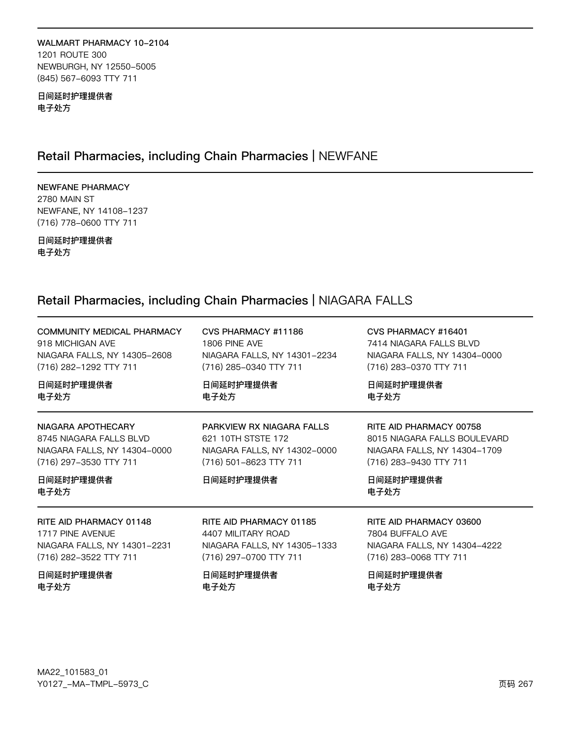**WALMART PHARMACY 10-2104**
1201 ROUTE 300
NEWBURGH, NY 12550-5005
(845) 567-6093 TTY 711

**日间延时护理提供者**
**电子处方**

## Retail Pharmacies, including Chain Pharmacies | NEWFANE

**NEWFANE PHARMACY**
2780 MAIN ST
NEWFANE, NY 14108-1237
(716) 778-0600 TTY 711

**日间延时护理提供者**
**电子处方**

## Retail Pharmacies, including Chain Pharmacies | NIAGARA FALLS

**COMMUNITY MEDICAL PHARMACY**
918 MICHIGAN AVE
NIAGARA FALLS, NY 14305-2608
(716) 282-1292 TTY 711

**日间延时护理提供者**
**电子处方**

**CVS PHARMACY #11186**
1806 PINE AVE
NIAGARA FALLS, NY 14301-2234
(716) 285-0340 TTY 711

**日间延时护理提供者**
**电子处方**

**CVS PHARMACY #16401**
7414 NIAGARA FALLS BLVD
NIAGARA FALLS, NY 14304-0000
(716) 283-0370 TTY 711

**日间延时护理提供者**
**电子处方**

**NIAGARA APOTHECARY**
8745 NIAGARA FALLS BLVD
NIAGARA FALLS, NY 14304-0000
(716) 297-3530 TTY 711

**日间延时护理提供者**
**电子处方**

**PARKVIEW RX NIAGARA FALLS**
621 10TH STSTE 172
NIAGARA FALLS, NY 14302-0000
(716) 501-8623 TTY 711

**日间延时护理提供者**

**RITE AID PHARMACY 00758**
8015 NIAGARA FALLS BOULEVARD
NIAGARA FALLS, NY 14304-1709
(716) 283-9430 TTY 711

**日间延时护理提供者**
**电子处方**

**RITE AID PHARMACY 01148**
1717 PINE AVENUE
NIAGARA FALLS, NY 14301-2231
(716) 282-3522 TTY 711

**日间延时护理提供者**
**电子处方**

**RITE AID PHARMACY 01185**
4407 MILITARY ROAD
NIAGARA FALLS, NY 14305-1333
(716) 297-0700 TTY 711

**日间延时护理提供者**
**电子处方**

**RITE AID PHARMACY 03600**
7804 BUFFALO AVE
NIAGARA FALLS, NY 14304-4222
(716) 283-0068 TTY 711

**日间延时护理提供者**
**电子处方**

MA22_101583_01
Y0127_-MA-TMPL-5973_C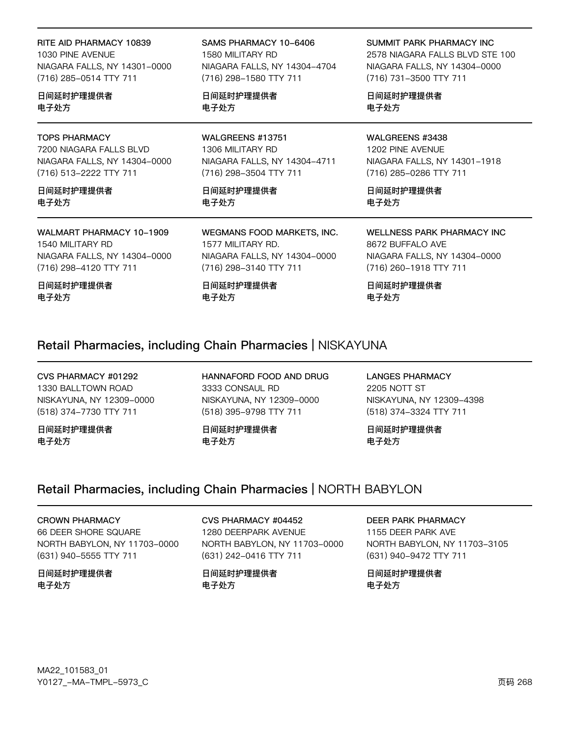RITE AID PHARMACY 10839
1030 PINE AVENUE
NIAGARA FALLS, NY 14301-0000
(716) 285-0514 TTY 711

**日间延时护理提供者**
**电子处方**

SAMS PHARMACY 10-6406
1580 MILITARY RD
NIAGARA FALLS, NY 14304-4704
(716) 298-1580 TTY 711

**日间延时护理提供者**
**电子处方**

SUMMIT PARK PHARMACY INC
2578 NIAGARA FALLS BLVD STE 100
NIAGARA FALLS, NY 14304-0000
(716) 731-3500 TTY 711

**日间延时护理提供者**
**电子处方**

TOPS PHARMACY
7200 NIAGARA FALLS BLVD
NIAGARA FALLS, NY 14304-0000
(716) 513-2222 TTY 711

**日间延时护理提供者**
**电子处方**

WALGREENS #13751
1306 MILITARY RD
NIAGARA FALLS, NY 14304-4711
(716) 298-3504 TTY 711

**日间延时护理提供者**
**电子处方**

WALGREENS #3438
1202 PINE AVENUE
NIAGARA FALLS, NY 14301-1918
(716) 285-0286 TTY 711

**日间延时护理提供者**
**电子处方**

WALMART PHARMACY 10-1909
1540 MILITARY RD
NIAGARA FALLS, NY 14304-0000
(716) 298-4120 TTY 711

**日间延时护理提供者**
**电子处方**

WEGMANS FOOD MARKETS, INC.
1577 MILITARY RD.
NIAGARA FALLS, NY 14304-0000
(716) 298-3140 TTY 711

**日间延时护理提供者**
**电子处方**

WELLNESS PARK PHARMACY INC
8672 BUFFALO AVE
NIAGARA FALLS, NY 14304-0000
(716) 260-1918 TTY 711

**日间延时护理提供者**
**电子处方**

## Retail Pharmacies, including Chain Pharmacies | NISKAYUNA

CVS PHARMACY #01292
1330 BALLTOWN ROAD
NISKAYUNA, NY 12309-0000
(518) 374-7730 TTY 711

**日间延时护理提供者**
**电子处方**

HANNAFORD FOOD AND DRUG
3333 CONSAUL RD
NISKAYUNA, NY 12309-0000
(518) 395-9798 TTY 711

**日间延时护理提供者**
**电子处方**

LANGES PHARMACY
2205 NOTT ST
NISKAYUNA, NY 12309-4398
(518) 374-3324 TTY 711

**日间延时护理提供者**
**电子处方**

## Retail Pharmacies, including Chain Pharmacies | NORTH BABYLON

CROWN PHARMACY
66 DEER SHORE SQUARE
NORTH BABYLON, NY 11703-0000
(631) 940-5555 TTY 711

**日间延时护理提供者**
**电子处方**

CVS PHARMACY #04452
1280 DEERPARK AVENUE
NORTH BABYLON, NY 11703-0000
(631) 242-0416 TTY 711

**日间延时护理提供者**
**电子处方**

DEER PARK PHARMACY
1155 DEER PARK AVE
NORTH BABYLON, NY 11703-3105
(631) 940-9472 TTY 711

**日间延时护理提供者**
**电子处方**

MA22_101583_01
Y0127_-MA-TMPL-5973_C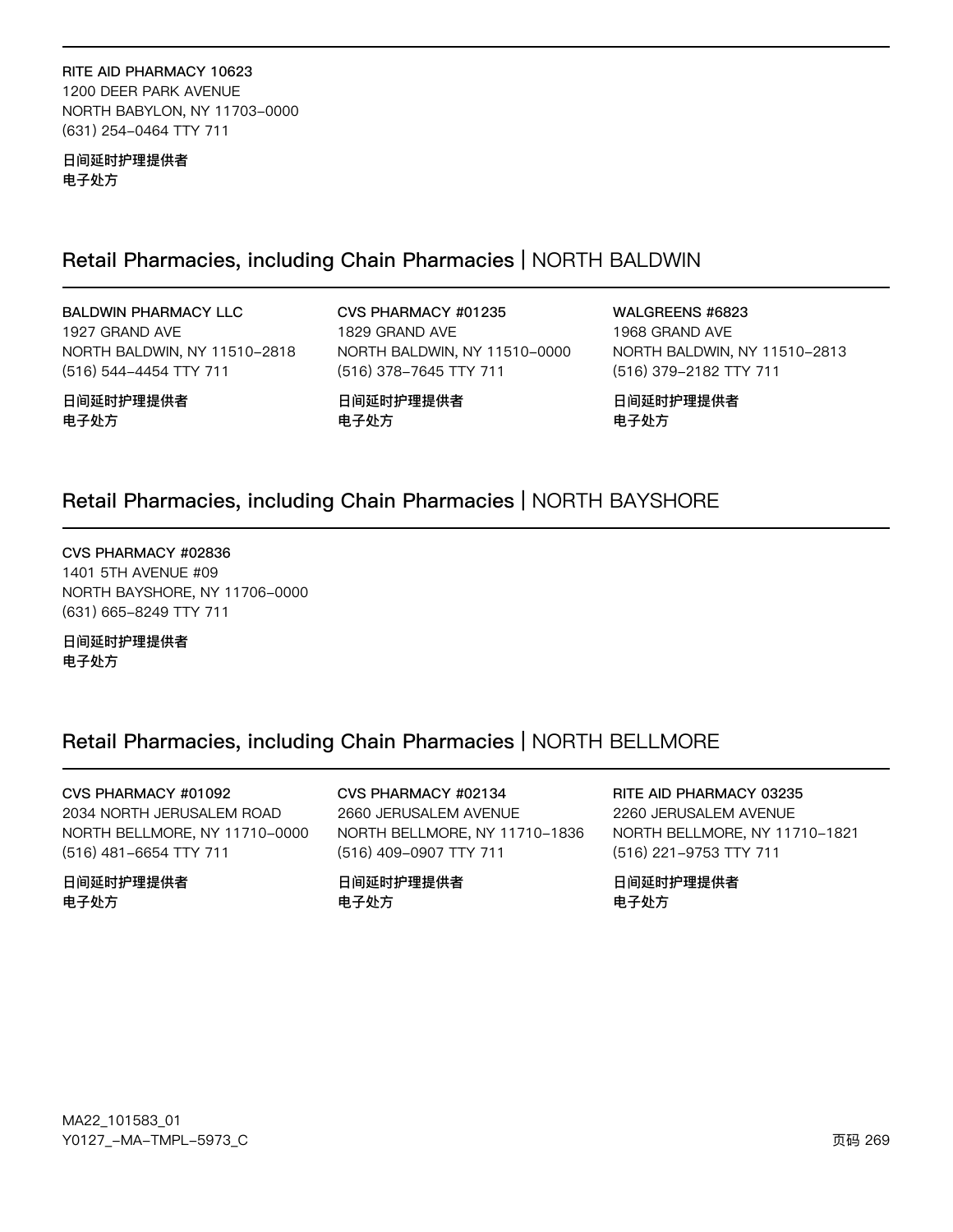**RITE AID PHARMACY 10623**
1200 DEER PARK AVENUE
NORTH BABYLON, NY 11703-0000
(631) 254-0464 TTY 711

**日间延时护理提供者**
**电子处方**

## Retail Pharmacies, including Chain Pharmacies | NORTH BALDWIN

**BALDWIN PHARMACY LLC**
1927 GRAND AVE
NORTH BALDWIN, NY 11510-2818
(516) 544-4454 TTY 711

**日间延时护理提供者**
**电子处方**

**CVS PHARMACY #01235**
1829 GRAND AVE
NORTH BALDWIN, NY 11510-0000
(516) 378-7645 TTY 711

**日间延时护理提供者**
**电子处方**

**WALGREENS #6823**
1968 GRAND AVE
NORTH BALDWIN, NY 11510-2813
(516) 379-2182 TTY 711

**日间延时护理提供者**
**电子处方**

## Retail Pharmacies, including Chain Pharmacies | NORTH BAYSHORE

**CVS PHARMACY #02836**
1401 5TH AVENUE #09
NORTH BAYSHORE, NY 11706-0000
(631) 665-8249 TTY 711

**日间延时护理提供者**
**电子处方**

## Retail Pharmacies, including Chain Pharmacies | NORTH BELLMORE

**CVS PHARMACY #01092**
2034 NORTH JERUSALEM ROAD
NORTH BELLMORE, NY 11710-0000
(516) 481-6654 TTY 711

**日间延时护理提供者**
**电子处方**

**CVS PHARMACY #02134**
2660 JERUSALEM AVENUE
NORTH BELLMORE, NY 11710-1836
(516) 409-0907 TTY 711

**日间延时护理提供者**
**电子处方**

**RITE AID PHARMACY 03235**
2260 JERUSALEM AVENUE
NORTH BELLMORE, NY 11710-1821
(516) 221-9753 TTY 711

**日间延时护理提供者**
**电子处方**

MA22_101583_01
Y0127_-MA-TMPL-5973_C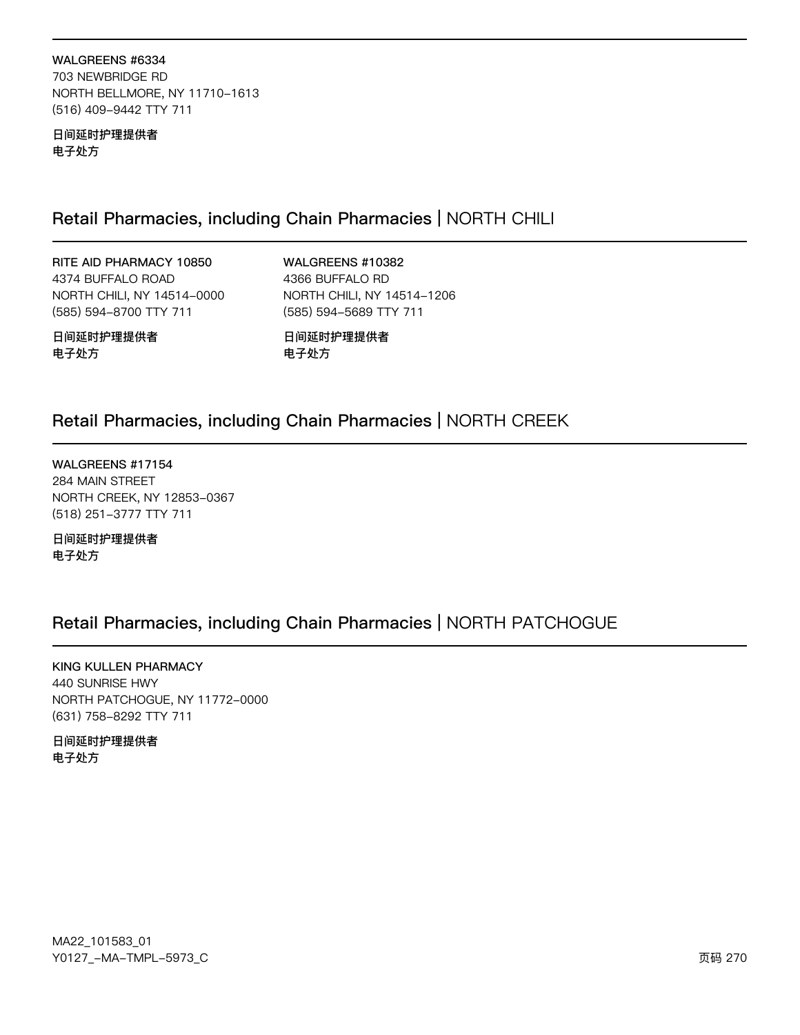**WALGREENS #6334**
703 NEWBRIDGE RD
NORTH BELLMORE, NY 11710-1613
(516) 409-9442 TTY 711

**日间延时护理提供者**
**电子处方**

## Retail Pharmacies, including Chain Pharmacies | NORTH CHILI

**RITE AID PHARMACY 10850**
4374 BUFFALO ROAD
NORTH CHILI, NY 14514-0000
(585) 594-8700 TTY 711

**日间延时护理提供者**
**电子处方**

**WALGREENS #10382**
4366 BUFFALO RD
NORTH CHILI, NY 14514-1206
(585) 594-5689 TTY 711

**日间延时护理提供者**
**电子处方**

## Retail Pharmacies, including Chain Pharmacies | NORTH CREEK

**WALGREENS #17154**
284 MAIN STREET
NORTH CREEK, NY 12853-0367
(518) 251-3777 TTY 711

**日间延时护理提供者**
**电子处方**

## Retail Pharmacies, including Chain Pharmacies | NORTH PATCHOGUE

**KING KULLEN PHARMACY**
440 SUNRISE HWY
NORTH PATCHOGUE, NY 11772-0000
(631) 758-8292 TTY 711

**日间延时护理提供者**
**电子处方**

MA22_101583_01
Y0127_-MA-TMPL-5973_C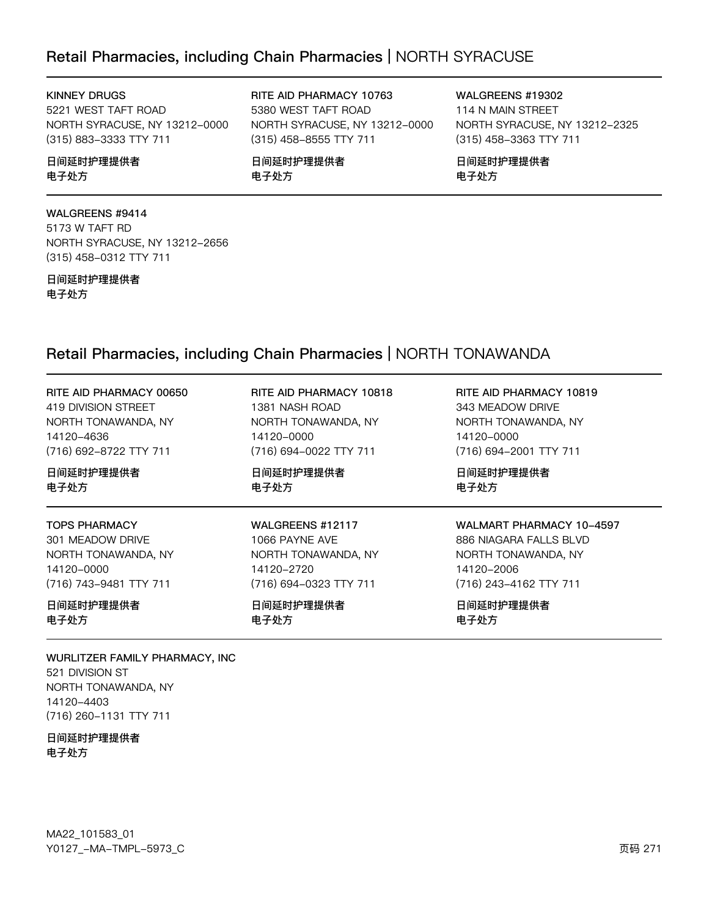## Retail Pharmacies, including Chain Pharmacies | NORTH SYRACUSE

**KINNEY DRUGS**
5221 WEST TAFT ROAD
NORTH SYRACUSE, NY 13212-0000
(315) 883-3333 TTY 711

**日间延时护理提供者**
**电子处方**

**RITE AID PHARMACY 10763**
5380 WEST TAFT ROAD
NORTH SYRACUSE, NY 13212-0000
(315) 458-8555 TTY 711

**日间延时护理提供者**
**电子处方**

**WALGREENS #19302**
114 N MAIN STREET
NORTH SYRACUSE, NY 13212-2325
(315) 458-3363 TTY 711

**日间延时护理提供者**
**电子处方**

**WALGREENS #9414**
5173 W TAFT RD
NORTH SYRACUSE, NY 13212-2656
(315) 458-0312 TTY 711

**日间延时护理提供者**
**电子处方**

## Retail Pharmacies, including Chain Pharmacies | NORTH TONAWANDA

**RITE AID PHARMACY 00650**
419 DIVISION STREET
NORTH TONAWANDA, NY
14120-4636
(716) 692-8722 TTY 711

**日间延时护理提供者**
**电子处方**

**RITE AID PHARMACY 10818**
1381 NASH ROAD
NORTH TONAWANDA, NY
14120-0000
(716) 694-0022 TTY 711

**日间延时护理提供者**
**电子处方**

**RITE AID PHARMACY 10819**
343 MEADOW DRIVE
NORTH TONAWANDA, NY
14120-0000
(716) 694-2001 TTY 711

**日间延时护理提供者**
**电子处方**

**TOPS PHARMACY**
301 MEADOW DRIVE
NORTH TONAWANDA, NY
14120-0000
(716) 743-9481 TTY 711

**日间延时护理提供者**
**电子处方**

**WALGREENS #12117**
1066 PAYNE AVE
NORTH TONAWANDA, NY
14120-2720
(716) 694-0323 TTY 711

**日间延时护理提供者**
**电子处方**

**WALMART PHARMACY 10-4597**
886 NIAGARA FALLS BLVD
NORTH TONAWANDA, NY
14120-2006
(716) 243-4162 TTY 711

**日间延时护理提供者**
**电子处方**

**WURLITZER FAMILY PHARMACY, INC**
521 DIVISION ST
NORTH TONAWANDA, NY
14120-4403
(716) 260-1131 TTY 711

**日间延时护理提供者**
**电子处方**

MA22_101583_01
Y0127_-MA-TMPL-5973_C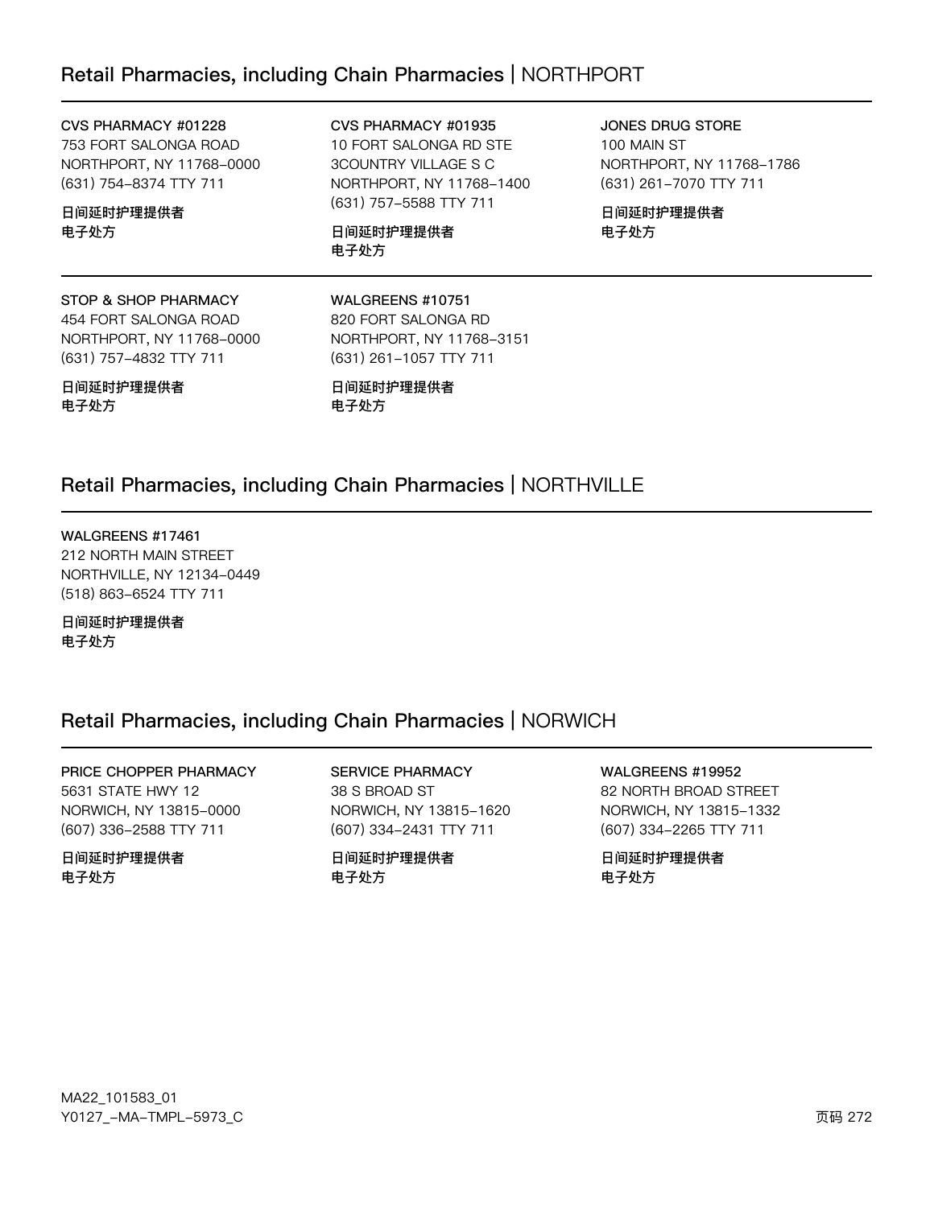## Retail Pharmacies, including Chain Pharmacies | NORTHPORT

**CVS PHARMACY #01228**
753 FORT SALONGA ROAD
NORTHPORT, NY 11768-0000
(631) 754-8374 TTY 711

**日间延时护理提供者**
**电子处方**

**CVS PHARMACY #01935**
10 FORT SALONGA RD STE
3COUNTRY VILLAGE S C
NORTHPORT, NY 11768-1400
(631) 757-5588 TTY 711

**日间延时护理提供者**
**电子处方**

**JONES DRUG STORE**
100 MAIN ST
NORTHPORT, NY 11768-1786
(631) 261-7070 TTY 711

**日间延时护理提供者**
**电子处方**

**STOP & SHOP PHARMACY**
454 FORT SALONGA ROAD
NORTHPORT, NY 11768-0000
(631) 757-4832 TTY 711

**日间延时护理提供者**
**电子处方**

**WALGREENS #10751**
820 FORT SALONGA RD
NORTHPORT, NY 11768-3151
(631) 261-1057 TTY 711

**日间延时护理提供者**
**电子处方**

## Retail Pharmacies, including Chain Pharmacies | NORTHVILLE

**WALGREENS #17461**
212 NORTH MAIN STREET
NORTHVILLE, NY 12134-0449
(518) 863-6524 TTY 711

**日间延时护理提供者**
**电子处方**

## Retail Pharmacies, including Chain Pharmacies | NORWICH

**PRICE CHOPPER PHARMACY**
5631 STATE HWY 12
NORWICH, NY 13815-0000
(607) 336-2588 TTY 711

**日间延时护理提供者**
**电子处方**

**SERVICE PHARMACY**
38 S BROAD ST
NORWICH, NY 13815-1620
(607) 334-2431 TTY 711

**日间延时护理提供者**
**电子处方**

**WALGREENS #19952**
82 NORTH BROAD STREET
NORWICH, NY 13815-1332
(607) 334-2265 TTY 711

**日间延时护理提供者**
**电子处方**

MA22_101583_01
Y0127_-MA-TMPL-5973_C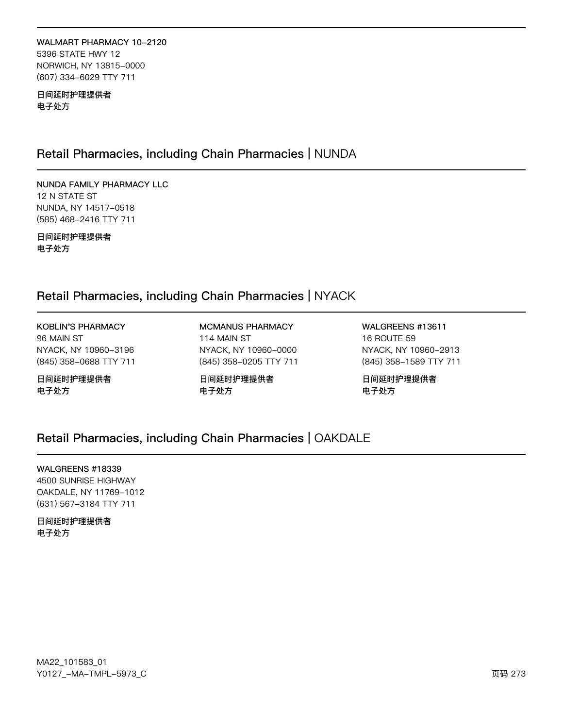**WALMART PHARMACY 10-2120**
5396 STATE HWY 12
NORWICH, NY 13815-0000
(607) 334-6029 TTY 711

**日间延时护理提供者**
**电子处方**

## Retail Pharmacies, including Chain Pharmacies | NUNDA

**NUNDA FAMILY PHARMACY LLC**
12 N STATE ST
NUNDA, NY 14517-0518
(585) 468-2416 TTY 711

**日间延时护理提供者**
**电子处方**

## Retail Pharmacies, including Chain Pharmacies | NYACK

**KOBLIN'S PHARMACY**
96 MAIN ST
NYACK, NY 10960-3196
(845) 358-0688 TTY 711

**日间延时护理提供者**
**电子处方**

**MCMANUS PHARMACY**
114 MAIN ST
NYACK, NY 10960-0000
(845) 358-0205 TTY 711

**日间延时护理提供者**
**电子处方**

**WALGREENS #13611**
16 ROUTE 59
NYACK, NY 10960-2913
(845) 358-1589 TTY 711

**日间延时护理提供者**
**电子处方**

## Retail Pharmacies, including Chain Pharmacies | OAKDALE

**WALGREENS #18339**
4500 SUNRISE HIGHWAY
OAKDALE, NY 11769-1012
(631) 567-3184 TTY 711

**日间延时护理提供者**
**电子处方**

MA22_101583_01
Y0127_-MA-TMPL-5973_C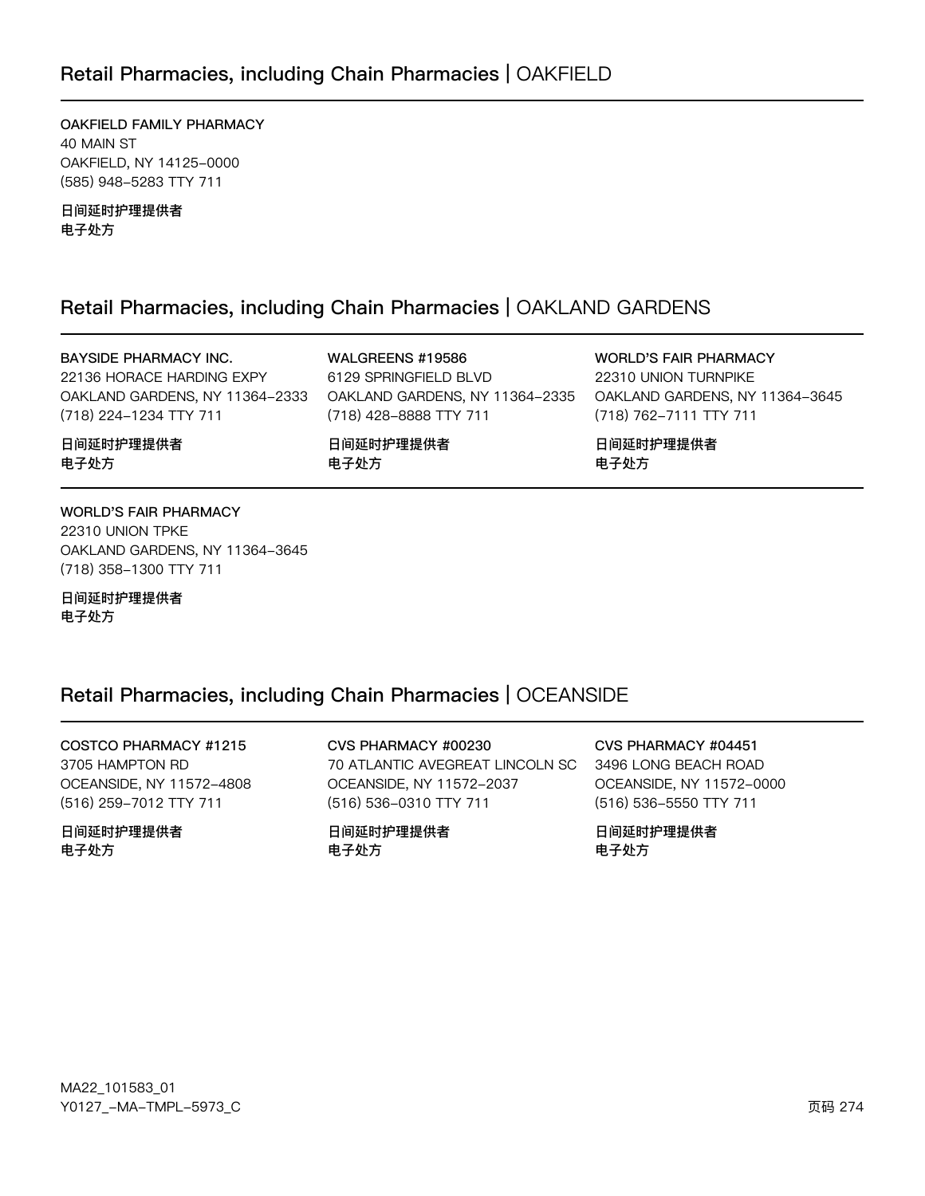## Retail Pharmacies, including Chain Pharmacies | OAKFIELD

**OAKFIELD FAMILY PHARMACY**
40 MAIN ST
OAKFIELD, NY 14125-0000
(585) 948-5283 TTY 711

**日间延时护理提供者**
**电子处方**

## Retail Pharmacies, including Chain Pharmacies | OAKLAND GARDENS

**BAYSIDE PHARMACY INC.**
22136 HORACE HARDING EXPY
OAKLAND GARDENS, NY 11364-2333
(718) 224-1234 TTY 711

**日间延时护理提供者**
**电子处方**

**WALGREENS #19586**
6129 SPRINGFIELD BLVD
OAKLAND GARDENS, NY 11364-2335
(718) 428-8888 TTY 711

**日间延时护理提供者**
**电子处方**

**WORLD'S FAIR PHARMACY**
22310 UNION TURNPIKE
OAKLAND GARDENS, NY 11364-3645
(718) 762-7111 TTY 711

**日间延时护理提供者**
**电子处方**

**WORLD'S FAIR PHARMACY**
22310 UNION TPKE
OAKLAND GARDENS, NY 11364-3645
(718) 358-1300 TTY 711

**日间延时护理提供者**
**电子处方**

## Retail Pharmacies, including Chain Pharmacies | OCEANSIDE

**COSTCO PHARMACY #1215**
3705 HAMPTON RD
OCEANSIDE, NY 11572-4808
(516) 259-7012 TTY 711

**日间延时护理提供者**
**电子处方**

**CVS PHARMACY #00230**
70 ATLANTIC AVEGREAT LINCOLN SC
OCEANSIDE, NY 11572-2037
(516) 536-0310 TTY 711

**日间延时护理提供者**
**电子处方**

**CVS PHARMACY #04451**
3496 LONG BEACH ROAD
OCEANSIDE, NY 11572-0000
(516) 536-5550 TTY 711

**日间延时护理提供者**
**电子处方**

MA22_101583_01
Y0127_-MA-TMPL-5973_C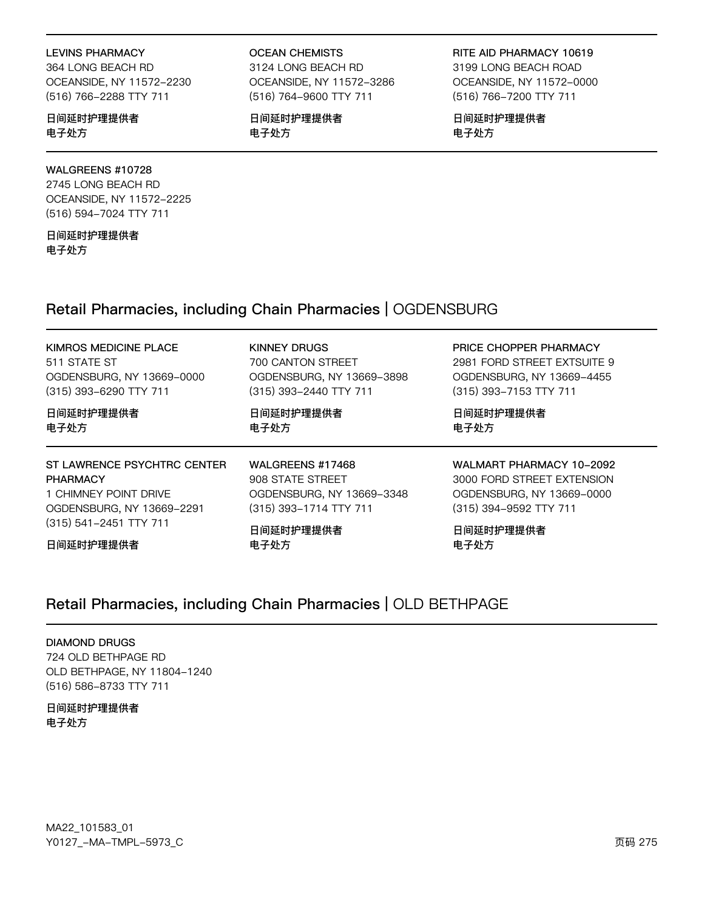**LEVINS PHARMACY**
364 LONG BEACH RD
OCEANSIDE, NY 11572–2230
(516) 766–2288 TTY 711

**日间延时护理提供者**
**电子处方**

**OCEAN CHEMISTS**
3124 LONG BEACH RD
OCEANSIDE, NY 11572–3286
(516) 764–9600 TTY 711

**日间延时护理提供者**
**电子处方**

**RITE AID PHARMACY 10619**
3199 LONG BEACH ROAD
OCEANSIDE, NY 11572–0000
(516) 766–7200 TTY 711

**日间延时护理提供者**
**电子处方**

**WALGREENS #10728**
2745 LONG BEACH RD
OCEANSIDE, NY 11572–2225
(516) 594–7024 TTY 711

**日间延时护理提供者**
**电子处方**

## Retail Pharmacies, including Chain Pharmacies | OGDENSBURG

**KIMROS MEDICINE PLACE**
511 STATE ST
OGDENSBURG, NY 13669–0000
(315) 393–6290 TTY 711

**日间延时护理提供者**
**电子处方**

**KINNEY DRUGS**
700 CANTON STREET
OGDENSBURG, NY 13669–3898
(315) 393–2440 TTY 711

**日间延时护理提供者**
**电子处方**

**PRICE CHOPPER PHARMACY**
2981 FORD STREET EXTSUITE 9
OGDENSBURG, NY 13669–4455
(315) 393–7153 TTY 711

**日间延时护理提供者**
**电子处方**

**ST LAWRENCE PSYCHTRC CENTER PHARMACY**
1 CHIMNEY POINT DRIVE
OGDENSBURG, NY 13669–2291
(315) 541–2451 TTY 711

**日间延时护理提供者**

**WALGREENS #17468**
908 STATE STREET
OGDENSBURG, NY 13669–3348
(315) 393–1714 TTY 711

**日间延时护理提供者**
**电子处方**

**WALMART PHARMACY 10–2092**
3000 FORD STREET EXTENSION
OGDENSBURG, NY 13669–0000
(315) 394–9592 TTY 711

**日间延时护理提供者**
**电子处方**

## Retail Pharmacies, including Chain Pharmacies | OLD BETHPAGE

**DIAMOND DRUGS**
724 OLD BETHPAGE RD
OLD BETHPAGE, NY 11804–1240
(516) 586–8733 TTY 711

**日间延时护理提供者**
**电子处方**

MA22_101583_01
Y0127_–MA–TMPL–5973_C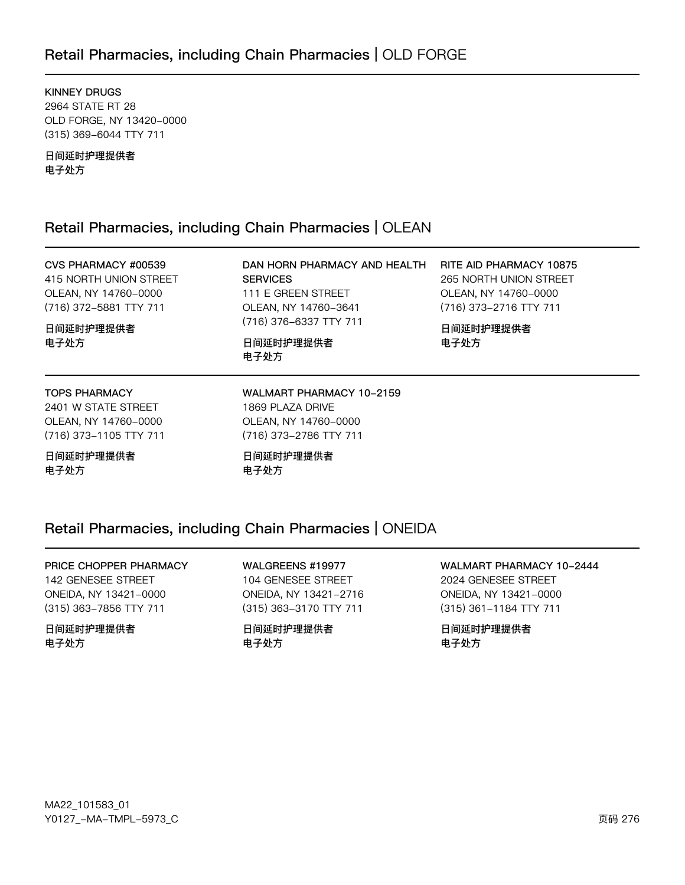## Retail Pharmacies, including Chain Pharmacies | OLD FORGE

**KINNEY DRUGS**
2964 STATE RT 28
OLD FORGE, NY 13420-0000
(315) 369-6044 TTY 711

**日间延时护理提供者**
**电子处方**

## Retail Pharmacies, including Chain Pharmacies | OLEAN

**CVS PHARMACY #00539**
415 NORTH UNION STREET
OLEAN, NY 14760-0000
(716) 372-5881 TTY 711

**日间延时护理提供者**
**电子处方**

**DAN HORN PHARMACY AND HEALTH SERVICES**
111 E GREEN STREET
OLEAN, NY 14760-3641
(716) 376-6337 TTY 711

**日间延时护理提供者**
**电子处方**

**RITE AID PHARMACY 10875**
265 NORTH UNION STREET
OLEAN, NY 14760-0000
(716) 373-2716 TTY 711

**日间延时护理提供者**
**电子处方**

**TOPS PHARMACY**
2401 W STATE STREET
OLEAN, NY 14760-0000
(716) 373-1105 TTY 711

**日间延时护理提供者**
**电子处方**

**WALMART PHARMACY 10-2159**
1869 PLAZA DRIVE
OLEAN, NY 14760-0000
(716) 373-2786 TTY 711

**日间延时护理提供者**
**电子处方**

## Retail Pharmacies, including Chain Pharmacies | ONEIDA

**PRICE CHOPPER PHARMACY**
142 GENESEE STREET
ONEIDA, NY 13421-0000
(315) 363-7856 TTY 711

**日间延时护理提供者**
**电子处方**

**WALGREENS #19977**
104 GENESEE STREET
ONEIDA, NY 13421-2716
(315) 363-3170 TTY 711

**日间延时护理提供者**
**电子处方**

**WALMART PHARMACY 10-2444**
2024 GENESEE STREET
ONEIDA, NY 13421-0000
(315) 361-1184 TTY 711

**日间延时护理提供者**
**电子处方**

MA22_101583_01
Y0127_-MA-TMPL-5973_C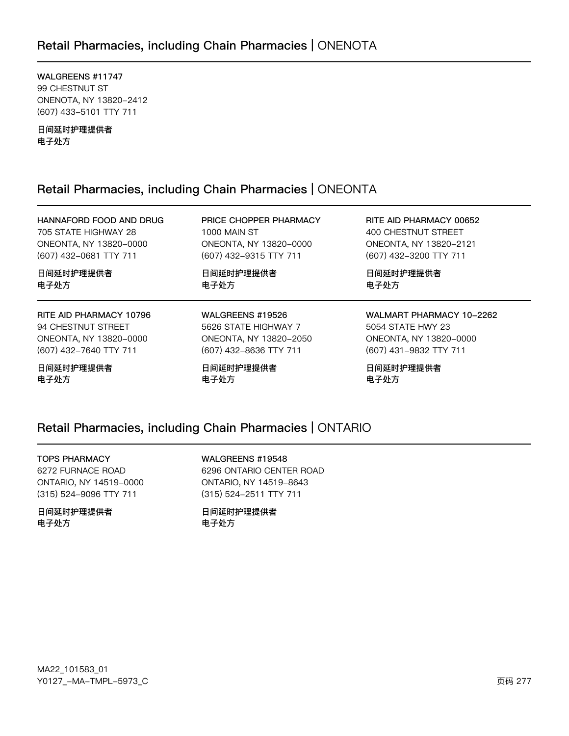## Retail Pharmacies, including Chain Pharmacies | ONENOTA

**WALGREENS #11747**
99 CHESTNUT ST
ONENOTA, NY 13820-2412
(607) 433-5101 TTY 711

**日间延时护理提供者**
**电子处方**

## Retail Pharmacies, including Chain Pharmacies | ONEONTA

**HANNAFORD FOOD AND DRUG**
705 STATE HIGHWAY 28
ONEONTA, NY 13820-0000
(607) 432-0681 TTY 711

**日间延时护理提供者**
**电子处方**

**PRICE CHOPPER PHARMACY**
1000 MAIN ST
ONEONTA, NY 13820-0000
(607) 432-9315 TTY 711

**日间延时护理提供者**
**电子处方**

**RITE AID PHARMACY 00652**
400 CHESTNUT STREET
ONEONTA, NY 13820-2121
(607) 432-3200 TTY 711

**日间延时护理提供者**
**电子处方**

**RITE AID PHARMACY 10796**
94 CHESTNUT STREET
ONEONTA, NY 13820-0000
(607) 432-7640 TTY 711

**日间延时护理提供者**
**电子处方**

**WALGREENS #19526**
5626 STATE HIGHWAY 7
ONEONTA, NY 13820-2050
(607) 432-8636 TTY 711

**日间延时护理提供者**
**电子处方**

**WALMART PHARMACY 10-2262**
5054 STATE HWY 23
ONEONTA, NY 13820-0000
(607) 431-9832 TTY 711

**日间延时护理提供者**
**电子处方**

## Retail Pharmacies, including Chain Pharmacies | ONTARIO

**TOPS PHARMACY**
6272 FURNACE ROAD
ONTARIO, NY 14519-0000
(315) 524-9096 TTY 711

**日间延时护理提供者**
**电子处方**

**WALGREENS #19548**
6296 ONTARIO CENTER ROAD
ONTARIO, NY 14519-8643
(315) 524-2511 TTY 711

**日间延时护理提供者**
**电子处方**

MA22_101583_01
Y0127_-MA-TMPL-5973_C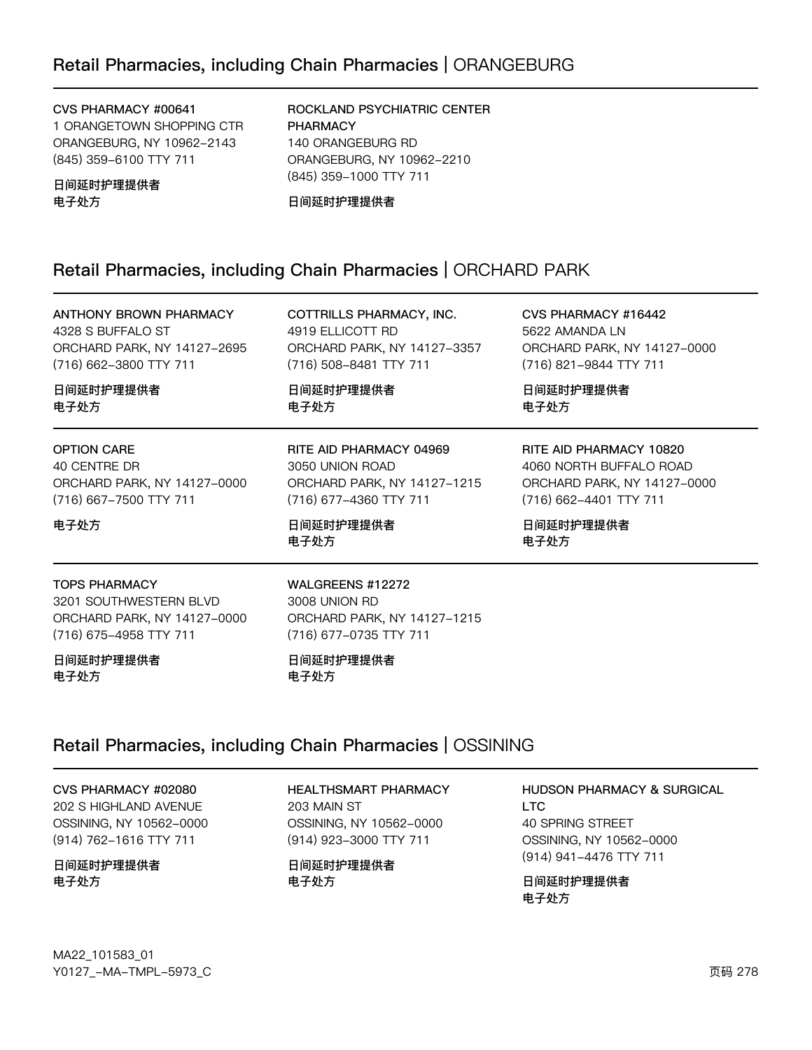## Retail Pharmacies, including Chain Pharmacies | ORANGEBURG

**CVS PHARMACY #00641**
1 ORANGETOWN SHOPPING CTR
ORANGEBURG, NY 10962-2143
(845) 359-6100 TTY 711

**日间延时护理提供者**
**电子处方**

**ROCKLAND PSYCHIATRIC CENTER PHARMACY**
140 ORANGEBURG RD
ORANGEBURG, NY 10962-2210
(845) 359-1000 TTY 711

**日间延时护理提供者**

## Retail Pharmacies, including Chain Pharmacies | ORCHARD PARK

**ANTHONY BROWN PHARMACY**
4328 S BUFFALO ST
ORCHARD PARK, NY 14127-2695
(716) 662-3800 TTY 711

**日间延时护理提供者**
**电子处方**

**COTTRILLS PHARMACY, INC.**
4919 ELLICOTT RD
ORCHARD PARK, NY 14127-3357
(716) 508-8481 TTY 711

**日间延时护理提供者**
**电子处方**

**CVS PHARMACY #16442**
5622 AMANDA LN
ORCHARD PARK, NY 14127-0000
(716) 821-9844 TTY 711

**日间延时护理提供者**
**电子处方**

**OPTION CARE**
40 CENTRE DR
ORCHARD PARK, NY 14127-0000
(716) 667-7500 TTY 711

**电子处方**

**RITE AID PHARMACY 04969**
3050 UNION ROAD
ORCHARD PARK, NY 14127-1215
(716) 677-4360 TTY 711

**日间延时护理提供者**
**电子处方**

**RITE AID PHARMACY 10820**
4060 NORTH BUFFALO ROAD
ORCHARD PARK, NY 14127-0000
(716) 662-4401 TTY 711

**日间延时护理提供者**
**电子处方**

**TOPS PHARMACY**
3201 SOUTHWESTERN BLVD
ORCHARD PARK, NY 14127-0000
(716) 675-4958 TTY 711

**日间延时护理提供者**
**电子处方**

**WALGREENS #12272**
3008 UNION RD
ORCHARD PARK, NY 14127-1215
(716) 677-0735 TTY 711

**日间延时护理提供者**
**电子处方**

## Retail Pharmacies, including Chain Pharmacies | OSSINING

**CVS PHARMACY #02080**
202 S HIGHLAND AVENUE
OSSINING, NY 10562-0000
(914) 762-1616 TTY 711

**日间延时护理提供者**
**电子处方**

**HEALTHSMART PHARMACY**
203 MAIN ST
OSSINING, NY 10562-0000
(914) 923-3000 TTY 711

**日间延时护理提供者**
**电子处方**

**HUDSON PHARMACY & SURGICAL LTC**
40 SPRING STREET
OSSINING, NY 10562-0000
(914) 941-4476 TTY 711

**日间延时护理提供者**
**电子处方**

MA22_101583_01
Y0127_-MA-TMPL-5973_C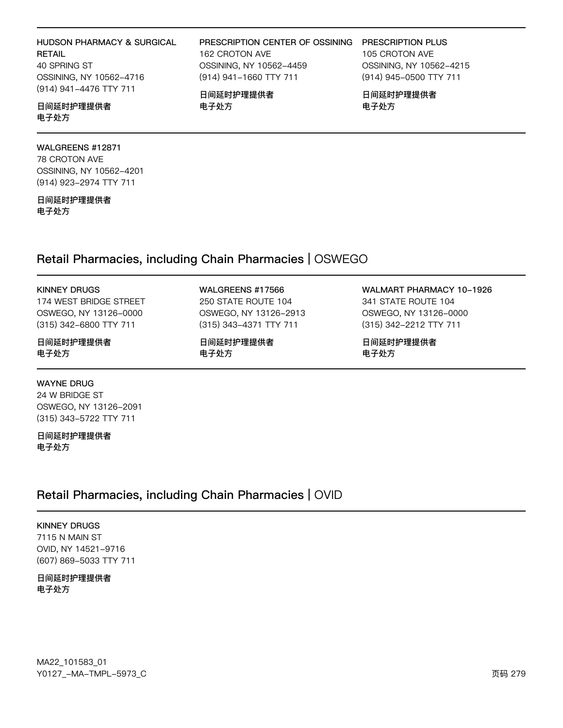**HUDSON PHARMACY & SURGICAL RETAIL**
40 SPRING ST
OSSINING, NY 10562–4716
(914) 941–4476 TTY 711

日间延时护理提供者
电子处方

**PRESCRIPTION CENTER OF OSSINING**
162 CROTON AVE
OSSINING, NY 10562–4459
(914) 941–1660 TTY 711

日间延时护理提供者
电子处方

**PRESCRIPTION PLUS**
105 CROTON AVE
OSSINING, NY 10562–4215
(914) 945–0500 TTY 711

日间延时护理提供者
电子处方

**WALGREENS #12871**
78 CROTON AVE
OSSINING, NY 10562–4201
(914) 923–2974 TTY 711

日间延时护理提供者
电子处方

## Retail Pharmacies, including Chain Pharmacies | OSWEGO

**KINNEY DRUGS**
174 WEST BRIDGE STREET
OSWEGO, NY 13126–0000
(315) 342–6800 TTY 711

日间延时护理提供者
电子处方

**WALGREENS #17566**
250 STATE ROUTE 104
OSWEGO, NY 13126–2913
(315) 343–4371 TTY 711

日间延时护理提供者
电子处方

**WALMART PHARMACY 10–1926**
341 STATE ROUTE 104
OSWEGO, NY 13126–0000
(315) 342–2212 TTY 711

日间延时护理提供者
电子处方

**WAYNE DRUG**
24 W BRIDGE ST
OSWEGO, NY 13126–2091
(315) 343–5722 TTY 711

日间延时护理提供者
电子处方

## Retail Pharmacies, including Chain Pharmacies | OVID

**KINNEY DRUGS**
7115 N MAIN ST
OVID, NY 14521–9716
(607) 869–5033 TTY 711

日间延时护理提供者
电子处方

MA22_101583_01
Y0127_–MA–TMPL–5973_C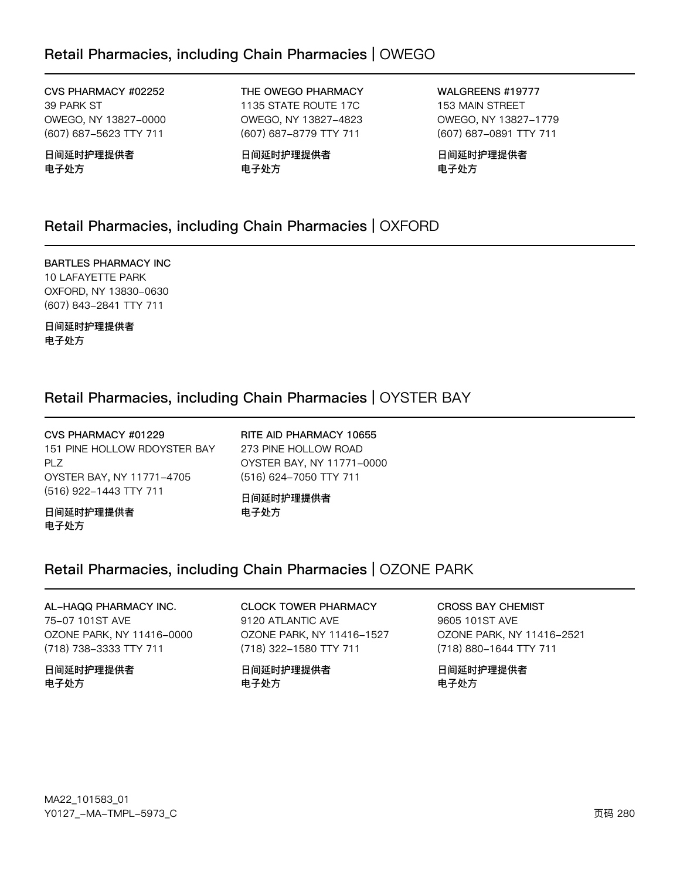## Retail Pharmacies, including Chain Pharmacies | OWEGO

**CVS PHARMACY #02252**
39 PARK ST
OWEGO, NY 13827-0000
(607) 687-5623 TTY 711

**日间延时护理提供者**
**电子处方**

**THE OWEGO PHARMACY**
1135 STATE ROUTE 17C
OWEGO, NY 13827-4823
(607) 687-8779 TTY 711

**日间延时护理提供者**
**电子处方**

**WALGREENS #19777**
153 MAIN STREET
OWEGO, NY 13827-1779
(607) 687-0891 TTY 711

**日间延时护理提供者**
**电子处方**

## Retail Pharmacies, including Chain Pharmacies | OXFORD

**BARTLES PHARMACY INC**
10 LAFAYETTE PARK
OXFORD, NY 13830-0630
(607) 843-2841 TTY 711

**日间延时护理提供者**
**电子处方**

## Retail Pharmacies, including Chain Pharmacies | OYSTER BAY

**CVS PHARMACY #01229**
151 PINE HOLLOW RDOYSTER BAY PLZ
OYSTER BAY, NY 11771-4705
(516) 922-1443 TTY 711

**日间延时护理提供者**
**电子处方**

**RITE AID PHARMACY 10655**
273 PINE HOLLOW ROAD
OYSTER BAY, NY 11771-0000
(516) 624-7050 TTY 711

**日间延时护理提供者**
**电子处方**

## Retail Pharmacies, including Chain Pharmacies | OZONE PARK

**AL-HAQQ PHARMACY INC.**
75-07 101ST AVE
OZONE PARK, NY 11416-0000
(718) 738-3333 TTY 711

**日间延时护理提供者**
**电子处方**

**CLOCK TOWER PHARMACY**
9120 ATLANTIC AVE
OZONE PARK, NY 11416-1527
(718) 322-1580 TTY 711

**日间延时护理提供者**
**电子处方**

**CROSS BAY CHEMIST**
9605 101ST AVE
OZONE PARK, NY 11416-2521
(718) 880-1644 TTY 711

**日间延时护理提供者**
**电子处方**

MA22_101583_01
Y0127_-MA-TMPL-5973_C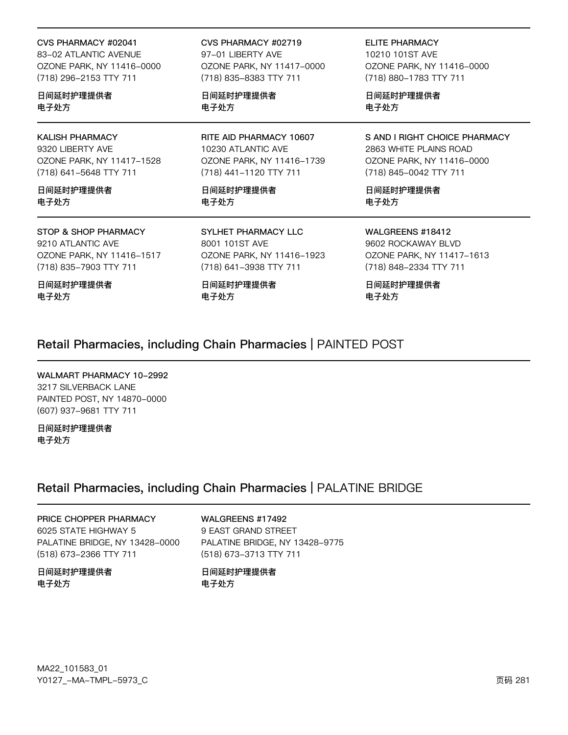**CVS PHARMACY #02041**
83-02 ATLANTIC AVENUE
OZONE PARK, NY 11416-0000
(718) 296-2153 TTY 711

**日间延时护理提供者**
**电子处方**

**CVS PHARMACY #02719**
97-01 LIBERTY AVE
OZONE PARK, NY 11417-0000
(718) 835-8383 TTY 711

**日间延时护理提供者**
**电子处方**

**ELITE PHARMACY**
10210 101ST AVE
OZONE PARK, NY 11416-0000
(718) 880-1783 TTY 711

**日间延时护理提供者**
**电子处方**

**KALISH PHARMACY**
9320 LIBERTY AVE
OZONE PARK, NY 11417-1528
(718) 641-5648 TTY 711

**日间延时护理提供者**
**电子处方**

**RITE AID PHARMACY 10607**
10230 ATLANTIC AVE
OZONE PARK, NY 11416-1739
(718) 441-1120 TTY 711

**日间延时护理提供者**
**电子处方**

**S AND I RIGHT CHOICE PHARMACY**
2863 WHITE PLAINS ROAD
OZONE PARK, NY 11416-0000
(718) 845-0042 TTY 711

**日间延时护理提供者**
**电子处方**

**STOP & SHOP PHARMACY**
9210 ATLANTIC AVE
OZONE PARK, NY 11416-1517
(718) 835-7903 TTY 711

**日间延时护理提供者**
**电子处方**

**SYLHET PHARMACY LLC**
8001 101ST AVE
OZONE PARK, NY 11416-1923
(718) 641-3938 TTY 711

**日间延时护理提供者**
**电子处方**

**WALGREENS #18412**
9602 ROCKAWAY BLVD
OZONE PARK, NY 11417-1613
(718) 848-2334 TTY 711

**日间延时护理提供者**
**电子处方**

## Retail Pharmacies, including Chain Pharmacies | PAINTED POST

**WALMART PHARMACY 10-2992**
3217 SILVERBACK LANE
PAINTED POST, NY 14870-0000
(607) 937-9681 TTY 711

**日间延时护理提供者**
**电子处方**

## Retail Pharmacies, including Chain Pharmacies | PALATINE BRIDGE

**PRICE CHOPPER PHARMACY**
6025 STATE HIGHWAY 5
PALATINE BRIDGE, NY 13428-0000
(518) 673-2366 TTY 711

**日间延时护理提供者**
**电子处方**

**WALGREENS #17492**
9 EAST GRAND STREET
PALATINE BRIDGE, NY 13428-9775
(518) 673-3713 TTY 711

**日间延时护理提供者**
**电子处方**

MA22_101583_01
Y0127_-MA-TMPL-5973_C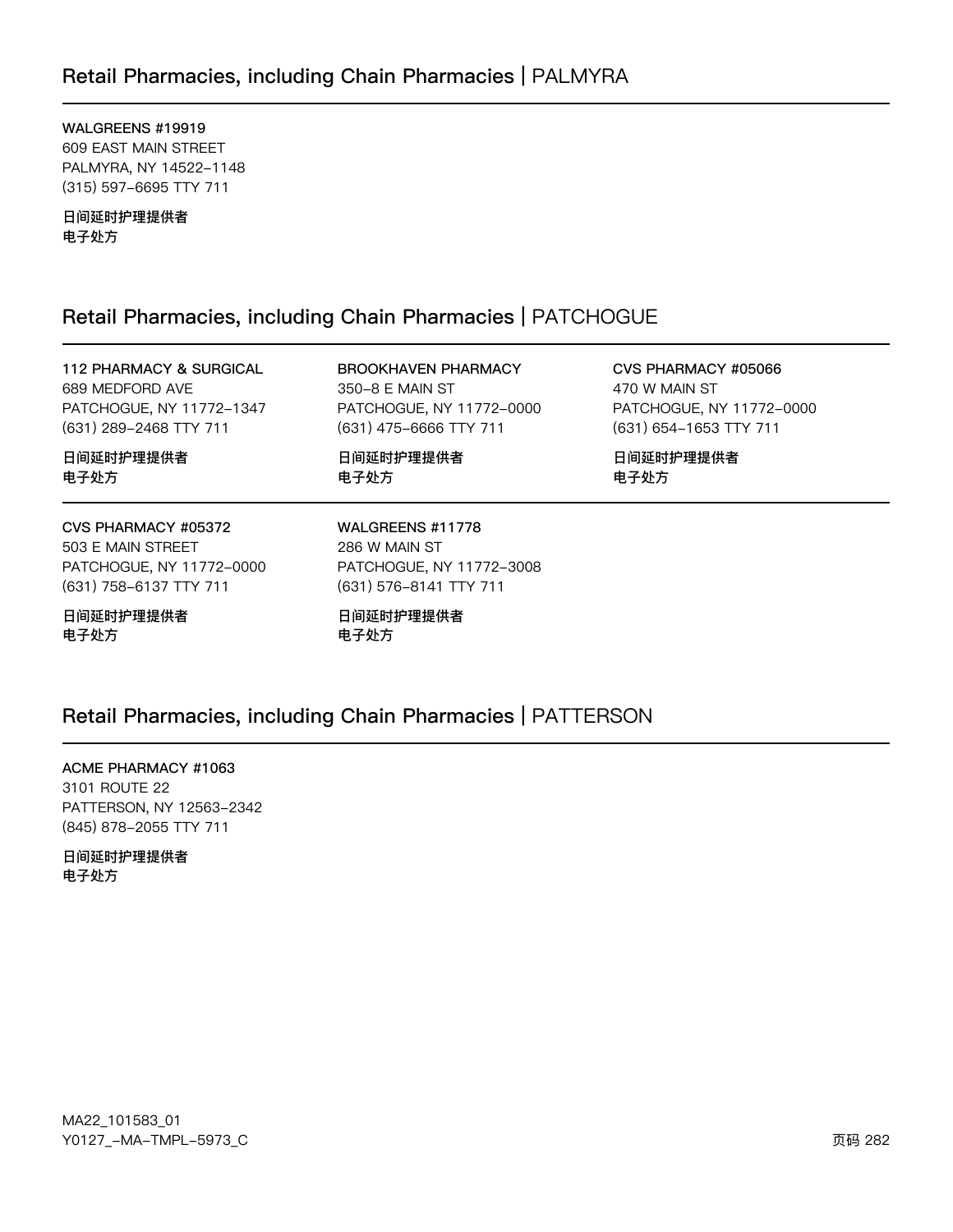## Retail Pharmacies, including Chain Pharmacies | PALMYRA

**WALGREENS #19919**
609 EAST MAIN STREET
PALMYRA, NY 14522-1148
(315) 597-6695 TTY 711

**日间延时护理提供者**
**电子处方**

## Retail Pharmacies, including Chain Pharmacies | PATCHOGUE

**112 PHARMACY & SURGICAL**
689 MEDFORD AVE
PATCHOGUE, NY 11772-1347
(631) 289-2468 TTY 711

**日间延时护理提供者**
**电子处方**

**BROOKHAVEN PHARMACY**
350-8 E MAIN ST
PATCHOGUE, NY 11772-0000
(631) 475-6666 TTY 711

**日间延时护理提供者**
**电子处方**

**CVS PHARMACY #05066**
470 W MAIN ST
PATCHOGUE, NY 11772-0000
(631) 654-1653 TTY 711

**日间延时护理提供者**
**电子处方**

**CVS PHARMACY #05372**
503 E MAIN STREET
PATCHOGUE, NY 11772-0000
(631) 758-6137 TTY 711

**日间延时护理提供者**
**电子处方**

**WALGREENS #11778**
286 W MAIN ST
PATCHOGUE, NY 11772-3008
(631) 576-8141 TTY 711

**日间延时护理提供者**
**电子处方**

## Retail Pharmacies, including Chain Pharmacies | PATTERSON

**ACME PHARMACY #1063**
3101 ROUTE 22
PATTERSON, NY 12563-2342
(845) 878-2055 TTY 711

**日间延时护理提供者**
**电子处方**

MA22_101583_01
Y0127_-MA-TMPL-5973_C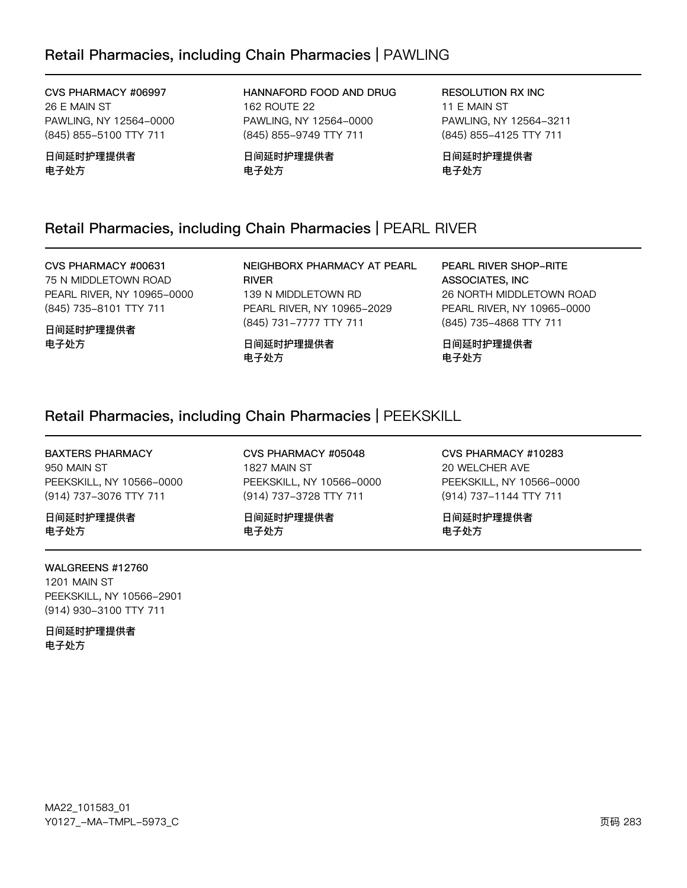## Retail Pharmacies, including Chain Pharmacies | PAWLING

**CVS PHARMACY #06997**
26 E MAIN ST
PAWLING, NY 12564-0000
(845) 855-5100 TTY 711

**日间延时护理提供者**
**电子处方**

**HANNAFORD FOOD AND DRUG**
162 ROUTE 22
PAWLING, NY 12564-0000
(845) 855-9749 TTY 711

**日间延时护理提供者**
**电子处方**

**RESOLUTION RX INC**
11 E MAIN ST
PAWLING, NY 12564-3211
(845) 855-4125 TTY 711

**日间延时护理提供者**
**电子处方**

## Retail Pharmacies, including Chain Pharmacies | PEARL RIVER

**CVS PHARMACY #00631**
75 N MIDDLETOWN ROAD
PEARL RIVER, NY 10965-0000
(845) 735-8101 TTY 711

**日间延时护理提供者**
**电子处方**

**NEIGHBORX PHARMACY AT PEARL RIVER**
139 N MIDDLETOWN RD
PEARL RIVER, NY 10965-2029
(845) 731-7777 TTY 711

**日间延时护理提供者**
**电子处方**

**PEARL RIVER SHOP-RITE ASSOCIATES, INC**
26 NORTH MIDDLETOWN ROAD
PEARL RIVER, NY 10965-0000
(845) 735-4868 TTY 711

**日间延时护理提供者**
**电子处方**

## Retail Pharmacies, including Chain Pharmacies | PEEKSKILL

**BAXTERS PHARMACY**
950 MAIN ST
PEEKSKILL, NY 10566-0000
(914) 737-3076 TTY 711

**日间延时护理提供者**
**电子处方**

**CVS PHARMACY #05048**
1827 MAIN ST
PEEKSKILL, NY 10566-0000
(914) 737-3728 TTY 711

**日间延时护理提供者**
**电子处方**

**CVS PHARMACY #10283**
20 WELCHER AVE
PEEKSKILL, NY 10566-0000
(914) 737-1144 TTY 711

**日间延时护理提供者**
**电子处方**

**WALGREENS #12760**
1201 MAIN ST
PEEKSKILL, NY 10566-2901
(914) 930-3100 TTY 711

**日间延时护理提供者**
**电子处方**

MA22_101583_01
Y0127_-MA-TMPL-5973_C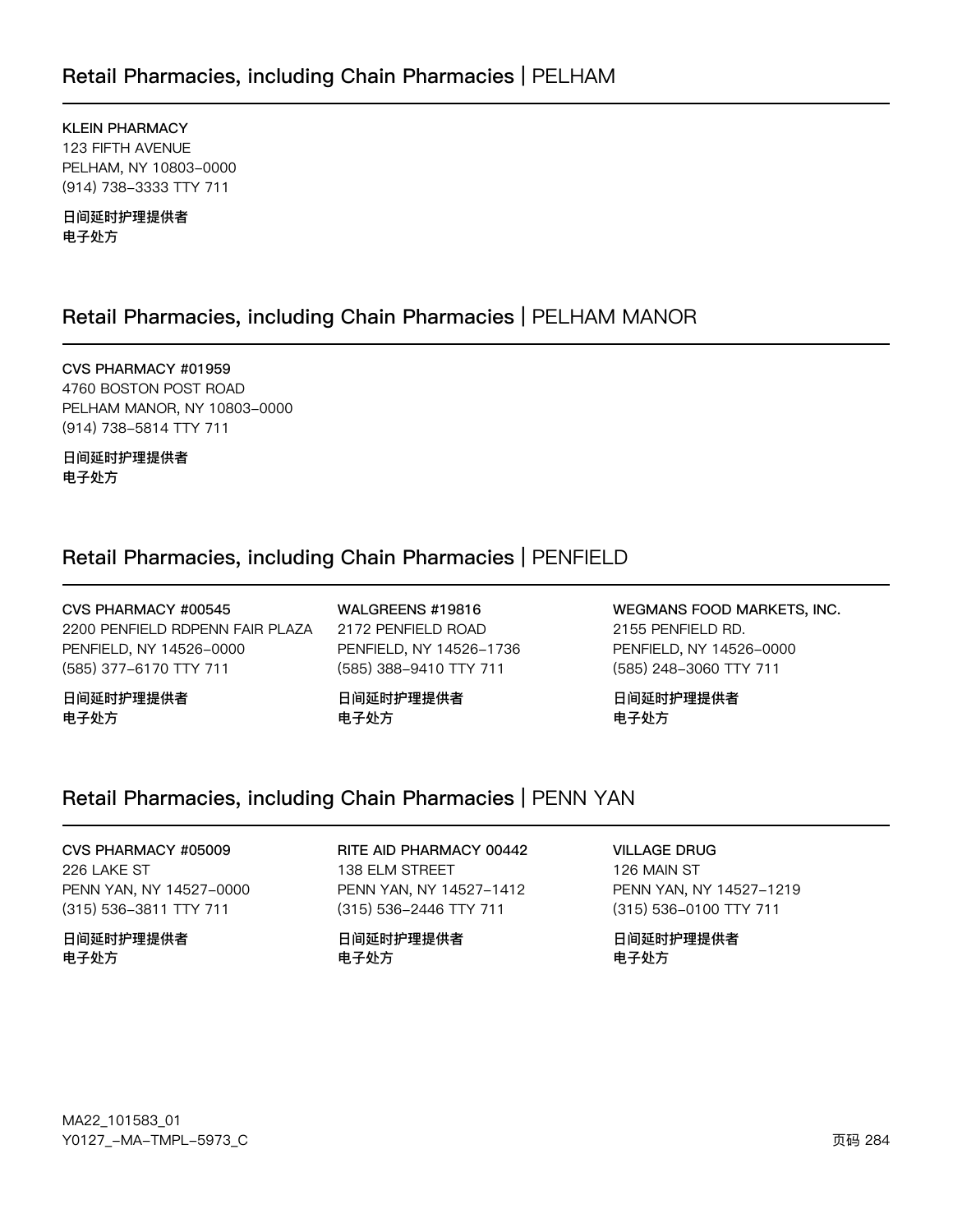## Retail Pharmacies, including Chain Pharmacies | PELHAM

**KLEIN PHARMACY**
123 FIFTH AVENUE
PELHAM, NY 10803-0000
(914) 738-3333 TTY 711

**日间延时护理提供者**
**电子处方**

## Retail Pharmacies, including Chain Pharmacies | PELHAM MANOR

**CVS PHARMACY #01959**
4760 BOSTON POST ROAD
PELHAM MANOR, NY 10803-0000
(914) 738-5814 TTY 711

**日间延时护理提供者**
**电子处方**

## Retail Pharmacies, including Chain Pharmacies | PENFIELD

**CVS PHARMACY #00545**
2200 PENFIELD RDPENN FAIR PLAZA
PENFIELD, NY 14526-0000
(585) 377-6170 TTY 711

**日间延时护理提供者**
**电子处方**

**WALGREENS #19816**
2172 PENFIELD ROAD
PENFIELD, NY 14526-1736
(585) 388-9410 TTY 711

**日间延时护理提供者**
**电子处方**

**WEGMANS FOOD MARKETS, INC.**
2155 PENFIELD RD.
PENFIELD, NY 14526-0000
(585) 248-3060 TTY 711

**日间延时护理提供者**
**电子处方**

## Retail Pharmacies, including Chain Pharmacies | PENN YAN

**CVS PHARMACY #05009**
226 LAKE ST
PENN YAN, NY 14527-0000
(315) 536-3811 TTY 711

**日间延时护理提供者**
**电子处方**

**RITE AID PHARMACY 00442**
138 ELM STREET
PENN YAN, NY 14527-1412
(315) 536-2446 TTY 711

**日间延时护理提供者**
**电子处方**

**VILLAGE DRUG**
126 MAIN ST
PENN YAN, NY 14527-1219
(315) 536-0100 TTY 711

**日间延时护理提供者**
**电子处方**

MA22_101583_01
Y0127_-MA-TMPL-5973_C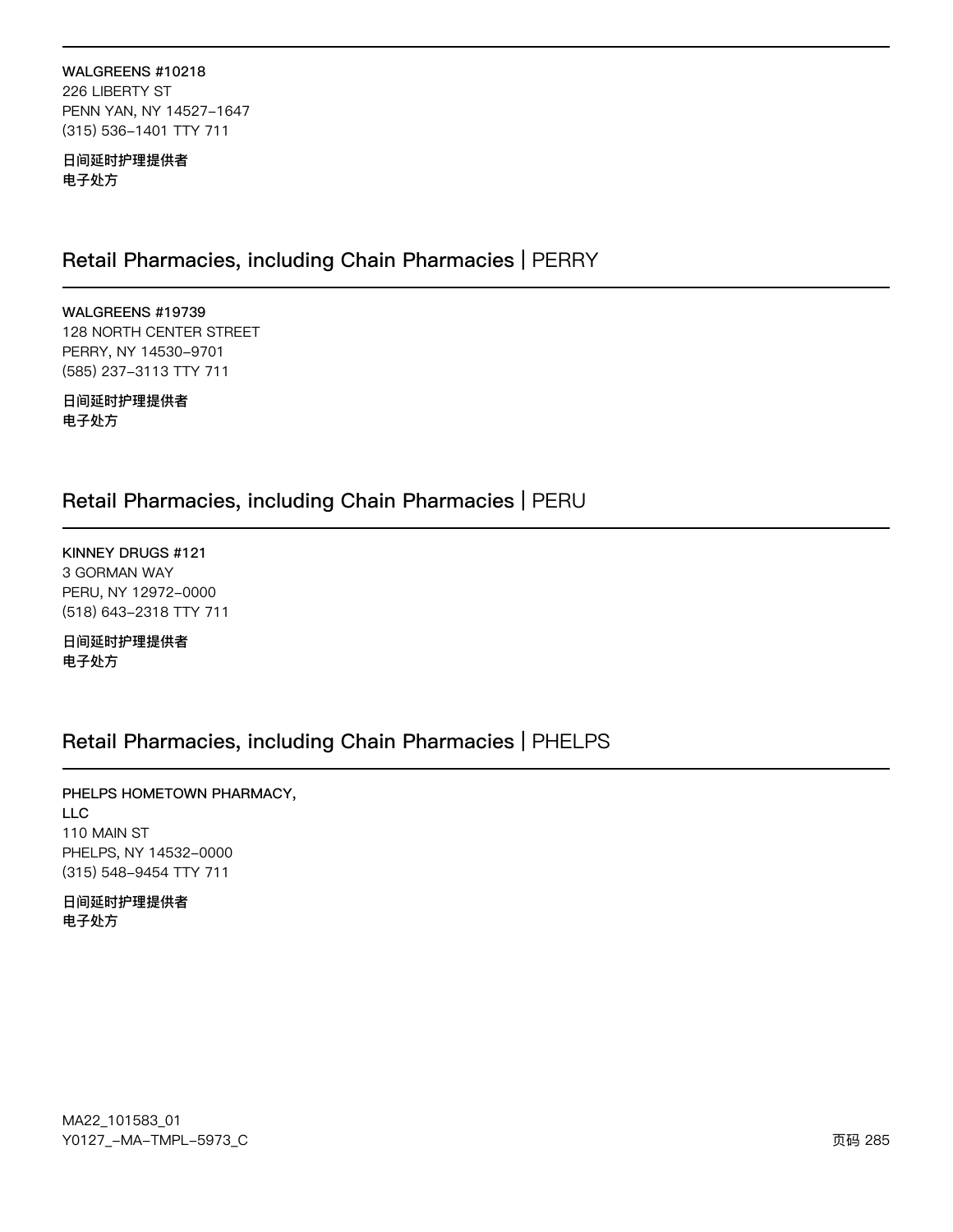**WALGREENS #10218**
226 LIBERTY ST
PENN YAN, NY 14527-1647
(315) 536-1401 TTY 711

**日间延时护理提供者**
**电子处方**

## Retail Pharmacies, including Chain Pharmacies | PERRY

**WALGREENS #19739**
128 NORTH CENTER STREET
PERRY, NY 14530-9701
(585) 237-3113 TTY 711

**日间延时护理提供者**
**电子处方**

## Retail Pharmacies, including Chain Pharmacies | PERU

**KINNEY DRUGS #121**
3 GORMAN WAY
PERU, NY 12972-0000
(518) 643-2318 TTY 711

**日间延时护理提供者**
**电子处方**

## Retail Pharmacies, including Chain Pharmacies | PHELPS

**PHELPS HOMETOWN PHARMACY, LLC**
110 MAIN ST
PHELPS, NY 14532-0000
(315) 548-9454 TTY 711

**日间延时护理提供者**
**电子处方**

MA22_101583_01
Y0127_-MA-TMPL-5973_C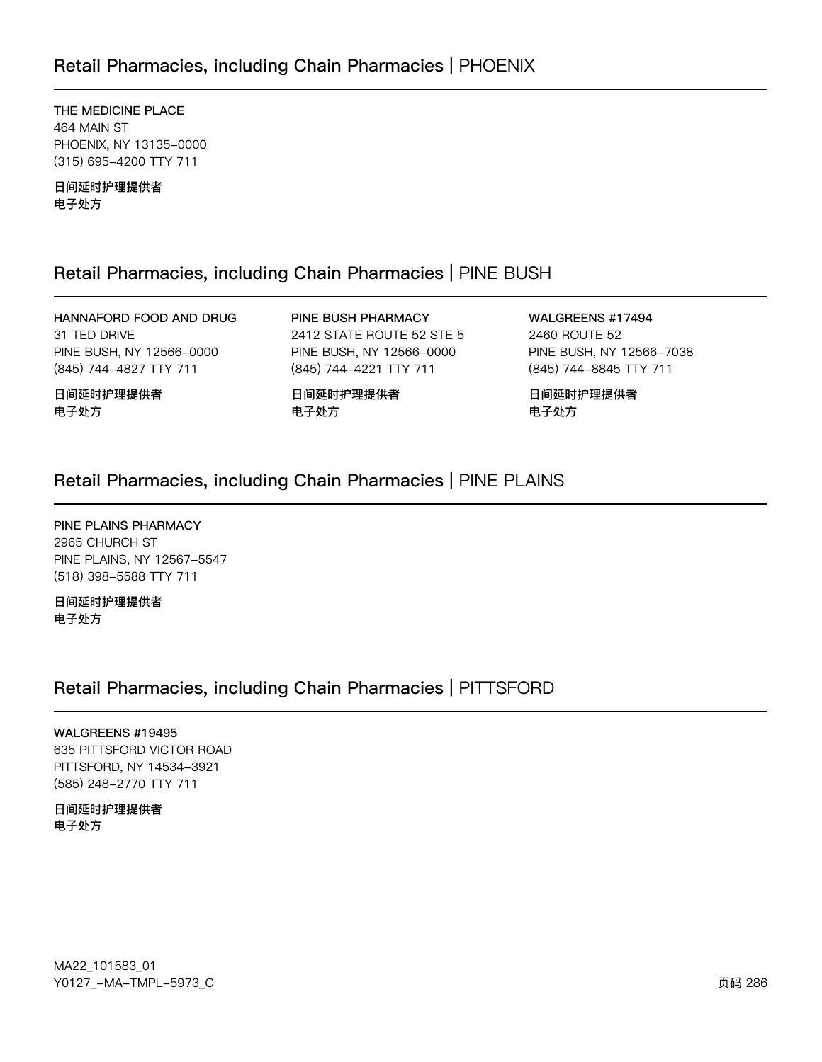## Retail Pharmacies, including Chain Pharmacies | PHOENIX

**THE MEDICINE PLACE**
464 MAIN ST
PHOENIX, NY 13135-0000
(315) 695-4200 TTY 711

**日间延时护理提供者**
**电子处方**

## Retail Pharmacies, including Chain Pharmacies | PINE BUSH

**HANNAFORD FOOD AND DRUG**
31 TED DRIVE
PINE BUSH, NY 12566-0000
(845) 744-4827 TTY 711

**日间延时护理提供者**
**电子处方**

**PINE BUSH PHARMACY**
2412 STATE ROUTE 52 STE 5
PINE BUSH, NY 12566-0000
(845) 744-4221 TTY 711

**日间延时护理提供者**
**电子处方**

**WALGREENS #17494**
2460 ROUTE 52
PINE BUSH, NY 12566-7038
(845) 744-8845 TTY 711

**日间延时护理提供者**
**电子处方**

## Retail Pharmacies, including Chain Pharmacies | PINE PLAINS

**PINE PLAINS PHARMACY**
2965 CHURCH ST
PINE PLAINS, NY 12567-5547
(518) 398-5588 TTY 711

**日间延时护理提供者**
**电子处方**

## Retail Pharmacies, including Chain Pharmacies | PITTSFORD

**WALGREENS #19495**
635 PITTSFORD VICTOR ROAD
PITTSFORD, NY 14534-3921
(585) 248-2770 TTY 711

**日间延时护理提供者**
**电子处方**

MA22_101583_01
Y0127_-MA-TMPL-5973_C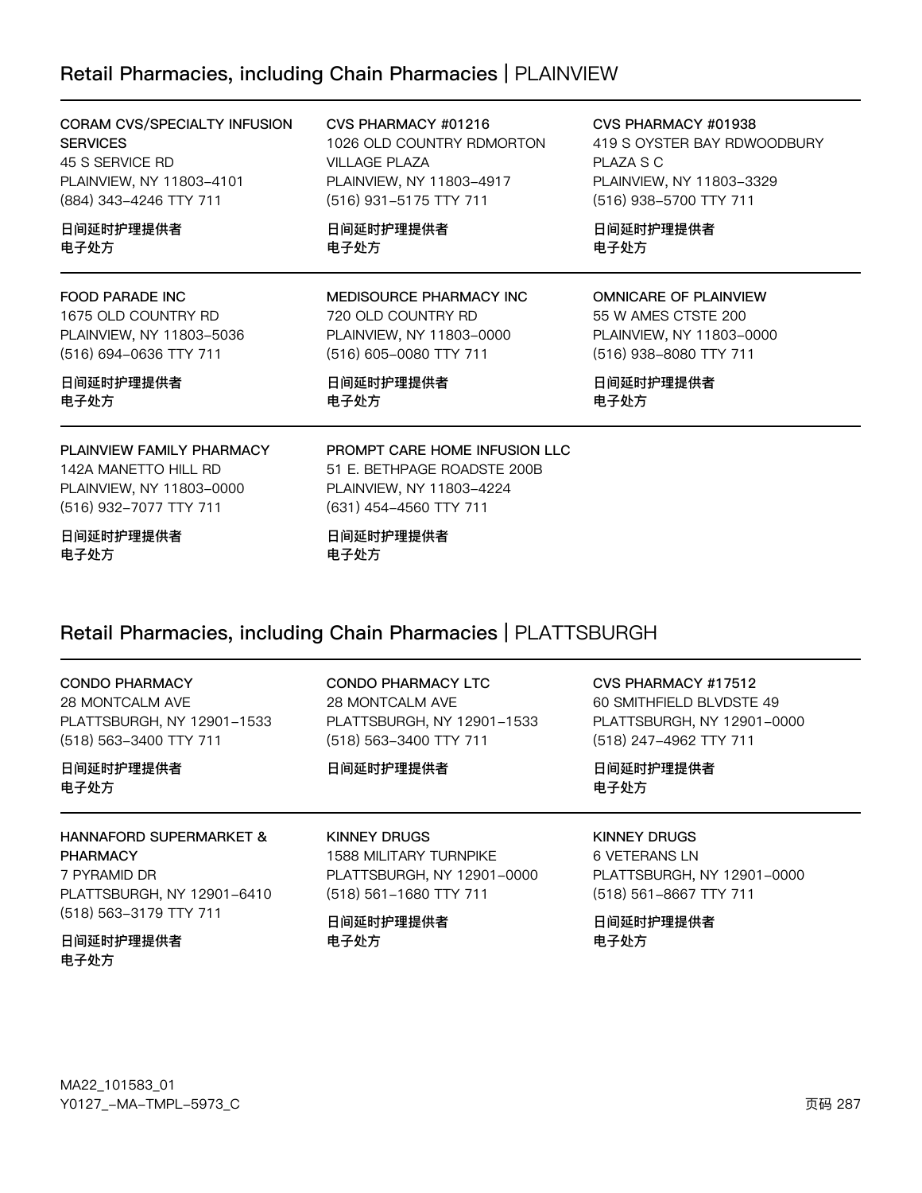## Retail Pharmacies, including Chain Pharmacies | PLAINVIEW

**CORAM CVS/SPECIALTY INFUSION SERVICES**
45 S SERVICE RD
PLAINVIEW, NY 11803-4101
(884) 343-4246 TTY 711

**日间延时护理提供者**
**电子处方**

**CVS PHARMACY #01216**
1026 OLD COUNTRY RDMORTON VILLAGE PLAZA
PLAINVIEW, NY 11803-4917
(516) 931-5175 TTY 711

**日间延时护理提供者**
**电子处方**

**CVS PHARMACY #01938**
419 S OYSTER BAY RDWOODBURY PLAZA S C
PLAINVIEW, NY 11803-3329
(516) 938-5700 TTY 711

**日间延时护理提供者**
**电子处方**

**FOOD PARADE INC**
1675 OLD COUNTRY RD
PLAINVIEW, NY 11803-5036
(516) 694-0636 TTY 711

**日间延时护理提供者**
**电子处方**

**MEDISOURCE PHARMACY INC**
720 OLD COUNTRY RD
PLAINVIEW, NY 11803-0000
(516) 605-0080 TTY 711

**日间延时护理提供者**
**电子处方**

**OMNICARE OF PLAINVIEW**
55 W AMES CTSTE 200
PLAINVIEW, NY 11803-0000
(516) 938-8080 TTY 711

**日间延时护理提供者**
**电子处方**

**PLAINVIEW FAMILY PHARMACY**
142A MANETTO HILL RD
PLAINVIEW, NY 11803-0000
(516) 932-7077 TTY 711

**日间延时护理提供者**
**电子处方**

**PROMPT CARE HOME INFUSION LLC**
51 E. BETHPAGE ROADSTE 200B
PLAINVIEW, NY 11803-4224
(631) 454-4560 TTY 711

**日间延时护理提供者**
**电子处方**

## Retail Pharmacies, including Chain Pharmacies | PLATTSBURGH

**CONDO PHARMACY**
28 MONTCALM AVE
PLATTSBURGH, NY 12901-1533
(518) 563-3400 TTY 711

**日间延时护理提供者**
**电子处方**

**CONDO PHARMACY LTC**
28 MONTCALM AVE
PLATTSBURGH, NY 12901-1533
(518) 563-3400 TTY 711

**日间延时护理提供者**

**CVS PHARMACY #17512**
60 SMITHFIELD BLVDSTE 49
PLATTSBURGH, NY 12901-0000
(518) 247-4962 TTY 711

**日间延时护理提供者**
**电子处方**

**HANNAFORD SUPERMARKET & PHARMACY**
7 PYRAMID DR
PLATTSBURGH, NY 12901-6410
(518) 563-3179 TTY 711

**日间延时护理提供者**
**电子处方**

**KINNEY DRUGS**
1588 MILITARY TURNPIKE
PLATTSBURGH, NY 12901-0000
(518) 561-1680 TTY 711

**日间延时护理提供者**
**电子处方**

**KINNEY DRUGS**
6 VETERANS LN
PLATTSBURGH, NY 12901-0000
(518) 561-8667 TTY 711

**日间延时护理提供者**
**电子处方**

MA22_101583_01
Y0127_-MA-TMPL-5973_C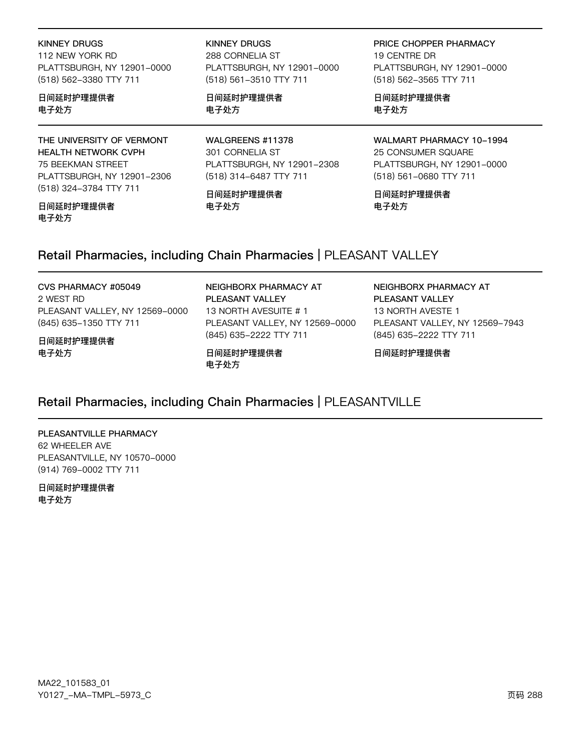**KINNEY DRUGS**
112 NEW YORK RD
PLATTSBURGH, NY 12901-0000
(518) 562-3380 TTY 711

**日间延时护理提供者**
**电子处方**

**KINNEY DRUGS**
288 CORNELIA ST
PLATTSBURGH, NY 12901-0000
(518) 561-3510 TTY 711

**日间延时护理提供者**
**电子处方**

**PRICE CHOPPER PHARMACY**
19 CENTRE DR
PLATTSBURGH, NY 12901-0000
(518) 562-3565 TTY 711

**日间延时护理提供者**
**电子处方**

**THE UNIVERSITY OF VERMONT HEALTH NETWORK CVPH**
75 BEEKMAN STREET
PLATTSBURGH, NY 12901-2306
(518) 324-3784 TTY 711

**日间延时护理提供者**
**电子处方**

**WALGREENS #11378**
301 CORNELIA ST
PLATTSBURGH, NY 12901-2308
(518) 314-6487 TTY 711

**日间延时护理提供者**
**电子处方**

**WALMART PHARMACY 10-1994**
25 CONSUMER SQUARE
PLATTSBURGH, NY 12901-0000
(518) 561-0680 TTY 711

**日间延时护理提供者**
**电子处方**

## Retail Pharmacies, including Chain Pharmacies | PLEASANT VALLEY

**CVS PHARMACY #05049**
2 WEST RD
PLEASANT VALLEY, NY 12569-0000
(845) 635-1350 TTY 711

**日间延时护理提供者**
**电子处方**

**NEIGHBORX PHARMACY AT PLEASANT VALLEY**
13 NORTH AVESUITE # 1
PLEASANT VALLEY, NY 12569-0000
(845) 635-2222 TTY 711

**日间延时护理提供者**
**电子处方**

**NEIGHBORX PHARMACY AT PLEASANT VALLEY**
13 NORTH AVESTE 1
PLEASANT VALLEY, NY 12569-7943
(845) 635-2222 TTY 711

**日间延时护理提供者**

## Retail Pharmacies, including Chain Pharmacies | PLEASANTVILLE

**PLEASANTVILLE PHARMACY**
62 WHEELER AVE
PLEASANTVILLE, NY 10570-0000
(914) 769-0002 TTY 711

**日间延时护理提供者**
**电子处方**

MA22_101583_01
Y0127_-MA-TMPL-5973_C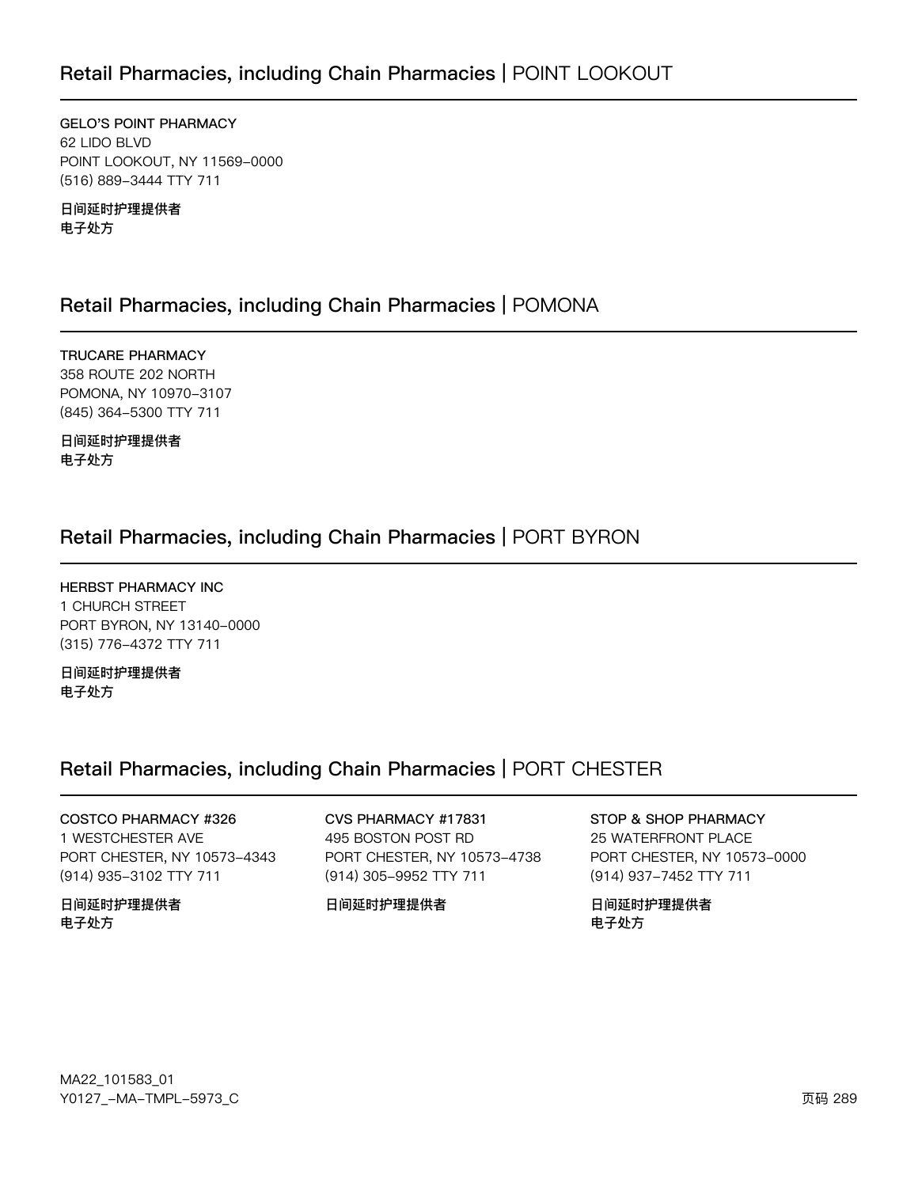## Retail Pharmacies, including Chain Pharmacies | POINT LOOKOUT

GELO'S POINT PHARMACY
62 LIDO BLVD
POINT LOOKOUT, NY 11569-0000
(516) 889-3444 TTY 711

**日间延时护理提供者**
**电子处方**

## Retail Pharmacies, including Chain Pharmacies | POMONA

TRUCARE PHARMACY
358 ROUTE 202 NORTH
POMONA, NY 10970-3107
(845) 364-5300 TTY 711

**日间延时护理提供者**
**电子处方**

## Retail Pharmacies, including Chain Pharmacies | PORT BYRON

HERBST PHARMACY INC
1 CHURCH STREET
PORT BYRON, NY 13140-0000
(315) 776-4372 TTY 711

**日间延时护理提供者**
**电子处方**

## Retail Pharmacies, including Chain Pharmacies | PORT CHESTER

COSTCO PHARMACY #326
1 WESTCHESTER AVE
PORT CHESTER, NY 10573-4343
(914) 935-3102 TTY 711

**日间延时护理提供者**
**电子处方**

CVS PHARMACY #17831
495 BOSTON POST RD
PORT CHESTER, NY 10573-4738
(914) 305-9952 TTY 711

**日间延时护理提供者**

STOP & SHOP PHARMACY
25 WATERFRONT PLACE
PORT CHESTER, NY 10573-0000
(914) 937-7452 TTY 711

**日间延时护理提供者**
**电子处方**

MA22_101583_01
Y0127_-MA-TMPL-5973_C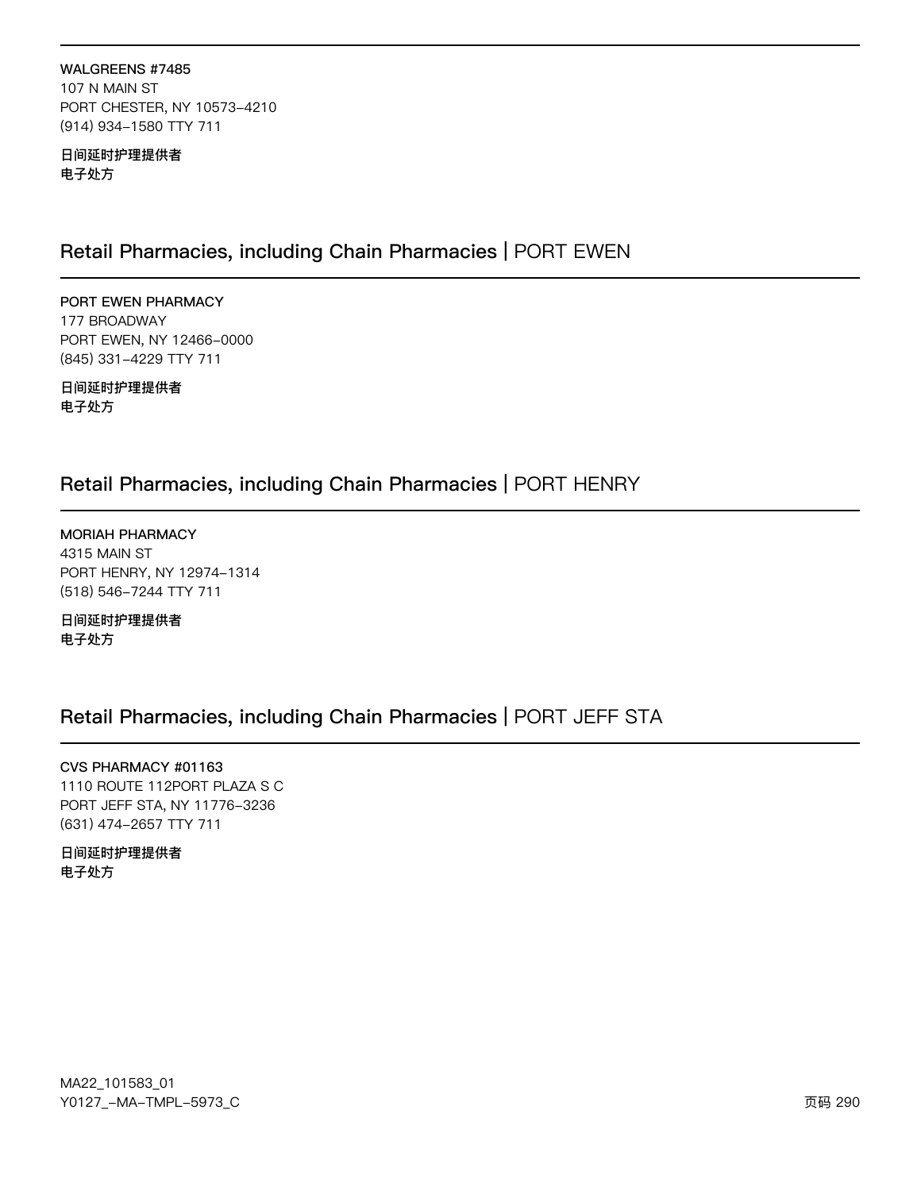**WALGREENS #7485**
107 N MAIN ST
PORT CHESTER, NY 10573-4210
(914) 934-1580 TTY 711

**日间延时护理提供者**
**电子处方**

## Retail Pharmacies, including Chain Pharmacies | PORT EWEN

**PORT EWEN PHARMACY**
177 BROADWAY
PORT EWEN, NY 12466-0000
(845) 331-4229 TTY 711

**日间延时护理提供者**
**电子处方**

## Retail Pharmacies, including Chain Pharmacies | PORT HENRY

**MORIAH PHARMACY**
4315 MAIN ST
PORT HENRY, NY 12974-1314
(518) 546-7244 TTY 711

**日间延时护理提供者**
**电子处方**

## Retail Pharmacies, including Chain Pharmacies | PORT JEFF STA

**CVS PHARMACY #01163**
1110 ROUTE 112PORT PLAZA S C
PORT JEFF STA, NY 11776-3236
(631) 474-2657 TTY 711

**日间延时护理提供者**
**电子处方**

MA22_101583_01
Y0127_-MA-TMPL-5973_C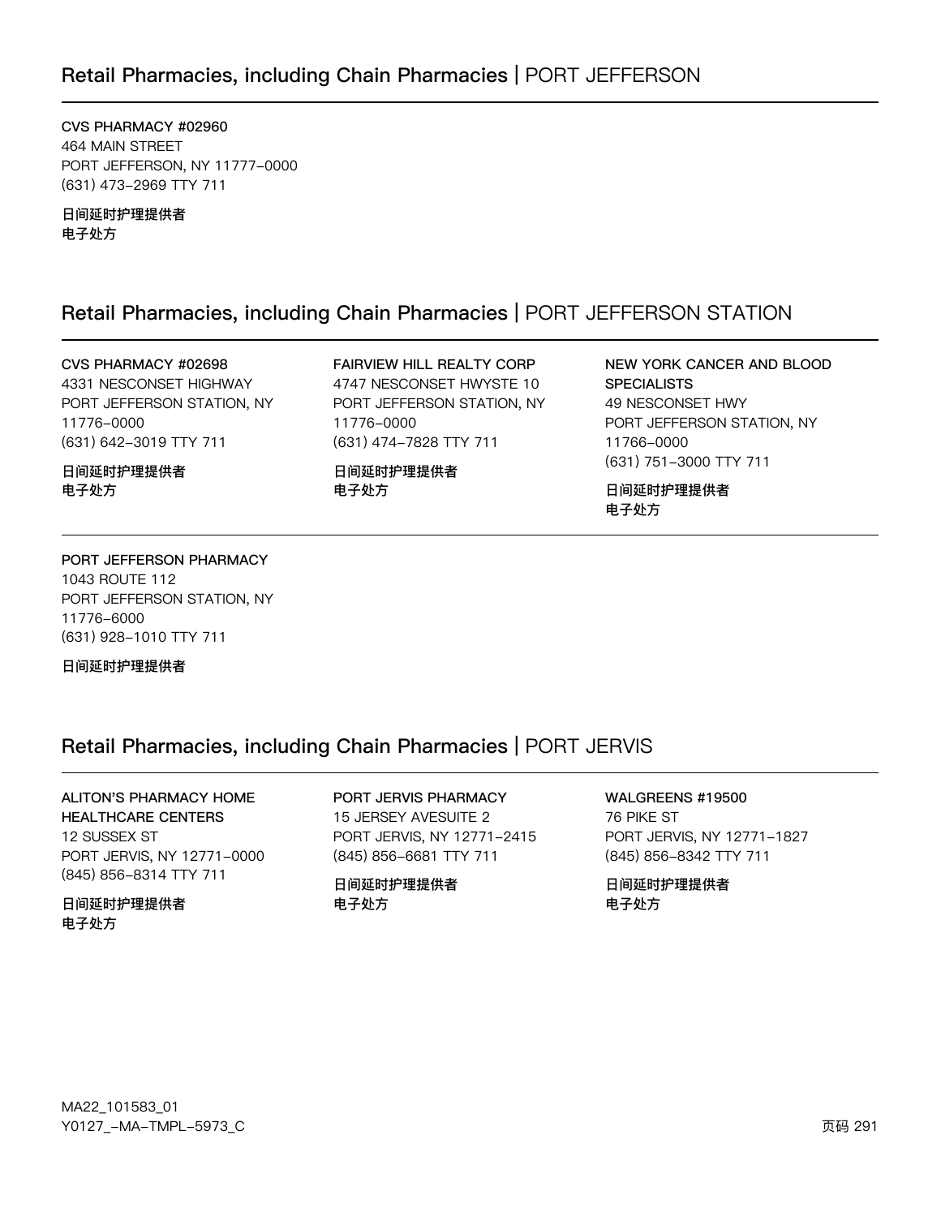## Retail Pharmacies, including Chain Pharmacies | PORT JEFFERSON

**CVS PHARMACY #02960**
464 MAIN STREET
PORT JEFFERSON, NY 11777-0000
(631) 473-2969 TTY 711

**日间延时护理提供者**
**电子处方**

## Retail Pharmacies, including Chain Pharmacies | PORT JEFFERSON STATION

**CVS PHARMACY #02698**
4331 NESCONSET HIGHWAY
PORT JEFFERSON STATION, NY
11776-0000
(631) 642-3019 TTY 711

**日间延时护理提供者**
**电子处方**

**FAIRVIEW HILL REALTY CORP**
4747 NESCONSET HWYSTE 10
PORT JEFFERSON STATION, NY
11776-0000
(631) 474-7828 TTY 711

**日间延时护理提供者**
**电子处方**

**NEW YORK CANCER AND BLOOD SPECIALISTS**
49 NESCONSET HWY
PORT JEFFERSON STATION, NY
11766-0000
(631) 751-3000 TTY 711

**日间延时护理提供者**
**电子处方**

**PORT JEFFERSON PHARMACY**
1043 ROUTE 112
PORT JEFFERSON STATION, NY
11776-6000
(631) 928-1010 TTY 711

**日间延时护理提供者**

## Retail Pharmacies, including Chain Pharmacies | PORT JERVIS

**ALITON'S PHARMACY HOME HEALTHCARE CENTERS**
12 SUSSEX ST
PORT JERVIS, NY 12771-0000
(845) 856-8314 TTY 711

**日间延时护理提供者**
**电子处方**

**PORT JERVIS PHARMACY**
15 JERSEY AVESUITE 2
PORT JERVIS, NY 12771-2415
(845) 856-6681 TTY 711

**日间延时护理提供者**
**电子处方**

**WALGREENS #19500**
76 PIKE ST
PORT JERVIS, NY 12771-1827
(845) 856-8342 TTY 711

**日间延时护理提供者**
**电子处方**

MA22_101583_01
Y0127_-MA-TMPL-5973_C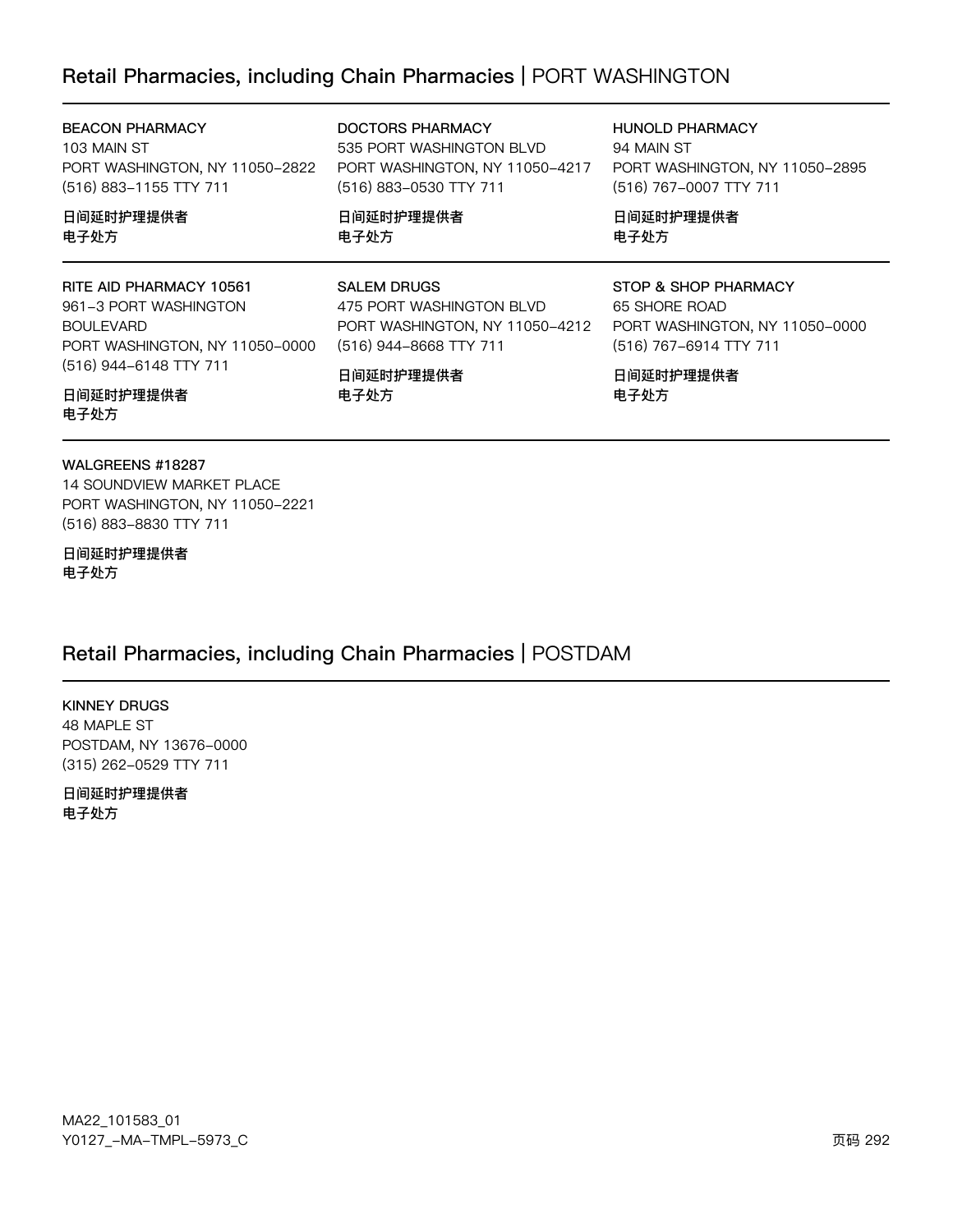## Retail Pharmacies, including Chain Pharmacies | PORT WASHINGTON

**BEACON PHARMACY**
103 MAIN ST
PORT WASHINGTON, NY 11050-2822
(516) 883-1155 TTY 711

**日间延时护理提供者**
**电子处方**

**DOCTORS PHARMACY**
535 PORT WASHINGTON BLVD
PORT WASHINGTON, NY 11050-4217
(516) 883-0530 TTY 711

**日间延时护理提供者**
**电子处方**

**HUNOLD PHARMACY**
94 MAIN ST
PORT WASHINGTON, NY 11050-2895
(516) 767-0007 TTY 711

**日间延时护理提供者**
**电子处方**

**RITE AID PHARMACY 10561**
961-3 PORT WASHINGTON BOULEVARD
PORT WASHINGTON, NY 11050-0000
(516) 944-6148 TTY 711

**日间延时护理提供者**
**电子处方**

**SALEM DRUGS**
475 PORT WASHINGTON BLVD
PORT WASHINGTON, NY 11050-4212
(516) 944-8668 TTY 711

**日间延时护理提供者**
**电子处方**

**STOP & SHOP PHARMACY**
65 SHORE ROAD
PORT WASHINGTON, NY 11050-0000
(516) 767-6914 TTY 711

**日间延时护理提供者**
**电子处方**

**WALGREENS #18287**
14 SOUNDVIEW MARKET PLACE
PORT WASHINGTON, NY 11050-2221
(516) 883-8830 TTY 711

**日间延时护理提供者**
**电子处方**

## Retail Pharmacies, including Chain Pharmacies | POSTDAM

**KINNEY DRUGS**
48 MAPLE ST
POSTDAM, NY 13676-0000
(315) 262-0529 TTY 711

**日间延时护理提供者**
**电子处方**

MA22_101583_01
Y0127_-MA-TMPL-5973_C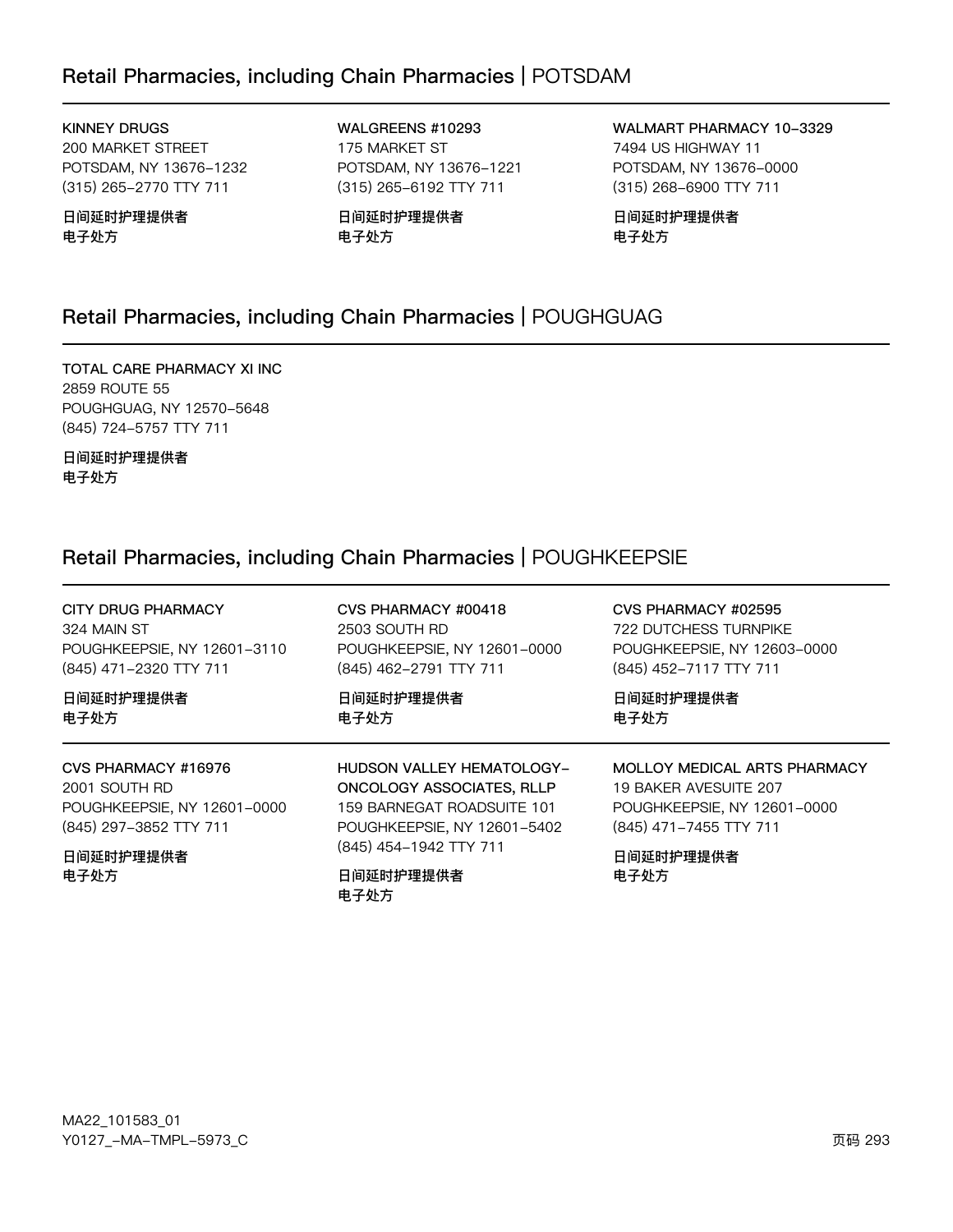## Retail Pharmacies, including Chain Pharmacies | POTSDAM

KINNEY DRUGS
200 MARKET STREET
POTSDAM, NY 13676-1232
(315) 265-2770 TTY 711

**日间延时护理提供者**
**电子处方**

WALGREENS #10293
175 MARKET ST
POTSDAM, NY 13676-1221
(315) 265-6192 TTY 711

**日间延时护理提供者**
**电子处方**

WALMART PHARMACY 10-3329
7494 US HIGHWAY 11
POTSDAM, NY 13676-0000
(315) 268-6900 TTY 711

**日间延时护理提供者**
**电子处方**

## Retail Pharmacies, including Chain Pharmacies | POUGHGUAG

TOTAL CARE PHARMACY XI INC
2859 ROUTE 55
POUGHGUAG, NY 12570-5648
(845) 724-5757 TTY 711

**日间延时护理提供者**
**电子处方**

## Retail Pharmacies, including Chain Pharmacies | POUGHKEEPSIE

CITY DRUG PHARMACY
324 MAIN ST
POUGHKEEPSIE, NY 12601-3110
(845) 471-2320 TTY 711

**日间延时护理提供者**
**电子处方**

CVS PHARMACY #00418
2503 SOUTH RD
POUGHKEEPSIE, NY 12601-0000
(845) 462-2791 TTY 711

**日间延时护理提供者**
**电子处方**

CVS PHARMACY #02595
722 DUTCHESS TURNPIKE
POUGHKEEPSIE, NY 12603-0000
(845) 452-7117 TTY 711

**日间延时护理提供者**
**电子处方**

CVS PHARMACY #16976
2001 SOUTH RD
POUGHKEEPSIE, NY 12601-0000
(845) 297-3852 TTY 711

**日间延时护理提供者**
**电子处方**

HUDSON VALLEY HEMATOLOGY-ONCOLOGY ASSOCIATES, RLLP
159 BARNEGAT ROADSUITE 101
POUGHKEEPSIE, NY 12601-5402
(845) 454-1942 TTY 711

**日间延时护理提供者**
**电子处方**

MOLLOY MEDICAL ARTS PHARMACY
19 BAKER AVESUITE 207
POUGHKEEPSIE, NY 12601-0000
(845) 471-7455 TTY 711

**日间延时护理提供者**
**电子处方**

MA22_101583_01
Y0127_-MA-TMPL-5973_C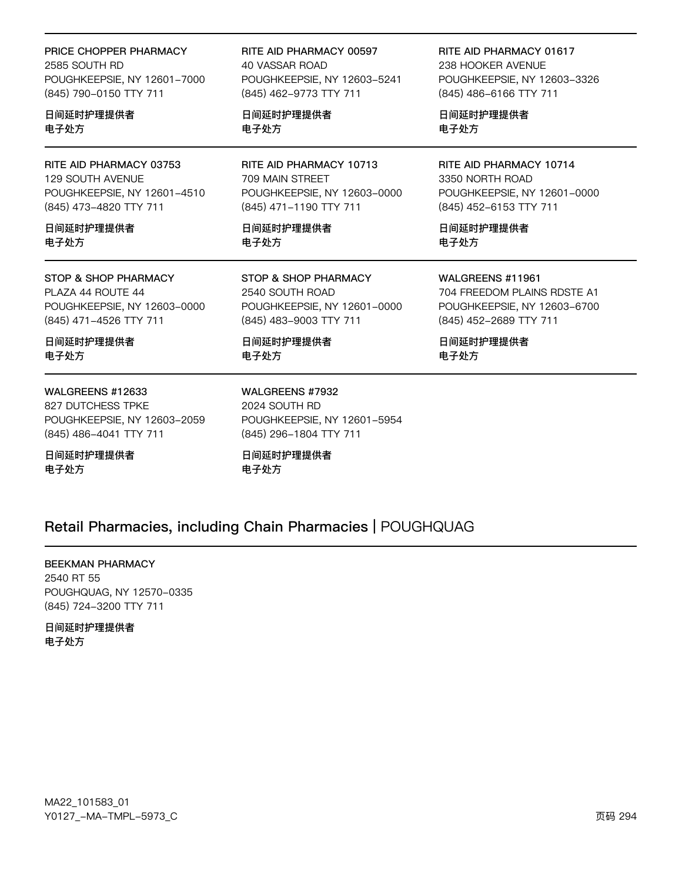PRICE CHOPPER PHARMACY
2585 SOUTH RD
POUGHKEEPSIE, NY 12601–7000
(845) 790–0150 TTY 711

**日间延时护理提供者**
**电子处方**

RITE AID PHARMACY 00597
40 VASSAR ROAD
POUGHKEEPSIE, NY 12603–5241
(845) 462–9773 TTY 711

**日间延时护理提供者**
**电子处方**

RITE AID PHARMACY 01617
238 HOOKER AVENUE
POUGHKEEPSIE, NY 12603–3326
(845) 486–6166 TTY 711

**日间延时护理提供者**
**电子处方**

RITE AID PHARMACY 03753
129 SOUTH AVENUE
POUGHKEEPSIE, NY 12601–4510
(845) 473–4820 TTY 711

**日间延时护理提供者**
**电子处方**

RITE AID PHARMACY 10713
709 MAIN STREET
POUGHKEEPSIE, NY 12603–0000
(845) 471–1190 TTY 711

**日间延时护理提供者**
**电子处方**

RITE AID PHARMACY 10714
3350 NORTH ROAD
POUGHKEEPSIE, NY 12601–0000
(845) 452–6153 TTY 711

**日间延时护理提供者**
**电子处方**

STOP & SHOP PHARMACY
PLAZA 44 ROUTE 44
POUGHKEEPSIE, NY 12603–0000
(845) 471–4526 TTY 711

**日间延时护理提供者**
**电子处方**

STOP & SHOP PHARMACY
2540 SOUTH ROAD
POUGHKEEPSIE, NY 12601–0000
(845) 483–9003 TTY 711

**日间延时护理提供者**
**电子处方**

WALGREENS #11961
704 FREEDOM PLAINS RDSTE A1
POUGHKEEPSIE, NY 12603–6700
(845) 452–2689 TTY 711

**日间延时护理提供者**
**电子处方**

WALGREENS #12633
827 DUTCHESS TPKE
POUGHKEEPSIE, NY 12603–2059
(845) 486–4041 TTY 711

**日间延时护理提供者**
**电子处方**

WALGREENS #7932
2024 SOUTH RD
POUGHKEEPSIE, NY 12601–5954
(845) 296–1804 TTY 711

**日间延时护理提供者**
**电子处方**

## Retail Pharmacies, including Chain Pharmacies | POUGHQUAG

BEEKMAN PHARMACY
2540 RT 55
POUGHQUAG, NY 12570–0335
(845) 724–3200 TTY 711

**日间延时护理提供者**
**电子处方**

MA22_101583_01
Y0127_–MA–TMPL–5973_C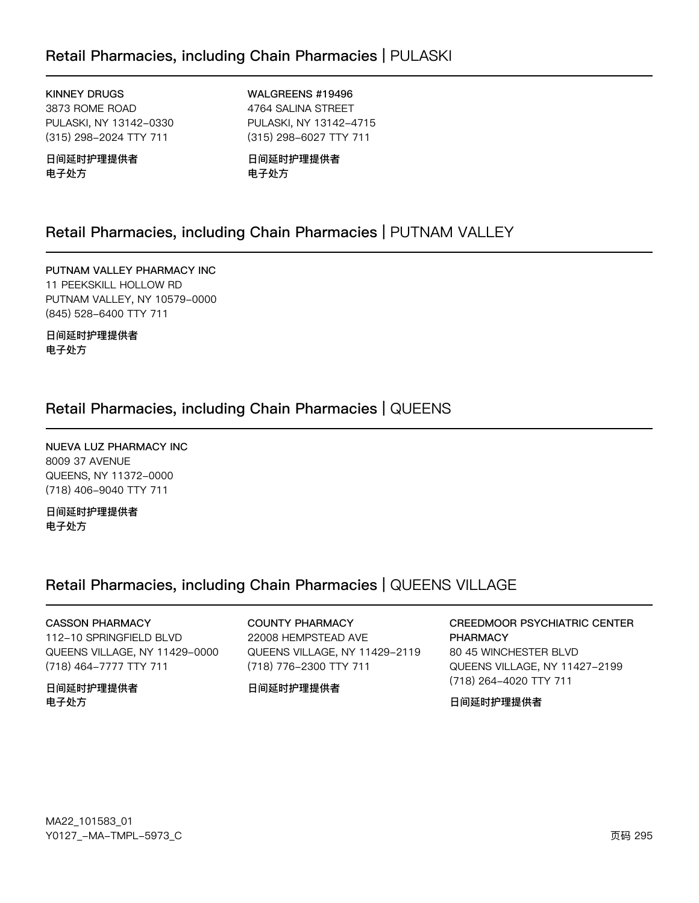## Retail Pharmacies, including Chain Pharmacies | PULASKI

**KINNEY DRUGS**
3873 ROME ROAD
PULASKI, NY 13142-0330
(315) 298-2024 TTY 711

**日间延时护理提供者**
**电子处方**

**WALGREENS #19496**
4764 SALINA STREET
PULASKI, NY 13142-4715
(315) 298-6027 TTY 711

**日间延时护理提供者**
**电子处方**

## Retail Pharmacies, including Chain Pharmacies | PUTNAM VALLEY

**PUTNAM VALLEY PHARMACY INC**
11 PEEKSKILL HOLLOW RD
PUTNAM VALLEY, NY 10579-0000
(845) 528-6400 TTY 711

**日间延时护理提供者**
**电子处方**

## Retail Pharmacies, including Chain Pharmacies | QUEENS

**NUEVA LUZ PHARMACY INC**
8009 37 AVENUE
QUEENS, NY 11372-0000
(718) 406-9040 TTY 711

**日间延时护理提供者**
**电子处方**

## Retail Pharmacies, including Chain Pharmacies | QUEENS VILLAGE

**CASSON PHARMACY**
112-10 SPRINGFIELD BLVD
QUEENS VILLAGE, NY 11429-0000
(718) 464-7777 TTY 711

**日间延时护理提供者**
**电子处方**

**COUNTY PHARMACY**
22008 HEMPSTEAD AVE
QUEENS VILLAGE, NY 11429-2119
(718) 776-2300 TTY 711

**日间延时护理提供者**

**CREEDMOOR PSYCHIATRIC CENTER PHARMACY**
80 45 WINCHESTER BLVD
QUEENS VILLAGE, NY 11427-2199
(718) 264-4020 TTY 711

**日间延时护理提供者**

MA22_101583_01
Y0127_-MA-TMPL-5973_C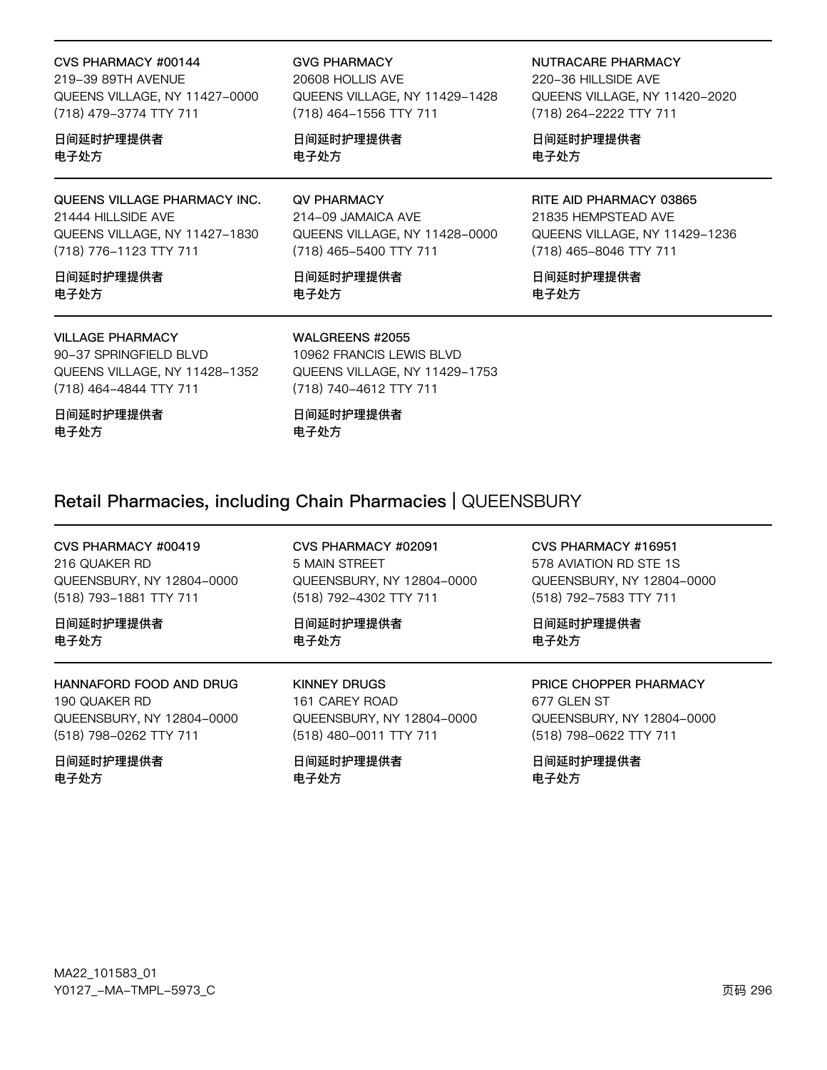**CVS PHARMACY #00144**
219-39 89TH AVENUE
QUEENS VILLAGE, NY 11427-0000
(718) 479-3774 TTY 711

日间延时护理提供者
电子处方

**GVG PHARMACY**
20608 HOLLIS AVE
QUEENS VILLAGE, NY 11429-1428
(718) 464-1556 TTY 711

日间延时护理提供者
电子处方

**NUTRACARE PHARMACY**
220-36 HILLSIDE AVE
QUEENS VILLAGE, NY 11420-2020
(718) 264-2222 TTY 711

日间延时护理提供者
电子处方

**QUEENS VILLAGE PHARMACY INC.**
21444 HILLSIDE AVE
QUEENS VILLAGE, NY 11427-1830
(718) 776-1123 TTY 711

日间延时护理提供者
电子处方

**QV PHARMACY**
214-09 JAMAICA AVE
QUEENS VILLAGE, NY 11428-0000
(718) 465-5400 TTY 711

日间延时护理提供者
电子处方

**RITE AID PHARMACY 03865**
21835 HEMPSTEAD AVE
QUEENS VILLAGE, NY 11429-1236
(718) 465-8046 TTY 711

日间延时护理提供者
电子处方

**VILLAGE PHARMACY**
90-37 SPRINGFIELD BLVD
QUEENS VILLAGE, NY 11428-1352
(718) 464-4844 TTY 711

日间延时护理提供者
电子处方

**WALGREENS #2055**
10962 FRANCIS LEWIS BLVD
QUEENS VILLAGE, NY 11429-1753
(718) 740-4612 TTY 711

日间延时护理提供者
电子处方

## Retail Pharmacies, including Chain Pharmacies | QUEENSBURY

**CVS PHARMACY #00419**
216 QUAKER RD
QUEENSBURY, NY 12804-0000
(518) 793-1881 TTY 711

日间延时护理提供者
电子处方

**CVS PHARMACY #02091**
5 MAIN STREET
QUEENSBURY, NY 12804-0000
(518) 792-4302 TTY 711

日间延时护理提供者
电子处方

**CVS PHARMACY #16951**
578 AVIATION RD STE 1S
QUEENSBURY, NY 12804-0000
(518) 792-7583 TTY 711

日间延时护理提供者
电子处方

**HANNAFORD FOOD AND DRUG**
190 QUAKER RD
QUEENSBURY, NY 12804-0000
(518) 798-0262 TTY 711

日间延时护理提供者
电子处方

**KINNEY DRUGS**
161 CAREY ROAD
QUEENSBURY, NY 12804-0000
(518) 480-0011 TTY 711

日间延时护理提供者
电子处方

**PRICE CHOPPER PHARMACY**
677 GLEN ST
QUEENSBURY, NY 12804-0000
(518) 798-0622 TTY 711

日间延时护理提供者
电子处方

MA22_101583_01
Y0127_-MA-TMPL-5973_C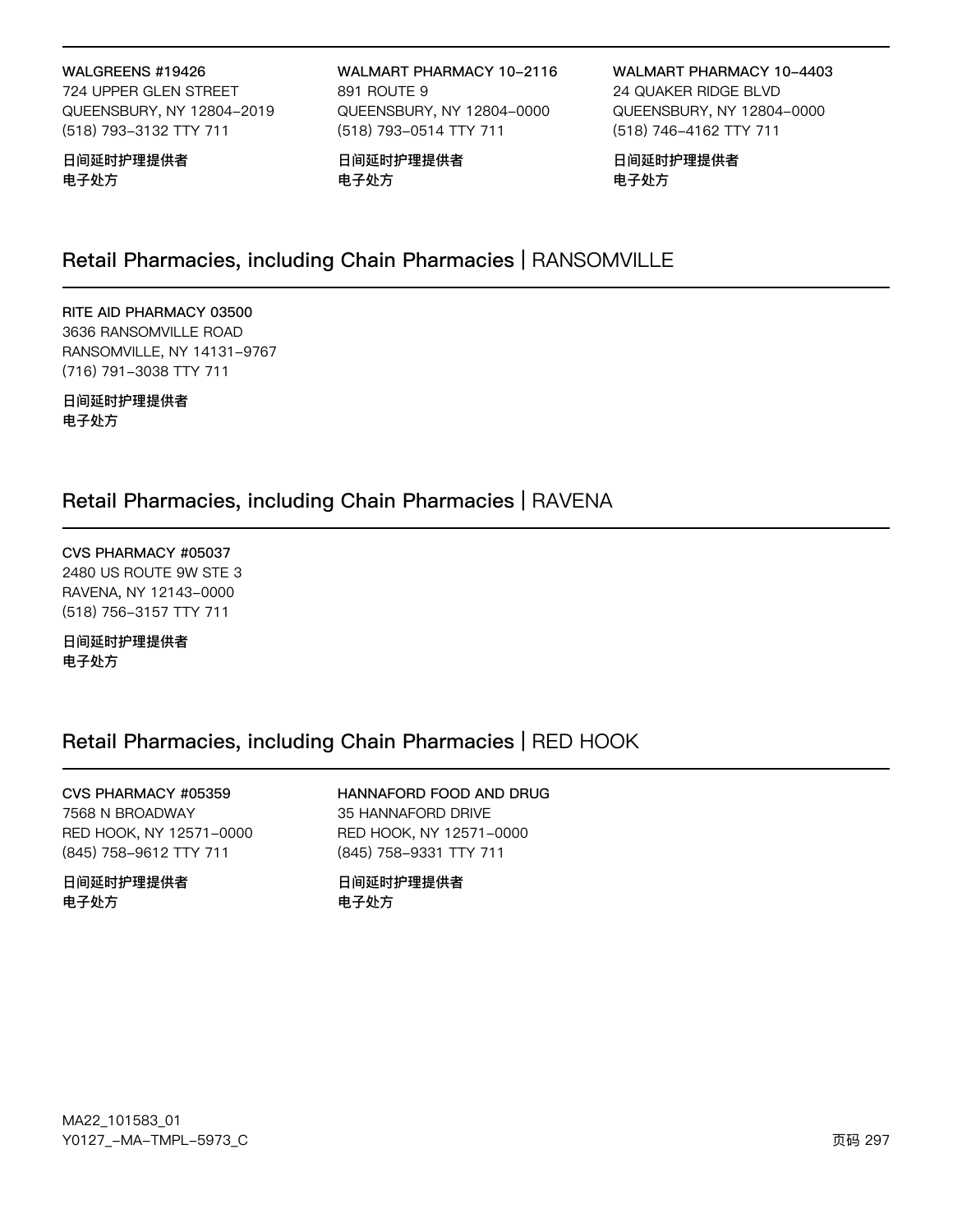**WALGREENS #19426**
724 UPPER GLEN STREET
QUEENSBURY, NY 12804–2019
(518) 793–3132 TTY 711

**日间延时护理提供者**
**电子处方**

**WALMART PHARMACY 10–2116**
891 ROUTE 9
QUEENSBURY, NY 12804–0000
(518) 793–0514 TTY 711

**日间延时护理提供者**
**电子处方**

**WALMART PHARMACY 10–4403**
24 QUAKER RIDGE BLVD
QUEENSBURY, NY 12804–0000
(518) 746–4162 TTY 711

**日间延时护理提供者**
**电子处方**

## Retail Pharmacies, including Chain Pharmacies | RANSOMVILLE

**RITE AID PHARMACY 03500**
3636 RANSOMVILLE ROAD
RANSOMVILLE, NY 14131–9767
(716) 791–3038 TTY 711

**日间延时护理提供者**
**电子处方**

## Retail Pharmacies, including Chain Pharmacies | RAVENA

**CVS PHARMACY #05037**
2480 US ROUTE 9W STE 3
RAVENA, NY 12143–0000
(518) 756–3157 TTY 711

**日间延时护理提供者**
**电子处方**

## Retail Pharmacies, including Chain Pharmacies | RED HOOK

**CVS PHARMACY #05359**
7568 N BROADWAY
RED HOOK, NY 12571–0000
(845) 758–9612 TTY 711

**日间延时护理提供者**
**电子处方**

**HANNAFORD FOOD AND DRUG**
35 HANNAFORD DRIVE
RED HOOK, NY 12571–0000
(845) 758–9331 TTY 711

**日间延时护理提供者**
**电子处方**

MA22_101583_01
Y0127_–MA–TMPL–5973_C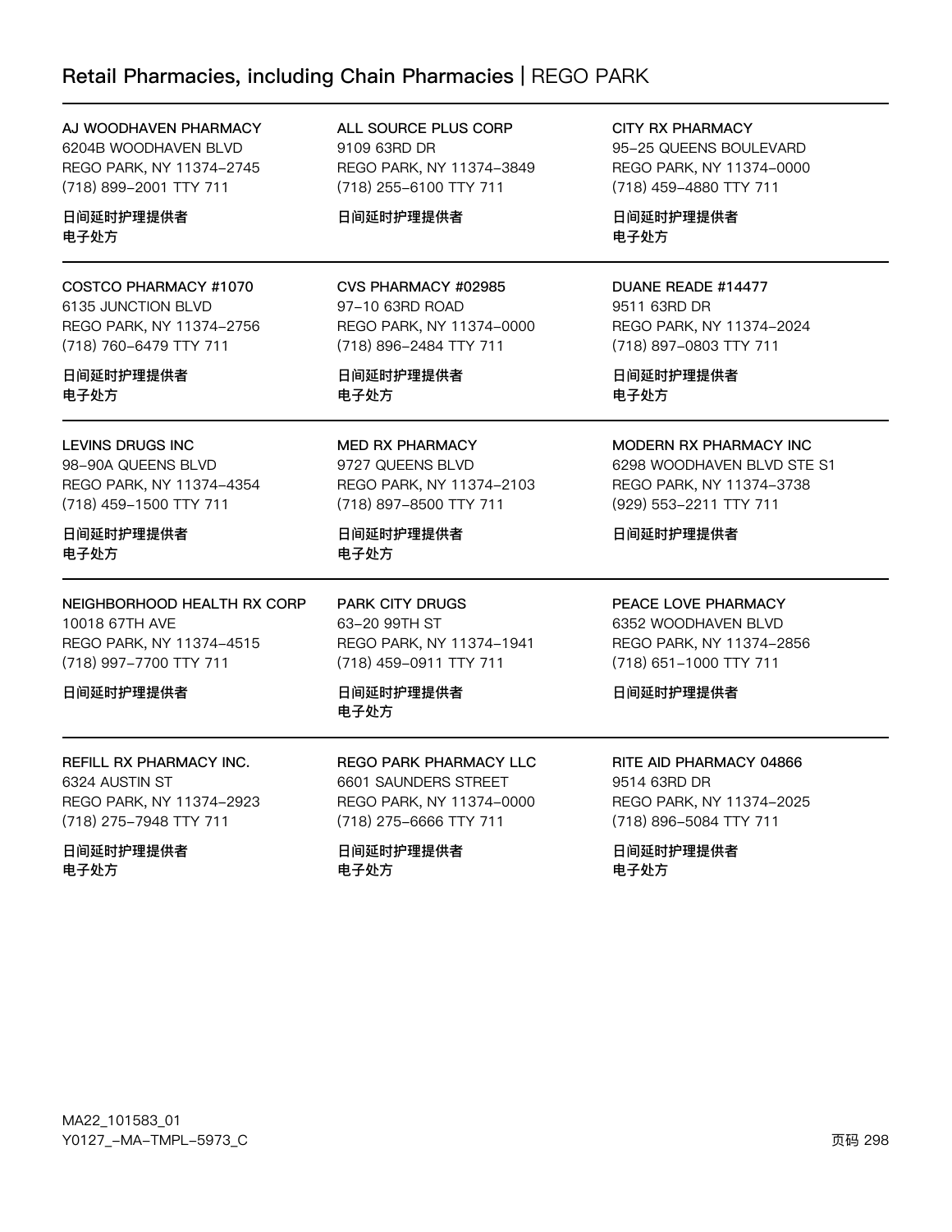## Retail Pharmacies, including Chain Pharmacies | REGO PARK

AJ WOODHAVEN PHARMACY
6204B WOODHAVEN BLVD
REGO PARK, NY 11374-2745
(718) 899-2001 TTY 711

日间延时护理提供者
电子处方

ALL SOURCE PLUS CORP
9109 63RD DR
REGO PARK, NY 11374-3849
(718) 255-6100 TTY 711

日间延时护理提供者

CITY RX PHARMACY
95-25 QUEENS BOULEVARD
REGO PARK, NY 11374-0000
(718) 459-4880 TTY 711

日间延时护理提供者
电子处方

---

COSTCO PHARMACY #1070
6135 JUNCTION BLVD
REGO PARK, NY 11374-2756
(718) 760-6479 TTY 711

日间延时护理提供者
电子处方

CVS PHARMACY #02985
97-10 63RD ROAD
REGO PARK, NY 11374-0000
(718) 896-2484 TTY 711

日间延时护理提供者
电子处方

DUANE READE #14477
9511 63RD DR
REGO PARK, NY 11374-2024
(718) 897-0803 TTY 711

日间延时护理提供者
电子处方

---

LEVINS DRUGS INC
98-90A QUEENS BLVD
REGO PARK, NY 11374-4354
(718) 459-1500 TTY 711

日间延时护理提供者
电子处方

MED RX PHARMACY
9727 QUEENS BLVD
REGO PARK, NY 11374-2103
(718) 897-8500 TTY 711

日间延时护理提供者
电子处方

MODERN RX PHARMACY INC
6298 WOODHAVEN BLVD STE S1
REGO PARK, NY 11374-3738
(929) 553-2211 TTY 711

日间延时护理提供者

---

NEIGHBORHOOD HEALTH RX CORP
10018 67TH AVE
REGO PARK, NY 11374-4515
(718) 997-7700 TTY 711

日间延时护理提供者

PARK CITY DRUGS
63-20 99TH ST
REGO PARK, NY 11374-1941
(718) 459-0911 TTY 711

日间延时护理提供者
电子处方

PEACE LOVE PHARMACY
6352 WOODHAVEN BLVD
REGO PARK, NY 11374-2856
(718) 651-1000 TTY 711

日间延时护理提供者

---

REFILL RX PHARMACY INC.
6324 AUSTIN ST
REGO PARK, NY 11374-2923
(718) 275-7948 TTY 711

日间延时护理提供者
电子处方

REGO PARK PHARMACY LLC
6601 SAUNDERS STREET
REGO PARK, NY 11374-0000
(718) 275-6666 TTY 711

日间延时护理提供者
电子处方

RITE AID PHARMACY 04866
9514 63RD DR
REGO PARK, NY 11374-2025
(718) 896-5084 TTY 711

日间延时护理提供者
电子处方

MA22_101583_01
Y0127_-MA-TMPL-5973_C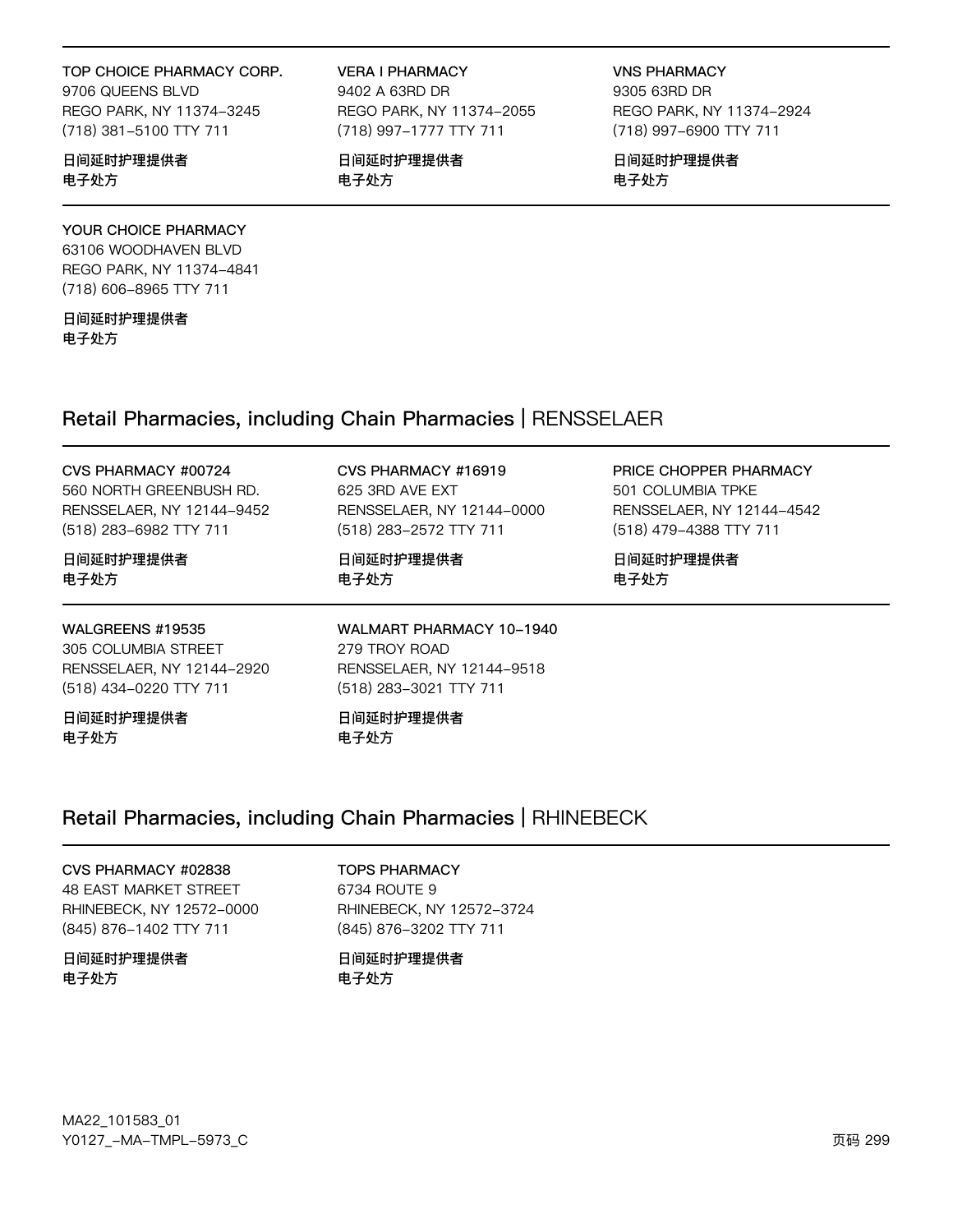TOP CHOICE PHARMACY CORP.
9706 QUEENS BLVD
REGO PARK, NY 11374-3245
(718) 381-5100 TTY 711

**日间延时护理提供者**
**电子处方**

VERA I PHARMACY
9402 A 63RD DR
REGO PARK, NY 11374-2055
(718) 997-1777 TTY 711

**日间延时护理提供者**
**电子处方**

VNS PHARMACY
9305 63RD DR
REGO PARK, NY 11374-2924
(718) 997-6900 TTY 711

**日间延时护理提供者**
**电子处方**

YOUR CHOICE PHARMACY
63106 WOODHAVEN BLVD
REGO PARK, NY 11374-4841
(718) 606-8965 TTY 711

**日间延时护理提供者**
**电子处方**

## Retail Pharmacies, including Chain Pharmacies | RENSSELAER

CVS PHARMACY #00724
560 NORTH GREENBUSH RD.
RENSSELAER, NY 12144-9452
(518) 283-6982 TTY 711

**日间延时护理提供者**
**电子处方**

CVS PHARMACY #16919
625 3RD AVE EXT
RENSSELAER, NY 12144-0000
(518) 283-2572 TTY 711

**日间延时护理提供者**
**电子处方**

PRICE CHOPPER PHARMACY
501 COLUMBIA TPKE
RENSSELAER, NY 12144-4542
(518) 479-4388 TTY 711

**日间延时护理提供者**
**电子处方**

WALGREENS #19535
305 COLUMBIA STREET
RENSSELAER, NY 12144-2920
(518) 434-0220 TTY 711

**日间延时护理提供者**
**电子处方**

WALMART PHARMACY 10-1940
279 TROY ROAD
RENSSELAER, NY 12144-9518
(518) 283-3021 TTY 711

**日间延时护理提供者**
**电子处方**

## Retail Pharmacies, including Chain Pharmacies | RHINEBECK

CVS PHARMACY #02838
48 EAST MARKET STREET
RHINEBECK, NY 12572-0000
(845) 876-1402 TTY 711

**日间延时护理提供者**
**电子处方**

TOPS PHARMACY
6734 ROUTE 9
RHINEBECK, NY 12572-3724
(845) 876-3202 TTY 711

**日间延时护理提供者**
**电子处方**

MA22_101583_01
Y0127_-MA-TMPL-5973_C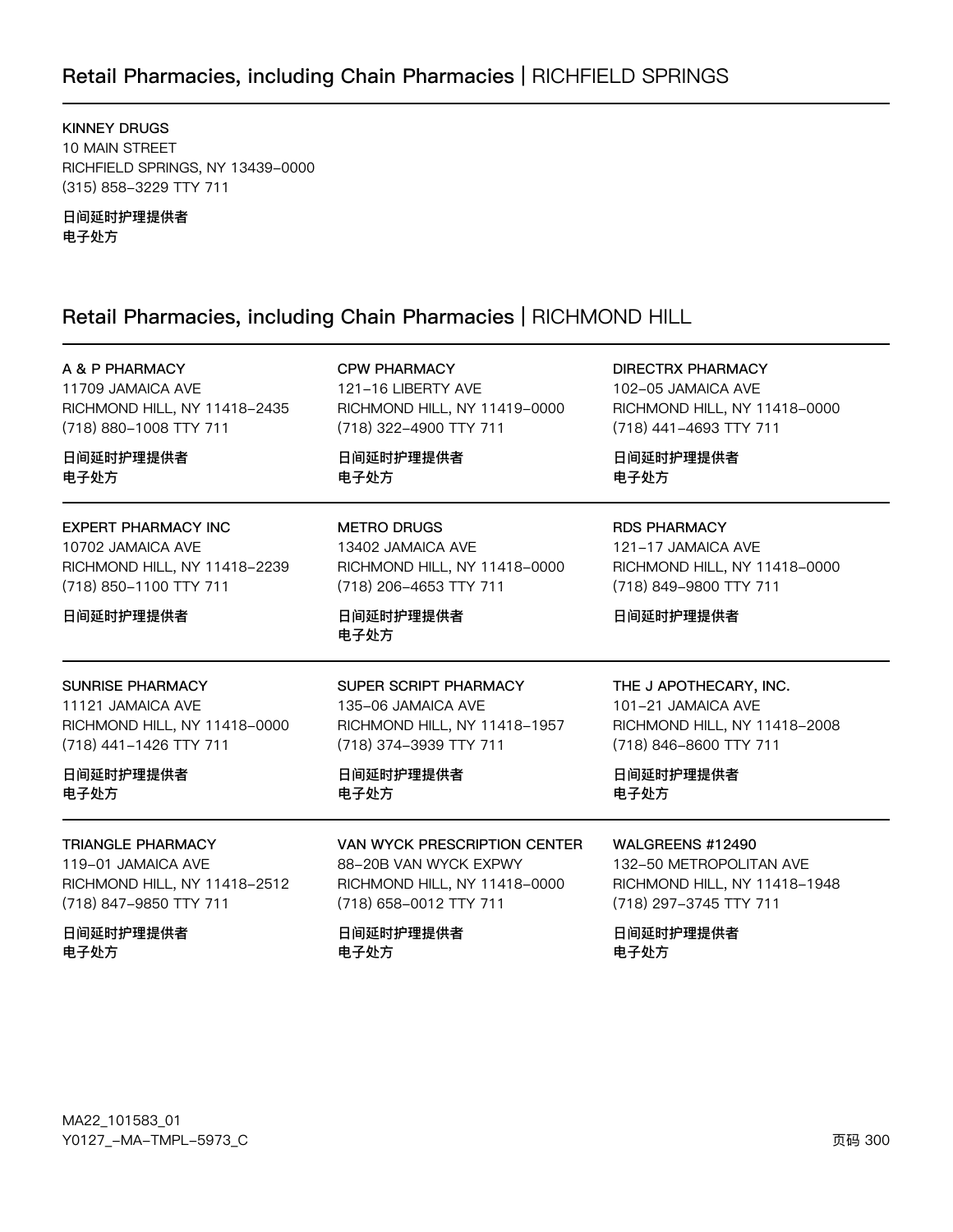## Retail Pharmacies, including Chain Pharmacies | RICHFIELD SPRINGS

KINNEY DRUGS
10 MAIN STREET
RICHFIELD SPRINGS, NY 13439-0000
(315) 858-3229 TTY 711

**日间延时护理提供者**
**电子处方**

## Retail Pharmacies, including Chain Pharmacies | RICHMOND HILL

A & P PHARMACY
11709 JAMAICA AVE
RICHMOND HILL, NY 11418-2435
(718) 880-1008 TTY 711

**日间延时护理提供者**
**电子处方**

CPW PHARMACY
121-16 LIBERTY AVE
RICHMOND HILL, NY 11419-0000
(718) 322-4900 TTY 711

**日间延时护理提供者**
**电子处方**

DIRECTRX PHARMACY
102-05 JAMAICA AVE
RICHMOND HILL, NY 11418-0000
(718) 441-4693 TTY 711

**日间延时护理提供者**
**电子处方**

EXPERT PHARMACY INC
10702 JAMAICA AVE
RICHMOND HILL, NY 11418-2239
(718) 850-1100 TTY 711

**日间延时护理提供者**

METRO DRUGS
13402 JAMAICA AVE
RICHMOND HILL, NY 11418-0000
(718) 206-4653 TTY 711

**日间延时护理提供者**
**电子处方**

RDS PHARMACY
121-17 JAMAICA AVE
RICHMOND HILL, NY 11418-0000
(718) 849-9800 TTY 711

**日间延时护理提供者**

SUNRISE PHARMACY
11121 JAMAICA AVE
RICHMOND HILL, NY 11418-0000
(718) 441-1426 TTY 711

**日间延时护理提供者**
**电子处方**

SUPER SCRIPT PHARMACY
135-06 JAMAICA AVE
RICHMOND HILL, NY 11418-1957
(718) 374-3939 TTY 711

**日间延时护理提供者**
**电子处方**

THE J APOTHECARY, INC.
101-21 JAMAICA AVE
RICHMOND HILL, NY 11418-2008
(718) 846-8600 TTY 711

**日间延时护理提供者**
**电子处方**

TRIANGLE PHARMACY
119-01 JAMAICA AVE
RICHMOND HILL, NY 11418-2512
(718) 847-9850 TTY 711

**日间延时护理提供者**
**电子处方**

VAN WYCK PRESCRIPTION CENTER
88-20B VAN WYCK EXPWY
RICHMOND HILL, NY 11418-0000
(718) 658-0012 TTY 711

**日间延时护理提供者**
**电子处方**

WALGREENS #12490
132-50 METROPOLITAN AVE
RICHMOND HILL, NY 11418-1948
(718) 297-3745 TTY 711

**日间延时护理提供者**
**电子处方**

MA22_101583_01
Y0127_-MA-TMPL-5973_C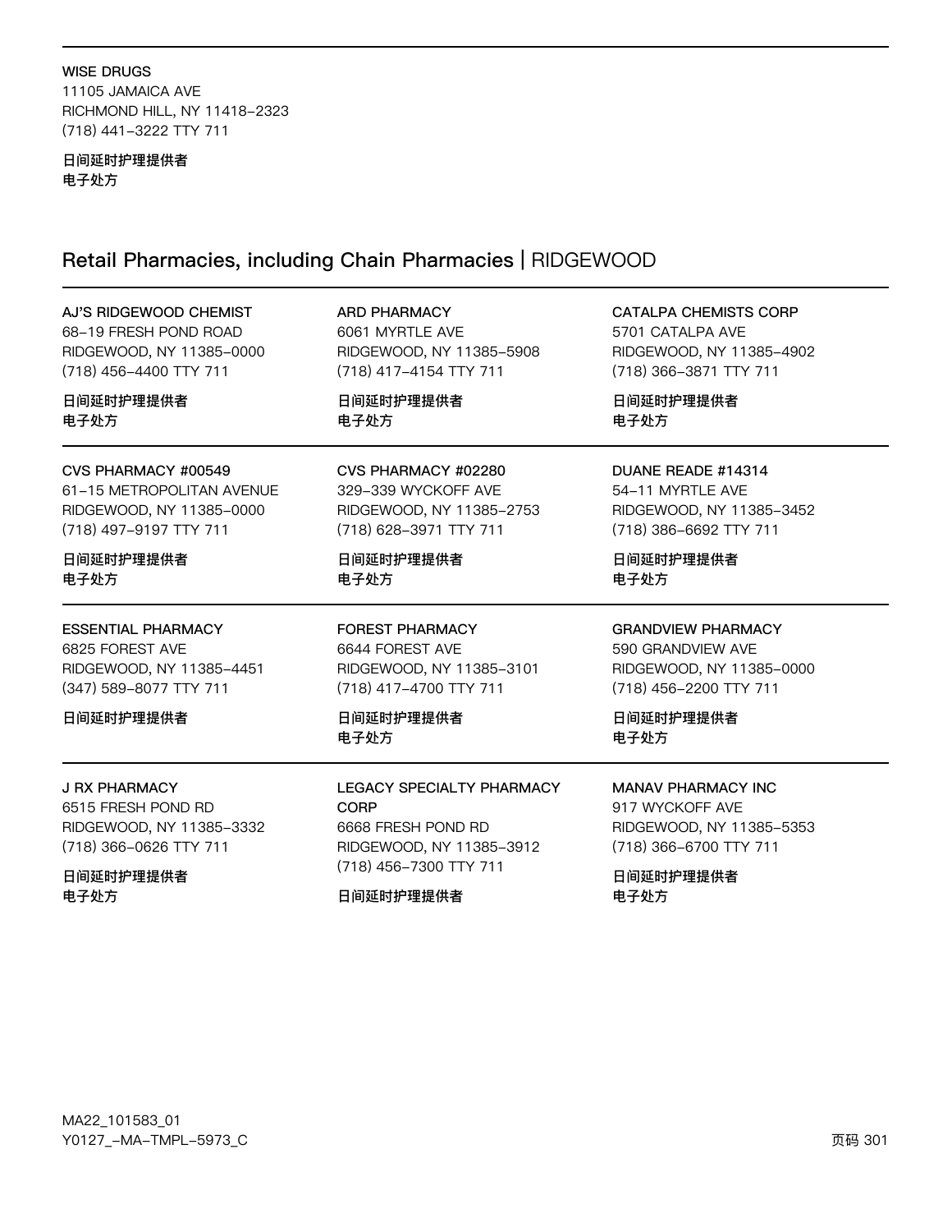**WISE DRUGS**
11105 JAMAICA AVE
RICHMOND HILL, NY 11418-2323
(718) 441-3222 TTY 711

**日间延时护理提供者**
**电子处方**

## Retail Pharmacies, including Chain Pharmacies | RIDGEWOOD

**AJ'S RIDGEWOOD CHEMIST**
68-19 FRESH POND ROAD
RIDGEWOOD, NY 11385-0000
(718) 456-4400 TTY 711

**日间延时护理提供者**
**电子处方**

**ARD PHARMACY**
6061 MYRTLE AVE
RIDGEWOOD, NY 11385-5908
(718) 417-4154 TTY 711

**日间延时护理提供者**
**电子处方**

**CATALPA CHEMISTS CORP**
5701 CATALPA AVE
RIDGEWOOD, NY 11385-4902
(718) 366-3871 TTY 711

**日间延时护理提供者**
**电子处方**

**CVS PHARMACY #00549**
61-15 METROPOLITAN AVENUE
RIDGEWOOD, NY 11385-0000
(718) 497-9197 TTY 711

**日间延时护理提供者**
**电子处方**

**CVS PHARMACY #02280**
329-339 WYCKOFF AVE
RIDGEWOOD, NY 11385-2753
(718) 628-3971 TTY 711

**日间延时护理提供者**
**电子处方**

**DUANE READE #14314**
54-11 MYRTLE AVE
RIDGEWOOD, NY 11385-3452
(718) 386-6692 TTY 711

**日间延时护理提供者**
**电子处方**

**ESSENTIAL PHARMACY**
6825 FOREST AVE
RIDGEWOOD, NY 11385-4451
(347) 589-8077 TTY 711

**日间延时护理提供者**

**FOREST PHARMACY**
6644 FOREST AVE
RIDGEWOOD, NY 11385-3101
(718) 417-4700 TTY 711

**日间延时护理提供者**
**电子处方**

**GRANDVIEW PHARMACY**
590 GRANDVIEW AVE
RIDGEWOOD, NY 11385-0000
(718) 456-2200 TTY 711

**日间延时护理提供者**
**电子处方**

**J RX PHARMACY**
6515 FRESH POND RD
RIDGEWOOD, NY 11385-3332
(718) 366-0626 TTY 711

**日间延时护理提供者**
**电子处方**

**LEGACY SPECIALTY PHARMACY CORP**
6668 FRESH POND RD
RIDGEWOOD, NY 11385-3912
(718) 456-7300 TTY 711

**日间延时护理提供者**

**MANAV PHARMACY INC**
917 WYCKOFF AVE
RIDGEWOOD, NY 11385-5353
(718) 366-6700 TTY 711

**日间延时护理提供者**
**电子处方**

MA22_101583_01
Y0127_-MA-TMPL-5973_C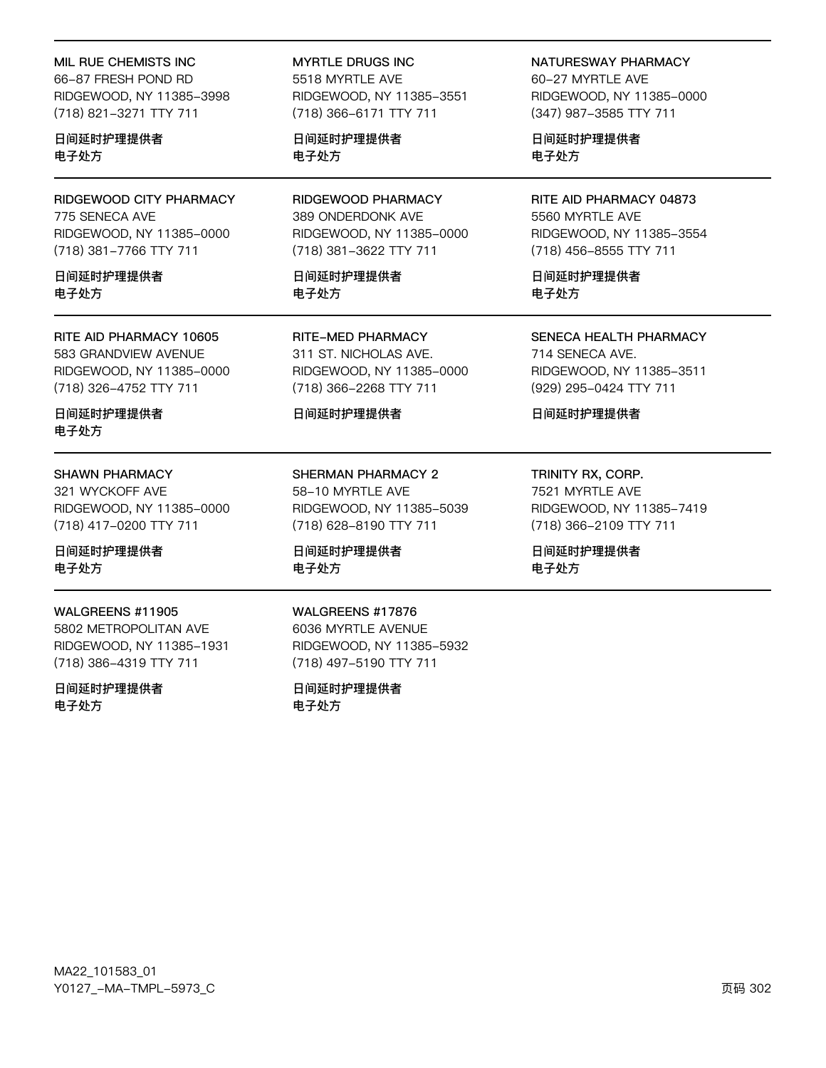MIL RUE CHEMISTS INC
66-87 FRESH POND RD
RIDGEWOOD, NY 11385-3998
(718) 821-3271 TTY 711

日间延时护理提供者
电子处方

MYRTLE DRUGS INC
5518 MYRTLE AVE
RIDGEWOOD, NY 11385-3551
(718) 366-6171 TTY 711

日间延时护理提供者
电子处方

NATURESWAY PHARMACY
60-27 MYRTLE AVE
RIDGEWOOD, NY 11385-0000
(347) 987-3585 TTY 711

日间延时护理提供者
电子处方

---

RIDGEWOOD CITY PHARMACY
775 SENECA AVE
RIDGEWOOD, NY 11385-0000
(718) 381-7766 TTY 711

日间延时护理提供者
电子处方

RIDGEWOOD PHARMACY
389 ONDERDONK AVE
RIDGEWOOD, NY 11385-0000
(718) 381-3622 TTY 711

日间延时护理提供者
电子处方

RITE AID PHARMACY 04873
5560 MYRTLE AVE
RIDGEWOOD, NY 11385-3554
(718) 456-8555 TTY 711

日间延时护理提供者
电子处方

---

RITE AID PHARMACY 10605
583 GRANDVIEW AVENUE
RIDGEWOOD, NY 11385-0000
(718) 326-4752 TTY 711

日间延时护理提供者
电子处方

RITE-MED PHARMACY
311 ST. NICHOLAS AVE.
RIDGEWOOD, NY 11385-0000
(718) 366-2268 TTY 711

日间延时护理提供者

SENECA HEALTH PHARMACY
714 SENECA AVE.
RIDGEWOOD, NY 11385-3511
(929) 295-0424 TTY 711

日间延时护理提供者

---

SHAWN PHARMACY
321 WYCKOFF AVE
RIDGEWOOD, NY 11385-0000
(718) 417-0200 TTY 711

日间延时护理提供者
电子处方

SHERMAN PHARMACY 2
58-10 MYRTLE AVE
RIDGEWOOD, NY 11385-5039
(718) 628-8190 TTY 711

日间延时护理提供者
电子处方

TRINITY RX, CORP.
7521 MYRTLE AVE
RIDGEWOOD, NY 11385-7419
(718) 366-2109 TTY 711

日间延时护理提供者
电子处方

---

WALGREENS #11905
5802 METROPOLITAN AVE
RIDGEWOOD, NY 11385-1931
(718) 386-4319 TTY 711

日间延时护理提供者
电子处方

WALGREENS #17876
6036 MYRTLE AVENUE
RIDGEWOOD, NY 11385-5932
(718) 497-5190 TTY 711

日间延时护理提供者
电子处方

MA22_101583_01
Y0127_-MA-TMPL-5973_C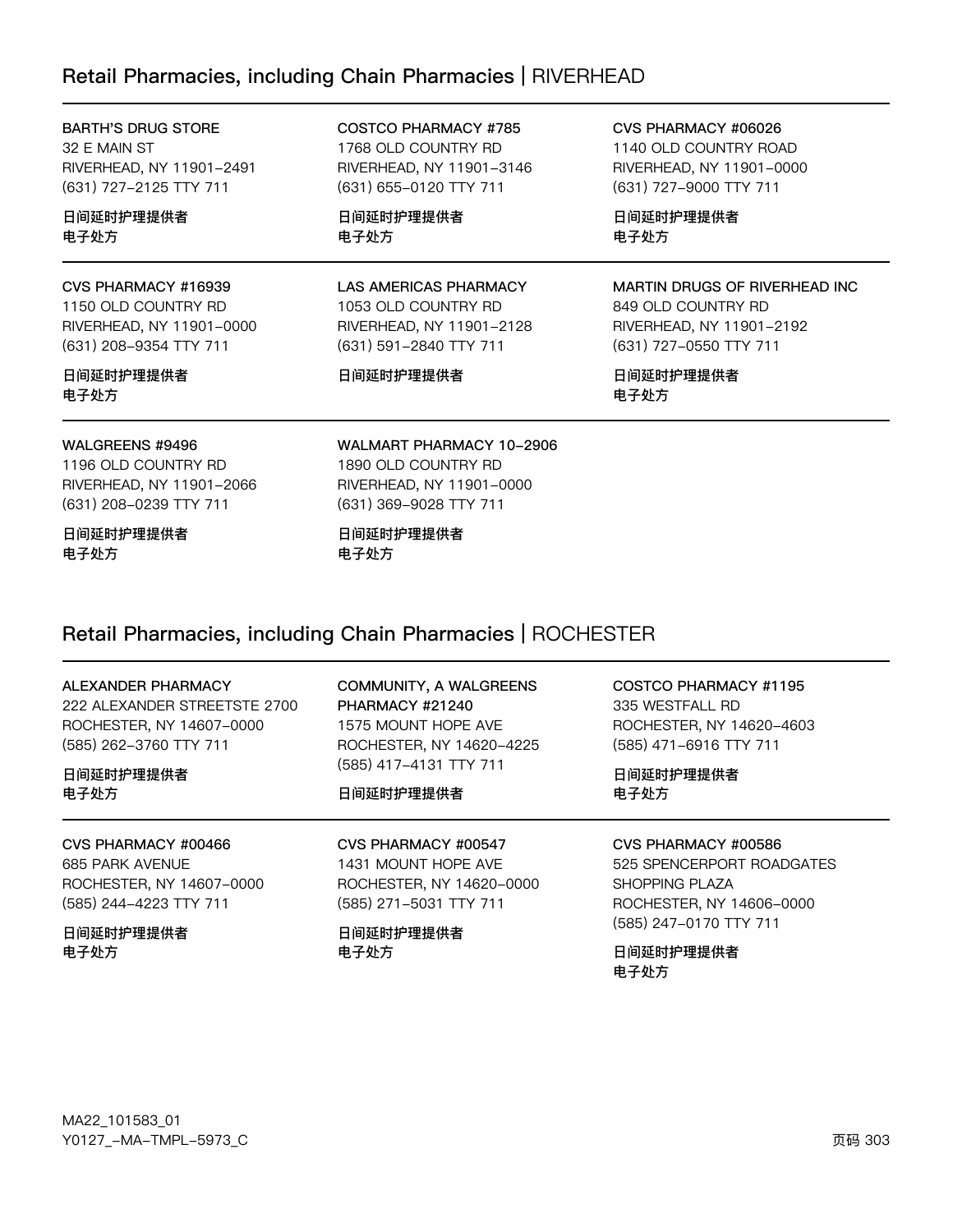## Retail Pharmacies, including Chain Pharmacies | RIVERHEAD

BARTH'S DRUG STORE
32 E MAIN ST
RIVERHEAD, NY 11901–2491
(631) 727–2125 TTY 711

**日间延时护理提供者**
**电子处方**

COSTCO PHARMACY #785
1768 OLD COUNTRY RD
RIVERHEAD, NY 11901–3146
(631) 655–0120 TTY 711

**日间延时护理提供者**
**电子处方**

CVS PHARMACY #06026
1140 OLD COUNTRY ROAD
RIVERHEAD, NY 11901–0000
(631) 727–9000 TTY 711

**日间延时护理提供者**
**电子处方**

CVS PHARMACY #16939
1150 OLD COUNTRY RD
RIVERHEAD, NY 11901–0000
(631) 208–9354 TTY 711

**日间延时护理提供者**
**电子处方**

LAS AMERICAS PHARMACY
1053 OLD COUNTRY RD
RIVERHEAD, NY 11901–2128
(631) 591–2840 TTY 711

**日间延时护理提供者**

MARTIN DRUGS OF RIVERHEAD INC
849 OLD COUNTRY RD
RIVERHEAD, NY 11901–2192
(631) 727–0550 TTY 711

**日间延时护理提供者**
**电子处方**

WALGREENS #9496
1196 OLD COUNTRY RD
RIVERHEAD, NY 11901–2066
(631) 208–0239 TTY 711

**日间延时护理提供者**
**电子处方**

WALMART PHARMACY 10–2906
1890 OLD COUNTRY RD
RIVERHEAD, NY 11901–0000
(631) 369–9028 TTY 711

**日间延时护理提供者**
**电子处方**

## Retail Pharmacies, including Chain Pharmacies | ROCHESTER

ALEXANDER PHARMACY
222 ALEXANDER STREETSTE 2700
ROCHESTER, NY 14607–0000
(585) 262–3760 TTY 711

**日间延时护理提供者**
**电子处方**

COMMUNITY, A WALGREENS PHARMACY #21240
1575 MOUNT HOPE AVE
ROCHESTER, NY 14620–4225
(585) 417–4131 TTY 711

**日间延时护理提供者**

COSTCO PHARMACY #1195
335 WESTFALL RD
ROCHESTER, NY 14620–4603
(585) 471–6916 TTY 711

**日间延时护理提供者**
**电子处方**

CVS PHARMACY #00466
685 PARK AVENUE
ROCHESTER, NY 14607–0000
(585) 244–4223 TTY 711

**日间延时护理提供者**
**电子处方**

CVS PHARMACY #00547
1431 MOUNT HOPE AVE
ROCHESTER, NY 14620–0000
(585) 271–5031 TTY 711

**日间延时护理提供者**
**电子处方**

CVS PHARMACY #00586
525 SPENCERPORT ROADGATES SHOPPING PLAZA
ROCHESTER, NY 14606–0000
(585) 247–0170 TTY 711

**日间延时护理提供者**
**电子处方**

MA22_101583_01
Y0127_–MA–TMPL–5973_C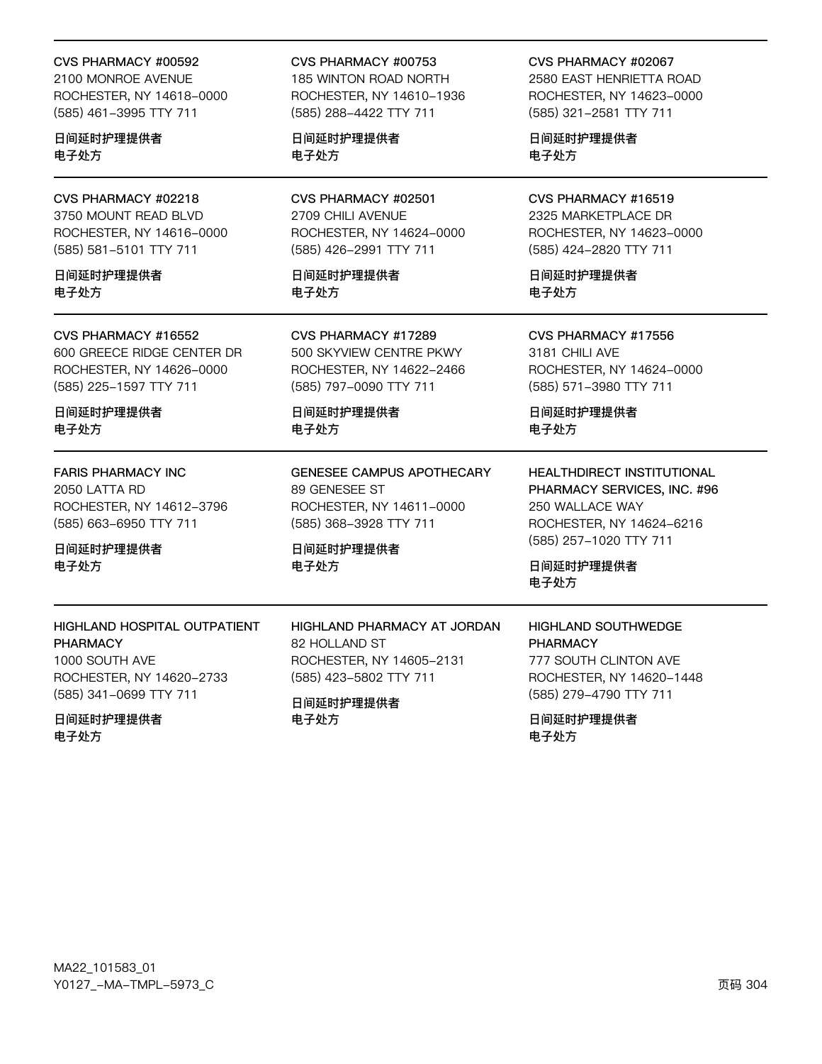**CVS PHARMACY #00592**
2100 MONROE AVENUE
ROCHESTER, NY 14618-0000
(585) 461-3995 TTY 711

**日间延时护理提供者**
**电子处方**

**CVS PHARMACY #00753**
185 WINTON ROAD NORTH
ROCHESTER, NY 14610-1936
(585) 288-4422 TTY 711

**日间延时护理提供者**
**电子处方**

**CVS PHARMACY #02067**
2580 EAST HENRIETTA ROAD
ROCHESTER, NY 14623-0000
(585) 321-2581 TTY 711

**日间延时护理提供者**
**电子处方**

---

**CVS PHARMACY #02218**
3750 MOUNT READ BLVD
ROCHESTER, NY 14616-0000
(585) 581-5101 TTY 711

**日间延时护理提供者**
**电子处方**

**CVS PHARMACY #02501**
2709 CHILI AVENUE
ROCHESTER, NY 14624-0000
(585) 426-2991 TTY 711

**日间延时护理提供者**
**电子处方**

**CVS PHARMACY #16519**
2325 MARKETPLACE DR
ROCHESTER, NY 14623-0000
(585) 424-2820 TTY 711

**日间延时护理提供者**
**电子处方**

---

**CVS PHARMACY #16552**
600 GREECE RIDGE CENTER DR
ROCHESTER, NY 14626-0000
(585) 225-1597 TTY 711

**日间延时护理提供者**
**电子处方**

**CVS PHARMACY #17289**
500 SKYVIEW CENTRE PKWY
ROCHESTER, NY 14622-2466
(585) 797-0090 TTY 711

**日间延时护理提供者**
**电子处方**

**CVS PHARMACY #17556**
3181 CHILI AVE
ROCHESTER, NY 14624-0000
(585) 571-3980 TTY 711

**日间延时护理提供者**
**电子处方**

---

**FARIS PHARMACY INC**
2050 LATTA RD
ROCHESTER, NY 14612-3796
(585) 663-6950 TTY 711

**日间延时护理提供者**
**电子处方**

**GENESEE CAMPUS APOTHECARY**
89 GENESEE ST
ROCHESTER, NY 14611-0000
(585) 368-3928 TTY 711

**日间延时护理提供者**
**电子处方**

**HEALTHDIRECT INSTITUTIONAL PHARMACY SERVICES, INC. #96**
250 WALLACE WAY
ROCHESTER, NY 14624-6216
(585) 257-1020 TTY 711

**日间延时护理提供者**
**电子处方**

---

**HIGHLAND HOSPITAL OUTPATIENT PHARMACY**
1000 SOUTH AVE
ROCHESTER, NY 14620-2733
(585) 341-0699 TTY 711

**日间延时护理提供者**
**电子处方**

**HIGHLAND PHARMACY AT JORDAN**
82 HOLLAND ST
ROCHESTER, NY 14605-2131
(585) 423-5802 TTY 711

**日间延时护理提供者**
**电子处方**

**HIGHLAND SOUTHWEDGE PHARMACY**
777 SOUTH CLINTON AVE
ROCHESTER, NY 14620-1448
(585) 279-4790 TTY 711

**日间延时护理提供者**
**电子处方**

MA22_101583_01
Y0127_-MA-TMPL-5973_C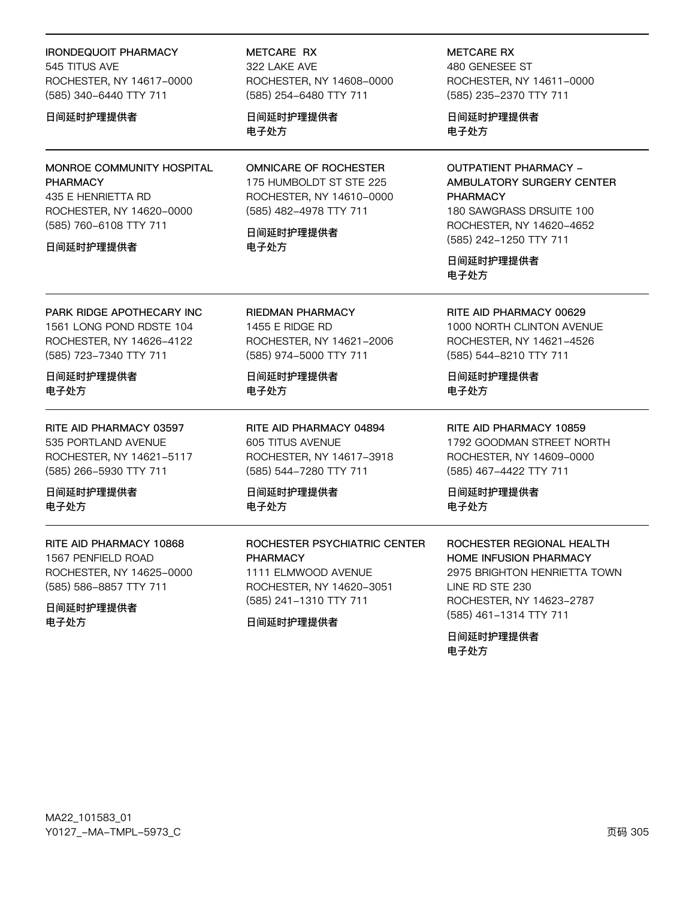IRONDEQUOIT PHARMACY
545 TITUS AVE
ROCHESTER, NY 14617-0000
(585) 340-6440 TTY 711

日间延时护理提供者

---

METCARE RX
322 LAKE AVE
ROCHESTER, NY 14608-0000
(585) 254-6480 TTY 711

日间延时护理提供者
电子处方

---

METCARE RX
480 GENESEE ST
ROCHESTER, NY 14611-0000
(585) 235-2370 TTY 711

日间延时护理提供者
电子处方

---

MONROE COMMUNITY HOSPITAL PHARMACY
435 E HENRIETTA RD
ROCHESTER, NY 14620-0000
(585) 760-6108 TTY 711

日间延时护理提供者

---

OMNICARE OF ROCHESTER
175 HUMBOLDT ST STE 225
ROCHESTER, NY 14610-0000
(585) 482-4978 TTY 711

日间延时护理提供者
电子处方

---

OUTPATIENT PHARMACY – AMBULATORY SURGERY CENTER PHARMACY
180 SAWGRASS DRSUITE 100
ROCHESTER, NY 14620-4652
(585) 242-1250 TTY 711

日间延时护理提供者
电子处方

---

PARK RIDGE APOTHECARY INC
1561 LONG POND RDSTE 104
ROCHESTER, NY 14626-4122
(585) 723-7340 TTY 711

日间延时护理提供者
电子处方

---

RIEDMAN PHARMACY
1455 E RIDGE RD
ROCHESTER, NY 14621-2006
(585) 974-5000 TTY 711

日间延时护理提供者
电子处方

---

RITE AID PHARMACY 00629
1000 NORTH CLINTON AVENUE
ROCHESTER, NY 14621-4526
(585) 544-8210 TTY 711

日间延时护理提供者
电子处方

---

RITE AID PHARMACY 03597
535 PORTLAND AVENUE
ROCHESTER, NY 14621-5117
(585) 266-5930 TTY 711

日间延时护理提供者
电子处方

---

RITE AID PHARMACY 04894
605 TITUS AVENUE
ROCHESTER, NY 14617-3918
(585) 544-7280 TTY 711

日间延时护理提供者
电子处方

---

RITE AID PHARMACY 10859
1792 GOODMAN STREET NORTH
ROCHESTER, NY 14609-0000
(585) 467-4422 TTY 711

日间延时护理提供者
电子处方

---

RITE AID PHARMACY 10868
1567 PENFIELD ROAD
ROCHESTER, NY 14625-0000
(585) 586-8857 TTY 711

日间延时护理提供者
电子处方

---

ROCHESTER PSYCHIATRIC CENTER PHARMACY
1111 ELMWOOD AVENUE
ROCHESTER, NY 14620-3051
(585) 241-1310 TTY 711

日间延时护理提供者

---

ROCHESTER REGIONAL HEALTH HOME INFUSION PHARMACY
2975 BRIGHTON HENRIETTA TOWN LINE RD STE 230
ROCHESTER, NY 14623-2787
(585) 461-1314 TTY 711

日间延时护理提供者
电子处方

MA22_101583_01
Y0127_-MA-TMPL-5973_C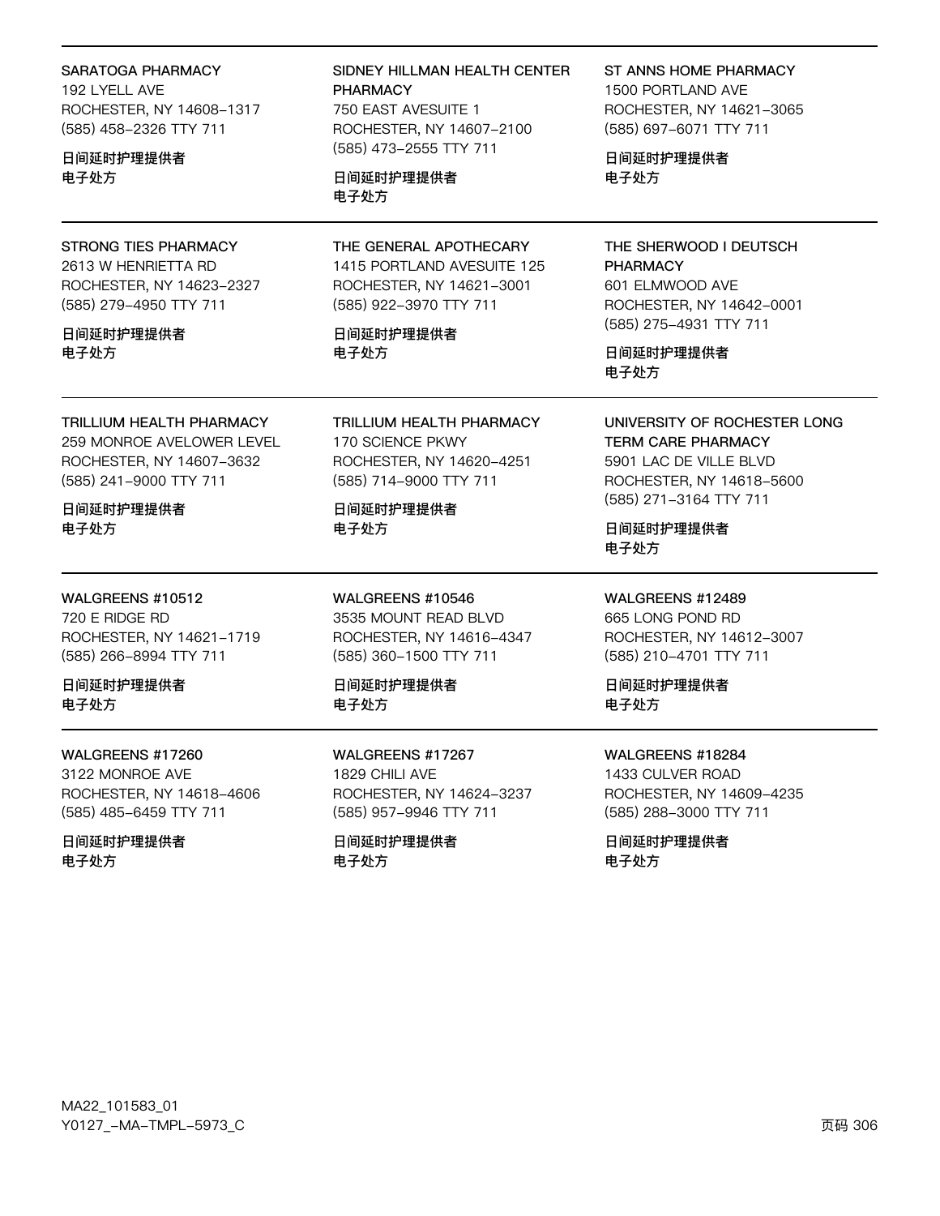SARATOGA PHARMACY
192 LYELL AVE
ROCHESTER, NY 14608–1317
(585) 458–2326 TTY 711

**日间延时护理提供者**
**电子处方**

SIDNEY HILLMAN HEALTH CENTER PHARMACY
750 EAST AVESUITE 1
ROCHESTER, NY 14607–2100
(585) 473–2555 TTY 711

**日间延时护理提供者**
**电子处方**

ST ANNS HOME PHARMACY
1500 PORTLAND AVE
ROCHESTER, NY 14621–3065
(585) 697–6071 TTY 711

**日间延时护理提供者**
**电子处方**

---

STRONG TIES PHARMACY
2613 W HENRIETTA RD
ROCHESTER, NY 14623–2327
(585) 279–4950 TTY 711

**日间延时护理提供者**
**电子处方**

THE GENERAL APOTHECARY
1415 PORTLAND AVESUITE 125
ROCHESTER, NY 14621–3001
(585) 922–3970 TTY 711

**日间延时护理提供者**
**电子处方**

THE SHERWOOD I DEUTSCH PHARMACY
601 ELMWOOD AVE
ROCHESTER, NY 14642–0001
(585) 275–4931 TTY 711

**日间延时护理提供者**
**电子处方**

---

TRILLIUM HEALTH PHARMACY
259 MONROE AVELOWER LEVEL
ROCHESTER, NY 14607–3632
(585) 241–9000 TTY 711

**日间延时护理提供者**
**电子处方**

TRILLIUM HEALTH PHARMACY
170 SCIENCE PKWY
ROCHESTER, NY 14620–4251
(585) 714–9000 TTY 711

**日间延时护理提供者**
**电子处方**

UNIVERSITY OF ROCHESTER LONG TERM CARE PHARMACY
5901 LAC DE VILLE BLVD
ROCHESTER, NY 14618–5600
(585) 271–3164 TTY 711

**日间延时护理提供者**
**电子处方**

---

WALGREENS #10512
720 E RIDGE RD
ROCHESTER, NY 14621–1719
(585) 266–8994 TTY 711

**日间延时护理提供者**
**电子处方**

WALGREENS #10546
3535 MOUNT READ BLVD
ROCHESTER, NY 14616–4347
(585) 360–1500 TTY 711

**日间延时护理提供者**
**电子处方**

WALGREENS #12489
665 LONG POND RD
ROCHESTER, NY 14612–3007
(585) 210–4701 TTY 711

**日间延时护理提供者**
**电子处方**

---

WALGREENS #17260
3122 MONROE AVE
ROCHESTER, NY 14618–4606
(585) 485–6459 TTY 711

**日间延时护理提供者**
**电子处方**

WALGREENS #17267
1829 CHILI AVE
ROCHESTER, NY 14624–3237
(585) 957–9946 TTY 711

**日间延时护理提供者**
**电子处方**

WALGREENS #18284
1433 CULVER ROAD
ROCHESTER, NY 14609–4235
(585) 288–3000 TTY 711

**日间延时护理提供者**
**电子处方**

MA22_101583_01
Y0127_–MA–TMPL–5973_C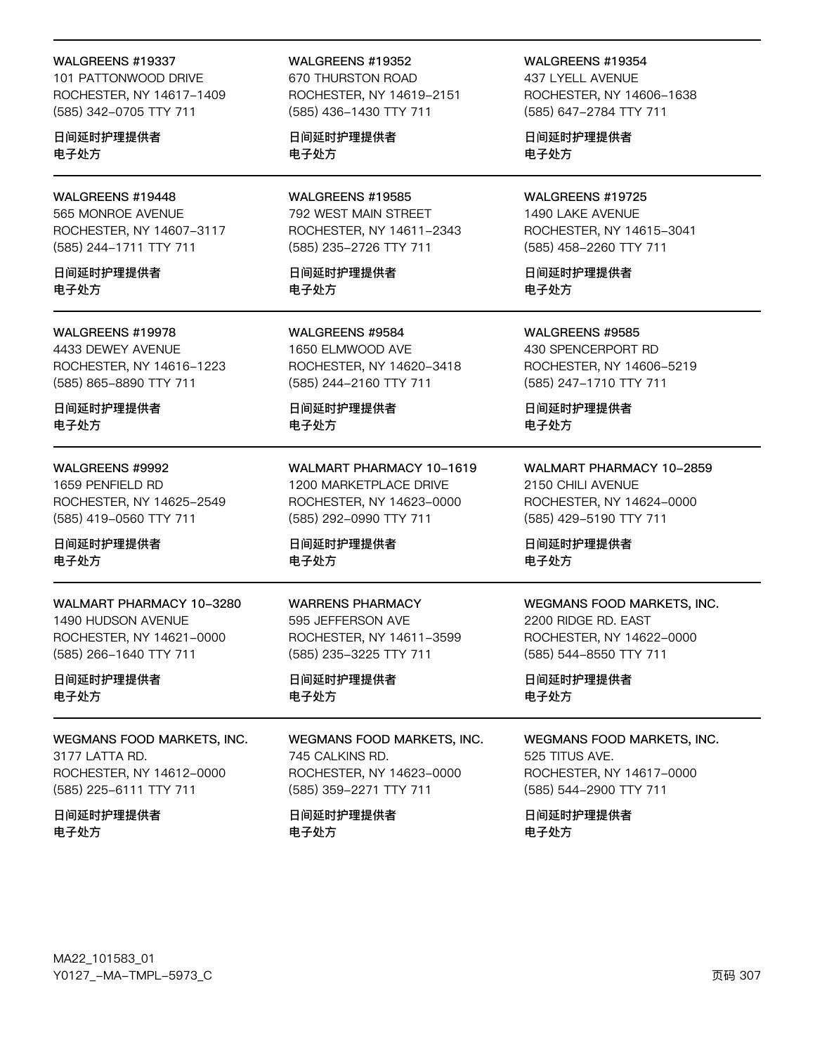WALGREENS #19337
101 PATTONWOOD DRIVE
ROCHESTER, NY 14617-1409
(585) 342-0705 TTY 711

日间延时护理提供者
电子处方

WALGREENS #19352
670 THURSTON ROAD
ROCHESTER, NY 14619-2151
(585) 436-1430 TTY 711

日间延时护理提供者
电子处方

WALGREENS #19354
437 LYELL AVENUE
ROCHESTER, NY 14606-1638
(585) 647-2784 TTY 711

日间延时护理提供者
电子处方

WALGREENS #19448
565 MONROE AVENUE
ROCHESTER, NY 14607-3117
(585) 244-1711 TTY 711

日间延时护理提供者
电子处方

WALGREENS #19585
792 WEST MAIN STREET
ROCHESTER, NY 14611-2343
(585) 235-2726 TTY 711

日间延时护理提供者
电子处方

WALGREENS #19725
1490 LAKE AVENUE
ROCHESTER, NY 14615-3041
(585) 458-2260 TTY 711

日间延时护理提供者
电子处方

WALGREENS #19978
4433 DEWEY AVENUE
ROCHESTER, NY 14616-1223
(585) 865-8890 TTY 711

日间延时护理提供者
电子处方

WALGREENS #9584
1650 ELMWOOD AVE
ROCHESTER, NY 14620-3418
(585) 244-2160 TTY 711

日间延时护理提供者
电子处方

WALGREENS #9585
430 SPENCERPORT RD
ROCHESTER, NY 14606-5219
(585) 247-1710 TTY 711

日间延时护理提供者
电子处方

WALGREENS #9992
1659 PENFIELD RD
ROCHESTER, NY 14625-2549
(585) 419-0560 TTY 711

日间延时护理提供者
电子处方

WALMART PHARMACY 10-1619
1200 MARKETPLACE DRIVE
ROCHESTER, NY 14623-0000
(585) 292-0990 TTY 711

日间延时护理提供者
电子处方

WALMART PHARMACY 10-2859
2150 CHILI AVENUE
ROCHESTER, NY 14624-0000
(585) 429-5190 TTY 711

日间延时护理提供者
电子处方

WALMART PHARMACY 10-3280
1490 HUDSON AVENUE
ROCHESTER, NY 14621-0000
(585) 266-1640 TTY 711

日间延时护理提供者
电子处方

WARRENS PHARMACY
595 JEFFERSON AVE
ROCHESTER, NY 14611-3599
(585) 235-3225 TTY 711

日间延时护理提供者
电子处方

WEGMANS FOOD MARKETS, INC.
2200 RIDGE RD. EAST
ROCHESTER, NY 14622-0000
(585) 544-8550 TTY 711

日间延时护理提供者
电子处方

WEGMANS FOOD MARKETS, INC.
3177 LATTA RD.
ROCHESTER, NY 14612-0000
(585) 225-6111 TTY 711

日间延时护理提供者
电子处方

WEGMANS FOOD MARKETS, INC.
745 CALKINS RD.
ROCHESTER, NY 14623-0000
(585) 359-2271 TTY 711

日间延时护理提供者
电子处方

WEGMANS FOOD MARKETS, INC.
525 TITUS AVE.
ROCHESTER, NY 14617-0000
(585) 544-2900 TTY 711

日间延时护理提供者
电子处方

MA22_101583_01
Y0127_-MA-TMPL-5973_C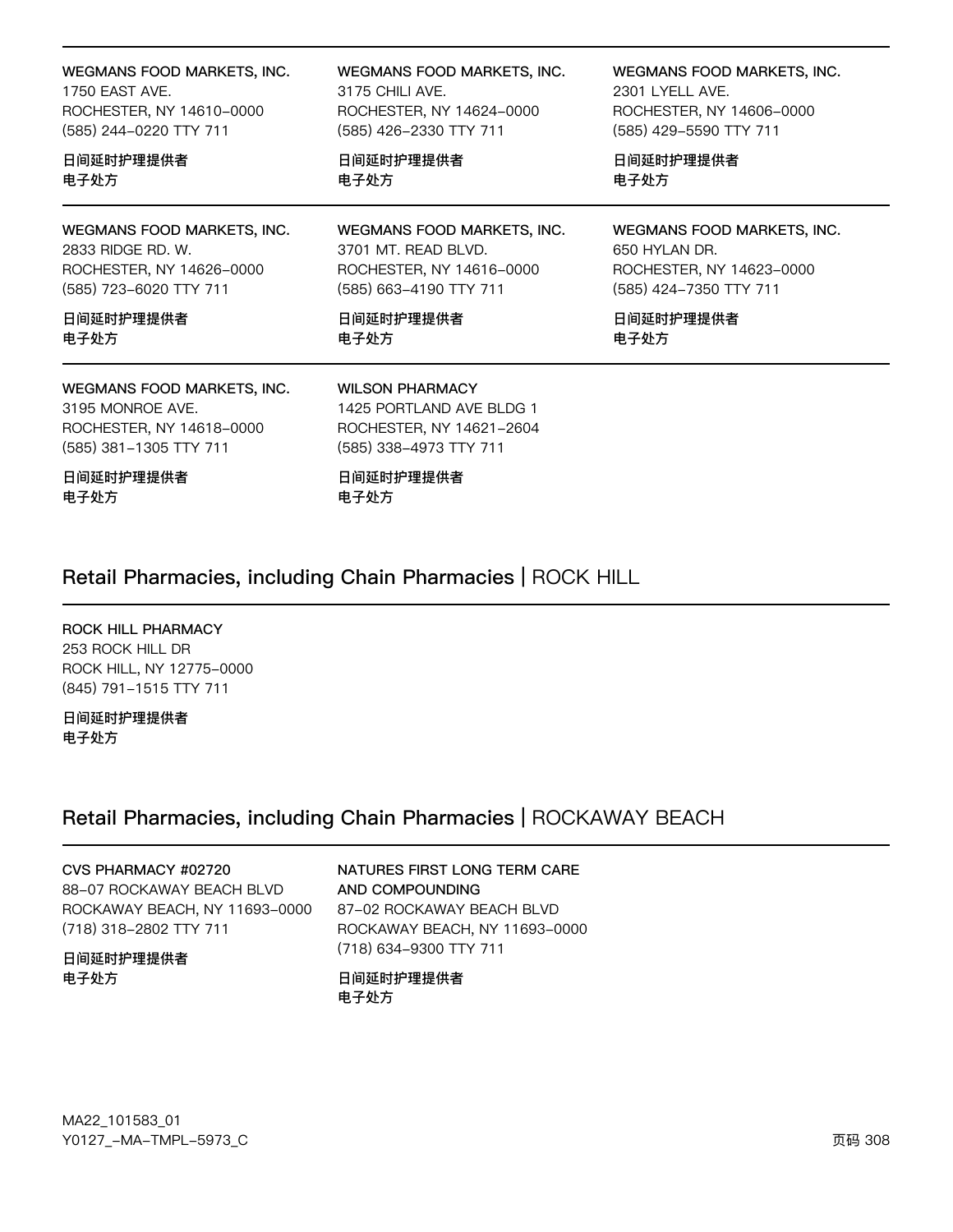WEGMANS FOOD MARKETS, INC.
1750 EAST AVE.
ROCHESTER, NY 14610-0000
(585) 244-0220 TTY 711

**日间延时护理提供者**
**电子处方**

WEGMANS FOOD MARKETS, INC.
3175 CHILI AVE.
ROCHESTER, NY 14624-0000
(585) 426-2330 TTY 711

**日间延时护理提供者**
**电子处方**

WEGMANS FOOD MARKETS, INC.
2301 LYELL AVE.
ROCHESTER, NY 14606-0000
(585) 429-5590 TTY 711

**日间延时护理提供者**
**电子处方**

WEGMANS FOOD MARKETS, INC.
2833 RIDGE RD. W.
ROCHESTER, NY 14626-0000
(585) 723-6020 TTY 711

**日间延时护理提供者**
**电子处方**

WEGMANS FOOD MARKETS, INC.
3701 MT. READ BLVD.
ROCHESTER, NY 14616-0000
(585) 663-4190 TTY 711

**日间延时护理提供者**
**电子处方**

WEGMANS FOOD MARKETS, INC.
650 HYLAN DR.
ROCHESTER, NY 14623-0000
(585) 424-7350 TTY 711

**日间延时护理提供者**
**电子处方**

WEGMANS FOOD MARKETS, INC.
3195 MONROE AVE.
ROCHESTER, NY 14618-0000
(585) 381-1305 TTY 711

**日间延时护理提供者**
**电子处方**

WILSON PHARMACY
1425 PORTLAND AVE BLDG 1
ROCHESTER, NY 14621-2604
(585) 338-4973 TTY 711

**日间延时护理提供者**
**电子处方**

## Retail Pharmacies, including Chain Pharmacies | ROCK HILL

ROCK HILL PHARMACY
253 ROCK HILL DR
ROCK HILL, NY 12775-0000
(845) 791-1515 TTY 711

**日间延时护理提供者**
**电子处方**

## Retail Pharmacies, including Chain Pharmacies | ROCKAWAY BEACH

CVS PHARMACY #02720
88-07 ROCKAWAY BEACH BLVD
ROCKAWAY BEACH, NY 11693-0000
(718) 318-2802 TTY 711

**日间延时护理提供者**
**电子处方**

NATURES FIRST LONG TERM CARE AND COMPOUNDING
87-02 ROCKAWAY BEACH BLVD
ROCKAWAY BEACH, NY 11693-0000
(718) 634-9300 TTY 711

**日间延时护理提供者**
**电子处方**

MA22_101583_01
Y0127_-MA-TMPL-5973_C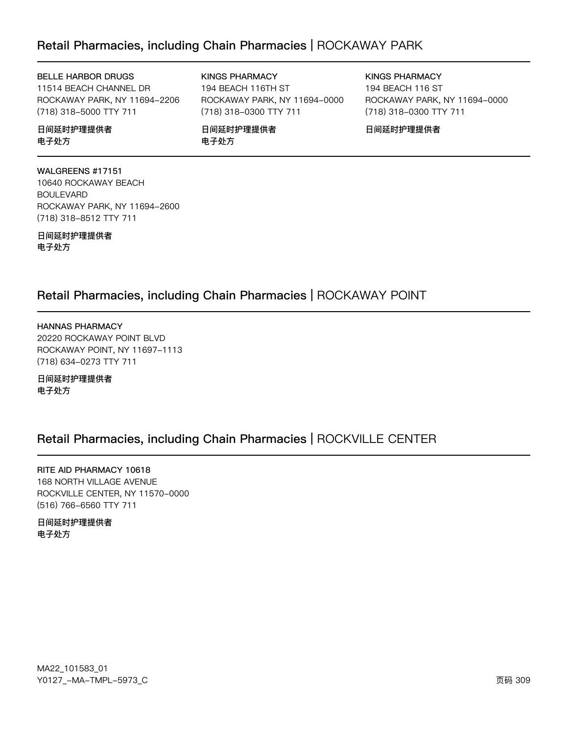## Retail Pharmacies, including Chain Pharmacies | ROCKAWAY PARK

**BELLE HARBOR DRUGS**
11514 BEACH CHANNEL DR
ROCKAWAY PARK, NY 11694-2206
(718) 318-5000 TTY 711

**日间延时护理提供者**
**电子处方**

**KINGS PHARMACY**
194 BEACH 116TH ST
ROCKAWAY PARK, NY 11694-0000
(718) 318-0300 TTY 711

**日间延时护理提供者**
**电子处方**

**KINGS PHARMACY**
194 BEACH 116 ST
ROCKAWAY PARK, NY 11694-0000
(718) 318-0300 TTY 711

**日间延时护理提供者**

**WALGREENS #17151**
10640 ROCKAWAY BEACH
BOULEVARD
ROCKAWAY PARK, NY 11694-2600
(718) 318-8512 TTY 711

**日间延时护理提供者**
**电子处方**

## Retail Pharmacies, including Chain Pharmacies | ROCKAWAY POINT

**HANNAS PHARMACY**
20220 ROCKAWAY POINT BLVD
ROCKAWAY POINT, NY 11697-1113
(718) 634-0273 TTY 711

**日间延时护理提供者**
**电子处方**

## Retail Pharmacies, including Chain Pharmacies | ROCKVILLE CENTER

**RITE AID PHARMACY 10618**
168 NORTH VILLAGE AVENUE
ROCKVILLE CENTER, NY 11570-0000
(516) 766-6560 TTY 711

**日间延时护理提供者**
**电子处方**

MA22_101583_01
Y0127_-MA-TMPL-5973_C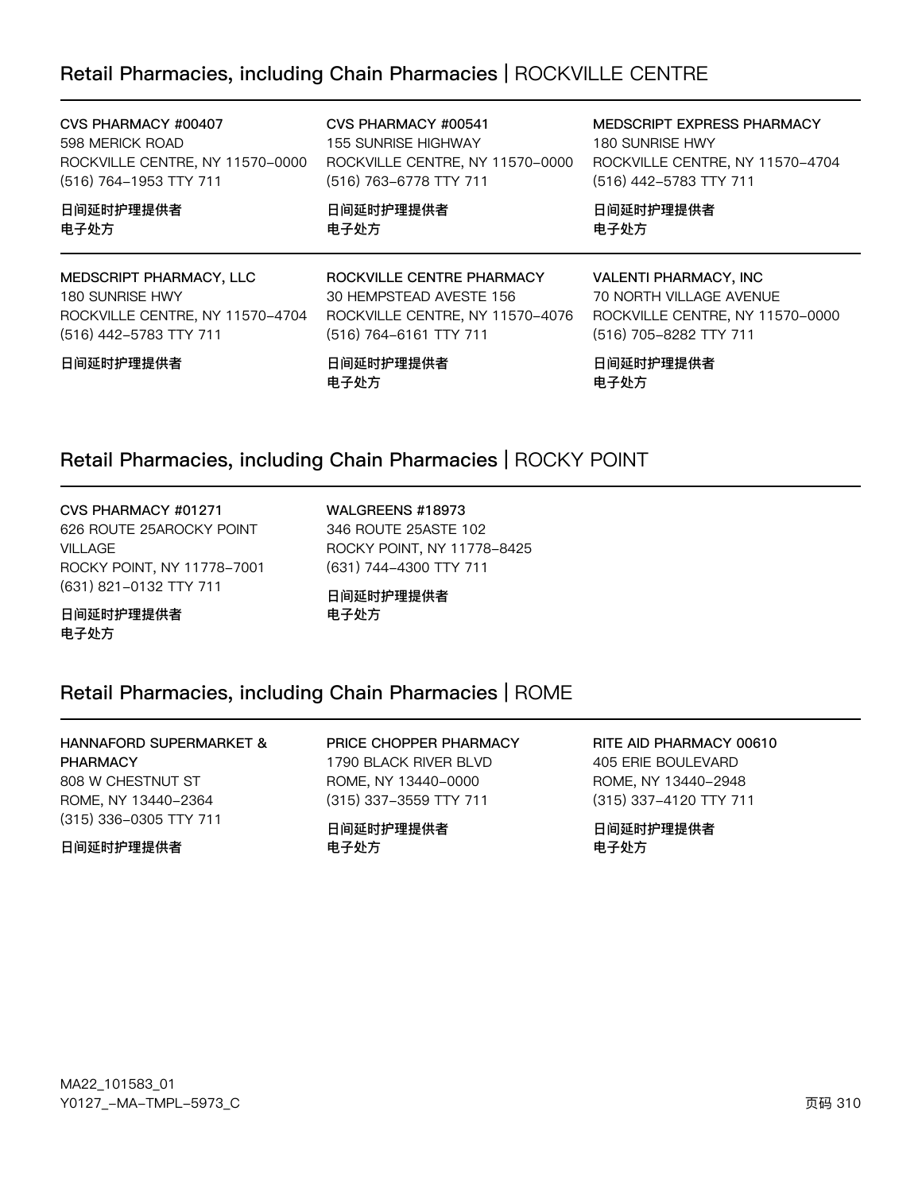## Retail Pharmacies, including Chain Pharmacies | ROCKVILLE CENTRE

**CVS PHARMACY #00407**
598 MERICK ROAD
ROCKVILLE CENTRE, NY 11570-0000
(516) 764-1953 TTY 711

**日间延时护理提供者**
**电子处方**

**CVS PHARMACY #00541**
155 SUNRISE HIGHWAY
ROCKVILLE CENTRE, NY 11570-0000
(516) 763-6778 TTY 711

**日间延时护理提供者**
**电子处方**

**MEDSCRIPT EXPRESS PHARMACY**
180 SUNRISE HWY
ROCKVILLE CENTRE, NY 11570-4704
(516) 442-5783 TTY 711

**日间延时护理提供者**
**电子处方**

**MEDSCRIPT PHARMACY, LLC**
180 SUNRISE HWY
ROCKVILLE CENTRE, NY 11570-4704
(516) 442-5783 TTY 711

**日间延时护理提供者**

**ROCKVILLE CENTRE PHARMACY**
30 HEMPSTEAD AVESTE 156
ROCKVILLE CENTRE, NY 11570-4076
(516) 764-6161 TTY 711

**日间延时护理提供者**
**电子处方**

**VALENTI PHARMACY, INC**
70 NORTH VILLAGE AVENUE
ROCKVILLE CENTRE, NY 11570-0000
(516) 705-8282 TTY 711

**日间延时护理提供者**
**电子处方**

## Retail Pharmacies, including Chain Pharmacies | ROCKY POINT

**CVS PHARMACY #01271**
626 ROUTE 25AROCKY POINT VILLAGE
ROCKY POINT, NY 11778-7001
(631) 821-0132 TTY 711

**日间延时护理提供者**
**电子处方**

**WALGREENS #18973**
346 ROUTE 25ASTE 102
ROCKY POINT, NY 11778-8425
(631) 744-4300 TTY 711

**日间延时护理提供者**
**电子处方**

## Retail Pharmacies, including Chain Pharmacies | ROME

**HANNAFORD SUPERMARKET & PHARMACY**
808 W CHESTNUT ST
ROME, NY 13440-2364
(315) 336-0305 TTY 711

**日间延时护理提供者**

**PRICE CHOPPER PHARMACY**
1790 BLACK RIVER BLVD
ROME, NY 13440-0000
(315) 337-3559 TTY 711

**日间延时护理提供者**
**电子处方**

**RITE AID PHARMACY 00610**
405 ERIE BOULEVARD
ROME, NY 13440-2948
(315) 337-4120 TTY 711

**日间延时护理提供者**
**电子处方**

MA22_101583_01
Y0127_-MA-TMPL-5973_C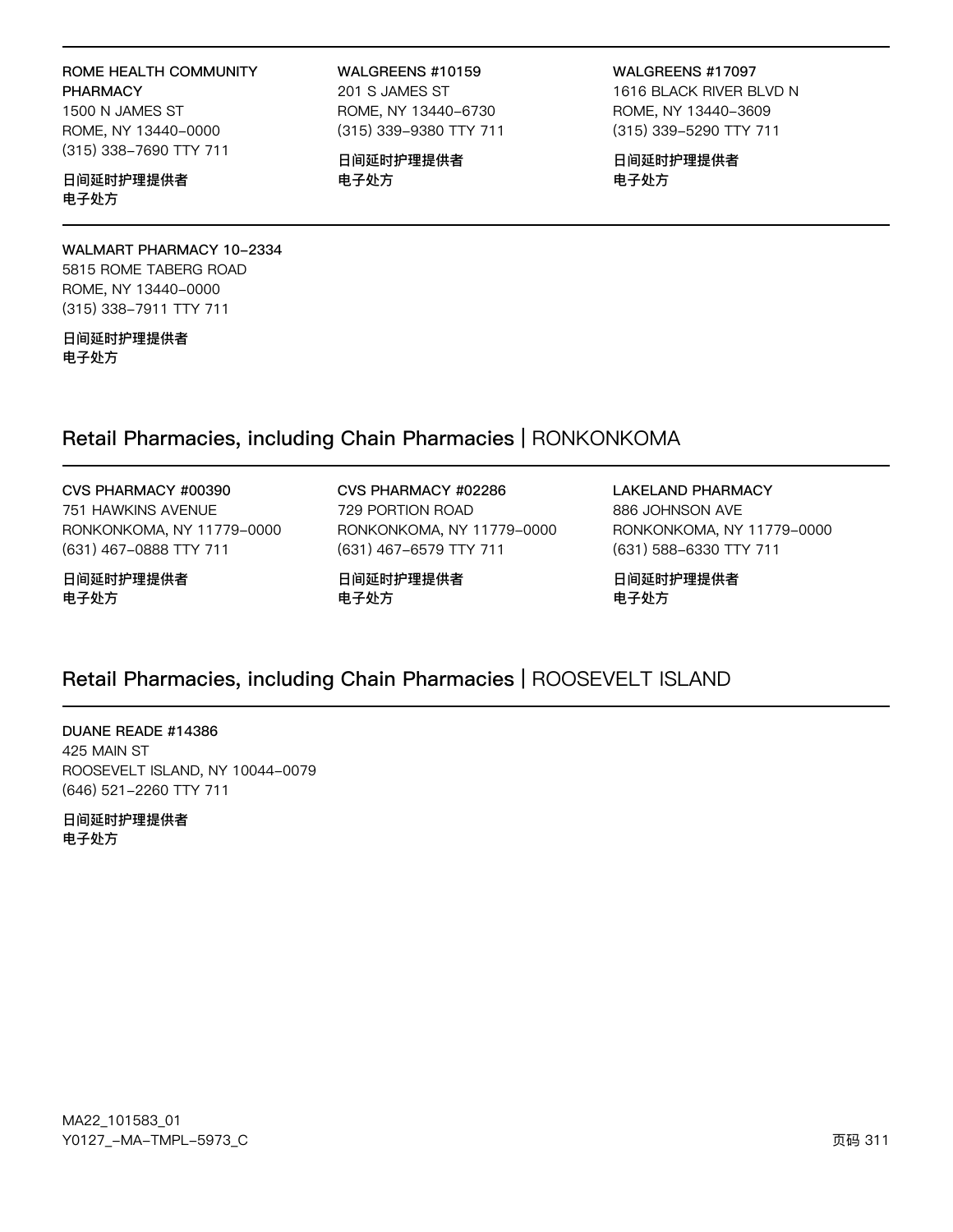**ROME HEALTH COMMUNITY PHARMACY**
1500 N JAMES ST
ROME, NY 13440-0000
(315) 338-7690 TTY 711

**日间延时护理提供者**
**电子处方**

**WALGREENS #10159**
201 S JAMES ST
ROME, NY 13440-6730
(315) 339-9380 TTY 711

**日间延时护理提供者**
**电子处方**

**WALGREENS #17097**
1616 BLACK RIVER BLVD N
ROME, NY 13440-3609
(315) 339-5290 TTY 711

**日间延时护理提供者**
**电子处方**

**WALMART PHARMACY 10-2334**
5815 ROME TABERG ROAD
ROME, NY 13440-0000
(315) 338-7911 TTY 711

**日间延时护理提供者**
**电子处方**

## Retail Pharmacies, including Chain Pharmacies | RONKONKOMA

**CVS PHARMACY #00390**
751 HAWKINS AVENUE
RONKONKOMA, NY 11779-0000
(631) 467-0888 TTY 711

**日间延时护理提供者**
**电子处方**

**CVS PHARMACY #02286**
729 PORTION ROAD
RONKONKOMA, NY 11779-0000
(631) 467-6579 TTY 711

**日间延时护理提供者**
**电子处方**

**LAKELAND PHARMACY**
886 JOHNSON AVE
RONKONKOMA, NY 11779-0000
(631) 588-6330 TTY 711

**日间延时护理提供者**
**电子处方**

## Retail Pharmacies, including Chain Pharmacies | ROOSEVELT ISLAND

**DUANE READE #14386**
425 MAIN ST
ROOSEVELT ISLAND, NY 10044-0079
(646) 521-2260 TTY 711

**日间延时护理提供者**
**电子处方**

MA22_101583_01
Y0127_-MA-TMPL-5973_C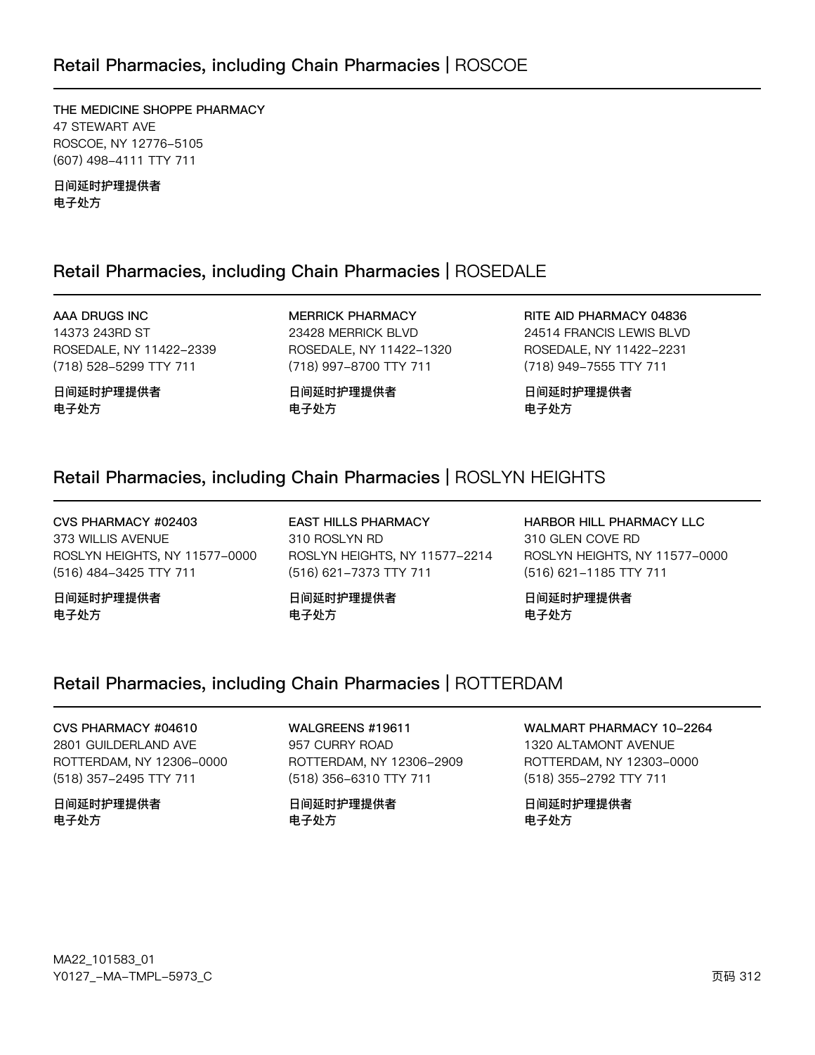## Retail Pharmacies, including Chain Pharmacies | ROSCOE

**THE MEDICINE SHOPPE PHARMACY**
47 STEWART AVE
ROSCOE, NY 12776-5105
(607) 498-4111 TTY 711

**日间延时护理提供者**
**电子处方**

## Retail Pharmacies, including Chain Pharmacies | ROSEDALE

**AAA DRUGS INC**
14373 243RD ST
ROSEDALE, NY 11422-2339
(718) 528-5299 TTY 711

**日间延时护理提供者**
**电子处方**

**MERRICK PHARMACY**
23428 MERRICK BLVD
ROSEDALE, NY 11422-1320
(718) 997-8700 TTY 711

**日间延时护理提供者**
**电子处方**

**RITE AID PHARMACY 04836**
24514 FRANCIS LEWIS BLVD
ROSEDALE, NY 11422-2231
(718) 949-7555 TTY 711

**日间延时护理提供者**
**电子处方**

## Retail Pharmacies, including Chain Pharmacies | ROSLYN HEIGHTS

**CVS PHARMACY #02403**
373 WILLIS AVENUE
ROSLYN HEIGHTS, NY 11577-0000
(516) 484-3425 TTY 711

**日间延时护理提供者**
**电子处方**

**EAST HILLS PHARMACY**
310 ROSLYN RD
ROSLYN HEIGHTS, NY 11577-2214
(516) 621-7373 TTY 711

**日间延时护理提供者**
**电子处方**

**HARBOR HILL PHARMACY LLC**
310 GLEN COVE RD
ROSLYN HEIGHTS, NY 11577-0000
(516) 621-1185 TTY 711

**日间延时护理提供者**
**电子处方**

## Retail Pharmacies, including Chain Pharmacies | ROTTERDAM

**CVS PHARMACY #04610**
2801 GUILDERLAND AVE
ROTTERDAM, NY 12306-0000
(518) 357-2495 TTY 711

**日间延时护理提供者**
**电子处方**

**WALGREENS #19611**
957 CURRY ROAD
ROTTERDAM, NY 12306-2909
(518) 356-6310 TTY 711

**日间延时护理提供者**
**电子处方**

**WALMART PHARMACY 10-2264**
1320 ALTAMONT AVENUE
ROTTERDAM, NY 12303-0000
(518) 355-2792 TTY 711

**日间延时护理提供者**
**电子处方**

MA22_101583_01
Y0127_-MA-TMPL-5973_C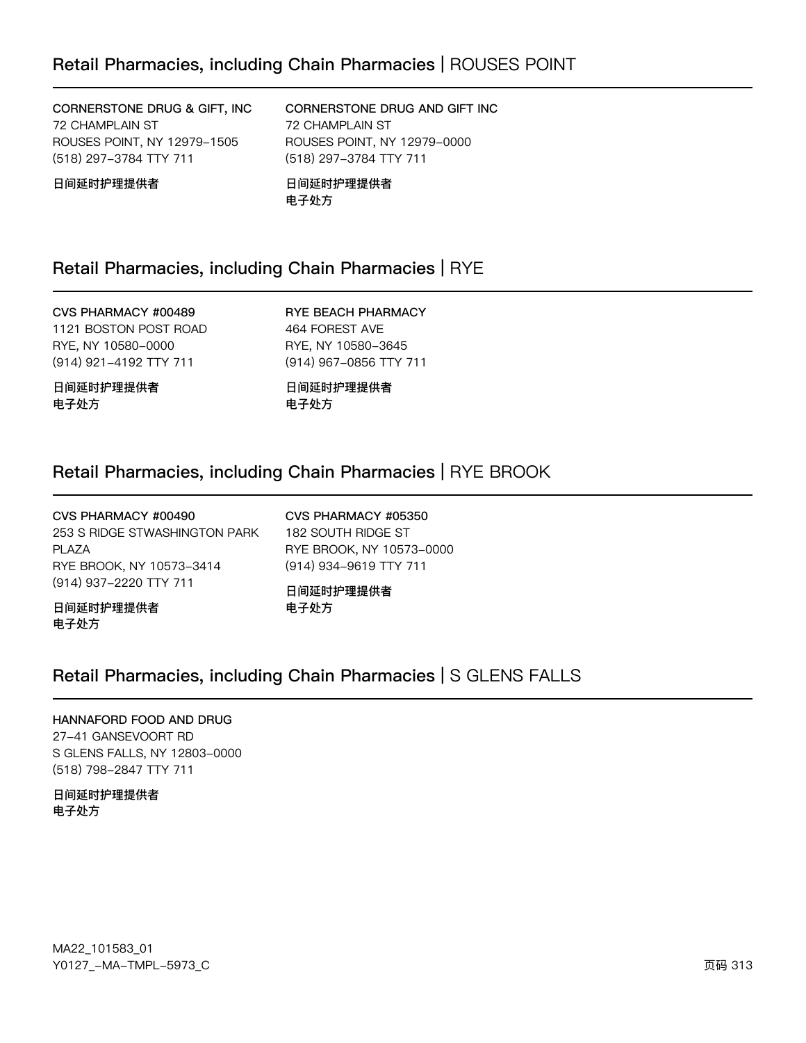## Retail Pharmacies, including Chain Pharmacies | ROUSES POINT

**CORNERSTONE DRUG & GIFT, INC**
72 CHAMPLAIN ST
ROUSES POINT, NY 12979-1505
(518) 297-3784 TTY 711

**日间延时护理提供者**

**CORNERSTONE DRUG AND GIFT INC**
72 CHAMPLAIN ST
ROUSES POINT, NY 12979-0000
(518) 297-3784 TTY 711

**日间延时护理提供者**
**电子处方**

## Retail Pharmacies, including Chain Pharmacies | RYE

**CVS PHARMACY #00489**
1121 BOSTON POST ROAD
RYE, NY 10580-0000
(914) 921-4192 TTY 711

**日间延时护理提供者**
**电子处方**

**RYE BEACH PHARMACY**
464 FOREST AVE
RYE, NY 10580-3645
(914) 967-0856 TTY 711

**日间延时护理提供者**
**电子处方**

## Retail Pharmacies, including Chain Pharmacies | RYE BROOK

**CVS PHARMACY #00490**
253 S RIDGE STWASHINGTON PARK PLAZA
RYE BROOK, NY 10573-3414
(914) 937-2220 TTY 711

**日间延时护理提供者**
**电子处方**

**CVS PHARMACY #05350**
182 SOUTH RIDGE ST
RYE BROOK, NY 10573-0000
(914) 934-9619 TTY 711

**日间延时护理提供者**
**电子处方**

## Retail Pharmacies, including Chain Pharmacies | S GLENS FALLS

**HANNAFORD FOOD AND DRUG**
27-41 GANSEVOORT RD
S GLENS FALLS, NY 12803-0000
(518) 798-2847 TTY 711

**日间延时护理提供者**
**电子处方**

MA22_101583_01
Y0127_-MA-TMPL-5973_C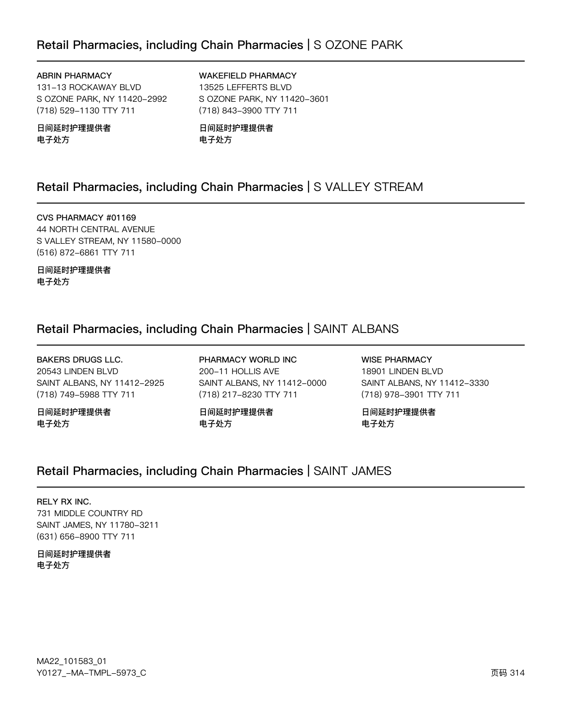## Retail Pharmacies, including Chain Pharmacies | S OZONE PARK

**ABRIN PHARMACY**
131-13 ROCKAWAY BLVD
S OZONE PARK, NY 11420-2992
(718) 529-1130 TTY 711

**日间延时护理提供者**
**电子处方**

**WAKEFIELD PHARMACY**
13525 LEFFERTS BLVD
S OZONE PARK, NY 11420-3601
(718) 843-3900 TTY 711

**日间延时护理提供者**
**电子处方**

## Retail Pharmacies, including Chain Pharmacies | S VALLEY STREAM

**CVS PHARMACY #01169**
44 NORTH CENTRAL AVENUE
S VALLEY STREAM, NY 11580-0000
(516) 872-6861 TTY 711

**日间延时护理提供者**
**电子处方**

## Retail Pharmacies, including Chain Pharmacies | SAINT ALBANS

**BAKERS DRUGS LLC.**
20543 LINDEN BLVD
SAINT ALBANS, NY 11412-2925
(718) 749-5988 TTY 711

**日间延时护理提供者**
**电子处方**

**PHARMACY WORLD INC**
200-11 HOLLIS AVE
SAINT ALBANS, NY 11412-0000
(718) 217-8230 TTY 711

**日间延时护理提供者**
**电子处方**

**WISE PHARMACY**
18901 LINDEN BLVD
SAINT ALBANS, NY 11412-3330
(718) 978-3901 TTY 711

**日间延时护理提供者**
**电子处方**

## Retail Pharmacies, including Chain Pharmacies | SAINT JAMES

**RELY RX INC.**
731 MIDDLE COUNTRY RD
SAINT JAMES, NY 11780-3211
(631) 656-8900 TTY 711

**日间延时护理提供者**
**电子处方**

MA22_101583_01
Y0127_-MA-TMPL-5973_C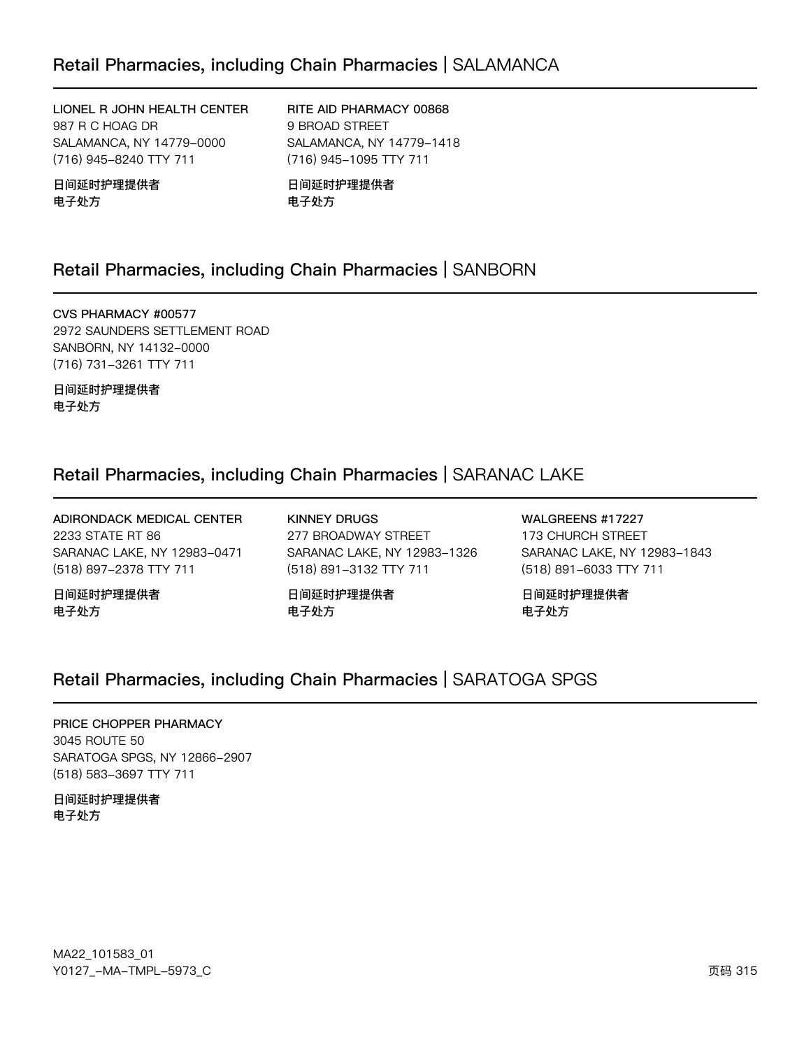## Retail Pharmacies, including Chain Pharmacies | SALAMANCA

**LIONEL R JOHN HEALTH CENTER**
987 R C HOAG DR
SALAMANCA, NY 14779-0000
(716) 945-8240 TTY 711

**日间延时护理提供者**
**电子处方**

**RITE AID PHARMACY 00868**
9 BROAD STREET
SALAMANCA, NY 14779-1418
(716) 945-1095 TTY 711

**日间延时护理提供者**
**电子处方**

## Retail Pharmacies, including Chain Pharmacies | SANBORN

**CVS PHARMACY #00577**
2972 SAUNDERS SETTLEMENT ROAD
SANBORN, NY 14132-0000
(716) 731-3261 TTY 711

**日间延时护理提供者**
**电子处方**

## Retail Pharmacies, including Chain Pharmacies | SARANAC LAKE

**ADIRONDACK MEDICAL CENTER**
2233 STATE RT 86
SARANAC LAKE, NY 12983-0471
(518) 897-2378 TTY 711

**日间延时护理提供者**
**电子处方**

**KINNEY DRUGS**
277 BROADWAY STREET
SARANAC LAKE, NY 12983-1326
(518) 891-3132 TTY 711

**日间延时护理提供者**
**电子处方**

**WALGREENS #17227**
173 CHURCH STREET
SARANAC LAKE, NY 12983-1843
(518) 891-6033 TTY 711

**日间延时护理提供者**
**电子处方**

## Retail Pharmacies, including Chain Pharmacies | SARATOGA SPGS

**PRICE CHOPPER PHARMACY**
3045 ROUTE 50
SARATOGA SPGS, NY 12866-2907
(518) 583-3697 TTY 711

**日间延时护理提供者**
**电子处方**

MA22_101583_01
Y0127_-MA-TMPL-5973_C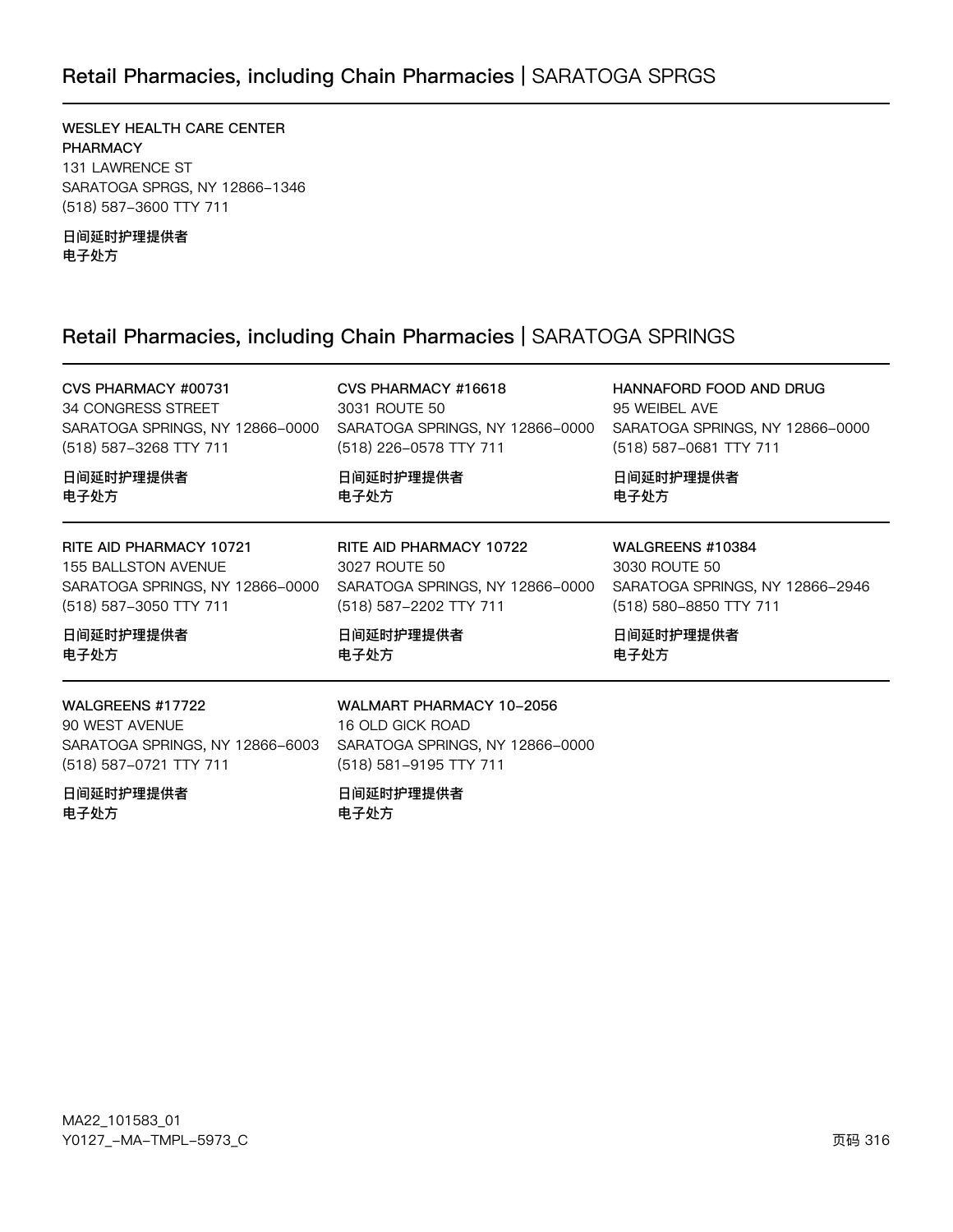## Retail Pharmacies, including Chain Pharmacies | SARATOGA SPRGS

**WESLEY HEALTH CARE CENTER PHARMACY**
131 LAWRENCE ST
SARATOGA SPRGS, NY 12866-1346
(518) 587-3600 TTY 711

**日间延时护理提供者**
**电子处方**

## Retail Pharmacies, including Chain Pharmacies | SARATOGA SPRINGS

**CVS PHARMACY #00731**
34 CONGRESS STREET
SARATOGA SPRINGS, NY 12866-0000
(518) 587-3268 TTY 711

**日间延时护理提供者**
**电子处方**

**CVS PHARMACY #16618**
3031 ROUTE 50
SARATOGA SPRINGS, NY 12866-0000
(518) 226-0578 TTY 711

**日间延时护理提供者**
**电子处方**

**HANNAFORD FOOD AND DRUG**
95 WEIBEL AVE
SARATOGA SPRINGS, NY 12866-0000
(518) 587-0681 TTY 711

**日间延时护理提供者**
**电子处方**

**RITE AID PHARMACY 10721**
155 BALLSTON AVENUE
SARATOGA SPRINGS, NY 12866-0000
(518) 587-3050 TTY 711

**日间延时护理提供者**
**电子处方**

**RITE AID PHARMACY 10722**
3027 ROUTE 50
SARATOGA SPRINGS, NY 12866-0000
(518) 587-2202 TTY 711

**日间延时护理提供者**
**电子处方**

**WALGREENS #10384**
3030 ROUTE 50
SARATOGA SPRINGS, NY 12866-2946
(518) 580-8850 TTY 711

**日间延时护理提供者**
**电子处方**

**WALGREENS #17722**
90 WEST AVENUE
SARATOGA SPRINGS, NY 12866-6003
(518) 587-0721 TTY 711

**日间延时护理提供者**
**电子处方**

**WALMART PHARMACY 10-2056**
16 OLD GICK ROAD
SARATOGA SPRINGS, NY 12866-0000
(518) 581-9195 TTY 711

**日间延时护理提供者**
**电子处方**

MA22_101583_01
Y0127_-MA-TMPL-5973_C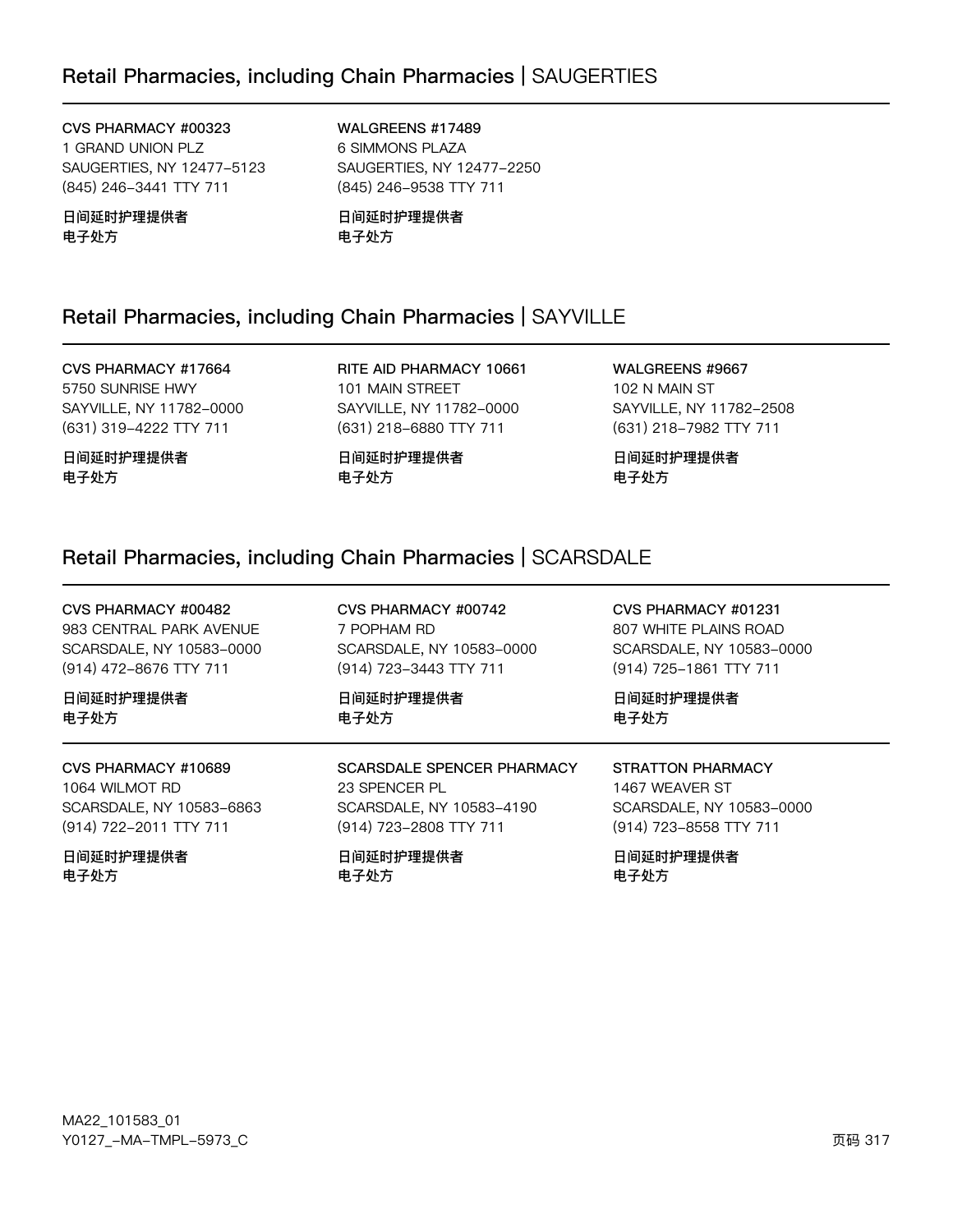## Retail Pharmacies, including Chain Pharmacies | SAUGERTIES

**CVS PHARMACY #00323**
1 GRAND UNION PLZ
SAUGERTIES, NY 12477-5123
(845) 246-3441 TTY 711

**日间延时护理提供者**
**电子处方**

**WALGREENS #17489**
6 SIMMONS PLAZA
SAUGERTIES, NY 12477-2250
(845) 246-9538 TTY 711

**日间延时护理提供者**
**电子处方**

## Retail Pharmacies, including Chain Pharmacies | SAYVILLE

**CVS PHARMACY #17664**
5750 SUNRISE HWY
SAYVILLE, NY 11782-0000
(631) 319-4222 TTY 711

**日间延时护理提供者**
**电子处方**

**RITE AID PHARMACY 10661**
101 MAIN STREET
SAYVILLE, NY 11782-0000
(631) 218-6880 TTY 711

**日间延时护理提供者**
**电子处方**

**WALGREENS #9667**
102 N MAIN ST
SAYVILLE, NY 11782-2508
(631) 218-7982 TTY 711

**日间延时护理提供者**
**电子处方**

## Retail Pharmacies, including Chain Pharmacies | SCARSDALE

**CVS PHARMACY #00482**
983 CENTRAL PARK AVENUE
SCARSDALE, NY 10583-0000
(914) 472-8676 TTY 711

**日间延时护理提供者**
**电子处方**

**CVS PHARMACY #00742**
7 POPHAM RD
SCARSDALE, NY 10583-0000
(914) 723-3443 TTY 711

**日间延时护理提供者**
**电子处方**

**CVS PHARMACY #01231**
807 WHITE PLAINS ROAD
SCARSDALE, NY 10583-0000
(914) 725-1861 TTY 711

**日间延时护理提供者**
**电子处方**

**CVS PHARMACY #10689**
1064 WILMOT RD
SCARSDALE, NY 10583-6863
(914) 722-2011 TTY 711

**日间延时护理提供者**
**电子处方**

**SCARSDALE SPENCER PHARMACY**
23 SPENCER PL
SCARSDALE, NY 10583-4190
(914) 723-2808 TTY 711

**日间延时护理提供者**
**电子处方**

**STRATTON PHARMACY**
1467 WEAVER ST
SCARSDALE, NY 10583-0000
(914) 723-8558 TTY 711

**日间延时护理提供者**
**电子处方**

MA22_101583_01
Y0127_-MA-TMPL-5973_C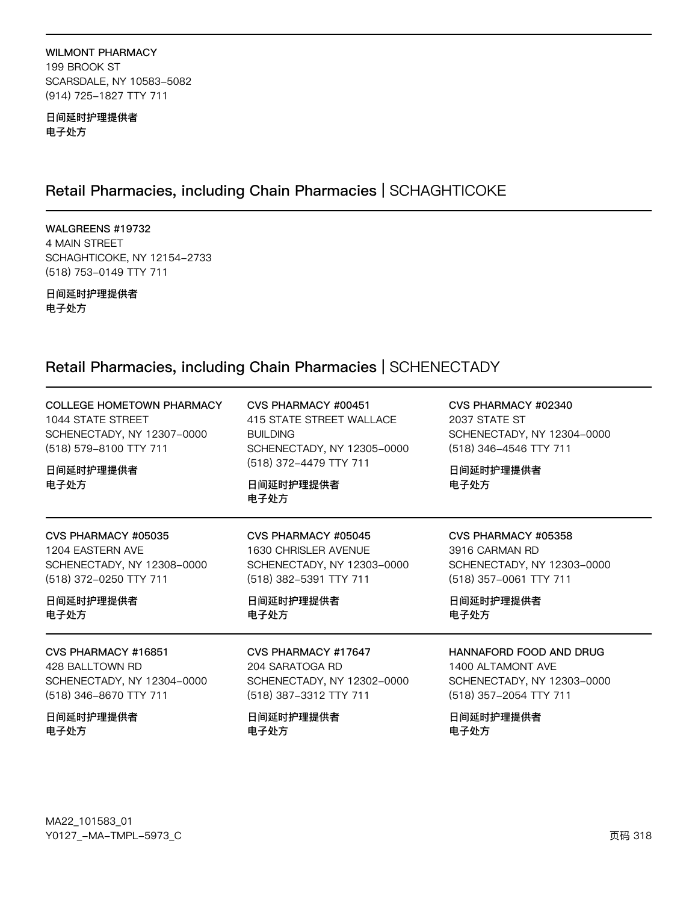WILMONT PHARMACY
199 BROOK ST
SCARSDALE, NY 10583-5082
(914) 725-1827 TTY 711

**日间延时护理提供者**
**电子处方**

## Retail Pharmacies, including Chain Pharmacies | SCHAGHTICOKE

WALGREENS #19732
4 MAIN STREET
SCHAGHTICOKE, NY 12154-2733
(518) 753-0149 TTY 711

**日间延时护理提供者**
**电子处方**

## Retail Pharmacies, including Chain Pharmacies | SCHENECTADY

COLLEGE HOMETOWN PHARMACY
1044 STATE STREET
SCHENECTADY, NY 12307-0000
(518) 579-8100 TTY 711

**日间延时护理提供者**
**电子处方**

CVS PHARMACY #00451
415 STATE STREET WALLACE BUILDING
SCHENECTADY, NY 12305-0000
(518) 372-4479 TTY 711

**日间延时护理提供者**
**电子处方**

CVS PHARMACY #02340
2037 STATE ST
SCHENECTADY, NY 12304-0000
(518) 346-4546 TTY 711

**日间延时护理提供者**
**电子处方**

CVS PHARMACY #05035
1204 EASTERN AVE
SCHENECTADY, NY 12308-0000
(518) 372-0250 TTY 711

**日间延时护理提供者**
**电子处方**

CVS PHARMACY #05045
1630 CHRISLER AVENUE
SCHENECTADY, NY 12303-0000
(518) 382-5391 TTY 711

**日间延时护理提供者**
**电子处方**

CVS PHARMACY #05358
3916 CARMAN RD
SCHENECTADY, NY 12303-0000
(518) 357-0061 TTY 711

**日间延时护理提供者**
**电子处方**

CVS PHARMACY #16851
428 BALLTOWN RD
SCHENECTADY, NY 12304-0000
(518) 346-8670 TTY 711

**日间延时护理提供者**
**电子处方**

CVS PHARMACY #17647
204 SARATOGA RD
SCHENECTADY, NY 12302-0000
(518) 387-3312 TTY 711

**日间延时护理提供者**
**电子处方**

HANNAFORD FOOD AND DRUG
1400 ALTAMONT AVE
SCHENECTADY, NY 12303-0000
(518) 357-2054 TTY 711

**日间延时护理提供者**
**电子处方**

MA22_101583_01
Y0127_-MA-TMPL-5973_C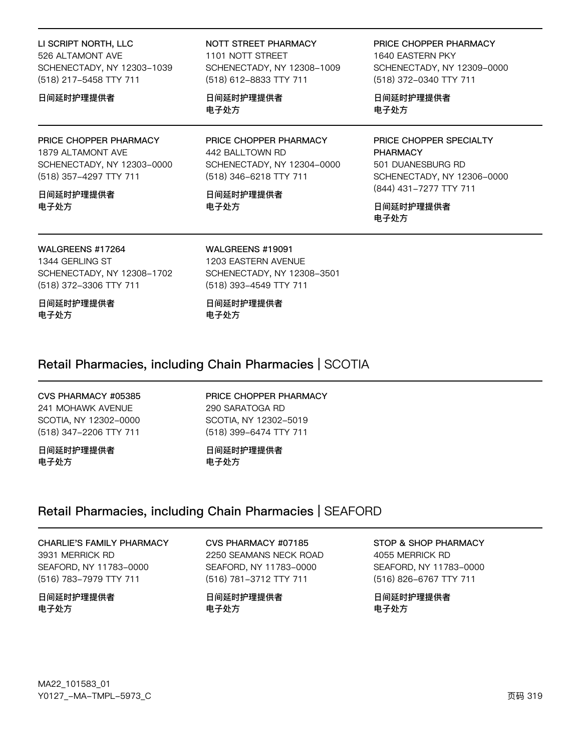LI SCRIPT NORTH, LLC
526 ALTAMONT AVE
SCHENECTADY, NY 12303-1039
(518) 217-5458 TTY 711

**日间延时护理提供者**

NOTT STREET PHARMACY
1101 NOTT STREET
SCHENECTADY, NY 12308-1009
(518) 612-8833 TTY 711

**日间延时护理提供者**
**电子处方**

PRICE CHOPPER PHARMACY
1640 EASTERN PKY
SCHENECTADY, NY 12309-0000
(518) 372-0340 TTY 711

**日间延时护理提供者**
**电子处方**

PRICE CHOPPER PHARMACY
1879 ALTAMONT AVE
SCHENECTADY, NY 12303-0000
(518) 357-4297 TTY 711

**日间延时护理提供者**
**电子处方**

PRICE CHOPPER PHARMACY
442 BALLTOWN RD
SCHENECTADY, NY 12304-0000
(518) 346-6218 TTY 711

**日间延时护理提供者**
**电子处方**

PRICE CHOPPER SPECIALTY PHARMACY
501 DUANESBURG RD
SCHENECTADY, NY 12306-0000
(844) 431-7277 TTY 711

**日间延时护理提供者**
**电子处方**

WALGREENS #17264
1344 GERLING ST
SCHENECTADY, NY 12308-1702
(518) 372-3306 TTY 711

**日间延时护理提供者**
**电子处方**

WALGREENS #19091
1203 EASTERN AVENUE
SCHENECTADY, NY 12308-3501
(518) 393-4549 TTY 711

**日间延时护理提供者**
**电子处方**

## Retail Pharmacies, including Chain Pharmacies | SCOTIA

CVS PHARMACY #05385
241 MOHAWK AVENUE
SCOTIA, NY 12302-0000
(518) 347-2206 TTY 711

**日间延时护理提供者**
**电子处方**

PRICE CHOPPER PHARMACY
290 SARATOGA RD
SCOTIA, NY 12302-5019
(518) 399-6474 TTY 711

**日间延时护理提供者**
**电子处方**

## Retail Pharmacies, including Chain Pharmacies | SEAFORD

CHARLIE'S FAMILY PHARMACY
3931 MERRICK RD
SEAFORD, NY 11783-0000
(516) 783-7979 TTY 711

**日间延时护理提供者**
**电子处方**

CVS PHARMACY #07185
2250 SEAMANS NECK ROAD
SEAFORD, NY 11783-0000
(516) 781-3712 TTY 711

**日间延时护理提供者**
**电子处方**

STOP & SHOP PHARMACY
4055 MERRICK RD
SEAFORD, NY 11783-0000
(516) 826-6767 TTY 711

**日间延时护理提供者**
**电子处方**

MA22_101583_01
Y0127_-MA-TMPL-5973_C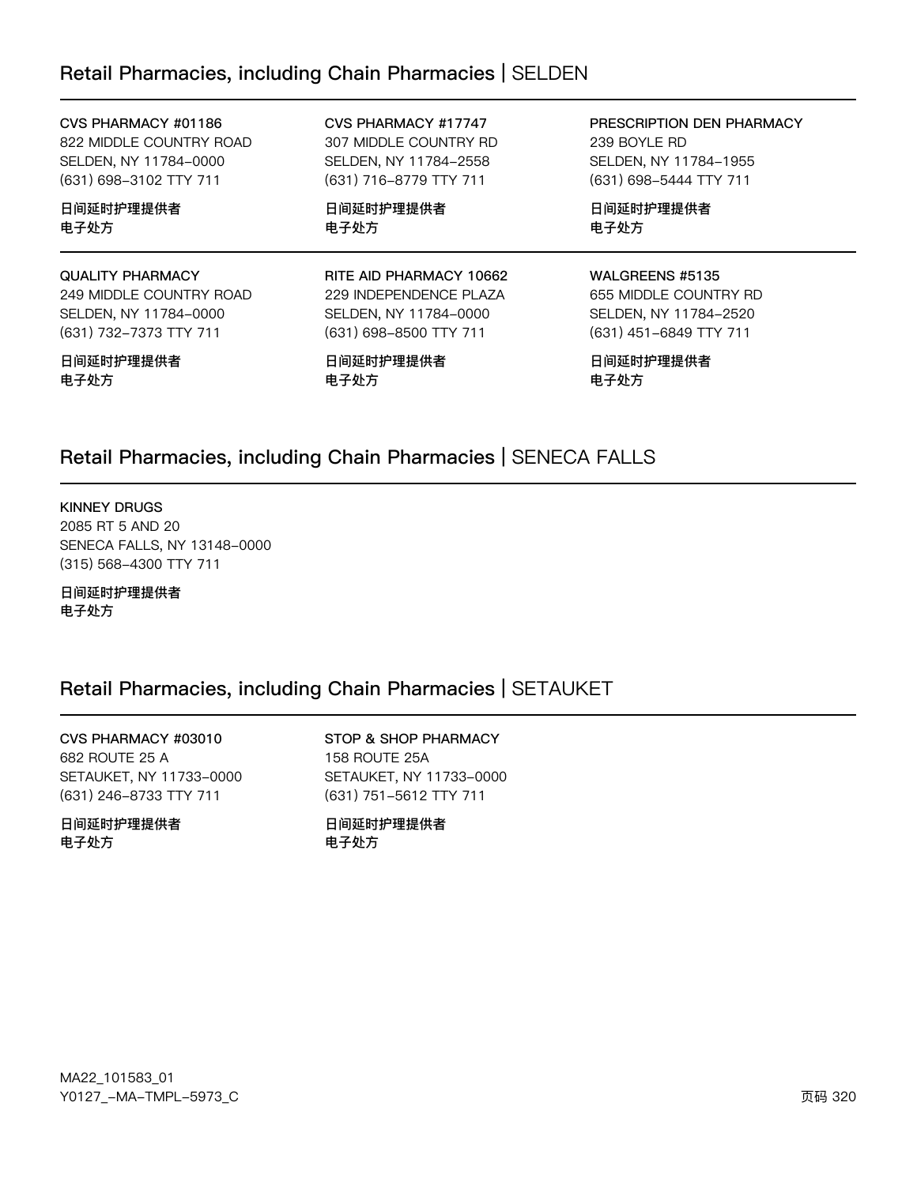## Retail Pharmacies, including Chain Pharmacies | SELDEN

**CVS PHARMACY #01186**
822 MIDDLE COUNTRY ROAD
SELDEN, NY 11784-0000
(631) 698-3102 TTY 711

**日间延时护理提供者**
**电子处方**

**CVS PHARMACY #17747**
307 MIDDLE COUNTRY RD
SELDEN, NY 11784-2558
(631) 716-8779 TTY 711

**日间延时护理提供者**
**电子处方**

**PRESCRIPTION DEN PHARMACY**
239 BOYLE RD
SELDEN, NY 11784-1955
(631) 698-5444 TTY 711

**日间延时护理提供者**
**电子处方**

**QUALITY PHARMACY**
249 MIDDLE COUNTRY ROAD
SELDEN, NY 11784-0000
(631) 732-7373 TTY 711

**日间延时护理提供者**
**电子处方**

**RITE AID PHARMACY 10662**
229 INDEPENDENCE PLAZA
SELDEN, NY 11784-0000
(631) 698-8500 TTY 711

**日间延时护理提供者**
**电子处方**

**WALGREENS #5135**
655 MIDDLE COUNTRY RD
SELDEN, NY 11784-2520
(631) 451-6849 TTY 711

**日间延时护理提供者**
**电子处方**

## Retail Pharmacies, including Chain Pharmacies | SENECA FALLS

**KINNEY DRUGS**
2085 RT 5 AND 20
SENECA FALLS, NY 13148-0000
(315) 568-4300 TTY 711

**日间延时护理提供者**
**电子处方**

## Retail Pharmacies, including Chain Pharmacies | SETAUKET

**CVS PHARMACY #03010**
682 ROUTE 25 A
SETAUKET, NY 11733-0000
(631) 246-8733 TTY 711

**日间延时护理提供者**
**电子处方**

**STOP & SHOP PHARMACY**
158 ROUTE 25A
SETAUKET, NY 11733-0000
(631) 751-5612 TTY 711

**日间延时护理提供者**
**电子处方**

MA22_101583_01
Y0127_-MA-TMPL-5973_C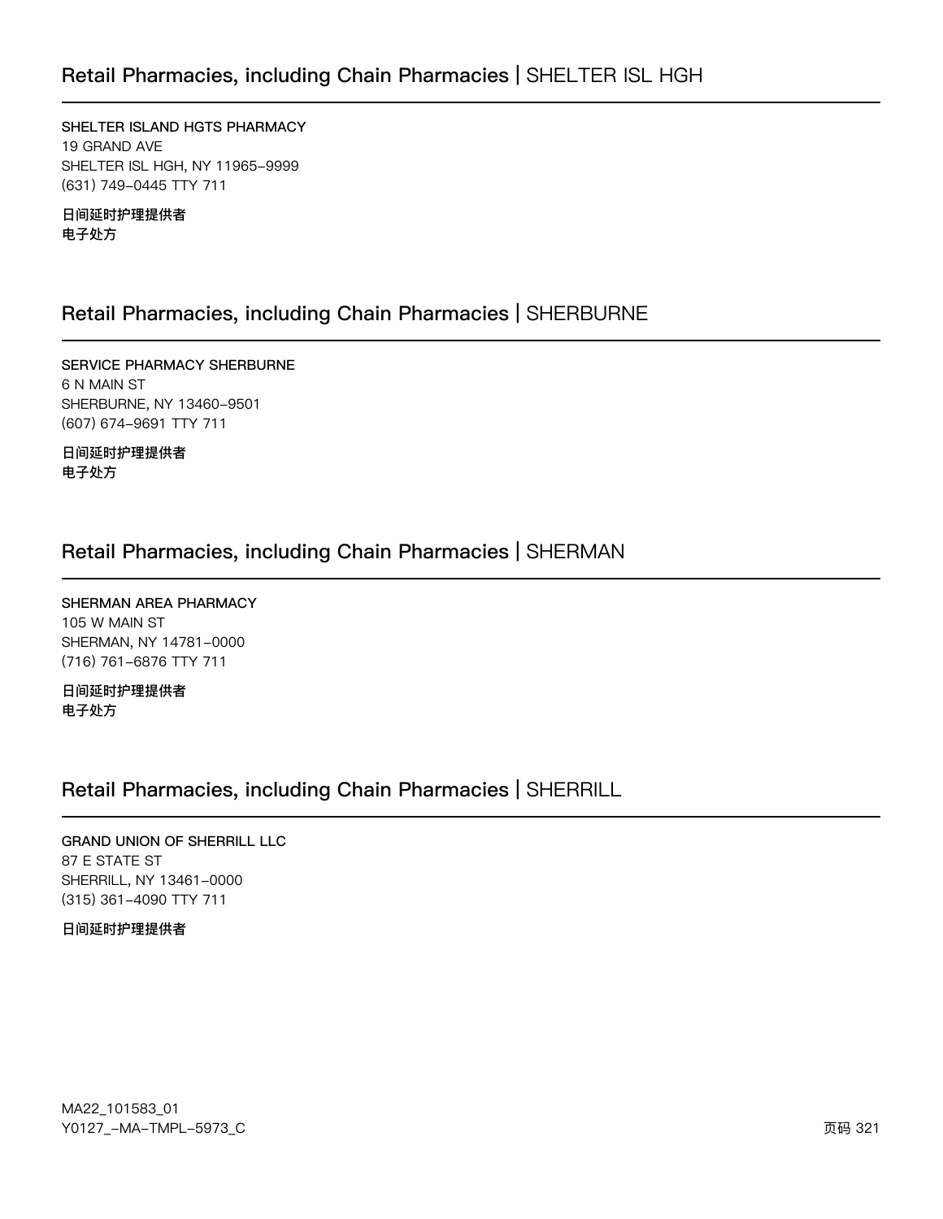## Retail Pharmacies, including Chain Pharmacies | SHELTER ISL HGH

SHELTER ISLAND HGTS PHARMACY
19 GRAND AVE
SHELTER ISL HGH, NY 11965-9999
(631) 749-0445 TTY 711

**日间延时护理提供者**
**电子处方**

## Retail Pharmacies, including Chain Pharmacies | SHERBURNE

SERVICE PHARMACY SHERBURNE
6 N MAIN ST
SHERBURNE, NY 13460-9501
(607) 674-9691 TTY 711

**日间延时护理提供者**
**电子处方**

## Retail Pharmacies, including Chain Pharmacies | SHERMAN

SHERMAN AREA PHARMACY
105 W MAIN ST
SHERMAN, NY 14781-0000
(716) 761-6876 TTY 711

**日间延时护理提供者**
**电子处方**

## Retail Pharmacies, including Chain Pharmacies | SHERRILL

GRAND UNION OF SHERRILL LLC
87 E STATE ST
SHERRILL, NY 13461-0000
(315) 361-4090 TTY 711

**日间延时护理提供者**

MA22_101583_01
Y0127_-MA-TMPL-5973_C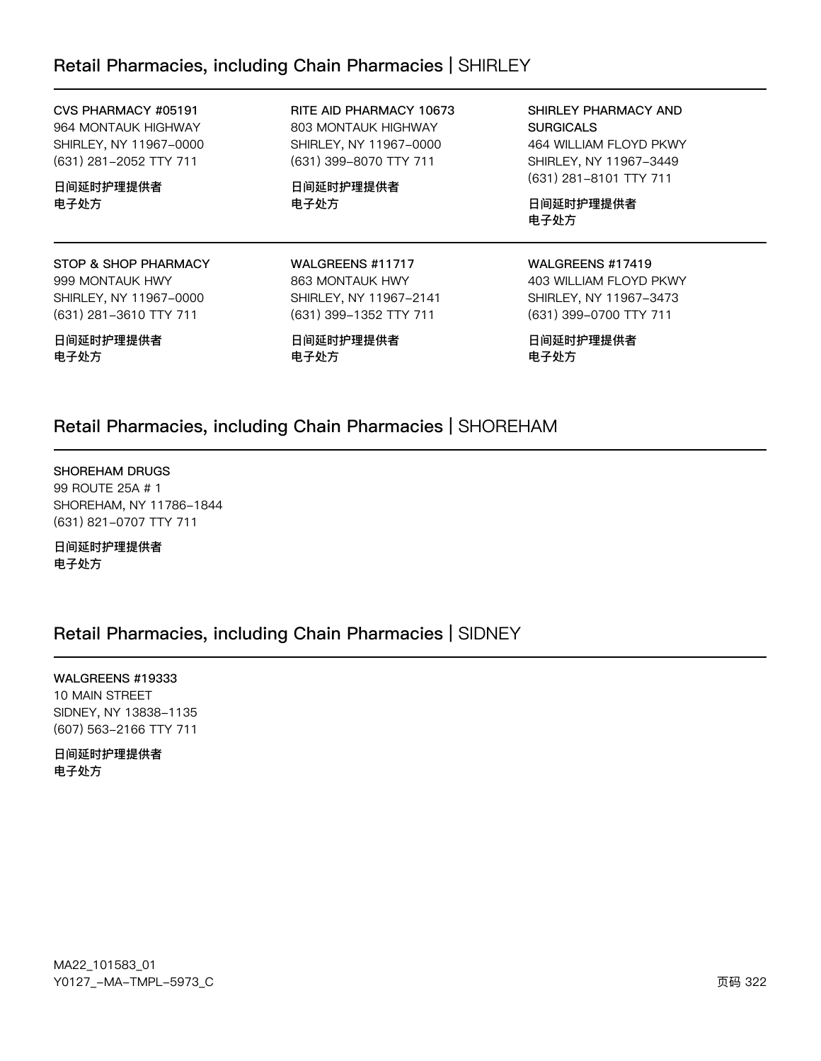## Retail Pharmacies, including Chain Pharmacies | SHIRLEY

**CVS PHARMACY #05191**
964 MONTAUK HIGHWAY
SHIRLEY, NY 11967–0000
(631) 281–2052 TTY 711

**日间延时护理提供者**
**电子处方**

**RITE AID PHARMACY 10673**
803 MONTAUK HIGHWAY
SHIRLEY, NY 11967–0000
(631) 399–8070 TTY 711

**日间延时护理提供者**
**电子处方**

**SHIRLEY PHARMACY AND SURGICALS**
464 WILLIAM FLOYD PKWY
SHIRLEY, NY 11967–3449
(631) 281–8101 TTY 711

**日间延时护理提供者**
**电子处方**

**STOP & SHOP PHARMACY**
999 MONTAUK HWY
SHIRLEY, NY 11967–0000
(631) 281–3610 TTY 711

**日间延时护理提供者**
**电子处方**

**WALGREENS #11717**
863 MONTAUK HWY
SHIRLEY, NY 11967–2141
(631) 399–1352 TTY 711

**日间延时护理提供者**
**电子处方**

**WALGREENS #17419**
403 WILLIAM FLOYD PKWY
SHIRLEY, NY 11967–3473
(631) 399–0700 TTY 711

**日间延时护理提供者**
**电子处方**

## Retail Pharmacies, including Chain Pharmacies | SHOREHAM

**SHOREHAM DRUGS**
99 ROUTE 25A # 1
SHOREHAM, NY 11786–1844
(631) 821–0707 TTY 711

**日间延时护理提供者**
**电子处方**

## Retail Pharmacies, including Chain Pharmacies | SIDNEY

**WALGREENS #19333**
10 MAIN STREET
SIDNEY, NY 13838–1135
(607) 563–2166 TTY 711

**日间延时护理提供者**
**电子处方**

MA22_101583_01
Y0127_–MA–TMPL–5973_C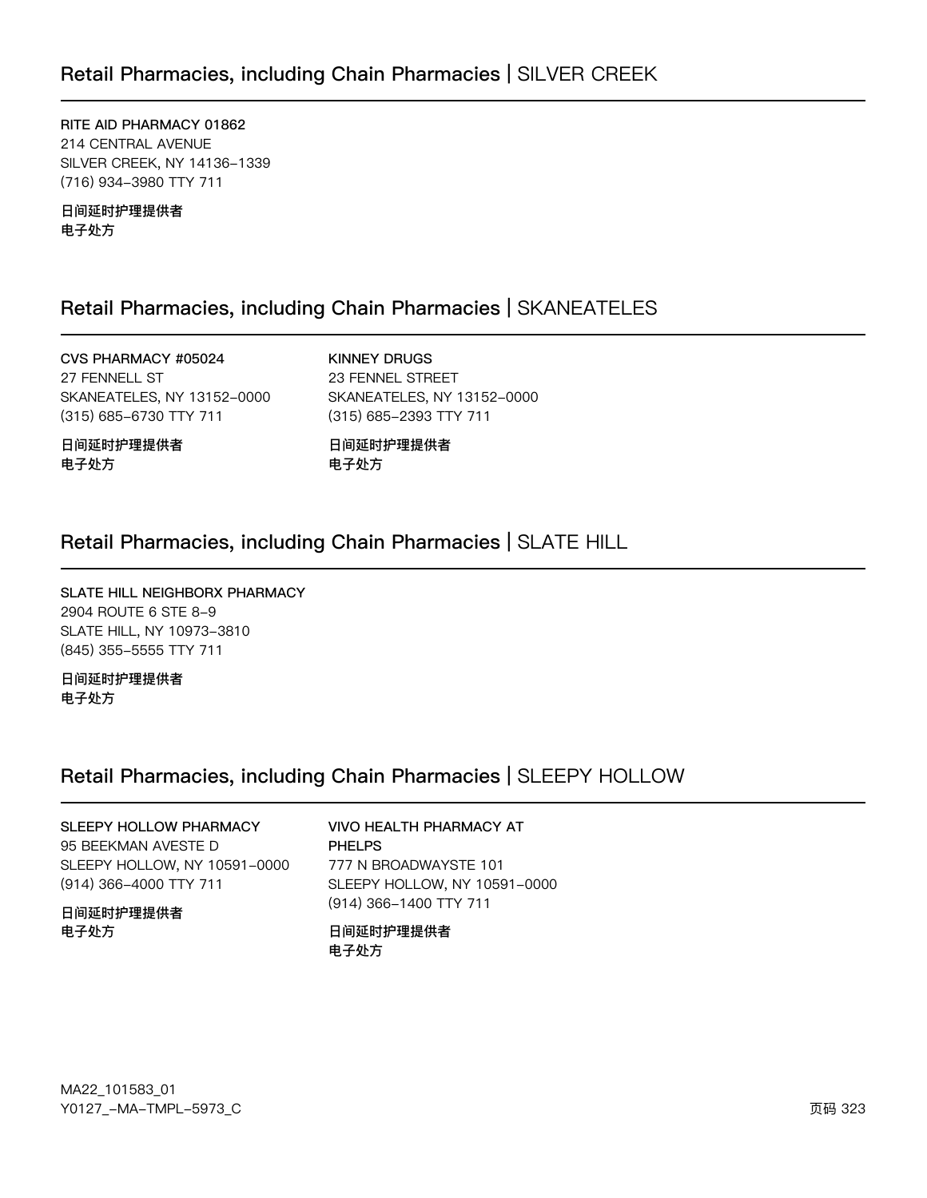## Retail Pharmacies, including Chain Pharmacies | SILVER CREEK

**RITE AID PHARMACY 01862**
214 CENTRAL AVENUE
SILVER CREEK, NY 14136-1339
(716) 934-3980 TTY 711

**日间延时护理提供者**
**电子处方**

## Retail Pharmacies, including Chain Pharmacies | SKANEATELES

**CVS PHARMACY #05024**
27 FENNELL ST
SKANEATELES, NY 13152-0000
(315) 685-6730 TTY 711

**日间延时护理提供者**
**电子处方**

**KINNEY DRUGS**
23 FENNEL STREET
SKANEATELES, NY 13152-0000
(315) 685-2393 TTY 711

**日间延时护理提供者**
**电子处方**

## Retail Pharmacies, including Chain Pharmacies | SLATE HILL

**SLATE HILL NEIGHBORX PHARMACY**
2904 ROUTE 6 STE 8-9
SLATE HILL, NY 10973-3810
(845) 355-5555 TTY 711

**日间延时护理提供者**
**电子处方**

## Retail Pharmacies, including Chain Pharmacies | SLEEPY HOLLOW

**SLEEPY HOLLOW PHARMACY**
95 BEEKMAN AVESTE D
SLEEPY HOLLOW, NY 10591-0000
(914) 366-4000 TTY 711

**日间延时护理提供者**
**电子处方**

**VIVO HEALTH PHARMACY AT PHELPS**
777 N BROADWAYSTE 101
SLEEPY HOLLOW, NY 10591-0000
(914) 366-1400 TTY 711

**日间延时护理提供者**
**电子处方**

MA22_101583_01
Y0127_-MA-TMPL-5973_C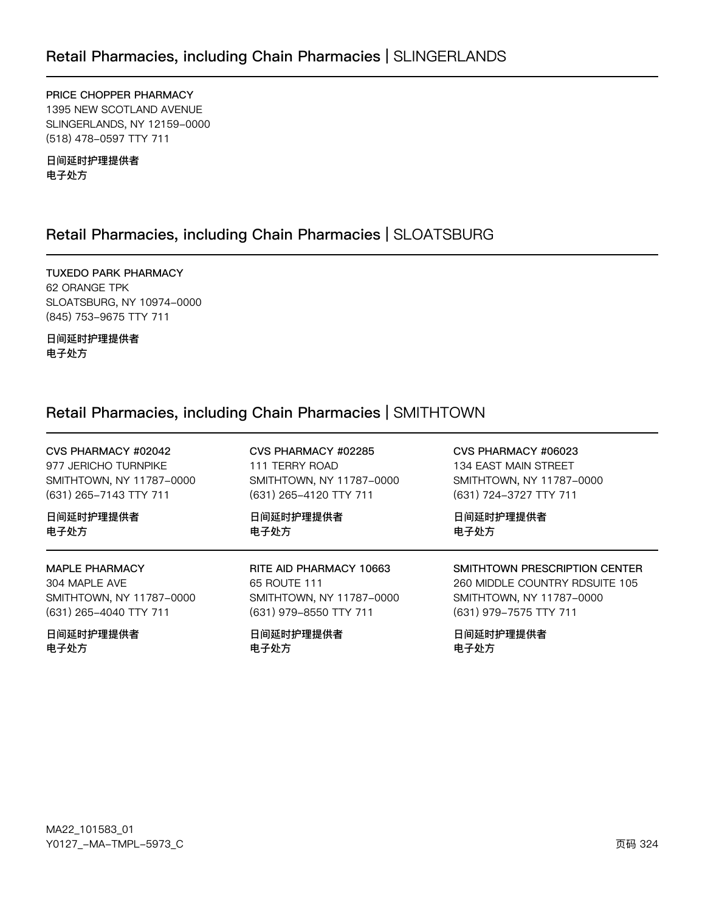## Retail Pharmacies, including Chain Pharmacies | SLINGERLANDS

PRICE CHOPPER PHARMACY
1395 NEW SCOTLAND AVENUE
SLINGERLANDS, NY 12159-0000
(518) 478-0597 TTY 711

**日间延时护理提供者**
**电子处方**

## Retail Pharmacies, including Chain Pharmacies | SLOATSBURG

TUXEDO PARK PHARMACY
62 ORANGE TPK
SLOATSBURG, NY 10974-0000
(845) 753-9675 TTY 711

**日间延时护理提供者**
**电子处方**

## Retail Pharmacies, including Chain Pharmacies | SMITHTOWN

CVS PHARMACY #02042
977 JERICHO TURNPIKE
SMITHTOWN, NY 11787-0000
(631) 265-7143 TTY 711

**日间延时护理提供者**
**电子处方**

CVS PHARMACY #02285
111 TERRY ROAD
SMITHTOWN, NY 11787-0000
(631) 265-4120 TTY 711

**日间延时护理提供者**
**电子处方**

CVS PHARMACY #06023
134 EAST MAIN STREET
SMITHTOWN, NY 11787-0000
(631) 724-3727 TTY 711

**日间延时护理提供者**
**电子处方**

MAPLE PHARMACY
304 MAPLE AVE
SMITHTOWN, NY 11787-0000
(631) 265-4040 TTY 711

**日间延时护理提供者**
**电子处方**

RITE AID PHARMACY 10663
65 ROUTE 111
SMITHTOWN, NY 11787-0000
(631) 979-8550 TTY 711

**日间延时护理提供者**
**电子处方**

SMITHTOWN PRESCRIPTION CENTER
260 MIDDLE COUNTRY RDSUITE 105
SMITHTOWN, NY 11787-0000
(631) 979-7575 TTY 711

**日间延时护理提供者**
**电子处方**

MA22_101583_01
Y0127_-MA-TMPL-5973_C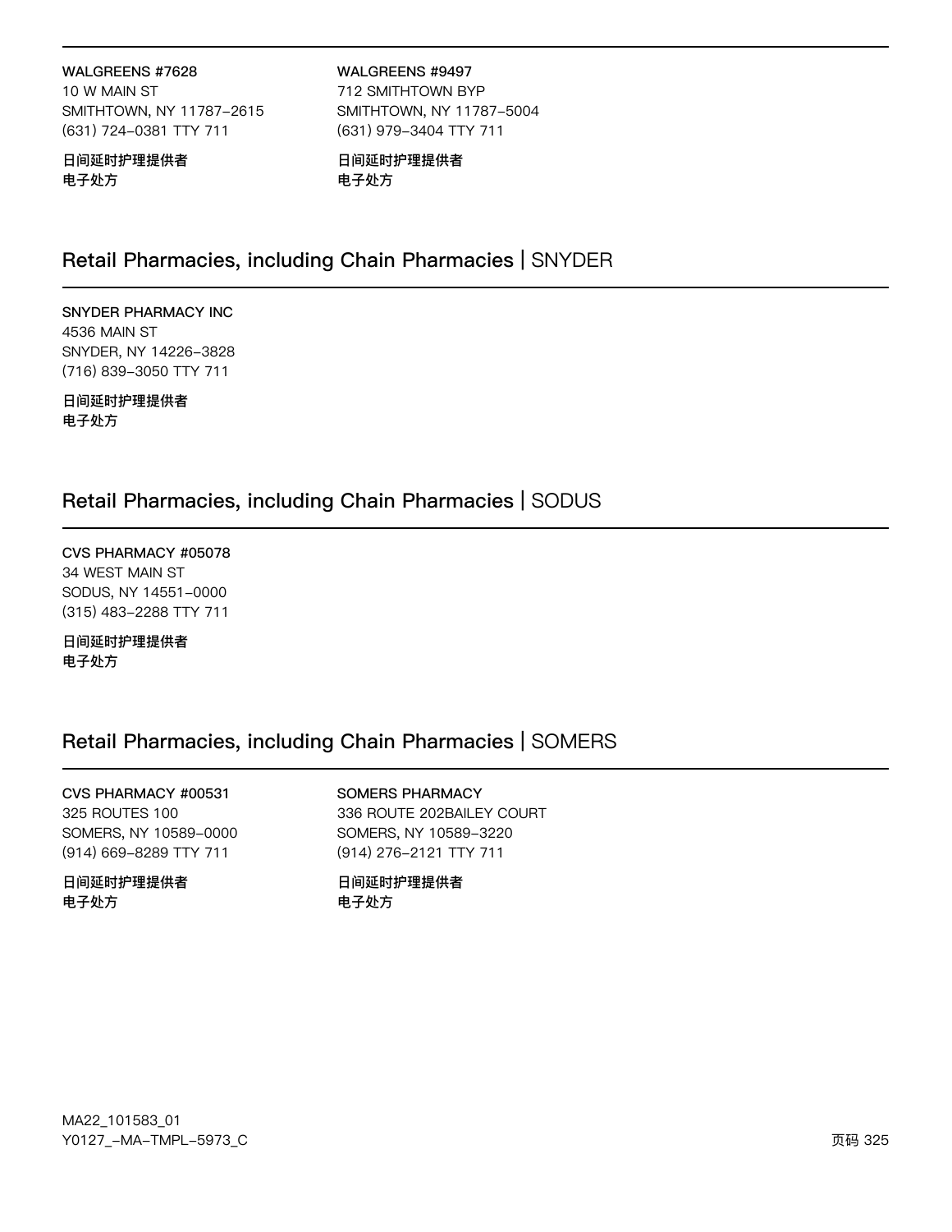**WALGREENS #7628**
10 W MAIN ST
SMITHTOWN, NY 11787-2615
(631) 724-0381 TTY 711

**日间延时护理提供者**
**电子处方**

**WALGREENS #9497**
712 SMITHTOWN BYP
SMITHTOWN, NY 11787-5004
(631) 979-3404 TTY 711

**日间延时护理提供者**
**电子处方**

## Retail Pharmacies, including Chain Pharmacies | SNYDER

**SNYDER PHARMACY INC**
4536 MAIN ST
SNYDER, NY 14226-3828
(716) 839-3050 TTY 711

**日间延时护理提供者**
**电子处方**

## Retail Pharmacies, including Chain Pharmacies | SODUS

**CVS PHARMACY #05078**
34 WEST MAIN ST
SODUS, NY 14551-0000
(315) 483-2288 TTY 711

**日间延时护理提供者**
**电子处方**

## Retail Pharmacies, including Chain Pharmacies | SOMERS

**CVS PHARMACY #00531**
325 ROUTES 100
SOMERS, NY 10589-0000
(914) 669-8289 TTY 711

**日间延时护理提供者**
**电子处方**

**SOMERS PHARMACY**
336 ROUTE 202BAILEY COURT
SOMERS, NY 10589-3220
(914) 276-2121 TTY 711

**日间延时护理提供者**
**电子处方**

MA22_101583_01
Y0127_-MA-TMPL-5973_C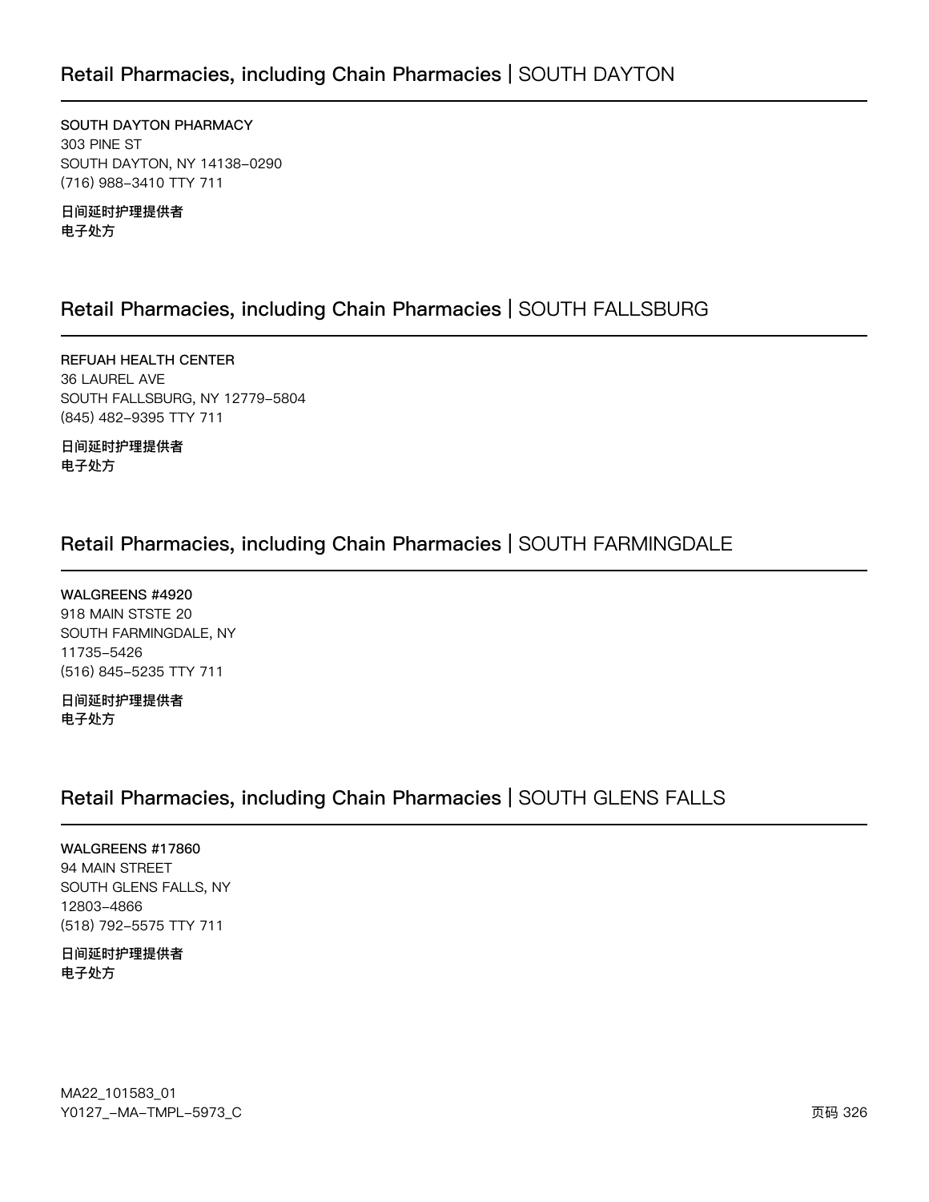## Retail Pharmacies, including Chain Pharmacies | SOUTH DAYTON

**SOUTH DAYTON PHARMACY**
303 PINE ST
SOUTH DAYTON, NY 14138-0290
(716) 988-3410 TTY 711

**日间延时护理提供者**
**电子处方**

## Retail Pharmacies, including Chain Pharmacies | SOUTH FALLSBURG

**REFUAH HEALTH CENTER**
36 LAUREL AVE
SOUTH FALLSBURG, NY 12779-5804
(845) 482-9395 TTY 711

**日间延时护理提供者**
**电子处方**

## Retail Pharmacies, including Chain Pharmacies | SOUTH FARMINGDALE

**WALGREENS #4920**
918 MAIN STSTE 20
SOUTH FARMINGDALE, NY
11735-5426
(516) 845-5235 TTY 711

**日间延时护理提供者**
**电子处方**

## Retail Pharmacies, including Chain Pharmacies | SOUTH GLENS FALLS

**WALGREENS #17860**
94 MAIN STREET
SOUTH GLENS FALLS, NY
12803-4866
(518) 792-5575 TTY 711

**日间延时护理提供者**
**电子处方**

MA22_101583_01
Y0127_-MA-TMPL-5973_C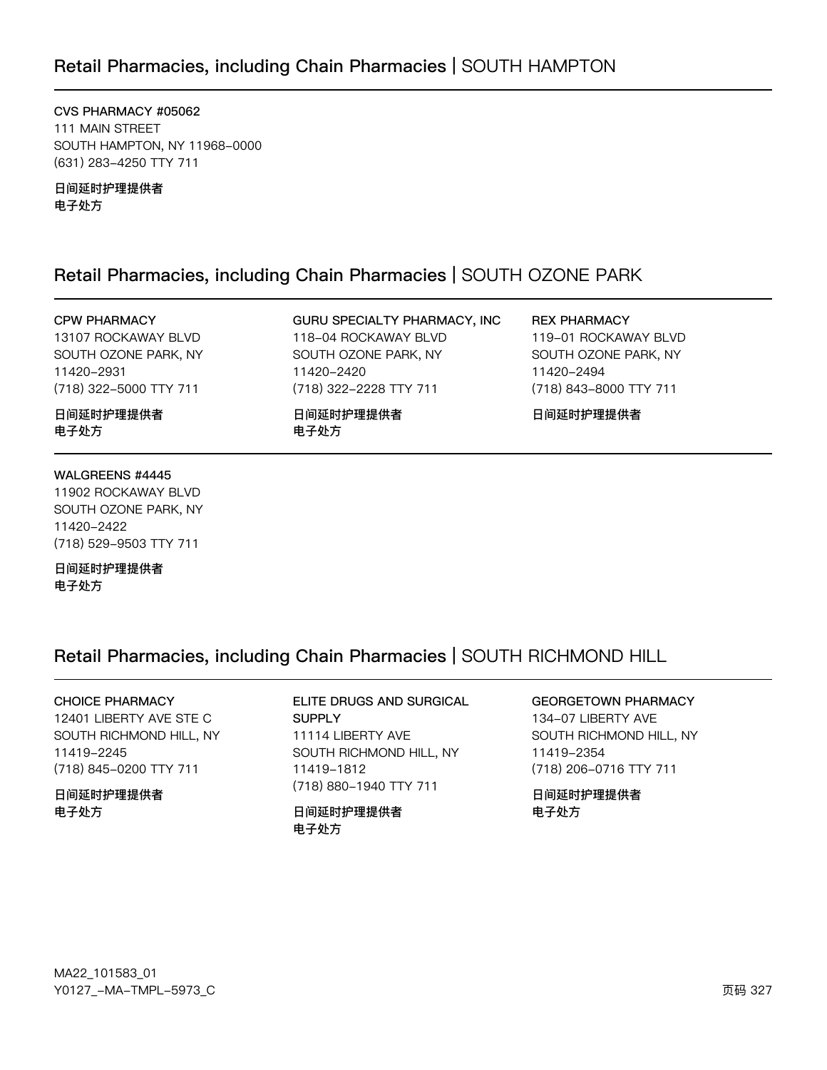## Retail Pharmacies, including Chain Pharmacies | SOUTH HAMPTON

**CVS PHARMACY #05062**
111 MAIN STREET
SOUTH HAMPTON, NY 11968-0000
(631) 283-4250 TTY 711

**日间延时护理提供者**
**电子处方**

## Retail Pharmacies, including Chain Pharmacies | SOUTH OZONE PARK

**CPW PHARMACY**
13107 ROCKAWAY BLVD
SOUTH OZONE PARK, NY
11420-2931
(718) 322-5000 TTY 711

**日间延时护理提供者**
**电子处方**

**GURU SPECIALTY PHARMACY, INC**
118-04 ROCKAWAY BLVD
SOUTH OZONE PARK, NY
11420-2420
(718) 322-2228 TTY 711

**日间延时护理提供者**
**电子处方**

**REX PHARMACY**
119-01 ROCKAWAY BLVD
SOUTH OZONE PARK, NY
11420-2494
(718) 843-8000 TTY 711

**日间延时护理提供者**

**WALGREENS #4445**
11902 ROCKAWAY BLVD
SOUTH OZONE PARK, NY
11420-2422
(718) 529-9503 TTY 711

**日间延时护理提供者**
**电子处方**

## Retail Pharmacies, including Chain Pharmacies | SOUTH RICHMOND HILL

**CHOICE PHARMACY**
12401 LIBERTY AVE STE C
SOUTH RICHMOND HILL, NY
11419-2245
(718) 845-0200 TTY 711

**日间延时护理提供者**
**电子处方**

**ELITE DRUGS AND SURGICAL SUPPLY**
11114 LIBERTY AVE
SOUTH RICHMOND HILL, NY
11419-1812
(718) 880-1940 TTY 711

**日间延时护理提供者**
**电子处方**

**GEORGETOWN PHARMACY**
134-07 LIBERTY AVE
SOUTH RICHMOND HILL, NY
11419-2354
(718) 206-0716 TTY 711

**日间延时护理提供者**
**电子处方**

MA22_101583_01
Y0127_-MA-TMPL-5973_C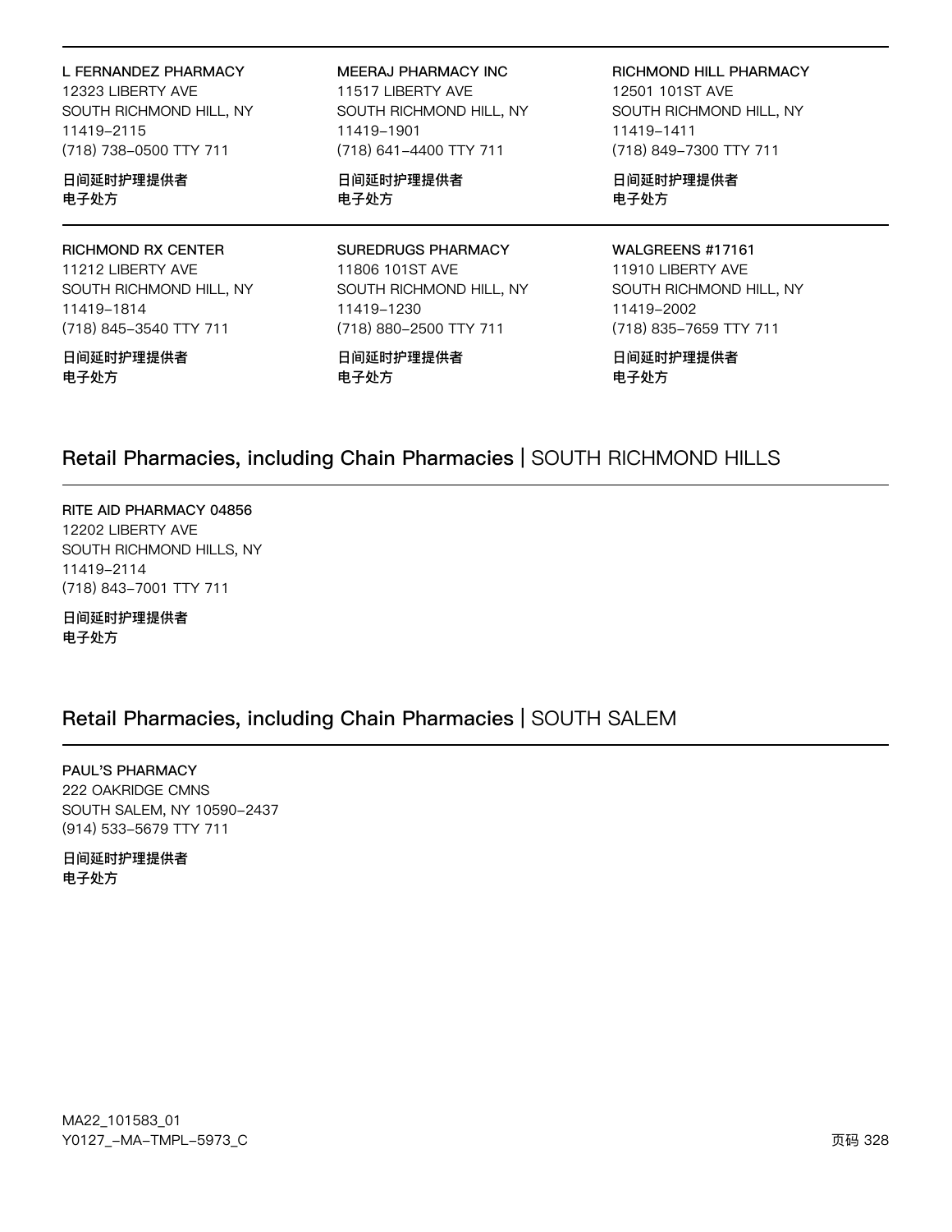**L FERNANDEZ PHARMACY**
12323 LIBERTY AVE
SOUTH RICHMOND HILL, NY
11419-2115
(718) 738-0500 TTY 711

**日间延时护理提供者**
**电子处方**

**MEERAJ PHARMACY INC**
11517 LIBERTY AVE
SOUTH RICHMOND HILL, NY
11419-1901
(718) 641-4400 TTY 711

**日间延时护理提供者**
**电子处方**

**RICHMOND HILL PHARMACY**
12501 101ST AVE
SOUTH RICHMOND HILL, NY
11419-1411
(718) 849-7300 TTY 711

**日间延时护理提供者**
**电子处方**

**RICHMOND RX CENTER**
11212 LIBERTY AVE
SOUTH RICHMOND HILL, NY
11419-1814
(718) 845-3540 TTY 711

**日间延时护理提供者**
**电子处方**

**SUREDRUGS PHARMACY**
11806 101ST AVE
SOUTH RICHMOND HILL, NY
11419-1230
(718) 880-2500 TTY 711

**日间延时护理提供者**
**电子处方**

**WALGREENS #17161**
11910 LIBERTY AVE
SOUTH RICHMOND HILL, NY
11419-2002
(718) 835-7659 TTY 711

**日间延时护理提供者**
**电子处方**

## Retail Pharmacies, including Chain Pharmacies | SOUTH RICHMOND HILLS

**RITE AID PHARMACY 04856**
12202 LIBERTY AVE
SOUTH RICHMOND HILLS, NY
11419-2114
(718) 843-7001 TTY 711

**日间延时护理提供者**
**电子处方**

## Retail Pharmacies, including Chain Pharmacies | SOUTH SALEM

**PAUL'S PHARMACY**
222 OAKRIDGE CMNS
SOUTH SALEM, NY 10590-2437
(914) 533-5679 TTY 711

**日间延时护理提供者**
**电子处方**

MA22_101583_01
Y0127_-MA-TMPL-5973_C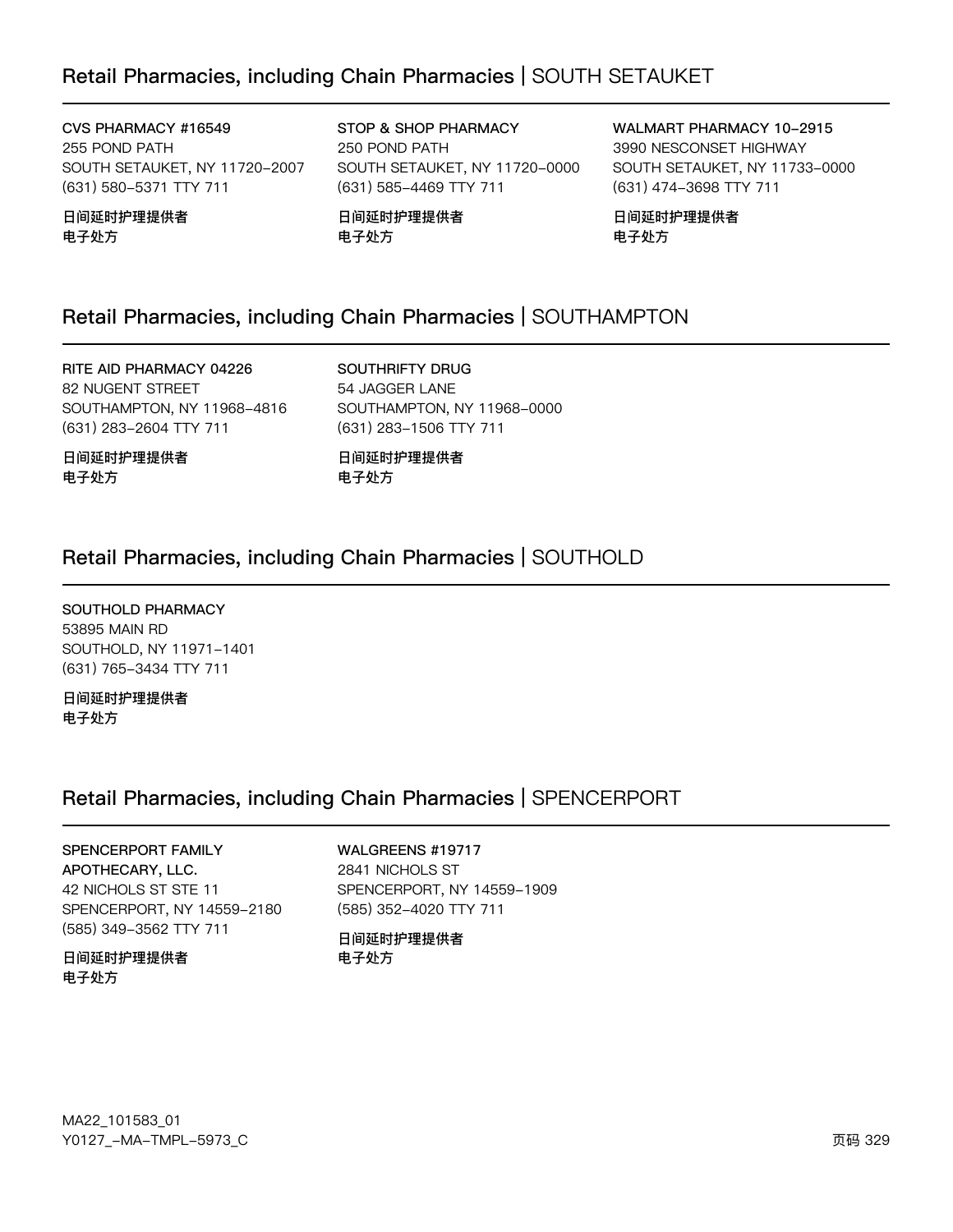## Retail Pharmacies, including Chain Pharmacies | SOUTH SETAUKET

**CVS PHARMACY #16549**
255 POND PATH
SOUTH SETAUKET, NY 11720-2007
(631) 580-5371 TTY 711

**日间延时护理提供者**
**电子处方**

**STOP & SHOP PHARMACY**
250 POND PATH
SOUTH SETAUKET, NY 11720-0000
(631) 585-4469 TTY 711

**日间延时护理提供者**
**电子处方**

**WALMART PHARMACY 10-2915**
3990 NESCONSET HIGHWAY
SOUTH SETAUKET, NY 11733-0000
(631) 474-3698 TTY 711

**日间延时护理提供者**
**电子处方**

## Retail Pharmacies, including Chain Pharmacies | SOUTHAMPTON

**RITE AID PHARMACY 04226**
82 NUGENT STREET
SOUTHAMPTON, NY 11968-4816
(631) 283-2604 TTY 711

**日间延时护理提供者**
**电子处方**

**SOUTHRIFTY DRUG**
54 JAGGER LANE
SOUTHAMPTON, NY 11968-0000
(631) 283-1506 TTY 711

**日间延时护理提供者**
**电子处方**

## Retail Pharmacies, including Chain Pharmacies | SOUTHOLD

**SOUTHOLD PHARMACY**
53895 MAIN RD
SOUTHOLD, NY 11971-1401
(631) 765-3434 TTY 711

**日间延时护理提供者**
**电子处方**

## Retail Pharmacies, including Chain Pharmacies | SPENCERPORT

**SPENCERPORT FAMILY APOTHECARY, LLC.**
42 NICHOLS ST STE 11
SPENCERPORT, NY 14559-2180
(585) 349-3562 TTY 711

**日间延时护理提供者**
**电子处方**

**WALGREENS #19717**
2841 NICHOLS ST
SPENCERPORT, NY 14559-1909
(585) 352-4020 TTY 711

**日间延时护理提供者**
**电子处方**

MA22_101583_01
Y0127_-MA-TMPL-5973_C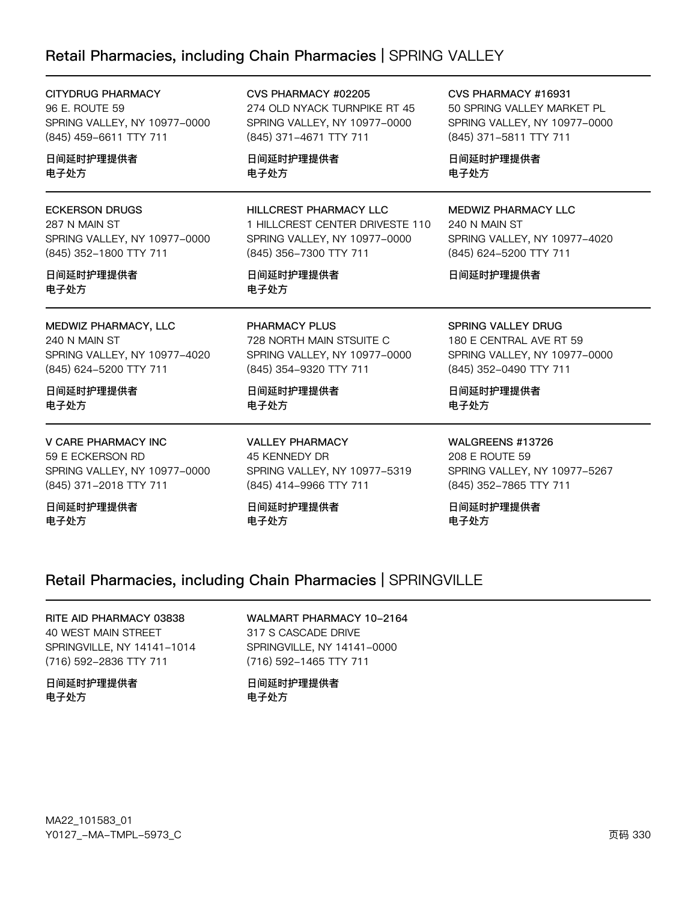## Retail Pharmacies, including Chain Pharmacies | SPRING VALLEY

**CITYDRUG PHARMACY**
96 E. ROUTE 59
SPRING VALLEY, NY 10977-0000
(845) 459-6611 TTY 711

**日间延时护理提供者**
**电子处方**

**CVS PHARMACY #02205**
274 OLD NYACK TURNPIKE RT 45
SPRING VALLEY, NY 10977-0000
(845) 371-4671 TTY 711

**日间延时护理提供者**
**电子处方**

**CVS PHARMACY #16931**
50 SPRING VALLEY MARKET PL
SPRING VALLEY, NY 10977-0000
(845) 371-5811 TTY 711

**日间延时护理提供者**
**电子处方**

**ECKERSON DRUGS**
287 N MAIN ST
SPRING VALLEY, NY 10977-0000
(845) 352-1800 TTY 711

**日间延时护理提供者**
**电子处方**

**HILLCREST PHARMACY LLC**
1 HILLCREST CENTER DRIVESTE 110
SPRING VALLEY, NY 10977-0000
(845) 356-7300 TTY 711

**日间延时护理提供者**
**电子处方**

**MEDWIZ PHARMACY LLC**
240 N MAIN ST
SPRING VALLEY, NY 10977-4020
(845) 624-5200 TTY 711

**日间延时护理提供者**

**MEDWIZ PHARMACY, LLC**
240 N MAIN ST
SPRING VALLEY, NY 10977-4020
(845) 624-5200 TTY 711

**日间延时护理提供者**
**电子处方**

**PHARMACY PLUS**
728 NORTH MAIN STSUITE C
SPRING VALLEY, NY 10977-0000
(845) 354-9320 TTY 711

**日间延时护理提供者**
**电子处方**

**SPRING VALLEY DRUG**
180 E CENTRAL AVE RT 59
SPRING VALLEY, NY 10977-0000
(845) 352-0490 TTY 711

**日间延时护理提供者**
**电子处方**

**V CARE PHARMACY INC**
59 E ECKERSON RD
SPRING VALLEY, NY 10977-0000
(845) 371-2018 TTY 711

**日间延时护理提供者**
**电子处方**

**VALLEY PHARMACY**
45 KENNEDY DR
SPRING VALLEY, NY 10977-5319
(845) 414-9966 TTY 711

**日间延时护理提供者**
**电子处方**

**WALGREENS #13726**
208 E ROUTE 59
SPRING VALLEY, NY 10977-5267
(845) 352-7865 TTY 711

**日间延时护理提供者**
**电子处方**

## Retail Pharmacies, including Chain Pharmacies | SPRINGVILLE

**RITE AID PHARMACY 03838**
40 WEST MAIN STREET
SPRINGVILLE, NY 14141-1014
(716) 592-2836 TTY 711

**日间延时护理提供者**
**电子处方**

**WALMART PHARMACY 10-2164**
317 S CASCADE DRIVE
SPRINGVILLE, NY 14141-0000
(716) 592-1465 TTY 711

**日间延时护理提供者**
**电子处方**

MA22_101583_01
Y0127_-MA-TMPL-5973_C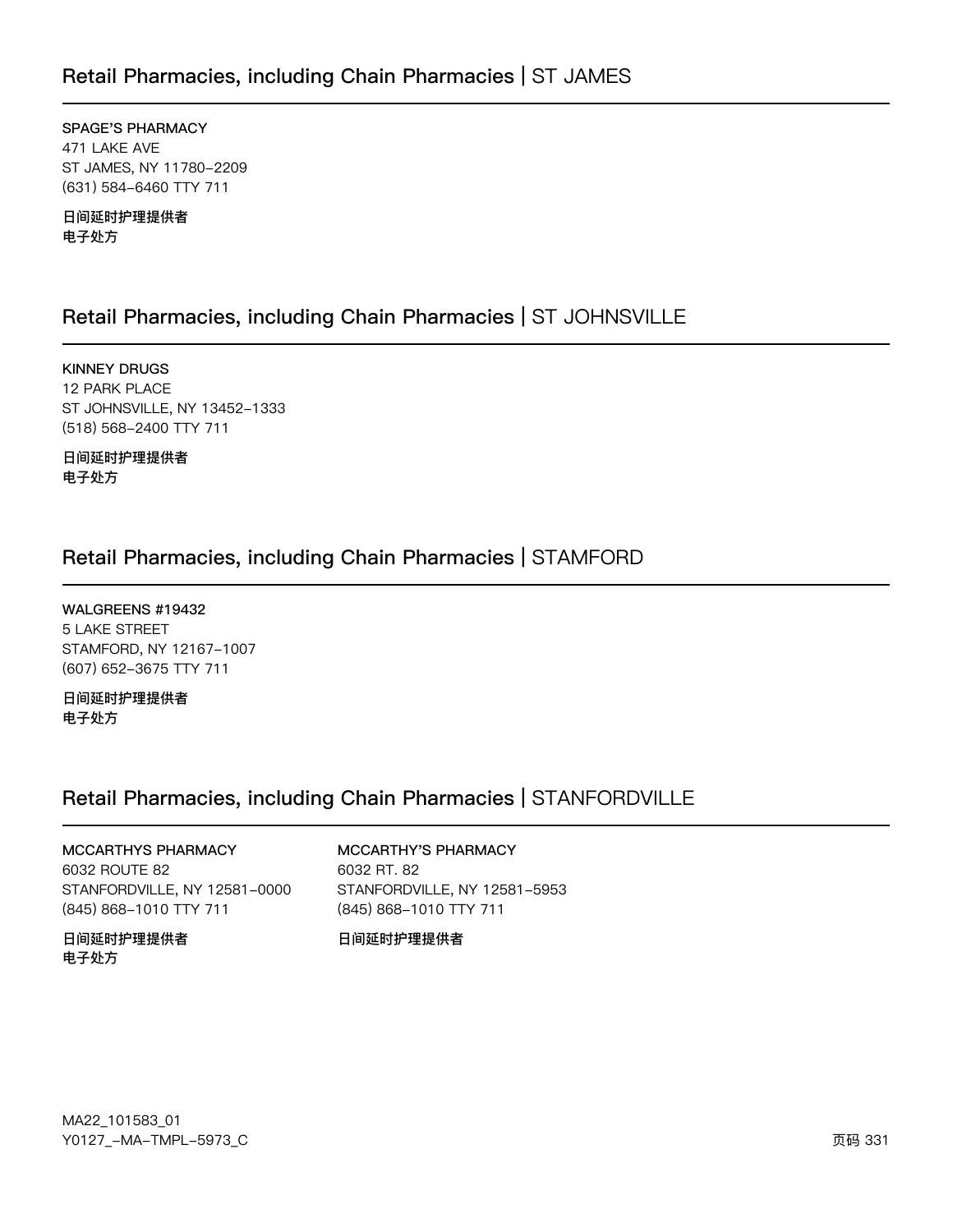## Retail Pharmacies, including Chain Pharmacies | ST JAMES

**SPAGE'S PHARMACY**
471 LAKE AVE
ST JAMES, NY 11780-2209
(631) 584-6460 TTY 711

**日间延时护理提供者**
**电子处方**

## Retail Pharmacies, including Chain Pharmacies | ST JOHNSVILLE

**KINNEY DRUGS**
12 PARK PLACE
ST JOHNSVILLE, NY 13452-1333
(518) 568-2400 TTY 711

**日间延时护理提供者**
**电子处方**

## Retail Pharmacies, including Chain Pharmacies | STAMFORD

**WALGREENS #19432**
5 LAKE STREET
STAMFORD, NY 12167-1007
(607) 652-3675 TTY 711

**日间延时护理提供者**
**电子处方**

## Retail Pharmacies, including Chain Pharmacies | STANFORDVILLE

**MCCARTHYS PHARMACY**
6032 ROUTE 82
STANFORDVILLE, NY 12581-0000
(845) 868-1010 TTY 711

**日间延时护理提供者**
**电子处方**

**MCCARTHY'S PHARMACY**
6032 RT. 82
STANFORDVILLE, NY 12581-5953
(845) 868-1010 TTY 711

**日间延时护理提供者**

MA22_101583_01
Y0127_-MA-TMPL-5973_C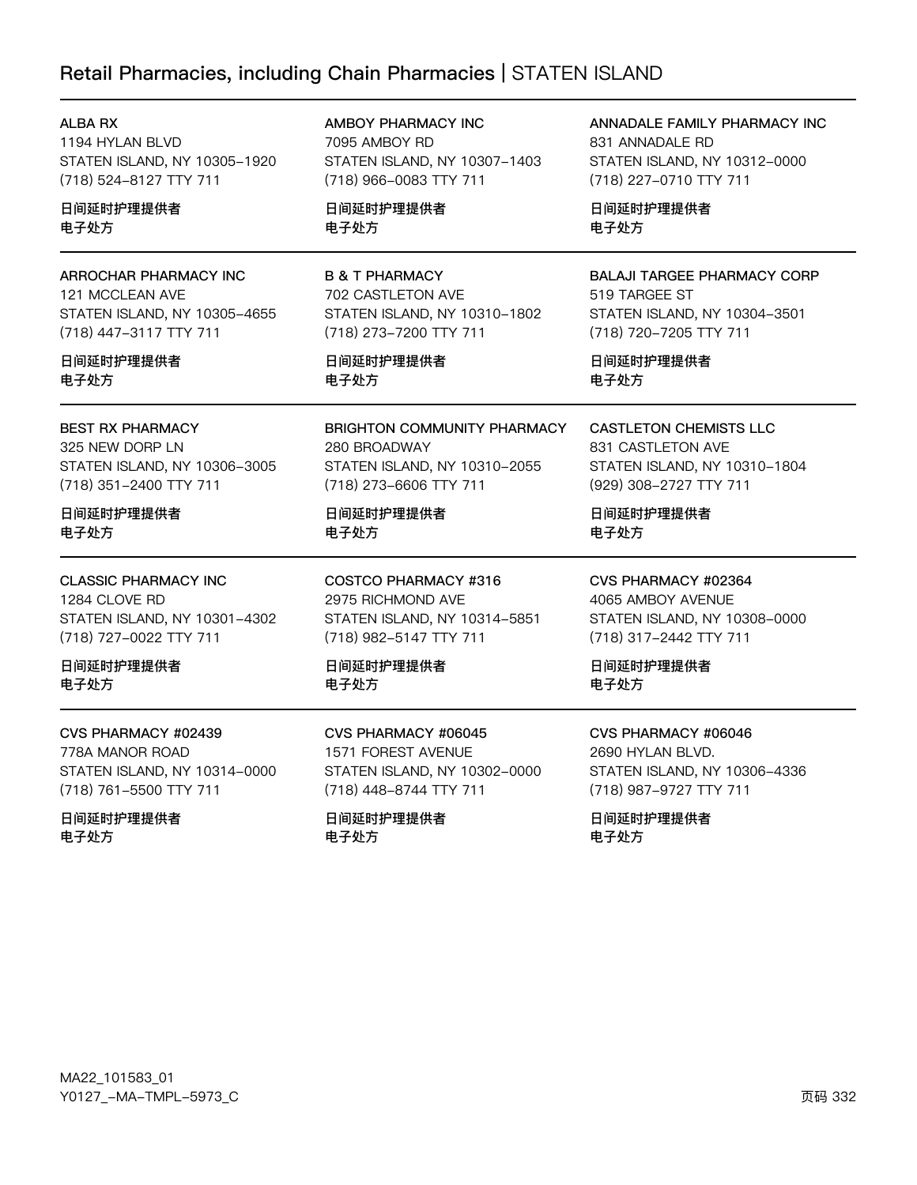## Retail Pharmacies, including Chain Pharmacies | STATEN ISLAND

ALBA RX
1194 HYLAN BLVD
STATEN ISLAND, NY 10305-1920
(718) 524-8127 TTY 711

日间延时护理提供者
电子处方

AMBOY PHARMACY INC
7095 AMBOY RD
STATEN ISLAND, NY 10307-1403
(718) 966-0083 TTY 711

日间延时护理提供者
电子处方

ANNADALE FAMILY PHARMACY INC
831 ANNADALE RD
STATEN ISLAND, NY 10312-0000
(718) 227-0710 TTY 711

日间延时护理提供者
电子处方

ARROCHAR PHARMACY INC
121 MCCLEAN AVE
STATEN ISLAND, NY 10305-4655
(718) 447-3117 TTY 711

日间延时护理提供者
电子处方

B & T PHARMACY
702 CASTLETON AVE
STATEN ISLAND, NY 10310-1802
(718) 273-7200 TTY 711

日间延时护理提供者
电子处方

BALAJI TARGEE PHARMACY CORP
519 TARGEE ST
STATEN ISLAND, NY 10304-3501
(718) 720-7205 TTY 711

日间延时护理提供者
电子处方

BEST RX PHARMACY
325 NEW DORP LN
STATEN ISLAND, NY 10306-3005
(718) 351-2400 TTY 711

日间延时护理提供者
电子处方

BRIGHTON COMMUNITY PHARMACY
280 BROADWAY
STATEN ISLAND, NY 10310-2055
(718) 273-6606 TTY 711

日间延时护理提供者
电子处方

CASTLETON CHEMISTS LLC
831 CASTLETON AVE
STATEN ISLAND, NY 10310-1804
(929) 308-2727 TTY 711

日间延时护理提供者
电子处方

CLASSIC PHARMACY INC
1284 CLOVE RD
STATEN ISLAND, NY 10301-4302
(718) 727-0022 TTY 711

日间延时护理提供者
电子处方

COSTCO PHARMACY #316
2975 RICHMOND AVE
STATEN ISLAND, NY 10314-5851
(718) 982-5147 TTY 711

日间延时护理提供者
电子处方

CVS PHARMACY #02364
4065 AMBOY AVENUE
STATEN ISLAND, NY 10308-0000
(718) 317-2442 TTY 711

日间延时护理提供者
电子处方

CVS PHARMACY #02439
778A MANOR ROAD
STATEN ISLAND, NY 10314-0000
(718) 761-5500 TTY 711

日间延时护理提供者
电子处方

CVS PHARMACY #06045
1571 FOREST AVENUE
STATEN ISLAND, NY 10302-0000
(718) 448-8744 TTY 711

日间延时护理提供者
电子处方

CVS PHARMACY #06046
2690 HYLAN BLVD.
STATEN ISLAND, NY 10306-4336
(718) 987-9727 TTY 711

日间延时护理提供者
电子处方

MA22_101583_01
Y0127_-MA-TMPL-5973_C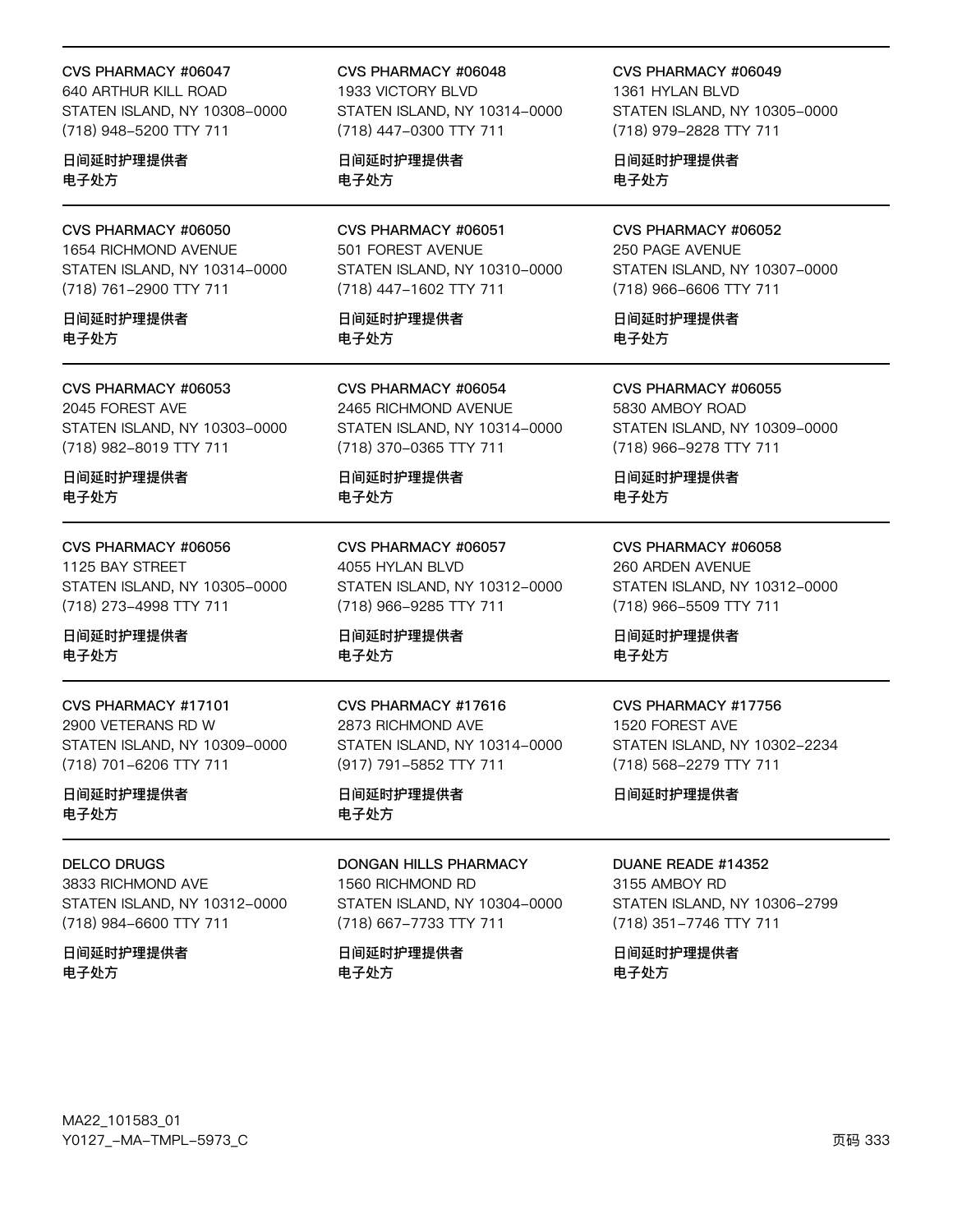CVS PHARMACY #06047
640 ARTHUR KILL ROAD
STATEN ISLAND, NY 10308-0000
(718) 948-5200 TTY 711

**日间延时护理提供者**
**电子处方**

CVS PHARMACY #06048
1933 VICTORY BLVD
STATEN ISLAND, NY 10314-0000
(718) 447-0300 TTY 711

**日间延时护理提供者**
**电子处方**

CVS PHARMACY #06049
1361 HYLAN BLVD
STATEN ISLAND, NY 10305-0000
(718) 979-2828 TTY 711

**日间延时护理提供者**
**电子处方**

---

CVS PHARMACY #06050
1654 RICHMOND AVENUE
STATEN ISLAND, NY 10314-0000
(718) 761-2900 TTY 711

**日间延时护理提供者**
**电子处方**

CVS PHARMACY #06051
501 FOREST AVENUE
STATEN ISLAND, NY 10310-0000
(718) 447-1602 TTY 711

**日间延时护理提供者**
**电子处方**

CVS PHARMACY #06052
250 PAGE AVENUE
STATEN ISLAND, NY 10307-0000
(718) 966-6606 TTY 711

**日间延时护理提供者**
**电子处方**

---

CVS PHARMACY #06053
2045 FOREST AVE
STATEN ISLAND, NY 10303-0000
(718) 982-8019 TTY 711

**日间延时护理提供者**
**电子处方**

CVS PHARMACY #06054
2465 RICHMOND AVENUE
STATEN ISLAND, NY 10314-0000
(718) 370-0365 TTY 711

**日间延时护理提供者**
**电子处方**

CVS PHARMACY #06055
5830 AMBOY ROAD
STATEN ISLAND, NY 10309-0000
(718) 966-9278 TTY 711

**日间延时护理提供者**
**电子处方**

---

CVS PHARMACY #06056
1125 BAY STREET
STATEN ISLAND, NY 10305-0000
(718) 273-4998 TTY 711

**日间延时护理提供者**
**电子处方**

CVS PHARMACY #06057
4055 HYLAN BLVD
STATEN ISLAND, NY 10312-0000
(718) 966-9285 TTY 711

**日间延时护理提供者**
**电子处方**

CVS PHARMACY #06058
260 ARDEN AVENUE
STATEN ISLAND, NY 10312-0000
(718) 966-5509 TTY 711

**日间延时护理提供者**
**电子处方**

---

CVS PHARMACY #17101
2900 VETERANS RD W
STATEN ISLAND, NY 10309-0000
(718) 701-6206 TTY 711

**日间延时护理提供者**
**电子处方**

CVS PHARMACY #17616
2873 RICHMOND AVE
STATEN ISLAND, NY 10314-0000
(917) 791-5852 TTY 711

**日间延时护理提供者**
**电子处方**

CVS PHARMACY #17756
1520 FOREST AVE
STATEN ISLAND, NY 10302-2234
(718) 568-2279 TTY 711

**日间延时护理提供者**

---

DELCO DRUGS
3833 RICHMOND AVE
STATEN ISLAND, NY 10312-0000
(718) 984-6600 TTY 711

**日间延时护理提供者**
**电子处方**

DONGAN HILLS PHARMACY
1560 RICHMOND RD
STATEN ISLAND, NY 10304-0000
(718) 667-7733 TTY 711

**日间延时护理提供者**
**电子处方**

DUANE READE #14352
3155 AMBOY RD
STATEN ISLAND, NY 10306-2799
(718) 351-7746 TTY 711

**日间延时护理提供者**
**电子处方**

MA22_101583_01
Y0127_-MA-TMPL-5973_C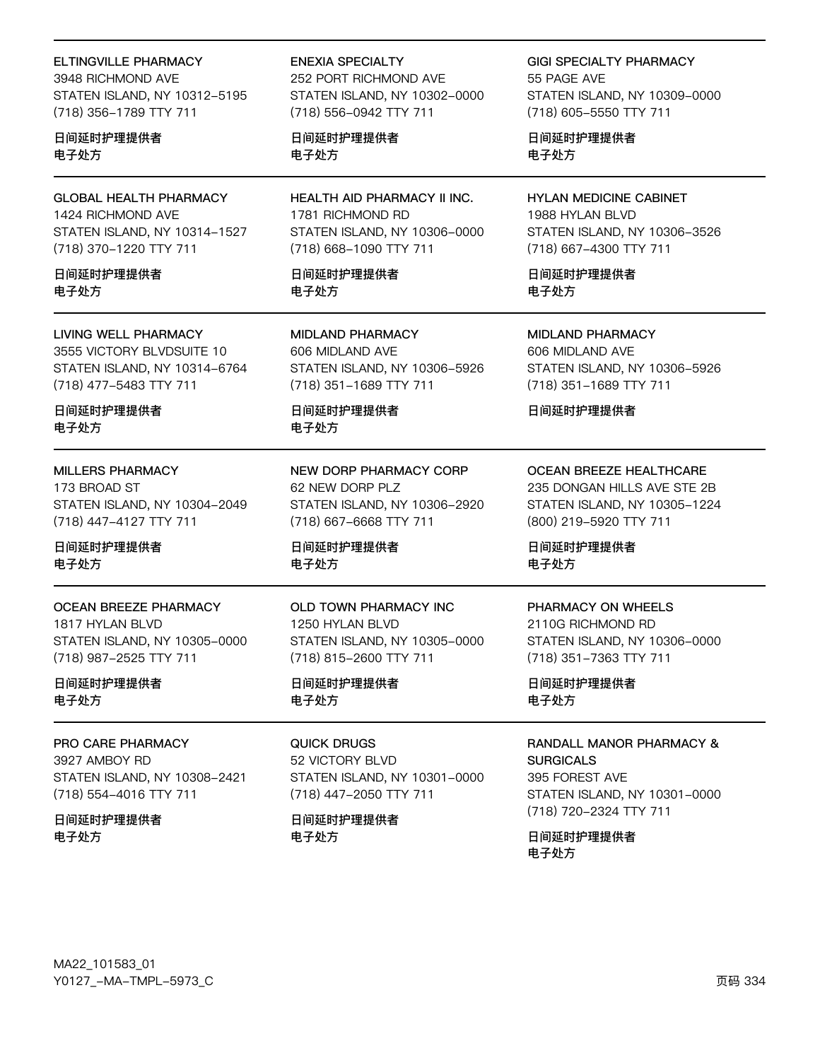ELTINGVILLE PHARMACY
3948 RICHMOND AVE
STATEN ISLAND, NY 10312-5195
(718) 356-1789 TTY 711

日间延时护理提供者
电子处方

ENEXIA SPECIALTY
252 PORT RICHMOND AVE
STATEN ISLAND, NY 10302-0000
(718) 556-0942 TTY 711

日间延时护理提供者
电子处方

GIGI SPECIALTY PHARMACY
55 PAGE AVE
STATEN ISLAND, NY 10309-0000
(718) 605-5550 TTY 711

日间延时护理提供者
电子处方

GLOBAL HEALTH PHARMACY
1424 RICHMOND AVE
STATEN ISLAND, NY 10314-1527
(718) 370-1220 TTY 711

日间延时护理提供者
电子处方

HEALTH AID PHARMACY II INC.
1781 RICHMOND RD
STATEN ISLAND, NY 10306-0000
(718) 668-1090 TTY 711

日间延时护理提供者
电子处方

HYLAN MEDICINE CABINET
1988 HYLAN BLVD
STATEN ISLAND, NY 10306-3526
(718) 667-4300 TTY 711

日间延时护理提供者
电子处方

LIVING WELL PHARMACY
3555 VICTORY BLVDSUITE 10
STATEN ISLAND, NY 10314-6764
(718) 477-5483 TTY 711

日间延时护理提供者
电子处方

MIDLAND PHARMACY
606 MIDLAND AVE
STATEN ISLAND, NY 10306-5926
(718) 351-1689 TTY 711

日间延时护理提供者
电子处方

MIDLAND PHARMACY
606 MIDLAND AVE
STATEN ISLAND, NY 10306-5926
(718) 351-1689 TTY 711

日间延时护理提供者

MILLERS PHARMACY
173 BROAD ST
STATEN ISLAND, NY 10304-2049
(718) 447-4127 TTY 711

日间延时护理提供者
电子处方

NEW DORP PHARMACY CORP
62 NEW DORP PLZ
STATEN ISLAND, NY 10306-2920
(718) 667-6668 TTY 711

日间延时护理提供者
电子处方

OCEAN BREEZE HEALTHCARE
235 DONGAN HILLS AVE STE 2B
STATEN ISLAND, NY 10305-1224
(800) 219-5920 TTY 711

日间延时护理提供者
电子处方

OCEAN BREEZE PHARMACY
1817 HYLAN BLVD
STATEN ISLAND, NY 10305-0000
(718) 987-2525 TTY 711

日间延时护理提供者
电子处方

OLD TOWN PHARMACY INC
1250 HYLAN BLVD
STATEN ISLAND, NY 10305-0000
(718) 815-2600 TTY 711

日间延时护理提供者
电子处方

PHARMACY ON WHEELS
2110G RICHMOND RD
STATEN ISLAND, NY 10306-0000
(718) 351-7363 TTY 711

日间延时护理提供者
电子处方

PRO CARE PHARMACY
3927 AMBOY RD
STATEN ISLAND, NY 10308-2421
(718) 554-4016 TTY 711

日间延时护理提供者
电子处方

QUICK DRUGS
52 VICTORY BLVD
STATEN ISLAND, NY 10301-0000
(718) 447-2050 TTY 711

日间延时护理提供者
电子处方

RANDALL MANOR PHARMACY & SURGICALS
395 FOREST AVE
STATEN ISLAND, NY 10301-0000
(718) 720-2324 TTY 711

日间延时护理提供者
电子处方

MA22_101583_01
Y0127_-MA-TMPL-5973_C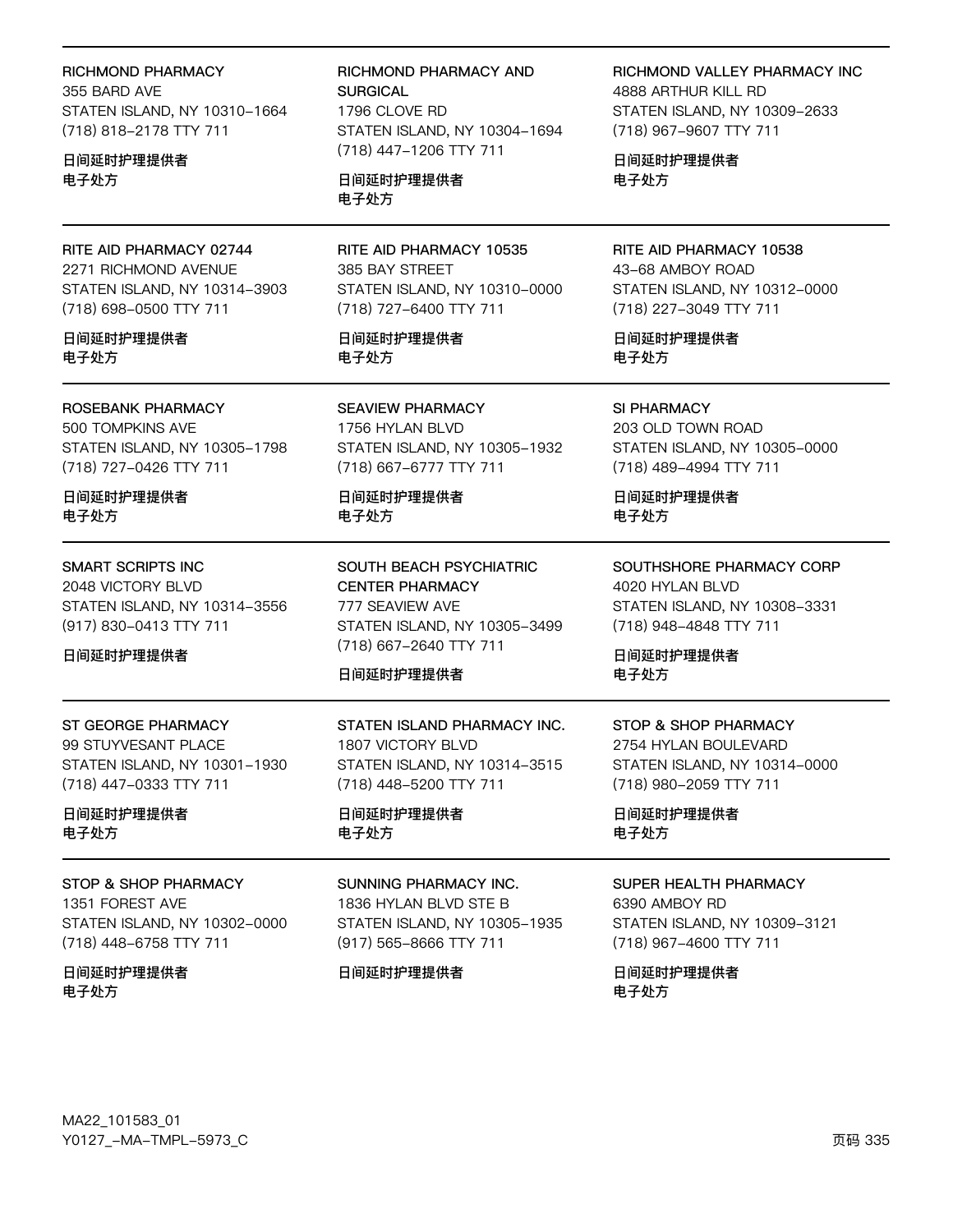RICHMOND PHARMACY
355 BARD AVE
STATEN ISLAND, NY 10310-1664
(718) 818-2178 TTY 711

日间延时护理提供者
电子处方

RICHMOND PHARMACY AND SURGICAL
1796 CLOVE RD
STATEN ISLAND, NY 10304-1694
(718) 447-1206 TTY 711

日间延时护理提供者
电子处方

RICHMOND VALLEY PHARMACY INC
4888 ARTHUR KILL RD
STATEN ISLAND, NY 10309-2633
(718) 967-9607 TTY 711

日间延时护理提供者
电子处方

---

RITE AID PHARMACY 02744
2271 RICHMOND AVENUE
STATEN ISLAND, NY 10314-3903
(718) 698-0500 TTY 711

日间延时护理提供者
电子处方

RITE AID PHARMACY 10535
385 BAY STREET
STATEN ISLAND, NY 10310-0000
(718) 727-6400 TTY 711

日间延时护理提供者
电子处方

RITE AID PHARMACY 10538
43-68 AMBOY ROAD
STATEN ISLAND, NY 10312-0000
(718) 227-3049 TTY 711

日间延时护理提供者
电子处方

---

ROSEBANK PHARMACY
500 TOMPKINS AVE
STATEN ISLAND, NY 10305-1798
(718) 727-0426 TTY 711

日间延时护理提供者
电子处方

SEAVIEW PHARMACY
1756 HYLAN BLVD
STATEN ISLAND, NY 10305-1932
(718) 667-6777 TTY 711

日间延时护理提供者
电子处方

SI PHARMACY
203 OLD TOWN ROAD
STATEN ISLAND, NY 10305-0000
(718) 489-4994 TTY 711

日间延时护理提供者
电子处方

---

SMART SCRIPTS INC
2048 VICTORY BLVD
STATEN ISLAND, NY 10314-3556
(917) 830-0413 TTY 711

日间延时护理提供者

SOUTH BEACH PSYCHIATRIC CENTER PHARMACY
777 SEAVIEW AVE
STATEN ISLAND, NY 10305-3499
(718) 667-2640 TTY 711

日间延时护理提供者

SOUTHSHORE PHARMACY CORP
4020 HYLAN BLVD
STATEN ISLAND, NY 10308-3331
(718) 948-4848 TTY 711

日间延时护理提供者
电子处方

---

ST GEORGE PHARMACY
99 STUYVESANT PLACE
STATEN ISLAND, NY 10301-1930
(718) 447-0333 TTY 711

日间延时护理提供者
电子处方

STATEN ISLAND PHARMACY INC.
1807 VICTORY BLVD
STATEN ISLAND, NY 10314-3515
(718) 448-5200 TTY 711

日间延时护理提供者
电子处方

STOP & SHOP PHARMACY
2754 HYLAN BOULEVARD
STATEN ISLAND, NY 10314-0000
(718) 980-2059 TTY 711

日间延时护理提供者
电子处方

---

STOP & SHOP PHARMACY
1351 FOREST AVE
STATEN ISLAND, NY 10302-0000
(718) 448-6758 TTY 711

日间延时护理提供者
电子处方

SUNNING PHARMACY INC.
1836 HYLAN BLVD STE B
STATEN ISLAND, NY 10305-1935
(917) 565-8666 TTY 711

日间延时护理提供者

SUPER HEALTH PHARMACY
6390 AMBOY RD
STATEN ISLAND, NY 10309-3121
(718) 967-4600 TTY 711

日间延时护理提供者
电子处方

MA22_101583_01
Y0127_-MA-TMPL-5973_C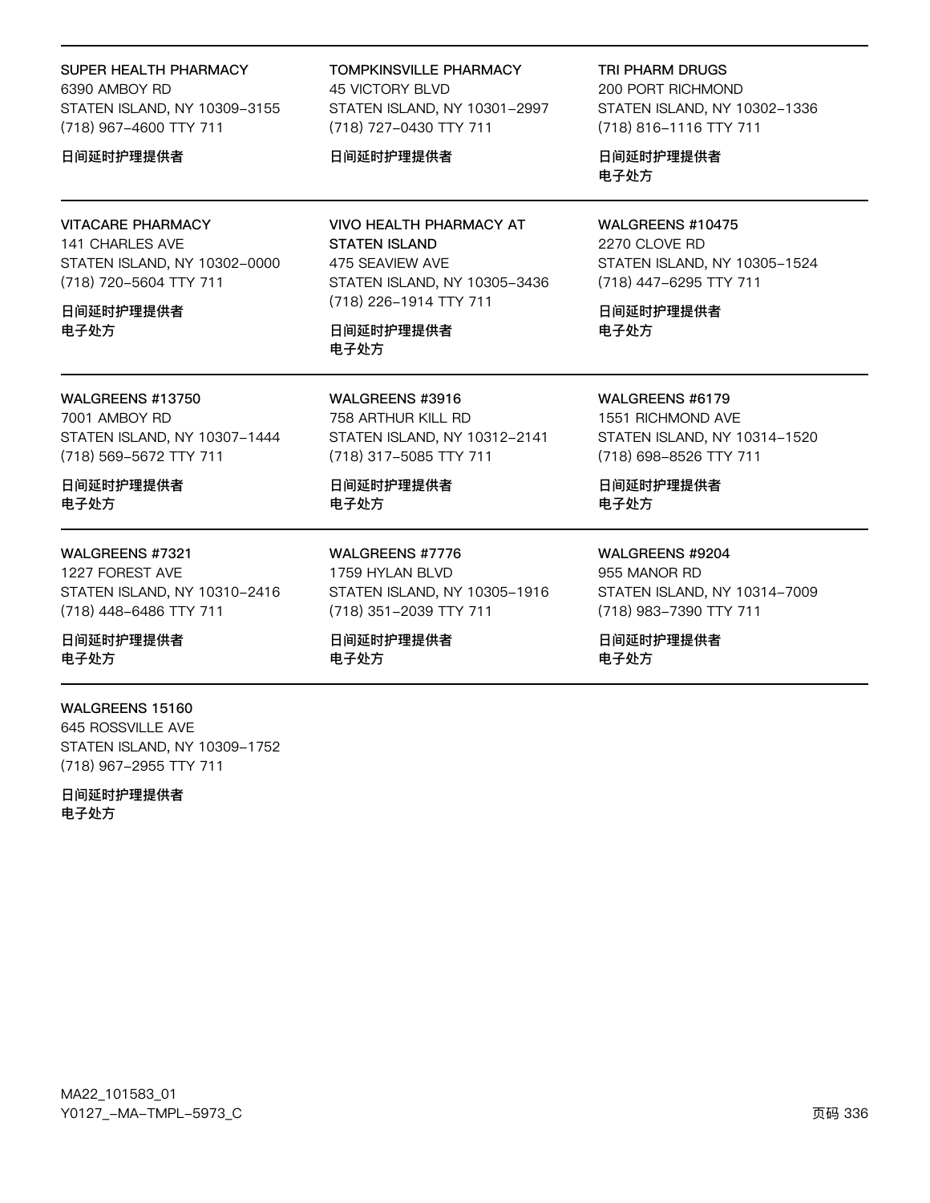**SUPER HEALTH PHARMACY**
6390 AMBOY RD
STATEN ISLAND, NY 10309-3155
(718) 967-4600 TTY 711

**日间延时护理提供者**

---

**TOMPKINSVILLE PHARMACY**
45 VICTORY BLVD
STATEN ISLAND, NY 10301-2997
(718) 727-0430 TTY 711

**日间延时护理提供者**

---

**TRI PHARM DRUGS**
200 PORT RICHMOND
STATEN ISLAND, NY 10302-1336
(718) 816-1116 TTY 711

**日间延时护理提供者**
**电子处方**

---

**VITACARE PHARMACY**
141 CHARLES AVE
STATEN ISLAND, NY 10302-0000
(718) 720-5604 TTY 711

**日间延时护理提供者**
**电子处方**

---

**VIVO HEALTH PHARMACY AT STATEN ISLAND**
475 SEAVIEW AVE
STATEN ISLAND, NY 10305-3436
(718) 226-1914 TTY 711

**日间延时护理提供者**
**电子处方**

---

**WALGREENS #10475**
2270 CLOVE RD
STATEN ISLAND, NY 10305-1524
(718) 447-6295 TTY 711

**日间延时护理提供者**
**电子处方**

---

**WALGREENS #13750**
7001 AMBOY RD
STATEN ISLAND, NY 10307-1444
(718) 569-5672 TTY 711

**日间延时护理提供者**
**电子处方**

---

**WALGREENS #3916**
758 ARTHUR KILL RD
STATEN ISLAND, NY 10312-2141
(718) 317-5085 TTY 711

**日间延时护理提供者**
**电子处方**

---

**WALGREENS #6179**
1551 RICHMOND AVE
STATEN ISLAND, NY 10314-1520
(718) 698-8526 TTY 711

**日间延时护理提供者**
**电子处方**

---

**WALGREENS #7321**
1227 FOREST AVE
STATEN ISLAND, NY 10310-2416
(718) 448-6486 TTY 711

**日间延时护理提供者**
**电子处方**

---

**WALGREENS #7776**
1759 HYLAN BLVD
STATEN ISLAND, NY 10305-1916
(718) 351-2039 TTY 711

**日间延时护理提供者**
**电子处方**

---

**WALGREENS #9204**
955 MANOR RD
STATEN ISLAND, NY 10314-7009
(718) 983-7390 TTY 711

**日间延时护理提供者**
**电子处方**

---

**WALGREENS 15160**
645 ROSSVILLE AVE
STATEN ISLAND, NY 10309-1752
(718) 967-2955 TTY 711

**日间延时护理提供者**
**电子处方**

MA22_101583_01
Y0127_-MA-TMPL-5973_C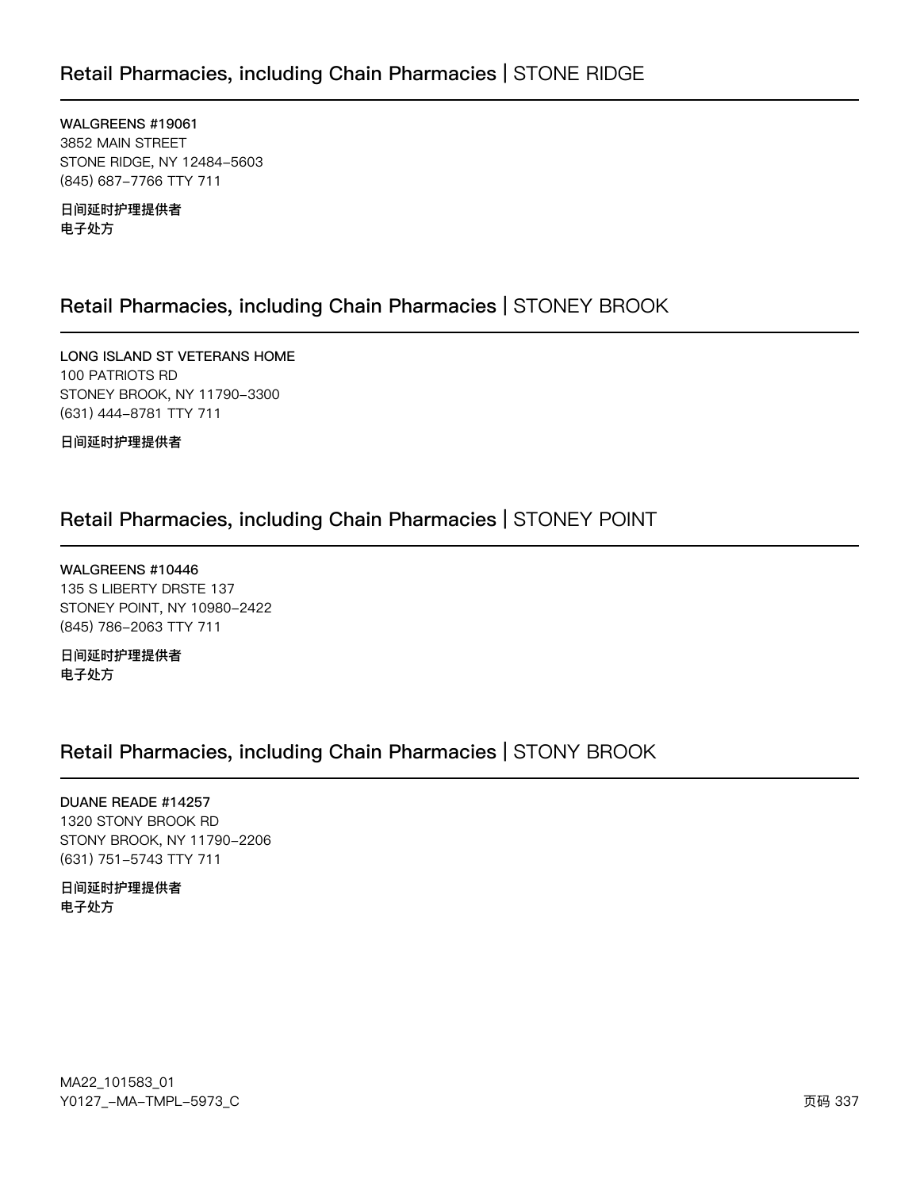## Retail Pharmacies, including Chain Pharmacies | STONE RIDGE

**WALGREENS #19061**
3852 MAIN STREET
STONE RIDGE, NY 12484-5603
(845) 687-7766 TTY 711

**日间延时护理提供者**
**电子处方**

## Retail Pharmacies, including Chain Pharmacies | STONEY BROOK

**LONG ISLAND ST VETERANS HOME**
100 PATRIOTS RD
STONEY BROOK, NY 11790-3300
(631) 444-8781 TTY 711

**日间延时护理提供者**

## Retail Pharmacies, including Chain Pharmacies | STONEY POINT

**WALGREENS #10446**
135 S LIBERTY DRSTE 137
STONEY POINT, NY 10980-2422
(845) 786-2063 TTY 711

**日间延时护理提供者**
**电子处方**

## Retail Pharmacies, including Chain Pharmacies | STONY BROOK

**DUANE READE #14257**
1320 STONY BROOK RD
STONY BROOK, NY 11790-2206
(631) 751-5743 TTY 711

**日间延时护理提供者**
**电子处方**

MA22_101583_01
Y0127_-MA-TMPL-5973_C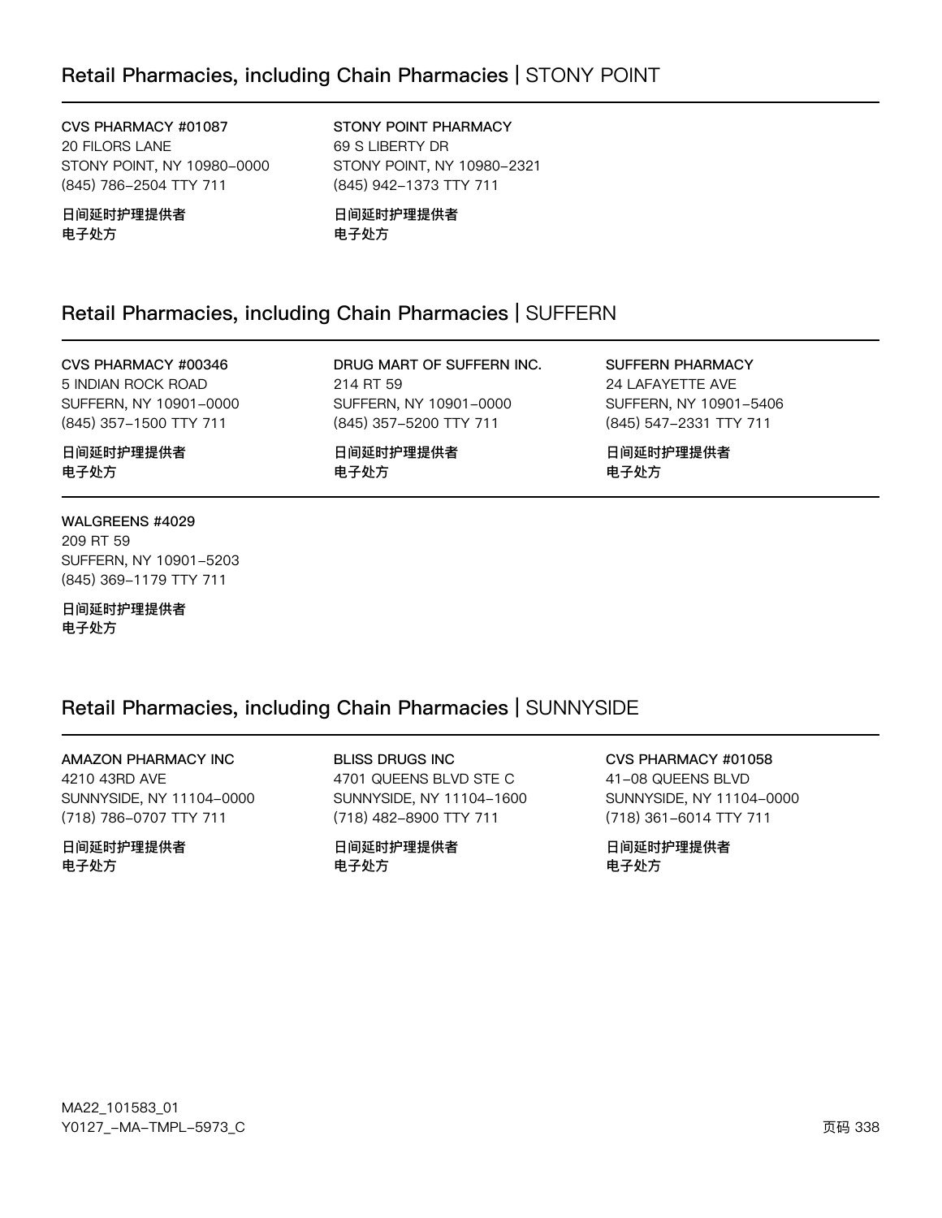## Retail Pharmacies, including Chain Pharmacies | STONY POINT

**CVS PHARMACY #01087**
20 FILORS LANE
STONY POINT, NY 10980-0000
(845) 786-2504 TTY 711

**日间延时护理提供者**
**电子处方**

**STONY POINT PHARMACY**
69 S LIBERTY DR
STONY POINT, NY 10980-2321
(845) 942-1373 TTY 711

**日间延时护理提供者**
**电子处方**

## Retail Pharmacies, including Chain Pharmacies | SUFFERN

**CVS PHARMACY #00346**
5 INDIAN ROCK ROAD
SUFFERN, NY 10901-0000
(845) 357-1500 TTY 711

**日间延时护理提供者**
**电子处方**

**DRUG MART OF SUFFERN INC.**
214 RT 59
SUFFERN, NY 10901-0000
(845) 357-5200 TTY 711

**日间延时护理提供者**
**电子处方**

**SUFFERN PHARMACY**
24 LAFAYETTE AVE
SUFFERN, NY 10901-5406
(845) 547-2331 TTY 711

**日间延时护理提供者**
**电子处方**

**WALGREENS #4029**
209 RT 59
SUFFERN, NY 10901-5203
(845) 369-1179 TTY 711

**日间延时护理提供者**
**电子处方**

## Retail Pharmacies, including Chain Pharmacies | SUNNYSIDE

**AMAZON PHARMACY INC**
4210 43RD AVE
SUNNYSIDE, NY 11104-0000
(718) 786-0707 TTY 711

**日间延时护理提供者**
**电子处方**

**BLISS DRUGS INC**
4701 QUEENS BLVD STE C
SUNNYSIDE, NY 11104-1600
(718) 482-8900 TTY 711

**日间延时护理提供者**
**电子处方**

**CVS PHARMACY #01058**
41-08 QUEENS BLVD
SUNNYSIDE, NY 11104-0000
(718) 361-6014 TTY 711

**日间延时护理提供者**
**电子处方**

MA22_101583_01
Y0127_-MA-TMPL-5973_C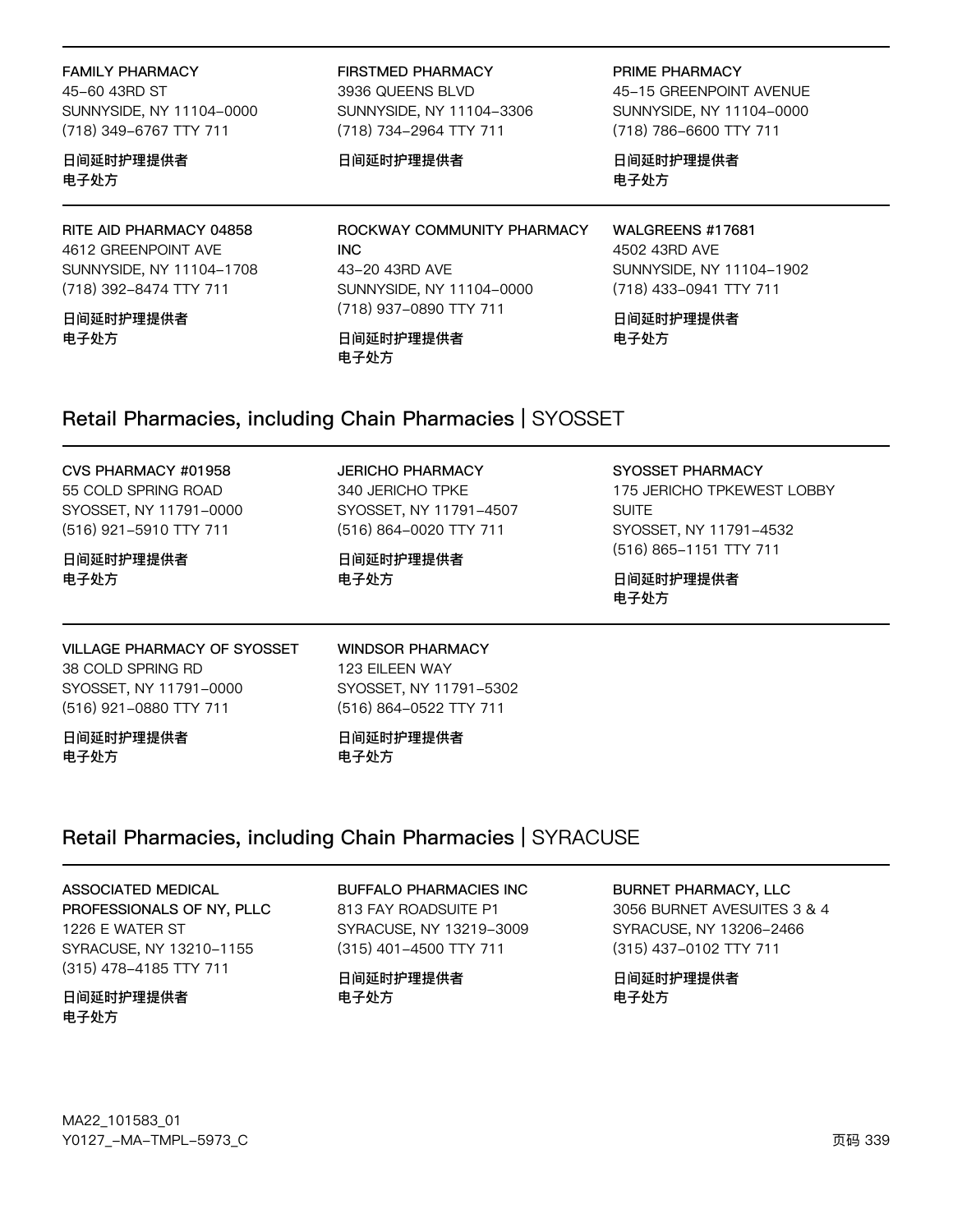FAMILY PHARMACY
45-60 43RD ST
SUNNYSIDE, NY 11104-0000
(718) 349-6767 TTY 711

日间延时护理提供者
电子处方

FIRSTMED PHARMACY
3936 QUEENS BLVD
SUNNYSIDE, NY 11104-3306
(718) 734-2964 TTY 711

日间延时护理提供者

PRIME PHARMACY
45-15 GREENPOINT AVENUE
SUNNYSIDE, NY 11104-0000
(718) 786-6600 TTY 711

日间延时护理提供者
电子处方

RITE AID PHARMACY 04858
4612 GREENPOINT AVE
SUNNYSIDE, NY 11104-1708
(718) 392-8474 TTY 711

日间延时护理提供者
电子处方

ROCKWAY COMMUNITY PHARMACY INC
43-20 43RD AVE
SUNNYSIDE, NY 11104-0000
(718) 937-0890 TTY 711

日间延时护理提供者
电子处方

WALGREENS #17681
4502 43RD AVE
SUNNYSIDE, NY 11104-1902
(718) 433-0941 TTY 711

日间延时护理提供者
电子处方

## Retail Pharmacies, including Chain Pharmacies | SYOSSET

CVS PHARMACY #01958
55 COLD SPRING ROAD
SYOSSET, NY 11791-0000
(516) 921-5910 TTY 711

日间延时护理提供者
电子处方

JERICHO PHARMACY
340 JERICHO TPKE
SYOSSET, NY 11791-4507
(516) 864-0020 TTY 711

日间延时护理提供者
电子处方

SYOSSET PHARMACY
175 JERICHO TPKEWEST LOBBY SUITE
SYOSSET, NY 11791-4532
(516) 865-1151 TTY 711

日间延时护理提供者
电子处方

VILLAGE PHARMACY OF SYOSSET
38 COLD SPRING RD
SYOSSET, NY 11791-0000
(516) 921-0880 TTY 711

日间延时护理提供者
电子处方

WINDSOR PHARMACY
123 EILEEN WAY
SYOSSET, NY 11791-5302
(516) 864-0522 TTY 711

日间延时护理提供者
电子处方

## Retail Pharmacies, including Chain Pharmacies | SYRACUSE

ASSOCIATED MEDICAL PROFESSIONALS OF NY, PLLC
1226 E WATER ST
SYRACUSE, NY 13210-1155
(315) 478-4185 TTY 711

日间延时护理提供者
电子处方

BUFFALO PHARMACIES INC
813 FAY ROADSUITE P1
SYRACUSE, NY 13219-3009
(315) 401-4500 TTY 711

日间延时护理提供者
电子处方

BURNET PHARMACY, LLC
3056 BURNET AVESUITES 3 & 4
SYRACUSE, NY 13206-2466
(315) 437-0102 TTY 711

日间延时护理提供者
电子处方

MA22_101583_01
Y0127_-MA-TMPL-5973_C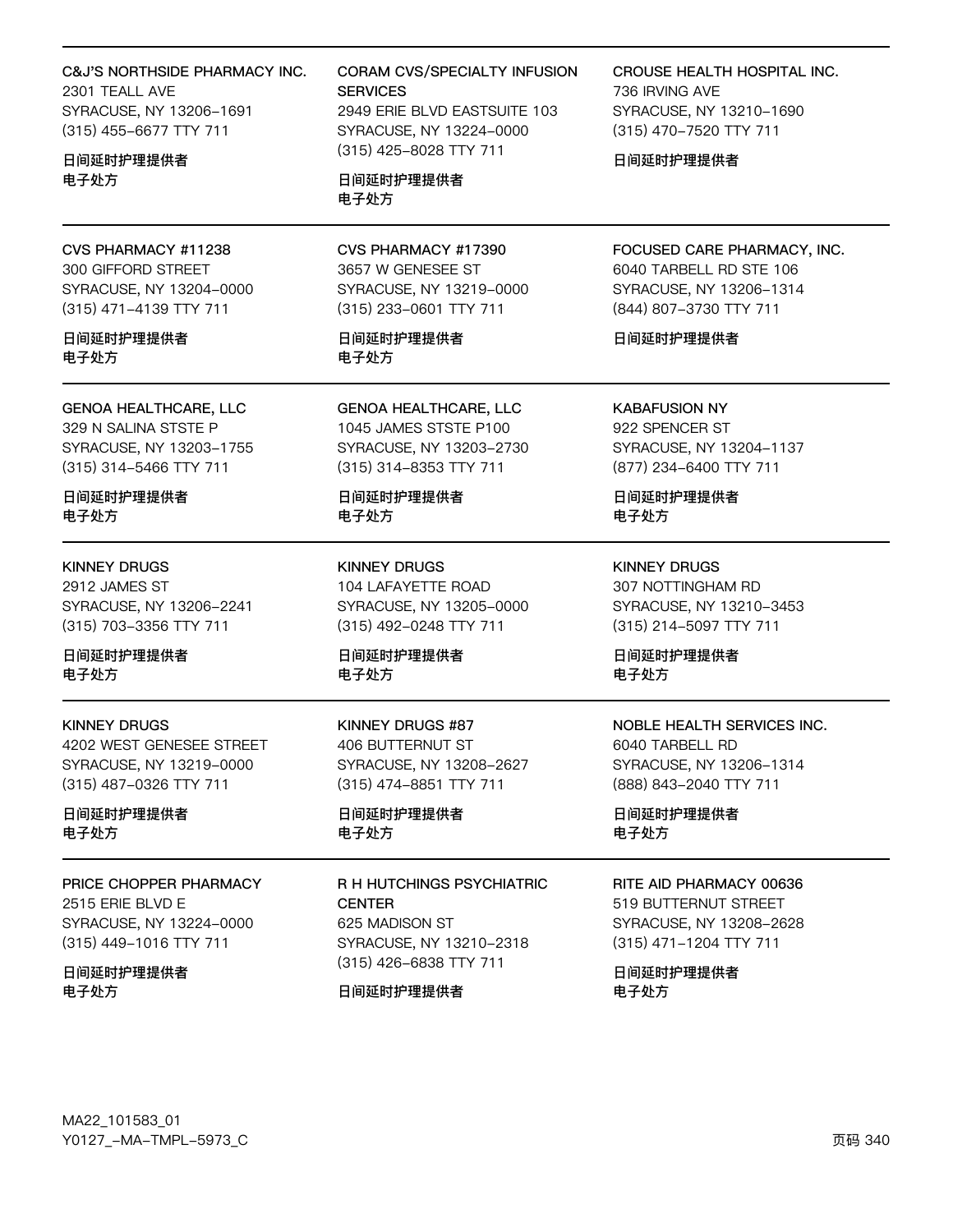C&J'S NORTHSIDE PHARMACY INC.
2301 TEALL AVE
SYRACUSE, NY 13206–1691
(315) 455–6677 TTY 711

**日间延时护理提供者**
**电子处方**

---

CORAM CVS/SPECIALTY INFUSION SERVICES
2949 ERIE BLVD EASTSUITE 103
SYRACUSE, NY 13224–0000
(315) 425–8028 TTY 711

**日间延时护理提供者**
**电子处方**

---

CROUSE HEALTH HOSPITAL INC.
736 IRVING AVE
SYRACUSE, NY 13210–1690
(315) 470–7520 TTY 711

**日间延时护理提供者**

---

CVS PHARMACY #11238
300 GIFFORD STREET
SYRACUSE, NY 13204–0000
(315) 471–4139 TTY 711

**日间延时护理提供者**
**电子处方**

---

CVS PHARMACY #17390
3657 W GENESEE ST
SYRACUSE, NY 13219–0000
(315) 233–0601 TTY 711

**日间延时护理提供者**
**电子处方**

---

FOCUSED CARE PHARMACY, INC.
6040 TARBELL RD STE 106
SYRACUSE, NY 13206–1314
(844) 807–3730 TTY 711

**日间延时护理提供者**

---

GENOA HEALTHCARE, LLC
329 N SALINA STSTE P
SYRACUSE, NY 13203–1755
(315) 314–5466 TTY 711

**日间延时护理提供者**
**电子处方**

---

GENOA HEALTHCARE, LLC
1045 JAMES STSTE P100
SYRACUSE, NY 13203–2730
(315) 314–8353 TTY 711

**日间延时护理提供者**
**电子处方**

---

KABAFUSION NY
922 SPENCER ST
SYRACUSE, NY 13204–1137
(877) 234–6400 TTY 711

**日间延时护理提供者**
**电子处方**

---

KINNEY DRUGS
2912 JAMES ST
SYRACUSE, NY 13206–2241
(315) 703–3356 TTY 711

**日间延时护理提供者**
**电子处方**

---

KINNEY DRUGS
104 LAFAYETTE ROAD
SYRACUSE, NY 13205–0000
(315) 492–0248 TTY 711

**日间延时护理提供者**
**电子处方**

---

KINNEY DRUGS
307 NOTTINGHAM RD
SYRACUSE, NY 13210–3453
(315) 214–5097 TTY 711

**日间延时护理提供者**
**电子处方**

---

KINNEY DRUGS
4202 WEST GENESEE STREET
SYRACUSE, NY 13219–0000
(315) 487–0326 TTY 711

**日间延时护理提供者**
**电子处方**

---

KINNEY DRUGS #87
406 BUTTERNUT ST
SYRACUSE, NY 13208–2627
(315) 474–8851 TTY 711

**日间延时护理提供者**
**电子处方**

---

NOBLE HEALTH SERVICES INC.
6040 TARBELL RD
SYRACUSE, NY 13206–1314
(888) 843–2040 TTY 711

**日间延时护理提供者**
**电子处方**

---

PRICE CHOPPER PHARMACY
2515 ERIE BLVD E
SYRACUSE, NY 13224–0000
(315) 449–1016 TTY 711

**日间延时护理提供者**
**电子处方**

---

R H HUTCHINGS PSYCHIATRIC CENTER
625 MADISON ST
SYRACUSE, NY 13210–2318
(315) 426–6838 TTY 711

**日间延时护理提供者**

---

RITE AID PHARMACY 00636
519 BUTTERNUT STREET
SYRACUSE, NY 13208–2628
(315) 471–1204 TTY 711

**日间延时护理提供者**
**电子处方**

---

MA22_101583_01
Y0127_–MA–TMPL–5973_C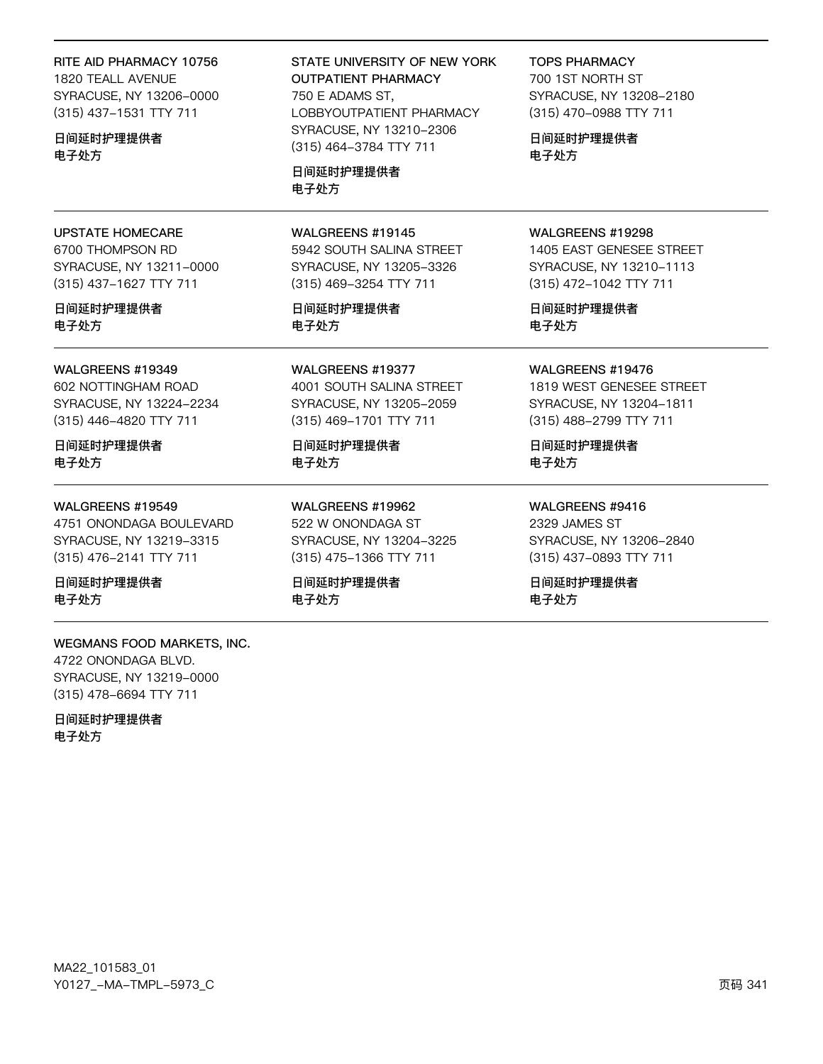RITE AID PHARMACY 10756
1820 TEALL AVENUE
SYRACUSE, NY 13206–0000
(315) 437–1531 TTY 711

**日间延时护理提供者**
**电子处方**

STATE UNIVERSITY OF NEW YORK OUTPATIENT PHARMACY
750 E ADAMS ST, LOBBYOUTPATIENT PHARMACY
SYRACUSE, NY 13210–2306
(315) 464–3784 TTY 711

**日间延时护理提供者**
**电子处方**

TOPS PHARMACY
700 1ST NORTH ST
SYRACUSE, NY 13208–2180
(315) 470–0988 TTY 711

**日间延时护理提供者**
**电子处方**

UPSTATE HOMECARE
6700 THOMPSON RD
SYRACUSE, NY 13211–0000
(315) 437–1627 TTY 711

**日间延时护理提供者**
**电子处方**

WALGREENS #19145
5942 SOUTH SALINA STREET
SYRACUSE, NY 13205–3326
(315) 469–3254 TTY 711

**日间延时护理提供者**
**电子处方**

WALGREENS #19298
1405 EAST GENESEE STREET
SYRACUSE, NY 13210–1113
(315) 472–1042 TTY 711

**日间延时护理提供者**
**电子处方**

WALGREENS #19349
602 NOTTINGHAM ROAD
SYRACUSE, NY 13224–2234
(315) 446–4820 TTY 711

**日间延时护理提供者**
**电子处方**

WALGREENS #19377
4001 SOUTH SALINA STREET
SYRACUSE, NY 13205–2059
(315) 469–1701 TTY 711

**日间延时护理提供者**
**电子处方**

WALGREENS #19476
1819 WEST GENESEE STREET
SYRACUSE, NY 13204–1811
(315) 488–2799 TTY 711

**日间延时护理提供者**
**电子处方**

WALGREENS #19549
4751 ONONDAGA BOULEVARD
SYRACUSE, NY 13219–3315
(315) 476–2141 TTY 711

**日间延时护理提供者**
**电子处方**

WALGREENS #19962
522 W ONONDAGA ST
SYRACUSE, NY 13204–3225
(315) 475–1366 TTY 711

**日间延时护理提供者**
**电子处方**

WALGREENS #9416
2329 JAMES ST
SYRACUSE, NY 13206–2840
(315) 437–0893 TTY 711

**日间延时护理提供者**
**电子处方**

WEGMANS FOOD MARKETS, INC.
4722 ONONDAGA BLVD.
SYRACUSE, NY 13219–0000
(315) 478–6694 TTY 711

**日间延时护理提供者**
**电子处方**

MA22_101583_01
Y0127_–MA–TMPL–5973_C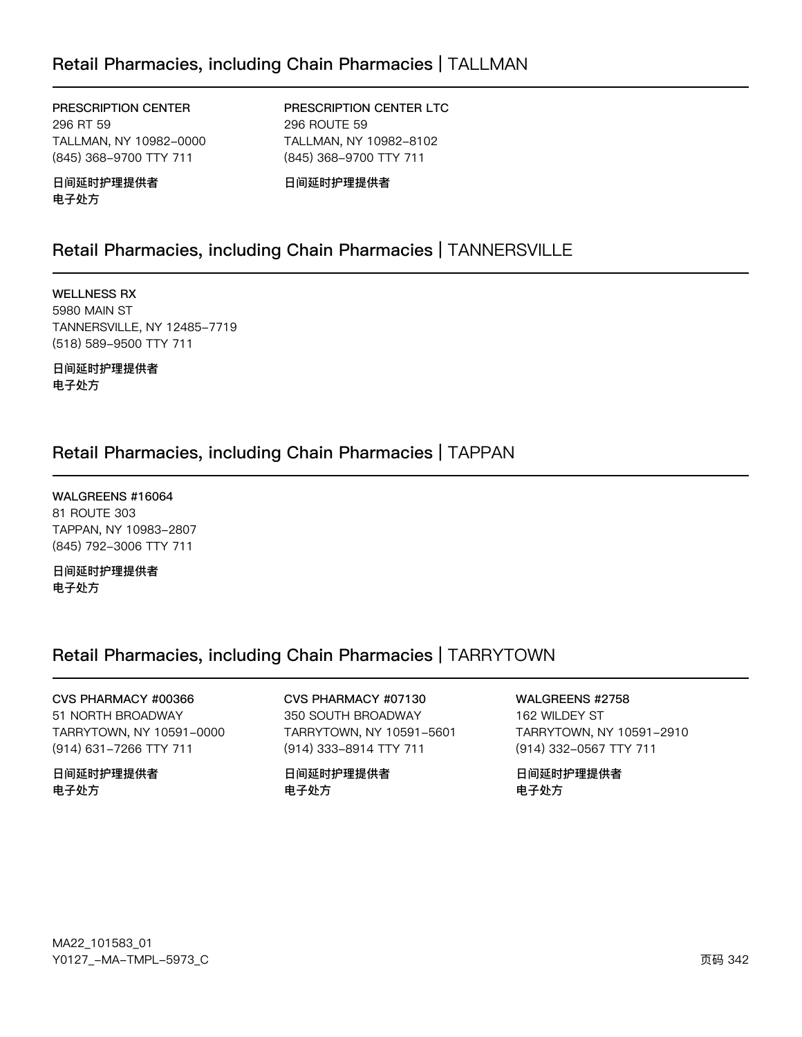## Retail Pharmacies, including Chain Pharmacies | TALLMAN

PRESCRIPTION CENTER
296 RT 59
TALLMAN, NY 10982-0000
(845) 368-9700 TTY 711

**日间延时护理提供者**
**电子处方**

PRESCRIPTION CENTER LTC
296 ROUTE 59
TALLMAN, NY 10982-8102
(845) 368-9700 TTY 711

**日间延时护理提供者**

## Retail Pharmacies, including Chain Pharmacies | TANNERSVILLE

WELLNESS RX
5980 MAIN ST
TANNERSVILLE, NY 12485-7719
(518) 589-9500 TTY 711

**日间延时护理提供者**
**电子处方**

## Retail Pharmacies, including Chain Pharmacies | TAPPAN

WALGREENS #16064
81 ROUTE 303
TAPPAN, NY 10983-2807
(845) 792-3006 TTY 711

**日间延时护理提供者**
**电子处方**

## Retail Pharmacies, including Chain Pharmacies | TARRYTOWN

CVS PHARMACY #00366
51 NORTH BROADWAY
TARRYTOWN, NY 10591-0000
(914) 631-7266 TTY 711

**日间延时护理提供者**
**电子处方**

CVS PHARMACY #07130
350 SOUTH BROADWAY
TARRYTOWN, NY 10591-5601
(914) 333-8914 TTY 711

**日间延时护理提供者**
**电子处方**

WALGREENS #2758
162 WILDEY ST
TARRYTOWN, NY 10591-2910
(914) 332-0567 TTY 711

**日间延时护理提供者**
**电子处方**

MA22_101583_01
Y0127_-MA-TMPL-5973_C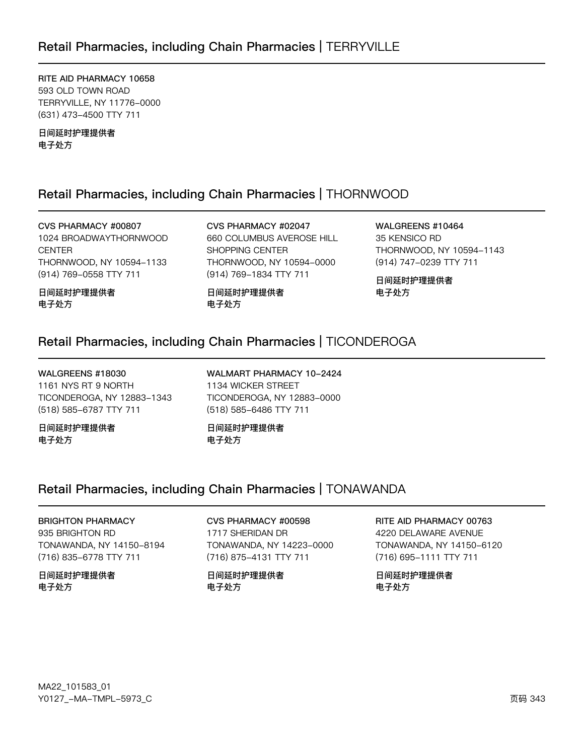## Retail Pharmacies, including Chain Pharmacies | TERRYVILLE

**RITE AID PHARMACY 10658**
593 OLD TOWN ROAD
TERRYVILLE, NY 11776-0000
(631) 473-4500 TTY 711

**日间延时护理提供者**
**电子处方**

## Retail Pharmacies, including Chain Pharmacies | THORNWOOD

**CVS PHARMACY #00807**
1024 BROADWAYTHORNWOOD CENTER
THORNWOOD, NY 10594-1133
(914) 769-0558 TTY 711

**日间延时护理提供者**
**电子处方**

**CVS PHARMACY #02047**
660 COLUMBUS AVEROSE HILL SHOPPING CENTER
THORNWOOD, NY 10594-0000
(914) 769-1834 TTY 711

**日间延时护理提供者**
**电子处方**

**WALGREENS #10464**
35 KENSICO RD
THORNWOOD, NY 10594-1143
(914) 747-0239 TTY 711

**日间延时护理提供者**
**电子处方**

## Retail Pharmacies, including Chain Pharmacies | TICONDEROGA

**WALGREENS #18030**
1161 NYS RT 9 NORTH
TICONDEROGA, NY 12883-1343
(518) 585-6787 TTY 711

**日间延时护理提供者**
**电子处方**

**WALMART PHARMACY 10-2424**
1134 WICKER STREET
TICONDEROGA, NY 12883-0000
(518) 585-6486 TTY 711

**日间延时护理提供者**
**电子处方**

## Retail Pharmacies, including Chain Pharmacies | TONAWANDA

**BRIGHTON PHARMACY**
935 BRIGHTON RD
TONAWANDA, NY 14150-8194
(716) 835-6778 TTY 711

**日间延时护理提供者**
**电子处方**

**CVS PHARMACY #00598**
1717 SHERIDAN DR
TONAWANDA, NY 14223-0000
(716) 875-4131 TTY 711

**日间延时护理提供者**
**电子处方**

**RITE AID PHARMACY 00763**
4220 DELAWARE AVENUE
TONAWANDA, NY 14150-6120
(716) 695-1111 TTY 711

**日间延时护理提供者**
**电子处方**

MA22_101583_01
Y0127_-MA-TMPL-5973_C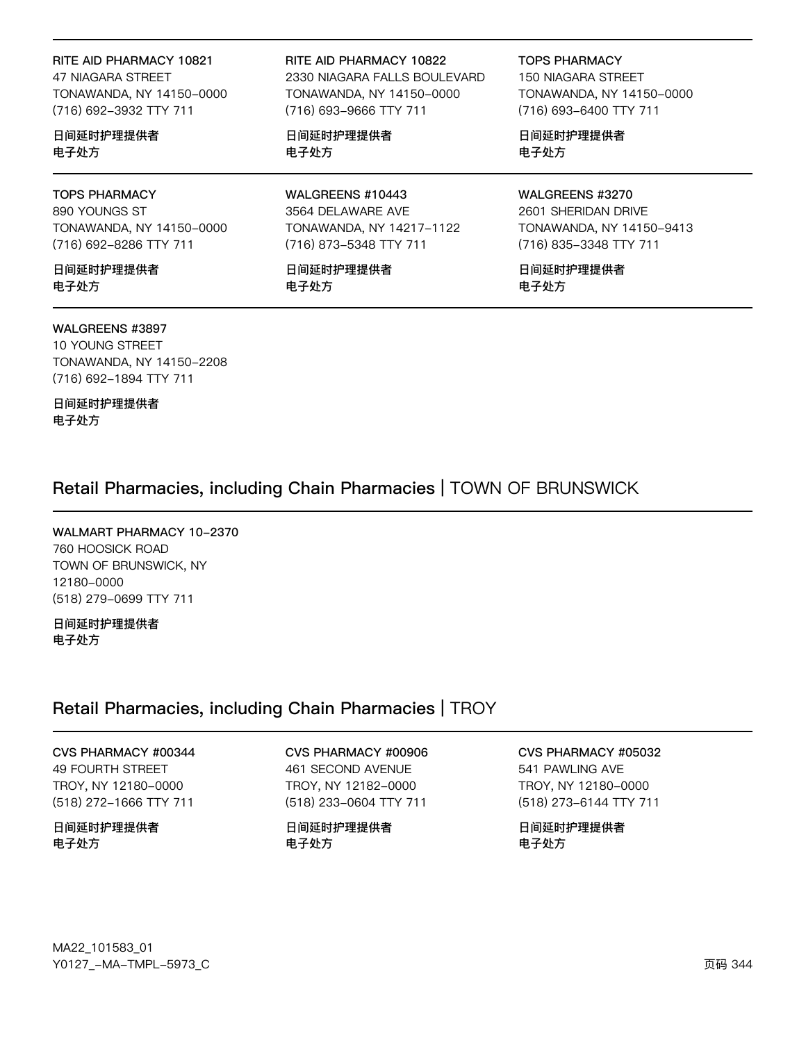**RITE AID PHARMACY 10821**
47 NIAGARA STREET
TONAWANDA, NY 14150-0000
(716) 692-3932 TTY 711

**日间延时护理提供者**
**电子处方**

**RITE AID PHARMACY 10822**
2330 NIAGARA FALLS BOULEVARD
TONAWANDA, NY 14150-0000
(716) 693-9666 TTY 711

**日间延时护理提供者**
**电子处方**

**TOPS PHARMACY**
150 NIAGARA STREET
TONAWANDA, NY 14150-0000
(716) 693-6400 TTY 711

**日间延时护理提供者**
**电子处方**

**TOPS PHARMACY**
890 YOUNGS ST
TONAWANDA, NY 14150-0000
(716) 692-8286 TTY 711

**日间延时护理提供者**
**电子处方**

**WALGREENS #10443**
3564 DELAWARE AVE
TONAWANDA, NY 14217-1122
(716) 873-5348 TTY 711

**日间延时护理提供者**
**电子处方**

**WALGREENS #3270**
2601 SHERIDAN DRIVE
TONAWANDA, NY 14150-9413
(716) 835-3348 TTY 711

**日间延时护理提供者**
**电子处方**

**WALGREENS #3897**
10 YOUNG STREET
TONAWANDA, NY 14150-2208
(716) 692-1894 TTY 711

**日间延时护理提供者**
**电子处方**

## Retail Pharmacies, including Chain Pharmacies | TOWN OF BRUNSWICK

**WALMART PHARMACY 10-2370**
760 HOOSICK ROAD
TOWN OF BRUNSWICK, NY
12180-0000
(518) 279-0699 TTY 711

**日间延时护理提供者**
**电子处方**

## Retail Pharmacies, including Chain Pharmacies | TROY

**CVS PHARMACY #00344**
49 FOURTH STREET
TROY, NY 12180-0000
(518) 272-1666 TTY 711

**日间延时护理提供者**
**电子处方**

**CVS PHARMACY #00906**
461 SECOND AVENUE
TROY, NY 12182-0000
(518) 233-0604 TTY 711

**日间延时护理提供者**
**电子处方**

**CVS PHARMACY #05032**
541 PAWLING AVE
TROY, NY 12180-0000
(518) 273-6144 TTY 711

**日间延时护理提供者**
**电子处方**

MA22_101583_01
Y0127_-MA-TMPL-5973_C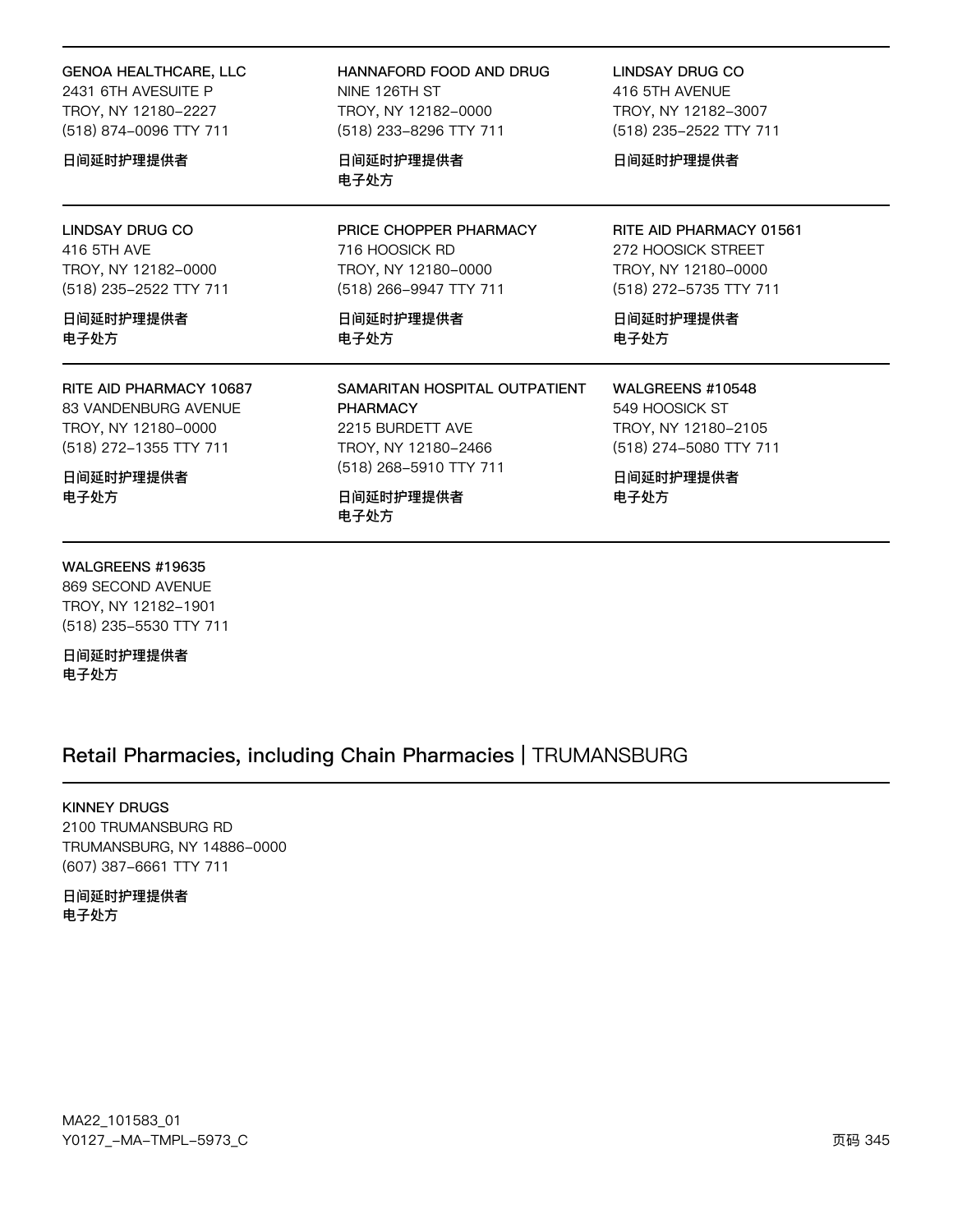**GENOA HEALTHCARE, LLC**
2431 6TH AVESUITE P
TROY, NY 12180-2227
(518) 874-0096 TTY 711

日间延时护理提供者

---

**HANNAFORD FOOD AND DRUG**
NINE 126TH ST
TROY, NY 12182-0000
(518) 233-8296 TTY 711

日间延时护理提供者
电子处方

---

**LINDSAY DRUG CO**
416 5TH AVENUE
TROY, NY 12182-3007
(518) 235-2522 TTY 711

日间延时护理提供者

---

**LINDSAY DRUG CO**
416 5TH AVE
TROY, NY 12182-0000
(518) 235-2522 TTY 711

日间延时护理提供者
电子处方

---

**PRICE CHOPPER PHARMACY**
716 HOOSICK RD
TROY, NY 12180-0000
(518) 266-9947 TTY 711

日间延时护理提供者
电子处方

---

**RITE AID PHARMACY 01561**
272 HOOSICK STREET
TROY, NY 12180-0000
(518) 272-5735 TTY 711

日间延时护理提供者
电子处方

---

**RITE AID PHARMACY 10687**
83 VANDENBURG AVENUE
TROY, NY 12180-0000
(518) 272-1355 TTY 711

日间延时护理提供者
电子处方

---

**SAMARITAN HOSPITAL OUTPATIENT PHARMACY**
2215 BURDETT AVE
TROY, NY 12180-2466
(518) 268-5910 TTY 711

日间延时护理提供者
电子处方

---

**WALGREENS #10548**
549 HOOSICK ST
TROY, NY 12180-2105
(518) 274-5080 TTY 711

日间延时护理提供者
电子处方

---

**WALGREENS #19635**
869 SECOND AVENUE
TROY, NY 12182-1901
(518) 235-5530 TTY 711

日间延时护理提供者
电子处方

## Retail Pharmacies, including Chain Pharmacies | TRUMANSBURG

**KINNEY DRUGS**
2100 TRUMANSBURG RD
TRUMANSBURG, NY 14886-0000
(607) 387-6661 TTY 711

日间延时护理提供者
电子处方

MA22_101583_01
Y0127_-MA-TMPL-5973_C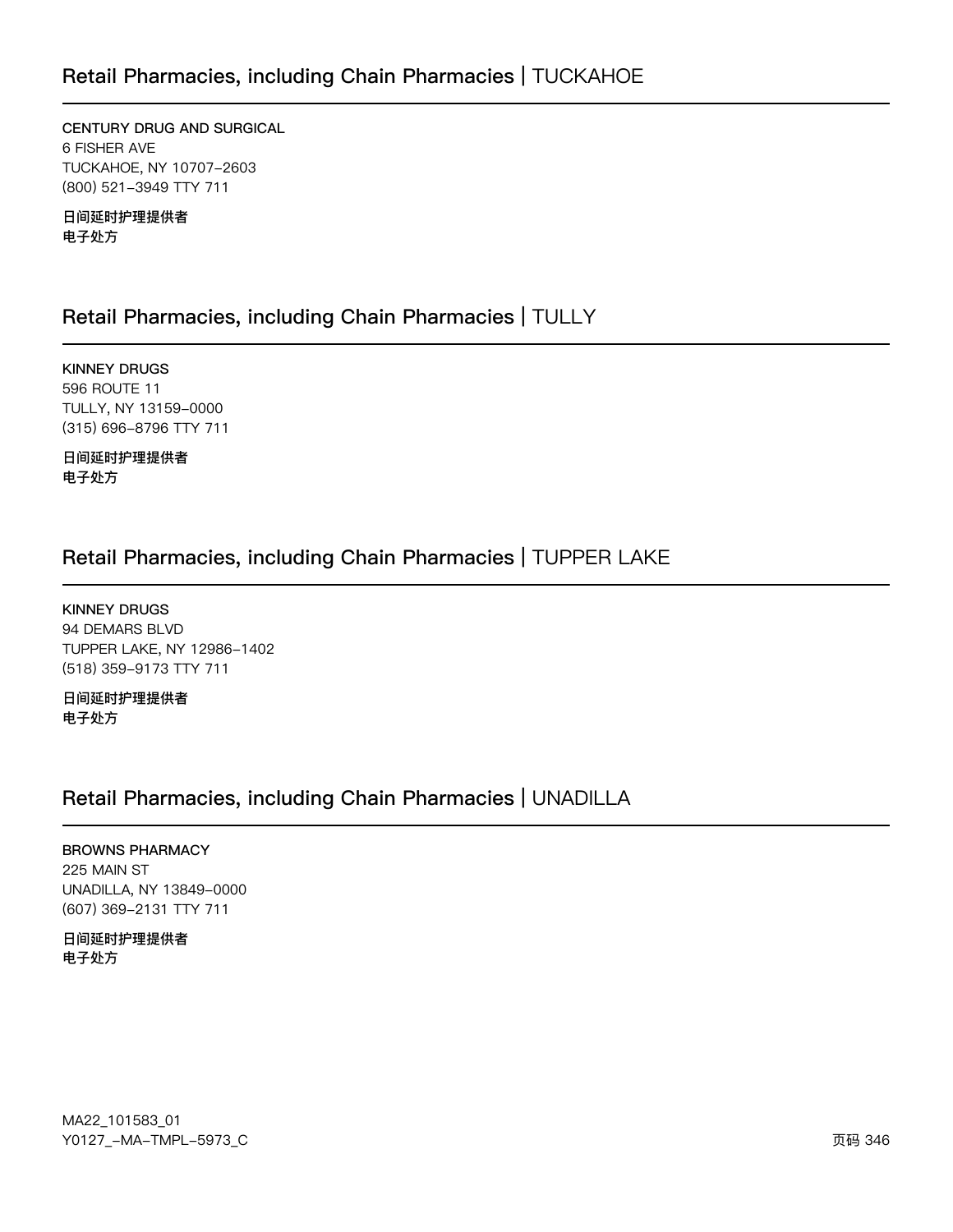## Retail Pharmacies, including Chain Pharmacies | TUCKAHOE

CENTURY DRUG AND SURGICAL
6 FISHER AVE
TUCKAHOE, NY 10707-2603
(800) 521-3949 TTY 711

**日间延时护理提供者**
**电子处方**

## Retail Pharmacies, including Chain Pharmacies | TULLY

KINNEY DRUGS
596 ROUTE 11
TULLY, NY 13159-0000
(315) 696-8796 TTY 711

**日间延时护理提供者**
**电子处方**

## Retail Pharmacies, including Chain Pharmacies | TUPPER LAKE

KINNEY DRUGS
94 DEMARS BLVD
TUPPER LAKE, NY 12986-1402
(518) 359-9173 TTY 711

**日间延时护理提供者**
**电子处方**

## Retail Pharmacies, including Chain Pharmacies | UNADILLA

BROWNS PHARMACY
225 MAIN ST
UNADILLA, NY 13849-0000
(607) 369-2131 TTY 711

**日间延时护理提供者**
**电子处方**

MA22_101583_01
Y0127_-MA-TMPL-5973_C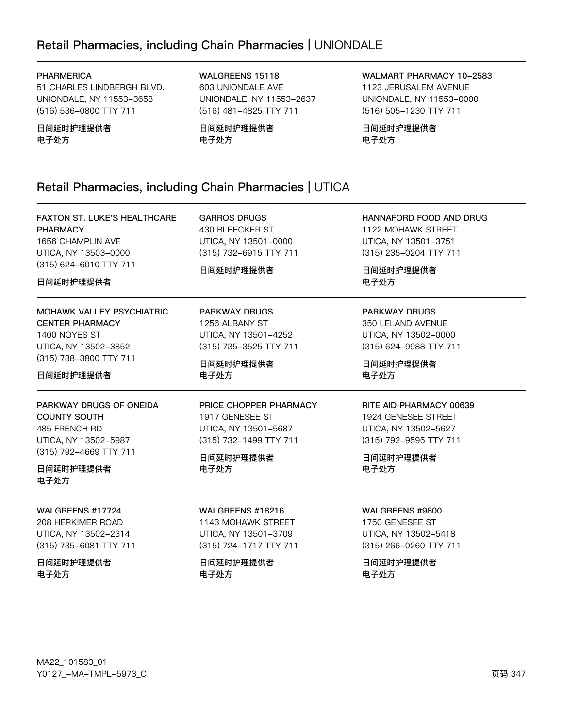## Retail Pharmacies, including Chain Pharmacies | UNIONDALE

**PHARMERICA**
51 CHARLES LINDBERGH BLVD.
UNIONDALE, NY 11553-3658
(516) 536-0800 TTY 711

**日间延时护理提供者**
**电子处方**

**WALGREENS 15118**
603 UNIONDALE AVE
UNIONDALE, NY 11553-2637
(516) 481-4825 TTY 711

**日间延时护理提供者**
**电子处方**

**WALMART PHARMACY 10-2583**
1123 JERUSALEM AVENUE
UNIONDALE, NY 11553-0000
(516) 505-1230 TTY 711

**日间延时护理提供者**
**电子处方**

## Retail Pharmacies, including Chain Pharmacies | UTICA

**FAXTON ST. LUKE'S HEALTHCARE PHARMACY**
1656 CHAMPLIN AVE
UTICA, NY 13503-0000
(315) 624-6010 TTY 711

**日间延时护理提供者**

**GARROS DRUGS**
430 BLEECKER ST
UTICA, NY 13501-0000
(315) 732-6915 TTY 711

**日间延时护理提供者**

**HANNAFORD FOOD AND DRUG**
1122 MOHAWK STREET
UTICA, NY 13501-3751
(315) 235-0204 TTY 711

**日间延时护理提供者**
**电子处方**

**MOHAWK VALLEY PSYCHIATRIC CENTER PHARMACY**
1400 NOYES ST
UTICA, NY 13502-3852
(315) 738-3800 TTY 711

**日间延时护理提供者**

**PARKWAY DRUGS**
1256 ALBANY ST
UTICA, NY 13501-4252
(315) 735-3525 TTY 711

**日间延时护理提供者**
**电子处方**

**PARKWAY DRUGS**
350 LELAND AVENUE
UTICA, NY 13502-0000
(315) 624-9988 TTY 711

**日间延时护理提供者**
**电子处方**

**PARKWAY DRUGS OF ONEIDA COUNTY SOUTH**
485 FRENCH RD
UTICA, NY 13502-5987
(315) 792-4669 TTY 711

**日间延时护理提供者**
**电子处方**

**PRICE CHOPPER PHARMACY**
1917 GENESEE ST
UTICA, NY 13501-5687
(315) 732-1499 TTY 711

**日间延时护理提供者**
**电子处方**

**RITE AID PHARMACY 00639**
1924 GENESEE STREET
UTICA, NY 13502-5627
(315) 792-9595 TTY 711

**日间延时护理提供者**
**电子处方**

**WALGREENS #17724**
208 HERKIMER ROAD
UTICA, NY 13502-2314
(315) 735-6081 TTY 711

**日间延时护理提供者**
**电子处方**

**WALGREENS #18216**
1143 MOHAWK STREET
UTICA, NY 13501-3709
(315) 724-1717 TTY 711

**日间延时护理提供者**
**电子处方**

**WALGREENS #9800**
1750 GENESEE ST
UTICA, NY 13502-5418
(315) 266-0260 TTY 711

**日间延时护理提供者**
**电子处方**

MA22_101583_01
Y0127_-MA-TMPL-5973_C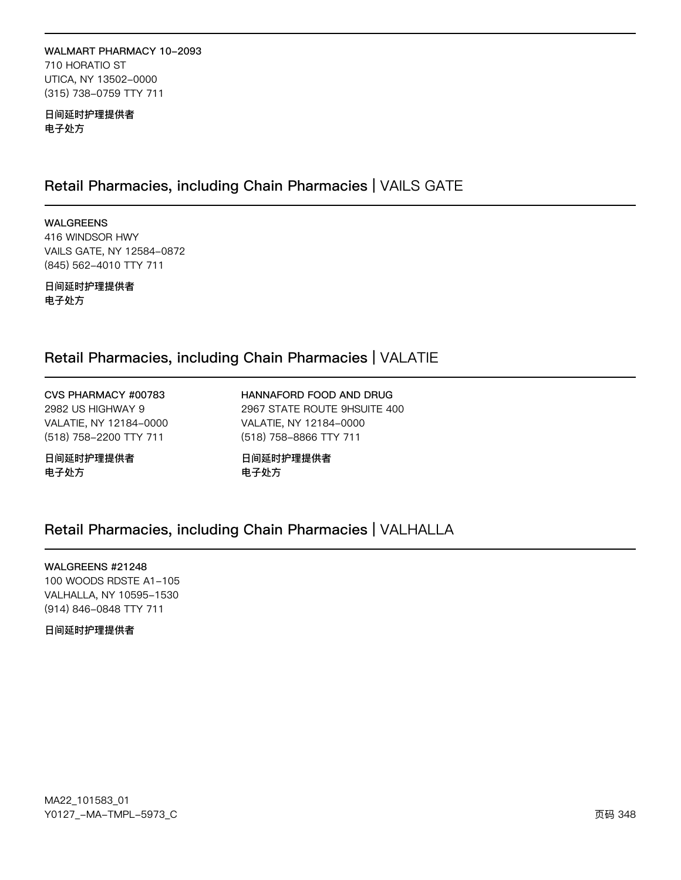**WALMART PHARMACY 10-2093**
710 HORATIO ST
UTICA, NY 13502-0000
(315) 738-0759 TTY 711

**日间延时护理提供者**
**电子处方**

## Retail Pharmacies, including Chain Pharmacies | VAILS GATE

**WALGREENS**
416 WINDSOR HWY
VAILS GATE, NY 12584-0872
(845) 562-4010 TTY 711

**日间延时护理提供者**
**电子处方**

## Retail Pharmacies, including Chain Pharmacies | VALATIE

**CVS PHARMACY #00783**
2982 US HIGHWAY 9
VALATIE, NY 12184-0000
(518) 758-2200 TTY 711

**日间延时护理提供者**
**电子处方**

**HANNAFORD FOOD AND DRUG**
2967 STATE ROUTE 9HSUITE 400
VALATIE, NY 12184-0000
(518) 758-8866 TTY 711

**日间延时护理提供者**
**电子处方**

## Retail Pharmacies, including Chain Pharmacies | VALHALLA

**WALGREENS #21248**
100 WOODS RDSTE A1-105
VALHALLA, NY 10595-1530
(914) 846-0848 TTY 711

**日间延时护理提供者**

MA22_101583_01
Y0127_-MA-TMPL-5973_C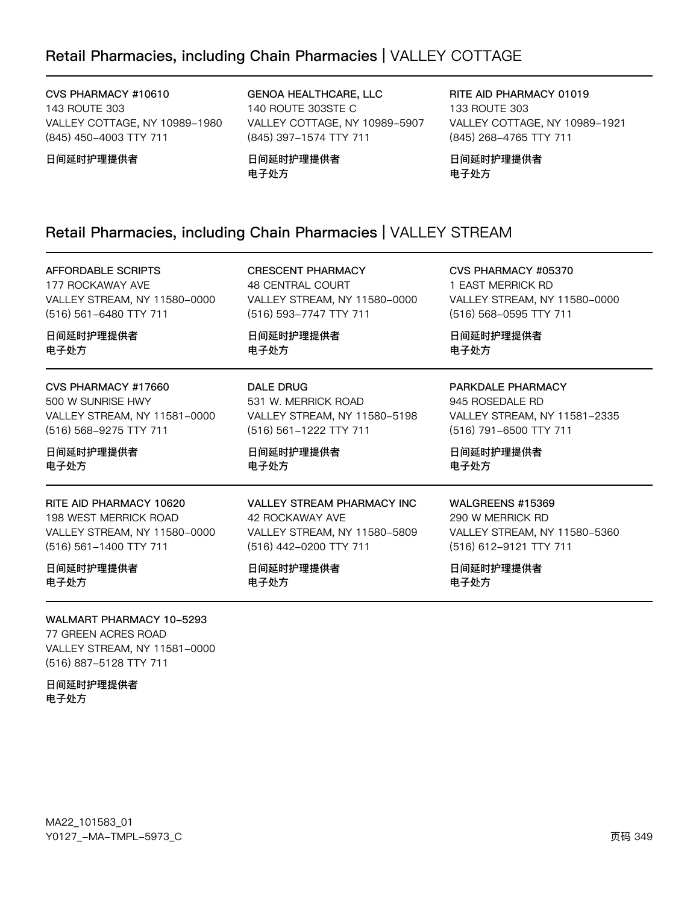## Retail Pharmacies, including Chain Pharmacies | VALLEY COTTAGE

CVS PHARMACY #10610
143 ROUTE 303
VALLEY COTTAGE, NY 10989-1980
(845) 450-4003 TTY 711

**日间延时护理提供者**

GENOA HEALTHCARE, LLC
140 ROUTE 303STE C
VALLEY COTTAGE, NY 10989-5907
(845) 397-1574 TTY 711

**日间延时护理提供者**
**电子处方**

RITE AID PHARMACY 01019
133 ROUTE 303
VALLEY COTTAGE, NY 10989-1921
(845) 268-4765 TTY 711

**日间延时护理提供者**
**电子处方**

## Retail Pharmacies, including Chain Pharmacies | VALLEY STREAM

AFFORDABLE SCRIPTS
177 ROCKAWAY AVE
VALLEY STREAM, NY 11580-0000
(516) 561-6480 TTY 711

**日间延时护理提供者**
**电子处方**

CRESCENT PHARMACY
48 CENTRAL COURT
VALLEY STREAM, NY 11580-0000
(516) 593-7747 TTY 711

**日间延时护理提供者**
**电子处方**

CVS PHARMACY #05370
1 EAST MERRICK RD
VALLEY STREAM, NY 11580-0000
(516) 568-0595 TTY 711

**日间延时护理提供者**
**电子处方**

CVS PHARMACY #17660
500 W SUNRISE HWY
VALLEY STREAM, NY 11581-0000
(516) 568-9275 TTY 711

**日间延时护理提供者**
**电子处方**

DALE DRUG
531 W. MERRICK ROAD
VALLEY STREAM, NY 11580-5198
(516) 561-1222 TTY 711

**日间延时护理提供者**
**电子处方**

PARKDALE PHARMACY
945 ROSEDALE RD
VALLEY STREAM, NY 11581-2335
(516) 791-6500 TTY 711

**日间延时护理提供者**
**电子处方**

RITE AID PHARMACY 10620
198 WEST MERRICK ROAD
VALLEY STREAM, NY 11580-0000
(516) 561-1400 TTY 711

**日间延时护理提供者**
**电子处方**

VALLEY STREAM PHARMACY INC
42 ROCKAWAY AVE
VALLEY STREAM, NY 11580-5809
(516) 442-0200 TTY 711

**日间延时护理提供者**
**电子处方**

WALGREENS #15369
290 W MERRICK RD
VALLEY STREAM, NY 11580-5360
(516) 612-9121 TTY 711

**日间延时护理提供者**
**电子处方**

WALMART PHARMACY 10-5293
77 GREEN ACRES ROAD
VALLEY STREAM, NY 11581-0000
(516) 887-5128 TTY 711

**日间延时护理提供者**
**电子处方**

MA22_101583_01
Y0127_-MA-TMPL-5973_C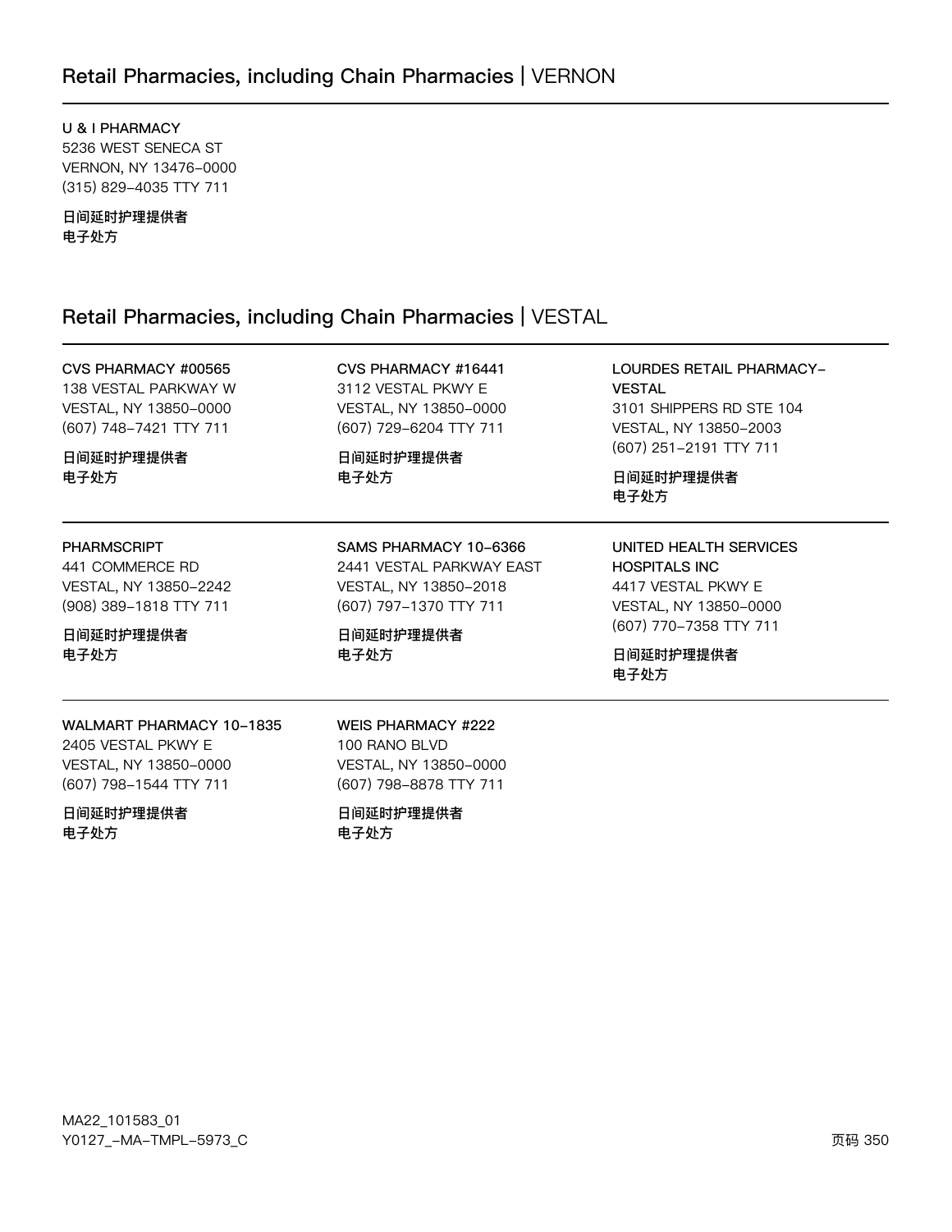## Retail Pharmacies, including Chain Pharmacies | VERNON

**U & I PHARMACY**
5236 WEST SENECA ST
VERNON, NY 13476-0000
(315) 829-4035 TTY 711

**日间延时护理提供者**
**电子处方**

## Retail Pharmacies, including Chain Pharmacies | VESTAL

**CVS PHARMACY #00565**
138 VESTAL PARKWAY W
VESTAL, NY 13850-0000
(607) 748-7421 TTY 711

**日间延时护理提供者**
**电子处方**

**CVS PHARMACY #16441**
3112 VESTAL PKWY E
VESTAL, NY 13850-0000
(607) 729-6204 TTY 711

**日间延时护理提供者**
**电子处方**

**LOURDES RETAIL PHARMACY-VESTAL**
3101 SHIPPERS RD STE 104
VESTAL, NY 13850-2003
(607) 251-2191 TTY 711

**日间延时护理提供者**
**电子处方**

**PHARMSCRIPT**
441 COMMERCE RD
VESTAL, NY 13850-2242
(908) 389-1818 TTY 711

**日间延时护理提供者**
**电子处方**

**SAMS PHARMACY 10-6366**
2441 VESTAL PARKWAY EAST
VESTAL, NY 13850-2018
(607) 797-1370 TTY 711

**日间延时护理提供者**
**电子处方**

**UNITED HEALTH SERVICES HOSPITALS INC**
4417 VESTAL PKWY E
VESTAL, NY 13850-0000
(607) 770-7358 TTY 711

**日间延时护理提供者**
**电子处方**

**WALMART PHARMACY 10-1835**
2405 VESTAL PKWY E
VESTAL, NY 13850-0000
(607) 798-1544 TTY 711

**日间延时护理提供者**
**电子处方**

**WEIS PHARMACY #222**
100 RANO BLVD
VESTAL, NY 13850-0000
(607) 798-8878 TTY 711

**日间延时护理提供者**
**电子处方**

MA22_101583_01
Y0127_-MA-TMPL-5973_C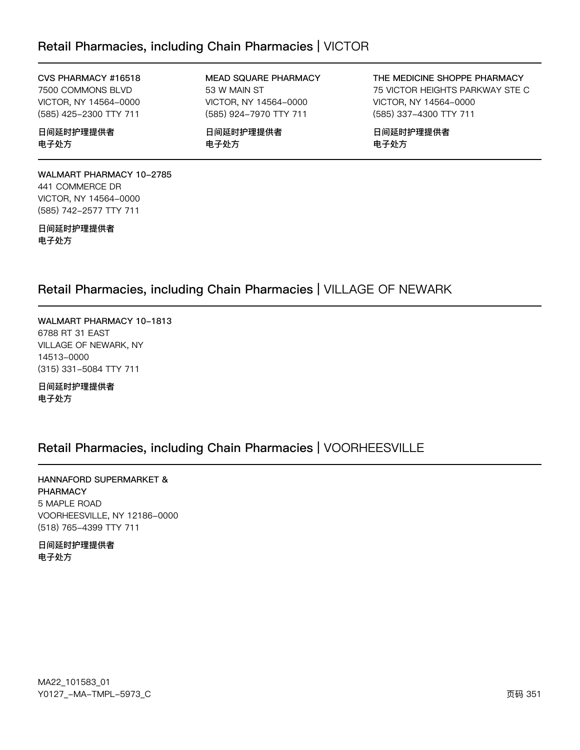## Retail Pharmacies, including Chain Pharmacies | VICTOR

**CVS PHARMACY #16518**
7500 COMMONS BLVD
VICTOR, NY 14564-0000
(585) 425-2300 TTY 711

**日间延时护理提供者**
**电子处方**

**MEAD SQUARE PHARMACY**
53 W MAIN ST
VICTOR, NY 14564-0000
(585) 924-7970 TTY 711

**日间延时护理提供者**
**电子处方**

**THE MEDICINE SHOPPE PHARMACY**
75 VICTOR HEIGHTS PARKWAY STE C
VICTOR, NY 14564-0000
(585) 337-4300 TTY 711

**日间延时护理提供者**
**电子处方**

**WALMART PHARMACY 10-2785**
441 COMMERCE DR
VICTOR, NY 14564-0000
(585) 742-2577 TTY 711

**日间延时护理提供者**
**电子处方**

## Retail Pharmacies, including Chain Pharmacies | VILLAGE OF NEWARK

**WALMART PHARMACY 10-1813**
6788 RT 31 EAST
VILLAGE OF NEWARK, NY
14513-0000
(315) 331-5084 TTY 711

**日间延时护理提供者**
**电子处方**

## Retail Pharmacies, including Chain Pharmacies | VOORHEESVILLE

**HANNAFORD SUPERMARKET & PHARMACY**
5 MAPLE ROAD
VOORHEESVILLE, NY 12186-0000
(518) 765-4399 TTY 711

**日间延时护理提供者**
**电子处方**

MA22_101583_01
Y0127_-MA-TMPL-5973_C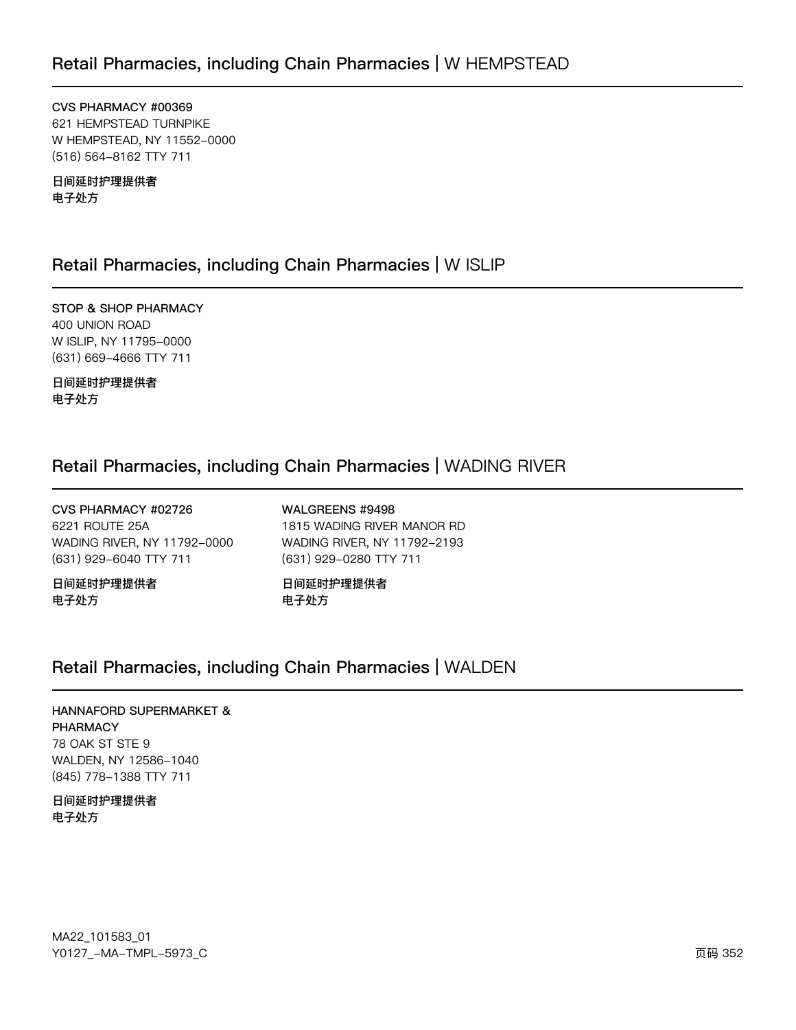## Retail Pharmacies, including Chain Pharmacies | W HEMPSTEAD

**CVS PHARMACY #00369**
621 HEMPSTEAD TURNPIKE
W HEMPSTEAD, NY 11552-0000
(516) 564-8162 TTY 711

**日间延时护理提供者**
**电子处方**

## Retail Pharmacies, including Chain Pharmacies | W ISLIP

**STOP & SHOP PHARMACY**
400 UNION ROAD
W ISLIP, NY 11795-0000
(631) 669-4666 TTY 711

**日间延时护理提供者**
**电子处方**

## Retail Pharmacies, including Chain Pharmacies | WADING RIVER

**CVS PHARMACY #02726**
6221 ROUTE 25A
WADING RIVER, NY 11792-0000
(631) 929-6040 TTY 711

**日间延时护理提供者**
**电子处方**

**WALGREENS #9498**
1815 WADING RIVER MANOR RD
WADING RIVER, NY 11792-2193
(631) 929-0280 TTY 711

**日间延时护理提供者**
**电子处方**

## Retail Pharmacies, including Chain Pharmacies | WALDEN

**HANNAFORD SUPERMARKET & PHARMACY**
78 OAK ST STE 9
WALDEN, NY 12586-1040
(845) 778-1388 TTY 711

**日间延时护理提供者**
**电子处方**

MA22_101583_01
Y0127_-MA-TMPL-5973_C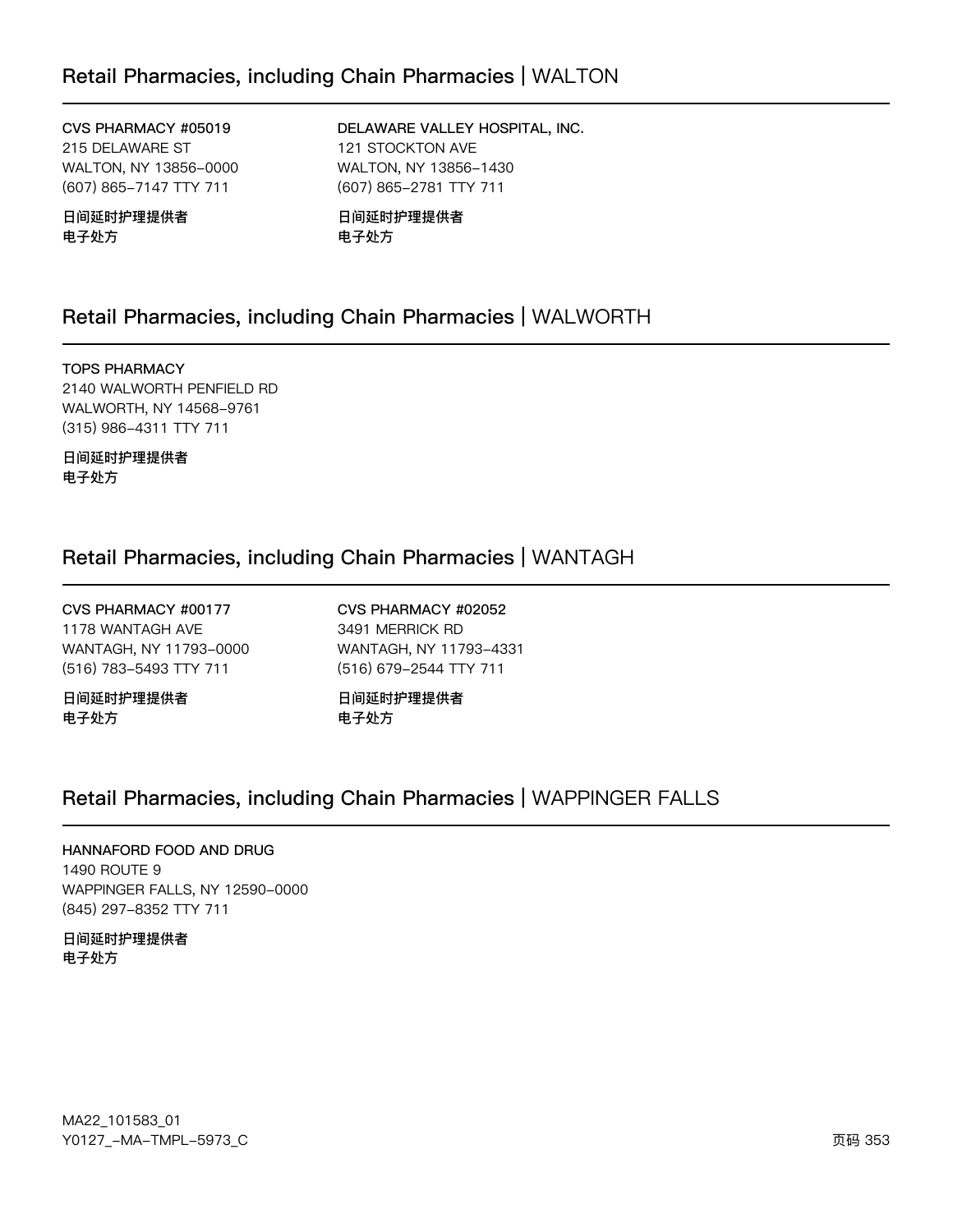## Retail Pharmacies, including Chain Pharmacies | WALTON

**CVS PHARMACY #05019**
215 DELAWARE ST
WALTON, NY 13856-0000
(607) 865-7147 TTY 711

**日间延时护理提供者**
**电子处方**

**DELAWARE VALLEY HOSPITAL, INC.**
121 STOCKTON AVE
WALTON, NY 13856-1430
(607) 865-2781 TTY 711

**日间延时护理提供者**
**电子处方**

## Retail Pharmacies, including Chain Pharmacies | WALWORTH

**TOPS PHARMACY**
2140 WALWORTH PENFIELD RD
WALWORTH, NY 14568-9761
(315) 986-4311 TTY 711

**日间延时护理提供者**
**电子处方**

## Retail Pharmacies, including Chain Pharmacies | WANTAGH

**CVS PHARMACY #00177**
1178 WANTAGH AVE
WANTAGH, NY 11793-0000
(516) 783-5493 TTY 711

**日间延时护理提供者**
**电子处方**

**CVS PHARMACY #02052**
3491 MERRICK RD
WANTAGH, NY 11793-4331
(516) 679-2544 TTY 711

**日间延时护理提供者**
**电子处方**

## Retail Pharmacies, including Chain Pharmacies | WAPPINGER FALLS

**HANNAFORD FOOD AND DRUG**
1490 ROUTE 9
WAPPINGER FALLS, NY 12590-0000
(845) 297-8352 TTY 711

**日间延时护理提供者**
**电子处方**

MA22_101583_01
Y0127_-MA-TMPL-5973_C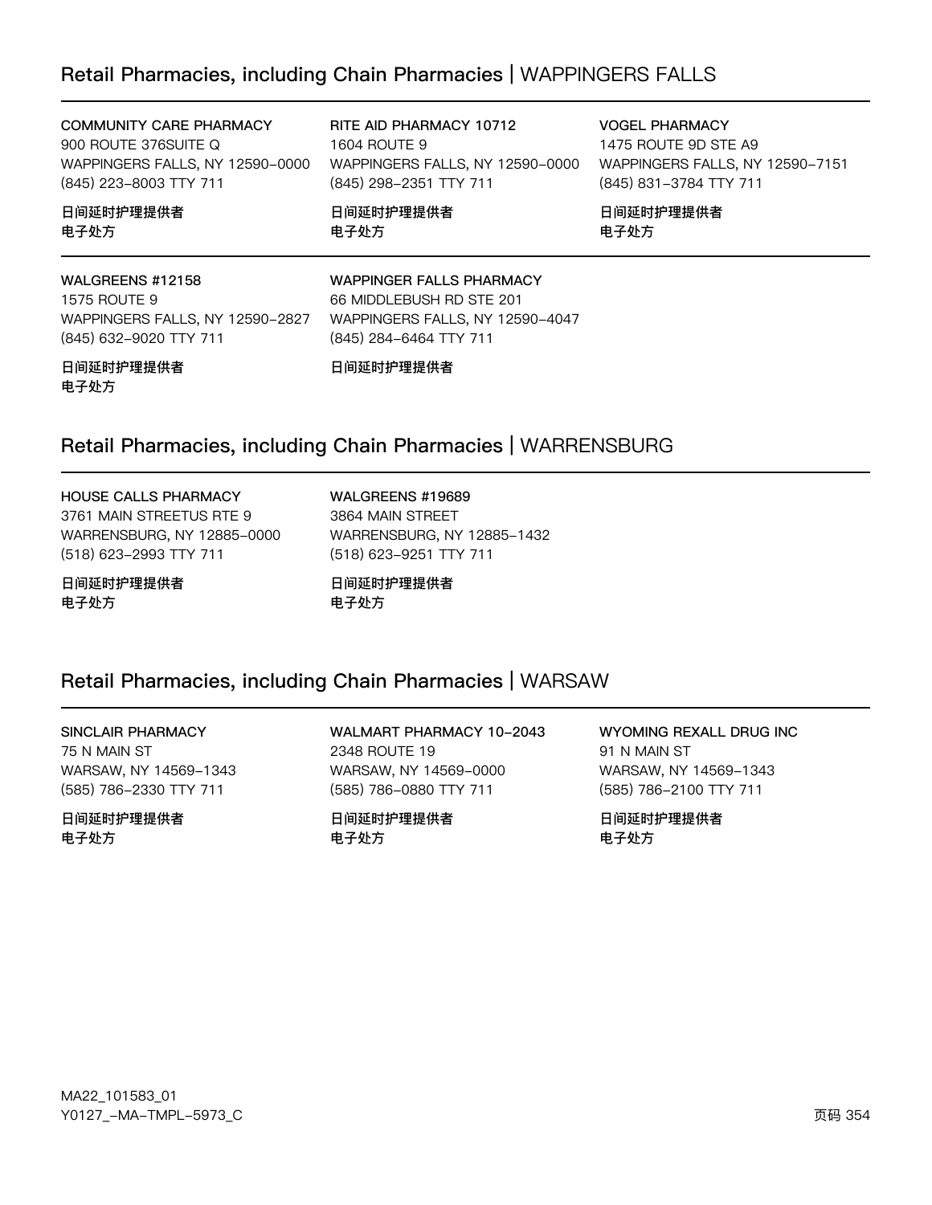## Retail Pharmacies, including Chain Pharmacies | WAPPINGERS FALLS

COMMUNITY CARE PHARMACY
900 ROUTE 376SUITE Q
WAPPINGERS FALLS, NY 12590-0000
(845) 223-8003 TTY 711

日间延时护理提供者
电子处方

RITE AID PHARMACY 10712
1604 ROUTE 9
WAPPINGERS FALLS, NY 12590-0000
(845) 298-2351 TTY 711

日间延时护理提供者
电子处方

VOGEL PHARMACY
1475 ROUTE 9D STE A9
WAPPINGERS FALLS, NY 12590-7151
(845) 831-3784 TTY 711

日间延时护理提供者
电子处方

WALGREENS #12158
1575 ROUTE 9
WAPPINGERS FALLS, NY 12590-2827
(845) 632-9020 TTY 711

日间延时护理提供者
电子处方

WAPPINGER FALLS PHARMACY
66 MIDDLEBUSH RD STE 201
WAPPINGERS FALLS, NY 12590-4047
(845) 284-6464 TTY 711

日间延时护理提供者

## Retail Pharmacies, including Chain Pharmacies | WARRENSBURG

HOUSE CALLS PHARMACY
3761 MAIN STREETUS RTE 9
WARRENSBURG, NY 12885-0000
(518) 623-2993 TTY 711

日间延时护理提供者
电子处方

WALGREENS #19689
3864 MAIN STREET
WARRENSBURG, NY 12885-1432
(518) 623-9251 TTY 711

日间延时护理提供者
电子处方

## Retail Pharmacies, including Chain Pharmacies | WARSAW

SINCLAIR PHARMACY
75 N MAIN ST
WARSAW, NY 14569-1343
(585) 786-2330 TTY 711

日间延时护理提供者
电子处方

WALMART PHARMACY 10-2043
2348 ROUTE 19
WARSAW, NY 14569-0000
(585) 786-0880 TTY 711

日间延时护理提供者
电子处方

WYOMING REXALL DRUG INC
91 N MAIN ST
WARSAW, NY 14569-1343
(585) 786-2100 TTY 711

日间延时护理提供者
电子处方

MA22_101583_01
Y0127_-MA-TMPL-5973_C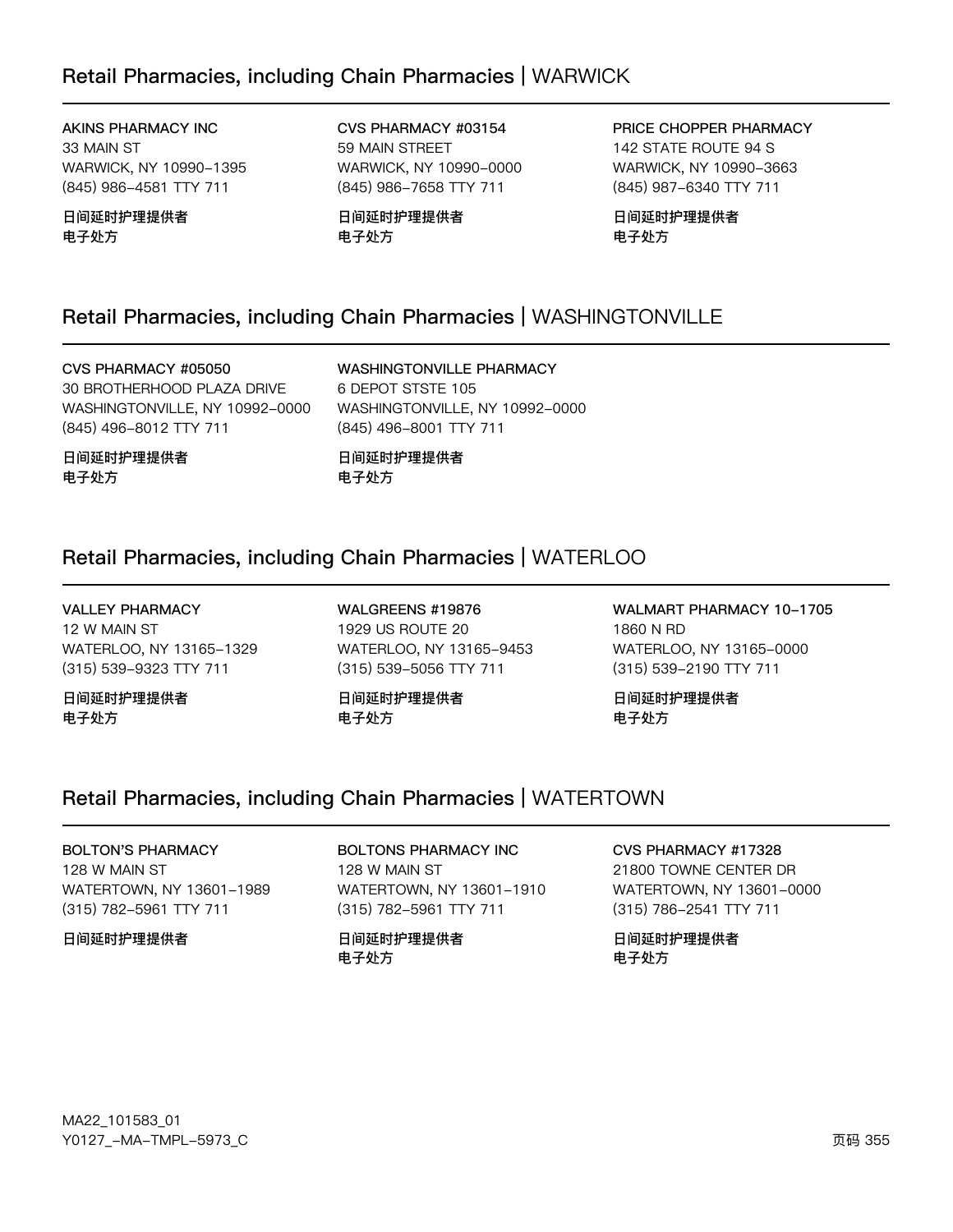## Retail Pharmacies, including Chain Pharmacies | WARWICK

**AKINS PHARMACY INC**
33 MAIN ST
WARWICK, NY 10990-1395
(845) 986-4581 TTY 711

**日间延时护理提供者**
**电子处方**

**CVS PHARMACY #03154**
59 MAIN STREET
WARWICK, NY 10990-0000
(845) 986-7658 TTY 711

**日间延时护理提供者**
**电子处方**

**PRICE CHOPPER PHARMACY**
142 STATE ROUTE 94 S
WARWICK, NY 10990-3663
(845) 987-6340 TTY 711

**日间延时护理提供者**
**电子处方**

## Retail Pharmacies, including Chain Pharmacies | WASHINGTONVILLE

**CVS PHARMACY #05050**
30 BROTHERHOOD PLAZA DRIVE
WASHINGTONVILLE, NY 10992-0000
(845) 496-8012 TTY 711

**日间延时护理提供者**
**电子处方**

**WASHINGTONVILLE PHARMACY**
6 DEPOT STSTE 105
WASHINGTONVILLE, NY 10992-0000
(845) 496-8001 TTY 711

**日间延时护理提供者**
**电子处方**

## Retail Pharmacies, including Chain Pharmacies | WATERLOO

**VALLEY PHARMACY**
12 W MAIN ST
WATERLOO, NY 13165-1329
(315) 539-9323 TTY 711

**日间延时护理提供者**
**电子处方**

**WALGREENS #19876**
1929 US ROUTE 20
WATERLOO, NY 13165-9453
(315) 539-5056 TTY 711

**日间延时护理提供者**
**电子处方**

**WALMART PHARMACY 10-1705**
1860 N RD
WATERLOO, NY 13165-0000
(315) 539-2190 TTY 711

**日间延时护理提供者**
**电子处方**

## Retail Pharmacies, including Chain Pharmacies | WATERTOWN

**BOLTON'S PHARMACY**
128 W MAIN ST
WATERTOWN, NY 13601-1989
(315) 782-5961 TTY 711

**日间延时护理提供者**

**BOLTONS PHARMACY INC**
128 W MAIN ST
WATERTOWN, NY 13601-1910
(315) 782-5961 TTY 711

**日间延时护理提供者**
**电子处方**

**CVS PHARMACY #17328**
21800 TOWNE CENTER DR
WATERTOWN, NY 13601-0000
(315) 786-2541 TTY 711

**日间延时护理提供者**
**电子处方**

MA22_101583_01
Y0127_-MA-TMPL-5973_C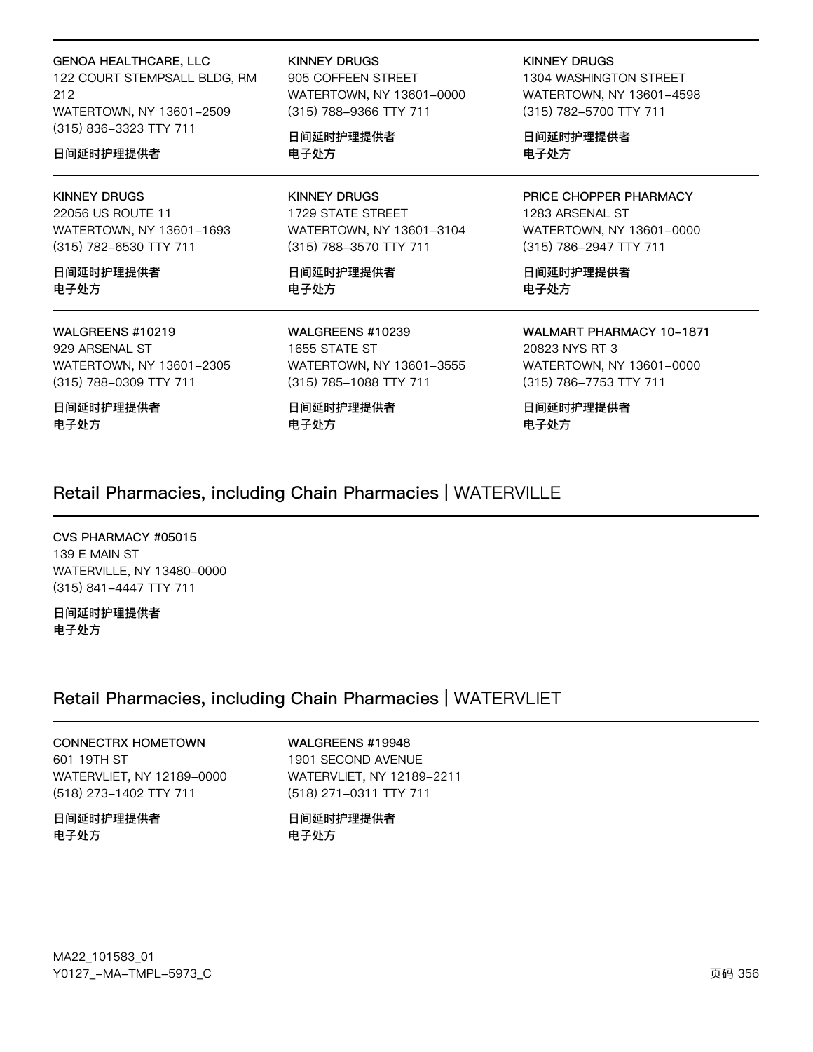**GENOA HEALTHCARE, LLC**
122 COURT STEMPSALL BLDG, RM 212
WATERTOWN, NY 13601-2509
(315) 836-3323 TTY 711

**日间延时护理提供者**

---

**KINNEY DRUGS**
905 COFFEEN STREET
WATERTOWN, NY 13601-0000
(315) 788-9366 TTY 711

**日间延时护理提供者**
**电子处方**

---

**KINNEY DRUGS**
1304 WASHINGTON STREET
WATERTOWN, NY 13601-4598
(315) 782-5700 TTY 711

**日间延时护理提供者**
**电子处方**

---

**KINNEY DRUGS**
22056 US ROUTE 11
WATERTOWN, NY 13601-1693
(315) 782-6530 TTY 711

**日间延时护理提供者**
**电子处方**

---

**KINNEY DRUGS**
1729 STATE STREET
WATERTOWN, NY 13601-3104
(315) 788-3570 TTY 711

**日间延时护理提供者**
**电子处方**

---

**PRICE CHOPPER PHARMACY**
1283 ARSENAL ST
WATERTOWN, NY 13601-0000
(315) 786-2947 TTY 711

**日间延时护理提供者**
**电子处方**

---

**WALGREENS #10219**
929 ARSENAL ST
WATERTOWN, NY 13601-2305
(315) 788-0309 TTY 711

**日间延时护理提供者**
**电子处方**

---

**WALGREENS #10239**
1655 STATE ST
WATERTOWN, NY 13601-3555
(315) 785-1088 TTY 711

**日间延时护理提供者**
**电子处方**

---

**WALMART PHARMACY 10-1871**
20823 NYS RT 3
WATERTOWN, NY 13601-0000
(315) 786-7753 TTY 711

**日间延时护理提供者**
**电子处方**

## Retail Pharmacies, including Chain Pharmacies | WATERVILLE

**CVS PHARMACY #05015**
139 E MAIN ST
WATERVILLE, NY 13480-0000
(315) 841-4447 TTY 711

**日间延时护理提供者**
**电子处方**

## Retail Pharmacies, including Chain Pharmacies | WATERVLIET

**CONNECTRX HOMETOWN**
601 19TH ST
WATERVLIET, NY 12189-0000
(518) 273-1402 TTY 711

**日间延时护理提供者**
**电子处方**

---

**WALGREENS #19948**
1901 SECOND AVENUE
WATERVLIET, NY 12189-2211
(518) 271-0311 TTY 711

**日间延时护理提供者**
**电子处方**

MA22_101583_01
Y0127_-MA-TMPL-5973_C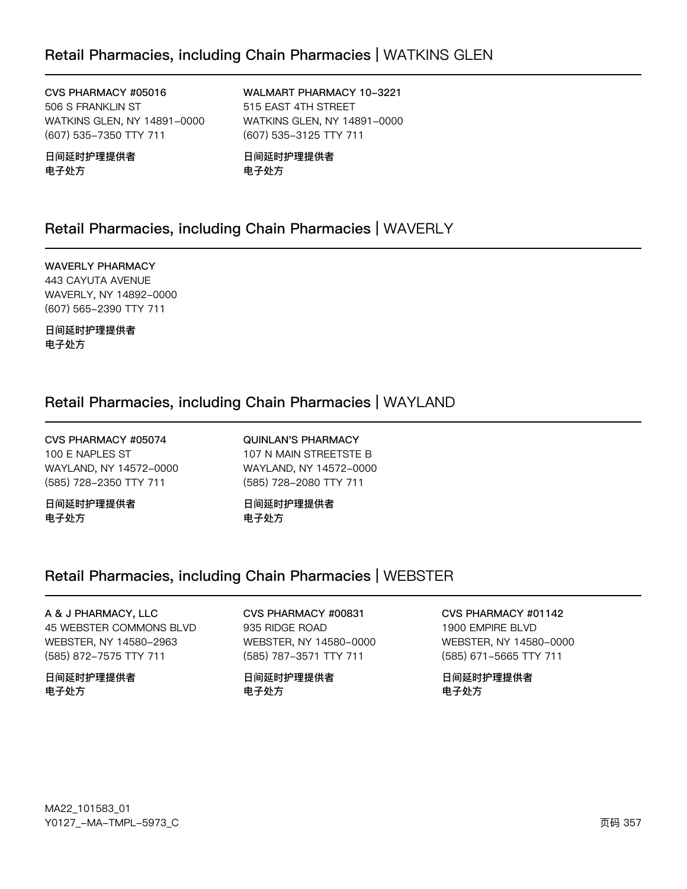## Retail Pharmacies, including Chain Pharmacies | WATKINS GLEN

**CVS PHARMACY #05016**
506 S FRANKLIN ST
WATKINS GLEN, NY 14891-0000
(607) 535-7350 TTY 711

**日间延时护理提供者**
**电子处方**

**WALMART PHARMACY 10-3221**
515 EAST 4TH STREET
WATKINS GLEN, NY 14891-0000
(607) 535-3125 TTY 711

**日间延时护理提供者**
**电子处方**

## Retail Pharmacies, including Chain Pharmacies | WAVERLY

**WAVERLY PHARMACY**
443 CAYUTA AVENUE
WAVERLY, NY 14892-0000
(607) 565-2390 TTY 711

**日间延时护理提供者**
**电子处方**

## Retail Pharmacies, including Chain Pharmacies | WAYLAND

**CVS PHARMACY #05074**
100 E NAPLES ST
WAYLAND, NY 14572-0000
(585) 728-2350 TTY 711

**日间延时护理提供者**
**电子处方**

**QUINLAN'S PHARMACY**
107 N MAIN STREETSTE B
WAYLAND, NY 14572-0000
(585) 728-2080 TTY 711

**日间延时护理提供者**
**电子处方**

## Retail Pharmacies, including Chain Pharmacies | WEBSTER

**A & J PHARMACY, LLC**
45 WEBSTER COMMONS BLVD
WEBSTER, NY 14580-2963
(585) 872-7575 TTY 711

**日间延时护理提供者**
**电子处方**

**CVS PHARMACY #00831**
935 RIDGE ROAD
WEBSTER, NY 14580-0000
(585) 787-3571 TTY 711

**日间延时护理提供者**
**电子处方**

**CVS PHARMACY #01142**
1900 EMPIRE BLVD
WEBSTER, NY 14580-0000
(585) 671-5665 TTY 711

**日间延时护理提供者**
**电子处方**

MA22_101583_01
Y0127_-MA-TMPL-5973_C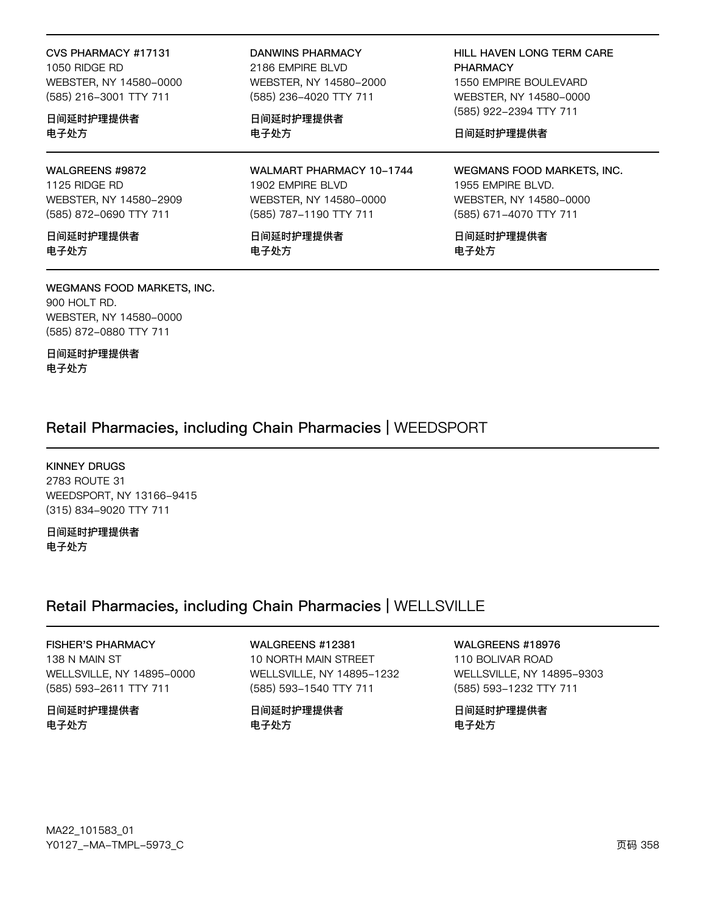**CVS PHARMACY #17131**
1050 RIDGE RD
WEBSTER, NY 14580-0000
(585) 216-3001 TTY 711

**日间延时护理提供者**
**电子处方**

**DANWINS PHARMACY**
2186 EMPIRE BLVD
WEBSTER, NY 14580-2000
(585) 236-4020 TTY 711

**日间延时护理提供者**
**电子处方**

**HILL HAVEN LONG TERM CARE PHARMACY**
1550 EMPIRE BOULEVARD
WEBSTER, NY 14580-0000
(585) 922-2394 TTY 711

**日间延时护理提供者**

**WALGREENS #9872**
1125 RIDGE RD
WEBSTER, NY 14580-2909
(585) 872-0690 TTY 711

**日间延时护理提供者**
**电子处方**

**WALMART PHARMACY 10-1744**
1902 EMPIRE BLVD
WEBSTER, NY 14580-0000
(585) 787-1190 TTY 711

**日间延时护理提供者**
**电子处方**

**WEGMANS FOOD MARKETS, INC.**
1955 EMPIRE BLVD.
WEBSTER, NY 14580-0000
(585) 671-4070 TTY 711

**日间延时护理提供者**
**电子处方**

**WEGMANS FOOD MARKETS, INC.**
900 HOLT RD.
WEBSTER, NY 14580-0000
(585) 872-0880 TTY 711

**日间延时护理提供者**
**电子处方**

## Retail Pharmacies, including Chain Pharmacies | WEEDSPORT

**KINNEY DRUGS**
2783 ROUTE 31
WEEDSPORT, NY 13166-9415
(315) 834-9020 TTY 711

**日间延时护理提供者**
**电子处方**

## Retail Pharmacies, including Chain Pharmacies | WELLSVILLE

**FISHER'S PHARMACY**
138 N MAIN ST
WELLSVILLE, NY 14895-0000
(585) 593-2611 TTY 711

**日间延时护理提供者**
**电子处方**

**WALGREENS #12381**
10 NORTH MAIN STREET
WELLSVILLE, NY 14895-1232
(585) 593-1540 TTY 711

**日间延时护理提供者**
**电子处方**

**WALGREENS #18976**
110 BOLIVAR ROAD
WELLSVILLE, NY 14895-9303
(585) 593-1232 TTY 711

**日间延时护理提供者**
**电子处方**

MA22_101583_01
Y0127_-MA-TMPL-5973_C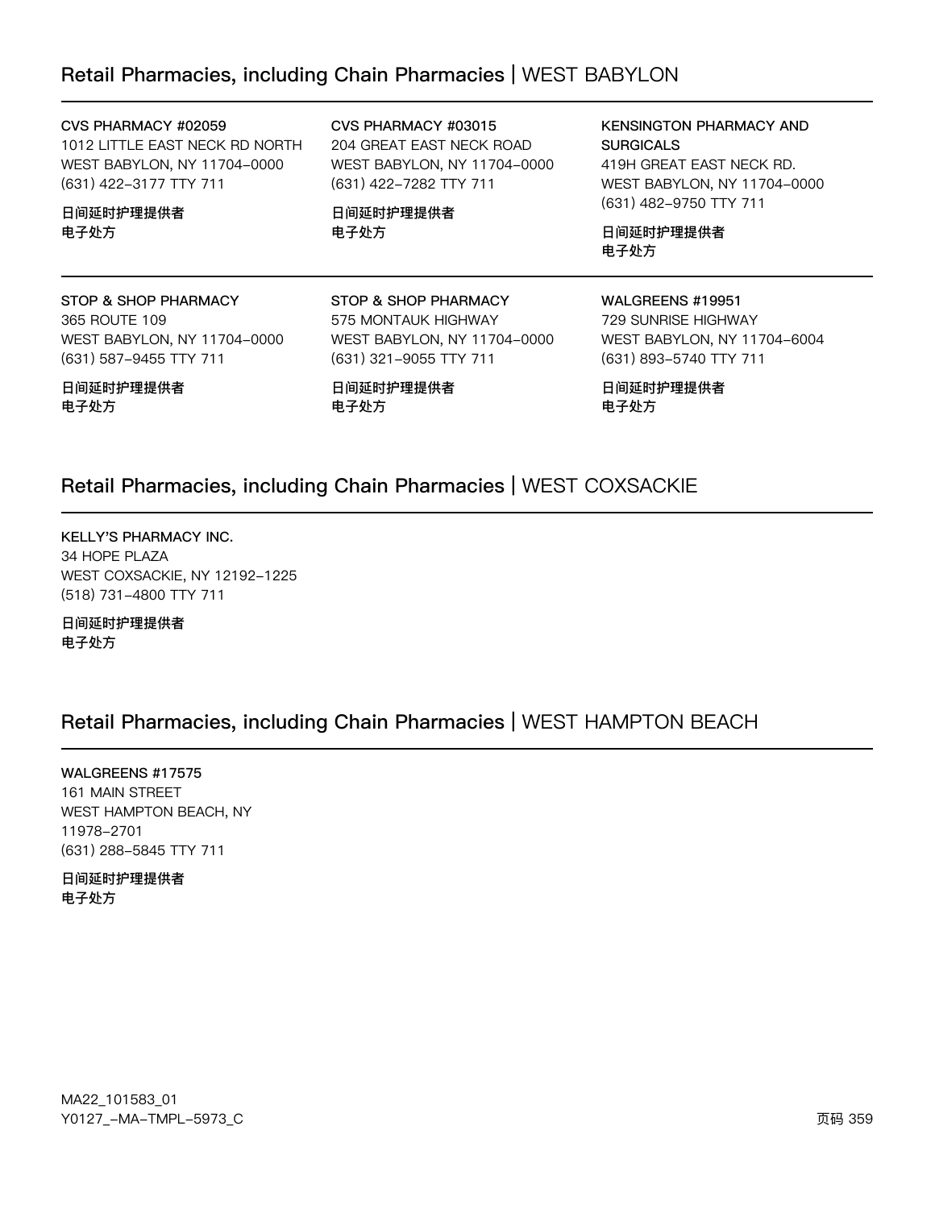## Retail Pharmacies, including Chain Pharmacies | WEST BABYLON

**CVS PHARMACY #02059**
1012 LITTLE EAST NECK RD NORTH
WEST BABYLON, NY 11704-0000
(631) 422-3177 TTY 711

**日间延时护理提供者**
**电子处方**

**CVS PHARMACY #03015**
204 GREAT EAST NECK ROAD
WEST BABYLON, NY 11704-0000
(631) 422-7282 TTY 711

**日间延时护理提供者**
**电子处方**

**KENSINGTON PHARMACY AND SURGICALS**
419H GREAT EAST NECK RD.
WEST BABYLON, NY 11704-0000
(631) 482-9750 TTY 711

**日间延时护理提供者**
**电子处方**

**STOP & SHOP PHARMACY**
365 ROUTE 109
WEST BABYLON, NY 11704-0000
(631) 587-9455 TTY 711

**日间延时护理提供者**
**电子处方**

**STOP & SHOP PHARMACY**
575 MONTAUK HIGHWAY
WEST BABYLON, NY 11704-0000
(631) 321-9055 TTY 711

**日间延时护理提供者**
**电子处方**

**WALGREENS #19951**
729 SUNRISE HIGHWAY
WEST BABYLON, NY 11704-6004
(631) 893-5740 TTY 711

**日间延时护理提供者**
**电子处方**

## Retail Pharmacies, including Chain Pharmacies | WEST COXSACKIE

**KELLY'S PHARMACY INC.**
34 HOPE PLAZA
WEST COXSACKIE, NY 12192-1225
(518) 731-4800 TTY 711

**日间延时护理提供者**
**电子处方**

## Retail Pharmacies, including Chain Pharmacies | WEST HAMPTON BEACH

**WALGREENS #17575**
161 MAIN STREET
WEST HAMPTON BEACH, NY
11978-2701
(631) 288-5845 TTY 711

**日间延时护理提供者**
**电子处方**

MA22_101583_01
Y0127_-MA-TMPL-5973_C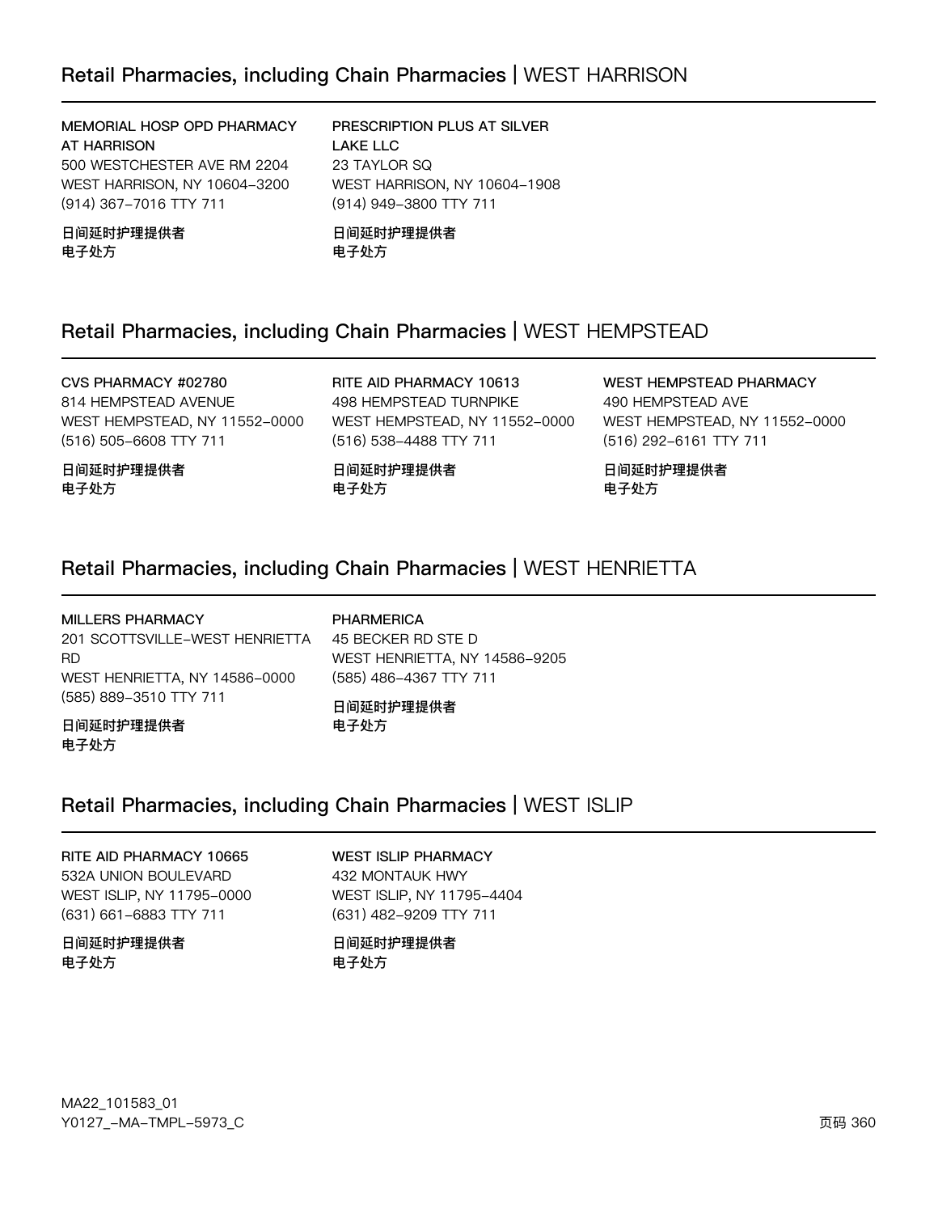## Retail Pharmacies, including Chain Pharmacies | WEST HARRISON

**MEMORIAL HOSP OPD PHARMACY AT HARRISON**
500 WESTCHESTER AVE RM 2204
WEST HARRISON, NY 10604–3200
(914) 367–7016 TTY 711

**日间延时护理提供者**
**电子处方**

**PRESCRIPTION PLUS AT SILVER LAKE LLC**
23 TAYLOR SQ
WEST HARRISON, NY 10604–1908
(914) 949–3800 TTY 711

**日间延时护理提供者**
**电子处方**

## Retail Pharmacies, including Chain Pharmacies | WEST HEMPSTEAD

**CVS PHARMACY #02780**
814 HEMPSTEAD AVENUE
WEST HEMPSTEAD, NY 11552–0000
(516) 505–6608 TTY 711

**日间延时护理提供者**
**电子处方**

**RITE AID PHARMACY 10613**
498 HEMPSTEAD TURNPIKE
WEST HEMPSTEAD, NY 11552–0000
(516) 538–4488 TTY 711

**日间延时护理提供者**
**电子处方**

**WEST HEMPSTEAD PHARMACY**
490 HEMPSTEAD AVE
WEST HEMPSTEAD, NY 11552–0000
(516) 292–6161 TTY 711

**日间延时护理提供者**
**电子处方**

## Retail Pharmacies, including Chain Pharmacies | WEST HENRIETTA

**MILLERS PHARMACY**
201 SCOTTSVILLE–WEST HENRIETTA RD
WEST HENRIETTA, NY 14586–0000
(585) 889–3510 TTY 711

**日间延时护理提供者**
**电子处方**

**PHARMERICA**
45 BECKER RD STE D
WEST HENRIETTA, NY 14586–9205
(585) 486–4367 TTY 711

**日间延时护理提供者**
**电子处方**

## Retail Pharmacies, including Chain Pharmacies | WEST ISLIP

**RITE AID PHARMACY 10665**
532A UNION BOULEVARD
WEST ISLIP, NY 11795–0000
(631) 661–6883 TTY 711

**日间延时护理提供者**
**电子处方**

**WEST ISLIP PHARMACY**
432 MONTAUK HWY
WEST ISLIP, NY 11795–4404
(631) 482–9209 TTY 711

**日间延时护理提供者**
**电子处方**

MA22_101583_01
Y0127_–MA–TMPL–5973_C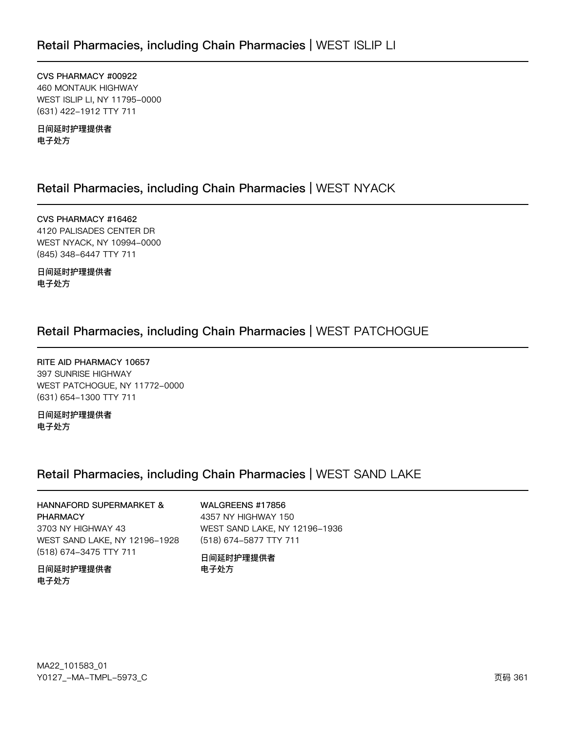## Retail Pharmacies, including Chain Pharmacies | WEST ISLIP LI

**CVS PHARMACY #00922**
460 MONTAUK HIGHWAY
WEST ISLIP LI, NY 11795-0000
(631) 422-1912 TTY 711

**日间延时护理提供者**
**电子处方**

## Retail Pharmacies, including Chain Pharmacies | WEST NYACK

**CVS PHARMACY #16462**
4120 PALISADES CENTER DR
WEST NYACK, NY 10994-0000
(845) 348-6447 TTY 711

**日间延时护理提供者**
**电子处方**

## Retail Pharmacies, including Chain Pharmacies | WEST PATCHOGUE

**RITE AID PHARMACY 10657**
397 SUNRISE HIGHWAY
WEST PATCHOGUE, NY 11772-0000
(631) 654-1300 TTY 711

**日间延时护理提供者**
**电子处方**

## Retail Pharmacies, including Chain Pharmacies | WEST SAND LAKE

**HANNAFORD SUPERMARKET & PHARMACY**
3703 NY HIGHWAY 43
WEST SAND LAKE, NY 12196-1928
(518) 674-3475 TTY 711

**日间延时护理提供者**
**电子处方**

**WALGREENS #17856**
4357 NY HIGHWAY 150
WEST SAND LAKE, NY 12196-1936
(518) 674-5877 TTY 711

**日间延时护理提供者**
**电子处方**

MA22_101583_01
Y0127_-MA-TMPL-5973_C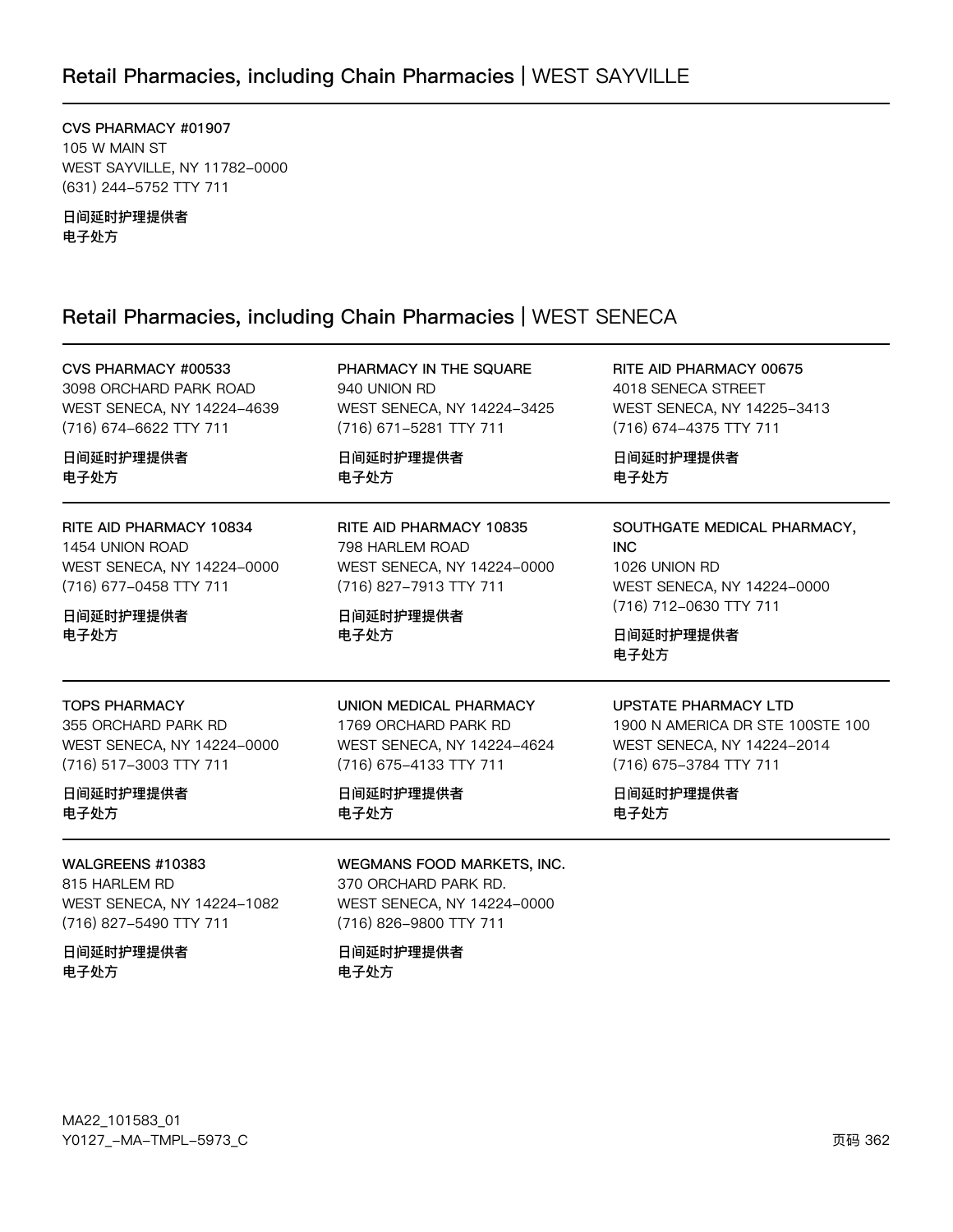## Retail Pharmacies, including Chain Pharmacies | WEST SAYVILLE

**CVS PHARMACY #01907**
105 W MAIN ST
WEST SAYVILLE, NY 11782-0000
(631) 244-5752 TTY 711

**日间延时护理提供者**
**电子处方**

## Retail Pharmacies, including Chain Pharmacies | WEST SENECA

**CVS PHARMACY #00533**
3098 ORCHARD PARK ROAD
WEST SENECA, NY 14224-4639
(716) 674-6622 TTY 711

**日间延时护理提供者**
**电子处方**

**PHARMACY IN THE SQUARE**
940 UNION RD
WEST SENECA, NY 14224-3425
(716) 671-5281 TTY 711

**日间延时护理提供者**
**电子处方**

**RITE AID PHARMACY 00675**
4018 SENECA STREET
WEST SENECA, NY 14225-3413
(716) 674-4375 TTY 711

**日间延时护理提供者**
**电子处方**

**RITE AID PHARMACY 10834**
1454 UNION ROAD
WEST SENECA, NY 14224-0000
(716) 677-0458 TTY 711

**日间延时护理提供者**
**电子处方**

**RITE AID PHARMACY 10835**
798 HARLEM ROAD
WEST SENECA, NY 14224-0000
(716) 827-7913 TTY 711

**日间延时护理提供者**
**电子处方**

**SOUTHGATE MEDICAL PHARMACY, INC**
1026 UNION RD
WEST SENECA, NY 14224-0000
(716) 712-0630 TTY 711

**日间延时护理提供者**
**电子处方**

**TOPS PHARMACY**
355 ORCHARD PARK RD
WEST SENECA, NY 14224-0000
(716) 517-3003 TTY 711

**日间延时护理提供者**
**电子处方**

**UNION MEDICAL PHARMACY**
1769 ORCHARD PARK RD
WEST SENECA, NY 14224-4624
(716) 675-4133 TTY 711

**日间延时护理提供者**
**电子处方**

**UPSTATE PHARMACY LTD**
1900 N AMERICA DR STE 100STE 100
WEST SENECA, NY 14224-2014
(716) 675-3784 TTY 711

**日间延时护理提供者**
**电子处方**

**WALGREENS #10383**
815 HARLEM RD
WEST SENECA, NY 14224-1082
(716) 827-5490 TTY 711

**日间延时护理提供者**
**电子处方**

**WEGMANS FOOD MARKETS, INC.**
370 ORCHARD PARK RD.
WEST SENECA, NY 14224-0000
(716) 826-9800 TTY 711

**日间延时护理提供者**
**电子处方**

MA22_101583_01
Y0127_-MA-TMPL-5973_C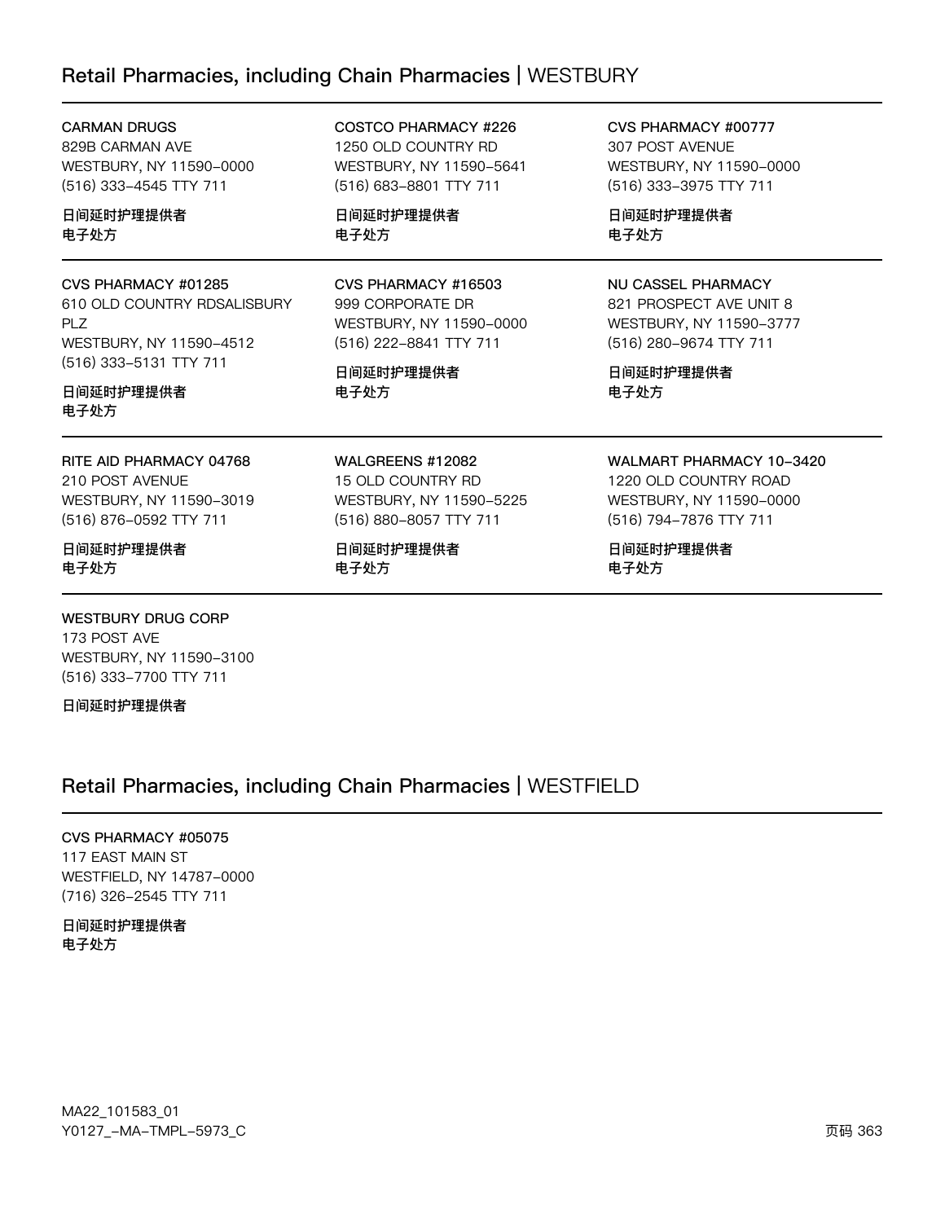## Retail Pharmacies, including Chain Pharmacies | WESTBURY

CARMAN DRUGS
829B CARMAN AVE
WESTBURY, NY 11590-0000
(516) 333-4545 TTY 711

日间延时护理提供者
电子处方

COSTCO PHARMACY #226
1250 OLD COUNTRY RD
WESTBURY, NY 11590-5641
(516) 683-8801 TTY 711

日间延时护理提供者
电子处方

CVS PHARMACY #00777
307 POST AVENUE
WESTBURY, NY 11590-0000
(516) 333-3975 TTY 711

日间延时护理提供者
电子处方

CVS PHARMACY #01285
610 OLD COUNTRY RDSALISBURY PLZ
WESTBURY, NY 11590-4512
(516) 333-5131 TTY 711

日间延时护理提供者
电子处方

CVS PHARMACY #16503
999 CORPORATE DR
WESTBURY, NY 11590-0000
(516) 222-8841 TTY 711

日间延时护理提供者
电子处方

NU CASSEL PHARMACY
821 PROSPECT AVE UNIT 8
WESTBURY, NY 11590-3777
(516) 280-9674 TTY 711

日间延时护理提供者
电子处方

RITE AID PHARMACY 04768
210 POST AVENUE
WESTBURY, NY 11590-3019
(516) 876-0592 TTY 711

日间延时护理提供者
电子处方

WALGREENS #12082
15 OLD COUNTRY RD
WESTBURY, NY 11590-5225
(516) 880-8057 TTY 711

日间延时护理提供者
电子处方

WALMART PHARMACY 10-3420
1220 OLD COUNTRY ROAD
WESTBURY, NY 11590-0000
(516) 794-7876 TTY 711

日间延时护理提供者
电子处方

WESTBURY DRUG CORP
173 POST AVE
WESTBURY, NY 11590-3100
(516) 333-7700 TTY 711

日间延时护理提供者

## Retail Pharmacies, including Chain Pharmacies | WESTFIELD

CVS PHARMACY #05075
117 EAST MAIN ST
WESTFIELD, NY 14787-0000
(716) 326-2545 TTY 711

日间延时护理提供者
电子处方

MA22_101583_01
Y0127_-MA-TMPL-5973_C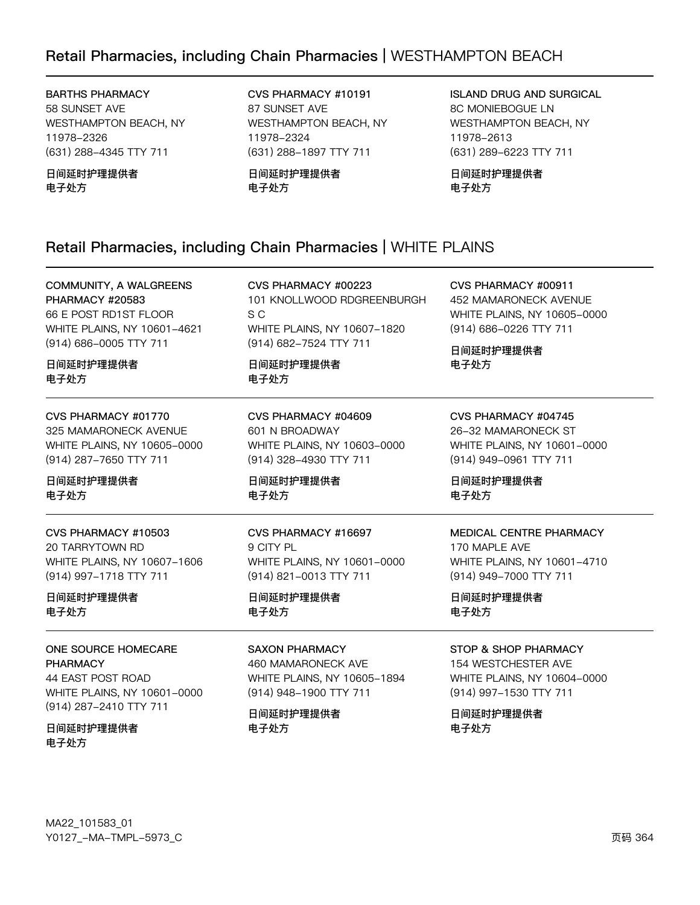## Retail Pharmacies, including Chain Pharmacies | WESTHAMPTON BEACH

BARTHS PHARMACY
58 SUNSET AVE
WESTHAMPTON BEACH, NY
11978-2326
(631) 288-4345 TTY 711

**日间延时护理提供者**
**电子处方**

CVS PHARMACY #10191
87 SUNSET AVE
WESTHAMPTON BEACH, NY
11978-2324
(631) 288-1897 TTY 711

**日间延时护理提供者**
**电子处方**

ISLAND DRUG AND SURGICAL
8C MONIEBOGUE LN
WESTHAMPTON BEACH, NY
11978-2613
(631) 289-6223 TTY 711

**日间延时护理提供者**
**电子处方**

## Retail Pharmacies, including Chain Pharmacies | WHITE PLAINS

COMMUNITY, A WALGREENS PHARMACY #20583
66 E POST RD1ST FLOOR
WHITE PLAINS, NY 10601-4621
(914) 686-0005 TTY 711

**日间延时护理提供者**
**电子处方**

CVS PHARMACY #00223
101 KNOLLWOOD RDGREENBURGH S C
WHITE PLAINS, NY 10607-1820
(914) 682-7524 TTY 711

**日间延时护理提供者**
**电子处方**

CVS PHARMACY #00911
452 MAMARONECK AVENUE
WHITE PLAINS, NY 10605-0000
(914) 686-0226 TTY 711

**日间延时护理提供者**
**电子处方**

CVS PHARMACY #01770
325 MAMARONECK AVENUE
WHITE PLAINS, NY 10605-0000
(914) 287-7650 TTY 711

**日间延时护理提供者**
**电子处方**

CVS PHARMACY #04609
601 N BROADWAY
WHITE PLAINS, NY 10603-0000
(914) 328-4930 TTY 711

**日间延时护理提供者**
**电子处方**

CVS PHARMACY #04745
26-32 MAMARONECK ST
WHITE PLAINS, NY 10601-0000
(914) 949-0961 TTY 711

**日间延时护理提供者**
**电子处方**

CVS PHARMACY #10503
20 TARRYTOWN RD
WHITE PLAINS, NY 10607-1606
(914) 997-1718 TTY 711

**日间延时护理提供者**
**电子处方**

CVS PHARMACY #16697
9 CITY PL
WHITE PLAINS, NY 10601-0000
(914) 821-0013 TTY 711

**日间延时护理提供者**
**电子处方**

MEDICAL CENTRE PHARMACY
170 MAPLE AVE
WHITE PLAINS, NY 10601-4710
(914) 949-7000 TTY 711

**日间延时护理提供者**
**电子处方**

ONE SOURCE HOMECARE PHARMACY
44 EAST POST ROAD
WHITE PLAINS, NY 10601-0000
(914) 287-2410 TTY 711

**日间延时护理提供者**
**电子处方**

SAXON PHARMACY
460 MAMARONECK AVE
WHITE PLAINS, NY 10605-1894
(914) 948-1900 TTY 711

**日间延时护理提供者**
**电子处方**

STOP & SHOP PHARMACY
154 WESTCHESTER AVE
WHITE PLAINS, NY 10604-0000
(914) 997-1530 TTY 711

**日间延时护理提供者**
**电子处方**

MA22_101583_01
Y0127_-MA-TMPL-5973_C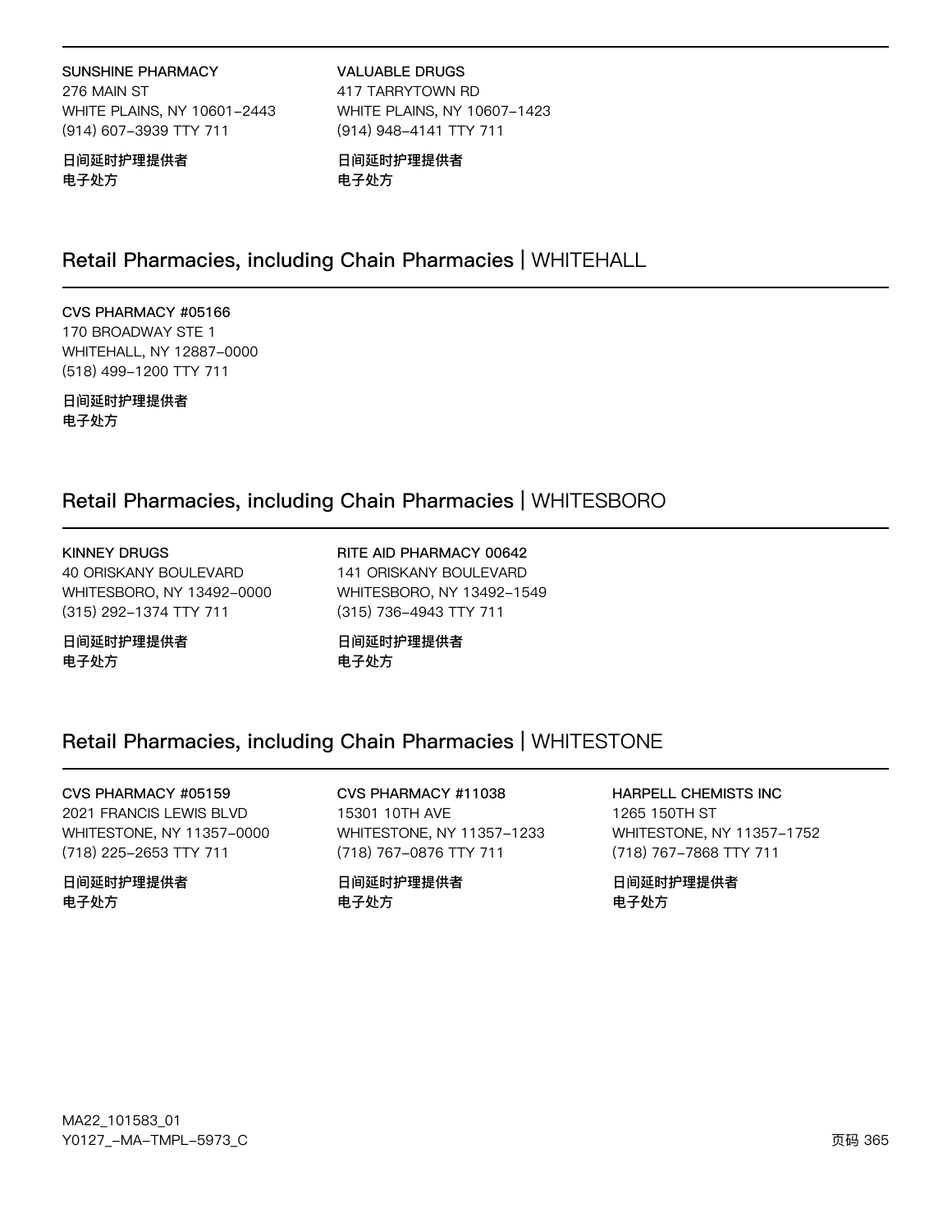**SUNSHINE PHARMACY**
276 MAIN ST
WHITE PLAINS, NY 10601-2443
(914) 607-3939 TTY 711

**日间延时护理提供者**
**电子处方**

**VALUABLE DRUGS**
417 TARRYTOWN RD
WHITE PLAINS, NY 10607-1423
(914) 948-4141 TTY 711

**日间延时护理提供者**
**电子处方**

## Retail Pharmacies, including Chain Pharmacies | WHITEHALL

**CVS PHARMACY #05166**
170 BROADWAY STE 1
WHITEHALL, NY 12887-0000
(518) 499-1200 TTY 711

**日间延时护理提供者**
**电子处方**

## Retail Pharmacies, including Chain Pharmacies | WHITESBORO

**KINNEY DRUGS**
40 ORISKANY BOULEVARD
WHITESBORO, NY 13492-0000
(315) 292-1374 TTY 711

**日间延时护理提供者**
**电子处方**

**RITE AID PHARMACY 00642**
141 ORISKANY BOULEVARD
WHITESBORO, NY 13492-1549
(315) 736-4943 TTY 711

**日间延时护理提供者**
**电子处方**

## Retail Pharmacies, including Chain Pharmacies | WHITESTONE

**CVS PHARMACY #05159**
2021 FRANCIS LEWIS BLVD
WHITESTONE, NY 11357-0000
(718) 225-2653 TTY 711

**日间延时护理提供者**
**电子处方**

**CVS PHARMACY #11038**
15301 10TH AVE
WHITESTONE, NY 11357-1233
(718) 767-0876 TTY 711

**日间延时护理提供者**
**电子处方**

**HARPELL CHEMISTS INC**
1265 150TH ST
WHITESTONE, NY 11357-1752
(718) 767-7868 TTY 711

**日间延时护理提供者**
**电子处方**

MA22_101583_01
Y0127_-MA-TMPL-5973_C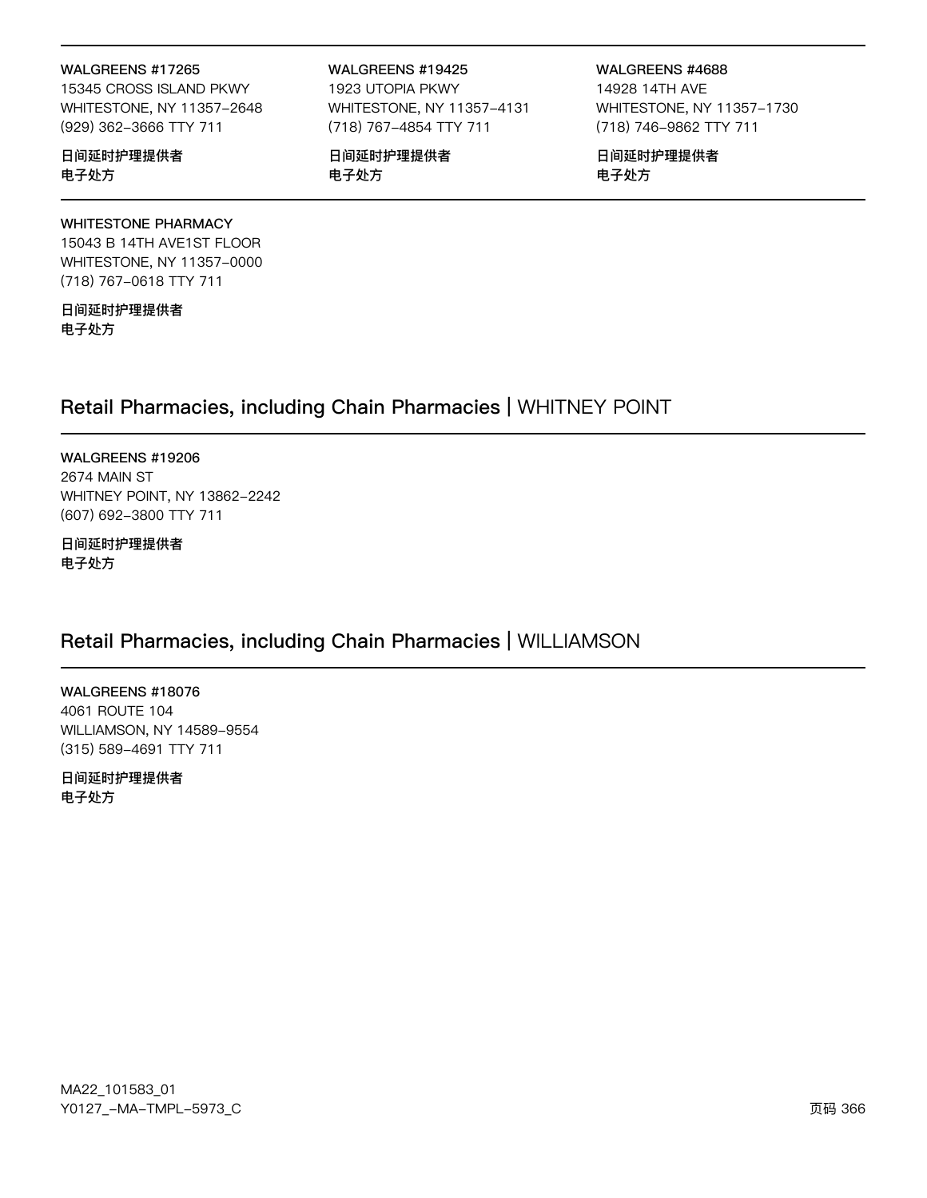**WALGREENS #17265**
15345 CROSS ISLAND PKWY
WHITESTONE, NY 11357-2648
(929) 362-3666 TTY 711

**日间延时护理提供者**
**电子处方**

**WALGREENS #19425**
1923 UTOPIA PKWY
WHITESTONE, NY 11357-4131
(718) 767-4854 TTY 711

**日间延时护理提供者**
**电子处方**

**WALGREENS #4688**
14928 14TH AVE
WHITESTONE, NY 11357-1730
(718) 746-9862 TTY 711

**日间延时护理提供者**
**电子处方**

**WHITESTONE PHARMACY**
15043 B 14TH AVE1ST FLOOR
WHITESTONE, NY 11357-0000
(718) 767-0618 TTY 711

**日间延时护理提供者**
**电子处方**

## Retail Pharmacies, including Chain Pharmacies | WHITNEY POINT

**WALGREENS #19206**
2674 MAIN ST
WHITNEY POINT, NY 13862-2242
(607) 692-3800 TTY 711

**日间延时护理提供者**
**电子处方**

## Retail Pharmacies, including Chain Pharmacies | WILLIAMSON

**WALGREENS #18076**
4061 ROUTE 104
WILLIAMSON, NY 14589-9554
(315) 589-4691 TTY 711

**日间延时护理提供者**
**电子处方**

MA22_101583_01
Y0127_-MA-TMPL-5973_C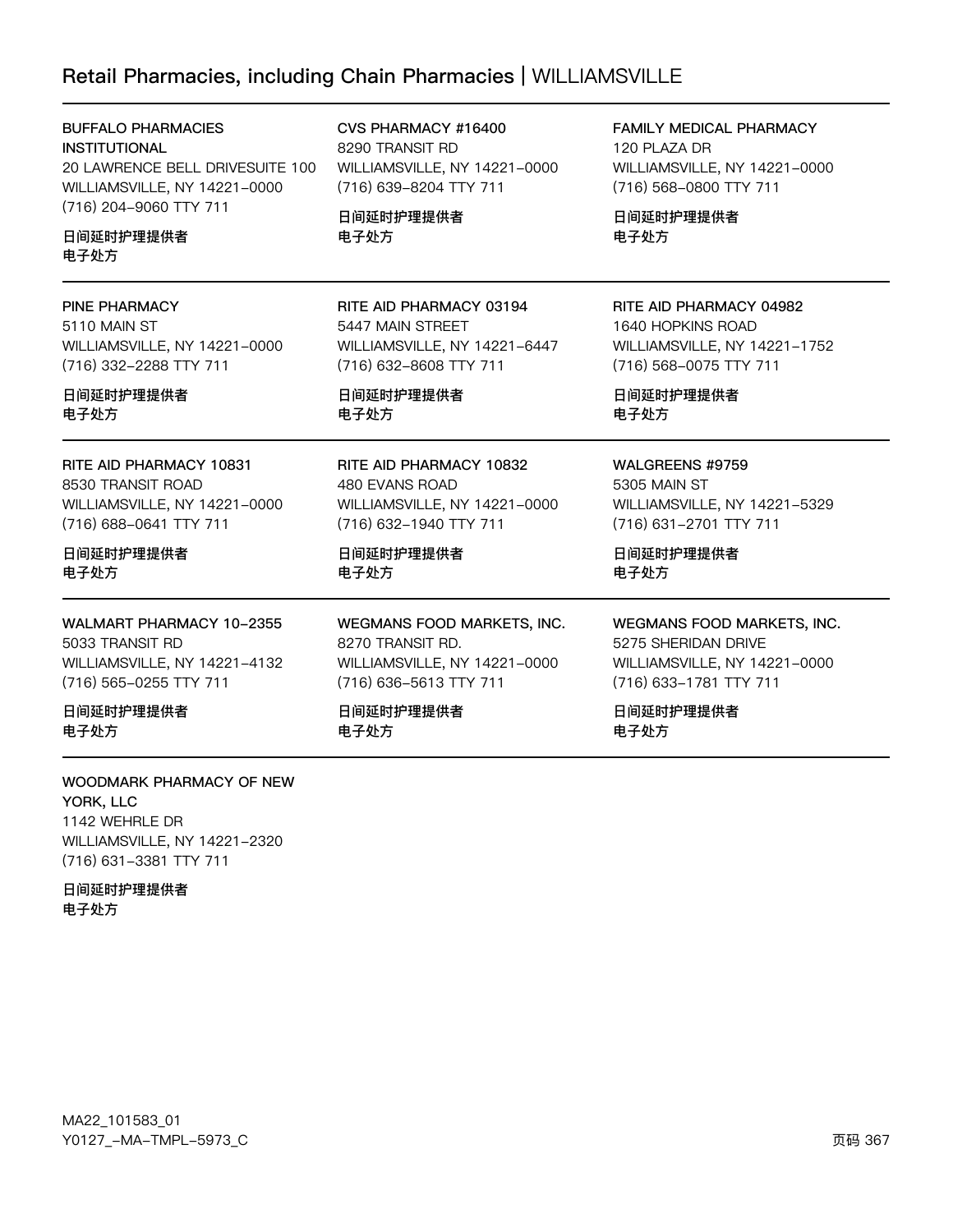## Retail Pharmacies, including Chain Pharmacies | WILLIAMSVILLE

**BUFFALO PHARMACIES INSTITUTIONAL**
20 LAWRENCE BELL DRIVESUITE 100
WILLIAMSVILLE, NY 14221–0000
(716) 204–9060 TTY 711

**日间延时护理提供者**
**电子处方**

**CVS PHARMACY #16400**
8290 TRANSIT RD
WILLIAMSVILLE, NY 14221–0000
(716) 639–8204 TTY 711

**日间延时护理提供者**
**电子处方**

**FAMILY MEDICAL PHARMACY**
120 PLAZA DR
WILLIAMSVILLE, NY 14221–0000
(716) 568–0800 TTY 711

**日间延时护理提供者**
**电子处方**

---

**PINE PHARMACY**
5110 MAIN ST
WILLIAMSVILLE, NY 14221–0000
(716) 332–2288 TTY 711

**日间延时护理提供者**
**电子处方**

**RITE AID PHARMACY 03194**
5447 MAIN STREET
WILLIAMSVILLE, NY 14221–6447
(716) 632–8608 TTY 711

**日间延时护理提供者**
**电子处方**

**RITE AID PHARMACY 04982**
1640 HOPKINS ROAD
WILLIAMSVILLE, NY 14221–1752
(716) 568–0075 TTY 711

**日间延时护理提供者**
**电子处方**

---

**RITE AID PHARMACY 10831**
8530 TRANSIT ROAD
WILLIAMSVILLE, NY 14221–0000
(716) 688–0641 TTY 711

**日间延时护理提供者**
**电子处方**

**RITE AID PHARMACY 10832**
480 EVANS ROAD
WILLIAMSVILLE, NY 14221–0000
(716) 632–1940 TTY 711

**日间延时护理提供者**
**电子处方**

**WALGREENS #9759**
5305 MAIN ST
WILLIAMSVILLE, NY 14221–5329
(716) 631–2701 TTY 711

**日间延时护理提供者**
**电子处方**

---

**WALMART PHARMACY 10–2355**
5033 TRANSIT RD
WILLIAMSVILLE, NY 14221–4132
(716) 565–0255 TTY 711

**日间延时护理提供者**
**电子处方**

**WEGMANS FOOD MARKETS, INC.**
8270 TRANSIT RD.
WILLIAMSVILLE, NY 14221–0000
(716) 636–5613 TTY 711

**日间延时护理提供者**
**电子处方**

**WEGMANS FOOD MARKETS, INC.**
5275 SHERIDAN DRIVE
WILLIAMSVILLE, NY 14221–0000
(716) 633–1781 TTY 711

**日间延时护理提供者**
**电子处方**

---

**WOODMARK PHARMACY OF NEW YORK, LLC**
1142 WEHRLE DR
WILLIAMSVILLE, NY 14221–2320
(716) 631–3381 TTY 711

**日间延时护理提供者**
**电子处方**

MA22_101583_01
Y0127_–MA–TMPL–5973_C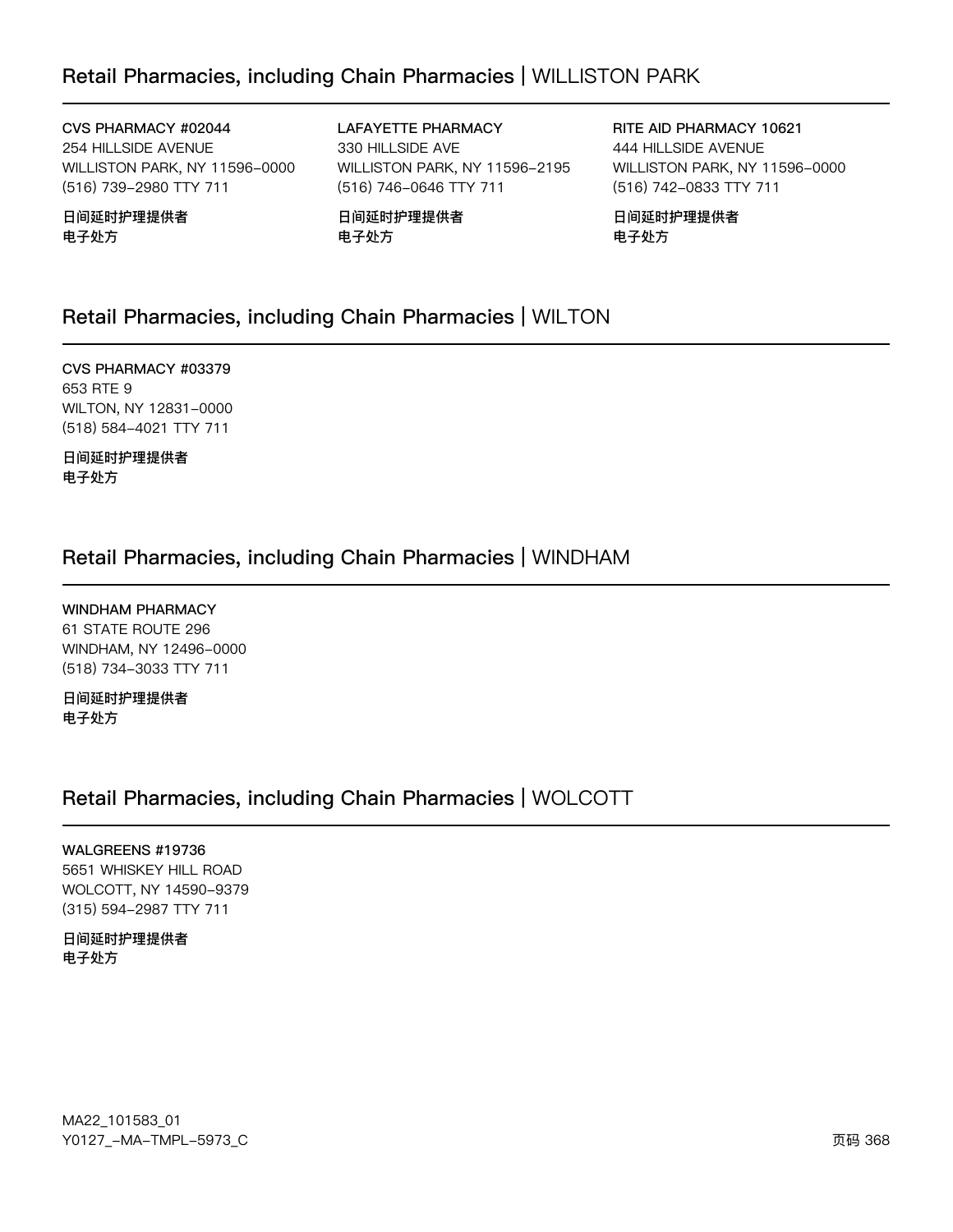## Retail Pharmacies, including Chain Pharmacies | WILLISTON PARK

**CVS PHARMACY #02044**
254 HILLSIDE AVENUE
WILLISTON PARK, NY 11596-0000
(516) 739-2980 TTY 711

**日间延时护理提供者**
**电子处方**

**LAFAYETTE PHARMACY**
330 HILLSIDE AVE
WILLISTON PARK, NY 11596-2195
(516) 746-0646 TTY 711

**日间延时护理提供者**
**电子处方**

**RITE AID PHARMACY 10621**
444 HILLSIDE AVENUE
WILLISTON PARK, NY 11596-0000
(516) 742-0833 TTY 711

**日间延时护理提供者**
**电子处方**

## Retail Pharmacies, including Chain Pharmacies | WILTON

**CVS PHARMACY #03379**
653 RTE 9
WILTON, NY 12831-0000
(518) 584-4021 TTY 711

**日间延时护理提供者**
**电子处方**

## Retail Pharmacies, including Chain Pharmacies | WINDHAM

**WINDHAM PHARMACY**
61 STATE ROUTE 296
WINDHAM, NY 12496-0000
(518) 734-3033 TTY 711

**日间延时护理提供者**
**电子处方**

## Retail Pharmacies, including Chain Pharmacies | WOLCOTT

**WALGREENS #19736**
5651 WHISKEY HILL ROAD
WOLCOTT, NY 14590-9379
(315) 594-2987 TTY 711

**日间延时护理提供者**
**电子处方**

MA22_101583_01
Y0127_-MA-TMPL-5973_C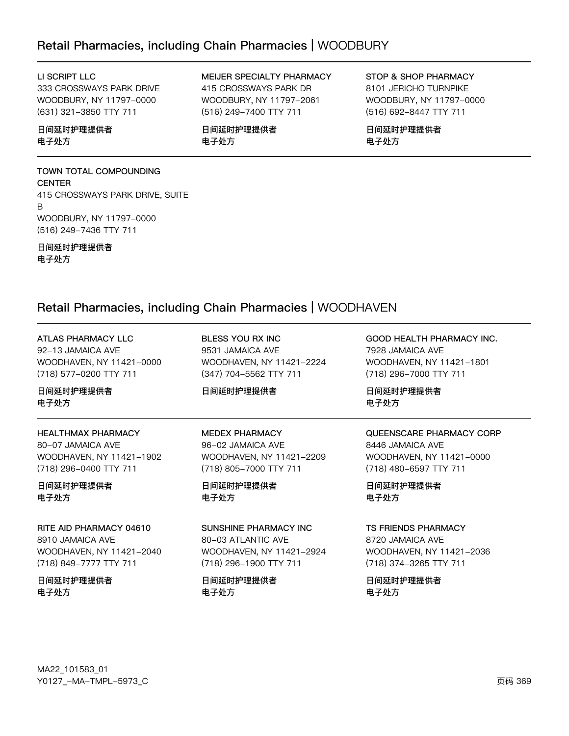## Retail Pharmacies, including Chain Pharmacies | WOODBURY

**LI SCRIPT LLC**
333 CROSSWAYS PARK DRIVE
WOODBURY, NY 11797-0000
(631) 321-3850 TTY 711

**日间延时护理提供者**
**电子处方**

**MEIJER SPECIALTY PHARMACY**
415 CROSSWAYS PARK DR
WOODBURY, NY 11797-2061
(516) 249-7400 TTY 711

**日间延时护理提供者**
**电子处方**

**STOP & SHOP PHARMACY**
8101 JERICHO TURNPIKE
WOODBURY, NY 11797-0000
(516) 692-8447 TTY 711

**日间延时护理提供者**
**电子处方**

**TOWN TOTAL COMPOUNDING CENTER**
415 CROSSWAYS PARK DRIVE, SUITE B
WOODBURY, NY 11797-0000
(516) 249-7436 TTY 711

**日间延时护理提供者**
**电子处方**

## Retail Pharmacies, including Chain Pharmacies | WOODHAVEN

**ATLAS PHARMACY LLC**
92-13 JAMAICA AVE
WOODHAVEN, NY 11421-0000
(718) 577-0200 TTY 711

**日间延时护理提供者**
**电子处方**

**BLESS YOU RX INC**
9531 JAMAICA AVE
WOODHAVEN, NY 11421-2224
(347) 704-5562 TTY 711

**日间延时护理提供者**

**GOOD HEALTH PHARMACY INC.**
7928 JAMAICA AVE
WOODHAVEN, NY 11421-1801
(718) 296-7000 TTY 711

**日间延时护理提供者**
**电子处方**

**HEALTHMAX PHARMACY**
80-07 JAMAICA AVE
WOODHAVEN, NY 11421-1902
(718) 296-0400 TTY 711

**日间延时护理提供者**
**电子处方**

**MEDEX PHARMACY**
96-02 JAMAICA AVE
WOODHAVEN, NY 11421-2209
(718) 805-7000 TTY 711

**日间延时护理提供者**
**电子处方**

**QUEENSCARE PHARMACY CORP**
8446 JAMAICA AVE
WOODHAVEN, NY 11421-0000
(718) 480-6597 TTY 711

**日间延时护理提供者**
**电子处方**

**RITE AID PHARMACY 04610**
8910 JAMAICA AVE
WOODHAVEN, NY 11421-2040
(718) 849-7777 TTY 711

**日间延时护理提供者**
**电子处方**

**SUNSHINE PHARMACY INC**
80-03 ATLANTIC AVE
WOODHAVEN, NY 11421-2924
(718) 296-1900 TTY 711

**日间延时护理提供者**
**电子处方**

**TS FRIENDS PHARMACY**
8720 JAMAICA AVE
WOODHAVEN, NY 11421-2036
(718) 374-3265 TTY 711

**日间延时护理提供者**
**电子处方**

MA22_101583_01
Y0127_-MA-TMPL-5973_C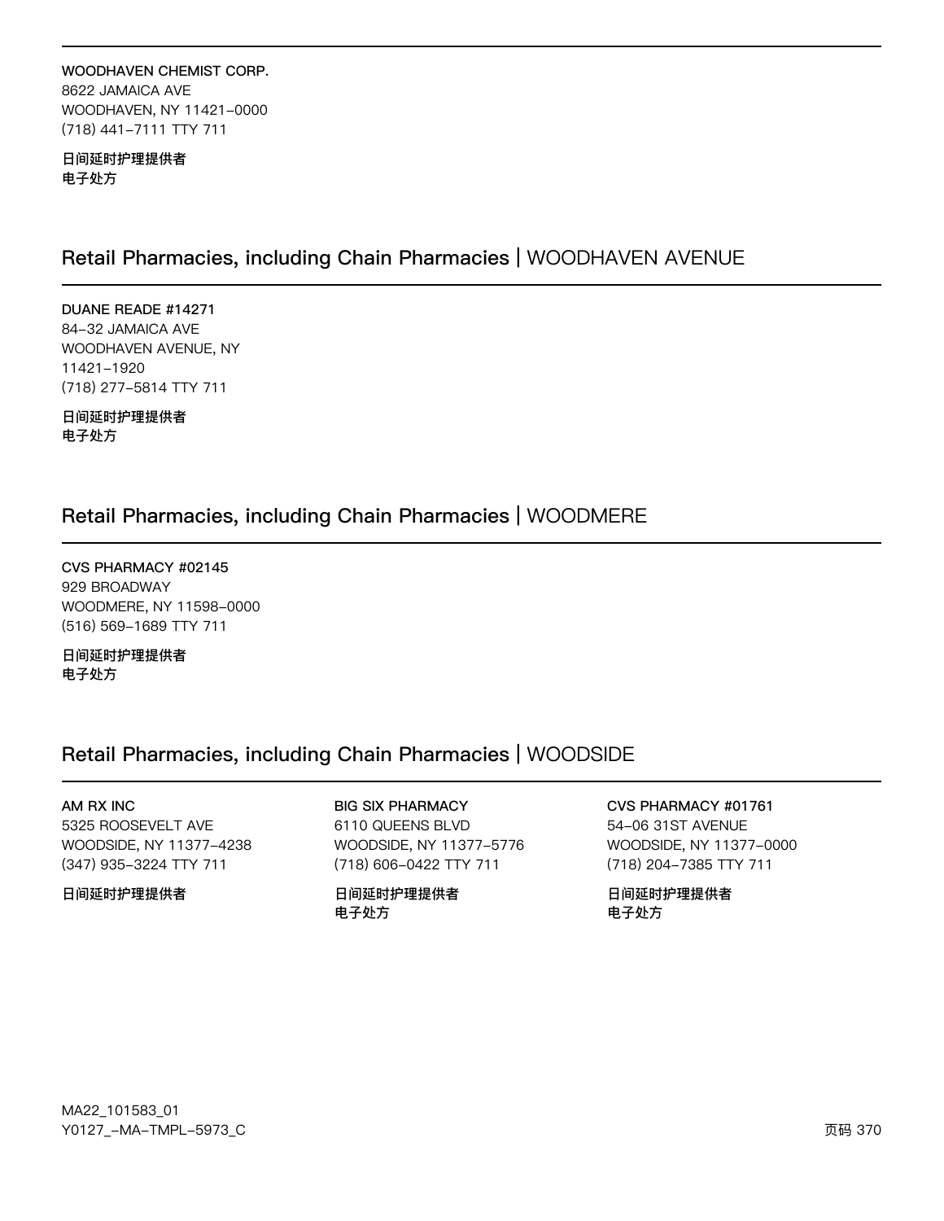**WOODHAVEN CHEMIST CORP.**
8622 JAMAICA AVE
WOODHAVEN, NY 11421-0000
(718) 441-7111 TTY 711

**日间延时护理提供者**
**电子处方**

## Retail Pharmacies, including Chain Pharmacies | WOODHAVEN AVENUE

**DUANE READE #14271**
84-32 JAMAICA AVE
WOODHAVEN AVENUE, NY
11421-1920
(718) 277-5814 TTY 711

**日间延时护理提供者**
**电子处方**

## Retail Pharmacies, including Chain Pharmacies | WOODMERE

**CVS PHARMACY #02145**
929 BROADWAY
WOODMERE, NY 11598-0000
(516) 569-1689 TTY 711

**日间延时护理提供者**
**电子处方**

## Retail Pharmacies, including Chain Pharmacies | WOODSIDE

**AM RX INC**
5325 ROOSEVELT AVE
WOODSIDE, NY 11377-4238
(347) 935-3224 TTY 711

**日间延时护理提供者**

**BIG SIX PHARMACY**
6110 QUEENS BLVD
WOODSIDE, NY 11377-5776
(718) 606-0422 TTY 711

**日间延时护理提供者**
**电子处方**

**CVS PHARMACY #01761**
54-06 31ST AVENUE
WOODSIDE, NY 11377-0000
(718) 204-7385 TTY 711

**日间延时护理提供者**
**电子处方**

MA22_101583_01
Y0127_-MA-TMPL-5973_C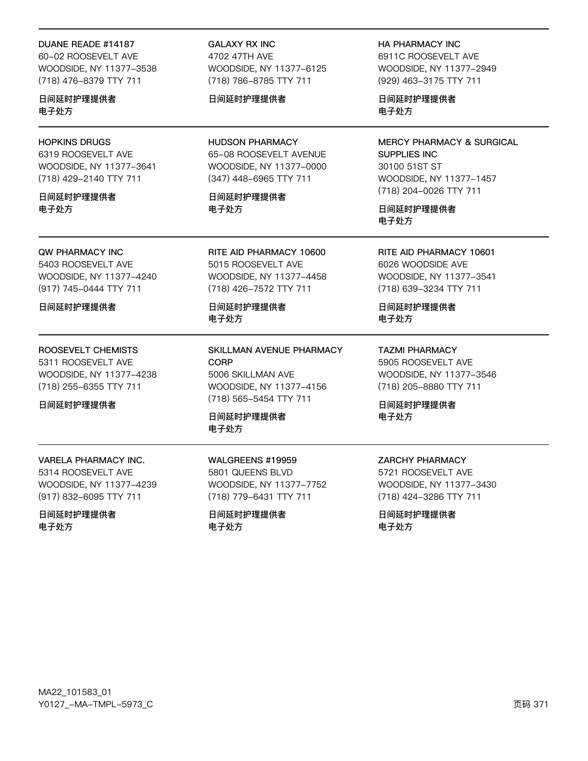**DUANE READE #14187**
60-02 ROOSEVELT AVE
WOODSIDE, NY 11377-3538
(718) 476-8379 TTY 711

日间延时护理提供者
电子处方

**GALAXY RX INC**
4702 47TH AVE
WOODSIDE, NY 11377-6125
(718) 786-8785 TTY 711

日间延时护理提供者

**HA PHARMACY INC**
6911C ROOSEVELT AVE
WOODSIDE, NY 11377-2949
(929) 463-3175 TTY 711

日间延时护理提供者
电子处方

---

**HOPKINS DRUGS**
6319 ROOSEVELT AVE
WOODSIDE, NY 11377-3641
(718) 429-2140 TTY 711

日间延时护理提供者
电子处方

**HUDSON PHARMACY**
65-08 ROOSEVELT AVENUE
WOODSIDE, NY 11377-0000
(347) 448-6965 TTY 711

日间延时护理提供者
电子处方

**MERCY PHARMACY & SURGICAL SUPPLIES INC**
30100 51ST ST
WOODSIDE, NY 11377-1457
(718) 204-0026 TTY 711

日间延时护理提供者
电子处方

---

**QW PHARMACY INC**
5403 ROOSEVELT AVE
WOODSIDE, NY 11377-4240
(917) 745-0444 TTY 711

日间延时护理提供者

**RITE AID PHARMACY 10600**
5015 ROOSEVELT AVE
WOODSIDE, NY 11377-4458
(718) 426-7572 TTY 711

日间延时护理提供者
电子处方

**RITE AID PHARMACY 10601**
6026 WOODSIDE AVE
WOODSIDE, NY 11377-3541
(718) 639-3234 TTY 711

日间延时护理提供者
电子处方

---

**ROOSEVELT CHEMISTS**
5311 ROOSEVELT AVE
WOODSIDE, NY 11377-4238
(718) 255-6355 TTY 711

日间延时护理提供者

**SKILLMAN AVENUE PHARMACY CORP**
5006 SKILLMAN AVE
WOODSIDE, NY 11377-4156
(718) 565-5454 TTY 711

日间延时护理提供者
电子处方

**TAZMI PHARMACY**
5905 ROOSEVELT AVE
WOODSIDE, NY 11377-3546
(718) 205-8880 TTY 711

日间延时护理提供者
电子处方

---

**VARELA PHARMACY INC.**
5314 ROOSEVELT AVE
WOODSIDE, NY 11377-4239
(917) 832-6095 TTY 711

日间延时护理提供者
电子处方

**WALGREENS #19959**
5801 QUEENS BLVD
WOODSIDE, NY 11377-7752
(718) 779-6431 TTY 711

日间延时护理提供者
电子处方

**ZARCHY PHARMACY**
5721 ROOSEVELT AVE
WOODSIDE, NY 11377-3430
(718) 424-3286 TTY 711

日间延时护理提供者
电子处方

MA22_101583_01
Y0127_-MA-TMPL-5973_C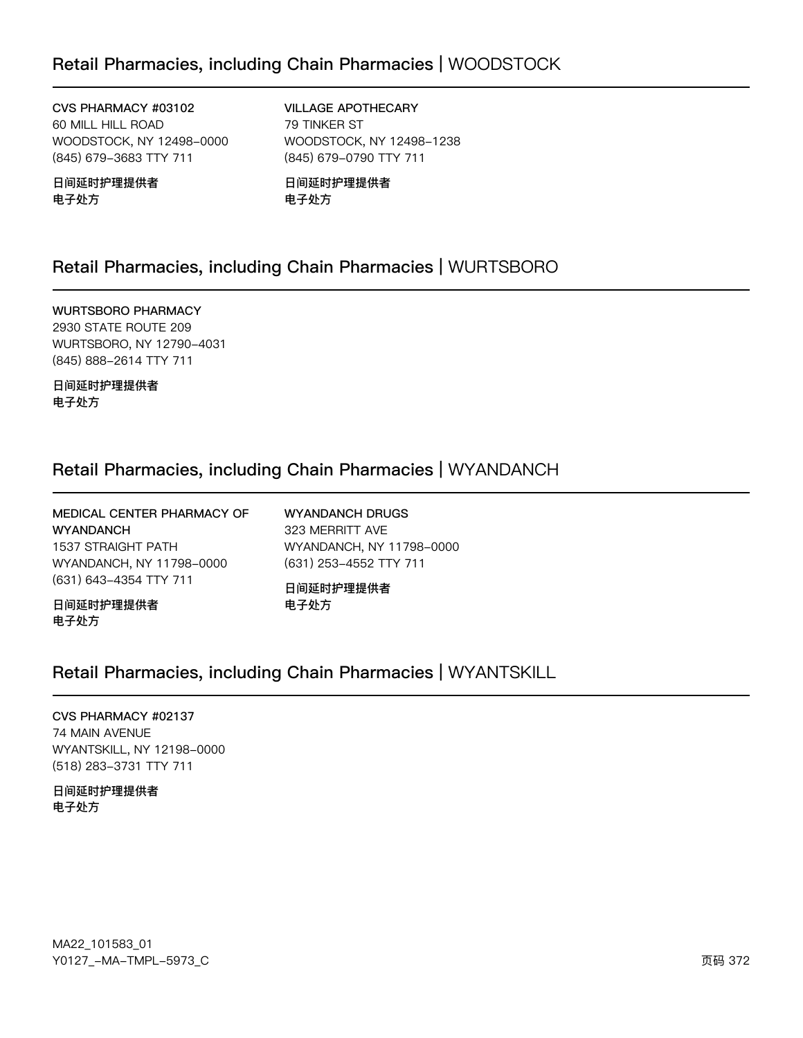## Retail Pharmacies, including Chain Pharmacies | WOODSTOCK

**CVS PHARMACY #03102**
60 MILL HILL ROAD
WOODSTOCK, NY 12498-0000
(845) 679-3683 TTY 711

**日间延时护理提供者**
**电子处方**

**VILLAGE APOTHECARY**
79 TINKER ST
WOODSTOCK, NY 12498-1238
(845) 679-0790 TTY 711

**日间延时护理提供者**
**电子处方**

## Retail Pharmacies, including Chain Pharmacies | WURTSBORO

**WURTSBORO PHARMACY**
2930 STATE ROUTE 209
WURTSBORO, NY 12790-4031
(845) 888-2614 TTY 711

**日间延时护理提供者**
**电子处方**

## Retail Pharmacies, including Chain Pharmacies | WYANDANCH

**MEDICAL CENTER PHARMACY OF WYANDANCH**
1537 STRAIGHT PATH
WYANDANCH, NY 11798-0000
(631) 643-4354 TTY 711

**日间延时护理提供者**
**电子处方**

**WYANDANCH DRUGS**
323 MERRITT AVE
WYANDANCH, NY 11798-0000
(631) 253-4552 TTY 711

**日间延时护理提供者**
**电子处方**

## Retail Pharmacies, including Chain Pharmacies | WYANTSKILL

**CVS PHARMACY #02137**
74 MAIN AVENUE
WYANTSKILL, NY 12198-0000
(518) 283-3731 TTY 711

**日间延时护理提供者**
**电子处方**

MA22_101583_01
Y0127_-MA-TMPL-5973_C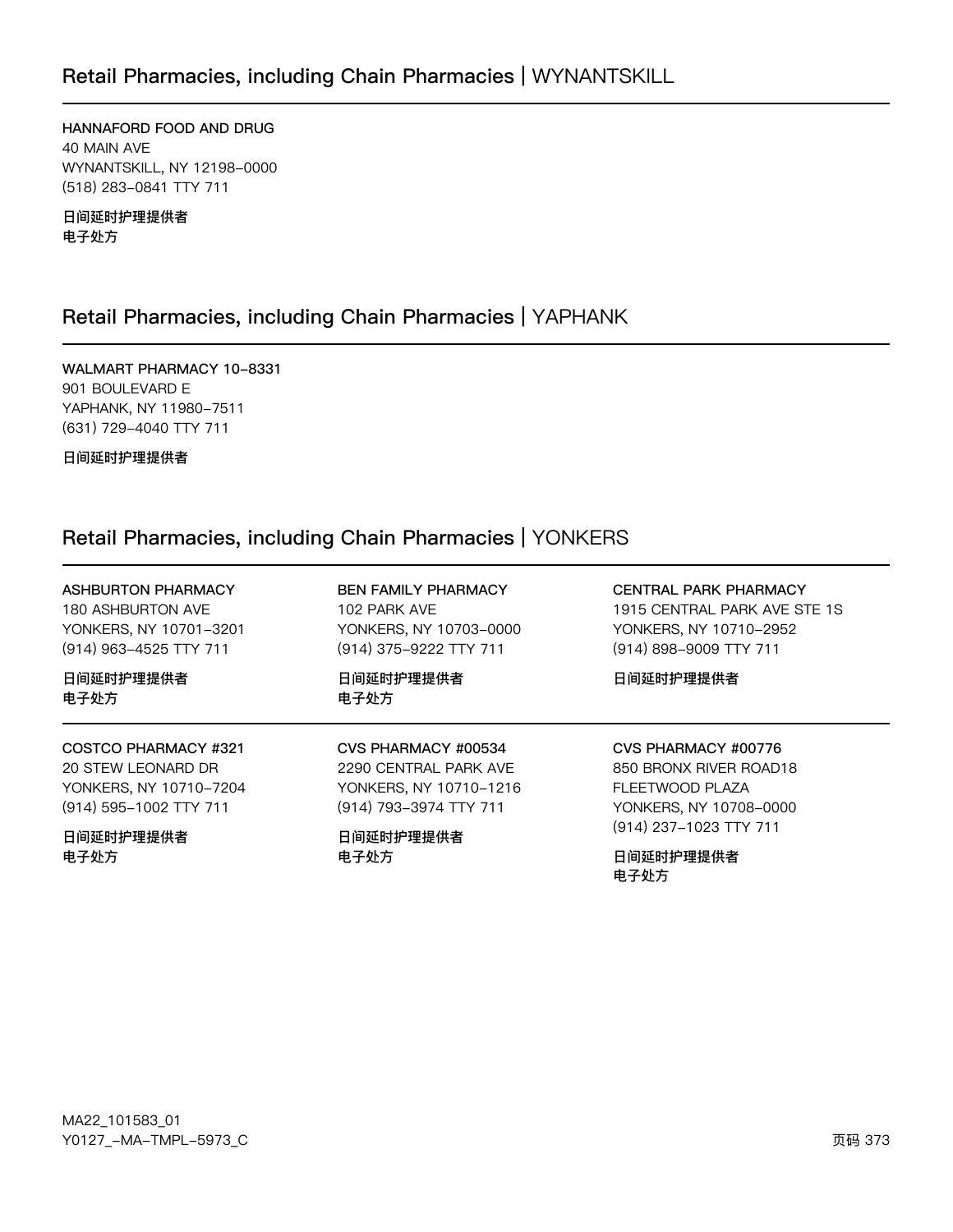## Retail Pharmacies, including Chain Pharmacies | WYNANTSKILL

**HANNAFORD FOOD AND DRUG**
40 MAIN AVE
WYNANTSKILL, NY 12198-0000
(518) 283-0841 TTY 711

**日间延时护理提供者**
**电子处方**

## Retail Pharmacies, including Chain Pharmacies | YAPHANK

**WALMART PHARMACY 10-8331**
901 BOULEVARD E
YAPHANK, NY 11980-7511
(631) 729-4040 TTY 711

**日间延时护理提供者**

## Retail Pharmacies, including Chain Pharmacies | YONKERS

**ASHBURTON PHARMACY**
180 ASHBURTON AVE
YONKERS, NY 10701-3201
(914) 963-4525 TTY 711

**日间延时护理提供者**
**电子处方**

**BEN FAMILY PHARMACY**
102 PARK AVE
YONKERS, NY 10703-0000
(914) 375-9222 TTY 711

**日间延时护理提供者**
**电子处方**

**CENTRAL PARK PHARMACY**
1915 CENTRAL PARK AVE STE 1S
YONKERS, NY 10710-2952
(914) 898-9009 TTY 711

**日间延时护理提供者**

**COSTCO PHARMACY #321**
20 STEW LEONARD DR
YONKERS, NY 10710-7204
(914) 595-1002 TTY 711

**日间延时护理提供者**
**电子处方**

**CVS PHARMACY #00534**
2290 CENTRAL PARK AVE
YONKERS, NY 10710-1216
(914) 793-3974 TTY 711

**日间延时护理提供者**
**电子处方**

**CVS PHARMACY #00776**
850 BRONX RIVER ROAD18
FLEETWOOD PLAZA
YONKERS, NY 10708-0000
(914) 237-1023 TTY 711

**日间延时护理提供者**
**电子处方**

MA22_101583_01
Y0127_-MA-TMPL-5973_C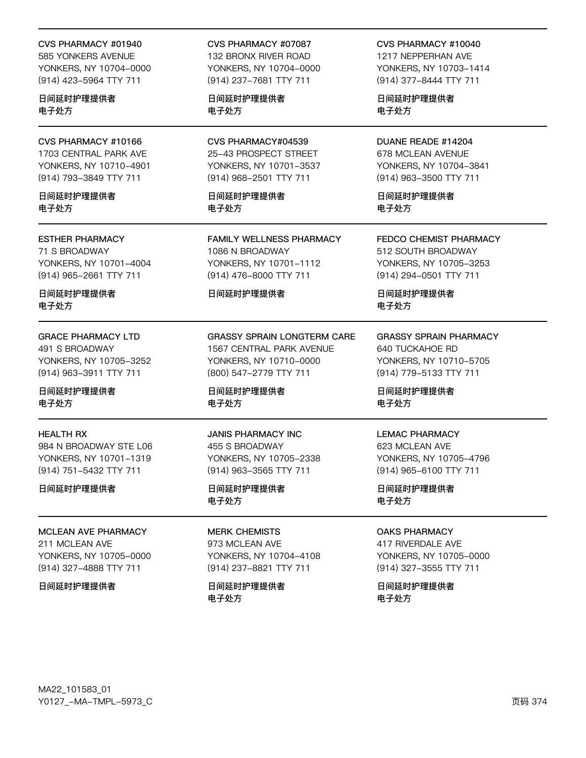CVS PHARMACY #01940
585 YONKERS AVENUE
YONKERS, NY 10704-0000
(914) 423-5964 TTY 711

**日间延时护理提供者**
**电子处方**

CVS PHARMACY #07087
132 BRONX RIVER ROAD
YONKERS, NY 10704-0000
(914) 237-7681 TTY 711

**日间延时护理提供者**
**电子处方**

CVS PHARMACY #10040
1217 NEPPERHAN AVE
YONKERS, NY 10703-1414
(914) 377-8444 TTY 711

**日间延时护理提供者**
**电子处方**

CVS PHARMACY #10166
1703 CENTRAL PARK AVE
YONKERS, NY 10710-4901
(914) 793-3849 TTY 711

**日间延时护理提供者**
**电子处方**

CVS PHARMACY#04539
25-43 PROSPECT STREET
YONKERS, NY 10701-3537
(914) 968-2501 TTY 711

**日间延时护理提供者**
**电子处方**

DUANE READE #14204
678 MCLEAN AVENUE
YONKERS, NY 10704-3841
(914) 963-3500 TTY 711

**日间延时护理提供者**
**电子处方**

ESTHER PHARMACY
71 S BROADWAY
YONKERS, NY 10701-4004
(914) 965-2661 TTY 711

**日间延时护理提供者**
**电子处方**

FAMILY WELLNESS PHARMACY
1086 N BROADWAY
YONKERS, NY 10701-1112
(914) 476-8000 TTY 711

**日间延时护理提供者**

FEDCO CHEMIST PHARMACY
512 SOUTH BROADWAY
YONKERS, NY 10705-3253
(914) 294-0501 TTY 711

**日间延时护理提供者**
**电子处方**

GRACE PHARMACY LTD
491 S BROADWAY
YONKERS, NY 10705-3252
(914) 963-3911 TTY 711

**日间延时护理提供者**
**电子处方**

GRASSY SPRAIN LONGTERM CARE
1567 CENTRAL PARK AVENUE
YONKERS, NY 10710-0000
(800) 547-2779 TTY 711

**日间延时护理提供者**
**电子处方**

GRASSY SPRAIN PHARMACY
640 TUCKAHOE RD
YONKERS, NY 10710-5705
(914) 779-5133 TTY 711

**日间延时护理提供者**
**电子处方**

HEALTH RX
984 N BROADWAY STE L06
YONKERS, NY 10701-1319
(914) 751-5432 TTY 711

**日间延时护理提供者**

JANIS PHARMACY INC
455 S BROADWAY
YONKERS, NY 10705-2338
(914) 963-3565 TTY 711

**日间延时护理提供者**
**电子处方**

LEMAC PHARMACY
623 MCLEAN AVE
YONKERS, NY 10705-4796
(914) 965-6100 TTY 711

**日间延时护理提供者**
**电子处方**

MCLEAN AVE PHARMACY
211 MCLEAN AVE
YONKERS, NY 10705-0000
(914) 327-4888 TTY 711

**日间延时护理提供者**

MERK CHEMISTS
973 MCLEAN AVE
YONKERS, NY 10704-4108
(914) 237-8821 TTY 711

**日间延时护理提供者**
**电子处方**

OAKS PHARMACY
417 RIVERDALE AVE
YONKERS, NY 10705-0000
(914) 327-3555 TTY 711

**日间延时护理提供者**
**电子处方**

MA22_101583_01
Y0127_-MA-TMPL-5973_C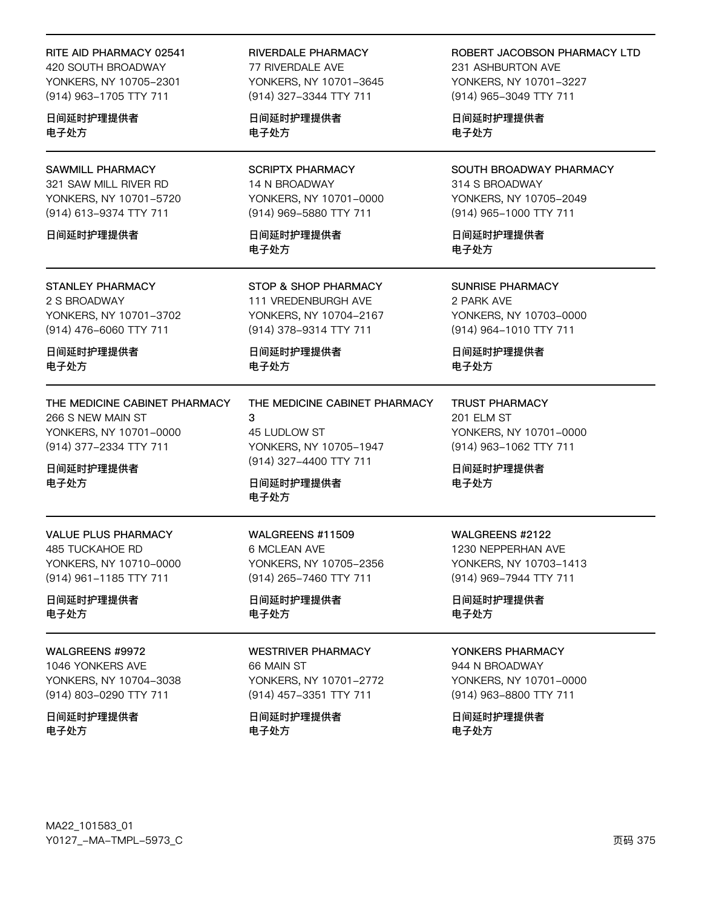RITE AID PHARMACY 02541
420 SOUTH BROADWAY
YONKERS, NY 10705-2301
(914) 963-1705 TTY 711

日间延时护理提供者
电子处方

RIVERDALE PHARMACY
77 RIVERDALE AVE
YONKERS, NY 10701-3645
(914) 327-3344 TTY 711

日间延时护理提供者
电子处方

ROBERT JACOBSON PHARMACY LTD
231 ASHBURTON AVE
YONKERS, NY 10701-3227
(914) 965-3049 TTY 711

日间延时护理提供者
电子处方

SAWMILL PHARMACY
321 SAW MILL RIVER RD
YONKERS, NY 10701-5720
(914) 613-9374 TTY 711

日间延时护理提供者

SCRIPTX PHARMACY
14 N BROADWAY
YONKERS, NY 10701-0000
(914) 969-5880 TTY 711

日间延时护理提供者
电子处方

SOUTH BROADWAY PHARMACY
314 S BROADWAY
YONKERS, NY 10705-2049
(914) 965-1000 TTY 711

日间延时护理提供者
电子处方

STANLEY PHARMACY
2 S BROADWAY
YONKERS, NY 10701-3702
(914) 476-6060 TTY 711

日间延时护理提供者
电子处方

STOP & SHOP PHARMACY
111 VREDENBURGH AVE
YONKERS, NY 10704-2167
(914) 378-9314 TTY 711

日间延时护理提供者
电子处方

SUNRISE PHARMACY
2 PARK AVE
YONKERS, NY 10703-0000
(914) 964-1010 TTY 711

日间延时护理提供者
电子处方

THE MEDICINE CABINET PHARMACY
266 S NEW MAIN ST
YONKERS, NY 10701-0000
(914) 377-2334 TTY 711

日间延时护理提供者
电子处方

THE MEDICINE CABINET PHARMACY 3
45 LUDLOW ST
YONKERS, NY 10705-1947
(914) 327-4400 TTY 711

日间延时护理提供者
电子处方

TRUST PHARMACY
201 ELM ST
YONKERS, NY 10701-0000
(914) 963-1062 TTY 711

日间延时护理提供者
电子处方

VALUE PLUS PHARMACY
485 TUCKAHOE RD
YONKERS, NY 10710-0000
(914) 961-1185 TTY 711

日间延时护理提供者
电子处方

WALGREENS #11509
6 MCLEAN AVE
YONKERS, NY 10705-2356
(914) 265-7460 TTY 711

日间延时护理提供者
电子处方

WALGREENS #2122
1230 NEPPERHAN AVE
YONKERS, NY 10703-1413
(914) 969-7944 TTY 711

日间延时护理提供者
电子处方

WALGREENS #9972
1046 YONKERS AVE
YONKERS, NY 10704-3038
(914) 803-0290 TTY 711

日间延时护理提供者
电子处方

WESTRIVER PHARMACY
66 MAIN ST
YONKERS, NY 10701-2772
(914) 457-3351 TTY 711

日间延时护理提供者
电子处方

YONKERS PHARMACY
944 N BROADWAY
YONKERS, NY 10701-0000
(914) 963-8800 TTY 711

日间延时护理提供者
电子处方

MA22_101583_01
Y0127_-MA-TMPL-5973_C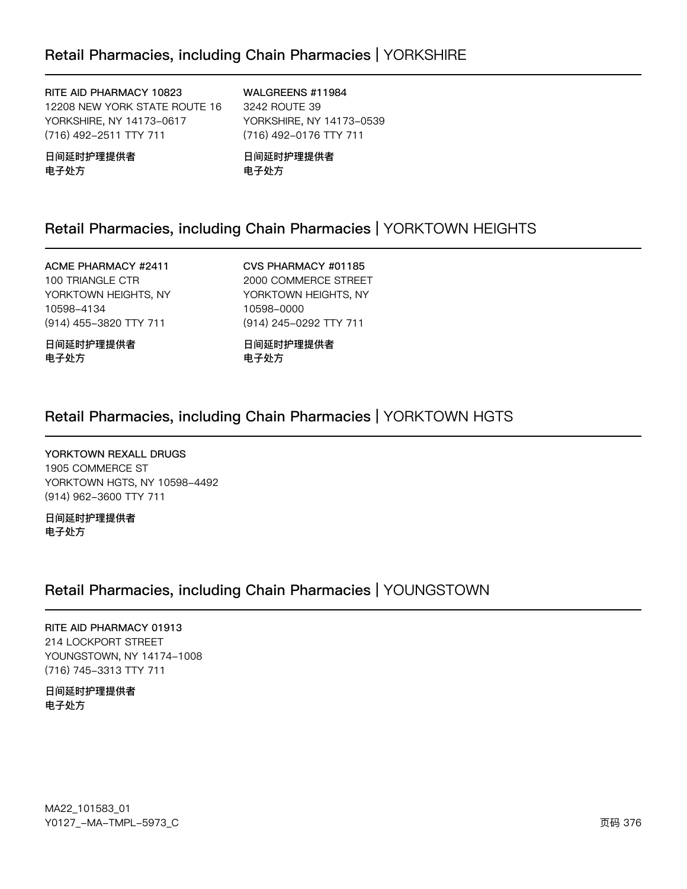## Retail Pharmacies, including Chain Pharmacies | YORKSHIRE

**RITE AID PHARMACY 10823**
12208 NEW YORK STATE ROUTE 16
YORKSHIRE, NY 14173–0617
(716) 492–2511 TTY 711

**日间延时护理提供者**
**电子处方**

**WALGREENS #11984**
3242 ROUTE 39
YORKSHIRE, NY 14173–0539
(716) 492–0176 TTY 711

**日间延时护理提供者**
**电子处方**

## Retail Pharmacies, including Chain Pharmacies | YORKTOWN HEIGHTS

**ACME PHARMACY #2411**
100 TRIANGLE CTR
YORKTOWN HEIGHTS, NY
10598–4134
(914) 455–3820 TTY 711

**日间延时护理提供者**
**电子处方**

**CVS PHARMACY #01185**
2000 COMMERCE STREET
YORKTOWN HEIGHTS, NY
10598–0000
(914) 245–0292 TTY 711

**日间延时护理提供者**
**电子处方**

## Retail Pharmacies, including Chain Pharmacies | YORKTOWN HGTS

**YORKTOWN REXALL DRUGS**
1905 COMMERCE ST
YORKTOWN HGTS, NY 10598–4492
(914) 962–3600 TTY 711

**日间延时护理提供者**
**电子处方**

## Retail Pharmacies, including Chain Pharmacies | YOUNGSTOWN

**RITE AID PHARMACY 01913**
214 LOCKPORT STREET
YOUNGSTOWN, NY 14174–1008
(716) 745–3313 TTY 711

**日间延时护理提供者**
**电子处方**

MA22_101583_01
Y0127_–MA–TMPL–5973_C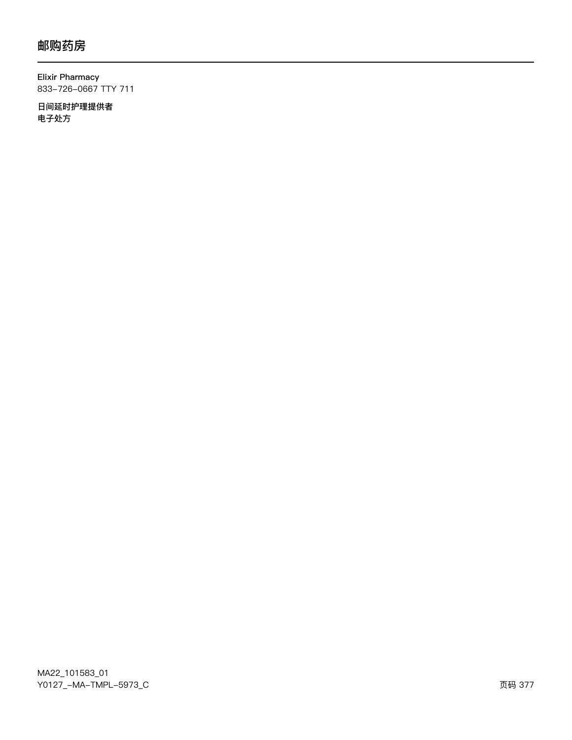# 邮购药房

Elixir Pharmacy
833-726-0667 TTY 711

**日间延时护理提供者**
**电子处方**

MA22_101583_01
Y0127_-MA-TMPL-5973_C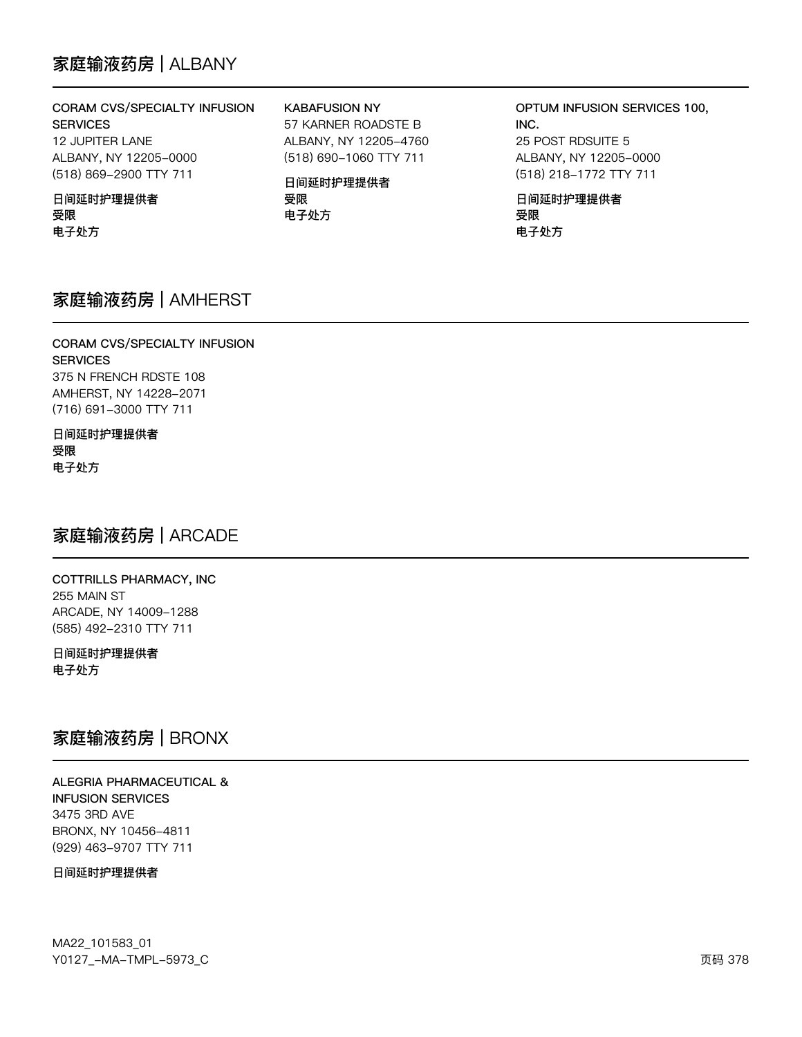## 家庭输液药房 | ALBANY

**CORAM CVS/SPECIALTY INFUSION SERVICES**
12 JUPITER LANE
ALBANY, NY 12205-0000
(518) 869-2900 TTY 711

**日间延时护理提供者**
**受限**
**电子处方**

**KABAFUSION NY**
57 KARNER ROADSTE B
ALBANY, NY 12205-4760
(518) 690-1060 TTY 711

**日间延时护理提供者**
**受限**
**电子处方**

**OPTUM INFUSION SERVICES 100, INC.**
25 POST RDSUITE 5
ALBANY, NY 12205-0000
(518) 218-1772 TTY 711

**日间延时护理提供者**
**受限**
**电子处方**

## 家庭输液药房 | AMHERST

**CORAM CVS/SPECIALTY INFUSION SERVICES**
375 N FRENCH RDSTE 108
AMHERST, NY 14228-2071
(716) 691-3000 TTY 711

**日间延时护理提供者**
**受限**
**电子处方**

## 家庭输液药房 | ARCADE

**COTTRILLS PHARMACY, INC**
255 MAIN ST
ARCADE, NY 14009-1288
(585) 492-2310 TTY 711

**日间延时护理提供者**
**电子处方**

## 家庭输液药房 | BRONX

**ALEGRIA PHARMACEUTICAL & INFUSION SERVICES**
3475 3RD AVE
BRONX, NY 10456-4811
(929) 463-9707 TTY 711

**日间延时护理提供者**

MA22_101583_01
Y0127_-MA-TMPL-5973_C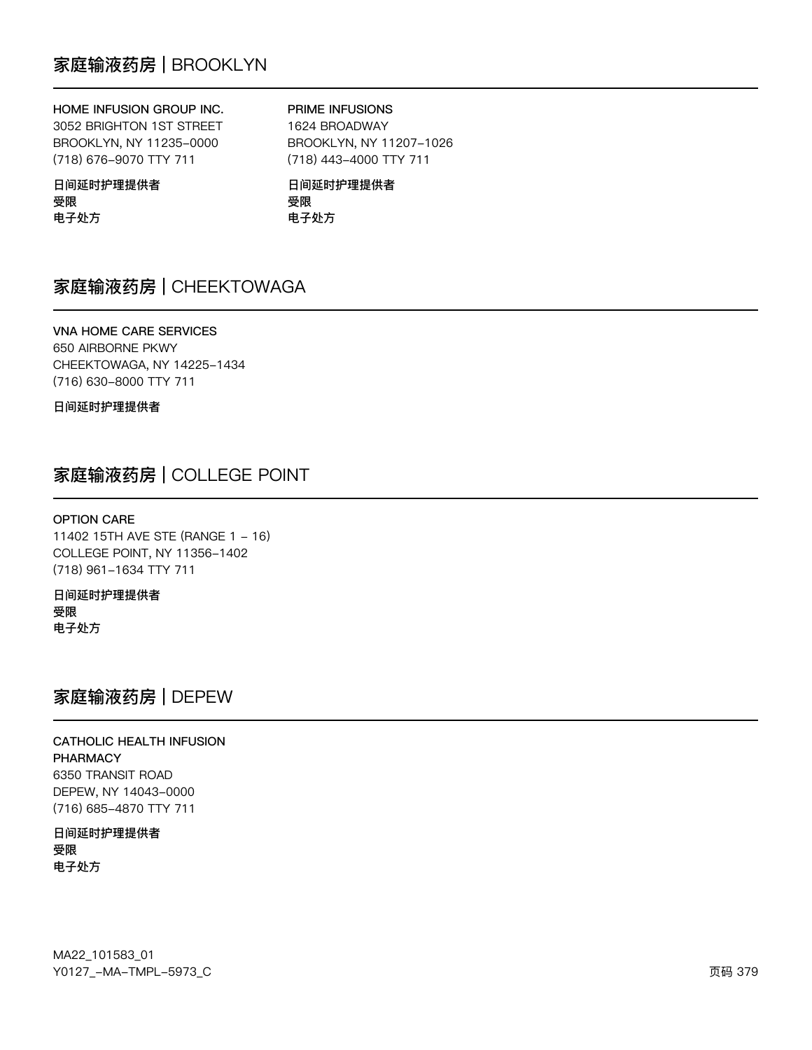## 家庭输液药房 | BROOKLYN

**HOME INFUSION GROUP INC.**
3052 BRIGHTON 1ST STREET
BROOKLYN, NY 11235-0000
(718) 676-9070 TTY 711

**日间延时护理提供者**
**受限**
**电子处方**

**PRIME INFUSIONS**
1624 BROADWAY
BROOKLYN, NY 11207-1026
(718) 443-4000 TTY 711

**日间延时护理提供者**
**受限**
**电子处方**

## 家庭输液药房 | CHEEKTOWAGA

**VNA HOME CARE SERVICES**
650 AIRBORNE PKWY
CHEEKTOWAGA, NY 14225-1434
(716) 630-8000 TTY 711

**日间延时护理提供者**

## 家庭输液药房 | COLLEGE POINT

**OPTION CARE**
11402 15TH AVE STE (RANGE 1 - 16)
COLLEGE POINT, NY 11356-1402
(718) 961-1634 TTY 711

**日间延时护理提供者**
**受限**
**电子处方**

## 家庭输液药房 | DEPEW

**CATHOLIC HEALTH INFUSION PHARMACY**
6350 TRANSIT ROAD
DEPEW, NY 14043-0000
(716) 685-4870 TTY 711

**日间延时护理提供者**
**受限**
**电子处方**

MA22_101583_01
Y0127_-MA-TMPL-5973_C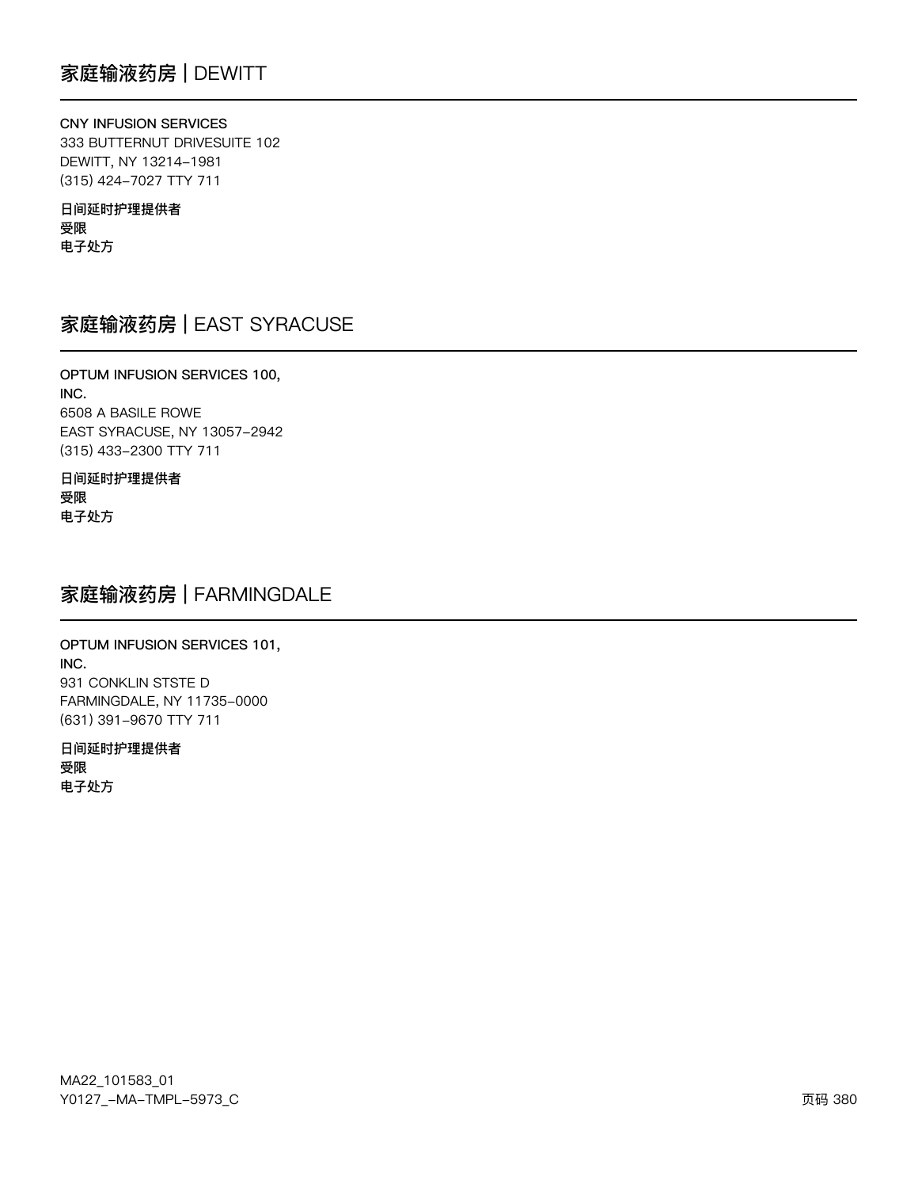## 家庭输液药房 | DEWITT

**CNY INFUSION SERVICES**
333 BUTTERNUT DRIVESUITE 102
DEWITT, NY 13214-1981
(315) 424-7027 TTY 711

**日间延时护理提供者**
**受限**
**电子处方**

## 家庭输液药房 | EAST SYRACUSE

**OPTUM INFUSION SERVICES 100, INC.**
6508 A BASILE ROWE
EAST SYRACUSE, NY 13057-2942
(315) 433-2300 TTY 711

**日间延时护理提供者**
**受限**
**电子处方**

## 家庭输液药房 | FARMINGDALE

**OPTUM INFUSION SERVICES 101, INC.**
931 CONKLIN STSTE D
FARMINGDALE, NY 11735-0000
(631) 391-9670 TTY 711

**日间延时护理提供者**
**受限**
**电子处方**

MA22_101583_01
Y0127_-MA-TMPL-5973_C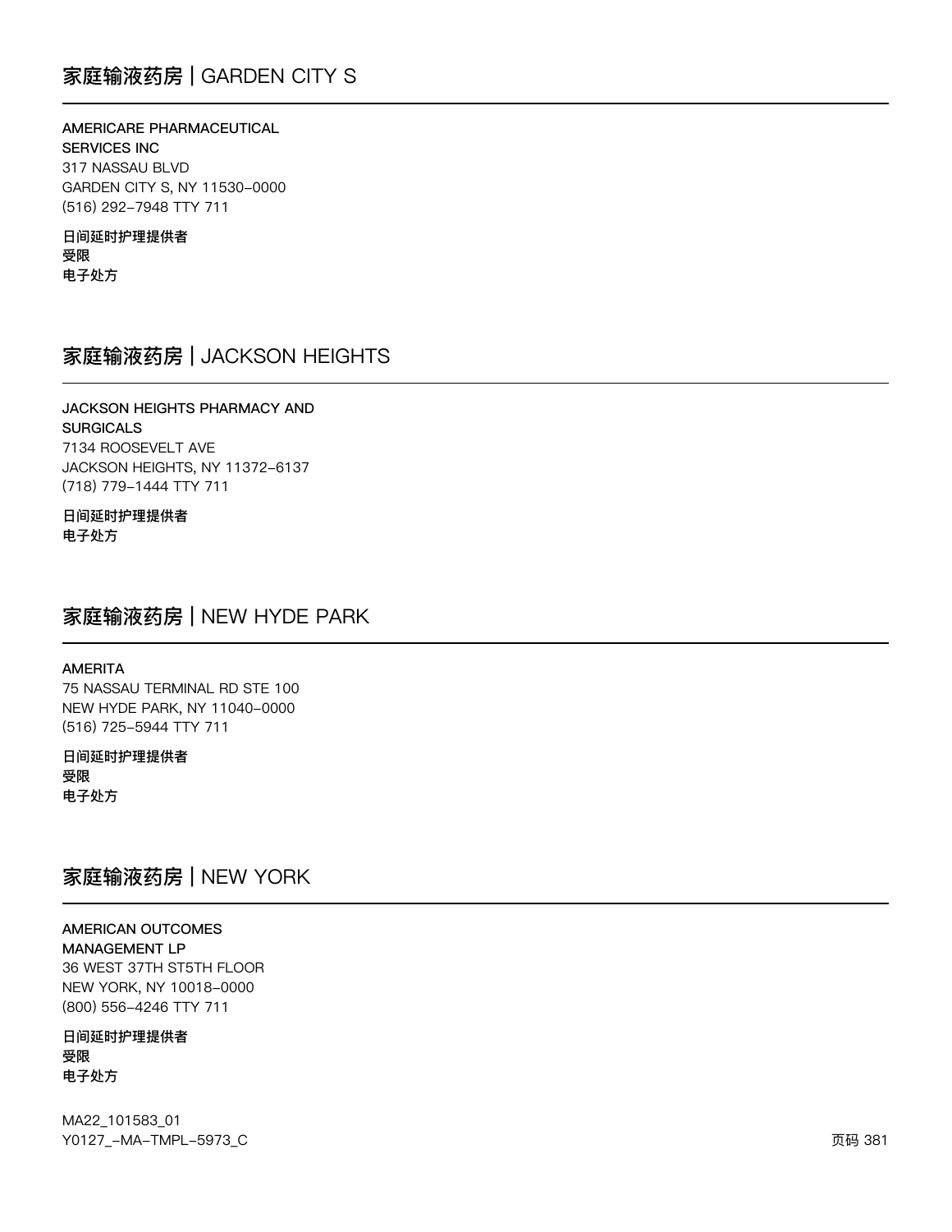## 家庭输液药房 | GARDEN CITY S

**AMERICARE PHARMACEUTICAL SERVICES INC**
317 NASSAU BLVD
GARDEN CITY S, NY 11530-0000
(516) 292-7948 TTY 711

**日间延时护理提供者**
**受限**
**电子处方**

## 家庭输液药房 | JACKSON HEIGHTS

**JACKSON HEIGHTS PHARMACY AND SURGICALS**
7134 ROOSEVELT AVE
JACKSON HEIGHTS, NY 11372-6137
(718) 779-1444 TTY 711

**日间延时护理提供者**
**电子处方**

## 家庭输液药房 | NEW HYDE PARK

**AMERITA**
75 NASSAU TERMINAL RD STE 100
NEW HYDE PARK, NY 11040-0000
(516) 725-5944 TTY 711

**日间延时护理提供者**
**受限**
**电子处方**

## 家庭输液药房 | NEW YORK

**AMERICAN OUTCOMES MANAGEMENT LP**
36 WEST 37TH ST5TH FLOOR
NEW YORK, NY 10018-0000
(800) 556-4246 TTY 711

**日间延时护理提供者**
**受限**
**电子处方**

MA22_101583_01
Y0127_-MA-TMPL-5973_C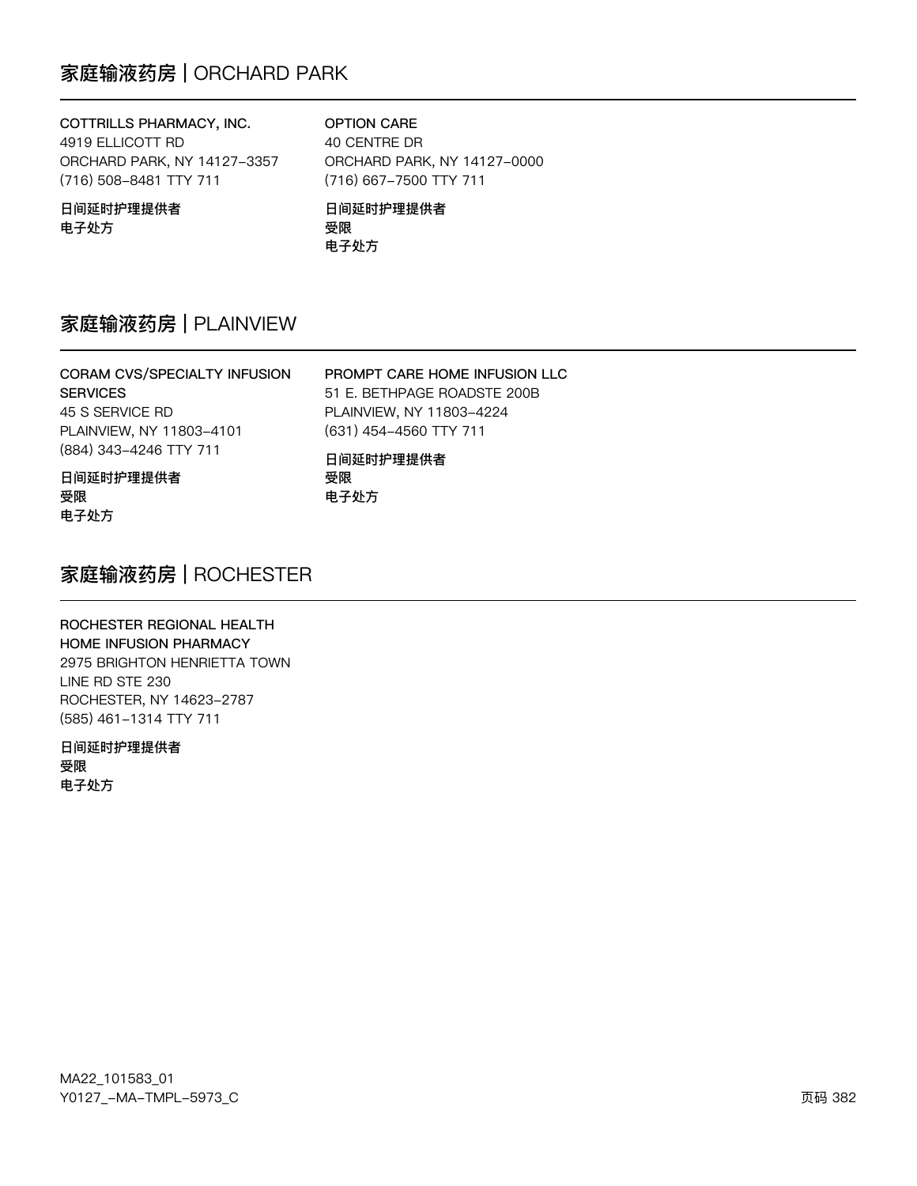## 家庭输液药房 | ORCHARD PARK

**COTTRILLS PHARMACY, INC.**
4919 ELLICOTT RD
ORCHARD PARK, NY 14127-3357
(716) 508-8481 TTY 711

**日间延时护理提供者**
**电子处方**

**OPTION CARE**
40 CENTRE DR
ORCHARD PARK, NY 14127-0000
(716) 667-7500 TTY 711

**日间延时护理提供者**
**受限**
**电子处方**

## 家庭输液药房 | PLAINVIEW

**CORAM CVS/SPECIALTY INFUSION SERVICES**
45 S SERVICE RD
PLAINVIEW, NY 11803-4101
(884) 343-4246 TTY 711

**日间延时护理提供者**
**受限**
**电子处方**

**PROMPT CARE HOME INFUSION LLC**
51 E. BETHPAGE ROADSTE 200B
PLAINVIEW, NY 11803-4224
(631) 454-4560 TTY 711

**日间延时护理提供者**
**受限**
**电子处方**

## 家庭输液药房 | ROCHESTER

**ROCHESTER REGIONAL HEALTH HOME INFUSION PHARMACY**
2975 BRIGHTON HENRIETTA TOWN LINE RD STE 230
ROCHESTER, NY 14623-2787
(585) 461-1314 TTY 711

**日间延时护理提供者**
**受限**
**电子处方**

MA22_101583_01
Y0127_-MA-TMPL-5973_C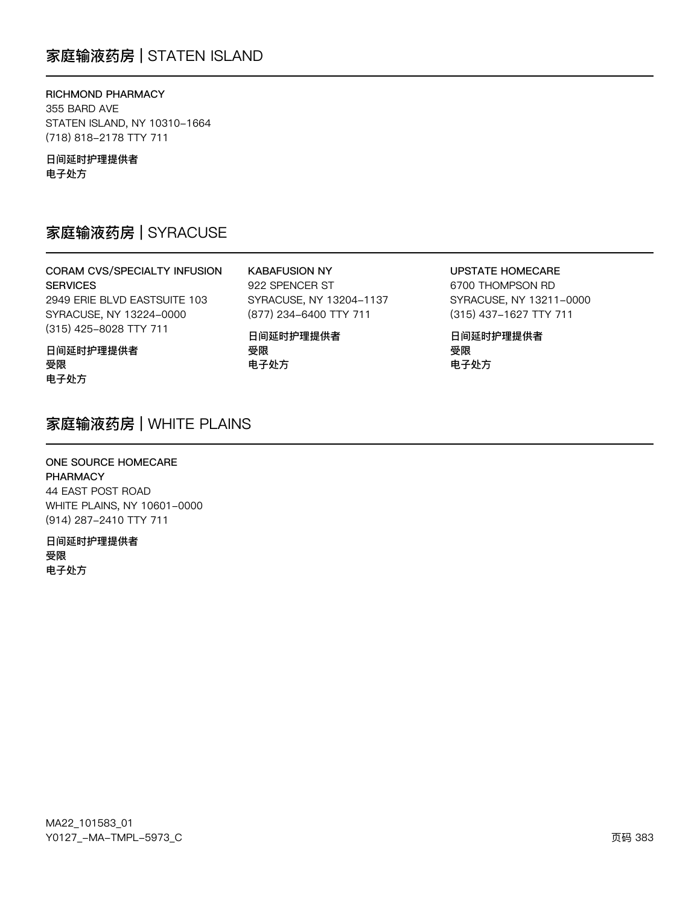## 家庭输液药房 | STATEN ISLAND

RICHMOND PHARMACY
355 BARD AVE
STATEN ISLAND, NY 10310-1664
(718) 818-2178 TTY 711

**日间延时护理提供者**
**电子处方**

## 家庭输液药房 | SYRACUSE

CORAM CVS/SPECIALTY INFUSION SERVICES
2949 ERIE BLVD EASTSUITE 103
SYRACUSE, NY 13224-0000
(315) 425-8028 TTY 711

**日间延时护理提供者**
**受限**
**电子处方**

KABAFUSION NY
922 SPENCER ST
SYRACUSE, NY 13204-1137
(877) 234-6400 TTY 711

**日间延时护理提供者**
**受限**
**电子处方**

UPSTATE HOMECARE
6700 THOMPSON RD
SYRACUSE, NY 13211-0000
(315) 437-1627 TTY 711

**日间延时护理提供者**
**受限**
**电子处方**

## 家庭输液药房 | WHITE PLAINS

ONE SOURCE HOMECARE PHARMACY
44 EAST POST ROAD
WHITE PLAINS, NY 10601-0000
(914) 287-2410 TTY 711

**日间延时护理提供者**
**受限**
**电子处方**

MA22_101583_01
Y0127_-MA-TMPL-5973_C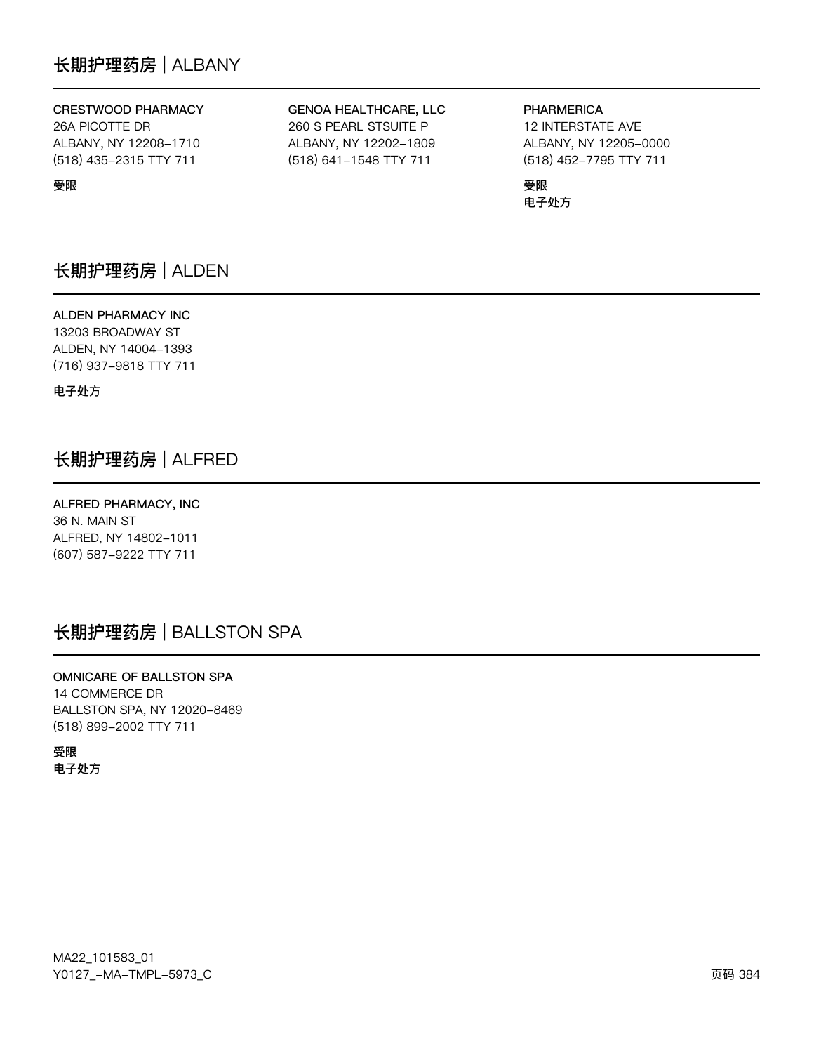## 长期护理药房 | ALBANY

**CRESTWOOD PHARMACY**
26A PICOTTE DR
ALBANY, NY 12208–1710
(518) 435–2315 TTY 711

**受限**

**GENOA HEALTHCARE, LLC**
260 S PEARL STSUITE P
ALBANY, NY 12202–1809
(518) 641–1548 TTY 711

**PHARMERICA**
12 INTERSTATE AVE
ALBANY, NY 12205–0000
(518) 452–7795 TTY 711

**受限**
**电子处方**

## 长期护理药房 | ALDEN

**ALDEN PHARMACY INC**
13203 BROADWAY ST
ALDEN, NY 14004–1393
(716) 937–9818 TTY 711

**电子处方**

## 长期护理药房 | ALFRED

**ALFRED PHARMACY, INC**
36 N. MAIN ST
ALFRED, NY 14802–1011
(607) 587–9222 TTY 711

## 长期护理药房 | BALLSTON SPA

**OMNICARE OF BALLSTON SPA**
14 COMMERCE DR
BALLSTON SPA, NY 12020–8469
(518) 899–2002 TTY 711

**受限**
**电子处方**

MA22_101583_01
Y0127_–MA–TMPL–5973_C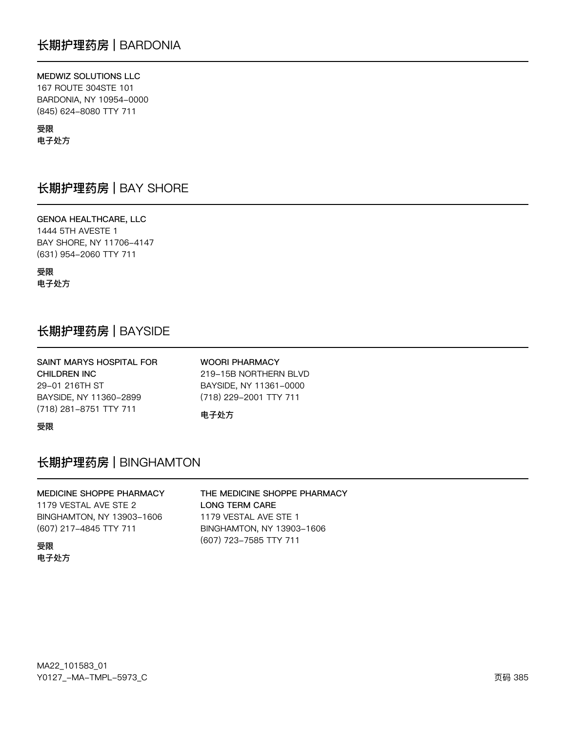## 长期护理药房 | BARDONIA

**MEDWIZ SOLUTIONS LLC**
167 ROUTE 304STE 101
BARDONIA, NY 10954-0000
(845) 624-8080 TTY 711

**受限**
**电子处方**

## 长期护理药房 | BAY SHORE

**GENOA HEALTHCARE, LLC**
1444 5TH AVESTE 1
BAY SHORE, NY 11706-4147
(631) 954-2060 TTY 711

**受限**
**电子处方**

## 长期护理药房 | BAYSIDE

**SAINT MARYS HOSPITAL FOR CHILDREN INC**
29-01 216TH ST
BAYSIDE, NY 11360-2899
(718) 281-8751 TTY 711

**受限**

**WOORI PHARMACY**
219-15B NORTHERN BLVD
BAYSIDE, NY 11361-0000
(718) 229-2001 TTY 711

**电子处方**

## 长期护理药房 | BINGHAMTON

**MEDICINE SHOPPE PHARMACY**
1179 VESTAL AVE STE 2
BINGHAMTON, NY 13903-1606
(607) 217-4845 TTY 711

**受限**
**电子处方**

**THE MEDICINE SHOPPE PHARMACY LONG TERM CARE**
1179 VESTAL AVE STE 1
BINGHAMTON, NY 13903-1606
(607) 723-7585 TTY 711

MA22_101583_01
Y0127_-MA-TMPL-5973_C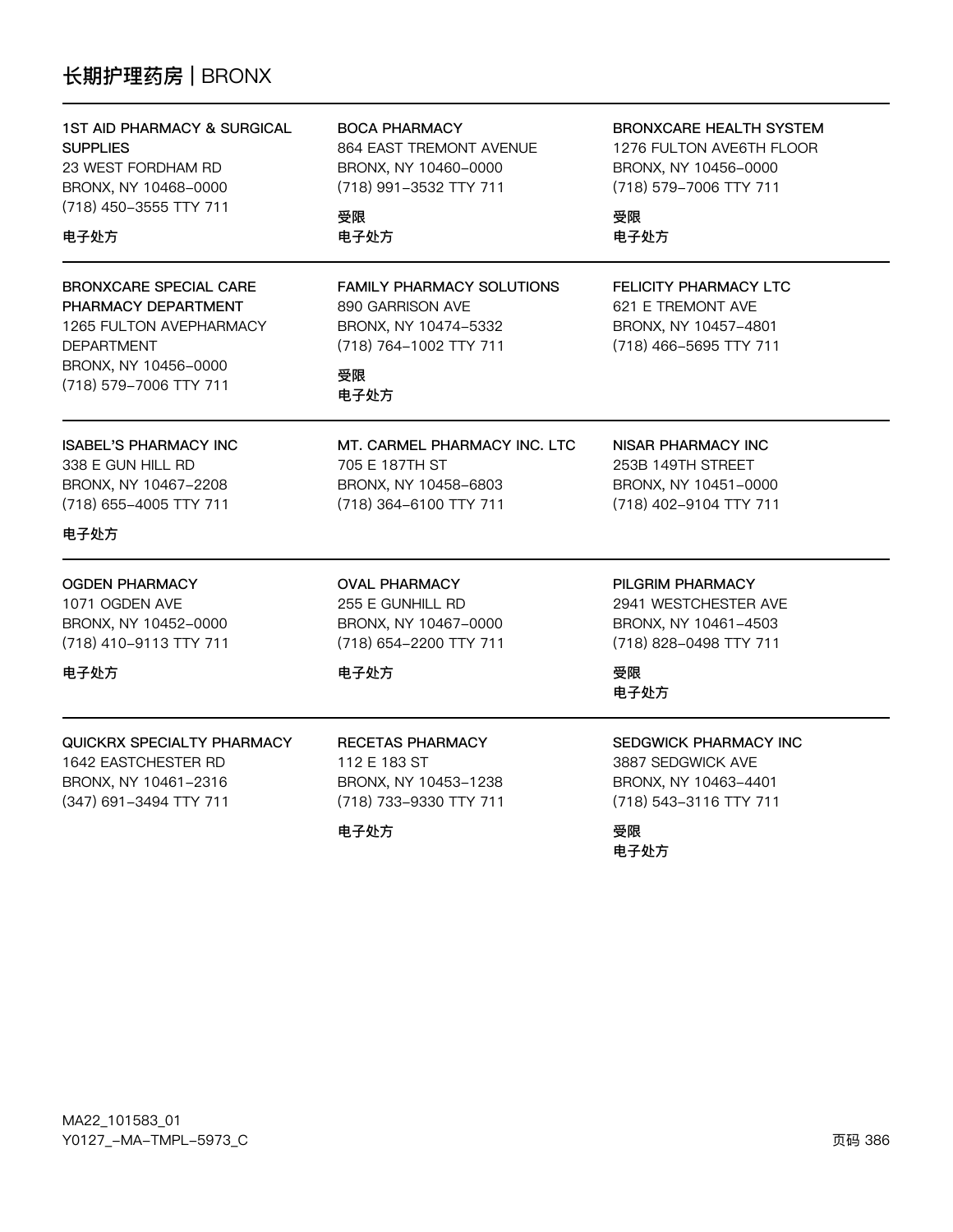## 长期护理药房 | BRONX

**1ST AID PHARMACY & SURGICAL SUPPLIES**
23 WEST FORDHAM RD
BRONX, NY 10468-0000
(718) 450-3555 TTY 711

电子处方

**BOCA PHARMACY**
864 EAST TREMONT AVENUE
BRONX, NY 10460-0000
(718) 991-3532 TTY 711

受限
电子处方

**BRONXCARE HEALTH SYSTEM**
1276 FULTON AVE6TH FLOOR
BRONX, NY 10456-0000
(718) 579-7006 TTY 711

受限
电子处方

**BRONXCARE SPECIAL CARE PHARMACY DEPARTMENT**
1265 FULTON AVEPHARMACY DEPARTMENT
BRONX, NY 10456-0000
(718) 579-7006 TTY 711

**FAMILY PHARMACY SOLUTIONS**
890 GARRISON AVE
BRONX, NY 10474-5332
(718) 764-1002 TTY 711

受限
电子处方

**FELICITY PHARMACY LTC**
621 E TREMONT AVE
BRONX, NY 10457-4801
(718) 466-5695 TTY 711

**ISABEL'S PHARMACY INC**
338 E GUN HILL RD
BRONX, NY 10467-2208
(718) 655-4005 TTY 711

电子处方

**MT. CARMEL PHARMACY INC. LTC**
705 E 187TH ST
BRONX, NY 10458-6803
(718) 364-6100 TTY 711

**NISAR PHARMACY INC**
253B 149TH STREET
BRONX, NY 10451-0000
(718) 402-9104 TTY 711

**OGDEN PHARMACY**
1071 OGDEN AVE
BRONX, NY 10452-0000
(718) 410-9113 TTY 711

电子处方

**OVAL PHARMACY**
255 E GUNHILL RD
BRONX, NY 10467-0000
(718) 654-2200 TTY 711

电子处方

**PILGRIM PHARMACY**
2941 WESTCHESTER AVE
BRONX, NY 10461-4503
(718) 828-0498 TTY 711

受限
电子处方

**QUICKRX SPECIALTY PHARMACY**
1642 EASTCHESTER RD
BRONX, NY 10461-2316
(347) 691-3494 TTY 711

**RECETAS PHARMACY**
112 E 183 ST
BRONX, NY 10453-1238
(718) 733-9330 TTY 711

电子处方

**SEDGWICK PHARMACY INC**
3887 SEDGWICK AVE
BRONX, NY 10463-4401
(718) 543-3116 TTY 711

受限
电子处方

MA22_101583_01
Y0127_-MA-TMPL-5973_C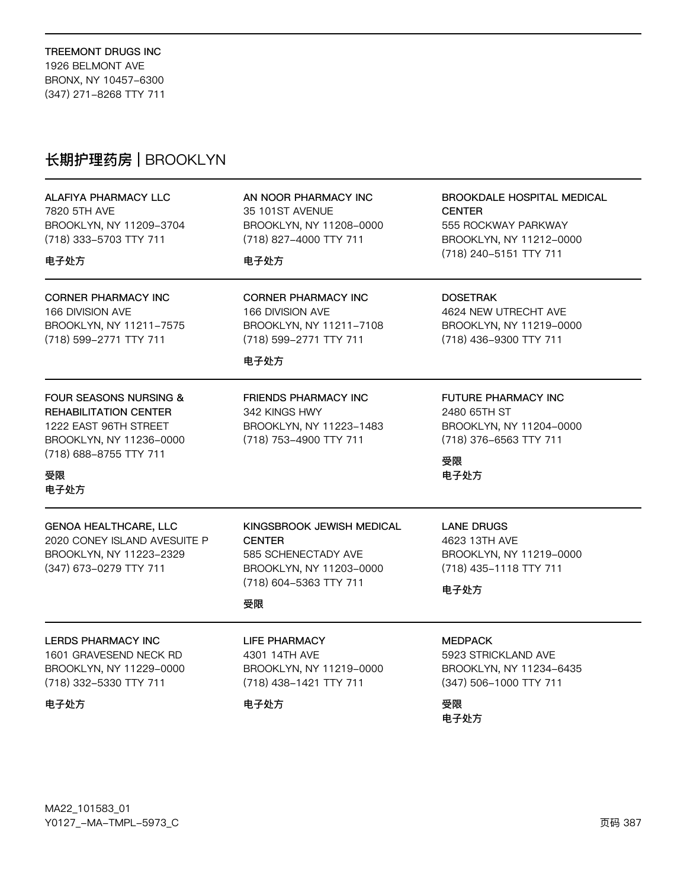TREEMONT DRUGS INC
1926 BELMONT AVE
BRONX, NY 10457-6300
(347) 271-8268 TTY 711

## 长期护理药房 | BROOKLYN

ALAFIYA PHARMACY LLC
7820 5TH AVE
BROOKLYN, NY 11209-3704
(718) 333-5703 TTY 711

电子处方

AN NOOR PHARMACY INC
35 101ST AVENUE
BROOKLYN, NY 11208-0000
(718) 827-4000 TTY 711

电子处方

BROOKDALE HOSPITAL MEDICAL CENTER
555 ROCKWAY PARKWAY
BROOKLYN, NY 11212-0000
(718) 240-5151 TTY 711

CORNER PHARMACY INC
166 DIVISION AVE
BROOKLYN, NY 11211-7575
(718) 599-2771 TTY 711

CORNER PHARMACY INC
166 DIVISION AVE
BROOKLYN, NY 11211-7108
(718) 599-2771 TTY 711

电子处方

DOSETRAK
4624 NEW UTRECHT AVE
BROOKLYN, NY 11219-0000
(718) 436-9300 TTY 711

FOUR SEASONS NURSING & REHABILITATION CENTER
1222 EAST 96TH STREET
BROOKLYN, NY 11236-0000
(718) 688-8755 TTY 711

受限
电子处方

FRIENDS PHARMACY INC
342 KINGS HWY
BROOKLYN, NY 11223-1483
(718) 753-4900 TTY 711

FUTURE PHARMACY INC
2480 65TH ST
BROOKLYN, NY 11204-0000
(718) 376-6563 TTY 711

受限
电子处方

GENOA HEALTHCARE, LLC
2020 CONEY ISLAND AVESUITE P
BROOKLYN, NY 11223-2329
(347) 673-0279 TTY 711

KINGSBROOK JEWISH MEDICAL CENTER
585 SCHENECTADY AVE
BROOKLYN, NY 11203-0000
(718) 604-5363 TTY 711

受限

LANE DRUGS
4623 13TH AVE
BROOKLYN, NY 11219-0000
(718) 435-1118 TTY 711

电子处方

LERDS PHARMACY INC
1601 GRAVESEND NECK RD
BROOKLYN, NY 11229-0000
(718) 332-5330 TTY 711

电子处方

LIFE PHARMACY
4301 14TH AVE
BROOKLYN, NY 11219-0000
(718) 438-1421 TTY 711

电子处方

MEDPACK
5923 STRICKLAND AVE
BROOKLYN, NY 11234-6435
(347) 506-1000 TTY 711

受限
电子处方

MA22_101583_01
Y0127_-MA-TMPL-5973_C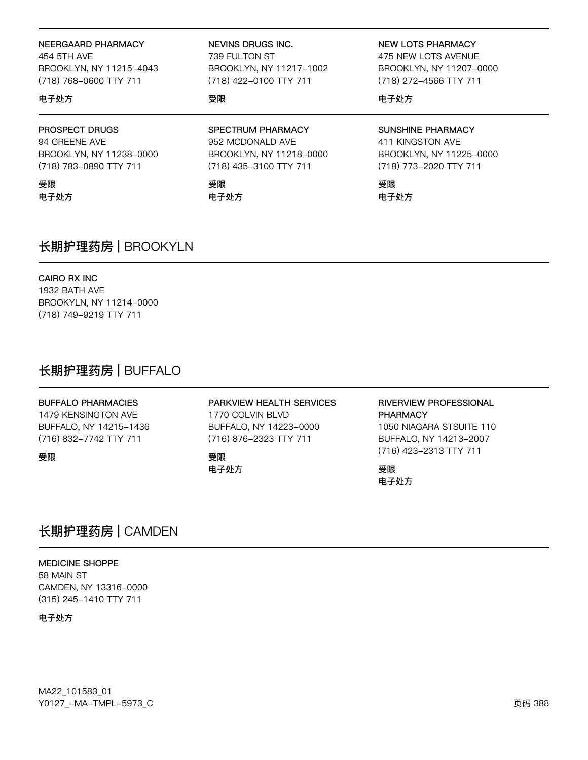**NEERGAARD PHARMACY**
454 5TH AVE
BROOKLYN, NY 11215-4043
(718) 768-0600 TTY 711

**电子处方**

**NEVINS DRUGS INC.**
739 FULTON ST
BROOKLYN, NY 11217-1002
(718) 422-0100 TTY 711

**受限**

**NEW LOTS PHARMACY**
475 NEW LOTS AVENUE
BROOKLYN, NY 11207-0000
(718) 272-4566 TTY 711

**电子处方**

**PROSPECT DRUGS**
94 GREENE AVE
BROOKLYN, NY 11238-0000
(718) 783-0890 TTY 711

**受限**
**电子处方**

**SPECTRUM PHARMACY**
952 MCDONALD AVE
BROOKLYN, NY 11218-0000
(718) 435-3100 TTY 711

**受限**
**电子处方**

**SUNSHINE PHARMACY**
411 KINGSTON AVE
BROOKLYN, NY 11225-0000
(718) 773-2020 TTY 711

**受限**
**电子处方**

## 长期护理药房 | BROOKYLN

**CAIRO RX INC**
1932 BATH AVE
BROOKYLN, NY 11214-0000
(718) 749-9219 TTY 711

## 长期护理药房 | BUFFALO

**BUFFALO PHARMACIES**
1479 KENSINGTON AVE
BUFFALO, NY 14215-1436
(716) 832-7742 TTY 711

**受限**

**PARKVIEW HEALTH SERVICES**
1770 COLVIN BLVD
BUFFALO, NY 14223-0000
(716) 876-2323 TTY 711

**受限**
**电子处方**

**RIVERVIEW PROFESSIONAL PHARMACY**
1050 NIAGARA STSUITE 110
BUFFALO, NY 14213-2007
(716) 423-2313 TTY 711

**受限**
**电子处方**

## 长期护理药房 | CAMDEN

**MEDICINE SHOPPE**
58 MAIN ST
CAMDEN, NY 13316-0000
(315) 245-1410 TTY 711

**电子处方**

MA22_101583_01
Y0127_-MA-TMPL-5973_C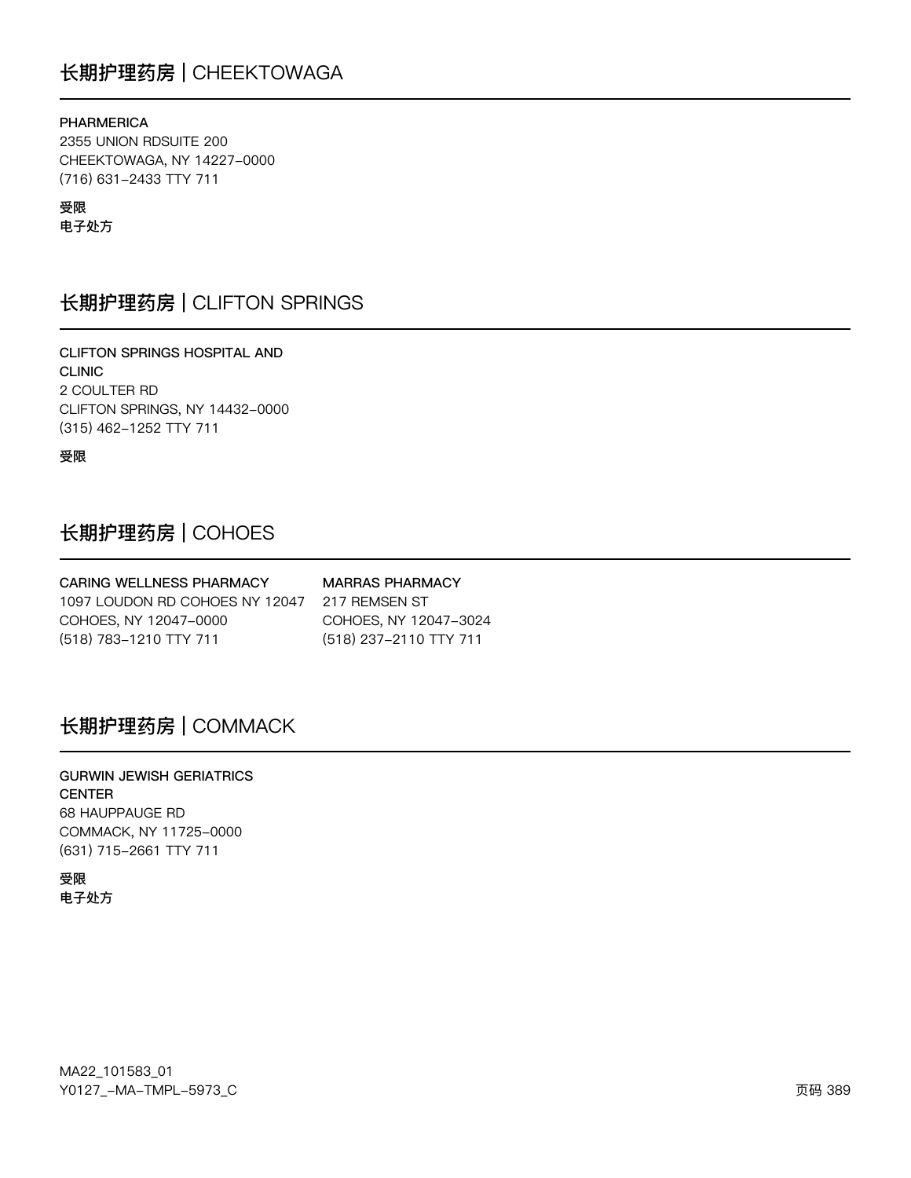## 长期护理药房 | CHEEKTOWAGA

**PHARMERICA**
2355 UNION RDSUITE 200
CHEEKTOWAGA, NY 14227-0000
(716) 631-2433 TTY 711

**受限**
**电子处方**

## 长期护理药房 | CLIFTON SPRINGS

**CLIFTON SPRINGS HOSPITAL AND CLINIC**
2 COULTER RD
CLIFTON SPRINGS, NY 14432-0000
(315) 462-1252 TTY 711

**受限**

## 长期护理药房 | COHOES

**CARING WELLNESS PHARMACY**
1097 LOUDON RD COHOES NY 12047
COHOES, NY 12047-0000
(518) 783-1210 TTY 711

**MARRAS PHARMACY**
217 REMSEN ST
COHOES, NY 12047-3024
(518) 237-2110 TTY 711

## 长期护理药房 | COMMACK

**GURWIN JEWISH GERIATRICS CENTER**
68 HAUPPAUGE RD
COMMACK, NY 11725-0000
(631) 715-2661 TTY 711

**受限**
**电子处方**

MA22_101583_01
Y0127_-MA-TMPL-5973_C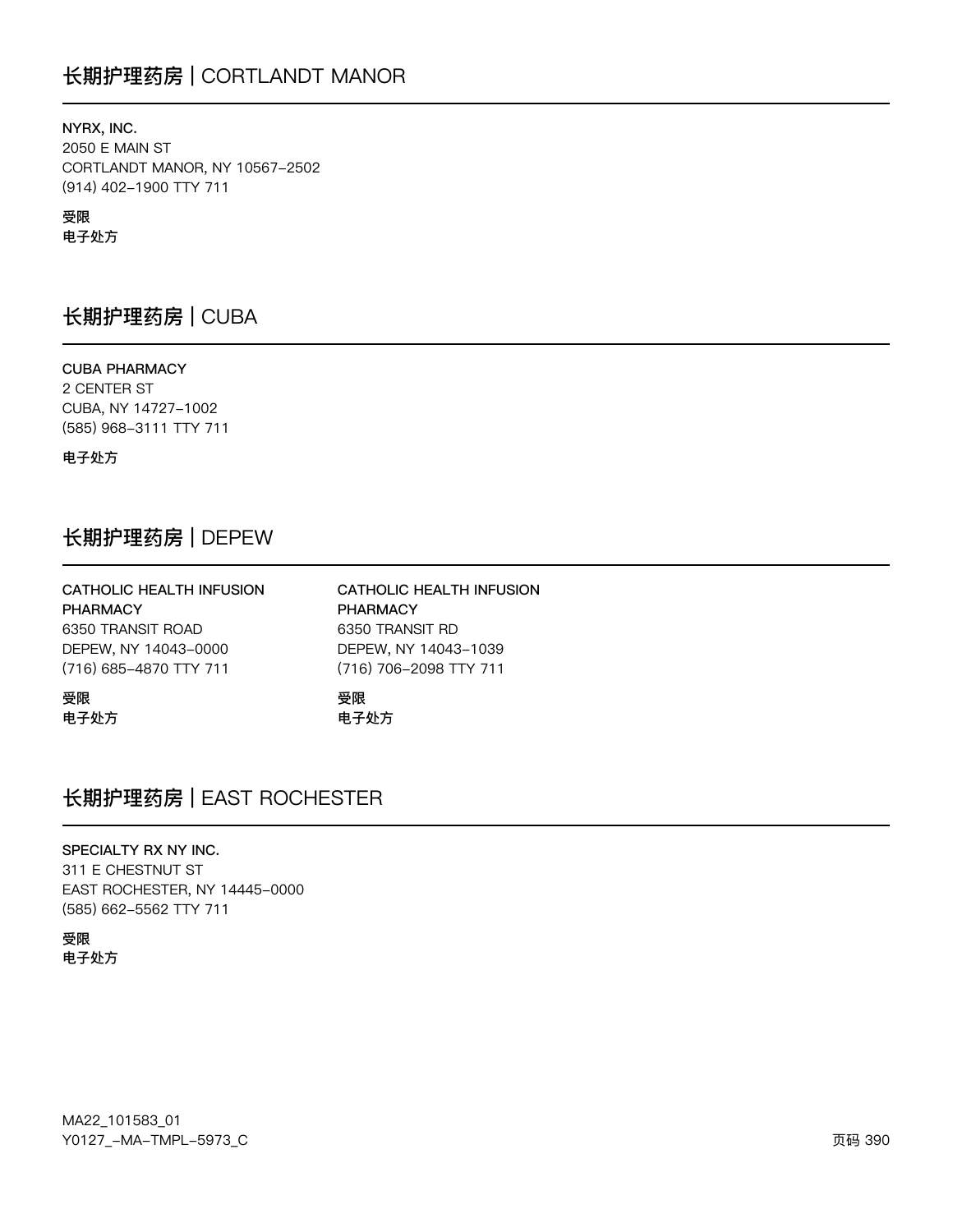## 长期护理药房 | CORTLANDT MANOR

**NYRX, INC.**
2050 E MAIN ST
CORTLANDT MANOR, NY 10567-2502
(914) 402-1900 TTY 711

**受限**
**电子处方**

## 长期护理药房 | CUBA

**CUBA PHARMACY**
2 CENTER ST
CUBA, NY 14727-1002
(585) 968-3111 TTY 711

**电子处方**

## 长期护理药房 | DEPEW

**CATHOLIC HEALTH INFUSION PHARMACY**
6350 TRANSIT ROAD
DEPEW, NY 14043-0000
(716) 685-4870 TTY 711

**受限**
**电子处方**

**CATHOLIC HEALTH INFUSION PHARMACY**
6350 TRANSIT RD
DEPEW, NY 14043-1039
(716) 706-2098 TTY 711

**受限**
**电子处方**

## 长期护理药房 | EAST ROCHESTER

**SPECIALTY RX NY INC.**
311 E CHESTNUT ST
EAST ROCHESTER, NY 14445-0000
(585) 662-5562 TTY 711

**受限**
**电子处方**

MA22_101583_01
Y0127_-MA-TMPL-5973_C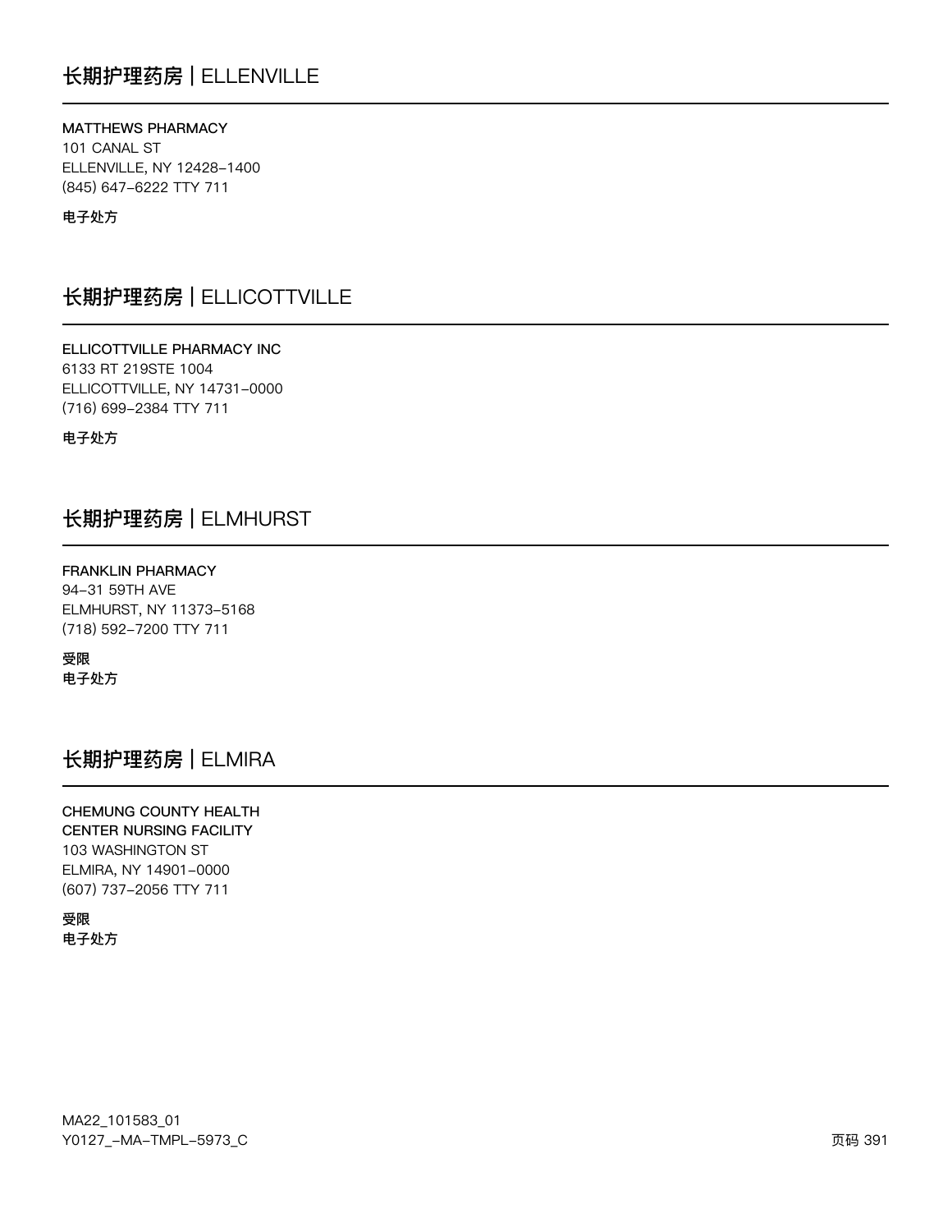## 长期护理药房 | ELLENVILLE

**MATTHEWS PHARMACY**
101 CANAL ST
ELLENVILLE, NY 12428-1400
(845) 647-6222 TTY 711

**电子处方**

## 长期护理药房 | ELLICOTTVILLE

**ELLICOTTVILLE PHARMACY INC**
6133 RT 219STE 1004
ELLICOTTVILLE, NY 14731-0000
(716) 699-2384 TTY 711

**电子处方**

## 长期护理药房 | ELMHURST

**FRANKLIN PHARMACY**
94-31 59TH AVE
ELMHURST, NY 11373-5168
(718) 592-7200 TTY 711

**受限**
**电子处方**

## 长期护理药房 | ELMIRA

**CHEMUNG COUNTY HEALTH CENTER NURSING FACILITY**
103 WASHINGTON ST
ELMIRA, NY 14901-0000
(607) 737-2056 TTY 711

**受限**
**电子处方**

MA22_101583_01
Y0127_-MA-TMPL-5973_C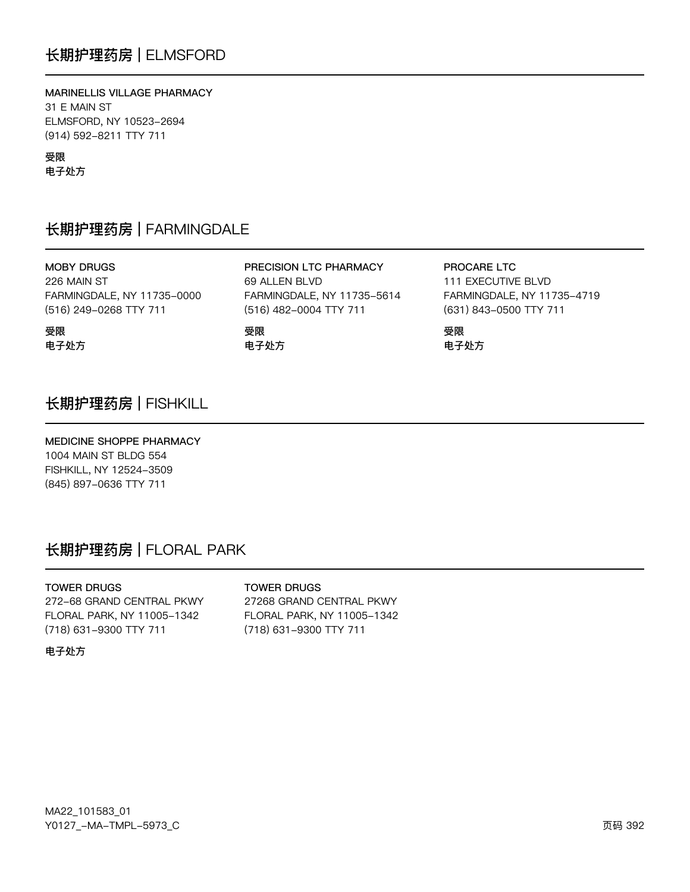## 长期护理药房 | ELMSFORD

**MARINELLIS VILLAGE PHARMACY**
31 E MAIN ST
ELMSFORD, NY 10523-2694
(914) 592-8211 TTY 711

**受限**
**电子处方**

## 长期护理药房 | FARMINGDALE

**MOBY DRUGS**
226 MAIN ST
FARMINGDALE, NY 11735-0000
(516) 249-0268 TTY 711

**受限**
**电子处方**

**PRECISION LTC PHARMACY**
69 ALLEN BLVD
FARMINGDALE, NY 11735-5614
(516) 482-0004 TTY 711

**受限**
**电子处方**

**PROCARE LTC**
111 EXECUTIVE BLVD
FARMINGDALE, NY 11735-4719
(631) 843-0500 TTY 711

**受限**
**电子处方**

## 长期护理药房 | FISHKILL

**MEDICINE SHOPPE PHARMACY**
1004 MAIN ST BLDG 554
FISHKILL, NY 12524-3509
(845) 897-0636 TTY 711

## 长期护理药房 | FLORAL PARK

**TOWER DRUGS**
272-68 GRAND CENTRAL PKWY
FLORAL PARK, NY 11005-1342
(718) 631-9300 TTY 711

**电子处方**

**TOWER DRUGS**
27268 GRAND CENTRAL PKWY
FLORAL PARK, NY 11005-1342
(718) 631-9300 TTY 711

MA22_101583_01
Y0127_-MA-TMPL-5973_C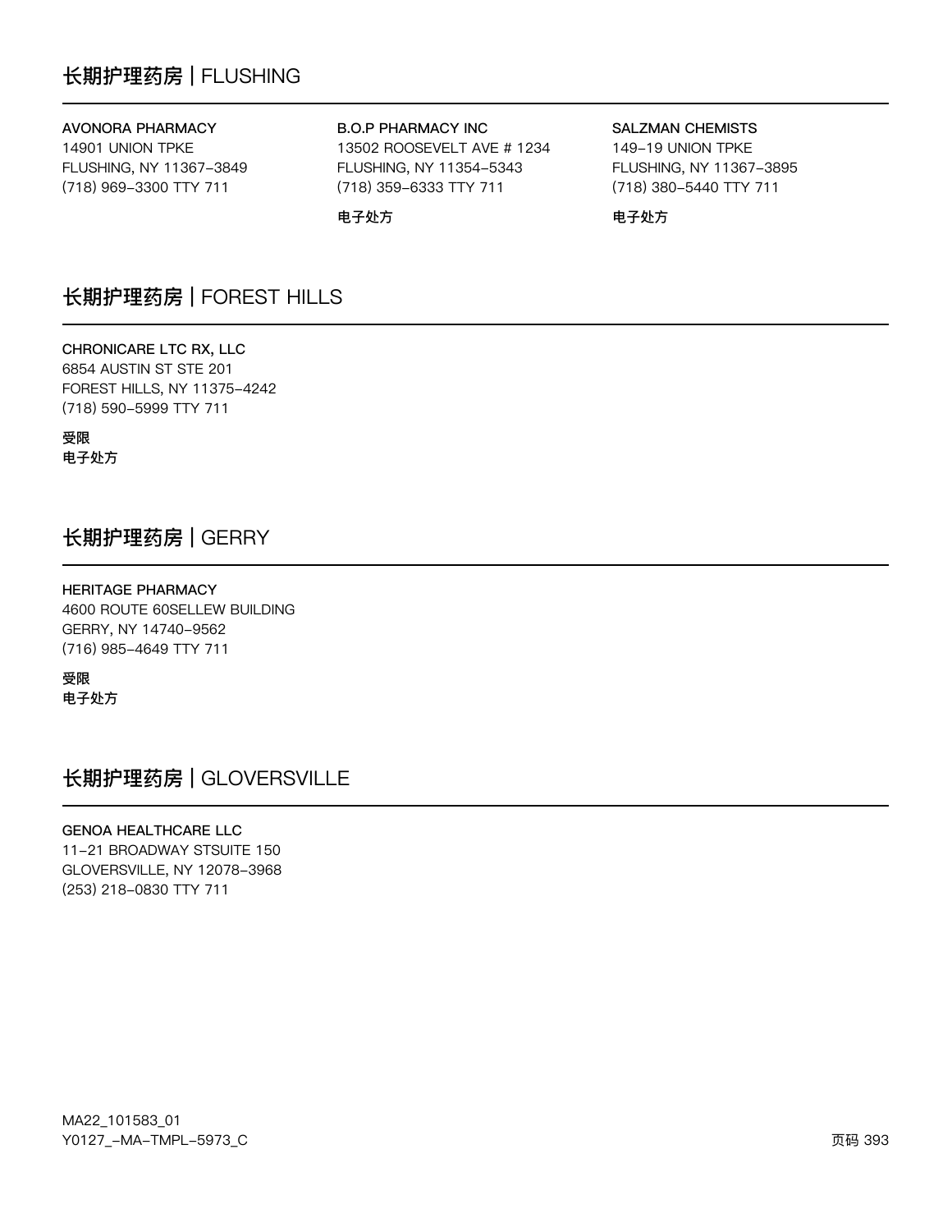## 长期护理药房 | FLUSHING

**AVONORA PHARMACY**
14901 UNION TPKE
FLUSHING, NY 11367-3849
(718) 969-3300 TTY 711

**B.O.P PHARMACY INC**
13502 ROOSEVELT AVE # 1234
FLUSHING, NY 11354-5343
(718) 359-6333 TTY 711

**电子处方**

**SALZMAN CHEMISTS**
149-19 UNION TPKE
FLUSHING, NY 11367-3895
(718) 380-5440 TTY 711

**电子处方**

## 长期护理药房 | FOREST HILLS

**CHRONICARE LTC RX, LLC**
6854 AUSTIN ST STE 201
FOREST HILLS, NY 11375-4242
(718) 590-5999 TTY 711

**受限**
**电子处方**

## 长期护理药房 | GERRY

**HERITAGE PHARMACY**
4600 ROUTE 60SELLEW BUILDING
GERRY, NY 14740-9562
(716) 985-4649 TTY 711

**受限**
**电子处方**

## 长期护理药房 | GLOVERSVILLE

**GENOA HEALTHCARE LLC**
11-21 BROADWAY STSUITE 150
GLOVERSVILLE, NY 12078-3968
(253) 218-0830 TTY 711

MA22_101583_01
Y0127_-MA-TMPL-5973_C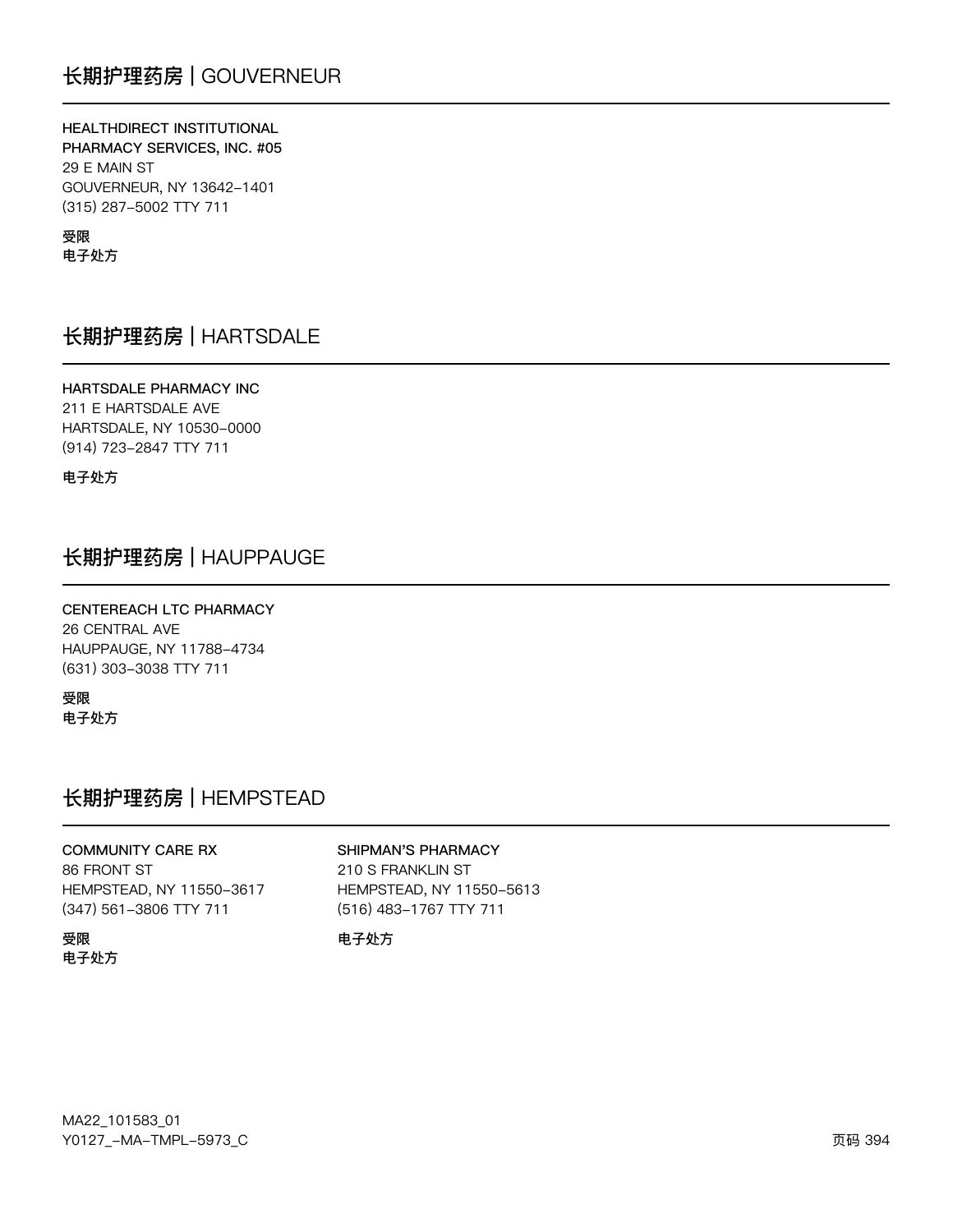## 长期护理药房 | GOUVERNEUR

**HEALTHDIRECT INSTITUTIONAL PHARMACY SERVICES, INC. #05**
29 E MAIN ST
GOUVERNEUR, NY 13642-1401
(315) 287-5002 TTY 711

**受限**
**电子处方**

## 长期护理药房 | HARTSDALE

**HARTSDALE PHARMACY INC**
211 E HARTSDALE AVE
HARTSDALE, NY 10530-0000
(914) 723-2847 TTY 711

**电子处方**

## 长期护理药房 | HAUPPAUGE

**CENTEREACH LTC PHARMACY**
26 CENTRAL AVE
HAUPPAUGE, NY 11788-4734
(631) 303-3038 TTY 711

**受限**
**电子处方**

## 长期护理药房 | HEMPSTEAD

**COMMUNITY CARE RX**
86 FRONT ST
HEMPSTEAD, NY 11550-3617
(347) 561-3806 TTY 711

**受限**
**电子处方**

**SHIPMAN'S PHARMACY**
210 S FRANKLIN ST
HEMPSTEAD, NY 11550-5613
(516) 483-1767 TTY 711

**电子处方**

MA22_101583_01
Y0127_-MA-TMPL-5973_C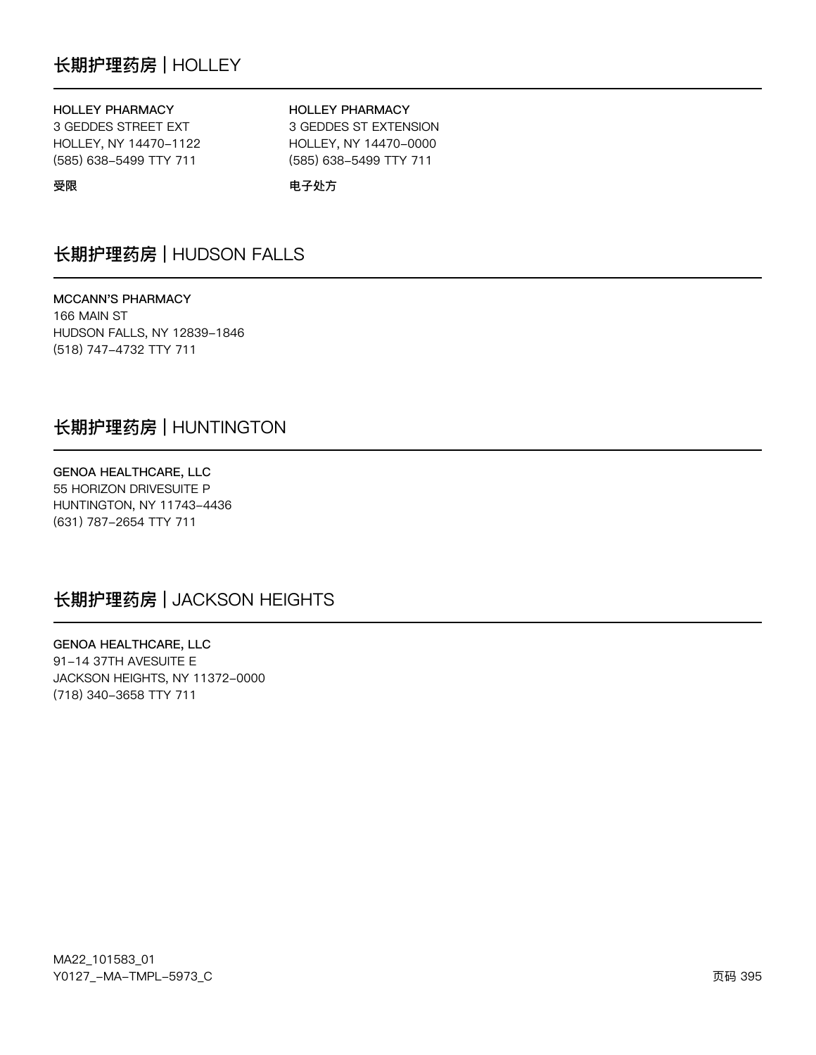## 长期护理药房 | HOLLEY

**HOLLEY PHARMACY**
3 GEDDES STREET EXT
HOLLEY, NY 14470-1122
(585) 638-5499 TTY 711

**受限**

**HOLLEY PHARMACY**
3 GEDDES ST EXTENSION
HOLLEY, NY 14470-0000
(585) 638-5499 TTY 711

**电子处方**

## 长期护理药房 | HUDSON FALLS

**MCCANN'S PHARMACY**
166 MAIN ST
HUDSON FALLS, NY 12839-1846
(518) 747-4732 TTY 711

## 长期护理药房 | HUNTINGTON

**GENOA HEALTHCARE, LLC**
55 HORIZON DRIVESUITE P
HUNTINGTON, NY 11743-4436
(631) 787-2654 TTY 711

## 长期护理药房 | JACKSON HEIGHTS

**GENOA HEALTHCARE, LLC**
91-14 37TH AVESUITE E
JACKSON HEIGHTS, NY 11372-0000
(718) 340-3658 TTY 711

MA22_101583_01
Y0127_-MA-TMPL-5973_C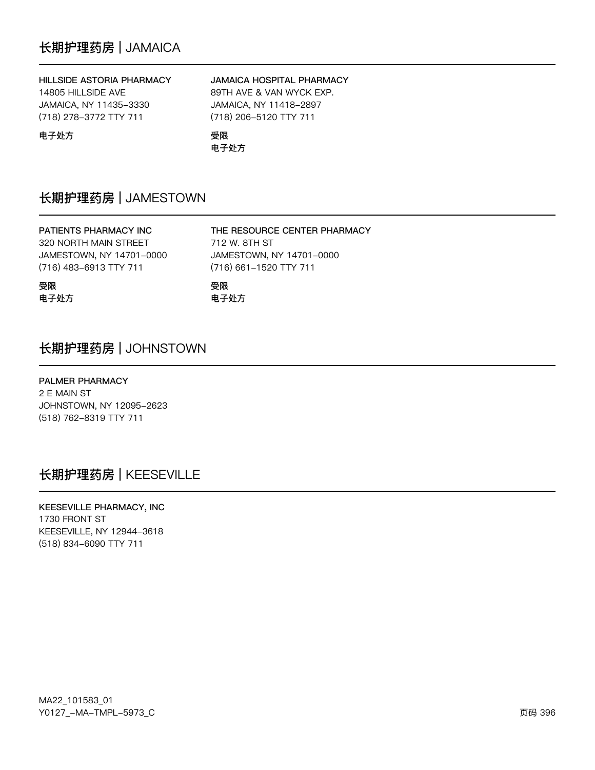## 长期护理药房 | JAMAICA

**HILLSIDE ASTORIA PHARMACY**
14805 HILLSIDE AVE
JAMAICA, NY 11435-3330
(718) 278-3772 TTY 711

**电子处方**

**JAMAICA HOSPITAL PHARMACY**
89TH AVE & VAN WYCK EXP.
JAMAICA, NY 11418-2897
(718) 206-5120 TTY 711

**受限**
**电子处方**

## 长期护理药房 | JAMESTOWN

**PATIENTS PHARMACY INC**
320 NORTH MAIN STREET
JAMESTOWN, NY 14701-0000
(716) 483-6913 TTY 711

**受限**
**电子处方**

**THE RESOURCE CENTER PHARMACY**
712 W. 8TH ST
JAMESTOWN, NY 14701-0000
(716) 661-1520 TTY 711

**受限**
**电子处方**

## 长期护理药房 | JOHNSTOWN

**PALMER PHARMACY**
2 E MAIN ST
JOHNSTOWN, NY 12095-2623
(518) 762-8319 TTY 711

## 长期护理药房 | KEESEVILLE

**KEESEVILLE PHARMACY, INC**
1730 FRONT ST
KEESEVILLE, NY 12944-3618
(518) 834-6090 TTY 711

MA22_101583_01
Y0127_-MA-TMPL-5973_C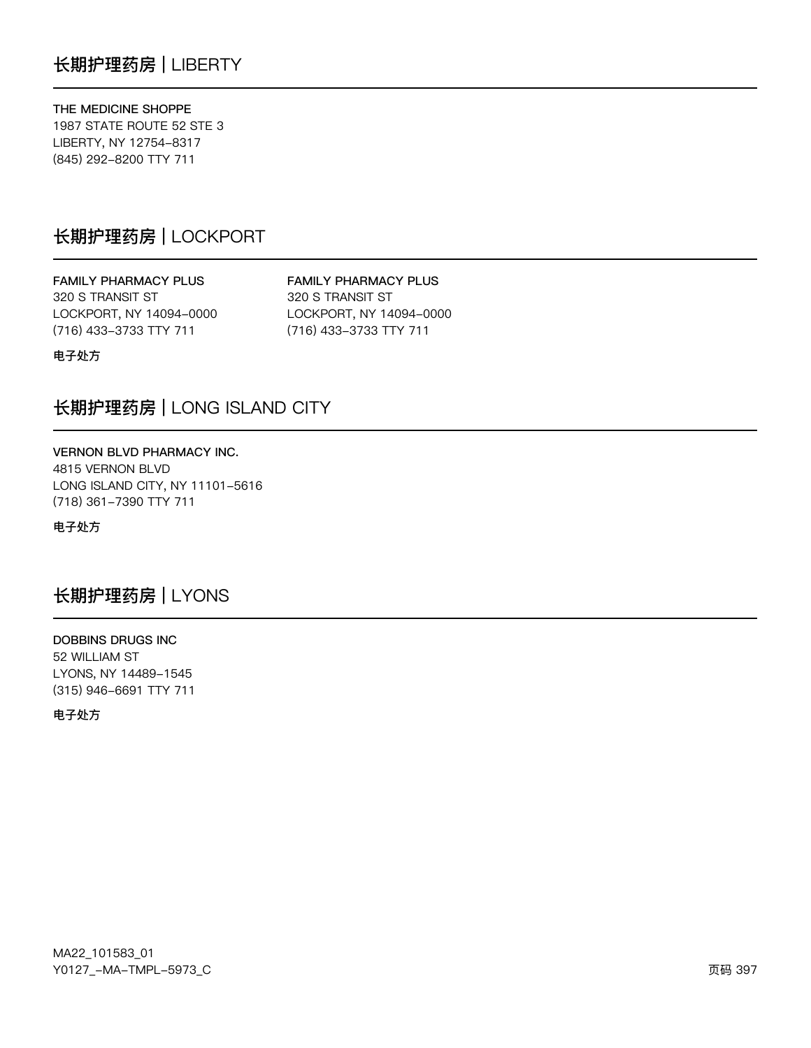## 长期护理药房 | LIBERTY

**THE MEDICINE SHOPPE**
1987 STATE ROUTE 52 STE 3
LIBERTY, NY 12754-8317
(845) 292-8200 TTY 711

## 长期护理药房 | LOCKPORT

**FAMILY PHARMACY PLUS**
320 S TRANSIT ST
LOCKPORT, NY 14094-0000
(716) 433-3733 TTY 711

**电子处方**

**FAMILY PHARMACY PLUS**
320 S TRANSIT ST
LOCKPORT, NY 14094-0000
(716) 433-3733 TTY 711

## 长期护理药房 | LONG ISLAND CITY

**VERNON BLVD PHARMACY INC.**
4815 VERNON BLVD
LONG ISLAND CITY, NY 11101-5616
(718) 361-7390 TTY 711

**电子处方**

## 长期护理药房 | LYONS

**DOBBINS DRUGS INC**
52 WILLIAM ST
LYONS, NY 14489-1545
(315) 946-6691 TTY 711

**电子处方**

MA22_101583_01
Y0127_-MA-TMPL-5973_C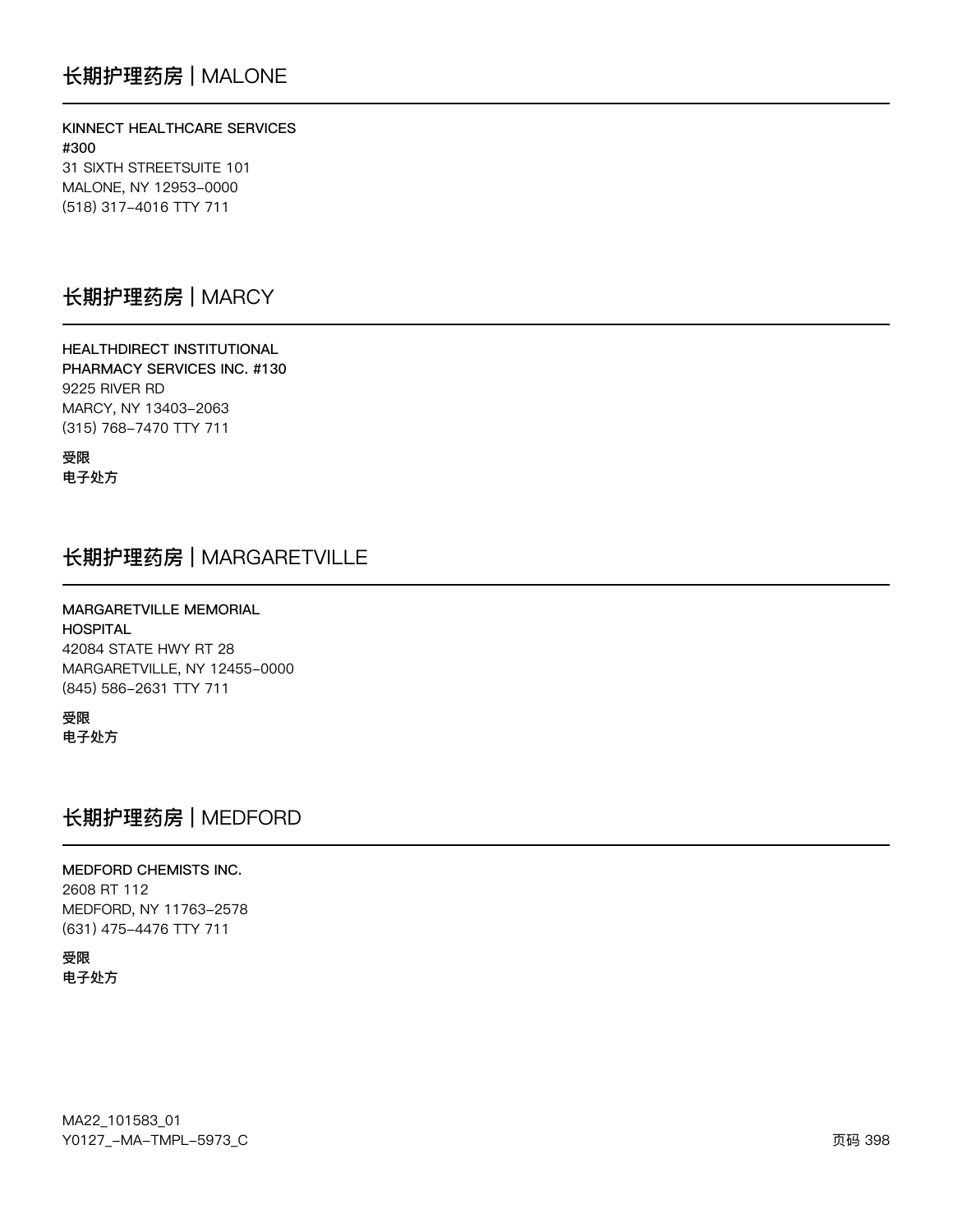## 长期护理药房 | MALONE

**KINNECT HEALTHCARE SERVICES #300**
31 SIXTH STREETSUITE 101
MALONE, NY 12953-0000
(518) 317-4016 TTY 711

## 长期护理药房 | MARCY

**HEALTHDIRECT INSTITUTIONAL PHARMACY SERVICES INC. #130**
9225 RIVER RD
MARCY, NY 13403-2063
(315) 768-7470 TTY 711

**受限**
**电子处方**

## 长期护理药房 | MARGARETVILLE

**MARGARETVILLE MEMORIAL HOSPITAL**
42084 STATE HWY RT 28
MARGARETVILLE, NY 12455-0000
(845) 586-2631 TTY 711

**受限**
**电子处方**

## 长期护理药房 | MEDFORD

**MEDFORD CHEMISTS INC.**
2608 RT 112
MEDFORD, NY 11763-2578
(631) 475-4476 TTY 711

**受限**
**电子处方**

MA22_101583_01
Y0127_-MA-TMPL-5973_C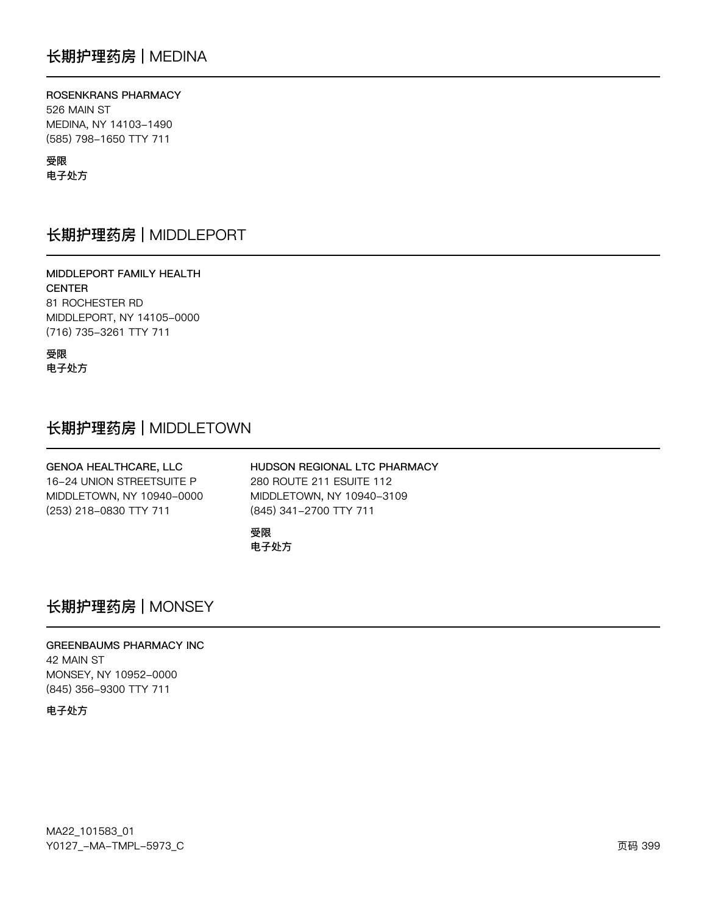## 长期护理药房 | MEDINA

**ROSENKRANS PHARMACY**
526 MAIN ST
MEDINA, NY 14103-1490
(585) 798-1650 TTY 711

**受限**
**电子处方**

## 长期护理药房 | MIDDLEPORT

**MIDDLEPORT FAMILY HEALTH CENTER**
81 ROCHESTER RD
MIDDLEPORT, NY 14105-0000
(716) 735-3261 TTY 711

**受限**
**电子处方**

## 长期护理药房 | MIDDLETOWN

**GENOA HEALTHCARE, LLC**
16-24 UNION STREETSUITE P
MIDDLETOWN, NY 10940-0000
(253) 218-0830 TTY 711

**HUDSON REGIONAL LTC PHARMACY**
280 ROUTE 211 ESUITE 112
MIDDLETOWN, NY 10940-3109
(845) 341-2700 TTY 711

**受限**
**电子处方**

## 长期护理药房 | MONSEY

**GREENBAUMS PHARMACY INC**
42 MAIN ST
MONSEY, NY 10952-0000
(845) 356-9300 TTY 711

**电子处方**

MA22_101583_01
Y0127_-MA-TMPL-5973_C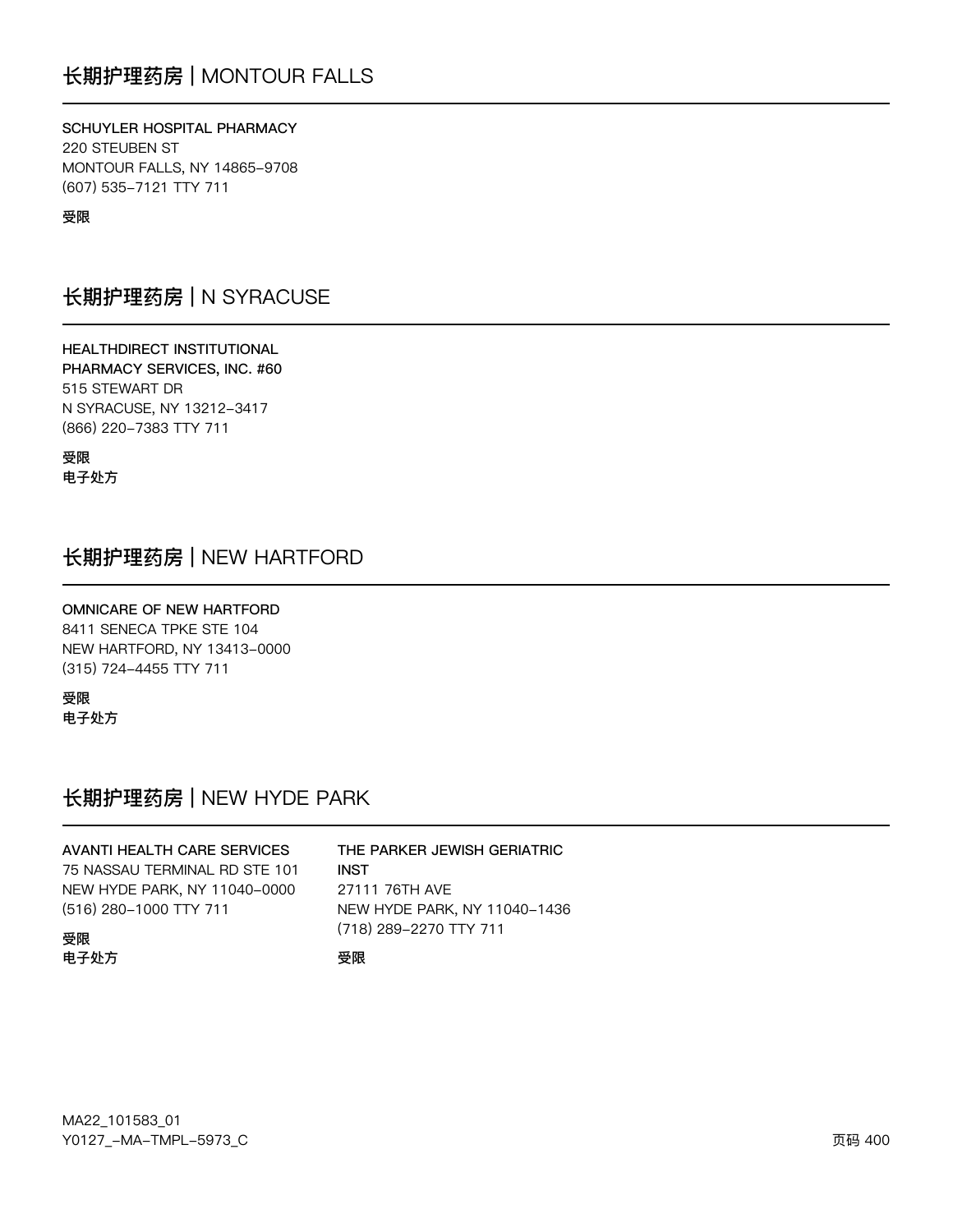## 长期护理药房 | MONTOUR FALLS

**SCHUYLER HOSPITAL PHARMACY**
220 STEUBEN ST
MONTOUR FALLS, NY 14865–9708
(607) 535–7121 TTY 711

**受限**

## 长期护理药房 | N SYRACUSE

**HEALTHDIRECT INSTITUTIONAL PHARMACY SERVICES, INC. #60**
515 STEWART DR
N SYRACUSE, NY 13212–3417
(866) 220–7383 TTY 711

**受限**
**电子处方**

## 长期护理药房 | NEW HARTFORD

**OMNICARE OF NEW HARTFORD**
8411 SENECA TPKE STE 104
NEW HARTFORD, NY 13413–0000
(315) 724–4455 TTY 711

**受限**
**电子处方**

## 长期护理药房 | NEW HYDE PARK

**AVANTI HEALTH CARE SERVICES**
75 NASSAU TERMINAL RD STE 101
NEW HYDE PARK, NY 11040–0000
(516) 280–1000 TTY 711

**受限**
**电子处方**

**THE PARKER JEWISH GERIATRIC INST**
27111 76TH AVE
NEW HYDE PARK, NY 11040–1436
(718) 289–2270 TTY 711

**受限**

MA22_101583_01
Y0127_–MA–TMPL–5973_C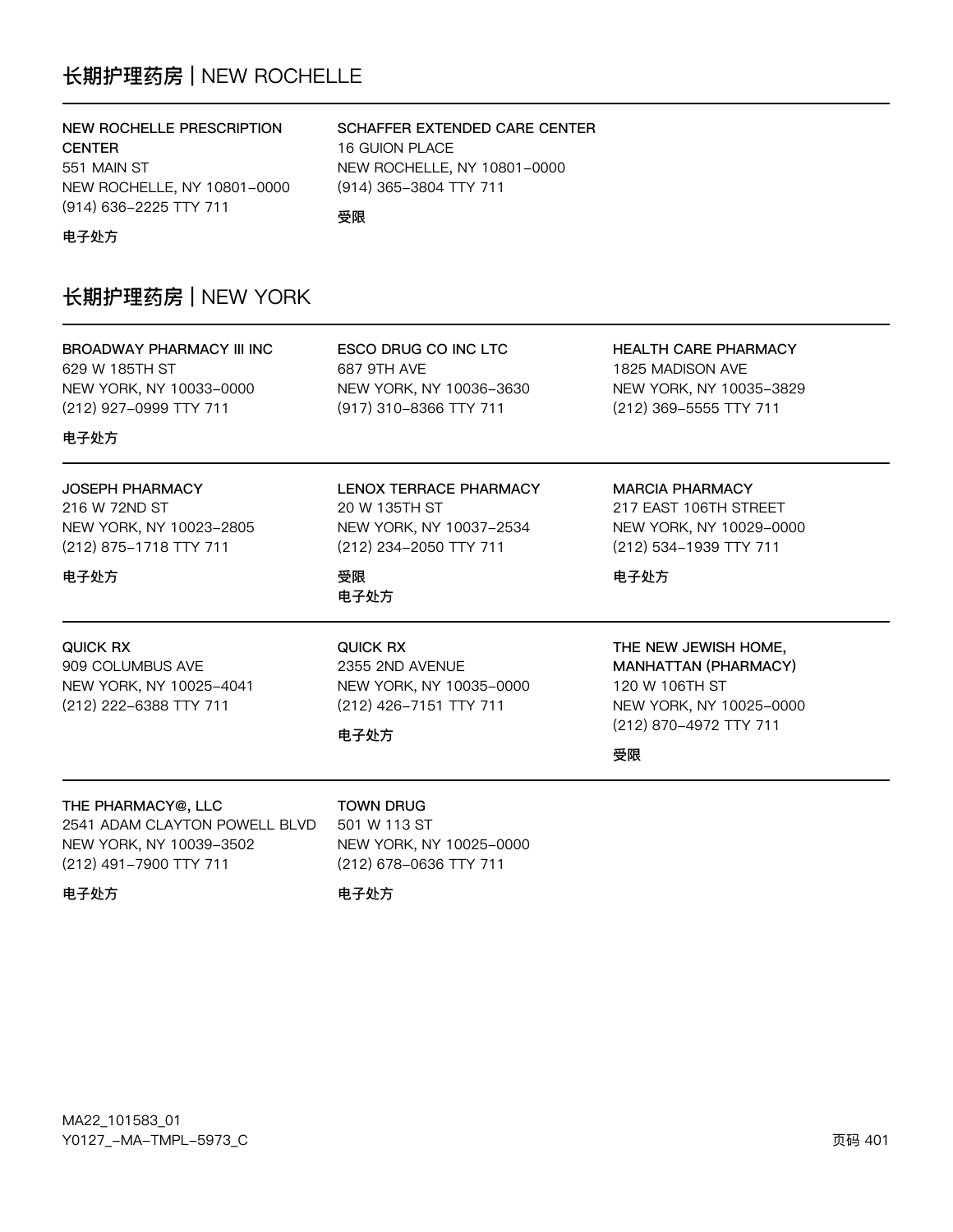## 长期护理药房 | NEW ROCHELLE

NEW ROCHELLE PRESCRIPTION CENTER
551 MAIN ST
NEW ROCHELLE, NY 10801-0000
(914) 636-2225 TTY 711

电子处方

SCHAFFER EXTENDED CARE CENTER
16 GUION PLACE
NEW ROCHELLE, NY 10801-0000
(914) 365-3804 TTY 711

受限

## 长期护理药房 | NEW YORK

BROADWAY PHARMACY III INC
629 W 185TH ST
NEW YORK, NY 10033-0000
(212) 927-0999 TTY 711

电子处方

ESCO DRUG CO INC LTC
687 9TH AVE
NEW YORK, NY 10036-3630
(917) 310-8366 TTY 711

HEALTH CARE PHARMACY
1825 MADISON AVE
NEW YORK, NY 10035-3829
(212) 369-5555 TTY 711

JOSEPH PHARMACY
216 W 72ND ST
NEW YORK, NY 10023-2805
(212) 875-1718 TTY 711

电子处方

LENOX TERRACE PHARMACY
20 W 135TH ST
NEW YORK, NY 10037-2534
(212) 234-2050 TTY 711

受限
电子处方

MARCIA PHARMACY
217 EAST 106TH STREET
NEW YORK, NY 10029-0000
(212) 534-1939 TTY 711

电子处方

QUICK RX
909 COLUMBUS AVE
NEW YORK, NY 10025-4041
(212) 222-6388 TTY 711

QUICK RX
2355 2ND AVENUE
NEW YORK, NY 10035-0000
(212) 426-7151 TTY 711

电子处方

THE NEW JEWISH HOME, MANHATTAN (PHARMACY)
120 W 106TH ST
NEW YORK, NY 10025-0000
(212) 870-4972 TTY 711

受限

THE PHARMACY@, LLC
2541 ADAM CLAYTON POWELL BLVD
NEW YORK, NY 10039-3502
(212) 491-7900 TTY 711

电子处方

TOWN DRUG
501 W 113 ST
NEW YORK, NY 10025-0000
(212) 678-0636 TTY 711

电子处方

MA22_101583_01
Y0127_-MA-TMPL-5973_C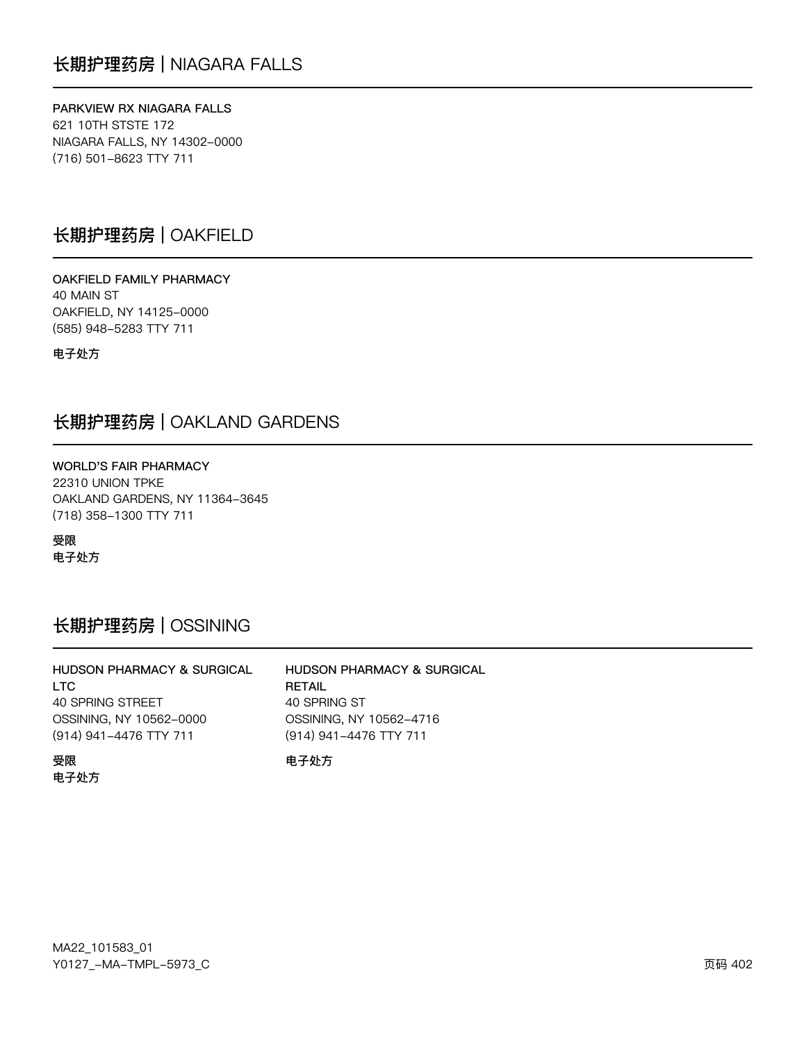## 长期护理药房 | NIAGARA FALLS

**PARKVIEW RX NIAGARA FALLS**
621 10TH STSTE 172
NIAGARA FALLS, NY 14302-0000
(716) 501-8623 TTY 711

## 长期护理药房 | OAKFIELD

**OAKFIELD FAMILY PHARMACY**
40 MAIN ST
OAKFIELD, NY 14125-0000
(585) 948-5283 TTY 711

**电子处方**

## 长期护理药房 | OAKLAND GARDENS

**WORLD'S FAIR PHARMACY**
22310 UNION TPKE
OAKLAND GARDENS, NY 11364-3645
(718) 358-1300 TTY 711

**受限**
**电子处方**

## 长期护理药房 | OSSINING

**HUDSON PHARMACY & SURGICAL LTC**
40 SPRING STREET
OSSINING, NY 10562-0000
(914) 941-4476 TTY 711

**受限**
**电子处方**

**HUDSON PHARMACY & SURGICAL RETAIL**
40 SPRING ST
OSSINING, NY 10562-4716
(914) 941-4476 TTY 711

**电子处方**

MA22_101583_01
Y0127_-MA-TMPL-5973_C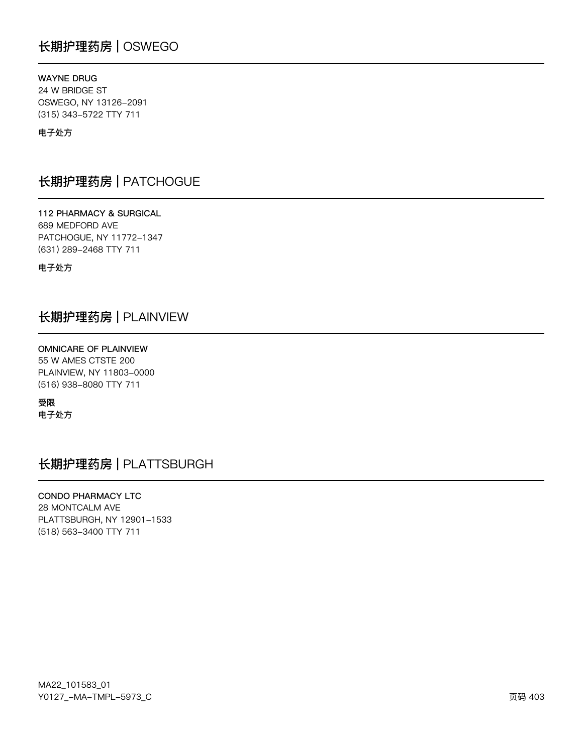## 长期护理药房 | OSWEGO

**WAYNE DRUG**
24 W BRIDGE ST
OSWEGO, NY 13126-2091
(315) 343-5722 TTY 711

**电子处方**

## 长期护理药房 | PATCHOGUE

**112 PHARMACY & SURGICAL**
689 MEDFORD AVE
PATCHOGUE, NY 11772-1347
(631) 289-2468 TTY 711

**电子处方**

## 长期护理药房 | PLAINVIEW

**OMNICARE OF PLAINVIEW**
55 W AMES CTSTE 200
PLAINVIEW, NY 11803-0000
(516) 938-8080 TTY 711

**受限**
**电子处方**

## 长期护理药房 | PLATTSBURGH

**CONDO PHARMACY LTC**
28 MONTCALM AVE
PLATTSBURGH, NY 12901-1533
(518) 563-3400 TTY 711

MA22_101583_01
Y0127_-MA-TMPL-5973_C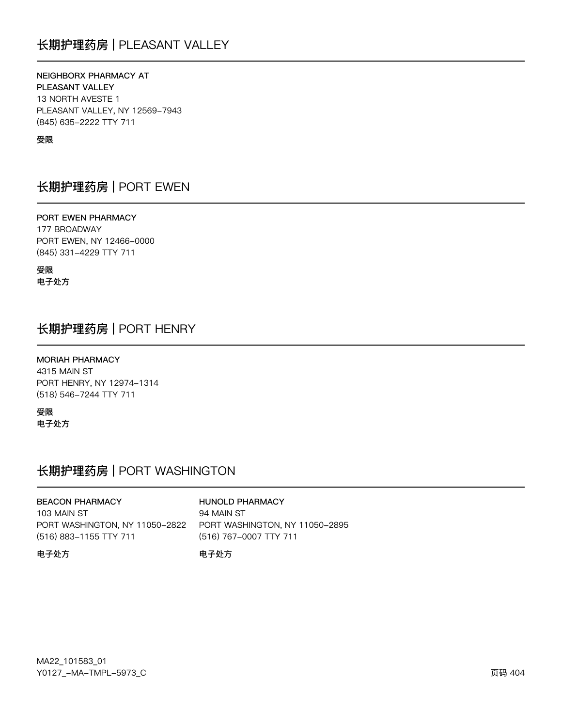## 长期护理药房 | PLEASANT VALLEY

NEIGHBORX PHARMACY AT
PLEASANT VALLEY
13 NORTH AVESTE 1
PLEASANT VALLEY, NY 12569-7943
(845) 635-2222 TTY 711

**受限**

## 长期护理药房 | PORT EWEN

PORT EWEN PHARMACY
177 BROADWAY
PORT EWEN, NY 12466-0000
(845) 331-4229 TTY 711

**受限**
**电子处方**

## 长期护理药房 | PORT HENRY

MORIAH PHARMACY
4315 MAIN ST
PORT HENRY, NY 12974-1314
(518) 546-7244 TTY 711

**受限**
**电子处方**

## 长期护理药房 | PORT WASHINGTON

BEACON PHARMACY
103 MAIN ST
PORT WASHINGTON, NY 11050-2822
(516) 883-1155 TTY 711

**电子处方**

HUNOLD PHARMACY
94 MAIN ST
PORT WASHINGTON, NY 11050-2895
(516) 767-0007 TTY 711

**电子处方**

MA22_101583_01
Y0127_-MA-TMPL-5973_C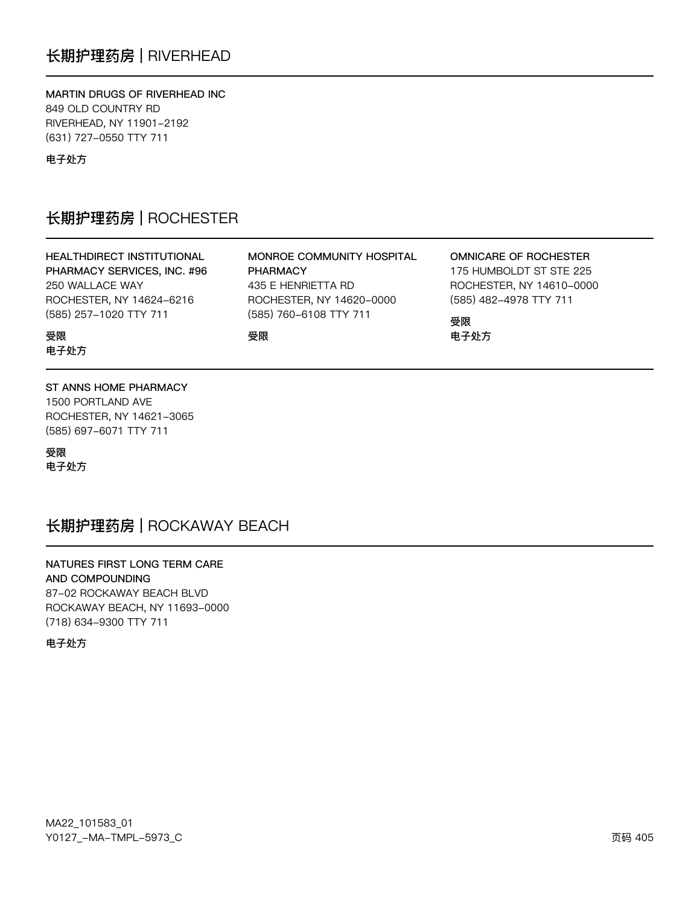## 长期护理药房 | RIVERHEAD

MARTIN DRUGS OF RIVERHEAD INC
849 OLD COUNTRY RD
RIVERHEAD, NY 11901-2192
(631) 727-0550 TTY 711

电子处方

## 长期护理药房 | ROCHESTER

HEALTHDIRECT INSTITUTIONAL PHARMACY SERVICES, INC. #96
250 WALLACE WAY
ROCHESTER, NY 14624-6216
(585) 257-1020 TTY 711

受限
电子处方

MONROE COMMUNITY HOSPITAL PHARMACY
435 E HENRIETTA RD
ROCHESTER, NY 14620-0000
(585) 760-6108 TTY 711

受限

OMNICARE OF ROCHESTER
175 HUMBOLDT ST STE 225
ROCHESTER, NY 14610-0000
(585) 482-4978 TTY 711

受限
电子处方

ST ANNS HOME PHARMACY
1500 PORTLAND AVE
ROCHESTER, NY 14621-3065
(585) 697-6071 TTY 711

受限
电子处方

## 长期护理药房 | ROCKAWAY BEACH

NATURES FIRST LONG TERM CARE AND COMPOUNDING
87-02 ROCKAWAY BEACH BLVD
ROCKAWAY BEACH, NY 11693-0000
(718) 634-9300 TTY 711

电子处方

MA22_101583_01
Y0127_-MA-TMPL-5973_C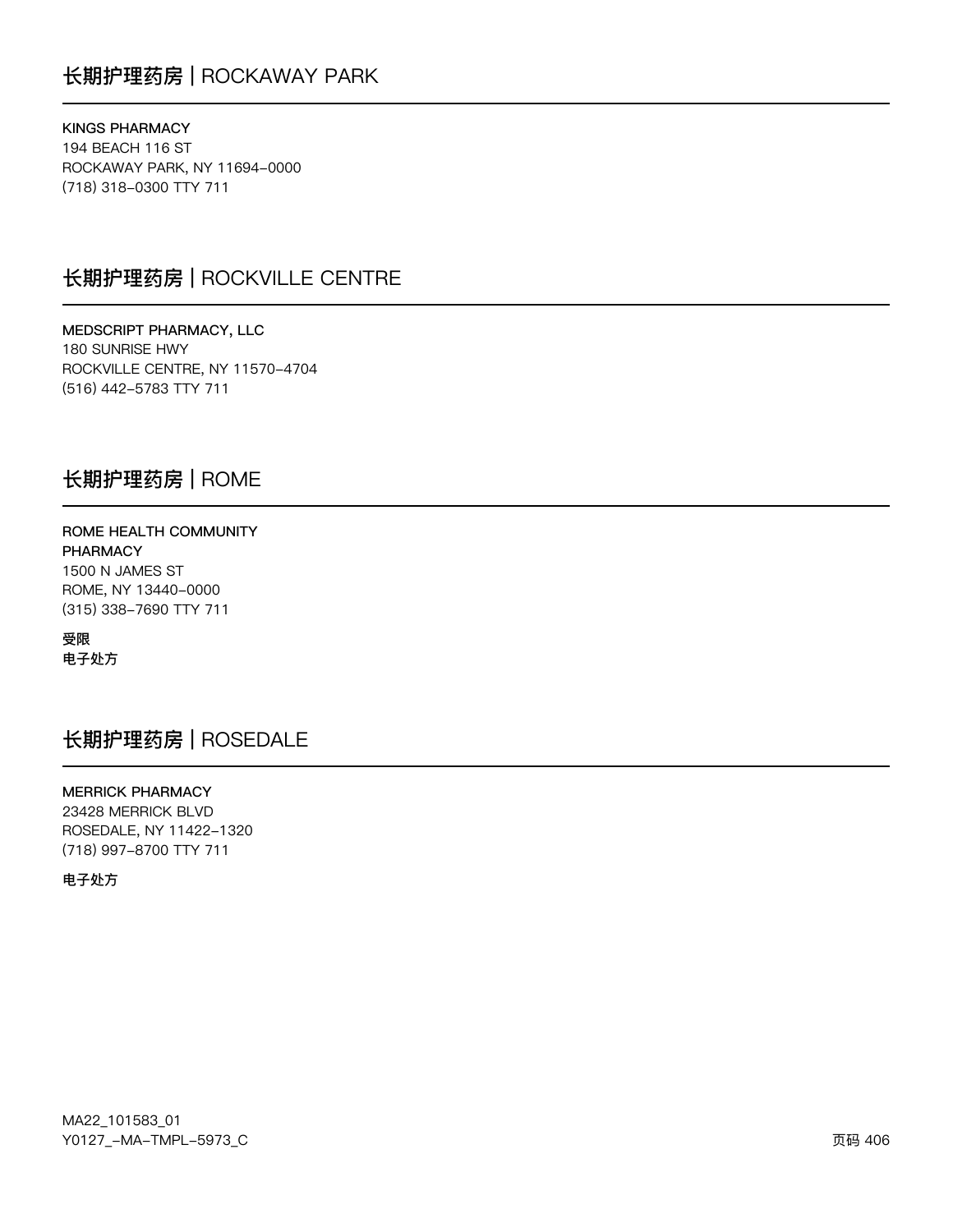## 长期护理药房 | ROCKAWAY PARK

**KINGS PHARMACY**
194 BEACH 116 ST
ROCKAWAY PARK, NY 11694-0000
(718) 318-0300 TTY 711

## 长期护理药房 | ROCKVILLE CENTRE

**MEDSCRIPT PHARMACY, LLC**
180 SUNRISE HWY
ROCKVILLE CENTRE, NY 11570-4704
(516) 442-5783 TTY 711

## 长期护理药房 | ROME

**ROME HEALTH COMMUNITY PHARMACY**
1500 N JAMES ST
ROME, NY 13440-0000
(315) 338-7690 TTY 711

**受限**
**电子处方**

## 长期护理药房 | ROSEDALE

**MERRICK PHARMACY**
23428 MERRICK BLVD
ROSEDALE, NY 11422-1320
(718) 997-8700 TTY 711

**电子处方**

MA22_101583_01
Y0127_-MA-TMPL-5973_C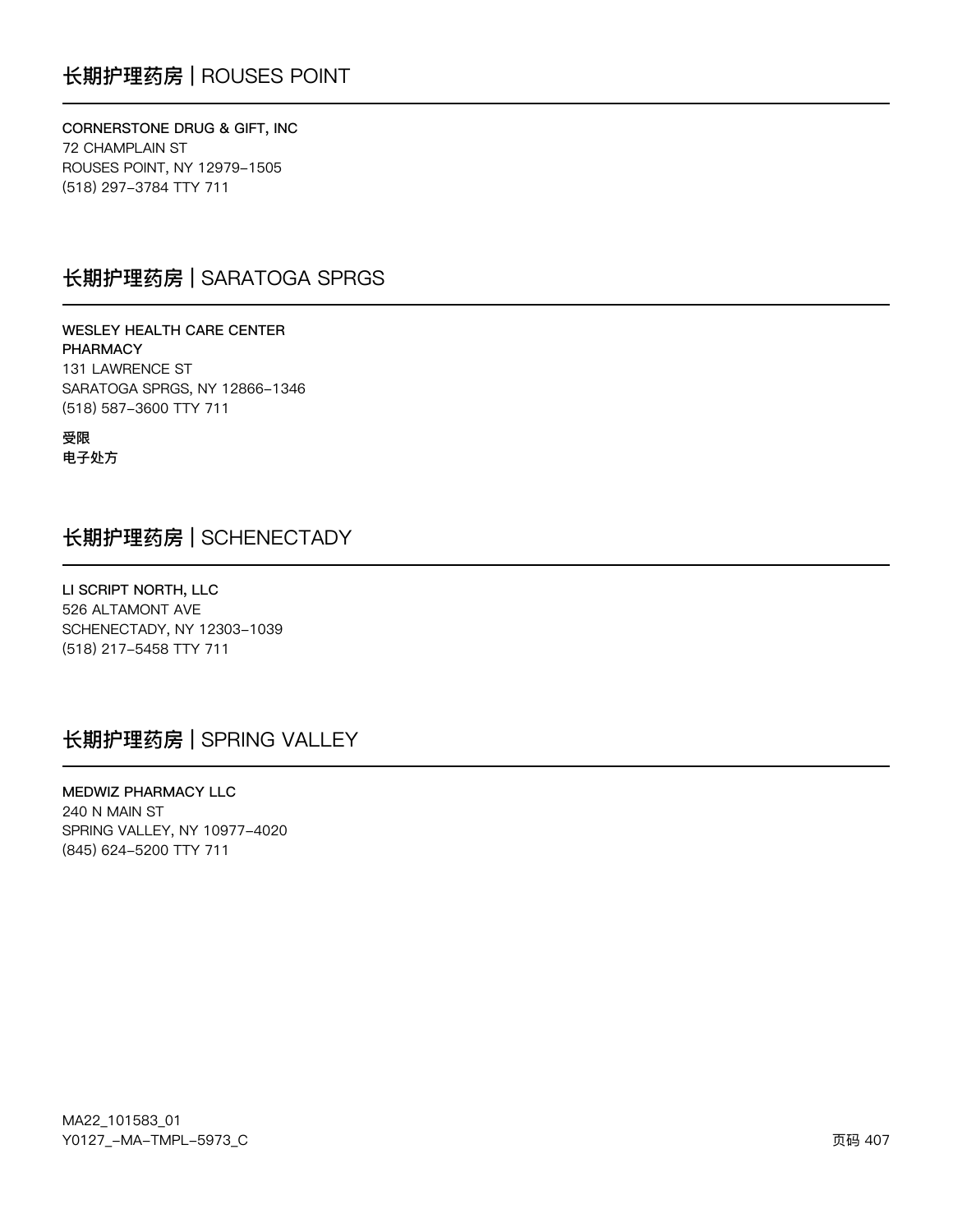## 长期护理药房 | ROUSES POINT

**CORNERSTONE DRUG & GIFT, INC**
72 CHAMPLAIN ST
ROUSES POINT, NY 12979-1505
(518) 297-3784 TTY 711

## 长期护理药房 | SARATOGA SPRGS

**WESLEY HEALTH CARE CENTER PHARMACY**
131 LAWRENCE ST
SARATOGA SPRGS, NY 12866-1346
(518) 587-3600 TTY 711

**受限**
**电子处方**

## 长期护理药房 | SCHENECTADY

**LI SCRIPT NORTH, LLC**
526 ALTAMONT AVE
SCHENECTADY, NY 12303-1039
(518) 217-5458 TTY 711

## 长期护理药房 | SPRING VALLEY

**MEDWIZ PHARMACY LLC**
240 N MAIN ST
SPRING VALLEY, NY 10977-4020
(845) 624-5200 TTY 711

MA22_101583_01
Y0127_-MA-TMPL-5973_C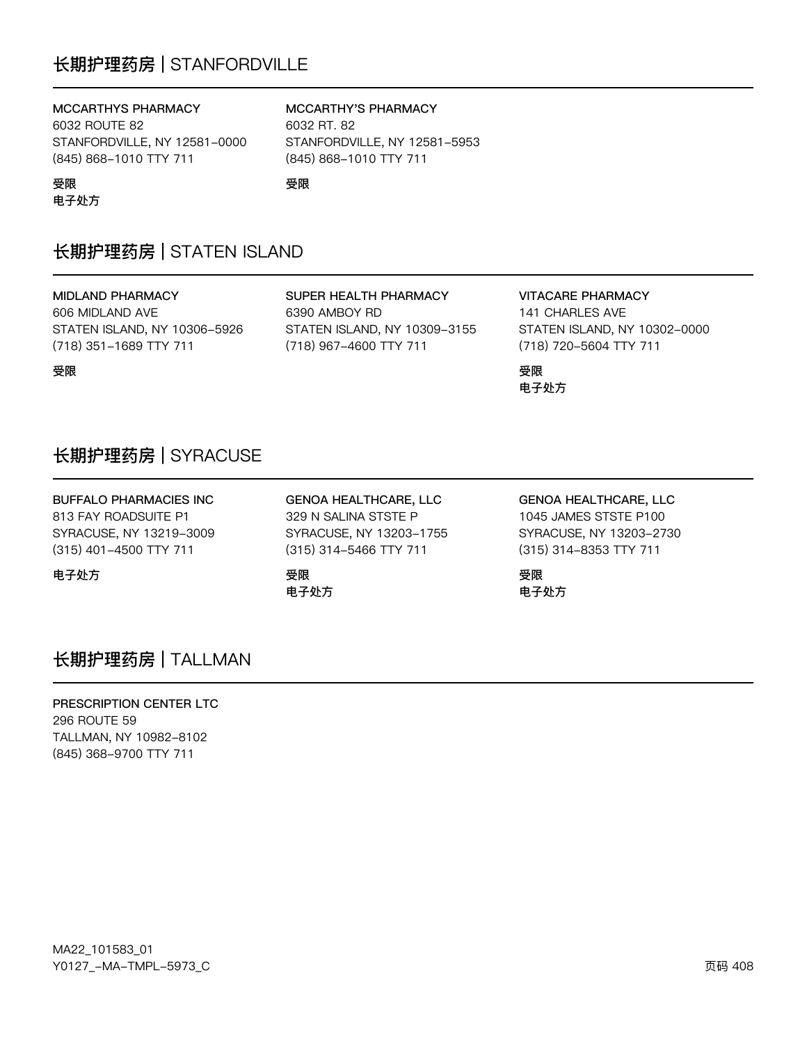## 长期护理药房 | STANFORDVILLE

**MCCARTHYS PHARMACY**
6032 ROUTE 82
STANFORDVILLE, NY 12581-0000
(845) 868-1010 TTY 711

受限
电子处方

**MCCARTHY'S PHARMACY**
6032 RT. 82
STANFORDVILLE, NY 12581-5953
(845) 868-1010 TTY 711

受限

## 长期护理药房 | STATEN ISLAND

**MIDLAND PHARMACY**
606 MIDLAND AVE
STATEN ISLAND, NY 10306-5926
(718) 351-1689 TTY 711

受限

**SUPER HEALTH PHARMACY**
6390 AMBOY RD
STATEN ISLAND, NY 10309-3155
(718) 967-4600 TTY 711

**VITACARE PHARMACY**
141 CHARLES AVE
STATEN ISLAND, NY 10302-0000
(718) 720-5604 TTY 711

受限
电子处方

## 长期护理药房 | SYRACUSE

**BUFFALO PHARMACIES INC**
813 FAY ROADSUITE P1
SYRACUSE, NY 13219-3009
(315) 401-4500 TTY 711

电子处方

**GENOA HEALTHCARE, LLC**
329 N SALINA STSTE P
SYRACUSE, NY 13203-1755
(315) 314-5466 TTY 711

受限
电子处方

**GENOA HEALTHCARE, LLC**
1045 JAMES STSTE P100
SYRACUSE, NY 13203-2730
(315) 314-8353 TTY 711

受限
电子处方

## 长期护理药房 | TALLMAN

**PRESCRIPTION CENTER LTC**
296 ROUTE 59
TALLMAN, NY 10982-8102
(845) 368-9700 TTY 711

MA22_101583_01
Y0127_-MA-TMPL-5973_C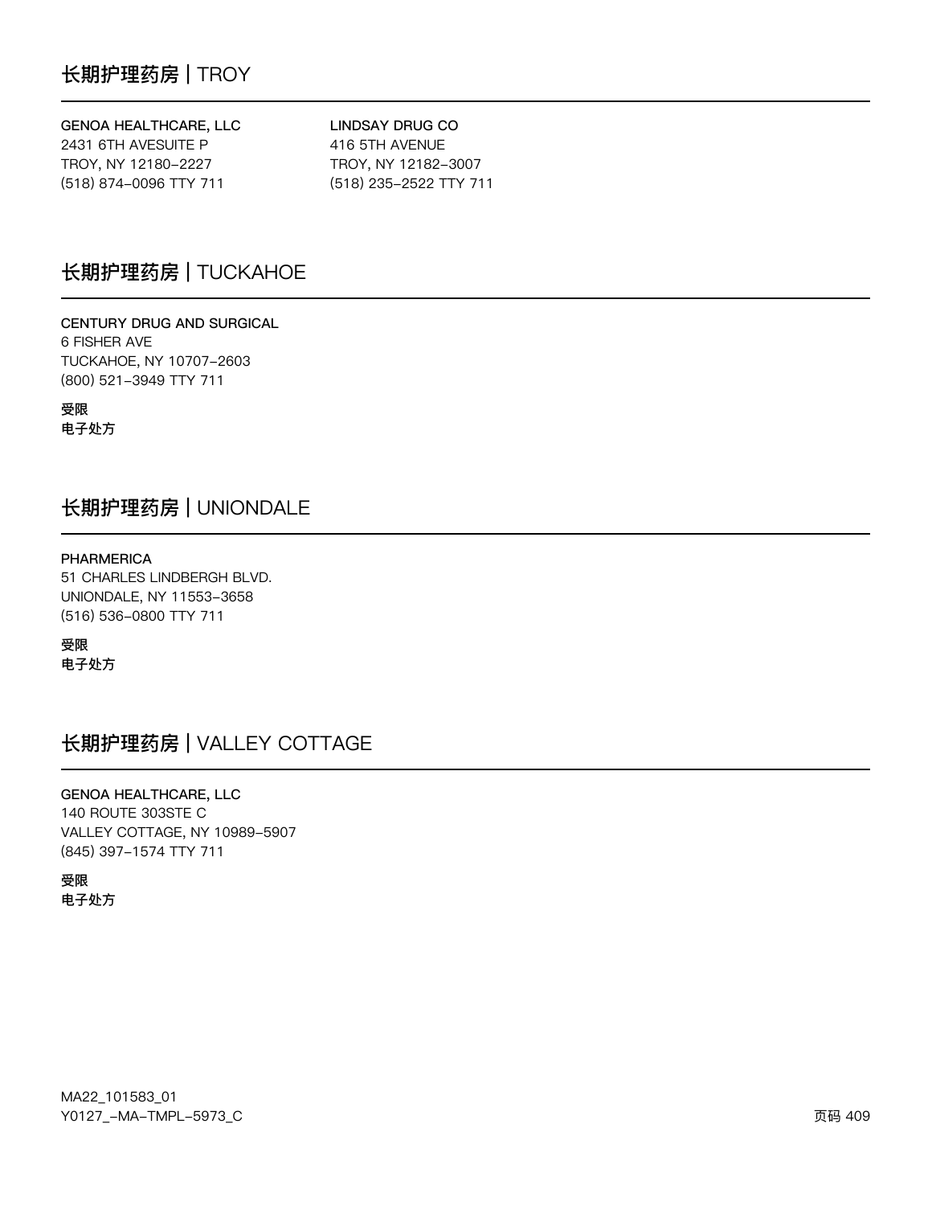## 长期护理药房 | TROY

**GENOA HEALTHCARE, LLC**
2431 6TH AVESUITE P
TROY, NY 12180-2227
(518) 874-0096 TTY 711

**LINDSAY DRUG CO**
416 5TH AVENUE
TROY, NY 12182-3007
(518) 235-2522 TTY 711

## 长期护理药房 | TUCKAHOE

**CENTURY DRUG AND SURGICAL**
6 FISHER AVE
TUCKAHOE, NY 10707-2603
(800) 521-3949 TTY 711

**受限**
**电子处方**

## 长期护理药房 | UNIONDALE

**PHARMERICA**
51 CHARLES LINDBERGH BLVD.
UNIONDALE, NY 11553-3658
(516) 536-0800 TTY 711

**受限**
**电子处方**

## 长期护理药房 | VALLEY COTTAGE

**GENOA HEALTHCARE, LLC**
140 ROUTE 303STE C
VALLEY COTTAGE, NY 10989-5907
(845) 397-1574 TTY 711

**受限**
**电子处方**

MA22_101583_01
Y0127_-MA-TMPL-5973_C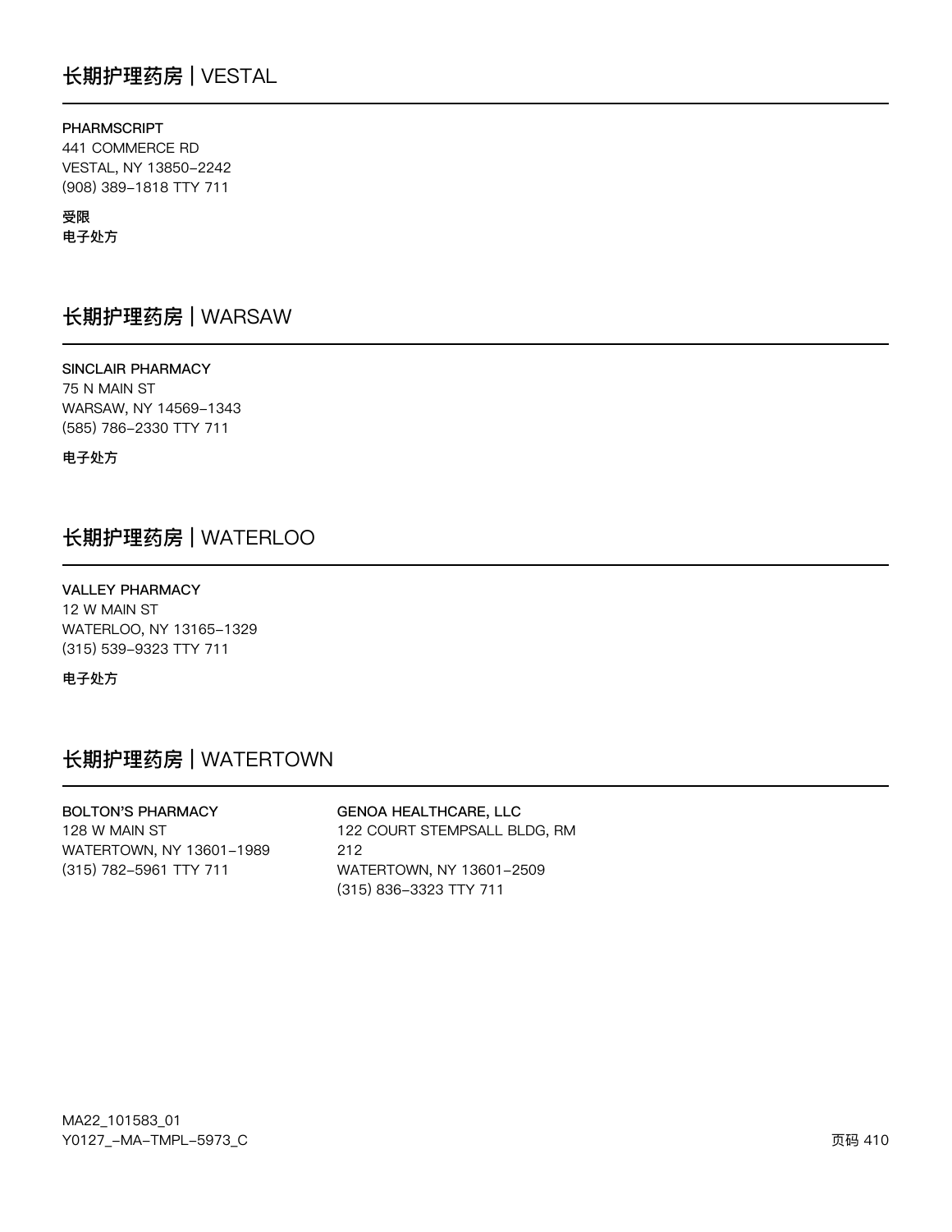## 长期护理药房 | VESTAL

**PHARMSCRIPT**
441 COMMERCE RD
VESTAL, NY 13850-2242
(908) 389-1818 TTY 711

**受限**
**电子处方**

## 长期护理药房 | WARSAW

**SINCLAIR PHARMACY**
75 N MAIN ST
WARSAW, NY 14569-1343
(585) 786-2330 TTY 711

**电子处方**

## 长期护理药房 | WATERLOO

**VALLEY PHARMACY**
12 W MAIN ST
WATERLOO, NY 13165-1329
(315) 539-9323 TTY 711

**电子处方**

## 长期护理药房 | WATERTOWN

**BOLTON'S PHARMACY**
128 W MAIN ST
WATERTOWN, NY 13601-1989
(315) 782-5961 TTY 711

**GENOA HEALTHCARE, LLC**
122 COURT STEMPSALL BLDG, RM 212
WATERTOWN, NY 13601-2509
(315) 836-3323 TTY 711

MA22_101583_01
Y0127_-MA-TMPL-5973_C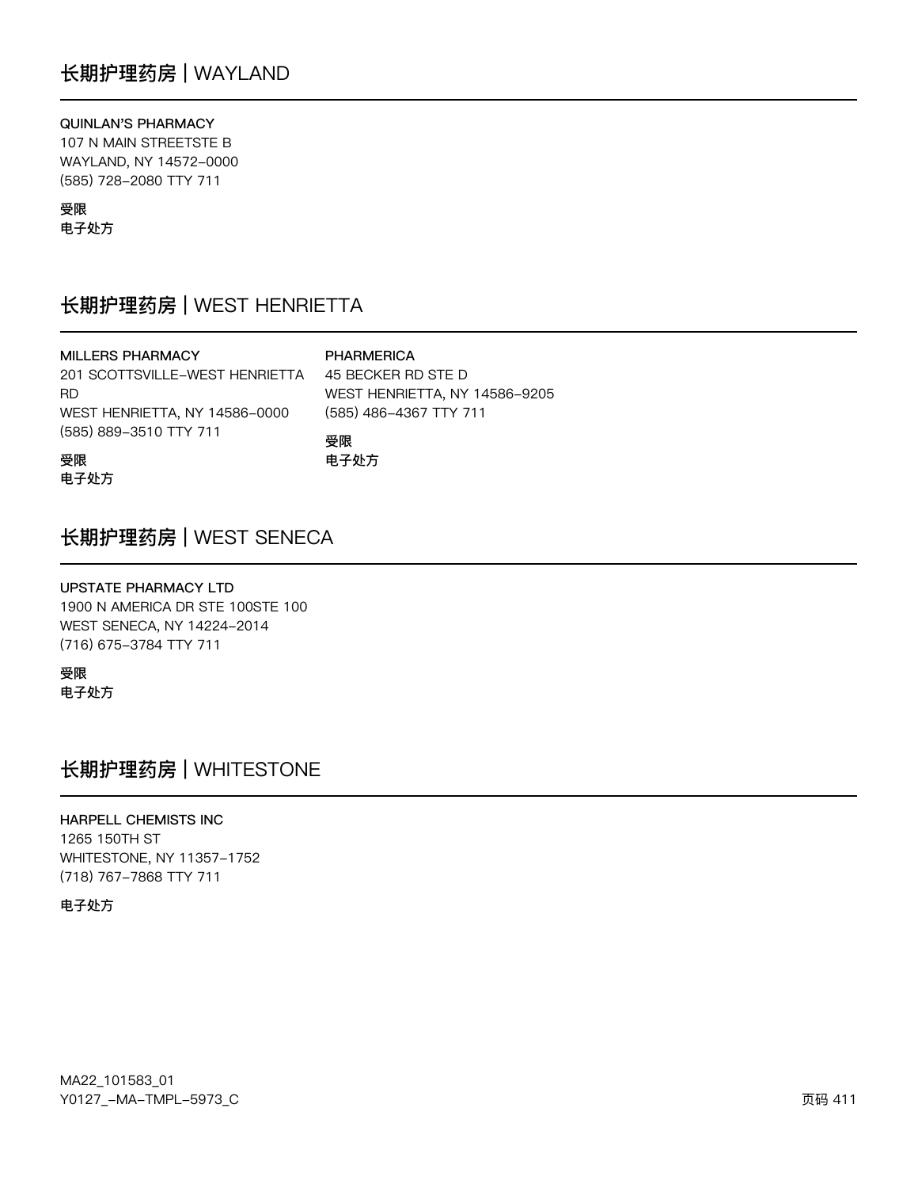## 长期护理药房 | WAYLAND

**QUINLAN'S PHARMACY**
107 N MAIN STREETSTE B
WAYLAND, NY 14572-0000
(585) 728-2080 TTY 711

**受限**
**电子处方**

## 长期护理药房 | WEST HENRIETTA

**MILLERS PHARMACY**
201 SCOTTSVILLE-WEST HENRIETTA RD
WEST HENRIETTA, NY 14586-0000
(585) 889-3510 TTY 711

**受限**
**电子处方**

**PHARMERICA**
45 BECKER RD STE D
WEST HENRIETTA, NY 14586-9205
(585) 486-4367 TTY 711

**受限**
**电子处方**

## 长期护理药房 | WEST SENECA

**UPSTATE PHARMACY LTD**
1900 N AMERICA DR STE 100STE 100
WEST SENECA, NY 14224-2014
(716) 675-3784 TTY 711

**受限**
**电子处方**

## 长期护理药房 | WHITESTONE

**HARPELL CHEMISTS INC**
1265 150TH ST
WHITESTONE, NY 11357-1752
(718) 767-7868 TTY 711

**电子处方**

MA22_101583_01
Y0127_-MA-TMPL-5973_C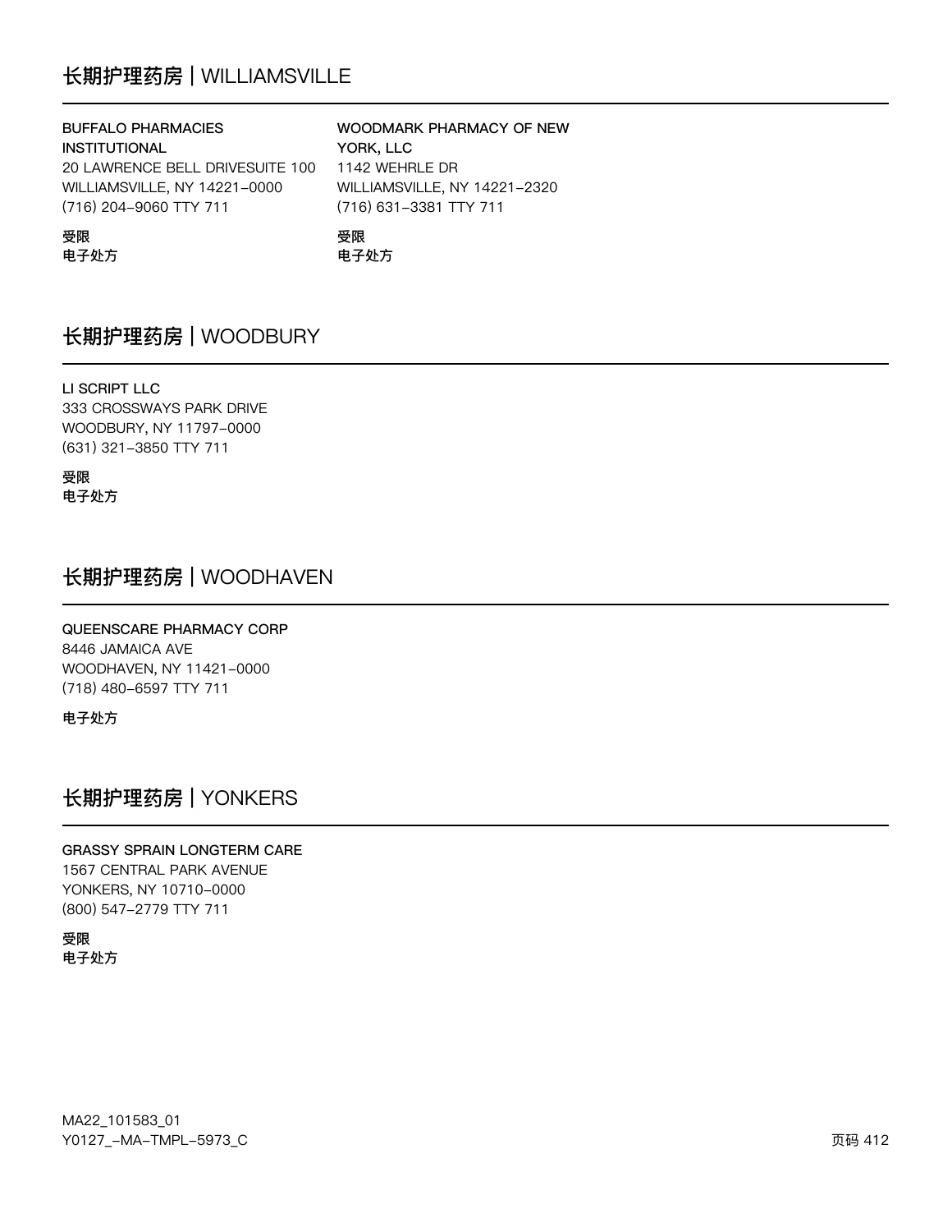## 长期护理药房 | WILLIAMSVILLE

**BUFFALO PHARMACIES INSTITUTIONAL**
20 LAWRENCE BELL DRIVESUITE 100
WILLIAMSVILLE, NY 14221-0000
(716) 204-9060 TTY 711

**受限**
**电子处方**

**WOODMARK PHARMACY OF NEW YORK, LLC**
1142 WEHRLE DR
WILLIAMSVILLE, NY 14221-2320
(716) 631-3381 TTY 711

**受限**
**电子处方**

## 长期护理药房 | WOODBURY

**LI SCRIPT LLC**
333 CROSSWAYS PARK DRIVE
WOODBURY, NY 11797-0000
(631) 321-3850 TTY 711

**受限**
**电子处方**

## 长期护理药房 | WOODHAVEN

**QUEENSCARE PHARMACY CORP**
8446 JAMAICA AVE
WOODHAVEN, NY 11421-0000
(718) 480-6597 TTY 711

**电子处方**

## 长期护理药房 | YONKERS

**GRASSY SPRAIN LONGTERM CARE**
1567 CENTRAL PARK AVENUE
YONKERS, NY 10710-0000
(800) 547-2779 TTY 711

**受限**
**电子处方**

MA22_101583_01
Y0127_-MA-TMPL-5973_C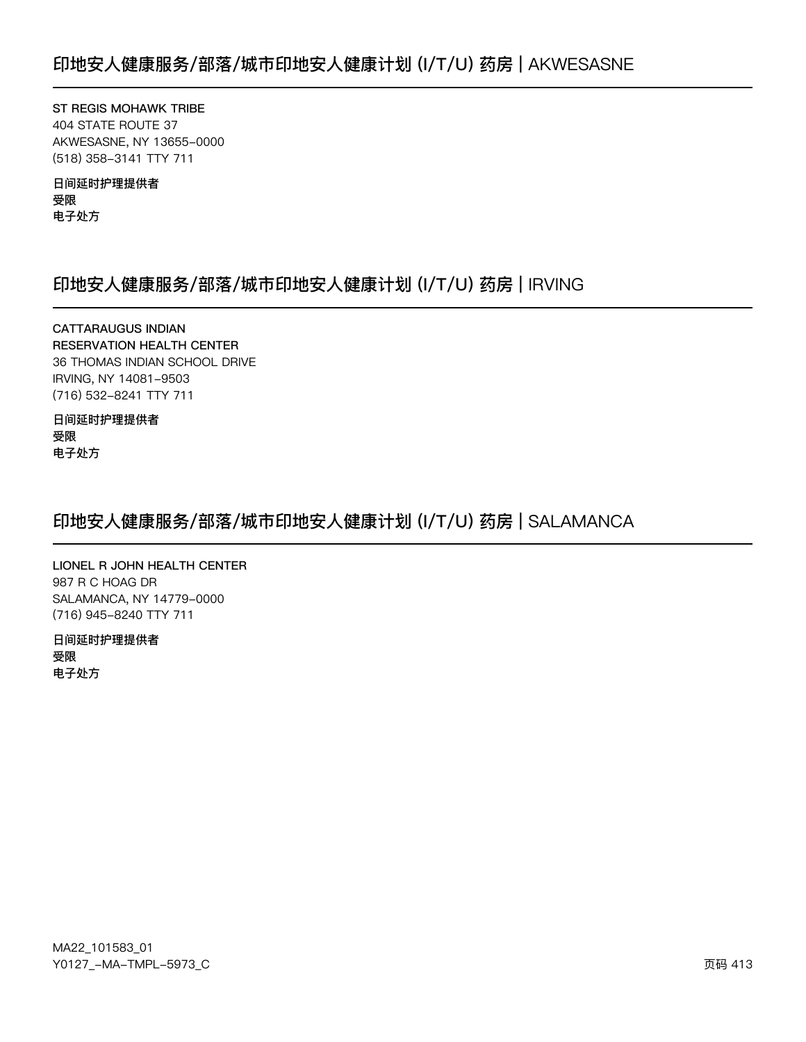## 印地安人健康服务/部落/城市印地安人健康计划 (I/T/U) 药房 | AKWESASNE

ST REGIS MOHAWK TRIBE
404 STATE ROUTE 37
AKWESASNE, NY 13655-0000
(518) 358-3141 TTY 711

**日间延时护理提供者**
**受限**
**电子处方**

## 印地安人健康服务/部落/城市印地安人健康计划 (I/T/U) 药房 | IRVING

CATTARAUGUS INDIAN
RESERVATION HEALTH CENTER
36 THOMAS INDIAN SCHOOL DRIVE
IRVING, NY 14081-9503
(716) 532-8241 TTY 711

**日间延时护理提供者**
**受限**
**电子处方**

## 印地安人健康服务/部落/城市印地安人健康计划 (I/T/U) 药房 | SALAMANCA

LIONEL R JOHN HEALTH CENTER
987 R C HOAG DR
SALAMANCA, NY 14779-0000
(716) 945-8240 TTY 711

**日间延时护理提供者**
**受限**
**电子处方**

MA22_101583_01
Y0127_-MA-TMPL-5973_C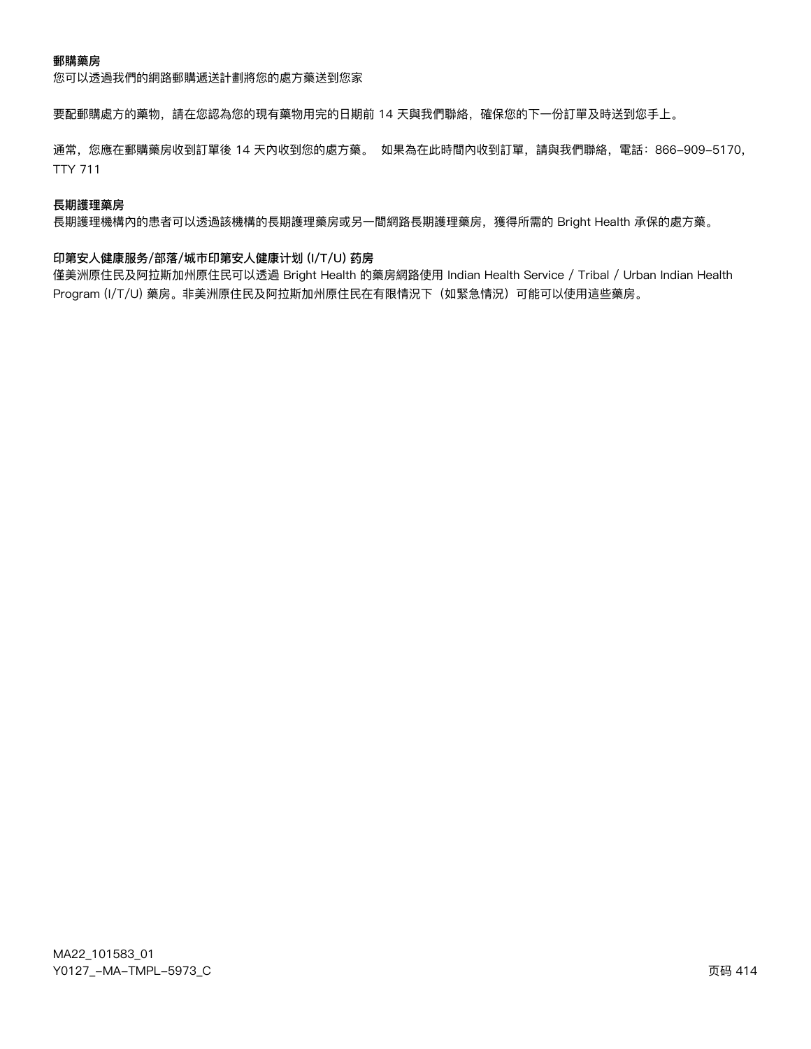**郵購藥房**

您可以透過我們的網路郵購遞送計劃將您的處方藥送到您家

要配郵購處方的藥物，請在您認為您的現有藥物用完的日期前 14 天與我們聯絡，確保您的下一份訂單及時送到您手上。

通常，您應在郵購藥房收到訂單後 14 天內收到您的處方藥。 如果為在此時間內收到訂單，請與我們聯絡，電話：866-909-5170，TTY 711

**長期護理藥房**

長期護理機構內的患者可以透過該機構的長期護理藥房或另一間網路長期護理藥房，獲得所需的 Bright Health 承保的處方藥。

**印第安人健康服务/部落/城市印第安人健康计划 (I/T/U) 药房**

僅美洲原住民及阿拉斯加州原住民可以透過 Bright Health 的藥房網路使用 Indian Health Service / Tribal / Urban Indian Health Program (I/T/U) 藥房。非美洲原住民及阿拉斯加州原住民在有限情況下（如緊急情況）可能可以使用這些藥房。

MA22_101583_01
Y0127_-MA-TMPL-5973_C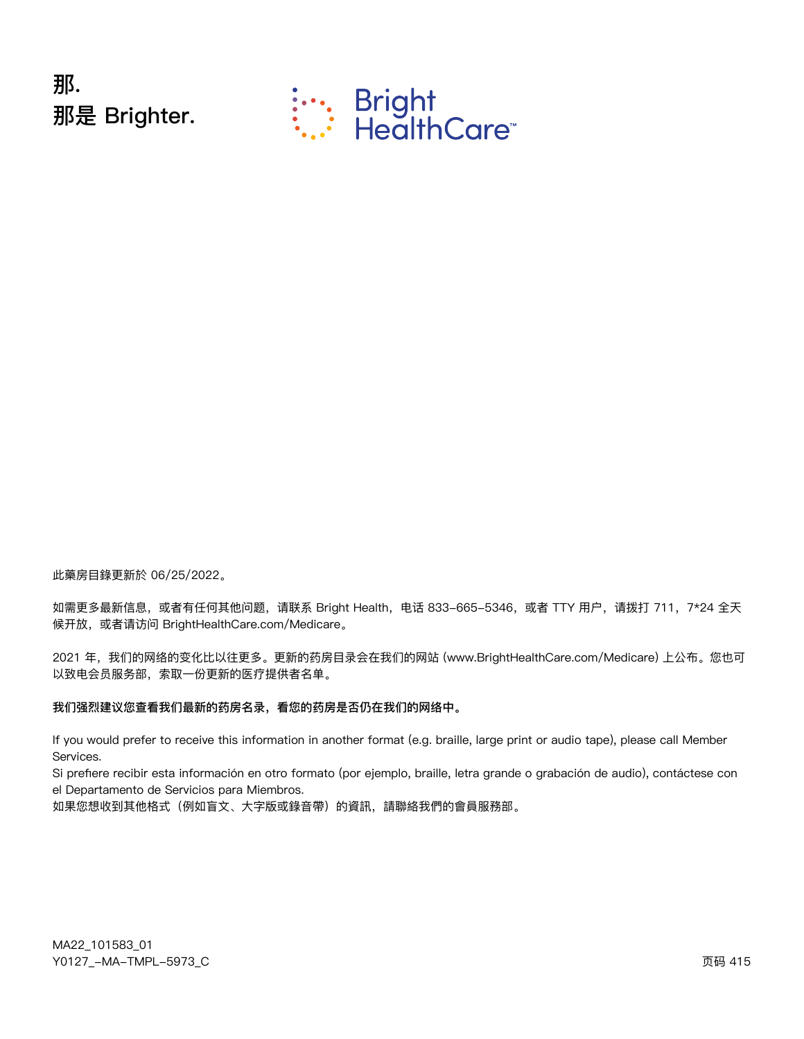**那.**
**那是 Brighter.**

Bright HealthCare™

此藥房目錄更新於 06/25/2022。

如需更多最新信息，或者有任何其他问题，请联系 Bright Health，电话 833-665-5346，或者 TTY 用户，请拨打 711，7*24 全天候开放，或者请访问 BrightHealthCare.com/Medicare。

2021 年，我们的网络的变化比以往更多。更新的药房目录会在我们的网站 (www.BrightHealthCare.com/Medicare) 上公布。您也可以致电会员服务部，索取一份更新的医疗提供者名单。

**我们强烈建议您查看我们最新的药房名录，看您的药房是否仍在我们的网络中。**

If you would prefer to receive this information in another format (e.g. braille, large print or audio tape), please call Member Services.
Si prefiere recibir esta información en otro formato (por ejemplo, braille, letra grande o grabación de audio), contáctese con el Departamento de Servicios para Miembros.
如果您想收到其他格式（例如盲文、大字版或錄音帶）的資訊，請聯絡我們的會員服務部。

MA22_101583_01
Y0127_-MA-TMPL-5973_C